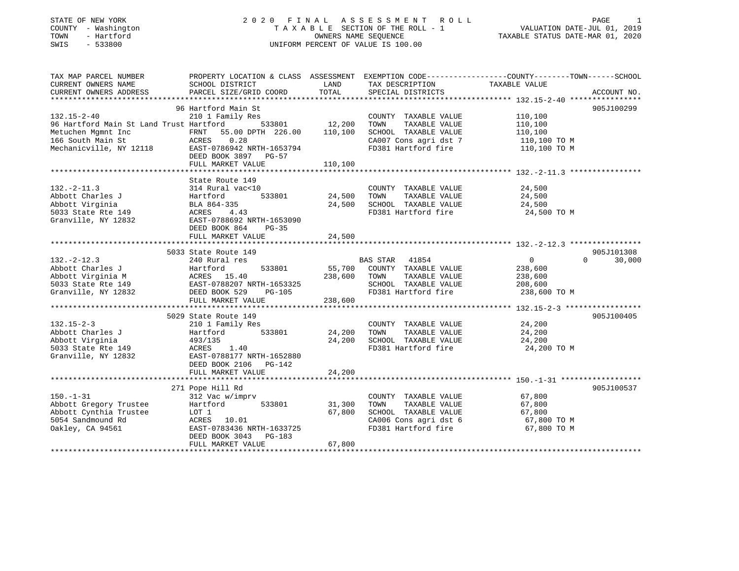STATE OF NEW YORK
COUNTY - Washington
TOWN - Hartford
SWIS - 533800

# 2020 FINAL ASSESSMENT ROLL

TAXABLE SECTION OF THE ROLL - 1
OWNERS NAME SEQUENCE
UNIFORM PERCENT OF VALUE IS 100.00

VALUATION DATE-JUL 01, 2019
TAXABLE STATUS DATE-MAR 01, 2020

| TAX MAP PARCEL NUMBER / CURRENT OWNERS NAME / CURRENT OWNERS ADDRESS | PROPERTY LOCATION & CLASS / SCHOOL DISTRICT / PARCEL SIZE/GRID COORD | ASSESSMENT LAND / TOTAL | EXEMPTION CODE / TAX DESCRIPTION / SPECIAL DISTRICTS | COUNTY | TOWN | SCHOOL | ACCOUNT NO. |
|---|---|---|---|---|---|---|---|
| **132.15-2-40** | 96 Hartford Main St | | | | | | 905J100299 |
| 132.15-2-40 | 210 1 Family Res | | COUNTY TAXABLE VALUE | 110,100 | | | |
| 96 Hartford Main St Land Trust | Hartford 533801 | 12,200 | TOWN TAXABLE VALUE | | 110,100 | | |
| Metuchen Mgmnt Inc | FRNT 55.00 DPTH 226.00 | 110,100 | SCHOOL TAXABLE VALUE | | | 110,100 | |
| 166 South Main St | ACRES 0.28 | | CA007 Cons agri dst 7 | 110,100 TO M | | | |
| Mechanicville, NY 12118 | EAST-0786942 NRTH-1653794 | | FD381 Hartford fire | 110,100 TO M | | | |
| | DEED BOOK 3897 PG-57 | | | | | | |
| | FULL MARKET VALUE | 110,100 | | | | | |
| **132.-2-11.3** | State Route 149 | | | | | | |
| 132.-2-11.3 | 314 Rural vac<10 | | COUNTY TAXABLE VALUE | 24,500 | | | |
| Abbott Charles J | Hartford 533801 | 24,500 | TOWN TAXABLE VALUE | | 24,500 | | |
| Abbott Virginia | BLA 864-335 | 24,500 | SCHOOL TAXABLE VALUE | | | 24,500 | |
| 5033 State Rte 149 | ACRES 4.43 | | FD381 Hartford fire | 24,500 TO M | | | |
| Granville, NY 12832 | EAST-0788692 NRTH-1653090 | | | | | | |
| | DEED BOOK 864 PG-35 | | | | | | |
| | FULL MARKET VALUE | 24,500 | | | | | |
| **132.-2-12.3** | 5033 State Route 149 | | | | | | 905J101308 |
| 132.-2-12.3 | 240 Rural res | | BAS STAR 41854 | 0 | 0 | 30,000 | |
| Abbott Charles J | Hartford 533801 | 55,700 | COUNTY TAXABLE VALUE | 238,600 | | | |
| Abbott Virginia M | ACRES 15.40 | 238,600 | TOWN TAXABLE VALUE | | 238,600 | | |
| 5033 State Rte 149 | EAST-0788207 NRTH-1653325 | | SCHOOL TAXABLE VALUE | | | 208,600 | |
| Granville, NY 12832 | DEED BOOK 529 PG-105 | | FD381 Hartford fire | 238,600 TO M | | | |
| | FULL MARKET VALUE | 238,600 | | | | | |
| **132.15-2-3** | 5029 State Route 149 | | | | | | 905J100405 |
| 132.15-2-3 | 210 1 Family Res | | COUNTY TAXABLE VALUE | 24,200 | | | |
| Abbott Charles J | Hartford 533801 | 24,200 | TOWN TAXABLE VALUE | | 24,200 | | |
| Abbott Virginia | 493/135 | 24,200 | SCHOOL TAXABLE VALUE | | | 24,200 | |
| 5033 State Rte 149 | ACRES 1.40 | | FD381 Hartford fire | 24,200 TO M | | | |
| Granville, NY 12832 | EAST-0788177 NRTH-1652880 | | | | | | |
| | DEED BOOK 2106 PG-142 | | | | | | |
| | FULL MARKET VALUE | 24,200 | | | | | |
| **150.-1-31** | 271 Pope Hill Rd | | | | | | 905J100537 |
| 150.-1-31 | 312 Vac w/imprv | | COUNTY TAXABLE VALUE | 67,800 | | | |
| Abbott Gregory Trustee | Hartford 533801 | 31,300 | TOWN TAXABLE VALUE | | 67,800 | | |
| Abbott Cynthia Trustee | LOT 1 | 67,800 | SCHOOL TAXABLE VALUE | | | 67,800 | |
| 5054 Sandmound Rd | ACRES 10.01 | | CA006 Cons agri dst 6 | 67,800 TO M | | | |
| Oakley, CA 94561 | EAST-0783436 NRTH-1633725 | | FD381 Hartford fire | 67,800 TO M | | | |
| | DEED BOOK 3043 PG-183 | | | | | | |
| | FULL MARKET VALUE | 67,800 | | | | | |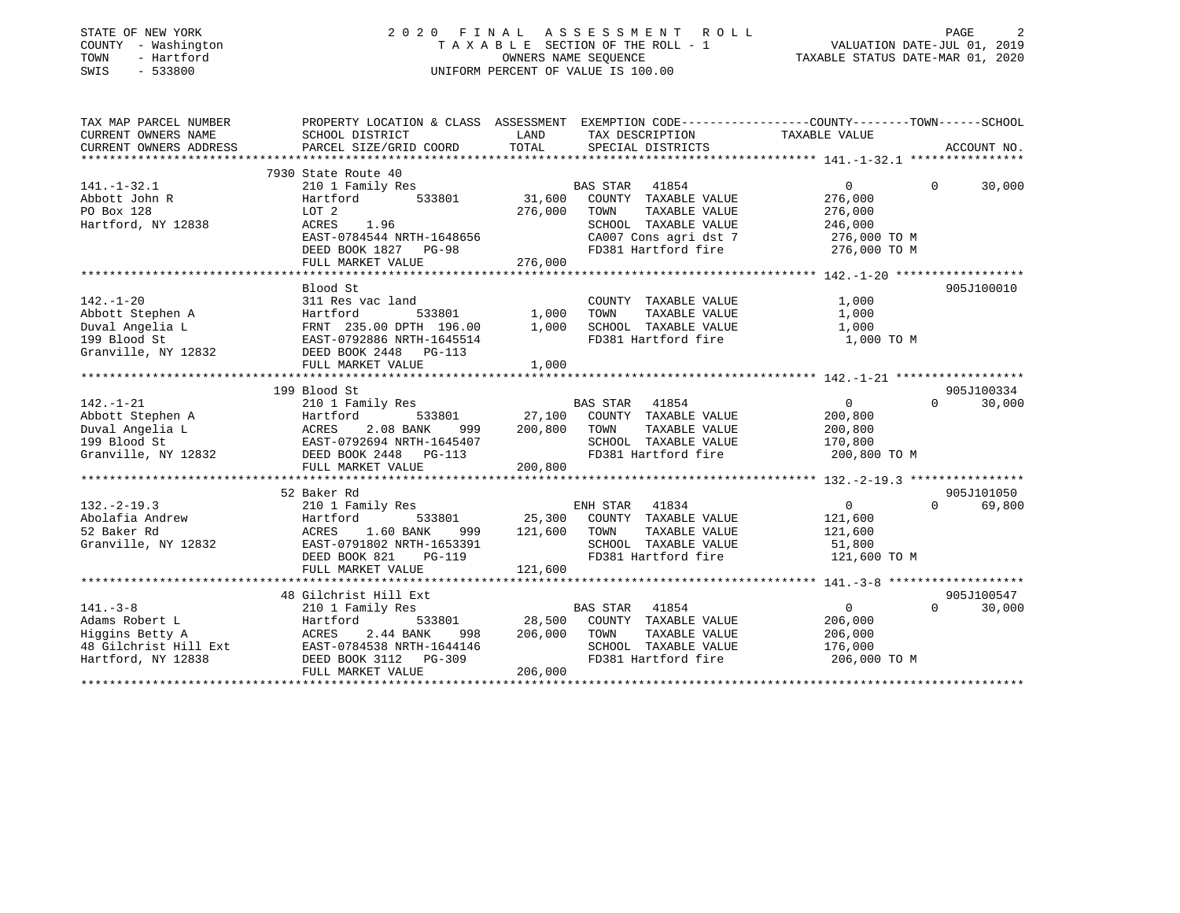STATE OF NEW YORK
COUNTY - Washington
TOWN - Hartford
SWIS - 533800

# 2020 FINAL ASSESSMENT ROLL

TAXABLE SECTION OF THE ROLL - 1
OWNERS NAME SEQUENCE
UNIFORM PERCENT OF VALUE IS 100.00

VALUATION DATE-JUL 01, 2019
TAXABLE STATUS DATE-MAR 01, 2020

```
TAX MAP PARCEL NUMBER          PROPERTY LOCATION & CLASS  ASSESSMENT  EXEMPTION CODE-----------------COUNTY--------TOWN------SCHOOL
CURRENT OWNERS NAME            SCHOOL DISTRICT               LAND      TAX DESCRIPTION              TAXABLE VALUE
CURRENT OWNERS ADDRESS         PARCEL SIZE/GRID COORD       TOTAL      SPECIAL DISTRICTS                                      ACCOUNT NO.
******************************************************************************************************* 141.-1-32.1 ****************
                               7930 State Route 40
141.-1-32.1                    210 1 Family Res                        BAS STAR   41854                  0            0      30,000
Abbott John R                  Hartford          533801      31,600   COUNTY  TAXABLE VALUE          276,000
PO Box 128                     LOT 2                         276,000   TOWN    TAXABLE VALUE          276,000
Hartford, NY 12838             ACRES    1.96                           SCHOOL  TAXABLE VALUE          246,000
                               EAST-0784544 NRTH-1648656               CA007 Cons agri dst 7           276,000 TO M
                               DEED BOOK 1827   PG-98                  FD381 Hartford fire             276,000 TO M
                               FULL MARKET VALUE             276,000
******************************************************************************************************* 142.-1-20 ******************
                               Blood St                                                                              905J100010
142.-1-20                      311 Res vac land                        COUNTY  TAXABLE VALUE            1,000
Abbott Stephen A               Hartford          533801       1,000   TOWN    TAXABLE VALUE            1,000
Duval Angelia L                FRNT  235.00 DPTH 196.00        1,000   SCHOOL  TAXABLE VALUE            1,000
199 Blood St                   EAST-0792886 NRTH-1645514               FD381 Hartford fire               1,000 TO M
Granville, NY 12832            DEED BOOK 2448   PG-113
                               FULL MARKET VALUE               1,000
******************************************************************************************************* 142.-1-21 ******************
                               199 Blood St                                                                          905J100334
142.-1-21                      210 1 Family Res                        BAS STAR   41854                  0            0      30,000
Abbott Stephen A               Hartford          533801      27,100   COUNTY  TAXABLE VALUE          200,800
Duval Angelia L                ACRES    2.08 BANK     999    200,800   TOWN    TAXABLE VALUE          200,800
199 Blood St                   EAST-0792694 NRTH-1645407               SCHOOL  TAXABLE VALUE          170,800
Granville, NY 12832            DEED BOOK 2448   PG-113                 FD381 Hartford fire             200,800 TO M
                               FULL MARKET VALUE             200,800
******************************************************************************************************* 132.-2-19.3 ****************
                               52 Baker Rd                                                                           905J101050
132.-2-19.3                    210 1 Family Res                        ENH STAR   41834                  0            0      69,800
Abolafia Andrew                Hartford          533801      25,300   COUNTY  TAXABLE VALUE          121,600
52 Baker Rd                    ACRES    1.60 BANK     999    121,600   TOWN    TAXABLE VALUE          121,600
Granville, NY 12832            EAST-0791802 NRTH-1653391               SCHOOL  TAXABLE VALUE           51,800
                               DEED BOOK 821    PG-119                 FD381 Hartford fire             121,600 TO M
                               FULL MARKET VALUE             121,600
******************************************************************************************************* 141.-3-8 *******************
                               48 Gilchrist Hill Ext                                                                 905J100547
141.-3-8                       210 1 Family Res                        BAS STAR   41854                  0            0      30,000
Adams Robert L                 Hartford          533801      28,500   COUNTY  TAXABLE VALUE          206,000
Higgins Betty A                ACRES    2.44 BANK     998    206,000   TOWN    TAXABLE VALUE          206,000
48 Gilchrist Hill Ext          EAST-0784538 NRTH-1644146               SCHOOL  TAXABLE VALUE          176,000
Hartford, NY 12838             DEED BOOK 3112   PG-309                 FD381 Hartford fire             206,000 TO M
                               FULL MARKET VALUE             206,000
************************************************************************************************************************************
```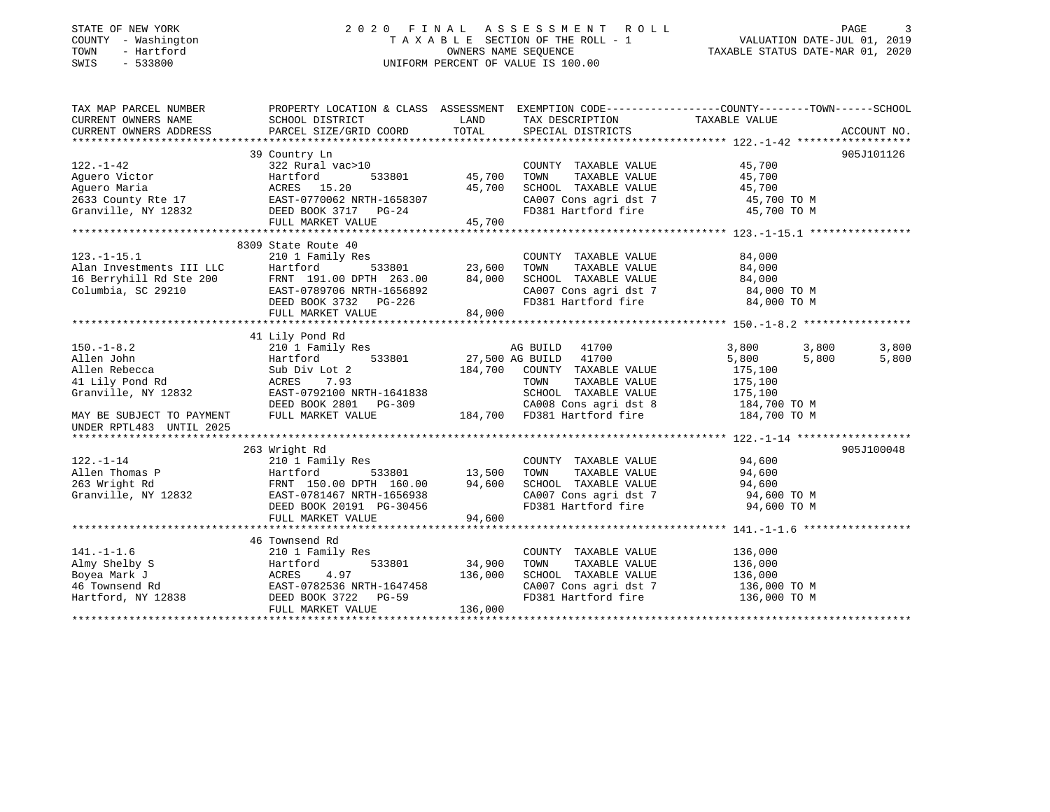STATE OF NEW YORK
COUNTY - Washington
TOWN - Hartford
SWIS - 533800

# 2020 FINAL ASSESSMENT ROLL

TAXABLE SECTION OF THE ROLL - 1
OWNERS NAME SEQUENCE
UNIFORM PERCENT OF VALUE IS 100.00

VALUATION DATE-JUL 01, 2019
TAXABLE STATUS DATE-MAR 01, 2020

```
TAX MAP PARCEL NUMBER          PROPERTY LOCATION & CLASS  ASSESSMENT  EXEMPTION CODE-----------------COUNTY--------TOWN------SCHOOL
CURRENT OWNERS NAME            SCHOOL DISTRICT              LAND      TAX DESCRIPTION             TAXABLE VALUE
CURRENT OWNERS ADDRESS         PARCEL SIZE/GRID COORD       TOTAL     SPECIAL DISTRICTS                                      ACCOUNT NO.
******************************************************************************************************* 122.-1-42 ******************
                               39 Country Ln                                                                              905J101126
122.-1-42                      322 Rural vac>10                       COUNTY  TAXABLE VALUE             45,700
Aguero Victor                  Hartford          533801      45,700   TOWN    TAXABLE VALUE             45,700
Aguero Maria                   ACRES   15.20                 45,700   SCHOOL  TAXABLE VALUE             45,700
2633 County Rte 17             EAST-0770062 NRTH-1658307              CA007 Cons agri dst 7              45,700 TO M
Granville, NY 12832            DEED BOOK 3717   PG-24                 FD381 Hartford fire                45,700 TO M
                               FULL MARKET VALUE             45,700
******************************************************************************************************* 123.-1-15.1 ****************
                               8309 State Route 40
123.-1-15.1                    210 1 Family Res                       COUNTY  TAXABLE VALUE             84,000
Alan Investments III LLC       Hartford          533801      23,600   TOWN    TAXABLE VALUE             84,000
16 Berryhill Rd Ste 200        FRNT 191.00 DPTH 263.00       84,000   SCHOOL  TAXABLE VALUE             84,000
Columbia, SC 29210             EAST-0789706 NRTH-1656892              CA007 Cons agri dst 7              84,000 TO M
                               DEED BOOK 3732   PG-226                FD381 Hartford fire                84,000 TO M
                               FULL MARKET VALUE             84,000
******************************************************************************************************* 150.-1-8.2 *****************
                               41 Lily Pond Rd
150.-1-8.2                     210 1 Family Res                       AG BUILD   41700                3,800       3,800       3,800
Allen John                     Hartford          533801      27,500 AG BUILD   41700                5,800       5,800       5,800
Allen Rebecca                  Sub Div Lot 2                184,700   COUNTY  TAXABLE VALUE            175,100
41 Lily Pond Rd                ACRES    7.93                          TOWN    TAXABLE VALUE            175,100
Granville, NY 12832            EAST-0792100 NRTH-1641838              SCHOOL  TAXABLE VALUE            175,100
                               DEED BOOK 2801   PG-309                CA008 Cons agri dst 8             184,700 TO M
MAY BE SUBJECT TO PAYMENT      FULL MARKET VALUE            184,700   FD381 Hartford fire               184,700 TO M
UNDER RPTL483  UNTIL 2025
******************************************************************************************************* 122.-1-14 ******************
                               263 Wright Rd                                                                              905J100048
122.-1-14                      210 1 Family Res                       COUNTY  TAXABLE VALUE             94,600
Allen Thomas P                 Hartford          533801      13,500   TOWN    TAXABLE VALUE             94,600
263 Wright Rd                  FRNT 150.00 DPTH 160.00       94,600   SCHOOL  TAXABLE VALUE             94,600
Granville, NY 12832            EAST-0781467 NRTH-1656938              CA007 Cons agri dst 7              94,600 TO M
                               DEED BOOK 20191 PG-30456               FD381 Hartford fire                94,600 TO M
                               FULL MARKET VALUE             94,600
******************************************************************************************************* 141.-1-1.6 *****************
                               46 Townsend Rd
141.-1-1.6                     210 1 Family Res                       COUNTY  TAXABLE VALUE            136,000
Almy Shelby S                  Hartford          533801      34,900   TOWN    TAXABLE VALUE            136,000
Boyea Mark J                   ACRES    4.97                136,000   SCHOOL  TAXABLE VALUE            136,000
46 Townsend Rd                 EAST-0782536 NRTH-1647458              CA007 Cons agri dst 7             136,000 TO M
Hartford, NY 12838             DEED BOOK 3722   PG-59                 FD381 Hartford fire               136,000 TO M
                               FULL MARKET VALUE            136,000
************************************************************************************************************************************
```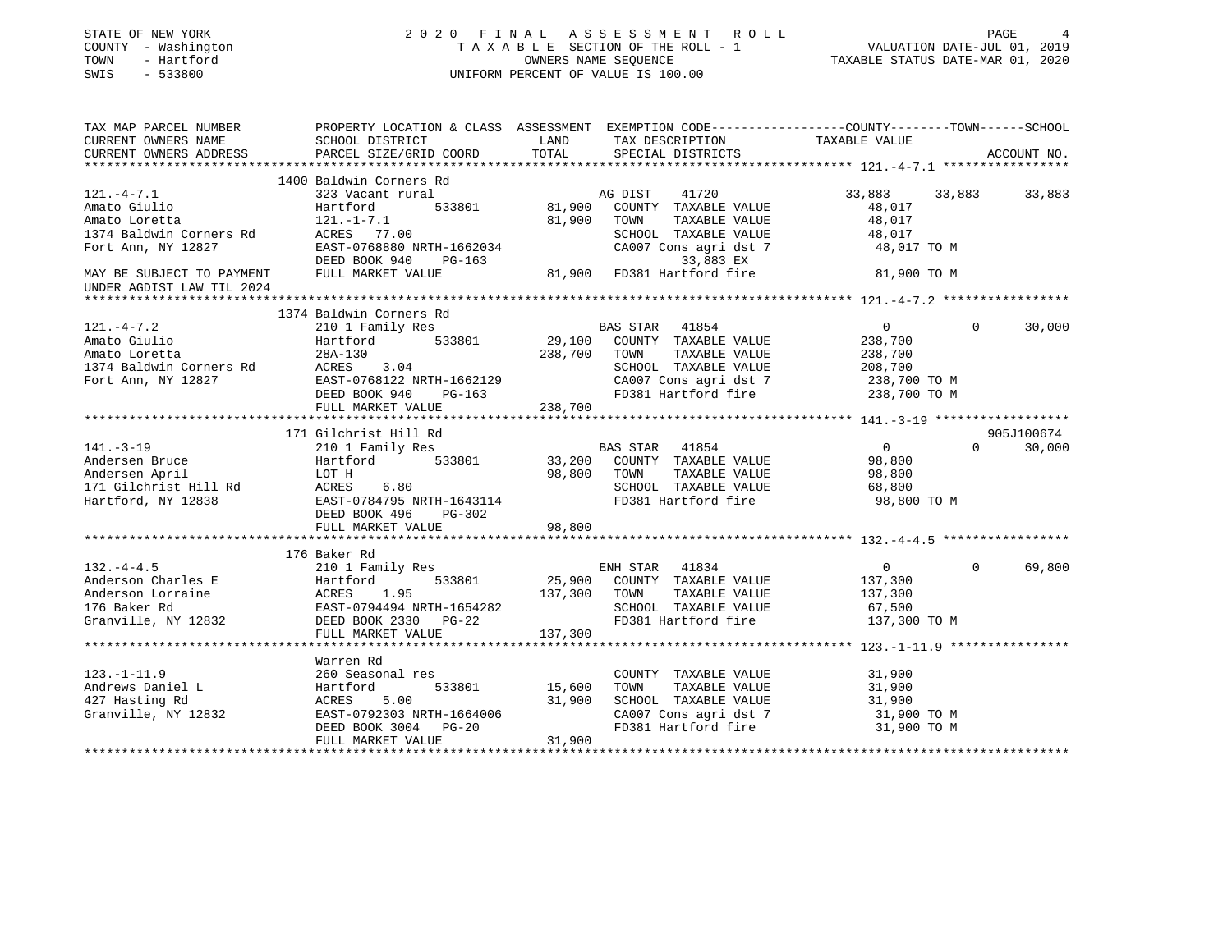STATE OF NEW YORK
COUNTY - Washington
TOWN - Hartford
SWIS - 533800

2 0 2 0 F I N A L A S S E S S M E N T R O L L
T A X A B L E SECTION OF THE ROLL - 1
OWNERS NAME SEQUENCE
UNIFORM PERCENT OF VALUE IS 100.00

VALUATION DATE-JUL 01, 2019
TAXABLE STATUS DATE-MAR 01, 2020

```
TAX MAP PARCEL NUMBER          PROPERTY LOCATION & CLASS  ASSESSMENT  EXEMPTION CODE------------------COUNTY--------TOWN------SCHOOL
CURRENT OWNERS NAME            SCHOOL DISTRICT             LAND       TAX DESCRIPTION            TAXABLE VALUE
CURRENT OWNERS ADDRESS         PARCEL SIZE/GRID COORD      TOTAL      SPECIAL DISTRICTS                                      ACCOUNT NO.
******************************************************************************************************* 121.-4-7.1 *****************
                              1400 Baldwin Corners Rd
121.-4-7.1                     323 Vacant rural                     AG DIST     41720              33,883      33,883      33,883
Amato Giulio                   Hartford       533801        81,900   COUNTY  TAXABLE VALUE          48,017
Amato Loretta                  121.-1-7.1                   81,900   TOWN    TAXABLE VALUE          48,017
1374 Baldwin Corners Rd        ACRES   77.00                         SCHOOL  TAXABLE VALUE          48,017
Fort Ann, NY 12827             EAST-0768880 NRTH-1662034             CA007 Cons agri dst 7           48,017 TO M
                               DEED BOOK 940    PG-163                        33,883 EX
MAY BE SUBJECT TO PAYMENT      FULL MARKET VALUE            81,900   FD381 Hartford fire             81,900 TO M
UNDER AGDIST LAW TIL 2024
******************************************************************************************************* 121.-4-7.2 *****************
                              1374 Baldwin Corners Rd
121.-4-7.2                     210 1 Family Res                     BAS STAR   41854                    0           0      30,000
Amato Giulio                   Hartford       533801        29,100   COUNTY  TAXABLE VALUE         238,700
Amato Loretta                  28A-130                     238,700   TOWN    TAXABLE VALUE         238,700
1374 Baldwin Corners Rd        ACRES    3.04                         SCHOOL  TAXABLE VALUE         208,700
Fort Ann, NY 12827             EAST-0768122 NRTH-1662129             CA007 Cons agri dst 7          238,700 TO M
                               DEED BOOK 940    PG-163               FD381 Hartford fire            238,700 TO M
                               FULL MARKET VALUE           238,700
******************************************************************************************************* 141.-3-19 ******************
                              171 Gilchrist Hill Rd                                                                     905J100674
141.-3-19                      210 1 Family Res                     BAS STAR   41854                    0           0      30,000
Andersen Bruce                 Hartford       533801        33,200   COUNTY  TAXABLE VALUE          98,800
Andersen April                 LOT H                        98,800   TOWN    TAXABLE VALUE          98,800
171 Gilchrist Hill Rd          ACRES    6.80                         SCHOOL  TAXABLE VALUE          68,800
Hartford, NY 12838             EAST-0784795 NRTH-1643114             FD381 Hartford fire             98,800 TO M
                               DEED BOOK 496    PG-302
                               FULL MARKET VALUE            98,800
******************************************************************************************************* 132.-4-4.5 *****************
                              176 Baker Rd
132.-4-4.5                     210 1 Family Res                     ENH STAR   41834                    0           0      69,800
Anderson Charles E             Hartford       533801        25,900   COUNTY  TAXABLE VALUE         137,300
Anderson Lorraine              ACRES    1.95               137,300   TOWN    TAXABLE VALUE         137,300
176 Baker Rd                   EAST-0794494 NRTH-1654282             SCHOOL  TAXABLE VALUE          67,500
Granville, NY 12832            DEED BOOK 2330   PG-22                FD381 Hartford fire            137,300 TO M
                               FULL MARKET VALUE           137,300
******************************************************************************************************* 123.-1-11.9 ****************
                              Warren Rd
123.-1-11.9                    260 Seasonal res                      COUNTY  TAXABLE VALUE          31,900
Andrews Daniel L               Hartford       533801        15,600   TOWN    TAXABLE VALUE          31,900
427 Hasting Rd                 ACRES    5.00                31,900   SCHOOL  TAXABLE VALUE          31,900
Granville, NY 12832            EAST-0792303 NRTH-1664006             CA007 Cons agri dst 7           31,900 TO M
                               DEED BOOK 3004   PG-20                FD381 Hartford fire             31,900 TO M
                               FULL MARKET VALUE            31,900
************************************************************************************************************************************
```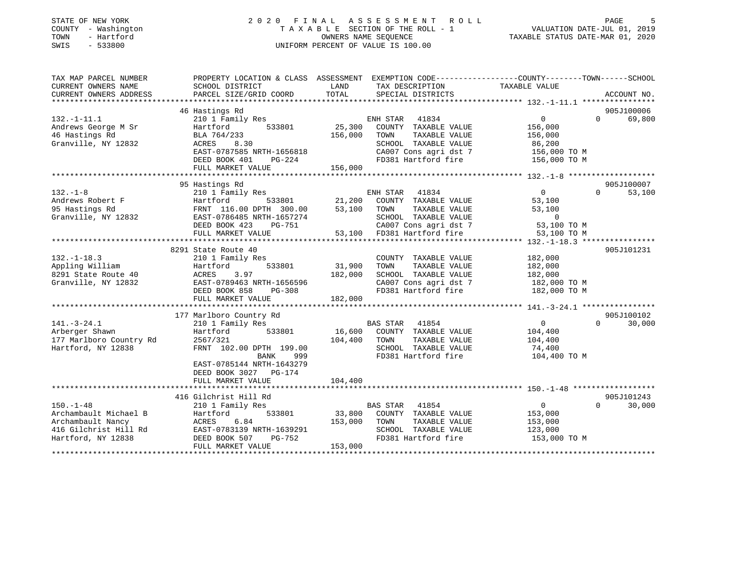STATE OF NEW YORK
COUNTY - Washington
TOWN - Hartford
SWIS - 533800

# 2020 FINAL ASSESSMENT ROLL

TAXABLE SECTION OF THE ROLL - 1
OWNERS NAME SEQUENCE
UNIFORM PERCENT OF VALUE IS 100.00

VALUATION DATE-JUL 01, 2019
TAXABLE STATUS DATE-MAR 01, 2020

| TAX MAP PARCEL NUMBER / CURRENT OWNERS NAME / CURRENT OWNERS ADDRESS | PROPERTY LOCATION & CLASS / SCHOOL DISTRICT / PARCEL SIZE/GRID COORD | ASSESSMENT LAND / TOTAL | EXEMPTION CODE / TAX DESCRIPTION / SPECIAL DISTRICTS | COUNTY / TOWN / SCHOOL TAXABLE VALUE | ACCOUNT NO. |
|---|---|---|---|---|---|
| **132.-1-11.1** | 46 Hastings Rd | | | | 905J100006 |
| Andrews George M Sr | 210 1 Family Res | | ENH STAR 41834 | 0 0 69,800 | |
| 46 Hastings Rd | Hartford 533801 | 25,300 | COUNTY TAXABLE VALUE | 156,000 | |
| Granville, NY 12832 | BLA 764/233 | 156,000 | TOWN TAXABLE VALUE | 156,000 | |
| | ACRES 8.30 | | SCHOOL TAXABLE VALUE | 86,200 | |
| | EAST-0787585 NRTH-1656818 | | CA007 Cons agri dst 7 | 156,000 TO M | |
| | DEED BOOK 401 PG-224 | | FD381 Hartford fire | 156,000 TO M | |
| | FULL MARKET VALUE | 156,000 | | | |
| **132.-1-8** | 95 Hastings Rd | | | | 905J100007 |
| Andrews Robert F | 210 1 Family Res | | ENH STAR 41834 | 0 0 53,100 | |
| 95 Hastings Rd | Hartford 533801 | 21,200 | COUNTY TAXABLE VALUE | 53,100 | |
| Granville, NY 12832 | FRNT 116.00 DPTH 300.00 | 53,100 | TOWN TAXABLE VALUE | 53,100 | |
| | EAST-0786485 NRTH-1657274 | | SCHOOL TAXABLE VALUE | 0 | |
| | DEED BOOK 423 PG-751 | | CA007 Cons agri dst 7 | 53,100 TO M | |
| | FULL MARKET VALUE | 53,100 | FD381 Hartford fire | 53,100 TO M | |
| **132.-1-18.3** | 8291 State Route 40 | | | | 905J101231 |
| Appling William | 210 1 Family Res | | COUNTY TAXABLE VALUE | 182,000 | |
| 8291 State Route 40 | Hartford 533801 | 31,900 | TOWN TAXABLE VALUE | 182,000 | |
| Granville, NY 12832 | ACRES 3.97 | 182,000 | SCHOOL TAXABLE VALUE | 182,000 | |
| | EAST-0789463 NRTH-1656596 | | CA007 Cons agri dst 7 | 182,000 TO M | |
| | DEED BOOK 858 PG-308 | | FD381 Hartford fire | 182,000 TO M | |
| | FULL MARKET VALUE | 182,000 | | | |
| **141.-3-24.1** | 177 Marlboro Country Rd | | | | 905J100102 |
| Arberger Shawn | 210 1 Family Res | | BAS STAR 41854 | 0 0 30,000 | |
| 177 Marlboro Country Rd | Hartford 533801 | 16,600 | COUNTY TAXABLE VALUE | 104,400 | |
| Hartford, NY 12838 | 2567/321 | 104,400 | TOWN TAXABLE VALUE | 104,400 | |
| | FRNT 102.00 DPTH 199.00 | | SCHOOL TAXABLE VALUE | 74,400 | |
| | BANK 999 | | FD381 Hartford fire | 104,400 TO M | |
| | EAST-0785144 NRTH-1643279 | | | | |
| | DEED BOOK 3027 PG-174 | | | | |
| | FULL MARKET VALUE | 104,400 | | | |
| **150.-1-48** | 416 Gilchrist Hill Rd | | | | 905J101243 |
| Archambault Michael B | 210 1 Family Res | | BAS STAR 41854 | 0 0 30,000 | |
| Archambault Nancy | Hartford 533801 | 33,800 | COUNTY TAXABLE VALUE | 153,000 | |
| 416 Gilchrist Hill Rd | ACRES 6.84 | 153,000 | TOWN TAXABLE VALUE | 153,000 | |
| Hartford, NY 12838 | EAST-0783139 NRTH-1639291 | | SCHOOL TAXABLE VALUE | 123,000 | |
| | DEED BOOK 507 PG-752 | | FD381 Hartford fire | 153,000 TO M | |
| | FULL MARKET VALUE | 153,000 | | | |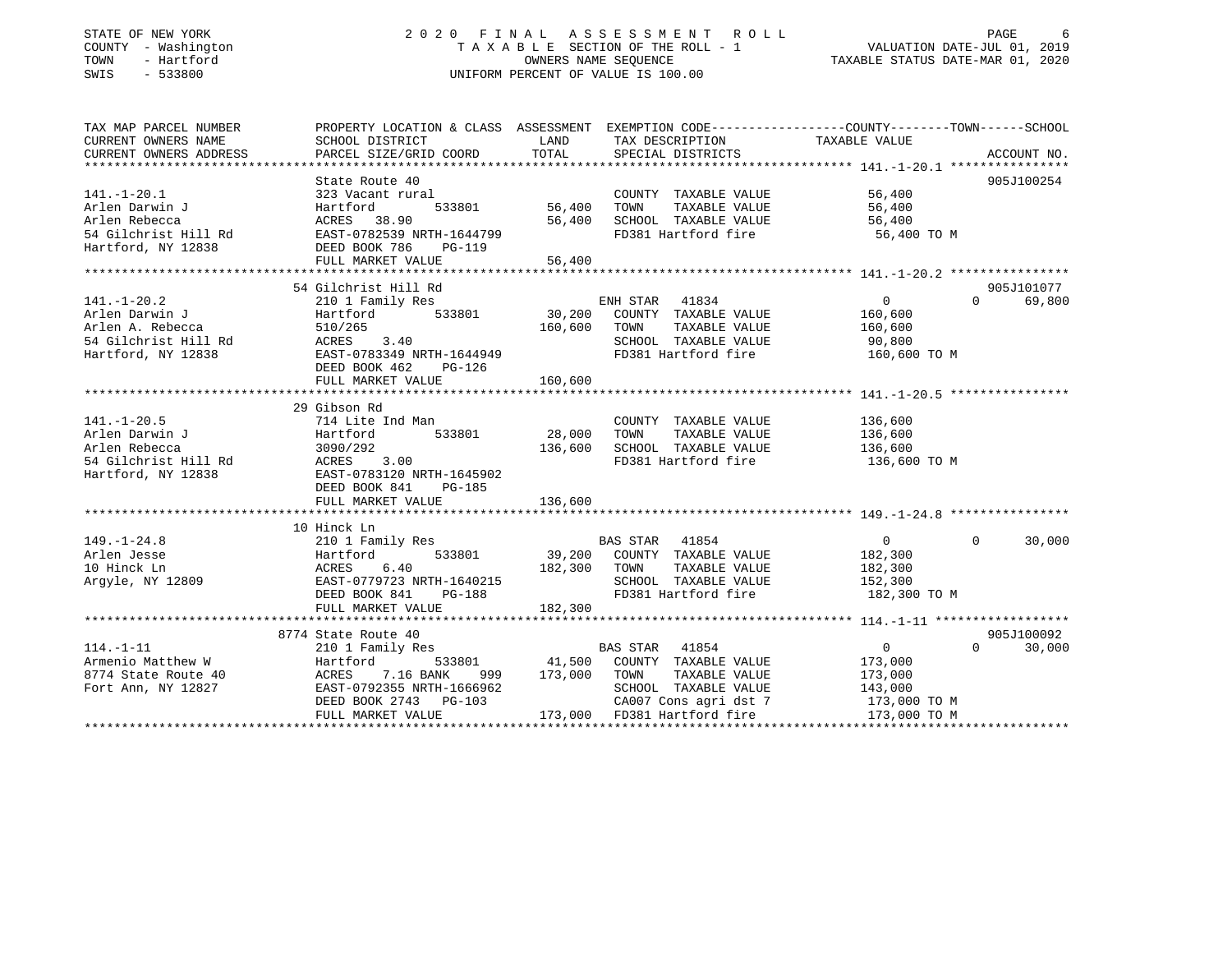STATE OF NEW YORK
COUNTY - Washington
TOWN - Hartford
SWIS - 533800

2020 FINAL ASSESSMENT ROLL
TAXABLE SECTION OF THE ROLL - 1
OWNERS NAME SEQUENCE
UNIFORM PERCENT OF VALUE IS 100.00

VALUATION DATE-JUL 01, 2019
TAXABLE STATUS DATE-MAR 01, 2020

| TAX MAP PARCEL NUMBER / CURRENT OWNERS NAME / CURRENT OWNERS ADDRESS | PROPERTY LOCATION & CLASS / SCHOOL DISTRICT / PARCEL SIZE/GRID COORD | ASSESSMENT LAND | TOTAL | EXEMPTION CODE / TAX DESCRIPTION / SPECIAL DISTRICTS | COUNTY TAXABLE VALUE | TOWN | SCHOOL | ACCOUNT NO. |
|---|---|---|---|---|---|---|---|---|
| **141.-1-20.1** | State Route 40 | | | | | | | 905J100254 |
| 141.-1-20.1 | 323 Vacant rural | | | COUNTY TAXABLE VALUE | 56,400 | | | |
| Arlen Darwin J | Hartford 533801 | 56,400 | | TOWN TAXABLE VALUE | 56,400 | | | |
| Arlen Rebecca | ACRES 38.90 | | 56,400 | SCHOOL TAXABLE VALUE | 56,400 | | | |
| 54 Gilchrist Hill Rd | EAST-0782539 NRTH-1644799 | | | FD381 Hartford fire | 56,400 TO M | | | |
| Hartford, NY 12838 | DEED BOOK 786 PG-119 | | | | | | | |
| | FULL MARKET VALUE | | 56,400 | | | | | |
| **141.-1-20.2** | 54 Gilchrist Hill Rd | | | | | | | 905J101077 |
| 141.-1-20.2 | 210 1 Family Res | | | ENH STAR 41834 | 0 | 0 | 69,800 | |
| Arlen Darwin J | Hartford 533801 | 30,200 | | COUNTY TAXABLE VALUE | 160,600 | | | |
| Arlen A. Rebecca | 510/265 | | 160,600 | TOWN TAXABLE VALUE | 160,600 | | | |
| 54 Gilchrist Hill Rd | ACRES 3.40 | | | SCHOOL TAXABLE VALUE | 90,800 | | | |
| Hartford, NY 12838 | EAST-0783349 NRTH-1644949 | | | FD381 Hartford fire | 160,600 TO M | | | |
| | DEED BOOK 462 PG-126 | | | | | | | |
| | FULL MARKET VALUE | | 160,600 | | | | | |
| **141.-1-20.5** | 29 Gibson Rd | | | | | | | |
| 141.-1-20.5 | 714 Lite Ind Man | | | COUNTY TAXABLE VALUE | 136,600 | | | |
| Arlen Darwin J | Hartford 533801 | 28,000 | | TOWN TAXABLE VALUE | 136,600 | | | |
| Arlen Rebecca | 3090/292 | | 136,600 | SCHOOL TAXABLE VALUE | 136,600 | | | |
| 54 Gilchrist Hill Rd | ACRES 3.00 | | | FD381 Hartford fire | 136,600 TO M | | | |
| Hartford, NY 12838 | EAST-0783120 NRTH-1645902 | | | | | | | |
| | DEED BOOK 841 PG-185 | | | | | | | |
| | FULL MARKET VALUE | | 136,600 | | | | | |
| **149.-1-24.8** | 10 Hinck Ln | | | | | | | |
| 149.-1-24.8 | 210 1 Family Res | | | BAS STAR 41854 | 0 | 0 | 30,000 | |
| Arlen Jesse | Hartford 533801 | 39,200 | | COUNTY TAXABLE VALUE | 182,300 | | | |
| 10 Hinck Ln | ACRES 6.40 | | 182,300 | TOWN TAXABLE VALUE | 182,300 | | | |
| Argyle, NY 12809 | EAST-0779723 NRTH-1640215 | | | SCHOOL TAXABLE VALUE | 152,300 | | | |
| | DEED BOOK 841 PG-188 | | | FD381 Hartford fire | 182,300 TO M | | | |
| | FULL MARKET VALUE | | 182,300 | | | | | |
| **114.-1-11** | 8774 State Route 40 | | | | | | | 905J100092 |
| 114.-1-11 | 210 1 Family Res | | | BAS STAR 41854 | 0 | 0 | 30,000 | |
| Armenio Matthew W | Hartford 533801 | 41,500 | | COUNTY TAXABLE VALUE | 173,000 | | | |
| 8774 State Route 40 | ACRES 7.16 BANK 999 | | 173,000 | TOWN TAXABLE VALUE | 173,000 | | | |
| Fort Ann, NY 12827 | EAST-0792355 NRTH-1666962 | | | SCHOOL TAXABLE VALUE | 143,000 | | | |
| | DEED BOOK 2743 PG-103 | | | CA007 Cons agri dst 7 | 173,000 TO M | | | |
| | FULL MARKET VALUE | | 173,000 | FD381 Hartford fire | 173,000 TO M | | | |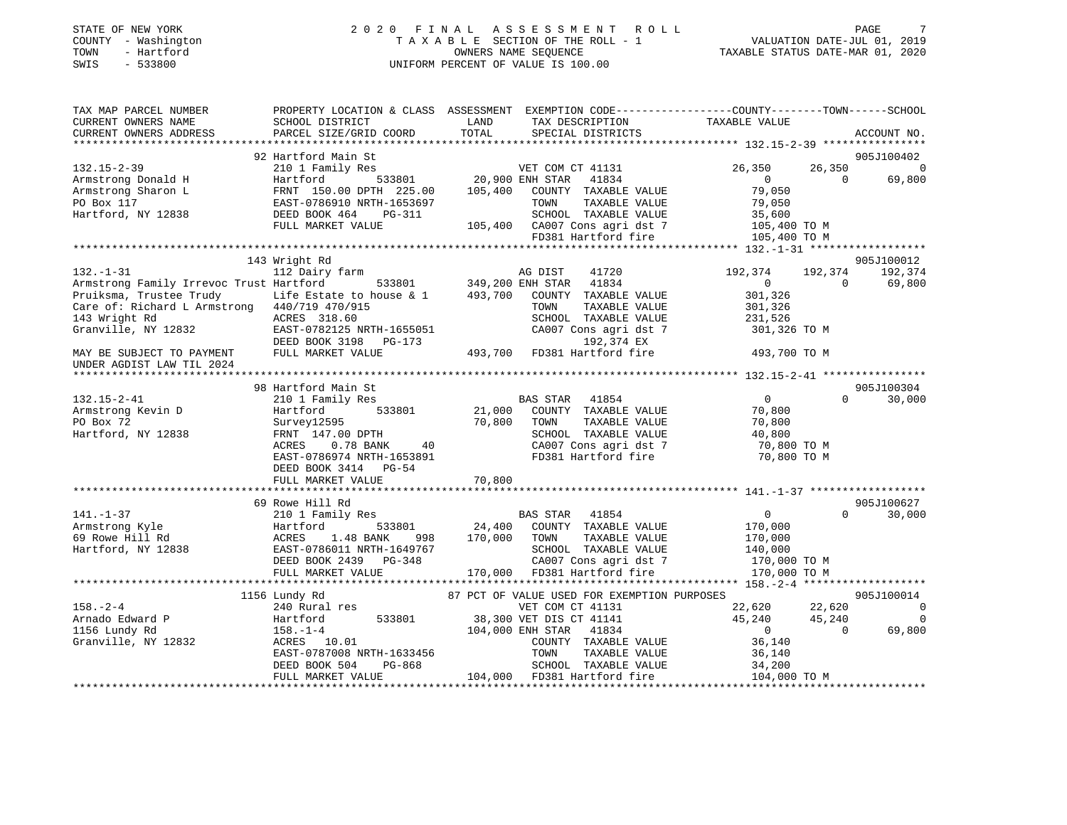STATE OF NEW YORK
COUNTY - Washington
TOWN - Hartford
SWIS - 533800

# 2020 FINAL ASSESSMENT ROLL

TAXABLE SECTION OF THE ROLL - 1
OWNERS NAME SEQUENCE
UNIFORM PERCENT OF VALUE IS 100.00

VALUATION DATE-JUL 01, 2019
TAXABLE STATUS DATE-MAR 01, 2020

```
TAX MAP PARCEL NUMBER          PROPERTY LOCATION & CLASS  ASSESSMENT  EXEMPTION CODE-----------------COUNTY--------TOWN------SCHOOL
CURRENT OWNERS NAME            SCHOOL DISTRICT              LAND      TAX DESCRIPTION            TAXABLE VALUE
CURRENT OWNERS ADDRESS         PARCEL SIZE/GRID COORD       TOTAL     SPECIAL DISTRICTS                                      ACCOUNT NO.
****************************************************************************************************** 132.15-2-39 ****************
                               92 Hartford Main St                                                                        905J100402
132.15-2-39                    210 1 Family Res                      VET COM CT 41131          26,350      26,350              0
Armstrong Donald H             Hartford          533801      20,900 ENH STAR   41834                0           0         69,800
Armstrong Sharon L             FRNT 150.00 DPTH 225.00      105,400   COUNTY  TAXABLE VALUE      79,050
PO Box 117                     EAST-0786910 NRTH-1653697               TOWN    TAXABLE VALUE      79,050
Hartford, NY 12838             DEED BOOK 464    PG-311                 SCHOOL  TAXABLE VALUE      35,600
                               FULL MARKET VALUE            105,400   CA007 Cons agri dst 7       105,400 TO M
                                                                      FD381 Hartford fire         105,400 TO M
****************************************************************************************************** 132.-1-31 ******************
                               143 Wright Rd                                                                              905J100012
132.-1-31                      112 Dairy farm                         AG DIST     41720        192,374     192,374       192,374
Armstrong Family Irrevoc Trust Hartford          533801     349,200 ENH STAR   41834                0           0         69,800
Pruiksma, Trustee Trudy        Life Estate to house & 1     493,700   COUNTY  TAXABLE VALUE     301,326
Care of: Richard L Armstrong   440/719 470/915                         TOWN    TAXABLE VALUE     301,326
143 Wright Rd                  ACRES  318.60                           SCHOOL  TAXABLE VALUE     231,526
Granville, NY 12832            EAST-0782125 NRTH-1655051               CA007 Cons agri dst 7       301,326 TO M
                               DEED BOOK 3198   PG-173                     192,374 EX
MAY BE SUBJECT TO PAYMENT      FULL MARKET VALUE            493,700   FD381 Hartford fire         493,700 TO M
UNDER AGDIST LAW TIL 2024
****************************************************************************************************** 132.15-2-41 ****************
                               98 Hartford Main St                                                                        905J100304
132.15-2-41                    210 1 Family Res                      BAS STAR   41854                0           0         30,000
Armstrong Kevin D              Hartford          533801      21,000   COUNTY  TAXABLE VALUE      70,800
PO Box 72                      Survey12595                   70,800   TOWN    TAXABLE VALUE      70,800
Hartford, NY 12838             FRNT 147.00 DPTH                        SCHOOL  TAXABLE VALUE      40,800
                               ACRES    0.78 BANK     40               CA007 Cons agri dst 7        70,800 TO M
                               EAST-0786974 NRTH-1653891               FD381 Hartford fire          70,800 TO M
                               DEED BOOK 3414   PG-54
                               FULL MARKET VALUE             70,800
****************************************************************************************************** 141.-1-37 ******************
                               69 Rowe Hill Rd                                                                            905J100627
141.-1-37                      210 1 Family Res                      BAS STAR   41854                0           0         30,000
Armstrong Kyle                 Hartford          533801      24,400   COUNTY  TAXABLE VALUE     170,000
69 Rowe Hill Rd                ACRES    1.48 BANK    998    170,000   TOWN    TAXABLE VALUE     170,000
Hartford, NY 12838             EAST-0786011 NRTH-1649767               SCHOOL  TAXABLE VALUE     140,000
                               DEED BOOK 2439   PG-348                 CA007 Cons agri dst 7       170,000 TO M
                               FULL MARKET VALUE            170,000   FD381 Hartford fire         170,000 TO M
****************************************************************************************************** 158.-2-4 *******************
                               1156 Lundy Rd                 87 PCT OF VALUE USED FOR EXEMPTION PURPOSES                  905J100014
158.-2-4                       240 Rural res                         VET COM CT 41131          22,620      22,620              0
Arnado Edward P                Hartford          533801      38,300 VET DIS CT 41141           45,240      45,240              0
1156 Lundy Rd                  158.-1-4                     104,000 ENH STAR   41834                0           0         69,800
Granville, NY 12832            ACRES   10.01                           COUNTY  TAXABLE VALUE      36,140
                               EAST-0787008 NRTH-1633456               TOWN    TAXABLE VALUE      36,140
                               DEED BOOK 504    PG-868                 SCHOOL  TAXABLE VALUE      34,200
                               FULL MARKET VALUE            104,000   FD381 Hartford fire         104,000 TO M
************************************************************************************************************************************
```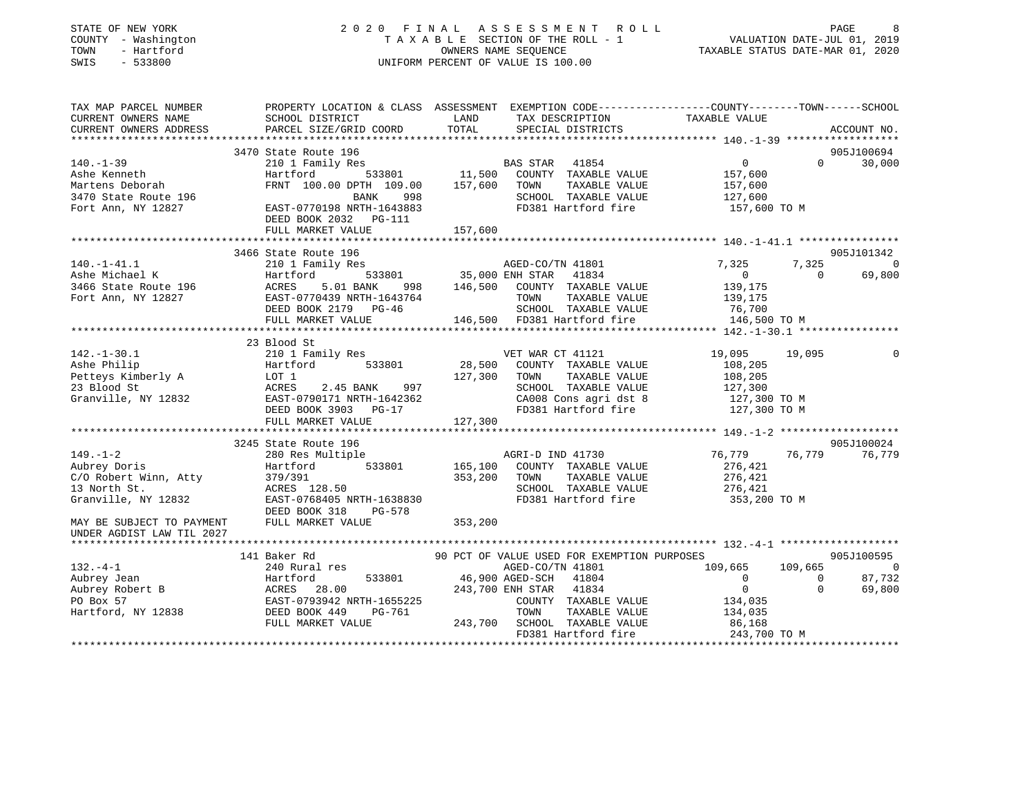STATE OF NEW YORK
COUNTY - Washington
TOWN - Hartford
SWIS - 533800

2020 FINAL ASSESSMENT ROLL
TAXABLE SECTION OF THE ROLL - 1
OWNERS NAME SEQUENCE
UNIFORM PERCENT OF VALUE IS 100.00

VALUATION DATE-JUL 01, 2019
TAXABLE STATUS DATE-MAR 01, 2020

```
TAX MAP PARCEL NUMBER          PROPERTY LOCATION & CLASS  ASSESSMENT  EXEMPTION CODE-----------------COUNTY--------TOWN------SCHOOL
CURRENT OWNERS NAME            SCHOOL DISTRICT            LAND        TAX DESCRIPTION             TAXABLE VALUE
CURRENT OWNERS ADDRESS         PARCEL SIZE/GRID COORD     TOTAL       SPECIAL DISTRICTS                                  ACCOUNT NO.
******************************************************************************************************* 140.-1-39 *****************
                          3470 State Route 196                                                                          905J100694
140.-1-39                 210 1 Family Res                    BAS STAR   41854                  0          0        30,000
Ashe Kenneth              Hartford        533801       11,500   COUNTY  TAXABLE VALUE          157,600
Martens Deborah           FRNT 100.00 DPTH 109.00     157,600   TOWN    TAXABLE VALUE          157,600
3470 State Route 196                  BANK    998               SCHOOL  TAXABLE VALUE          127,600
Fort Ann, NY 12827        EAST-0770198 NRTH-1643883             FD381 Hartford fire             157,600 TO M
                          DEED BOOK 2032   PG-111
                          FULL MARKET VALUE           157,600
******************************************************************************************************* 140.-1-41.1 ***************
                          3466 State Route 196                                                                          905J101342
140.-1-41.1               210 1 Family Res                    AGED-CO/TN 41801               7,325      7,325            0
Ashe Michael K            Hartford        533801       35,000 ENH STAR   41834                  0          0        69,800
3466 State Route 196      ACRES     5.01 BANK    998  146,500   COUNTY  TAXABLE VALUE          139,175
Fort Ann, NY 12827        EAST-0770439 NRTH-1643764             TOWN    TAXABLE VALUE          139,175
                          DEED BOOK 2179   PG-46                SCHOOL  TAXABLE VALUE           76,700
                          FULL MARKET VALUE           146,500   FD381 Hartford fire             146,500 TO M
******************************************************************************************************* 142.-1-30.1 ***************
                          23 Blood St
142.-1-30.1               210 1 Family Res                    VET WAR CT 41121              19,095     19,095            0
Ashe Philip               Hartford        533801       28,500   COUNTY  TAXABLE VALUE          108,205
Petteys Kimberly A        LOT 1                       127,300   TOWN    TAXABLE VALUE          108,205
23 Blood St               ACRES     2.45 BANK    997            SCHOOL  TAXABLE VALUE          127,300
Granville, NY 12832       EAST-0790171 NRTH-1642362             CA008 Cons agri dst 8           127,300 TO M
                          DEED BOOK 3903   PG-17                FD381 Hartford fire             127,300 TO M
                          FULL MARKET VALUE           127,300
******************************************************************************************************* 149.-1-2 ******************
                          3245 State Route 196                                                                          905J100024
149.-1-2                  280 Res Multiple                    AGRI-D IND 41730              76,779     76,779       76,779
Aubrey Doris              Hartford        533801      165,100   COUNTY  TAXABLE VALUE          276,421
C/O Robert Winn, Atty     379/391                     353,200   TOWN    TAXABLE VALUE          276,421
13 North St.              ACRES  128.50                         SCHOOL  TAXABLE VALUE          276,421
Granville, NY 12832       EAST-0768405 NRTH-1638830             FD381 Hartford fire             353,200 TO M
                          DEED BOOK 318    PG-578
MAY BE SUBJECT TO PAYMENT FULL MARKET VALUE           353,200
UNDER AGDIST LAW TIL 2027
******************************************************************************************************* 132.-4-1 ******************
                          141 Baker Rd                   90 PCT OF VALUE USED FOR EXEMPTION PURPOSES                    905J100595
132.-4-1                  240 Rural res                       AGED-CO/TN 41801             109,665    109,665            0
Aubrey Jean               Hartford        533801       46,900 AGED-SCH   41804                  0          0        87,732
Aubrey Robert B           ACRES   28.00               243,700 ENH STAR   41834                  0          0        69,800
PO Box 57                 EAST-0793942 NRTH-1655225             COUNTY  TAXABLE VALUE          134,035
Hartford, NY 12838        DEED BOOK 449    PG-761               TOWN    TAXABLE VALUE          134,035
                          FULL MARKET VALUE           243,700   SCHOOL  TAXABLE VALUE           86,168
                                                                FD381 Hartford fire             243,700 TO M
************************************************************************************************************************************
```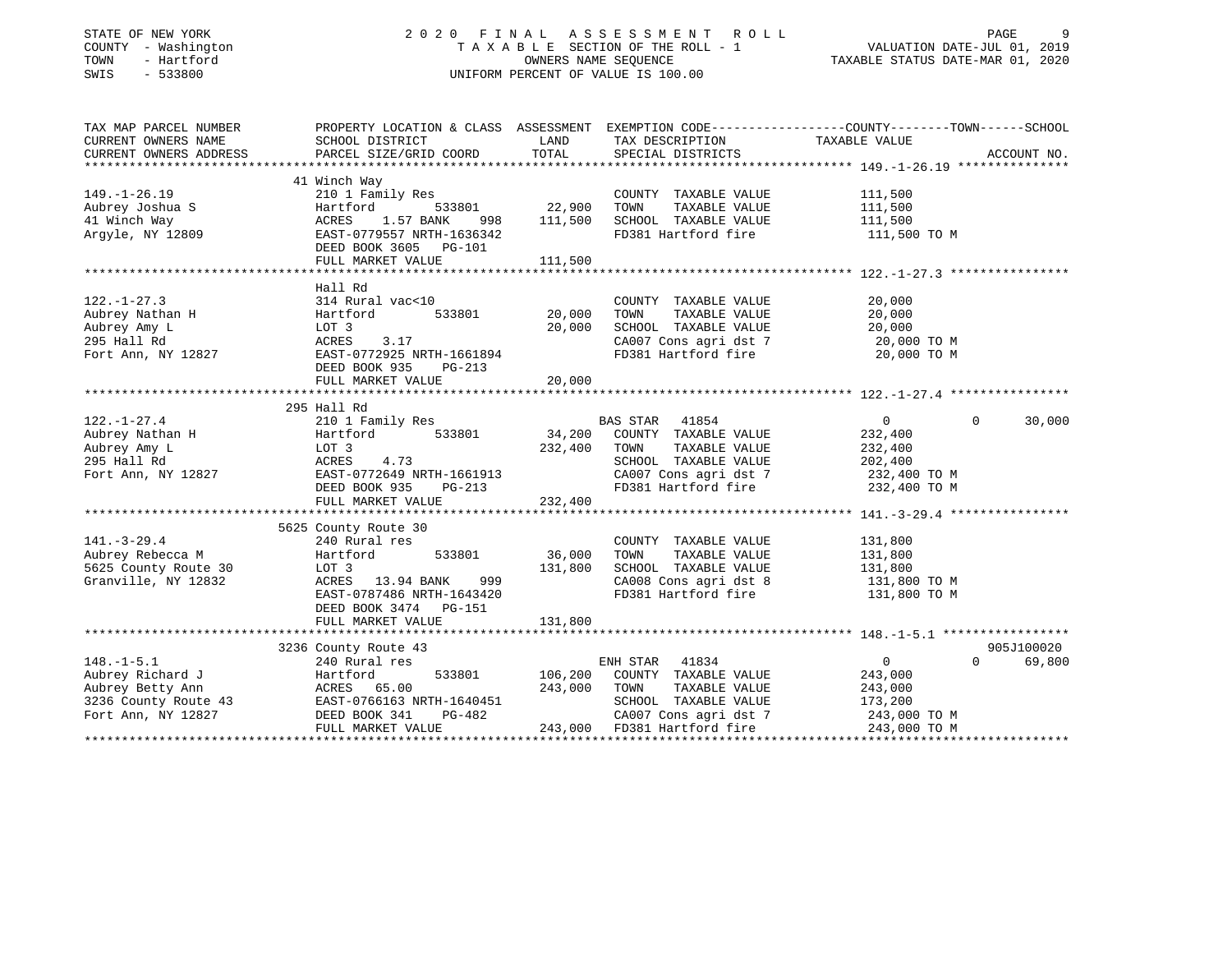STATE OF NEW YORK — 2020 FINAL ASSESSMENT ROLL
COUNTY - Washington — TAXABLE SECTION OF THE ROLL - 1 — VALUATION DATE-JUL 01, 2019
TOWN - Hartford — OWNERS NAME SEQUENCE — TAXABLE STATUS DATE-MAR 01, 2020
SWIS - 533800 — UNIFORM PERCENT OF VALUE IS 100.00

| TAX MAP PARCEL NUMBER / CURRENT OWNERS NAME / CURRENT OWNERS ADDRESS | PROPERTY LOCATION & CLASS / SCHOOL DISTRICT / PARCEL SIZE/GRID COORD | ASSESSMENT LAND | TOTAL | EXEMPTION CODE / TAX DESCRIPTION / SPECIAL DISTRICTS | COUNTY TAXABLE VALUE | TOWN | SCHOOL | ACCOUNT NO. |
|---|---|---|---|---|---|---|---|---|
| **149.-1-26.19** | 41 Winch Way | | | | | | | |
| 149.-1-26.19 | 210 1 Family Res | | | COUNTY TAXABLE VALUE | 111,500 | | | |
| Aubrey Joshua S | Hartford 533801 | 22,900 | | TOWN TAXABLE VALUE | 111,500 | | | |
| 41 Winch Way | ACRES 1.57 BANK 998 | | 111,500 | SCHOOL TAXABLE VALUE | 111,500 | | | |
| Argyle, NY 12809 | EAST-0779557 NRTH-1636342 | | | FD381 Hartford fire | 111,500 TO M | | | |
| | DEED BOOK 3605 PG-101 | | | | | | | |
| | FULL MARKET VALUE | | 111,500 | | | | | |
| **122.-1-27.3** | Hall Rd | | | | | | | |
| 122.-1-27.3 | 314 Rural vac<10 | | | COUNTY TAXABLE VALUE | 20,000 | | | |
| Aubrey Nathan H | Hartford 533801 | 20,000 | | TOWN TAXABLE VALUE | 20,000 | | | |
| Aubrey Amy L | LOT 3 | | 20,000 | SCHOOL TAXABLE VALUE | 20,000 | | | |
| 295 Hall Rd | ACRES 3.17 | | | CA007 Cons agri dst 7 | 20,000 TO M | | | |
| Fort Ann, NY 12827 | EAST-0772925 NRTH-1661894 | | | FD381 Hartford fire | 20,000 TO M | | | |
| | DEED BOOK 935 PG-213 | | | | | | | |
| | FULL MARKET VALUE | | 20,000 | | | | | |
| **122.-1-27.4** | 295 Hall Rd | | | | | | | |
| 122.-1-27.4 | 210 1 Family Res | | | BAS STAR 41854 | 0 | 0 | 30,000 | |
| Aubrey Nathan H | Hartford 533801 | 34,200 | | COUNTY TAXABLE VALUE | 232,400 | | | |
| Aubrey Amy L | LOT 3 | | 232,400 | TOWN TAXABLE VALUE | 232,400 | | | |
| 295 Hall Rd | ACRES 4.73 | | | SCHOOL TAXABLE VALUE | 202,400 | | | |
| Fort Ann, NY 12827 | EAST-0772649 NRTH-1661913 | | | CA007 Cons agri dst 7 | 232,400 TO M | | | |
| | DEED BOOK 935 PG-213 | | | FD381 Hartford fire | 232,400 TO M | | | |
| | FULL MARKET VALUE | | 232,400 | | | | | |
| **141.-3-29.4** | 5625 County Route 30 | | | | | | | |
| 141.-3-29.4 | 240 Rural res | | | COUNTY TAXABLE VALUE | 131,800 | | | |
| Aubrey Rebecca M | Hartford 533801 | 36,000 | | TOWN TAXABLE VALUE | 131,800 | | | |
| 5625 County Route 30 | LOT 3 | | 131,800 | SCHOOL TAXABLE VALUE | 131,800 | | | |
| Granville, NY 12832 | ACRES 13.94 BANK 999 | | | CA008 Cons agri dst 8 | 131,800 TO M | | | |
| | EAST-0787486 NRTH-1643420 | | | FD381 Hartford fire | 131,800 TO M | | | |
| | DEED BOOK 3474 PG-151 | | | | | | | |
| | FULL MARKET VALUE | | 131,800 | | | | | |
| **148.-1-5.1** | 3236 County Route 43 | | | | | | | 905J100020 |
| 148.-1-5.1 | 240 Rural res | | | ENH STAR 41834 | 0 | 0 | 69,800 | |
| Aubrey Richard J | Hartford 533801 | 106,200 | | COUNTY TAXABLE VALUE | 243,000 | | | |
| Aubrey Betty Ann | ACRES 65.00 | | 243,000 | TOWN TAXABLE VALUE | 243,000 | | | |
| 3236 County Route 43 | EAST-0766163 NRTH-1640451 | | | SCHOOL TAXABLE VALUE | 173,200 | | | |
| Fort Ann, NY 12827 | DEED BOOK 341 PG-482 | | | CA007 Cons agri dst 7 | 243,000 TO M | | | |
| | FULL MARKET VALUE | | 243,000 | FD381 Hartford fire | 243,000 TO M | | | |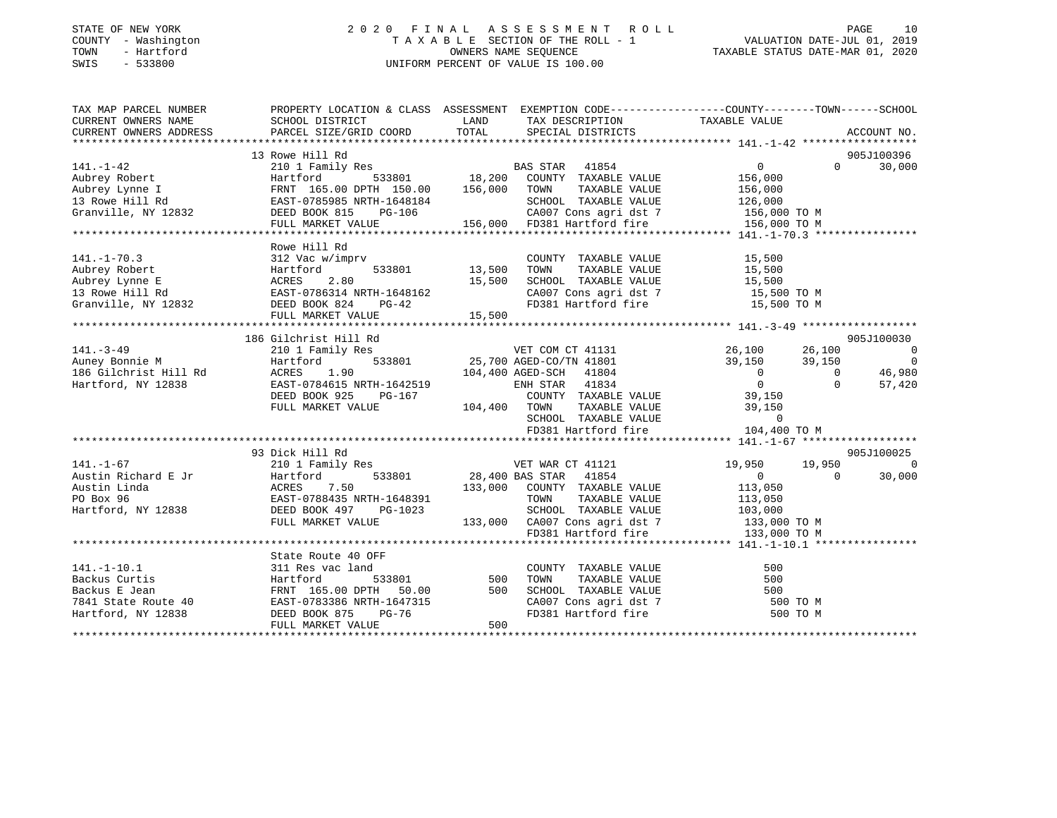STATE OF NEW YORK
COUNTY - Washington
TOWN - Hartford
SWIS - 533800

# 2020 FINAL ASSESSMENT ROLL

TAXABLE SECTION OF THE ROLL - 1
OWNERS NAME SEQUENCE
UNIFORM PERCENT OF VALUE IS 100.00

VALUATION DATE-JUL 01, 2019
TAXABLE STATUS DATE-MAR 01, 2020

```
TAX MAP PARCEL NUMBER          PROPERTY LOCATION & CLASS  ASSESSMENT  EXEMPTION CODE-----------------COUNTY--------TOWN------SCHOOL
CURRENT OWNERS NAME            SCHOOL DISTRICT              LAND      TAX DESCRIPTION            TAXABLE VALUE
CURRENT OWNERS ADDRESS         PARCEL SIZE/GRID COORD       TOTAL     SPECIAL DISTRICTS                                    ACCOUNT NO.
******************************************************************************************************* 141.-1-42 ******************
                               13 Rowe Hill Rd                                                                              905J100396
141.-1-42                      210 1 Family Res                       BAS STAR   41854                    0           0       30,000
Aubrey Robert                  Hartford          533801      18,200   COUNTY  TAXABLE VALUE          156,000
Aubrey Lynne I                 FRNT 165.00 DPTH 150.00      156,000   TOWN    TAXABLE VALUE          156,000
13 Rowe Hill Rd                EAST-0785985 NRTH-1648184              SCHOOL  TAXABLE VALUE          126,000
Granville, NY 12832            DEED BOOK 815    PG-106                CA007 Cons agri dst 7           156,000 TO M
                               FULL MARKET VALUE            156,000   FD381 Hartford fire             156,000 TO M
******************************************************************************************************* 141.-1-70.3 ****************
                               Rowe Hill Rd
141.-1-70.3                    312 Vac w/imprv                        COUNTY  TAXABLE VALUE           15,500
Aubrey Robert                  Hartford          533801      13,500   TOWN    TAXABLE VALUE           15,500
Aubrey Lynne E                 ACRES    2.80                 15,500   SCHOOL  TAXABLE VALUE           15,500
13 Rowe Hill Rd                EAST-0786314 NRTH-1648162              CA007 Cons agri dst 7            15,500 TO M
Granville, NY 12832            DEED BOOK 824    PG-42                 FD381 Hartford fire              15,500 TO M
                               FULL MARKET VALUE             15,500
******************************************************************************************************* 141.-3-49 ******************
                               186 Gilchrist Hill Rd                                                                        905J100030
141.-3-49                      210 1 Family Res                       VET COM CT 41131               26,100      26,100            0
Auney Bonnie M                 Hartford          533801      25,700 AGED-CO/TN 41801               39,150      39,150            0
186 Gilchrist Hill Rd          ACRES    1.90                104,400 AGED-SCH   41804                    0           0       46,980
Hartford, NY 12838             EAST-0784615 NRTH-1642519              ENH STAR   41834                    0           0       57,420
                               DEED BOOK 925    PG-167                COUNTY  TAXABLE VALUE           39,150
                               FULL MARKET VALUE            104,400   TOWN    TAXABLE VALUE           39,150
                                                                      SCHOOL  TAXABLE VALUE                0
                                                                      FD381 Hartford fire             104,400 TO M
******************************************************************************************************* 141.-1-67 ******************
                               93 Dick Hill Rd                                                                              905J100025
141.-1-67                      210 1 Family Res                       VET WAR CT 41121               19,950      19,950            0
Austin Richard E Jr            Hartford          533801      28,400 BAS STAR   41854                    0           0       30,000
Austin Linda                   ACRES    7.50                133,000   COUNTY  TAXABLE VALUE          113,050
PO Box 96                      EAST-0788435 NRTH-1648391              TOWN    TAXABLE VALUE          113,050
Hartford, NY 12838             DEED BOOK 497    PG-1023               SCHOOL  TAXABLE VALUE          103,000
                               FULL MARKET VALUE            133,000   CA007 Cons agri dst 7           133,000 TO M
                                                                      FD381 Hartford fire             133,000 TO M
******************************************************************************************************* 141.-1-10.1 ****************
                               State Route 40 OFF
141.-1-10.1                    311 Res vac land                       COUNTY  TAXABLE VALUE              500
Backus Curtis                  Hartford          533801         500   TOWN    TAXABLE VALUE              500
Backus E Jean                  FRNT 165.00 DPTH  50.00          500   SCHOOL  TAXABLE VALUE              500
7841 State Route 40            EAST-0783386 NRTH-1647315              CA007 Cons agri dst 7               500 TO M
Hartford, NY 12838             DEED BOOK 875    PG-76                 FD381 Hartford fire                 500 TO M
                               FULL MARKET VALUE                500
************************************************************************************************************************************
```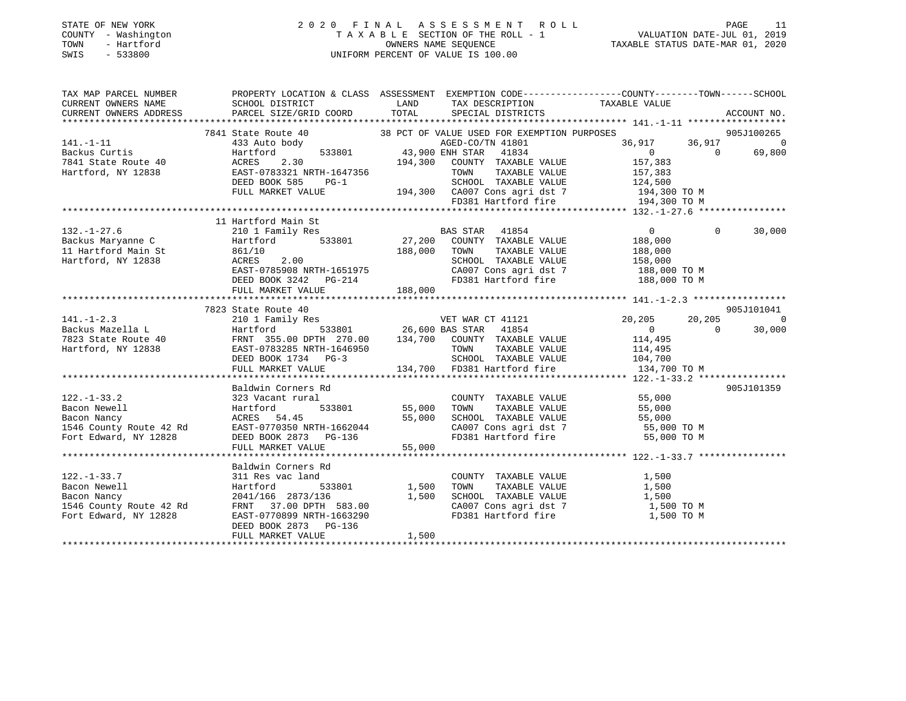STATE OF NEW YORK
COUNTY - Washington
TOWN - Hartford
SWIS - 533800

2020 FINAL ASSESSMENT ROLL
TAXABLE SECTION OF THE ROLL - 1
OWNERS NAME SEQUENCE
UNIFORM PERCENT OF VALUE IS 100.00

VALUATION DATE-JUL 01, 2019
TAXABLE STATUS DATE-MAR 01, 2020

```
TAX MAP PARCEL NUMBER          PROPERTY LOCATION & CLASS  ASSESSMENT  EXEMPTION CODE-----------------COUNTY--------TOWN------SCHOOL
CURRENT OWNERS NAME            SCHOOL DISTRICT            LAND        TAX DESCRIPTION             TAXABLE VALUE
CURRENT OWNERS ADDRESS         PARCEL SIZE/GRID COORD     TOTAL       SPECIAL DISTRICTS                                      ACCOUNT NO.
****************************************************************************************************** 141.-1-11 ******************
                   7841 State Route 40               38 PCT OF VALUE USED FOR EXEMPTION PURPOSES                         905J100265
141.-1-11                      433 Auto body                          AGED-CO/TN 41801           36,917      36,917           0
Backus Curtis                  Hartford         533801      43,900 ENH STAR  41834                   0           0       69,800
7841 State Route 40            ACRES    2.30               194,300   COUNTY  TAXABLE VALUE       157,383
Hartford, NY 12838             EAST-0783321 NRTH-1647356             TOWN    TAXABLE VALUE       157,383
                               DEED BOOK 585    PG-1                 SCHOOL  TAXABLE VALUE       124,500
                               FULL MARKET VALUE          194,300    CA007 Cons agri dst 7       194,300 TO M
                                                                     FD381 Hartford fire         194,300 TO M
****************************************************************************************************** 132.-1-27.6 ****************
                    11 Hartford Main St
132.-1-27.6                    210 1 Family Res                       BAS STAR  41854                    0           0       30,000
Backus Maryanne C              Hartford         533801      27,200   COUNTY  TAXABLE VALUE       188,000
11 Hartford Main St            861/10                     188,000    TOWN    TAXABLE VALUE       188,000
Hartford, NY 12838             ACRES    2.00                         SCHOOL  TAXABLE VALUE       158,000
                               EAST-0785908 NRTH-1651975             CA007 Cons agri dst 7       188,000 TO M
                               DEED BOOK 3242   PG-214               FD381 Hartford fire         188,000 TO M
                               FULL MARKET VALUE          188,000
****************************************************************************************************** 141.-1-2.3 *****************
                   7823 State Route 40                                                                                   905J101041
141.-1-2.3                     210 1 Family Res                       VET WAR CT 41121           20,205      20,205           0
Backus Mazella L               Hartford         533801      26,600 BAS STAR  41854                   0           0       30,000
7823 State Route 40            FRNT 355.00 DPTH 270.00    134,700    COUNTY  TAXABLE VALUE       114,495
Hartford, NY 12838             EAST-0783285 NRTH-1646950             TOWN    TAXABLE VALUE       114,495
                               DEED BOOK 1734   PG-3                 SCHOOL  TAXABLE VALUE       104,700
                               FULL MARKET VALUE          134,700    FD381 Hartford fire         134,700 TO M
****************************************************************************************************** 122.-1-33.2 ****************
                               Baldwin Corners Rd                                                                        905J101359
122.-1-33.2                    323 Vacant rural                       COUNTY  TAXABLE VALUE        55,000
Bacon Newell                   Hartford         533801      55,000   TOWN    TAXABLE VALUE        55,000
Bacon Nancy                    ACRES   54.45               55,000    SCHOOL  TAXABLE VALUE        55,000
1546 County Route 42 Rd        EAST-0770350 NRTH-1662044             CA007 Cons agri dst 7        55,000 TO M
Fort Edward, NY 12828          DEED BOOK 2873   PG-136               FD381 Hartford fire          55,000 TO M
                               FULL MARKET VALUE           55,000
****************************************************************************************************** 122.-1-33.7 ****************
                               Baldwin Corners Rd
122.-1-33.7                    311 Res vac land                       COUNTY  TAXABLE VALUE         1,500
Bacon Newell                   Hartford         533801       1,500   TOWN    TAXABLE VALUE         1,500
Bacon Nancy                    2041/166  2873/136           1,500    SCHOOL  TAXABLE VALUE         1,500
1546 County Route 42 Rd        FRNT  37.00 DPTH 583.00               CA007 Cons agri dst 7          1,500 TO M
Fort Edward, NY 12828          EAST-0770899 NRTH-1663290             FD381 Hartford fire            1,500 TO M
                               DEED BOOK 2873   PG-136
                               FULL MARKET VALUE            1,500
************************************************************************************************************************************
```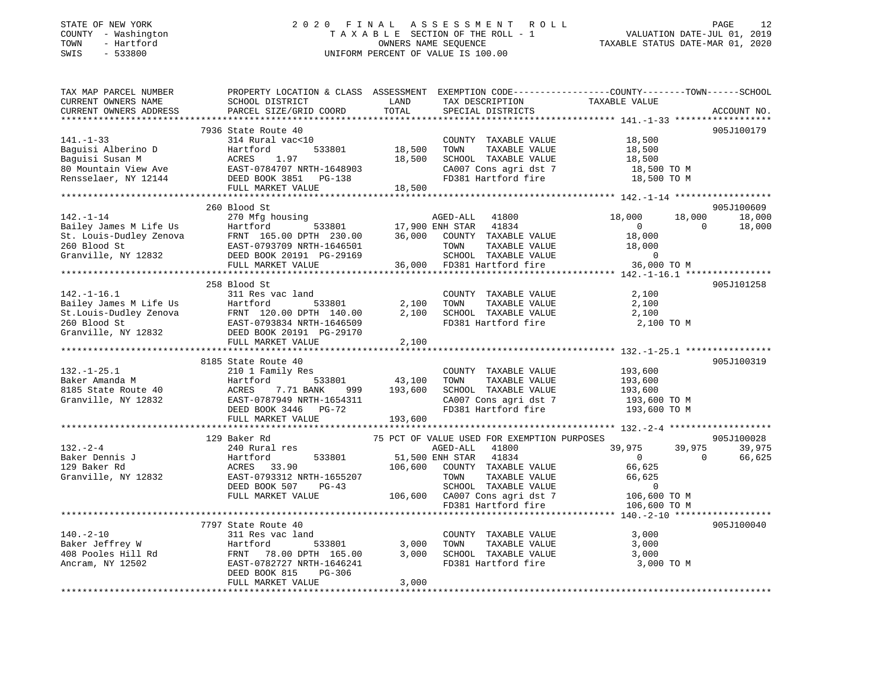STATE OF NEW YORK
COUNTY - Washington
TOWN - Hartford
SWIS - 533800

2020 FINAL ASSESSMENT ROLL
TAXABLE SECTION OF THE ROLL - 1
OWNERS NAME SEQUENCE
UNIFORM PERCENT OF VALUE IS 100.00

VALUATION DATE-JUL 01, 2019
TAXABLE STATUS DATE-MAR 01, 2020

```
TAX MAP PARCEL NUMBER          PROPERTY LOCATION & CLASS  ASSESSMENT  EXEMPTION CODE-----------------COUNTY--------TOWN------SCHOOL
CURRENT OWNERS NAME            SCHOOL DISTRICT               LAND      TAX DESCRIPTION              TAXABLE VALUE
CURRENT OWNERS ADDRESS         PARCEL SIZE/GRID COORD        TOTAL     SPECIAL DISTRICTS                                    ACCOUNT NO.
******************************************************************************************************* 141.-1-33 ******************
                    7936 State Route 40                                                                              905J100179
141.-1-33                      314 Rural vac<10                         COUNTY  TAXABLE VALUE          18,500
Baguisi Alberino D             Hartford        533801       18,500      TOWN    TAXABLE VALUE          18,500
Baguisi Susan M                ACRES    1.97                18,500      SCHOOL  TAXABLE VALUE          18,500
80 Mountain View Ave           EAST-0784707 NRTH-1648903                CA007 Cons agri dst 7           18,500 TO M
Rensselaer, NY 12144           DEED BOOK 3851   PG-138                  FD381 Hartford fire             18,500 TO M
                               FULL MARKET VALUE            18,500
******************************************************************************************************* 142.-1-14 ******************
                    260 Blood St                                                                                     905J100609
142.-1-14                      270 Mfg housing                          AGED-ALL   41800           18,000      18,000      18,000
Bailey James M Life Us         Hartford        533801       17,900 ENH STAR   41834                0           0      18,000
St. Louis-Dudley Zenova        FRNT 165.00 DPTH 230.00      36,000   COUNTY  TAXABLE VALUE          18,000
260 Blood St                   EAST-0793709 NRTH-1646501                TOWN    TAXABLE VALUE          18,000
Granville, NY 12832            DEED BOOK 20191 PG-29169                 SCHOOL  TAXABLE VALUE               0
                               FULL MARKET VALUE            36,000   FD381 Hartford fire             36,000 TO M
******************************************************************************************************* 142.-1-16.1 ****************
                    258 Blood St                                                                                     905J101258
142.-1-16.1                    311 Res vac land                         COUNTY  TAXABLE VALUE           2,100
Bailey James M Life Us         Hartford        533801        2,100      TOWN    TAXABLE VALUE           2,100
St.Louis-Dudley Zenova         FRNT 120.00 DPTH 140.00       2,100      SCHOOL  TAXABLE VALUE           2,100
260 Blood St                   EAST-0793834 NRTH-1646509                FD381 Hartford fire              2,100 TO M
Granville, NY 12832            DEED BOOK 20191 PG-29170
                               FULL MARKET VALUE             2,100
******************************************************************************************************* 132.-1-25.1 ****************
                    8185 State Route 40                                                                              905J100319
132.-1-25.1                    210 1 Family Res                         COUNTY  TAXABLE VALUE         193,600
Baker Amanda M                 Hartford        533801       43,100      TOWN    TAXABLE VALUE         193,600
8185 State Route 40            ACRES    7.71 BANK     999  193,600      SCHOOL  TAXABLE VALUE         193,600
Granville, NY 12832            EAST-0787949 NRTH-1654311                CA007 Cons agri dst 7          193,600 TO M
                               DEED BOOK 3446   PG-72                   FD381 Hartford fire            193,600 TO M
                               FULL MARKET VALUE           193,600
******************************************************************************************************* 132.-2-4 *******************
                    129 Baker Rd                              75 PCT OF VALUE USED FOR EXEMPTION PURPOSES            905J100028
132.-2-4                       240 Rural res                            AGED-ALL   41800           39,975      39,975      39,975
Baker Dennis J                 Hartford        533801       51,500 ENH STAR   41834                0           0      66,625
129 Baker Rd                   ACRES   33.90               106,600   COUNTY  TAXABLE VALUE          66,625
Granville, NY 12832            EAST-0793312 NRTH-1655207                TOWN    TAXABLE VALUE          66,625
                               DEED BOOK 507    PG-43                   SCHOOL  TAXABLE VALUE               0
                               FULL MARKET VALUE           106,600   CA007 Cons agri dst 7          106,600 TO M
                                                                        FD381 Hartford fire            106,600 TO M
******************************************************************************************************* 140.-2-10 ******************
                    7797 State Route 40                                                                              905J100040
140.-2-10                      311 Res vac land                         COUNTY  TAXABLE VALUE           3,000
Baker Jeffrey W                Hartford        533801        3,000      TOWN    TAXABLE VALUE           3,000
408 Pooles Hill Rd             FRNT  78.00 DPTH 165.00       3,000      SCHOOL  TAXABLE VALUE           3,000
Ancram, NY 12502               EAST-0782727 NRTH-1646241                FD381 Hartford fire              3,000 TO M
                               DEED BOOK 815    PG-306
                               FULL MARKET VALUE             3,000
************************************************************************************************************************************
```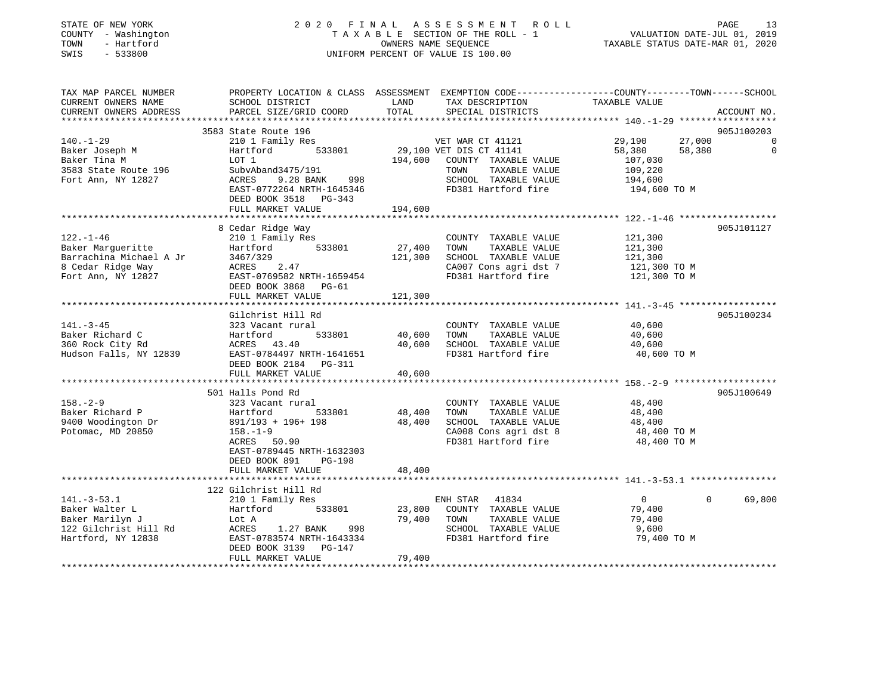STATE OF NEW YORK
COUNTY - Washington
TOWN - Hartford
SWIS - 533800

2020 FINAL ASSESSMENT ROLL
TAXABLE SECTION OF THE ROLL - 1
OWNERS NAME SEQUENCE
UNIFORM PERCENT OF VALUE IS 100.00

VALUATION DATE-JUL 01, 2019
TAXABLE STATUS DATE-MAR 01, 2020

| TAX MAP PARCEL NUMBER / CURRENT OWNERS NAME / CURRENT OWNERS ADDRESS | PROPERTY LOCATION & CLASS / SCHOOL DISTRICT / PARCEL SIZE/GRID COORD | ASSESSMENT LAND / TOTAL | EXEMPTION CODE / TAX DESCRIPTION / SPECIAL DISTRICTS | COUNTY | TOWN | SCHOOL | ACCOUNT NO. |
|---|---|---|---|---|---|---|---|
| 140.-1-29 | 3583 State Route 196 | | | | | | 905J100203 |
| | 210 1 Family Res | | VET WAR CT 41121 | 29,190 | 27,000 | 0 | |
| Baker Joseph M | Hartford 533801 | 29,100 | VET DIS CT 41141 | 58,380 | 58,380 | 0 | |
| Baker Tina M | LOT 1 | 194,600 | COUNTY TAXABLE VALUE | 107,030 | | | |
| 3583 State Route 196 | SubvAband3475/191 | | TOWN TAXABLE VALUE | | 109,220 | | |
| Fort Ann, NY 12827 | ACRES 9.28 BANK 998 | | SCHOOL TAXABLE VALUE | | | 194,600 | |
| | EAST-0772264 NRTH-1645346 | | FD381 Hartford fire | 194,600 TO M | | | |
| | DEED BOOK 3518 PG-343 | | | | | | |
| | FULL MARKET VALUE | 194,600 | | | | | |
| 122.-1-46 | 8 Cedar Ridge Way | | | | | | 905J101127 |
| | 210 1 Family Res | | COUNTY TAXABLE VALUE | 121,300 | | | |
| Baker Margueritte | Hartford 533801 | 27,400 | TOWN TAXABLE VALUE | | 121,300 | | |
| Barrachina Michael A Jr | 3467/329 | 121,300 | SCHOOL TAXABLE VALUE | | | 121,300 | |
| 8 Cedar Ridge Way | ACRES 2.47 | | CA007 Cons agri dst 7 | 121,300 TO M | | | |
| Fort Ann, NY 12827 | EAST-0769582 NRTH-1659454 | | FD381 Hartford fire | 121,300 TO M | | | |
| | DEED BOOK 3868 PG-61 | | | | | | |
| | FULL MARKET VALUE | 121,300 | | | | | |
| 141.-3-45 | Gilchrist Hill Rd | | | | | | 905J100234 |
| | 323 Vacant rural | | COUNTY TAXABLE VALUE | 40,600 | | | |
| Baker Richard C | Hartford 533801 | 40,600 | TOWN TAXABLE VALUE | | 40,600 | | |
| 360 Rock City Rd | ACRES 43.40 | 40,600 | SCHOOL TAXABLE VALUE | | | 40,600 | |
| Hudson Falls, NY 12839 | EAST-0784497 NRTH-1641651 | | FD381 Hartford fire | 40,600 TO M | | | |
| | DEED BOOK 2184 PG-311 | | | | | | |
| | FULL MARKET VALUE | 40,600 | | | | | |
| 158.-2-9 | 501 Halls Pond Rd | | | | | | 905J100649 |
| | 323 Vacant rural | | COUNTY TAXABLE VALUE | 48,400 | | | |
| Baker Richard P | Hartford 533801 | 48,400 | TOWN TAXABLE VALUE | | 48,400 | | |
| 9400 Woodington Dr | 891/193 + 196+ 198 | 48,400 | SCHOOL TAXABLE VALUE | | | 48,400 | |
| Potomac, MD 20850 | 158.-1-9 | | CA008 Cons agri dst 8 | 48,400 TO M | | | |
| | ACRES 50.90 | | FD381 Hartford fire | 48,400 TO M | | | |
| | EAST-0789445 NRTH-1632303 | | | | | | |
| | DEED BOOK 891 PG-198 | | | | | | |
| | FULL MARKET VALUE | 48,400 | | | | | |
| 141.-3-53.1 | 122 Gilchrist Hill Rd | | | | | | |
| | 210 1 Family Res | | ENH STAR 41834 | 0 | 0 | 69,800 | |
| Baker Walter L | Hartford 533801 | 23,800 | COUNTY TAXABLE VALUE | 79,400 | | | |
| Baker Marilyn J | Lot A | 79,400 | TOWN TAXABLE VALUE | | 79,400 | | |
| 122 Gilchrist Hill Rd | ACRES 1.27 BANK 998 | | SCHOOL TAXABLE VALUE | | | 9,600 | |
| Hartford, NY 12838 | EAST-0783574 NRTH-1643334 | | FD381 Hartford fire | 79,400 TO M | | | |
| | DEED BOOK 3139 PG-147 | | | | | | |
| | FULL MARKET VALUE | 79,400 | | | | | |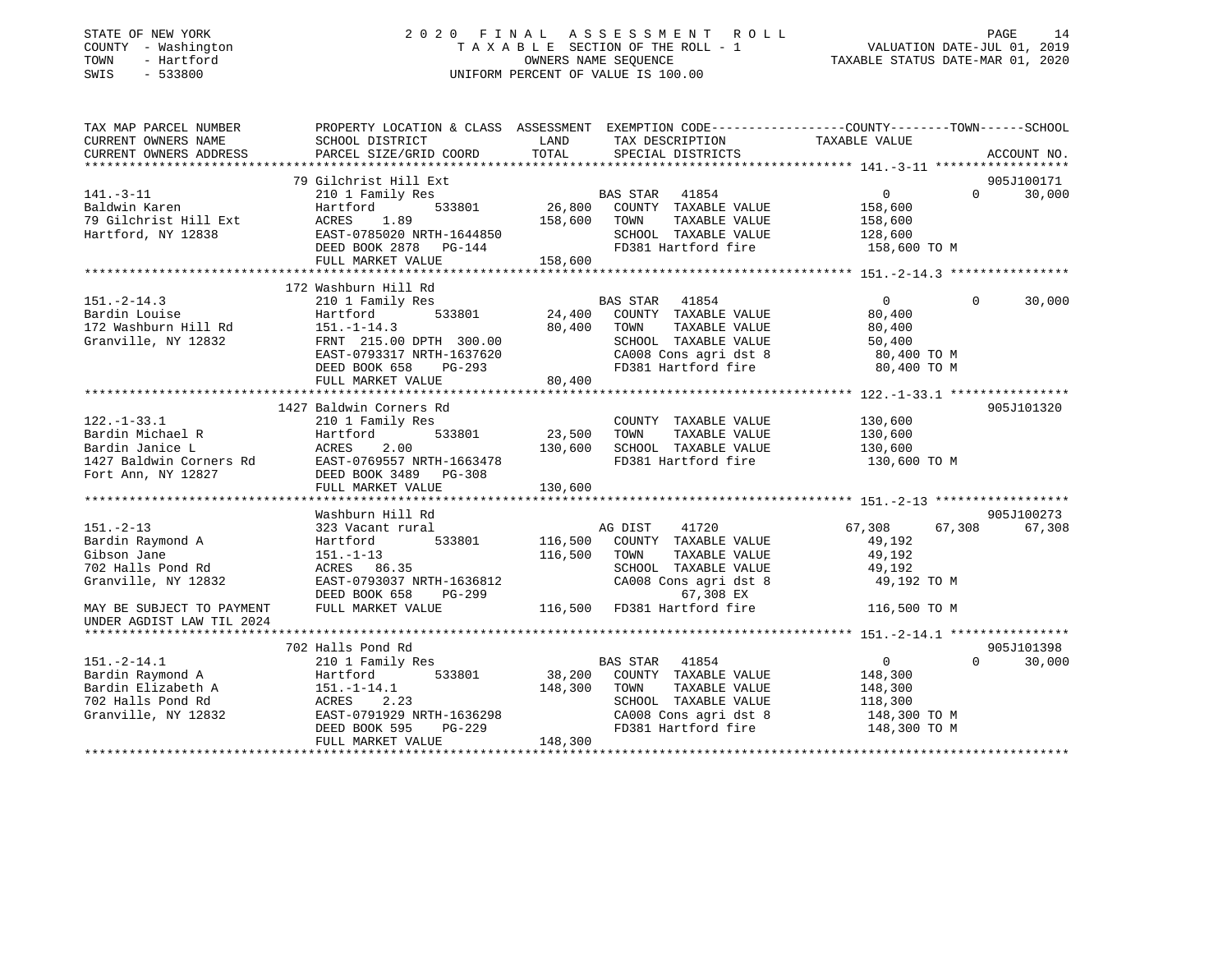STATE OF NEW YORK 2020 FINAL ASSESSMENT ROLL
COUNTY - Washington T A X A B L E SECTION OF THE ROLL - 1 VALUATION DATE-JUL 01, 2019
TOWN - Hartford OWNERS NAME SEQUENCE TAXABLE STATUS DATE-MAR 01, 2020
SWIS - 533800 UNIFORM PERCENT OF VALUE IS 100.00

```
TAX MAP PARCEL NUMBER          PROPERTY LOCATION & CLASS  ASSESSMENT  EXEMPTION CODE-----------------COUNTY--------TOWN------SCHOOL
CURRENT OWNERS NAME            SCHOOL DISTRICT               LAND      TAX DESCRIPTION            TAXABLE VALUE
CURRENT OWNERS ADDRESS         PARCEL SIZE/GRID COORD        TOTAL     SPECIAL DISTRICTS                                  ACCOUNT NO.
*********************************************************************************************** 141.-3-11 ******************
                               79 Gilchrist Hill Ext                                                                      905J100171
141.-3-11                      210 1 Family Res                        BAS STAR   41854             0            0      30,000
Baldwin Karen                  Hartford          533801       26,800   COUNTY  TAXABLE VALUE      158,600
79 Gilchrist Hill Ext          ACRES    1.89                 158,600   TOWN    TAXABLE VALUE      158,600
Hartford, NY 12838             EAST-0785020 NRTH-1644850               SCHOOL  TAXABLE VALUE      128,600
                               DEED BOOK 2878   PG-144                 FD381 Hartford fire         158,600 TO M
                               FULL MARKET VALUE             158,600
*********************************************************************************************** 151.-2-14.3 ****************
                               172 Washburn Hill Rd
151.-2-14.3                    210 1 Family Res                        BAS STAR   41854             0            0      30,000
Bardin Louise                  Hartford          533801       24,400   COUNTY  TAXABLE VALUE       80,400
172 Washburn Hill Rd           151.-1-14.3                    80,400   TOWN    TAXABLE VALUE       80,400
Granville, NY 12832            FRNT 215.00 DPTH 300.00                 SCHOOL  TAXABLE VALUE       50,400
                               EAST-0793317 NRTH-1637620               CA008 Cons agri dst 8        80,400 TO M
                               DEED BOOK 658    PG-293                 FD381 Hartford fire          80,400 TO M
                               FULL MARKET VALUE              80,400
*********************************************************************************************** 122.-1-33.1 ****************
                               1427 Baldwin Corners Rd                                                                    905J101320
122.-1-33.1                    210 1 Family Res                        COUNTY  TAXABLE VALUE      130,600
Bardin Michael R               Hartford          533801       23,500   TOWN    TAXABLE VALUE      130,600
Bardin Janice L                ACRES    2.00                 130,600   SCHOOL  TAXABLE VALUE      130,600
1427 Baldwin Corners Rd        EAST-0769557 NRTH-1663478               FD381 Hartford fire         130,600 TO M
Fort Ann, NY 12827             DEED BOOK 3489   PG-308
                               FULL MARKET VALUE             130,600
*********************************************************************************************** 151.-2-13 ******************
                               Washburn Hill Rd                                                                           905J100273
151.-2-13                      323 Vacant rural                        AG DIST    41720        67,308       67,308      67,308
Bardin Raymond A               Hartford          533801      116,500   COUNTY  TAXABLE VALUE       49,192
Gibson Jane                    151.-1-13                     116,500   TOWN    TAXABLE VALUE       49,192
702 Halls Pond Rd              ACRES   86.35                           SCHOOL  TAXABLE VALUE       49,192
Granville, NY 12832            EAST-0793037 NRTH-1636812               CA008 Cons agri dst 8        49,192 TO M
                               DEED BOOK 658    PG-299                       67,308 EX
MAY BE SUBJECT TO PAYMENT      FULL MARKET VALUE             116,500   FD381 Hartford fire         116,500 TO M
UNDER AGDIST LAW TIL 2024
*********************************************************************************************** 151.-2-14.1 ****************
                               702 Halls Pond Rd                                                                          905J101398
151.-2-14.1                    210 1 Family Res                        BAS STAR   41854             0            0      30,000
Bardin Raymond A               Hartford          533801       38,200   COUNTY  TAXABLE VALUE      148,300
Bardin Elizabeth A             151.-1-14.1                   148,300   TOWN    TAXABLE VALUE      148,300
702 Halls Pond Rd              ACRES    2.23                           SCHOOL  TAXABLE VALUE      118,300
Granville, NY 12832            EAST-0791929 NRTH-1636298               CA008 Cons agri dst 8       148,300 TO M
                               DEED BOOK 595    PG-229                 FD381 Hartford fire         148,300 TO M
                               FULL MARKET VALUE             148,300
****************************************************************************************************************************
```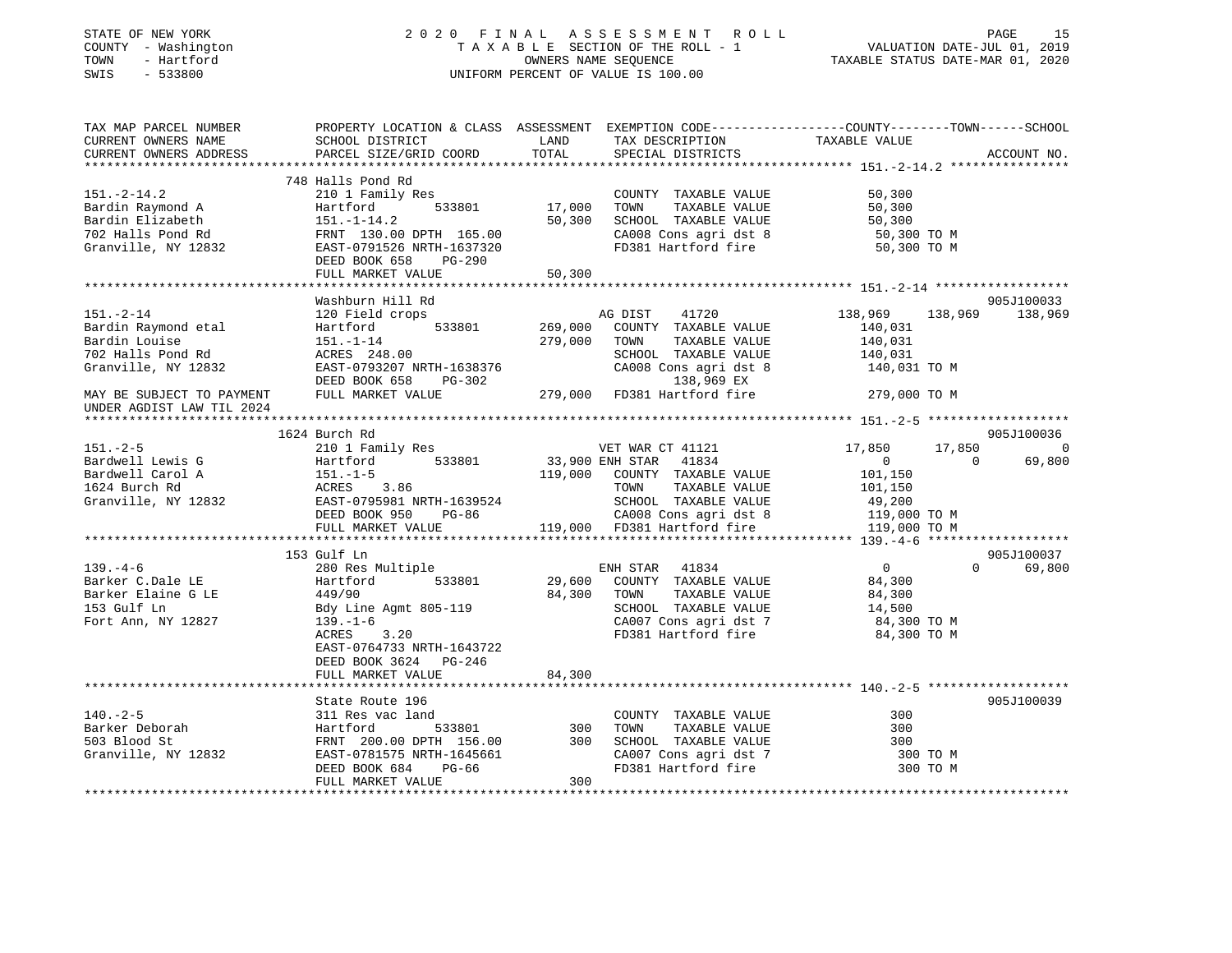STATE OF NEW YORK
COUNTY - Washington
TOWN - Hartford
SWIS - 533800

2020 FINAL ASSESSMENT ROLL
TAXABLE SECTION OF THE ROLL - 1
OWNERS NAME SEQUENCE
UNIFORM PERCENT OF VALUE IS 100.00

VALUATION DATE-JUL 01, 2019
TAXABLE STATUS DATE-MAR 01, 2020

```
TAX MAP PARCEL NUMBER          PROPERTY LOCATION & CLASS  ASSESSMENT  EXEMPTION CODE------------------COUNTY--------TOWN------SCHOOL
CURRENT OWNERS NAME            SCHOOL DISTRICT              LAND      TAX DESCRIPTION              TAXABLE VALUE
CURRENT OWNERS ADDRESS         PARCEL SIZE/GRID COORD       TOTAL     SPECIAL DISTRICTS                                     ACCOUNT NO.
*********************************************************************************************** 151.-2-14.2 ****************
                               748 Halls Pond Rd
151.-2-14.2                    210 1 Family Res                       COUNTY  TAXABLE VALUE            50,300
Bardin Raymond A               Hartford          533801       17,000  TOWN    TAXABLE VALUE            50,300
Bardin Elizabeth               151.-1-14.2                    50,300  SCHOOL  TAXABLE VALUE            50,300
702 Halls Pond Rd              FRNT 130.00 DPTH 165.00                CA008 Cons agri dst 8             50,300 TO M
Granville, NY 12832            EAST-0791526 NRTH-1637320              FD381 Hartford fire               50,300 TO M
                               DEED BOOK 658    PG-290
                               FULL MARKET VALUE              50,300
*********************************************************************************************** 151.-2-14 ******************
                               Washburn Hill Rd                                                                 905J100033
151.-2-14                      120 Field crops                        AG DIST     41720           138,969    138,969    138,969
Bardin Raymond etal            Hartford          533801      269,000  COUNTY  TAXABLE VALUE           140,031
Bardin Louise                  151.-1-14                     279,000  TOWN    TAXABLE VALUE           140,031
702 Halls Pond Rd              ACRES 248.00                           SCHOOL  TAXABLE VALUE           140,031
Granville, NY 12832            EAST-0793207 NRTH-1638376              CA008 Cons agri dst 8            140,031 TO M
                               DEED BOOK 658    PG-302                      138,969 EX
MAY BE SUBJECT TO PAYMENT      FULL MARKET VALUE             279,000  FD381 Hartford fire              279,000 TO M
UNDER AGDIST LAW TIL 2024
*********************************************************************************************** 151.-2-5 *******************
                               1624 Burch Rd                                                                    905J100036
151.-2-5                       210 1 Family Res                       VET WAR CT 41121             17,850     17,850          0
Bardwell Lewis G               Hartford          533801       33,900 ENH STAR  41834                    0          0     69,800
Bardwell Carol A               151.-1-5                      119,000  COUNTY  TAXABLE VALUE           101,150
1624 Burch Rd                  ACRES    3.86                          TOWN    TAXABLE VALUE           101,150
Granville, NY 12832            EAST-0795981 NRTH-1639524              SCHOOL  TAXABLE VALUE            49,200
                               DEED BOOK 950    PG-86                 CA008 Cons agri dst 8            119,000 TO M
                               FULL MARKET VALUE             119,000  FD381 Hartford fire              119,000 TO M
*********************************************************************************************** 139.-4-6 *******************
                               153 Gulf Ln                                                                      905J100037
139.-4-6                       280 Res Multiple                       ENH STAR    41834                 0          0     69,800
Barker C.Dale LE               Hartford          533801       29,600  COUNTY  TAXABLE VALUE            84,300
Barker Elaine G LE             449/90                         84,300  TOWN    TAXABLE VALUE            84,300
153 Gulf Ln                    Bdy Line Agmt 805-119                  SCHOOL  TAXABLE VALUE            14,500
Fort Ann, NY 12827             139.-1-6                               CA007 Cons agri dst 7             84,300 TO M
                               ACRES    3.20                          FD381 Hartford fire               84,300 TO M
                               EAST-0764733 NRTH-1643722
                               DEED BOOK 3624   PG-246
                               FULL MARKET VALUE              84,300
*********************************************************************************************** 140.-2-5 *******************
                               State Route 196                                                                  905J100039
140.-2-5                       311 Res vac land                       COUNTY  TAXABLE VALUE               300
Barker Deborah                 Hartford          533801          300  TOWN    TAXABLE VALUE               300
503 Blood St                   FRNT 200.00 DPTH 156.00           300  SCHOOL  TAXABLE VALUE               300
Granville, NY 12832            EAST-0781575 NRTH-1645661              CA007 Cons agri dst 7                300 TO M
                               DEED BOOK 684    PG-66                 FD381 Hartford fire                  300 TO M
                               FULL MARKET VALUE                 300
****************************************************************************************************************************
```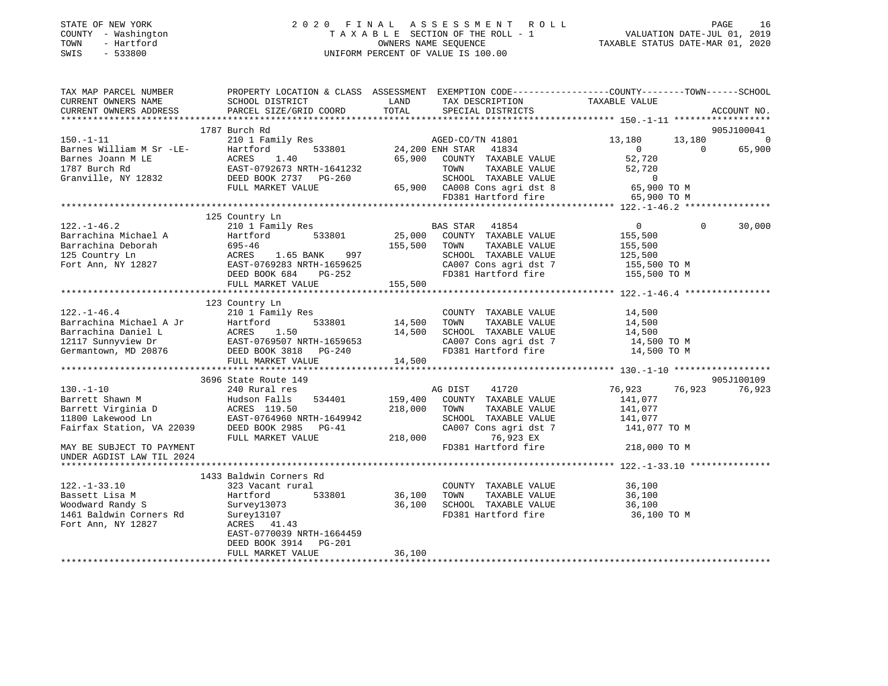STATE OF NEW YORK
COUNTY - Washington
TOWN - Hartford
SWIS - 533800

# 2020 FINAL ASSESSMENT ROLL

TAXABLE SECTION OF THE ROLL - 1
OWNERS NAME SEQUENCE
UNIFORM PERCENT OF VALUE IS 100.00

VALUATION DATE-JUL 01, 2019
TAXABLE STATUS DATE-MAR 01, 2020

| TAX MAP PARCEL NUMBER / CURRENT OWNERS NAME / CURRENT OWNERS ADDRESS | PROPERTY LOCATION & CLASS / SCHOOL DISTRICT / PARCEL SIZE/GRID COORD | ASSESSMENT LAND | TOTAL | EXEMPTION CODE / TAX DESCRIPTION / SPECIAL DISTRICTS | COUNTY TAXABLE VALUE | TOWN | SCHOOL | ACCOUNT NO. |
|---|---|---|---|---|---|---|---|---|
| 150.-1-11 | 1787 Burch Rd | | | | | | | 905J100041 |
| 150.-1-11 | 210 1 Family Res | | | AGED-CO/TN 41801 | 13,180 | 13,180 | 0 | |
| Barnes William M Sr -LE- | Hartford 533801 | 24,200 | | ENH STAR 41834 | 0 | 0 | 65,900 | |
| Barnes Joann M LE | ACRES 1.40 | | 65,900 | COUNTY TAXABLE VALUE | 52,720 | | | |
| 1787 Burch Rd | EAST-0792673 NRTH-1641232 | | | TOWN TAXABLE VALUE | 52,720 | | | |
| Granville, NY 12832 | DEED BOOK 2737 PG-260 | | | SCHOOL TAXABLE VALUE | 0 | | | |
| | FULL MARKET VALUE | | 65,900 | CA008 Cons agri dst 8 | 65,900 TO M | | | |
| | | | | FD381 Hartford fire | 65,900 TO M | | | |
| 122.-1-46.2 | 125 Country Ln | | | | | | | |
| 122.-1-46.2 | 210 1 Family Res | | | BAS STAR 41854 | 0 | 0 | 30,000 | |
| Barrachina Michael A | Hartford 533801 | 25,000 | | COUNTY TAXABLE VALUE | 155,500 | | | |
| Barrachina Deborah | 695-46 | | 155,500 | TOWN TAXABLE VALUE | 155,500 | | | |
| 125 Country Ln | ACRES 1.65 BANK 997 | | | SCHOOL TAXABLE VALUE | 125,500 | | | |
| Fort Ann, NY 12827 | EAST-0769283 NRTH-1659625 | | | CA007 Cons agri dst 7 | 155,500 TO M | | | |
| | DEED BOOK 684 PG-252 | | | FD381 Hartford fire | 155,500 TO M | | | |
| | FULL MARKET VALUE | | 155,500 | | | | | |
| 122.-1-46.4 | 123 Country Ln | | | | | | | |
| 122.-1-46.4 | 210 1 Family Res | | | COUNTY TAXABLE VALUE | 14,500 | | | |
| Barrachina Michael A Jr | Hartford 533801 | 14,500 | | TOWN TAXABLE VALUE | 14,500 | | | |
| Barrachina Daniel L | ACRES 1.50 | | 14,500 | SCHOOL TAXABLE VALUE | 14,500 | | | |
| 12117 Sunnyview Dr | EAST-0769507 NRTH-1659653 | | | CA007 Cons agri dst 7 | 14,500 TO M | | | |
| Germantown, MD 20876 | DEED BOOK 3818 PG-240 | | | FD381 Hartford fire | 14,500 TO M | | | |
| | FULL MARKET VALUE | | 14,500 | | | | | |
| 130.-1-10 | 3696 State Route 149 | | | | | | | 905J100109 |
| 130.-1-10 | 240 Rural res | | | AG DIST 41720 | 76,923 | 76,923 | 76,923 | |
| Barrett Shawn M | Hudson Falls 534401 | 159,400 | | COUNTY TAXABLE VALUE | 141,077 | | | |
| Barrett Virginia D | ACRES 119.50 | | 218,000 | TOWN TAXABLE VALUE | 141,077 | | | |
| 11800 Lakewood Ln | EAST-0764960 NRTH-1649942 | | | SCHOOL TAXABLE VALUE | 141,077 | | | |
| Fairfax Station, VA 22039 | DEED BOOK 2985 PG-41 | | | CA007 Cons agri dst 7 | 141,077 TO M | | | |
| | FULL MARKET VALUE | | 218,000 | 76,923 EX | | | | |
| MAY BE SUBJECT TO PAYMENT UNDER AGDIST LAW TIL 2024 | | | | FD381 Hartford fire | 218,000 TO M | | | |
| 122.-1-33.10 | 1433 Baldwin Corners Rd | | | | | | | |
| 122.-1-33.10 | 323 Vacant rural | | | COUNTY TAXABLE VALUE | 36,100 | | | |
| Bassett Lisa M | Hartford 533801 | 36,100 | | TOWN TAXABLE VALUE | 36,100 | | | |
| Woodward Randy S | Survey13073 | | 36,100 | SCHOOL TAXABLE VALUE | 36,100 | | | |
| 1461 Baldwin Corners Rd | Surey13107 | | | FD381 Hartford fire | 36,100 TO M | | | |
| Fort Ann, NY 12827 | ACRES 41.43 | | | | | | | |
| | EAST-0770039 NRTH-1664459 | | | | | | | |
| | DEED BOOK 3914 PG-201 | | | | | | | |
| | FULL MARKET VALUE | | 36,100 | | | | | |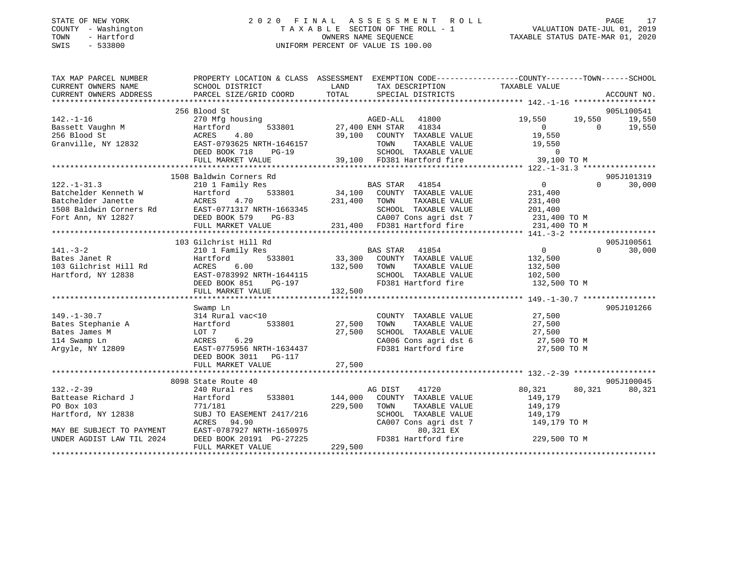STATE OF NEW YORK
COUNTY - Washington
TOWN - Hartford
SWIS - 533800

# 2020 FINAL ASSESSMENT ROLL

TAXABLE SECTION OF THE ROLL - 1
OWNERS NAME SEQUENCE
UNIFORM PERCENT OF VALUE IS 100.00

VALUATION DATE-JUL 01, 2019
TAXABLE STATUS DATE-MAR 01, 2020

| TAX MAP PARCEL NUMBER / CURRENT OWNERS NAME / CURRENT OWNERS ADDRESS | PROPERTY LOCATION & CLASS / SCHOOL DISTRICT / PARCEL SIZE/GRID COORD | ASSESSMENT LAND / TOTAL | EXEMPTION CODE / TAX DESCRIPTION / SPECIAL DISTRICTS | COUNTY TAXABLE VALUE | TOWN | SCHOOL | ACCOUNT NO. |
|---|---|---|---|---|---|---|---|
| 142.-1-16 | 256 Blood St | | | | | | 905L100541 |
| | 270 Mfg housing | | AGED-ALL 41800 | 19,550 | 19,550 | 19,550 | |
| Bassett Vaughn M | Hartford 533801 | 27,400 | ENH STAR 41834 | 0 | 0 | 19,550 | |
| 256 Blood St | ACRES 4.80 | 39,100 | COUNTY TAXABLE VALUE | 19,550 | | | |
| Granville, NY 12832 | EAST-0793625 NRTH-1646157 | | TOWN TAXABLE VALUE | 19,550 | | | |
| | DEED BOOK 718 PG-19 | | SCHOOL TAXABLE VALUE | 0 | | | |
| | FULL MARKET VALUE | 39,100 | FD381 Hartford fire | 39,100 TO M | | | |
| 122.-1-31.3 | 1508 Baldwin Corners Rd | | | | | | 905J101319 |
| | 210 1 Family Res | | BAS STAR 41854 | 0 | 0 | 30,000 | |
| Batchelder Kenneth W | Hartford 533801 | 34,100 | COUNTY TAXABLE VALUE | 231,400 | | | |
| Batchelder Janette | ACRES 4.70 | 231,400 | TOWN TAXABLE VALUE | 231,400 | | | |
| 1508 Baldwin Corners Rd | EAST-0771317 NRTH-1663345 | | SCHOOL TAXABLE VALUE | 201,400 | | | |
| Fort Ann, NY 12827 | DEED BOOK 579 PG-83 | | CA007 Cons agri dst 7 | 231,400 TO M | | | |
| | FULL MARKET VALUE | 231,400 | FD381 Hartford fire | 231,400 TO M | | | |
| 141.-3-2 | 103 Gilchrist Hill Rd | | | | | | 905J100561 |
| | 210 1 Family Res | | BAS STAR 41854 | 0 | 0 | 30,000 | |
| Bates Janet R | Hartford 533801 | 33,300 | COUNTY TAXABLE VALUE | 132,500 | | | |
| 103 Gilchrist Hill Rd | ACRES 6.00 | 132,500 | TOWN TAXABLE VALUE | 132,500 | | | |
| Hartford, NY 12838 | EAST-0783992 NRTH-1644115 | | SCHOOL TAXABLE VALUE | 102,500 | | | |
| | DEED BOOK 851 PG-197 | | FD381 Hartford fire | 132,500 TO M | | | |
| | FULL MARKET VALUE | 132,500 | | | | | |
| 149.-1-30.7 | Swamp Ln | | | | | | 905J101266 |
| | 314 Rural vac<10 | | COUNTY TAXABLE VALUE | 27,500 | | | |
| Bates Stephanie A | Hartford 533801 | 27,500 | TOWN TAXABLE VALUE | 27,500 | | | |
| Bates James M | LOT 7 | 27,500 | SCHOOL TAXABLE VALUE | 27,500 | | | |
| 114 Swamp Ln | ACRES 6.29 | | CA006 Cons agri dst 6 | 27,500 TO M | | | |
| Argyle, NY 12809 | EAST-0775956 NRTH-1634437 | | FD381 Hartford fire | 27,500 TO M | | | |
| | DEED BOOK 3011 PG-117 | | | | | | |
| | FULL MARKET VALUE | 27,500 | | | | | |
| 132.-2-39 | 8098 State Route 40 | | | | | | 905J100045 |
| | 240 Rural res | | AG DIST 41720 | 80,321 | 80,321 | 80,321 | |
| Battease Richard J | Hartford 533801 | 144,000 | COUNTY TAXABLE VALUE | 149,179 | | | |
| PO Box 103 | 771/181 | 229,500 | TOWN TAXABLE VALUE | 149,179 | | | |
| Hartford, NY 12838 | SUBJ TO EASEMENT 2417/216 | | SCHOOL TAXABLE VALUE | 149,179 | | | |
| | ACRES 94.90 | | CA007 Cons agri dst 7 | 149,179 TO M | | | |
| MAY BE SUBJECT TO PAYMENT | EAST-0787927 NRTH-1650975 | | 80,321 EX | | | | |
| UNDER AGDIST LAW TIL 2024 | DEED BOOK 20191 PG-27225 | | FD381 Hartford fire | 229,500 TO M | | | |
| | FULL MARKET VALUE | 229,500 | | | | | |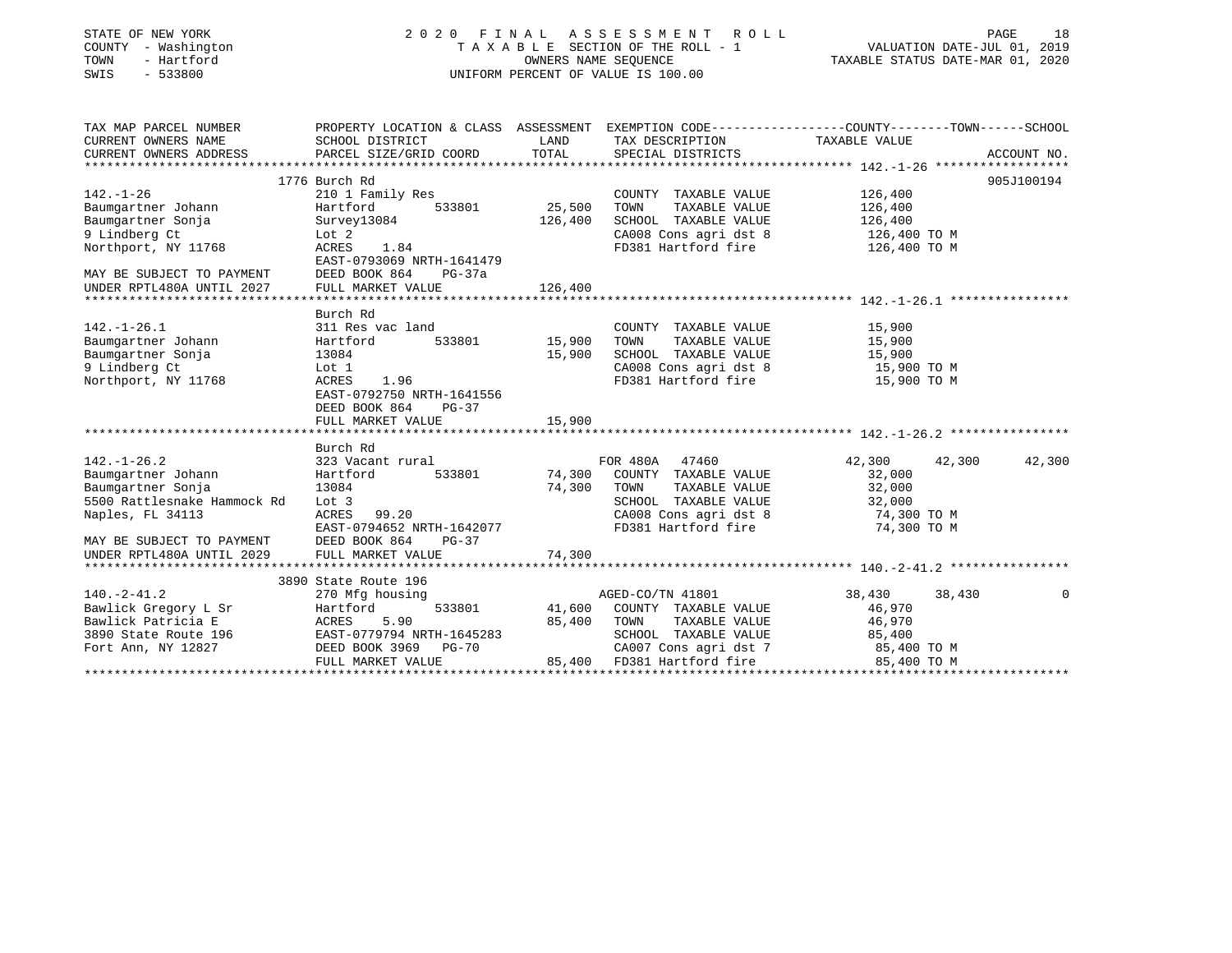STATE OF NEW YORK
COUNTY - Washington
TOWN - Hartford
SWIS - 533800

2020 FINAL ASSESSMENT ROLL
TAXABLE SECTION OF THE ROLL - 1
OWNERS NAME SEQUENCE
UNIFORM PERCENT OF VALUE IS 100.00

VALUATION DATE-JUL 01, 2019
TAXABLE STATUS DATE-MAR 01, 2020

| TAX MAP PARCEL NUMBER / CURRENT OWNERS NAME / CURRENT OWNERS ADDRESS | PROPERTY LOCATION & CLASS / SCHOOL DISTRICT / PARCEL SIZE/GRID COORD | ASSESSMENT LAND | TOTAL | EXEMPTION CODE / TAX DESCRIPTION / SPECIAL DISTRICTS | COUNTY TAXABLE VALUE | TOWN | SCHOOL | ACCOUNT NO. |
|---|---|---|---|---|---|---|---|---|
| **142.-1-26** | 1776 Burch Rd | | | | | | | 905J100194 |
| 142.-1-26 | 210 1 Family Res | | | COUNTY TAXABLE VALUE | 126,400 | | | |
| Baumgartner Johann | Hartford 533801 | 25,500 | | TOWN TAXABLE VALUE | 126,400 | | | |
| Baumgartner Sonja | Survey13084 | | 126,400 | SCHOOL TAXABLE VALUE | 126,400 | | | |
| 9 Lindberg Ct | Lot 2 | | | CA008 Cons agri dst 8 | 126,400 TO M | | | |
| Northport, NY 11768 | ACRES 1.84 | | | FD381 Hartford fire | 126,400 TO M | | | |
| | EAST-0793069 NRTH-1641479 | | | | | | | |
| MAY BE SUBJECT TO PAYMENT | DEED BOOK 864 PG-37a | | | | | | | |
| UNDER RPTL480A UNTIL 2027 | FULL MARKET VALUE | | 126,400 | | | | | |
| **142.-1-26.1** | Burch Rd | | | | | | | |
| 142.-1-26.1 | 311 Res vac land | | | COUNTY TAXABLE VALUE | 15,900 | | | |
| Baumgartner Johann | Hartford 533801 | 15,900 | | TOWN TAXABLE VALUE | 15,900 | | | |
| Baumgartner Sonja | 13084 | | 15,900 | SCHOOL TAXABLE VALUE | 15,900 | | | |
| 9 Lindberg Ct | Lot 1 | | | CA008 Cons agri dst 8 | 15,900 TO M | | | |
| Northport, NY 11768 | ACRES 1.96 | | | FD381 Hartford fire | 15,900 TO M | | | |
| | EAST-0792750 NRTH-1641556 | | | | | | | |
| | DEED BOOK 864 PG-37 | | | | | | | |
| | FULL MARKET VALUE | | 15,900 | | | | | |
| **142.-1-26.2** | Burch Rd | | | | | | | |
| 142.-1-26.2 | 323 Vacant rural | | | FOR 480A 47460 | 42,300 | 42,300 | 42,300 | |
| Baumgartner Johann | Hartford 533801 | 74,300 | | COUNTY TAXABLE VALUE | 32,000 | | | |
| Baumgartner Sonja | 13084 | | 74,300 | TOWN TAXABLE VALUE | 32,000 | | | |
| 5500 Rattlesnake Hammock Rd | Lot 3 | | | SCHOOL TAXABLE VALUE | 32,000 | | | |
| Naples, FL 34113 | ACRES 99.20 | | | CA008 Cons agri dst 8 | 74,300 TO M | | | |
| | EAST-0794652 NRTH-1642077 | | | FD381 Hartford fire | 74,300 TO M | | | |
| MAY BE SUBJECT TO PAYMENT | DEED BOOK 864 PG-37 | | | | | | | |
| UNDER RPTL480A UNTIL 2029 | FULL MARKET VALUE | | 74,300 | | | | | |
| **140.-2-41.2** | 3890 State Route 196 | | | | | | | |
| 140.-2-41.2 | 270 Mfg housing | | | AGED-CO/TN 41801 | 38,430 | 38,430 | 0 | |
| Bawlick Gregory L Sr | Hartford 533801 | 41,600 | | COUNTY TAXABLE VALUE | 46,970 | | | |
| Bawlick Patricia E | ACRES 5.90 | | 85,400 | TOWN TAXABLE VALUE | 46,970 | | | |
| 3890 State Route 196 | EAST-0779794 NRTH-1645283 | | | SCHOOL TAXABLE VALUE | 85,400 | | | |
| Fort Ann, NY 12827 | DEED BOOK 3969 PG-70 | | | CA007 Cons agri dst 7 | 85,400 TO M | | | |
| | FULL MARKET VALUE | | 85,400 | FD381 Hartford fire | 85,400 TO M | | | |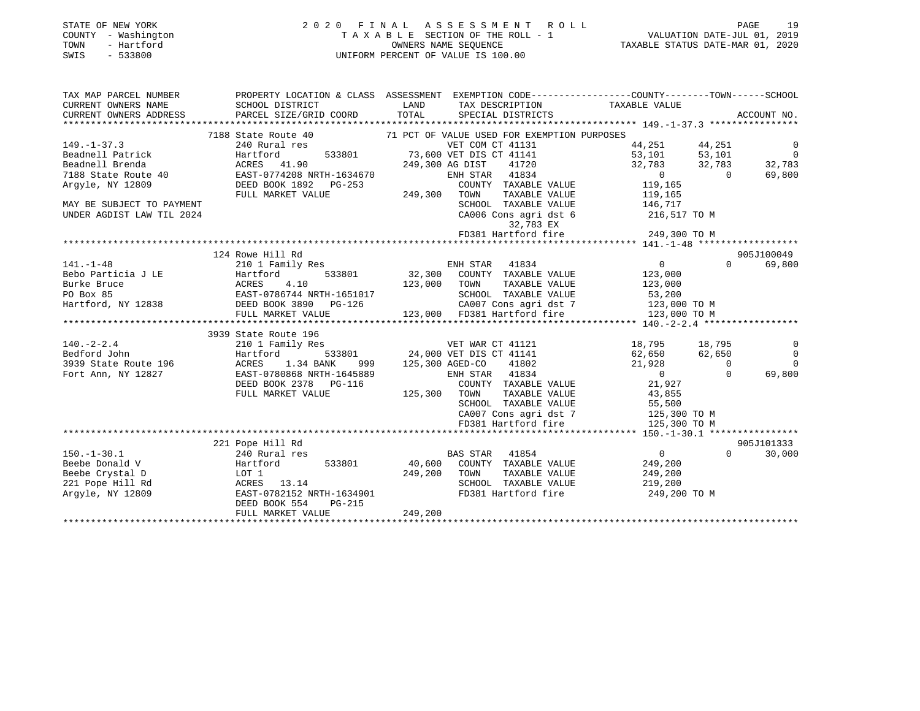STATE OF NEW YORK
COUNTY - Washington
TOWN - Hartford
SWIS - 533800

2020 FINAL ASSESSMENT ROLL
TAXABLE SECTION OF THE ROLL - 1
OWNERS NAME SEQUENCE
UNIFORM PERCENT OF VALUE IS 100.00

VALUATION DATE-JUL 01, 2019
TAXABLE STATUS DATE-MAR 01, 2020

```
TAX MAP PARCEL NUMBER        PROPERTY LOCATION & CLASS  ASSESSMENT  EXEMPTION CODE-----------------COUNTY--------TOWN------SCHOOL
CURRENT OWNERS NAME          SCHOOL DISTRICT               LAND      TAX DESCRIPTION            TAXABLE VALUE
CURRENT OWNERS ADDRESS       PARCEL SIZE/GRID COORD        TOTAL     SPECIAL DISTRICTS                                    ACCOUNT NO.
*********************************************************************************************** 149.-1-37.3 ****************
                        7188 State Route 40             71 PCT OF VALUE USED FOR EXEMPTION PURPOSES
149.-1-37.3                  240 Rural res                        VET COM CT 41131              44,251      44,251            0
Beadnell Patrick             Hartford         533801      73,600 VET DIS CT 41141              53,101      53,101            0
Beadnell Brenda              ACRES   41.90              249,300 AG DIST    41720              32,783      32,783       32,783
7188 State Route 40          EAST-0774208 NRTH-1634670           ENH STAR   41834                   0           0       69,800
Argyle, NY 12809             DEED BOOK 1892   PG-253               COUNTY  TAXABLE VALUE          119,165
                             FULL MARKET VALUE           249,300   TOWN    TAXABLE VALUE          119,165
MAY BE SUBJECT TO PAYMENT                                          SCHOOL  TAXABLE VALUE          146,717
UNDER AGDIST LAW TIL 2024                                          CA006 Cons agri dst 6          216,517 TO M
                                                                        32,783 EX
                                                                   FD381 Hartford fire            249,300 TO M
*********************************************************************************************** 141.-1-48 ******************
                        124 Rowe Hill Rd                                                                         905J100049
141.-1-48                    210 1 Family Res                     ENH STAR   41834                   0           0       69,800
Bebo Particia J LE           Hartford         533801      32,300   COUNTY  TAXABLE VALUE          123,000
Burke Bruce                  ACRES    4.10              123,000   TOWN    TAXABLE VALUE          123,000
PO Box 85                    EAST-0786744 NRTH-1651017            SCHOOL  TAXABLE VALUE           53,200
Hartford, NY 12838           DEED BOOK 3890   PG-126               CA007 Cons agri dst 7          123,000 TO M
                             FULL MARKET VALUE           123,000   FD381 Hartford fire            123,000 TO M
*********************************************************************************************** 140.-2-2.4 *****************
                        3939 State Route 196
140.-2-2.4                   210 1 Family Res                     VET WAR CT 41121              18,795      18,795            0
Bedford John                 Hartford         533801      24,000 VET DIS CT 41141              62,650      62,650            0
3939 State Route 196         ACRES    1.34 BANK    999   125,300 AGED-CO    41802              21,928           0            0
Fort Ann, NY 12827           EAST-0780868 NRTH-1645889            ENH STAR   41834                   0           0       69,800
                             DEED BOOK 2378   PG-116               COUNTY  TAXABLE VALUE           21,927
                             FULL MARKET VALUE           125,300   TOWN    TAXABLE VALUE           43,855
                                                                   SCHOOL  TAXABLE VALUE           55,500
                                                                   CA007 Cons agri dst 7          125,300 TO M
                                                                   FD381 Hartford fire            125,300 TO M
*********************************************************************************************** 150.-1-30.1 ****************
                        221 Pope Hill Rd                                                                         905J101333
150.-1-30.1                  240 Rural res                        BAS STAR   41854                   0           0       30,000
Beebe Donald V               Hartford         533801      40,600   COUNTY  TAXABLE VALUE          249,200
Beebe Crystal D              LOT 1                       249,200   TOWN    TAXABLE VALUE          249,200
221 Pope Hill Rd             ACRES   13.14                          SCHOOL  TAXABLE VALUE          219,200
Argyle, NY 12809             EAST-0782152 NRTH-1634901            FD381 Hartford fire            249,200 TO M
                             DEED BOOK 554    PG-215
                             FULL MARKET VALUE           249,200
******************************************************************************************************************************
```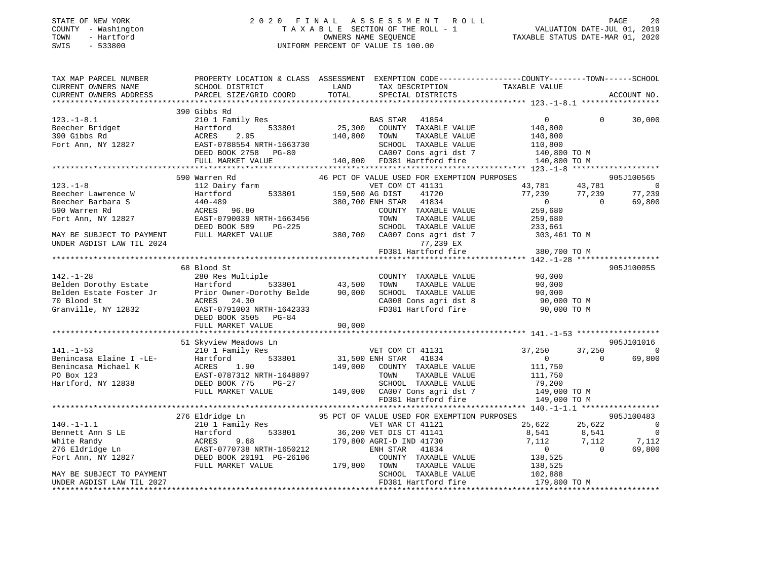STATE OF NEW YORK
COUNTY - Washington
TOWN - Hartford
SWIS - 533800

# 2020 FINAL ASSESSMENT ROLL
TAXABLE SECTION OF THE ROLL - 1
OWNERS NAME SEQUENCE
UNIFORM PERCENT OF VALUE IS 100.00

VALUATION DATE-JUL 01, 2019
TAXABLE STATUS DATE-MAR 01, 2020

```
TAX MAP PARCEL NUMBER          PROPERTY LOCATION & CLASS  ASSESSMENT  EXEMPTION CODE------------------COUNTY--------TOWN------SCHOOL
CURRENT OWNERS NAME            SCHOOL DISTRICT               LAND      TAX DESCRIPTION            TAXABLE VALUE
CURRENT OWNERS ADDRESS         PARCEL SIZE/GRID COORD        TOTAL     SPECIAL DISTRICTS                                    ACCOUNT NO.
******************************************************************************************************* 123.-1-8.1 *****************
                               390 Gibbs Rd
123.-1-8.1                     210 1 Family Res                        BAS STAR  41854                 0             0       30,000
Beecher Bridget                Hartford          533801       25,300   COUNTY  TAXABLE VALUE          140,800
390 Gibbs Rd                   ACRES    2.95                 140,800   TOWN    TAXABLE VALUE          140,800
Fort Ann, NY 12827             EAST-0788554 NRTH-1663730               SCHOOL  TAXABLE VALUE          110,800
                               DEED BOOK 2758   PG-80                  CA007 Cons agri dst 7           140,800 TO M
                               FULL MARKET VALUE             140,800   FD381 Hartford fire             140,800 TO M
******************************************************************************************************* 123.-1-8 *******************
                               590 Warren Rd                       46 PCT OF VALUE USED FOR EXEMPTION PURPOSES              905J100565
123.-1-8                       112 Dairy farm                          VET COM CT 41131             43,781        43,781            0
Beecher Lawrence W             Hartford          533801      159,500   AG DIST    41720             77,239        77,239       77,239
Beecher Barbara S              440-489                       380,700   ENH STAR   41834                  0             0       69,800
590 Warren Rd                  ACRES   96.80                           COUNTY  TAXABLE VALUE          259,680
Fort Ann, NY 12827             EAST-0790039 NRTH-1663456               TOWN    TAXABLE VALUE          259,680
                               DEED BOOK 589    PG-225                 SCHOOL  TAXABLE VALUE          233,661
MAY BE SUBJECT TO PAYMENT      FULL MARKET VALUE             380,700   CA007 Cons agri dst 7           303,461 TO M
UNDER AGDIST LAW TIL 2024                                                   77,239 EX
                                                                       FD381 Hartford fire             380,700 TO M
******************************************************************************************************* 142.-1-28 ******************
                               68 Blood St                                                                              905J100055
142.-1-28                      280 Res Multiple                        COUNTY  TAXABLE VALUE           90,000
Belden Dorothy Estate          Hartford          533801       43,500   TOWN    TAXABLE VALUE           90,000
Belden Estate Foster Jr        Prior Owner-Dorothy Belde      90,000   SCHOOL  TAXABLE VALUE           90,000
70 Blood St                    ACRES   24.30                           CA008 Cons agri dst 8            90,000 TO M
Granville, NY 12832            EAST-0791003 NRTH-1642333               FD381 Hartford fire              90,000 TO M
                               DEED BOOK 3505   PG-84
                               FULL MARKET VALUE              90,000
******************************************************************************************************* 141.-1-53 ******************
                               51 Skyview Meadows Ln                                                                    905J101016
141.-1-53                      210 1 Family Res                        VET COM CT 41131             37,250        37,250            0
Benincasa Elaine I -LE-        Hartford          533801       31,500   ENH STAR   41834                  0             0       69,800
Benincasa Michael K            ACRES    1.90                 149,000   COUNTY  TAXABLE VALUE          111,750
PO Box 123                     EAST-0787312 NRTH-1648897               TOWN    TAXABLE VALUE          111,750
Hartford, NY 12838             DEED BOOK 775    PG-27                  SCHOOL  TAXABLE VALUE           79,200
                               FULL MARKET VALUE             149,000   CA007 Cons agri dst 7           149,000 TO M
                                                                       FD381 Hartford fire             149,000 TO M
******************************************************************************************************* 140.-1-1.1 *****************
                               276 Eldridge Ln                     95 PCT OF VALUE USED FOR EXEMPTION PURPOSES              905J100483
140.-1-1.1                     210 1 Family Res                        VET WAR CT 41121             25,622        25,622            0
Bennett Ann S LE               Hartford          533801       36,200   VET DIS CT 41141              8,541         8,541            0
White Randy                    ACRES    9.68                 179,800   AGRI-D IND 41730              7,112         7,112        7,112
276 Eldridge Ln                EAST-0770738 NRTH-1650212               ENH STAR   41834                  0             0       69,800
Fort Ann, NY 12827             DEED BOOK 20191  PG-26106               COUNTY  TAXABLE VALUE          138,525
                               FULL MARKET VALUE             179,800   TOWN    TAXABLE VALUE          138,525
MAY BE SUBJECT TO PAYMENT                                              SCHOOL  TAXABLE VALUE          102,888
UNDER AGDIST LAW TIL 2027                                              FD381 Hartford fire             179,800 TO M
************************************************************************************************************************************
```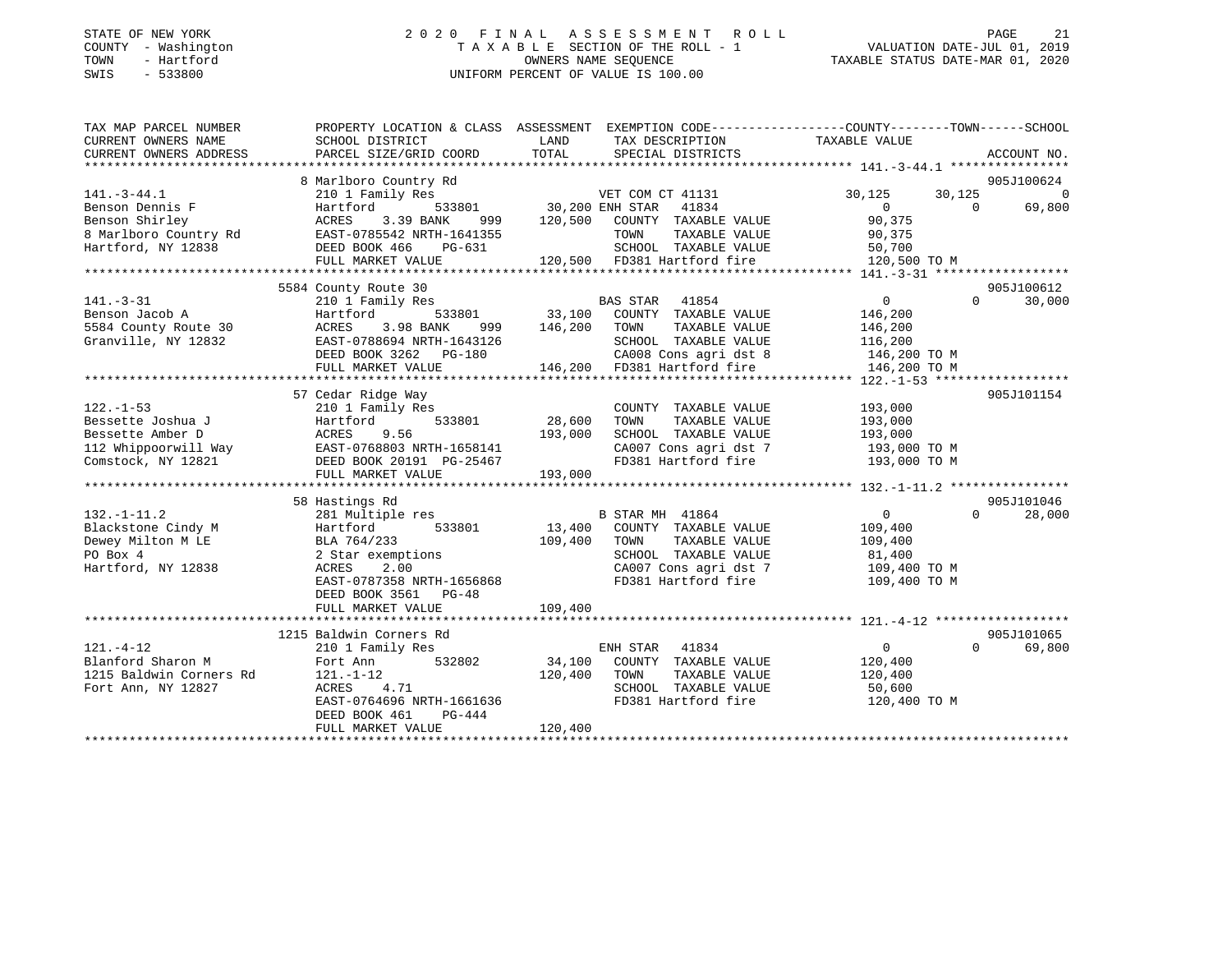STATE OF NEW YORK
COUNTY - Washington
TOWN - Hartford
SWIS - 533800

# 2020 FINAL ASSESSMENT ROLL

TAXABLE SECTION OF THE ROLL - 1
OWNERS NAME SEQUENCE
UNIFORM PERCENT OF VALUE IS 100.00

VALUATION DATE-JUL 01, 2019
TAXABLE STATUS DATE-MAR 01, 2020

| TAX MAP PARCEL NUMBER / CURRENT OWNERS NAME / CURRENT OWNERS ADDRESS | PROPERTY LOCATION & CLASS / SCHOOL DISTRICT / PARCEL SIZE/GRID COORD | ASSESSMENT LAND / TOTAL | EXEMPTION CODE / TAX DESCRIPTION / SPECIAL DISTRICTS | COUNTY | TOWN | SCHOOL / ACCOUNT NO. |
|---|---|---|---|---|---|---|
| 141.-3-44.1 | 8 Marlboro Country Rd | | | | | 905J100624 |
| | 210 1 Family Res | | VET COM CT 41131 | 30,125 | 30,125 | 0 |
| Benson Dennis F | Hartford 533801 | 30,200 | ENH STAR 41834 | 0 | 0 | 69,800 |
| Benson Shirley | ACRES 3.39 BANK 999 | 120,500 | COUNTY TAXABLE VALUE | 90,375 | | |
| 8 Marlboro Country Rd | EAST-0785542 NRTH-1641355 | | TOWN TAXABLE VALUE | | 90,375 | |
| Hartford, NY 12838 | DEED BOOK 466 PG-631 | | SCHOOL TAXABLE VALUE | | | 50,700 |
| | FULL MARKET VALUE | 120,500 | FD381 Hartford fire | 120,500 TO M | | |
| 141.-3-31 | 5584 County Route 30 | | | | | 905J100612 |
| | 210 1 Family Res | | BAS STAR 41854 | 0 | 0 | 30,000 |
| Benson Jacob A | Hartford 533801 | 33,100 | COUNTY TAXABLE VALUE | 146,200 | | |
| 5584 County Route 30 | ACRES 3.98 BANK 999 | 146,200 | TOWN TAXABLE VALUE | | 146,200 | |
| Granville, NY 12832 | EAST-0788694 NRTH-1643126 | | SCHOOL TAXABLE VALUE | | | 116,200 |
| | DEED BOOK 3262 PG-180 | | CA008 Cons agri dst 8 | 146,200 TO M | | |
| | FULL MARKET VALUE | 146,200 | FD381 Hartford fire | 146,200 TO M | | |
| 122.-1-53 | 57 Cedar Ridge Way | | | | | 905J101154 |
| | 210 1 Family Res | | COUNTY TAXABLE VALUE | 193,000 | | |
| Bessette Joshua J | Hartford 533801 | 28,600 | TOWN TAXABLE VALUE | | 193,000 | |
| Bessette Amber D | ACRES 9.56 | 193,000 | SCHOOL TAXABLE VALUE | | | 193,000 |
| 112 Whippoorwill Way | EAST-0768803 NRTH-1658141 | | CA007 Cons agri dst 7 | 193,000 TO M | | |
| Comstock, NY 12821 | DEED BOOK 20191 PG-25467 | | FD381 Hartford fire | 193,000 TO M | | |
| | FULL MARKET VALUE | 193,000 | | | | |
| 132.-1-11.2 | 58 Hastings Rd | | | | | 905J101046 |
| | 281 Multiple res | | B STAR MH 41864 | 0 | 0 | 28,000 |
| Blackstone Cindy M | Hartford 533801 | 13,400 | COUNTY TAXABLE VALUE | 109,400 | | |
| Dewey Milton M LE | BLA 764/233 | 109,400 | TOWN TAXABLE VALUE | | 109,400 | |
| PO Box 4 | 2 Star exemptions | | SCHOOL TAXABLE VALUE | | | 81,400 |
| Hartford, NY 12838 | ACRES 2.00 | | CA007 Cons agri dst 7 | 109,400 TO M | | |
| | EAST-0787358 NRTH-1656868 | | FD381 Hartford fire | 109,400 TO M | | |
| | DEED BOOK 3561 PG-48 | | | | | |
| | FULL MARKET VALUE | 109,400 | | | | |
| 121.-4-12 | 1215 Baldwin Corners Rd | | | | | 905J101065 |
| | 210 1 Family Res | | ENH STAR 41834 | 0 | 0 | 69,800 |
| Blanford Sharon M | Fort Ann 532802 | 34,100 | COUNTY TAXABLE VALUE | 120,400 | | |
| 1215 Baldwin Corners Rd | 121.-1-12 | 120,400 | TOWN TAXABLE VALUE | | 120,400 | |
| Fort Ann, NY 12827 | ACRES 4.71 | | SCHOOL TAXABLE VALUE | | | 50,600 |
| | EAST-0764696 NRTH-1661636 | | FD381 Hartford fire | 120,400 TO M | | |
| | DEED BOOK 461 PG-444 | | | | | |
| | FULL MARKET VALUE | 120,400 | | | | |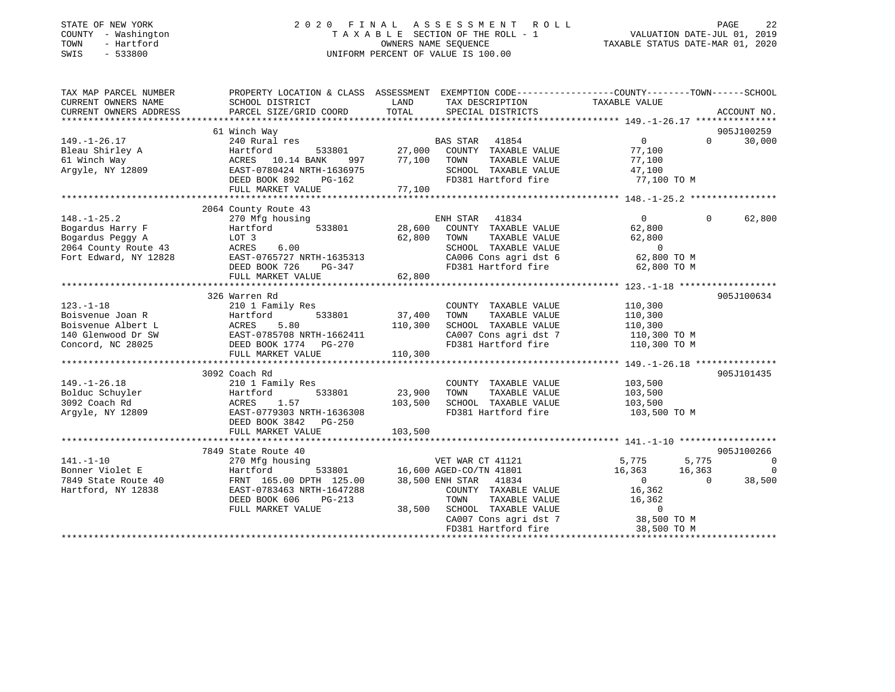STATE OF NEW YORK
COUNTY - Washington
TOWN - Hartford
SWIS - 533800

2020 FINAL ASSESSMENT ROLL
TAXABLE SECTION OF THE ROLL - 1
OWNERS NAME SEQUENCE
UNIFORM PERCENT OF VALUE IS 100.00

VALUATION DATE-JUL 01, 2019
TAXABLE STATUS DATE-MAR 01, 2020

| TAX MAP PARCEL NUMBER / CURRENT OWNERS NAME / CURRENT OWNERS ADDRESS | PROPERTY LOCATION & CLASS / SCHOOL DISTRICT / PARCEL SIZE/GRID COORD | ASSESSMENT LAND / TOTAL | EXEMPTION CODE / TAX DESCRIPTION / SPECIAL DISTRICTS | COUNTY | TOWN | SCHOOL | ACCOUNT NO. |
|---|---|---|---|---|---|---|---|
| **149.-1-26.17** | 61 Winch Way | | | | | | 905J100259 |
| 149.-1-26.17 | 240 Rural res | | BAS STAR 41854 | 0 | 0 | 30,000 | |
| Bleau Shirley A | Hartford 533801 | 27,000 | COUNTY TAXABLE VALUE | 77,100 | | | |
| 61 Winch Way | ACRES 10.14 BANK 997 | 77,100 | TOWN TAXABLE VALUE | | 77,100 | | |
| Argyle, NY 12809 | EAST-0780424 NRTH-1636975 | | SCHOOL TAXABLE VALUE | | | 47,100 | |
| | DEED BOOK 892 PG-162 | | FD381 Hartford fire | 77,100 TO M | | | |
| | FULL MARKET VALUE | 77,100 | | | | | |
| **148.-1-25.2** | 2064 County Route 43 | | | | | | |
| 148.-1-25.2 | 270 Mfg housing | | ENH STAR 41834 | 0 | 0 | 62,800 | |
| Bogardus Harry F | Hartford 533801 | 28,600 | COUNTY TAXABLE VALUE | 62,800 | | | |
| Bogardus Peggy A | LOT 3 | 62,800 | TOWN TAXABLE VALUE | | 62,800 | | |
| 2064 County Route 43 | ACRES 6.00 | | SCHOOL TAXABLE VALUE | | | 0 | |
| Fort Edward, NY 12828 | EAST-0765727 NRTH-1635313 | | CA006 Cons agri dst 6 | 62,800 TO M | | | |
| | DEED BOOK 726 PG-347 | | FD381 Hartford fire | 62,800 TO M | | | |
| | FULL MARKET VALUE | 62,800 | | | | | |
| **123.-1-18** | 326 Warren Rd | | | | | | 905J100634 |
| 123.-1-18 | 210 1 Family Res | | COUNTY TAXABLE VALUE | 110,300 | | | |
| Boisvenue Joan R | Hartford 533801 | 37,400 | TOWN TAXABLE VALUE | | 110,300 | | |
| Boisvenue Albert L | ACRES 5.80 | 110,300 | SCHOOL TAXABLE VALUE | | | 110,300 | |
| 140 Glenwood Dr SW | EAST-0785708 NRTH-1662411 | | CA007 Cons agri dst 7 | 110,300 TO M | | | |
| Concord, NC 28025 | DEED BOOK 1774 PG-270 | | FD381 Hartford fire | 110,300 TO M | | | |
| | FULL MARKET VALUE | 110,300 | | | | | |
| **149.-1-26.18** | 3092 Coach Rd | | | | | | 905J101435 |
| 149.-1-26.18 | 210 1 Family Res | | COUNTY TAXABLE VALUE | 103,500 | | | |
| Bolduc Schuyler | Hartford 533801 | 23,900 | TOWN TAXABLE VALUE | | 103,500 | | |
| 3092 Coach Rd | ACRES 1.57 | 103,500 | SCHOOL TAXABLE VALUE | | | 103,500 | |
| Argyle, NY 12809 | EAST-0779303 NRTH-1636308 | | FD381 Hartford fire | 103,500 TO M | | | |
| | DEED BOOK 3842 PG-250 | | | | | | |
| | FULL MARKET VALUE | 103,500 | | | | | |
| **141.-1-10** | 7849 State Route 40 | | | | | | 905J100266 |
| 141.-1-10 | 270 Mfg housing | | VET WAR CT 41121 | 5,775 | 5,775 | 0 | |
| Bonner Violet E | Hartford 533801 | 16,600 | AGED-CO/TN 41801 | 16,363 | 16,363 | 0 | |
| 7849 State Route 40 | FRNT 165.00 DPTH 125.00 | 38,500 | ENH STAR 41834 | 0 | 0 | 38,500 | |
| Hartford, NY 12838 | EAST-0783463 NRTH-1647288 | | COUNTY TAXABLE VALUE | 16,362 | | | |
| | DEED BOOK 606 PG-213 | | TOWN TAXABLE VALUE | | 16,362 | | |
| | FULL MARKET VALUE | 38,500 | SCHOOL TAXABLE VALUE | | | 0 | |
| | | | CA007 Cons agri dst 7 | 38,500 TO M | | | |
| | | | FD381 Hartford fire | 38,500 TO M | | | |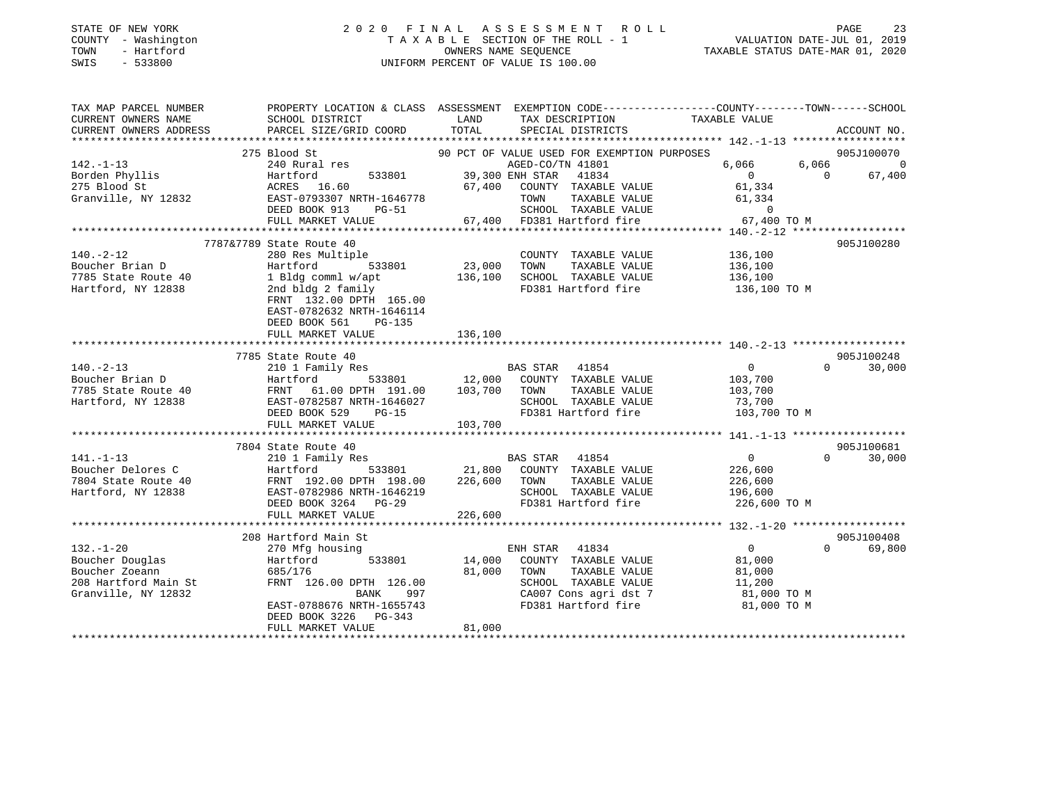STATE OF NEW YORK
COUNTY - Washington
TOWN - Hartford
SWIS - 533800

# 2020 FINAL ASSESSMENT ROLL

TAXABLE SECTION OF THE ROLL - 1
OWNERS NAME SEQUENCE
UNIFORM PERCENT OF VALUE IS 100.00

VALUATION DATE-JUL 01, 2019
TAXABLE STATUS DATE-MAR 01, 2020

```
TAX MAP PARCEL NUMBER          PROPERTY LOCATION & CLASS  ASSESSMENT  EXEMPTION CODE-----------------COUNTY--------TOWN------SCHOOL
CURRENT OWNERS NAME            SCHOOL DISTRICT               LAND      TAX DESCRIPTION             TAXABLE VALUE
CURRENT OWNERS ADDRESS         PARCEL SIZE/GRID COORD        TOTAL     SPECIAL DISTRICTS                                      ACCOUNT NO.
*********************************************************************************************************** 142.-1-13 ******************
                               275 Blood St                             90 PCT OF VALUE USED FOR EXEMPTION PURPOSES             905J100070
142.-1-13                      240 Rural res                            AGED-CO/TN 41801               6,066        6,066             0
Borden Phyllis                 Hartford        533801       39,300 ENH STAR  41834                         0            0        67,400
275 Blood St                   ACRES  16.60                 67,400    COUNTY  TAXABLE VALUE             61,334
Granville, NY 12832            EAST-0793307 NRTH-1646778              TOWN    TAXABLE VALUE             61,334
                               DEED BOOK 913    PG-51                 SCHOOL  TAXABLE VALUE                  0
                               FULL MARKET VALUE             67,400   FD381 Hartford fire               67,400 TO M
*********************************************************************************************************** 140.-2-12 ******************
                               7787&7789 State Route 40                                                                 905J100280
140.-2-12                      280 Res Multiple                          COUNTY  TAXABLE VALUE            136,100
Boucher Brian D                Hartford        533801       23,000      TOWN    TAXABLE VALUE            136,100
7785 State Route 40            1 Bldg comml w/apt          136,100      SCHOOL  TAXABLE VALUE            136,100
Hartford, NY 12838             2nd bldg 2 family                        FD381 Hartford fire              136,100 TO M
                               FRNT 132.00 DPTH 165.00
                               EAST-0782632 NRTH-1646114
                               DEED BOOK 561    PG-135
                               FULL MARKET VALUE            136,100
*********************************************************************************************************** 140.-2-13 ******************
                               7785 State Route 40                                                                      905J100248
140.-2-13                      210 1 Family Res                          BAS STAR  41854                       0            0        30,000
Boucher Brian D                Hartford        533801       12,000      COUNTY  TAXABLE VALUE            103,700
7785 State Route 40            FRNT  61.00 DPTH 191.00     103,700      TOWN    TAXABLE VALUE            103,700
Hartford, NY 12838             EAST-0782587 NRTH-1646027                SCHOOL  TAXABLE VALUE             73,700
                               DEED BOOK 529    PG-15                   FD381 Hartford fire              103,700 TO M
                               FULL MARKET VALUE            103,700
*********************************************************************************************************** 141.-1-13 ******************
                               7804 State Route 40                                                                      905J100681
141.-1-13                      210 1 Family Res                          BAS STAR  41854                       0            0        30,000
Boucher Delores C              Hartford        533801       21,800      COUNTY  TAXABLE VALUE            226,600
7804 State Route 40            FRNT 192.00 DPTH 198.00     226,600      TOWN    TAXABLE VALUE            226,600
Hartford, NY 12838             EAST-0782986 NRTH-1646219                SCHOOL  TAXABLE VALUE            196,600
                               DEED BOOK 3264   PG-29                   FD381 Hartford fire              226,600 TO M
                               FULL MARKET VALUE            226,600
*********************************************************************************************************** 132.-1-20 ******************
                               208 Hartford Main St                                                                     905J100408
132.-1-20                      270 Mfg housing                           ENH STAR  41834                       0            0        69,800
Boucher Douglas                Hartford        533801       14,000      COUNTY  TAXABLE VALUE             81,000
Boucher Zoeann                 685/176                      81,000      TOWN    TAXABLE VALUE             81,000
208 Hartford Main St           FRNT 126.00 DPTH 126.00                  SCHOOL  TAXABLE VALUE             11,200
Granville, NY 12832                           BANK    997               CA007 Cons agri dst 7             81,000 TO M
                               EAST-0788676 NRTH-1655743                FD381 Hartford fire               81,000 TO M
                               DEED BOOK 3226   PG-343
                               FULL MARKET VALUE             81,000
****************************************************************************************************************************************
```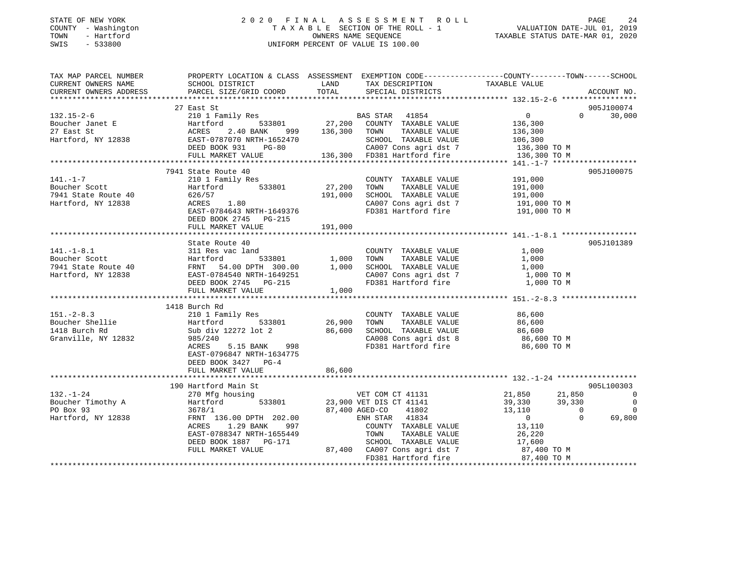STATE OF NEW YORK
COUNTY - Washington
TOWN - Hartford
SWIS - 533800

2020 FINAL ASSESSMENT ROLL
TAXABLE SECTION OF THE ROLL - 1
OWNERS NAME SEQUENCE
UNIFORM PERCENT OF VALUE IS 100.00

VALUATION DATE-JUL 01, 2019
TAXABLE STATUS DATE-MAR 01, 2020

```
TAX MAP PARCEL NUMBER      PROPERTY LOCATION & CLASS  ASSESSMENT  EXEMPTION CODE------------------COUNTY--------TOWN------SCHOOL
CURRENT OWNERS NAME        SCHOOL DISTRICT              LAND      TAX DESCRIPTION             TAXABLE VALUE
CURRENT OWNERS ADDRESS     PARCEL SIZE/GRID COORD       TOTAL     SPECIAL DISTRICTS                                      ACCOUNT NO.
******************************************************************************************** 132.15-2-6 *****************
                           27 East St                                                                                  905J100074
132.15-2-6                 210 1 Family Res                   BAS STAR  41854                 0            0      30,000
Boucher Janet E            Hartford        533801      27,200   COUNTY  TAXABLE VALUE         136,300
27 East St                 ACRES     2.40 BANK    999  136,300   TOWN    TAXABLE VALUE         136,300
Hartford, NY 12838         EAST-0787070 NRTH-1652470            SCHOOL  TAXABLE VALUE         106,300
                           DEED BOOK 931    PG-80               CA007 Cons agri dst 7          136,300 TO M
                           FULL MARKET VALUE           136,300   FD381 Hartford fire            136,300 TO M
******************************************************************************************** 141.-1-7 *******************
                           7941 State Route 40                                                                         905J100075
141.-1-7                   210 1 Family Res                     COUNTY  TAXABLE VALUE         191,000
Boucher Scott              Hartford        533801      27,200   TOWN    TAXABLE VALUE         191,000
7941 State Route 40        626/57                      191,000   SCHOOL  TAXABLE VALUE         191,000
Hartford, NY 12838         ACRES     1.80                       CA007 Cons agri dst 7          191,000 TO M
                           EAST-0784643 NRTH-1649376            FD381 Hartford fire            191,000 TO M
                           DEED BOOK 2745   PG-215
                           FULL MARKET VALUE           191,000
******************************************************************************************** 141.-1-8.1 *****************
                           State Route 40                                                                              905J101389
141.-1-8.1                 311 Res vac land                     COUNTY  TAXABLE VALUE           1,000
Boucher Scott              Hartford        533801       1,000   TOWN    TAXABLE VALUE           1,000
7941 State Route 40        FRNT   54.00 DPTH 300.00     1,000   SCHOOL  TAXABLE VALUE           1,000
Hartford, NY 12838         EAST-0784540 NRTH-1649251            CA007 Cons agri dst 7            1,000 TO M
                           DEED BOOK 2745   PG-215              FD381 Hartford fire              1,000 TO M
                           FULL MARKET VALUE             1,000
******************************************************************************************** 151.-2-8.3 *****************
                           1418 Burch Rd
151.-2-8.3                 210 1 Family Res                     COUNTY  TAXABLE VALUE          86,600
Boucher Shellie            Hartford        533801      26,900   TOWN    TAXABLE VALUE          86,600
1418 Burch Rd              Sub div 12272 lot 2          86,600   SCHOOL  TAXABLE VALUE          86,600
Granville, NY 12832        985/240                              CA008 Cons agri dst 8           86,600 TO M
                           ACRES     5.15 BANK    998           FD381 Hartford fire             86,600 TO M
                           EAST-0796847 NRTH-1634775
                           DEED BOOK 3427   PG-4
                           FULL MARKET VALUE            86,600
******************************************************************************************** 132.-1-24 ******************
                           190 Hartford Main St                                                                        905L100303
132.-1-24                  270 Mfg housing                    VET COM CT 41131             21,850       21,850            0
Boucher Timothy A          Hartford        533801      23,900 VET DIS CT 41141             39,330       39,330            0
PO Box 93                  3678/1                       87,400 AGED-CO    41802             13,110            0            0
Hartford, NY 12838         FRNT  136.00 DPTH 202.00           ENH STAR  41834                   0            0       69,800
                           ACRES     1.29 BANK    997           COUNTY  TAXABLE VALUE          13,110
                           EAST-0788347 NRTH-1655449            TOWN    TAXABLE VALUE          26,220
                           DEED BOOK 1887   PG-171              SCHOOL  TAXABLE VALUE          17,600
                           FULL MARKET VALUE            87,400  CA007 Cons agri dst 7           87,400 TO M
                                                                FD381 Hartford fire             87,400 TO M
****************************************************************************************************************************
```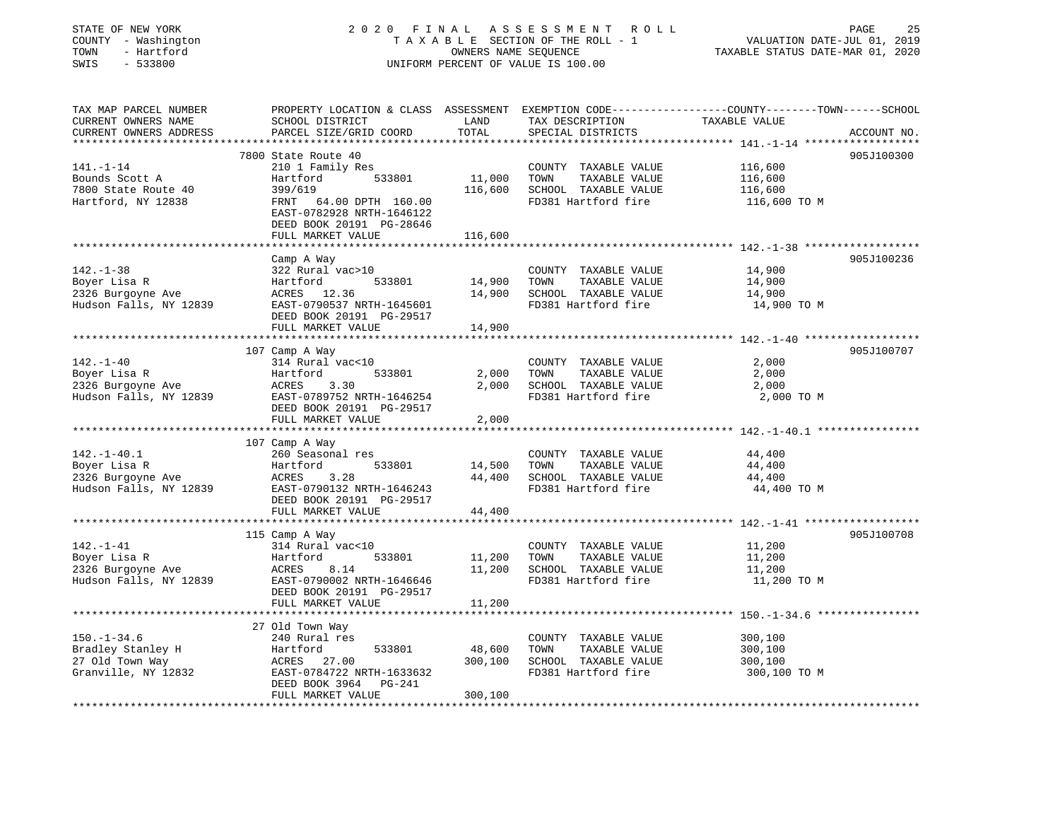STATE OF NEW YORK
COUNTY - Washington
TOWN - Hartford
SWIS - 533800

2020 FINAL ASSESSMENT ROLL
TAXABLE SECTION OF THE ROLL - 1
OWNERS NAME SEQUENCE
UNIFORM PERCENT OF VALUE IS 100.00

VALUATION DATE-JUL 01, 2019
TAXABLE STATUS DATE-MAR 01, 2020

| TAX MAP PARCEL NUMBER / CURRENT OWNERS NAME / CURRENT OWNERS ADDRESS | PROPERTY LOCATION & CLASS / SCHOOL DISTRICT / PARCEL SIZE/GRID COORD | ASSESSMENT LAND | TOTAL | EXEMPTION CODE / TAX DESCRIPTION / SPECIAL DISTRICTS | COUNTY--------TOWN------SCHOOL TAXABLE VALUE | ACCOUNT NO. |
|---|---|---|---|---|---|---|
| 141.-1-14 | 7800 State Route 40 | | | | | 905J100300 |
| | 210 1 Family Res | | | COUNTY TAXABLE VALUE | 116,600 | |
| Bounds Scott A | Hartford 533801 | 11,000 | | TOWN TAXABLE VALUE | 116,600 | |
| 7800 State Route 40 | 399/619 | | 116,600 | SCHOOL TAXABLE VALUE | 116,600 | |
| Hartford, NY 12838 | FRNT 64.00 DPTH 160.00 | | | FD381 Hartford fire | 116,600 TO M | |
| | EAST-0782928 NRTH-1646122 | | | | | |
| | DEED BOOK 20191 PG-28646 | | | | | |
| | FULL MARKET VALUE | | 116,600 | | | |
| 142.-1-38 | Camp A Way | | | | | 905J100236 |
| | 322 Rural vac>10 | | | COUNTY TAXABLE VALUE | 14,900 | |
| Boyer Lisa R | Hartford 533801 | 14,900 | | TOWN TAXABLE VALUE | 14,900 | |
| 2326 Burgoyne Ave | ACRES 12.36 | | 14,900 | SCHOOL TAXABLE VALUE | 14,900 | |
| Hudson Falls, NY 12839 | EAST-0790537 NRTH-1645601 | | | FD381 Hartford fire | 14,900 TO M | |
| | DEED BOOK 20191 PG-29517 | | | | | |
| | FULL MARKET VALUE | | 14,900 | | | |
| 142.-1-40 | 107 Camp A Way | | | | | 905J100707 |
| | 314 Rural vac<10 | | | COUNTY TAXABLE VALUE | 2,000 | |
| Boyer Lisa R | Hartford 533801 | 2,000 | | TOWN TAXABLE VALUE | 2,000 | |
| 2326 Burgoyne Ave | ACRES 3.30 | | 2,000 | SCHOOL TAXABLE VALUE | 2,000 | |
| Hudson Falls, NY 12839 | EAST-0789752 NRTH-1646254 | | | FD381 Hartford fire | 2,000 TO M | |
| | DEED BOOK 20191 PG-29517 | | | | | |
| | FULL MARKET VALUE | | 2,000 | | | |
| 142.-1-40.1 | 107 Camp A Way | | | | | |
| | 260 Seasonal res | | | COUNTY TAXABLE VALUE | 44,400 | |
| Boyer Lisa R | Hartford 533801 | 14,500 | | TOWN TAXABLE VALUE | 44,400 | |
| 2326 Burgoyne Ave | ACRES 3.28 | | 44,400 | SCHOOL TAXABLE VALUE | 44,400 | |
| Hudson Falls, NY 12839 | EAST-0790132 NRTH-1646243 | | | FD381 Hartford fire | 44,400 TO M | |
| | DEED BOOK 20191 PG-29517 | | | | | |
| | FULL MARKET VALUE | | 44,400 | | | |
| 142.-1-41 | 115 Camp A Way | | | | | 905J100708 |
| | 314 Rural vac<10 | | | COUNTY TAXABLE VALUE | 11,200 | |
| Boyer Lisa R | Hartford 533801 | 11,200 | | TOWN TAXABLE VALUE | 11,200 | |
| 2326 Burgoyne Ave | ACRES 8.14 | | 11,200 | SCHOOL TAXABLE VALUE | 11,200 | |
| Hudson Falls, NY 12839 | EAST-0790002 NRTH-1646646 | | | FD381 Hartford fire | 11,200 TO M | |
| | DEED BOOK 20191 PG-29517 | | | | | |
| | FULL MARKET VALUE | | 11,200 | | | |
| 150.-1-34.6 | 27 Old Town Way | | | | | |
| | 240 Rural res | | | COUNTY TAXABLE VALUE | 300,100 | |
| Bradley Stanley H | Hartford 533801 | 48,600 | | TOWN TAXABLE VALUE | 300,100 | |
| 27 Old Town Way | ACRES 27.00 | | 300,100 | SCHOOL TAXABLE VALUE | 300,100 | |
| Granville, NY 12832 | EAST-0784722 NRTH-1633632 | | | FD381 Hartford fire | 300,100 TO M | |
| | DEED BOOK 3964 PG-241 | | | | | |
| | FULL MARKET VALUE | | 300,100 | | | |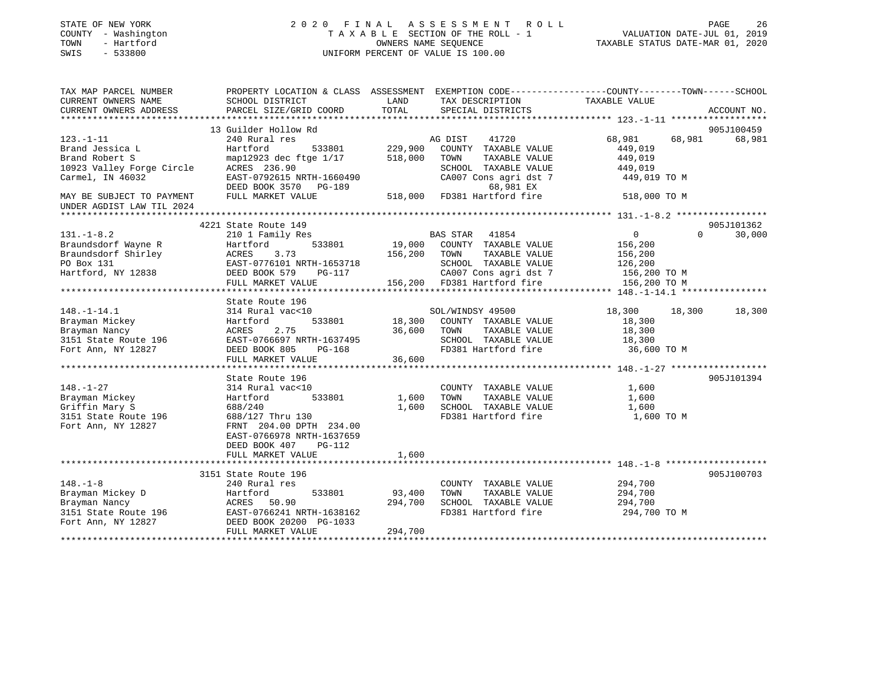STATE OF NEW YORK
COUNTY - Washington
TOWN - Hartford
SWIS - 533800

2020 FINAL ASSESSMENT ROLL
TAXABLE SECTION OF THE ROLL - 1
OWNERS NAME SEQUENCE
UNIFORM PERCENT OF VALUE IS 100.00

VALUATION DATE-JUL 01, 2019
TAXABLE STATUS DATE-MAR 01, 2020

```
TAX MAP PARCEL NUMBER          PROPERTY LOCATION & CLASS  ASSESSMENT  EXEMPTION CODE-----------------COUNTY--------TOWN------SCHOOL
CURRENT OWNERS NAME            SCHOOL DISTRICT               LAND      TAX DESCRIPTION            TAXABLE VALUE
CURRENT OWNERS ADDRESS         PARCEL SIZE/GRID COORD        TOTAL     SPECIAL DISTRICTS                                   ACCOUNT NO.
******************************************************************************************************* 123.-1-11 ******************
                               13 Guilder Hollow Rd                                                                        905J100459
123.-1-11                      240 Rural res                          AG DIST    41720            68,981      68,981      68,981
Brand Jessica L                Hartford          533801     229,900   COUNTY  TAXABLE VALUE          449,019
Brand Robert S                 map12923 dec ftge 1/17       518,000   TOWN    TAXABLE VALUE          449,019
10923 Valley Forge Circle      ACRES  236.90                          SCHOOL  TAXABLE VALUE          449,019
Carmel, IN 46032               EAST-0792615 NRTH-1660490              CA007 Cons agri dst 7          449,019 TO M
                               DEED BOOK 3570   PG-189                        68,981 EX
MAY BE SUBJECT TO PAYMENT      FULL MARKET VALUE            518,000   FD381 Hartford fire            518,000 TO M
UNDER AGDIST LAW TIL 2024
******************************************************************************************************* 131.-1-8.2 *****************
                               4221 State Route 149                                                                        905J101362
131.-1-8.2                     210 1 Family Res                       BAS STAR   41854                  0           0      30,000
Braundsdorf Wayne R            Hartford          533801      19,000   COUNTY  TAXABLE VALUE          156,200
Braundsdorf Shirley            ACRES    3.73                156,200   TOWN    TAXABLE VALUE          156,200
PO Box 131                     EAST-0776101 NRTH-1653718              SCHOOL  TAXABLE VALUE          126,200
Hartford, NY 12838             DEED BOOK 579    PG-117                CA007 Cons agri dst 7          156,200 TO M
                               FULL MARKET VALUE            156,200   FD381 Hartford fire            156,200 TO M
******************************************************************************************************* 148.-1-14.1 ****************
                               State Route 196
148.-1-14.1                    314 Rural vac<10                       SOL/WINDSY 49500            18,300      18,300      18,300
Brayman Mickey                 Hartford          533801      18,300   COUNTY  TAXABLE VALUE           18,300
Brayman Nancy                  ACRES    2.75                 36,600   TOWN    TAXABLE VALUE           18,300
3151 State Route 196           EAST-0766697 NRTH-1637495              SCHOOL  TAXABLE VALUE           18,300
Fort Ann, NY 12827             DEED BOOK 805    PG-168                FD381 Hartford fire             36,600 TO M
                               FULL MARKET VALUE             36,600
******************************************************************************************************* 148.-1-27 ******************
                               State Route 196                                                                             905J101394
148.-1-27                      314 Rural vac<10                       COUNTY  TAXABLE VALUE            1,600
Brayman Mickey                 Hartford          533801       1,600   TOWN    TAXABLE VALUE            1,600
Griffin Mary S                 688/240                        1,600   SCHOOL  TAXABLE VALUE            1,600
3151 State Route 196           688/127 Thru 130                       FD381 Hartford fire              1,600 TO M
Fort Ann, NY 12827             FRNT 204.00 DPTH 234.00
                               EAST-0766978 NRTH-1637659
                               DEED BOOK 407    PG-112
                               FULL MARKET VALUE              1,600
******************************************************************************************************* 148.-1-8 *******************
                               3151 State Route 196                                                                        905J100703
148.-1-8                       240 Rural res                          COUNTY  TAXABLE VALUE          294,700
Brayman Mickey D               Hartford          533801      93,400   TOWN    TAXABLE VALUE          294,700
Brayman Nancy                  ACRES   50.90                294,700   SCHOOL  TAXABLE VALUE          294,700
3151 State Route 196           EAST-0766241 NRTH-1638162              FD381 Hartford fire            294,700 TO M
Fort Ann, NY 12827             DEED BOOK 20200 PG-1033
                               FULL MARKET VALUE            294,700
************************************************************************************************************************************
```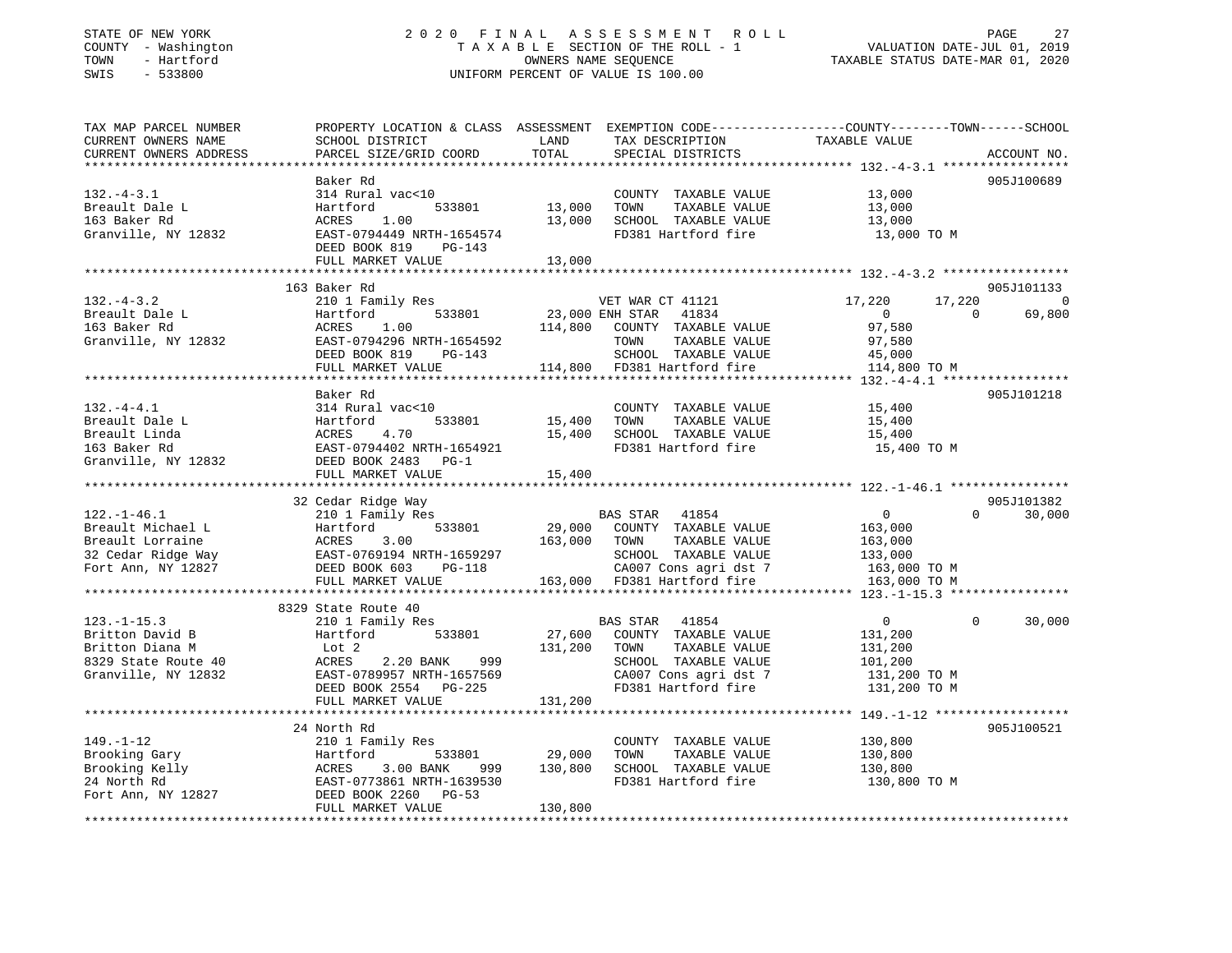STATE OF NEW YORK
COUNTY - Washington
TOWN - Hartford
SWIS - 533800

2020 FINAL ASSESSMENT ROLL
TAXABLE SECTION OF THE ROLL - 1
OWNERS NAME SEQUENCE
UNIFORM PERCENT OF VALUE IS 100.00

VALUATION DATE-JUL 01, 2019
TAXABLE STATUS DATE-MAR 01, 2020

```
TAX MAP PARCEL NUMBER     PROPERTY LOCATION & CLASS  ASSESSMENT  EXEMPTION CODE------------------COUNTY--------TOWN------SCHOOL
CURRENT OWNERS NAME       SCHOOL DISTRICT             LAND       TAX DESCRIPTION              TAXABLE VALUE
CURRENT OWNERS ADDRESS    PARCEL SIZE/GRID COORD      TOTAL      SPECIAL DISTRICTS                                    ACCOUNT NO.
******************************************************************************************************* 132.-4-3.1 *****************
                          Baker Rd                                                                                   905J100689
132.-4-3.1                314 Rural vac<10                        COUNTY  TAXABLE VALUE          13,000
Breault Dale L            Hartford         533801      13,000     TOWN    TAXABLE VALUE          13,000
163 Baker Rd              ACRES    1.00                13,000     SCHOOL  TAXABLE VALUE          13,000
Granville, NY 12832       EAST-0794449 NRTH-1654574               FD381 Hartford fire             13,000 TO M
                          DEED BOOK 819    PG-143
                          FULL MARKET VALUE            13,000
******************************************************************************************************* 132.-4-3.2 *****************
                          163 Baker Rd                                                                               905J101133
132.-4-3.2                210 1 Family Res                     VET WAR CT 41121              17,220      17,220            0
Breault Dale L            Hartford         533801      23,000 ENH STAR  41834                    0           0        69,800
163 Baker Rd              ACRES    1.00               114,800     COUNTY  TAXABLE VALUE          97,580
Granville, NY 12832       EAST-0794296 NRTH-1654592               TOWN    TAXABLE VALUE          97,580
                          DEED BOOK 819    PG-143                 SCHOOL  TAXABLE VALUE          45,000
                          FULL MARKET VALUE           114,800     FD381 Hartford fire            114,800 TO M
******************************************************************************************************* 132.-4-4.1 *****************
                          Baker Rd                                                                                   905J101218
132.-4-4.1                314 Rural vac<10                        COUNTY  TAXABLE VALUE          15,400
Breault Dale L            Hartford         533801      15,400     TOWN    TAXABLE VALUE          15,400
Breault Linda             ACRES    4.70                15,400     SCHOOL  TAXABLE VALUE          15,400
163 Baker Rd              EAST-0794402 NRTH-1654921               FD381 Hartford fire             15,400 TO M
Granville, NY 12832       DEED BOOK 2483   PG-1
                          FULL MARKET VALUE            15,400
******************************************************************************************************* 122.-1-46.1 ****************
                          32 Cedar Ridge Way                                                                         905J101382
122.-1-46.1               210 1 Family Res                     BAS STAR  41854                    0           0        30,000
Breault Michael L         Hartford         533801      29,000     COUNTY  TAXABLE VALUE         163,000
Breault Lorraine          ACRES    3.00               163,000     TOWN    TAXABLE VALUE         163,000
32 Cedar Ridge Way        EAST-0769194 NRTH-1659297               SCHOOL  TAXABLE VALUE         133,000
Fort Ann, NY 12827        DEED BOOK 603    PG-118                 CA007 Cons agri dst 7          163,000 TO M
                          FULL MARKET VALUE           163,000     FD381 Hartford fire            163,000 TO M
******************************************************************************************************* 123.-1-15.3 ****************
                          8329 State Route 40
123.-1-15.3               210 1 Family Res                     BAS STAR  41854                    0           0        30,000
Britton David B           Hartford         533801      27,600     COUNTY  TAXABLE VALUE         131,200
Britton Diana M           Lot 2                       131,200     TOWN    TAXABLE VALUE         131,200
8329 State Route 40       ACRES    2.20 BANK     999              SCHOOL  TAXABLE VALUE         101,200
Granville, NY 12832       EAST-0789957 NRTH-1657569               CA007 Cons agri dst 7          131,200 TO M
                          DEED BOOK 2554   PG-225                 FD381 Hartford fire            131,200 TO M
                          FULL MARKET VALUE           131,200
******************************************************************************************************* 149.-1-12 ******************
                          24 North Rd                                                                                905J100521
149.-1-12                 210 1 Family Res                        COUNTY  TAXABLE VALUE         130,800
Brooking Gary             Hartford         533801      29,000     TOWN    TAXABLE VALUE         130,800
Brooking Kelly            ACRES    3.00 BANK     999  130,800     SCHOOL  TAXABLE VALUE         130,800
24 North Rd               EAST-0773861 NRTH-1639530               FD381 Hartford fire            130,800 TO M
Fort Ann, NY 12827        DEED BOOK 2260   PG-53
                          FULL MARKET VALUE           130,800
************************************************************************************************************************************
```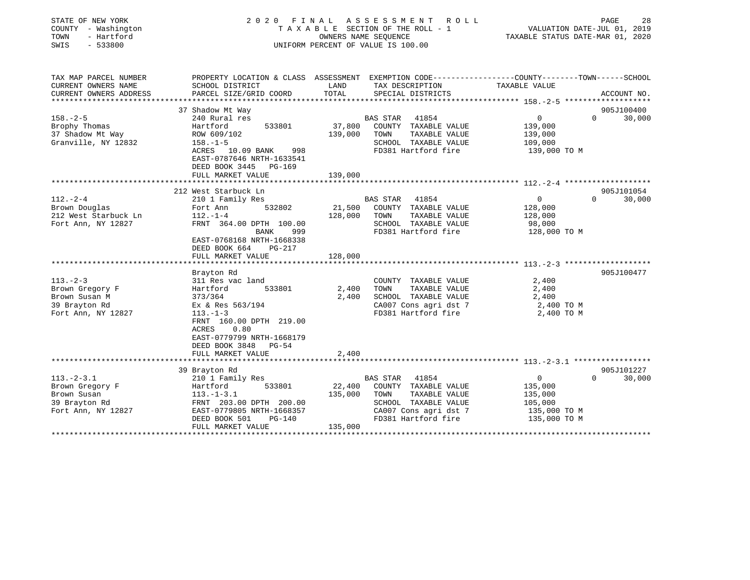STATE OF NEW YORK
COUNTY - Washington
TOWN - Hartford
SWIS - 533800

2 0 2 0 F I N A L A S S E S S M E N T R O L L
T A X A B L E SECTION OF THE ROLL - 1
OWNERS NAME SEQUENCE
UNIFORM PERCENT OF VALUE IS 100.00

VALUATION DATE-JUL 01, 2019
TAXABLE STATUS DATE-MAR 01, 2020

| TAX MAP PARCEL NUMBER / CURRENT OWNERS NAME / CURRENT OWNERS ADDRESS | PROPERTY LOCATION & CLASS / SCHOOL DISTRICT / PARCEL SIZE/GRID COORD | ASSESSMENT LAND / TOTAL | EXEMPTION CODE / TAX DESCRIPTION / SPECIAL DISTRICTS | COUNTY TAXABLE VALUE | TOWN | SCHOOL / ACCOUNT NO. |
|---|---|---|---|---|---|---|
| 158.-2-5 | 37 Shadow Mt Way | | | | | 905J100400 |
| Brophy Thomas | 240 Rural res | | BAS STAR 41854 | 0 | 0 | 30,000 |
| 37 Shadow Mt Way | Hartford 533801 | 37,800 | COUNTY TAXABLE VALUE | 139,000 | | |
| Granville, NY 12832 | ROW 609/102 | 139,000 | TOWN TAXABLE VALUE | 139,000 | | |
| | 158.-1-5 | | SCHOOL TAXABLE VALUE | 109,000 | | |
| | ACRES 10.09 BANK 998 | | FD381 Hartford fire | 139,000 TO M | | |
| | EAST-0787646 NRTH-1633541 | | | | | |
| | DEED BOOK 3445 PG-169 | | | | | |
| | FULL MARKET VALUE | 139,000 | | | | |
| 112.-2-4 | 212 West Starbuck Ln | | | | | 905J101054 |
| Brown Douglas | 210 1 Family Res | | BAS STAR 41854 | 0 | 0 | 30,000 |
| 212 West Starbuck Ln | Fort Ann 532802 | 21,500 | COUNTY TAXABLE VALUE | 128,000 | | |
| Fort Ann, NY 12827 | 112.-1-4 | 128,000 | TOWN TAXABLE VALUE | 128,000 | | |
| | FRNT 364.00 DPTH 100.00 | | SCHOOL TAXABLE VALUE | 98,000 | | |
| | BANK 999 | | FD381 Hartford fire | 128,000 TO M | | |
| | EAST-0768168 NRTH-1668338 | | | | | |
| | DEED BOOK 664 PG-217 | | | | | |
| | FULL MARKET VALUE | 128,000 | | | | |
| 113.-2-3 | Brayton Rd | | | | | 905J100477 |
| Brown Gregory F | 311 Res vac land | | COUNTY TAXABLE VALUE | 2,400 | | |
| Brown Susan M | Hartford 533801 | 2,400 | TOWN TAXABLE VALUE | 2,400 | | |
| 39 Brayton Rd | 373/364 | 2,400 | SCHOOL TAXABLE VALUE | 2,400 | | |
| Fort Ann, NY 12827 | Ex & Res 563/194 | | CA007 Cons agri dst 7 | 2,400 TO M | | |
| | 113.-1-3 | | FD381 Hartford fire | 2,400 TO M | | |
| | FRNT 160.00 DPTH 219.00 | | | | | |
| | ACRES 0.80 | | | | | |
| | EAST-0779799 NRTH-1668179 | | | | | |
| | DEED BOOK 3848 PG-54 | | | | | |
| | FULL MARKET VALUE | 2,400 | | | | |
| 113.-2-3.1 | 39 Brayton Rd | | | | | 905J101227 |
| Brown Gregory F | 210 1 Family Res | | BAS STAR 41854 | 0 | 0 | 30,000 |
| Brown Susan | Hartford 533801 | 22,400 | COUNTY TAXABLE VALUE | 135,000 | | |
| 39 Brayton Rd | 113.-1-3.1 | 135,000 | TOWN TAXABLE VALUE | 135,000 | | |
| Fort Ann, NY 12827 | FRNT 203.00 DPTH 200.00 | | SCHOOL TAXABLE VALUE | 105,000 | | |
| | EAST-0779805 NRTH-1668357 | | CA007 Cons agri dst 7 | 135,000 TO M | | |
| | DEED BOOK 501 PG-140 | | FD381 Hartford fire | 135,000 TO M | | |
| | FULL MARKET VALUE | 135,000 | | | | |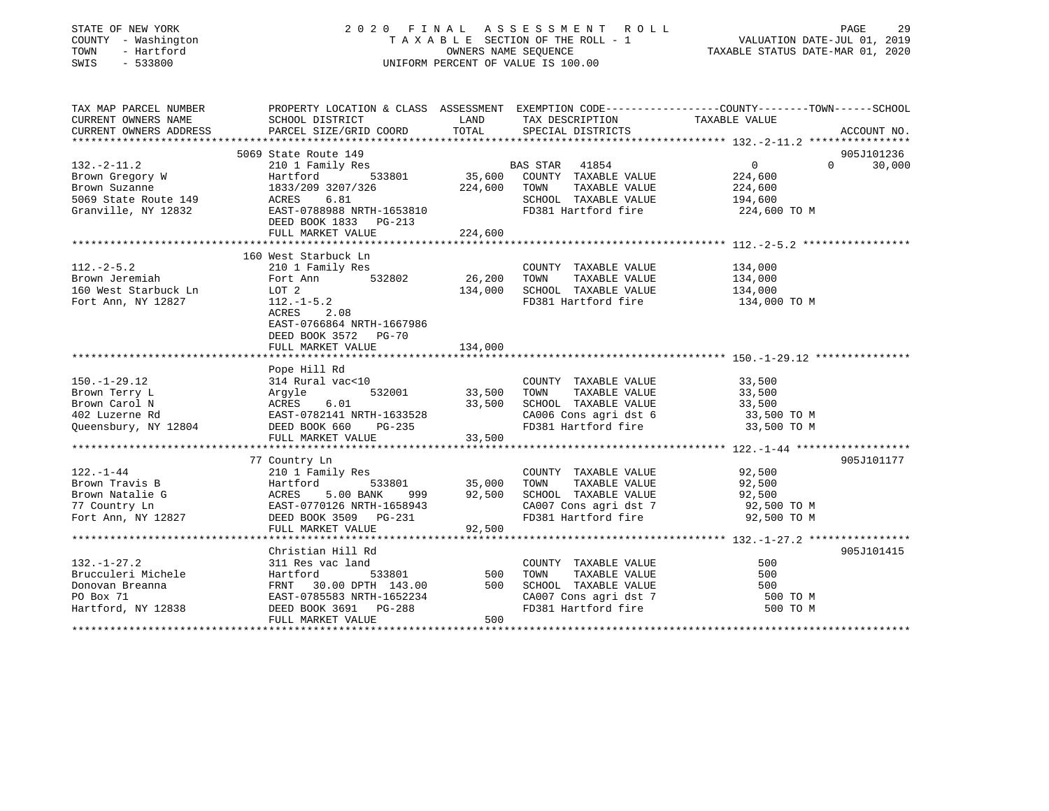STATE OF NEW YORK
COUNTY - Washington
TOWN - Hartford
SWIS - 533800

2020 FINAL ASSESSMENT ROLL
TAXABLE SECTION OF THE ROLL - 1
OWNERS NAME SEQUENCE
UNIFORM PERCENT OF VALUE IS 100.00

VALUATION DATE-JUL 01, 2019
TAXABLE STATUS DATE-MAR 01, 2020

| TAX MAP PARCEL NUMBER / CURRENT OWNERS NAME / CURRENT OWNERS ADDRESS | PROPERTY LOCATION & CLASS / SCHOOL DISTRICT / PARCEL SIZE/GRID COORD | ASSESSMENT LAND | TOTAL | EXEMPTION CODE / TAX DESCRIPTION / SPECIAL DISTRICTS | COUNTY / TOWN / SCHOOL TAXABLE VALUE | ACCOUNT NO. |
|---|---|---|---|---|---|---|
| **132.-2-11.2** | 5069 State Route 149 | | | | | 905J101236 |
| | 210 1 Family Res | | | BAS STAR 41854 | 0 0 30,000 | |
| Brown Gregory W | Hartford 533801 | 35,600 | | COUNTY TAXABLE VALUE | 224,600 | |
| Brown Suzanne | 1833/209 3207/326 | | 224,600 | TOWN TAXABLE VALUE | 224,600 | |
| 5069 State Route 149 | ACRES 6.81 | | | SCHOOL TAXABLE VALUE | 194,600 | |
| Granville, NY 12832 | EAST-0788988 NRTH-1653810 | | | FD381 Hartford fire | 224,600 TO M | |
| | DEED BOOK 1833 PG-213 | | | | | |
| | FULL MARKET VALUE | | 224,600 | | | |
| **112.-2-5.2** | 160 West Starbuck Ln | | | | | |
| | 210 1 Family Res | | | COUNTY TAXABLE VALUE | 134,000 | |
| Brown Jeremiah | Fort Ann 532802 | 26,200 | | TOWN TAXABLE VALUE | 134,000 | |
| 160 West Starbuck Ln | LOT 2 | | 134,000 | SCHOOL TAXABLE VALUE | 134,000 | |
| Fort Ann, NY 12827 | 112.-1-5.2 | | | FD381 Hartford fire | 134,000 TO M | |
| | ACRES 2.08 | | | | | |
| | EAST-0766864 NRTH-1667986 | | | | | |
| | DEED BOOK 3572 PG-70 | | | | | |
| | FULL MARKET VALUE | | 134,000 | | | |
| **150.-1-29.12** | Pope Hill Rd | | | | | |
| | 314 Rural vac<10 | | | COUNTY TAXABLE VALUE | 33,500 | |
| Brown Terry L | Argyle 532001 | 33,500 | | TOWN TAXABLE VALUE | 33,500 | |
| Brown Carol N | ACRES 6.01 | | 33,500 | SCHOOL TAXABLE VALUE | 33,500 | |
| 402 Luzerne Rd | EAST-0782141 NRTH-1633528 | | | CA006 Cons agri dst 6 | 33,500 TO M | |
| Queensbury, NY 12804 | DEED BOOK 660 PG-235 | | | FD381 Hartford fire | 33,500 TO M | |
| | FULL MARKET VALUE | | 33,500 | | | |
| **122.-1-44** | 77 Country Ln | | | | | 905J101177 |
| | 210 1 Family Res | | | COUNTY TAXABLE VALUE | 92,500 | |
| Brown Travis B | Hartford 533801 | 35,000 | | TOWN TAXABLE VALUE | 92,500 | |
| Brown Natalie G | ACRES 5.00 BANK 999 | | 92,500 | SCHOOL TAXABLE VALUE | 92,500 | |
| 77 Country Ln | EAST-0770126 NRTH-1658943 | | | CA007 Cons agri dst 7 | 92,500 TO M | |
| Fort Ann, NY 12827 | DEED BOOK 3509 PG-231 | | | FD381 Hartford fire | 92,500 TO M | |
| | FULL MARKET VALUE | | 92,500 | | | |
| **132.-1-27.2** | Christian Hill Rd | | | | | 905J101415 |
| | 311 Res vac land | | | COUNTY TAXABLE VALUE | 500 | |
| Brucculeri Michele | Hartford 533801 | 500 | | TOWN TAXABLE VALUE | 500 | |
| Donovan Breanna | FRNT 30.00 DPTH 143.00 | | 500 | SCHOOL TAXABLE VALUE | 500 | |
| PO Box 71 | EAST-0785583 NRTH-1652234 | | | CA007 Cons agri dst 7 | 500 TO M | |
| Hartford, NY 12838 | DEED BOOK 3691 PG-288 | | | FD381 Hartford fire | 500 TO M | |
| | FULL MARKET VALUE | | 500 | | | |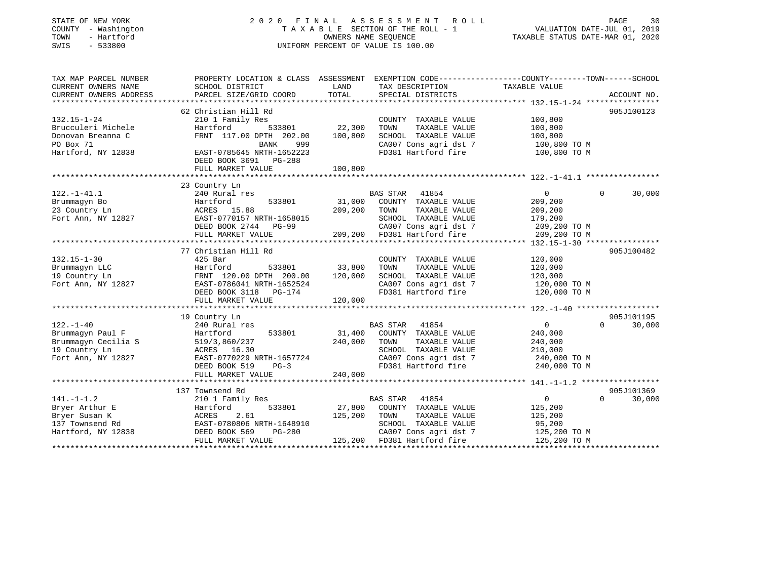STATE OF NEW YORK
COUNTY - Washington
TOWN - Hartford
SWIS - 533800

# 2020 FINAL ASSESSMENT ROLL

TAXABLE SECTION OF THE ROLL - 1
OWNERS NAME SEQUENCE
UNIFORM PERCENT OF VALUE IS 100.00

VALUATION DATE-JUL 01, 2019
TAXABLE STATUS DATE-MAR 01, 2020

| TAX MAP PARCEL NUMBER / CURRENT OWNERS NAME / CURRENT OWNERS ADDRESS | PROPERTY LOCATION & CLASS / SCHOOL DISTRICT / PARCEL SIZE/GRID COORD | ASSESSMENT LAND / TOTAL | EXEMPTION CODE / TAX DESCRIPTION / SPECIAL DISTRICTS | COUNTY | TOWN | SCHOOL | ACCOUNT NO. |
|---|---|---|---|---|---|---|---|
| 132.15-1-24 | 62 Christian Hill Rd | | | | | | 905J100123 |
| Brucculeri Michele | 210 1 Family Res | | COUNTY TAXABLE VALUE | 100,800 | | | |
| Donovan Breanna C | Hartford 533801 | 22,300 | TOWN TAXABLE VALUE | | 100,800 | | |
| PO Box 71 | FRNT 117.00 DPTH 202.00 | 100,800 | SCHOOL TAXABLE VALUE | | | 100,800 | |
| Hartford, NY 12838 | BANK 999 | | CA007 Cons agri dst 7 | 100,800 TO M | | | |
| | EAST-0785645 NRTH-1652223 | | FD381 Hartford fire | 100,800 TO M | | | |
| | DEED BOOK 3691 PG-288 | | | | | | |
| | FULL MARKET VALUE | 100,800 | | | | | |
| 122.-1-41.1 | 23 Country Ln | | | | | | |
| Brummagyn Bo | 240 Rural res | | BAS STAR 41854 | 0 | 0 | 30,000 | |
| 23 Country Ln | Hartford 533801 | 31,000 | COUNTY TAXABLE VALUE | 209,200 | | | |
| Fort Ann, NY 12827 | ACRES 15.88 | 209,200 | TOWN TAXABLE VALUE | | 209,200 | | |
| | EAST-0770157 NRTH-1658015 | | SCHOOL TAXABLE VALUE | | | 179,200 | |
| | DEED BOOK 2744 PG-99 | | CA007 Cons agri dst 7 | 209,200 TO M | | | |
| | FULL MARKET VALUE | 209,200 | FD381 Hartford fire | 209,200 TO M | | | |
| 132.15-1-30 | 77 Christian Hill Rd | | | | | | 905J100482 |
| Brummagyn LLC | 425 Bar | | COUNTY TAXABLE VALUE | 120,000 | | | |
| 19 Country Ln | Hartford 533801 | 33,800 | TOWN TAXABLE VALUE | | 120,000 | | |
| Fort Ann, NY 12827 | FRNT 120.00 DPTH 200.00 | 120,000 | SCHOOL TAXABLE VALUE | | | 120,000 | |
| | EAST-0786041 NRTH-1652524 | | CA007 Cons agri dst 7 | 120,000 TO M | | | |
| | DEED BOOK 3118 PG-174 | | FD381 Hartford fire | 120,000 TO M | | | |
| | FULL MARKET VALUE | 120,000 | | | | | |
| 122.-1-40 | 19 Country Ln | | | | | | 905J101195 |
| Brummagyn Paul F | 240 Rural res | | BAS STAR 41854 | 0 | 0 | 30,000 | |
| Brummagyn Cecilia S | Hartford 533801 | 31,400 | COUNTY TAXABLE VALUE | 240,000 | | | |
| 19 Country Ln | 519/3,860/237 | 240,000 | TOWN TAXABLE VALUE | | 240,000 | | |
| Fort Ann, NY 12827 | ACRES 16.30 | | SCHOOL TAXABLE VALUE | | | 210,000 | |
| | EAST-0770229 NRTH-1657724 | | CA007 Cons agri dst 7 | 240,000 TO M | | | |
| | DEED BOOK 519 PG-3 | | FD381 Hartford fire | 240,000 TO M | | | |
| | FULL MARKET VALUE | 240,000 | | | | | |
| 141.-1-1.2 | 137 Townsend Rd | | | | | | 905J101369 |
| Bryer Arthur E | 210 1 Family Res | | BAS STAR 41854 | 0 | 0 | 30,000 | |
| Bryer Susan K | Hartford 533801 | 27,800 | COUNTY TAXABLE VALUE | 125,200 | | | |
| 137 Townsend Rd | ACRES 2.61 | 125,200 | TOWN TAXABLE VALUE | | 125,200 | | |
| Hartford, NY 12838 | EAST-0780806 NRTH-1648910 | | SCHOOL TAXABLE VALUE | | | 95,200 | |
| | DEED BOOK 569 PG-280 | | CA007 Cons agri dst 7 | 125,200 TO M | | | |
| | FULL MARKET VALUE | 125,200 | FD381 Hartford fire | 125,200 TO M | | | |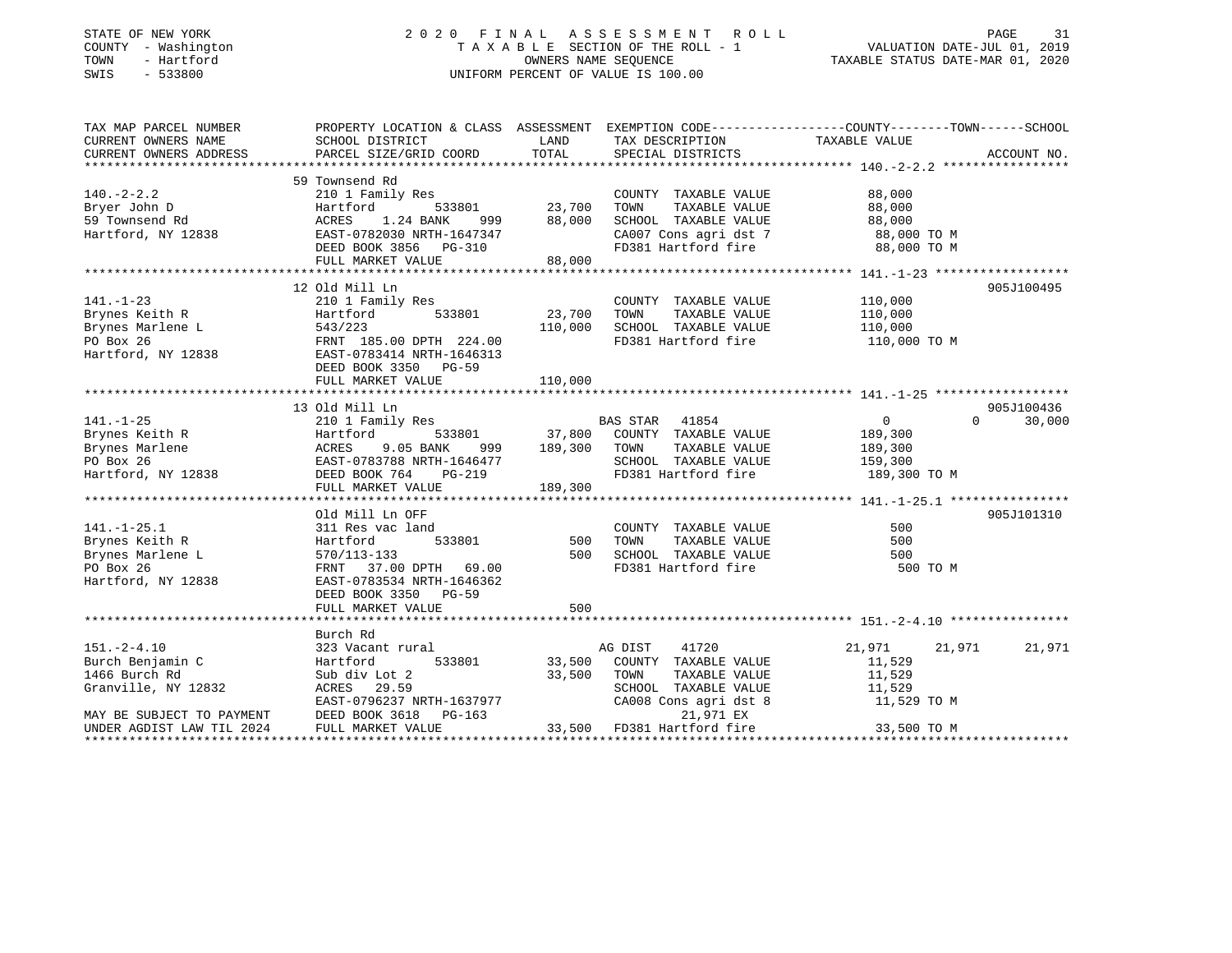STATE OF NEW YORK                    2 0 2 0  F I N A L  A S S E S S M E N T  R O L L
COUNTY - Washington                  T A X A B L E  SECTION OF THE ROLL - 1                    VALUATION DATE-JUL 01, 2019
TOWN - Hartford                      OWNERS NAME SEQUENCE                                       TAXABLE STATUS DATE-MAR 01, 2020
SWIS - 533800                        UNIFORM PERCENT OF VALUE IS 100.00

```
TAX MAP PARCEL NUMBER      PROPERTY LOCATION & CLASS  ASSESSMENT  EXEMPTION CODE-----------------COUNTY--------TOWN------SCHOOL
CURRENT OWNERS NAME        SCHOOL DISTRICT               LAND      TAX DESCRIPTION            TAXABLE VALUE
CURRENT OWNERS ADDRESS     PARCEL SIZE/GRID COORD        TOTAL     SPECIAL DISTRICTS                                    ACCOUNT NO.
******************************************************************************************** 140.-2-2.2 *****************
                           59 Townsend Rd
140.-2-2.2                 210 1 Family Res                        COUNTY  TAXABLE VALUE          88,000
Bryer John D               Hartford      533801        23,700      TOWN    TAXABLE VALUE          88,000
59 Townsend Rd             ACRES    1.24 BANK    999   88,000      SCHOOL  TAXABLE VALUE          88,000
Hartford, NY 12838         EAST-0782030 NRTH-1647347               CA007 Cons agri dst 7          88,000 TO M
                           DEED BOOK 3856   PG-310                 FD381 Hartford fire            88,000 TO M
                           FULL MARKET VALUE             88,000
******************************************************************************************** 141.-1-23 ******************
                           12 Old Mill Ln                                                                        905J100495
141.-1-23                  210 1 Family Res                        COUNTY  TAXABLE VALUE         110,000
Brynes Keith R             Hartford      533801        23,700      TOWN    TAXABLE VALUE         110,000
Brynes Marlene L           543/223                    110,000      SCHOOL  TAXABLE VALUE         110,000
PO Box 26                  FRNT 185.00 DPTH 224.00                 FD381 Hartford fire           110,000 TO M
Hartford, NY 12838         EAST-0783414 NRTH-1646313
                           DEED BOOK 3350   PG-59
                           FULL MARKET VALUE            110,000
******************************************************************************************** 141.-1-25 ******************
                           13 Old Mill Ln                                                                        905J100436
141.-1-25                  210 1 Family Res                        BAS STAR  41854                  0            0      30,000
Brynes Keith R             Hartford      533801        37,800      COUNTY  TAXABLE VALUE         189,300
Brynes Marlene             ACRES    9.05 BANK    999  189,300      TOWN    TAXABLE VALUE         189,300
PO Box 26                  EAST-0783788 NRTH-1646477               SCHOOL  TAXABLE VALUE         159,300
Hartford, NY 12838         DEED BOOK 764    PG-219                 FD381 Hartford fire           189,300 TO M
                           FULL MARKET VALUE            189,300
******************************************************************************************** 141.-1-25.1 ****************
                           Old Mill Ln OFF                                                                       905J101310
141.-1-25.1                311 Res vac land                        COUNTY  TAXABLE VALUE             500
Brynes Keith R             Hartford      533801           500      TOWN    TAXABLE VALUE             500
Brynes Marlene L           570/113-133                    500      SCHOOL  TAXABLE VALUE             500
PO Box 26                  FRNT  37.00 DPTH  69.00                 FD381 Hartford fire               500 TO M
Hartford, NY 12838         EAST-0783534 NRTH-1646362
                           DEED BOOK 3350   PG-59
                           FULL MARKET VALUE                500
******************************************************************************************** 151.-2-4.10 ****************
                           Burch Rd
151.-2-4.10                323 Vacant rural                        AG DIST   41720             21,971       21,971      21,971
Burch Benjamin C           Hartford      533801        33,500      COUNTY  TAXABLE VALUE          11,529
1466 Burch Rd              Sub div Lot 2               33,500      TOWN    TAXABLE VALUE          11,529
Granville, NY 12832        ACRES   29.59                           SCHOOL  TAXABLE VALUE          11,529
                           EAST-0796237 NRTH-1637977               CA008 Cons agri dst 8          11,529 TO M
MAY BE SUBJECT TO PAYMENT  DEED BOOK 3618   PG-163                       21,971 EX
UNDER AGDIST LAW TIL 2024  FULL MARKET VALUE             33,500    FD381 Hartford fire            33,500 TO M
**************************************************************************************************************************
```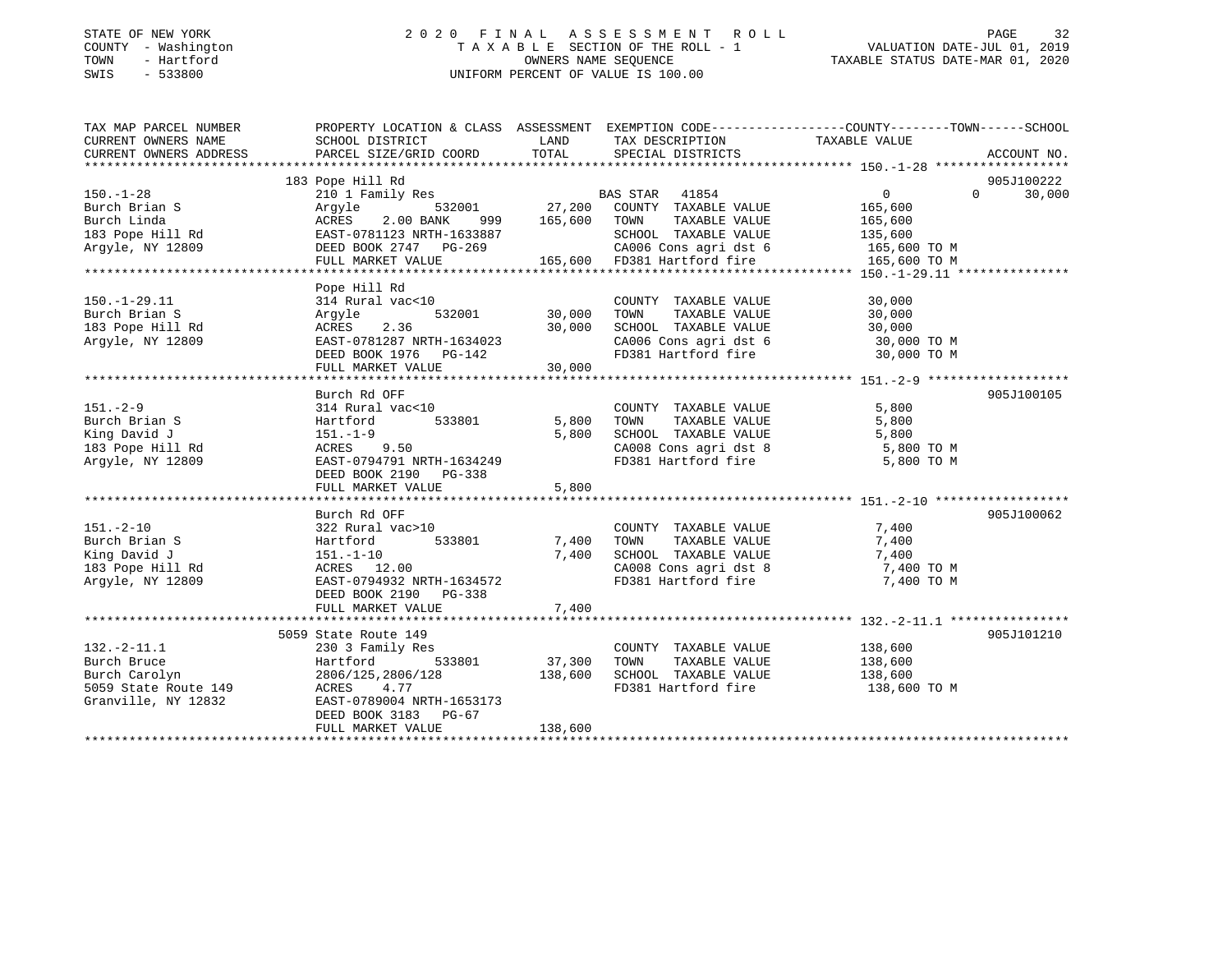STATE OF NEW YORK — COUNTY - Washington — TOWN - Hartford — SWIS - 533800

# 2020 FINAL ASSESSMENT ROLL

TAXABLE SECTION OF THE ROLL - 1
OWNERS NAME SEQUENCE
UNIFORM PERCENT OF VALUE IS 100.00

VALUATION DATE-JUL 01, 2019
TAXABLE STATUS DATE-MAR 01, 2020

| TAX MAP PARCEL NUMBER / CURRENT OWNERS NAME / CURRENT OWNERS ADDRESS | PROPERTY LOCATION & CLASS / SCHOOL DISTRICT / PARCEL SIZE/GRID COORD | ASSESSMENT LAND | TOTAL | EXEMPTION CODE / TAX DESCRIPTION / SPECIAL DISTRICTS | COUNTY | TOWN | SCHOOL | TAXABLE VALUE | ACCOUNT NO. |
|---|---|---|---|---|---|---|---|---|---|
| **150.-1-28** | 183 Pope Hill Rd | | | | | | | | 905J100222 |
| Burch Brian S | 210 1 Family Res | | | BAS STAR 41854 | 0 | 0 | 30,000 | | |
| Burch Linda | Argyle 532001 | 27,200 | | COUNTY TAXABLE VALUE | | | | 165,600 | |
| 183 Pope Hill Rd | ACRES 2.00 BANK 999 | | 165,600 | TOWN TAXABLE VALUE | | | | 165,600 | |
| Argyle, NY 12809 | EAST-0781123 NRTH-1633887 | | | SCHOOL TAXABLE VALUE | | | | 135,600 | |
| | DEED BOOK 2747 PG-269 | | | CA006 Cons agri dst 6 | | | | 165,600 TO M | |
| | FULL MARKET VALUE | | 165,600 | FD381 Hartford fire | | | | 165,600 TO M | |
| **150.-1-29.11** | Pope Hill Rd | | | | | | | | |
| Burch Brian S | 314 Rural vac<10 | | | COUNTY TAXABLE VALUE | | | | 30,000 | |
| 183 Pope Hill Rd | Argyle 532001 | 30,000 | | TOWN TAXABLE VALUE | | | | 30,000 | |
| Argyle, NY 12809 | ACRES 2.36 | | 30,000 | SCHOOL TAXABLE VALUE | | | | 30,000 | |
| | EAST-0781287 NRTH-1634023 | | | CA006 Cons agri dst 6 | | | | 30,000 TO M | |
| | DEED BOOK 1976 PG-142 | | | FD381 Hartford fire | | | | 30,000 TO M | |
| | FULL MARKET VALUE | | 30,000 | | | | | | |
| **151.-2-9** | Burch Rd OFF | | | | | | | | 905J100105 |
| Burch Brian S | 314 Rural vac<10 | | | COUNTY TAXABLE VALUE | | | | 5,800 | |
| King David J | Hartford 533801 | 5,800 | | TOWN TAXABLE VALUE | | | | 5,800 | |
| 183 Pope Hill Rd | 151.-1-9 | | 5,800 | SCHOOL TAXABLE VALUE | | | | 5,800 | |
| Argyle, NY 12809 | ACRES 9.50 | | | CA008 Cons agri dst 8 | | | | 5,800 TO M | |
| | EAST-0794791 NRTH-1634249 | | | FD381 Hartford fire | | | | 5,800 TO M | |
| | DEED BOOK 2190 PG-338 | | | | | | | | |
| | FULL MARKET VALUE | | 5,800 | | | | | | |
| **151.-2-10** | Burch Rd OFF | | | | | | | | 905J100062 |
| Burch Brian S | 322 Rural vac>10 | | | COUNTY TAXABLE VALUE | | | | 7,400 | |
| King David J | Hartford 533801 | 7,400 | | TOWN TAXABLE VALUE | | | | 7,400 | |
| 183 Pope Hill Rd | 151.-1-10 | | 7,400 | SCHOOL TAXABLE VALUE | | | | 7,400 | |
| Argyle, NY 12809 | ACRES 12.00 | | | CA008 Cons agri dst 8 | | | | 7,400 TO M | |
| | EAST-0794932 NRTH-1634572 | | | FD381 Hartford fire | | | | 7,400 TO M | |
| | DEED BOOK 2190 PG-338 | | | | | | | | |
| | FULL MARKET VALUE | | 7,400 | | | | | | |
| **132.-2-11.1** | 5059 State Route 149 | | | | | | | | 905J101210 |
| Burch Bruce | 230 3 Family Res | | | COUNTY TAXABLE VALUE | | | | 138,600 | |
| Burch Carolyn | Hartford 533801 | 37,300 | | TOWN TAXABLE VALUE | | | | 138,600 | |
| 5059 State Route 149 | 2806/125,2806/128 | | 138,600 | SCHOOL TAXABLE VALUE | | | | 138,600 | |
| Granville, NY 12832 | ACRES 4.77 | | | FD381 Hartford fire | | | | 138,600 TO M | |
| | EAST-0789004 NRTH-1653173 | | | | | | | | |
| | DEED BOOK 3183 PG-67 | | | | | | | | |
| | FULL MARKET VALUE | | 138,600 | | | | | | |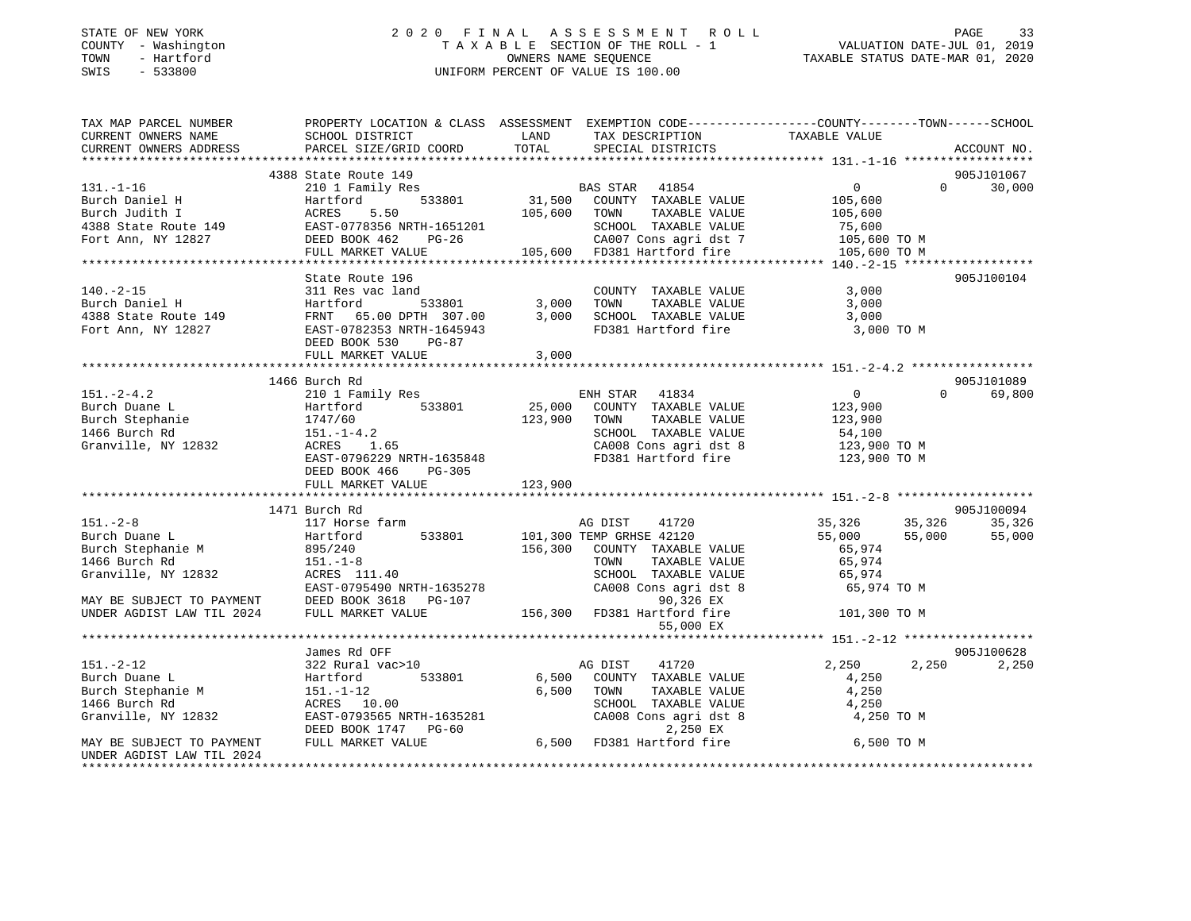STATE OF NEW YORK
COUNTY - Washington
TOWN - Hartford
SWIS - 533800

# 2020 FINAL ASSESSMENT ROLL

TAXABLE SECTION OF THE ROLL - 1
OWNERS NAME SEQUENCE
UNIFORM PERCENT OF VALUE IS 100.00

VALUATION DATE-JUL 01, 2019
TAXABLE STATUS DATE-MAR 01, 2020

| TAX MAP PARCEL NUMBER / CURRENT OWNERS NAME / CURRENT OWNERS ADDRESS | PROPERTY LOCATION & CLASS / SCHOOL DISTRICT / PARCEL SIZE/GRID COORD | ASSESSMENT LAND / TOTAL | EXEMPTION CODE / TAX DESCRIPTION / SPECIAL DISTRICTS | COUNTY TAXABLE VALUE | TOWN | SCHOOL | ACCOUNT NO. |
|---|---|---|---|---|---|---|---|
| **131.-1-16** | 4388 State Route 149 | | | | | | 905J101067 |
| Burch Daniel H | 210 1 Family Res | | BAS STAR 41854 | 0 | 0 | 30,000 | |
| Burch Judith I | Hartford 533801 | 31,500 | COUNTY TAXABLE VALUE | 105,600 | | | |
| 4388 State Route 149 | ACRES 5.50 | 105,600 | TOWN TAXABLE VALUE | 105,600 | | | |
| Fort Ann, NY 12827 | EAST-0778356 NRTH-1651201 | | SCHOOL TAXABLE VALUE | 75,600 | | | |
| | DEED BOOK 462 PG-26 | | CA007 Cons agri dst 7 | 105,600 TO M | | | |
| | FULL MARKET VALUE | 105,600 | FD381 Hartford fire | 105,600 TO M | | | |
| **140.-2-15** | State Route 196 | | | | | | 905J100104 |
| Burch Daniel H | 311 Res vac land | | COUNTY TAXABLE VALUE | 3,000 | | | |
| 4388 State Route 149 | Hartford 533801 | 3,000 | TOWN TAXABLE VALUE | 3,000 | | | |
| Fort Ann, NY 12827 | FRNT 65.00 DPTH 307.00 | 3,000 | SCHOOL TAXABLE VALUE | 3,000 | | | |
| | EAST-0782353 NRTH-1645943 | | FD381 Hartford fire | 3,000 TO M | | | |
| | DEED BOOK 530 PG-87 | | | | | | |
| | FULL MARKET VALUE | 3,000 | | | | | |
| **151.-2-4.2** | 1466 Burch Rd | | | | | | 905J101089 |
| Burch Duane L | 210 1 Family Res | | ENH STAR 41834 | 0 | 0 | 69,800 | |
| Burch Stephanie | Hartford 533801 | 25,000 | COUNTY TAXABLE VALUE | 123,900 | | | |
| 1466 Burch Rd | 1747/60 | 123,900 | TOWN TAXABLE VALUE | 123,900 | | | |
| Granville, NY 12832 | 151.-1-4.2 | | SCHOOL TAXABLE VALUE | 54,100 | | | |
| | ACRES 1.65 | | CA008 Cons agri dst 8 | 123,900 TO M | | | |
| | EAST-0796229 NRTH-1635848 | | FD381 Hartford fire | 123,900 TO M | | | |
| | DEED BOOK 466 PG-305 | | | | | | |
| | FULL MARKET VALUE | 123,900 | | | | | |
| **151.-2-8** | 1471 Burch Rd | | | | | | 905J100094 |
| Burch Duane L | 117 Horse farm | | AG DIST 41720 | 35,326 | 35,326 | 35,326 | |
| Burch Stephanie M | Hartford 533801 | 101,300 | TEMP GRHSE 42120 | 55,000 | 55,000 | 55,000 | |
| 1466 Burch Rd | 895/240 | 156,300 | COUNTY TAXABLE VALUE | 65,974 | | | |
| Granville, NY 12832 | 151.-1-8 | | TOWN TAXABLE VALUE | 65,974 | | | |
| | ACRES 111.40 | | SCHOOL TAXABLE VALUE | 65,974 | | | |
| | EAST-0795490 NRTH-1635278 | | CA008 Cons agri dst 8 | 65,974 TO M | | | |
| MAY BE SUBJECT TO PAYMENT | DEED BOOK 3618 PG-107 | | 90,326 EX | | | | |
| UNDER AGDIST LAW TIL 2024 | FULL MARKET VALUE | 156,300 | FD381 Hartford fire | 101,300 TO M | | | |
| | | | 55,000 EX | | | | |
| **151.-2-12** | James Rd OFF | | | | | | 905J100628 |
| Burch Duane L | 322 Rural vac>10 | | AG DIST 41720 | 2,250 | 2,250 | 2,250 | |
| Burch Stephanie M | Hartford 533801 | 6,500 | COUNTY TAXABLE VALUE | 4,250 | | | |
| 1466 Burch Rd | 151.-1-12 | 6,500 | TOWN TAXABLE VALUE | 4,250 | | | |
| Granville, NY 12832 | ACRES 10.00 | | SCHOOL TAXABLE VALUE | 4,250 | | | |
| | EAST-0793565 NRTH-1635281 | | CA008 Cons agri dst 8 | 4,250 TO M | | | |
| | DEED BOOK 1747 PG-60 | | 2,250 EX | | | | |
| MAY BE SUBJECT TO PAYMENT | FULL MARKET VALUE | 6,500 | FD381 Hartford fire | 6,500 TO M | | | |
| UNDER AGDIST LAW TIL 2024 | | | | | | | |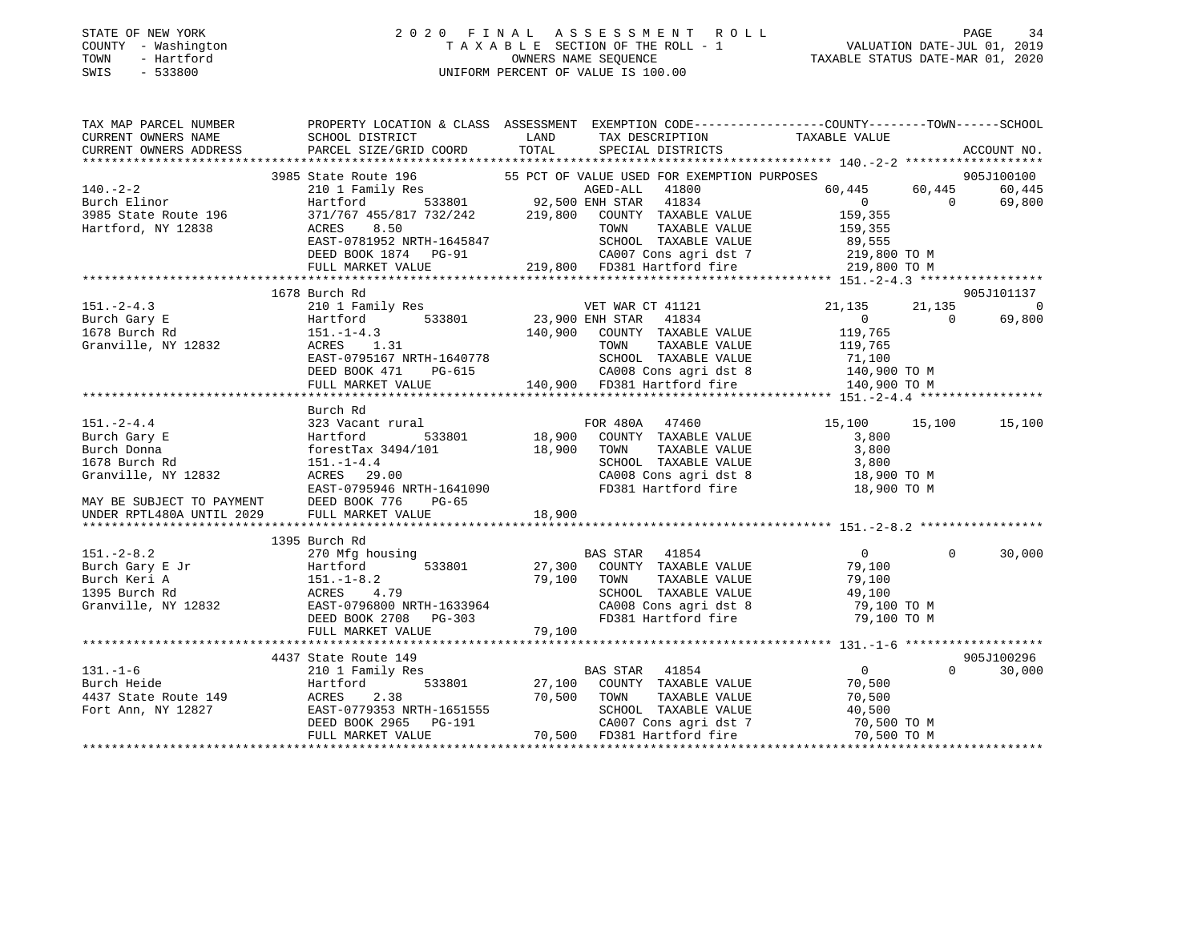STATE OF NEW YORK                2 0 2 0  F I N A L  A S S E S S M E N T  R O L L
COUNTY - Washington              T A X A B L E  SECTION OF THE ROLL - 1           VALUATION DATE-JUL 01, 2019
TOWN - Hartford                  OWNERS NAME SEQUENCE                             TAXABLE STATUS DATE-MAR 01, 2020
SWIS - 533800                    UNIFORM PERCENT OF VALUE IS 100.00

```
TAX MAP PARCEL NUMBER     PROPERTY LOCATION & CLASS  ASSESSMENT  EXEMPTION CODE-----------------COUNTY--------TOWN------SCHOOL
CURRENT OWNERS NAME       SCHOOL DISTRICT              LAND      TAX DESCRIPTION              TAXABLE VALUE
CURRENT OWNERS ADDRESS    PARCEL SIZE/GRID COORD       TOTAL     SPECIAL DISTRICTS                                    ACCOUNT NO.
******************************************************************************************************* 140.-2-2 ******************
                          3985 State Route 196         55 PCT OF VALUE USED FOR EXEMPTION PURPOSES                  905J100100
140.-2-2                  210 1 Family Res                  AGED-ALL  41800               60,445     60,445     60,445
Burch Elinor              Hartford        533801      92,500 ENH STAR  41834                     0          0     69,800
3985 State Route 196      371/767 455/817 732/242    219,800   COUNTY  TAXABLE VALUE         159,355
Hartford, NY 12838        ACRES     8.50                       TOWN    TAXABLE VALUE         159,355
                          EAST-0781952 NRTH-1645847            SCHOOL  TAXABLE VALUE          89,555
                          DEED BOOK 1874   PG-91               CA007 Cons agri dst 7         219,800 TO M
                          FULL MARKET VALUE          219,800   FD381 Hartford fire           219,800 TO M
******************************************************************************************************* 151.-2-4.3 ****************
                          1678 Burch Rd                                                                             905J101137
151.-2-4.3                210 1 Family Res                  VET WAR CT 41121              21,135     21,135          0
Burch Gary E              Hartford        533801      23,900 ENH STAR  41834                     0          0     69,800
1678 Burch Rd             151.-1-4.3                 140,900   COUNTY  TAXABLE VALUE         119,765
Granville, NY 12832       ACRES     1.31                       TOWN    TAXABLE VALUE         119,765
                          EAST-0795167 NRTH-1640778            SCHOOL  TAXABLE VALUE          71,100
                          DEED BOOK 471    PG-615              CA008 Cons agri dst 8         140,900 TO M
                          FULL MARKET VALUE          140,900   FD381 Hartford fire           140,900 TO M
******************************************************************************************************* 151.-2-4.4 ****************
                          Burch Rd
151.-2-4.4                323 Vacant rural                  FOR 480A  47460               15,100     15,100     15,100
Burch Gary E              Hartford        533801      18,900   COUNTY  TAXABLE VALUE           3,800
Burch Donna               forestTax 3494/101          18,900   TOWN    TAXABLE VALUE           3,800
1678 Burch Rd             151.-1-4.4                           SCHOOL  TAXABLE VALUE           3,800
Granville, NY 12832       ACRES    29.00                       CA008 Cons agri dst 8          18,900 TO M
                          EAST-0795946 NRTH-1641090            FD381 Hartford fire            18,900 TO M
MAY BE SUBJECT TO PAYMENT DEED BOOK 776    PG-65
UNDER RPTL480A UNTIL 2029 FULL MARKET VALUE           18,900
******************************************************************************************************* 151.-2-8.2 ****************
                          1395 Burch Rd
151.-2-8.2                270 Mfg housing                   BAS STAR  41854                      0          0     30,000
Burch Gary E Jr           Hartford        533801      27,300   COUNTY  TAXABLE VALUE          79,100
Burch Keri A              151.-1-8.2                  79,100   TOWN    TAXABLE VALUE          79,100
1395 Burch Rd             ACRES     4.79                       SCHOOL  TAXABLE VALUE          49,100
Granville, NY 12832       EAST-0796800 NRTH-1633964            CA008 Cons agri dst 8          79,100 TO M
                          DEED BOOK 2708   PG-303              FD381 Hartford fire            79,100 TO M
                          FULL MARKET VALUE           79,100
******************************************************************************************************* 131.-1-6 ******************
                          4437 State Route 149                                                                      905J100296
131.-1-6                  210 1 Family Res                  BAS STAR  41854                      0          0     30,000
Burch Heide               Hartford        533801      27,100   COUNTY  TAXABLE VALUE          70,500
4437 State Route 149      ACRES     2.38              70,500   TOWN    TAXABLE VALUE          70,500
Fort Ann, NY 12827        EAST-0779353 NRTH-1651555            SCHOOL  TAXABLE VALUE          40,500
                          DEED BOOK 2965   PG-191              CA007 Cons agri dst 7          70,500 TO M
                          FULL MARKET VALUE           70,500   FD381 Hartford fire            70,500 TO M
************************************************************************************************************************************
```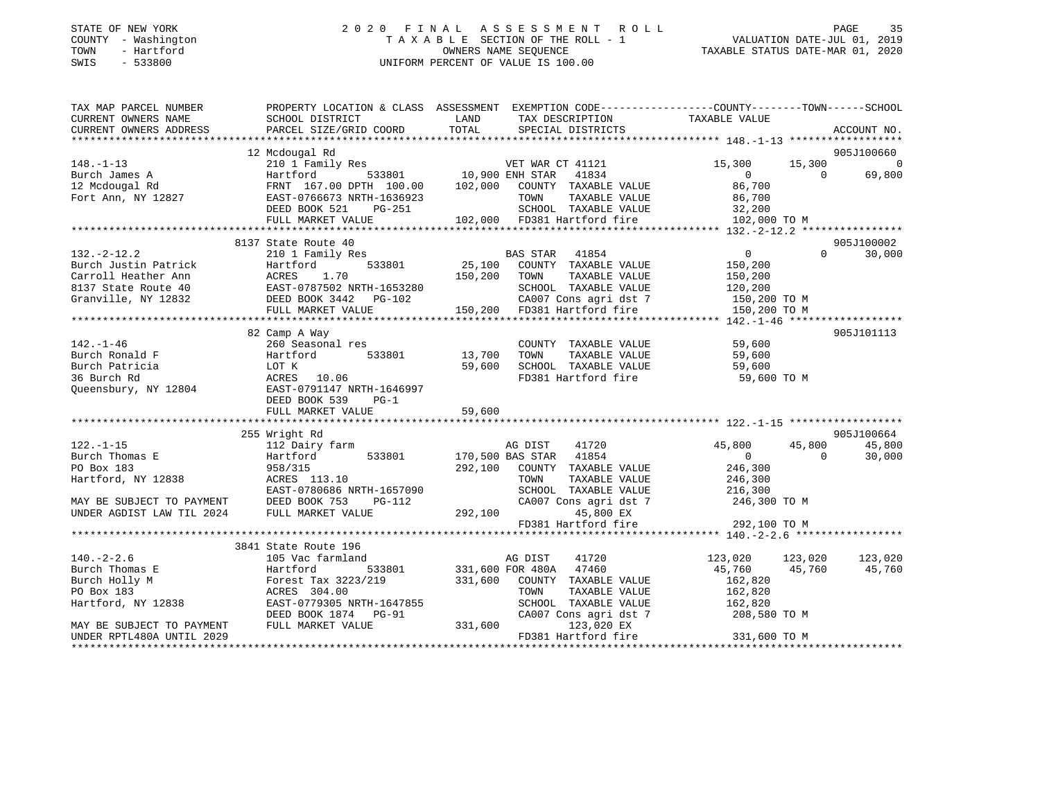STATE OF NEW YORK
COUNTY - Washington
TOWN - Hartford
SWIS - 533800

# 2020 FINAL ASSESSMENT ROLL
TAXABLE SECTION OF THE ROLL - 1
OWNERS NAME SEQUENCE
UNIFORM PERCENT OF VALUE IS 100.00

VALUATION DATE-JUL 01, 2019
TAXABLE STATUS DATE-MAR 01, 2020

```
TAX MAP PARCEL NUMBER          PROPERTY LOCATION & CLASS  ASSESSMENT  EXEMPTION CODE-----------------COUNTY--------TOWN------SCHOOL
CURRENT OWNERS NAME            SCHOOL DISTRICT              LAND      TAX DESCRIPTION            TAXABLE VALUE
CURRENT OWNERS ADDRESS         PARCEL SIZE/GRID COORD       TOTAL     SPECIAL DISTRICTS                                    ACCOUNT NO.
******************************************************************************************************** 148.-1-13 *****************
                               12 Mcdougal Rd                                                                              905J100660
148.-1-13                      210 1 Family Res                      VET WAR CT 41121          15,300      15,300               0
Burch James A                  Hartford          533801       10,900 ENH STAR  41834                0           0          69,800
12 Mcdougal Rd                 FRNT 167.00 DPTH 100.00       102,000    COUNTY  TAXABLE VALUE          86,700
Fort Ann, NY 12827             EAST-0766673 NRTH-1636923               TOWN    TAXABLE VALUE          86,700
                               DEED BOOK 521     PG-251                SCHOOL  TAXABLE VALUE          32,200
                               FULL MARKET VALUE             102,000  FD381 Hartford fire           102,000 TO M
******************************************************************************************************** 132.-2-12.2 ***************
                               8137 State Route 40                                                                         905J100002
132.-2-12.2                    210 1 Family Res                      BAS STAR  41854                0           0          30,000
Burch Justin Patrick           Hartford          533801       25,100    COUNTY  TAXABLE VALUE         150,200
Carroll Heather Ann            ACRES    1.70                 150,200    TOWN    TAXABLE VALUE         150,200
8137 State Route 40            EAST-0787502 NRTH-1653280               SCHOOL  TAXABLE VALUE         120,200
Granville, NY 12832            DEED BOOK 3442   PG-102                 CA007 Cons agri dst 7         150,200 TO M
                               FULL MARKET VALUE             150,200  FD381 Hartford fire           150,200 TO M
******************************************************************************************************** 142.-1-46 *****************
                               82 Camp A Way                                                                               905J101113
142.-1-46                      260 Seasonal res                         COUNTY  TAXABLE VALUE          59,600
Burch Ronald F                 Hartford          533801       13,700    TOWN    TAXABLE VALUE          59,600
Burch Patricia                 LOT K                          59,600    SCHOOL  TAXABLE VALUE          59,600
36 Burch Rd                    ACRES   10.06                            FD381 Hartford fire            59,600 TO M
Queensbury, NY 12804           EAST-0791147 NRTH-1646997
                               DEED BOOK 539     PG-1
                               FULL MARKET VALUE              59,600
******************************************************************************************************** 122.-1-15 *****************
                               255 Wright Rd                                                                               905J100664
122.-1-15                      112 Dairy farm                        AG DIST   41720           45,800      45,800          45,800
Burch Thomas E                 Hartford          533801      170,500 BAS STAR  41854                0           0          30,000
PO Box 183                     958/315                       292,100    COUNTY  TAXABLE VALUE         246,300
Hartford, NY 12838             ACRES  113.10                            TOWN    TAXABLE VALUE         246,300
                               EAST-0780686 NRTH-1657090               SCHOOL  TAXABLE VALUE         216,300
MAY BE SUBJECT TO PAYMENT      DEED BOOK 753     PG-112                CA007 Cons agri dst 7         246,300 TO M
UNDER AGDIST LAW TIL 2024      FULL MARKET VALUE             292,100           45,800 EX
                                                                      FD381 Hartford fire           292,100 TO M
******************************************************************************************************** 140.-2-2.6 ****************
                               3841 State Route 196
140.-2-2.6                     105 Vac farmland                      AG DIST   41720          123,020     123,020         123,020
Burch Thomas E                 Hartford          533801      331,600 FOR 480A  47460           45,760      45,760          45,760
Burch Holly M                  Forest Tax 3223/219           331,600    COUNTY  TAXABLE VALUE         162,820
PO Box 183                     ACRES  304.00                            TOWN    TAXABLE VALUE         162,820
Hartford, NY 12838             EAST-0779305 NRTH-1647855               SCHOOL  TAXABLE VALUE         162,820
                               DEED BOOK 1874    PG-91                 CA007 Cons agri dst 7         208,580 TO M
MAY BE SUBJECT TO PAYMENT      FULL MARKET VALUE             331,600          123,020 EX
UNDER RPTL480A UNTIL 2029                                             FD381 Hartford fire           331,600 TO M
************************************************************************************************************************************
```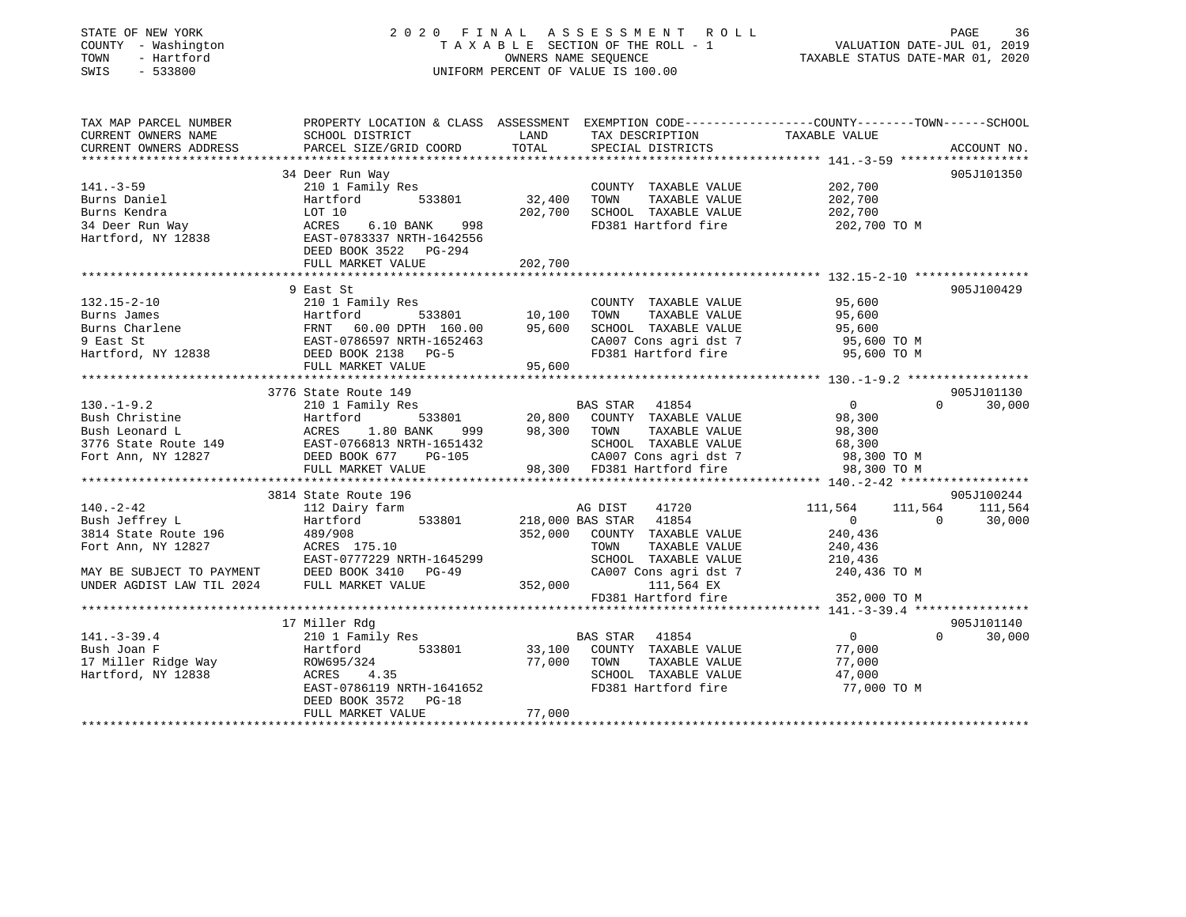STATE OF NEW YORK 2020 FINAL ASSESSMENT ROLL
COUNTY - Washington T A X A B L E SECTION OF THE ROLL - 1 VALUATION DATE-JUL 01, 2019
TOWN - Hartford OWNERS NAME SEQUENCE TAXABLE STATUS DATE-MAR 01, 2020
SWIS - 533800 UNIFORM PERCENT OF VALUE IS 100.00

| TAX MAP PARCEL NUMBER / CURRENT OWNERS NAME / CURRENT OWNERS ADDRESS | PROPERTY LOCATION & CLASS / SCHOOL DISTRICT / PARCEL SIZE/GRID COORD | ASSESSMENT LAND / TOTAL | EXEMPTION CODE / TAX DESCRIPTION / SPECIAL DISTRICTS | COUNTY TAXABLE VALUE | TOWN | SCHOOL / ACCOUNT NO. |
|---|---|---|---|---|---|---|
| **141.-3-59** | 34 Deer Run Way | | | | | 905J101350 |
| Burns Daniel | 210 1 Family Res | | COUNTY TAXABLE VALUE | 202,700 | | |
| Burns Kendra | Hartford 533801 | 32,400 | TOWN TAXABLE VALUE | 202,700 | | |
| 34 Deer Run Way | LOT 10 | 202,700 | SCHOOL TAXABLE VALUE | 202,700 | | |
| Hartford, NY 12838 | ACRES 6.10 BANK 998 | | FD381 Hartford fire | 202,700 TO M | | |
| | EAST-0783337 NRTH-1642556 | | | | | |
| | DEED BOOK 3522 PG-294 | | | | | |
| | FULL MARKET VALUE | 202,700 | | | | |
| **132.15-2-10** | 9 East St | | | | | 905J100429 |
| Burns James | 210 1 Family Res | | COUNTY TAXABLE VALUE | 95,600 | | |
| Burns Charlene | Hartford 533801 | 10,100 | TOWN TAXABLE VALUE | 95,600 | | |
| 9 East St | FRNT 60.00 DPTH 160.00 | 95,600 | SCHOOL TAXABLE VALUE | 95,600 | | |
| Hartford, NY 12838 | EAST-0786597 NRTH-1652463 | | CA007 Cons agri dst 7 | 95,600 TO M | | |
| | DEED BOOK 2138 PG-5 | | FD381 Hartford fire | 95,600 TO M | | |
| | FULL MARKET VALUE | 95,600 | | | | |
| **130.-1-9.2** | 3776 State Route 149 | | | | | 905J101130 |
| Bush Christine | 210 1 Family Res | | BAS STAR 41854 | 0 | 0 | 30,000 |
| Bush Leonard L | Hartford 533801 | 20,800 | COUNTY TAXABLE VALUE | 98,300 | | |
| 3776 State Route 149 | ACRES 1.80 BANK 999 | 98,300 | TOWN TAXABLE VALUE | 98,300 | | |
| Fort Ann, NY 12827 | EAST-0766813 NRTH-1651432 | | SCHOOL TAXABLE VALUE | 68,300 | | |
| | DEED BOOK 677 PG-105 | | CA007 Cons agri dst 7 | 98,300 TO M | | |
| | FULL MARKET VALUE | 98,300 | FD381 Hartford fire | 98,300 TO M | | |
| **140.-2-42** | 3814 State Route 196 | | | | | 905J100244 |
| Bush Jeffrey L | 112 Dairy farm | | AG DIST 41720 | 111,564 | 111,564 | 111,564 |
| 3814 State Route 196 | Hartford 533801 | 218,000 | BAS STAR 41854 | 0 | 0 | 30,000 |
| Fort Ann, NY 12827 | 489/908 | 352,000 | COUNTY TAXABLE VALUE | 240,436 | | |
| | ACRES 175.10 | | TOWN TAXABLE VALUE | 240,436 | | |
| | EAST-0777229 NRTH-1645299 | | SCHOOL TAXABLE VALUE | 210,436 | | |
| MAY BE SUBJECT TO PAYMENT | DEED BOOK 3410 PG-49 | | CA007 Cons agri dst 7 | 240,436 TO M | | |
| UNDER AGDIST LAW TIL 2024 | FULL MARKET VALUE | 352,000 | 111,564 EX | | | |
| | | | FD381 Hartford fire | 352,000 TO M | | |
| **141.-3-39.4** | 17 Miller Rdg | | | | | 905J101140 |
| Bush Joan F | 210 1 Family Res | | BAS STAR 41854 | 0 | 0 | 30,000 |
| 17 Miller Ridge Way | Hartford 533801 | 33,100 | COUNTY TAXABLE VALUE | 77,000 | | |
| Hartford, NY 12838 | ROW695/324 | 77,000 | TOWN TAXABLE VALUE | 77,000 | | |
| | ACRES 4.35 | | SCHOOL TAXABLE VALUE | 47,000 | | |
| | EAST-0786119 NRTH-1641652 | | FD381 Hartford fire | 77,000 TO M | | |
| | DEED BOOK 3572 PG-18 | | | | | |
| | FULL MARKET VALUE | 77,000 | | | | |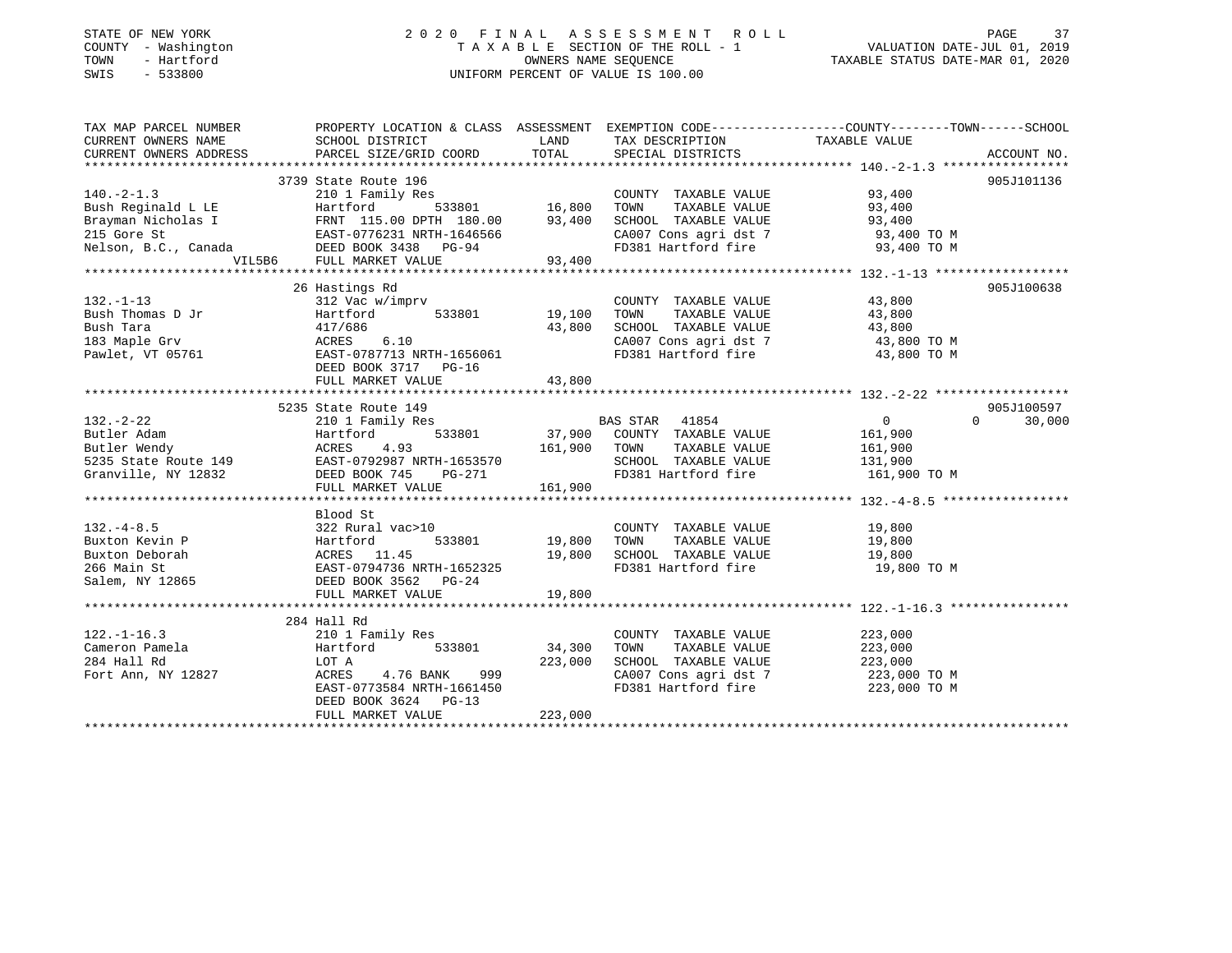STATE OF NEW YORK
COUNTY - Washington
TOWN - Hartford
SWIS - 533800

2020 FINAL ASSESSMENT ROLL
TAXABLE SECTION OF THE ROLL - 1
OWNERS NAME SEQUENCE
UNIFORM PERCENT OF VALUE IS 100.00

VALUATION DATE-JUL 01, 2019
TAXABLE STATUS DATE-MAR 01, 2020

| TAX MAP PARCEL NUMBER / CURRENT OWNERS NAME / CURRENT OWNERS ADDRESS | PROPERTY LOCATION & CLASS / SCHOOL DISTRICT / PARCEL SIZE/GRID COORD | ASSESSMENT LAND | TOTAL | EXEMPTION CODE / TAX DESCRIPTION / SPECIAL DISTRICTS | COUNTY TAXABLE VALUE | TOWN | SCHOOL | ACCOUNT NO. |
|---|---|---|---|---|---|---|---|---|
| **140.-2-1.3** | 3739 State Route 196 | | | | | | | 905J101136 |
| Bush Reginald L LE | 210 1 Family Res | | | COUNTY TAXABLE VALUE | 93,400 | | | |
| Brayman Nicholas I | Hartford 533801 | 16,800 | | TOWN TAXABLE VALUE | 93,400 | | | |
| 215 Gore St | FRNT 115.00 DPTH 180.00 | | 93,400 | SCHOOL TAXABLE VALUE | 93,400 | | | |
| Nelson, B.C., Canada VIL5B6 | EAST-0776231 NRTH-1646566 | | | CA007 Cons agri dst 7 | 93,400 TO M | | | |
| | DEED BOOK 3438 PG-94 | | | FD381 Hartford fire | 93,400 TO M | | | |
| | FULL MARKET VALUE | | 93,400 | | | | | |
| **132.-1-13** | 26 Hastings Rd | | | | | | | 905J100638 |
| Bush Thomas D Jr | 312 Vac w/imprv | | | COUNTY TAXABLE VALUE | 43,800 | | | |
| Bush Tara | Hartford 533801 | 19,100 | | TOWN TAXABLE VALUE | 43,800 | | | |
| 183 Maple Grv | 417/686 | | 43,800 | SCHOOL TAXABLE VALUE | 43,800 | | | |
| Pawlet, VT 05761 | ACRES 6.10 | | | CA007 Cons agri dst 7 | 43,800 TO M | | | |
| | EAST-0787713 NRTH-1656061 | | | FD381 Hartford fire | 43,800 TO M | | | |
| | DEED BOOK 3717 PG-16 | | | | | | | |
| | FULL MARKET VALUE | | 43,800 | | | | | |
| **132.-2-22** | 5235 State Route 149 | | | | | | | 905J100597 |
| Butler Adam | 210 1 Family Res | | | BAS STAR 41854 | 0 | 0 | 30,000 | |
| Butler Wendy | Hartford 533801 | 37,900 | | COUNTY TAXABLE VALUE | 161,900 | | | |
| 5235 State Route 149 | ACRES 4.93 | | 161,900 | TOWN TAXABLE VALUE | 161,900 | | | |
| Granville, NY 12832 | EAST-0792987 NRTH-1653570 | | | SCHOOL TAXABLE VALUE | 131,900 | | | |
| | DEED BOOK 745 PG-271 | | | FD381 Hartford fire | 161,900 TO M | | | |
| | FULL MARKET VALUE | | 161,900 | | | | | |
| **132.-4-8.5** | Blood St | | | | | | | |
| Buxton Kevin P | 322 Rural vac>10 | | | COUNTY TAXABLE VALUE | 19,800 | | | |
| Buxton Deborah | Hartford 533801 | 19,800 | | TOWN TAXABLE VALUE | 19,800 | | | |
| 266 Main St | ACRES 11.45 | | 19,800 | SCHOOL TAXABLE VALUE | 19,800 | | | |
| Salem, NY 12865 | EAST-0794736 NRTH-1652325 | | | FD381 Hartford fire | 19,800 TO M | | | |
| | DEED BOOK 3562 PG-24 | | | | | | | |
| | FULL MARKET VALUE | | 19,800 | | | | | |
| **122.-1-16.3** | 284 Hall Rd | | | | | | | |
| Cameron Pamela | 210 1 Family Res | | | COUNTY TAXABLE VALUE | 223,000 | | | |
| 284 Hall Rd | Hartford 533801 | 34,300 | | TOWN TAXABLE VALUE | 223,000 | | | |
| Fort Ann, NY 12827 | LOT A | | 223,000 | SCHOOL TAXABLE VALUE | 223,000 | | | |
| | ACRES 4.76 BANK 999 | | | CA007 Cons agri dst 7 | 223,000 TO M | | | |
| | EAST-0773584 NRTH-1661450 | | | FD381 Hartford fire | 223,000 TO M | | | |
| | DEED BOOK 3624 PG-13 | | | | | | | |
| | FULL MARKET VALUE | | 223,000 | | | | | |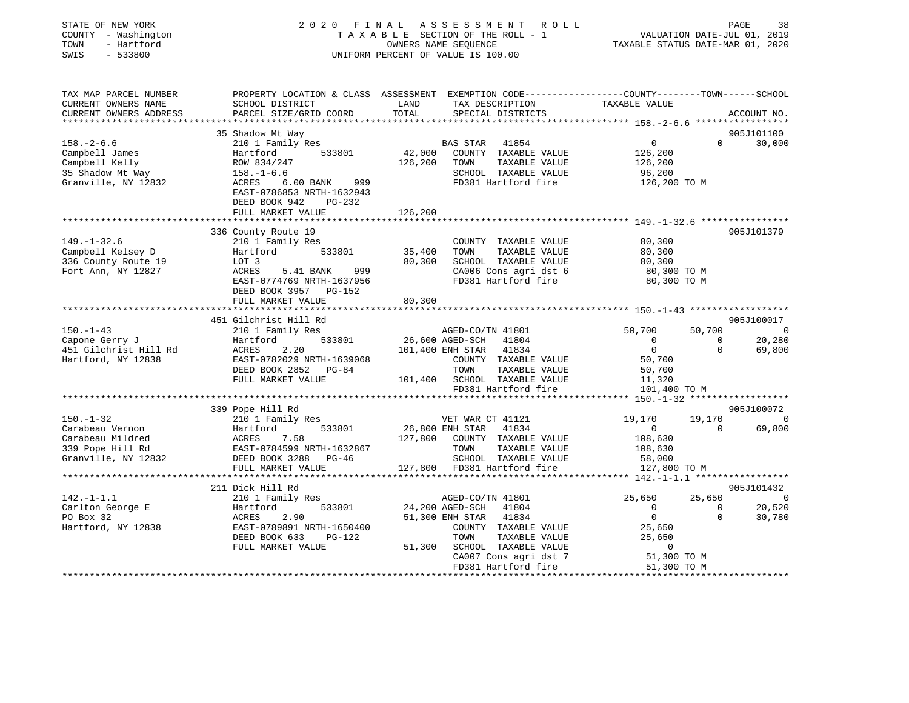STATE OF NEW YORK
COUNTY - Washington
TOWN - Hartford
SWIS - 533800

2020 FINAL ASSESSMENT ROLL
TAXABLE SECTION OF THE ROLL - 1
OWNERS NAME SEQUENCE
UNIFORM PERCENT OF VALUE IS 100.00

VALUATION DATE-JUL 01, 2019
TAXABLE STATUS DATE-MAR 01, 2020

| TAX MAP PARCEL NUMBER / CURRENT OWNERS NAME / CURRENT OWNERS ADDRESS | PROPERTY LOCATION & CLASS / SCHOOL DISTRICT / PARCEL SIZE/GRID COORD | ASSESSMENT LAND / TOTAL | EXEMPTION CODE / TAX DESCRIPTION / SPECIAL DISTRICTS | COUNTY TAXABLE VALUE | TOWN | SCHOOL | ACCOUNT NO. |
|---|---|---|---|---|---|---|---|
| 158.-2-6.6 | 35 Shadow Mt Way | | | | | | 905J101100 |
| Campbell James | 210 1 Family Res | | BAS STAR 41854 | 0 | 0 | 30,000 | |
| Campbell Kelly | Hartford 533801 | 42,000 | COUNTY TAXABLE VALUE | 126,200 | | | |
| 35 Shadow Mt Way | ROW 834/247 | 126,200 | TOWN TAXABLE VALUE | 126,200 | | | |
| Granville, NY 12832 | 158.-1-6.6 | | SCHOOL TAXABLE VALUE | 96,200 | | | |
| | ACRES 6.00 BANK 999 | | FD381 Hartford fire | 126,200 TO M | | | |
| | EAST-0786853 NRTH-1632943 | | | | | | |
| | DEED BOOK 942 PG-232 | | | | | | |
| | FULL MARKET VALUE | 126,200 | | | | | |
| 149.-1-32.6 | 336 County Route 19 | | | | | | 905J101379 |
| Campbell Kelsey D | 210 1 Family Res | | COUNTY TAXABLE VALUE | 80,300 | | | |
| 336 County Route 19 | Hartford 533801 | 35,400 | TOWN TAXABLE VALUE | 80,300 | | | |
| Fort Ann, NY 12827 | LOT 3 | 80,300 | SCHOOL TAXABLE VALUE | 80,300 | | | |
| | ACRES 5.41 BANK 999 | | CA006 Cons agri dst 6 | 80,300 TO M | | | |
| | EAST-0774769 NRTH-1637956 | | FD381 Hartford fire | 80,300 TO M | | | |
| | DEED BOOK 3957 PG-152 | | | | | | |
| | FULL MARKET VALUE | 80,300 | | | | | |
| 150.-1-43 | 451 Gilchrist Hill Rd | | | | | | 905J100017 |
| Capone Gerry J | 210 1 Family Res | | AGED-CO/TN 41801 | 50,700 | 50,700 | 0 | |
| 451 Gilchrist Hill Rd | Hartford 533801 | 26,600 | AGED-SCH 41804 | 0 | 0 | 20,280 | |
| Hartford, NY 12838 | ACRES 2.20 | 101,400 | ENH STAR 41834 | 0 | 0 | 69,800 | |
| | EAST-0782029 NRTH-1639068 | | COUNTY TAXABLE VALUE | 50,700 | | | |
| | DEED BOOK 2852 PG-84 | | TOWN TAXABLE VALUE | 50,700 | | | |
| | FULL MARKET VALUE | 101,400 | SCHOOL TAXABLE VALUE | 11,320 | | | |
| | | | FD381 Hartford fire | 101,400 TO M | | | |
| 150.-1-32 | 339 Pope Hill Rd | | | | | | 905J100072 |
| Carabeau Vernon | 210 1 Family Res | | VET WAR CT 41121 | 19,170 | 19,170 | 0 | |
| Carabeau Mildred | Hartford 533801 | 26,800 | ENH STAR 41834 | 0 | 0 | 69,800 | |
| 339 Pope Hill Rd | ACRES 7.58 | 127,800 | COUNTY TAXABLE VALUE | 108,630 | | | |
| Granville, NY 12832 | EAST-0784599 NRTH-1632867 | | TOWN TAXABLE VALUE | 108,630 | | | |
| | DEED BOOK 3288 PG-46 | | SCHOOL TAXABLE VALUE | 58,000 | | | |
| | FULL MARKET VALUE | 127,800 | FD381 Hartford fire | 127,800 TO M | | | |
| 142.-1-1.1 | 211 Dick Hill Rd | | | | | | 905J101432 |
| Carlton George E | 210 1 Family Res | | AGED-CO/TN 41801 | 25,650 | 25,650 | 0 | |
| PO Box 32 | Hartford 533801 | 24,200 | AGED-SCH 41804 | 0 | 0 | 20,520 | |
| Hartford, NY 12838 | ACRES 2.90 | 51,300 | ENH STAR 41834 | 0 | 0 | 30,780 | |
| | EAST-0789891 NRTH-1650400 | | COUNTY TAXABLE VALUE | 25,650 | | | |
| | DEED BOOK 633 PG-122 | | TOWN TAXABLE VALUE | 25,650 | | | |
| | FULL MARKET VALUE | 51,300 | SCHOOL TAXABLE VALUE | 0 | | | |
| | | | CA007 Cons agri dst 7 | 51,300 TO M | | | |
| | | | FD381 Hartford fire | 51,300 TO M | | | |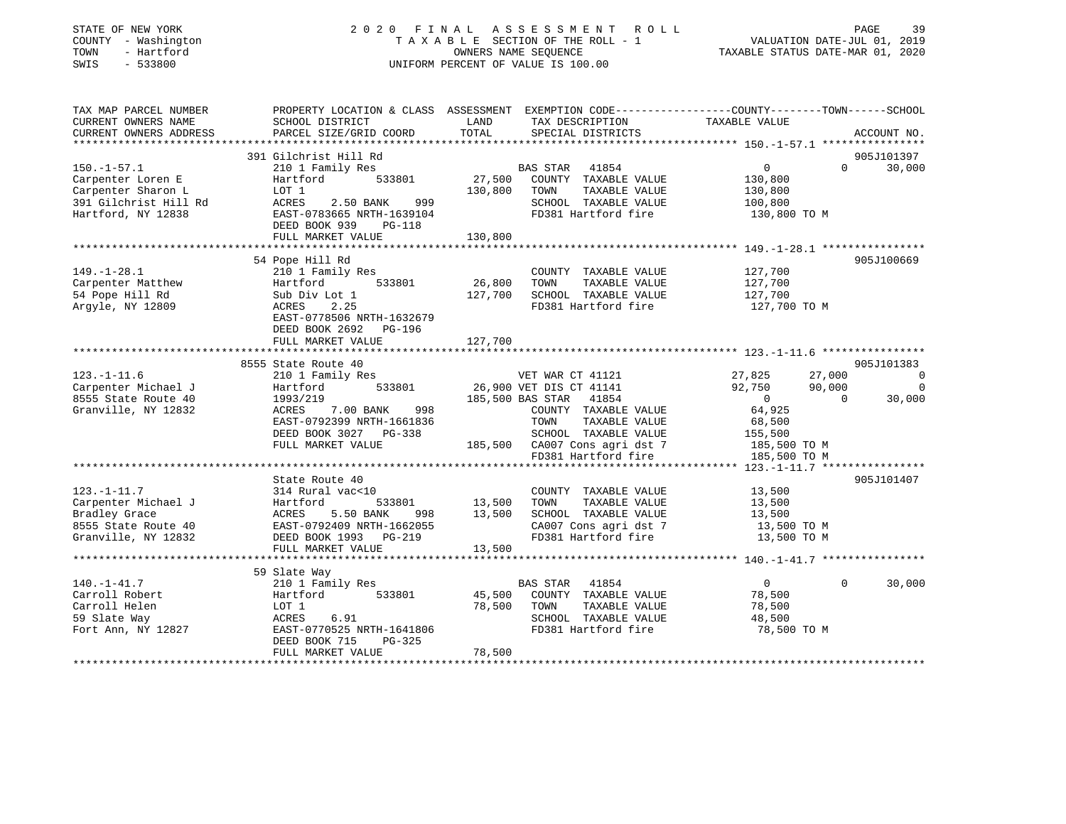STATE OF NEW YORK                                2020 FINAL ASSESSMENT ROLL
COUNTY - Washington                              TAXABLE SECTION OF THE ROLL - 1                    VALUATION DATE-JUL 01, 2019
TOWN   - Hartford                                OWNERS NAME SEQUENCE                               TAXABLE STATUS DATE-MAR 01, 2020
SWIS   - 533800                                  UNIFORM PERCENT OF VALUE IS 100.00

```
TAX MAP PARCEL NUMBER          PROPERTY LOCATION & CLASS  ASSESSMENT  EXEMPTION CODE-----------------COUNTY--------TOWN------SCHOOL
CURRENT OWNERS NAME            SCHOOL DISTRICT             LAND       TAX DESCRIPTION              TAXABLE VALUE
CURRENT OWNERS ADDRESS         PARCEL SIZE/GRID COORD      TOTAL      SPECIAL DISTRICTS                                      ACCOUNT NO.
****************************************************************************************************** 150.-1-57.1 ****************
                               391 Gilchrist Hill Rd                                                                          905J101397
150.-1-57.1                    210 1 Family Res                       BAS STAR  41854                  0             0        30,000
Carpenter Loren E              Hartford        533801      27,500     COUNTY  TAXABLE VALUE        130,800
Carpenter Sharon L             LOT 1                       130,800    TOWN    TAXABLE VALUE        130,800
391 Gilchrist Hill Rd          ACRES    2.50 BANK    999              SCHOOL  TAXABLE VALUE        100,800
Hartford, NY 12838             EAST-0783665 NRTH-1639104              FD381 Hartford fire           130,800 TO M
                               DEED BOOK 939    PG-118
                               FULL MARKET VALUE           130,800
****************************************************************************************************** 149.-1-28.1 ****************
                               54 Pope Hill Rd                                                                                905J100669
149.-1-28.1                    210 1 Family Res                       COUNTY  TAXABLE VALUE        127,700
Carpenter Matthew              Hartford        533801      26,800     TOWN    TAXABLE VALUE        127,700
54 Pope Hill Rd                Sub Div Lot 1               127,700    SCHOOL  TAXABLE VALUE        127,700
Argyle, NY 12809               ACRES    2.25                          FD381 Hartford fire           127,700 TO M
                               EAST-0778506 NRTH-1632679
                               DEED BOOK 2692   PG-196
                               FULL MARKET VALUE           127,700
****************************************************************************************************** 123.-1-11.6 ****************
                               8555 State Route 40                                                                            905J101383
123.-1-11.6                    210 1 Family Res                       VET WAR CT 41121            27,825        27,000            0
Carpenter Michael J            Hartford        533801      26,900 VET DIS CT 41141                92,750        90,000            0
8555 State Route 40            1993/219                    185,500 BAS STAR   41854                    0             0        30,000
Granville, NY 12832            ACRES    7.00 BANK    998              COUNTY  TAXABLE VALUE         64,925
                               EAST-0792399 NRTH-1661836              TOWN    TAXABLE VALUE         68,500
                               DEED BOOK 3027   PG-338                SCHOOL  TAXABLE VALUE        155,500
                               FULL MARKET VALUE           185,500    CA007 Cons agri dst 7         185,500 TO M
                                                                      FD381 Hartford fire           185,500 TO M
****************************************************************************************************** 123.-1-11.7 ****************
                               State Route 40                                                                                 905J101407
123.-1-11.7                    314 Rural vac<10                       COUNTY  TAXABLE VALUE         13,500
Carpenter Michael J            Hartford        533801      13,500     TOWN    TAXABLE VALUE         13,500
Bradley Grace                  ACRES    5.50 BANK    998   13,500     SCHOOL  TAXABLE VALUE         13,500
8555 State Route 40            EAST-0792409 NRTH-1662055              CA007 Cons agri dst 7          13,500 TO M
Granville, NY 12832            DEED BOOK 1993   PG-219                FD381 Hartford fire            13,500 TO M
                               FULL MARKET VALUE           13,500
****************************************************************************************************** 140.-1-41.7 ****************
                               59 Slate Way
140.-1-41.7                    210 1 Family Res                       BAS STAR  41854                  0             0        30,000
Carroll Robert                 Hartford        533801      45,500     COUNTY  TAXABLE VALUE         78,500
Carroll Helen                  LOT 1                       78,500     TOWN    TAXABLE VALUE         78,500
59 Slate Way                   ACRES    6.91                          SCHOOL  TAXABLE VALUE         48,500
Fort Ann, NY 12827             EAST-0770525 NRTH-1641806              FD381 Hartford fire            78,500 TO M
                               DEED BOOK 715    PG-325
                               FULL MARKET VALUE           78,500
************************************************************************************************************************************
```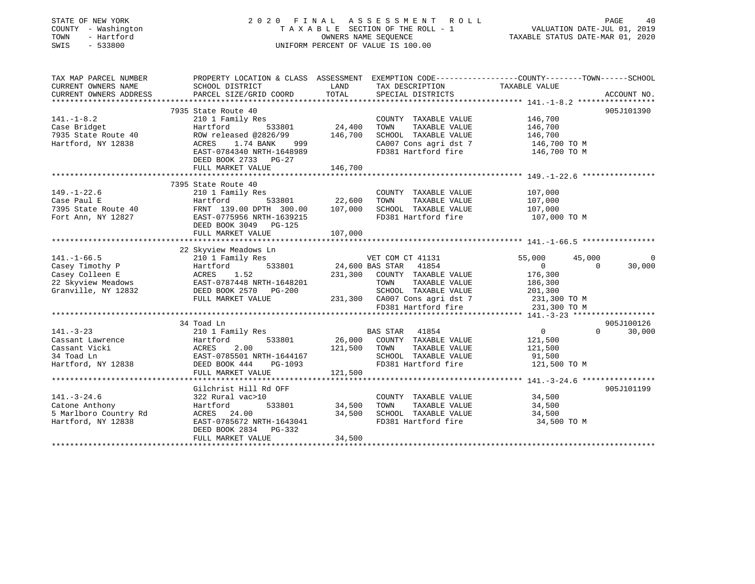STATE OF NEW YORK
COUNTY - Washington
TOWN - Hartford
SWIS - 533800

2 0 2 0 F I N A L A S S E S S M E N T R O L L
T A X A B L E SECTION OF THE ROLL - 1
OWNERS NAME SEQUENCE
UNIFORM PERCENT OF VALUE IS 100.00

VALUATION DATE-JUL 01, 2019
TAXABLE STATUS DATE-MAR 01, 2020

| TAX MAP PARCEL NUMBER / CURRENT OWNERS NAME / CURRENT OWNERS ADDRESS | PROPERTY LOCATION & CLASS / SCHOOL DISTRICT / PARCEL SIZE/GRID COORD | ASSESSMENT LAND / TOTAL | EXEMPTION CODE / TAX DESCRIPTION / SPECIAL DISTRICTS | COUNTY TAXABLE VALUE | TOWN | SCHOOL | ACCOUNT NO. |
|---|---|---|---|---|---|---|---|
| **141.-1-8.2** | 7935 State Route 40 | | | | | | 905J101390 |
| Case Bridget | 210 1 Family Res | | COUNTY TAXABLE VALUE | 146,700 | | | |
| 7935 State Route 40 | Hartford 533801 | 24,400 | TOWN TAXABLE VALUE | 146,700 | | | |
| Hartford, NY 12838 | ROW released @2826/99 | 146,700 | SCHOOL TAXABLE VALUE | 146,700 | | | |
| | ACRES 1.74 BANK 999 | | CA007 Cons agri dst 7 | 146,700 TO M | | | |
| | EAST-0784340 NRTH-1648989 | | FD381 Hartford fire | 146,700 TO M | | | |
| | DEED BOOK 2733 PG-27 | | | | | | |
| | FULL MARKET VALUE | 146,700 | | | | | |
| **149.-1-22.6** | 7395 State Route 40 | | | | | | |
| Case Paul E | 210 1 Family Res | | COUNTY TAXABLE VALUE | 107,000 | | | |
| 7395 State Route 40 | Hartford 533801 | 22,600 | TOWN TAXABLE VALUE | 107,000 | | | |
| Fort Ann, NY 12827 | FRNT 139.00 DPTH 300.00 | 107,000 | SCHOOL TAXABLE VALUE | 107,000 | | | |
| | EAST-0775956 NRTH-1639215 | | FD381 Hartford fire | 107,000 TO M | | | |
| | DEED BOOK 3049 PG-125 | | | | | | |
| | FULL MARKET VALUE | 107,000 | | | | | |
| **141.-1-66.5** | 22 Skyview Meadows Ln | | | | | | |
| Casey Timothy P | 210 1 Family Res | | VET COM CT 41131 | 55,000 | 45,000 | 0 | |
| Casey Colleen E | Hartford 533801 | 24,600 | BAS STAR 41854 | 0 | 0 | 30,000 | |
| 22 Skyview Meadows | ACRES 1.52 | 231,300 | COUNTY TAXABLE VALUE | 176,300 | | | |
| Granville, NY 12832 | EAST-0787448 NRTH-1648201 | | TOWN TAXABLE VALUE | 186,300 | | | |
| | DEED BOOK 2570 PG-200 | | SCHOOL TAXABLE VALUE | 201,300 | | | |
| | FULL MARKET VALUE | 231,300 | CA007 Cons agri dst 7 | 231,300 TO M | | | |
| | | | FD381 Hartford fire | 231,300 TO M | | | |
| **141.-3-23** | 34 Toad Ln | | | | | | 905J100126 |
| Cassant Lawrence | 210 1 Family Res | | BAS STAR 41854 | 0 | 0 | 30,000 | |
| Cassant Vicki | Hartford 533801 | 26,000 | COUNTY TAXABLE VALUE | 121,500 | | | |
| 34 Toad Ln | ACRES 2.00 | 121,500 | TOWN TAXABLE VALUE | 121,500 | | | |
| Hartford, NY 12838 | EAST-0785501 NRTH-1644167 | | SCHOOL TAXABLE VALUE | 91,500 | | | |
| | DEED BOOK 444 PG-1093 | | FD381 Hartford fire | 121,500 TO M | | | |
| | FULL MARKET VALUE | 121,500 | | | | | |
| **141.-3-24.6** | Gilchrist Hill Rd OFF | | | | | | 905J101199 |
| Catone Anthony | 322 Rural vac>10 | | COUNTY TAXABLE VALUE | 34,500 | | | |
| 5 Marlboro Country Rd | Hartford 533801 | 34,500 | TOWN TAXABLE VALUE | 34,500 | | | |
| Hartford, NY 12838 | ACRES 24.00 | 34,500 | SCHOOL TAXABLE VALUE | 34,500 | | | |
| | EAST-0785672 NRTH-1643041 | | FD381 Hartford fire | 34,500 TO M | | | |
| | DEED BOOK 2834 PG-332 | | | | | | |
| | FULL MARKET VALUE | 34,500 | | | | | |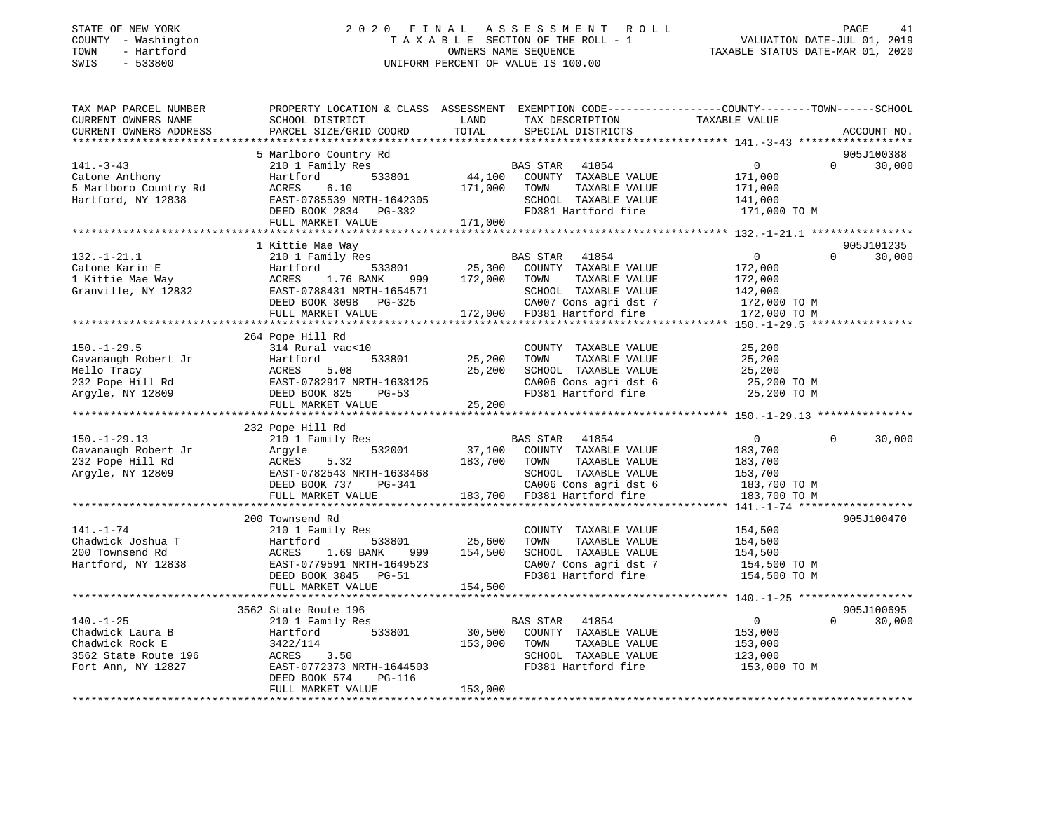STATE OF NEW YORK
COUNTY - Washington
TOWN - Hartford
SWIS - 533800

2020 FINAL ASSESSMENT ROLL
TAXABLE SECTION OF THE ROLL - 1
OWNERS NAME SEQUENCE
UNIFORM PERCENT OF VALUE IS 100.00

VALUATION DATE-JUL 01, 2019
TAXABLE STATUS DATE-MAR 01, 2020

```
TAX MAP PARCEL NUMBER          PROPERTY LOCATION & CLASS  ASSESSMENT  EXEMPTION CODE-----------------COUNTY--------TOWN------SCHOOL
CURRENT OWNERS NAME            SCHOOL DISTRICT               LAND      TAX DESCRIPTION            TAXABLE VALUE
CURRENT OWNERS ADDRESS         PARCEL SIZE/GRID COORD       TOTAL      SPECIAL DISTRICTS                                    ACCOUNT NO.
******************************************************************************************************* 141.-3-43 ******************
                               5 Marlboro Country Rd                                                                        905J100388
141.-3-43                      210 1 Family Res                       BAS STAR  41854                  0           0       30,000
Catone Anthony                 Hartford         533801      44,100    COUNTY  TAXABLE VALUE          171,000
5 Marlboro Country Rd          ACRES    6.10               171,000    TOWN    TAXABLE VALUE          171,000
Hartford, NY 12838             EAST-0785539 NRTH-1642305              SCHOOL  TAXABLE VALUE          141,000
                               DEED BOOK 2834   PG-332                FD381 Hartford fire             171,000 TO M
                               FULL MARKET VALUE           171,000
******************************************************************************************************* 132.-1-21.1 ****************
                               1 Kittie Mae Way                                                                             905J101235
132.-1-21.1                    210 1 Family Res                       BAS STAR  41854                  0           0       30,000
Catone Karin E                 Hartford         533801      25,300    COUNTY  TAXABLE VALUE          172,000
1 Kittie Mae Way               ACRES    1.76 BANK     999  172,000    TOWN    TAXABLE VALUE          172,000
Granville, NY 12832            EAST-0788431 NRTH-1654571              SCHOOL  TAXABLE VALUE          142,000
                               DEED BOOK 3098   PG-325                CA007 Cons agri dst 7           172,000 TO M
                               FULL MARKET VALUE           172,000    FD381 Hartford fire             172,000 TO M
******************************************************************************************************* 150.-1-29.5 ****************
                               264 Pope Hill Rd
150.-1-29.5                    314 Rural vac<10                       COUNTY  TAXABLE VALUE           25,200
Cavanaugh Robert Jr            Hartford         533801      25,200    TOWN    TAXABLE VALUE           25,200
Mello Tracy                    ACRES    5.08                25,200    SCHOOL  TAXABLE VALUE           25,200
232 Pope Hill Rd               EAST-0782917 NRTH-1633125              CA006 Cons agri dst 6            25,200 TO M
Argyle, NY 12809               DEED BOOK 825    PG-53                 FD381 Hartford fire              25,200 TO M
                               FULL MARKET VALUE            25,200
******************************************************************************************************* 150.-1-29.13 ***************
                               232 Pope Hill Rd
150.-1-29.13                   210 1 Family Res                       BAS STAR  41854                  0           0       30,000
Cavanaugh Robert Jr            Argyle           532001      37,100    COUNTY  TAXABLE VALUE          183,700
232 Pope Hill Rd               ACRES    5.32               183,700    TOWN    TAXABLE VALUE          183,700
Argyle, NY 12809               EAST-0782543 NRTH-1633468              SCHOOL  TAXABLE VALUE          153,700
                               DEED BOOK 737    PG-341                CA006 Cons agri dst 6           183,700 TO M
                               FULL MARKET VALUE           183,700    FD381 Hartford fire             183,700 TO M
******************************************************************************************************* 141.-1-74 ******************
                               200 Townsend Rd                                                                              905J100470
141.-1-74                      210 1 Family Res                       COUNTY  TAXABLE VALUE          154,500
Chadwick Joshua T              Hartford         533801      25,600    TOWN    TAXABLE VALUE          154,500
200 Townsend Rd                ACRES    1.69 BANK     999  154,500    SCHOOL  TAXABLE VALUE          154,500
Hartford, NY 12838             EAST-0779591 NRTH-1649523              CA007 Cons agri dst 7           154,500 TO M
                               DEED BOOK 3845   PG-51                 FD381 Hartford fire             154,500 TO M
                               FULL MARKET VALUE           154,500
******************************************************************************************************* 140.-1-25 ******************
                               3562 State Route 196                                                                         905J100695
140.-1-25                      210 1 Family Res                       BAS STAR  41854                  0           0       30,000
Chadwick Laura B               Hartford         533801      30,500    COUNTY  TAXABLE VALUE          153,000
Chadwick Rock E                3422/114                    153,000    TOWN    TAXABLE VALUE          153,000
3562 State Route 196           ACRES    3.50                          SCHOOL  TAXABLE VALUE          123,000
Fort Ann, NY 12827             EAST-0772373 NRTH-1644503              FD381 Hartford fire             153,000 TO M
                               DEED BOOK 574    PG-116
                               FULL MARKET VALUE           153,000
************************************************************************************************************************************
```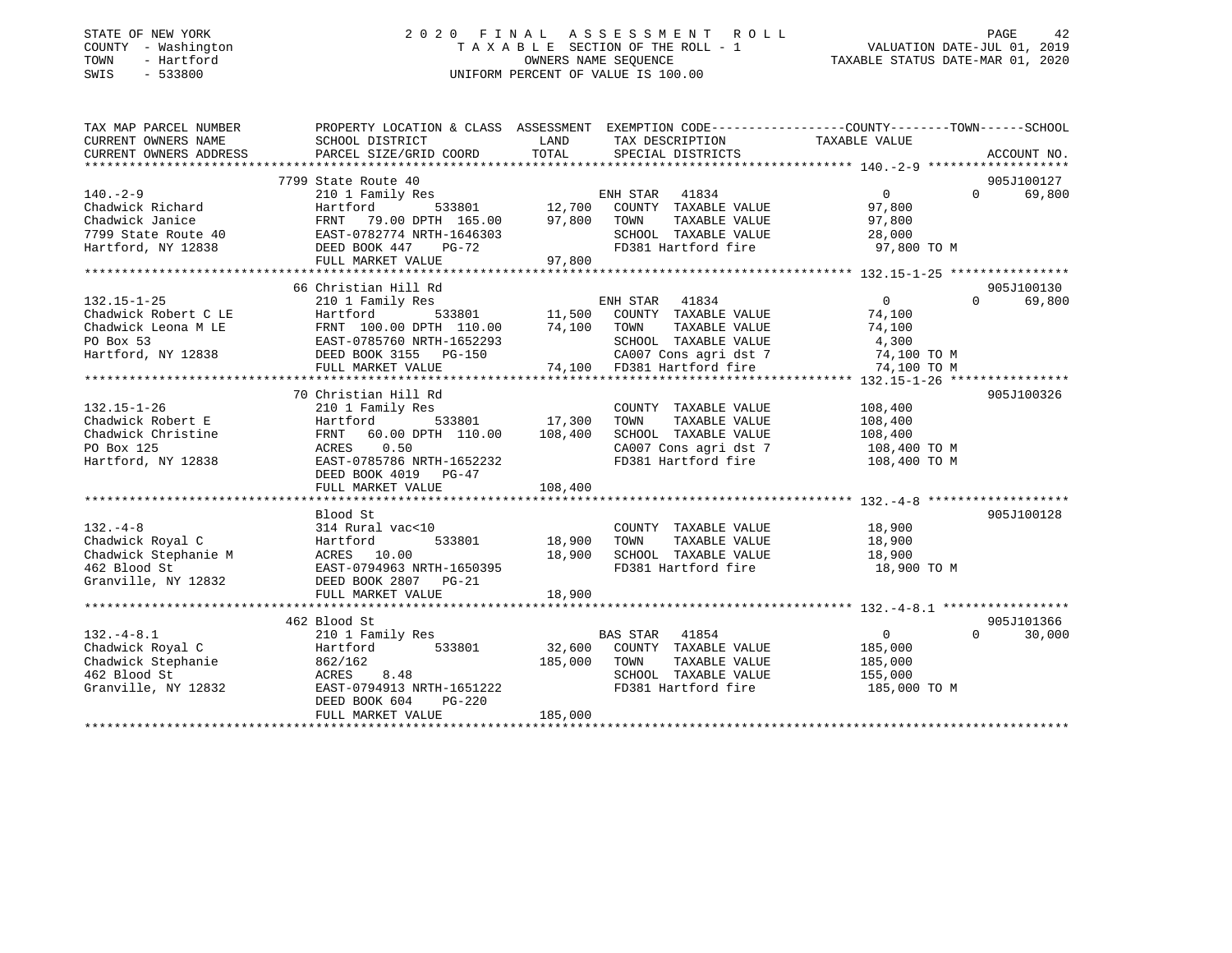STATE OF NEW YORK
COUNTY - Washington
TOWN - Hartford
SWIS - 533800

# 2020 FINAL ASSESSMENT ROLL

TAXABLE SECTION OF THE ROLL - 1
OWNERS NAME SEQUENCE
UNIFORM PERCENT OF VALUE IS 100.00

VALUATION DATE-JUL 01, 2019
TAXABLE STATUS DATE-MAR 01, 2020

| TAX MAP PARCEL NUMBER / CURRENT OWNERS NAME / CURRENT OWNERS ADDRESS | PROPERTY LOCATION & CLASS / SCHOOL DISTRICT / PARCEL SIZE/GRID COORD | ASSESSMENT LAND | TOTAL | EXEMPTION CODE / TAX DESCRIPTION / SPECIAL DISTRICTS | COUNTY / TOWN TAXABLE VALUE | SCHOOL | ACCOUNT NO. |
|---|---|---|---|---|---|---|---|
| 140.-2-9 | 7799 State Route 40 | | | | | | 905J100127 |
| | 210 1 Family Res | | | ENH STAR 41834 | 0 | 0 | 69,800 |
| Chadwick Richard | Hartford 533801 | 12,700 | | COUNTY TAXABLE VALUE | 97,800 | | |
| Chadwick Janice | FRNT 79.00 DPTH 165.00 | | 97,800 | TOWN TAXABLE VALUE | 97,800 | | |
| 7799 State Route 40 | EAST-0782774 NRTH-1646303 | | | SCHOOL TAXABLE VALUE | 28,000 | | |
| Hartford, NY 12838 | DEED BOOK 447 PG-72 | | | FD381 Hartford fire | 97,800 TO M | | |
| | FULL MARKET VALUE | | 97,800 | | | | |
| 132.15-1-25 | 66 Christian Hill Rd | | | | | | 905J100130 |
| | 210 1 Family Res | | | ENH STAR 41834 | 0 | 0 | 69,800 |
| Chadwick Robert C LE | Hartford 533801 | 11,500 | | COUNTY TAXABLE VALUE | 74,100 | | |
| Chadwick Leona M LE | FRNT 100.00 DPTH 110.00 | | 74,100 | TOWN TAXABLE VALUE | 74,100 | | |
| PO Box 53 | EAST-0785760 NRTH-1652293 | | | SCHOOL TAXABLE VALUE | 4,300 | | |
| Hartford, NY 12838 | DEED BOOK 3155 PG-150 | | | CA007 Cons agri dst 7 | 74,100 TO M | | |
| | FULL MARKET VALUE | | 74,100 | FD381 Hartford fire | 74,100 TO M | | |
| 132.15-1-26 | 70 Christian Hill Rd | | | | | | 905J100326 |
| | 210 1 Family Res | | | COUNTY TAXABLE VALUE | 108,400 | | |
| Chadwick Robert E | Hartford 533801 | 17,300 | | TOWN TAXABLE VALUE | 108,400 | | |
| Chadwick Christine | FRNT 60.00 DPTH 110.00 | | 108,400 | SCHOOL TAXABLE VALUE | 108,400 | | |
| PO Box 125 | ACRES 0.50 | | | CA007 Cons agri dst 7 | 108,400 TO M | | |
| Hartford, NY 12838 | EAST-0785786 NRTH-1652232 | | | FD381 Hartford fire | 108,400 TO M | | |
| | DEED BOOK 4019 PG-47 | | | | | | |
| | FULL MARKET VALUE | | 108,400 | | | | |
| 132.-4-8 | Blood St | | | | | | 905J100128 |
| | 314 Rural vac<10 | | | COUNTY TAXABLE VALUE | 18,900 | | |
| Chadwick Royal C | Hartford 533801 | 18,900 | | TOWN TAXABLE VALUE | 18,900 | | |
| Chadwick Stephanie M | ACRES 10.00 | | 18,900 | SCHOOL TAXABLE VALUE | 18,900 | | |
| 462 Blood St | EAST-0794963 NRTH-1650395 | | | FD381 Hartford fire | 18,900 TO M | | |
| Granville, NY 12832 | DEED BOOK 2807 PG-21 | | | | | | |
| | FULL MARKET VALUE | | 18,900 | | | | |
| 132.-4-8.1 | 462 Blood St | | | | | | 905J101366 |
| | 210 1 Family Res | | | BAS STAR 41854 | 0 | 0 | 30,000 |
| Chadwick Royal C | Hartford 533801 | 32,600 | | COUNTY TAXABLE VALUE | 185,000 | | |
| Chadwick Stephanie | 862/162 | | 185,000 | TOWN TAXABLE VALUE | 185,000 | | |
| 462 Blood St | ACRES 8.48 | | | SCHOOL TAXABLE VALUE | 155,000 | | |
| Granville, NY 12832 | EAST-0794913 NRTH-1651222 | | | FD381 Hartford fire | 185,000 TO M | | |
| | DEED BOOK 604 PG-220 | | | | | | |
| | FULL MARKET VALUE | | 185,000 | | | | |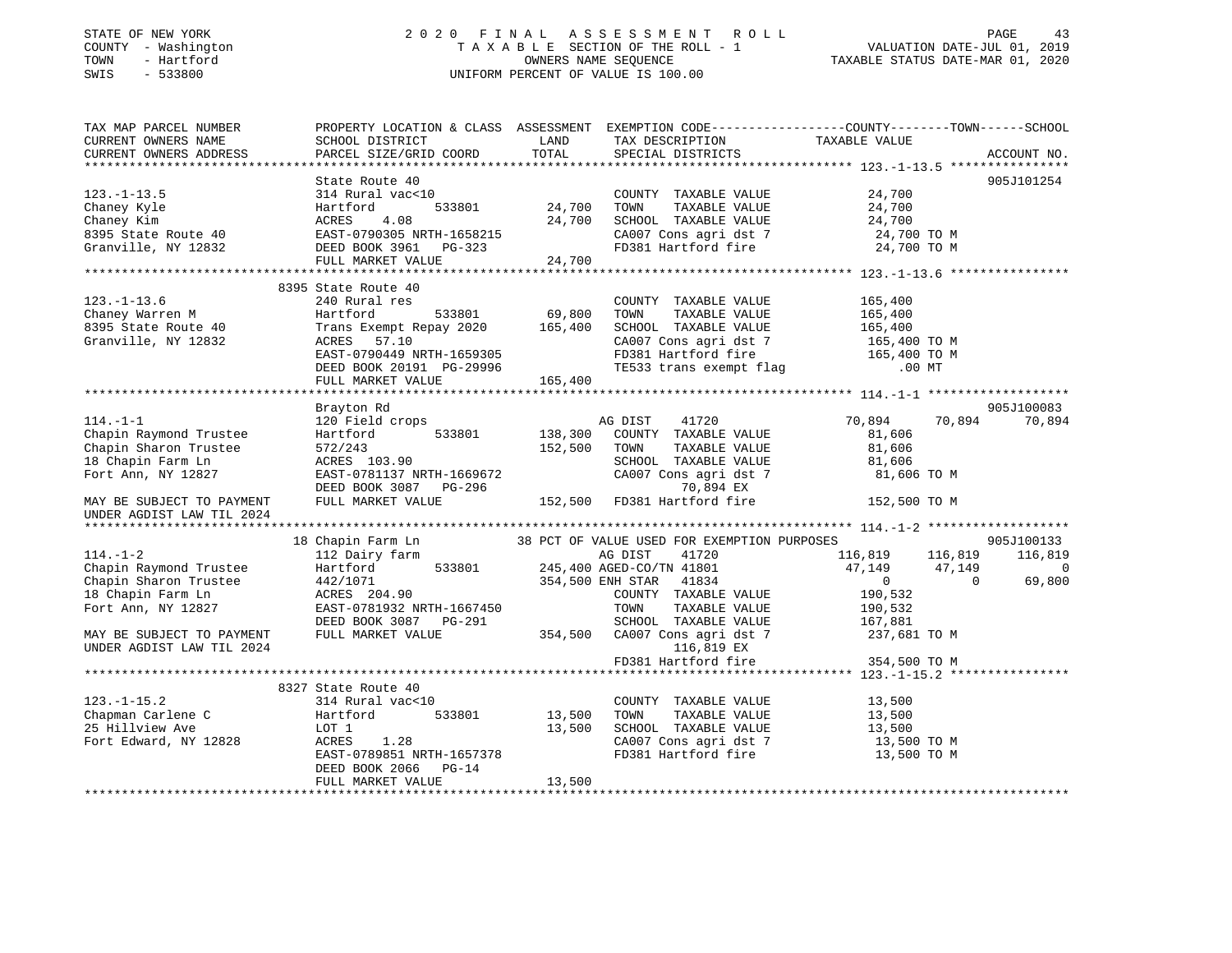STATE OF NEW YORK
COUNTY - Washington
TOWN - Hartford
SWIS - 533800

2 0 2 0 F I N A L A S S E S S M E N T R O L L
T A X A B L E SECTION OF THE ROLL - 1
OWNERS NAME SEQUENCE
UNIFORM PERCENT OF VALUE IS 100.00

VALUATION DATE-JUL 01, 2019
TAXABLE STATUS DATE-MAR 01, 2020

```
TAX MAP PARCEL NUMBER          PROPERTY LOCATION & CLASS  ASSESSMENT  EXEMPTION CODE-----------------COUNTY--------TOWN------SCHOOL
CURRENT OWNERS NAME            SCHOOL DISTRICT               LAND      TAX DESCRIPTION            TAXABLE VALUE
CURRENT OWNERS ADDRESS         PARCEL SIZE/GRID COORD        TOTAL     SPECIAL DISTRICTS                                    ACCOUNT NO.
******************************************************************************************************* 123.-1-13.5 ****************
                               State Route 40                                                                            905J101254
123.-1-13.5                    314 Rural vac<10                        COUNTY  TAXABLE VALUE             24,700
Chaney Kyle                    Hartford         533801       24,700    TOWN    TAXABLE VALUE             24,700
Chaney Kim                     ACRES    4.08                 24,700    SCHOOL  TAXABLE VALUE             24,700
8395 State Route 40            EAST-0790305 NRTH-1658215               CA007 Cons agri dst 7              24,700 TO M
Granville, NY 12832            DEED BOOK 3961   PG-323                 FD381 Hartford fire                24,700 TO M
                               FULL MARKET VALUE             24,700
******************************************************************************************************* 123.-1-13.6 ****************
                             8395 State Route 40
123.-1-13.6                    240 Rural res                           COUNTY  TAXABLE VALUE            165,400
Chaney Warren M                Hartford         533801       69,800    TOWN    TAXABLE VALUE            165,400
8395 State Route 40            Trans Exempt Repay 2020      165,400    SCHOOL  TAXABLE VALUE            165,400
Granville, NY 12832            ACRES   57.10                           CA007 Cons agri dst 7             165,400 TO M
                               EAST-0790449 NRTH-1659305               FD381 Hartford fire               165,400 TO M
                               DEED BOOK 20191 PG-29996                TE533 trans exempt flag               .00 MT
                               FULL MARKET VALUE            165,400
******************************************************************************************************* 114.-1-1 *******************
                               Brayton Rd                                                                                905J100083
114.-1-1                       120 Field crops                          AG DIST     41720              70,894      70,894      70,894
Chapin Raymond Trustee         Hartford         533801      138,300    COUNTY  TAXABLE VALUE             81,606
Chapin Sharon Trustee          572/243                      152,500    TOWN    TAXABLE VALUE             81,606
18 Chapin Farm Ln              ACRES  103.90                           SCHOOL  TAXABLE VALUE             81,606
Fort Ann, NY 12827             EAST-0781137 NRTH-1669672               CA007 Cons agri dst 7              81,606 TO M
                               DEED BOOK 3087   PG-296                          70,894 EX
MAY BE SUBJECT TO PAYMENT      FULL MARKET VALUE            152,500    FD381 Hartford fire               152,500 TO M
UNDER AGDIST LAW TIL 2024
******************************************************************************************************* 114.-1-2 *******************
                            18 Chapin Farm Ln              38 PCT OF VALUE USED FOR EXEMPTION PURPOSES                   905J100133
114.-1-2                       112 Dairy farm                           AG DIST     41720             116,819     116,819     116,819
Chapin Raymond Trustee         Hartford         533801      245,400 AGED-CO/TN 41801                   47,149      47,149           0
Chapin Sharon Trustee          442/1071                     354,500 ENH STAR    41834                       0           0      69,800
18 Chapin Farm Ln              ACRES  204.90                           COUNTY  TAXABLE VALUE            190,532
Fort Ann, NY 12827             EAST-0781932 NRTH-1667450               TOWN    TAXABLE VALUE            190,532
                               DEED BOOK 3087   PG-291                 SCHOOL  TAXABLE VALUE            167,881
MAY BE SUBJECT TO PAYMENT      FULL MARKET VALUE            354,500    CA007 Cons agri dst 7             237,681 TO M
UNDER AGDIST LAW TIL 2024                                                      116,819 EX
                                                                       FD381 Hartford fire               354,500 TO M
******************************************************************************************************* 123.-1-15.2 ****************
                             8327 State Route 40
123.-1-15.2                    314 Rural vac<10                        COUNTY  TAXABLE VALUE             13,500
Chapman Carlene C              Hartford         533801       13,500    TOWN    TAXABLE VALUE             13,500
25 Hillview Ave                LOT 1                         13,500    SCHOOL  TAXABLE VALUE             13,500
Fort Edward, NY 12828          ACRES    1.28                           CA007 Cons agri dst 7              13,500 TO M
                               EAST-0789851 NRTH-1657378               FD381 Hartford fire                13,500 TO M
                               DEED BOOK 2066   PG-14
                               FULL MARKET VALUE             13,500
************************************************************************************************************************************
```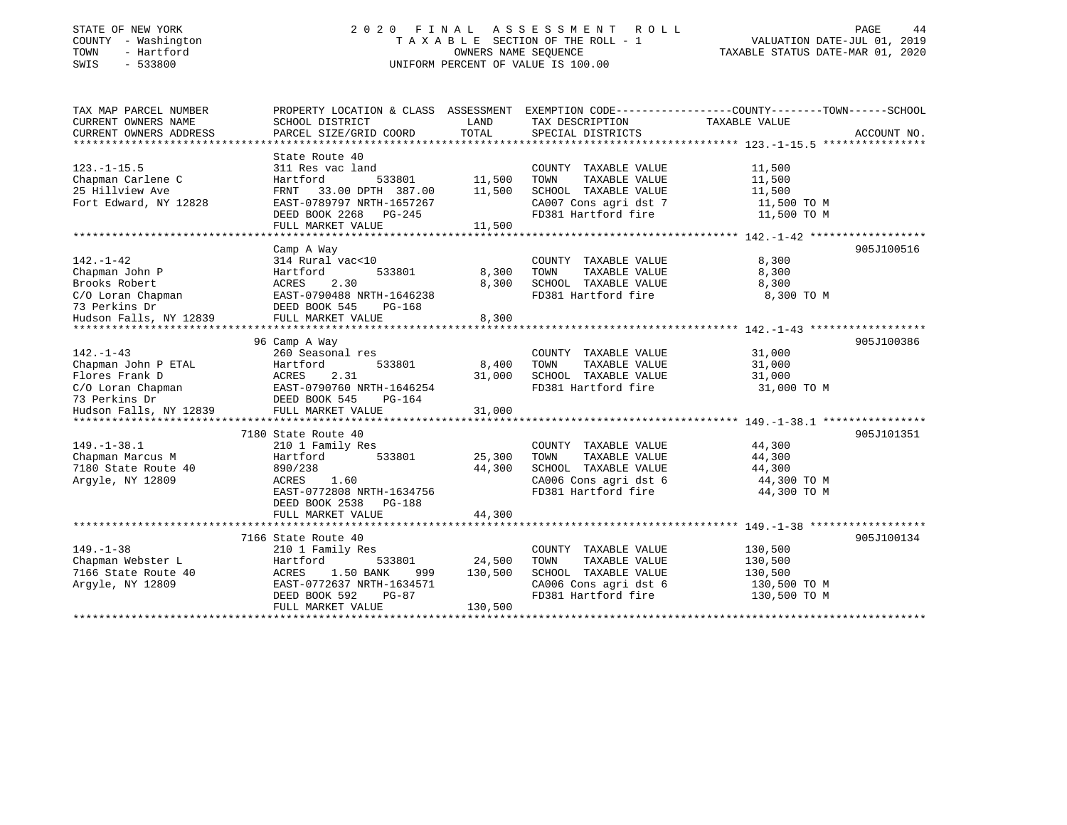STATE OF NEW YORK 2020 FINAL ASSESSMENT ROLL
COUNTY - Washington TAXABLE SECTION OF THE ROLL - 1 VALUATION DATE-JUL 01, 2019
TOWN - Hartford OWNERS NAME SEQUENCE TAXABLE STATUS DATE-MAR 01, 2020
SWIS - 533800 UNIFORM PERCENT OF VALUE IS 100.00

```
TAX MAP PARCEL NUMBER          PROPERTY LOCATION & CLASS  ASSESSMENT  EXEMPTION CODE------------------COUNTY--------TOWN------SCHOOL
CURRENT OWNERS NAME            SCHOOL DISTRICT              LAND      TAX DESCRIPTION              TAXABLE VALUE
CURRENT OWNERS ADDRESS         PARCEL SIZE/GRID COORD       TOTAL     SPECIAL DISTRICTS                                    ACCOUNT NO.
******************************************************************************************************* 123.-1-15.5 ****************
                               State Route 40
123.-1-15.5                    311 Res vac land                        COUNTY  TAXABLE VALUE           11,500
Chapman Carlene C              Hartford         533801       11,500    TOWN    TAXABLE VALUE           11,500
25 Hillview Ave                FRNT  33.00 DPTH 387.00       11,500    SCHOOL  TAXABLE VALUE           11,500
Fort Edward, NY 12828          EAST-0789797 NRTH-1657267               CA007 Cons agri dst 7            11,500 TO M
                               DEED BOOK 2268   PG-245                 FD381 Hartford fire              11,500 TO M
                               FULL MARKET VALUE             11,500
******************************************************************************************************* 142.-1-42 ******************
                               Camp A Way                                                                              905J100516
142.-1-42                      314 Rural vac<10                        COUNTY  TAXABLE VALUE            8,300
Chapman John P                 Hartford         533801        8,300    TOWN    TAXABLE VALUE            8,300
Brooks Robert                  ACRES    2.30                  8,300    SCHOOL  TAXABLE VALUE            8,300
C/O Loran Chapman              EAST-0790488 NRTH-1646238               FD381 Hartford fire               8,300 TO M
73 Perkins Dr                  DEED BOOK 545    PG-168
Hudson Falls, NY 12839         FULL MARKET VALUE              8,300
******************************************************************************************************* 142.-1-43 ******************
                            96 Camp A Way                                                                              905J100386
142.-1-43                      260 Seasonal res                        COUNTY  TAXABLE VALUE           31,000
Chapman John P ETAL            Hartford         533801        8,400    TOWN    TAXABLE VALUE           31,000
Flores Frank D                 ACRES    2.31                 31,000    SCHOOL  TAXABLE VALUE           31,000
C/O Loran Chapman              EAST-0790760 NRTH-1646254               FD381 Hartford fire              31,000 TO M
73 Perkins Dr                  DEED BOOK 545    PG-164
Hudson Falls, NY 12839         FULL MARKET VALUE             31,000
******************************************************************************************************* 149.-1-38.1 ****************
                          7180 State Route 40                                                                          905J101351
149.-1-38.1                    210 1 Family Res                        COUNTY  TAXABLE VALUE           44,300
Chapman Marcus M               Hartford         533801       25,300    TOWN    TAXABLE VALUE           44,300
7180 State Route 40            890/238                       44,300    SCHOOL  TAXABLE VALUE           44,300
Argyle, NY 12809               ACRES    1.60                           CA006 Cons agri dst 6            44,300 TO M
                               EAST-0772808 NRTH-1634756               FD381 Hartford fire              44,300 TO M
                               DEED BOOK 2538   PG-188
                               FULL MARKET VALUE             44,300
******************************************************************************************************* 149.-1-38 ******************
                          7166 State Route 40                                                                          905J100134
149.-1-38                      210 1 Family Res                        COUNTY  TAXABLE VALUE          130,500
Chapman Webster L              Hartford         533801       24,500    TOWN    TAXABLE VALUE          130,500
7166 State Route 40            ACRES    1.50 BANK    999    130,500    SCHOOL  TAXABLE VALUE          130,500
Argyle, NY 12809               EAST-0772637 NRTH-1634571               CA006 Cons agri dst 6           130,500 TO M
                               DEED BOOK 592    PG-87                  FD381 Hartford fire             130,500 TO M
                               FULL MARKET VALUE            130,500
************************************************************************************************************************************
```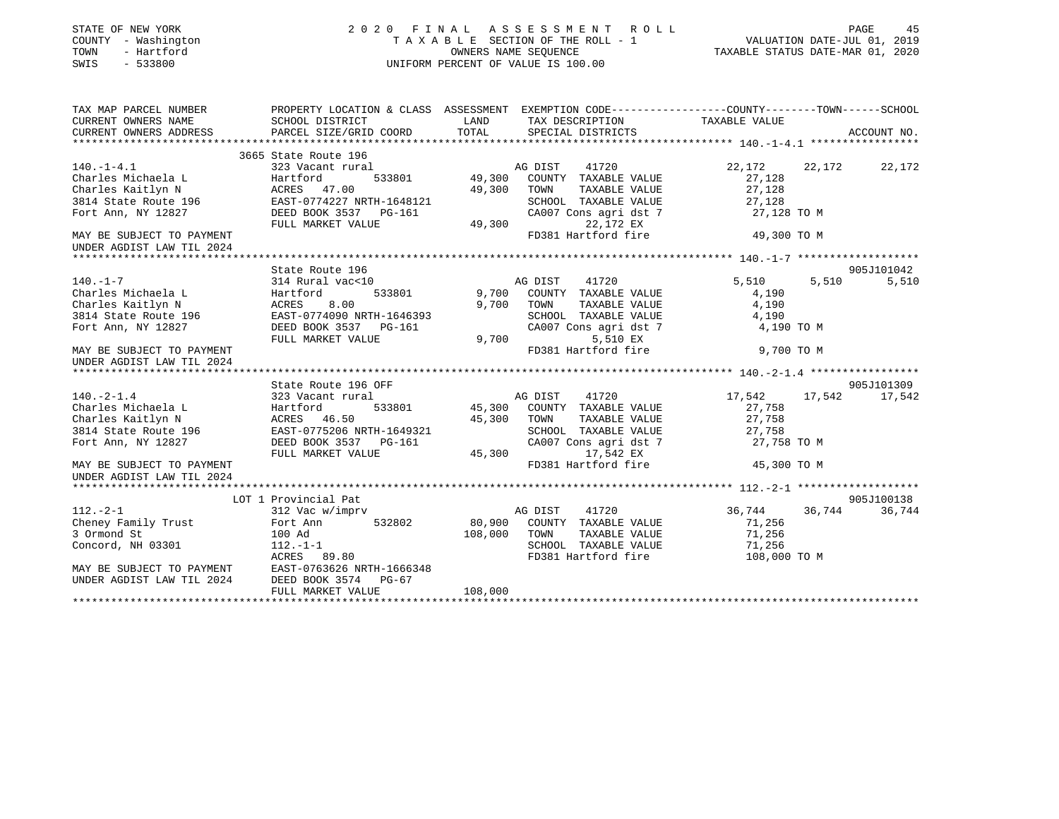STATE OF NEW YORK
COUNTY - Washington
TOWN - Hartford
SWIS - 533800

2 0 2 0 F I N A L A S S E S S M E N T R O L L
T A X A B L E SECTION OF THE ROLL - 1
OWNERS NAME SEQUENCE
UNIFORM PERCENT OF VALUE IS 100.00

VALUATION DATE-JUL 01, 2019
TAXABLE STATUS DATE-MAR 01, 2020

```
TAX MAP PARCEL NUMBER          PROPERTY LOCATION & CLASS  ASSESSMENT  EXEMPTION CODE------------------COUNTY--------TOWN------SCHOOL
CURRENT OWNERS NAME            SCHOOL DISTRICT             LAND       TAX DESCRIPTION             TAXABLE VALUE
CURRENT OWNERS ADDRESS         PARCEL SIZE/GRID COORD      TOTAL      SPECIAL DISTRICTS                                      ACCOUNT NO.
******************************************************************************************************* 140.-1-4.1 *****************
                               3665 State Route 196
140.-1-4.1                     323 Vacant rural                   AG DIST     41720               22,172      22,172      22,172
Charles Michaela L             Hartford        533801      49,300  COUNTY  TAXABLE VALUE           27,128
Charles Kaitlyn N              ACRES   47.00               49,300  TOWN    TAXABLE VALUE           27,128
3814 State Route 196           EAST-0774227 NRTH-1648121           SCHOOL  TAXABLE VALUE           27,128
Fort Ann, NY 12827             DEED BOOK 3537   PG-161             CA007 Cons agri dst 7            27,128 TO M
                               FULL MARKET VALUE           49,300        22,172 EX
MAY BE SUBJECT TO PAYMENT                                          FD381 Hartford fire              49,300 TO M
UNDER AGDIST LAW TIL 2024
******************************************************************************************************* 140.-1-7 *******************
                               State Route 196                                                                        905J101042
140.-1-7                       314 Rural vac<10                   AG DIST     41720                5,510       5,510       5,510
Charles Michaela L             Hartford        533801       9,700  COUNTY  TAXABLE VALUE            4,190
Charles Kaitlyn N              ACRES    8.00                9,700  TOWN    TAXABLE VALUE            4,190
3814 State Route 196           EAST-0774090 NRTH-1646393           SCHOOL  TAXABLE VALUE            4,190
Fort Ann, NY 12827             DEED BOOK 3537   PG-161             CA007 Cons agri dst 7             4,190 TO M
                               FULL MARKET VALUE            9,700         5,510 EX
MAY BE SUBJECT TO PAYMENT                                          FD381 Hartford fire               9,700 TO M
UNDER AGDIST LAW TIL 2024
******************************************************************************************************* 140.-2-1.4 *****************
                               State Route 196 OFF                                                                    905J101309
140.-2-1.4                     323 Vacant rural                   AG DIST     41720               17,542      17,542      17,542
Charles Michaela L             Hartford        533801      45,300  COUNTY  TAXABLE VALUE           27,758
Charles Kaitlyn N              ACRES   46.50               45,300  TOWN    TAXABLE VALUE           27,758
3814 State Route 196           EAST-0775206 NRTH-1649321           SCHOOL  TAXABLE VALUE           27,758
Fort Ann, NY 12827             DEED BOOK 3537   PG-161             CA007 Cons agri dst 7            27,758 TO M
                               FULL MARKET VALUE           45,300        17,542 EX
MAY BE SUBJECT TO PAYMENT                                          FD381 Hartford fire              45,300 TO M
UNDER AGDIST LAW TIL 2024
******************************************************************************************************* 112.-2-1 *******************
                               LOT 1 Provincial Pat                                                                   905J100138
112.-2-1                       312 Vac w/imprv                    AG DIST     41720               36,744      36,744      36,744
Cheney Family Trust            Fort Ann        532802      80,900  COUNTY  TAXABLE VALUE           71,256
3 Ormond St                    100 Ad                     108,000  TOWN    TAXABLE VALUE           71,256
Concord, NH 03301              112.-1-1                            SCHOOL  TAXABLE VALUE           71,256
                               ACRES   89.80                       FD381 Hartford fire             108,000 TO M
MAY BE SUBJECT TO PAYMENT      EAST-0763626 NRTH-1666348
UNDER AGDIST LAW TIL 2024      DEED BOOK 3574   PG-67
                               FULL MARKET VALUE          108,000
************************************************************************************************************************************
```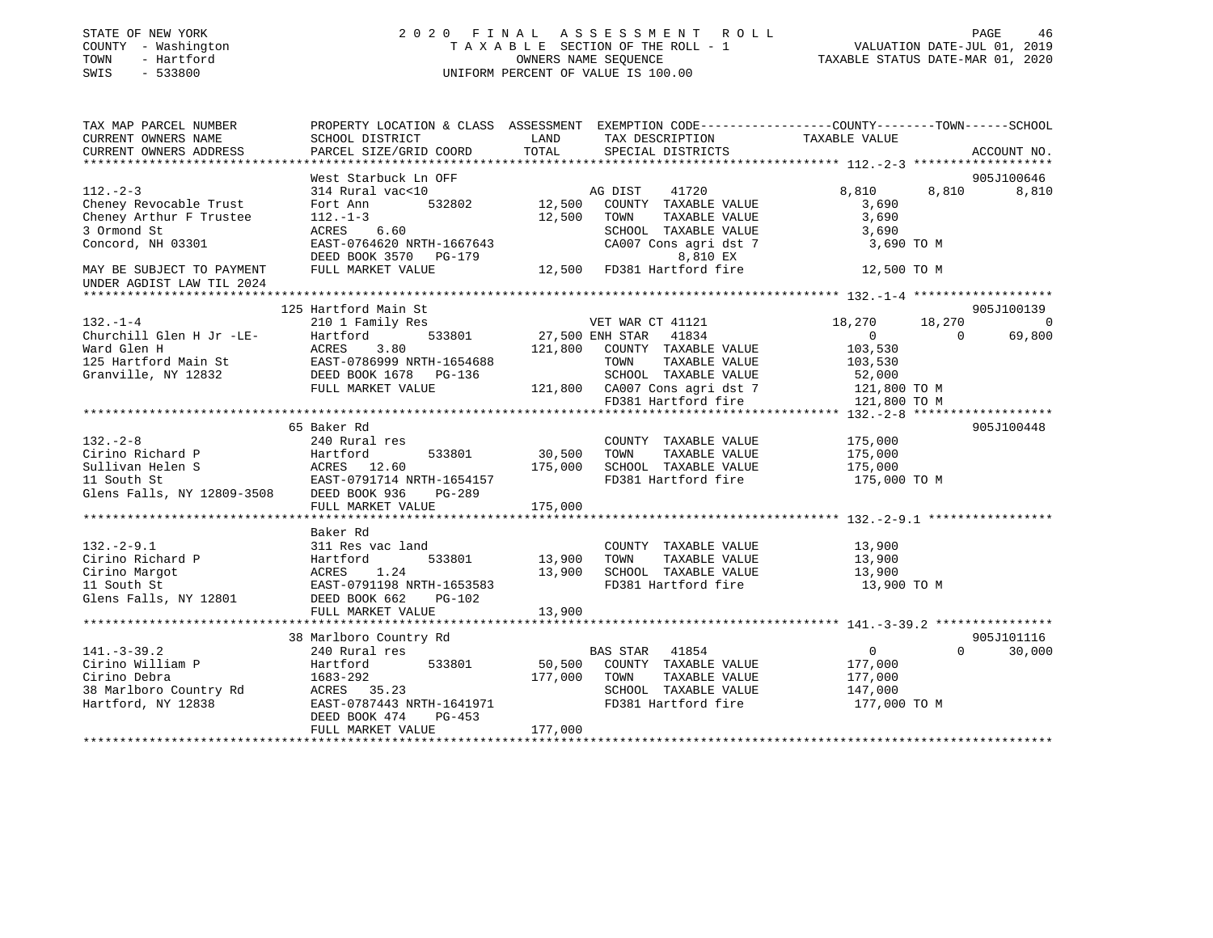STATE OF NEW YORK
COUNTY - Washington
TOWN - Hartford
SWIS - 533800

# 2020 FINAL ASSESSMENT ROLL

TAXABLE SECTION OF THE ROLL - 1
OWNERS NAME SEQUENCE
UNIFORM PERCENT OF VALUE IS 100.00

VALUATION DATE-JUL 01, 2019
TAXABLE STATUS DATE-MAR 01, 2020

```
TAX MAP PARCEL NUMBER          PROPERTY LOCATION & CLASS  ASSESSMENT  EXEMPTION CODE-----------------COUNTY--------TOWN------SCHOOL
CURRENT OWNERS NAME            SCHOOL DISTRICT             LAND        TAX DESCRIPTION             TAXABLE VALUE
CURRENT OWNERS ADDRESS         PARCEL SIZE/GRID COORD      TOTAL       SPECIAL DISTRICTS                                   ACCOUNT NO.
******************************************************************************************************* 112.-2-3 *******************
                               West Starbuck Ln OFF                                                                        905J100646
112.-2-3                       314 Rural vac<10                        AG DIST     41720             8,810       8,810       8,810
Cheney Revocable Trust         Fort Ann        532802       12,500    COUNTY  TAXABLE VALUE          3,690
Cheney Arthur F Trustee        112.-1-3                     12,500    TOWN    TAXABLE VALUE          3,690
3 Ormond St                    ACRES     6.60                          SCHOOL  TAXABLE VALUE          3,690
Concord, NH 03301              EAST-0764620 NRTH-1667643               CA007 Cons agri dst 7          3,690 TO M
                               DEED BOOK 3570   PG-179                          8,810 EX
MAY BE SUBJECT TO PAYMENT      FULL MARKET VALUE            12,500    FD381 Hartford fire           12,500 TO M
UNDER AGDIST LAW TIL 2024
******************************************************************************************************* 132.-1-4 *******************
                               125 Hartford Main St                                                                        905J100139
132.-1-4                       210 1 Family Res                        VET WAR CT 41121             18,270      18,270           0
Churchill Glen H Jr -LE-       Hartford        533801       27,500 ENH STAR   41834                   0           0      69,800
Ward Glen H                    ACRES     3.80                121,800   COUNTY  TAXABLE VALUE        103,530
125 Hartford Main St           EAST-0786999 NRTH-1654688               TOWN    TAXABLE VALUE        103,530
Granville, NY 12832            DEED BOOK 1678   PG-136                 SCHOOL  TAXABLE VALUE         52,000
                               FULL MARKET VALUE            121,800   CA007 Cons agri dst 7        121,800 TO M
                                                                       FD381 Hartford fire          121,800 TO M
******************************************************************************************************* 132.-2-8 *******************
                               65 Baker Rd                                                                                 905J100448
132.-2-8                       240 Rural res                           COUNTY  TAXABLE VALUE        175,000
Cirino Richard P               Hartford        533801       30,500    TOWN    TAXABLE VALUE        175,000
Sullivan Helen S               ACRES    12.60                175,000   SCHOOL  TAXABLE VALUE        175,000
11 South St                    EAST-0791714 NRTH-1654157               FD381 Hartford fire          175,000 TO M
Glens Falls, NY 12809-3508     DEED BOOK 936    PG-289
                               FULL MARKET VALUE            175,000
******************************************************************************************************* 132.-2-9.1 *****************
                               Baker Rd
132.-2-9.1                     311 Res vac land                        COUNTY  TAXABLE VALUE         13,900
Cirino Richard P               Hartford        533801       13,900    TOWN    TAXABLE VALUE         13,900
Cirino Margot                  ACRES     1.24                13,900   SCHOOL  TAXABLE VALUE         13,900
11 South St                    EAST-0791198 NRTH-1653583               FD381 Hartford fire           13,900 TO M
Glens Falls, NY 12801          DEED BOOK 662    PG-102
                               FULL MARKET VALUE             13,900
******************************************************************************************************* 141.-3-39.2 ****************
                               38 Marlboro Country Rd                                                                      905J101116
141.-3-39.2                    240 Rural res                           BAS STAR   41854                   0           0      30,000
Cirino William P               Hartford        533801       50,500    COUNTY  TAXABLE VALUE        177,000
Cirino Debra                   1683-292                     177,000   TOWN    TAXABLE VALUE        177,000
38 Marlboro Country Rd         ACRES    35.23                          SCHOOL  TAXABLE VALUE        147,000
Hartford, NY 12838             EAST-0787443 NRTH-1641971               FD381 Hartford fire          177,000 TO M
                               DEED BOOK 474    PG-453
                               FULL MARKET VALUE            177,000
************************************************************************************************************************************
```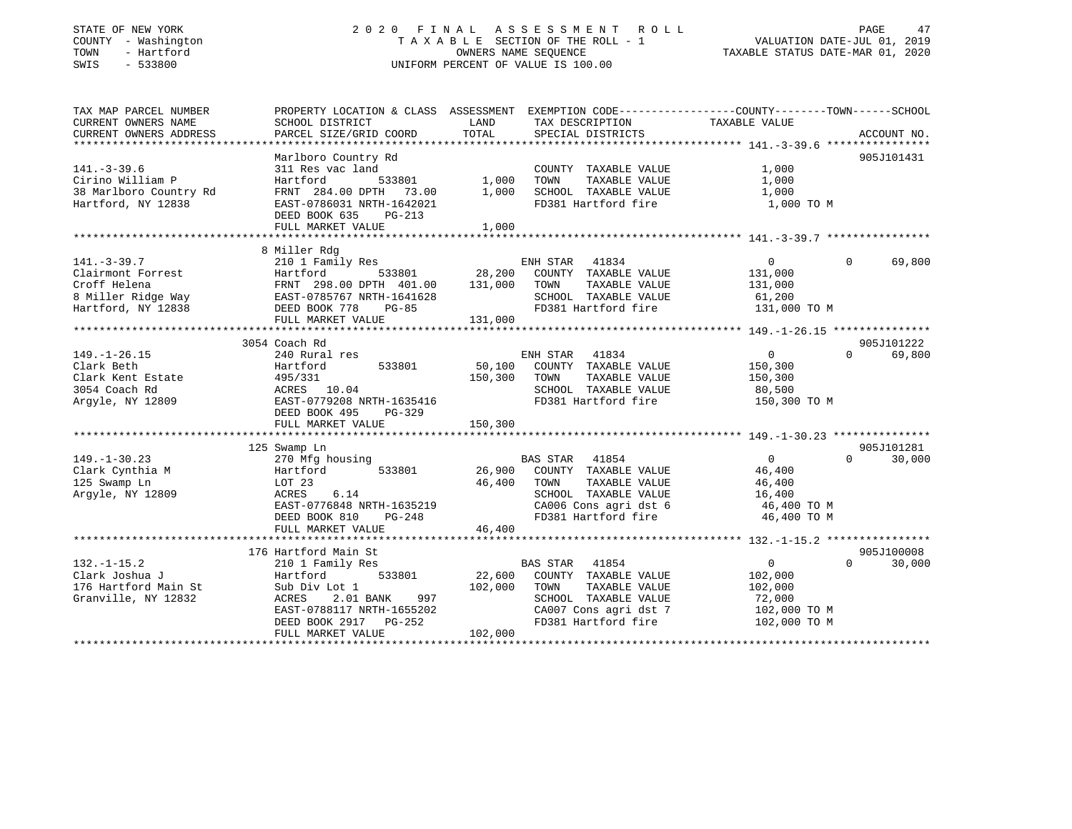STATE OF NEW YORK
COUNTY - Washington
TOWN - Hartford
SWIS - 533800

2020 FINAL ASSESSMENT ROLL
TAXABLE SECTION OF THE ROLL - 1
OWNERS NAME SEQUENCE
UNIFORM PERCENT OF VALUE IS 100.00

VALUATION DATE-JUL 01, 2019
TAXABLE STATUS DATE-MAR 01, 2020

```
TAX MAP PARCEL NUMBER          PROPERTY LOCATION & CLASS  ASSESSMENT  EXEMPTION CODE-----------------COUNTY--------TOWN------SCHOOL
CURRENT OWNERS NAME            SCHOOL DISTRICT               LAND      TAX DESCRIPTION            TAXABLE VALUE
CURRENT OWNERS ADDRESS         PARCEL SIZE/GRID COORD        TOTAL     SPECIAL DISTRICTS                                    ACCOUNT NO.
******************************************************************************************************* 141.-3-39.6 ****************
                               Marlboro Country Rd                                                                         905J101431
141.-3-39.6                    311 Res vac land                       COUNTY  TAXABLE VALUE          1,000
Cirino William P               Hartford        533801       1,000     TOWN    TAXABLE VALUE          1,000
38 Marlboro Country Rd         FRNT 284.00 DPTH  73.00      1,000     SCHOOL  TAXABLE VALUE          1,000
Hartford, NY 12838             EAST-0786031 NRTH-1642021              FD381 Hartford fire             1,000 TO M
                               DEED BOOK 635    PG-213
                               FULL MARKET VALUE            1,000
******************************************************************************************************* 141.-3-39.7 ****************
                               8 Miller Rdg
141.-3-39.7                    210 1 Family Res                       ENH STAR  41834                 0            0     69,800
Clairmont Forrest              Hartford        533801      28,200     COUNTY  TAXABLE VALUE        131,000
Croff Helena                   FRNT 298.00 DPTH 401.00    131,000     TOWN    TAXABLE VALUE        131,000
8 Miller Ridge Way             EAST-0785767 NRTH-1641628              SCHOOL  TAXABLE VALUE         61,200
Hartford, NY 12838             DEED BOOK 778    PG-85                 FD381 Hartford fire           131,000 TO M
                               FULL MARKET VALUE          131,000
******************************************************************************************************* 149.-1-26.15 ***************
                               3054 Coach Rd                                                                               905J101222
149.-1-26.15                   240 Rural res                          ENH STAR  41834                 0            0     69,800
Clark Beth                     Hartford        533801      50,100     COUNTY  TAXABLE VALUE        150,300
Clark Kent Estate              495/331                    150,300     TOWN    TAXABLE VALUE        150,300
3054 Coach Rd                  ACRES  10.04                           SCHOOL  TAXABLE VALUE         80,500
Argyle, NY 12809               EAST-0779208 NRTH-1635416              FD381 Hartford fire           150,300 TO M
                               DEED BOOK 495    PG-329
                               FULL MARKET VALUE          150,300
******************************************************************************************************* 149.-1-30.23 ***************
                               125 Swamp Ln                                                                                905J101281
149.-1-30.23                   270 Mfg housing                        BAS STAR  41854                 0            0     30,000
Clark Cynthia M                Hartford        533801      26,900     COUNTY  TAXABLE VALUE         46,400
125 Swamp Ln                   LOT 23                      46,400     TOWN    TAXABLE VALUE         46,400
Argyle, NY 12809               ACRES   6.14                           SCHOOL  TAXABLE VALUE         16,400
                               EAST-0776848 NRTH-1635219              CA006 Cons agri dst 6          46,400 TO M
                               DEED BOOK 810    PG-248                FD381 Hartford fire            46,400 TO M
                               FULL MARKET VALUE           46,400
******************************************************************************************************* 132.-1-15.2 ****************
                               176 Hartford Main St                                                                        905J100008
132.-1-15.2                    210 1 Family Res                       BAS STAR  41854                 0            0     30,000
Clark Joshua J                 Hartford        533801      22,600     COUNTY  TAXABLE VALUE        102,000
176 Hartford Main St           Sub Div Lot 1              102,000     TOWN    TAXABLE VALUE        102,000
Granville, NY 12832            ACRES   2.01 BANK    997               SCHOOL  TAXABLE VALUE         72,000
                               EAST-0788117 NRTH-1655202              CA007 Cons agri dst 7         102,000 TO M
                               DEED BOOK 2917   PG-252                FD381 Hartford fire           102,000 TO M
                               FULL MARKET VALUE          102,000
************************************************************************************************************************************
```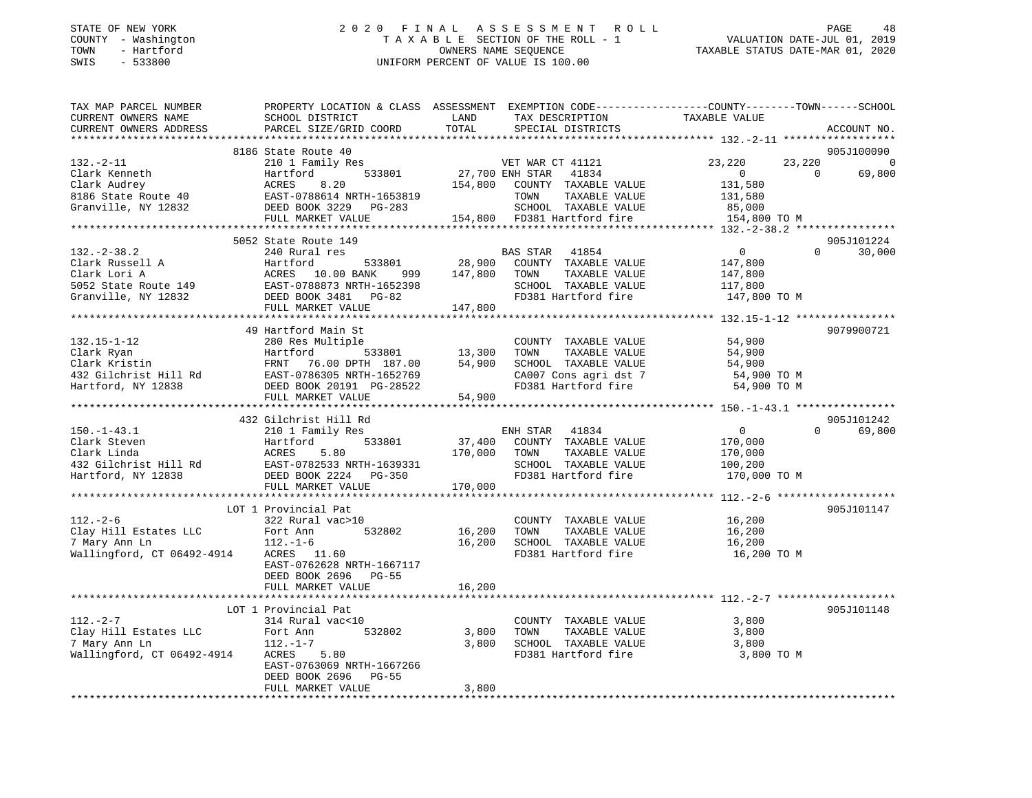STATE OF NEW YORK
COUNTY - Washington
TOWN - Hartford
SWIS - 533800

# 2020 FINAL ASSESSMENT ROLL

TAXABLE SECTION OF THE ROLL - 1
OWNERS NAME SEQUENCE
UNIFORM PERCENT OF VALUE IS 100.00

VALUATION DATE-JUL 01, 2019
TAXABLE STATUS DATE-MAR 01, 2020

```
TAX MAP PARCEL NUMBER          PROPERTY LOCATION & CLASS  ASSESSMENT  EXEMPTION CODE------------------COUNTY--------TOWN------SCHOOL
CURRENT OWNERS NAME            SCHOOL DISTRICT             LAND       TAX DESCRIPTION              TAXABLE VALUE
CURRENT OWNERS ADDRESS         PARCEL SIZE/GRID COORD      TOTAL      SPECIAL DISTRICTS                                        ACCOUNT NO.
*********************************************************************************************** 132.-2-11 ******************
                               8186 State Route 40                                                                          905J100090
132.-2-11                      210 1 Family Res                        VET WAR CT 41121             23,220      23,220            0
Clark Kenneth                  Hartford         533801      27,700 ENH STAR   41834                      0           0       69,800
Clark Audrey                   ACRES    8.20               154,800    COUNTY  TAXABLE VALUE        131,580
8186 State Route 40            EAST-0788614 NRTH-1653819               TOWN    TAXABLE VALUE        131,580
Granville, NY 12832            DEED BOOK 3229   PG-283                 SCHOOL  TAXABLE VALUE         85,000
                               FULL MARKET VALUE           154,800    FD381 Hartford fire          154,800 TO M
*********************************************************************************************** 132.-2-38.2 ****************
                               5052 State Route 149                                                                         905J101224
132.-2-38.2                    240 Rural res                           BAS STAR   41854                  0           0       30,000
Clark Russell A                Hartford         533801      28,900    COUNTY  TAXABLE VALUE        147,800
Clark Lori A                   ACRES   10.00 BANK    999   147,800    TOWN    TAXABLE VALUE        147,800
5052 State Route 149           EAST-0788873 NRTH-1652398               SCHOOL  TAXABLE VALUE        117,800
Granville, NY 12832            DEED BOOK 3481   PG-82                  FD381 Hartford fire          147,800 TO M
                               FULL MARKET VALUE           147,800
*********************************************************************************************** 132.15-1-12 ****************
                               49 Hartford Main St                                                                          9079900721
132.15-1-12                    280 Res Multiple                        COUNTY  TAXABLE VALUE         54,900
Clark Ryan                     Hartford         533801      13,300    TOWN    TAXABLE VALUE         54,900
Clark Kristin                  FRNT  76.00 DPTH 187.00      54,900    SCHOOL  TAXABLE VALUE         54,900
432 Gilchrist Hill Rd          EAST-0786305 NRTH-1652769               CA007 Cons agri dst 7         54,900 TO M
Hartford, NY 12838             DEED BOOK 20191 PG-28522                FD381 Hartford fire           54,900 TO M
                               FULL MARKET VALUE            54,900
*********************************************************************************************** 150.-1-43.1 ****************
                               432 Gilchrist Hill Rd                                                                        905J101242
150.-1-43.1                    210 1 Family Res                        ENH STAR   41834                  0           0       69,800
Clark Steven                   Hartford         533801      37,400    COUNTY  TAXABLE VALUE        170,000
Clark Linda                    ACRES    5.80               170,000    TOWN    TAXABLE VALUE        170,000
432 Gilchrist Hill Rd          EAST-0782533 NRTH-1639331               SCHOOL  TAXABLE VALUE        100,200
Hartford, NY 12838             DEED BOOK 2224   PG-350                 FD381 Hartford fire          170,000 TO M
                               FULL MARKET VALUE           170,000
*********************************************************************************************** 112.-2-6 *******************
                               LOT 1 Provincial Pat                                                                         905J101147
112.-2-6                       322 Rural vac>10                        COUNTY  TAXABLE VALUE         16,200
Clay Hill Estates LLC          Fort Ann         532802      16,200    TOWN    TAXABLE VALUE         16,200
7 Mary Ann Ln                  112.-1-6                     16,200    SCHOOL  TAXABLE VALUE         16,200
Wallingford, CT 06492-4914     ACRES   11.60                           FD381 Hartford fire           16,200 TO M
                               EAST-0762628 NRTH-1667117
                               DEED BOOK 2696   PG-55
                               FULL MARKET VALUE            16,200
*********************************************************************************************** 112.-2-7 *******************
                               LOT 1 Provincial Pat                                                                         905J101148
112.-2-7                       314 Rural vac<10                        COUNTY  TAXABLE VALUE          3,800
Clay Hill Estates LLC          Fort Ann         532802       3,800    TOWN    TAXABLE VALUE          3,800
7 Mary Ann Ln                  112.-1-7                      3,800    SCHOOL  TAXABLE VALUE          3,800
Wallingford, CT 06492-4914     ACRES    5.80                           FD381 Hartford fire            3,800 TO M
                               EAST-0763069 NRTH-1667266
                               DEED BOOK 2696   PG-55
                               FULL MARKET VALUE             3,800
******************************************************************************************************************************
```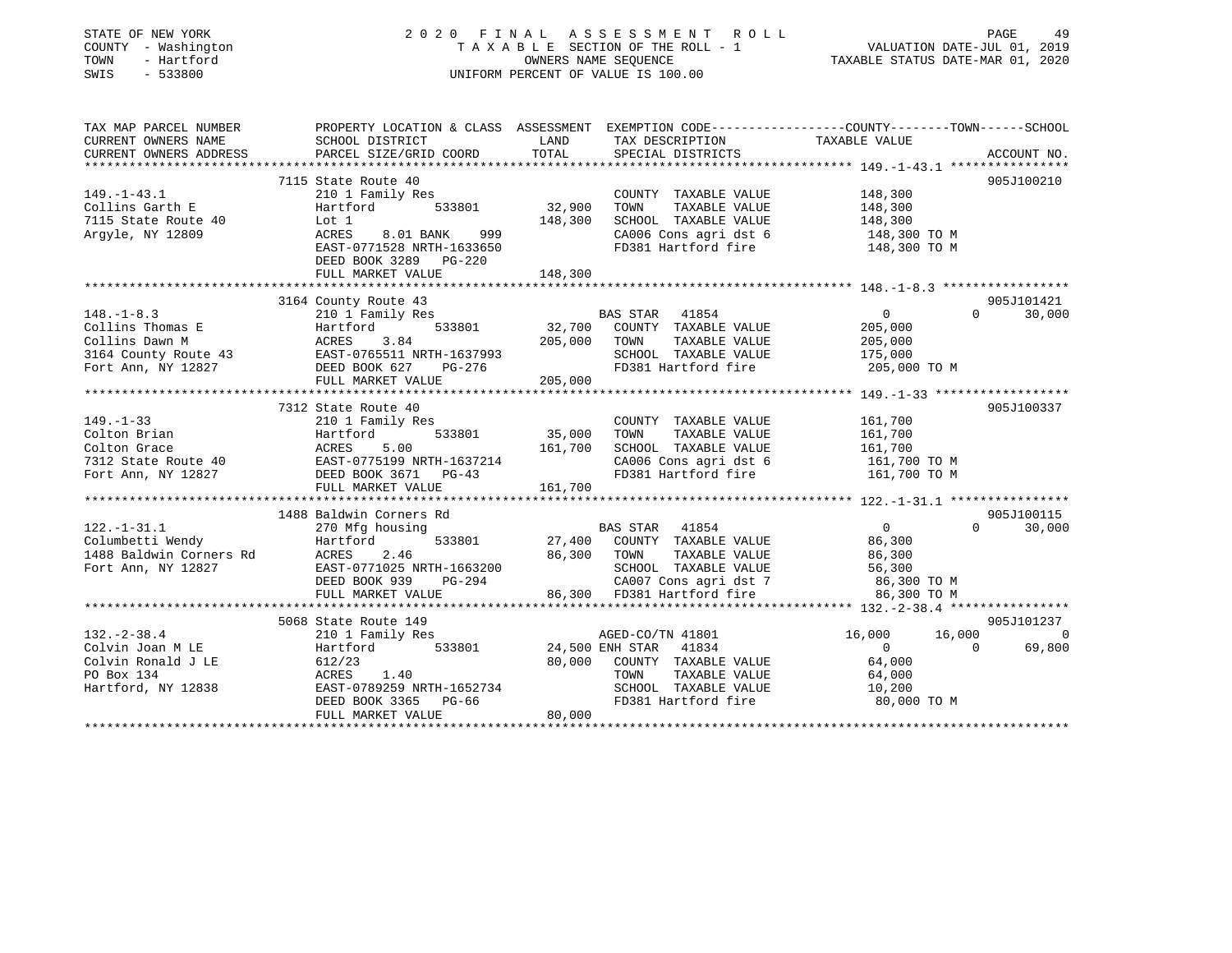STATE OF NEW YORK
COUNTY - Washington
TOWN - Hartford
SWIS - 533800

2020 FINAL ASSESSMENT ROLL
TAXABLE SECTION OF THE ROLL - 1
OWNERS NAME SEQUENCE
UNIFORM PERCENT OF VALUE IS 100.00

VALUATION DATE-JUL 01, 2019
TAXABLE STATUS DATE-MAR 01, 2020

| TAX MAP PARCEL NUMBER / CURRENT OWNERS NAME / CURRENT OWNERS ADDRESS | PROPERTY LOCATION & CLASS / SCHOOL DISTRICT / PARCEL SIZE/GRID COORD | ASSESSMENT LAND / TOTAL | EXEMPTION CODE / TAX DESCRIPTION / SPECIAL DISTRICTS | COUNTY TAXABLE VALUE | TOWN | SCHOOL | ACCOUNT NO. |
|---|---|---|---|---|---|---|---|
| 149.-1-43.1 | 7115 State Route 40 | | | | | | 905J100210 |
| Collins Garth E | 210 1 Family Res | | COUNTY TAXABLE VALUE | 148,300 | | | |
| 7115 State Route 40 | Hartford 533801 | 32,900 | TOWN TAXABLE VALUE | 148,300 | | | |
| Argyle, NY 12809 | Lot 1 | 148,300 | SCHOOL TAXABLE VALUE | 148,300 | | | |
| | ACRES 8.01 BANK 999 | | CA006 Cons agri dst 6 | 148,300 TO M | | | |
| | EAST-0771528 NRTH-1633650 | | FD381 Hartford fire | 148,300 TO M | | | |
| | DEED BOOK 3289 PG-220 | | | | | | |
| | FULL MARKET VALUE | 148,300 | | | | | |
| 148.-1-8.3 | 3164 County Route 43 | | | | | | 905J101421 |
| Collins Thomas E | 210 1 Family Res | | BAS STAR 41854 | 0 | 0 | 30,000 | |
| Collins Dawn M | Hartford 533801 | 32,700 | COUNTY TAXABLE VALUE | 205,000 | | | |
| 3164 County Route 43 | ACRES 3.84 | 205,000 | TOWN TAXABLE VALUE | 205,000 | | | |
| Fort Ann, NY 12827 | EAST-0765511 NRTH-1637993 | | SCHOOL TAXABLE VALUE | 175,000 | | | |
| | DEED BOOK 627 PG-276 | | FD381 Hartford fire | 205,000 TO M | | | |
| | FULL MARKET VALUE | 205,000 | | | | | |
| 149.-1-33 | 7312 State Route 40 | | | | | | 905J100337 |
| Colton Brian | 210 1 Family Res | | COUNTY TAXABLE VALUE | 161,700 | | | |
| Colton Grace | Hartford 533801 | 35,000 | TOWN TAXABLE VALUE | 161,700 | | | |
| 7312 State Route 40 | ACRES 5.00 | 161,700 | SCHOOL TAXABLE VALUE | 161,700 | | | |
| Fort Ann, NY 12827 | EAST-0775199 NRTH-1637214 | | CA006 Cons agri dst 6 | 161,700 TO M | | | |
| | DEED BOOK 3671 PG-43 | | FD381 Hartford fire | 161,700 TO M | | | |
| | FULL MARKET VALUE | 161,700 | | | | | |
| 122.-1-31.1 | 1488 Baldwin Corners Rd | | | | | | 905J100115 |
| Columbetti Wendy | 270 Mfg housing | | BAS STAR 41854 | 0 | 0 | 30,000 | |
| 1488 Baldwin Corners Rd | Hartford 533801 | 27,400 | COUNTY TAXABLE VALUE | 86,300 | | | |
| Fort Ann, NY 12827 | ACRES 2.46 | 86,300 | TOWN TAXABLE VALUE | 86,300 | | | |
| | EAST-0771025 NRTH-1663200 | | SCHOOL TAXABLE VALUE | 56,300 | | | |
| | DEED BOOK 939 PG-294 | | CA007 Cons agri dst 7 | 86,300 TO M | | | |
| | FULL MARKET VALUE | 86,300 | FD381 Hartford fire | 86,300 TO M | | | |
| 132.-2-38.4 | 5068 State Route 149 | | | | | | 905J101237 |
| Colvin Joan M LE | 210 1 Family Res | | AGED-CO/TN 41801 | 16,000 | 16,000 | 0 | |
| Colvin Ronald J LE | Hartford 533801 | 24,500 | ENH STAR 41834 | 0 | 0 | 69,800 | |
| PO Box 134 | 612/23 | 80,000 | COUNTY TAXABLE VALUE | 64,000 | | | |
| Hartford, NY 12838 | ACRES 1.40 | | TOWN TAXABLE VALUE | 64,000 | | | |
| | EAST-0789259 NRTH-1652734 | | SCHOOL TAXABLE VALUE | 10,200 | | | |
| | DEED BOOK 3365 PG-66 | | FD381 Hartford fire | 80,000 TO M | | | |
| | FULL MARKET VALUE | 80,000 | | | | | |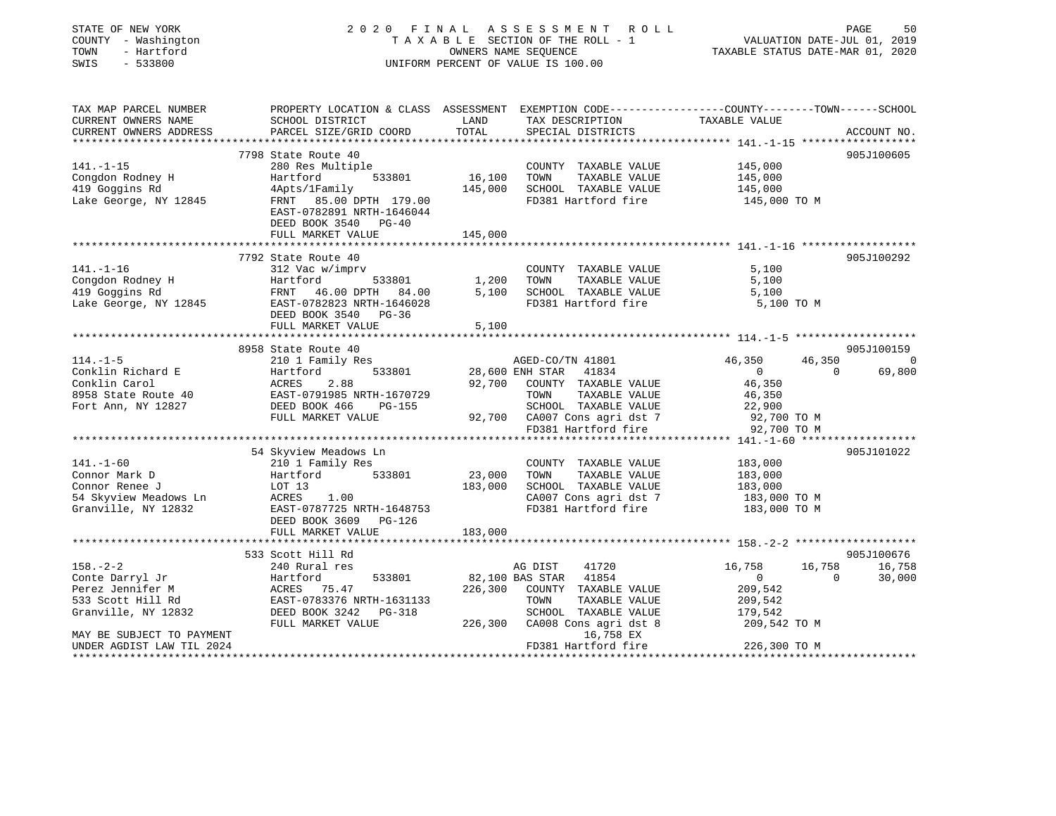STATE OF NEW YORK  
COUNTY - Washington  
TOWN - Hartford  
SWIS - 533800

2 0 2 0 F I N A L A S S E S S M E N T R O L L  
T A X A B L E SECTION OF THE ROLL - 1  
OWNERS NAME SEQUENCE  
UNIFORM PERCENT OF VALUE IS 100.00

VALUATION DATE-JUL 01, 2019  
TAXABLE STATUS DATE-MAR 01, 2020

```
TAX MAP PARCEL NUMBER          PROPERTY LOCATION & CLASS  ASSESSMENT  EXEMPTION CODE-----------------COUNTY--------TOWN------SCHOOL
CURRENT OWNERS NAME            SCHOOL DISTRICT               LAND      TAX DESCRIPTION            TAXABLE VALUE
CURRENT OWNERS ADDRESS         PARCEL SIZE/GRID COORD        TOTAL     SPECIAL DISTRICTS                                        ACCOUNT NO.
******************************************************************************************************* 141.-1-15 *****************
                               7798 State Route 40                                                                           905J100605
141.-1-15                      280 Res Multiple                         COUNTY  TAXABLE VALUE            145,000
Congdon Rodney H               Hartford         533801       16,100     TOWN    TAXABLE VALUE            145,000
419 Goggins Rd                 4Apts/1Family                145,000     SCHOOL  TAXABLE VALUE            145,000
Lake George, NY 12845          FRNT   85.00 DPTH  179.00                FD381 Hartford fire               145,000 TO M
                               EAST-0782891 NRTH-1646044
                               DEED BOOK 3540   PG-40
                               FULL MARKET VALUE            145,000
******************************************************************************************************* 141.-1-16 *****************
                               7792 State Route 40                                                                           905J100292
141.-1-16                      312 Vac w/imprv                          COUNTY  TAXABLE VALUE              5,100
Congdon Rodney H               Hartford         533801        1,200     TOWN    TAXABLE VALUE              5,100
419 Goggins Rd                 FRNT   46.00 DPTH   84.00      5,100     SCHOOL  TAXABLE VALUE              5,100
Lake George, NY 12845          EAST-0782823 NRTH-1646028                FD381 Hartford fire                 5,100 TO M
                               DEED BOOK 3540   PG-36
                               FULL MARKET VALUE              5,100
******************************************************************************************************* 114.-1-5 ******************
                               8958 State Route 40                                                                           905J100159
114.-1-5                       210 1 Family Res                    AGED-CO/TN 41801                46,350      46,350            0
Conklin Richard E              Hartford         533801       28,600 ENH STAR   41834                    0           0       69,800
Conklin Carol                  ACRES    2.88                 92,700     COUNTY  TAXABLE VALUE             46,350
8958 State Route 40            EAST-0791985 NRTH-1670729                TOWN    TAXABLE VALUE             46,350
Fort Ann, NY 12827             DEED BOOK 466    PG-155                  SCHOOL  TAXABLE VALUE             22,900
                               FULL MARKET VALUE             92,700     CA007 Cons agri dst 7              92,700 TO M
                                                                        FD381 Hartford fire                92,700 TO M
******************************************************************************************************* 141.-1-60 *****************
                               54 Skyview Meadows Ln                                                                         905J101022
141.-1-60                      210 1 Family Res                         COUNTY  TAXABLE VALUE            183,000
Connor Mark D                  Hartford         533801       23,000     TOWN    TAXABLE VALUE            183,000
Connor Renee J                 LOT 13                       183,000     SCHOOL  TAXABLE VALUE            183,000
54 Skyview Meadows Ln          ACRES    1.00                            CA007 Cons agri dst 7             183,000 TO M
Granville, NY 12832            EAST-0787725 NRTH-1648753                FD381 Hartford fire               183,000 TO M
                               DEED BOOK 3609   PG-126
                               FULL MARKET VALUE            183,000
******************************************************************************************************* 158.-2-2 ******************
                               533 Scott Hill Rd                                                                             905J100676
158.-2-2                       240 Rural res                       AG DIST     41720               16,758      16,758       16,758
Conte Darryl Jr                Hartford         533801       82,100 BAS STAR   41854                    0           0       30,000
Perez Jennifer M               ACRES   75.47                226,300     COUNTY  TAXABLE VALUE            209,542
533 Scott Hill Rd              EAST-0783376 NRTH-1631133                TOWN    TAXABLE VALUE            209,542
Granville, NY 12832            DEED BOOK 3242   PG-318                  SCHOOL  TAXABLE VALUE            179,542
                               FULL MARKET VALUE            226,300     CA008 Cons agri dst 8             209,542 TO M
MAY BE SUBJECT TO PAYMENT                                                    16,758 EX
UNDER AGDIST LAW TIL 2024                                               FD381 Hartford fire               226,300 TO M
************************************************************************************************************************************
```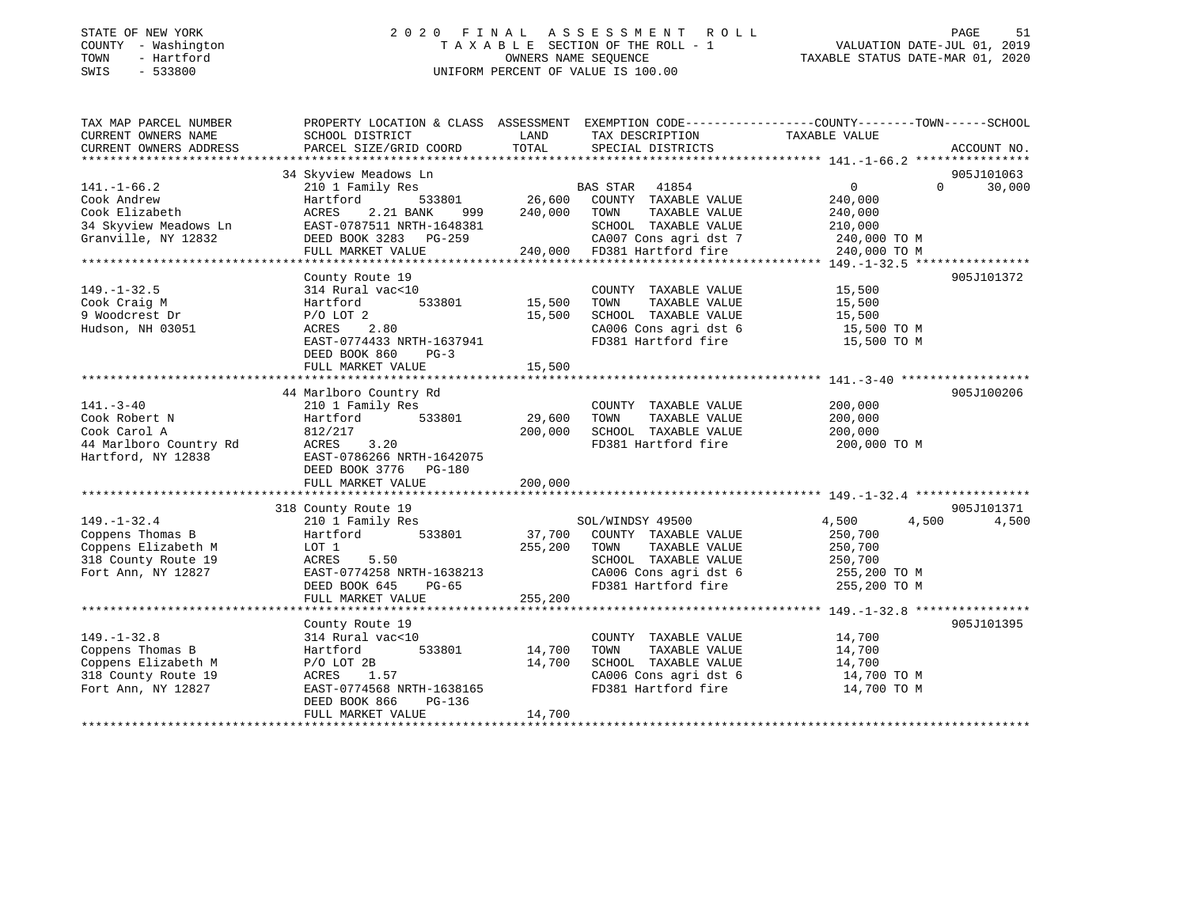STATE OF NEW YORK
COUNTY - Washington
TOWN - Hartford
SWIS - 533800

2 0 2 0 F I N A L A S S E S S M E N T R O L L
T A X A B L E SECTION OF THE ROLL - 1
OWNERS NAME SEQUENCE
UNIFORM PERCENT OF VALUE IS 100.00

VALUATION DATE-JUL 01, 2019
TAXABLE STATUS DATE-MAR 01, 2020

```
TAX MAP PARCEL NUMBER          PROPERTY LOCATION & CLASS  ASSESSMENT  EXEMPTION CODE-----------------COUNTY--------TOWN------SCHOOL
CURRENT OWNERS NAME            SCHOOL DISTRICT               LAND      TAX DESCRIPTION              TAXABLE VALUE
CURRENT OWNERS ADDRESS         PARCEL SIZE/GRID COORD        TOTAL     SPECIAL DISTRICTS                                       ACCOUNT NO.
******************************************************************************************************* 141.-1-66.2 ****************
                               34 Skyview Meadows Ln                                                                    905J101063
141.-1-66.2                    210 1 Family Res                        BAS STAR   41854                 0            0      30,000
Cook Andrew                    Hartford          533801       26,600   COUNTY  TAXABLE VALUE            240,000
Cook Elizabeth                 ACRES    2.21 BANK     999    240,000   TOWN    TAXABLE VALUE            240,000
34 Skyview Meadows Ln          EAST-0787511 NRTH-1648381               SCHOOL  TAXABLE VALUE            210,000
Granville, NY 12832            DEED BOOK 3283   PG-259                 CA007 Cons agri dst 7            240,000 TO M
                               FULL MARKET VALUE             240,000   FD381 Hartford fire              240,000 TO M
******************************************************************************************************* 149.-1-32.5 ****************
                               County Route 19                                                                          905J101372
149.-1-32.5                    314 Rural vac<10                        COUNTY  TAXABLE VALUE             15,500
Cook Craig M                   Hartford          533801       15,500   TOWN    TAXABLE VALUE             15,500
9 Woodcrest Dr                 P/O LOT 2                      15,500   SCHOOL  TAXABLE VALUE             15,500
Hudson, NH 03051               ACRES    2.80                           CA006 Cons agri dst 6             15,500 TO M
                               EAST-0774433 NRTH-1637941               FD381 Hartford fire               15,500 TO M
                               DEED BOOK 860    PG-3
                               FULL MARKET VALUE              15,500
******************************************************************************************************* 141.-3-40 ******************
                               44 Marlboro Country Rd                                                                   905J100206
141.-3-40                      210 1 Family Res                        COUNTY  TAXABLE VALUE            200,000
Cook Robert N                  Hartford          533801       29,600   TOWN    TAXABLE VALUE            200,000
Cook Carol A                   812/217                       200,000   SCHOOL  TAXABLE VALUE            200,000
44 Marlboro Country Rd         ACRES    3.20                           FD381 Hartford fire              200,000 TO M
Hartford, NY 12838             EAST-0786266 NRTH-1642075
                               DEED BOOK 3776   PG-180
                               FULL MARKET VALUE             200,000
******************************************************************************************************* 149.-1-32.4 ****************
                               318 County Route 19                                                                      905J101371
149.-1-32.4                    210 1 Family Res                        SOL/WINDSY 49500             4,500        4,500       4,500
Coppens Thomas B               Hartford          533801       37,700   COUNTY  TAXABLE VALUE            250,700
Coppens Elizabeth M            LOT 1                         255,200   TOWN    TAXABLE VALUE            250,700
318 County Route 19            ACRES    5.50                           SCHOOL  TAXABLE VALUE            250,700
Fort Ann, NY 12827             EAST-0774258 NRTH-1638213               CA006 Cons agri dst 6            255,200 TO M
                               DEED BOOK 645    PG-65                  FD381 Hartford fire              255,200 TO M
                               FULL MARKET VALUE             255,200
******************************************************************************************************* 149.-1-32.8 ****************
                               County Route 19                                                                          905J101395
149.-1-32.8                    314 Rural vac<10                        COUNTY  TAXABLE VALUE             14,700
Coppens Thomas B               Hartford          533801       14,700   TOWN    TAXABLE VALUE             14,700
Coppens Elizabeth M            P/O LOT 2B                     14,700   SCHOOL  TAXABLE VALUE             14,700
318 County Route 19            ACRES    1.57                           CA006 Cons agri dst 6             14,700 TO M
Fort Ann, NY 12827             EAST-0774568 NRTH-1638165               FD381 Hartford fire               14,700 TO M
                               DEED BOOK 866    PG-136
                               FULL MARKET VALUE              14,700
************************************************************************************************************************************
```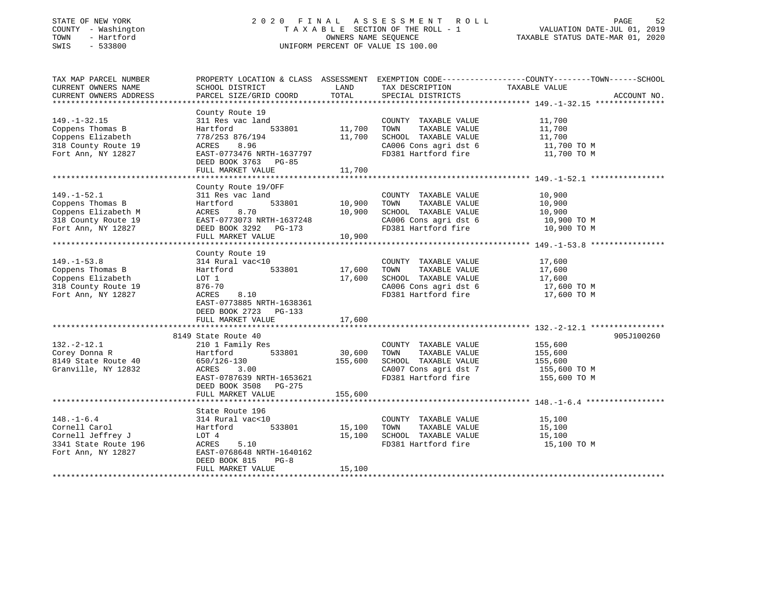STATE OF NEW YORK
COUNTY - Washington
TOWN - Hartford
SWIS - 533800

2 0 2 0 F I N A L A S S E S S M E N T R O L L
T A X A B L E SECTION OF THE ROLL - 1
OWNERS NAME SEQUENCE
UNIFORM PERCENT OF VALUE IS 100.00

VALUATION DATE-JUL 01, 2019
TAXABLE STATUS DATE-MAR 01, 2020

| TAX MAP PARCEL NUMBER / CURRENT OWNERS NAME / CURRENT OWNERS ADDRESS | PROPERTY LOCATION & CLASS / SCHOOL DISTRICT / PARCEL SIZE/GRID COORD | ASSESSMENT LAND | TOTAL | EXEMPTION CODE / TAX DESCRIPTION / SPECIAL DISTRICTS | COUNTY--------TOWN------SCHOOL TAXABLE VALUE | ACCOUNT NO. |
|---|---|---|---|---|---|---|
| **149.-1-32.15** | County Route 19 | | | | | |
| 149.-1-32.15 | 311 Res vac land | | | COUNTY TAXABLE VALUE | 11,700 | |
| Coppens Thomas B | Hartford 533801 | 11,700 | | TOWN TAXABLE VALUE | 11,700 | |
| Coppens Elizabeth | 778/253 876/194 | | 11,700 | SCHOOL TAXABLE VALUE | 11,700 | |
| 318 County Route 19 | ACRES 8.96 | | | CA006 Cons agri dst 6 | 11,700 TO M | |
| Fort Ann, NY 12827 | EAST-0773476 NRTH-1637797 | | | FD381 Hartford fire | 11,700 TO M | |
| | DEED BOOK 3763 PG-85 | | | | | |
| | FULL MARKET VALUE | | 11,700 | | | |
| **149.-1-52.1** | County Route 19/OFF | | | | | |
| 149.-1-52.1 | 311 Res vac land | | | COUNTY TAXABLE VALUE | 10,900 | |
| Coppens Thomas B | Hartford 533801 | 10,900 | | TOWN TAXABLE VALUE | 10,900 | |
| Coppens Elizabeth M | ACRES 8.70 | | 10,900 | SCHOOL TAXABLE VALUE | 10,900 | |
| 318 County Route 19 | EAST-0773073 NRTH-1637248 | | | CA006 Cons agri dst 6 | 10,900 TO M | |
| Fort Ann, NY 12827 | DEED BOOK 3292 PG-173 | | | FD381 Hartford fire | 10,900 TO M | |
| | FULL MARKET VALUE | | 10,900 | | | |
| **149.-1-53.8** | County Route 19 | | | | | |
| 149.-1-53.8 | 314 Rural vac<10 | | | COUNTY TAXABLE VALUE | 17,600 | |
| Coppens Thomas B | Hartford 533801 | 17,600 | | TOWN TAXABLE VALUE | 17,600 | |
| Coppens Elizabeth | LOT 1 | | 17,600 | SCHOOL TAXABLE VALUE | 17,600 | |
| 318 County Route 19 | 876-70 | | | CA006 Cons agri dst 6 | 17,600 TO M | |
| Fort Ann, NY 12827 | ACRES 8.10 | | | FD381 Hartford fire | 17,600 TO M | |
| | EAST-0773885 NRTH-1638361 | | | | | |
| | DEED BOOK 2723 PG-133 | | | | | |
| | FULL MARKET VALUE | | 17,600 | | | |
| **132.-2-12.1** | 8149 State Route 40 | | | | | 905J100260 |
| 132.-2-12.1 | 210 1 Family Res | | | COUNTY TAXABLE VALUE | 155,600 | |
| Corey Donna R | Hartford 533801 | 30,600 | | TOWN TAXABLE VALUE | 155,600 | |
| 8149 State Route 40 | 650/126-130 | | 155,600 | SCHOOL TAXABLE VALUE | 155,600 | |
| Granville, NY 12832 | ACRES 3.00 | | | CA007 Cons agri dst 7 | 155,600 TO M | |
| | EAST-0787639 NRTH-1653621 | | | FD381 Hartford fire | 155,600 TO M | |
| | DEED BOOK 3508 PG-275 | | | | | |
| | FULL MARKET VALUE | | 155,600 | | | |
| **148.-1-6.4** | State Route 196 | | | | | |
| 148.-1-6.4 | 314 Rural vac<10 | | | COUNTY TAXABLE VALUE | 15,100 | |
| Cornell Carol | Hartford 533801 | 15,100 | | TOWN TAXABLE VALUE | 15,100 | |
| Cornell Jeffrey J | LOT 4 | | 15,100 | SCHOOL TAXABLE VALUE | 15,100 | |
| 3341 State Route 196 | ACRES 5.10 | | | FD381 Hartford fire | 15,100 TO M | |
| Fort Ann, NY 12827 | EAST-0768648 NRTH-1640162 | | | | | |
| | DEED BOOK 815 PG-8 | | | | | |
| | FULL MARKET VALUE | | 15,100 | | | |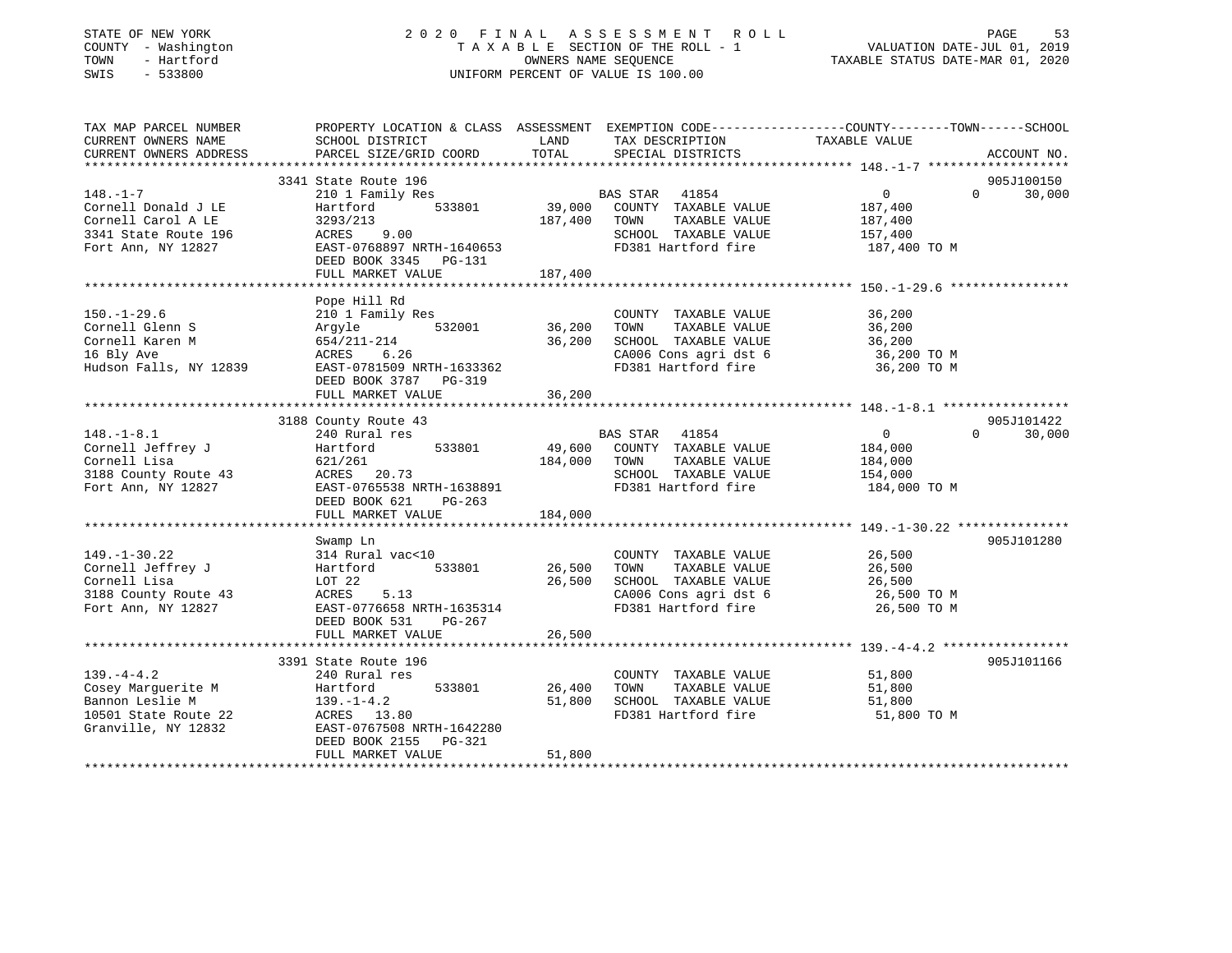STATE OF NEW YORK
COUNTY - Washington
TOWN - Hartford
SWIS - 533800

2020 FINAL ASSESSMENT ROLL
TAXABLE SECTION OF THE ROLL - 1
OWNERS NAME SEQUENCE
UNIFORM PERCENT OF VALUE IS 100.00

VALUATION DATE-JUL 01, 2019
TAXABLE STATUS DATE-MAR 01, 2020

| TAX MAP PARCEL NUMBER / CURRENT OWNERS NAME / CURRENT OWNERS ADDRESS | PROPERTY LOCATION & CLASS / SCHOOL DISTRICT / PARCEL SIZE/GRID COORD | ASSESSMENT LAND / TOTAL | EXEMPTION CODE / TAX DESCRIPTION / SPECIAL DISTRICTS | COUNTY TAXABLE VALUE | TOWN | SCHOOL / ACCOUNT NO. |
|---|---|---|---|---|---|---|
| 148.-1-7 | 3341 State Route 196 | | | | | 905J100150 |
| | 210 1 Family Res | | BAS STAR 41854 | 0 | 0 | 30,000 |
| Cornell Donald J LE | Hartford 533801 | 39,000 | COUNTY TAXABLE VALUE | 187,400 | | |
| Cornell Carol A LE | 3293/213 | 187,400 | TOWN TAXABLE VALUE | 187,400 | | |
| 3341 State Route 196 | ACRES 9.00 | | SCHOOL TAXABLE VALUE | 157,400 | | |
| Fort Ann, NY 12827 | EAST-0768897 NRTH-1640653 | | FD381 Hartford fire | 187,400 TO M | | |
| | DEED BOOK 3345 PG-131 | | | | | |
| | FULL MARKET VALUE | 187,400 | | | | |
| 150.-1-29.6 | Pope Hill Rd | | | | | |
| | 210 1 Family Res | | COUNTY TAXABLE VALUE | 36,200 | | |
| Cornell Glenn S | Argyle 532001 | 36,200 | TOWN TAXABLE VALUE | 36,200 | | |
| Cornell Karen M | 654/211-214 | 36,200 | SCHOOL TAXABLE VALUE | 36,200 | | |
| 16 Bly Ave | ACRES 6.26 | | CA006 Cons agri dst 6 | 36,200 TO M | | |
| Hudson Falls, NY 12839 | EAST-0781509 NRTH-1633362 | | FD381 Hartford fire | 36,200 TO M | | |
| | DEED BOOK 3787 PG-319 | | | | | |
| | FULL MARKET VALUE | 36,200 | | | | |
| 148.-1-8.1 | 3188 County Route 43 | | | | | 905J101422 |
| | 240 Rural res | | BAS STAR 41854 | 0 | 0 | 30,000 |
| Cornell Jeffrey J | Hartford 533801 | 49,600 | COUNTY TAXABLE VALUE | 184,000 | | |
| Cornell Lisa | 621/261 | 184,000 | TOWN TAXABLE VALUE | 184,000 | | |
| 3188 County Route 43 | ACRES 20.73 | | SCHOOL TAXABLE VALUE | 154,000 | | |
| Fort Ann, NY 12827 | EAST-0765538 NRTH-1638891 | | FD381 Hartford fire | 184,000 TO M | | |
| | DEED BOOK 621 PG-263 | | | | | |
| | FULL MARKET VALUE | 184,000 | | | | |
| 149.-1-30.22 | Swamp Ln | | | | | 905J101280 |
| | 314 Rural vac<10 | | COUNTY TAXABLE VALUE | 26,500 | | |
| Cornell Jeffrey J | Hartford 533801 | 26,500 | TOWN TAXABLE VALUE | 26,500 | | |
| Cornell Lisa | LOT 22 | 26,500 | SCHOOL TAXABLE VALUE | 26,500 | | |
| 3188 County Route 43 | ACRES 5.13 | | CA006 Cons agri dst 6 | 26,500 TO M | | |
| Fort Ann, NY 12827 | EAST-0776658 NRTH-1635314 | | FD381 Hartford fire | 26,500 TO M | | |
| | DEED BOOK 531 PG-267 | | | | | |
| | FULL MARKET VALUE | 26,500 | | | | |
| 139.-4-4.2 | 3391 State Route 196 | | | | | 905J101166 |
| | 240 Rural res | | COUNTY TAXABLE VALUE | 51,800 | | |
| Cosey Marguerite M | Hartford 533801 | 26,400 | TOWN TAXABLE VALUE | 51,800 | | |
| Bannon Leslie M | 139.-1-4.2 | 51,800 | SCHOOL TAXABLE VALUE | 51,800 | | |
| 10501 State Route 22 | ACRES 13.80 | | FD381 Hartford fire | 51,800 TO M | | |
| Granville, NY 12832 | EAST-0767508 NRTH-1642280 | | | | | |
| | DEED BOOK 2155 PG-321 | | | | | |
| | FULL MARKET VALUE | 51,800 | | | | |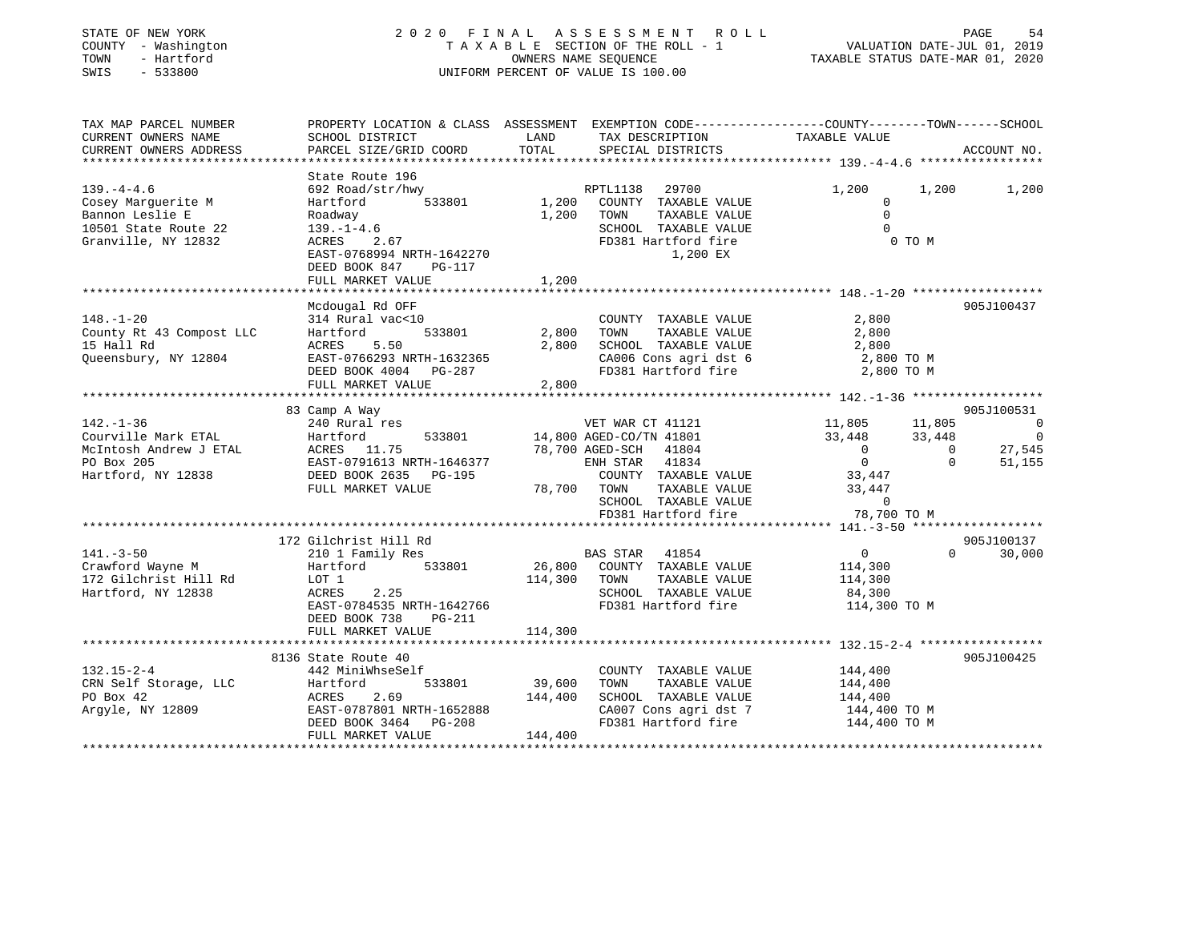STATE OF NEW YORK
COUNTY - Washington
TOWN - Hartford
SWIS - 533800

2 0 2 0 F I N A L A S S E S S M E N T R O L L
T A X A B L E SECTION OF THE ROLL - 1
OWNERS NAME SEQUENCE
UNIFORM PERCENT OF VALUE IS 100.00

VALUATION DATE-JUL 01, 2019
TAXABLE STATUS DATE-MAR 01, 2020

```
TAX MAP PARCEL NUMBER          PROPERTY LOCATION & CLASS  ASSESSMENT  EXEMPTION CODE-----------------COUNTY--------TOWN------SCHOOL
CURRENT OWNERS NAME            SCHOOL DISTRICT              LAND       TAX DESCRIPTION              TAXABLE VALUE
CURRENT OWNERS ADDRESS         PARCEL SIZE/GRID COORD       TOTAL      SPECIAL DISTRICTS                                      ACCOUNT NO.
******************************************************************************************************* 139.-4-4.6 *****************
                               State Route 196
139.-4-4.6                     692 Road/str/hwy                        RPTL1138   29700              1,200        1,200        1,200
Cosey Marguerite M             Hartford        533801        1,200     COUNTY  TAXABLE VALUE             0
Bannon Leslie E                Roadway                       1,200     TOWN    TAXABLE VALUE             0
10501 State Route 22           139.-1-4.6                              SCHOOL  TAXABLE VALUE             0
Granville, NY 12832            ACRES     2.67                          FD381 Hartford fire                  0 TO M
                               EAST-0768994 NRTH-1642270                     1,200 EX
                               DEED BOOK 847    PG-117
                               FULL MARKET VALUE             1,200
******************************************************************************************************* 148.-1-20 ******************
                               Mcdougal Rd OFF                                                                          905J100437
148.-1-20                      314 Rural vac<10                        COUNTY  TAXABLE VALUE         2,800
County Rt 43 Compost LLC       Hartford        533801        2,800     TOWN    TAXABLE VALUE         2,800
15 Hall Rd                     ACRES     5.50                2,800     SCHOOL  TAXABLE VALUE         2,800
Queensbury, NY 12804           EAST-0766293 NRTH-1632365               CA006 Cons agri dst 6           2,800 TO M
                               DEED BOOK 4004   PG-287                 FD381 Hartford fire             2,800 TO M
                               FULL MARKET VALUE             2,800
******************************************************************************************************* 142.-1-36 ******************
                               83 Camp A Way                                                                            905J100531
142.-1-36                      240 Rural res                           VET WAR CT 41121             11,805       11,805            0
Courville Mark ETAL            Hartford        533801       14,800 AGED-CO/TN 41801                 33,448       33,448            0
McIntosh Andrew J ETAL         ACRES    11.75               78,700 AGED-SCH   41804                      0            0       27,545
PO Box 205                     EAST-0791613 NRTH-1646377               ENH STAR   41834                      0            0       51,155
Hartford, NY 12838             DEED BOOK 2635   PG-195                 COUNTY  TAXABLE VALUE        33,447
                               FULL MARKET VALUE            78,700     TOWN    TAXABLE VALUE        33,447
                                                                       SCHOOL  TAXABLE VALUE             0
                                                                       FD381 Hartford fire            78,700 TO M
******************************************************************************************************* 141.-3-50 ******************
                               172 Gilchrist Hill Rd                                                                    905J100137
141.-3-50                      210 1 Family Res                        BAS STAR   41854                  0            0       30,000
Crawford Wayne M               Hartford        533801       26,800     COUNTY  TAXABLE VALUE       114,300
172 Gilchrist Hill Rd          LOT 1                       114,300     TOWN    TAXABLE VALUE       114,300
Hartford, NY 12838             ACRES     2.25                          SCHOOL  TAXABLE VALUE        84,300
                               EAST-0784535 NRTH-1642766               FD381 Hartford fire           114,300 TO M
                               DEED BOOK 738    PG-211
                               FULL MARKET VALUE           114,300
******************************************************************************************************* 132.15-2-4 *****************
                               8136 State Route 40                                                                      905J100425
132.15-2-4                     442 MiniWhseSelf                        COUNTY  TAXABLE VALUE       144,400
CRN Self Storage, LLC          Hartford        533801       39,600     TOWN    TAXABLE VALUE       144,400
PO Box 42                      ACRES     2.69              144,400     SCHOOL  TAXABLE VALUE       144,400
Argyle, NY 12809               EAST-0787801 NRTH-1652888               CA007 Cons agri dst 7         144,400 TO M
                               DEED BOOK 3464   PG-208                 FD381 Hartford fire           144,400 TO M
                               FULL MARKET VALUE           144,400
************************************************************************************************************************************
```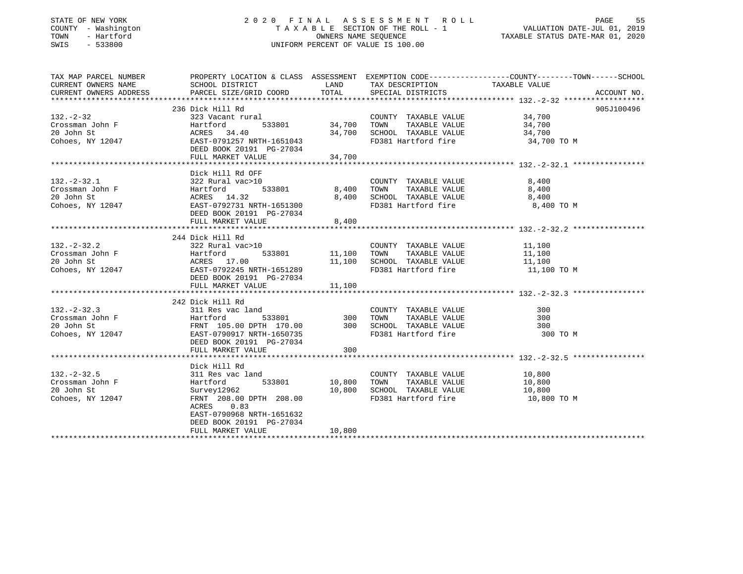STATE OF NEW YORK
COUNTY - Washington
TOWN - Hartford
SWIS - 533800

2020 FINAL ASSESSMENT ROLL
TAXABLE SECTION OF THE ROLL - 1
OWNERS NAME SEQUENCE
UNIFORM PERCENT OF VALUE IS 100.00

VALUATION DATE-JUL 01, 2019
TAXABLE STATUS DATE-MAR 01, 2020

| TAX MAP PARCEL NUMBER / CURRENT OWNERS NAME / CURRENT OWNERS ADDRESS | PROPERTY LOCATION & CLASS / SCHOOL DISTRICT / PARCEL SIZE/GRID COORD | ASSESSMENT LAND / TOTAL | EXEMPTION CODE / TAX DESCRIPTION / SPECIAL DISTRICTS | TAXABLE VALUE (COUNTY / TOWN / SCHOOL) | ACCOUNT NO. |
|---|---|---|---|---|---|
| 132.-2-32 | 236 Dick Hill Rd | | | | 905J100496 |
| Crossman John F | 323 Vacant rural | | COUNTY TAXABLE VALUE | 34,700 | |
| 20 John St | Hartford 533801 | 34,700 | TOWN TAXABLE VALUE | 34,700 | |
| Cohoes, NY 12047 | ACRES 34.40 | 34,700 | SCHOOL TAXABLE VALUE | 34,700 | |
| | EAST-0791257 NRTH-1651043 | | FD381 Hartford fire | 34,700 TO M | |
| | DEED BOOK 20191 PG-27034 | | | | |
| | FULL MARKET VALUE | 34,700 | | | |
| 132.-2-32.1 | Dick Hill Rd OFF | | | | |
| Crossman John F | 322 Rural vac>10 | | COUNTY TAXABLE VALUE | 8,400 | |
| 20 John St | Hartford 533801 | 8,400 | TOWN TAXABLE VALUE | 8,400 | |
| Cohoes, NY 12047 | ACRES 14.32 | 8,400 | SCHOOL TAXABLE VALUE | 8,400 | |
| | EAST-0792731 NRTH-1651300 | | FD381 Hartford fire | 8,400 TO M | |
| | DEED BOOK 20191 PG-27034 | | | | |
| | FULL MARKET VALUE | 8,400 | | | |
| 132.-2-32.2 | 244 Dick Hill Rd | | | | |
| Crossman John F | 322 Rural vac>10 | | COUNTY TAXABLE VALUE | 11,100 | |
| 20 John St | Hartford 533801 | 11,100 | TOWN TAXABLE VALUE | 11,100 | |
| Cohoes, NY 12047 | ACRES 17.00 | 11,100 | SCHOOL TAXABLE VALUE | 11,100 | |
| | EAST-0792245 NRTH-1651289 | | FD381 Hartford fire | 11,100 TO M | |
| | DEED BOOK 20191 PG-27034 | | | | |
| | FULL MARKET VALUE | 11,100 | | | |
| 132.-2-32.3 | 242 Dick Hill Rd | | | | |
| Crossman John F | 311 Res vac land | | COUNTY TAXABLE VALUE | 300 | |
| 20 John St | Hartford 533801 | 300 | TOWN TAXABLE VALUE | 300 | |
| Cohoes, NY 12047 | FRNT 105.00 DPTH 170.00 | 300 | SCHOOL TAXABLE VALUE | 300 | |
| | EAST-0790917 NRTH-1650735 | | FD381 Hartford fire | 300 TO M | |
| | DEED BOOK 20191 PG-27034 | | | | |
| | FULL MARKET VALUE | 300 | | | |
| 132.-2-32.5 | Dick Hill Rd | | | | |
| Crossman John F | 311 Res vac land | | COUNTY TAXABLE VALUE | 10,800 | |
| 20 John St | Hartford 533801 | 10,800 | TOWN TAXABLE VALUE | 10,800 | |
| Cohoes, NY 12047 | Survey12962 | 10,800 | SCHOOL TAXABLE VALUE | 10,800 | |
| | FRNT 208.00 DPTH 208.00 | | FD381 Hartford fire | 10,800 TO M | |
| | ACRES 0.83 | | | | |
| | EAST-0790968 NRTH-1651632 | | | | |
| | DEED BOOK 20191 PG-27034 | | | | |
| | FULL MARKET VALUE | 10,800 | | | |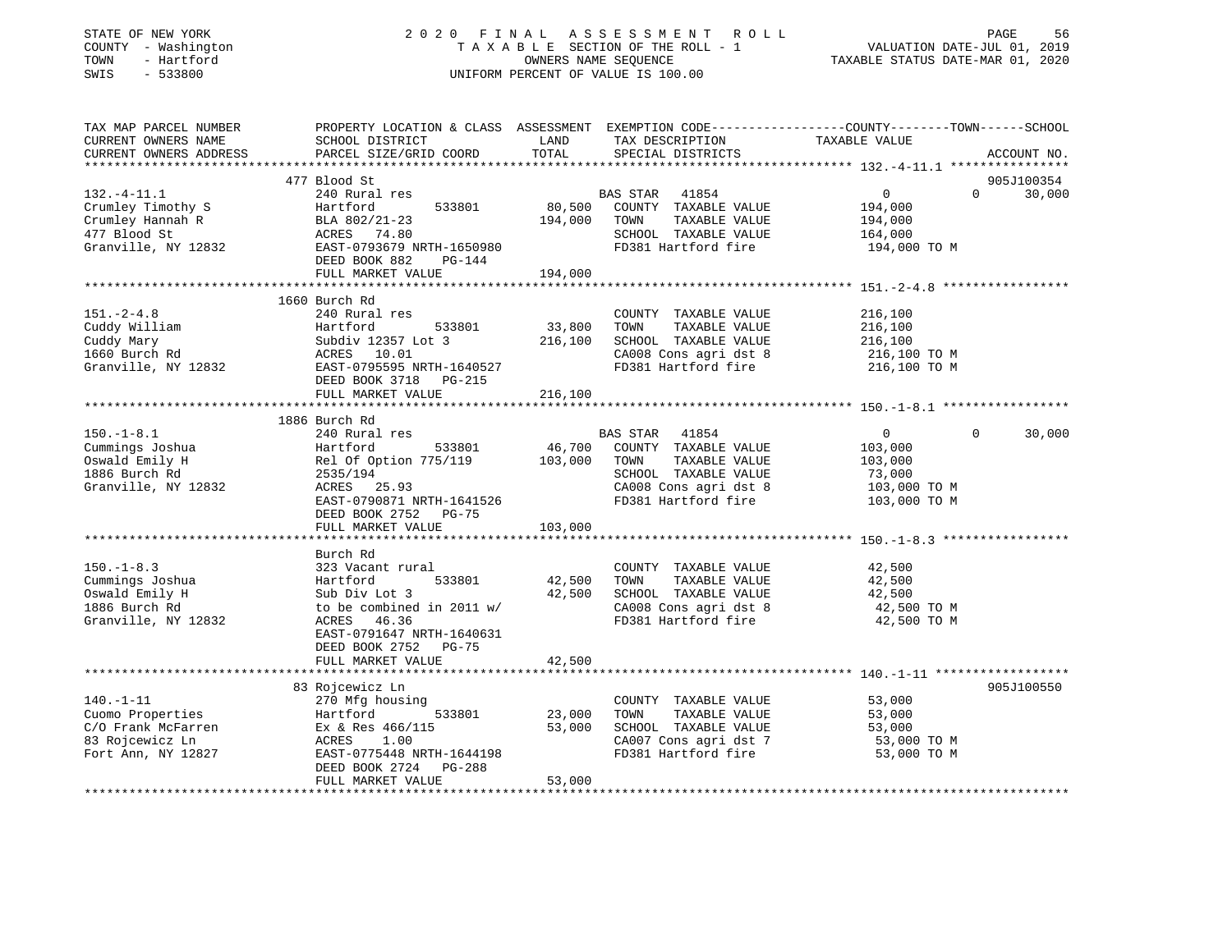STATE OF NEW YORK
COUNTY - Washington
TOWN - Hartford
SWIS - 533800

2 0 2 0 F I N A L A S S E S S M E N T R O L L
T A X A B L E SECTION OF THE ROLL - 1
OWNERS NAME SEQUENCE
UNIFORM PERCENT OF VALUE IS 100.00

VALUATION DATE-JUL 01, 2019
TAXABLE STATUS DATE-MAR 01, 2020

```
TAX MAP PARCEL NUMBER          PROPERTY LOCATION & CLASS  ASSESSMENT  EXEMPTION CODE-----------------COUNTY--------TOWN------SCHOOL
CURRENT OWNERS NAME            SCHOOL DISTRICT             LAND       TAX DESCRIPTION             TAXABLE VALUE
CURRENT OWNERS ADDRESS         PARCEL SIZE/GRID COORD      TOTAL      SPECIAL DISTRICTS                                      ACCOUNT NO.
******************************************************************************************************* 132.-4-11.1 ****************
                               477 Blood St                                                                                 905J100354
132.-4-11.1                    240 Rural res                          BAS STAR   41854                   0           0       30,000
Crumley Timothy S              Hartford         533801       80,500   COUNTY  TAXABLE VALUE          194,000
Crumley Hannah R               BLA 802/21-23               194,000    TOWN    TAXABLE VALUE          194,000
477 Blood St                   ACRES  74.80                           SCHOOL  TAXABLE VALUE          164,000
Granville, NY 12832            EAST-0793679 NRTH-1650980              FD381 Hartford fire             194,000 TO M
                               DEED BOOK 882    PG-144
                               FULL MARKET VALUE           194,000
******************************************************************************************************* 151.-2-4.8 *****************
                               1660 Burch Rd
151.-2-4.8                     240 Rural res                          COUNTY  TAXABLE VALUE          216,100
Cuddy William                  Hartford         533801       33,800   TOWN    TAXABLE VALUE          216,100
Cuddy Mary                     Subdiv 12357 Lot 3          216,100    SCHOOL  TAXABLE VALUE          216,100
1660 Burch Rd                  ACRES  10.01                           CA008 Cons agri dst 8           216,100 TO M
Granville, NY 12832            EAST-0795595 NRTH-1640527              FD381 Hartford fire             216,100 TO M
                               DEED BOOK 3718   PG-215
                               FULL MARKET VALUE           216,100
******************************************************************************************************* 150.-1-8.1 *****************
                               1886 Burch Rd
150.-1-8.1                     240 Rural res                          BAS STAR   41854                   0           0       30,000
Cummings Joshua                Hartford         533801       46,700   COUNTY  TAXABLE VALUE          103,000
Oswald Emily H                 Rel Of Option 775/119       103,000    TOWN    TAXABLE VALUE          103,000
1886 Burch Rd                  2535/194                               SCHOOL  TAXABLE VALUE           73,000
Granville, NY 12832            ACRES  25.93                           CA008 Cons agri dst 8           103,000 TO M
                               EAST-0790871 NRTH-1641526              FD381 Hartford fire             103,000 TO M
                               DEED BOOK 2752   PG-75
                               FULL MARKET VALUE           103,000
******************************************************************************************************* 150.-1-8.3 *****************
                               Burch Rd
150.-1-8.3                     323 Vacant rural                       COUNTY  TAXABLE VALUE           42,500
Cummings Joshua                Hartford         533801       42,500   TOWN    TAXABLE VALUE           42,500
Oswald Emily H                 Sub Div Lot 3                42,500    SCHOOL  TAXABLE VALUE           42,500
1886 Burch Rd                  to be combined in 2011 w/              CA008 Cons agri dst 8            42,500 TO M
Granville, NY 12832            ACRES  46.36                           FD381 Hartford fire              42,500 TO M
                               EAST-0791647 NRTH-1640631
                               DEED BOOK 2752   PG-75
                               FULL MARKET VALUE            42,500
******************************************************************************************************* 140.-1-11 ******************
                               83 Rojcewicz Ln                                                                              905J100550
140.-1-11                      270 Mfg housing                        COUNTY  TAXABLE VALUE           53,000
Cuomo Properties               Hartford         533801       23,000   TOWN    TAXABLE VALUE           53,000
C/O Frank McFarren             Ex & Res 466/115             53,000    SCHOOL  TAXABLE VALUE           53,000
83 Rojcewicz Ln                ACRES   1.00                           CA007 Cons agri dst 7            53,000 TO M
Fort Ann, NY 12827             EAST-0775448 NRTH-1644198              FD381 Hartford fire              53,000 TO M
                               DEED BOOK 2724   PG-288
                               FULL MARKET VALUE            53,000
************************************************************************************************************************************
```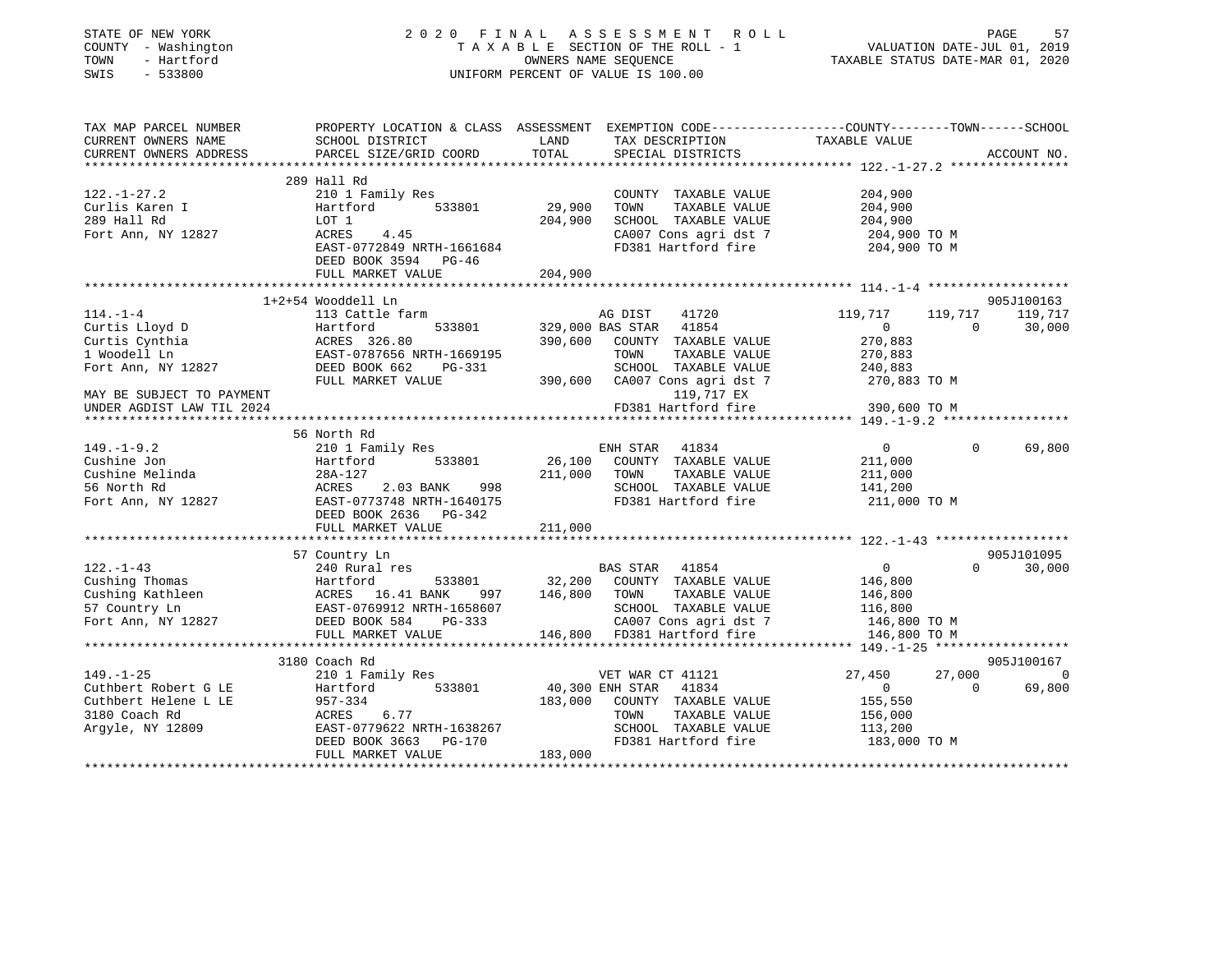STATE OF NEW YORK
COUNTY - Washington
TOWN - Hartford
SWIS - 533800

2020 FINAL ASSESSMENT ROLL
TAXABLE SECTION OF THE ROLL - 1
OWNERS NAME SEQUENCE
UNIFORM PERCENT OF VALUE IS 100.00

VALUATION DATE-JUL 01, 2019
TAXABLE STATUS DATE-MAR 01, 2020

| TAX MAP PARCEL NUMBER / CURRENT OWNERS NAME / CURRENT OWNERS ADDRESS | PROPERTY LOCATION & CLASS / SCHOOL DISTRICT / PARCEL SIZE/GRID COORD | ASSESSMENT LAND / TOTAL | EXEMPTION CODE / TAX DESCRIPTION / SPECIAL DISTRICTS | COUNTY TAXABLE VALUE | TOWN | SCHOOL | ACCOUNT NO. |
|---|---|---|---|---|---|---|---|
| **122.-1-27.2** | 289 Hall Rd | | | | | | |
| 122.-1-27.2 | 210 1 Family Res | | COUNTY TAXABLE VALUE | 204,900 | | | |
| Curlis Karen I | Hartford 533801 | 29,900 | TOWN TAXABLE VALUE | 204,900 | | | |
| 289 Hall Rd | LOT 1 | 204,900 | SCHOOL TAXABLE VALUE | 204,900 | | | |
| Fort Ann, NY 12827 | ACRES 4.45 | | CA007 Cons agri dst 7 | 204,900 TO M | | | |
| | EAST-0772849 NRTH-1661684 | | FD381 Hartford fire | 204,900 TO M | | | |
| | DEED BOOK 3594 PG-46 | | | | | | |
| | FULL MARKET VALUE | 204,900 | | | | | |
| **114.-1-4** | 1+2+54 Wooddell Ln | | | | | | 905J100163 |
| 114.-1-4 | 113 Cattle farm | | AG DIST 41720 | 119,717 | 119,717 | 119,717 | |
| Curtis Lloyd D | Hartford 533801 | 329,000 | BAS STAR 41854 | 0 | 0 | 30,000 | |
| Curtis Cynthia | ACRES 326.80 | 390,600 | COUNTY TAXABLE VALUE | 270,883 | | | |
| 1 Woodell Ln | EAST-0787656 NRTH-1669195 | | TOWN TAXABLE VALUE | 270,883 | | | |
| Fort Ann, NY 12827 | DEED BOOK 662 PG-331 | | SCHOOL TAXABLE VALUE | 240,883 | | | |
| | FULL MARKET VALUE | 390,600 | CA007 Cons agri dst 7 | 270,883 TO M | | | |
| MAY BE SUBJECT TO PAYMENT | | | 119,717 EX | | | | |
| UNDER AGDIST LAW TIL 2024 | | | FD381 Hartford fire | 390,600 TO M | | | |
| **149.-1-9.2** | 56 North Rd | | | | | | |
| 149.-1-9.2 | 210 1 Family Res | | ENH STAR 41834 | 0 | 0 | 69,800 | |
| Cushine Jon | Hartford 533801 | 26,100 | COUNTY TAXABLE VALUE | 211,000 | | | |
| Cushine Melinda | 28A-127 | 211,000 | TOWN TAXABLE VALUE | 211,000 | | | |
| 56 North Rd | ACRES 2.03 BANK 998 | | SCHOOL TAXABLE VALUE | 141,200 | | | |
| Fort Ann, NY 12827 | EAST-0773748 NRTH-1640175 | | FD381 Hartford fire | 211,000 TO M | | | |
| | DEED BOOK 2636 PG-342 | | | | | | |
| | FULL MARKET VALUE | 211,000 | | | | | |
| **122.-1-43** | 57 Country Ln | | | | | | 905J101095 |
| 122.-1-43 | 240 Rural res | | BAS STAR 41854 | 0 | 0 | 30,000 | |
| Cushing Thomas | Hartford 533801 | 32,200 | COUNTY TAXABLE VALUE | 146,800 | | | |
| Cushing Kathleen | ACRES 16.41 BANK 997 | 146,800 | TOWN TAXABLE VALUE | 146,800 | | | |
| 57 Country Ln | EAST-0769912 NRTH-1658607 | | SCHOOL TAXABLE VALUE | 116,800 | | | |
| Fort Ann, NY 12827 | DEED BOOK 584 PG-333 | | CA007 Cons agri dst 7 | 146,800 TO M | | | |
| | FULL MARKET VALUE | 146,800 | FD381 Hartford fire | 146,800 TO M | | | |
| **149.-1-25** | 3180 Coach Rd | | | | | | 905J100167 |
| 149.-1-25 | 210 1 Family Res | | VET WAR CT 41121 | 27,450 | 27,000 | 0 | |
| Cuthbert Robert G LE | Hartford 533801 | 40,300 | ENH STAR 41834 | 0 | 0 | 69,800 | |
| Cuthbert Helene L LE | 957-334 | 183,000 | COUNTY TAXABLE VALUE | 155,550 | | | |
| 3180 Coach Rd | ACRES 6.77 | | TOWN TAXABLE VALUE | 156,000 | | | |
| Argyle, NY 12809 | EAST-0779622 NRTH-1638267 | | SCHOOL TAXABLE VALUE | 113,200 | | | |
| | DEED BOOK 3663 PG-170 | | FD381 Hartford fire | 183,000 TO M | | | |
| | FULL MARKET VALUE | 183,000 | | | | | |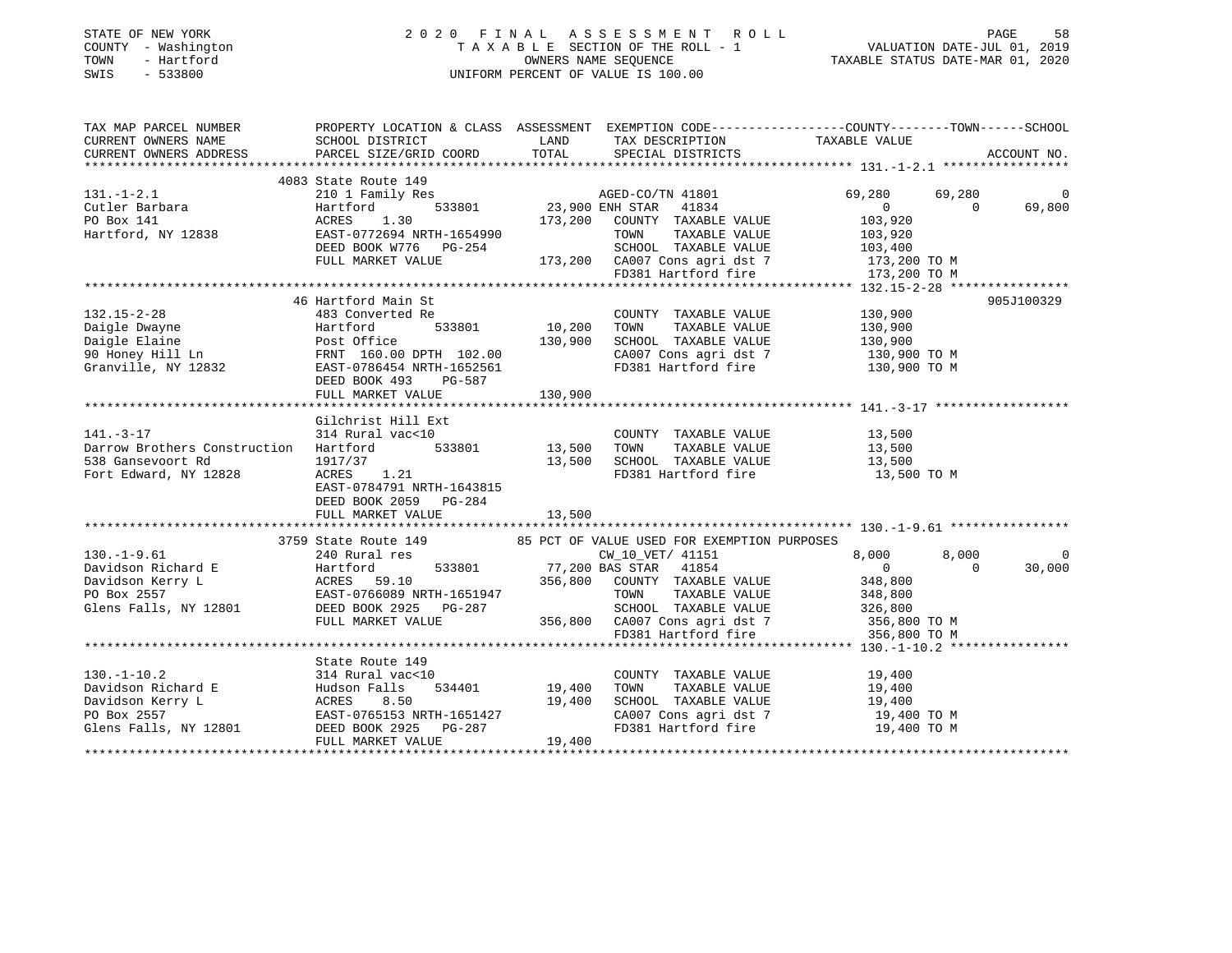STATE OF NEW YORK | COUNTY - Washington | TOWN - Hartford | SWIS - 533800

# 2020 FINAL ASSESSMENT ROLL

TAXABLE SECTION OF THE ROLL - 1
OWNERS NAME SEQUENCE
UNIFORM PERCENT OF VALUE IS 100.00

VALUATION DATE-JUL 01, 2019
TAXABLE STATUS DATE-MAR 01, 2020

| TAX MAP PARCEL NUMBER / CURRENT OWNERS NAME / CURRENT OWNERS ADDRESS | PROPERTY LOCATION & CLASS / SCHOOL DISTRICT / PARCEL SIZE/GRID COORD | ASSESSMENT LAND / TOTAL | EXEMPTION CODE / TAX DESCRIPTION / SPECIAL DISTRICTS | COUNTY | TOWN | SCHOOL | ACCOUNT NO. |
|---|---|---|---|---|---|---|---|
| **131.-1-2.1** | 4083 State Route 149 | | | | | | |
| 131.-1-2.1 | 210 1 Family Res | | AGED-CO/TN 41801 | 69,280 | 69,280 | 0 | |
| Cutler Barbara | Hartford 533801 | 23,900 | ENH STAR 41834 | 0 | 0 | 69,800 | |
| PO Box 141 | ACRES 1.30 | 173,200 | COUNTY TAXABLE VALUE | 103,920 | | | |
| Hartford, NY 12838 | EAST-0772694 NRTH-1654990 | | TOWN TAXABLE VALUE | 103,920 | | | |
| | DEED BOOK W776 PG-254 | | SCHOOL TAXABLE VALUE | 103,400 | | | |
| | FULL MARKET VALUE | 173,200 | CA007 Cons agri dst 7 | 173,200 TO M | | | |
| | | | FD381 Hartford fire | 173,200 TO M | | | |
| **132.15-2-28** | 46 Hartford Main St | | | | | | 905J100329 |
| 132.15-2-28 | 483 Converted Re | | COUNTY TAXABLE VALUE | 130,900 | | | |
| Daigle Dwayne | Hartford 533801 | 10,200 | TOWN TAXABLE VALUE | 130,900 | | | |
| Daigle Elaine | Post Office | 130,900 | SCHOOL TAXABLE VALUE | 130,900 | | | |
| 90 Honey Hill Ln | FRNT 160.00 DPTH 102.00 | | CA007 Cons agri dst 7 | 130,900 TO M | | | |
| Granville, NY 12832 | EAST-0786454 NRTH-1652561 | | FD381 Hartford fire | 130,900 TO M | | | |
| | DEED BOOK 493 PG-587 | | | | | | |
| | FULL MARKET VALUE | 130,900 | | | | | |
| **141.-3-17** | Gilchrist Hill Ext | | | | | | |
| 141.-3-17 | 314 Rural vac<10 | | COUNTY TAXABLE VALUE | 13,500 | | | |
| Darrow Brothers Construction | Hartford 533801 | 13,500 | TOWN TAXABLE VALUE | 13,500 | | | |
| 538 Gansevoort Rd | 1917/37 | 13,500 | SCHOOL TAXABLE VALUE | 13,500 | | | |
| Fort Edward, NY 12828 | ACRES 1.21 | | FD381 Hartford fire | 13,500 TO M | | | |
| | EAST-0784791 NRTH-1643815 | | | | | | |
| | DEED BOOK 2059 PG-284 | | | | | | |
| | FULL MARKET VALUE | 13,500 | | | | | |
| **130.-1-9.61** | 3759 State Route 149 | | 85 PCT OF VALUE USED FOR EXEMPTION PURPOSES | | | | |
| 130.-1-9.61 | 240 Rural res | | CW_10_VET/ 41151 | 8,000 | 8,000 | 0 | |
| Davidson Richard E | Hartford 533801 | 77,200 | BAS STAR 41854 | 0 | 0 | 30,000 | |
| Davidson Kerry L | ACRES 59.10 | 356,800 | COUNTY TAXABLE VALUE | 348,800 | | | |
| PO Box 2557 | EAST-0766089 NRTH-1651947 | | TOWN TAXABLE VALUE | 348,800 | | | |
| Glens Falls, NY 12801 | DEED BOOK 2925 PG-287 | | SCHOOL TAXABLE VALUE | 326,800 | | | |
| | FULL MARKET VALUE | 356,800 | CA007 Cons agri dst 7 | 356,800 TO M | | | |
| | | | FD381 Hartford fire | 356,800 TO M | | | |
| **130.-1-10.2** | State Route 149 | | | | | | |
| 130.-1-10.2 | 314 Rural vac<10 | | COUNTY TAXABLE VALUE | 19,400 | | | |
| Davidson Richard E | Hudson Falls 534401 | 19,400 | TOWN TAXABLE VALUE | 19,400 | | | |
| Davidson Kerry L | ACRES 8.50 | 19,400 | SCHOOL TAXABLE VALUE | 19,400 | | | |
| PO Box 2557 | EAST-0765153 NRTH-1651427 | | CA007 Cons agri dst 7 | 19,400 TO M | | | |
| Glens Falls, NY 12801 | DEED BOOK 2925 PG-287 | | FD381 Hartford fire | 19,400 TO M | | | |
| | FULL MARKET VALUE | 19,400 | | | | | |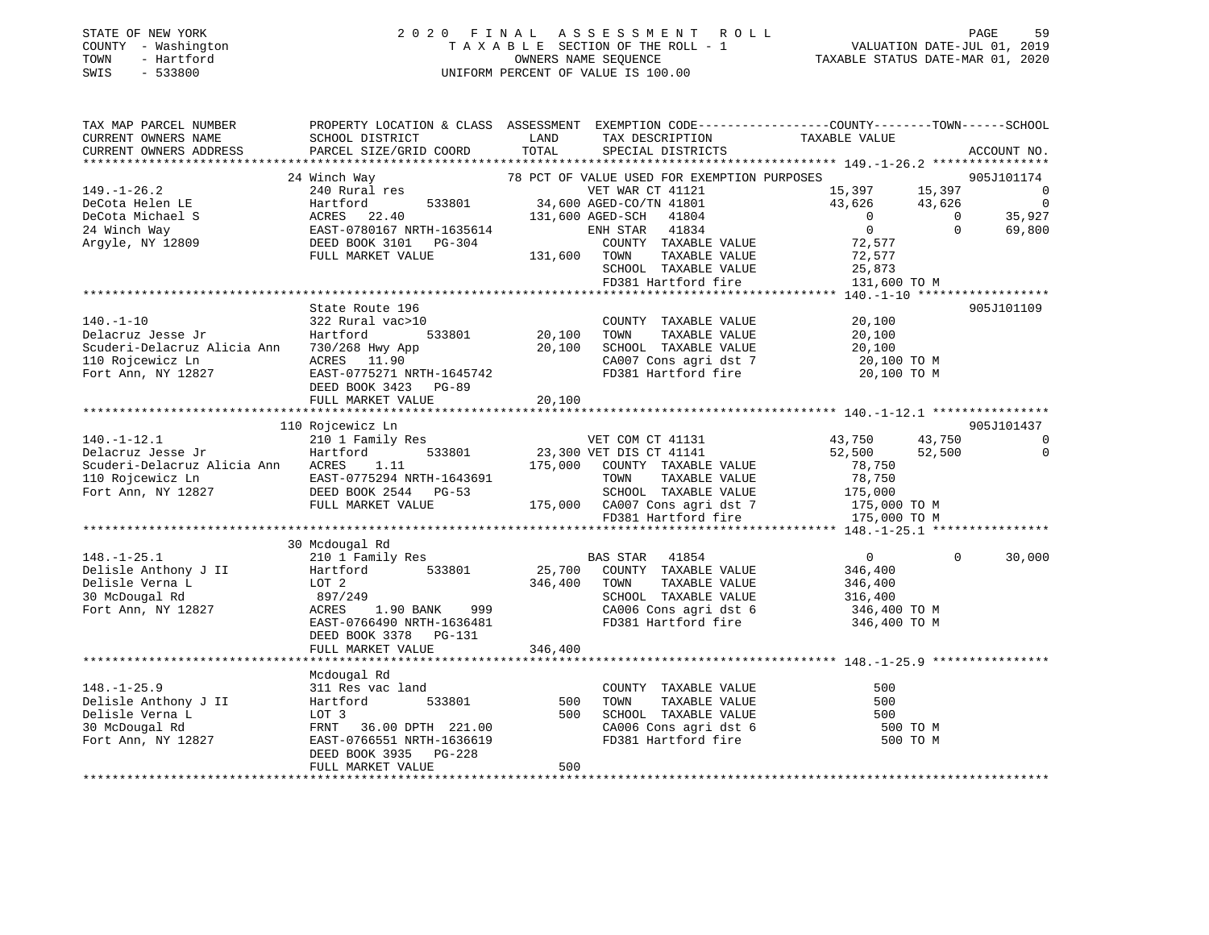STATE OF NEW YORK
COUNTY - Washington
TOWN - Hartford
SWIS - 533800

# 2020 FINAL ASSESSMENT ROLL

TAXABLE SECTION OF THE ROLL - 1
OWNERS NAME SEQUENCE
UNIFORM PERCENT OF VALUE IS 100.00

VALUATION DATE-JUL 01, 2019
TAXABLE STATUS DATE-MAR 01, 2020

```
TAX MAP PARCEL NUMBER          PROPERTY LOCATION & CLASS  ASSESSMENT  EXEMPTION CODE-----------------COUNTY--------TOWN------SCHOOL
CURRENT OWNERS NAME            SCHOOL DISTRICT            LAND        TAX DESCRIPTION            TAXABLE VALUE
CURRENT OWNERS ADDRESS         PARCEL SIZE/GRID COORD     TOTAL       SPECIAL DISTRICTS                                    ACCOUNT NO.
******************************************************************************************************* 149.-1-26.2 ****************
                               24 Winch Way                78 PCT OF VALUE USED FOR EXEMPTION PURPOSES                     905J101174
149.-1-26.2                    240 Rural res                          VET WAR CT 41121            15,397     15,397            0
DeCota Helen LE                Hartford        533801       34,600 AGED-CO/TN 41801              43,626     43,626            0
DeCota Michael S               ACRES   22.40               131,600 AGED-SCH   41804                   0          0       35,927
24 Winch Way                   EAST-0780167 NRTH-1635614              ENH STAR   41834                   0          0       69,800
Argyle, NY 12809               DEED BOOK 3101   PG-304                COUNTY  TAXABLE VALUE        72,577
                               FULL MARKET VALUE           131,600    TOWN    TAXABLE VALUE        72,577
                                                                      SCHOOL  TAXABLE VALUE        25,873
                                                                      FD381 Hartford fire         131,600 TO M
******************************************************************************************************* 140.-1-10 ******************
                               State Route 196                                                                             905J101109
140.-1-10                      322 Rural vac>10                       COUNTY  TAXABLE VALUE        20,100
Delacruz Jesse Jr              Hartford        533801       20,100    TOWN    TAXABLE VALUE        20,100
Scuderi-Delacruz Alicia Ann    730/268 Hwy App              20,100    SCHOOL  TAXABLE VALUE        20,100
110 Rojcewicz Ln               ACRES   11.90                          CA007 Cons agri dst 7        20,100 TO M
Fort Ann, NY 12827             EAST-0775271 NRTH-1645742              FD381 Hartford fire          20,100 TO M
                               DEED BOOK 3423   PG-89
                               FULL MARKET VALUE            20,100
******************************************************************************************************* 140.-1-12.1 ****************
                               110 Rojcewicz Ln                                                                            905J101437
140.-1-12.1                    210 1 Family Res                       VET COM CT 41131            43,750     43,750            0
Delacruz Jesse Jr              Hartford        533801       23,300 VET DIS CT 41141              52,500     52,500            0
Scuderi-Delacruz Alicia Ann    ACRES    1.11               175,000    COUNTY  TAXABLE VALUE        78,750
110 Rojcewicz Ln               EAST-0775294 NRTH-1643691              TOWN    TAXABLE VALUE        78,750
Fort Ann, NY 12827             DEED BOOK 2544   PG-53                 SCHOOL  TAXABLE VALUE       175,000
                               FULL MARKET VALUE           175,000    CA007 Cons agri dst 7       175,000 TO M
                                                                      FD381 Hartford fire         175,000 TO M
******************************************************************************************************* 148.-1-25.1 ****************
                               30 Mcdougal Rd
148.-1-25.1                    210 1 Family Res                       BAS STAR   41854                   0          0       30,000
Delisle Anthony J II           Hartford        533801       25,700    COUNTY  TAXABLE VALUE       346,400
Delisle Verna L                LOT 2                       346,400    TOWN    TAXABLE VALUE       346,400
30 McDougal Rd                 897/249                                SCHOOL  TAXABLE VALUE       316,400
Fort Ann, NY 12827             ACRES    1.90 BANK    999              CA006 Cons agri dst 6       346,400 TO M
                               EAST-0766490 NRTH-1636481              FD381 Hartford fire         346,400 TO M
                               DEED BOOK 3378   PG-131
                               FULL MARKET VALUE           346,400
******************************************************************************************************* 148.-1-25.9 ****************
                               Mcdougal Rd
148.-1-25.9                    311 Res vac land                       COUNTY  TAXABLE VALUE           500
Delisle Anthony J II           Hartford        533801          500    TOWN    TAXABLE VALUE           500
Delisle Verna L                LOT 3                           500    SCHOOL  TAXABLE VALUE           500
30 McDougal Rd                 FRNT   36.00 DPTH 221.00               CA006 Cons agri dst 6           500 TO M
Fort Ann, NY 12827             EAST-0766551 NRTH-1636619              FD381 Hartford fire             500 TO M
                               DEED BOOK 3935   PG-228
                               FULL MARKET VALUE               500
************************************************************************************************************************************
```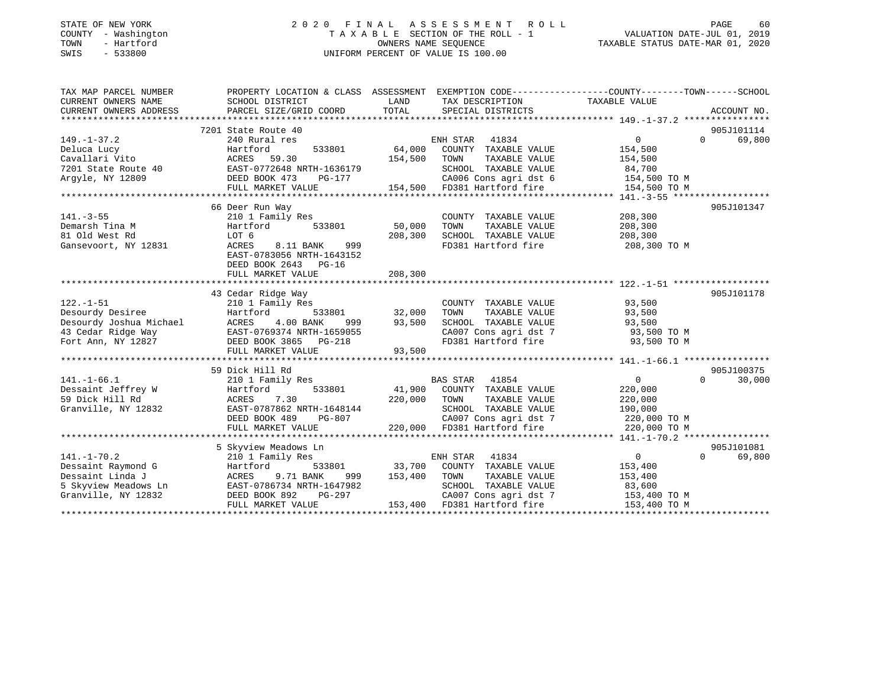STATE OF NEW YORK
COUNTY - Washington
TOWN - Hartford
SWIS - 533800

# 2020 FINAL ASSESSMENT ROLL

TAXABLE SECTION OF THE ROLL - 1
OWNERS NAME SEQUENCE
UNIFORM PERCENT OF VALUE IS 100.00

VALUATION DATE-JUL 01, 2019
TAXABLE STATUS DATE-MAR 01, 2020

| TAX MAP PARCEL NUMBER / CURRENT OWNERS NAME / CURRENT OWNERS ADDRESS | PROPERTY LOCATION & CLASS / SCHOOL DISTRICT / PARCEL SIZE/GRID COORD | ASSESSMENT LAND | TOTAL | EXEMPTION CODE / TAX DESCRIPTION / SPECIAL DISTRICTS | COUNTY TAXABLE VALUE | TOWN | SCHOOL | ACCOUNT NO. |
|---|---|---|---|---|---|---|---|---|
| 149.-1-37.2 | 7201 State Route 40 | | | | | | | 905J101114 |
| | 240 Rural res | | | ENH STAR 41834 | 0 | 0 | 69,800 | |
| Deluca Lucy | Hartford 533801 | 64,000 | | COUNTY TAXABLE VALUE | 154,500 | | | |
| Cavallari Vito | ACRES 59.30 | | 154,500 | TOWN TAXABLE VALUE | 154,500 | | | |
| 7201 State Route 40 | EAST-0772648 NRTH-1636179 | | | SCHOOL TAXABLE VALUE | 84,700 | | | |
| Argyle, NY 12809 | DEED BOOK 473 PG-177 | | | CA006 Cons agri dst 6 | 154,500 TO M | | | |
| | FULL MARKET VALUE | | 154,500 | FD381 Hartford fire | 154,500 TO M | | | |
| 141.-3-55 | 66 Deer Run Way | | | | | | | 905J101347 |
| | 210 1 Family Res | | | COUNTY TAXABLE VALUE | 208,300 | | | |
| Demarsh Tina M | Hartford 533801 | 50,000 | | TOWN TAXABLE VALUE | 208,300 | | | |
| 81 Old West Rd | LOT 6 | | 208,300 | SCHOOL TAXABLE VALUE | 208,300 | | | |
| Gansevoort, NY 12831 | ACRES 8.11 BANK 999 | | | FD381 Hartford fire | 208,300 TO M | | | |
| | EAST-0783056 NRTH-1643152 | | | | | | | |
| | DEED BOOK 2643 PG-16 | | | | | | | |
| | FULL MARKET VALUE | | 208,300 | | | | | |
| 122.-1-51 | 43 Cedar Ridge Way | | | | | | | 905J101178 |
| | 210 1 Family Res | | | COUNTY TAXABLE VALUE | 93,500 | | | |
| Desourdy Desiree | Hartford 533801 | 32,000 | | TOWN TAXABLE VALUE | 93,500 | | | |
| Desourdy Joshua Michael | ACRES 4.00 BANK 999 | | 93,500 | SCHOOL TAXABLE VALUE | 93,500 | | | |
| 43 Cedar Ridge Way | EAST-0769374 NRTH-1659055 | | | CA007 Cons agri dst 7 | 93,500 TO M | | | |
| Fort Ann, NY 12827 | DEED BOOK 3865 PG-218 | | | FD381 Hartford fire | 93,500 TO M | | | |
| | FULL MARKET VALUE | | 93,500 | | | | | |
| 141.-1-66.1 | 59 Dick Hill Rd | | | | | | | 905J100375 |
| | 210 1 Family Res | | | BAS STAR 41854 | 0 | 0 | 30,000 | |
| Dessaint Jeffrey W | Hartford 533801 | 41,900 | | COUNTY TAXABLE VALUE | 220,000 | | | |
| 59 Dick Hill Rd | ACRES 7.30 | | 220,000 | TOWN TAXABLE VALUE | 220,000 | | | |
| Granville, NY 12832 | EAST-0787862 NRTH-1648144 | | | SCHOOL TAXABLE VALUE | 190,000 | | | |
| | DEED BOOK 489 PG-807 | | | CA007 Cons agri dst 7 | 220,000 TO M | | | |
| | FULL MARKET VALUE | | 220,000 | FD381 Hartford fire | 220,000 TO M | | | |
| 141.-1-70.2 | 5 Skyview Meadows Ln | | | | | | | 905J101081 |
| | 210 1 Family Res | | | ENH STAR 41834 | 0 | 0 | 69,800 | |
| Dessaint Raymond G | Hartford 533801 | 33,700 | | COUNTY TAXABLE VALUE | 153,400 | | | |
| Dessaint Linda J | ACRES 9.71 BANK 999 | | 153,400 | TOWN TAXABLE VALUE | 153,400 | | | |
| 5 Skyview Meadows Ln | EAST-0786734 NRTH-1647982 | | | SCHOOL TAXABLE VALUE | 83,600 | | | |
| Granville, NY 12832 | DEED BOOK 892 PG-297 | | | CA007 Cons agri dst 7 | 153,400 TO M | | | |
| | FULL MARKET VALUE | | 153,400 | FD381 Hartford fire | 153,400 TO M | | | |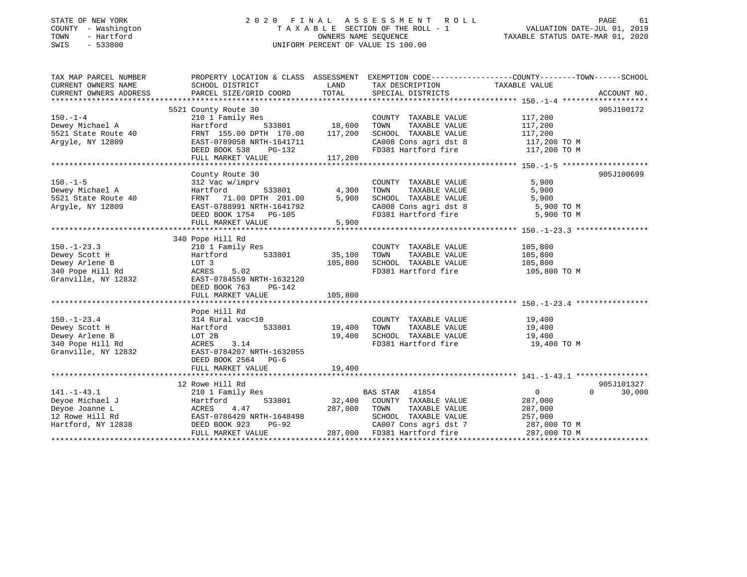STATE OF NEW YORK
COUNTY - Washington
TOWN - Hartford
SWIS - 533800

2020 FINAL ASSESSMENT ROLL
TAXABLE SECTION OF THE ROLL - 1
OWNERS NAME SEQUENCE
UNIFORM PERCENT OF VALUE IS 100.00

VALUATION DATE-JUL 01, 2019
TAXABLE STATUS DATE-MAR 01, 2020

| TAX MAP PARCEL NUMBER / CURRENT OWNERS NAME / CURRENT OWNERS ADDRESS | PROPERTY LOCATION & CLASS / SCHOOL DISTRICT / PARCEL SIZE/GRID COORD | ASSESSMENT LAND | TOTAL | EXEMPTION CODE / TAX DESCRIPTION / SPECIAL DISTRICTS | COUNTY / TOWN / SCHOOL TAXABLE VALUE | ACCOUNT NO. |
|---|---|---|---|---|---|---|
| 150.-1-4 | 5521 County Route 30 | | | | | 905J100172 |
| | 210 1 Family Res | | | COUNTY TAXABLE VALUE | 117,200 | |
| Dewey Michael A | Hartford 533801 | 18,600 | | TOWN TAXABLE VALUE | 117,200 | |
| 5521 State Route 40 | FRNT 155.00 DPTH 170.00 | | 117,200 | SCHOOL TAXABLE VALUE | 117,200 | |
| Argyle, NY 12809 | EAST-0789058 NRTH-1641711 | | | CA008 Cons agri dst 8 | 117,200 TO M | |
| | DEED BOOK 538 PG-132 | | | FD381 Hartford fire | 117,200 TO M | |
| | FULL MARKET VALUE | | 117,200 | | | |
| 150.-1-5 | County Route 30 | | | | | 905J100699 |
| | 312 Vac w/imprv | | | COUNTY TAXABLE VALUE | 5,900 | |
| Dewey Michael A | Hartford 533801 | 4,300 | | TOWN TAXABLE VALUE | 5,900 | |
| 5521 State Route 40 | FRNT 71.00 DPTH 201.00 | | 5,900 | SCHOOL TAXABLE VALUE | 5,900 | |
| Argyle, NY 12809 | EAST-0788991 NRTH-1641792 | | | CA008 Cons agri dst 8 | 5,900 TO M | |
| | DEED BOOK 1754 PG-105 | | | FD381 Hartford fire | 5,900 TO M | |
| | FULL MARKET VALUE | | 5,900 | | | |
| 150.-1-23.3 | 340 Pope Hill Rd | | | | | |
| | 210 1 Family Res | | | COUNTY TAXABLE VALUE | 105,800 | |
| Dewey Scott H | Hartford 533801 | 35,100 | | TOWN TAXABLE VALUE | 105,800 | |
| Dewey Arlene B | LOT 3 | | 105,800 | SCHOOL TAXABLE VALUE | 105,800 | |
| 340 Pope Hill Rd | ACRES 5.02 | | | FD381 Hartford fire | 105,800 TO M | |
| Granville, NY 12832 | EAST-0784559 NRTH-1632120 | | | | | |
| | DEED BOOK 763 PG-142 | | | | | |
| | FULL MARKET VALUE | | 105,800 | | | |
| 150.-1-23.4 | Pope Hill Rd | | | | | |
| | 314 Rural vac<10 | | | COUNTY TAXABLE VALUE | 19,400 | |
| Dewey Scott H | Hartford 533801 | 19,400 | | TOWN TAXABLE VALUE | 19,400 | |
| Dewey Arlene B | LOT 2B | | 19,400 | SCHOOL TAXABLE VALUE | 19,400 | |
| 340 Pope Hill Rd | ACRES 3.14 | | | FD381 Hartford fire | 19,400 TO M | |
| Granville, NY 12832 | EAST-0784207 NRTH-1632055 | | | | | |
| | DEED BOOK 2564 PG-6 | | | | | |
| | FULL MARKET VALUE | | 19,400 | | | |
| 141.-1-43.1 | 12 Rowe Hill Rd | | | | | 905J101327 |
| | 210 1 Family Res | | | BAS STAR 41854 | 0 0 30,000 | |
| Deyoe Michael J | Hartford 533801 | 32,400 | | COUNTY TAXABLE VALUE | 287,000 | |
| Deyoe Joanne L | ACRES 4.47 | | 287,000 | TOWN TAXABLE VALUE | 287,000 | |
| 12 Rowe Hill Rd | EAST-0786420 NRTH-1648498 | | | SCHOOL TAXABLE VALUE | 257,000 | |
| Hartford, NY 12838 | DEED BOOK 923 PG-92 | | | CA007 Cons agri dst 7 | 287,000 TO M | |
| | FULL MARKET VALUE | | 287,000 | FD381 Hartford fire | 287,000 TO M | |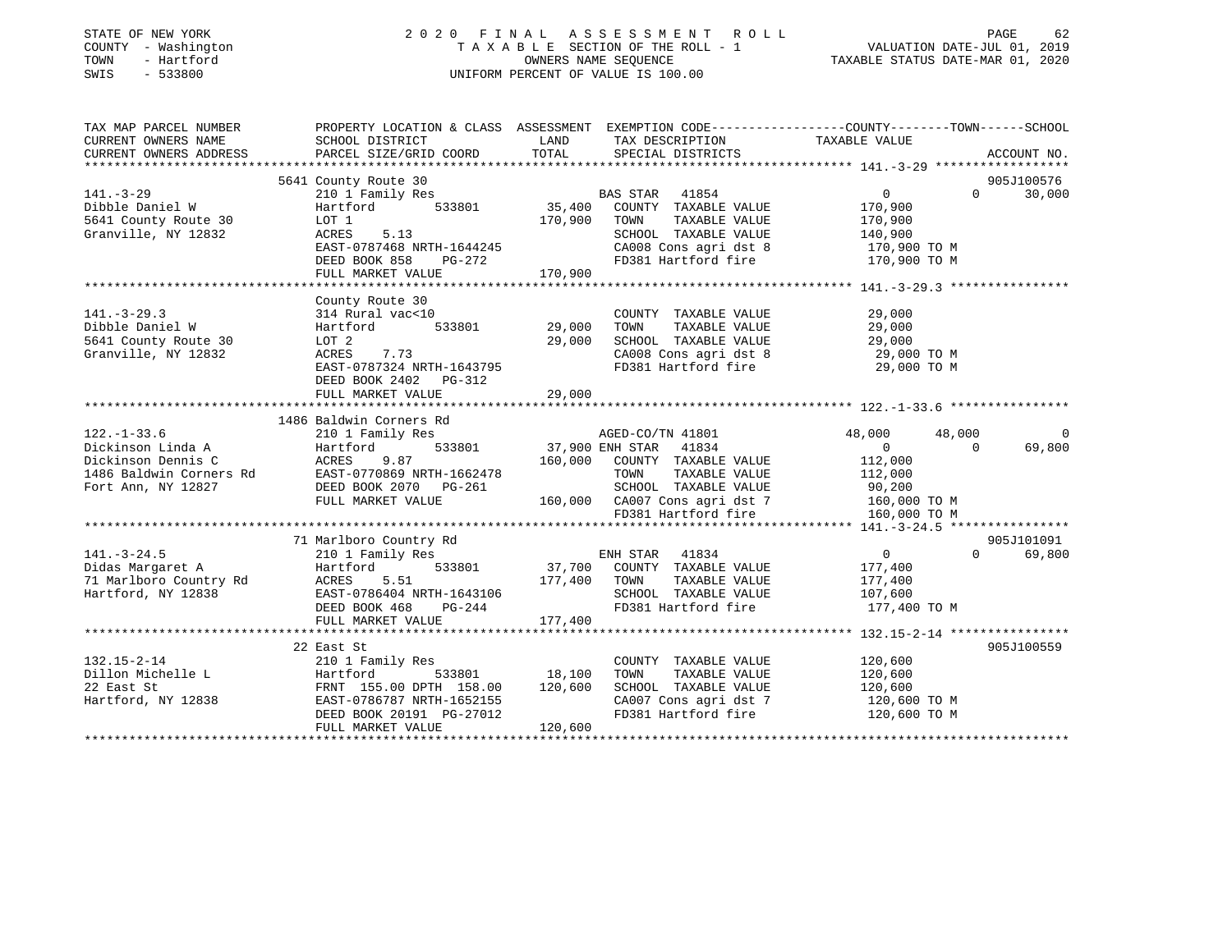STATE OF NEW YORK
COUNTY - Washington
TOWN - Hartford
SWIS - 533800

2 0 2 0 F I N A L A S S E S S M E N T R O L L
T A X A B L E SECTION OF THE ROLL - 1
OWNERS NAME SEQUENCE
UNIFORM PERCENT OF VALUE IS 100.00

VALUATION DATE-JUL 01, 2019
TAXABLE STATUS DATE-MAR 01, 2020

```
TAX MAP PARCEL NUMBER          PROPERTY LOCATION & CLASS  ASSESSMENT  EXEMPTION CODE-----------------COUNTY--------TOWN------SCHOOL
CURRENT OWNERS NAME            SCHOOL DISTRICT               LAND      TAX DESCRIPTION            TAXABLE VALUE
CURRENT OWNERS ADDRESS         PARCEL SIZE/GRID COORD        TOTAL     SPECIAL DISTRICTS                                    ACCOUNT NO.
******************************************************************************************************* 141.-3-29 ******************
                               5641 County Route 30                                                                        905J100576
141.-3-29                      210 1 Family Res                         BAS STAR  41854              0             0        30,000
Dibble Daniel W                Hartford          533801      35,400    COUNTY  TAXABLE VALUE       170,900
5641 County Route 30           LOT 1                        170,900    TOWN    TAXABLE VALUE       170,900
Granville, NY 12832            ACRES    5.13                           SCHOOL  TAXABLE VALUE       140,900
                               EAST-0787468 NRTH-1644245               CA008 Cons agri dst 8        170,900 TO M
                               DEED BOOK 858    PG-272                 FD381 Hartford fire          170,900 TO M
                               FULL MARKET VALUE            170,900
******************************************************************************************************* 141.-3-29.3 ****************
                               County Route 30
141.-3-29.3                    314 Rural vac<10                        COUNTY  TAXABLE VALUE        29,000
Dibble Daniel W                Hartford          533801      29,000    TOWN    TAXABLE VALUE        29,000
5641 County Route 30           LOT 2                         29,000    SCHOOL  TAXABLE VALUE        29,000
Granville, NY 12832            ACRES    7.73                           CA008 Cons agri dst 8         29,000 TO M
                               EAST-0787324 NRTH-1643795               FD381 Hartford fire           29,000 TO M
                               DEED BOOK 2402   PG-312
                               FULL MARKET VALUE             29,000
******************************************************************************************************* 122.-1-33.6 ****************
                               1486 Baldwin Corners Rd
122.-1-33.6                    210 1 Family Res                         AGED-CO/TN 41801         48,000        48,000            0
Dickinson Linda A              Hartford          533801      37,900 ENH STAR  41834                   0             0        69,800
Dickinson Dennis C             ACRES    9.87                160,000    COUNTY  TAXABLE VALUE       112,000
1486 Baldwin Corners Rd        EAST-0770869 NRTH-1662478               TOWN    TAXABLE VALUE       112,000
Fort Ann, NY 12827             DEED BOOK 2070   PG-261                 SCHOOL  TAXABLE VALUE        90,200
                               FULL MARKET VALUE            160,000    CA007 Cons agri dst 7        160,000 TO M
                                                                       FD381 Hartford fire          160,000 TO M
******************************************************************************************************* 141.-3-24.5 ****************
                               71 Marlboro Country Rd                                                                      905J101091
141.-3-24.5                    210 1 Family Res                         ENH STAR  41834              0             0        69,800
Didas Margaret A               Hartford          533801      37,700    COUNTY  TAXABLE VALUE       177,400
71 Marlboro Country Rd         ACRES    5.51                177,400    TOWN    TAXABLE VALUE       177,400
Hartford, NY 12838             EAST-0786404 NRTH-1643106               SCHOOL  TAXABLE VALUE       107,600
                               DEED BOOK 468    PG-244                 FD381 Hartford fire          177,400 TO M
                               FULL MARKET VALUE            177,400
******************************************************************************************************* 132.15-2-14 ****************
                               22 East St                                                                                  905J100559
132.15-2-14                    210 1 Family Res                        COUNTY  TAXABLE VALUE       120,600
Dillon Michelle L              Hartford          533801      18,100    TOWN    TAXABLE VALUE       120,600
22 East St                     FRNT 155.00 DPTH 158.00      120,600    SCHOOL  TAXABLE VALUE       120,600
Hartford, NY 12838             EAST-0786787 NRTH-1652155               CA007 Cons agri dst 7        120,600 TO M
                               DEED BOOK 20191 PG-27012                FD381 Hartford fire          120,600 TO M
                               FULL MARKET VALUE            120,600
************************************************************************************************************************************
```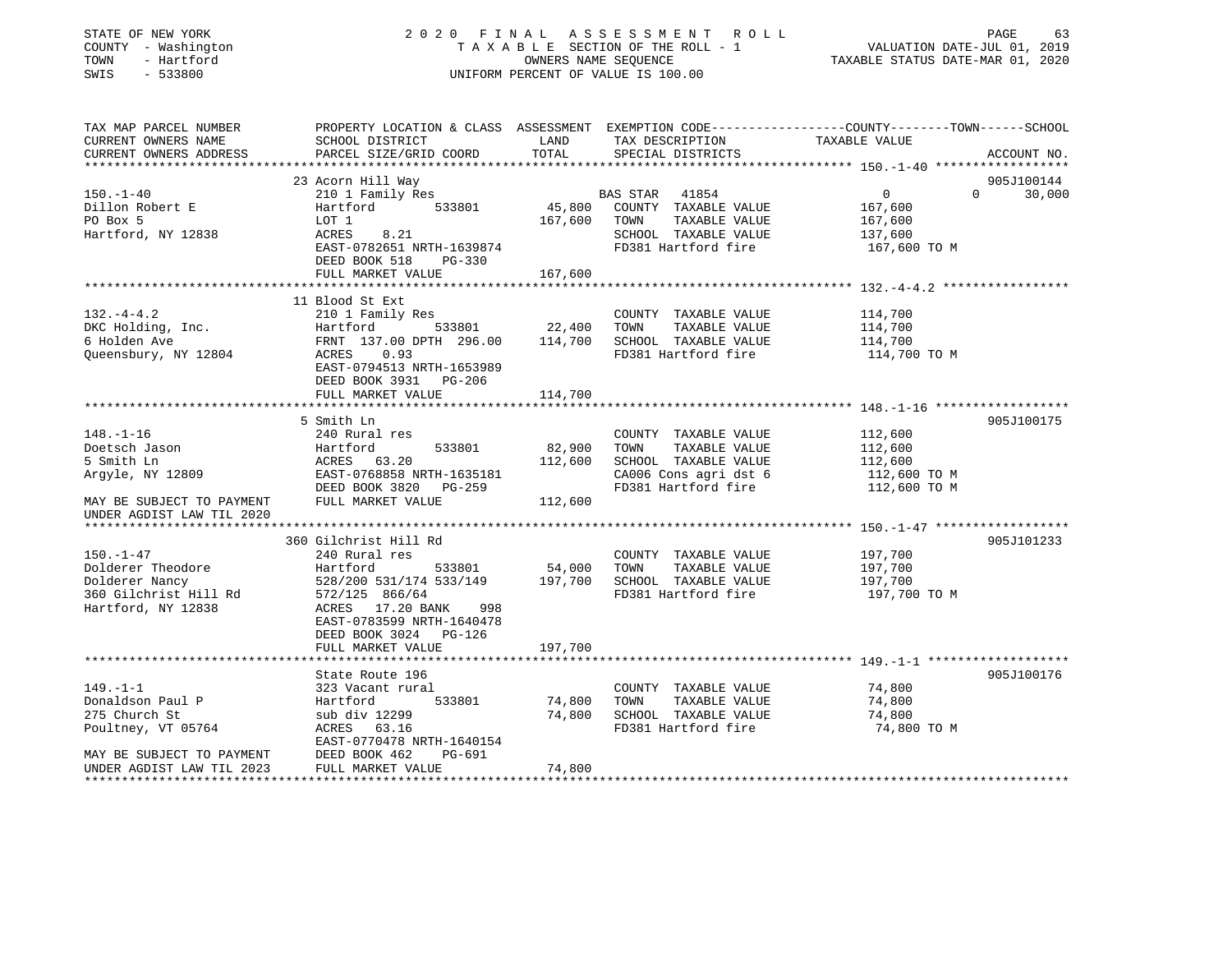STATE OF NEW YORK
COUNTY - Washington
TOWN - Hartford
SWIS - 533800

2020 FINAL ASSESSMENT ROLL
TAXABLE SECTION OF THE ROLL - 1
OWNERS NAME SEQUENCE
UNIFORM PERCENT OF VALUE IS 100.00

VALUATION DATE-JUL 01, 2019
TAXABLE STATUS DATE-MAR 01, 2020

| TAX MAP PARCEL NUMBER / CURRENT OWNERS NAME / CURRENT OWNERS ADDRESS | PROPERTY LOCATION & CLASS / SCHOOL DISTRICT / PARCEL SIZE/GRID COORD | ASSESSMENT LAND | TOTAL | EXEMPTION CODE / TAX DESCRIPTION / SPECIAL DISTRICTS | COUNTY TAXABLE VALUE | TOWN | SCHOOL | ACCOUNT NO. |
|---|---|---|---|---|---|---|---|---|
| **150.-1-40** | 23 Acorn Hill Way | | | | | | | 905J100144 |
| 150.-1-40 | 210 1 Family Res | | | BAS STAR 41854 | 0 | 0 | 30,000 | |
| Dillon Robert E | Hartford 533801 | 45,800 | | COUNTY TAXABLE VALUE | 167,600 | | | |
| PO Box 5 | LOT 1 | | 167,600 | TOWN TAXABLE VALUE | 167,600 | | | |
| Hartford, NY 12838 | ACRES 8.21 | | | SCHOOL TAXABLE VALUE | 137,600 | | | |
| | EAST-0782651 NRTH-1639874 | | | FD381 Hartford fire | 167,600 TO M | | | |
| | DEED BOOK 518 PG-330 | | | | | | | |
| | FULL MARKET VALUE | | 167,600 | | | | | |
| **132.-4-4.2** | 11 Blood St Ext | | | | | | | |
| 132.-4-4.2 | 210 1 Family Res | | | COUNTY TAXABLE VALUE | 114,700 | | | |
| DKC Holding, Inc. | Hartford 533801 | 22,400 | | TOWN TAXABLE VALUE | 114,700 | | | |
| 6 Holden Ave | FRNT 137.00 DPTH 296.00 | | 114,700 | SCHOOL TAXABLE VALUE | 114,700 | | | |
| Queensbury, NY 12804 | ACRES 0.93 | | | FD381 Hartford fire | 114,700 TO M | | | |
| | EAST-0794513 NRTH-1653989 | | | | | | | |
| | DEED BOOK 3931 PG-206 | | | | | | | |
| | FULL MARKET VALUE | | 114,700 | | | | | |
| **148.-1-16** | 5 Smith Ln | | | | | | | 905J100175 |
| 148.-1-16 | 240 Rural res | | | COUNTY TAXABLE VALUE | 112,600 | | | |
| Doetsch Jason | Hartford 533801 | 82,900 | | TOWN TAXABLE VALUE | 112,600 | | | |
| 5 Smith Ln | ACRES 63.20 | | 112,600 | SCHOOL TAXABLE VALUE | 112,600 | | | |
| Argyle, NY 12809 | EAST-0768858 NRTH-1635181 | | | CA006 Cons agri dst 6 | 112,600 TO M | | | |
| | DEED BOOK 3820 PG-259 | | | FD381 Hartford fire | 112,600 TO M | | | |
| MAY BE SUBJECT TO PAYMENT UNDER AGDIST LAW TIL 2020 | FULL MARKET VALUE | | 112,600 | | | | | |
| **150.-1-47** | 360 Gilchrist Hill Rd | | | | | | | 905J101233 |
| 150.-1-47 | 240 Rural res | | | COUNTY TAXABLE VALUE | 197,700 | | | |
| Dolderer Theodore | Hartford 533801 | 54,000 | | TOWN TAXABLE VALUE | 197,700 | | | |
| Dolderer Nancy | 528/200 531/174 533/149 | | 197,700 | SCHOOL TAXABLE VALUE | 197,700 | | | |
| 360 Gilchrist Hill Rd | 572/125 866/64 | | | FD381 Hartford fire | 197,700 TO M | | | |
| Hartford, NY 12838 | ACRES 17.20 BANK 998 | | | | | | | |
| | EAST-0783599 NRTH-1640478 | | | | | | | |
| | DEED BOOK 3024 PG-126 | | | | | | | |
| | FULL MARKET VALUE | | 197,700 | | | | | |
| **149.-1-1** | State Route 196 | | | | | | | 905J100176 |
| 149.-1-1 | 323 Vacant rural | | | COUNTY TAXABLE VALUE | 74,800 | | | |
| Donaldson Paul P | Hartford 533801 | 74,800 | | TOWN TAXABLE VALUE | 74,800 | | | |
| 275 Church St | sub div 12299 | | 74,800 | SCHOOL TAXABLE VALUE | 74,800 | | | |
| Poultney, VT 05764 | ACRES 63.16 | | | FD381 Hartford fire | 74,800 TO M | | | |
| | EAST-0770478 NRTH-1640154 | | | | | | | |
| MAY BE SUBJECT TO PAYMENT | DEED BOOK 462 PG-691 | | | | | | | |
| UNDER AGDIST LAW TIL 2023 | FULL MARKET VALUE | | 74,800 | | | | | |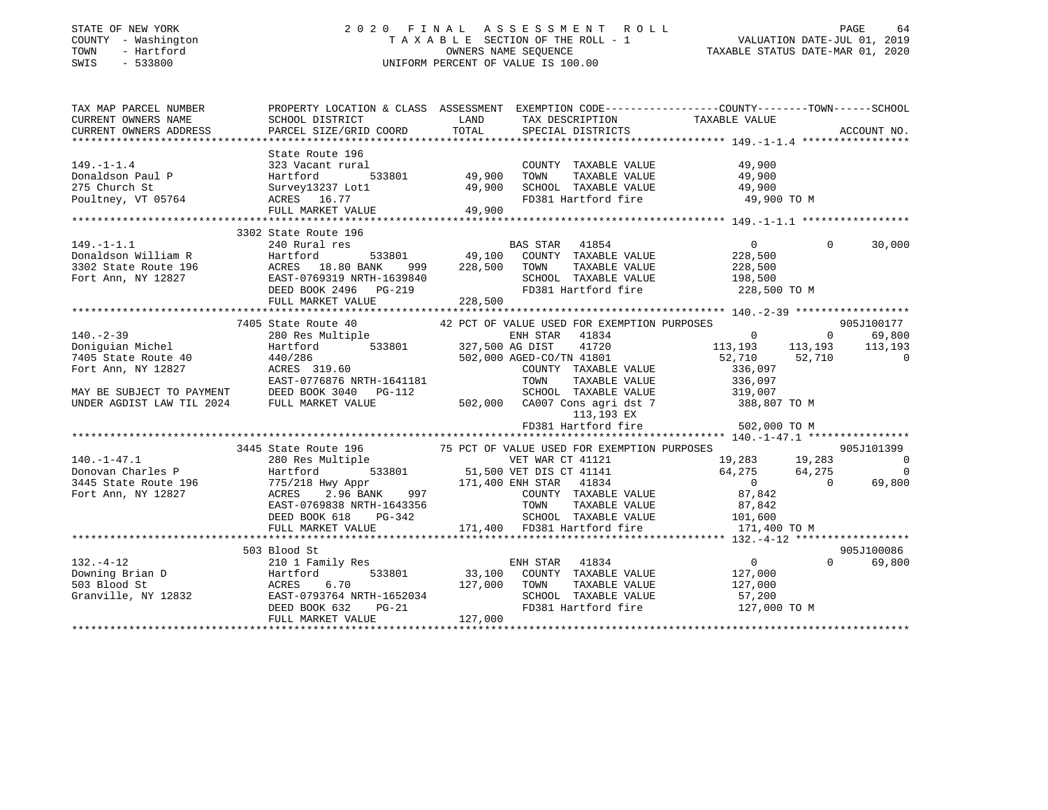STATE OF NEW YORK
COUNTY - Washington
TOWN - Hartford
SWIS - 533800

2020 FINAL ASSESSMENT ROLL
TAXABLE SECTION OF THE ROLL - 1
OWNERS NAME SEQUENCE
UNIFORM PERCENT OF VALUE IS 100.00

VALUATION DATE-JUL 01, 2019
TAXABLE STATUS DATE-MAR 01, 2020

```
TAX MAP PARCEL NUMBER          PROPERTY LOCATION & CLASS  ASSESSMENT  EXEMPTION CODE-----------------COUNTY--------TOWN------SCHOOL
CURRENT OWNERS NAME            SCHOOL DISTRICT              LAND      TAX DESCRIPTION              TAXABLE VALUE
CURRENT OWNERS ADDRESS         PARCEL SIZE/GRID COORD      TOTAL      SPECIAL DISTRICTS                                  ACCOUNT NO.
******************************************************************************************************* 149.-1-1.4 *****************
                               State Route 196
149.-1-1.4                     323 Vacant rural                       COUNTY  TAXABLE VALUE          49,900
Donaldson Paul P               Hartford       533801        49,900    TOWN    TAXABLE VALUE          49,900
275 Church St                  Survey13237 Lot1             49,900    SCHOOL  TAXABLE VALUE          49,900
Poultney, VT 05764             ACRES  16.77                           FD381 Hartford fire             49,900 TO M
                               FULL MARKET VALUE            49,900
******************************************************************************************************* 149.-1-1.1 *****************
                               3302 State Route 196
149.-1-1.1                     240 Rural res                          BAS STAR  41854                 0            0      30,000
Donaldson William R            Hartford       533801        49,100    COUNTY  TAXABLE VALUE         228,500
3302 State Route 196           ACRES  18.80 BANK    999    228,500    TOWN    TAXABLE VALUE         228,500
Fort Ann, NY 12827             EAST-0769319 NRTH-1639840              SCHOOL  TAXABLE VALUE         198,500
                               DEED BOOK 2496   PG-219                FD381 Hartford fire            228,500 TO M
                               FULL MARKET VALUE           228,500
******************************************************************************************************* 140.-2-39 ******************
                               7405 State Route 40         42 PCT OF VALUE USED FOR EXEMPTION PURPOSES                    905J100177
140.-2-39                      280 Res Multiple                       ENH STAR  41834                 0            0      69,800
Doniguian Michel               Hartford       533801       327,500 AG DIST     41720            113,193      113,193     113,193
7405 State Route 40            440/286                     502,000 AGED-CO/TN 41801              52,710       52,710           0
Fort Ann, NY 12827             ACRES 319.60                           COUNTY  TAXABLE VALUE         336,097
                               EAST-0776876 NRTH-1641181              TOWN    TAXABLE VALUE         336,097
MAY BE SUBJECT TO PAYMENT      DEED BOOK 3040   PG-112                SCHOOL  TAXABLE VALUE         319,007
UNDER AGDIST LAW TIL 2024      FULL MARKET VALUE           502,000    CA007 Cons agri dst 7          388,807 TO M
                                                                            113,193 EX
                                                                      FD381 Hartford fire            502,000 TO M
******************************************************************************************************* 140.-1-47.1 ****************
                               3445 State Route 196        75 PCT OF VALUE USED FOR EXEMPTION PURPOSES                    905J101399
140.-1-47.1                    280 Res Multiple                       VET WAR CT 41121               19,283       19,283           0
Donovan Charles P              Hartford       533801        51,500 VET DIS CT 41141              64,275       64,275           0
3445 State Route 196           775/218 Hwy Appr            171,400 ENH STAR  41834                    0            0      69,800
Fort Ann, NY 12827             ACRES   2.96 BANK    997               COUNTY  TAXABLE VALUE          87,842
                               EAST-0769838 NRTH-1643356              TOWN    TAXABLE VALUE          87,842
                               DEED BOOK 618    PG-342                SCHOOL  TAXABLE VALUE         101,600
                               FULL MARKET VALUE           171,400    FD381 Hartford fire            171,400 TO M
******************************************************************************************************* 132.-4-12 ******************
                               503 Blood St                                                                       905J100086
132.-4-12                      210 1 Family Res                       ENH STAR  41834                 0            0      69,800
Downing Brian D                Hartford       533801        33,100    COUNTY  TAXABLE VALUE         127,000
503 Blood St                   ACRES   6.70                127,000    TOWN    TAXABLE VALUE         127,000
Granville, NY 12832            EAST-0793764 NRTH-1652034              SCHOOL  TAXABLE VALUE          57,200
                               DEED BOOK 632    PG-21                 FD381 Hartford fire            127,000 TO M
                               FULL MARKET VALUE           127,000
************************************************************************************************************************************
```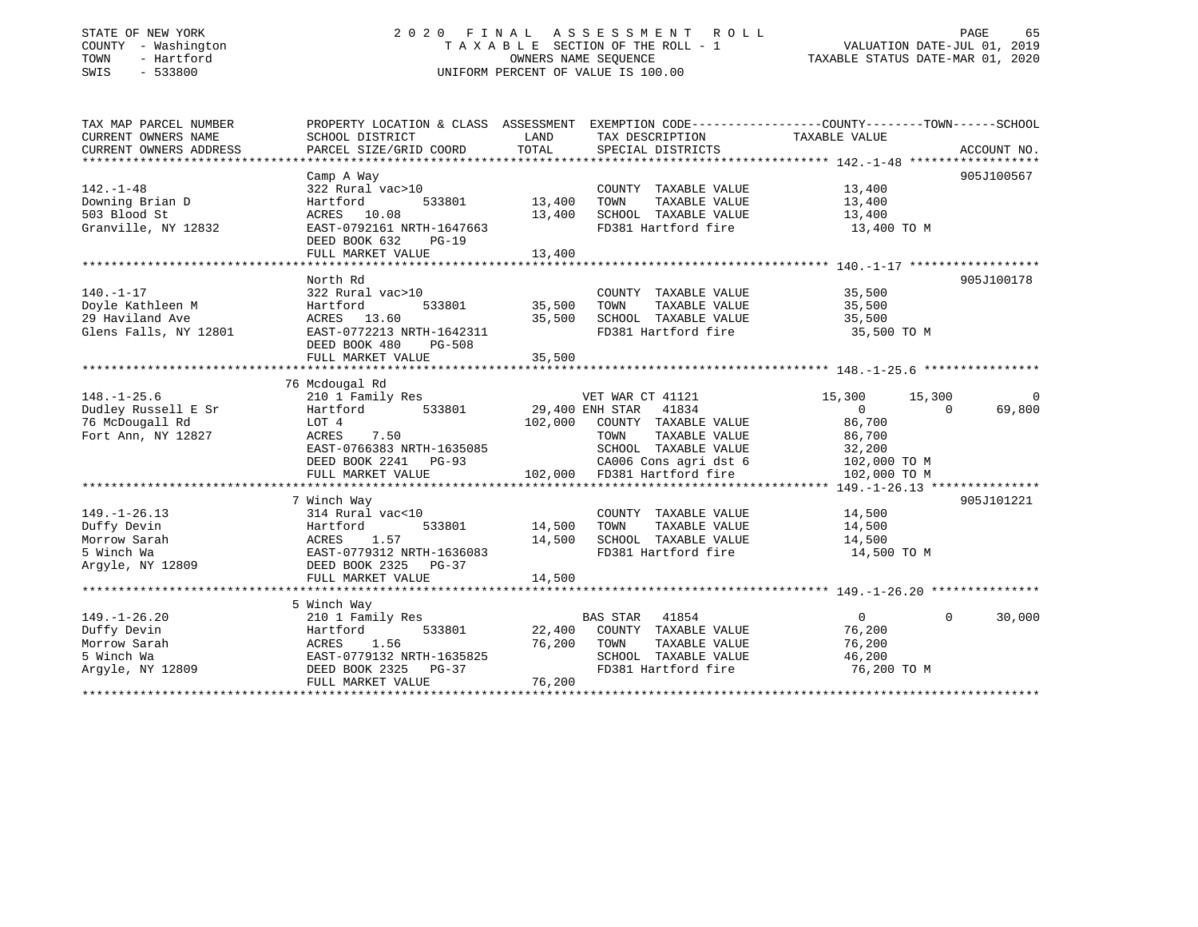STATE OF NEW YORK
COUNTY - Washington
TOWN - Hartford
SWIS - 533800

# 2020 FINAL ASSESSMENT ROLL

TAXABLE SECTION OF THE ROLL - 1
OWNERS NAME SEQUENCE
UNIFORM PERCENT OF VALUE IS 100.00

VALUATION DATE-JUL 01, 2019
TAXABLE STATUS DATE-MAR 01, 2020

| TAX MAP PARCEL NUMBER / CURRENT OWNERS NAME / CURRENT OWNERS ADDRESS | PROPERTY LOCATION & CLASS / SCHOOL DISTRICT / PARCEL SIZE/GRID COORD | ASSESSMENT LAND | TOTAL | EXEMPTION CODE / TAX DESCRIPTION / SPECIAL DISTRICTS | COUNTY TAXABLE VALUE | TOWN | SCHOOL | ACCOUNT NO. |
|---|---|---|---|---|---|---|---|---|
| 142.-1-48 | Camp A Way | | | | | | | 905J100567 |
| 142.-1-48 | 322 Rural vac>10 | | | COUNTY TAXABLE VALUE | 13,400 | | | |
| Downing Brian D | Hartford 533801 | 13,400 | | TOWN TAXABLE VALUE | 13,400 | | | |
| 503 Blood St | ACRES 10.08 | | 13,400 | SCHOOL TAXABLE VALUE | 13,400 | | | |
| Granville, NY 12832 | EAST-0792161 NRTH-1647663 | | | FD381 Hartford fire | 13,400 TO M | | | |
| | DEED BOOK 632 PG-19 | | | | | | | |
| | FULL MARKET VALUE | | 13,400 | | | | | |
| 140.-1-17 | North Rd | | | | | | | 905J100178 |
| 140.-1-17 | 322 Rural vac>10 | | | COUNTY TAXABLE VALUE | 35,500 | | | |
| Doyle Kathleen M | Hartford 533801 | 35,500 | | TOWN TAXABLE VALUE | 35,500 | | | |
| 29 Haviland Ave | ACRES 13.60 | | 35,500 | SCHOOL TAXABLE VALUE | 35,500 | | | |
| Glens Falls, NY 12801 | EAST-0772213 NRTH-1642311 | | | FD381 Hartford fire | 35,500 TO M | | | |
| | DEED BOOK 480 PG-508 | | | | | | | |
| | FULL MARKET VALUE | | 35,500 | | | | | |
| 148.-1-25.6 | 76 Mcdougal Rd | | | | | | | |
| 148.-1-25.6 | 210 1 Family Res | | | VET WAR CT 41121 | 15,300 | 15,300 | 0 | |
| Dudley Russell E Sr | Hartford 533801 | 29,400 | | ENH STAR 41834 | 0 | 0 | 69,800 | |
| 76 McDougall Rd | LOT 4 | | 102,000 | COUNTY TAXABLE VALUE | 86,700 | | | |
| Fort Ann, NY 12827 | ACRES 7.50 | | | TOWN TAXABLE VALUE | 86,700 | | | |
| | EAST-0766383 NRTH-1635085 | | | SCHOOL TAXABLE VALUE | 32,200 | | | |
| | DEED BOOK 2241 PG-93 | | | CA006 Cons agri dst 6 | 102,000 TO M | | | |
| | FULL MARKET VALUE | | 102,000 | FD381 Hartford fire | 102,000 TO M | | | |
| 149.-1-26.13 | 7 Winch Way | | | | | | | 905J101221 |
| 149.-1-26.13 | 314 Rural vac<10 | | | COUNTY TAXABLE VALUE | 14,500 | | | |
| Duffy Devin | Hartford 533801 | 14,500 | | TOWN TAXABLE VALUE | 14,500 | | | |
| Morrow Sarah | ACRES 1.57 | | 14,500 | SCHOOL TAXABLE VALUE | 14,500 | | | |
| 5 Winch Wa | EAST-0779312 NRTH-1636083 | | | FD381 Hartford fire | 14,500 TO M | | | |
| Argyle, NY 12809 | DEED BOOK 2325 PG-37 | | | | | | | |
| | FULL MARKET VALUE | | 14,500 | | | | | |
| 149.-1-26.20 | 5 Winch Way | | | | | | | |
| 149.-1-26.20 | 210 1 Family Res | | | BAS STAR 41854 | 0 | 0 | 30,000 | |
| Duffy Devin | Hartford 533801 | 22,400 | | COUNTY TAXABLE VALUE | 76,200 | | | |
| Morrow Sarah | ACRES 1.56 | | 76,200 | TOWN TAXABLE VALUE | 76,200 | | | |
| 5 Winch Wa | EAST-0779132 NRTH-1635825 | | | SCHOOL TAXABLE VALUE | 46,200 | | | |
| Argyle, NY 12809 | DEED BOOK 2325 PG-37 | | | FD381 Hartford fire | 76,200 TO M | | | |
| | FULL MARKET VALUE | | 76,200 | | | | | |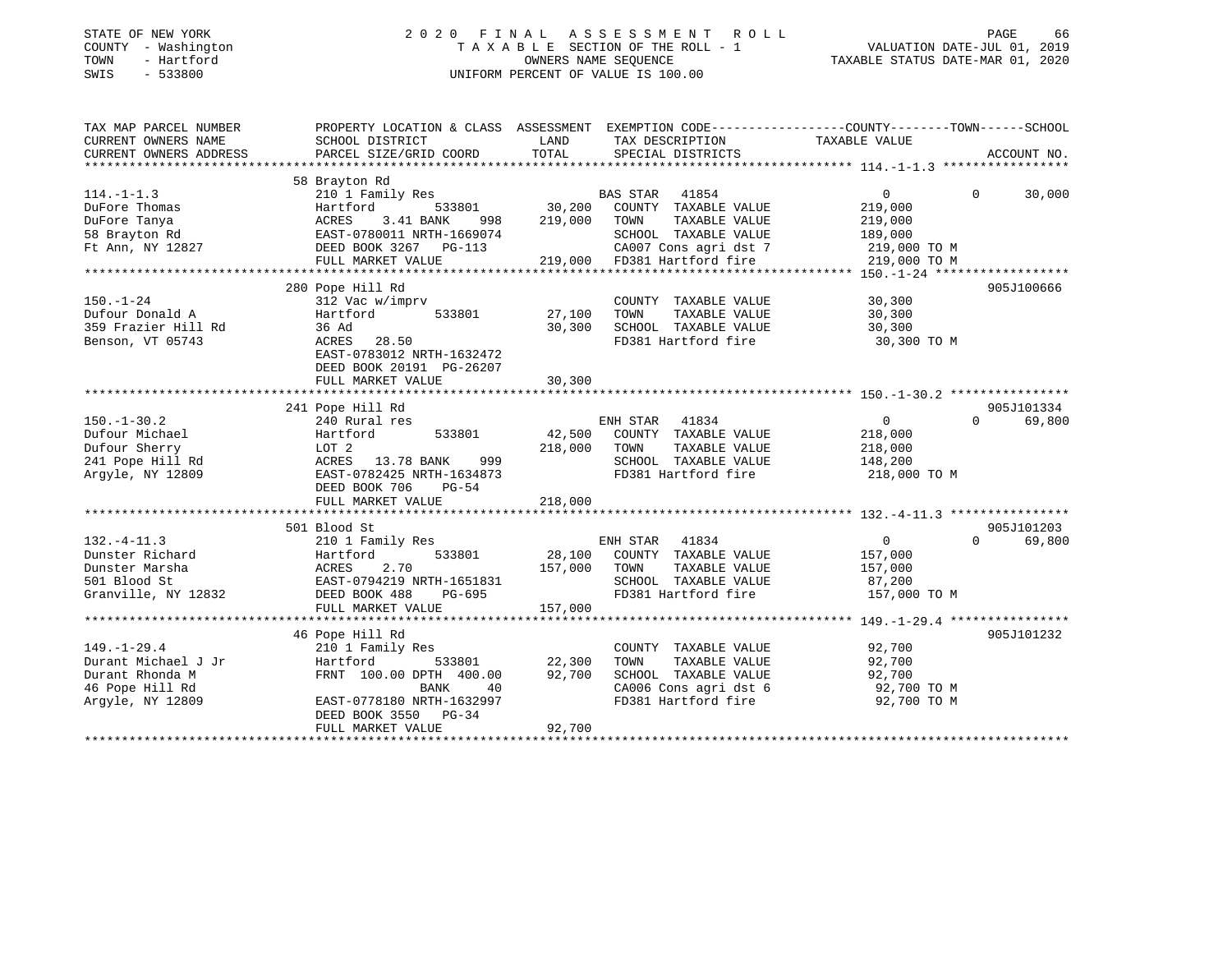STATE OF NEW YORK
COUNTY - Washington
TOWN - Hartford
SWIS - 533800

2 0 2 0 F I N A L A S S E S S M E N T R O L L
T A X A B L E SECTION OF THE ROLL - 1
OWNERS NAME SEQUENCE
UNIFORM PERCENT OF VALUE IS 100.00

VALUATION DATE-JUL 01, 2019
TAXABLE STATUS DATE-MAR 01, 2020

| TAX MAP PARCEL NUMBER / CURRENT OWNERS NAME / CURRENT OWNERS ADDRESS | PROPERTY LOCATION & CLASS / SCHOOL DISTRICT / PARCEL SIZE/GRID COORD | ASSESSMENT LAND | TOTAL | EXEMPTION CODE / TAX DESCRIPTION / SPECIAL DISTRICTS | COUNTY / TOWN TAXABLE VALUE | SCHOOL | ACCOUNT NO. |
|---|---|---|---|---|---|---|---|
| 114.-1-1.3 | 58 Brayton Rd | | | | | | |
| DuFore Thomas | 210 1 Family Res | | | BAS STAR 41854 | 0 0 | 30,000 | |
| DuFore Tanya | Hartford 533801 | 30,200 | | COUNTY TAXABLE VALUE | 219,000 | | |
| 58 Brayton Rd | ACRES 3.41 BANK 998 | | 219,000 | TOWN TAXABLE VALUE | 219,000 | | |
| Ft Ann, NY 12827 | EAST-0780011 NRTH-1669074 | | | SCHOOL TAXABLE VALUE | 189,000 | | |
| | DEED BOOK 3267 PG-113 | | | CA007 Cons agri dst 7 | 219,000 TO M | | |
| | FULL MARKET VALUE | | 219,000 | FD381 Hartford fire | 219,000 TO M | | |
| 150.-1-24 | 280 Pope Hill Rd | | | | | | 905J100666 |
| Dufour Donald A | 312 Vac w/imprv | | | COUNTY TAXABLE VALUE | 30,300 | | |
| 359 Frazier Hill Rd | Hartford 533801 | 27,100 | | TOWN TAXABLE VALUE | 30,300 | | |
| Benson, VT 05743 | 36 Ad | | 30,300 | SCHOOL TAXABLE VALUE | 30,300 | | |
| | ACRES 28.50 | | | FD381 Hartford fire | 30,300 TO M | | |
| | EAST-0783012 NRTH-1632472 | | | | | | |
| | DEED BOOK 20191 PG-26207 | | | | | | |
| | FULL MARKET VALUE | | 30,300 | | | | |
| 150.-1-30.2 | 241 Pope Hill Rd | | | | | | 905J101334 |
| Dufour Michael | 240 Rural res | | | ENH STAR 41834 | 0 0 | 69,800 | |
| Dufour Sherry | Hartford 533801 | 42,500 | | COUNTY TAXABLE VALUE | 218,000 | | |
| 241 Pope Hill Rd | LOT 2 | | 218,000 | TOWN TAXABLE VALUE | 218,000 | | |
| Argyle, NY 12809 | ACRES 13.78 BANK 999 | | | SCHOOL TAXABLE VALUE | 148,200 | | |
| | EAST-0782425 NRTH-1634873 | | | FD381 Hartford fire | 218,000 TO M | | |
| | DEED BOOK 706 PG-54 | | | | | | |
| | FULL MARKET VALUE | | 218,000 | | | | |
| 132.-4-11.3 | 501 Blood St | | | | | | 905J101203 |
| Dunster Richard | 210 1 Family Res | | | ENH STAR 41834 | 0 0 | 69,800 | |
| Dunster Marsha | Hartford 533801 | 28,100 | | COUNTY TAXABLE VALUE | 157,000 | | |
| 501 Blood St | ACRES 2.70 | | 157,000 | TOWN TAXABLE VALUE | 157,000 | | |
| Granville, NY 12832 | EAST-0794219 NRTH-1651831 | | | SCHOOL TAXABLE VALUE | 87,200 | | |
| | DEED BOOK 488 PG-695 | | | FD381 Hartford fire | 157,000 TO M | | |
| | FULL MARKET VALUE | | 157,000 | | | | |
| 149.-1-29.4 | 46 Pope Hill Rd | | | | | | 905J101232 |
| Durant Michael J Jr | 210 1 Family Res | | | COUNTY TAXABLE VALUE | 92,700 | | |
| Durant Rhonda M | Hartford 533801 | 22,300 | | TOWN TAXABLE VALUE | 92,700 | | |
| 46 Pope Hill Rd | FRNT 100.00 DPTH 400.00 | | 92,700 | SCHOOL TAXABLE VALUE | 92,700 | | |
| Argyle, NY 12809 | BANK 40 | | | CA006 Cons agri dst 6 | 92,700 TO M | | |
| | EAST-0778180 NRTH-1632997 | | | FD381 Hartford fire | 92,700 TO M | | |
| | DEED BOOK 3550 PG-34 | | | | | | |
| | FULL MARKET VALUE | | 92,700 | | | | |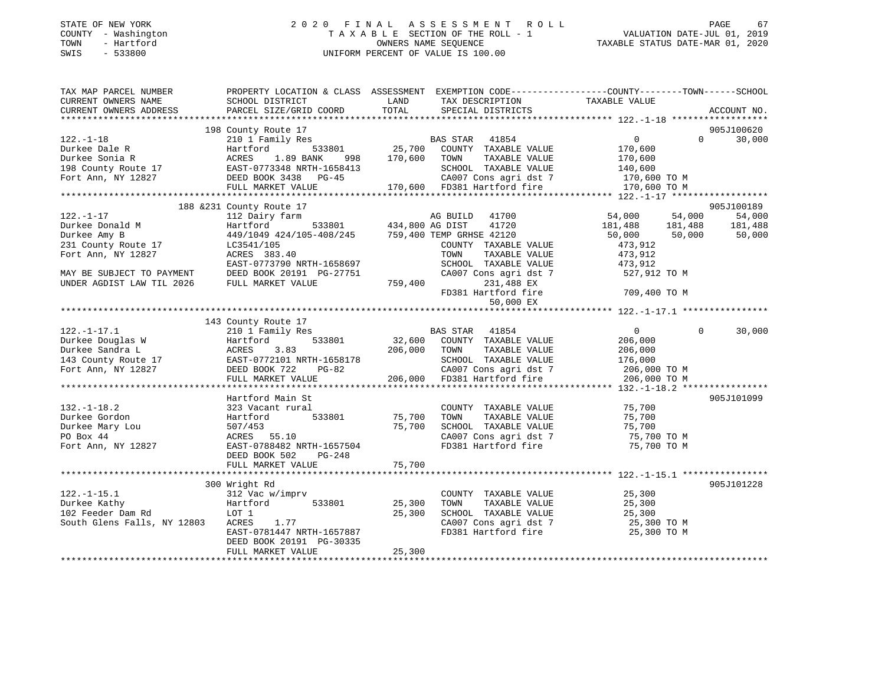STATE OF NEW YORK
COUNTY - Washington
TOWN - Hartford
SWIS - 533800

# 2020 FINAL ASSESSMENT ROLL

TAXABLE SECTION OF THE ROLL - 1
OWNERS NAME SEQUENCE
UNIFORM PERCENT OF VALUE IS 100.00

VALUATION DATE-JUL 01, 2019
TAXABLE STATUS DATE-MAR 01, 2020

```
TAX MAP PARCEL NUMBER          PROPERTY LOCATION & CLASS  ASSESSMENT  EXEMPTION CODE-----------------COUNTY--------TOWN------SCHOOL
CURRENT OWNERS NAME            SCHOOL DISTRICT              LAND      TAX DESCRIPTION             TAXABLE VALUE
CURRENT OWNERS ADDRESS         PARCEL SIZE/GRID COORD       TOTAL     SPECIAL DISTRICTS                                      ACCOUNT NO.
******************************************************************************************************* 122.-1-18 ******************
                               198 County Route 17                                                                        905J100620
122.-1-18                      210 1 Family Res                       BAS STAR   41854                 0             0      30,000
Durkee Dale R                  Hartford         533801       25,700   COUNTY  TAXABLE VALUE        170,600
Durkee Sonia R                 ACRES    1.89 BANK    998    170,600   TOWN    TAXABLE VALUE        170,600
198 County Route 17            EAST-0773348 NRTH-1658413              SCHOOL  TAXABLE VALUE        140,600
Fort Ann, NY 12827             DEED BOOK 3438   PG-45                 CA007 Cons agri dst 7         170,600 TO M
                               FULL MARKET VALUE            170,600   FD381 Hartford fire           170,600 TO M
******************************************************************************************************* 122.-1-17 ******************
                               188 &231 County Route 17                                                                   905J100189
122.-1-17                      112 Dairy farm                         AG BUILD   41700            54,000        54,000      54,000
Durkee Donald M                Hartford         533801      434,800 AG DIST     41720           181,488       181,488     181,488
Durkee Amy B                   449/1049 424/105-408/245     759,400 TEMP GRHSE 42120            50,000        50,000      50,000
231 County Route 17            LC3541/105                             COUNTY  TAXABLE VALUE        473,912
Fort Ann, NY 12827             ACRES  383.40                          TOWN    TAXABLE VALUE        473,912
                               EAST-0773790 NRTH-1658697              SCHOOL  TAXABLE VALUE        473,912
MAY BE SUBJECT TO PAYMENT      DEED BOOK 20191 PG-27751               CA007 Cons agri dst 7         527,912 TO M
UNDER AGDIST LAW TIL 2026      FULL MARKET VALUE            759,400        231,488 EX
                                                                      FD381 Hartford fire           709,400 TO M
                                                                            50,000 EX
******************************************************************************************************* 122.-1-17.1 ****************
                               143 County Route 17
122.-1-17.1                    210 1 Family Res                       BAS STAR   41854                 0             0      30,000
Durkee Douglas W               Hartford         533801       32,600   COUNTY  TAXABLE VALUE        206,000
Durkee Sandra L                ACRES    3.83                206,000   TOWN    TAXABLE VALUE        206,000
143 County Route 17            EAST-0772101 NRTH-1658178              SCHOOL  TAXABLE VALUE        176,000
Fort Ann, NY 12827             DEED BOOK 722    PG-82                 CA007 Cons agri dst 7         206,000 TO M
                               FULL MARKET VALUE            206,000   FD381 Hartford fire           206,000 TO M
******************************************************************************************************* 132.-1-18.2 ****************
                               Hartford Main St                                                                           905J101099
132.-1-18.2                    323 Vacant rural                       COUNTY  TAXABLE VALUE         75,700
Durkee Gordon                  Hartford         533801       75,700   TOWN    TAXABLE VALUE         75,700
Durkee Mary Lou                507/453                       75,700   SCHOOL  TAXABLE VALUE         75,700
PO Box 44                      ACRES   55.10                          CA007 Cons agri dst 7          75,700 TO M
Fort Ann, NY 12827             EAST-0788482 NRTH-1657504              FD381 Hartford fire            75,700 TO M
                               DEED BOOK 502    PG-248
                               FULL MARKET VALUE             75,700
******************************************************************************************************* 122.-1-15.1 ****************
                               300 Wright Rd                                                                              905J101228
122.-1-15.1                    312 Vac w/imprv                        COUNTY  TAXABLE VALUE         25,300
Durkee Kathy                   Hartford         533801       25,300   TOWN    TAXABLE VALUE         25,300
102 Feeder Dam Rd              LOT 1                         25,300   SCHOOL  TAXABLE VALUE         25,300
South Glens Falls, NY 12803    ACRES    1.77                          CA007 Cons agri dst 7          25,300 TO M
                               EAST-0781447 NRTH-1657887              FD381 Hartford fire            25,300 TO M
                               DEED BOOK 20191 PG-30335
                               FULL MARKET VALUE             25,300
************************************************************************************************************************************
```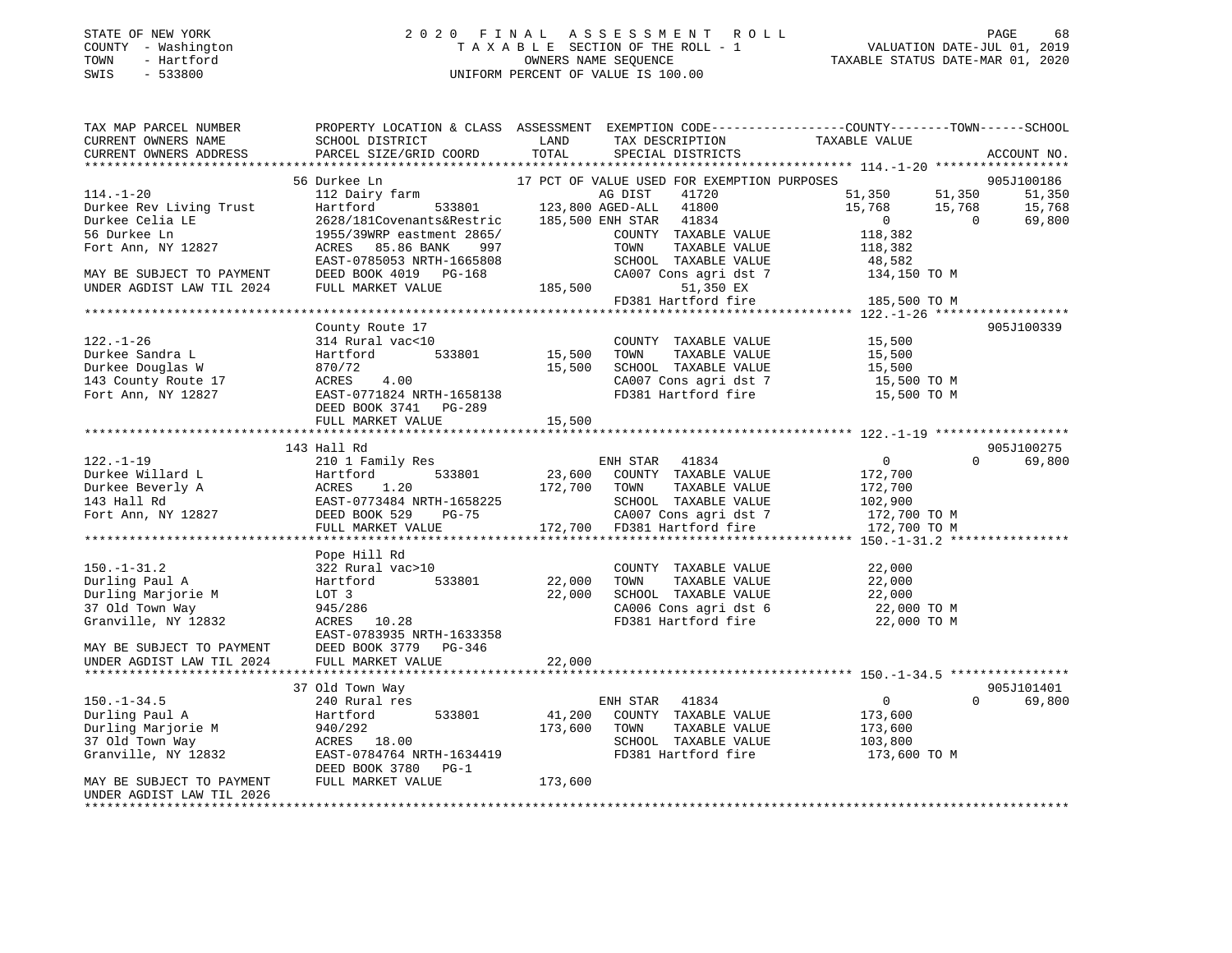STATE OF NEW YORK
COUNTY - Washington
TOWN - Hartford
SWIS - 533800

# 2020 FINAL ASSESSMENT ROLL
TAXABLE SECTION OF THE ROLL - 1
OWNERS NAME SEQUENCE
UNIFORM PERCENT OF VALUE IS 100.00

VALUATION DATE-JUL 01, 2019
TAXABLE STATUS DATE-MAR 01, 2020

```
TAX MAP PARCEL NUMBER         PROPERTY LOCATION & CLASS  ASSESSMENT  EXEMPTION CODE------------------COUNTY--------TOWN------SCHOOL
CURRENT OWNERS NAME           SCHOOL DISTRICT              LAND      TAX DESCRIPTION            TAXABLE VALUE
CURRENT OWNERS ADDRESS        PARCEL SIZE/GRID COORD       TOTAL     SPECIAL DISTRICTS                                      ACCOUNT NO.
******************************************************************************************************* 114.-1-20 ******************
                              56 Durkee Ln                        17 PCT OF VALUE USED FOR EXEMPTION PURPOSES                905J100186
114.-1-20                     112 Dairy farm                      AG DIST     41720               51,350      51,350      51,350
Durkee Rev Living Trust       Hartford          533801    123,800 AGED-ALL    41800               15,768      15,768      15,768
Durkee Celia LE               2628/181Covenants&Restric   185,500 ENH STAR    41834                    0           0      69,800
56 Durkee Ln                  1955/39WRP eastment 2865/           COUNTY  TAXABLE VALUE          118,382
Fort Ann, NY 12827            ACRES   85.86 BANK    997           TOWN    TAXABLE VALUE          118,382
                              EAST-0785053 NRTH-1665808           SCHOOL  TAXABLE VALUE           48,582
MAY BE SUBJECT TO PAYMENT     DEED BOOK 4019   PG-168             CA007 Cons agri dst 7          134,150 TO M
UNDER AGDIST LAW TIL 2024     FULL MARKET VALUE          185,500       51,350 EX
                                                                  FD381 Hartford fire            185,500 TO M
******************************************************************************************************* 122.-1-26 ******************
                              County Route 17                                                                         905J100339
122.-1-26                     314 Rural vac<10                    COUNTY  TAXABLE VALUE           15,500
Durkee Sandra L               Hartford          533801     15,500 TOWN    TAXABLE VALUE           15,500
Durkee Douglas W              870/72                       15,500 SCHOOL  TAXABLE VALUE           15,500
143 County Route 17           ACRES    4.00                       CA007 Cons agri dst 7           15,500 TO M
Fort Ann, NY 12827            EAST-0771824 NRTH-1658138           FD381 Hartford fire             15,500 TO M
                              DEED BOOK 3741   PG-289
                              FULL MARKET VALUE           15,500
******************************************************************************************************* 122.-1-19 ******************
                              143 Hall Rd                                                                             905J100275
122.-1-19                     210 1 Family Res                    ENH STAR    41834                    0           0      69,800
Durkee Willard L              Hartford          533801     23,600 COUNTY  TAXABLE VALUE          172,700
Durkee Beverly A              ACRES    1.20               172,700 TOWN    TAXABLE VALUE          172,700
143 Hall Rd                   EAST-0773484 NRTH-1658225           SCHOOL  TAXABLE VALUE          102,900
Fort Ann, NY 12827            DEED BOOK 529    PG-75              CA007 Cons agri dst 7          172,700 TO M
                              FULL MARKET VALUE          172,700  FD381 Hartford fire            172,700 TO M
******************************************************************************************************* 150.-1-31.2 ****************
                              Pope Hill Rd
150.-1-31.2                   322 Rural vac>10                    COUNTY  TAXABLE VALUE           22,000
Durling Paul A                Hartford          533801     22,000 TOWN    TAXABLE VALUE           22,000
Durling Marjorie M            LOT 3                        22,000 SCHOOL  TAXABLE VALUE           22,000
37 Old Town Way               945/286                             CA006 Cons agri dst 6           22,000 TO M
Granville, NY 12832           ACRES   10.28                       FD381 Hartford fire             22,000 TO M
                              EAST-0783935 NRTH-1633358
MAY BE SUBJECT TO PAYMENT     DEED BOOK 3779   PG-346
UNDER AGDIST LAW TIL 2024     FULL MARKET VALUE           22,000
******************************************************************************************************* 150.-1-34.5 ****************
                              37 Old Town Way                                                                         905J101401
150.-1-34.5                   240 Rural res                       ENH STAR    41834                    0           0      69,800
Durling Paul A                Hartford          533801     41,200 COUNTY  TAXABLE VALUE          173,600
Durling Marjorie M            940/292                     173,600 TOWN    TAXABLE VALUE          173,600
37 Old Town Way               ACRES   18.00                       SCHOOL  TAXABLE VALUE          103,800
Granville, NY 12832           EAST-0784764 NRTH-1634419           FD381 Hartford fire            173,600 TO M
                              DEED BOOK 3780   PG-1
MAY BE SUBJECT TO PAYMENT     FULL MARKET VALUE          173,600
UNDER AGDIST LAW TIL 2026
************************************************************************************************************************************
```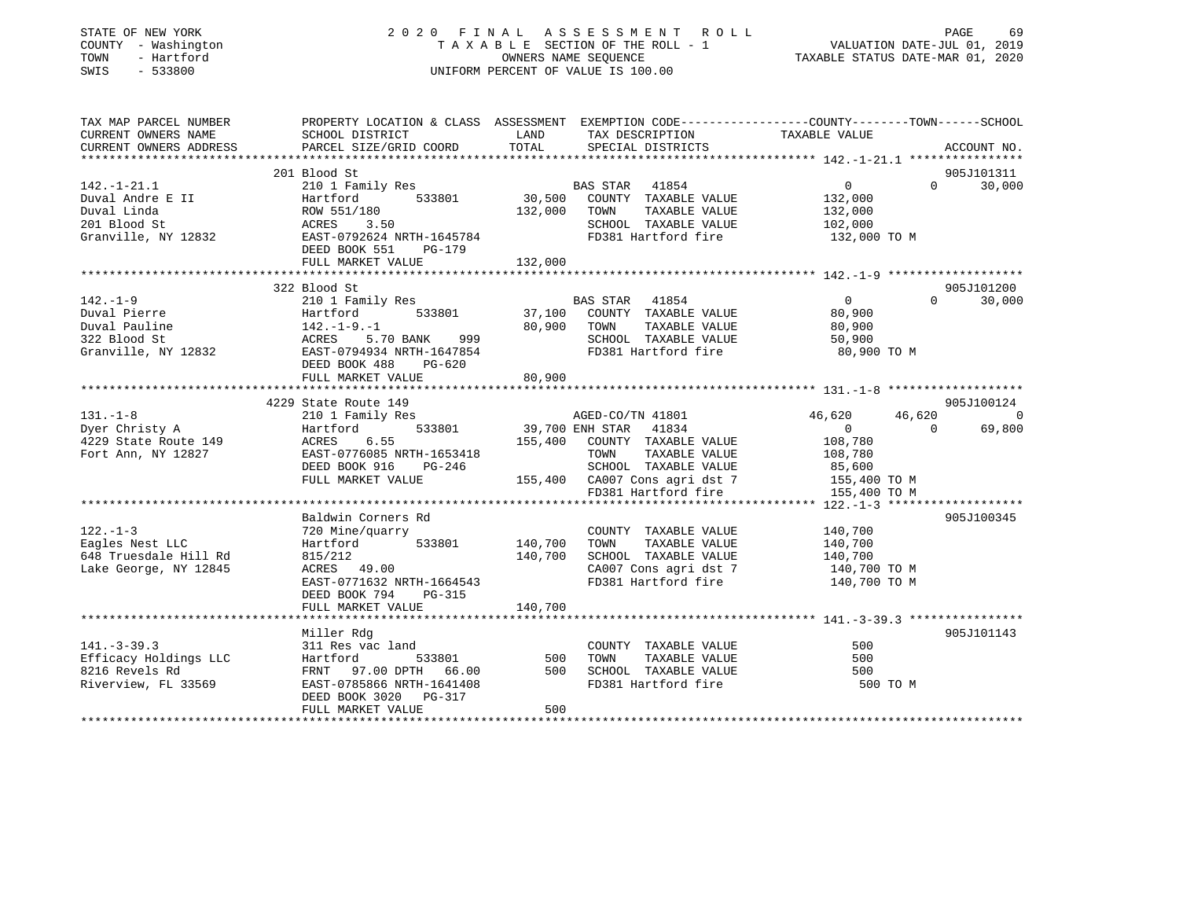STATE OF NEW YORK
COUNTY - Washington
TOWN - Hartford
SWIS - 533800

2020 FINAL ASSESSMENT ROLL
TAXABLE SECTION OF THE ROLL - 1
OWNERS NAME SEQUENCE
UNIFORM PERCENT OF VALUE IS 100.00

VALUATION DATE-JUL 01, 2019
TAXABLE STATUS DATE-MAR 01, 2020

| TAX MAP PARCEL NUMBER / CURRENT OWNERS NAME / CURRENT OWNERS ADDRESS | PROPERTY LOCATION & CLASS / SCHOOL DISTRICT / PARCEL SIZE/GRID COORD | ASSESSMENT LAND | TOTAL | EXEMPTION CODE / TAX DESCRIPTION / SPECIAL DISTRICTS | COUNTY TAXABLE VALUE | TOWN | SCHOOL | ACCOUNT NO. |
|---|---|---|---|---|---|---|---|---|
| 142.-1-21.1 | 201 Blood St | | | | | | | 905J101311 |
| 142.-1-21.1 | 210 1 Family Res | | | BAS STAR 41854 | 0 | 0 | 30,000 | |
| Duval Andre E II | Hartford 533801 | 30,500 | | COUNTY TAXABLE VALUE | 132,000 | | | |
| Duval Linda | ROW 551/180 | | 132,000 | TOWN TAXABLE VALUE | 132,000 | | | |
| 201 Blood St | ACRES 3.50 | | | SCHOOL TAXABLE VALUE | 102,000 | | | |
| Granville, NY 12832 | EAST-0792624 NRTH-1645784 | | | FD381 Hartford fire | 132,000 TO M | | | |
| | DEED BOOK 551 PG-179 | | | | | | | |
| | FULL MARKET VALUE | | 132,000 | | | | | |
| 142.-1-9 | 322 Blood St | | | | | | | 905J101200 |
| 142.-1-9 | 210 1 Family Res | | | BAS STAR 41854 | 0 | 0 | 30,000 | |
| Duval Pierre | Hartford 533801 | 37,100 | | COUNTY TAXABLE VALUE | 80,900 | | | |
| Duval Pauline | 142.-1-9.-1 | | 80,900 | TOWN TAXABLE VALUE | 80,900 | | | |
| 322 Blood St | ACRES 5.70 BANK 999 | | | SCHOOL TAXABLE VALUE | 50,900 | | | |
| Granville, NY 12832 | EAST-0794934 NRTH-1647854 | | | FD381 Hartford fire | 80,900 TO M | | | |
| | DEED BOOK 488 PG-620 | | | | | | | |
| | FULL MARKET VALUE | | 80,900 | | | | | |
| 131.-1-8 | 4229 State Route 149 | | | | | | | 905J100124 |
| 131.-1-8 | 210 1 Family Res | | | AGED-CO/TN 41801 | 46,620 | 46,620 | 0 | |
| Dyer Christy A | Hartford 533801 | 39,700 | | ENH STAR 41834 | 0 | 0 | 69,800 | |
| 4229 State Route 149 | ACRES 6.55 | | 155,400 | COUNTY TAXABLE VALUE | 108,780 | | | |
| Fort Ann, NY 12827 | EAST-0776085 NRTH-1653418 | | | TOWN TAXABLE VALUE | 108,780 | | | |
| | DEED BOOK 916 PG-246 | | | SCHOOL TAXABLE VALUE | 85,600 | | | |
| | FULL MARKET VALUE | | 155,400 | CA007 Cons agri dst 7 | 155,400 TO M | | | |
| | | | | FD381 Hartford fire | 155,400 TO M | | | |
| 122.-1-3 | Baldwin Corners Rd | | | | | | | 905J100345 |
| 122.-1-3 | 720 Mine/quarry | | | COUNTY TAXABLE VALUE | 140,700 | | | |
| Eagles Nest LLC | Hartford 533801 | 140,700 | | TOWN TAXABLE VALUE | 140,700 | | | |
| 648 Truesdale Hill Rd | 815/212 | | 140,700 | SCHOOL TAXABLE VALUE | 140,700 | | | |
| Lake George, NY 12845 | ACRES 49.00 | | | CA007 Cons agri dst 7 | 140,700 TO M | | | |
| | EAST-0771632 NRTH-1664543 | | | FD381 Hartford fire | 140,700 TO M | | | |
| | DEED BOOK 794 PG-315 | | | | | | | |
| | FULL MARKET VALUE | | 140,700 | | | | | |
| 141.-3-39.3 | Miller Rdg | | | | | | | 905J101143 |
| 141.-3-39.3 | 311 Res vac land | | | COUNTY TAXABLE VALUE | 500 | | | |
| Efficacy Holdings LLC | Hartford 533801 | 500 | | TOWN TAXABLE VALUE | 500 | | | |
| 8216 Revels Rd | FRNT 97.00 DPTH 66.00 | | 500 | SCHOOL TAXABLE VALUE | 500 | | | |
| Riverview, FL 33569 | EAST-0785866 NRTH-1641408 | | | FD381 Hartford fire | 500 TO M | | | |
| | DEED BOOK 3020 PG-317 | | | | | | | |
| | FULL MARKET VALUE | | 500 | | | | | |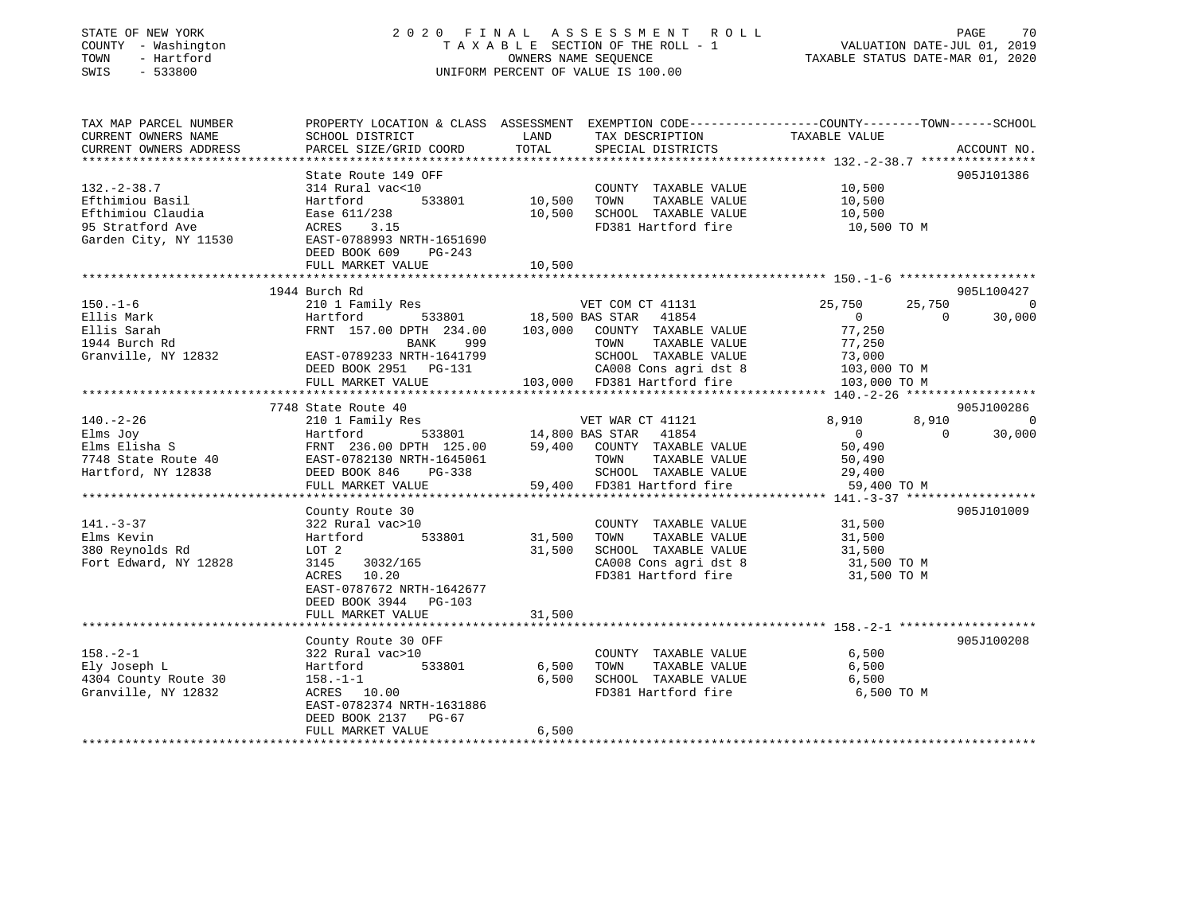STATE OF NEW YORK
COUNTY - Washington
TOWN - Hartford
SWIS - 533800

2020 FINAL ASSESSMENT ROLL
TAXABLE SECTION OF THE ROLL - 1
OWNERS NAME SEQUENCE
UNIFORM PERCENT OF VALUE IS 100.00

VALUATION DATE-JUL 01, 2019
TAXABLE STATUS DATE-MAR 01, 2020

```
TAX MAP PARCEL NUMBER      PROPERTY LOCATION & CLASS  ASSESSMENT  EXEMPTION CODE-----------------COUNTY--------TOWN------SCHOOL
CURRENT OWNERS NAME        SCHOOL DISTRICT             LAND       TAX DESCRIPTION            TAXABLE VALUE
CURRENT OWNERS ADDRESS     PARCEL SIZE/GRID COORD      TOTAL      SPECIAL DISTRICTS                                     ACCOUNT NO.
******************************************************************************************** 132.-2-38.7 ****************
                           State Route 149 OFF                                                                          905J101386
132.-2-38.7                314 Rural vac<10                        COUNTY  TAXABLE VALUE          10,500
Efthimiou Basil            Hartford        533801       10,500     TOWN    TAXABLE VALUE          10,500
Efthimiou Claudia          Ease 611/238                 10,500     SCHOOL  TAXABLE VALUE          10,500
95 Stratford Ave           ACRES    3.15                           FD381 Hartford fire             10,500 TO M
Garden City, NY 11530      EAST-0788993 NRTH-1651690
                           DEED BOOK 609     PG-243
                           FULL MARKET VALUE            10,500
******************************************************************************************** 150.-1-6 *******************
                         1944 Burch Rd                                                                                  905L100427
150.-1-6                   210 1 Family Res                         VET COM CT 41131           25,750      25,750           0
Ellis Mark                 Hartford        533801        18,500 BAS STAR  41854                     0           0      30,000
Ellis Sarah                FRNT 157.00 DPTH 234.00     103,000     COUNTY  TAXABLE VALUE          77,250
1944 Burch Rd                          BANK     999                 TOWN    TAXABLE VALUE          77,250
Granville, NY 12832        EAST-0789233 NRTH-1641799                SCHOOL  TAXABLE VALUE          73,000
                           DEED BOOK 2951    PG-131                 CA008 Cons agri dst 8          103,000 TO M
                           FULL MARKET VALUE           103,000     FD381 Hartford fire            103,000 TO M
******************************************************************************************** 140.-2-26 ******************
                         7748 State Route 40                                                                            905J100286
140.-2-26                  210 1 Family Res                         VET WAR CT 41121            8,910       8,910           0
Elms Joy                   Hartford        533801        14,800 BAS STAR  41854                     0           0      30,000
Elms Elisha S              FRNT 236.00 DPTH 125.00      59,400     COUNTY  TAXABLE VALUE          50,490
7748 State Route 40        EAST-0782130 NRTH-1645061                TOWN    TAXABLE VALUE          50,490
Hartford, NY 12838         DEED BOOK 846     PG-338                 SCHOOL  TAXABLE VALUE          29,400
                           FULL MARKET VALUE            59,400     FD381 Hartford fire             59,400 TO M
******************************************************************************************** 141.-3-37 ******************
                           County Route 30                                                                              905J101009
141.-3-37                  322 Rural vac>10                         COUNTY  TAXABLE VALUE          31,500
Elms Kevin                 Hartford        533801       31,500     TOWN    TAXABLE VALUE          31,500
380 Reynolds Rd            LOT 2                        31,500     SCHOOL  TAXABLE VALUE          31,500
Fort Edward, NY 12828      3145    3032/165                         CA008 Cons agri dst 8           31,500 TO M
                           ACRES   10.20                            FD381 Hartford fire             31,500 TO M
                           EAST-0787672 NRTH-1642677
                           DEED BOOK 3944    PG-103
                           FULL MARKET VALUE            31,500
******************************************************************************************** 158.-2-1 *******************
                           County Route 30 OFF                                                                          905J100208
158.-2-1                   322 Rural vac>10                         COUNTY  TAXABLE VALUE           6,500
Ely Joseph L               Hartford        533801        6,500     TOWN    TAXABLE VALUE           6,500
4304 County Route 30       158.-1-1                      6,500     SCHOOL  TAXABLE VALUE           6,500
Granville, NY 12832        ACRES   10.00                            FD381 Hartford fire              6,500 TO M
                           EAST-0782374 NRTH-1631886
                           DEED BOOK 2137    PG-67
                           FULL MARKET VALUE             6,500
****************************************************************************************************************************
```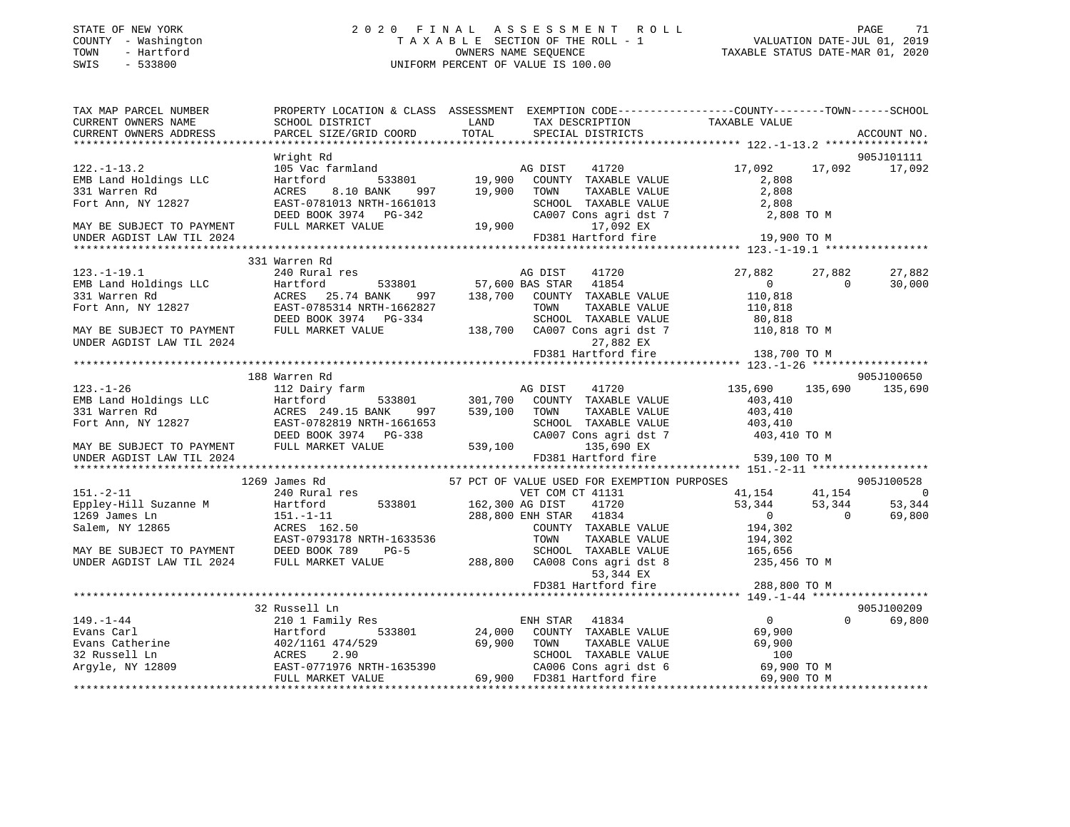STATE OF NEW YORK
COUNTY - Washington
TOWN - Hartford
SWIS - 533800

2 0 2 0 F I N A L A S S E S S M E N T R O L L
T A X A B L E SECTION OF THE ROLL - 1
OWNERS NAME SEQUENCE
UNIFORM PERCENT OF VALUE IS 100.00

VALUATION DATE-JUL 01, 2019
TAXABLE STATUS DATE-MAR 01, 2020

```
TAX MAP PARCEL NUMBER         PROPERTY LOCATION & CLASS  ASSESSMENT  EXEMPTION CODE-----------------COUNTY--------TOWN------SCHOOL
CURRENT OWNERS NAME           SCHOOL DISTRICT               LAND      TAX DESCRIPTION              TAXABLE VALUE
CURRENT OWNERS ADDRESS        PARCEL SIZE/GRID COORD        TOTAL     SPECIAL DISTRICTS                                      ACCOUNT NO.
******************************************************************************************************* 122.-1-13.2 ****************
                              Wright Rd                                                                                  905J101111
122.-1-13.2                   105 Vac farmland                        AG DIST    41720              17,092      17,092      17,092
EMB Land Holdings LLC         Hartford          533801       19,900    COUNTY  TAXABLE VALUE          2,808
331 Warren Rd                 ACRES    8.10 BANK     997     19,900    TOWN    TAXABLE VALUE          2,808
Fort Ann, NY 12827            EAST-0781013 NRTH-1661013                SCHOOL  TAXABLE VALUE          2,808
                              DEED BOOK 3974   PG-342                  CA007 Cons agri dst 7           2,808 TO M
MAY BE SUBJECT TO PAYMENT     FULL MARKET VALUE             19,900          17,092 EX
UNDER AGDIST LAW TIL 2024                                              FD381 Hartford fire            19,900 TO M
******************************************************************************************************* 123.-1-19.1 ****************
                              331 Warren Rd
123.-1-19.1                   240 Rural res                           AG DIST    41720              27,882      27,882      27,882
EMB Land Holdings LLC         Hartford          533801       57,600 BAS STAR  41854                      0           0      30,000
331 Warren Rd                 ACRES   25.74 BANK     997    138,700    COUNTY  TAXABLE VALUE        110,818
Fort Ann, NY 12827            EAST-0785314 NRTH-1662827                TOWN    TAXABLE VALUE        110,818
                              DEED BOOK 3974   PG-334                  SCHOOL  TAXABLE VALUE         80,818
MAY BE SUBJECT TO PAYMENT     FULL MARKET VALUE            138,700    CA007 Cons agri dst 7          110,818 TO M
UNDER AGDIST LAW TIL 2024                                                   27,882 EX
                                                                       FD381 Hartford fire           138,700 TO M
******************************************************************************************************* 123.-1-26 ******************
                              188 Warren Rd                                                                              905J100650
123.-1-26                     112 Dairy farm                          AG DIST    41720             135,690     135,690     135,690
EMB Land Holdings LLC         Hartford          533801      301,700    COUNTY  TAXABLE VALUE        403,410
331 Warren Rd                 ACRES  249.15 BANK     997    539,100    TOWN    TAXABLE VALUE        403,410
Fort Ann, NY 12827            EAST-0782819 NRTH-1661653                SCHOOL  TAXABLE VALUE        403,410
                              DEED BOOK 3974   PG-338                  CA007 Cons agri dst 7          403,410 TO M
MAY BE SUBJECT TO PAYMENT     FULL MARKET VALUE            539,100         135,690 EX
UNDER AGDIST LAW TIL 2024                                              FD381 Hartford fire           539,100 TO M
******************************************************************************************************* 151.-2-11 ******************
                              1269 James Rd                 57 PCT OF VALUE USED FOR EXEMPTION PURPOSES                  905J100528
151.-2-11                     240 Rural res                           VET COM CT 41131              41,154      41,154           0
Eppley-Hill Suzanne M         Hartford          533801      162,300 AG DIST    41720                53,344      53,344      53,344
1269 James Ln                 151.-1-11                     288,800 ENH STAR  41834                      0           0      69,800
Salem, NY 12865               ACRES  162.50                            COUNTY  TAXABLE VALUE        194,302
                              EAST-0793178 NRTH-1633536                TOWN    TAXABLE VALUE        194,302
MAY BE SUBJECT TO PAYMENT     DEED BOOK 789    PG-5                    SCHOOL  TAXABLE VALUE        165,656
UNDER AGDIST LAW TIL 2024     FULL MARKET VALUE            288,800    CA008 Cons agri dst 8          235,456 TO M
                                                                            53,344 EX
                                                                       FD381 Hartford fire           288,800 TO M
******************************************************************************************************* 149.-1-44 ******************
                              32 Russell Ln                                                                              905J100209
149.-1-44                     210 1 Family Res                        ENH STAR  41834                    0           0      69,800
Evans Carl                    Hartford          533801       24,000    COUNTY  TAXABLE VALUE         69,900
Evans Catherine               402/1161 474/529               69,900    TOWN    TAXABLE VALUE         69,900
32 Russell Ln                 ACRES    2.90                            SCHOOL  TAXABLE VALUE            100
Argyle, NY 12809              EAST-0771976 NRTH-1635390                CA006 Cons agri dst 6           69,900 TO M
                              FULL MARKET VALUE             69,900    FD381 Hartford fire            69,900 TO M
************************************************************************************************************************************
```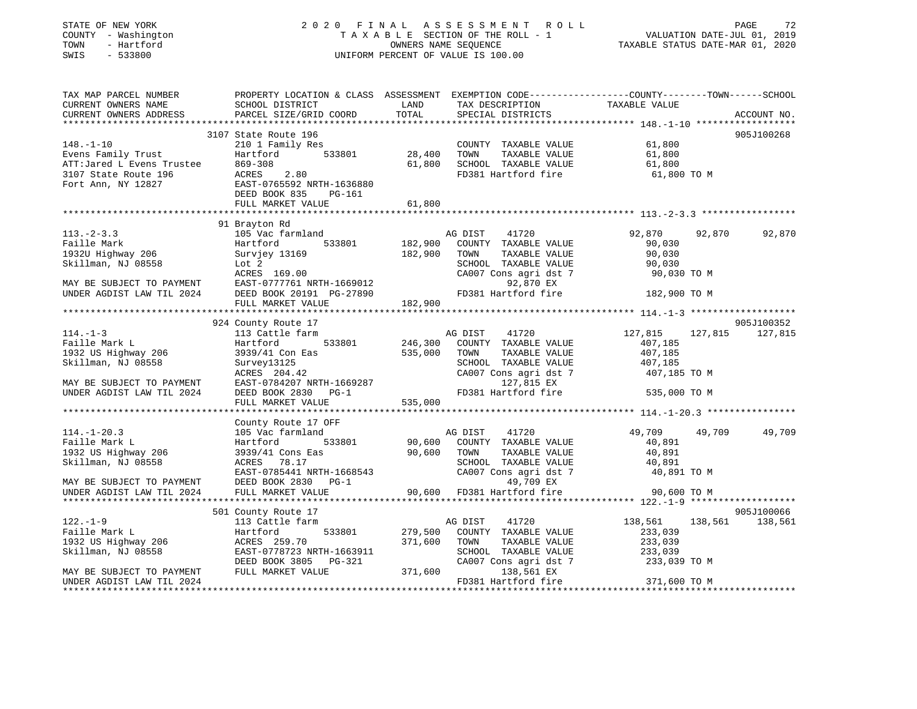STATE OF NEW YORK
COUNTY - Washington
TOWN - Hartford
SWIS - 533800

2020 FINAL ASSESSMENT ROLL
TAXABLE SECTION OF THE ROLL - 1
OWNERS NAME SEQUENCE
UNIFORM PERCENT OF VALUE IS 100.00

VALUATION DATE-JUL 01, 2019
TAXABLE STATUS DATE-MAR 01, 2020

| TAX MAP PARCEL NUMBER / CURRENT OWNERS NAME / CURRENT OWNERS ADDRESS | PROPERTY LOCATION & CLASS / SCHOOL DISTRICT / PARCEL SIZE/GRID COORD | ASSESSMENT LAND / TOTAL | EXEMPTION CODE / TAX DESCRIPTION / SPECIAL DISTRICTS | COUNTY TAXABLE VALUE | TOWN | SCHOOL | ACCOUNT NO. |
|---|---|---|---|---|---|---|---|
| **148.-1-10** | 3107 State Route 196 | | | | | | 905J100268 |
| 148.-1-10 | 210 1 Family Res | | COUNTY TAXABLE VALUE | 61,800 | | | |
| Evens Family Trust | Hartford 533801 | 28,400 | TOWN TAXABLE VALUE | 61,800 | | | |
| ATT:Jared L Evens Trustee | 869-308 | 61,800 | SCHOOL TAXABLE VALUE | 61,800 | | | |
| 3107 State Route 196 | ACRES 2.80 | | FD381 Hartford fire | 61,800 TO M | | | |
| Fort Ann, NY 12827 | EAST-0765592 NRTH-1636880 | | | | | | |
| | DEED BOOK 835 PG-161 | | | | | | |
| | FULL MARKET VALUE | 61,800 | | | | | |
| **113.-2-3.3** | 91 Brayton Rd | | | | | | |
| 113.-2-3.3 | 105 Vac farmland | | AG DIST 41720 | 92,870 | 92,870 | 92,870 | |
| Faille Mark | Hartford 533801 | 182,900 | COUNTY TAXABLE VALUE | 90,030 | | | |
| 1932U Highway 206 | Survjey 13169 | 182,900 | TOWN TAXABLE VALUE | 90,030 | | | |
| Skillman, NJ 08558 | Lot 2 | | SCHOOL TAXABLE VALUE | 90,030 | | | |
| | ACRES 169.00 | | CA007 Cons agri dst 7 | 90,030 TO M | | | |
| MAY BE SUBJECT TO PAYMENT | EAST-0777761 NRTH-1669012 | | 92,870 EX | | | | |
| UNDER AGDIST LAW TIL 2024 | DEED BOOK 20191 PG-27890 | | FD381 Hartford fire | 182,900 TO M | | | |
| | FULL MARKET VALUE | 182,900 | | | | | |
| **114.-1-3** | 924 County Route 17 | | | | | | 905J100352 |
| 114.-1-3 | 113 Cattle farm | | AG DIST 41720 | 127,815 | 127,815 | 127,815 | |
| Faille Mark L | Hartford 533801 | 246,300 | COUNTY TAXABLE VALUE | 407,185 | | | |
| 1932 US Highway 206 | 3939/41 Con Eas | 535,000 | TOWN TAXABLE VALUE | 407,185 | | | |
| Skillman, NJ 08558 | Survey13125 | | SCHOOL TAXABLE VALUE | 407,185 | | | |
| | ACRES 204.42 | | CA007 Cons agri dst 7 | 407,185 TO M | | | |
| MAY BE SUBJECT TO PAYMENT | EAST-0784207 NRTH-1669287 | | 127,815 EX | | | | |
| UNDER AGDIST LAW TIL 2024 | DEED BOOK 2830 PG-1 | | FD381 Hartford fire | 535,000 TO M | | | |
| | FULL MARKET VALUE | 535,000 | | | | | |
| **114.-1-20.3** | County Route 17 OFF | | | | | | |
| 114.-1-20.3 | 105 Vac farmland | | AG DIST 41720 | 49,709 | 49,709 | 49,709 | |
| Faille Mark L | Hartford 533801 | 90,600 | COUNTY TAXABLE VALUE | 40,891 | | | |
| 1932 US Highway 206 | 3939/41 Cons Eas | 90,600 | TOWN TAXABLE VALUE | 40,891 | | | |
| Skillman, NJ 08558 | ACRES 78.17 | | SCHOOL TAXABLE VALUE | 40,891 | | | |
| | EAST-0785441 NRTH-1668543 | | CA007 Cons agri dst 7 | 40,891 TO M | | | |
| MAY BE SUBJECT TO PAYMENT | DEED BOOK 2830 PG-1 | | 49,709 EX | | | | |
| UNDER AGDIST LAW TIL 2024 | FULL MARKET VALUE | 90,600 | FD381 Hartford fire | 90,600 TO M | | | |
| **122.-1-9** | 501 County Route 17 | | | | | | 905J100066 |
| 122.-1-9 | 113 Cattle farm | | AG DIST 41720 | 138,561 | 138,561 | 138,561 | |
| Faille Mark L | Hartford 533801 | 279,500 | COUNTY TAXABLE VALUE | 233,039 | | | |
| 1932 US Highway 206 | ACRES 259.70 | 371,600 | TOWN TAXABLE VALUE | 233,039 | | | |
| Skillman, NJ 08558 | EAST-0778723 NRTH-1663911 | | SCHOOL TAXABLE VALUE | 233,039 | | | |
| | DEED BOOK 3805 PG-321 | | CA007 Cons agri dst 7 | 233,039 TO M | | | |
| MAY BE SUBJECT TO PAYMENT | FULL MARKET VALUE | 371,600 | 138,561 EX | | | | |
| UNDER AGDIST LAW TIL 2024 | | | FD381 Hartford fire | 371,600 TO M | | | |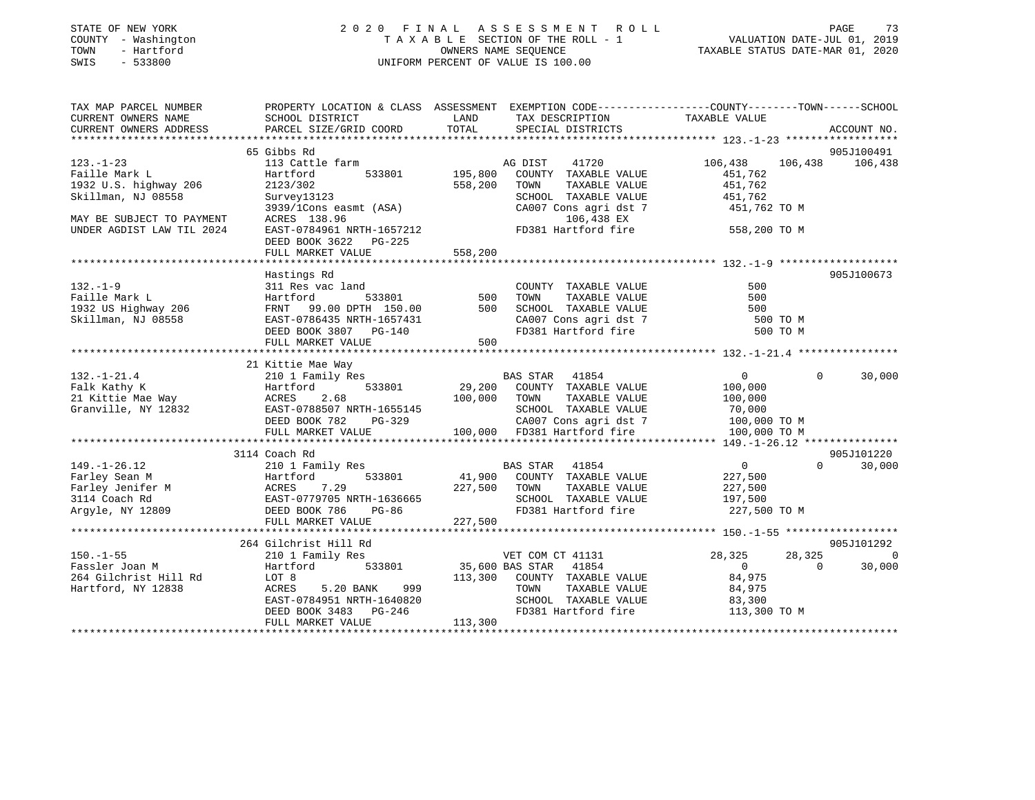STATE OF NEW YORK
COUNTY - Washington
TOWN - Hartford
SWIS - 533800

2020 FINAL ASSESSMENT ROLL
TAXABLE SECTION OF THE ROLL - 1
OWNERS NAME SEQUENCE
UNIFORM PERCENT OF VALUE IS 100.00

VALUATION DATE-JUL 01, 2019
TAXABLE STATUS DATE-MAR 01, 2020

| TAX MAP PARCEL NUMBER / CURRENT OWNERS NAME / CURRENT OWNERS ADDRESS | PROPERTY LOCATION & CLASS / SCHOOL DISTRICT / PARCEL SIZE/GRID COORD | ASSESSMENT LAND / TOTAL | EXEMPTION CODE / TAX DESCRIPTION / SPECIAL DISTRICTS | COUNTY TAXABLE VALUE | TOWN | SCHOOL | ACCOUNT NO. |
|---|---|---|---|---|---|---|---|
| **123.-1-23** | 65 Gibbs Rd | | | | | | 905J100491 |
| Faille Mark L | 113 Cattle farm | | AG DIST 41720 | 106,438 | 106,438 | 106,438 | |
| 1932 U.S. highway 206 | Hartford 533801 | 195,800 | COUNTY TAXABLE VALUE | 451,762 | | | |
| Skillman, NJ 08558 | 2123/302 | 558,200 | TOWN TAXABLE VALUE | 451,762 | | | |
| | Survey13123 | | SCHOOL TAXABLE VALUE | 451,762 | | | |
| MAY BE SUBJECT TO PAYMENT | 3939/1Cons easmt (ASA) | | CA007 Cons agri dst 7 | 451,762 TO M | | | |
| UNDER AGDIST LAW TIL 2024 | ACRES 138.96 | | 106,438 EX | | | | |
| | EAST-0784961 NRTH-1657212 | | FD381 Hartford fire | 558,200 TO M | | | |
| | DEED BOOK 3622 PG-225 | | | | | | |
| | FULL MARKET VALUE | 558,200 | | | | | |
| **132.-1-9** | Hastings Rd | | | | | | 905J100673 |
| Faille Mark L | 311 Res vac land | | COUNTY TAXABLE VALUE | 500 | | | |
| 1932 US Highway 206 | Hartford 533801 | 500 | TOWN TAXABLE VALUE | 500 | | | |
| Skillman, NJ 08558 | FRNT 99.00 DPTH 150.00 | 500 | SCHOOL TAXABLE VALUE | 500 | | | |
| | EAST-0786435 NRTH-1657431 | | CA007 Cons agri dst 7 | 500 TO M | | | |
| | DEED BOOK 3807 PG-140 | | FD381 Hartford fire | 500 TO M | | | |
| | FULL MARKET VALUE | 500 | | | | | |
| **132.-1-21.4** | 21 Kittie Mae Way | | | | | | |
| Falk Kathy K | 210 1 Family Res | | BAS STAR 41854 | 0 | 0 | 30,000 | |
| 21 Kittie Mae Way | Hartford 533801 | 29,200 | COUNTY TAXABLE VALUE | 100,000 | | | |
| Granville, NY 12832 | ACRES 2.68 | 100,000 | TOWN TAXABLE VALUE | 100,000 | | | |
| | EAST-0788507 NRTH-1655145 | | SCHOOL TAXABLE VALUE | 70,000 | | | |
| | DEED BOOK 782 PG-329 | | CA007 Cons agri dst 7 | 100,000 TO M | | | |
| | FULL MARKET VALUE | 100,000 | FD381 Hartford fire | 100,000 TO M | | | |
| **149.-1-26.12** | 3114 Coach Rd | | | | | | 905J101220 |
| Farley Sean M | 210 1 Family Res | | BAS STAR 41854 | 0 | 0 | 30,000 | |
| Farley Jenifer M | Hartford 533801 | 41,900 | COUNTY TAXABLE VALUE | 227,500 | | | |
| 3114 Coach Rd | ACRES 7.29 | 227,500 | TOWN TAXABLE VALUE | 227,500 | | | |
| Argyle, NY 12809 | EAST-0779705 NRTH-1636665 | | SCHOOL TAXABLE VALUE | 197,500 | | | |
| | DEED BOOK 786 PG-86 | | FD381 Hartford fire | 227,500 TO M | | | |
| | FULL MARKET VALUE | 227,500 | | | | | |
| **150.-1-55** | 264 Gilchrist Hill Rd | | | | | | 905J101292 |
| Fassler Joan M | 210 1 Family Res | | VET COM CT 41131 | 28,325 | 28,325 | 0 | |
| 264 Gilchrist Hill Rd | Hartford 533801 | 35,600 | BAS STAR 41854 | 0 | 0 | 30,000 | |
| Hartford, NY 12838 | LOT 8 | 113,300 | COUNTY TAXABLE VALUE | 84,975 | | | |
| | ACRES 5.20 BANK 999 | | TOWN TAXABLE VALUE | 84,975 | | | |
| | EAST-0784951 NRTH-1640820 | | SCHOOL TAXABLE VALUE | 83,300 | | | |
| | DEED BOOK 3483 PG-246 | | FD381 Hartford fire | 113,300 TO M | | | |
| | FULL MARKET VALUE | 113,300 | | | | | |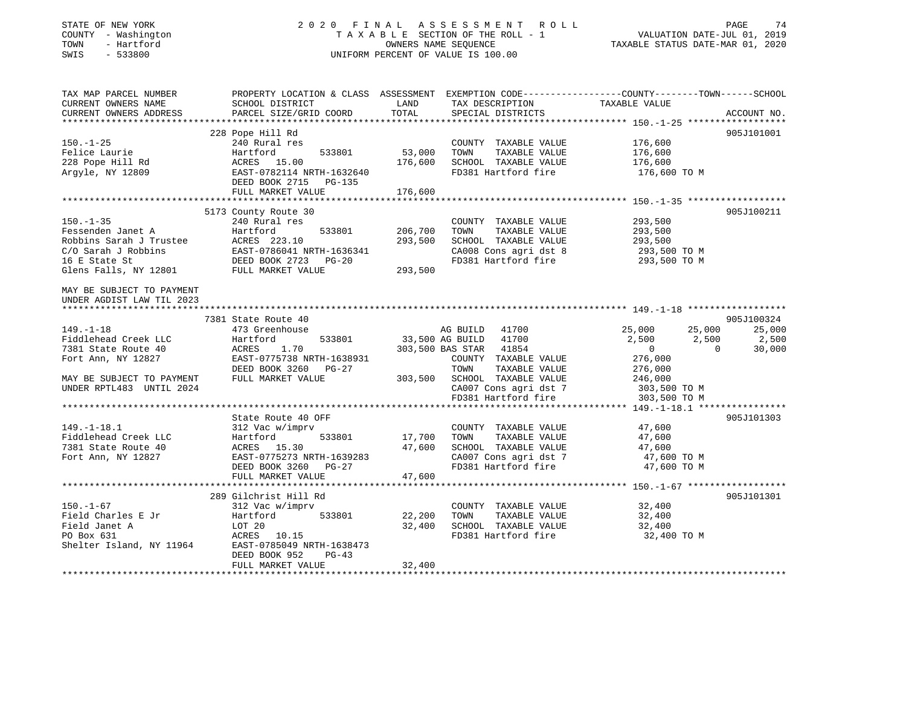STATE OF NEW YORK                    2020 FINAL ASSESSMENT ROLL
COUNTY - Washington                  TAXABLE SECTION OF THE ROLL - 1          VALUATION DATE-JUL 01, 2019
TOWN - Hartford                      OWNERS NAME SEQUENCE                      TAXABLE STATUS DATE-MAR 01, 2020
SWIS - 533800                        UNIFORM PERCENT OF VALUE IS 100.00

```
TAX MAP PARCEL NUMBER          PROPERTY LOCATION & CLASS  ASSESSMENT  EXEMPTION CODE------------------COUNTY--------TOWN------SCHOOL
CURRENT OWNERS NAME            SCHOOL DISTRICT              LAND      TAX DESCRIPTION              TAXABLE VALUE
CURRENT OWNERS ADDRESS         PARCEL SIZE/GRID COORD       TOTAL     SPECIAL DISTRICTS                                    ACCOUNT NO.
******************************************************************************************************* 150.-1-25 ******************
                               228 Pope Hill Rd                                                                             905J101001
150.-1-25                      240 Rural res                           COUNTY  TAXABLE VALUE          176,600
Felice Laurie                  Hartford        533801       53,000     TOWN    TAXABLE VALUE          176,600
228 Pope Hill Rd               ACRES  15.00                176,600     SCHOOL  TAXABLE VALUE          176,600
Argyle, NY 12809               EAST-0782114 NRTH-1632640               FD381 Hartford fire             176,600 TO M
                               DEED BOOK 2715   PG-135
                               FULL MARKET VALUE           176,600
******************************************************************************************************* 150.-1-35 ******************
                               5173 County Route 30                                                                         905J100211
150.-1-35                      240 Rural res                           COUNTY  TAXABLE VALUE          293,500
Fessenden Janet A              Hartford        533801      206,700     TOWN    TAXABLE VALUE          293,500
Robbins Sarah J Trustee        ACRES 223.10                293,500     SCHOOL  TAXABLE VALUE          293,500
C/O Sarah J Robbins            EAST-0786041 NRTH-1636341               CA008 Cons agri dst 8           293,500 TO M
16 E State St                  DEED BOOK 2723   PG-20                  FD381 Hartford fire             293,500 TO M
Glens Falls, NY 12801          FULL MARKET VALUE           293,500

MAY BE SUBJECT TO PAYMENT
UNDER AGDIST LAW TIL 2023
******************************************************************************************************* 149.-1-18 ******************
                               7381 State Route 40                                                                          905J100324
149.-1-18                      473 Greenhouse                          AG BUILD   41700              25,000      25,000      25,000
Fiddlehead Creek LLC           Hartford        533801       33,500 AG BUILD   41700               2,500       2,500       2,500
7381 State Route 40            ACRES   1.70                303,500 BAS STAR   41854                   0           0      30,000
Fort Ann, NY 12827             EAST-0775738 NRTH-1638931               COUNTY  TAXABLE VALUE          276,000
                               DEED BOOK 3260   PG-27                  TOWN    TAXABLE VALUE          276,000
MAY BE SUBJECT TO PAYMENT      FULL MARKET VALUE           303,500     SCHOOL  TAXABLE VALUE          246,000
UNDER RPTL483  UNTIL 2024                                              CA007 Cons agri dst 7           303,500 TO M
                                                                       FD381 Hartford fire             303,500 TO M
******************************************************************************************************* 149.-1-18.1 ****************
                               State Route 40 OFF                                                                           905J101303
149.-1-18.1                    312 Vac w/imprv                         COUNTY  TAXABLE VALUE           47,600
Fiddlehead Creek LLC           Hartford        533801       17,700     TOWN    TAXABLE VALUE           47,600
7381 State Route 40            ACRES  15.30                 47,600     SCHOOL  TAXABLE VALUE           47,600
Fort Ann, NY 12827             EAST-0775273 NRTH-1639283               CA007 Cons agri dst 7            47,600 TO M
                               DEED BOOK 3260   PG-27                  FD381 Hartford fire              47,600 TO M
                               FULL MARKET VALUE            47,600
******************************************************************************************************* 150.-1-67 ******************
                               289 Gilchrist Hill Rd                                                                        905J101301
150.-1-67                      312 Vac w/imprv                         COUNTY  TAXABLE VALUE           32,400
Field Charles E Jr             Hartford        533801       22,200     TOWN    TAXABLE VALUE           32,400
Field Janet A                  LOT 20                       32,400     SCHOOL  TAXABLE VALUE           32,400
PO Box 631                     ACRES  10.15                            FD381 Hartford fire              32,400 TO M
Shelter Island, NY 11964       EAST-0785049 NRTH-1638473
                               DEED BOOK 952    PG-43
                               FULL MARKET VALUE            32,400
************************************************************************************************************************************
```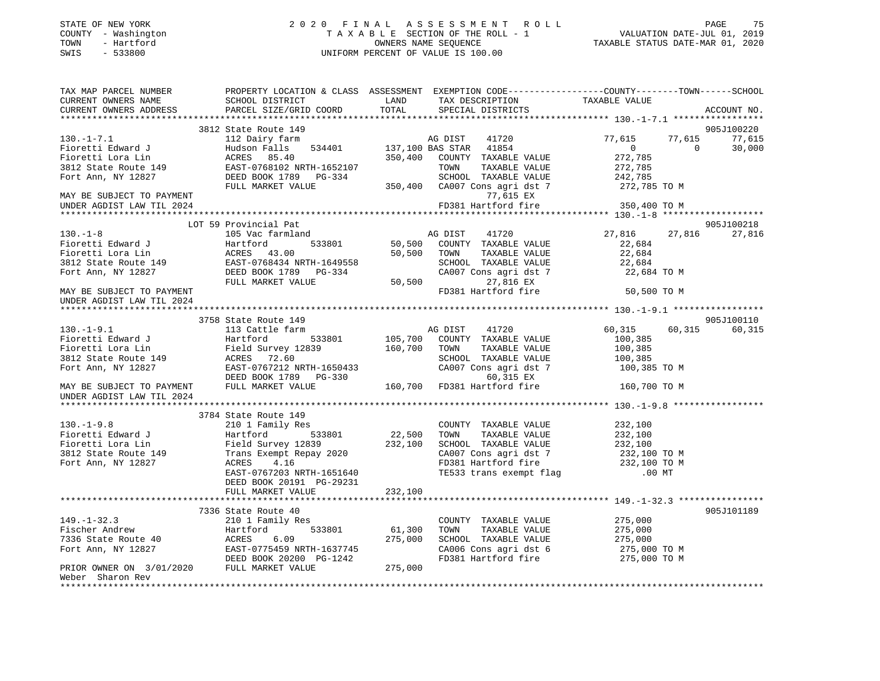STATE OF NEW YORK
COUNTY - Washington
TOWN - Hartford
SWIS - 533800

# 2020 FINAL ASSESSMENT ROLL

TAXABLE SECTION OF THE ROLL - 1
OWNERS NAME SEQUENCE
UNIFORM PERCENT OF VALUE IS 100.00

VALUATION DATE-JUL 01, 2019
TAXABLE STATUS DATE-MAR 01, 2020

```
TAX MAP PARCEL NUMBER         PROPERTY LOCATION & CLASS  ASSESSMENT  EXEMPTION CODE------------------COUNTY--------TOWN------SCHOOL
CURRENT OWNERS NAME           SCHOOL DISTRICT              LAND      TAX DESCRIPTION            TAXABLE VALUE
CURRENT OWNERS ADDRESS        PARCEL SIZE/GRID COORD       TOTAL     SPECIAL DISTRICTS                                    ACCOUNT NO.
******************************************************************************************************* 130.-1-7.1 *****************
                              3812 State Route 149                                                                         905J100220
130.-1-7.1                    112 Dairy farm                        AG DIST    41720            77,615      77,615      77,615
Fioretti Edward J             Hudson Falls     534401      137,100 BAS STAR   41854                  0           0      30,000
Fioretti Lora Lin             ACRES   85.40                350,400   COUNTY  TAXABLE VALUE          272,785
3812 State Route 149          EAST-0768102 NRTH-1652107              TOWN    TAXABLE VALUE          272,785
Fort Ann, NY 12827            DEED BOOK 1789   PG-334                SCHOOL  TAXABLE VALUE          242,785
                              FULL MARKET VALUE            350,400   CA007 Cons agri dst 7          272,785 TO M
MAY BE SUBJECT TO PAYMENT                                                  77,615 EX
UNDER AGDIST LAW TIL 2024                                            FD381 Hartford fire            350,400 TO M
******************************************************************************************************* 130.-1-8 *******************
                              LOT 59 Provincial Pat                                                                        905J100218
130.-1-8                      105 Vac farmland                      AG DIST    41720            27,816      27,816      27,816
Fioretti Edward J             Hartford         533801       50,500   COUNTY  TAXABLE VALUE           22,684
Fioretti Lora Lin             ACRES   43.00                 50,500   TOWN    TAXABLE VALUE           22,684
3812 State Route 149          EAST-0768434 NRTH-1649558              SCHOOL  TAXABLE VALUE           22,684
Fort Ann, NY 12827            DEED BOOK 1789   PG-334                CA007 Cons agri dst 7           22,684 TO M
                              FULL MARKET VALUE             50,500         27,816 EX
MAY BE SUBJECT TO PAYMENT                                            FD381 Hartford fire             50,500 TO M
UNDER AGDIST LAW TIL 2024
******************************************************************************************************* 130.-1-9.1 *****************
                              3758 State Route 149                                                                         905J100110
130.-1-9.1                    113 Cattle farm                       AG DIST    41720            60,315      60,315      60,315
Fioretti Edward J             Hartford         533801      105,700   COUNTY  TAXABLE VALUE          100,385
Fioretti Lora Lin             Field Survey 12839           160,700   TOWN    TAXABLE VALUE          100,385
3812 State Route 149          ACRES   72.60                          SCHOOL  TAXABLE VALUE          100,385
Fort Ann, NY 12827            EAST-0767212 NRTH-1650433              CA007 Cons agri dst 7          100,385 TO M
                              DEED BOOK 1789   PG-330                      60,315 EX
MAY BE SUBJECT TO PAYMENT     FULL MARKET VALUE            160,700   FD381 Hartford fire            160,700 TO M
UNDER AGDIST LAW TIL 2024
******************************************************************************************************* 130.-1-9.8 *****************
                              3784 State Route 149
130.-1-9.8                    210 1 Family Res                       COUNTY  TAXABLE VALUE          232,100
Fioretti Edward J             Hartford         533801       22,500   TOWN    TAXABLE VALUE          232,100
Fioretti Lora Lin             Field Survey 12839           232,100   SCHOOL  TAXABLE VALUE          232,100
3812 State Route 149          Trans Exempt Repay 2020                CA007 Cons agri dst 7          232,100 TO M
Fort Ann, NY 12827            ACRES    4.16                          FD381 Hartford fire            232,100 TO M
                              EAST-0767203 NRTH-1651640              TE533 trans exempt flag            .00 MT
                              DEED BOOK 20191  PG-29231
                              FULL MARKET VALUE            232,100
******************************************************************************************************* 149.-1-32.3 ****************
                              7336 State Route 40                                                                          905J101189
149.-1-32.3                   210 1 Family Res                       COUNTY  TAXABLE VALUE          275,000
Fischer Andrew                Hartford         533801       61,300   TOWN    TAXABLE VALUE          275,000
7336 State Route 40           ACRES    6.09                275,000   SCHOOL  TAXABLE VALUE          275,000
Fort Ann, NY 12827            EAST-0775459 NRTH-1637745              CA006 Cons agri dst 6          275,000 TO M
                              DEED BOOK 20200  PG-1242               FD381 Hartford fire            275,000 TO M
PRIOR OWNER ON 3/01/2020      FULL MARKET VALUE            275,000
Weber  Sharon Rev
************************************************************************************************************************************
```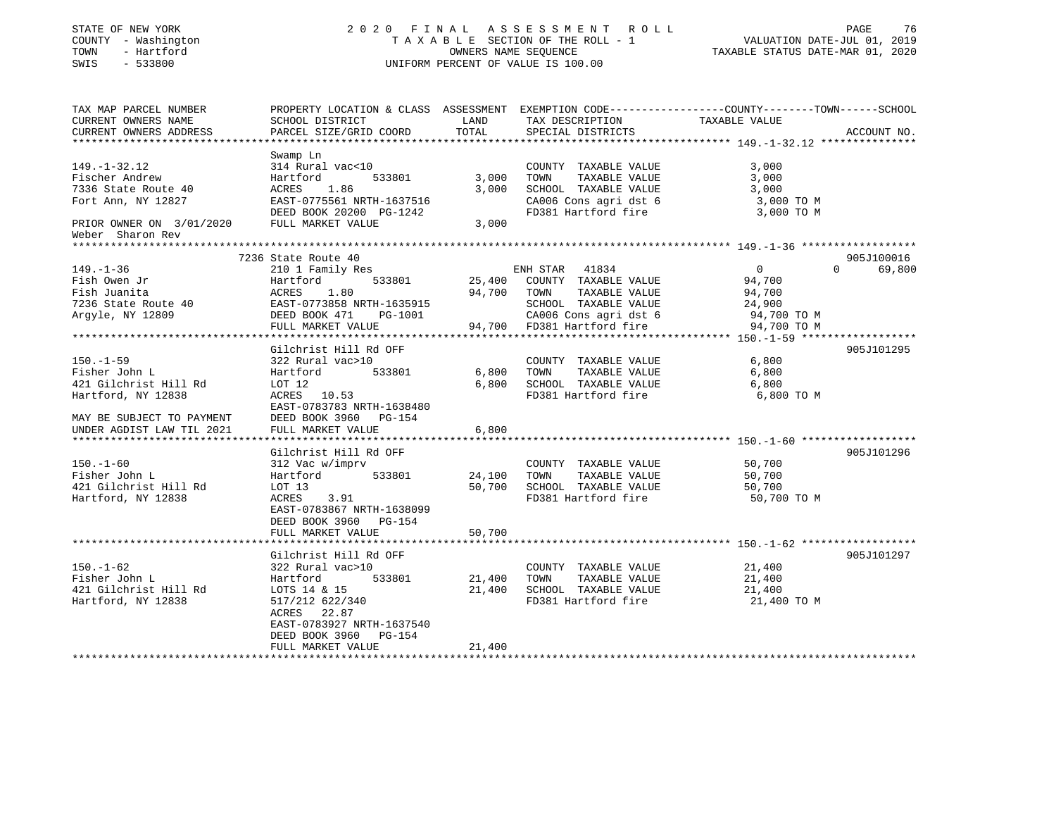STATE OF NEW YORK
COUNTY - Washington
TOWN - Hartford
SWIS - 533800

# 2020 FINAL ASSESSMENT ROLL
TAXABLE SECTION OF THE ROLL - 1
OWNERS NAME SEQUENCE
UNIFORM PERCENT OF VALUE IS 100.00

VALUATION DATE-JUL 01, 2019
TAXABLE STATUS DATE-MAR 01, 2020

```
TAX MAP PARCEL NUMBER          PROPERTY LOCATION & CLASS  ASSESSMENT  EXEMPTION CODE------------------COUNTY--------TOWN------SCHOOL
CURRENT OWNERS NAME            SCHOOL DISTRICT               LAND      TAX DESCRIPTION              TAXABLE VALUE
CURRENT OWNERS ADDRESS         PARCEL SIZE/GRID COORD        TOTAL     SPECIAL DISTRICTS                                     ACCOUNT NO.
******************************************************************************************************* 149.-1-32.12 ***************
                               Swamp Ln
149.-1-32.12                   314 Rural vac<10                        COUNTY  TAXABLE VALUE             3,000
Fischer Andrew                 Hartford          533801        3,000   TOWN    TAXABLE VALUE             3,000
7336 State Route 40            ACRES    1.86                   3,000   SCHOOL  TAXABLE VALUE             3,000
Fort Ann, NY 12827             EAST-0775561 NRTH-1637516               CA006 Cons agri dst 6              3,000 TO M
                               DEED BOOK 20200 PG-1242                 FD381 Hartford fire                3,000 TO M
PRIOR OWNER ON 3/01/2020       FULL MARKET VALUE               3,000
Weber  Sharon Rev
******************************************************************************************************* 149.-1-36 ******************
                            7236 State Route 40                                                                        905J100016
149.-1-36                      210 1 Family Res                        ENH STAR   41834                    0             0     69,800
Fish Owen Jr                   Hartford          533801       25,400   COUNTY  TAXABLE VALUE            94,700
Fish Juanita                   ACRES    1.80                  94,700   TOWN    TAXABLE VALUE            94,700
7236 State Route 40            EAST-0773858 NRTH-1635915               SCHOOL  TAXABLE VALUE            24,900
Argyle, NY 12809               DEED BOOK 471    PG-1001                CA006 Cons agri dst 6             94,700 TO M
                               FULL MARKET VALUE              94,700   FD381 Hartford fire               94,700 TO M
******************************************************************************************************* 150.-1-59 ******************
                               Gilchrist Hill Rd OFF                                                                   905J101295
150.-1-59                      322 Rural vac>10                        COUNTY  TAXABLE VALUE             6,800
Fisher John L                  Hartford          533801        6,800   TOWN    TAXABLE VALUE             6,800
421 Gilchrist Hill Rd          LOT 12                          6,800   SCHOOL  TAXABLE VALUE             6,800
Hartford, NY 12838             ACRES   10.53                           FD381 Hartford fire                6,800 TO M
                               EAST-0783783 NRTH-1638480
MAY BE SUBJECT TO PAYMENT      DEED BOOK 3960   PG-154
UNDER AGDIST LAW TIL 2021      FULL MARKET VALUE               6,800
******************************************************************************************************* 150.-1-60 ******************
                               Gilchrist Hill Rd OFF                                                                   905J101296
150.-1-60                      312 Vac w/imprv                         COUNTY  TAXABLE VALUE            50,700
Fisher John L                  Hartford          533801       24,100   TOWN    TAXABLE VALUE            50,700
421 Gilchrist Hill Rd          LOT 13                         50,700   SCHOOL  TAXABLE VALUE            50,700
Hartford, NY 12838             ACRES    3.91                           FD381 Hartford fire               50,700 TO M
                               EAST-0783867 NRTH-1638099
                               DEED BOOK 3960   PG-154
                               FULL MARKET VALUE              50,700
******************************************************************************************************* 150.-1-62 ******************
                               Gilchrist Hill Rd OFF                                                                   905J101297
150.-1-62                      322 Rural vac>10                        COUNTY  TAXABLE VALUE            21,400
Fisher John L                  Hartford          533801       21,400   TOWN    TAXABLE VALUE            21,400
421 Gilchrist Hill Rd          LOTS 14 & 15                   21,400   SCHOOL  TAXABLE VALUE            21,400
Hartford, NY 12838             517/212 622/340                         FD381 Hartford fire               21,400 TO M
                               ACRES   22.87
                               EAST-0783927 NRTH-1637540
                               DEED BOOK 3960   PG-154
                               FULL MARKET VALUE              21,400
************************************************************************************************************************************
```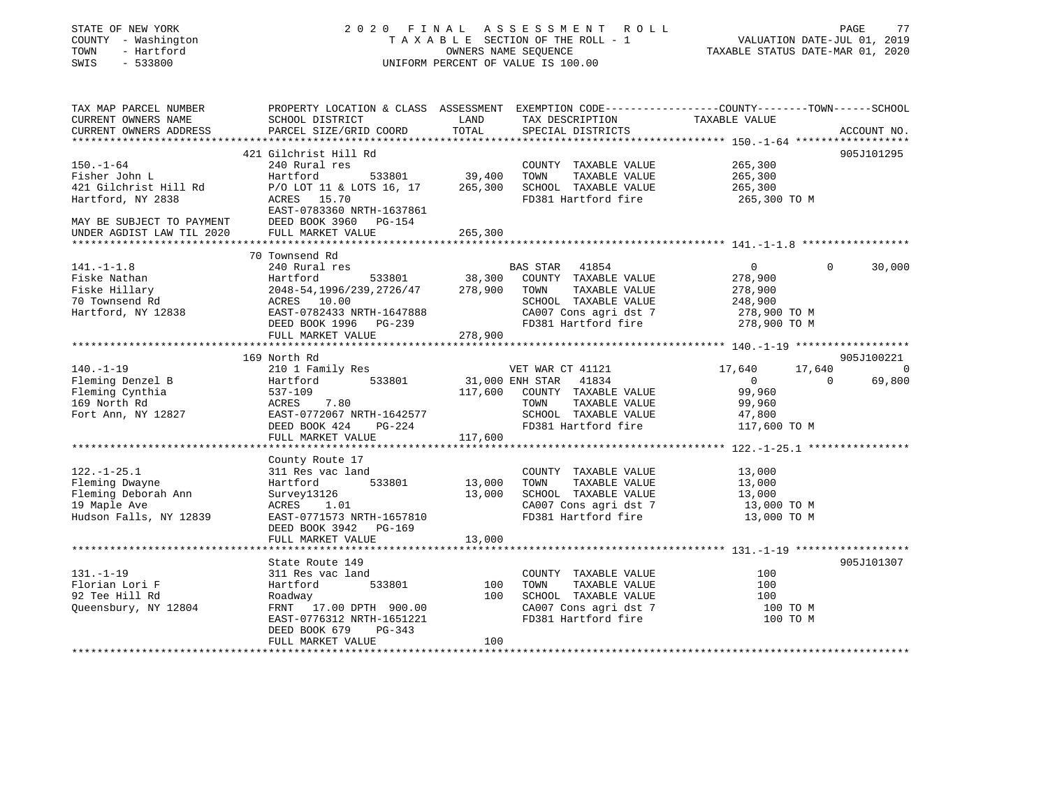STATE OF NEW YORK
COUNTY - Washington
TOWN - Hartford
SWIS - 533800

2020 FINAL ASSESSMENT ROLL
TAXABLE SECTION OF THE ROLL - 1
OWNERS NAME SEQUENCE
UNIFORM PERCENT OF VALUE IS 100.00

VALUATION DATE-JUL 01, 2019
TAXABLE STATUS DATE-MAR 01, 2020

```
TAX MAP PARCEL NUMBER          PROPERTY LOCATION & CLASS  ASSESSMENT  EXEMPTION CODE------------------COUNTY--------TOWN------SCHOOL
CURRENT OWNERS NAME            SCHOOL DISTRICT               LAND      TAX DESCRIPTION            TAXABLE VALUE
CURRENT OWNERS ADDRESS         PARCEL SIZE/GRID COORD        TOTAL     SPECIAL DISTRICTS                                      ACCOUNT NO.
******************************************************************************************************* 150.-1-64 ******************
                               421 Gilchrist Hill Rd                                                                         905J101295
150.-1-64                      240 Rural res                            COUNTY  TAXABLE VALUE          265,300
Fisher John L                  Hartford          533801       39,400   TOWN    TAXABLE VALUE          265,300
421 Gilchrist Hill Rd          P/O LOT 11 & LOTS 16, 17     265,300    SCHOOL  TAXABLE VALUE          265,300
Hartford, NY 2838              ACRES   15.70                            FD381 Hartford fire             265,300 TO M
                               EAST-0783360 NRTH-1637861
MAY BE SUBJECT TO PAYMENT      DEED BOOK 3960   PG-154
UNDER AGDIST LAW TIL 2020      FULL MARKET VALUE            265,300
******************************************************************************************************* 141.-1-1.8 *****************
                               70 Townsend Rd
141.-1-1.8                     240 Rural res                         BAS STAR   41854                    0            0       30,000
Fiske Nathan                   Hartford          533801       38,300   COUNTY  TAXABLE VALUE          278,900
Fiske Hillary                  2048-54,1996/239,2726/47     278,900    TOWN    TAXABLE VALUE          278,900
70 Townsend Rd                 ACRES   10.00                            SCHOOL  TAXABLE VALUE          248,900
Hartford, NY 12838             EAST-0782433 NRTH-1647888                CA007 Cons agri dst 7           278,900 TO M
                               DEED BOOK 1996   PG-239                  FD381 Hartford fire             278,900 TO M
                               FULL MARKET VALUE            278,900
******************************************************************************************************* 140.-1-19 ******************
                               169 North Rd                                                                                  905J100221
140.-1-19                      210 1 Family Res                      VET WAR CT 41121               17,640       17,640            0
Fleming Denzel B               Hartford          533801       31,000 ENH STAR  41834                     0            0       69,800
Fleming Cynthia                537-109                       117,600   COUNTY  TAXABLE VALUE           99,960
169 North Rd                   ACRES    7.80                            TOWN    TAXABLE VALUE           99,960
Fort Ann, NY 12827             EAST-0772067 NRTH-1642577                SCHOOL  TAXABLE VALUE           47,800
                               DEED BOOK 424    PG-224                  FD381 Hartford fire             117,600 TO M
                               FULL MARKET VALUE            117,600
******************************************************************************************************* 122.-1-25.1 ****************
                               County Route 17
122.-1-25.1                    311 Res vac land                         COUNTY  TAXABLE VALUE           13,000
Fleming Dwayne                 Hartford          533801       13,000   TOWN    TAXABLE VALUE           13,000
Fleming Deborah Ann            Survey13126                    13,000   SCHOOL  TAXABLE VALUE           13,000
19 Maple Ave                   ACRES    1.01                            CA007 Cons agri dst 7            13,000 TO M
Hudson Falls, NY 12839         EAST-0771573 NRTH-1657810                FD381 Hartford fire              13,000 TO M
                               DEED BOOK 3942   PG-169
                               FULL MARKET VALUE             13,000
******************************************************************************************************* 131.-1-19 ******************
                               State Route 149                                                                               905J101307
131.-1-19                      311 Res vac land                         COUNTY  TAXABLE VALUE              100
Florian Lori F                 Hartford          533801          100   TOWN    TAXABLE VALUE              100
92 Tee Hill Rd                 Roadway                           100   SCHOOL  TAXABLE VALUE              100
Queensbury, NY 12804           FRNT   17.00 DPTH 900.00                 CA007 Cons agri dst 7               100 TO M
                               EAST-0776312 NRTH-1651221                FD381 Hartford fire                 100 TO M
                               DEED BOOK 679    PG-343
                               FULL MARKET VALUE                100
************************************************************************************************************************************
```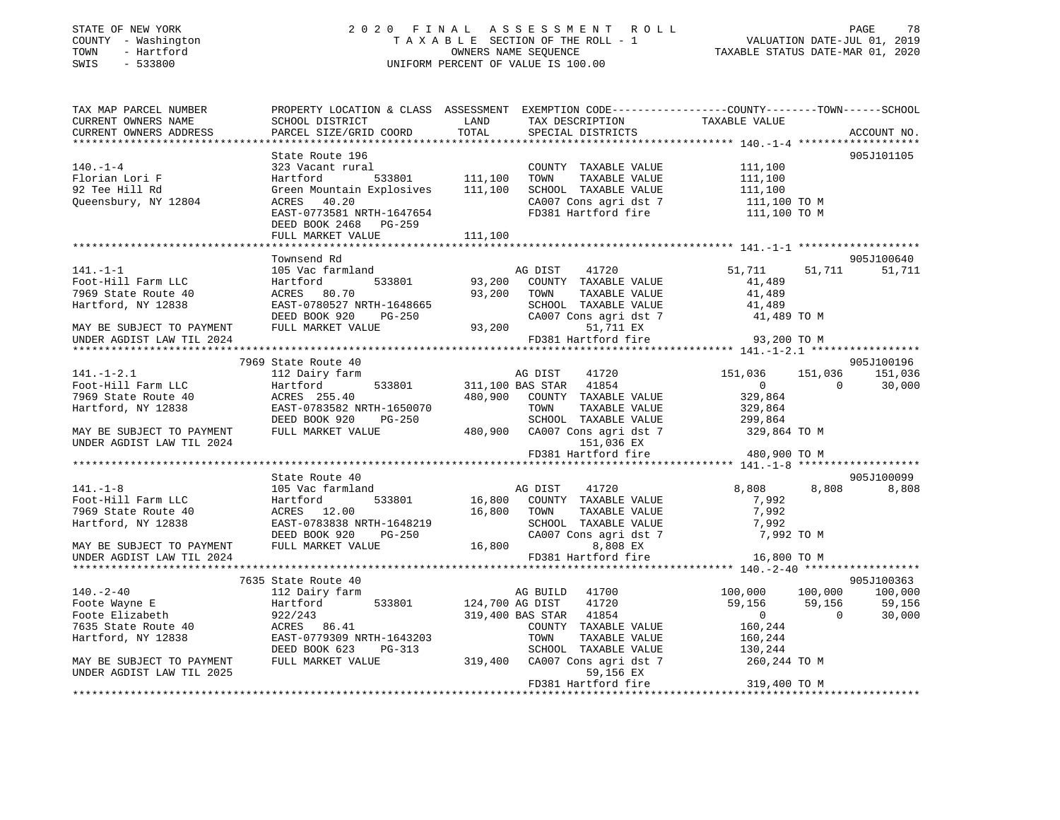STATE OF NEW YORK
COUNTY - Washington
TOWN - Hartford
SWIS - 533800

2 0 2 0 F I N A L A S S E S S M E N T R O L L
T A X A B L E SECTION OF THE ROLL - 1
OWNERS NAME SEQUENCE
UNIFORM PERCENT OF VALUE IS 100.00

VALUATION DATE-JUL 01, 2019
TAXABLE STATUS DATE-MAR 01, 2020

```
TAX MAP PARCEL NUMBER      PROPERTY LOCATION & CLASS  ASSESSMENT  EXEMPTION CODE-----------------COUNTY--------TOWN------SCHOOL
CURRENT OWNERS NAME        SCHOOL DISTRICT             LAND       TAX DESCRIPTION             TAXABLE VALUE
CURRENT OWNERS ADDRESS     PARCEL SIZE/GRID COORD      TOTAL      SPECIAL DISTRICTS                                      ACCOUNT NO.
******************************************************************************************************* 140.-1-4 ******************
                           State Route 196                                                                           905J101105
140.-1-4                   323 Vacant rural                       COUNTY  TAXABLE VALUE         111,100
Florian Lori F             Hartford         533801     111,100    TOWN    TAXABLE VALUE         111,100
92 Tee Hill Rd             Green Mountain Explosives   111,100    SCHOOL  TAXABLE VALUE         111,100
Queensbury, NY 12804       ACRES  40.20                           CA007 Cons agri dst 7          111,100 TO M
                           EAST-0773581 NRTH-1647654              FD381 Hartford fire            111,100 TO M
                           DEED BOOK 2468   PG-259
                           FULL MARKET VALUE           111,100
******************************************************************************************************* 141.-1-1 ******************
                           Townsend Rd                                                                               905J100640
141.-1-1                   105 Vac farmland                       AG DIST     41720          51,711      51,711      51,711
Foot-Hill Farm LLC         Hartford         533801      93,200    COUNTY  TAXABLE VALUE          41,489
7969 State Route 40        ACRES  80.70                 93,200    TOWN    TAXABLE VALUE          41,489
Hartford, NY 12838         EAST-0780527 NRTH-1648665              SCHOOL  TAXABLE VALUE          41,489
                           DEED BOOK 920    PG-250                CA007 Cons agri dst 7           41,489 TO M
MAY BE SUBJECT TO PAYMENT  FULL MARKET VALUE            93,200         51,711 EX
UNDER AGDIST LAW TIL 2024                                         FD381 Hartford fire             93,200 TO M
******************************************************************************************************* 141.-1-2.1 ****************
                           7969 State Route 40                                                                       905J100196
141.-1-2.1                 112 Dairy farm                         AG DIST     41720         151,036     151,036     151,036
Foot-Hill Farm LLC         Hartford         533801     311,100 BAS STAR  41854                    0           0      30,000
7969 State Route 40        ACRES 255.40                480,900    COUNTY  TAXABLE VALUE         329,864
Hartford, NY 12838         EAST-0783582 NRTH-1650070              TOWN    TAXABLE VALUE         329,864
                           DEED BOOK 920    PG-250                SCHOOL  TAXABLE VALUE         299,864
MAY BE SUBJECT TO PAYMENT  FULL MARKET VALUE           480,900    CA007 Cons agri dst 7          329,864 TO M
UNDER AGDIST LAW TIL 2024                                             151,036 EX
                                                                  FD381 Hartford fire            480,900 TO M
******************************************************************************************************* 141.-1-8 ******************
                           State Route 40                                                                            905J100099
141.-1-8                   105 Vac farmland                       AG DIST     41720           8,808       8,808       8,808
Foot-Hill Farm LLC         Hartford         533801      16,800    COUNTY  TAXABLE VALUE           7,992
7969 State Route 40        ACRES  12.00                 16,800    TOWN    TAXABLE VALUE           7,992
Hartford, NY 12838         EAST-0783838 NRTH-1648219              SCHOOL  TAXABLE VALUE           7,992
                           DEED BOOK 920    PG-250                CA007 Cons agri dst 7            7,992 TO M
MAY BE SUBJECT TO PAYMENT  FULL MARKET VALUE            16,800          8,808 EX
UNDER AGDIST LAW TIL 2024                                         FD381 Hartford fire             16,800 TO M
******************************************************************************************************* 140.-2-40 *****************
                           7635 State Route 40                                                                       905J100363
140.-2-40                  112 Dairy farm                         AG BUILD    41700         100,000     100,000     100,000
Foote Wayne E              Hartford         533801     124,700 AG DIST     41720          59,156      59,156      59,156
Foote Elizabeth            922/243                     319,400 BAS STAR  41854                    0           0      30,000
7635 State Route 40        ACRES  86.41                           COUNTY  TAXABLE VALUE         160,244
Hartford, NY 12838         EAST-0779309 NRTH-1643203              TOWN    TAXABLE VALUE         160,244
                           DEED BOOK 623    PG-313                SCHOOL  TAXABLE VALUE         130,244
MAY BE SUBJECT TO PAYMENT  FULL MARKET VALUE           319,400    CA007 Cons agri dst 7          260,244 TO M
UNDER AGDIST LAW TIL 2025                                              59,156 EX
                                                                  FD381 Hartford fire            319,400 TO M
************************************************************************************************************************************
```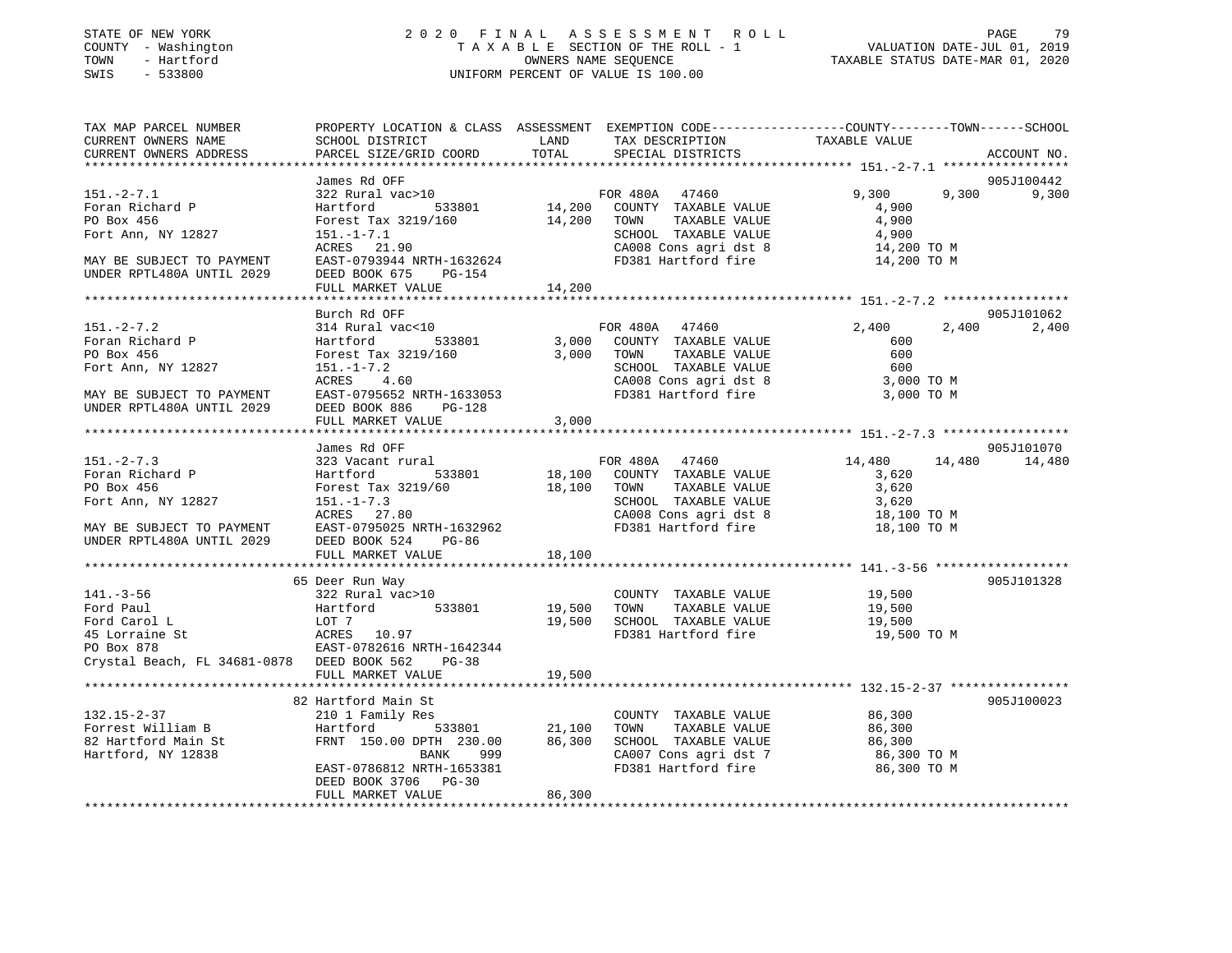STATE OF NEW YORK
COUNTY - Washington
TOWN - Hartford
SWIS - 533800

2020 FINAL ASSESSMENT ROLL
TAXABLE SECTION OF THE ROLL - 1
OWNERS NAME SEQUENCE
UNIFORM PERCENT OF VALUE IS 100.00

VALUATION DATE-JUL 01, 2019
TAXABLE STATUS DATE-MAR 01, 2020

```
TAX MAP PARCEL NUMBER          PROPERTY LOCATION & CLASS  ASSESSMENT  EXEMPTION CODE------------------COUNTY--------TOWN------SCHOOL
CURRENT OWNERS NAME            SCHOOL DISTRICT               LAND      TAX DESCRIPTION             TAXABLE VALUE
CURRENT OWNERS ADDRESS         PARCEL SIZE/GRID COORD        TOTAL     SPECIAL DISTRICTS                                        ACCOUNT NO.
******************************************************************************************************* 151.-2-7.1 *****************
                               James Rd OFF                                                                                  905J100442
151.-2-7.1                     322 Rural vac>10                     FOR 480A  47460              9,300       9,300        9,300
Foran Richard P                Hartford          533801     14,200    COUNTY  TAXABLE VALUE         4,900
PO Box 456                     Forest Tax 3219/160          14,200    TOWN    TAXABLE VALUE         4,900
Fort Ann, NY 12827             151.-1-7.1                             SCHOOL  TAXABLE VALUE         4,900
                               ACRES   21.90                          CA008 Cons agri dst 8          14,200 TO M
MAY BE SUBJECT TO PAYMENT      EAST-0793944 NRTH-1632624              FD381 Hartford fire            14,200 TO M
UNDER RPTL480A UNTIL 2029      DEED BOOK 675    PG-154
                               FULL MARKET VALUE            14,200
******************************************************************************************************* 151.-2-7.2 *****************
                               Burch Rd OFF                                                                                  905J101062
151.-2-7.2                     314 Rural vac<10                     FOR 480A  47460              2,400       2,400        2,400
Foran Richard P                Hartford          533801      3,000    COUNTY  TAXABLE VALUE           600
PO Box 456                     Forest Tax 3219/160           3,000    TOWN    TAXABLE VALUE           600
Fort Ann, NY 12827             151.-1-7.2                             SCHOOL  TAXABLE VALUE           600
                               ACRES    4.60                          CA008 Cons agri dst 8           3,000 TO M
MAY BE SUBJECT TO PAYMENT      EAST-0795652 NRTH-1633053              FD381 Hartford fire             3,000 TO M
UNDER RPTL480A UNTIL 2029      DEED BOOK 886    PG-128
                               FULL MARKET VALUE             3,000
******************************************************************************************************* 151.-2-7.3 *****************
                               James Rd OFF                                                                                  905J101070
151.-2-7.3                     323 Vacant rural                     FOR 480A  47460             14,480      14,480       14,480
Foran Richard P                Hartford          533801     18,100    COUNTY  TAXABLE VALUE         3,620
PO Box 456                     Forest Tax 3219/60           18,100    TOWN    TAXABLE VALUE         3,620
Fort Ann, NY 12827             151.-1-7.3                             SCHOOL  TAXABLE VALUE         3,620
                               ACRES   27.80                          CA008 Cons agri dst 8          18,100 TO M
MAY BE SUBJECT TO PAYMENT      EAST-0795025 NRTH-1632962              FD381 Hartford fire            18,100 TO M
UNDER RPTL480A UNTIL 2029      DEED BOOK 524    PG-86
                               FULL MARKET VALUE            18,100
******************************************************************************************************* 141.-3-56 ******************
                               65 Deer Run Way                                                                               905J101328
141.-3-56                      322 Rural vac>10                       COUNTY  TAXABLE VALUE        19,500
Ford Paul                      Hartford          533801     19,500    TOWN    TAXABLE VALUE        19,500
Ford Carol L                   LOT 7                        19,500    SCHOOL  TAXABLE VALUE        19,500
45 Lorraine St                 ACRES   10.97                          FD381 Hartford fire            19,500 TO M
PO Box 878                     EAST-0782616 NRTH-1642344
Crystal Beach, FL 34681-0878   DEED BOOK 562    PG-38
                               FULL MARKET VALUE            19,500
******************************************************************************************************* 132.15-2-37 ****************
                               82 Hartford Main St                                                                           905J100023
132.15-2-37                    210 1 Family Res                       COUNTY  TAXABLE VALUE        86,300
Forrest William B              Hartford          533801     21,100    TOWN    TAXABLE VALUE        86,300
82 Hartford Main St            FRNT 150.00 DPTH 230.00      86,300    SCHOOL  TAXABLE VALUE        86,300
Hartford, NY 12838                          BANK    999               CA007 Cons agri dst 7          86,300 TO M
                               EAST-0786812 NRTH-1653381              FD381 Hartford fire            86,300 TO M
                               DEED BOOK 3706   PG-30
                               FULL MARKET VALUE            86,300
************************************************************************************************************************************
```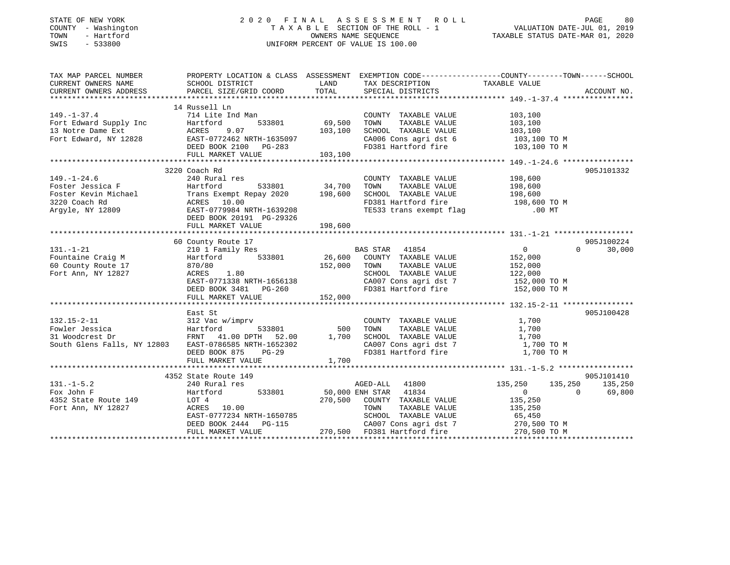STATE OF NEW YORK
COUNTY - Washington
TOWN - Hartford
SWIS - 533800

2020 FINAL ASSESSMENT ROLL
TAXABLE SECTION OF THE ROLL - 1
OWNERS NAME SEQUENCE
UNIFORM PERCENT OF VALUE IS 100.00

VALUATION DATE-JUL 01, 2019
TAXABLE STATUS DATE-MAR 01, 2020

```
TAX MAP PARCEL NUMBER          PROPERTY LOCATION & CLASS  ASSESSMENT  EXEMPTION CODE-----------------COUNTY--------TOWN------SCHOOL
CURRENT OWNERS NAME            SCHOOL DISTRICT              LAND      TAX DESCRIPTION                TAXABLE VALUE
CURRENT OWNERS ADDRESS         PARCEL SIZE/GRID COORD       TOTAL     SPECIAL DISTRICTS                                   ACCOUNT NO.
******************************************************************************************************* 149.-1-37.4 ****************
                               14 Russell Ln
149.-1-37.4                    714 Lite Ind Man                       COUNTY  TAXABLE VALUE          103,100
Fort Edward Supply Inc         Hartford        533801       69,500    TOWN    TAXABLE VALUE          103,100
13 Notre Dame Ext              ACRES    9.07               103,100    SCHOOL  TAXABLE VALUE          103,100
Fort Edward, NY 12828          EAST-0772462 NRTH-1635097              CA006 Cons agri dst 6          103,100 TO M
                               DEED BOOK 2100   PG-283                FD381 Hartford fire            103,100 TO M
                               FULL MARKET VALUE           103,100
******************************************************************************************************* 149.-1-24.6 ****************
                               3220 Coach Rd                                                                          905J101332
149.-1-24.6                    240 Rural res                          COUNTY  TAXABLE VALUE          198,600
Foster Jessica F               Hartford        533801       34,700    TOWN    TAXABLE VALUE          198,600
Foster Kevin Michael           Trans Exempt Repay 2020     198,600    SCHOOL  TAXABLE VALUE          198,600
3220 Coach Rd                  ACRES   10.00                          FD381 Hartford fire            198,600 TO M
Argyle, NY 12809               EAST-0779984 NRTH-1639208              TE533 trans exempt flag            .00 MT
                               DEED BOOK 20191 PG-29326
                               FULL MARKET VALUE           198,600
******************************************************************************************************* 131.-1-21 ******************
                               60 County Route 17                                                                     905J100224
131.-1-21                      210 1 Family Res                       BAS STAR  41854                      0            0      30,000
Fountaine Craig M              Hartford        533801       26,600    COUNTY  TAXABLE VALUE          152,000
60 County Route 17             870/80                      152,000    TOWN    TAXABLE VALUE          152,000
Fort Ann, NY 12827             ACRES    1.80                          SCHOOL  TAXABLE VALUE          122,000
                               EAST-0771338 NRTH-1656138              CA007 Cons agri dst 7          152,000 TO M
                               DEED BOOK 3481   PG-260                FD381 Hartford fire            152,000 TO M
                               FULL MARKET VALUE           152,000
******************************************************************************************************* 132.15-2-11 ****************
                               East St                                                                                905J100428
132.15-2-11                    312 Vac w/imprv                        COUNTY  TAXABLE VALUE            1,700
Fowler Jessica                 Hartford        533801          500    TOWN    TAXABLE VALUE            1,700
31 Woodcrest Dr                FRNT   41.00 DPTH   52.00     1,700    SCHOOL  TAXABLE VALUE            1,700
South Glens Falls, NY 12803    EAST-0786585 NRTH-1652302              CA007 Cons agri dst 7            1,700 TO M
                               DEED BOOK 875    PG-29                 FD381 Hartford fire              1,700 TO M
                               FULL MARKET VALUE             1,700
******************************************************************************************************* 131.-1-5.2 *****************
                               4352 State Route 149                                                                   905J101410
131.-1-5.2                     240 Rural res                          AGED-ALL  41800                135,250      135,250     135,250
Fox John F                     Hartford        533801       50,000 ENH STAR  41834                      0            0      69,800
4352 State Route 149           LOT 4                       270,500    COUNTY  TAXABLE VALUE          135,250
Fort Ann, NY 12827             ACRES   10.00                          TOWN    TAXABLE VALUE          135,250
                               EAST-0777234 NRTH-1650785              SCHOOL  TAXABLE VALUE           65,450
                               DEED BOOK 2444   PG-115                CA007 Cons agri dst 7          270,500 TO M
                               FULL MARKET VALUE           270,500    FD381 Hartford fire            270,500 TO M
************************************************************************************************************************************
```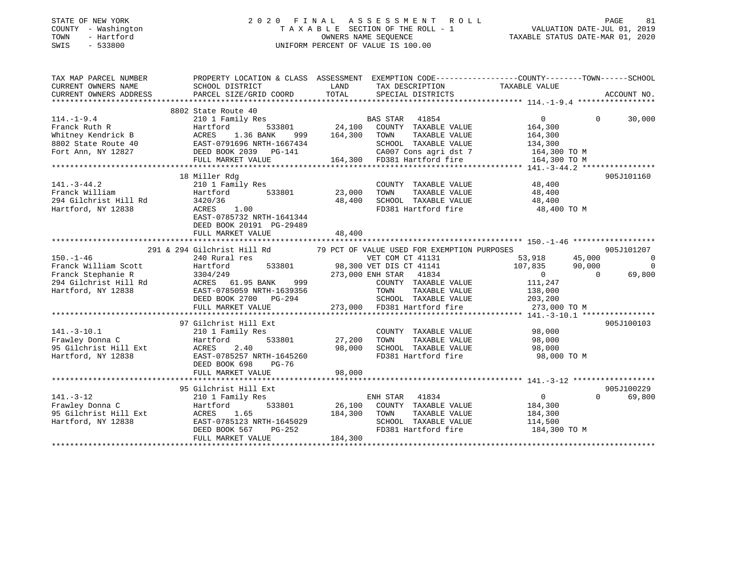STATE OF NEW YORK
COUNTY - Washington
TOWN - Hartford
SWIS - 533800

# 2020 FINAL ASSESSMENT ROLL

TAXABLE SECTION OF THE ROLL - 1
OWNERS NAME SEQUENCE
UNIFORM PERCENT OF VALUE IS 100.00

VALUATION DATE-JUL 01, 2019
TAXABLE STATUS DATE-MAR 01, 2020

```
TAX MAP PARCEL NUMBER      PROPERTY LOCATION & CLASS  ASSESSMENT  EXEMPTION CODE-----------------COUNTY--------TOWN------SCHOOL
CURRENT OWNERS NAME        SCHOOL DISTRICT              LAND      TAX DESCRIPTION            TAXABLE VALUE
CURRENT OWNERS ADDRESS     PARCEL SIZE/GRID COORD       TOTAL     SPECIAL DISTRICTS                                   ACCOUNT NO.
******************************************************************************************************* 114.-1-9.4 *****************
                8802 State Route 40
114.-1-9.4                 210 1 Family Res                       BAS STAR  41854                  0             0      30,000
Franck Ruth R              Hartford         533801       24,100   COUNTY  TAXABLE VALUE       164,300
Whitney Kendrick B         ACRES    1.36 BANK    999    164,300   TOWN    TAXABLE VALUE       164,300
8802 State Route 40        EAST-0791696 NRTH-1667434              SCHOOL  TAXABLE VALUE       134,300
Fort Ann, NY 12827         DEED BOOK 2039   PG-141                CA007 Cons agri dst 7        164,300 TO M
                           FULL MARKET VALUE            164,300   FD381 Hartford fire          164,300 TO M
******************************************************************************************************* 141.-3-44.2 ****************
                18 Miller Rdg                                                                                     905J101160
141.-3-44.2                210 1 Family Res                       COUNTY  TAXABLE VALUE        48,400
Franck William             Hartford         533801       23,000   TOWN    TAXABLE VALUE        48,400
294 Gilchrist Hill Rd      3420/36                       48,400   SCHOOL  TAXABLE VALUE        48,400
Hartford, NY 12838         ACRES    1.00                          FD381 Hartford fire           48,400 TO M
                           EAST-0785732 NRTH-1641344
                           DEED BOOK 20191 PG-29489
                           FULL MARKET VALUE             48,400
******************************************************************************************************* 150.-1-46 ******************
          291 & 294 Gilchrist Hill Rd        79 PCT OF VALUE USED FOR EXEMPTION PURPOSES                          905J101207
150.-1-46                  240 Rural res                          VET COM CT 41131             53,918        45,000            0
Franck William Scott       Hartford         533801       98,300 VET DIS CT 41141            107,835        90,000            0
Franck Stephanie R         3304/249                     273,000 ENH STAR  41834                   0             0       69,800
294 Gilchrist Hill Rd      ACRES   61.95 BANK    999              COUNTY  TAXABLE VALUE       111,247
Hartford, NY 12838         EAST-0785059 NRTH-1639356              TOWN    TAXABLE VALUE       138,000
                           DEED BOOK 2700   PG-294                SCHOOL  TAXABLE VALUE       203,200
                           FULL MARKET VALUE            273,000   FD381 Hartford fire          273,000 TO M
******************************************************************************************************* 141.-3-10.1 ****************
                97 Gilchrist Hill Ext                                                                             905J100103
141.-3-10.1                210 1 Family Res                       COUNTY  TAXABLE VALUE        98,000
Frawley Donna C            Hartford         533801       27,200   TOWN    TAXABLE VALUE        98,000
95 Gilchrist Hill Ext      ACRES    2.40                 98,000   SCHOOL  TAXABLE VALUE        98,000
Hartford, NY 12838         EAST-0785257 NRTH-1645260              FD381 Hartford fire           98,000 TO M
                           DEED BOOK 698    PG-76
                           FULL MARKET VALUE             98,000
******************************************************************************************************* 141.-3-12 ******************
                95 Gilchrist Hill Ext                                                                             905J100229
141.-3-12                  210 1 Family Res                       ENH STAR  41834                  0             0      69,800
Frawley Donna C            Hartford         533801       26,100   COUNTY  TAXABLE VALUE       184,300
95 Gilchrist Hill Ext      ACRES    1.65                184,300   TOWN    TAXABLE VALUE       184,300
Hartford, NY 12838         EAST-0785123 NRTH-1645029              SCHOOL  TAXABLE VALUE       114,500
                           DEED BOOK 567    PG-252                FD381 Hartford fire          184,300 TO M
                           FULL MARKET VALUE            184,300
************************************************************************************************************************************
```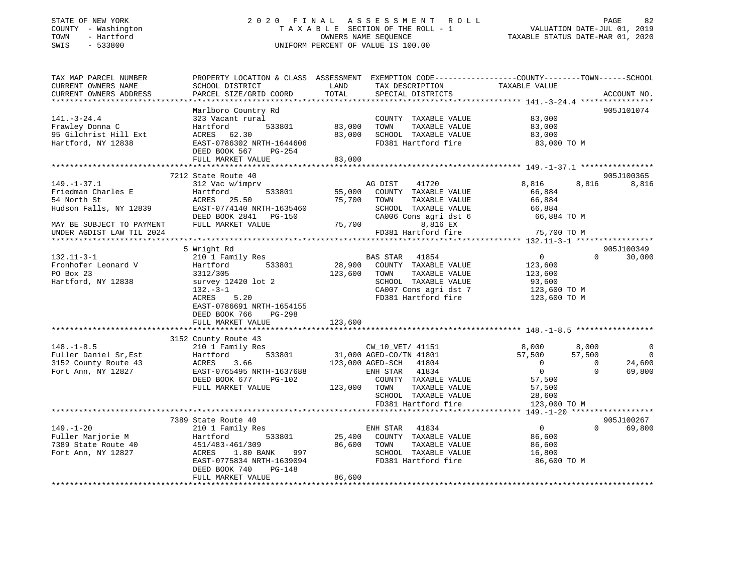STATE OF NEW YORK                    2020 FINAL ASSESSMENT ROLL
COUNTY - Washington                  TAXABLE SECTION OF THE ROLL - 1                VALUATION DATE-JUL 01, 2019
TOWN - Hartford                      OWNERS NAME SEQUENCE                           TAXABLE STATUS DATE-MAR 01, 2020
SWIS - 533800                        UNIFORM PERCENT OF VALUE IS 100.00

| TAX MAP PARCEL NUMBER / CURRENT OWNERS NAME / CURRENT OWNERS ADDRESS | PROPERTY LOCATION & CLASS / SCHOOL DISTRICT / PARCEL SIZE/GRID COORD | ASSESSMENT LAND | ASSESSMENT TOTAL | EXEMPTION CODE / TAX DESCRIPTION / SPECIAL DISTRICTS | COUNTY TAXABLE VALUE | TOWN | SCHOOL | ACCOUNT NO. |
|---|---|---|---|---|---|---|---|---|
| **141.-3-24.4** | Marlboro Country Rd | | | | | | | 905J101074 |
| 141.-3-24.4 | 323 Vacant rural | | | COUNTY TAXABLE VALUE | 83,000 | | | |
| Frawley Donna C | Hartford 533801 | 83,000 | | TOWN TAXABLE VALUE | 83,000 | | | |
| 95 Gilchrist Hill Ext | ACRES 62.30 | | 83,000 | SCHOOL TAXABLE VALUE | 83,000 | | | |
| Hartford, NY 12838 | EAST-0786302 NRTH-1644606 | | | FD381 Hartford fire | 83,000 TO M | | | |
| | DEED BOOK 567 PG-254 | | | | | | | |
| | FULL MARKET VALUE | | 83,000 | | | | | |
| **149.-1-37.1** | 7212 State Route 40 | | | | | | | 905J100365 |
| 149.-1-37.1 | 312 Vac w/imprv | | | AG DIST 41720 | 8,816 | 8,816 | 8,816 | |
| Friedman Charles E | Hartford 533801 | 55,000 | | COUNTY TAXABLE VALUE | 66,884 | | | |
| 54 North St | ACRES 25.50 | | 75,700 | TOWN TAXABLE VALUE | 66,884 | | | |
| Hudson Falls, NY 12839 | EAST-0774140 NRTH-1635460 | | | SCHOOL TAXABLE VALUE | 66,884 | | | |
| | DEED BOOK 2841 PG-150 | | | CA006 Cons agri dst 6 | 66,884 TO M | | | |
| MAY BE SUBJECT TO PAYMENT | FULL MARKET VALUE | | 75,700 | 8,816 EX | | | | |
| UNDER AGDIST LAW TIL 2024 | | | | FD381 Hartford fire | 75,700 TO M | | | |
| **132.11-3-1** | 5 Wright Rd | | | | | | | 905J100349 |
| 132.11-3-1 | 210 1 Family Res | | | BAS STAR 41854 | 0 | 0 | 30,000 | |
| Fronhofer Leonard V | Hartford 533801 | 28,900 | | COUNTY TAXABLE VALUE | 123,600 | | | |
| PO Box 23 | 3312/305 | | 123,600 | TOWN TAXABLE VALUE | 123,600 | | | |
| Hartford, NY 12838 | survey 12420 lot 2 | | | SCHOOL TAXABLE VALUE | 93,600 | | | |
| | 132.-3-1 | | | CA007 Cons agri dst 7 | 123,600 TO M | | | |
| | ACRES 5.20 | | | FD381 Hartford fire | 123,600 TO M | | | |
| | EAST-0786691 NRTH-1654155 | | | | | | | |
| | DEED BOOK 766 PG-298 | | | | | | | |
| | FULL MARKET VALUE | | 123,600 | | | | | |
| **148.-1-8.5** | 3152 County Route 43 | | | | | | | |
| 148.-1-8.5 | 210 1 Family Res | | | CW_10_VET/ 41151 | 8,000 | 8,000 | 0 | |
| Fuller Daniel Sr,Est | Hartford 533801 | 31,000 | | AGED-CO/TN 41801 | 57,500 | 57,500 | 0 | |
| 3152 County Route 43 | ACRES 3.66 | | 123,000 | AGED-SCH 41804 | 0 | 0 | 24,600 | |
| Fort Ann, NY 12827 | EAST-0765495 NRTH-1637688 | | | ENH STAR 41834 | 0 | 0 | 69,800 | |
| | DEED BOOK 677 PG-102 | | | COUNTY TAXABLE VALUE | 57,500 | | | |
| | FULL MARKET VALUE | | 123,000 | TOWN TAXABLE VALUE | 57,500 | | | |
| | | | | SCHOOL TAXABLE VALUE | 28,600 | | | |
| | | | | FD381 Hartford fire | 123,000 TO M | | | |
| **149.-1-20** | 7389 State Route 40 | | | | | | | 905J100267 |
| 149.-1-20 | 210 1 Family Res | | | ENH STAR 41834 | 0 | 0 | 69,800 | |
| Fuller Marjorie M | Hartford 533801 | 25,400 | | COUNTY TAXABLE VALUE | 86,600 | | | |
| 7389 State Route 40 | 451/483-461/309 | | 86,600 | TOWN TAXABLE VALUE | 86,600 | | | |
| Fort Ann, NY 12827 | ACRES 1.80 BANK 997 | | | SCHOOL TAXABLE VALUE | 16,800 | | | |
| | EAST-0775834 NRTH-1639094 | | | FD381 Hartford fire | 86,600 TO M | | | |
| | DEED BOOK 740 PG-148 | | | | | | | |
| | FULL MARKET VALUE | | 86,600 | | | | | |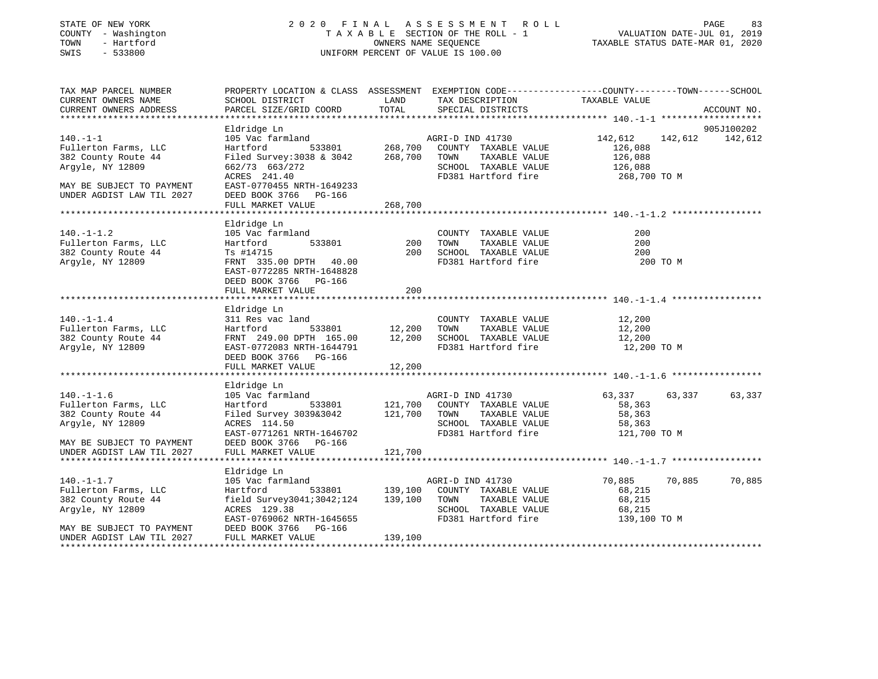STATE OF NEW YORK
COUNTY - Washington
TOWN - Hartford
SWIS - 533800

2 0 2 0 F I N A L A S S E S S M E N T R O L L
T A X A B L E SECTION OF THE ROLL - 1
OWNERS NAME SEQUENCE
UNIFORM PERCENT OF VALUE IS 100.00

VALUATION DATE-JUL 01, 2019
TAXABLE STATUS DATE-MAR 01, 2020

```
TAX MAP PARCEL NUMBER          PROPERTY LOCATION & CLASS  ASSESSMENT  EXEMPTION CODE------------------COUNTY--------TOWN------SCHOOL
CURRENT OWNERS NAME            SCHOOL DISTRICT               LAND     TAX DESCRIPTION            TAXABLE VALUE
CURRENT OWNERS ADDRESS         PARCEL SIZE/GRID COORD       TOTAL     SPECIAL DISTRICTS                                     ACCOUNT NO.
******************************************************************************************************* 140.-1-1 ******************
                               Eldridge Ln                                                                               905J100202
140.-1-1                       105 Vac farmland                       AGRI-D IND 41730          142,612   142,612    142,612
Fullerton Farms, LLC           Hartford          533801     268,700   COUNTY  TAXABLE VALUE       126,088
382 County Route 44            Filed Survey:3038 & 3042     268,700   TOWN    TAXABLE VALUE       126,088
Argyle, NY 12809               662/73 663/272                         SCHOOL  TAXABLE VALUE       126,088
                               ACRES 241.40                           FD381 Hartford fire         268,700 TO M
MAY BE SUBJECT TO PAYMENT      EAST-0770455 NRTH-1649233
UNDER AGDIST LAW TIL 2027      DEED BOOK 3766   PG-166
                               FULL MARKET VALUE            268,700
******************************************************************************************************* 140.-1-1.2 ****************
                               Eldridge Ln
140.-1-1.2                     105 Vac farmland                       COUNTY  TAXABLE VALUE           200
Fullerton Farms, LLC           Hartford          533801         200   TOWN    TAXABLE VALUE           200
382 County Route 44            Ts #14715                        200   SCHOOL  TAXABLE VALUE           200
Argyle, NY 12809               FRNT 335.00 DPTH  40.00                FD381 Hartford fire             200 TO M
                               EAST-0772285 NRTH-1648828
                               DEED BOOK 3766   PG-166
                               FULL MARKET VALUE                200
******************************************************************************************************* 140.-1-1.4 ****************
                               Eldridge Ln
140.-1-1.4                     311 Res vac land                       COUNTY  TAXABLE VALUE        12,200
Fullerton Farms, LLC           Hartford          533801      12,200   TOWN    TAXABLE VALUE        12,200
382 County Route 44            FRNT 249.00 DPTH 165.00       12,200   SCHOOL  TAXABLE VALUE        12,200
Argyle, NY 12809               EAST-0772083 NRTH-1644791              FD381 Hartford fire          12,200 TO M
                               DEED BOOK 3766   PG-166
                               FULL MARKET VALUE             12,200
******************************************************************************************************* 140.-1-1.6 ****************
                               Eldridge Ln
140.-1-1.6                     105 Vac farmland                       AGRI-D IND 41730           63,337    63,337     63,337
Fullerton Farms, LLC           Hartford          533801     121,700   COUNTY  TAXABLE VALUE        58,363
382 County Route 44            Filed Survey 3039&3042       121,700   TOWN    TAXABLE VALUE        58,363
Argyle, NY 12809               ACRES 114.50                           SCHOOL  TAXABLE VALUE        58,363
                               EAST-0771261 NRTH-1646702              FD381 Hartford fire         121,700 TO M
MAY BE SUBJECT TO PAYMENT      DEED BOOK 3766   PG-166
UNDER AGDIST LAW TIL 2027      FULL MARKET VALUE            121,700
******************************************************************************************************* 140.-1-1.7 ****************
                               Eldridge Ln
140.-1-1.7                     105 Vac farmland                       AGRI-D IND 41730           70,885    70,885     70,885
Fullerton Farms, LLC           Hartford          533801     139,100   COUNTY  TAXABLE VALUE        68,215
382 County Route 44            field Survey3041;3042;124    139,100   TOWN    TAXABLE VALUE        68,215
Argyle, NY 12809               ACRES 129.38                           SCHOOL  TAXABLE VALUE        68,215
                               EAST-0769062 NRTH-1645655              FD381 Hartford fire         139,100 TO M
MAY BE SUBJECT TO PAYMENT      DEED BOOK 3766   PG-166
UNDER AGDIST LAW TIL 2027      FULL MARKET VALUE            139,100
************************************************************************************************************************************
```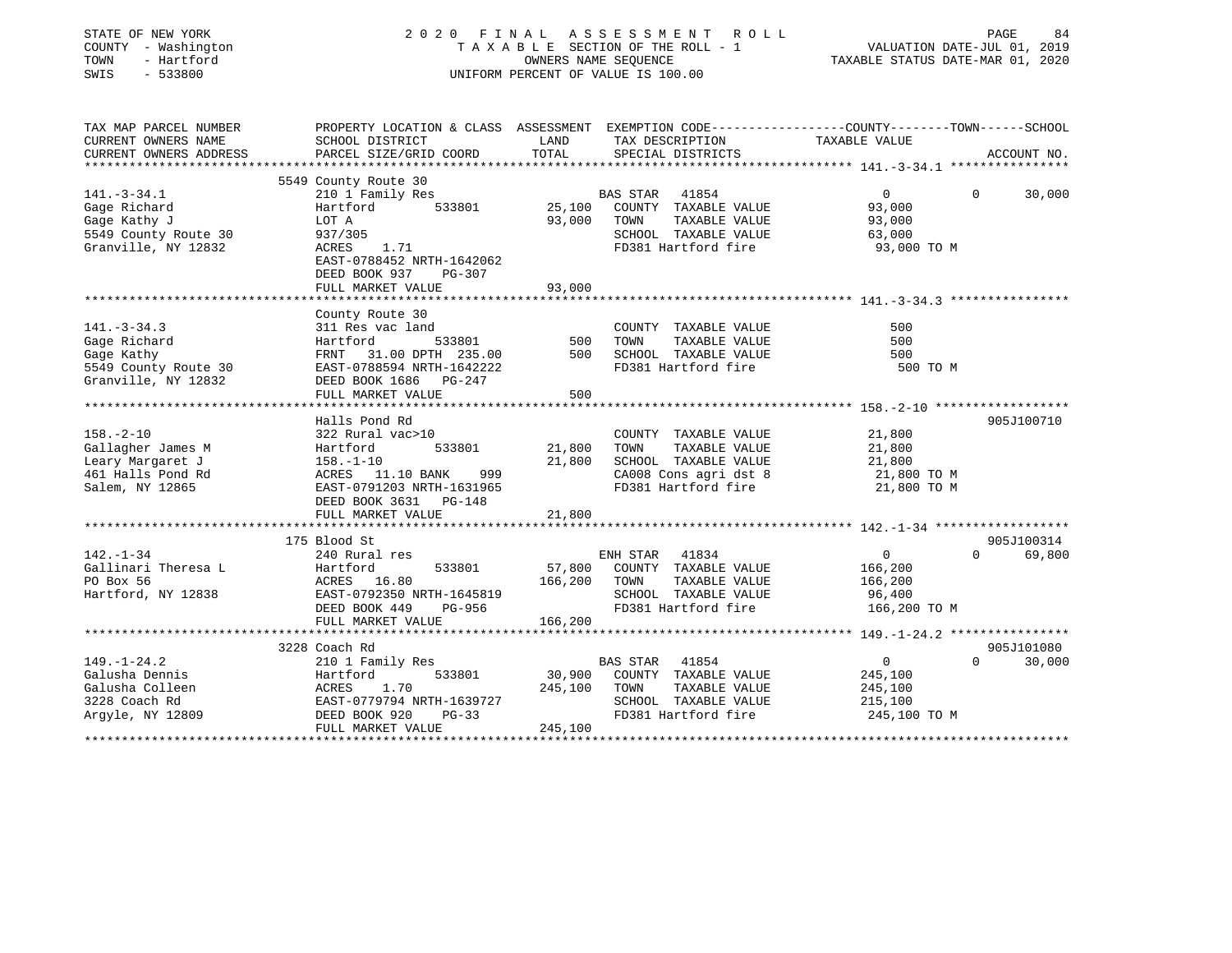STATE OF NEW YORK
COUNTY - Washington
TOWN - Hartford
SWIS - 533800

2020 FINAL ASSESSMENT ROLL
TAXABLE SECTION OF THE ROLL - 1
OWNERS NAME SEQUENCE
UNIFORM PERCENT OF VALUE IS 100.00

VALUATION DATE-JUL 01, 2019
TAXABLE STATUS DATE-MAR 01, 2020

| TAX MAP PARCEL NUMBER / CURRENT OWNERS NAME / CURRENT OWNERS ADDRESS | PROPERTY LOCATION & CLASS / SCHOOL DISTRICT / PARCEL SIZE/GRID COORD | ASSESSMENT LAND | TOTAL | EXEMPTION CODE / TAX DESCRIPTION / SPECIAL DISTRICTS | COUNTY TAXABLE VALUE | TOWN | SCHOOL | ACCOUNT NO. |
|---|---|---|---|---|---|---|---|---|
| **141.-3-34.1** | 5549 County Route 30 | | | | | | | |
| 141.-3-34.1 | 210 1 Family Res | | | BAS STAR 41854 | 0 | 0 | 30,000 | |
| Gage Richard | Hartford 533801 | 25,100 | | COUNTY TAXABLE VALUE | 93,000 | | | |
| Gage Kathy J | LOT A | | 93,000 | TOWN TAXABLE VALUE | 93,000 | | | |
| 5549 County Route 30 | 937/305 | | | SCHOOL TAXABLE VALUE | 63,000 | | | |
| Granville, NY 12832 | ACRES 1.71 | | | FD381 Hartford fire | 93,000 TO M | | | |
| | EAST-0788452 NRTH-1642062 | | | | | | | |
| | DEED BOOK 937 PG-307 | | | | | | | |
| | FULL MARKET VALUE | | 93,000 | | | | | |
| **141.-3-34.3** | County Route 30 | | | | | | | |
| 141.-3-34.3 | 311 Res vac land | | | COUNTY TAXABLE VALUE | 500 | | | |
| Gage Richard | Hartford 533801 | 500 | | TOWN TAXABLE VALUE | 500 | | | |
| Gage Kathy | FRNT 31.00 DPTH 235.00 | | 500 | SCHOOL TAXABLE VALUE | 500 | | | |
| 5549 County Route 30 | EAST-0788594 NRTH-1642222 | | | FD381 Hartford fire | 500 TO M | | | |
| Granville, NY 12832 | DEED BOOK 1686 PG-247 | | | | | | | |
| | FULL MARKET VALUE | | 500 | | | | | |
| **158.-2-10** | Halls Pond Rd | | | | | | | 905J100710 |
| 158.-2-10 | 322 Rural vac>10 | | | COUNTY TAXABLE VALUE | 21,800 | | | |
| Gallagher James M | Hartford 533801 | 21,800 | | TOWN TAXABLE VALUE | 21,800 | | | |
| Leary Margaret J | 158.-1-10 | | 21,800 | SCHOOL TAXABLE VALUE | 21,800 | | | |
| 461 Halls Pond Rd | ACRES 11.10 BANK 999 | | | CA008 Cons agri dst 8 | 21,800 TO M | | | |
| Salem, NY 12865 | EAST-0791203 NRTH-1631965 | | | FD381 Hartford fire | 21,800 TO M | | | |
| | DEED BOOK 3631 PG-148 | | | | | | | |
| | FULL MARKET VALUE | | 21,800 | | | | | |
| **142.-1-34** | 175 Blood St | | | | | | | 905J100314 |
| 142.-1-34 | 240 Rural res | | | ENH STAR 41834 | 0 | 0 | 69,800 | |
| Gallinari Theresa L | Hartford 533801 | 57,800 | | COUNTY TAXABLE VALUE | 166,200 | | | |
| PO Box 56 | ACRES 16.80 | | 166,200 | TOWN TAXABLE VALUE | 166,200 | | | |
| Hartford, NY 12838 | EAST-0792350 NRTH-1645819 | | | SCHOOL TAXABLE VALUE | 96,400 | | | |
| | DEED BOOK 449 PG-956 | | | FD381 Hartford fire | 166,200 TO M | | | |
| | FULL MARKET VALUE | | 166,200 | | | | | |
| **149.-1-24.2** | 3228 Coach Rd | | | | | | | 905J101080 |
| 149.-1-24.2 | 210 1 Family Res | | | BAS STAR 41854 | 0 | 0 | 30,000 | |
| Galusha Dennis | Hartford 533801 | 30,900 | | COUNTY TAXABLE VALUE | 245,100 | | | |
| Galusha Colleen | ACRES 1.70 | | 245,100 | TOWN TAXABLE VALUE | 245,100 | | | |
| 3228 Coach Rd | EAST-0779794 NRTH-1639727 | | | SCHOOL TAXABLE VALUE | 215,100 | | | |
| Argyle, NY 12809 | DEED BOOK 920 PG-33 | | | FD381 Hartford fire | 245,100 TO M | | | |
| | FULL MARKET VALUE | | 245,100 | | | | | |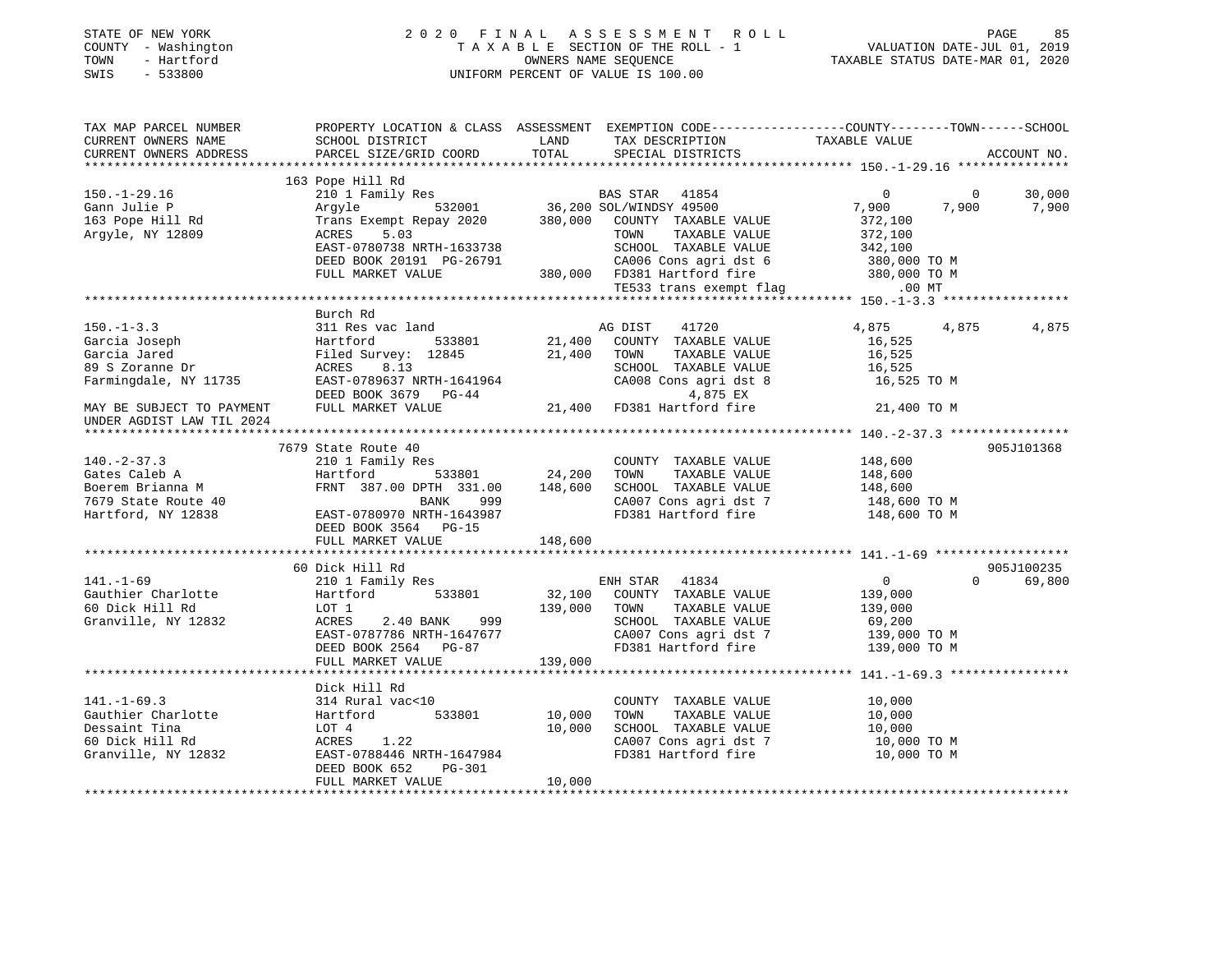STATE OF NEW YORK
COUNTY - Washington
TOWN - Hartford
SWIS - 533800

2 0 2 0 F I N A L A S S E S S M E N T R O L L
T A X A B L E SECTION OF THE ROLL - 1
OWNERS NAME SEQUENCE
UNIFORM PERCENT OF VALUE IS 100.00

VALUATION DATE-JUL 01, 2019
TAXABLE STATUS DATE-MAR 01, 2020

```
TAX MAP PARCEL NUMBER          PROPERTY LOCATION & CLASS  ASSESSMENT  EXEMPTION CODE------------------COUNTY--------TOWN------SCHOOL
CURRENT OWNERS NAME            SCHOOL DISTRICT              LAND       TAX DESCRIPTION             TAXABLE VALUE
CURRENT OWNERS ADDRESS         PARCEL SIZE/GRID COORD       TOTAL      SPECIAL DISTRICTS                                        ACCOUNT NO.
****************************************************************************************************** 150.-1-29.16 ***************
                               163 Pope Hill Rd
150.-1-29.16                   210 1 Family Res                         BAS STAR   41854              0           0        30,000
Gann Julie P                   Argyle          532001        36,200 SOL/WINDSY 49500              7,900       7,900         7,900
163 Pope Hill Rd               Trans Exempt Repay 2020      380,000    COUNTY  TAXABLE VALUE         372,100
Argyle, NY 12809               ACRES     5.03                          TOWN    TAXABLE VALUE         372,100
                               EAST-0780738 NRTH-1633738               SCHOOL  TAXABLE VALUE         342,100
                               DEED BOOK 20191 PG-26791                CA006 Cons agri dst 6          380,000 TO M
                               FULL MARKET VALUE            380,000    FD381 Hartford fire            380,000 TO M
                                                                       TE533 trans exempt flag            .00 MT
****************************************************************************************************** 150.-1-3.3 *****************
                               Burch Rd
150.-1-3.3                     311 Res vac land                         AG DIST    41720          4,875       4,875         4,875
Garcia Joseph                  Hartford        533801        21,400    COUNTY  TAXABLE VALUE          16,525
Garcia Jared                   Filed Survey: 12845           21,400    TOWN    TAXABLE VALUE          16,525
89 S Zoranne Dr                ACRES     8.13                          SCHOOL  TAXABLE VALUE          16,525
Farmingdale, NY 11735          EAST-0789637 NRTH-1641964               CA008 Cons agri dst 8           16,525 TO M
                               DEED BOOK 3679   PG-44                          4,875 EX
MAY BE SUBJECT TO PAYMENT      FULL MARKET VALUE             21,400    FD381 Hartford fire             21,400 TO M
UNDER AGDIST LAW TIL 2024
****************************************************************************************************** 140.-2-37.3 ****************
                               7679 State Route 40                                                                   905J101368
140.-2-37.3                    210 1 Family Res                        COUNTY  TAXABLE VALUE         148,600
Gates Caleb A                  Hartford        533801        24,200    TOWN    TAXABLE VALUE         148,600
Boerem Brianna M               FRNT 387.00 DPTH 331.00      148,600    SCHOOL  TAXABLE VALUE         148,600
7679 State Route 40                     BANK     999                   CA007 Cons agri dst 7          148,600 TO M
Hartford, NY 12838             EAST-0780970 NRTH-1643987               FD381 Hartford fire            148,600 TO M
                               DEED BOOK 3564   PG-15
                               FULL MARKET VALUE            148,600
****************************************************************************************************** 141.-1-69 ******************
                               60 Dick Hill Rd                                                                       905J100235
141.-1-69                      210 1 Family Res                         ENH STAR   41834              0           0        69,800
Gauthier Charlotte             Hartford        533801        32,100    COUNTY  TAXABLE VALUE         139,000
60 Dick Hill Rd                LOT 1                        139,000    TOWN    TAXABLE VALUE         139,000
Granville, NY 12832            ACRES     2.40 BANK     999             SCHOOL  TAXABLE VALUE          69,200
                               EAST-0787786 NRTH-1647677               CA007 Cons agri dst 7          139,000 TO M
                               DEED BOOK 2564   PG-87                  FD381 Hartford fire            139,000 TO M
                               FULL MARKET VALUE            139,000
****************************************************************************************************** 141.-1-69.3 ****************
                               Dick Hill Rd
141.-1-69.3                    314 Rural vac<10                        COUNTY  TAXABLE VALUE          10,000
Gauthier Charlotte             Hartford        533801        10,000    TOWN    TAXABLE VALUE          10,000
Dessaint Tina                  LOT 4                         10,000    SCHOOL  TAXABLE VALUE          10,000
60 Dick Hill Rd                ACRES     1.22                          CA007 Cons agri dst 7           10,000 TO M
Granville, NY 12832            EAST-0788446 NRTH-1647984               FD381 Hartford fire             10,000 TO M
                               DEED BOOK 652    PG-301
                               FULL MARKET VALUE             10,000
************************************************************************************************************************************
```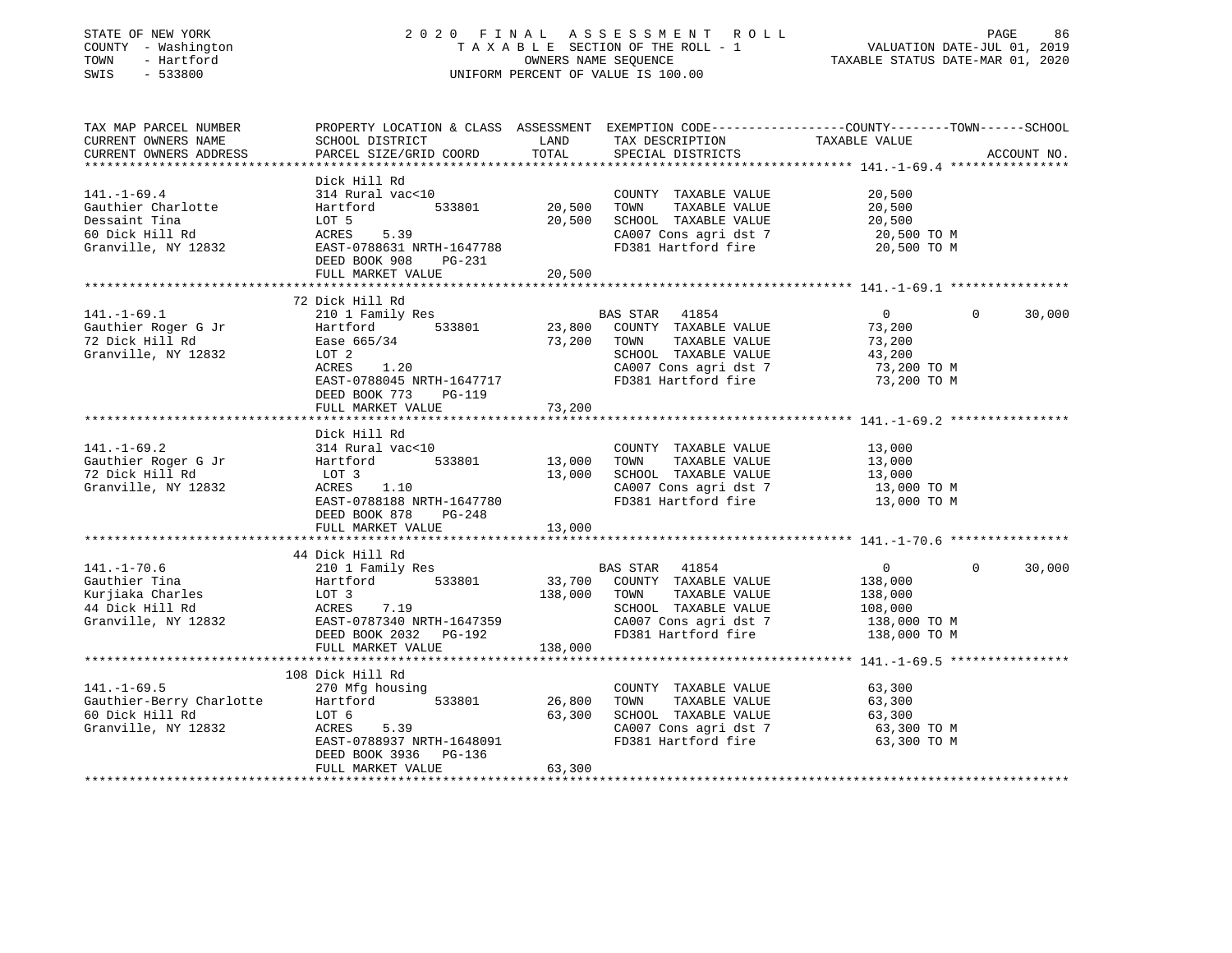STATE OF NEW YORK — COUNTY - Washington — TOWN - Hartford — SWIS - 533800

# 2020 FINAL ASSESSMENT ROLL
TAXABLE SECTION OF THE ROLL - 1
OWNERS NAME SEQUENCE
UNIFORM PERCENT OF VALUE IS 100.00

VALUATION DATE-JUL 01, 2019
TAXABLE STATUS DATE-MAR 01, 2020

```
TAX MAP PARCEL NUMBER          PROPERTY LOCATION & CLASS  ASSESSMENT  EXEMPTION CODE------------------COUNTY--------TOWN------SCHOOL
CURRENT OWNERS NAME            SCHOOL DISTRICT               LAND      TAX DESCRIPTION            TAXABLE VALUE
CURRENT OWNERS ADDRESS         PARCEL SIZE/GRID COORD        TOTAL     SPECIAL DISTRICTS                                   ACCOUNT NO.
******************************************************************************************************* 141.-1-69.4 ****************
                               Dick Hill Rd
141.-1-69.4                    314 Rural vac<10                         COUNTY  TAXABLE VALUE          20,500
Gauthier Charlotte             Hartford         533801       20,500    TOWN    TAXABLE VALUE          20,500
Dessaint Tina                  LOT 5                         20,500    SCHOOL  TAXABLE VALUE          20,500
60 Dick Hill Rd                ACRES    5.39                            CA007 Cons agri dst 7           20,500 TO M
Granville, NY 12832            EAST-0788631 NRTH-1647788                FD381 Hartford fire             20,500 TO M
                               DEED BOOK 908    PG-231
                               FULL MARKET VALUE             20,500
******************************************************************************************************* 141.-1-69.1 ****************
                               72 Dick Hill Rd
141.-1-69.1                    210 1 Family Res                         BAS STAR   41854                   0          0     30,000
Gauthier Roger G Jr            Hartford         533801       23,800    COUNTY  TAXABLE VALUE          73,200
72 Dick Hill Rd                Ease 665/34                   73,200    TOWN    TAXABLE VALUE          73,200
Granville, NY 12832            LOT 2                                    SCHOOL  TAXABLE VALUE          43,200
                               ACRES    1.20                            CA007 Cons agri dst 7           73,200 TO M
                               EAST-0788045 NRTH-1647717                FD381 Hartford fire             73,200 TO M
                               DEED BOOK 773    PG-119
                               FULL MARKET VALUE             73,200
******************************************************************************************************* 141.-1-69.2 ****************
                               Dick Hill Rd
141.-1-69.2                    314 Rural vac<10                         COUNTY  TAXABLE VALUE          13,000
Gauthier Roger G Jr            Hartford         533801       13,000    TOWN    TAXABLE VALUE          13,000
72 Dick Hill Rd                LOT 3                         13,000    SCHOOL  TAXABLE VALUE          13,000
Granville, NY 12832            ACRES    1.10                            CA007 Cons agri dst 7           13,000 TO M
                               EAST-0788188 NRTH-1647780                FD381 Hartford fire             13,000 TO M
                               DEED BOOK 878    PG-248
                               FULL MARKET VALUE             13,000
******************************************************************************************************* 141.-1-70.6 ****************
                               44 Dick Hill Rd
141.-1-70.6                    210 1 Family Res                         BAS STAR   41854                   0          0     30,000
Gauthier Tina                  Hartford         533801       33,700    COUNTY  TAXABLE VALUE         138,000
Kurjiaka Charles               LOT 3                        138,000    TOWN    TAXABLE VALUE         138,000
44 Dick Hill Rd                ACRES    7.19                            SCHOOL  TAXABLE VALUE         108,000
Granville, NY 12832            EAST-0787340 NRTH-1647359                CA007 Cons agri dst 7          138,000 TO M
                               DEED BOOK 2032   PG-192                  FD381 Hartford fire            138,000 TO M
                               FULL MARKET VALUE            138,000
******************************************************************************************************* 141.-1-69.5 ****************
                               108 Dick Hill Rd
141.-1-69.5                    270 Mfg housing                          COUNTY  TAXABLE VALUE          63,300
Gauthier-Berry Charlotte       Hartford         533801       26,800    TOWN    TAXABLE VALUE          63,300
60 Dick Hill Rd                LOT 6                         63,300    SCHOOL  TAXABLE VALUE          63,300
Granville, NY 12832            ACRES    5.39                            CA007 Cons agri dst 7           63,300 TO M
                               EAST-0788937 NRTH-1648091                FD381 Hartford fire             63,300 TO M
                               DEED BOOK 3936   PG-136
                               FULL MARKET VALUE             63,300
************************************************************************************************************************************
```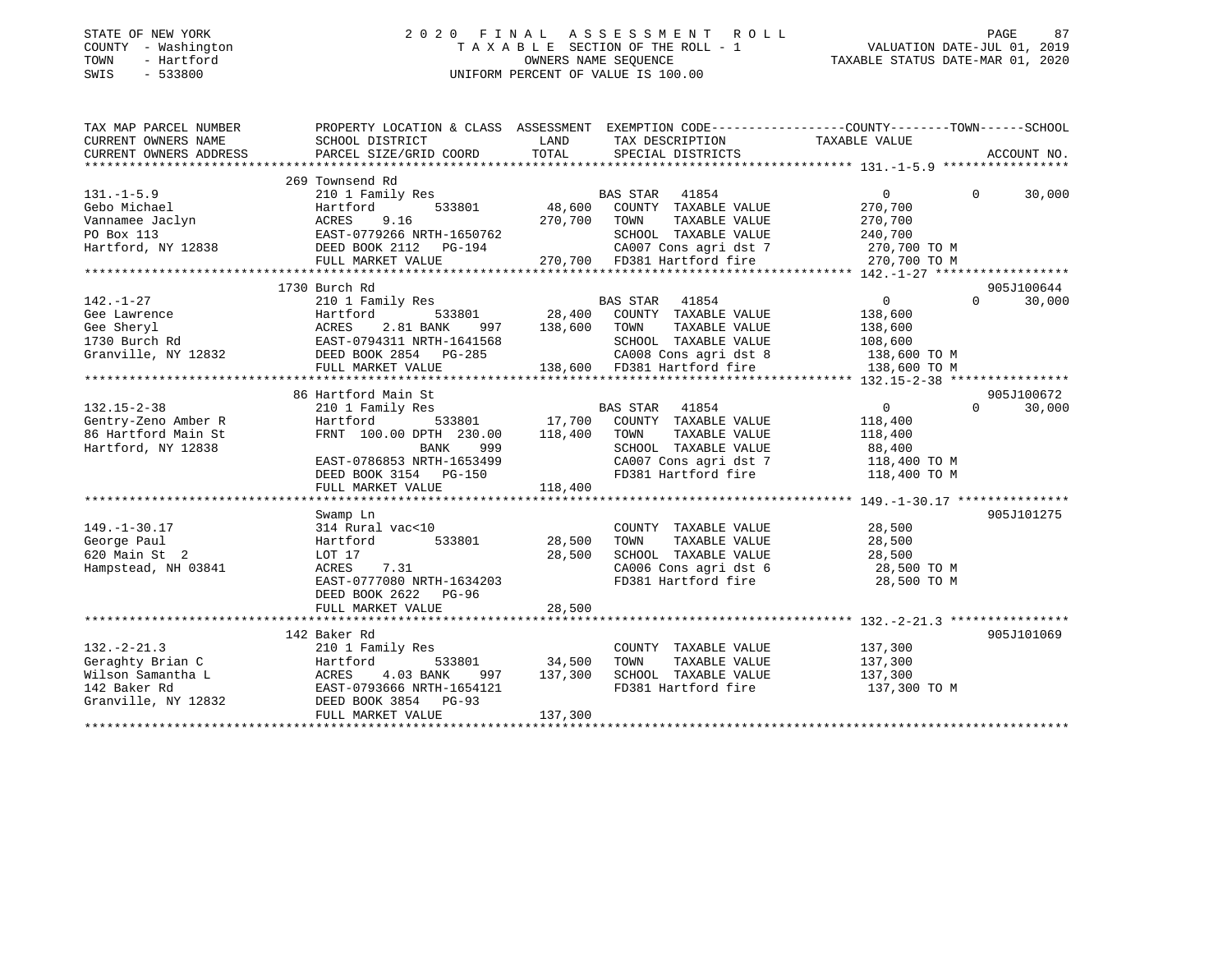STATE OF NEW YORK 2020 FINAL ASSESSMENT ROLL
COUNTY - Washington TAXABLE SECTION OF THE ROLL - 1 VALUATION DATE-JUL 01, 2019
TOWN - Hartford OWNERS NAME SEQUENCE TAXABLE STATUS DATE-MAR 01, 2020
SWIS - 533800 UNIFORM PERCENT OF VALUE IS 100.00

| TAX MAP PARCEL NUMBER / CURRENT OWNERS NAME / CURRENT OWNERS ADDRESS | PROPERTY LOCATION & CLASS / SCHOOL DISTRICT / PARCEL SIZE/GRID COORD | LAND | ASSESSMENT TOTAL | EXEMPTION CODE / TAX DESCRIPTION / SPECIAL DISTRICTS | COUNTY TAXABLE VALUE | TOWN | SCHOOL | ACCOUNT NO. |
|---|---|---|---|---|---|---|---|---|
| 131.-1-5.9 | 269 Townsend Rd | | | | | | | |
| Gebo Michael | 210 1 Family Res | | | BAS STAR 41854 | 0 | 0 | 30,000 | |
| Vannamee Jaclyn | Hartford 533801 | 48,600 | | COUNTY TAXABLE VALUE | 270,700 | | | |
| PO Box 113 | ACRES 9.16 | | 270,700 | TOWN TAXABLE VALUE | 270,700 | | | |
| Hartford, NY 12838 | EAST-0779266 NRTH-1650762 | | | SCHOOL TAXABLE VALUE | 240,700 | | | |
| | DEED BOOK 2112 PG-194 | | | CA007 Cons agri dst 7 | 270,700 TO M | | | |
| | FULL MARKET VALUE | | 270,700 | FD381 Hartford fire | 270,700 TO M | | | |
| 142.-1-27 | 1730 Burch Rd | | | | | | | 905J100644 |
| Gee Lawrence | 210 1 Family Res | | | BAS STAR 41854 | 0 | 0 | 30,000 | |
| Gee Sheryl | Hartford 533801 | 28,400 | | COUNTY TAXABLE VALUE | 138,600 | | | |
| 1730 Burch Rd | ACRES 2.81 BANK 997 | | 138,600 | TOWN TAXABLE VALUE | 138,600 | | | |
| Granville, NY 12832 | EAST-0794311 NRTH-1641568 | | | SCHOOL TAXABLE VALUE | 108,600 | | | |
| | DEED BOOK 2854 PG-285 | | | CA008 Cons agri dst 8 | 138,600 TO M | | | |
| | FULL MARKET VALUE | | 138,600 | FD381 Hartford fire | 138,600 TO M | | | |
| 132.15-2-38 | 86 Hartford Main St | | | | | | | 905J100672 |
| Gentry-Zeno Amber R | 210 1 Family Res | | | BAS STAR 41854 | 0 | 0 | 30,000 | |
| 86 Hartford Main St | Hartford 533801 | 17,700 | | COUNTY TAXABLE VALUE | 118,400 | | | |
| Hartford, NY 12838 | FRNT 100.00 DPTH 230.00 | | 118,400 | TOWN TAXABLE VALUE | 118,400 | | | |
| | BANK 999 | | | SCHOOL TAXABLE VALUE | 88,400 | | | |
| | EAST-0786853 NRTH-1653499 | | | CA007 Cons agri dst 7 | 118,400 TO M | | | |
| | DEED BOOK 3154 PG-150 | | | FD381 Hartford fire | 118,400 TO M | | | |
| | FULL MARKET VALUE | | 118,400 | | | | | |
| 149.-1-30.17 | Swamp Ln | | | | | | | 905J101275 |
| George Paul | 314 Rural vac<10 | | | COUNTY TAXABLE VALUE | 28,500 | | | |
| 620 Main St 2 | Hartford 533801 | 28,500 | | TOWN TAXABLE VALUE | 28,500 | | | |
| Hampstead, NH 03841 | LOT 17 | | 28,500 | SCHOOL TAXABLE VALUE | 28,500 | | | |
| | ACRES 7.31 | | | CA006 Cons agri dst 6 | 28,500 TO M | | | |
| | EAST-0777080 NRTH-1634203 | | | FD381 Hartford fire | 28,500 TO M | | | |
| | DEED BOOK 2622 PG-96 | | | | | | | |
| | FULL MARKET VALUE | | 28,500 | | | | | |
| 132.-2-21.3 | 142 Baker Rd | | | | | | | 905J101069 |
| Geraghty Brian C | 210 1 Family Res | | | COUNTY TAXABLE VALUE | 137,300 | | | |
| Wilson Samantha L | Hartford 533801 | 34,500 | | TOWN TAXABLE VALUE | 137,300 | | | |
| 142 Baker Rd | ACRES 4.03 BANK 997 | | 137,300 | SCHOOL TAXABLE VALUE | 137,300 | | | |
| Granville, NY 12832 | EAST-0793666 NRTH-1654121 | | | FD381 Hartford fire | 137,300 TO M | | | |
| | DEED BOOK 3854 PG-93 | | | | | | | |
| | FULL MARKET VALUE | | 137,300 | | | | | |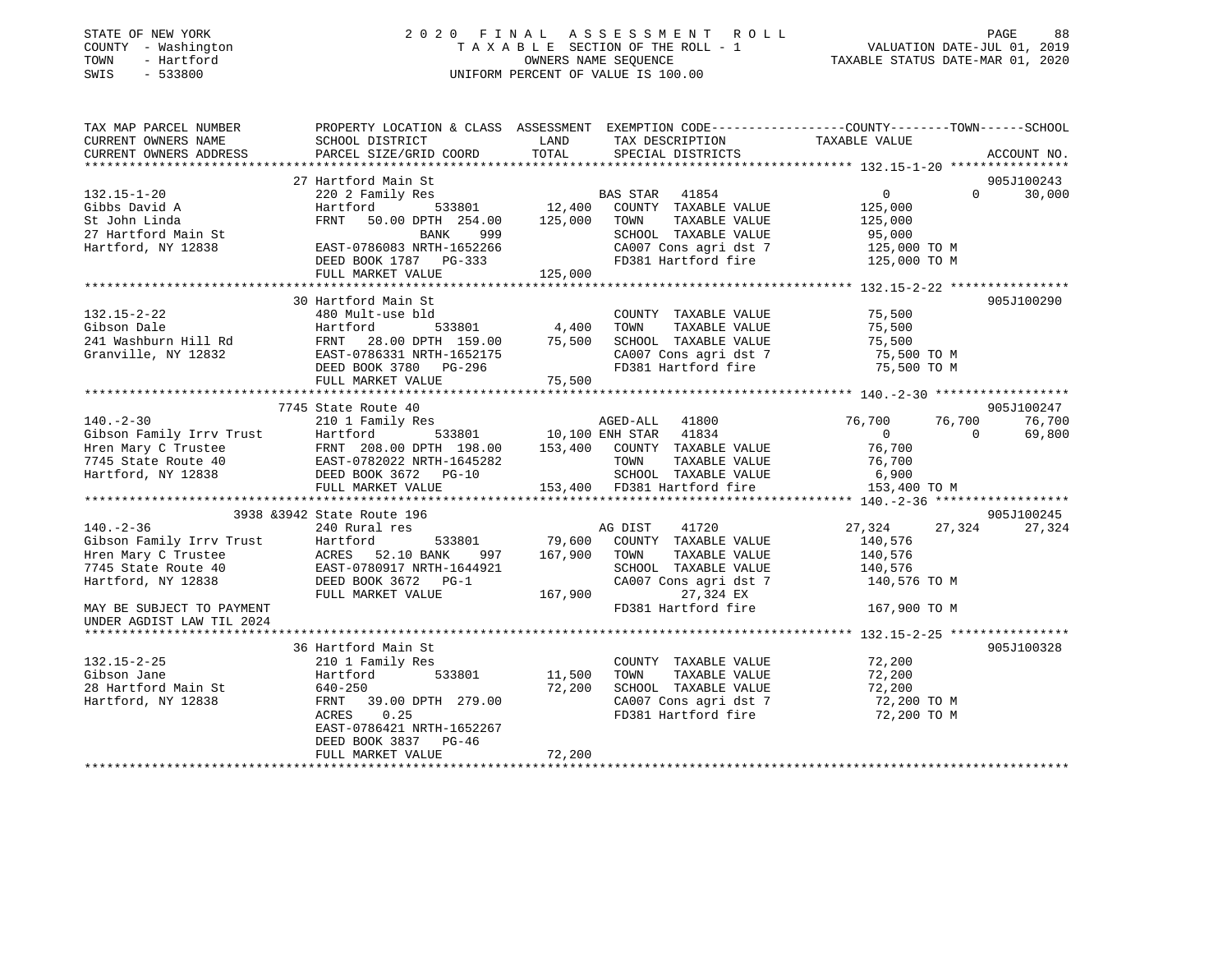STATE OF NEW YORK
COUNTY - Washington
TOWN - Hartford
SWIS - 533800

# 2020 FINAL ASSESSMENT ROLL

TAXABLE SECTION OF THE ROLL - 1
OWNERS NAME SEQUENCE
UNIFORM PERCENT OF VALUE IS 100.00

VALUATION DATE-JUL 01, 2019
TAXABLE STATUS DATE-MAR 01, 2020

```
TAX MAP PARCEL NUMBER          PROPERTY LOCATION & CLASS  ASSESSMENT  EXEMPTION CODE------------------COUNTY--------TOWN------SCHOOL
CURRENT OWNERS NAME            SCHOOL DISTRICT               LAND      TAX DESCRIPTION            TAXABLE VALUE
CURRENT OWNERS ADDRESS         PARCEL SIZE/GRID COORD        TOTAL     SPECIAL DISTRICTS                                       ACCOUNT NO.
****************************************************************************************************** 132.15-1-20 ****************
                               27 Hartford Main St                                                                              905J100243
132.15-1-20                    220 2 Family Res                        BAS STAR   41854                0            0       30,000
Gibbs David A                  Hartford          533801       12,400   COUNTY  TAXABLE VALUE          125,000
St John Linda                  FRNT   50.00 DPTH 254.00      125,000   TOWN    TAXABLE VALUE          125,000
27 Hartford Main St                      BANK     999                  SCHOOL  TAXABLE VALUE           95,000
Hartford, NY 12838             EAST-0786083 NRTH-1652266               CA007 Cons agri dst 7          125,000 TO M
                               DEED BOOK 1787   PG-333                 FD381 Hartford fire            125,000 TO M
                               FULL MARKET VALUE             125,000
****************************************************************************************************** 132.15-2-22 ****************
                               30 Hartford Main St                                                                              905J100290
132.15-2-22                    480 Mult-use bld                        COUNTY  TAXABLE VALUE           75,500
Gibson Dale                    Hartford          533801        4,400   TOWN    TAXABLE VALUE           75,500
241 Washburn Hill Rd           FRNT   28.00 DPTH 159.00       75,500   SCHOOL  TAXABLE VALUE           75,500
Granville, NY 12832            EAST-0786331 NRTH-1652175               CA007 Cons agri dst 7           75,500 TO M
                               DEED BOOK 3780   PG-296                 FD381 Hartford fire             75,500 TO M
                               FULL MARKET VALUE              75,500
****************************************************************************************************** 140.-2-30 ******************
                               7745 State Route 40                                                                              905J100247
140.-2-30                      210 1 Family Res                        AGED-ALL   41800           76,700       76,700       76,700
Gibson Family Irrv Trust       Hartford          533801       10,100 ENH STAR  41834                  0            0       69,800
Hren Mary C Trustee            FRNT  208.00 DPTH 198.00      153,400   COUNTY  TAXABLE VALUE           76,700
7745 State Route 40            EAST-0782022 NRTH-1645282               TOWN    TAXABLE VALUE           76,700
Hartford, NY 12838             DEED BOOK 3672   PG-10                  SCHOOL  TAXABLE VALUE            6,900
                               FULL MARKET VALUE             153,400   FD381 Hartford fire            153,400 TO M
****************************************************************************************************** 140.-2-36 ******************
                               3938 &3942 State Route 196                                                                       905J100245
140.-2-36                      240 Rural res                           AG DIST    41720           27,324       27,324       27,324
Gibson Family Irrv Trust       Hartford          533801       79,600   COUNTY  TAXABLE VALUE          140,576
Hren Mary C Trustee            ACRES   52.10 BANK     997    167,900   TOWN    TAXABLE VALUE          140,576
7745 State Route 40            EAST-0780917 NRTH-1644921               SCHOOL  TAXABLE VALUE          140,576
Hartford, NY 12838             DEED BOOK 3672   PG-1                   CA007 Cons agri dst 7          140,576 TO M
                               FULL MARKET VALUE             167,900         27,324 EX
MAY BE SUBJECT TO PAYMENT                                              FD381 Hartford fire            167,900 TO M
UNDER AGDIST LAW TIL 2024
****************************************************************************************************** 132.15-2-25 ****************
                               36 Hartford Main St                                                                              905J100328
132.15-2-25                    210 1 Family Res                        COUNTY  TAXABLE VALUE           72,200
Gibson Jane                    Hartford          533801       11,500   TOWN    TAXABLE VALUE           72,200
28 Hartford Main St            640-250                        72,200   SCHOOL  TAXABLE VALUE           72,200
Hartford, NY 12838             FRNT   39.00 DPTH 279.00                CA007 Cons agri dst 7           72,200 TO M
                               ACRES    0.25                           FD381 Hartford fire             72,200 TO M
                               EAST-0786421 NRTH-1652267
                               DEED BOOK 3837   PG-46
                               FULL MARKET VALUE              72,200
************************************************************************************************************************************
```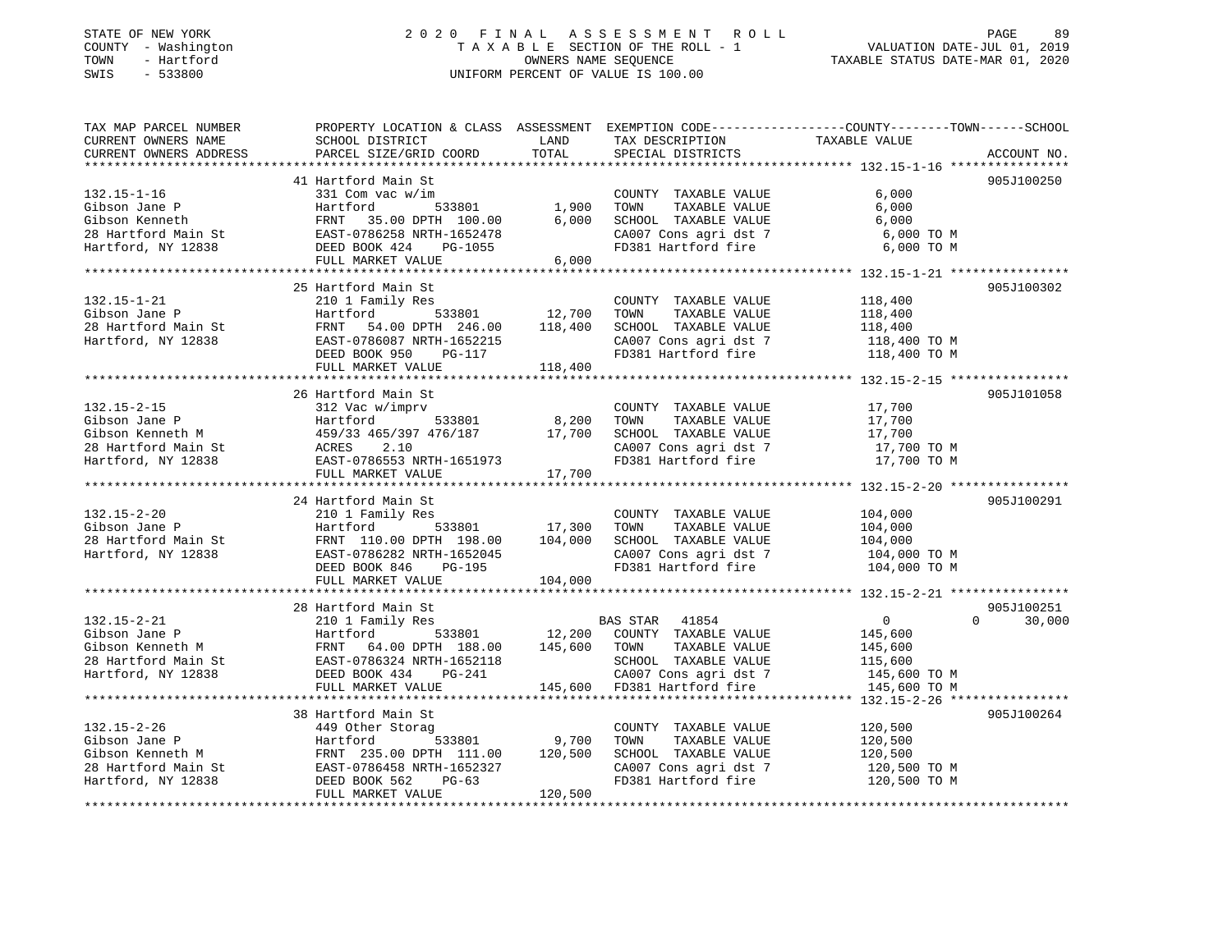STATE OF NEW YORK
COUNTY - Washington
TOWN - Hartford
SWIS - 533800

# 2020 FINAL ASSESSMENT ROLL

TAXABLE SECTION OF THE ROLL - 1
OWNERS NAME SEQUENCE
UNIFORM PERCENT OF VALUE IS 100.00

VALUATION DATE-JUL 01, 2019
TAXABLE STATUS DATE-MAR 01, 2020

| TAX MAP PARCEL NUMBER / CURRENT OWNERS NAME / CURRENT OWNERS ADDRESS | PROPERTY LOCATION & CLASS / SCHOOL DISTRICT / PARCEL SIZE/GRID COORD | ASSESSMENT LAND | TOTAL | EXEMPTION CODE / TAX DESCRIPTION / SPECIAL DISTRICTS | COUNTY / TOWN / SCHOOL TAXABLE VALUE | ACCOUNT NO. |
|---|---|---|---|---|---|---|
| 132.15-1-16 | 41 Hartford Main St | | | | | 905J100250 |
| | 331 Com vac w/im | | | COUNTY TAXABLE VALUE | 6,000 | |
| Gibson Jane P | Hartford 533801 | 1,900 | | TOWN TAXABLE VALUE | 6,000 | |
| Gibson Kenneth | FRNT 35.00 DPTH 100.00 | | 6,000 | SCHOOL TAXABLE VALUE | 6,000 | |
| 28 Hartford Main St | EAST-0786258 NRTH-1652478 | | | CA007 Cons agri dst 7 | 6,000 TO M | |
| Hartford, NY 12838 | DEED BOOK 424 PG-1055 | | | FD381 Hartford fire | 6,000 TO M | |
| | FULL MARKET VALUE | | 6,000 | | | |
| 132.15-1-21 | 25 Hartford Main St | | | | | 905J100302 |
| | 210 1 Family Res | | | COUNTY TAXABLE VALUE | 118,400 | |
| Gibson Jane P | Hartford 533801 | 12,700 | | TOWN TAXABLE VALUE | 118,400 | |
| 28 Hartford Main St | FRNT 54.00 DPTH 246.00 | | 118,400 | SCHOOL TAXABLE VALUE | 118,400 | |
| Hartford, NY 12838 | EAST-0786087 NRTH-1652215 | | | CA007 Cons agri dst 7 | 118,400 TO M | |
| | DEED BOOK 950 PG-117 | | | FD381 Hartford fire | 118,400 TO M | |
| | FULL MARKET VALUE | | 118,400 | | | |
| 132.15-2-15 | 26 Hartford Main St | | | | | 905J101058 |
| | 312 Vac w/imprv | | | COUNTY TAXABLE VALUE | 17,700 | |
| Gibson Jane P | Hartford 533801 | 8,200 | | TOWN TAXABLE VALUE | 17,700 | |
| Gibson Kenneth M | 459/33 465/397 476/187 | | 17,700 | SCHOOL TAXABLE VALUE | 17,700 | |
| 28 Hartford Main St | ACRES 2.10 | | | CA007 Cons agri dst 7 | 17,700 TO M | |
| Hartford, NY 12838 | EAST-0786553 NRTH-1651973 | | | FD381 Hartford fire | 17,700 TO M | |
| | FULL MARKET VALUE | | 17,700 | | | |
| 132.15-2-20 | 24 Hartford Main St | | | | | 905J100291 |
| | 210 1 Family Res | | | COUNTY TAXABLE VALUE | 104,000 | |
| Gibson Jane P | Hartford 533801 | 17,300 | | TOWN TAXABLE VALUE | 104,000 | |
| 28 Hartford Main St | FRNT 110.00 DPTH 198.00 | | 104,000 | SCHOOL TAXABLE VALUE | 104,000 | |
| Hartford, NY 12838 | EAST-0786282 NRTH-1652045 | | | CA007 Cons agri dst 7 | 104,000 TO M | |
| | DEED BOOK 846 PG-195 | | | FD381 Hartford fire | 104,000 TO M | |
| | FULL MARKET VALUE | | 104,000 | | | |
| 132.15-2-21 | 28 Hartford Main St | | | | | 905J100251 |
| | 210 1 Family Res | | | BAS STAR 41854 | 0 0 30,000 | |
| Gibson Jane P | Hartford 533801 | 12,200 | | COUNTY TAXABLE VALUE | 145,600 | |
| Gibson Kenneth M | FRNT 64.00 DPTH 188.00 | | 145,600 | TOWN TAXABLE VALUE | 145,600 | |
| 28 Hartford Main St | EAST-0786324 NRTH-1652118 | | | SCHOOL TAXABLE VALUE | 115,600 | |
| Hartford, NY 12838 | DEED BOOK 434 PG-241 | | | CA007 Cons agri dst 7 | 145,600 TO M | |
| | FULL MARKET VALUE | | 145,600 | FD381 Hartford fire | 145,600 TO M | |
| 132.15-2-26 | 38 Hartford Main St | | | | | 905J100264 |
| | 449 Other Storag | | | COUNTY TAXABLE VALUE | 120,500 | |
| Gibson Jane P | Hartford 533801 | 9,700 | | TOWN TAXABLE VALUE | 120,500 | |
| Gibson Kenneth M | FRNT 235.00 DPTH 111.00 | | 120,500 | SCHOOL TAXABLE VALUE | 120,500 | |
| 28 Hartford Main St | EAST-0786458 NRTH-1652327 | | | CA007 Cons agri dst 7 | 120,500 TO M | |
| Hartford, NY 12838 | DEED BOOK 562 PG-63 | | | FD381 Hartford fire | 120,500 TO M | |
| | FULL MARKET VALUE | | 120,500 | | | |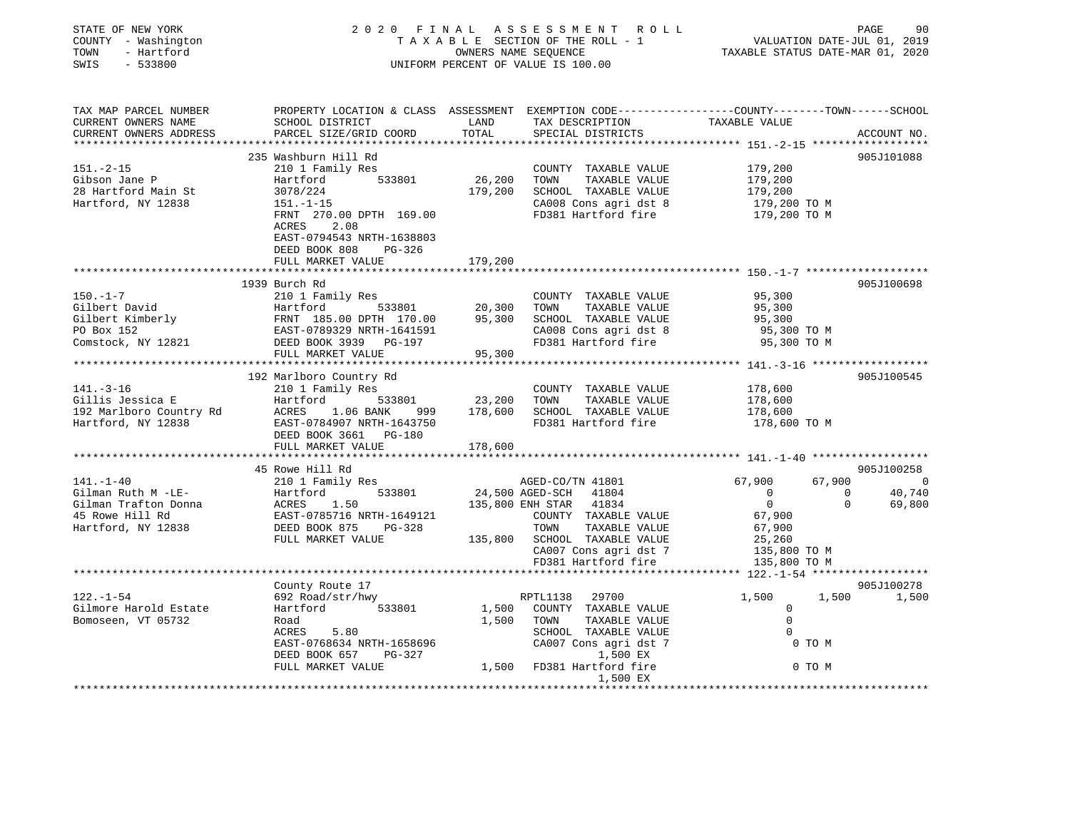STATE OF NEW YORK
COUNTY - Washington
TOWN - Hartford
SWIS - 533800

2 0 2 0 F I N A L A S S E S S M E N T R O L L
T A X A B L E SECTION OF THE ROLL - 1
OWNERS NAME SEQUENCE
UNIFORM PERCENT OF VALUE IS 100.00

VALUATION DATE-JUL 01, 2019
TAXABLE STATUS DATE-MAR 01, 2020

```
TAX MAP PARCEL NUMBER          PROPERTY LOCATION & CLASS  ASSESSMENT  EXEMPTION CODE-----------------COUNTY--------TOWN------SCHOOL
CURRENT OWNERS NAME            SCHOOL DISTRICT               LAND      TAX DESCRIPTION              TAXABLE VALUE
CURRENT OWNERS ADDRESS         PARCEL SIZE/GRID COORD        TOTAL     SPECIAL DISTRICTS                                        ACCOUNT NO.
******************************************************************************************************* 151.-2-15 ******************
                               235 Washburn Hill Rd                                                                          905J101088
151.-2-15                      210 1 Family Res                          COUNTY  TAXABLE VALUE           179,200
Gibson Jane P                  Hartford          533801      26,200      TOWN    TAXABLE VALUE           179,200
28 Hartford Main St            3078/224                     179,200      SCHOOL  TAXABLE VALUE           179,200
Hartford, NY 12838             151.-1-15                                 CA008 Cons agri dst 8            179,200 TO M
                               FRNT 270.00 DPTH 169.00                   FD381 Hartford fire              179,200 TO M
                               ACRES     2.08
                               EAST-0794543 NRTH-1638803
                               DEED BOOK 808     PG-326
                               FULL MARKET VALUE            179,200
******************************************************************************************************* 150.-1-7 *******************
                               1939 Burch Rd                                                                                 905J100698
150.-1-7                       210 1 Family Res                          COUNTY  TAXABLE VALUE            95,300
Gilbert David                  Hartford          533801      20,300      TOWN    TAXABLE VALUE            95,300
Gilbert Kimberly               FRNT 185.00 DPTH 170.00       95,300      SCHOOL  TAXABLE VALUE            95,300
PO Box 152                     EAST-0789329 NRTH-1641591                 CA008 Cons agri dst 8             95,300 TO M
Comstock, NY 12821             DEED BOOK 3939   PG-197                   FD381 Hartford fire               95,300 TO M
                               FULL MARKET VALUE             95,300
******************************************************************************************************* 141.-3-16 ******************
                               192 Marlboro Country Rd                                                                       905J100545
141.-3-16                      210 1 Family Res                          COUNTY  TAXABLE VALUE           178,600
Gillis Jessica E               Hartford          533801      23,200      TOWN    TAXABLE VALUE           178,600
192 Marlboro Country Rd        ACRES     1.06 BANK     999  178,600      SCHOOL  TAXABLE VALUE           178,600
Hartford, NY 12838             EAST-0784907 NRTH-1643750                 FD381 Hartford fire              178,600 TO M
                               DEED BOOK 3661   PG-180
                               FULL MARKET VALUE            178,600
******************************************************************************************************* 141.-1-40 ******************
                               45 Rowe Hill Rd                                                                               905J100258
141.-1-40                      210 1 Family Res                   AGED-CO/TN 41801                67,900      67,900           0
Gilman Ruth M -LE-             Hartford          533801      24,500 AGED-SCH   41804                     0           0      40,740
Gilman Trafton Donna           ACRES     1.50               135,800 ENH STAR   41834                     0           0      69,800
45 Rowe Hill Rd                EAST-0785716 NRTH-1649121                 COUNTY  TAXABLE VALUE            67,900
Hartford, NY 12838             DEED BOOK 875     PG-328                  TOWN    TAXABLE VALUE            67,900
                               FULL MARKET VALUE            135,800      SCHOOL  TAXABLE VALUE            25,260
                                                                         CA007 Cons agri dst 7            135,800 TO M
                                                                         FD381 Hartford fire              135,800 TO M
******************************************************************************************************* 122.-1-54 ******************
                               County Route 17                                                                               905J100278
122.-1-54                      692 Road/str/hwy                   RPTL1138   29700                   1,500       1,500       1,500
Gilmore Harold Estate          Hartford          533801       1,500      COUNTY  TAXABLE VALUE                 0
Bomoseen, VT 05732             Road                           1,500      TOWN    TAXABLE VALUE                 0
                               ACRES     5.80                            SCHOOL  TAXABLE VALUE                 0
                               EAST-0768634 NRTH-1658696                 CA007 Cons agri dst 7                 0 TO M
                               DEED BOOK 657     PG-327                         1,500 EX
                               FULL MARKET VALUE              1,500      FD381 Hartford fire                   0 TO M
                                                                                1,500 EX
************************************************************************************************************************************
```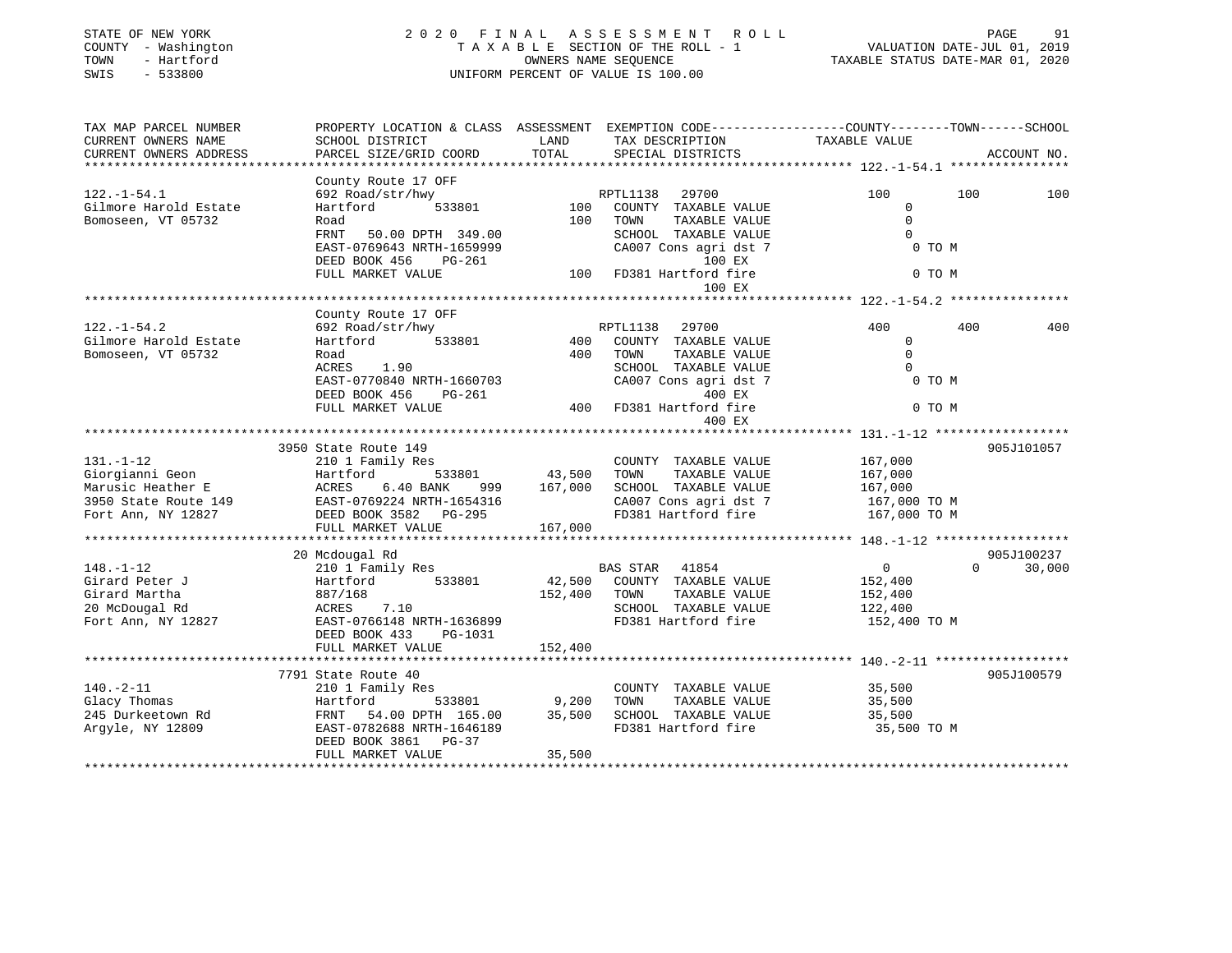STATE OF NEW YORK
COUNTY - Washington
TOWN - Hartford
SWIS - 533800

2020 FINAL ASSESSMENT ROLL
TAXABLE SECTION OF THE ROLL - 1
OWNERS NAME SEQUENCE
UNIFORM PERCENT OF VALUE IS 100.00

VALUATION DATE-JUL 01, 2019
TAXABLE STATUS DATE-MAR 01, 2020

| TAX MAP PARCEL NUMBER / CURRENT OWNERS NAME / CURRENT OWNERS ADDRESS | PROPERTY LOCATION & CLASS / SCHOOL DISTRICT / PARCEL SIZE/GRID COORD | ASSESSMENT LAND / TOTAL | EXEMPTION CODE / TAX DESCRIPTION / SPECIAL DISTRICTS | COUNTY TAXABLE VALUE | TOWN | SCHOOL | ACCOUNT NO. |
|---|---|---|---|---|---|---|---|
| **122.-1-54.1** | County Route 17 OFF | | | | | | |
| | 692 Road/str/hwy | | RPTL1138 29700 | 100 | 100 | 100 | |
| Gilmore Harold Estate | Hartford 533801 | 100 | COUNTY TAXABLE VALUE | 0 | | | |
| Bomoseen, VT 05732 | Road | 100 | TOWN TAXABLE VALUE | 0 | | | |
| | FRNT 50.00 DPTH 349.00 | | SCHOOL TAXABLE VALUE | 0 | | | |
| | EAST-0769643 NRTH-1659999 | | CA007 Cons agri dst 7 / 100 EX | 0 TO M | | | |
| | DEED BOOK 456 PG-261 | | | | | | |
| | FULL MARKET VALUE | 100 | FD381 Hartford fire / 100 EX | 0 TO M | | | |
| **122.-1-54.2** | County Route 17 OFF | | | | | | |
| | 692 Road/str/hwy | | RPTL1138 29700 | 400 | 400 | 400 | |
| Gilmore Harold Estate | Hartford 533801 | 400 | COUNTY TAXABLE VALUE | 0 | | | |
| Bomoseen, VT 05732 | Road | 400 | TOWN TAXABLE VALUE | 0 | | | |
| | ACRES 1.90 | | SCHOOL TAXABLE VALUE | 0 | | | |
| | EAST-0770840 NRTH-1660703 | | CA007 Cons agri dst 7 / 400 EX | 0 TO M | | | |
| | DEED BOOK 456 PG-261 | | | | | | |
| | FULL MARKET VALUE | 400 | FD381 Hartford fire / 400 EX | 0 TO M | | | |
| **131.-1-12** | 3950 State Route 149 | | | | | | 905J101057 |
| | 210 1 Family Res | | COUNTY TAXABLE VALUE | 167,000 | | | |
| Giorgianni Geon | Hartford 533801 | 43,500 | TOWN TAXABLE VALUE | 167,000 | | | |
| Marusic Heather E | ACRES 6.40 BANK 999 | 167,000 | SCHOOL TAXABLE VALUE | 167,000 | | | |
| 3950 State Route 149 | EAST-0769224 NRTH-1654316 | | CA007 Cons agri dst 7 | 167,000 TO M | | | |
| Fort Ann, NY 12827 | DEED BOOK 3582 PG-295 | | FD381 Hartford fire | 167,000 TO M | | | |
| | FULL MARKET VALUE | 167,000 | | | | | |
| **148.-1-12** | 20 Mcdougal Rd | | | | | | 905J100237 |
| | 210 1 Family Res | | BAS STAR 41854 | 0 | 0 | 30,000 | |
| Girard Peter J | Hartford 533801 | 42,500 | COUNTY TAXABLE VALUE | 152,400 | | | |
| Girard Martha | 887/168 | 152,400 | TOWN TAXABLE VALUE | 152,400 | | | |
| 20 McDougal Rd | ACRES 7.10 | | SCHOOL TAXABLE VALUE | 122,400 | | | |
| Fort Ann, NY 12827 | EAST-0766148 NRTH-1636899 | | FD381 Hartford fire | 152,400 TO M | | | |
| | DEED BOOK 433 PG-1031 | | | | | | |
| | FULL MARKET VALUE | 152,400 | | | | | |
| **140.-2-11** | 7791 State Route 40 | | | | | | 905J100579 |
| | 210 1 Family Res | | COUNTY TAXABLE VALUE | 35,500 | | | |
| Glacy Thomas | Hartford 533801 | 9,200 | TOWN TAXABLE VALUE | 35,500 | | | |
| 245 Durkeetown Rd | FRNT 54.00 DPTH 165.00 | 35,500 | SCHOOL TAXABLE VALUE | 35,500 | | | |
| Argyle, NY 12809 | EAST-0782688 NRTH-1646189 | | FD381 Hartford fire | 35,500 TO M | | | |
| | DEED BOOK 3861 PG-37 | | | | | | |
| | FULL MARKET VALUE | 35,500 | | | | | |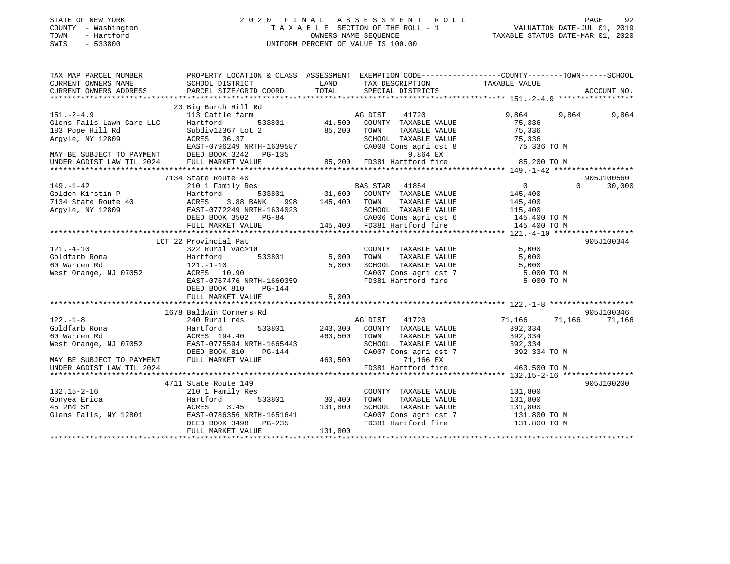STATE OF NEW YORK
COUNTY - Washington
TOWN - Hartford
SWIS - 533800

# 2020 FINAL ASSESSMENT ROLL

TAXABLE SECTION OF THE ROLL - 1
OWNERS NAME SEQUENCE
UNIFORM PERCENT OF VALUE IS 100.00

VALUATION DATE-JUL 01, 2019
TAXABLE STATUS DATE-MAR 01, 2020

```
TAX MAP PARCEL NUMBER          PROPERTY LOCATION & CLASS  ASSESSMENT  EXEMPTION CODE-----------------COUNTY--------TOWN------SCHOOL
CURRENT OWNERS NAME            SCHOOL DISTRICT               LAND      TAX DESCRIPTION            TAXABLE VALUE
CURRENT OWNERS ADDRESS         PARCEL SIZE/GRID COORD        TOTAL     SPECIAL DISTRICTS                                      ACCOUNT NO.
******************************************************************************************************* 151.-2-4.9 *****************
                             23 Big Burch Hill Rd
151.-2-4.9                   113 Cattle farm                   AG DIST    41720              9,864       9,864       9,864
Glens Falls Lawn Care LLC    Hartford        533801       41,500   COUNTY  TAXABLE VALUE          75,336
183 Pope Hill Rd             Subdiv12367 Lot 2            85,200   TOWN    TAXABLE VALUE          75,336
Argyle, NY 12809             ACRES   36.37                         SCHOOL  TAXABLE VALUE          75,336
                             EAST-0796249 NRTH-1639587             CA008 Cons agri dst 8          75,336 TO M
MAY BE SUBJECT TO PAYMENT    DEED BOOK 3242   PG-135                     9,864 EX
UNDER AGDIST LAW TIL 2024    FULL MARKET VALUE            85,200   FD381 Hartford fire            85,200 TO M
******************************************************************************************************* 149.-1-42 ******************
                             7134 State Route 40                                                                       905J100560
149.-1-42                    210 1 Family Res                  BAS STAR   41854                  0           0      30,000
Golden Kirstin P             Hartford        533801       31,600   COUNTY  TAXABLE VALUE         145,400
7134 State Route 40          ACRES    3.88 BANK    998   145,400   TOWN    TAXABLE VALUE         145,400
Argyle, NY 12809             EAST-0772249 NRTH-1634023             SCHOOL  TAXABLE VALUE         115,400
                             DEED BOOK 3502   PG-84                CA006 Cons agri dst 6         145,400 TO M
                             FULL MARKET VALUE           145,400   FD381 Hartford fire           145,400 TO M
******************************************************************************************************* 121.-4-10 ******************
                             LOT 22 Provincial Pat                                                                     905J100344
121.-4-10                    322 Rural vac>10                      COUNTY  TAXABLE VALUE           5,000
Goldfarb Rona                Hartford        533801        5,000   TOWN    TAXABLE VALUE           5,000
60 Warren Rd                 121.-1-10                     5,000   SCHOOL  TAXABLE VALUE           5,000
West Orange, NJ 07052        ACRES   10.90                         CA007 Cons agri dst 7           5,000 TO M
                             EAST-0767476 NRTH-1660359             FD381 Hartford fire             5,000 TO M
                             DEED BOOK 810    PG-144
                             FULL MARKET VALUE             5,000
******************************************************************************************************* 122.-1-8 *******************
                             1678 Baldwin Corners Rd                                                                   905J100346
122.-1-8                     240 Rural res                     AG DIST    41720             71,166      71,166      71,166
Goldfarb Rona                Hartford        533801      243,300   COUNTY  TAXABLE VALUE         392,334
60 Warren Rd                 ACRES  194.40               463,500   TOWN    TAXABLE VALUE         392,334
West Orange, NJ 07052        EAST-0775594 NRTH-1665443             SCHOOL  TAXABLE VALUE         392,334
                             DEED BOOK 810    PG-144               CA007 Cons agri dst 7         392,334 TO M
MAY BE SUBJECT TO PAYMENT    FULL MARKET VALUE           463,500         71,166 EX
UNDER AGDIST LAW TIL 2024                                          FD381 Hartford fire           463,500 TO M
******************************************************************************************************* 132.15-2-16 ****************
                             4711 State Route 149                                                                      905J100200
132.15-2-16                  210 1 Family Res                      COUNTY  TAXABLE VALUE         131,800
Gonyea Erica                 Hartford        533801       30,400   TOWN    TAXABLE VALUE         131,800
45 2nd St                    ACRES    3.45               131,800   SCHOOL  TAXABLE VALUE         131,800
Glens Falls, NY 12801        EAST-0786356 NRTH-1651641             CA007 Cons agri dst 7         131,800 TO M
                             DEED BOOK 3498   PG-235               FD381 Hartford fire           131,800 TO M
                             FULL MARKET VALUE           131,800
************************************************************************************************************************************
```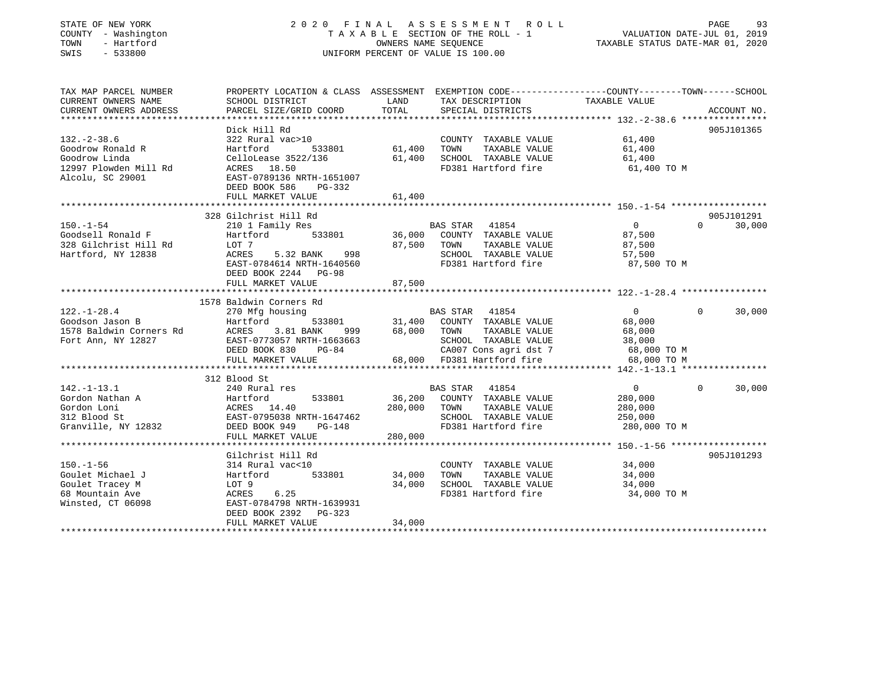STATE OF NEW YORK
COUNTY - Washington
TOWN - Hartford
SWIS - 533800

# 2020 FINAL ASSESSMENT ROLL
TAXABLE SECTION OF THE ROLL - 1
OWNERS NAME SEQUENCE
UNIFORM PERCENT OF VALUE IS 100.00

VALUATION DATE-JUL 01, 2019
TAXABLE STATUS DATE-MAR 01, 2020

| TAX MAP PARCEL NUMBER / CURRENT OWNERS NAME / CURRENT OWNERS ADDRESS | PROPERTY LOCATION & CLASS / SCHOOL DISTRICT / PARCEL SIZE/GRID COORD | ASSESSMENT LAND | TOTAL | EXEMPTION CODE / TAX DESCRIPTION / SPECIAL DISTRICTS | COUNTY TAXABLE VALUE | TOWN | SCHOOL | ACCOUNT NO. |
|---|---|---|---|---|---|---|---|---|
| 132.-2-38.6 | Dick Hill Rd | | | | | | | 905J101365 |
| 132.-2-38.6 | 322 Rural vac>10 | | | COUNTY TAXABLE VALUE | 61,400 | | | |
| Goodrow Ronald R | Hartford 533801 | 61,400 | | TOWN TAXABLE VALUE | 61,400 | | | |
| Goodrow Linda | CelloLease 3522/136 | | 61,400 | SCHOOL TAXABLE VALUE | 61,400 | | | |
| 12997 Plowden Mill Rd | ACRES 18.50 | | | FD381 Hartford fire | 61,400 TO M | | | |
| Alcolu, SC 29001 | EAST-0789136 NRTH-1651007 | | | | | | | |
| | DEED BOOK 586 PG-332 | | | | | | | |
| | FULL MARKET VALUE | | 61,400 | | | | | |
| 150.-1-54 | 328 Gilchrist Hill Rd | | | | | | | 905J101291 |
| 150.-1-54 | 210 1 Family Res | | | BAS STAR 41854 | 0 | 0 | 30,000 | |
| Goodsell Ronald F | Hartford 533801 | 36,000 | | COUNTY TAXABLE VALUE | 87,500 | | | |
| 328 Gilchrist Hill Rd | LOT 7 | | 87,500 | TOWN TAXABLE VALUE | 87,500 | | | |
| Hartford, NY 12838 | ACRES 5.32 BANK 998 | | | SCHOOL TAXABLE VALUE | 57,500 | | | |
| | EAST-0784614 NRTH-1640560 | | | FD381 Hartford fire | 87,500 TO M | | | |
| | DEED BOOK 2244 PG-98 | | | | | | | |
| | FULL MARKET VALUE | | 87,500 | | | | | |
| 122.-1-28.4 | 1578 Baldwin Corners Rd | | | | | | | |
| 122.-1-28.4 | 270 Mfg housing | | | BAS STAR 41854 | 0 | 0 | 30,000 | |
| Goodson Jason B | Hartford 533801 | 31,400 | | COUNTY TAXABLE VALUE | 68,000 | | | |
| 1578 Baldwin Corners Rd | ACRES 3.81 BANK 999 | | 68,000 | TOWN TAXABLE VALUE | 68,000 | | | |
| Fort Ann, NY 12827 | EAST-0773057 NRTH-1663663 | | | SCHOOL TAXABLE VALUE | 38,000 | | | |
| | DEED BOOK 830 PG-84 | | | CA007 Cons agri dst 7 | 68,000 TO M | | | |
| | FULL MARKET VALUE | | 68,000 | FD381 Hartford fire | 68,000 TO M | | | |
| 142.-1-13.1 | 312 Blood St | | | | | | | |
| 142.-1-13.1 | 240 Rural res | | | BAS STAR 41854 | 0 | 0 | 30,000 | |
| Gordon Nathan A | Hartford 533801 | 36,200 | | COUNTY TAXABLE VALUE | 280,000 | | | |
| Gordon Loni | ACRES 14.40 | | 280,000 | TOWN TAXABLE VALUE | 280,000 | | | |
| 312 Blood St | EAST-0795038 NRTH-1647462 | | | SCHOOL TAXABLE VALUE | 250,000 | | | |
| Granville, NY 12832 | DEED BOOK 949 PG-148 | | | FD381 Hartford fire | 280,000 TO M | | | |
| | FULL MARKET VALUE | | 280,000 | | | | | |
| 150.-1-56 | Gilchrist Hill Rd | | | | | | | 905J101293 |
| 150.-1-56 | 314 Rural vac<10 | | | COUNTY TAXABLE VALUE | 34,000 | | | |
| Goulet Michael J | Hartford 533801 | 34,000 | | TOWN TAXABLE VALUE | 34,000 | | | |
| Goulet Tracey M | LOT 9 | | 34,000 | SCHOOL TAXABLE VALUE | 34,000 | | | |
| 68 Mountain Ave | ACRES 6.25 | | | FD381 Hartford fire | 34,000 TO M | | | |
| Winsted, CT 06098 | EAST-0784798 NRTH-1639931 | | | | | | | |
| | DEED BOOK 2392 PG-323 | | | | | | | |
| | FULL MARKET VALUE | | 34,000 | | | | | |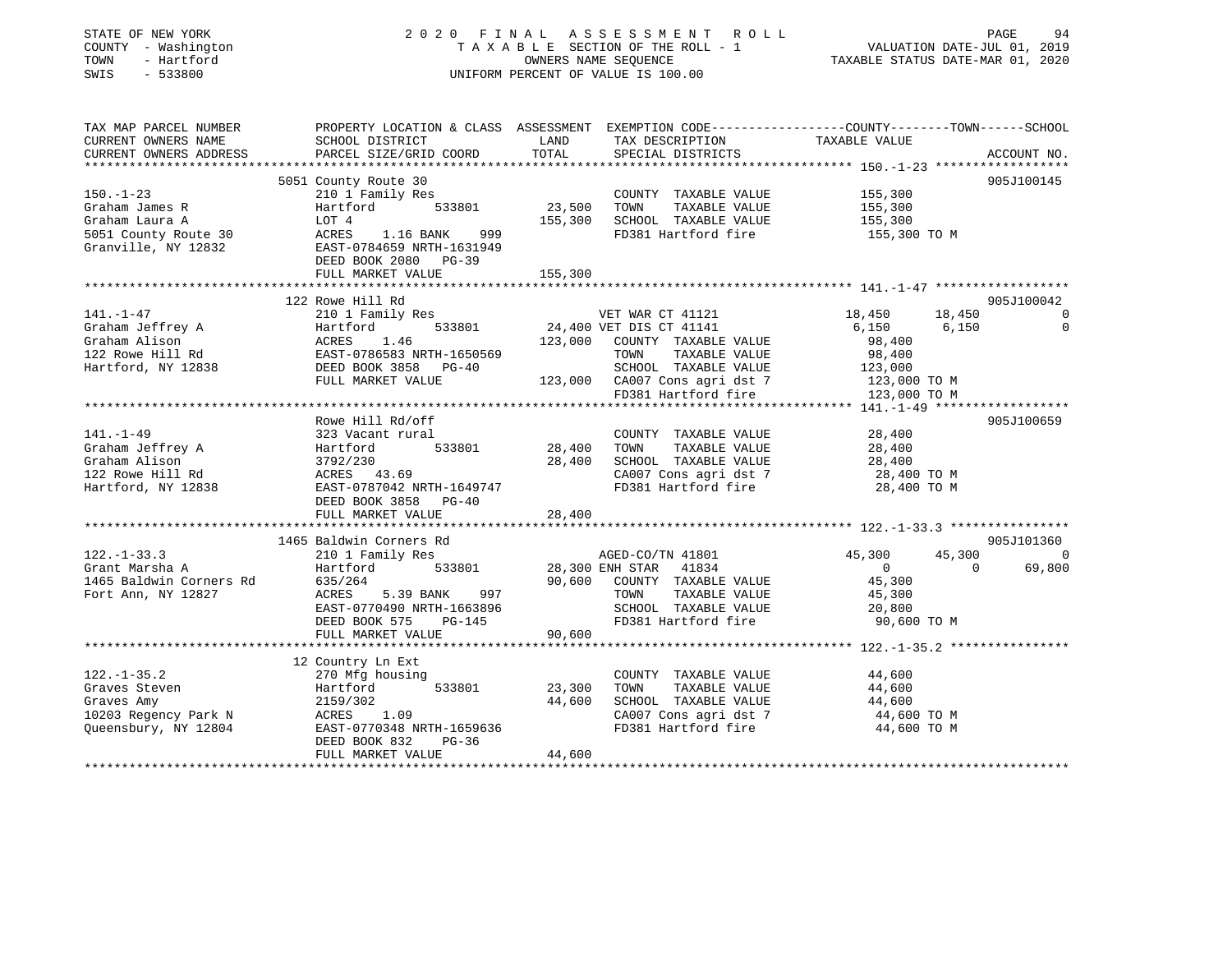STATE OF NEW YORK
COUNTY - Washington
TOWN - Hartford
SWIS - 533800

# 2020 FINAL ASSESSMENT ROLL

TAXABLE SECTION OF THE ROLL - 1
OWNERS NAME SEQUENCE
UNIFORM PERCENT OF VALUE IS 100.00

VALUATION DATE-JUL 01, 2019
TAXABLE STATUS DATE-MAR 01, 2020

```
TAX MAP PARCEL NUMBER          PROPERTY LOCATION & CLASS  ASSESSMENT  EXEMPTION CODE-----------------COUNTY--------TOWN------SCHOOL
CURRENT OWNERS NAME            SCHOOL DISTRICT               LAND      TAX DESCRIPTION            TAXABLE VALUE
CURRENT OWNERS ADDRESS         PARCEL SIZE/GRID COORD        TOTAL     SPECIAL DISTRICTS                                    ACCOUNT NO.
******************************************************************************************************* 150.-1-23 ******************
                               5051 County Route 30                                                                       905J100145
150.-1-23                      210 1 Family Res                        COUNTY  TAXABLE VALUE          155,300
Graham James R                 Hartford        533801       23,500     TOWN    TAXABLE VALUE          155,300
Graham Laura A                 LOT 4                       155,300     SCHOOL  TAXABLE VALUE          155,300
5051 County Route 30           ACRES    1.16 BANK    999               FD381 Hartford fire             155,300 TO M
Granville, NY 12832            EAST-0784659 NRTH-1631949
                               DEED BOOK 2080   PG-39
                               FULL MARKET VALUE           155,300
******************************************************************************************************* 141.-1-47 ******************
                               122 Rowe Hill Rd                                                                           905J100042
141.-1-47                      210 1 Family Res                        VET WAR CT 41121           18,450     18,450              0
Graham Jeffrey A               Hartford        533801       24,400 VET DIS CT 41141                6,150      6,150              0
Graham Alison                  ACRES    1.46               123,000     COUNTY  TAXABLE VALUE           98,400
122 Rowe Hill Rd               EAST-0786583 NRTH-1650569               TOWN    TAXABLE VALUE           98,400
Hartford, NY 12838             DEED BOOK 3858   PG-40                  SCHOOL  TAXABLE VALUE          123,000
                               FULL MARKET VALUE           123,000     CA007 Cons agri dst 7           123,000 TO M
                                                                       FD381 Hartford fire             123,000 TO M
******************************************************************************************************* 141.-1-49 ******************
                               Rowe Hill Rd/off                                                                           905J100659
141.-1-49                      323 Vacant rural                        COUNTY  TAXABLE VALUE           28,400
Graham Jeffrey A               Hartford        533801       28,400     TOWN    TAXABLE VALUE           28,400
Graham Alison                  3792/230                     28,400     SCHOOL  TAXABLE VALUE           28,400
122 Rowe Hill Rd               ACRES   43.69                           CA007 Cons agri dst 7            28,400 TO M
Hartford, NY 12838             EAST-0787042 NRTH-1649747               FD381 Hartford fire              28,400 TO M
                               DEED BOOK 3858   PG-40
                               FULL MARKET VALUE            28,400
******************************************************************************************************* 122.-1-33.3 ****************
                               1465 Baldwin Corners Rd                                                                    905J101360
122.-1-33.3                    210 1 Family Res                        AGED-CO/TN 41801           45,300     45,300              0
Grant Marsha A                 Hartford        533801       28,300 ENH STAR   41834                    0          0         69,800
1465 Baldwin Corners Rd        635/264                      90,600     COUNTY  TAXABLE VALUE           45,300
Fort Ann, NY 12827             ACRES    5.39 BANK    997               TOWN    TAXABLE VALUE           45,300
                               EAST-0770490 NRTH-1663896               SCHOOL  TAXABLE VALUE           20,800
                               DEED BOOK 575    PG-145                 FD381 Hartford fire              90,600 TO M
                               FULL MARKET VALUE            90,600
******************************************************************************************************* 122.-1-35.2 ****************
                               12 Country Ln Ext
122.-1-35.2                    270 Mfg housing                         COUNTY  TAXABLE VALUE           44,600
Graves Steven                  Hartford        533801       23,300     TOWN    TAXABLE VALUE           44,600
Graves Amy                     2159/302                     44,600     SCHOOL  TAXABLE VALUE           44,600
10203 Regency Park N           ACRES    1.09                           CA007 Cons agri dst 7            44,600 TO M
Queensbury, NY 12804           EAST-0770348 NRTH-1659636               FD381 Hartford fire              44,600 TO M
                               DEED BOOK 832    PG-36
                               FULL MARKET VALUE            44,600
************************************************************************************************************************************
```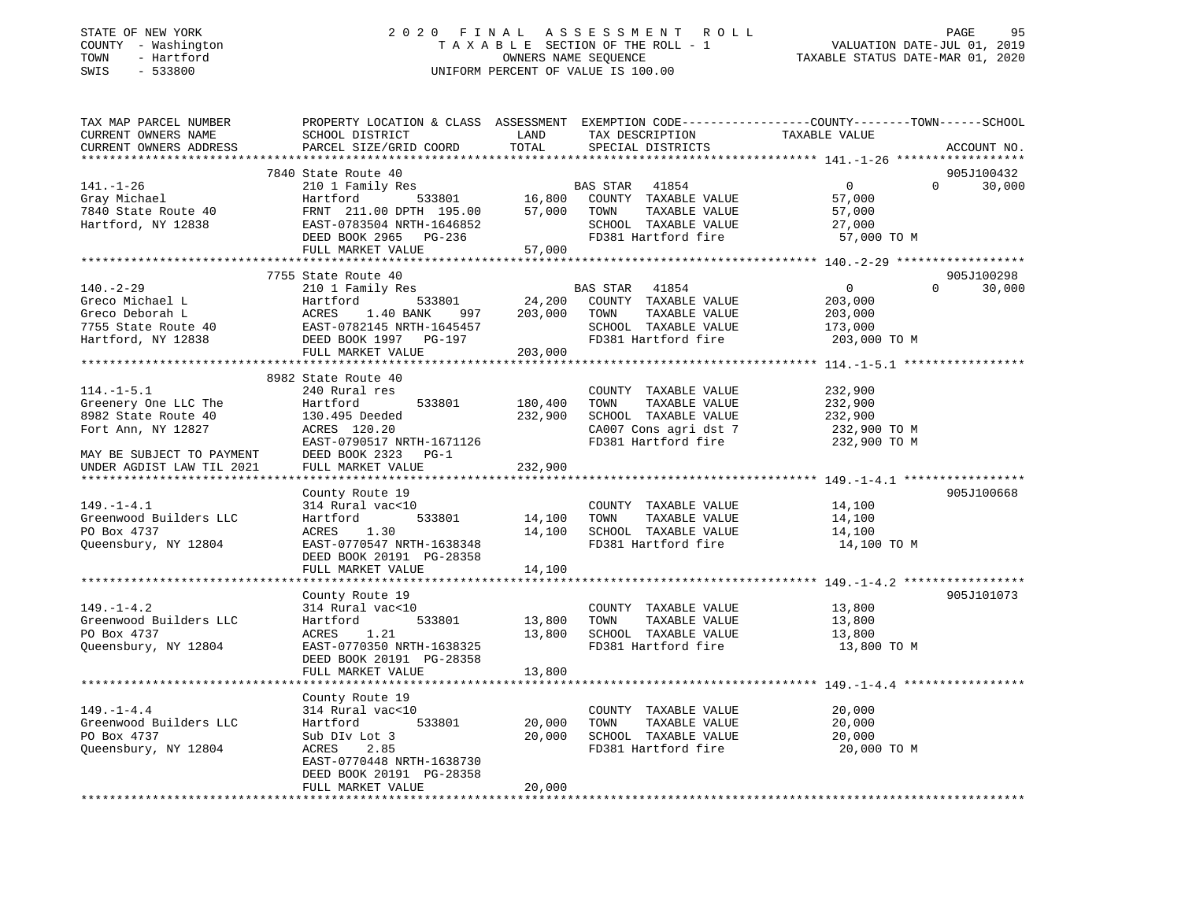STATE OF NEW YORK — 2020 FINAL ASSESSMENT ROLL
COUNTY - Washington — TAXABLE SECTION OF THE ROLL - 1 — VALUATION DATE-JUL 01, 2019
TOWN - Hartford — OWNERS NAME SEQUENCE — TAXABLE STATUS DATE-MAR 01, 2020
SWIS - 533800 — UNIFORM PERCENT OF VALUE IS 100.00

| TAX MAP PARCEL NUMBER / CURRENT OWNERS NAME / CURRENT OWNERS ADDRESS | PROPERTY LOCATION & CLASS / SCHOOL DISTRICT / PARCEL SIZE/GRID COORD | ASSESSMENT LAND | TOTAL | EXEMPTION CODE / TAX DESCRIPTION / SPECIAL DISTRICTS | COUNTY / TOWN / SCHOOL TAXABLE VALUE | ACCOUNT NO. |
|---|---|---|---|---|---|---|
| **141.-1-26** | 7840 State Route 40 | | | | | 905J100432 |
| Gray Michael | 210 1 Family Res | | | BAS STAR 41854 | 0 / 0 / 30,000 | |
| 7840 State Route 40 | Hartford 533801 | 16,800 | | COUNTY TAXABLE VALUE | 57,000 | |
| Hartford, NY 12838 | FRNT 211.00 DPTH 195.00 | | 57,000 | TOWN TAXABLE VALUE | 57,000 | |
| | EAST-0783504 NRTH-1646852 | | | SCHOOL TAXABLE VALUE | 27,000 | |
| | DEED BOOK 2965 PG-236 | | | FD381 Hartford fire | 57,000 TO M | |
| | FULL MARKET VALUE | | 57,000 | | | |
| **140.-2-29** | 7755 State Route 40 | | | | | 905J100298 |
| Greco Michael L | 210 1 Family Res | | | BAS STAR 41854 | 0 / 0 / 30,000 | |
| Greco Deborah L | Hartford 533801 | 24,200 | | COUNTY TAXABLE VALUE | 203,000 | |
| 7755 State Route 40 | ACRES 1.40 BANK 997 | | 203,000 | TOWN TAXABLE VALUE | 203,000 | |
| Hartford, NY 12838 | EAST-0782145 NRTH-1645457 | | | SCHOOL TAXABLE VALUE | 173,000 | |
| | DEED BOOK 1997 PG-197 | | | FD381 Hartford fire | 203,000 TO M | |
| | FULL MARKET VALUE | | 203,000 | | | |
| **114.-1-5.1** | 8982 State Route 40 | | | | | |
| Greenery One LLC The | 240 Rural res | | | COUNTY TAXABLE VALUE | 232,900 | |
| 8982 State Route 40 | Hartford 533801 | 180,400 | | TOWN TAXABLE VALUE | 232,900 | |
| Fort Ann, NY 12827 | 130.495 Deeded | | 232,900 | SCHOOL TAXABLE VALUE | 232,900 | |
| | ACRES 120.20 | | | CA007 Cons agri dst 7 | 232,900 TO M | |
| | EAST-0790517 NRTH-1671126 | | | FD381 Hartford fire | 232,900 TO M | |
| MAY BE SUBJECT TO PAYMENT | DEED BOOK 2323 PG-1 | | | | | |
| UNDER AGDIST LAW TIL 2021 | FULL MARKET VALUE | | 232,900 | | | |
| **149.-1-4.1** | County Route 19 | | | | | 905J100668 |
| Greenwood Builders LLC | 314 Rural vac<10 | | | COUNTY TAXABLE VALUE | 14,100 | |
| PO Box 4737 | Hartford 533801 | 14,100 | | TOWN TAXABLE VALUE | 14,100 | |
| Queensbury, NY 12804 | ACRES 1.30 | | 14,100 | SCHOOL TAXABLE VALUE | 14,100 | |
| | EAST-0770547 NRTH-1638348 | | | FD381 Hartford fire | 14,100 TO M | |
| | DEED BOOK 20191 PG-28358 | | | | | |
| | FULL MARKET VALUE | | 14,100 | | | |
| **149.-1-4.2** | County Route 19 | | | | | 905J101073 |
| Greenwood Builders LLC | 314 Rural vac<10 | | | COUNTY TAXABLE VALUE | 13,800 | |
| PO Box 4737 | Hartford 533801 | 13,800 | | TOWN TAXABLE VALUE | 13,800 | |
| Queensbury, NY 12804 | ACRES 1.21 | | 13,800 | SCHOOL TAXABLE VALUE | 13,800 | |
| | EAST-0770350 NRTH-1638325 | | | FD381 Hartford fire | 13,800 TO M | |
| | DEED BOOK 20191 PG-28358 | | | | | |
| | FULL MARKET VALUE | | 13,800 | | | |
| **149.-1-4.4** | County Route 19 | | | | | |
| Greenwood Builders LLC | 314 Rural vac<10 | | | COUNTY TAXABLE VALUE | 20,000 | |
| PO Box 4737 | Hartford 533801 | 20,000 | | TOWN TAXABLE VALUE | 20,000 | |
| Queensbury, NY 12804 | Sub DIv Lot 3 | | 20,000 | SCHOOL TAXABLE VALUE | 20,000 | |
| | ACRES 2.85 | | | FD381 Hartford fire | 20,000 TO M | |
| | EAST-0770448 NRTH-1638730 | | | | | |
| | DEED BOOK 20191 PG-28358 | | | | | |
| | FULL MARKET VALUE | | 20,000 | | | |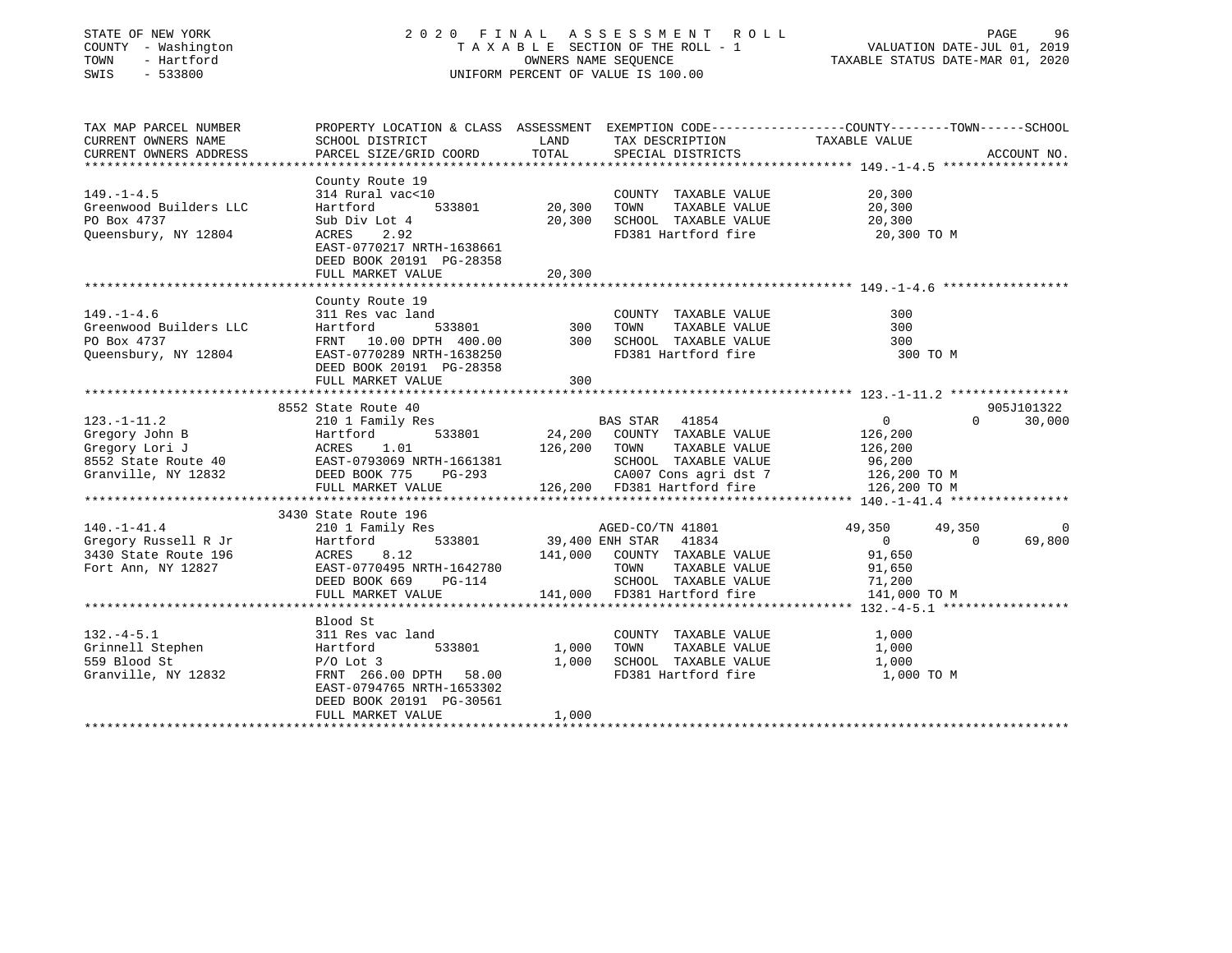STATE OF NEW YORK
COUNTY - Washington
TOWN - Hartford
SWIS - 533800

# 2020 FINAL ASSESSMENT ROLL
TAXABLE SECTION OF THE ROLL - 1
OWNERS NAME SEQUENCE
UNIFORM PERCENT OF VALUE IS 100.00

VALUATION DATE-JUL 01, 2019
TAXABLE STATUS DATE-MAR 01, 2020

```
TAX MAP PARCEL NUMBER          PROPERTY LOCATION & CLASS  ASSESSMENT  EXEMPTION CODE-----------------COUNTY--------TOWN------SCHOOL
CURRENT OWNERS NAME            SCHOOL DISTRICT              LAND      TAX DESCRIPTION            TAXABLE VALUE
CURRENT OWNERS ADDRESS         PARCEL SIZE/GRID COORD       TOTAL     SPECIAL DISTRICTS                                  ACCOUNT NO.
******************************************************************************************************* 149.-1-4.5 *****************
                               County Route 19
149.-1-4.5                     314 Rural vac<10                       COUNTY  TAXABLE VALUE           20,300
Greenwood Builders LLC         Hartford        533801       20,300    TOWN    TAXABLE VALUE           20,300
PO Box 4737                    Sub Div Lot 4                20,300    SCHOOL  TAXABLE VALUE           20,300
Queensbury, NY 12804           ACRES     2.92                         FD381 Hartford fire             20,300 TO M
                               EAST-0770217 NRTH-1638661
                               DEED BOOK 20191  PG-28358
                               FULL MARKET VALUE            20,300
******************************************************************************************************* 149.-1-4.6 *****************
                               County Route 19
149.-1-4.6                     311 Res vac land                       COUNTY  TAXABLE VALUE              300
Greenwood Builders LLC         Hartford        533801          300    TOWN    TAXABLE VALUE              300
PO Box 4737                    FRNT  10.00 DPTH 400.00         300    SCHOOL  TAXABLE VALUE              300
Queensbury, NY 12804           EAST-0770289 NRTH-1638250              FD381 Hartford fire                300 TO M
                               DEED BOOK 20191  PG-28358
                               FULL MARKET VALUE               300
******************************************************************************************************* 123.-1-11.2 ****************
                          8552 State Route 40                                                                        905J101322
123.-1-11.2                    210 1 Family Res                       BAS STAR   41854                 0          0       30,000
Gregory John B                 Hartford        533801       24,200    COUNTY  TAXABLE VALUE          126,200
Gregory Lori J                 ACRES     1.01              126,200    TOWN    TAXABLE VALUE          126,200
8552 State Route 40            EAST-0793069 NRTH-1661381              SCHOOL  TAXABLE VALUE           96,200
Granville, NY 12832            DEED BOOK 775    PG-293                CA007 Cons agri dst 7          126,200 TO M
                               FULL MARKET VALUE           126,200    FD381 Hartford fire            126,200 TO M
******************************************************************************************************* 140.-1-41.4 ****************
                          3430 State Route 196
140.-1-41.4                    210 1 Family Res                       AGED-CO/TN 41801            49,350     49,350            0
Gregory Russell R Jr           Hartford        533801       39,400    ENH STAR   41834                 0          0       69,800
3430 State Route 196           ACRES     8.12              141,000    COUNTY  TAXABLE VALUE           91,650
Fort Ann, NY 12827             EAST-0770495 NRTH-1642780              TOWN    TAXABLE VALUE           91,650
                               DEED BOOK 669    PG-114                SCHOOL  TAXABLE VALUE           71,200
                               FULL MARKET VALUE           141,000    FD381 Hartford fire            141,000 TO M
******************************************************************************************************* 132.-4-5.1 *****************
                               Blood St
132.-4-5.1                     311 Res vac land                       COUNTY  TAXABLE VALUE            1,000
Grinnell Stephen               Hartford        533801        1,000    TOWN    TAXABLE VALUE            1,000
559 Blood St                   P/O Lot 3                     1,000    SCHOOL  TAXABLE VALUE            1,000
Granville, NY 12832            FRNT 266.00 DPTH  58.00                FD381 Hartford fire              1,000 TO M
                               EAST-0794765 NRTH-1653302
                               DEED BOOK 20191  PG-30561
                               FULL MARKET VALUE             1,000
************************************************************************************************************************************
```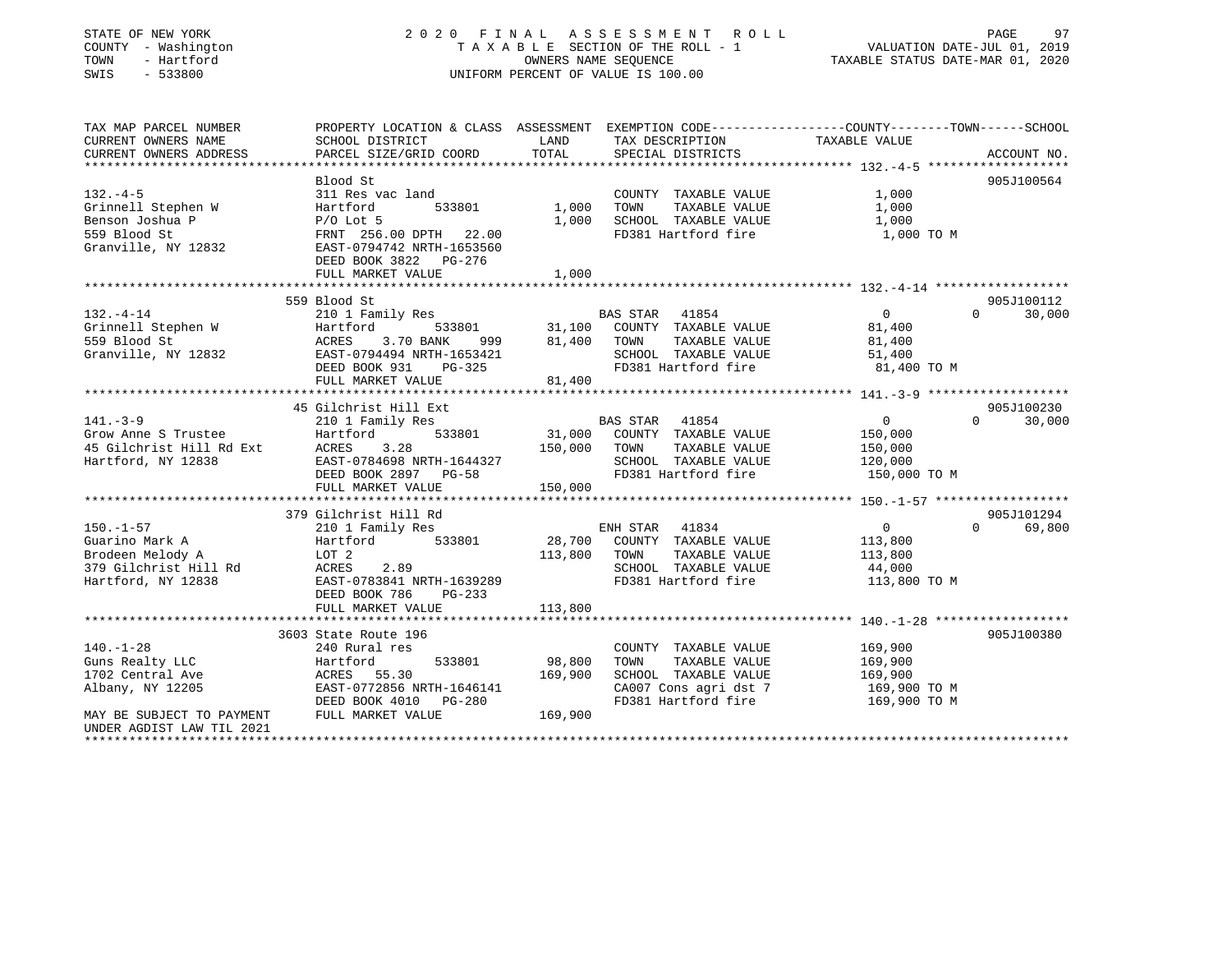STATE OF NEW YORK
COUNTY - Washington
TOWN - Hartford
SWIS - 533800

2020 FINAL ASSESSMENT ROLL
TAXABLE SECTION OF THE ROLL - 1
OWNERS NAME SEQUENCE
UNIFORM PERCENT OF VALUE IS 100.00

VALUATION DATE-JUL 01, 2019
TAXABLE STATUS DATE-MAR 01, 2020

| TAX MAP PARCEL NUMBER / CURRENT OWNERS NAME / CURRENT OWNERS ADDRESS | PROPERTY LOCATION & CLASS / SCHOOL DISTRICT / PARCEL SIZE/GRID COORD | ASSESSMENT LAND | TOTAL | EXEMPTION CODE / TAX DESCRIPTION / SPECIAL DISTRICTS | COUNTY TAXABLE VALUE | TOWN | SCHOOL | ACCOUNT NO. |
|---|---|---|---|---|---|---|---|---|
| 132.-4-5 | Blood St | | | | | | | 905J100564 |
| Grinnell Stephen W | 311 Res vac land | | | COUNTY TAXABLE VALUE | 1,000 | | | |
| Benson Joshua P | Hartford 533801 | 1,000 | | TOWN TAXABLE VALUE | 1,000 | | | |
| 559 Blood St | P/O Lot 5 | | 1,000 | SCHOOL TAXABLE VALUE | 1,000 | | | |
| Granville, NY 12832 | FRNT 256.00 DPTH 22.00 | | | FD381 Hartford fire | 1,000 TO M | | | |
| | EAST-0794742 NRTH-1653560 | | | | | | | |
| | DEED BOOK 3822 PG-276 | | | | | | | |
| | FULL MARKET VALUE | | 1,000 | | | | | |
| 132.-4-14 | 559 Blood St | | | | | | | 905J100112 |
| Grinnell Stephen W | 210 1 Family Res | | | BAS STAR 41854 | 0 | 0 | 30,000 | |
| 559 Blood St | Hartford 533801 | 31,100 | | COUNTY TAXABLE VALUE | 81,400 | | | |
| Granville, NY 12832 | ACRES 3.70 BANK 999 | | 81,400 | TOWN TAXABLE VALUE | 81,400 | | | |
| | EAST-0794494 NRTH-1653421 | | | SCHOOL TAXABLE VALUE | 51,400 | | | |
| | DEED BOOK 931 PG-325 | | | FD381 Hartford fire | 81,400 TO M | | | |
| | FULL MARKET VALUE | | 81,400 | | | | | |
| 141.-3-9 | 45 Gilchrist Hill Ext | | | | | | | 905J100230 |
| Grow Anne S Trustee | 210 1 Family Res | | | BAS STAR 41854 | 0 | 0 | 30,000 | |
| 45 Gilchrist Hill Rd Ext | Hartford 533801 | 31,000 | | COUNTY TAXABLE VALUE | 150,000 | | | |
| Hartford, NY 12838 | ACRES 3.28 | | 150,000 | TOWN TAXABLE VALUE | 150,000 | | | |
| | EAST-0784698 NRTH-1644327 | | | SCHOOL TAXABLE VALUE | 120,000 | | | |
| | DEED BOOK 2897 PG-58 | | | FD381 Hartford fire | 150,000 TO M | | | |
| | FULL MARKET VALUE | | 150,000 | | | | | |
| 150.-1-57 | 379 Gilchrist Hill Rd | | | | | | | 905J101294 |
| Guarino Mark A | 210 1 Family Res | | | ENH STAR 41834 | 0 | 0 | 69,800 | |
| Brodeen Melody A | Hartford 533801 | 28,700 | | COUNTY TAXABLE VALUE | 113,800 | | | |
| 379 Gilchrist Hill Rd | LOT 2 | | 113,800 | TOWN TAXABLE VALUE | 113,800 | | | |
| Hartford, NY 12838 | ACRES 2.89 | | | SCHOOL TAXABLE VALUE | 44,000 | | | |
| | EAST-0783841 NRTH-1639289 | | | FD381 Hartford fire | 113,800 TO M | | | |
| | DEED BOOK 786 PG-233 | | | | | | | |
| | FULL MARKET VALUE | | 113,800 | | | | | |
| 140.-1-28 | 3603 State Route 196 | | | | | | | 905J100380 |
| Guns Realty LLC | 240 Rural res | | | COUNTY TAXABLE VALUE | 169,900 | | | |
| 1702 Central Ave | Hartford 533801 | 98,800 | | TOWN TAXABLE VALUE | 169,900 | | | |
| Albany, NY 12205 | ACRES 55.30 | | 169,900 | SCHOOL TAXABLE VALUE | 169,900 | | | |
| | EAST-0772856 NRTH-1646141 | | | CA007 Cons agri dst 7 | 169,900 TO M | | | |
| | DEED BOOK 4010 PG-280 | | | FD381 Hartford fire | 169,900 TO M | | | |
| MAY BE SUBJECT TO PAYMENT | FULL MARKET VALUE | | 169,900 | | | | | |
| UNDER AGDIST LAW TIL 2021 | | | | | | | | |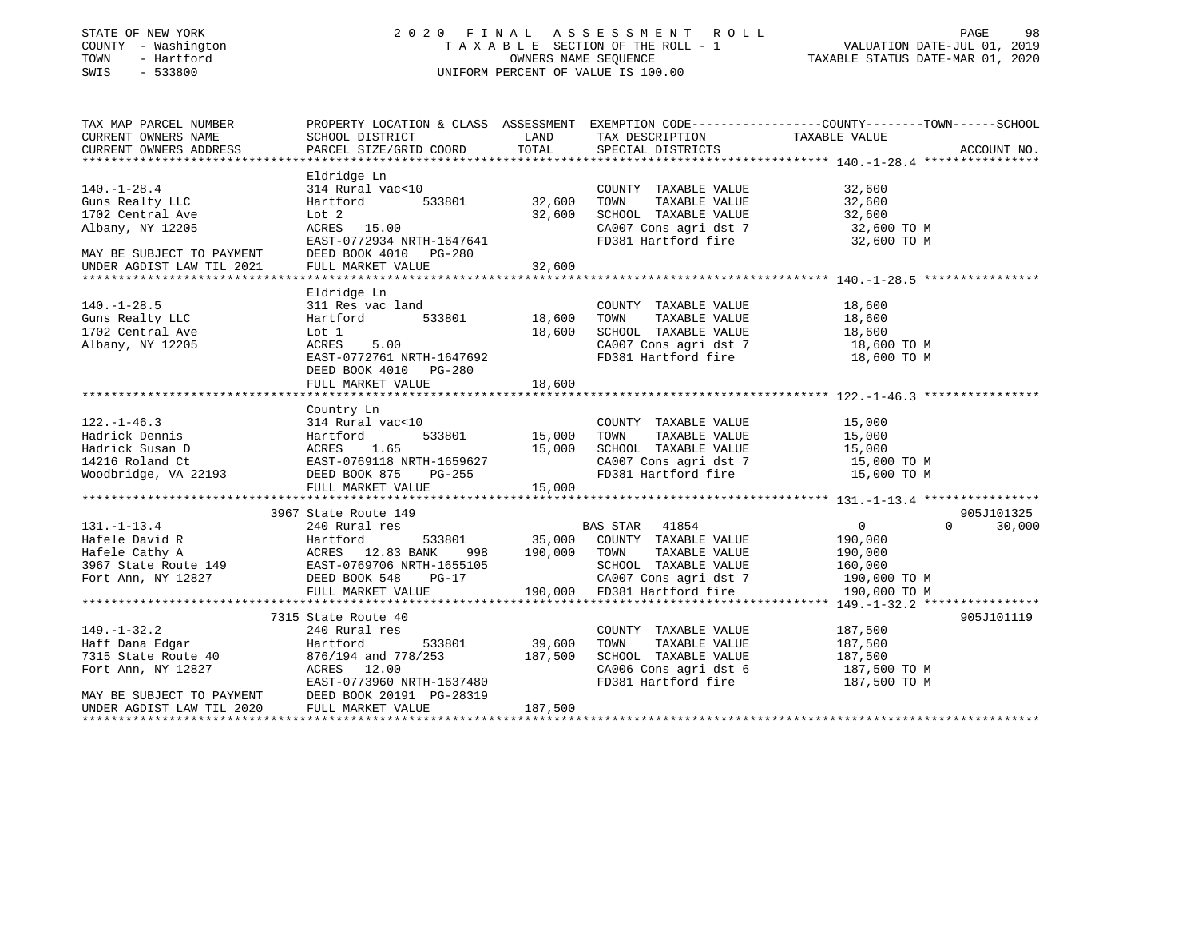STATE OF NEW YORK
COUNTY - Washington
TOWN - Hartford
SWIS - 533800

# 2020 FINAL ASSESSMENT ROLL
TAXABLE SECTION OF THE ROLL - 1
OWNERS NAME SEQUENCE
UNIFORM PERCENT OF VALUE IS 100.00

VALUATION DATE-JUL 01, 2019
TAXABLE STATUS DATE-MAR 01, 2020

| TAX MAP PARCEL NUMBER / CURRENT OWNERS NAME / CURRENT OWNERS ADDRESS | PROPERTY LOCATION & CLASS / SCHOOL DISTRICT / PARCEL SIZE/GRID COORD | ASSESSMENT LAND | TOTAL | EXEMPTION CODE / TAX DESCRIPTION / SPECIAL DISTRICTS | COUNTY TAXABLE VALUE | TOWN | SCHOOL | ACCOUNT NO. |
|---|---|---|---|---|---|---|---|---|
| 140.-1-28.4 | Eldridge Ln | | | | | | | |
| | 314 Rural vac<10 | | | COUNTY TAXABLE VALUE | 32,600 | | | |
| Guns Realty LLC | Hartford 533801 | 32,600 | | TOWN TAXABLE VALUE | 32,600 | | | |
| 1702 Central Ave | Lot 2 | | 32,600 | SCHOOL TAXABLE VALUE | 32,600 | | | |
| Albany, NY 12205 | ACRES 15.00 | | | CA007 Cons agri dst 7 | 32,600 TO M | | | |
| | EAST-0772934 NRTH-1647641 | | | FD381 Hartford fire | 32,600 TO M | | | |
| MAY BE SUBJECT TO PAYMENT | DEED BOOK 4010 PG-280 | | | | | | | |
| UNDER AGDIST LAW TIL 2021 | FULL MARKET VALUE | | 32,600 | | | | | |
| 140.-1-28.5 | Eldridge Ln | | | | | | | |
| | 311 Res vac land | | | COUNTY TAXABLE VALUE | 18,600 | | | |
| Guns Realty LLC | Hartford 533801 | 18,600 | | TOWN TAXABLE VALUE | 18,600 | | | |
| 1702 Central Ave | Lot 1 | | 18,600 | SCHOOL TAXABLE VALUE | 18,600 | | | |
| Albany, NY 12205 | ACRES 5.00 | | | CA007 Cons agri dst 7 | 18,600 TO M | | | |
| | EAST-0772761 NRTH-1647692 | | | FD381 Hartford fire | 18,600 TO M | | | |
| | DEED BOOK 4010 PG-280 | | | | | | | |
| | FULL MARKET VALUE | | 18,600 | | | | | |
| 122.-1-46.3 | Country Ln | | | | | | | |
| | 314 Rural vac<10 | | | COUNTY TAXABLE VALUE | 15,000 | | | |
| Hadrick Dennis | Hartford 533801 | 15,000 | | TOWN TAXABLE VALUE | 15,000 | | | |
| Hadrick Susan D | ACRES 1.65 | | 15,000 | SCHOOL TAXABLE VALUE | 15,000 | | | |
| 14216 Roland Ct | EAST-0769118 NRTH-1659627 | | | CA007 Cons agri dst 7 | 15,000 TO M | | | |
| Woodbridge, VA 22193 | DEED BOOK 875 PG-255 | | | FD381 Hartford fire | 15,000 TO M | | | |
| | FULL MARKET VALUE | | 15,000 | | | | | |
| 131.-1-13.4 | 3967 State Route 149 | | | | | | | 905J101325 |
| | 240 Rural res | | | BAS STAR 41854 | 0 | 0 | 30,000 | |
| Hafele David R | Hartford 533801 | 35,000 | | COUNTY TAXABLE VALUE | 190,000 | | | |
| Hafele Cathy A | ACRES 12.83 BANK 998 | | 190,000 | TOWN TAXABLE VALUE | 190,000 | | | |
| 3967 State Route 149 | EAST-0769706 NRTH-1655105 | | | SCHOOL TAXABLE VALUE | 160,000 | | | |
| Fort Ann, NY 12827 | DEED BOOK 548 PG-17 | | | CA007 Cons agri dst 7 | 190,000 TO M | | | |
| | FULL MARKET VALUE | | 190,000 | FD381 Hartford fire | 190,000 TO M | | | |
| 149.-1-32.2 | 7315 State Route 40 | | | | | | | 905J101119 |
| | 240 Rural res | | | COUNTY TAXABLE VALUE | 187,500 | | | |
| Haff Dana Edgar | Hartford 533801 | 39,600 | | TOWN TAXABLE VALUE | 187,500 | | | |
| 7315 State Route 40 | 876/194 and 778/253 | | 187,500 | SCHOOL TAXABLE VALUE | 187,500 | | | |
| Fort Ann, NY 12827 | ACRES 12.00 | | | CA006 Cons agri dst 6 | 187,500 TO M | | | |
| | EAST-0773960 NRTH-1637480 | | | FD381 Hartford fire | 187,500 TO M | | | |
| MAY BE SUBJECT TO PAYMENT | DEED BOOK 20191 PG-28319 | | | | | | | |
| UNDER AGDIST LAW TIL 2020 | FULL MARKET VALUE | | 187,500 | | | | | |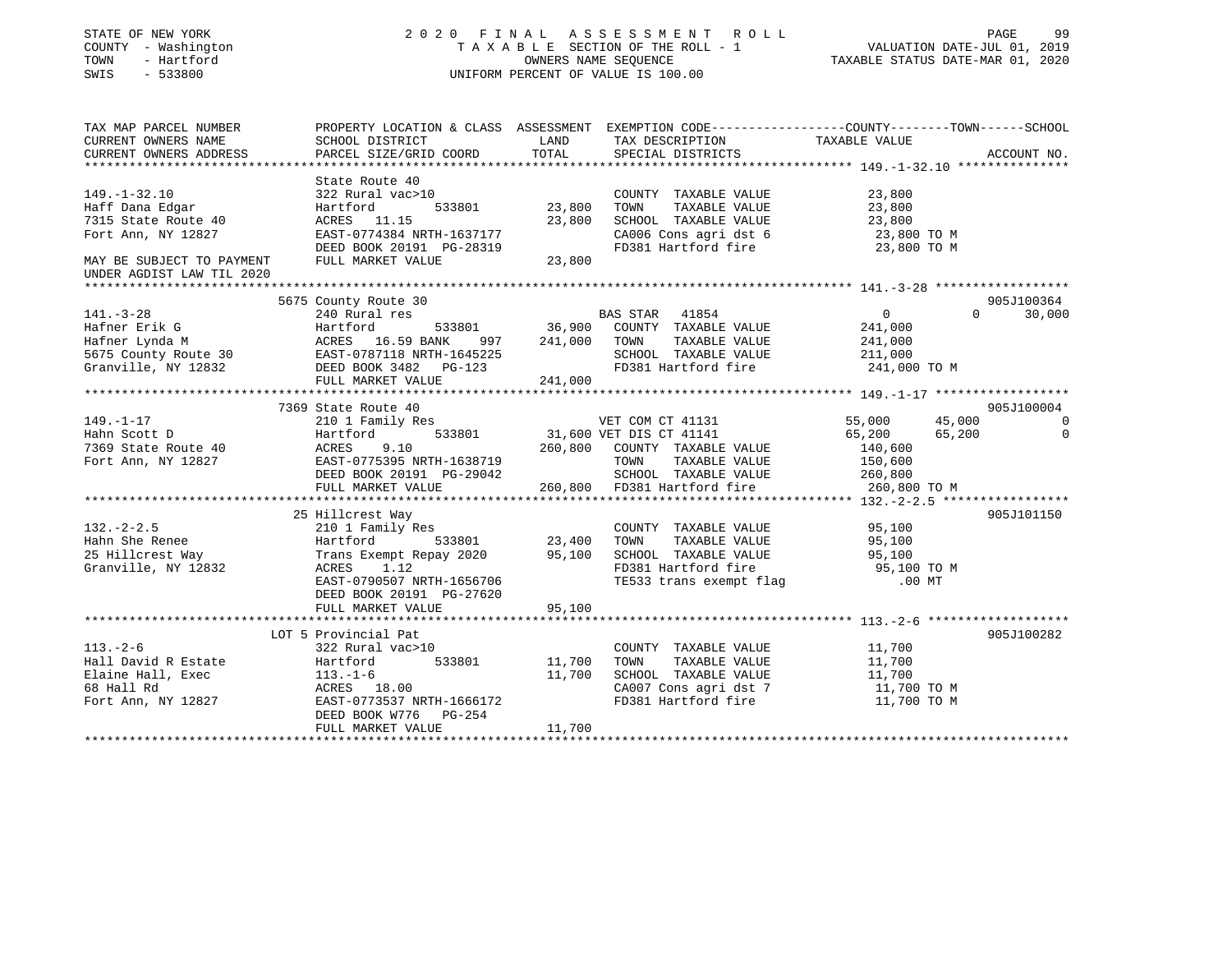STATE OF NEW YORK 2 0 2 0 F I N A L A S S E S S M E N T R O L L
COUNTY - Washington T A X A B L E SECTION OF THE ROLL - 1 VALUATION DATE-JUL 01, 2019
TOWN - Hartford OWNERS NAME SEQUENCE TAXABLE STATUS DATE-MAR 01, 2020
SWIS - 533800 UNIFORM PERCENT OF VALUE IS 100.00

```
TAX MAP PARCEL NUMBER          PROPERTY LOCATION & CLASS  ASSESSMENT  EXEMPTION CODE------------------COUNTY--------TOWN------SCHOOL
CURRENT OWNERS NAME            SCHOOL DISTRICT              LAND      TAX DESCRIPTION             TAXABLE VALUE
CURRENT OWNERS ADDRESS         PARCEL SIZE/GRID COORD       TOTAL     SPECIAL DISTRICTS                                      ACCOUNT NO.
******************************************************************************************************* 149.-1-32.10 ***************
                               State Route 40
149.-1-32.10                   322 Rural vac>10                        COUNTY  TAXABLE VALUE            23,800
Haff Dana Edgar                Hartford         533801      23,800     TOWN    TAXABLE VALUE            23,800
7315 State Route 40            ACRES   11.15                 23,800    SCHOOL  TAXABLE VALUE            23,800
Fort Ann, NY 12827             EAST-0774384 NRTH-1637177               CA006 Cons agri dst 6             23,800 TO M
                               DEED BOOK 20191 PG-28319                FD381 Hartford fire               23,800 TO M
MAY BE SUBJECT TO PAYMENT      FULL MARKET VALUE             23,800
UNDER AGDIST LAW TIL 2020
******************************************************************************************************* 141.-3-28 ******************
                               5675 County Route 30                                                                   905J100364
141.-3-28                      240 Rural res                           BAS STAR   41854                   0           0      30,000
Hafner Erik G                  Hartford         533801      36,900     COUNTY  TAXABLE VALUE           241,000
Hafner Lynda M                 ACRES   16.59 BANK     997  241,000     TOWN    TAXABLE VALUE           241,000
5675 County Route 30           EAST-0787118 NRTH-1645225               SCHOOL  TAXABLE VALUE           211,000
Granville, NY 12832            DEED BOOK 3482   PG-123                 FD381 Hartford fire              241,000 TO M
                               FULL MARKET VALUE            241,000
******************************************************************************************************* 149.-1-17 ******************
                               7369 State Route 40                                                                    905J100004
149.-1-17                      210 1 Family Res                        VET COM CT 41131               55,000      45,000           0
Hahn Scott D                   Hartford         533801      31,600 VET DIS CT 41141                   65,200      65,200           0
7369 State Route 40            ACRES    9.10                260,800    COUNTY  TAXABLE VALUE           140,600
Fort Ann, NY 12827             EAST-0775395 NRTH-1638719               TOWN    TAXABLE VALUE           150,600
                               DEED BOOK 20191 PG-29042                SCHOOL  TAXABLE VALUE           260,800
                               FULL MARKET VALUE            260,800    FD381 Hartford fire              260,800 TO M
******************************************************************************************************* 132.-2-2.5 *****************
                               25 Hillcrest Way                                                                       905J101150
132.-2-2.5                     210 1 Family Res                        COUNTY  TAXABLE VALUE            95,100
Hahn She Renee                 Hartford         533801      23,400     TOWN    TAXABLE VALUE            95,100
25 Hillcrest Way               Trans Exempt Repay 2020       95,100    SCHOOL  TAXABLE VALUE            95,100
Granville, NY 12832            ACRES    1.12                           FD381 Hartford fire               95,100 TO M
                               EAST-0790507 NRTH-1656706               TE533 trans exempt flag              .00 MT
                               DEED BOOK 20191 PG-27620
                               FULL MARKET VALUE             95,100
******************************************************************************************************* 113.-2-6 *******************
                               LOT 5 Provincial Pat                                                                   905J100282
113.-2-6                       322 Rural vac>10                        COUNTY  TAXABLE VALUE            11,700
Hall David R Estate            Hartford         533801      11,700     TOWN    TAXABLE VALUE            11,700
Elaine Hall, Exec              113.-1-6                      11,700    SCHOOL  TAXABLE VALUE            11,700
68 Hall Rd                     ACRES   18.00                           CA007 Cons agri dst 7             11,700 TO M
Fort Ann, NY 12827             EAST-0773537 NRTH-1666172               FD381 Hartford fire               11,700 TO M
                               DEED BOOK W776   PG-254
                               FULL MARKET VALUE             11,700
************************************************************************************************************************************
```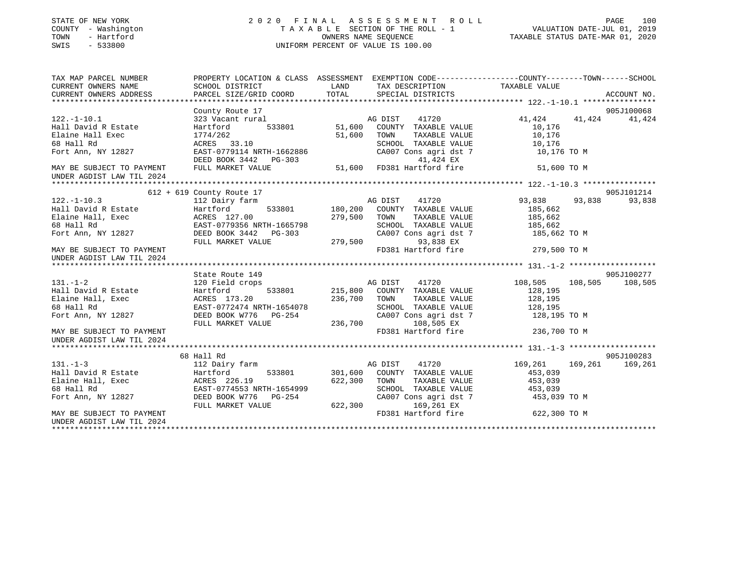STATE OF NEW YORK
COUNTY - Washington
TOWN - Hartford
SWIS - 533800

2 0 2 0 F I N A L A S S E S S M E N T R O L L
T A X A B L E SECTION OF THE ROLL - 1
OWNERS NAME SEQUENCE
UNIFORM PERCENT OF VALUE IS 100.00

VALUATION DATE-JUL 01, 2019
TAXABLE STATUS DATE-MAR 01, 2020

```
TAX MAP PARCEL NUMBER          PROPERTY LOCATION & CLASS  ASSESSMENT  EXEMPTION CODE-----------------COUNTY--------TOWN------SCHOOL
CURRENT OWNERS NAME            SCHOOL DISTRICT               LAND      TAX DESCRIPTION             TAXABLE VALUE
CURRENT OWNERS ADDRESS         PARCEL SIZE/GRID COORD        TOTAL     SPECIAL DISTRICTS                                       ACCOUNT NO.
******************************************************************************************************* 122.-1-10.1 ****************
                               County Route 17                                                                              905J100068
122.-1-10.1                    323 Vacant rural                        AG DIST      41720            41,424     41,424      41,424
Hall David R Estate            Hartford          533801     51,600    COUNTY  TAXABLE VALUE            10,176
Elaine Hall Exec               1774/262                      51,600    TOWN    TAXABLE VALUE            10,176
68 Hall Rd                     ACRES   33.10                           SCHOOL  TAXABLE VALUE            10,176
Fort Ann, NY 12827             EAST-0779114 NRTH-1662886               CA007 Cons agri dst 7            10,176 TO M
                               DEED BOOK 3442   PG-303                        41,424 EX
MAY BE SUBJECT TO PAYMENT      FULL MARKET VALUE             51,600    FD381 Hartford fire              51,600 TO M
UNDER AGDIST LAW TIL 2024
******************************************************************************************************* 122.-1-10.3 ****************
                        612 + 619 County Route 17                                                                           905J101214
122.-1-10.3                    112 Dairy farm                          AG DIST      41720            93,838     93,838      93,838
Hall David R Estate            Hartford          533801    180,200    COUNTY  TAXABLE VALUE           185,662
Elaine Hall, Exec              ACRES  127.00                279,500    TOWN    TAXABLE VALUE           185,662
68 Hall Rd                     EAST-0779356 NRTH-1665798               SCHOOL  TAXABLE VALUE           185,662
Fort Ann, NY 12827             DEED BOOK 3442   PG-303                 CA007 Cons agri dst 7           185,662 TO M
                               FULL MARKET VALUE            279,500           93,838 EX
MAY BE SUBJECT TO PAYMENT                                              FD381 Hartford fire             279,500 TO M
UNDER AGDIST LAW TIL 2024
******************************************************************************************************* 131.-1-2 *******************
                               State Route 149                                                                              905J100277
131.-1-2                       120 Field crops                         AG DIST      41720           108,505    108,505     108,505
Hall David R Estate            Hartford          533801    215,800    COUNTY  TAXABLE VALUE           128,195
Elaine Hall, Exec              ACRES  173.20                236,700    TOWN    TAXABLE VALUE           128,195
68 Hall Rd                     EAST-0772474 NRTH-1654078               SCHOOL  TAXABLE VALUE           128,195
Fort Ann, NY 12827             DEED BOOK W776   PG-254                 CA007 Cons agri dst 7           128,195 TO M
                               FULL MARKET VALUE            236,700          108,505 EX
MAY BE SUBJECT TO PAYMENT                                              FD381 Hartford fire             236,700 TO M
UNDER AGDIST LAW TIL 2024
******************************************************************************************************* 131.-1-3 *******************
                               68 Hall Rd                                                                                   905J100283
131.-1-3                       112 Dairy farm                          AG DIST      41720           169,261    169,261     169,261
Hall David R Estate            Hartford          533801    301,600    COUNTY  TAXABLE VALUE           453,039
Elaine Hall, Exec              ACRES  226.19                622,300    TOWN    TAXABLE VALUE           453,039
68 Hall Rd                     EAST-0774553 NRTH-1654999               SCHOOL  TAXABLE VALUE           453,039
Fort Ann, NY 12827             DEED BOOK W776   PG-254                 CA007 Cons agri dst 7           453,039 TO M
                               FULL MARKET VALUE            622,300          169,261 EX
MAY BE SUBJECT TO PAYMENT                                              FD381 Hartford fire             622,300 TO M
UNDER AGDIST LAW TIL 2024
************************************************************************************************************************************
```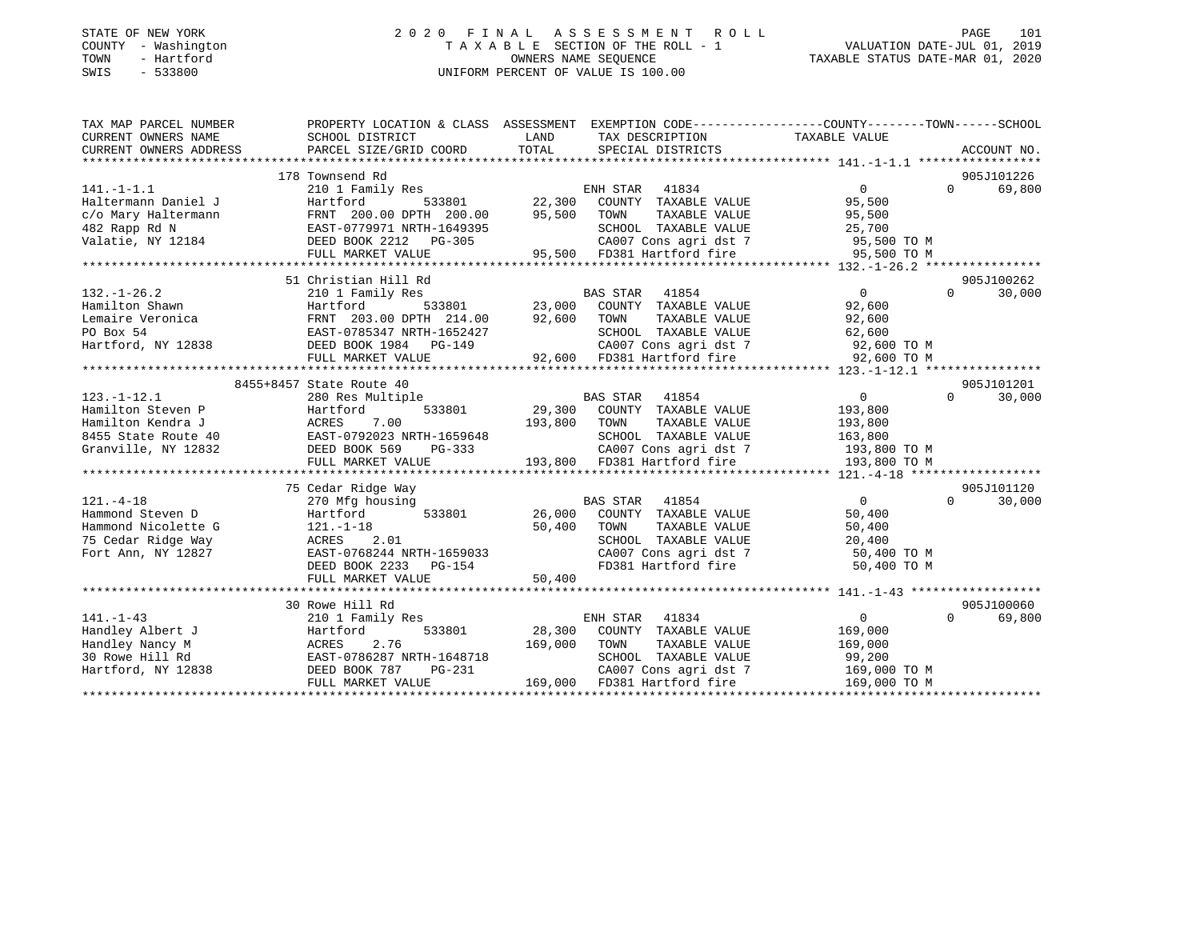STATE OF NEW YORK
COUNTY - Washington
TOWN - Hartford
SWIS - 533800

# 2020 FINAL ASSESSMENT ROLL

TAXABLE SECTION OF THE ROLL - 1
OWNERS NAME SEQUENCE
UNIFORM PERCENT OF VALUE IS 100.00

VALUATION DATE-JUL 01, 2019
TAXABLE STATUS DATE-MAR 01, 2020

```
TAX MAP PARCEL NUMBER      PROPERTY LOCATION & CLASS  ASSESSMENT  EXEMPTION CODE-----------------COUNTY--------TOWN------SCHOOL
CURRENT OWNERS NAME        SCHOOL DISTRICT              LAND      TAX DESCRIPTION              TAXABLE VALUE
CURRENT OWNERS ADDRESS     PARCEL SIZE/GRID COORD       TOTAL     SPECIAL DISTRICTS                                        ACCOUNT NO.
******************************************************************************************** 141.-1-1.1 *****************
                           178 Townsend Rd                                                                                 905J101226
141.-1-1.1                 210 1 Family Res                        ENH STAR   41834                0             0      69,800
Haltermann Daniel J        Hartford          533801       22,300   COUNTY  TAXABLE VALUE          95,500
c/o Mary Haltermann        FRNT 200.00 DPTH 200.00        95,500   TOWN    TAXABLE VALUE          95,500
482 Rapp Rd N              EAST-0779971 NRTH-1649395               SCHOOL  TAXABLE VALUE          25,700
Valatie, NY 12184          DEED BOOK 2212   PG-305                 CA007 Cons agri dst 7          95,500 TO M
                           FULL MARKET VALUE              95,500   FD381 Hartford fire            95,500 TO M
******************************************************************************************** 132.-1-26.2 ****************
                           51 Christian Hill Rd                                                                            905J100262
132.-1-26.2                210 1 Family Res                        BAS STAR   41854                0             0      30,000
Hamilton Shawn             Hartford          533801       23,000   COUNTY  TAXABLE VALUE          92,600
Lemaire Veronica           FRNT 203.00 DPTH 214.00        92,600   TOWN    TAXABLE VALUE          92,600
PO Box 54                  EAST-0785347 NRTH-1652427               SCHOOL  TAXABLE VALUE          62,600
Hartford, NY 12838         DEED BOOK 1984   PG-149                 CA007 Cons agri dst 7          92,600 TO M
                           FULL MARKET VALUE              92,600   FD381 Hartford fire            92,600 TO M
******************************************************************************************** 123.-1-12.1 ****************
                           8455+8457 State Route 40                                                                        905J101201
123.-1-12.1                280 Res Multiple                        BAS STAR   41854                0             0      30,000
Hamilton Steven P          Hartford          533801       29,300   COUNTY  TAXABLE VALUE         193,800
Hamilton Kendra J          ACRES     7.00                193,800   TOWN    TAXABLE VALUE         193,800
8455 State Route 40        EAST-0792023 NRTH-1659648               SCHOOL  TAXABLE VALUE         163,800
Granville, NY 12832        DEED BOOK 569    PG-333                 CA007 Cons agri dst 7         193,800 TO M
                           FULL MARKET VALUE             193,800   FD381 Hartford fire           193,800 TO M
******************************************************************************************** 121.-4-18 ******************
                           75 Cedar Ridge Way                                                                              905J101120
121.-4-18                  270 Mfg housing                         BAS STAR   41854                0             0      30,000
Hammond Steven D           Hartford          533801       26,000   COUNTY  TAXABLE VALUE          50,400
Hammond Nicolette G        121.-1-18                      50,400   TOWN    TAXABLE VALUE          50,400
75 Cedar Ridge Way         ACRES     2.01                          SCHOOL  TAXABLE VALUE          20,400
Fort Ann, NY 12827         EAST-0768244 NRTH-1659033               CA007 Cons agri dst 7          50,400 TO M
                           DEED BOOK 2233   PG-154                 FD381 Hartford fire            50,400 TO M
                           FULL MARKET VALUE              50,400
******************************************************************************************** 141.-1-43 ******************
                           30 Rowe Hill Rd                                                                                 905J100060
141.-1-43                  210 1 Family Res                        ENH STAR   41834                0             0      69,800
Handley Albert J           Hartford          533801       28,300   COUNTY  TAXABLE VALUE         169,000
Handley Nancy M            ACRES     2.76                169,000   TOWN    TAXABLE VALUE         169,000
30 Rowe Hill Rd            EAST-0786287 NRTH-1648718               SCHOOL  TAXABLE VALUE          99,200
Hartford, NY 12838         DEED BOOK 787    PG-231                 CA007 Cons agri dst 7         169,000 TO M
                           FULL MARKET VALUE             169,000   FD381 Hartford fire           169,000 TO M
****************************************************************************************************************************
```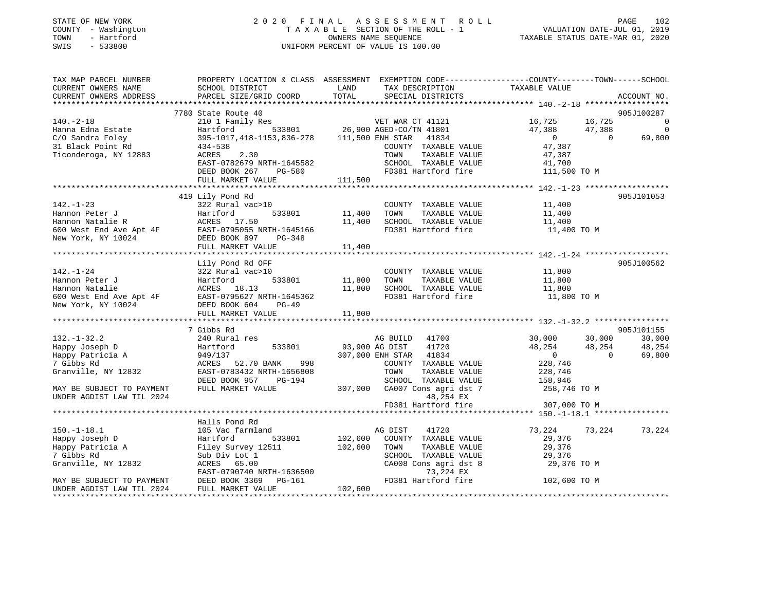STATE OF NEW YORK
COUNTY - Washington
TOWN - Hartford
SWIS - 533800

2020 FINAL ASSESSMENT ROLL
TAXABLE SECTION OF THE ROLL - 1
OWNERS NAME SEQUENCE
UNIFORM PERCENT OF VALUE IS 100.00

VALUATION DATE-JUL 01, 2019
TAXABLE STATUS DATE-MAR 01, 2020

```
TAX MAP PARCEL NUMBER          PROPERTY LOCATION & CLASS  ASSESSMENT  EXEMPTION CODE-----------------COUNTY--------TOWN------SCHOOL
CURRENT OWNERS NAME            SCHOOL DISTRICT            LAND        TAX DESCRIPTION             TAXABLE VALUE
CURRENT OWNERS ADDRESS         PARCEL SIZE/GRID COORD     TOTAL       SPECIAL DISTRICTS                                       ACCOUNT NO.
******************************************************************************************************* 140.-2-18 ******************
                              7780 State Route 40                                                                            905J100287
140.-2-18                      210 1 Family Res                       VET WAR CT 41121            16,725      16,725           0
Hanna Edna Estate              Hartford         533801        26,900 AGED-CO/TN 41801            47,388      47,388           0
C/O Sandra Foley               395-1017,418-1153,836-278     111,500 ENH STAR   41834                  0           0      69,800
31 Black Point Rd              434-538                                COUNTY  TAXABLE VALUE         47,387
Ticonderoga, NY 12883          ACRES    2.30                          TOWN    TAXABLE VALUE         47,387
                               EAST-0782679 NRTH-1645582              SCHOOL  TAXABLE VALUE         41,700
                               DEED BOOK 267    PG-580                FD381 Hartford fire          111,500 TO M
                               FULL MARKET VALUE             111,500
******************************************************************************************************* 142.-1-23 ******************
                              419 Lily Pond Rd                                                                               905J101053
142.-1-23                      322 Rural vac>10                       COUNTY  TAXABLE VALUE         11,400
Hannon Peter J                 Hartford         533801        11,400  TOWN    TAXABLE VALUE         11,400
Hannon Natalie R               ACRES   17.50                  11,400  SCHOOL  TAXABLE VALUE         11,400
600 West End Ave Apt 4F        EAST-0795055 NRTH-1645166              FD381 Hartford fire           11,400 TO M
New York, NY 10024             DEED BOOK 897    PG-348
                               FULL MARKET VALUE              11,400
******************************************************************************************************* 142.-1-24 ******************
                              Lily Pond Rd OFF                                                                               905J100562
142.-1-24                      322 Rural vac>10                       COUNTY  TAXABLE VALUE         11,800
Hannon Peter J                 Hartford         533801        11,800  TOWN    TAXABLE VALUE         11,800
Hannon Natalie                 ACRES   18.13                  11,800  SCHOOL  TAXABLE VALUE         11,800
600 West End Ave Apt 4F        EAST-0795627 NRTH-1645362              FD381 Hartford fire           11,800 TO M
New York, NY 10024             DEED BOOK 604    PG-49
                               FULL MARKET VALUE              11,800
******************************************************************************************************* 132.-1-32.2 ****************
                              7 Gibbs Rd                                                                                     905J101155
132.-1-32.2                    240 Rural res                          AG BUILD   41700            30,000      30,000      30,000
Happy Joseph D                 Hartford         533801        93,900 AG DIST    41720            48,254      48,254      48,254
Happy Patricia A               949/137                       307,000 ENH STAR   41834                  0           0      69,800
7 Gibbs Rd                     ACRES   52.70 BANK     998             COUNTY  TAXABLE VALUE        228,746
Granville, NY 12832            EAST-0783432 NRTH-1656808              TOWN    TAXABLE VALUE        228,746
                               DEED BOOK 957    PG-194                SCHOOL  TAXABLE VALUE        158,946
MAY BE SUBJECT TO PAYMENT      FULL MARKET VALUE             307,000  CA007 Cons agri dst 7        258,746 TO M
UNDER AGDIST LAW TIL 2024                                                   48,254 EX
                                                                      FD381 Hartford fire          307,000 TO M
******************************************************************************************************* 150.-1-18.1 ****************
                              Halls Pond Rd
150.-1-18.1                    105 Vac farmland                       AG DIST    41720            73,224      73,224      73,224
Happy Joseph D                 Hartford         533801       102,600  COUNTY  TAXABLE VALUE         29,376
Happy Patricia A               Filey Survey 12511            102,600  TOWN    TAXABLE VALUE         29,376
7 Gibbs Rd                     Sub Div Lot 1                          SCHOOL  TAXABLE VALUE         29,376
Granville, NY 12832            ACRES   65.00                          CA008 Cons agri dst 8         29,376 TO M
                               EAST-0790740 NRTH-1636500                    73,224 EX
MAY BE SUBJECT TO PAYMENT      DEED BOOK 3369   PG-161                FD381 Hartford fire          102,600 TO M
UNDER AGDIST LAW TIL 2024      FULL MARKET VALUE             102,600
************************************************************************************************************************************
```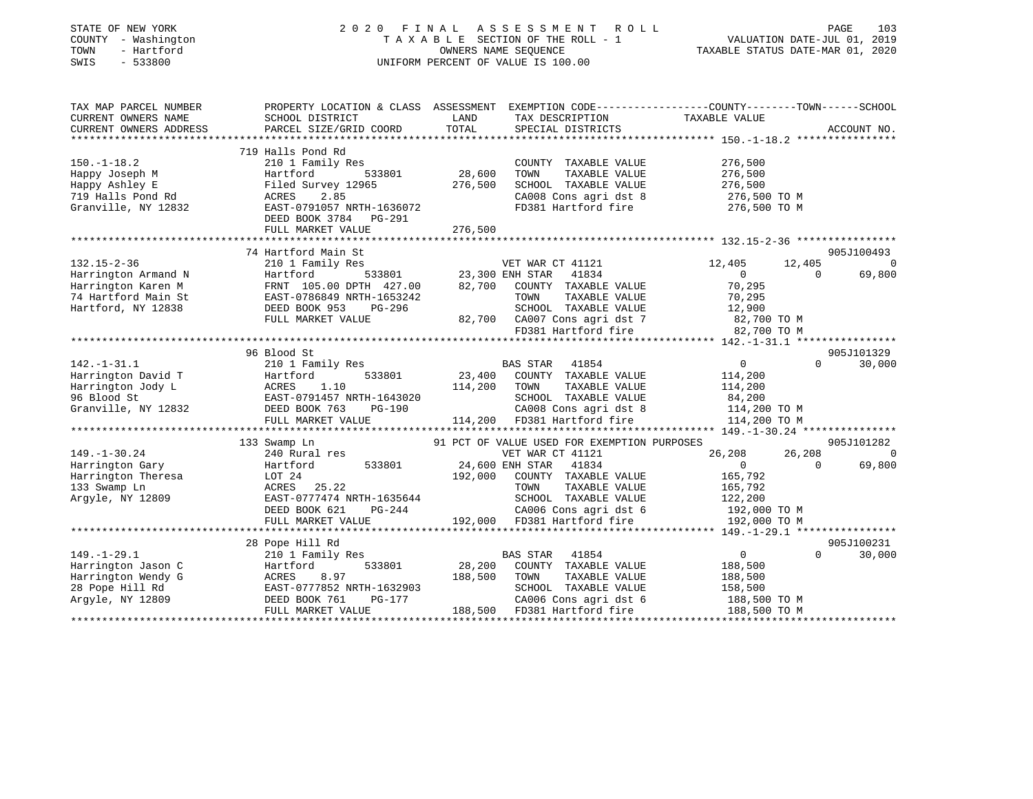STATE OF NEW YORK
COUNTY - Washington
TOWN - Hartford
SWIS - 533800

2020 FINAL ASSESSMENT ROLL
TAXABLE SECTION OF THE ROLL - 1
OWNERS NAME SEQUENCE
UNIFORM PERCENT OF VALUE IS 100.00

VALUATION DATE-JUL 01, 2019
TAXABLE STATUS DATE-MAR 01, 2020

```
TAX MAP PARCEL NUMBER          PROPERTY LOCATION & CLASS  ASSESSMENT  EXEMPTION CODE-----------------COUNTY--------TOWN------SCHOOL
CURRENT OWNERS NAME            SCHOOL DISTRICT               LAND      TAX DESCRIPTION            TAXABLE VALUE
CURRENT OWNERS ADDRESS         PARCEL SIZE/GRID COORD        TOTAL     SPECIAL DISTRICTS                                      ACCOUNT NO.
******************************************************************************************************* 150.-1-18.2 ****************
                               719 Halls Pond Rd
150.-1-18.2                    210 1 Family Res                        COUNTY  TAXABLE VALUE           276,500
Happy Joseph M                 Hartford          533801      28,600    TOWN    TAXABLE VALUE           276,500
Happy Ashley E                 Filed Survey 12965           276,500    SCHOOL  TAXABLE VALUE           276,500
719 Halls Pond Rd              ACRES    2.85                           CA008 Cons agri dst 8            276,500 TO M
Granville, NY 12832            EAST-0791057 NRTH-1636072               FD381 Hartford fire              276,500 TO M
                               DEED BOOK 3784   PG-291
                               FULL MARKET VALUE            276,500
******************************************************************************************************* 132.15-2-36 ****************
                               74 Hartford Main St                                                                        905J100493
132.15-2-36                    210 1 Family Res                        VET WAR CT 41121            12,405      12,405            0
Harrington Armand N            Hartford          533801      23,300 ENH STAR  41834                  0           0       69,800
Harrington Karen M             FRNT 105.00 DPTH 427.00       82,700    COUNTY  TAXABLE VALUE            70,295
74 Hartford Main St            EAST-0786849 NRTH-1653242               TOWN    TAXABLE VALUE            70,295
Hartford, NY 12838             DEED BOOK 953    PG-296                 SCHOOL  TAXABLE VALUE            12,900
                               FULL MARKET VALUE             82,700    CA007 Cons agri dst 7             82,700 TO M
                                                                       FD381 Hartford fire               82,700 TO M
******************************************************************************************************* 142.-1-31.1 ****************
                               96 Blood St                                                                                905J101329
142.-1-31.1                    210 1 Family Res                        BAS STAR  41854                   0           0       30,000
Harrington David T             Hartford          533801      23,400    COUNTY  TAXABLE VALUE           114,200
Harrington Jody L              ACRES    1.10                114,200    TOWN    TAXABLE VALUE           114,200
96 Blood St                    EAST-0791457 NRTH-1643020               SCHOOL  TAXABLE VALUE            84,200
Granville, NY 12832            DEED BOOK 763    PG-190                 CA008 Cons agri dst 8            114,200 TO M
                               FULL MARKET VALUE            114,200    FD381 Hartford fire              114,200 TO M
******************************************************************************************************* 149.-1-30.24 ***************
                               133 Swamp Ln                   91 PCT OF VALUE USED FOR EXEMPTION PURPOSES                 905J101282
149.-1-30.24                   240 Rural res                           VET WAR CT 41121            26,208      26,208            0
Harrington Gary                Hartford          533801      24,600 ENH STAR  41834                  0           0       69,800
Harrington Theresa             LOT 24                       192,000    COUNTY  TAXABLE VALUE           165,792
133 Swamp Ln                   ACRES   25.22                           TOWN    TAXABLE VALUE           165,792
Argyle, NY 12809               EAST-0777474 NRTH-1635644               SCHOOL  TAXABLE VALUE           122,200
                               DEED BOOK 621    PG-244                 CA006 Cons agri dst 6            192,000 TO M
                               FULL MARKET VALUE            192,000    FD381 Hartford fire              192,000 TO M
******************************************************************************************************* 149.-1-29.1 ****************
                               28 Pope Hill Rd                                                                            905J100231
149.-1-29.1                    210 1 Family Res                        BAS STAR  41854                   0           0       30,000
Harrington Jason C             Hartford          533801      28,200    COUNTY  TAXABLE VALUE           188,500
Harrington Wendy G             ACRES    8.97                188,500    TOWN    TAXABLE VALUE           188,500
28 Pope Hill Rd                EAST-0777852 NRTH-1632903               SCHOOL  TAXABLE VALUE           158,500
Argyle, NY 12809               DEED BOOK 761    PG-177                 CA006 Cons agri dst 6            188,500 TO M
                               FULL MARKET VALUE            188,500    FD381 Hartford fire              188,500 TO M
************************************************************************************************************************************
```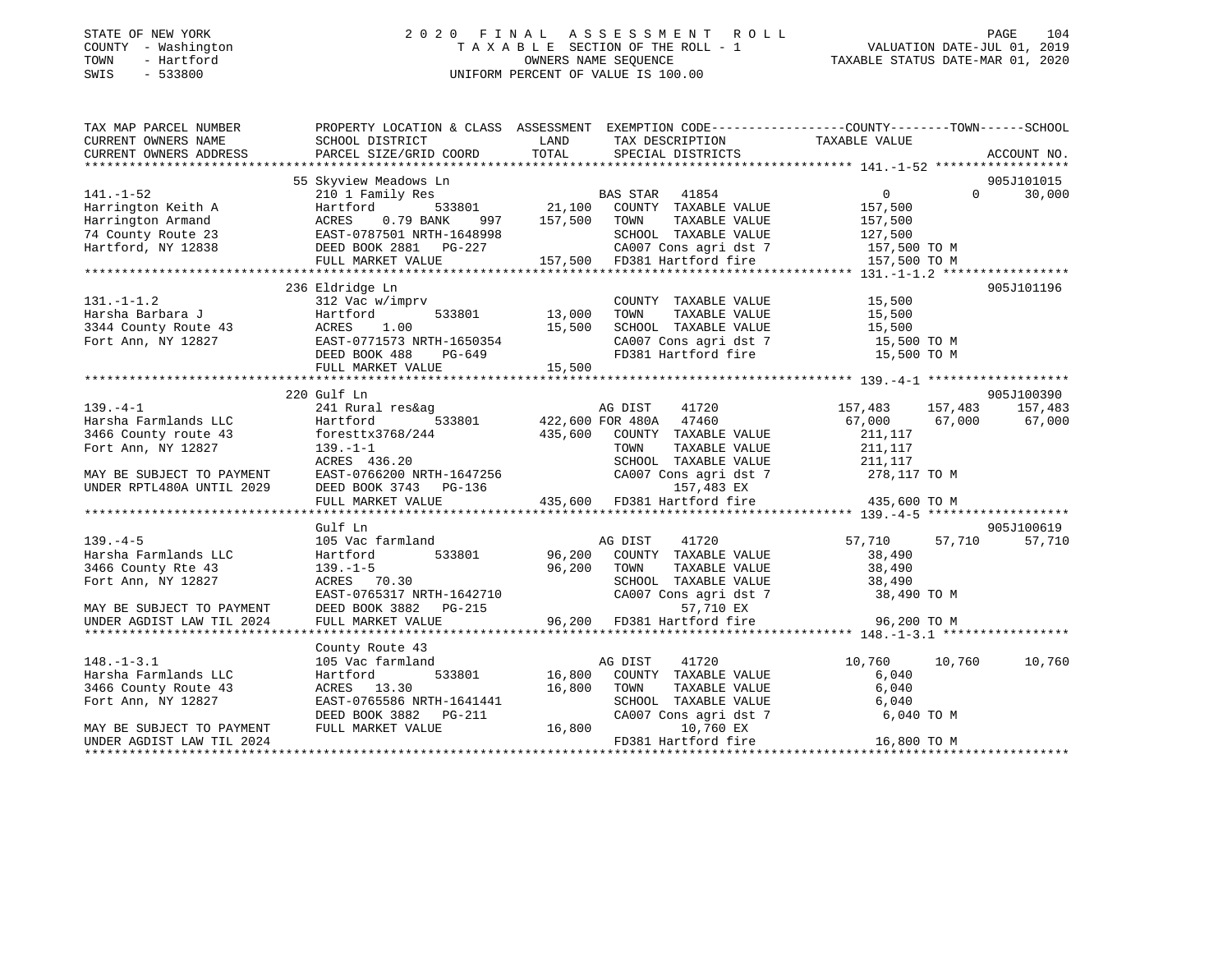STATE OF NEW YORK
COUNTY - Washington
TOWN - Hartford
SWIS - 533800

2 0 2 0 F I N A L A S S E S S M E N T R O L L
T A X A B L E SECTION OF THE ROLL - 1
OWNERS NAME SEQUENCE
UNIFORM PERCENT OF VALUE IS 100.00

VALUATION DATE-JUL 01, 2019
TAXABLE STATUS DATE-MAR 01, 2020

```
TAX MAP PARCEL NUMBER          PROPERTY LOCATION & CLASS  ASSESSMENT  EXEMPTION CODE-----------------COUNTY--------TOWN------SCHOOL
CURRENT OWNERS NAME            SCHOOL DISTRICT              LAND      TAX DESCRIPTION            TAXABLE VALUE
CURRENT OWNERS ADDRESS         PARCEL SIZE/GRID COORD       TOTAL     SPECIAL DISTRICTS                                    ACCOUNT NO.
******************************************************************************************************* 141.-1-52 *****************
                               55 Skyview Meadows Ln                                                                   905J101015
141.-1-52                      210 1 Family Res                       BAS STAR   41854              0            0        30,000
Harrington Keith A             Hartford          533801      21,100   COUNTY  TAXABLE VALUE         157,500
Harrington Armand              ACRES    0.79 BANK     997   157,500   TOWN    TAXABLE VALUE         157,500
74 County Route 23             EAST-0787501 NRTH-1648998              SCHOOL  TAXABLE VALUE         127,500
Hartford, NY 12838             DEED BOOK 2881   PG-227                CA007 Cons agri dst 7         157,500 TO M
                               FULL MARKET VALUE           157,500    FD381 Hartford fire           157,500 TO M
******************************************************************************************************* 131.-1-1.2 ****************
                               236 Eldridge Ln                                                                         905J101196
131.-1-1.2                     312 Vac w/imprv                        COUNTY  TAXABLE VALUE          15,500
Harsha Barbara J               Hartford          533801      13,000   TOWN    TAXABLE VALUE          15,500
3344 County Route 43           ACRES    1.00                 15,500   SCHOOL  TAXABLE VALUE          15,500
Fort Ann, NY 12827             EAST-0771573 NRTH-1650354              CA007 Cons agri dst 7          15,500 TO M
                               DEED BOOK 488    PG-649                FD381 Hartford fire            15,500 TO M
                               FULL MARKET VALUE            15,500
******************************************************************************************************* 139.-4-1 ******************
                               220 Gulf Ln                                                                             905J100390
139.-4-1                       241 Rural res&ag                       AG DIST    41720         157,483     157,483      157,483
Harsha Farmlands LLC           Hartford          533801     422,600 FOR 480A   47460          67,000      67,000       67,000
3466 County route 43           foresttx3768/244             435,600   COUNTY  TAXABLE VALUE         211,117
Fort Ann, NY 12827             139.-1-1                               TOWN    TAXABLE VALUE         211,117
                               ACRES  436.20                          SCHOOL  TAXABLE VALUE         211,117
MAY BE SUBJECT TO PAYMENT      EAST-0766200 NRTH-1647256              CA007 Cons agri dst 7         278,117 TO M
UNDER RPTL480A UNTIL 2029      DEED BOOK 3743   PG-136                     157,483 EX
                               FULL MARKET VALUE           435,600    FD381 Hartford fire           435,600 TO M
******************************************************************************************************* 139.-4-5 ******************
                               Gulf Ln                                                                                 905J100619
139.-4-5                       105 Vac farmland                       AG DIST    41720          57,710      57,710       57,710
Harsha Farmlands LLC           Hartford          533801      96,200   COUNTY  TAXABLE VALUE          38,490
3466 County Rte 43             139.-1-5                      96,200   TOWN    TAXABLE VALUE          38,490
Fort Ann, NY 12827             ACRES   70.30                          SCHOOL  TAXABLE VALUE          38,490
                               EAST-0765317 NRTH-1642710              CA007 Cons agri dst 7          38,490 TO M
MAY BE SUBJECT TO PAYMENT      DEED BOOK 3882   PG-215                      57,710 EX
UNDER AGDIST LAW TIL 2024      FULL MARKET VALUE            96,200    FD381 Hartford fire            96,200 TO M
******************************************************************************************************* 148.-1-3.1 ****************
                               County Route 43
148.-1-3.1                     105 Vac farmland                       AG DIST    41720          10,760      10,760       10,760
Harsha Farmlands LLC           Hartford          533801      16,800   COUNTY  TAXABLE VALUE           6,040
3466 County Route 43           ACRES   13.30                 16,800   TOWN    TAXABLE VALUE           6,040
Fort Ann, NY 12827             EAST-0765586 NRTH-1641441              SCHOOL  TAXABLE VALUE           6,040
                               DEED BOOK 3882   PG-211                CA007 Cons agri dst 7           6,040 TO M
MAY BE SUBJECT TO PAYMENT      FULL MARKET VALUE            16,800          10,760 EX
UNDER AGDIST LAW TIL 2024                                             FD381 Hartford fire            16,800 TO M
************************************************************************************************************************************
```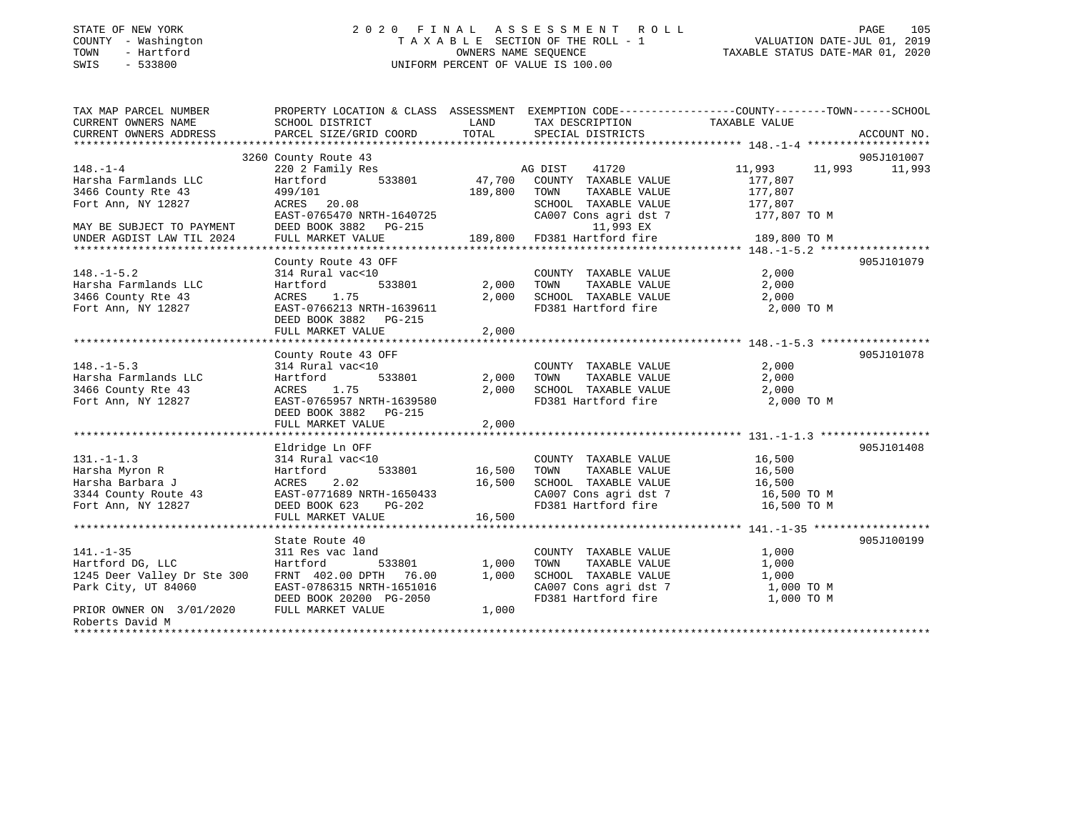STATE OF NEW YORK
COUNTY - Washington
TOWN - Hartford
SWIS - 533800

2020 FINAL ASSESSMENT ROLL
TAXABLE SECTION OF THE ROLL - 1
OWNERS NAME SEQUENCE
UNIFORM PERCENT OF VALUE IS 100.00

VALUATION DATE-JUL 01, 2019
TAXABLE STATUS DATE-MAR 01, 2020

| TAX MAP PARCEL NUMBER / CURRENT OWNERS NAME / CURRENT OWNERS ADDRESS | PROPERTY LOCATION & CLASS / SCHOOL DISTRICT / PARCEL SIZE/GRID COORD | ASSESSMENT LAND | TOTAL | EXEMPTION CODE / TAX DESCRIPTION / SPECIAL DISTRICTS | COUNTY TAXABLE VALUE | TOWN | SCHOOL | ACCOUNT NO. |
|---|---|---|---|---|---|---|---|---|
| **148.-1-4** | 3260 County Route 43 | | | | | | | 905J101007 |
| Harsha Farmlands LLC | 220 2 Family Res | | | AG DIST 41720 | 11,993 | 11,993 | 11,993 | |
| 3466 County Rte 43 | Hartford 533801 | 47,700 | | COUNTY TAXABLE VALUE | 177,807 | | | |
| Fort Ann, NY 12827 | 499/101 | | 189,800 | TOWN TAXABLE VALUE | 177,807 | | | |
| | ACRES 20.08 | | | SCHOOL TAXABLE VALUE | 177,807 | | | |
| | EAST-0765470 NRTH-1640725 | | | CA007 Cons agri dst 7 | 177,807 TO M | | | |
| MAY BE SUBJECT TO PAYMENT | DEED BOOK 3882 PG-215 | | | 11,993 EX | | | | |
| UNDER AGDIST LAW TIL 2024 | FULL MARKET VALUE | | 189,800 | FD381 Hartford fire | 189,800 TO M | | | |
| **148.-1-5.2** | County Route 43 OFF | | | | | | | 905J101079 |
| Harsha Farmlands LLC | 314 Rural vac<10 | | | COUNTY TAXABLE VALUE | 2,000 | | | |
| 3466 County Rte 43 | Hartford 533801 | 2,000 | | TOWN TAXABLE VALUE | 2,000 | | | |
| Fort Ann, NY 12827 | ACRES 1.75 | | 2,000 | SCHOOL TAXABLE VALUE | 2,000 | | | |
| | EAST-0766213 NRTH-1639611 | | | FD381 Hartford fire | 2,000 TO M | | | |
| | DEED BOOK 3882 PG-215 | | | | | | | |
| | FULL MARKET VALUE | | 2,000 | | | | | |
| **148.-1-5.3** | County Route 43 OFF | | | | | | | 905J101078 |
| Harsha Farmlands LLC | 314 Rural vac<10 | | | COUNTY TAXABLE VALUE | 2,000 | | | |
| 3466 County Rte 43 | Hartford 533801 | 2,000 | | TOWN TAXABLE VALUE | 2,000 | | | |
| Fort Ann, NY 12827 | ACRES 1.75 | | 2,000 | SCHOOL TAXABLE VALUE | 2,000 | | | |
| | EAST-0765957 NRTH-1639580 | | | FD381 Hartford fire | 2,000 TO M | | | |
| | DEED BOOK 3882 PG-215 | | | | | | | |
| | FULL MARKET VALUE | | 2,000 | | | | | |
| **131.-1-1.3** | Eldridge Ln OFF | | | | | | | 905J101408 |
| Harsha Myron R | 314 Rural vac<10 | | | COUNTY TAXABLE VALUE | 16,500 | | | |
| Harsha Barbara J | Hartford 533801 | 16,500 | | TOWN TAXABLE VALUE | 16,500 | | | |
| 3344 County Route 43 | ACRES 2.02 | | 16,500 | SCHOOL TAXABLE VALUE | 16,500 | | | |
| Fort Ann, NY 12827 | EAST-0771689 NRTH-1650433 | | | CA007 Cons agri dst 7 | 16,500 TO M | | | |
| | DEED BOOK 623 PG-202 | | | FD381 Hartford fire | 16,500 TO M | | | |
| | FULL MARKET VALUE | | 16,500 | | | | | |
| **141.-1-35** | State Route 40 | | | | | | | 905J100199 |
| Hartford DG, LLC | 311 Res vac land | | | COUNTY TAXABLE VALUE | 1,000 | | | |
| 1245 Deer Valley Dr Ste 300 | Hartford 533801 | 1,000 | | TOWN TAXABLE VALUE | 1,000 | | | |
| Park City, UT 84060 | FRNT 402.00 DPTH 76.00 | | 1,000 | SCHOOL TAXABLE VALUE | 1,000 | | | |
| | EAST-0786315 NRTH-1651016 | | | CA007 Cons agri dst 7 | 1,000 TO M | | | |
| | DEED BOOK 20200 PG-2050 | | | FD381 Hartford fire | 1,000 TO M | | | |
| PRIOR OWNER ON 3/01/2020 | FULL MARKET VALUE | | 1,000 | | | | | |
| Roberts David M | | | | | | | | |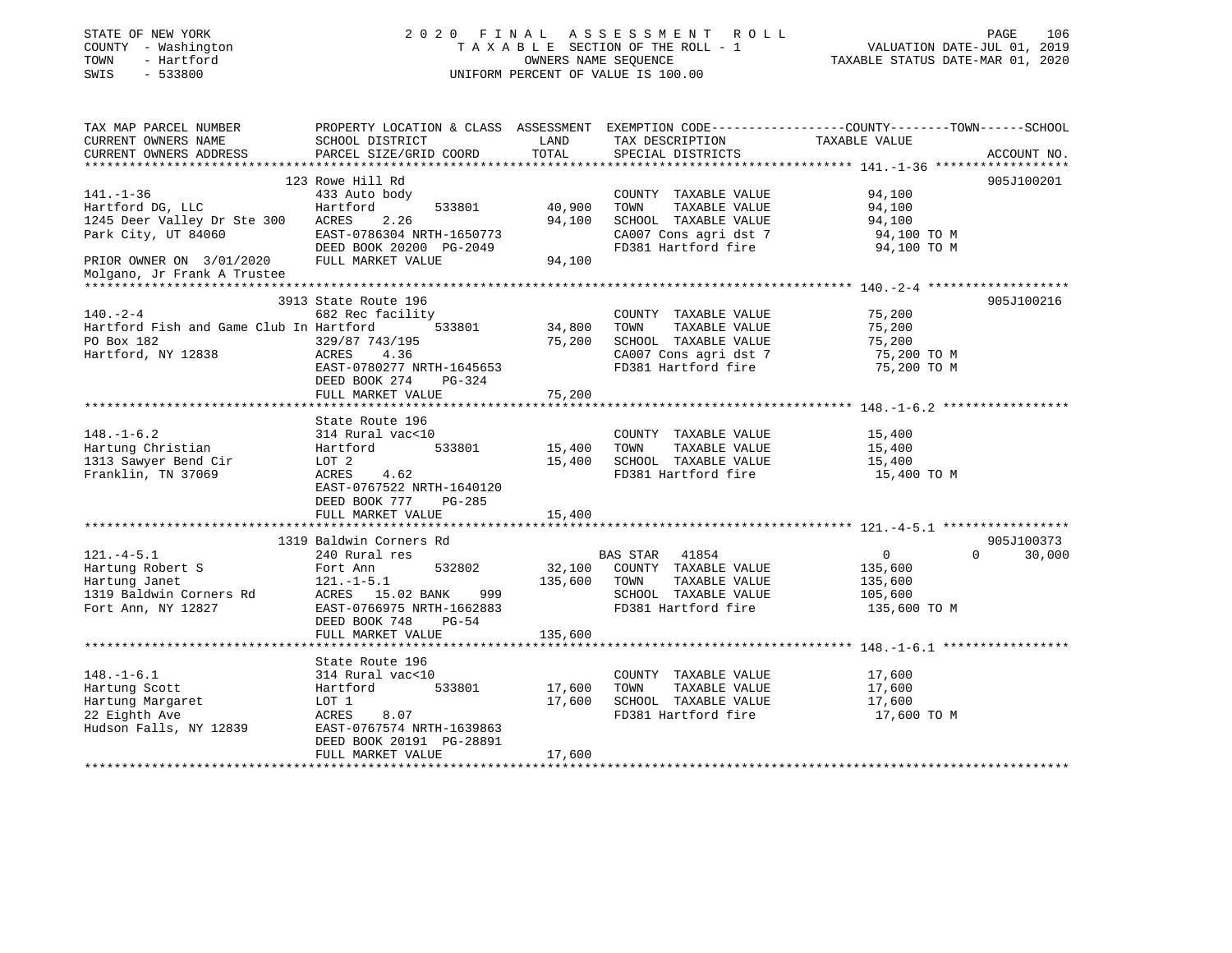STATE OF NEW YORK
COUNTY - Washington
TOWN - Hartford
SWIS - 533800

2 0 2 0 F I N A L A S S E S S M E N T R O L L
T A X A B L E SECTION OF THE ROLL - 1
OWNERS NAME SEQUENCE
UNIFORM PERCENT OF VALUE IS 100.00

VALUATION DATE-JUL 01, 2019
TAXABLE STATUS DATE-MAR 01, 2020

| TAX MAP PARCEL NUMBER / CURRENT OWNERS NAME / CURRENT OWNERS ADDRESS | PROPERTY LOCATION & CLASS / SCHOOL DISTRICT / PARCEL SIZE/GRID COORD | ASSESSMENT LAND | TOTAL | EXEMPTION CODE / TAX DESCRIPTION / SPECIAL DISTRICTS | COUNTY TAXABLE VALUE | TOWN | SCHOOL | ACCOUNT NO. |
|---|---|---|---|---|---|---|---|---|
| **141.-1-36** | 123 Rowe Hill Rd | | | | | | | 905J100201 |
| Hartford DG, LLC | 433 Auto body | | | COUNTY TAXABLE VALUE | 94,100 | | | |
| 1245 Deer Valley Dr Ste 300 | Hartford 533801 | 40,900 | | TOWN TAXABLE VALUE | 94,100 | | | |
| Park City, UT 84060 | ACRES 2.26 | | 94,100 | SCHOOL TAXABLE VALUE | 94,100 | | | |
| | EAST-0786304 NRTH-1650773 | | | CA007 Cons agri dst 7 | 94,100 TO M | | | |
| | DEED BOOK 20200 PG-2049 | | | FD381 Hartford fire | 94,100 TO M | | | |
| PRIOR OWNER ON 3/01/2020 | FULL MARKET VALUE | | 94,100 | | | | | |
| Molgano, Jr Frank A Trustee | | | | | | | | |
| **140.-2-4** | 3913 State Route 196 | | | | | | | 905J100216 |
| Hartford Fish and Game Club In | 682 Rec facility | | | COUNTY TAXABLE VALUE | 75,200 | | | |
| PO Box 182 | Hartford 533801 | 34,800 | | TOWN TAXABLE VALUE | 75,200 | | | |
| Hartford, NY 12838 | 329/87 743/195 | | 75,200 | SCHOOL TAXABLE VALUE | 75,200 | | | |
| | ACRES 4.36 | | | CA007 Cons agri dst 7 | 75,200 TO M | | | |
| | EAST-0780277 NRTH-1645653 | | | FD381 Hartford fire | 75,200 TO M | | | |
| | DEED BOOK 274 PG-324 | | | | | | | |
| | FULL MARKET VALUE | | 75,200 | | | | | |
| **148.-1-6.2** | State Route 196 | | | | | | | |
| Hartung Christian | 314 Rural vac<10 | | | COUNTY TAXABLE VALUE | 15,400 | | | |
| 1313 Sawyer Bend Cir | Hartford 533801 | 15,400 | | TOWN TAXABLE VALUE | 15,400 | | | |
| Franklin, TN 37069 | LOT 2 | | 15,400 | SCHOOL TAXABLE VALUE | 15,400 | | | |
| | ACRES 4.62 | | | FD381 Hartford fire | 15,400 TO M | | | |
| | EAST-0767522 NRTH-1640120 | | | | | | | |
| | DEED BOOK 777 PG-285 | | | | | | | |
| | FULL MARKET VALUE | | 15,400 | | | | | |
| **121.-4-5.1** | 1319 Baldwin Corners Rd | | | | | | | 905J100373 |
| Hartung Robert S | 240 Rural res | | | BAS STAR 41854 | 0 | 0 | 30,000 | |
| Hartung Janet | Fort Ann 532802 | 32,100 | | COUNTY TAXABLE VALUE | 135,600 | | | |
| 1319 Baldwin Corners Rd | 121.-1-5.1 | | 135,600 | TOWN TAXABLE VALUE | 135,600 | | | |
| Fort Ann, NY 12827 | ACRES 15.02 BANK 999 | | | SCHOOL TAXABLE VALUE | 105,600 | | | |
| | EAST-0766975 NRTH-1662883 | | | FD381 Hartford fire | 135,600 TO M | | | |
| | DEED BOOK 748 PG-54 | | | | | | | |
| | FULL MARKET VALUE | | 135,600 | | | | | |
| **148.-1-6.1** | State Route 196 | | | | | | | |
| Hartung Scott | 314 Rural vac<10 | | | COUNTY TAXABLE VALUE | 17,600 | | | |
| Hartung Margaret | Hartford 533801 | 17,600 | | TOWN TAXABLE VALUE | 17,600 | | | |
| 22 Eighth Ave | LOT 1 | | 17,600 | SCHOOL TAXABLE VALUE | 17,600 | | | |
| Hudson Falls, NY 12839 | ACRES 8.07 | | | FD381 Hartford fire | 17,600 TO M | | | |
| | EAST-0767574 NRTH-1639863 | | | | | | | |
| | DEED BOOK 20191 PG-28891 | | | | | | | |
| | FULL MARKET VALUE | | 17,600 | | | | | |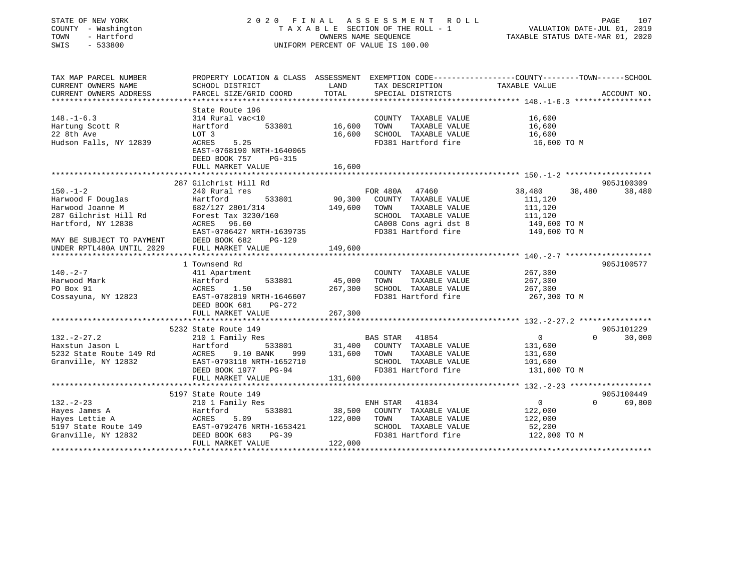STATE OF NEW YORK
COUNTY - Washington
TOWN - Hartford
SWIS - 533800

2020 FINAL ASSESSMENT ROLL
TAXABLE SECTION OF THE ROLL - 1
OWNERS NAME SEQUENCE
UNIFORM PERCENT OF VALUE IS 100.00

VALUATION DATE-JUL 01, 2019
TAXABLE STATUS DATE-MAR 01, 2020

```
TAX MAP PARCEL NUMBER          PROPERTY LOCATION & CLASS  ASSESSMENT  EXEMPTION CODE-----------------COUNTY--------TOWN------SCHOOL
CURRENT OWNERS NAME            SCHOOL DISTRICT             LAND       TAX DESCRIPTION             TAXABLE VALUE
CURRENT OWNERS ADDRESS         PARCEL SIZE/GRID COORD      TOTAL      SPECIAL DISTRICTS                                      ACCOUNT NO.
******************************************************************************************************* 148.-1-6.3 *****************
                               State Route 196
148.-1-6.3                     314 Rural vac<10                        COUNTY  TAXABLE VALUE          16,600
Hartung Scott R                Hartford        533801      16,600     TOWN    TAXABLE VALUE          16,600
22 8th Ave                     LOT 3                        16,600     SCHOOL  TAXABLE VALUE          16,600
Hudson Falls, NY 12839         ACRES    5.25                           FD381 Hartford fire             16,600 TO M
                               EAST-0768190 NRTH-1640065
                               DEED BOOK 757    PG-315
                               FULL MARKET VALUE           16,600
******************************************************************************************************* 150.-1-2 *******************
                               287 Gilchrist Hill Rd                                                                      905J100309
150.-1-2                       240 Rural res                          FOR 480A   47460            38,480      38,480      38,480
Harwood F Douglas              Hartford        533801      90,300     COUNTY  TAXABLE VALUE         111,120
Harwood Joanne M               682/127 2801/314            149,600    TOWN    TAXABLE VALUE         111,120
287 Gilchrist Hill Rd          Forest Tax 3230/160                    SCHOOL  TAXABLE VALUE         111,120
Hartford, NY 12838             ACRES   96.60                           CA008 Cons agri dst 8          149,600 TO M
                               EAST-0786427 NRTH-1639735               FD381 Hartford fire            149,600 TO M
MAY BE SUBJECT TO PAYMENT      DEED BOOK 682    PG-129
UNDER RPTL480A UNTIL 2029      FULL MARKET VALUE          149,600
******************************************************************************************************* 140.-2-7 *******************
                               1 Townsend Rd                                                                              905J100577
140.-2-7                       411 Apartment                           COUNTY  TAXABLE VALUE         267,300
Harwood Mark                   Hartford        533801      45,000     TOWN    TAXABLE VALUE         267,300
PO Box 91                      ACRES    1.50               267,300    SCHOOL  TAXABLE VALUE         267,300
Cossayuna, NY 12823            EAST-0782819 NRTH-1646607               FD381 Hartford fire            267,300 TO M
                               DEED BOOK 681    PG-272
                               FULL MARKET VALUE          267,300
******************************************************************************************************* 132.-2-27.2 ****************
                               5232 State Route 149                                                                       905J101229
132.-2-27.2                    210 1 Family Res                       BAS STAR   41854                 0           0      30,000
Haxstun Jason L                Hartford        533801      31,400     COUNTY  TAXABLE VALUE         131,600
5232 State Route 149 Rd        ACRES    9.10 BANK    999   131,600    TOWN    TAXABLE VALUE         131,600
Granville, NY 12832            EAST-0793118 NRTH-1652710               SCHOOL  TAXABLE VALUE         101,600
                               DEED BOOK 1977   PG-94                  FD381 Hartford fire            131,600 TO M
                               FULL MARKET VALUE          131,600
******************************************************************************************************* 132.-2-23 ******************
                               5197 State Route 149                                                                       905J100449
132.-2-23                      210 1 Family Res                       ENH STAR   41834                 0           0      69,800
Hayes James A                  Hartford        533801      38,500     COUNTY  TAXABLE VALUE         122,000
Hayes Lettie A                 ACRES    5.09               122,000    TOWN    TAXABLE VALUE         122,000
5197 State Route 149           EAST-0792476 NRTH-1653421               SCHOOL  TAXABLE VALUE          52,200
Granville, NY 12832            DEED BOOK 683    PG-39                  FD381 Hartford fire            122,000 TO M
                               FULL MARKET VALUE          122,000
************************************************************************************************************************************
```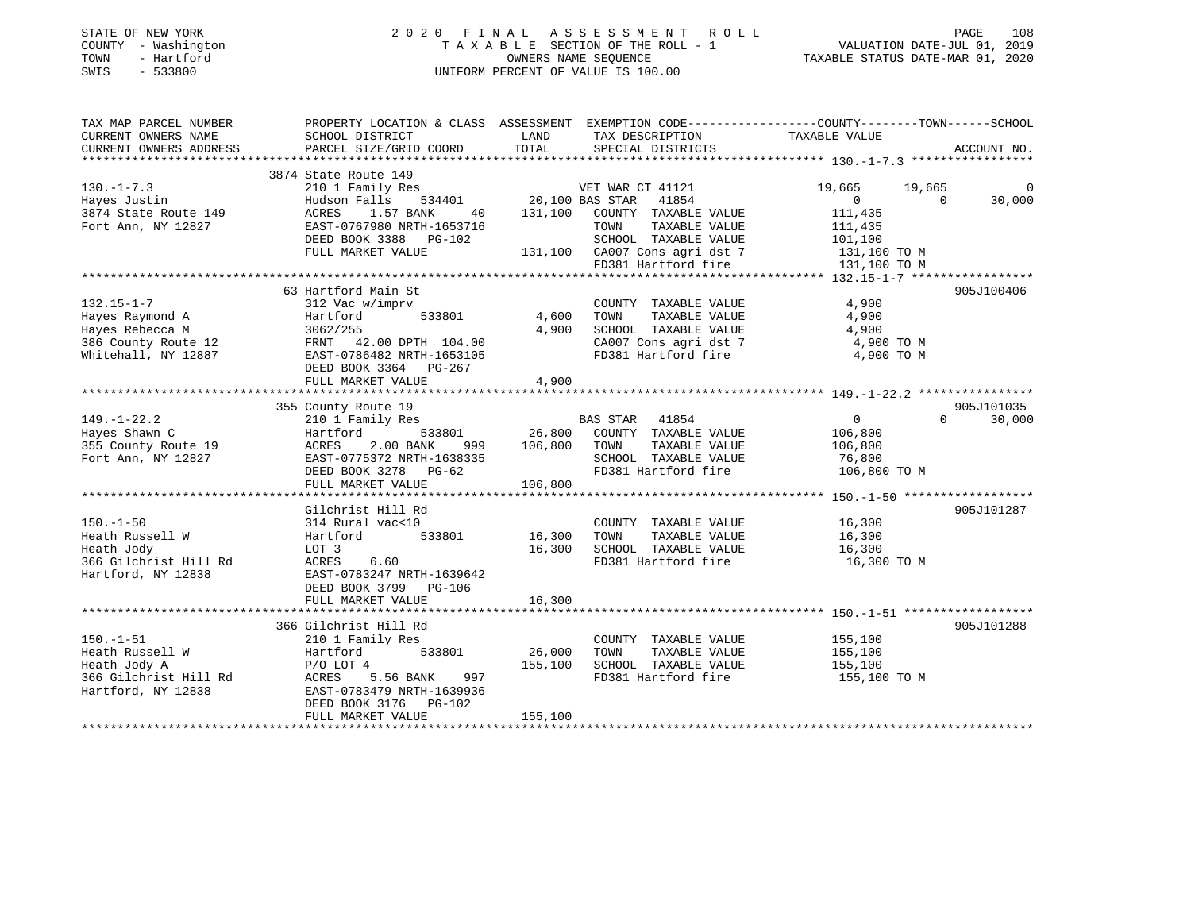STATE OF NEW YORK
COUNTY - Washington
TOWN - Hartford
SWIS - 533800

2020 FINAL ASSESSMENT ROLL
TAXABLE SECTION OF THE ROLL - 1
OWNERS NAME SEQUENCE
UNIFORM PERCENT OF VALUE IS 100.00

VALUATION DATE-JUL 01, 2019
TAXABLE STATUS DATE-MAR 01, 2020

| TAX MAP PARCEL NUMBER / CURRENT OWNERS NAME / CURRENT OWNERS ADDRESS | PROPERTY LOCATION & CLASS / SCHOOL DISTRICT / PARCEL SIZE/GRID COORD | ASSESSMENT LAND | TOTAL | EXEMPTION CODE / TAX DESCRIPTION / SPECIAL DISTRICTS | COUNTY TAXABLE VALUE | TOWN | SCHOOL | ACCOUNT NO. |
|---|---|---|---|---|---|---|---|---|
| **130.-1-7.3** | 3874 State Route 149 | | | | | | | |
| 130.-1-7.3 | 210 1 Family Res | | | VET WAR CT 41121 | 19,665 | 19,665 | 0 | |
| Hayes Justin | Hudson Falls 534401 | 20,100 | | BAS STAR 41854 | 0 | 0 | 30,000 | |
| 3874 State Route 149 | ACRES 1.57 BANK 40 | | 131,100 | COUNTY TAXABLE VALUE | 111,435 | | | |
| Fort Ann, NY 12827 | EAST-0767980 NRTH-1653716 | | | TOWN TAXABLE VALUE | 111,435 | | | |
| | DEED BOOK 3388 PG-102 | | | SCHOOL TAXABLE VALUE | 101,100 | | | |
| | FULL MARKET VALUE | | 131,100 | CA007 Cons agri dst 7 | 131,100 TO M | | | |
| | | | | FD381 Hartford fire | 131,100 TO M | | | |
| **132.15-1-7** | 63 Hartford Main St | | | | | | | 905J100406 |
| 132.15-1-7 | 312 Vac w/imprv | | | COUNTY TAXABLE VALUE | 4,900 | | | |
| Hayes Raymond A | Hartford 533801 | 4,600 | | TOWN TAXABLE VALUE | 4,900 | | | |
| Hayes Rebecca M | 3062/255 | | 4,900 | SCHOOL TAXABLE VALUE | 4,900 | | | |
| 386 County Route 12 | FRNT 42.00 DPTH 104.00 | | | CA007 Cons agri dst 7 | 4,900 TO M | | | |
| Whitehall, NY 12887 | EAST-0786482 NRTH-1653105 | | | FD381 Hartford fire | 4,900 TO M | | | |
| | DEED BOOK 3364 PG-267 | | | | | | | |
| | FULL MARKET VALUE | | 4,900 | | | | | |
| **149.-1-22.2** | 355 County Route 19 | | | | | | | 905J101035 |
| 149.-1-22.2 | 210 1 Family Res | | | BAS STAR 41854 | 0 | 0 | 30,000 | |
| Hayes Shawn C | Hartford 533801 | 26,800 | | COUNTY TAXABLE VALUE | 106,800 | | | |
| 355 County Route 19 | ACRES 2.00 BANK 999 | | 106,800 | TOWN TAXABLE VALUE | 106,800 | | | |
| Fort Ann, NY 12827 | EAST-0775372 NRTH-1638335 | | | SCHOOL TAXABLE VALUE | 76,800 | | | |
| | DEED BOOK 3278 PG-62 | | | FD381 Hartford fire | 106,800 TO M | | | |
| | FULL MARKET VALUE | | 106,800 | | | | | |
| **150.-1-50** | Gilchrist Hill Rd | | | | | | | 905J101287 |
| 150.-1-50 | 314 Rural vac<10 | | | COUNTY TAXABLE VALUE | 16,300 | | | |
| Heath Russell W | Hartford 533801 | 16,300 | | TOWN TAXABLE VALUE | 16,300 | | | |
| Heath Jody | LOT 3 | | 16,300 | SCHOOL TAXABLE VALUE | 16,300 | | | |
| 366 Gilchrist Hill Rd | ACRES 6.60 | | | FD381 Hartford fire | 16,300 TO M | | | |
| Hartford, NY 12838 | EAST-0783247 NRTH-1639642 | | | | | | | |
| | DEED BOOK 3799 PG-106 | | | | | | | |
| | FULL MARKET VALUE | | 16,300 | | | | | |
| **150.-1-51** | 366 Gilchrist Hill Rd | | | | | | | 905J101288 |
| 150.-1-51 | 210 1 Family Res | | | COUNTY TAXABLE VALUE | 155,100 | | | |
| Heath Russell W | Hartford 533801 | 26,000 | | TOWN TAXABLE VALUE | 155,100 | | | |
| Heath Jody A | P/O LOT 4 | | 155,100 | SCHOOL TAXABLE VALUE | 155,100 | | | |
| 366 Gilchrist Hill Rd | ACRES 5.56 BANK 997 | | | FD381 Hartford fire | 155,100 TO M | | | |
| Hartford, NY 12838 | EAST-0783479 NRTH-1639936 | | | | | | | |
| | DEED BOOK 3176 PG-102 | | | | | | | |
| | FULL MARKET VALUE | | 155,100 | | | | | |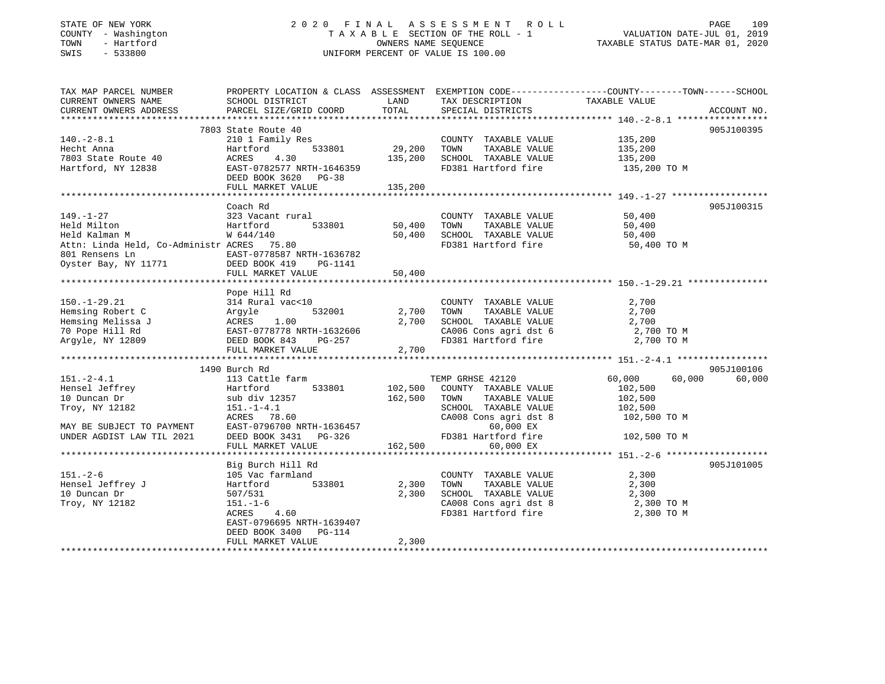STATE OF NEW YORK
COUNTY - Washington
TOWN - Hartford
SWIS - 533800

# 2020 FINAL ASSESSMENT ROLL

TAXABLE SECTION OF THE ROLL - 1
OWNERS NAME SEQUENCE
UNIFORM PERCENT OF VALUE IS 100.00

VALUATION DATE-JUL 01, 2019
TAXABLE STATUS DATE-MAR 01, 2020

| TAX MAP PARCEL NUMBER / CURRENT OWNERS NAME / CURRENT OWNERS ADDRESS | PROPERTY LOCATION & CLASS / SCHOOL DISTRICT / PARCEL SIZE/GRID COORD | ASSESSMENT LAND | TOTAL | EXEMPTION CODE / TAX DESCRIPTION / SPECIAL DISTRICTS | COUNTY TAXABLE VALUE | TOWN | SCHOOL | ACCOUNT NO. |
|---|---|---|---|---|---|---|---|---|
| **140.-2-8.1** | 7803 State Route 40 | | | | | | | 905J100395 |
| 140.-2-8.1 | 210 1 Family Res | | | COUNTY TAXABLE VALUE | 135,200 | | | |
| Hecht Anna | Hartford 533801 | 29,200 | | TOWN TAXABLE VALUE | 135,200 | | | |
| 7803 State Route 40 | ACRES 4.30 | | 135,200 | SCHOOL TAXABLE VALUE | 135,200 | | | |
| Hartford, NY 12838 | EAST-0782577 NRTH-1646359 | | | FD381 Hartford fire | 135,200 TO M | | | |
| | DEED BOOK 3620 PG-38 | | | | | | | |
| | FULL MARKET VALUE | | 135,200 | | | | | |
| **149.-1-27** | Coach Rd | | | | | | | 905J100315 |
| 149.-1-27 | 323 Vacant rural | | | COUNTY TAXABLE VALUE | 50,400 | | | |
| Held Milton | Hartford 533801 | 50,400 | | TOWN TAXABLE VALUE | 50,400 | | | |
| Held Kalman M | W 644/140 | | 50,400 | SCHOOL TAXABLE VALUE | 50,400 | | | |
| Attn: Linda Held, Co-Administr | ACRES 75.80 | | | FD381 Hartford fire | 50,400 TO M | | | |
| 801 Rensens Ln | EAST-0778587 NRTH-1636782 | | | | | | | |
| Oyster Bay, NY 11771 | DEED BOOK 419 PG-1141 | | | | | | | |
| | FULL MARKET VALUE | | 50,400 | | | | | |
| **150.-1-29.21** | Pope Hill Rd | | | | | | | |
| 150.-1-29.21 | 314 Rural vac<10 | | | COUNTY TAXABLE VALUE | 2,700 | | | |
| Hemsing Robert C | Argyle 532001 | 2,700 | | TOWN TAXABLE VALUE | 2,700 | | | |
| Hemsing Melissa J | ACRES 1.00 | | 2,700 | SCHOOL TAXABLE VALUE | 2,700 | | | |
| 70 Pope Hill Rd | EAST-0778778 NRTH-1632606 | | | CA006 Cons agri dst 6 | 2,700 TO M | | | |
| Argyle, NY 12809 | DEED BOOK 843 PG-257 | | | FD381 Hartford fire | 2,700 TO M | | | |
| | FULL MARKET VALUE | | 2,700 | | | | | |
| **151.-2-4.1** | 1490 Burch Rd | | | | | | | 905J100106 |
| 151.-2-4.1 | 113 Cattle farm | | | TEMP GRHSE 42120 | 60,000 | 60,000 | 60,000 | |
| Hensel Jeffrey | Hartford 533801 | 102,500 | | COUNTY TAXABLE VALUE | 102,500 | | | |
| 10 Duncan Dr | sub div 12357 | | 162,500 | TOWN TAXABLE VALUE | 102,500 | | | |
| Troy, NY 12182 | 151.-1-4.1 | | | SCHOOL TAXABLE VALUE | 102,500 | | | |
| | ACRES 78.60 | | | CA008 Cons agri dst 8 | 102,500 TO M | | | |
| MAY BE SUBJECT TO PAYMENT | EAST-0796700 NRTH-1636457 | | | 60,000 EX | | | | |
| UNDER AGDIST LAW TIL 2021 | DEED BOOK 3431 PG-326 | | | FD381 Hartford fire | 102,500 TO M | | | |
| | FULL MARKET VALUE | | 162,500 | 60,000 EX | | | | |
| **151.-2-6** | Big Burch Hill Rd | | | | | | | 905J101005 |
| 151.-2-6 | 105 Vac farmland | | | COUNTY TAXABLE VALUE | 2,300 | | | |
| Hensel Jeffrey J | Hartford 533801 | 2,300 | | TOWN TAXABLE VALUE | 2,300 | | | |
| 10 Duncan Dr | 507/531 | | 2,300 | SCHOOL TAXABLE VALUE | 2,300 | | | |
| Troy, NY 12182 | 151.-1-6 | | | CA008 Cons agri dst 8 | 2,300 TO M | | | |
| | ACRES 4.60 | | | FD381 Hartford fire | 2,300 TO M | | | |
| | EAST-0796695 NRTH-1639407 | | | | | | | |
| | DEED BOOK 3400 PG-114 | | | | | | | |
| | FULL MARKET VALUE | | 2,300 | | | | | |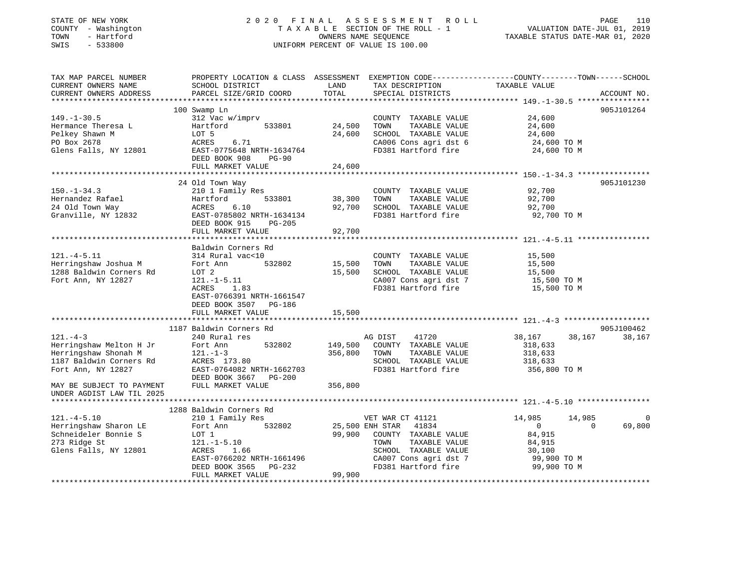STATE OF NEW YORK
COUNTY - Washington
TOWN - Hartford
SWIS - 533800

# 2020 FINAL ASSESSMENT ROLL

TAXABLE SECTION OF THE ROLL - 1
OWNERS NAME SEQUENCE
UNIFORM PERCENT OF VALUE IS 100.00

VALUATION DATE-JUL 01, 2019
TAXABLE STATUS DATE-MAR 01, 2020

| TAX MAP PARCEL NUMBER / CURRENT OWNERS NAME / CURRENT OWNERS ADDRESS | PROPERTY LOCATION & CLASS / SCHOOL DISTRICT / PARCEL SIZE/GRID COORD | ASSESSMENT LAND | TOTAL | EXEMPTION CODE / TAX DESCRIPTION / SPECIAL DISTRICTS | COUNTY TAXABLE VALUE | TOWN | SCHOOL | ACCOUNT NO. |
|---|---|---|---|---|---|---|---|---|
| **149.-1-30.5** | 100 Swamp Ln | | | | | | | 905J101264 |
| 149.-1-30.5 | 312 Vac w/imprv | | | COUNTY TAXABLE VALUE | 24,600 | | | |
| Hermance Theresa L | Hartford 533801 | 24,500 | | TOWN TAXABLE VALUE | 24,600 | | | |
| Pelkey Shawn M | LOT 5 | | 24,600 | SCHOOL TAXABLE VALUE | 24,600 | | | |
| PO Box 2678 | ACRES 6.71 | | | CA006 Cons agri dst 6 | 24,600 TO M | | | |
| Glens Falls, NY 12801 | EAST-0775648 NRTH-1634764 | | | FD381 Hartford fire | 24,600 TO M | | | |
| | DEED BOOK 908 PG-90 | | | | | | | |
| | FULL MARKET VALUE | | 24,600 | | | | | |
| **150.-1-34.3** | 24 Old Town Way | | | | | | | 905J101230 |
| 150.-1-34.3 | 210 1 Family Res | | | COUNTY TAXABLE VALUE | 92,700 | | | |
| Hernandez Rafael | Hartford 533801 | 38,300 | | TOWN TAXABLE VALUE | 92,700 | | | |
| 24 Old Town Way | ACRES 6.10 | | 92,700 | SCHOOL TAXABLE VALUE | 92,700 | | | |
| Granville, NY 12832 | EAST-0785802 NRTH-1634134 | | | FD381 Hartford fire | 92,700 TO M | | | |
| | DEED BOOK 915 PG-205 | | | | | | | |
| | FULL MARKET VALUE | | 92,700 | | | | | |
| **121.-4-5.11** | Baldwin Corners Rd | | | | | | | |
| 121.-4-5.11 | 314 Rural vac<10 | | | COUNTY TAXABLE VALUE | 15,500 | | | |
| Herringshaw Joshua M | Fort Ann 532802 | 15,500 | | TOWN TAXABLE VALUE | 15,500 | | | |
| 1288 Baldwin Corners Rd | LOT 2 | | 15,500 | SCHOOL TAXABLE VALUE | 15,500 | | | |
| Fort Ann, NY 12827 | 121.-1-5.11 | | | CA007 Cons agri dst 7 | 15,500 TO M | | | |
| | ACRES 1.83 | | | FD381 Hartford fire | 15,500 TO M | | | |
| | EAST-0766391 NRTH-1661547 | | | | | | | |
| | DEED BOOK 3507 PG-186 | | | | | | | |
| | FULL MARKET VALUE | | 15,500 | | | | | |
| **121.-4-3** | 1187 Baldwin Corners Rd | | | | | | | 905J100462 |
| 121.-4-3 | 240 Rural res | | | AG DIST 41720 | 38,167 | 38,167 | 38,167 | |
| Herringshaw Melton H Jr | Fort Ann 532802 | 149,500 | | COUNTY TAXABLE VALUE | 318,633 | | | |
| Herringshaw Shonah M | 121.-1-3 | | 356,800 | TOWN TAXABLE VALUE | 318,633 | | | |
| 1187 Baldwin Corners Rd | ACRES 173.80 | | | SCHOOL TAXABLE VALUE | 318,633 | | | |
| Fort Ann, NY 12827 | EAST-0764082 NRTH-1662703 | | | FD381 Hartford fire | 356,800 TO M | | | |
| | DEED BOOK 3667 PG-200 | | | | | | | |
| MAY BE SUBJECT TO PAYMENT | FULL MARKET VALUE | | 356,800 | | | | | |
| UNDER AGDIST LAW TIL 2025 | | | | | | | | |
| **121.-4-5.10** | 1288 Baldwin Corners Rd | | | | | | | |
| 121.-4-5.10 | 210 1 Family Res | | | VET WAR CT 41121 | 14,985 | 14,985 | 0 | |
| Herringshaw Sharon LE | Fort Ann 532802 | 25,500 | | ENH STAR 41834 | 0 | 0 | 69,800 | |
| Schneideler Bonnie S | LOT 1 | | 99,900 | COUNTY TAXABLE VALUE | 84,915 | | | |
| 273 Ridge St | 121.-1-5.10 | | | TOWN TAXABLE VALUE | 84,915 | | | |
| Glens Falls, NY 12801 | ACRES 1.66 | | | SCHOOL TAXABLE VALUE | 30,100 | | | |
| | EAST-0766202 NRTH-1661496 | | | CA007 Cons agri dst 7 | 99,900 TO M | | | |
| | DEED BOOK 3565 PG-232 | | | FD381 Hartford fire | 99,900 TO M | | | |
| | FULL MARKET VALUE | | 99,900 | | | | | |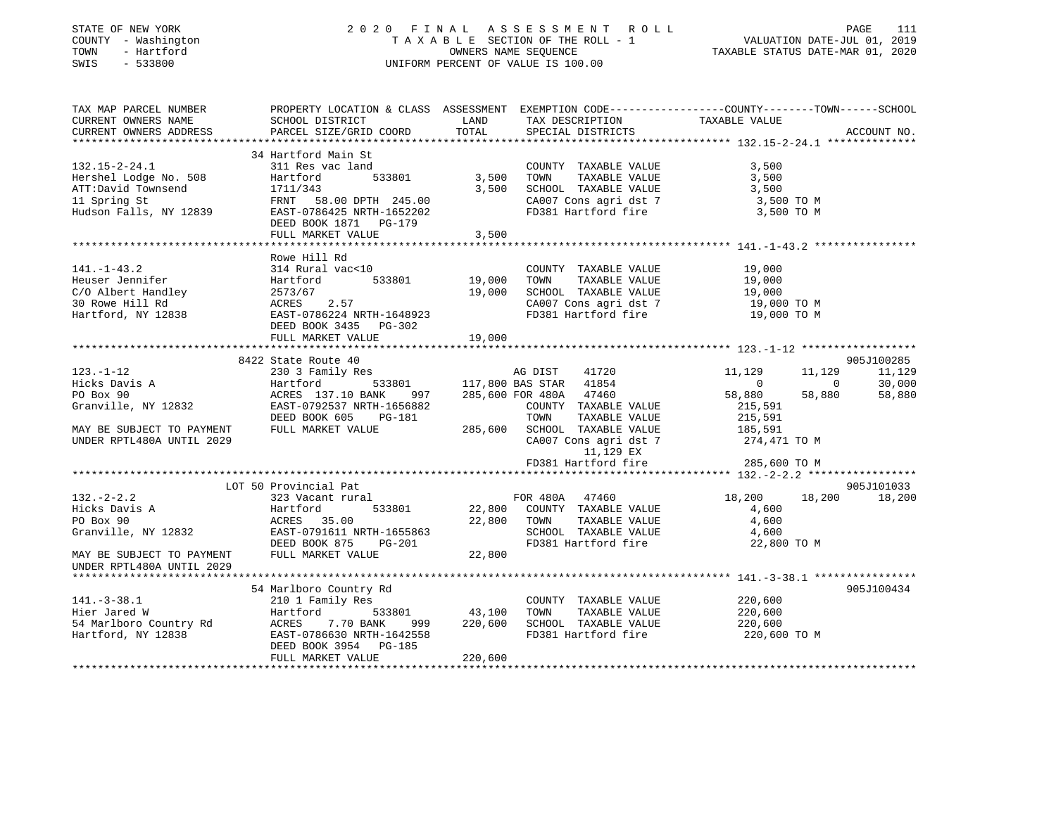STATE OF NEW YORK
COUNTY - Washington
TOWN - Hartford
SWIS - 533800

# 2020 FINAL ASSESSMENT ROLL
TAXABLE SECTION OF THE ROLL - 1
OWNERS NAME SEQUENCE
UNIFORM PERCENT OF VALUE IS 100.00

VALUATION DATE-JUL 01, 2019
TAXABLE STATUS DATE-MAR 01, 2020

```
TAX MAP PARCEL NUMBER          PROPERTY LOCATION & CLASS  ASSESSMENT  EXEMPTION CODE------------------COUNTY--------TOWN------SCHOOL
CURRENT OWNERS NAME            SCHOOL DISTRICT               LAND      TAX DESCRIPTION            TAXABLE VALUE
CURRENT OWNERS ADDRESS         PARCEL SIZE/GRID COORD        TOTAL     SPECIAL DISTRICTS                                      ACCOUNT NO.
******************************************************************************************************* 132.15-2-24.1 **************
                               34 Hartford Main St
132.15-2-24.1                  311 Res vac land                        COUNTY  TAXABLE VALUE              3,500
Hershel Lodge No. 508          Hartford        533801        3,500     TOWN    TAXABLE VALUE              3,500
ATT:David Townsend             1711/343                      3,500     SCHOOL  TAXABLE VALUE              3,500
11 Spring St                   FRNT   58.00 DPTH 245.00                CA007 Cons agri dst 7               3,500 TO M
Hudson Falls, NY 12839         EAST-0786425 NRTH-1652202               FD381 Hartford fire                 3,500 TO M
                               DEED BOOK 1871   PG-179
                               FULL MARKET VALUE             3,500
******************************************************************************************************* 141.-1-43.2 ****************
                               Rowe Hill Rd
141.-1-43.2                    314 Rural vac<10                        COUNTY  TAXABLE VALUE             19,000
Heuser Jennifer                Hartford        533801       19,000     TOWN    TAXABLE VALUE             19,000
C/O Albert Handley             2573/67                      19,000     SCHOOL  TAXABLE VALUE             19,000
30 Rowe Hill Rd                ACRES    2.57                           CA007 Cons agri dst 7              19,000 TO M
Hartford, NY 12838             EAST-0786224 NRTH-1648923               FD381 Hartford fire                19,000 TO M
                               DEED BOOK 3435   PG-302
                               FULL MARKET VALUE            19,000
******************************************************************************************************* 123.-1-12 ******************
                               8422 State Route 40                                                                          905J100285
123.-1-12                      230 3 Family Res                        AG DIST     41720          11,129       11,129        11,129
Hicks Davis A                  Hartford        533801      117,800 BAS STAR    41854               0            0        30,000
PO Box 90                      ACRES 137.10 BANK     997   285,600 FOR 480A    47460          58,880       58,880        58,880
Granville, NY 12832            EAST-0792537 NRTH-1656882               COUNTY  TAXABLE VALUE            215,591
                               DEED BOOK 605    PG-181                 TOWN    TAXABLE VALUE            215,591
MAY BE SUBJECT TO PAYMENT      FULL MARKET VALUE           285,600     SCHOOL  TAXABLE VALUE            185,591
UNDER RPTL480A UNTIL 2029                                              CA007 Cons agri dst 7             274,471 TO M
                                                                            11,129 EX
                                                                       FD381 Hartford fire               285,600 TO M
******************************************************************************************************* 132.-2-2.2 *****************
                               LOT 50 Provincial Pat                                                                        905J101033
132.-2-2.2                     323 Vacant rural                        FOR 480A    47460          18,200       18,200        18,200
Hicks Davis A                  Hartford        533801       22,800     COUNTY  TAXABLE VALUE              4,600
PO Box 90                      ACRES   35.00                22,800     TOWN    TAXABLE VALUE              4,600
Granville, NY 12832            EAST-0791611 NRTH-1655863               SCHOOL  TAXABLE VALUE              4,600
                               DEED BOOK 875    PG-201                 FD381 Hartford fire                22,800 TO M
MAY BE SUBJECT TO PAYMENT      FULL MARKET VALUE            22,800
UNDER RPTL480A UNTIL 2029
******************************************************************************************************* 141.-3-38.1 ****************
                               54 Marlboro Country Rd                                                                       905J100434
141.-3-38.1                    210 1 Family Res                        COUNTY  TAXABLE VALUE            220,600
Hier Jared W                   Hartford        533801       43,100     TOWN    TAXABLE VALUE            220,600
54 Marlboro Country Rd         ACRES    7.70 BANK     999  220,600     SCHOOL  TAXABLE VALUE            220,600
Hartford, NY 12838             EAST-0786630 NRTH-1642558               FD381 Hartford fire               220,600 TO M
                               DEED BOOK 3954   PG-185
                               FULL MARKET VALUE           220,600
************************************************************************************************************************************
```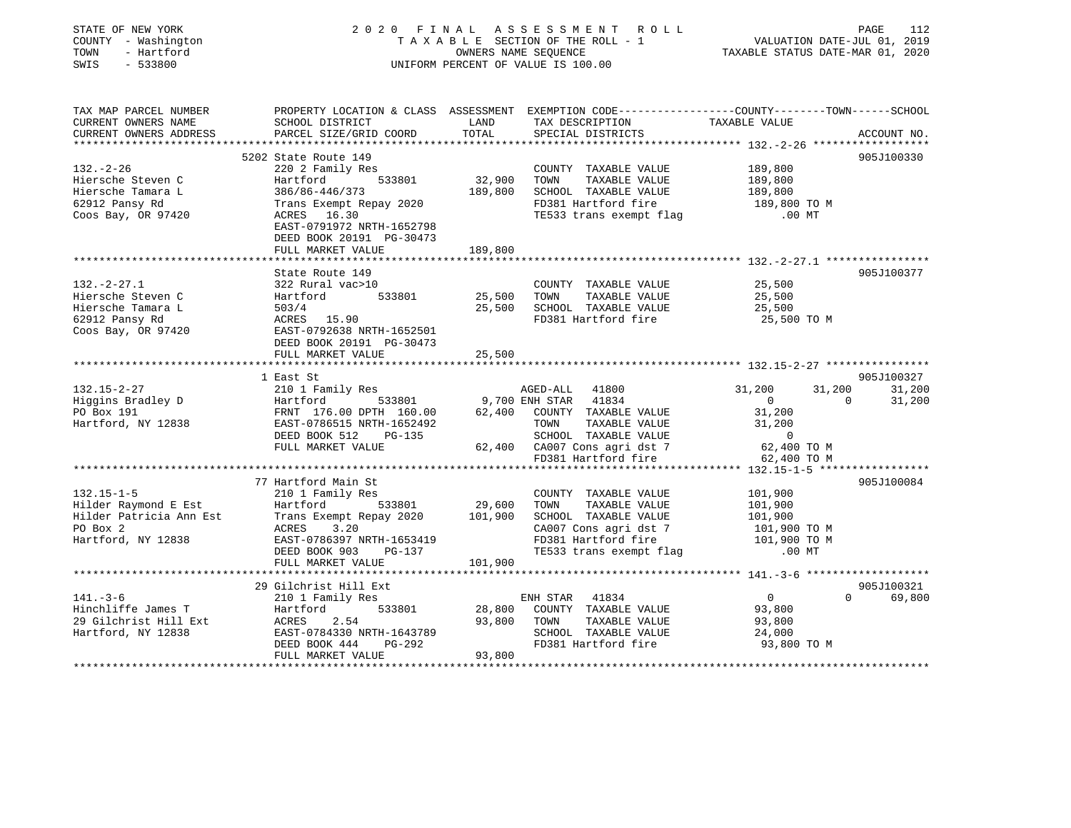STATE OF NEW YORK
COUNTY - Washington
TOWN - Hartford
SWIS - 533800

2020 FINAL ASSESSMENT ROLL
TAXABLE SECTION OF THE ROLL - 1
OWNERS NAME SEQUENCE
UNIFORM PERCENT OF VALUE IS 100.00

VALUATION DATE-JUL 01, 2019
TAXABLE STATUS DATE-MAR 01, 2020

```
TAX MAP PARCEL NUMBER          PROPERTY LOCATION & CLASS  ASSESSMENT  EXEMPTION CODE-----------------COUNTY--------TOWN------SCHOOL
CURRENT OWNERS NAME            SCHOOL DISTRICT              LAND      TAX DESCRIPTION            TAXABLE VALUE
CURRENT OWNERS ADDRESS         PARCEL SIZE/GRID COORD       TOTAL     SPECIAL DISTRICTS                                      ACCOUNT NO.
****************************************************************************************************** 132.-2-26 ******************
                               5202 State Route 149                                                                        905J100330
132.-2-26                      220 2 Family Res                       COUNTY  TAXABLE VALUE          189,800
Hiersche Steven C              Hartford          533801     32,900    TOWN    TAXABLE VALUE          189,800
Hiersche Tamara L              386/86-446/373              189,800    SCHOOL  TAXABLE VALUE          189,800
62912 Pansy Rd                 Trans Exempt Repay 2020                FD381 Hartford fire             189,800 TO M
Coos Bay, OR 97420             ACRES   16.30                          TE533 trans exempt flag             .00 MT
                               EAST-0791972 NRTH-1652798
                               DEED BOOK 20191  PG-30473
                               FULL MARKET VALUE           189,800
****************************************************************************************************** 132.-2-27.1 ****************
                               State Route 149                                                                             905J100377
132.-2-27.1                    322 Rural vac>10                       COUNTY  TAXABLE VALUE           25,500
Hiersche Steven C              Hartford          533801     25,500    TOWN    TAXABLE VALUE           25,500
Hiersche Tamara L              503/4                        25,500    SCHOOL  TAXABLE VALUE           25,500
62912 Pansy Rd                 ACRES   15.90                          FD381 Hartford fire              25,500 TO M
Coos Bay, OR 97420             EAST-0792638 NRTH-1652501
                               DEED BOOK 20191  PG-30473
                               FULL MARKET VALUE            25,500
****************************************************************************************************** 132.15-2-27 ****************
                               1 East St                                                                                   905J100327
132.15-2-27                    210 1 Family Res                       AGED-ALL   41800              31,200      31,200      31,200
Higgins Bradley D              Hartford          533801      9,700 ENH STAR   41834                   0           0      31,200
PO Box 191                     FRNT 176.00 DPTH 160.00      62,400    COUNTY  TAXABLE VALUE           31,200
Hartford, NY 12838             EAST-0786515 NRTH-1652492              TOWN    TAXABLE VALUE           31,200
                               DEED BOOK 512    PG-135                SCHOOL  TAXABLE VALUE                0
                               FULL MARKET VALUE            62,400    CA007 Cons agri dst 7            62,400 TO M
                                                                      FD381 Hartford fire              62,400 TO M
****************************************************************************************************** 132.15-1-5 *****************
                               77 Hartford Main St                                                                         905J100084
132.15-1-5                     210 1 Family Res                       COUNTY  TAXABLE VALUE          101,900
Hilder Raymond E Est           Hartford          533801     29,600    TOWN    TAXABLE VALUE          101,900
Hilder Patricia Ann Est        Trans Exempt Repay 2020     101,900    SCHOOL  TAXABLE VALUE          101,900
PO Box 2                       ACRES    3.20                          CA007 Cons agri dst 7           101,900 TO M
Hartford, NY 12838             EAST-0786397 NRTH-1653419              FD381 Hartford fire             101,900 TO M
                               DEED BOOK 903    PG-137                TE533 trans exempt flag             .00 MT
                               FULL MARKET VALUE           101,900
****************************************************************************************************** 141.-3-6 *******************
                               29 Gilchrist Hill Ext                                                                       905J100321
141.-3-6                       210 1 Family Res                       ENH STAR   41834                   0           0      69,800
Hinchliffe James T             Hartford          533801     28,800    COUNTY  TAXABLE VALUE           93,800
29 Gilchrist Hill Ext          ACRES    2.54                93,800    TOWN    TAXABLE VALUE           93,800
Hartford, NY 12838             EAST-0784330 NRTH-1643789              SCHOOL  TAXABLE VALUE           24,000
                               DEED BOOK 444    PG-292                FD381 Hartford fire              93,800 TO M
                               FULL MARKET VALUE            93,800
************************************************************************************************************************************
```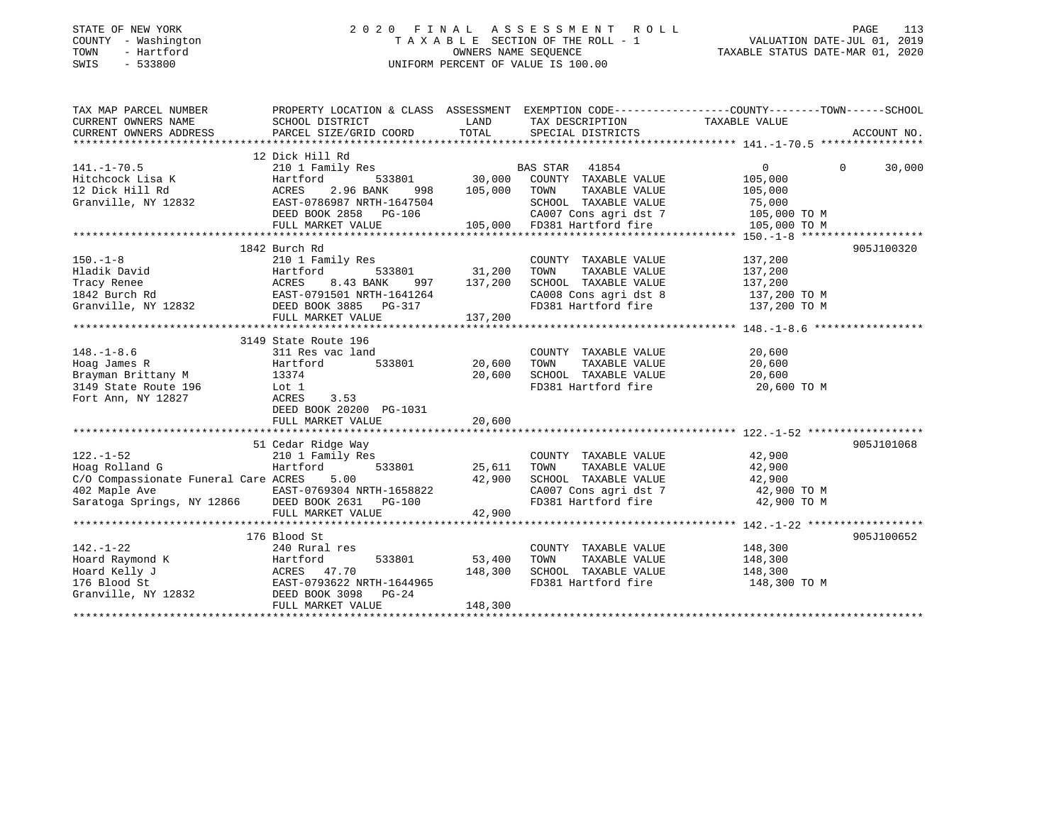STATE OF NEW YORK
COUNTY - Washington
TOWN - Hartford
SWIS - 533800

2020 FINAL ASSESSMENT ROLL
TAXABLE SECTION OF THE ROLL - 1
OWNERS NAME SEQUENCE
UNIFORM PERCENT OF VALUE IS 100.00

VALUATION DATE-JUL 01, 2019
TAXABLE STATUS DATE-MAR 01, 2020

| TAX MAP PARCEL NUMBER / CURRENT OWNERS NAME / CURRENT OWNERS ADDRESS | PROPERTY LOCATION & CLASS / SCHOOL DISTRICT / PARCEL SIZE/GRID COORD | ASSESSMENT LAND | TOTAL | EXEMPTION CODE / TAX DESCRIPTION / SPECIAL DISTRICTS | COUNTY | TOWN | SCHOOL | ACCOUNT NO. |
|---|---|---|---|---|---|---|---|---|
| **141.-1-70.5** | 12 Dick Hill Rd | | | | | | | |
| 141.-1-70.5 | 210 1 Family Res | | | BAS STAR 41854 | 0 | 0 | 30,000 | |
| Hitchcock Lisa K | Hartford 533801 | 30,000 | | COUNTY TAXABLE VALUE | 105,000 | | | |
| 12 Dick Hill Rd | ACRES 2.96 BANK 998 | | 105,000 | TOWN TAXABLE VALUE | | 105,000 | | |
| Granville, NY 12832 | EAST-0786987 NRTH-1647504 | | | SCHOOL TAXABLE VALUE | | | 75,000 | |
| | DEED BOOK 2858 PG-106 | | | CA007 Cons agri dst 7 | 105,000 TO M | | | |
| | FULL MARKET VALUE | | 105,000 | FD381 Hartford fire | 105,000 TO M | | | |
| **150.-1-8** | 1842 Burch Rd | | | | | | | 905J100320 |
| 150.-1-8 | 210 1 Family Res | | | COUNTY TAXABLE VALUE | 137,200 | | | |
| Hladik David | Hartford 533801 | 31,200 | | TOWN TAXABLE VALUE | | 137,200 | | |
| Tracy Renee | ACRES 8.43 BANK 997 | | 137,200 | SCHOOL TAXABLE VALUE | | | 137,200 | |
| 1842 Burch Rd | EAST-0791501 NRTH-1641264 | | | CA008 Cons agri dst 8 | 137,200 TO M | | | |
| Granville, NY 12832 | DEED BOOK 3885 PG-317 | | | FD381 Hartford fire | 137,200 TO M | | | |
| | FULL MARKET VALUE | | 137,200 | | | | | |
| **148.-1-8.6** | 3149 State Route 196 | | | | | | | |
| 148.-1-8.6 | 311 Res vac land | | | COUNTY TAXABLE VALUE | 20,600 | | | |
| Hoag James R | Hartford 533801 | 20,600 | | TOWN TAXABLE VALUE | | 20,600 | | |
| Brayman Brittany M | 13374 | | 20,600 | SCHOOL TAXABLE VALUE | | | 20,600 | |
| 3149 State Route 196 | Lot 1 | | | FD381 Hartford fire | 20,600 TO M | | | |
| Fort Ann, NY 12827 | ACRES 3.53 | | | | | | | |
| | DEED BOOK 20200 PG-1031 | | | | | | | |
| | FULL MARKET VALUE | | 20,600 | | | | | |
| **122.-1-52** | 51 Cedar Ridge Way | | | | | | | 905J101068 |
| 122.-1-52 | 210 1 Family Res | | | COUNTY TAXABLE VALUE | 42,900 | | | |
| Hoag Rolland G | Hartford 533801 | 25,611 | | TOWN TAXABLE VALUE | | 42,900 | | |
| C/O Compassionate Funeral Care | ACRES 5.00 | | 42,900 | SCHOOL TAXABLE VALUE | | | 42,900 | |
| 402 Maple Ave | EAST-0769304 NRTH-1658822 | | | CA007 Cons agri dst 7 | 42,900 TO M | | | |
| Saratoga Springs, NY 12866 | DEED BOOK 2631 PG-100 | | | FD381 Hartford fire | 42,900 TO M | | | |
| | FULL MARKET VALUE | | 42,900 | | | | | |
| **142.-1-22** | 176 Blood St | | | | | | | 905J100652 |
| 142.-1-22 | 240 Rural res | | | COUNTY TAXABLE VALUE | 148,300 | | | |
| Hoard Raymond K | Hartford 533801 | 53,400 | | TOWN TAXABLE VALUE | | 148,300 | | |
| Hoard Kelly J | ACRES 47.70 | | 148,300 | SCHOOL TAXABLE VALUE | | | 148,300 | |
| 176 Blood St | EAST-0793622 NRTH-1644965 | | | FD381 Hartford fire | 148,300 TO M | | | |
| Granville, NY 12832 | DEED BOOK 3098 PG-24 | | | | | | | |
| | FULL MARKET VALUE | | 148,300 | | | | | |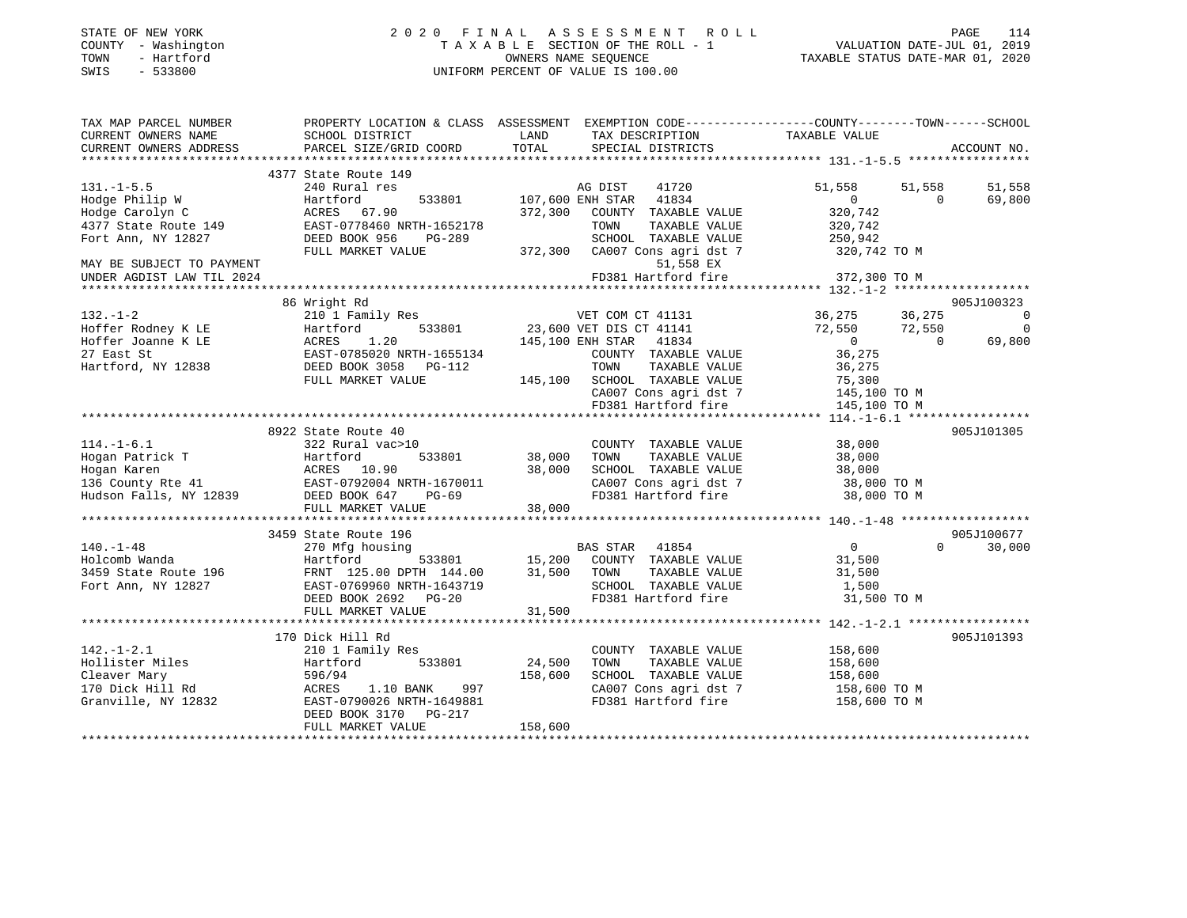STATE OF NEW YORK  
COUNTY - Washington  
TOWN - Hartford  
SWIS - 533800

2020 FINAL ASSESSMENT ROLL  
TAXABLE SECTION OF THE ROLL - 1  
OWNERS NAME SEQUENCE  
UNIFORM PERCENT OF VALUE IS 100.00

VALUATION DATE-JUL 01, 2019  
TAXABLE STATUS DATE-MAR 01, 2020

```
TAX MAP PARCEL NUMBER          PROPERTY LOCATION & CLASS  ASSESSMENT  EXEMPTION CODE-----------------COUNTY--------TOWN------SCHOOL
CURRENT OWNERS NAME            SCHOOL DISTRICT               LAND      TAX DESCRIPTION            TAXABLE VALUE
CURRENT OWNERS ADDRESS         PARCEL SIZE/GRID COORD        TOTAL     SPECIAL DISTRICTS                                   ACCOUNT NO.
******************************************************************************************************* 131.-1-5.5 *****************
                               4377 State Route 149
131.-1-5.5                     240 Rural res                           AG DIST    41720              51,558      51,558      51,558
Hodge Philip W                 Hartford        533801     107,600 ENH STAR  41834                     0           0      69,800
Hodge Carolyn C                ACRES  67.90               372,300   COUNTY  TAXABLE VALUE           320,742
4377 State Route 149           EAST-0778460 NRTH-1652178             TOWN    TAXABLE VALUE           320,742
Fort Ann, NY 12827             DEED BOOK 956    PG-289               SCHOOL  TAXABLE VALUE           250,942
                               FULL MARKET VALUE          372,300   CA007 Cons agri dst 7           320,742 TO M
MAY BE SUBJECT TO PAYMENT                                                 51,558 EX
UNDER AGDIST LAW TIL 2024                                            FD381 Hartford fire             372,300 TO M
******************************************************************************************************* 132.-1-2 *******************
                               86 Wright Rd                                                                            905J100323
132.-1-2                       210 1 Family Res                        VET COM CT 41131              36,275      36,275           0
Hoffer Rodney K LE             Hartford        533801      23,600 VET DIS CT 41141                   72,550      72,550           0
Hoffer Joanne K LE             ACRES   1.20               145,100 ENH STAR  41834                     0           0      69,800
27 East St                     EAST-0785020 NRTH-1655134             COUNTY  TAXABLE VALUE            36,275
Hartford, NY 12838             DEED BOOK 3058   PG-112               TOWN    TAXABLE VALUE            36,275
                               FULL MARKET VALUE          145,100   SCHOOL  TAXABLE VALUE            75,300
                                                                     CA007 Cons agri dst 7           145,100 TO M
                                                                     FD381 Hartford fire             145,100 TO M
******************************************************************************************************* 114.-1-6.1 *****************
                               8922 State Route 40                                                                     905J101305
114.-1-6.1                     322 Rural vac>10                        COUNTY  TAXABLE VALUE            38,000
Hogan Patrick T                Hartford        533801      38,000   TOWN    TAXABLE VALUE            38,000
Hogan Karen                    ACRES  10.90                38,000   SCHOOL  TAXABLE VALUE            38,000
136 County Rte 41              EAST-0792004 NRTH-1670011             CA007 Cons agri dst 7            38,000 TO M
Hudson Falls, NY 12839         DEED BOOK 647    PG-69                FD381 Hartford fire              38,000 TO M
                               FULL MARKET VALUE           38,000
******************************************************************************************************* 140.-1-48 ******************
                               3459 State Route 196                                                                    905J100677
140.-1-48                      270 Mfg housing                         BAS STAR  41854                    0           0      30,000
Holcomb Wanda                  Hartford        533801      15,200   COUNTY  TAXABLE VALUE            31,500
3459 State Route 196           FRNT 125.00 DPTH 144.00     31,500   TOWN    TAXABLE VALUE            31,500
Fort Ann, NY 12827             EAST-0769960 NRTH-1643719             SCHOOL  TAXABLE VALUE             1,500
                               DEED BOOK 2692   PG-20                FD381 Hartford fire              31,500 TO M
                               FULL MARKET VALUE           31,500
******************************************************************************************************* 142.-1-2.1 *****************
                               170 Dick Hill Rd                                                                        905J101393
142.-1-2.1                     210 1 Family Res                        COUNTY  TAXABLE VALUE           158,600
Hollister Miles                Hartford        533801      24,500   TOWN    TAXABLE VALUE           158,600
Cleaver Mary                   596/94                     158,600   SCHOOL  TAXABLE VALUE           158,600
170 Dick Hill Rd               ACRES   1.10 BANK    997              CA007 Cons agri dst 7           158,600 TO M
Granville, NY 12832            EAST-0790026 NRTH-1649881             FD381 Hartford fire             158,600 TO M
                               DEED BOOK 3170   PG-217
                               FULL MARKET VALUE          158,600
************************************************************************************************************************************
```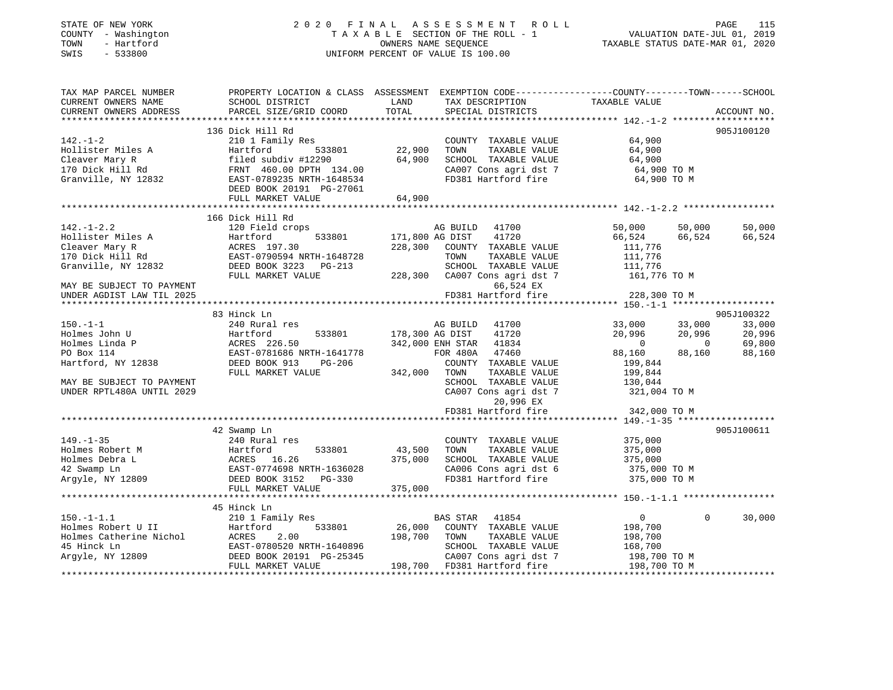STATE OF NEW YORK
COUNTY - Washington
TOWN - Hartford
SWIS - 533800

2 0 2 0 F I N A L A S S E S S M E N T R O L L
T A X A B L E SECTION OF THE ROLL - 1
OWNERS NAME SEQUENCE
UNIFORM PERCENT OF VALUE IS 100.00

VALUATION DATE-JUL 01, 2019
TAXABLE STATUS DATE-MAR 01, 2020

```
TAX MAP PARCEL NUMBER          PROPERTY LOCATION & CLASS  ASSESSMENT  EXEMPTION CODE-----------------COUNTY--------TOWN------SCHOOL
CURRENT OWNERS NAME            SCHOOL DISTRICT              LAND       TAX DESCRIPTION            TAXABLE VALUE
CURRENT OWNERS ADDRESS         PARCEL SIZE/GRID COORD       TOTAL      SPECIAL DISTRICTS                                    ACCOUNT NO.
*********************************************************************************************** 142.-1-2 ******************
                               136 Dick Hill Rd                                                                         905J100120
142.-1-2                       210 1 Family Res                       COUNTY  TAXABLE VALUE          64,900
Hollister Miles A              Hartford         533801       22,900   TOWN    TAXABLE VALUE          64,900
Cleaver Mary R                 filed subdiv #12290           64,900   SCHOOL  TAXABLE VALUE          64,900
170 Dick Hill Rd               FRNT 460.00 DPTH 134.00                CA007 Cons agri dst 7           64,900 TO M
Granville, NY 12832            EAST-0789235 NRTH-1648534              FD381 Hartford fire             64,900 TO M
                               DEED BOOK 20191 PG-27061
                               FULL MARKET VALUE             64,900
*********************************************************************************************** 142.-1-2.2 ****************
                               166 Dick Hill Rd
142.-1-2.2                     120 Field crops                        AG BUILD  41700             50,000     50,000     50,000
Hollister Miles A              Hartford         533801      171,800 AG DIST   41720               66,524     66,524     66,524
Cleaver Mary R                 ACRES 197.30                 228,300   COUNTY  TAXABLE VALUE         111,776
170 Dick Hill Rd               EAST-0790594 NRTH-1648728              TOWN    TAXABLE VALUE         111,776
Granville, NY 12832            DEED BOOK 3223   PG-213                SCHOOL  TAXABLE VALUE         111,776
                               FULL MARKET VALUE            228,300   CA007 Cons agri dst 7          161,776 TO M
MAY BE SUBJECT TO PAYMENT                                                  66,524 EX
UNDER AGDIST LAW TIL 2025                                             FD381 Hartford fire            228,300 TO M
*********************************************************************************************** 150.-1-1 ******************
                               83 Hinck Ln                                                                              905J100322
150.-1-1                       240 Rural res                          AG BUILD  41700             33,000     33,000     33,000
Holmes John U                  Hartford         533801      178,300 AG DIST   41720               20,996     20,996     20,996
Holmes Linda P                 ACRES 226.50                 342,000 ENH STAR  41834                    0          0     69,800
PO Box 114                     EAST-0781686 NRTH-1641778              FOR 480A  47460             88,160     88,160     88,160
Hartford, NY 12838             DEED BOOK 913    PG-206                COUNTY  TAXABLE VALUE         199,844
                               FULL MARKET VALUE            342,000   TOWN    TAXABLE VALUE         199,844
MAY BE SUBJECT TO PAYMENT                                             SCHOOL  TAXABLE VALUE         130,044
UNDER RPTL480A UNTIL 2029                                             CA007 Cons agri dst 7          321,004 TO M
                                                                           20,996 EX
                                                                      FD381 Hartford fire            342,000 TO M
*********************************************************************************************** 149.-1-35 *****************
                               42 Swamp Ln                                                                              905J100611
149.-1-35                      240 Rural res                          COUNTY  TAXABLE VALUE         375,000
Holmes Robert M                Hartford         533801       43,500   TOWN    TAXABLE VALUE         375,000
Holmes Debra L                 ACRES  16.26                 375,000   SCHOOL  TAXABLE VALUE         375,000
42 Swamp Ln                    EAST-0774698 NRTH-1636028              CA006 Cons agri dst 6          375,000 TO M
Argyle, NY 12809               DEED BOOK 3152   PG-330                FD381 Hartford fire            375,000 TO M
                               FULL MARKET VALUE            375,000
*********************************************************************************************** 150.-1-1.1 ****************
                               45 Hinck Ln
150.-1-1.1                     210 1 Family Res                       BAS STAR  41854                  0          0     30,000
Holmes Robert U II             Hartford         533801       26,000   COUNTY  TAXABLE VALUE         198,700
Holmes Catherine Nichol        ACRES   2.00                 198,700   TOWN    TAXABLE VALUE         198,700
45 Hinck Ln                    EAST-0780520 NRTH-1640896              SCHOOL  TAXABLE VALUE         168,700
Argyle, NY 12809               DEED BOOK 20191 PG-25345               CA007 Cons agri dst 7          198,700 TO M
                               FULL MARKET VALUE            198,700   FD381 Hartford fire            198,700 TO M
******************************************************************************************************************************
```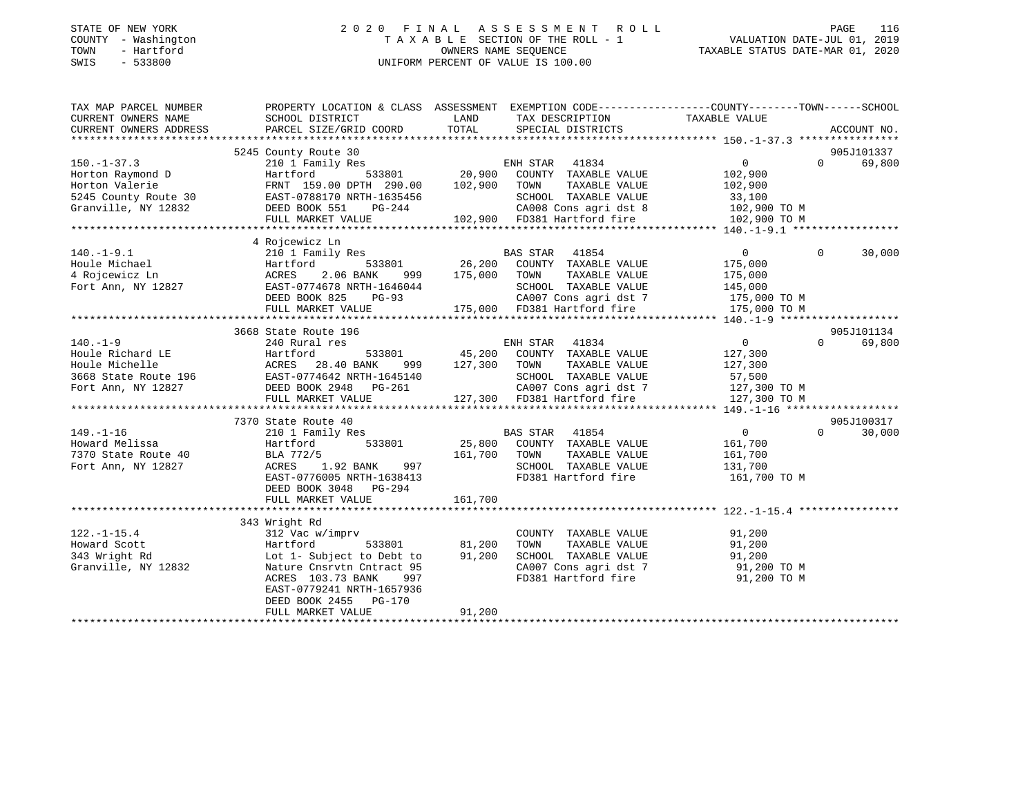STATE OF NEW YORK
COUNTY - Washington
TOWN - Hartford
SWIS - 533800

# 2020 FINAL ASSESSMENT ROLL
TAXABLE SECTION OF THE ROLL - 1
OWNERS NAME SEQUENCE
UNIFORM PERCENT OF VALUE IS 100.00

VALUATION DATE-JUL 01, 2019
TAXABLE STATUS DATE-MAR 01, 2020

| TAX MAP PARCEL NUMBER / CURRENT OWNERS NAME / CURRENT OWNERS ADDRESS | PROPERTY LOCATION & CLASS / SCHOOL DISTRICT / PARCEL SIZE/GRID COORD | ASSESSMENT LAND | TOTAL | EXEMPTION CODE / TAX DESCRIPTION / SPECIAL DISTRICTS | COUNTY | TOWN | SCHOOL | ACCOUNT NO. |
|---|---|---|---|---|---|---|---|---|
| 150.-1-37.3 | 5245 County Route 30 | | | | | | | 905J101337 |
| Horton Raymond D | 210 1 Family Res | | | ENH STAR 41834 | 0 | 0 | 69,800 | |
| Horton Valerie | Hartford 533801 | 20,900 | | COUNTY TAXABLE VALUE | 102,900 | | | |
| 5245 County Route 30 | FRNT 159.00 DPTH 290.00 | | 102,900 | TOWN TAXABLE VALUE | | 102,900 | | |
| Granville, NY 12832 | EAST-0788170 NRTH-1635456 | | | SCHOOL TAXABLE VALUE | | | 33,100 | |
| | DEED BOOK 551 PG-244 | | | CA008 Cons agri dst 8 | 102,900 TO M | | | |
| | FULL MARKET VALUE | | 102,900 | FD381 Hartford fire | 102,900 TO M | | | |
| 140.-1-9.1 | 4 Rojcewicz Ln | | | | | | | |
| Houle Michael | 210 1 Family Res | | | BAS STAR 41854 | 0 | 0 | 30,000 | |
| 4 Rojcewicz Ln | Hartford 533801 | 26,200 | | COUNTY TAXABLE VALUE | 175,000 | | | |
| Fort Ann, NY 12827 | ACRES 2.06 BANK 999 | | 175,000 | TOWN TAXABLE VALUE | | 175,000 | | |
| | EAST-0774678 NRTH-1646044 | | | SCHOOL TAXABLE VALUE | | | 145,000 | |
| | DEED BOOK 825 PG-93 | | | CA007 Cons agri dst 7 | 175,000 TO M | | | |
| | FULL MARKET VALUE | | 175,000 | FD381 Hartford fire | 175,000 TO M | | | |
| 140.-1-9 | 3668 State Route 196 | | | | | | | 905J101134 |
| Houle Richard LE | 240 Rural res | | | ENH STAR 41834 | 0 | 0 | 69,800 | |
| Houle Michelle | Hartford 533801 | 45,200 | | COUNTY TAXABLE VALUE | 127,300 | | | |
| 3668 State Route 196 | ACRES 28.40 BANK 999 | | 127,300 | TOWN TAXABLE VALUE | | 127,300 | | |
| Fort Ann, NY 12827 | EAST-0774642 NRTH-1645140 | | | SCHOOL TAXABLE VALUE | | | 57,500 | |
| | DEED BOOK 2948 PG-261 | | | CA007 Cons agri dst 7 | 127,300 TO M | | | |
| | FULL MARKET VALUE | | 127,300 | FD381 Hartford fire | 127,300 TO M | | | |
| 149.-1-16 | 7370 State Route 40 | | | | | | | 905J100317 |
| Howard Melissa | 210 1 Family Res | | | BAS STAR 41854 | 0 | 0 | 30,000 | |
| 7370 State Route 40 | Hartford 533801 | 25,800 | | COUNTY TAXABLE VALUE | 161,700 | | | |
| Fort Ann, NY 12827 | BLA 772/5 | | 161,700 | TOWN TAXABLE VALUE | | 161,700 | | |
| | ACRES 1.92 BANK 997 | | | SCHOOL TAXABLE VALUE | | | 131,700 | |
| | EAST-0776005 NRTH-1638413 | | | FD381 Hartford fire | 161,700 TO M | | | |
| | DEED BOOK 3048 PG-294 | | | | | | | |
| | FULL MARKET VALUE | | 161,700 | | | | | |
| 122.-1-15.4 | 343 Wright Rd | | | | | | | |
| Howard Scott | 312 Vac w/imprv | | | COUNTY TAXABLE VALUE | 91,200 | | | |
| 343 Wright Rd | Hartford 533801 | 81,200 | | TOWN TAXABLE VALUE | | 91,200 | | |
| Granville, NY 12832 | Lot 1- Subject to Debt to | | 91,200 | SCHOOL TAXABLE VALUE | | | 91,200 | |
| | Nature Cnsrvtn Cntract 95 | | | CA007 Cons agri dst 7 | 91,200 TO M | | | |
| | ACRES 103.73 BANK 997 | | | FD381 Hartford fire | 91,200 TO M | | | |
| | EAST-0779241 NRTH-1657936 | | | | | | | |
| | DEED BOOK 2455 PG-170 | | | | | | | |
| | FULL MARKET VALUE | | 91,200 | | | | | |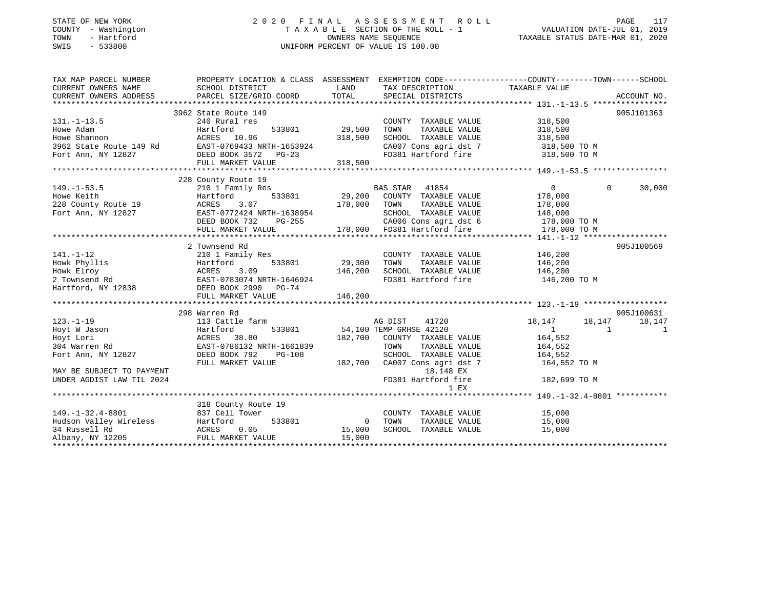STATE OF NEW YORK
COUNTY - Washington
TOWN - Hartford
SWIS - 533800

# 2020 FINAL ASSESSMENT ROLL

TAXABLE SECTION OF THE ROLL - 1
OWNERS NAME SEQUENCE
UNIFORM PERCENT OF VALUE IS 100.00

VALUATION DATE-JUL 01, 2019
TAXABLE STATUS DATE-MAR 01, 2020

```
TAX MAP PARCEL NUMBER          PROPERTY LOCATION & CLASS  ASSESSMENT  EXEMPTION CODE-----------------COUNTY--------TOWN------SCHOOL
CURRENT OWNERS NAME            SCHOOL DISTRICT               LAND      TAX DESCRIPTION              TAXABLE VALUE
CURRENT OWNERS ADDRESS         PARCEL SIZE/GRID COORD        TOTAL     SPECIAL DISTRICTS                                   ACCOUNT NO.
*********************************************************************************************** 131.-1-13.5 ****************
                               3962 State Route 149                                                                         905J101363
131.-1-13.5                    240 Rural res                           COUNTY  TAXABLE VALUE          318,500
Howe Adam                      Hartford         533801       29,500    TOWN    TAXABLE VALUE          318,500
Howe Shannon                   ACRES  10.96                 318,500    SCHOOL  TAXABLE VALUE          318,500
3962 State Route 149 Rd        EAST-0769433 NRTH-1653924               CA007 Cons agri dst 7           318,500 TO M
Fort Ann, NY 12827             DEED BOOK 3572  PG-23                   FD381 Hartford fire             318,500 TO M
                               FULL MARKET VALUE            318,500
*********************************************************************************************** 149.-1-53.5 ****************
                               228 County Route 19
149.-1-53.5                    210 1 Family Res                        BAS STAR  41854                   0          0      30,000
Howe Keith                     Hartford         533801       29,200    COUNTY  TAXABLE VALUE          178,000
228 County Route 19            ACRES   3.07                 178,000    TOWN    TAXABLE VALUE          178,000
Fort Ann, NY 12827             EAST-0772424 NRTH-1638954               SCHOOL  TAXABLE VALUE          148,000
                               DEED BOOK 732   PG-255                  CA006 Cons agri dst 6           178,000 TO M
                               FULL MARKET VALUE            178,000    FD381 Hartford fire             178,000 TO M
*********************************************************************************************** 141.-1-12 ******************
                               2 Townsend Rd                                                                                905J100569
141.-1-12                      210 1 Family Res                        COUNTY  TAXABLE VALUE          146,200
Howk Phyllis                   Hartford         533801       29,300    TOWN    TAXABLE VALUE          146,200
Howk Elroy                     ACRES   3.09                 146,200    SCHOOL  TAXABLE VALUE          146,200
2 Townsend Rd                  EAST-0783074 NRTH-1646924               FD381 Hartford fire             146,200 TO M
Hartford, NY 12838             DEED BOOK 2990  PG-74
                               FULL MARKET VALUE            146,200
*********************************************************************************************** 123.-1-19 ******************
                               298 Warren Rd                                                                                905J100631
123.-1-19                      113 Cattle farm                         AG DIST   41720              18,147     18,147      18,147
Hoyt W Jason                   Hartford         533801       54,100 TEMP GRHSE 42120                   1          1           1
Hoyt Lori                      ACRES  38.80                 182,700    COUNTY  TAXABLE VALUE          164,552
304 Warren Rd                  EAST-0786132 NRTH-1661839               TOWN    TAXABLE VALUE          164,552
Fort Ann, NY 12827             DEED BOOK 792   PG-108                  SCHOOL  TAXABLE VALUE          164,552
                               FULL MARKET VALUE            182,700    CA007 Cons agri dst 7           164,552 TO M
MAY BE SUBJECT TO PAYMENT                                                     18,148 EX
UNDER AGDIST LAW TIL 2024                                              FD381 Hartford fire             182,699 TO M
                                                                              1 EX
*********************************************************************************************** 149.-1-32.4-8801 ***********
                               318 County Route 19
149.-1-32.4-8801               837 Cell Tower                          COUNTY  TAXABLE VALUE           15,000
Hudson Valley Wireless         Hartford         533801            0    TOWN    TAXABLE VALUE           15,000
34 Russell Rd                  ACRES   0.05                  15,000    SCHOOL  TAXABLE VALUE           15,000
Albany, NY 12205               FULL MARKET VALUE             15,000
******************************************************************************************************************************
```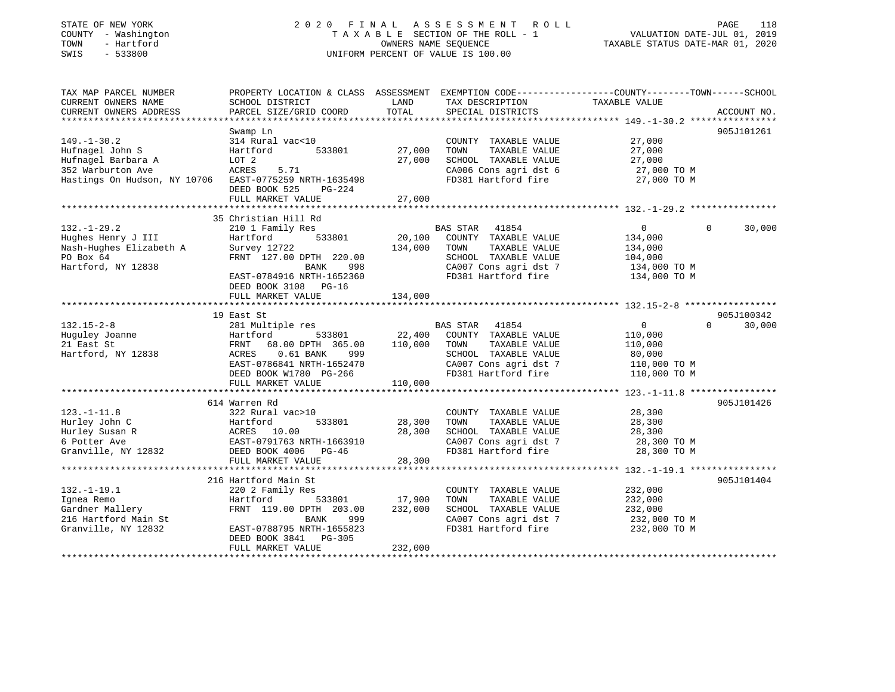STATE OF NEW YORK
COUNTY - Washington
TOWN - Hartford
SWIS - 533800

2020 FINAL ASSESSMENT ROLL
TAXABLE SECTION OF THE ROLL - 1
OWNERS NAME SEQUENCE
UNIFORM PERCENT OF VALUE IS 100.00

VALUATION DATE-JUL 01, 2019
TAXABLE STATUS DATE-MAR 01, 2020

```
TAX MAP PARCEL NUMBER          PROPERTY LOCATION & CLASS  ASSESSMENT  EXEMPTION CODE-----------------COUNTY--------TOWN------SCHOOL
CURRENT OWNERS NAME            SCHOOL DISTRICT              LAND      TAX DESCRIPTION            TAXABLE VALUE
CURRENT OWNERS ADDRESS         PARCEL SIZE/GRID COORD       TOTAL     SPECIAL DISTRICTS                                   ACCOUNT NO.
****************************************************************************************************** 149.-1-30.2 ****************
                               Swamp Ln                                                                                905J101261
149.-1-30.2                    314 Rural vac<10                      COUNTY  TAXABLE VALUE            27,000
Hufnagel John S                Hartford        533801       27,000   TOWN    TAXABLE VALUE            27,000
Hufnagel Barbara A             LOT 2                        27,000   SCHOOL  TAXABLE VALUE            27,000
352 Warburton Ave              ACRES    5.71                         CA006 Cons agri dst 6             27,000 TO M
Hastings On Hudson, NY 10706   EAST-0775259 NRTH-1635498             FD381 Hartford fire               27,000 TO M
                               DEED BOOK 525    PG-224
                               FULL MARKET VALUE            27,000
****************************************************************************************************** 132.-1-29.2 ****************
                               35 Christian Hill Rd
132.-1-29.2                    210 1 Family Res                      BAS STAR   41854                    0             0      30,000
Hughes Henry J III             Hartford        533801       20,100   COUNTY  TAXABLE VALUE           134,000
Nash-Hughes Elizabeth A        Survey 12722                134,000   TOWN    TAXABLE VALUE           134,000
PO Box 64                      FRNT  127.00 DPTH  220.00             SCHOOL  TAXABLE VALUE           104,000
Hartford, NY 12838                              BANK     998         CA007 Cons agri dst 7            134,000 TO M
                               EAST-0784916 NRTH-1652360             FD381 Hartford fire              134,000 TO M
                               DEED BOOK 3108   PG-16
                               FULL MARKET VALUE           134,000
****************************************************************************************************** 132.15-2-8 *****************
                               19 East St                                                                              905J100342
132.15-2-8                     281 Multiple res                      BAS STAR   41854                    0             0      30,000
Huguley Joanne                 Hartford        533801       22,400   COUNTY  TAXABLE VALUE           110,000
21 East St                     FRNT   68.00 DPTH  365.00   110,000   TOWN    TAXABLE VALUE           110,000
Hartford, NY 12838             ACRES    0.61 BANK     999            SCHOOL  TAXABLE VALUE            80,000
                               EAST-0786841 NRTH-1652470             CA007 Cons agri dst 7            110,000 TO M
                               DEED BOOK W1780  PG-266               FD381 Hartford fire              110,000 TO M
                               FULL MARKET VALUE           110,000
****************************************************************************************************** 123.-1-11.8 ****************
                               614 Warren Rd                                                                           905J101426
123.-1-11.8                    322 Rural vac>10                      COUNTY  TAXABLE VALUE            28,300
Hurley John C                  Hartford        533801       28,300   TOWN    TAXABLE VALUE            28,300
Hurley Susan R                 ACRES   10.00                28,300   SCHOOL  TAXABLE VALUE            28,300
6 Potter Ave                   EAST-0791763 NRTH-1663910             CA007 Cons agri dst 7             28,300 TO M
Granville, NY 12832            DEED BOOK 4006   PG-46                FD381 Hartford fire               28,300 TO M
                               FULL MARKET VALUE            28,300
****************************************************************************************************** 132.-1-19.1 ****************
                               216 Hartford Main St                                                                    905J101404
132.-1-19.1                    220 2 Family Res                      COUNTY  TAXABLE VALUE           232,000
Ignea Remo                     Hartford        533801       17,900   TOWN    TAXABLE VALUE           232,000
Gardner Mallery                FRNT  119.00 DPTH  203.00   232,000   SCHOOL  TAXABLE VALUE           232,000
216 Hartford Main St                            BANK     999         CA007 Cons agri dst 7            232,000 TO M
Granville, NY 12832            EAST-0788795 NRTH-1655823             FD381 Hartford fire              232,000 TO M
                               DEED BOOK 3841   PG-305
                               FULL MARKET VALUE           232,000
************************************************************************************************************************************
```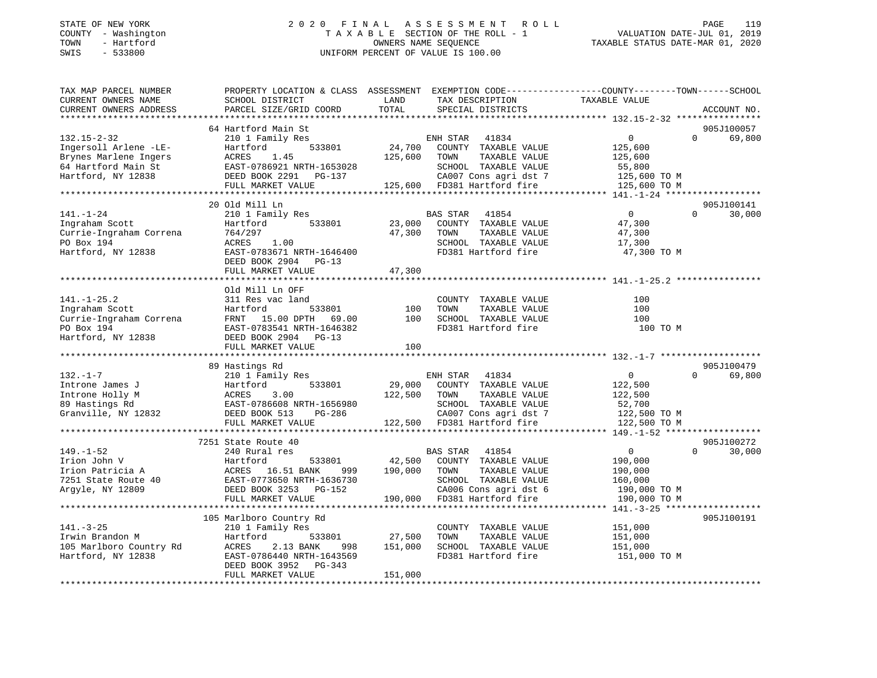STATE OF NEW YORK
COUNTY - Washington
TOWN - Hartford
SWIS - 533800

2020 FINAL ASSESSMENT ROLL
TAXABLE SECTION OF THE ROLL - 1
OWNERS NAME SEQUENCE
UNIFORM PERCENT OF VALUE IS 100.00

VALUATION DATE-JUL 01, 2019
TAXABLE STATUS DATE-MAR 01, 2020

```
TAX MAP PARCEL NUMBER          PROPERTY LOCATION & CLASS  ASSESSMENT  EXEMPTION CODE-----------------COUNTY--------TOWN------SCHOOL
CURRENT OWNERS NAME            SCHOOL DISTRICT               LAND      TAX DESCRIPTION              TAXABLE VALUE
CURRENT OWNERS ADDRESS         PARCEL SIZE/GRID COORD        TOTAL     SPECIAL DISTRICTS                                  ACCOUNT NO.
******************************************************************************************************* 132.15-2-32 ****************
                               64 Hartford Main St                                                                        905J100057
132.15-2-32                    210 1 Family Res                        ENH STAR  41834                    0          0     69,800
Ingersoll Arlene -LE-          Hartford        533801        24,700    COUNTY  TAXABLE VALUE         125,600
Brynes Marlene Ingers          ACRES    1.45                125,600    TOWN    TAXABLE VALUE         125,600
64 Hartford Main St            EAST-0786921 NRTH-1653028               SCHOOL  TAXABLE VALUE          55,800
Hartford, NY 12838             DEED BOOK 2291   PG-137                 CA007 Cons agri dst 7         125,600 TO M
                               FULL MARKET VALUE            125,600    FD381 Hartford fire           125,600 TO M
******************************************************************************************************* 141.-1-24 ******************
                               20 Old Mill Ln                                                                             905J100141
141.-1-24                      210 1 Family Res                        BAS STAR  41854                    0          0     30,000
Ingraham Scott                 Hartford        533801        23,000    COUNTY  TAXABLE VALUE          47,300
Currie-Ingraham Correna        764/297                       47,300    TOWN    TAXABLE VALUE          47,300
PO Box 194                     ACRES    1.00                           SCHOOL  TAXABLE VALUE          17,300
Hartford, NY 12838             EAST-0783671 NRTH-1646400               FD381 Hartford fire            47,300 TO M
                               DEED BOOK 2904   PG-13
                               FULL MARKET VALUE             47,300
******************************************************************************************************* 141.-1-25.2 ****************
                               Old Mill Ln OFF
141.-1-25.2                    311 Res vac land                        COUNTY  TAXABLE VALUE             100
Ingraham Scott                 Hartford        533801           100    TOWN    TAXABLE VALUE             100
Currie-Ingraham Correna        FRNT  15.00 DPTH  69.00          100    SCHOOL  TAXABLE VALUE             100
PO Box 194                     EAST-0783541 NRTH-1646382               FD381 Hartford fire               100 TO M
Hartford, NY 12838             DEED BOOK 2904   PG-13
                               FULL MARKET VALUE                100
******************************************************************************************************* 132.-1-7 *******************
                               89 Hastings Rd                                                                             905J100479
132.-1-7                       210 1 Family Res                        ENH STAR  41834                    0          0     69,800
Introne James J                Hartford        533801        29,000    COUNTY  TAXABLE VALUE         122,500
Introne Holly M                ACRES    3.00                122,500    TOWN    TAXABLE VALUE         122,500
89 Hastings Rd                 EAST-0786608 NRTH-1656980               SCHOOL  TAXABLE VALUE          52,700
Granville, NY 12832            DEED BOOK 513    PG-286                 CA007 Cons agri dst 7         122,500 TO M
                               FULL MARKET VALUE            122,500    FD381 Hartford fire           122,500 TO M
******************************************************************************************************* 149.-1-52 ******************
                               7251 State Route 40                                                                        905J100272
149.-1-52                      240 Rural res                           BAS STAR  41854                    0          0     30,000
Irion John V                   Hartford        533801        42,500    COUNTY  TAXABLE VALUE         190,000
Irion Patricia A               ACRES  16.51 BANK     999    190,000    TOWN    TAXABLE VALUE         190,000
7251 State Route 40            EAST-0773650 NRTH-1636730               SCHOOL  TAXABLE VALUE         160,000
Argyle, NY 12809               DEED BOOK 3253   PG-152                 CA006 Cons agri dst 6         190,000 TO M
                               FULL MARKET VALUE            190,000    FD381 Hartford fire           190,000 TO M
******************************************************************************************************* 141.-3-25 ******************
                               105 Marlboro Country Rd                                                                    905J100191
141.-3-25                      210 1 Family Res                        COUNTY  TAXABLE VALUE         151,000
Irwin Brandon M                Hartford        533801        27,500    TOWN    TAXABLE VALUE         151,000
105 Marlboro Country Rd        ACRES    2.13 BANK    998    151,000    SCHOOL  TAXABLE VALUE         151,000
Hartford, NY 12838             EAST-0786440 NRTH-1643569               FD381 Hartford fire           151,000 TO M
                               DEED BOOK 3952   PG-343
                               FULL MARKET VALUE            151,000
************************************************************************************************************************************
```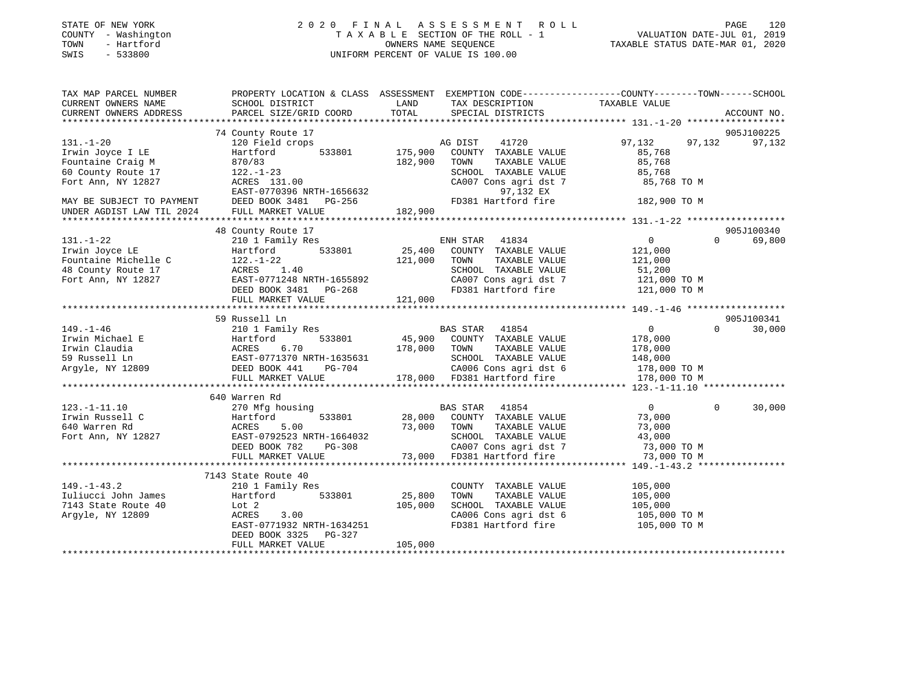STATE OF NEW YORK
COUNTY - Washington
TOWN - Hartford
SWIS - 533800

# 2020 FINAL ASSESSMENT ROLL

TAXABLE SECTION OF THE ROLL - 1
OWNERS NAME SEQUENCE
UNIFORM PERCENT OF VALUE IS 100.00

VALUATION DATE-JUL 01, 2019
TAXABLE STATUS DATE-MAR 01, 2020

```
TAX MAP PARCEL NUMBER          PROPERTY LOCATION & CLASS  ASSESSMENT  EXEMPTION CODE-----------------COUNTY--------TOWN------SCHOOL
CURRENT OWNERS NAME            SCHOOL DISTRICT              LAND       TAX DESCRIPTION              TAXABLE VALUE
CURRENT OWNERS ADDRESS         PARCEL SIZE/GRID COORD       TOTAL      SPECIAL DISTRICTS                                    ACCOUNT NO.
******************************************************************************************************* 131.-1-20 ******************
                              74 County Route 17                                                                          905J100225
131.-1-20                      120 Field crops                         AG DIST     41720            97,132      97,132      97,132
Irwin Joyce I LE               Hartford        533801      175,900     COUNTY  TAXABLE VALUE          85,768
Fountaine Craig M              870/83                      182,900     TOWN    TAXABLE VALUE          85,768
60 County Route 17             122.-1-23                               SCHOOL  TAXABLE VALUE          85,768
Fort Ann, NY 12827             ACRES  131.00                           CA007 Cons agri dst 7           85,768 TO M
                               EAST-0770396 NRTH-1656632                        97,132 EX
MAY BE SUBJECT TO PAYMENT      DEED BOOK 3481   PG-256                 FD381 Hartford fire            182,900 TO M
UNDER AGDIST LAW TIL 2024      FULL MARKET VALUE           182,900
******************************************************************************************************* 131.-1-22 ******************
                              48 County Route 17                                                                          905J100340
131.-1-22                      210 1 Family Res                        ENH STAR    41834                 0           0      69,800
Irwin Joyce LE                 Hartford        533801       25,400     COUNTY  TAXABLE VALUE         121,000
Fountaine Michelle C           122.-1-22                   121,000     TOWN    TAXABLE VALUE         121,000
48 County Route 17             ACRES    1.40                           SCHOOL  TAXABLE VALUE          51,200
Fort Ann, NY 12827             EAST-0771248 NRTH-1655892               CA007 Cons agri dst 7          121,000 TO M
                               DEED BOOK 3481   PG-268                 FD381 Hartford fire            121,000 TO M
                               FULL MARKET VALUE           121,000
******************************************************************************************************* 149.-1-46 ******************
                              59 Russell Ln                                                                               905J100341
149.-1-46                      210 1 Family Res                        BAS STAR    41854                 0           0      30,000
Irwin Michael E                Hartford        533801       45,900     COUNTY  TAXABLE VALUE         178,000
Irwin Claudia                  ACRES    6.70               178,000     TOWN    TAXABLE VALUE         178,000
59 Russell Ln                  EAST-0771370 NRTH-1635631               SCHOOL  TAXABLE VALUE         148,000
Argyle, NY 12809               DEED BOOK 441    PG-704                 CA006 Cons agri dst 6          178,000 TO M
                               FULL MARKET VALUE           178,000     FD381 Hartford fire            178,000 TO M
******************************************************************************************************* 123.-1-11.10 ***************
                              640 Warren Rd
123.-1-11.10                   270 Mfg housing                         BAS STAR    41854                 0           0      30,000
Irwin Russell C                Hartford        533801       28,000     COUNTY  TAXABLE VALUE          73,000
640 Warren Rd                  ACRES    5.00                73,000     TOWN    TAXABLE VALUE          73,000
Fort Ann, NY 12827             EAST-0792523 NRTH-1664032               SCHOOL  TAXABLE VALUE          43,000
                               DEED BOOK 782    PG-308                 CA007 Cons agri dst 7           73,000 TO M
                               FULL MARKET VALUE            73,000     FD381 Hartford fire             73,000 TO M
******************************************************************************************************* 149.-1-43.2 ****************
                              7143 State Route 40
149.-1-43.2                    210 1 Family Res                        COUNTY  TAXABLE VALUE         105,000
Iuliucci John James            Hartford        533801       25,800     TOWN    TAXABLE VALUE         105,000
7143 State Route 40            Lot 2                       105,000     SCHOOL  TAXABLE VALUE         105,000
Argyle, NY 12809               ACRES    3.00                           CA006 Cons agri dst 6          105,000 TO M
                               EAST-0771932 NRTH-1634251               FD381 Hartford fire            105,000 TO M
                               DEED BOOK 3325   PG-327
                               FULL MARKET VALUE           105,000
************************************************************************************************************************************
```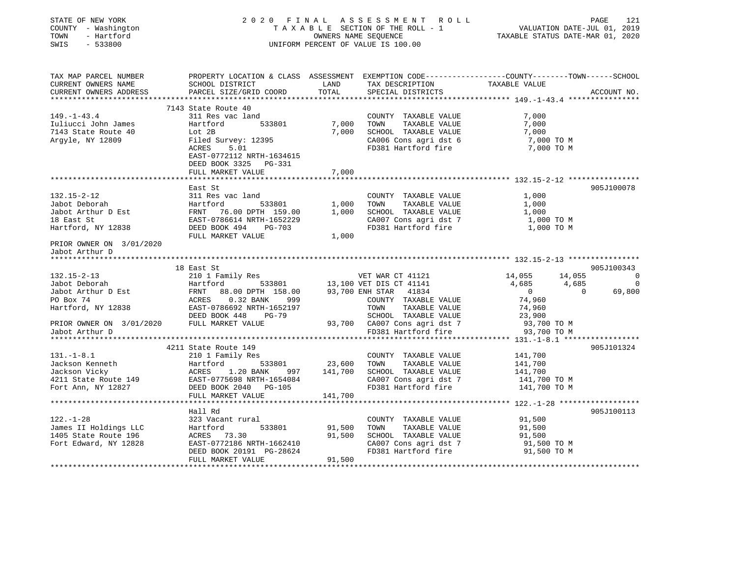STATE OF NEW YORK — 2020 FINAL ASSESSMENT ROLL
COUNTY - Washington — TAXABLE SECTION OF THE ROLL - 1 — VALUATION DATE-JUL 01, 2019
TOWN - Hartford — OWNERS NAME SEQUENCE — TAXABLE STATUS DATE-MAR 01, 2020
SWIS - 533800 — UNIFORM PERCENT OF VALUE IS 100.00

| TAX MAP PARCEL NUMBER / CURRENT OWNERS NAME / CURRENT OWNERS ADDRESS | PROPERTY LOCATION & CLASS / SCHOOL DISTRICT / PARCEL SIZE/GRID COORD | ASSESSMENT LAND | TOTAL | EXEMPTION CODE / TAX DESCRIPTION / SPECIAL DISTRICTS | COUNTY TAXABLE VALUE | TOWN | SCHOOL | ACCOUNT NO. |
|---|---|---|---|---|---|---|---|---|
| | 7143 State Route 40 | | | | | | | |
| 149.-1-43.4 | 311 Res vac land | | | COUNTY TAXABLE VALUE | 7,000 | | | |
| Iuliucci John James | Hartford 533801 | 7,000 | | TOWN TAXABLE VALUE | 7,000 | | | |
| 7143 State Route 40 | Lot 2B | | 7,000 | SCHOOL TAXABLE VALUE | 7,000 | | | |
| Argyle, NY 12809 | Filed Survey: 12395 | | | CA006 Cons agri dst 6 | 7,000 TO M | | | |
| | ACRES 5.01 | | | FD381 Hartford fire | 7,000 TO M | | | |
| | EAST-0772112 NRTH-1634615 | | | | | | | |
| | DEED BOOK 3325 PG-331 | | | | | | | |
| | FULL MARKET VALUE | | 7,000 | | | | | |
| | East St | | | | | | | 905J100078 |
| 132.15-2-12 | 311 Res vac land | | | COUNTY TAXABLE VALUE | 1,000 | | | |
| Jabot Deborah | Hartford 533801 | 1,000 | | TOWN TAXABLE VALUE | 1,000 | | | |
| Jabot Arthur D Est | FRNT 76.00 DPTH 159.00 | | 1,000 | SCHOOL TAXABLE VALUE | 1,000 | | | |
| 18 East St | EAST-0786614 NRTH-1652229 | | | CA007 Cons agri dst 7 | 1,000 TO M | | | |
| Hartford, NY 12838 | DEED BOOK 494 PG-703 | | | FD381 Hartford fire | 1,000 TO M | | | |
| | FULL MARKET VALUE | | 1,000 | | | | | |
| PRIOR OWNER ON 3/01/2020 | | | | | | | | |
| Jabot Arthur D | | | | | | | | |
| | 18 East St | | | | | | | 905J100343 |
| 132.15-2-13 | 210 1 Family Res | | | VET WAR CT 41121 | 14,055 | 14,055 | 0 | |
| Jabot Deborah | Hartford 533801 | 13,100 | | VET DIS CT 41141 | 4,685 | 4,685 | 0 | |
| Jabot Arthur D Est | FRNT 88.00 DPTH 158.00 | | 93,700 | ENH STAR 41834 | 0 | 0 | 69,800 | |
| PO Box 74 | ACRES 0.32 BANK 999 | | | COUNTY TAXABLE VALUE | 74,960 | | | |
| Hartford, NY 12838 | EAST-0786692 NRTH-1652197 | | | TOWN TAXABLE VALUE | 74,960 | | | |
| | DEED BOOK 448 PG-79 | | | SCHOOL TAXABLE VALUE | 23,900 | | | |
| PRIOR OWNER ON 3/01/2020 | FULL MARKET VALUE | | 93,700 | CA007 Cons agri dst 7 | 93,700 TO M | | | |
| Jabot Arthur D | | | | FD381 Hartford fire | 93,700 TO M | | | |
| | 4211 State Route 149 | | | | | | | 905J101324 |
| 131.-1-8.1 | 210 1 Family Res | | | COUNTY TAXABLE VALUE | 141,700 | | | |
| Jackson Kenneth | Hartford 533801 | 23,600 | | TOWN TAXABLE VALUE | 141,700 | | | |
| Jackson Vicky | ACRES 1.20 BANK 997 | | 141,700 | SCHOOL TAXABLE VALUE | 141,700 | | | |
| 4211 State Route 149 | EAST-0775698 NRTH-1654084 | | | CA007 Cons agri dst 7 | 141,700 TO M | | | |
| Fort Ann, NY 12827 | DEED BOOK 2040 PG-105 | | | FD381 Hartford fire | 141,700 TO M | | | |
| | FULL MARKET VALUE | | 141,700 | | | | | |
| | Hall Rd | | | | | | | 905J100113 |
| 122.-1-28 | 323 Vacant rural | | | COUNTY TAXABLE VALUE | 91,500 | | | |
| James II Holdings LLC | Hartford 533801 | 91,500 | | TOWN TAXABLE VALUE | 91,500 | | | |
| 1405 State Route 196 | ACRES 73.30 | | 91,500 | SCHOOL TAXABLE VALUE | 91,500 | | | |
| Fort Edward, NY 12828 | EAST-0772186 NRTH-1662410 | | | CA007 Cons agri dst 7 | 91,500 TO M | | | |
| | DEED BOOK 20191 PG-28624 | | | FD381 Hartford fire | 91,500 TO M | | | |
| | FULL MARKET VALUE | | 91,500 | | | | | |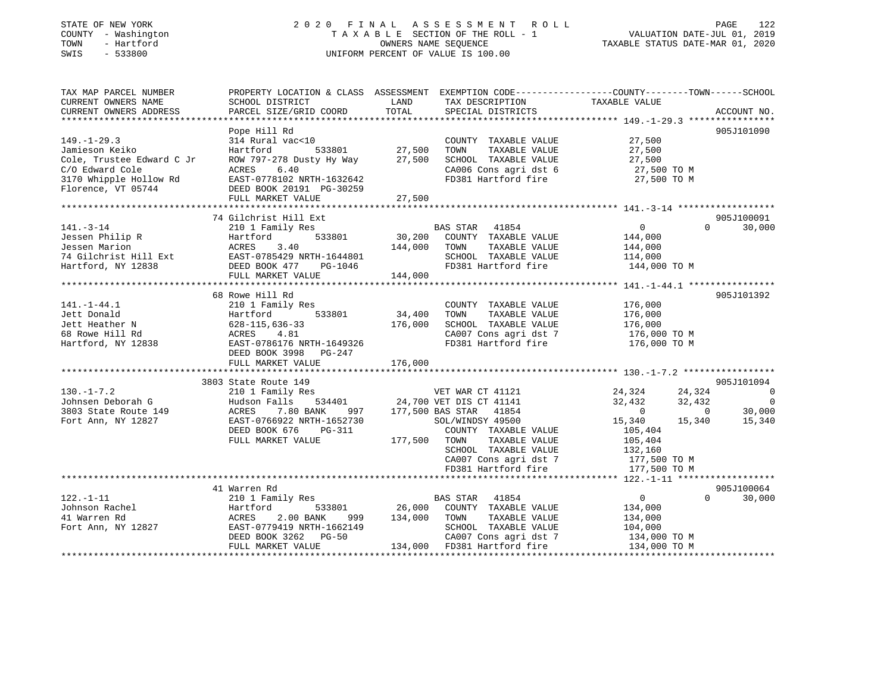STATE OF NEW YORK
COUNTY - Washington
TOWN - Hartford
SWIS - 533800

# 2020 FINAL ASSESSMENT ROLL

TAXABLE SECTION OF THE ROLL - 1
OWNERS NAME SEQUENCE
UNIFORM PERCENT OF VALUE IS 100.00

VALUATION DATE-JUL 01, 2019
TAXABLE STATUS DATE-MAR 01, 2020

```
TAX MAP PARCEL NUMBER          PROPERTY LOCATION & CLASS  ASSESSMENT  EXEMPTION CODE-----------------COUNTY--------TOWN------SCHOOL
CURRENT OWNERS NAME            SCHOOL DISTRICT               LAND      TAX DESCRIPTION            TAXABLE VALUE
CURRENT OWNERS ADDRESS         PARCEL SIZE/GRID COORD        TOTAL     SPECIAL DISTRICTS                                     ACCOUNT NO.
******************************************************************************************************* 149.-1-29.3 ****************
                               Pope Hill Rd                                                                              905J101090
149.-1-29.3                    314 Rural vac<10                        COUNTY  TAXABLE VALUE             27,500
Jamieson Keiko                 Hartford          533801       27,500   TOWN    TAXABLE VALUE             27,500
Cole, Trustee Edward C Jr      ROW 797-278 Dusty Hy Way       27,500   SCHOOL  TAXABLE VALUE             27,500
C/O Edward Cole                ACRES     6.40                          CA006 Cons agri dst 6              27,500 TO M
3170 Whipple Hollow Rd         EAST-0778102 NRTH-1632642               FD381 Hartford fire                27,500 TO M
Florence, VT 05744             DEED BOOK 20191  PG-30259
                               FULL MARKET VALUE              27,500
******************************************************************************************************* 141.-3-14 ******************
                               74 Gilchrist Hill Ext                                                                     905J100091
141.-3-14                      210 1 Family Res                        BAS STAR   41854                   0             0     30,000
Jessen Philip R                Hartford          533801       30,200   COUNTY  TAXABLE VALUE            144,000
Jessen Marion                  ACRES     3.40                144,000   TOWN    TAXABLE VALUE            144,000
74 Gilchrist Hill Ext          EAST-0785429 NRTH-1644801               SCHOOL  TAXABLE VALUE            114,000
Hartford, NY 12838             DEED BOOK 477     PG-1046               FD381 Hartford fire               144,000 TO M
                               FULL MARKET VALUE             144,000
******************************************************************************************************* 141.-1-44.1 ****************
                               68 Rowe Hill Rd                                                                           905J101392
141.-1-44.1                    210 1 Family Res                        COUNTY  TAXABLE VALUE            176,000
Jett Donald                    Hartford          533801       34,400   TOWN    TAXABLE VALUE            176,000
Jett Heather N                 628-115,636-33                176,000   SCHOOL  TAXABLE VALUE            176,000
68 Rowe Hill Rd                ACRES     4.81                          CA007 Cons agri dst 7             176,000 TO M
Hartford, NY 12838             EAST-0786176 NRTH-1649326               FD381 Hartford fire               176,000 TO M
                               DEED BOOK 3998    PG-247
                               FULL MARKET VALUE             176,000
******************************************************************************************************* 130.-1-7.2 *****************
                               3803 State Route 149                                                                      905J101094
130.-1-7.2                     210 1 Family Res                        VET WAR CT 41121              24,324        24,324          0
Johnsen Deborah G              Hudson Falls      534401       24,700   VET DIS CT 41141              32,432        32,432          0
3803 State Route 149           ACRES     7.80 BANK     997   177,500   BAS STAR   41854                   0             0     30,000
Fort Ann, NY 12827             EAST-0766922 NRTH-1652730               SOL/WINDSY 49500              15,340        15,340     15,340
                               DEED BOOK 676     PG-311                COUNTY  TAXABLE VALUE            105,404
                               FULL MARKET VALUE             177,500   TOWN    TAXABLE VALUE            105,404
                                                                       SCHOOL  TAXABLE VALUE            132,160
                                                                       CA007 Cons agri dst 7             177,500 TO M
                                                                       FD381 Hartford fire               177,500 TO M
******************************************************************************************************* 122.-1-11 ******************
                               41 Warren Rd                                                                              905J100064
122.-1-11                      210 1 Family Res                        BAS STAR   41854                   0             0     30,000
Johnson Rachel                 Hartford          533801       26,000   COUNTY  TAXABLE VALUE            134,000
41 Warren Rd                   ACRES     2.00 BANK     999   134,000   TOWN    TAXABLE VALUE            134,000
Fort Ann, NY 12827             EAST-0779419 NRTH-1662149               SCHOOL  TAXABLE VALUE            104,000
                               DEED BOOK 3262    PG-50                 CA007 Cons agri dst 7             134,000 TO M
                               FULL MARKET VALUE             134,000   FD381 Hartford fire               134,000 TO M
************************************************************************************************************************************
```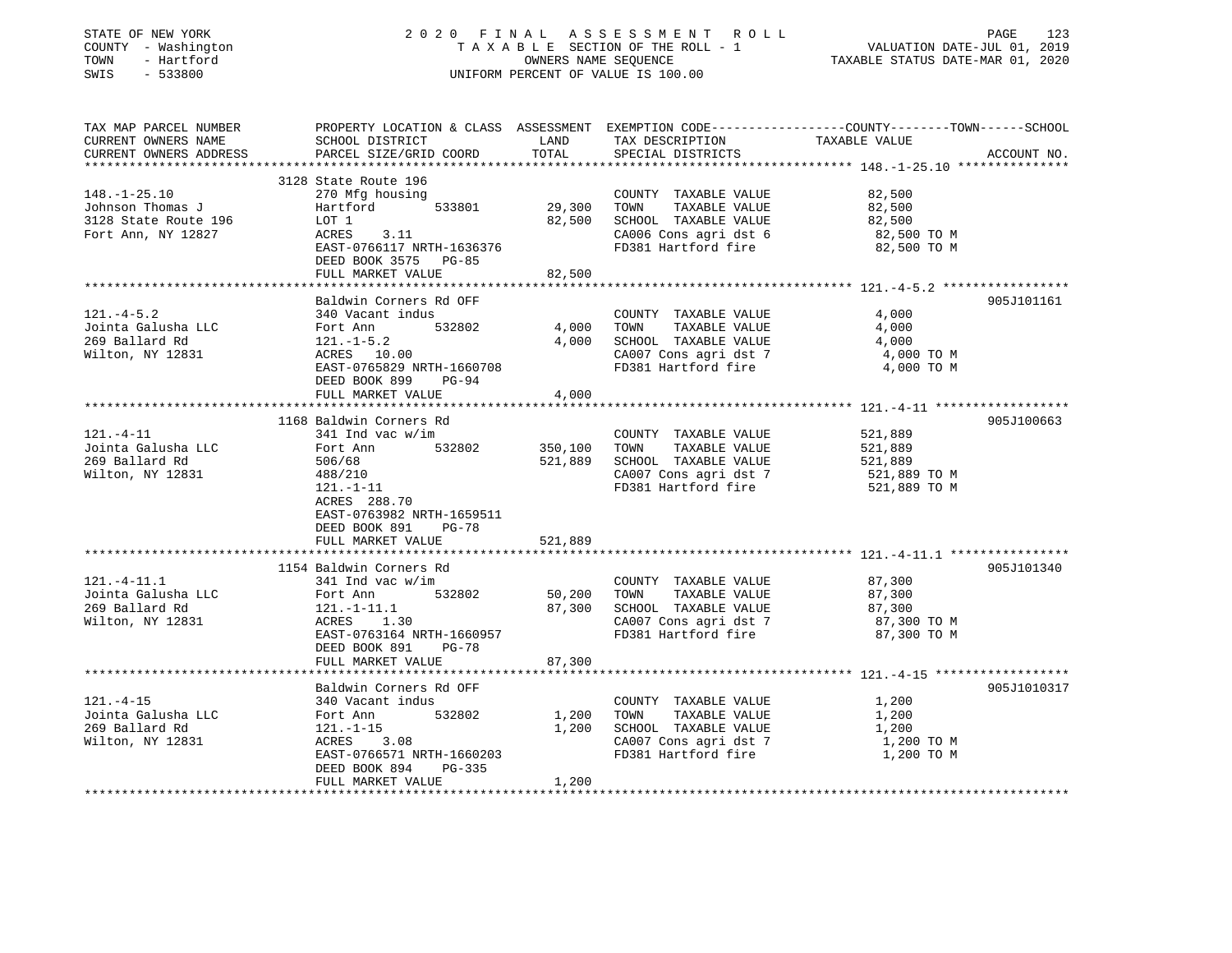STATE OF NEW YORK — 2020 FINAL ASSESSMENT ROLL
COUNTY - Washington — TAXABLE SECTION OF THE ROLL - 1 — VALUATION DATE-JUL 01, 2019
TOWN - Hartford — OWNERS NAME SEQUENCE — TAXABLE STATUS DATE-MAR 01, 2020
SWIS - 533800 — UNIFORM PERCENT OF VALUE IS 100.00

| TAX MAP PARCEL NUMBER / CURRENT OWNERS NAME / CURRENT OWNERS ADDRESS | PROPERTY LOCATION & CLASS / SCHOOL DISTRICT / PARCEL SIZE/GRID COORD | ASSESSMENT LAND | TOTAL | EXEMPTION CODE / TAX DESCRIPTION / SPECIAL DISTRICTS | TAXABLE VALUE (COUNTY--TOWN--SCHOOL) | ACCOUNT NO. |
|---|---|---|---|---|---|---|
| **148.-1-25.10** | 3128 State Route 196 | | | | | |
| 148.-1-25.10 | 270 Mfg housing | | | COUNTY TAXABLE VALUE | 82,500 | |
| Johnson Thomas J | Hartford 533801 | 29,300 | | TOWN TAXABLE VALUE | 82,500 | |
| 3128 State Route 196 | LOT 1 | | 82,500 | SCHOOL TAXABLE VALUE | 82,500 | |
| Fort Ann, NY 12827 | ACRES 3.11 | | | CA006 Cons agri dst 6 | 82,500 TO M | |
| | EAST-0766117 NRTH-1636376 | | | FD381 Hartford fire | 82,500 TO M | |
| | DEED BOOK 3575 PG-85 | | | | | |
| | FULL MARKET VALUE | | 82,500 | | | |
| **121.-4-5.2** | Baldwin Corners Rd OFF | | | | | 905J101161 |
| 121.-4-5.2 | 340 Vacant indus | | | COUNTY TAXABLE VALUE | 4,000 | |
| Jointa Galusha LLC | Fort Ann 532802 | 4,000 | | TOWN TAXABLE VALUE | 4,000 | |
| 269 Ballard Rd | 121.-1-5.2 | | 4,000 | SCHOOL TAXABLE VALUE | 4,000 | |
| Wilton, NY 12831 | ACRES 10.00 | | | CA007 Cons agri dst 7 | 4,000 TO M | |
| | EAST-0765829 NRTH-1660708 | | | FD381 Hartford fire | 4,000 TO M | |
| | DEED BOOK 899 PG-94 | | | | | |
| | FULL MARKET VALUE | | 4,000 | | | |
| **121.-4-11** | 1168 Baldwin Corners Rd | | | | | 905J100663 |
| 121.-4-11 | 341 Ind vac w/im | | | COUNTY TAXABLE VALUE | 521,889 | |
| Jointa Galusha LLC | Fort Ann 532802 | 350,100 | | TOWN TAXABLE VALUE | 521,889 | |
| 269 Ballard Rd | 506/68 | | 521,889 | SCHOOL TAXABLE VALUE | 521,889 | |
| Wilton, NY 12831 | 488/210 | | | CA007 Cons agri dst 7 | 521,889 TO M | |
| | 121.-1-11 | | | FD381 Hartford fire | 521,889 TO M | |
| | ACRES 288.70 | | | | | |
| | EAST-0763982 NRTH-1659511 | | | | | |
| | DEED BOOK 891 PG-78 | | | | | |
| | FULL MARKET VALUE | | 521,889 | | | |
| **121.-4-11.1** | 1154 Baldwin Corners Rd | | | | | 905J101340 |
| 121.-4-11.1 | 341 Ind vac w/im | | | COUNTY TAXABLE VALUE | 87,300 | |
| Jointa Galusha LLC | Fort Ann 532802 | 50,200 | | TOWN TAXABLE VALUE | 87,300 | |
| 269 Ballard Rd | 121.-1-11.1 | | 87,300 | SCHOOL TAXABLE VALUE | 87,300 | |
| Wilton, NY 12831 | ACRES 1.30 | | | CA007 Cons agri dst 7 | 87,300 TO M | |
| | EAST-0763164 NRTH-1660957 | | | FD381 Hartford fire | 87,300 TO M | |
| | DEED BOOK 891 PG-78 | | | | | |
| | FULL MARKET VALUE | | 87,300 | | | |
| **121.-4-15** | Baldwin Corners Rd OFF | | | | | 905J1010317 |
| 121.-4-15 | 340 Vacant indus | | | COUNTY TAXABLE VALUE | 1,200 | |
| Jointa Galusha LLC | Fort Ann 532802 | 1,200 | | TOWN TAXABLE VALUE | 1,200 | |
| 269 Ballard Rd | 121.-1-15 | | 1,200 | SCHOOL TAXABLE VALUE | 1,200 | |
| Wilton, NY 12831 | ACRES 3.08 | | | CA007 Cons agri dst 7 | 1,200 TO M | |
| | EAST-0766571 NRTH-1660203 | | | FD381 Hartford fire | 1,200 TO M | |
| | DEED BOOK 894 PG-335 | | | | | |
| | FULL MARKET VALUE | | 1,200 | | | |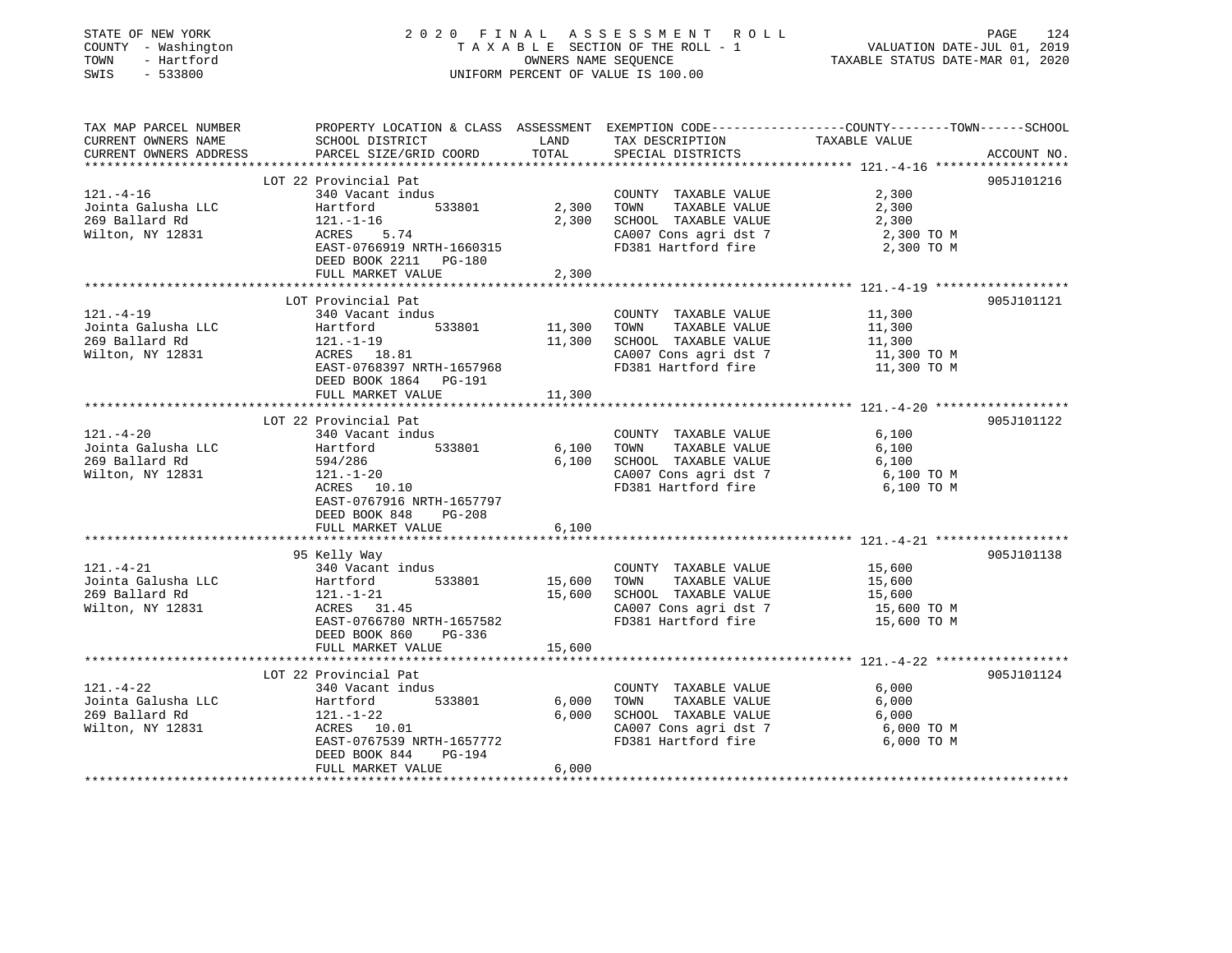STATE OF NEW YORK
COUNTY - Washington
TOWN - Hartford
SWIS - 533800

# 2020 FINAL ASSESSMENT ROLL

TAXABLE SECTION OF THE ROLL - 1
OWNERS NAME SEQUENCE
UNIFORM PERCENT OF VALUE IS 100.00

VALUATION DATE-JUL 01, 2019
TAXABLE STATUS DATE-MAR 01, 2020

| TAX MAP PARCEL NUMBER / CURRENT OWNERS NAME / CURRENT OWNERS ADDRESS | PROPERTY LOCATION & CLASS / SCHOOL DISTRICT / PARCEL SIZE/GRID COORD | ASSESSMENT LAND | TOTAL | EXEMPTION CODE / TAX DESCRIPTION / SPECIAL DISTRICTS | TAXABLE VALUE (COUNTY / TOWN / SCHOOL) | ACCOUNT NO. |
|---|---|---|---|---|---|---|
| 121.-4-16 | LOT 22 Provincial Pat | | | | | 905J101216 |
| Jointa Galusha LLC | 340 Vacant indus | | | COUNTY TAXABLE VALUE | 2,300 | |
| 269 Ballard Rd | Hartford 533801 | 2,300 | | TOWN TAXABLE VALUE | 2,300 | |
| Wilton, NY 12831 | 121.-1-16 | | 2,300 | SCHOOL TAXABLE VALUE | 2,300 | |
| | ACRES 5.74 | | | CA007 Cons agri dst 7 | 2,300 TO M | |
| | EAST-0766919 NRTH-1660315 | | | FD381 Hartford fire | 2,300 TO M | |
| | DEED BOOK 2211 PG-180 | | | | | |
| | FULL MARKET VALUE | | 2,300 | | | |
| 121.-4-19 | LOT Provincial Pat | | | | | 905J101121 |
| Jointa Galusha LLC | 340 Vacant indus | | | COUNTY TAXABLE VALUE | 11,300 | |
| 269 Ballard Rd | Hartford 533801 | 11,300 | | TOWN TAXABLE VALUE | 11,300 | |
| Wilton, NY 12831 | 121.-1-19 | | 11,300 | SCHOOL TAXABLE VALUE | 11,300 | |
| | ACRES 18.81 | | | CA007 Cons agri dst 7 | 11,300 TO M | |
| | EAST-0768397 NRTH-1657968 | | | FD381 Hartford fire | 11,300 TO M | |
| | DEED BOOK 1864 PG-191 | | | | | |
| | FULL MARKET VALUE | | 11,300 | | | |
| 121.-4-20 | LOT 22 Provincial Pat | | | | | 905J101122 |
| Jointa Galusha LLC | 340 Vacant indus | | | COUNTY TAXABLE VALUE | 6,100 | |
| 269 Ballard Rd | Hartford 533801 | 6,100 | | TOWN TAXABLE VALUE | 6,100 | |
| Wilton, NY 12831 | 594/286 | | 6,100 | SCHOOL TAXABLE VALUE | 6,100 | |
| | 121.-1-20 | | | CA007 Cons agri dst 7 | 6,100 TO M | |
| | ACRES 10.10 | | | FD381 Hartford fire | 6,100 TO M | |
| | EAST-0767916 NRTH-1657797 | | | | | |
| | DEED BOOK 848 PG-208 | | | | | |
| | FULL MARKET VALUE | | 6,100 | | | |
| 121.-4-21 | 95 Kelly Way | | | | | 905J101138 |
| Jointa Galusha LLC | 340 Vacant indus | | | COUNTY TAXABLE VALUE | 15,600 | |
| 269 Ballard Rd | Hartford 533801 | 15,600 | | TOWN TAXABLE VALUE | 15,600 | |
| Wilton, NY 12831 | 121.-1-21 | | 15,600 | SCHOOL TAXABLE VALUE | 15,600 | |
| | ACRES 31.45 | | | CA007 Cons agri dst 7 | 15,600 TO M | |
| | EAST-0766780 NRTH-1657582 | | | FD381 Hartford fire | 15,600 TO M | |
| | DEED BOOK 860 PG-336 | | | | | |
| | FULL MARKET VALUE | | 15,600 | | | |
| 121.-4-22 | LOT 22 Provincial Pat | | | | | 905J101124 |
| Jointa Galusha LLC | 340 Vacant indus | | | COUNTY TAXABLE VALUE | 6,000 | |
| 269 Ballard Rd | Hartford 533801 | 6,000 | | TOWN TAXABLE VALUE | 6,000 | |
| Wilton, NY 12831 | 121.-1-22 | | 6,000 | SCHOOL TAXABLE VALUE | 6,000 | |
| | ACRES 10.01 | | | CA007 Cons agri dst 7 | 6,000 TO M | |
| | EAST-0767539 NRTH-1657772 | | | FD381 Hartford fire | 6,000 TO M | |
| | DEED BOOK 844 PG-194 | | | | | |
| | FULL MARKET VALUE | | 6,000 | | | |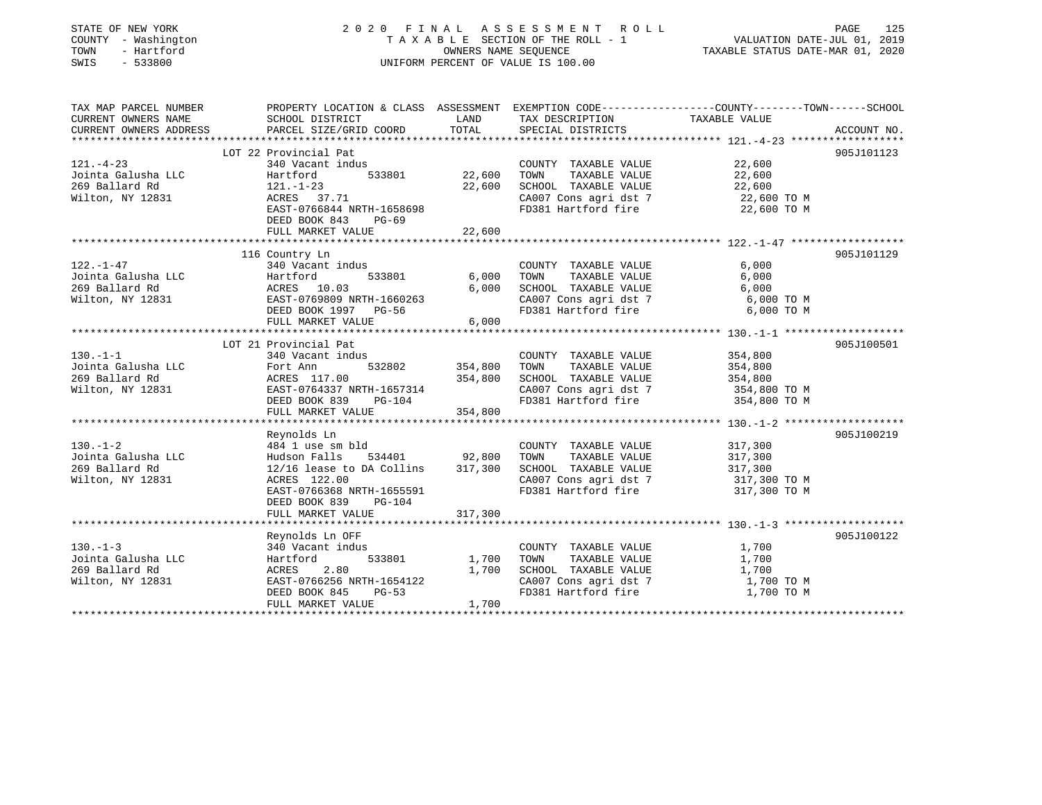STATE OF NEW YORK
COUNTY - Washington
TOWN - Hartford
SWIS - 533800

2020 FINAL ASSESSMENT ROLL
TAXABLE SECTION OF THE ROLL - 1
OWNERS NAME SEQUENCE
UNIFORM PERCENT OF VALUE IS 100.00

VALUATION DATE-JUL 01, 2019
TAXABLE STATUS DATE-MAR 01, 2020

| TAX MAP PARCEL NUMBER / CURRENT OWNERS NAME / CURRENT OWNERS ADDRESS | PROPERTY LOCATION & CLASS / SCHOOL DISTRICT / PARCEL SIZE/GRID COORD | ASSESSMENT LAND | TOTAL | EXEMPTION CODE / TAX DESCRIPTION / SPECIAL DISTRICTS | TAXABLE VALUE (COUNTY--TOWN--SCHOOL) | ACCOUNT NO. |
|---|---|---|---|---|---|---|
| 121.-4-23 | LOT 22 Provincial Pat | | | | | 905J101123 |
| Jointa Galusha LLC | 340 Vacant indus | | | COUNTY TAXABLE VALUE | 22,600 | |
| 269 Ballard Rd | Hartford 533801 | 22,600 | | TOWN TAXABLE VALUE | 22,600 | |
| Wilton, NY 12831 | 121.-1-23 | | 22,600 | SCHOOL TAXABLE VALUE | 22,600 | |
| | ACRES 37.71 | | | CA007 Cons agri dst 7 | 22,600 TO M | |
| | EAST-0766844 NRTH-1658698 | | | FD381 Hartford fire | 22,600 TO M | |
| | DEED BOOK 843 PG-69 | | | | | |
| | FULL MARKET VALUE | | 22,600 | | | |
| 122.-1-47 | 116 Country Ln | | | | | 905J101129 |
| Jointa Galusha LLC | 340 Vacant indus | | | COUNTY TAXABLE VALUE | 6,000 | |
| 269 Ballard Rd | Hartford 533801 | 6,000 | | TOWN TAXABLE VALUE | 6,000 | |
| Wilton, NY 12831 | ACRES 10.03 | | 6,000 | SCHOOL TAXABLE VALUE | 6,000 | |
| | EAST-0769809 NRTH-1660263 | | | CA007 Cons agri dst 7 | 6,000 TO M | |
| | DEED BOOK 1997 PG-56 | | | FD381 Hartford fire | 6,000 TO M | |
| | FULL MARKET VALUE | | 6,000 | | | |
| 130.-1-1 | LOT 21 Provincial Pat | | | | | 905J100501 |
| Jointa Galusha LLC | 340 Vacant indus | | | COUNTY TAXABLE VALUE | 354,800 | |
| 269 Ballard Rd | Fort Ann 532802 | 354,800 | | TOWN TAXABLE VALUE | 354,800 | |
| Wilton, NY 12831 | ACRES 117.00 | | 354,800 | SCHOOL TAXABLE VALUE | 354,800 | |
| | EAST-0764337 NRTH-1657314 | | | CA007 Cons agri dst 7 | 354,800 TO M | |
| | DEED BOOK 839 PG-104 | | | FD381 Hartford fire | 354,800 TO M | |
| | FULL MARKET VALUE | | 354,800 | | | |
| 130.-1-2 | Reynolds Ln | | | | | 905J100219 |
| Jointa Galusha LLC | 484 1 use sm bld | | | COUNTY TAXABLE VALUE | 317,300 | |
| 269 Ballard Rd | Hudson Falls 534401 | 92,800 | | TOWN TAXABLE VALUE | 317,300 | |
| Wilton, NY 12831 | 12/16 lease to DA Collins | | 317,300 | SCHOOL TAXABLE VALUE | 317,300 | |
| | ACRES 122.00 | | | CA007 Cons agri dst 7 | 317,300 TO M | |
| | EAST-0766368 NRTH-1655591 | | | FD381 Hartford fire | 317,300 TO M | |
| | DEED BOOK 839 PG-104 | | | | | |
| | FULL MARKET VALUE | | 317,300 | | | |
| 130.-1-3 | Reynolds Ln OFF | | | | | 905J100122 |
| Jointa Galusha LLC | 340 Vacant indus | | | COUNTY TAXABLE VALUE | 1,700 | |
| 269 Ballard Rd | Hartford 533801 | 1,700 | | TOWN TAXABLE VALUE | 1,700 | |
| Wilton, NY 12831 | ACRES 2.80 | | 1,700 | SCHOOL TAXABLE VALUE | 1,700 | |
| | EAST-0766256 NRTH-1654122 | | | CA007 Cons agri dst 7 | 1,700 TO M | |
| | DEED BOOK 845 PG-53 | | | FD381 Hartford fire | 1,700 TO M | |
| | FULL MARKET VALUE | | 1,700 | | | |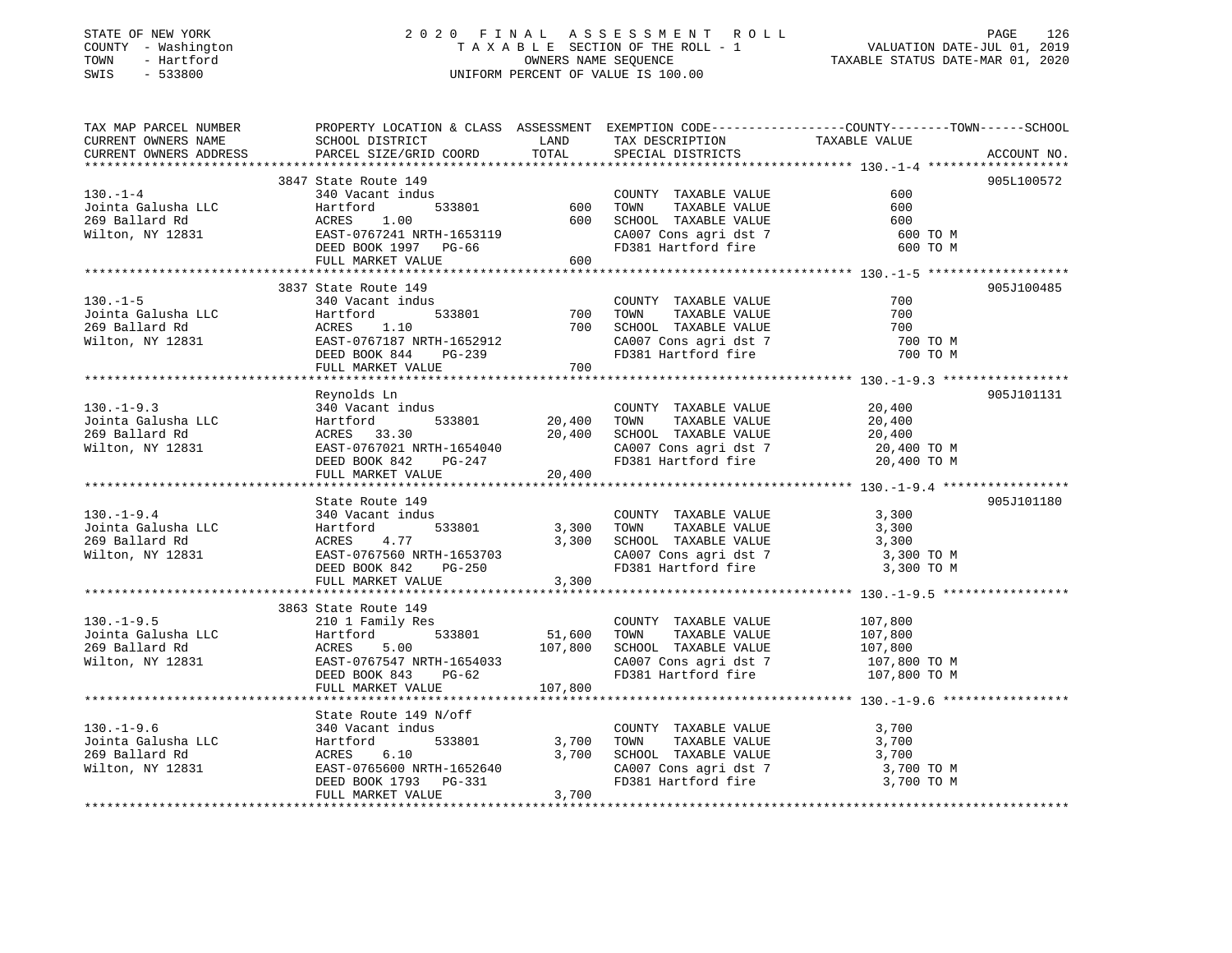STATE OF NEW YORK
COUNTY - Washington
TOWN - Hartford
SWIS - 533800

# 2020 FINAL ASSESSMENT ROLL

TAXABLE SECTION OF THE ROLL - 1
OWNERS NAME SEQUENCE
UNIFORM PERCENT OF VALUE IS 100.00

VALUATION DATE-JUL 01, 2019
TAXABLE STATUS DATE-MAR 01, 2020

| TAX MAP PARCEL NUMBER / CURRENT OWNERS NAME / CURRENT OWNERS ADDRESS | PROPERTY LOCATION & CLASS / SCHOOL DISTRICT / PARCEL SIZE/GRID COORD | ASSESSMENT LAND | TOTAL | EXEMPTION CODE / TAX DESCRIPTION / SPECIAL DISTRICTS | COUNTY / TOWN / SCHOOL TAXABLE VALUE | ACCOUNT NO. |
|---|---|---|---|---|---|---|
| | 3847 State Route 149 | | | | | 905L100572 |
| 130.-1-4 | 340 Vacant indus | | | COUNTY TAXABLE VALUE | 600 | |
| Jointa Galusha LLC | Hartford 533801 | 600 | | TOWN TAXABLE VALUE | 600 | |
| 269 Ballard Rd | ACRES 1.00 | | 600 | SCHOOL TAXABLE VALUE | 600 | |
| Wilton, NY 12831 | EAST-0767241 NRTH-1653119 | | | CA007 Cons agri dst 7 | 600 TO M | |
| | DEED BOOK 1997 PG-66 | | | FD381 Hartford fire | 600 TO M | |
| | FULL MARKET VALUE | | 600 | | | |
| | 3837 State Route 149 | | | | | 905J100485 |
| 130.-1-5 | 340 Vacant indus | | | COUNTY TAXABLE VALUE | 700 | |
| Jointa Galusha LLC | Hartford 533801 | 700 | | TOWN TAXABLE VALUE | 700 | |
| 269 Ballard Rd | ACRES 1.10 | | 700 | SCHOOL TAXABLE VALUE | 700 | |
| Wilton, NY 12831 | EAST-0767187 NRTH-1652912 | | | CA007 Cons agri dst 7 | 700 TO M | |
| | DEED BOOK 844 PG-239 | | | FD381 Hartford fire | 700 TO M | |
| | FULL MARKET VALUE | | 700 | | | |
| | Reynolds Ln | | | | | 905J101131 |
| 130.-1-9.3 | 340 Vacant indus | | | COUNTY TAXABLE VALUE | 20,400 | |
| Jointa Galusha LLC | Hartford 533801 | 20,400 | | TOWN TAXABLE VALUE | 20,400 | |
| 269 Ballard Rd | ACRES 33.30 | | 20,400 | SCHOOL TAXABLE VALUE | 20,400 | |
| Wilton, NY 12831 | EAST-0767021 NRTH-1654040 | | | CA007 Cons agri dst 7 | 20,400 TO M | |
| | DEED BOOK 842 PG-247 | | | FD381 Hartford fire | 20,400 TO M | |
| | FULL MARKET VALUE | | 20,400 | | | |
| | State Route 149 | | | | | 905J101180 |
| 130.-1-9.4 | 340 Vacant indus | | | COUNTY TAXABLE VALUE | 3,300 | |
| Jointa Galusha LLC | Hartford 533801 | 3,300 | | TOWN TAXABLE VALUE | 3,300 | |
| 269 Ballard Rd | ACRES 4.77 | | 3,300 | SCHOOL TAXABLE VALUE | 3,300 | |
| Wilton, NY 12831 | EAST-0767560 NRTH-1653703 | | | CA007 Cons agri dst 7 | 3,300 TO M | |
| | DEED BOOK 842 PG-250 | | | FD381 Hartford fire | 3,300 TO M | |
| | FULL MARKET VALUE | | 3,300 | | | |
| | 3863 State Route 149 | | | | | |
| 130.-1-9.5 | 210 1 Family Res | | | COUNTY TAXABLE VALUE | 107,800 | |
| Jointa Galusha LLC | Hartford 533801 | 51,600 | | TOWN TAXABLE VALUE | 107,800 | |
| 269 Ballard Rd | ACRES 5.00 | | 107,800 | SCHOOL TAXABLE VALUE | 107,800 | |
| Wilton, NY 12831 | EAST-0767547 NRTH-1654033 | | | CA007 Cons agri dst 7 | 107,800 TO M | |
| | DEED BOOK 843 PG-62 | | | FD381 Hartford fire | 107,800 TO M | |
| | FULL MARKET VALUE | | 107,800 | | | |
| | State Route 149 N/off | | | | | |
| 130.-1-9.6 | 340 Vacant indus | | | COUNTY TAXABLE VALUE | 3,700 | |
| Jointa Galusha LLC | Hartford 533801 | 3,700 | | TOWN TAXABLE VALUE | 3,700 | |
| 269 Ballard Rd | ACRES 6.10 | | 3,700 | SCHOOL TAXABLE VALUE | 3,700 | |
| Wilton, NY 12831 | EAST-0765600 NRTH-1652640 | | | CA007 Cons agri dst 7 | 3,700 TO M | |
| | DEED BOOK 1793 PG-331 | | | FD381 Hartford fire | 3,700 TO M | |
| | FULL MARKET VALUE | | 3,700 | | | |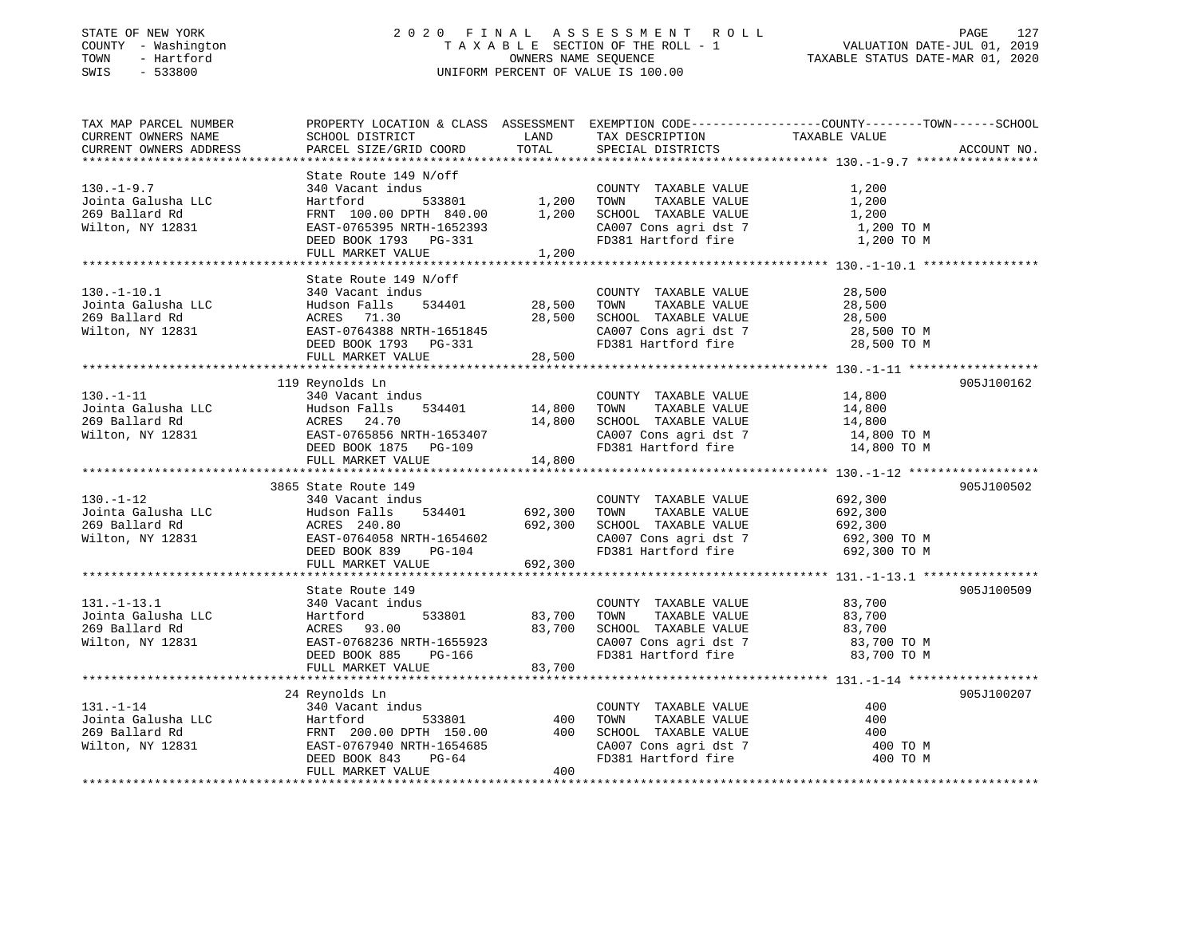STATE OF NEW YORK
COUNTY - Washington
TOWN - Hartford
SWIS - 533800

# 2020 FINAL ASSESSMENT ROLL

TAXABLE SECTION OF THE ROLL - 1
OWNERS NAME SEQUENCE
UNIFORM PERCENT OF VALUE IS 100.00

VALUATION DATE-JUL 01, 2019
TAXABLE STATUS DATE-MAR 01, 2020

| TAX MAP PARCEL NUMBER / CURRENT OWNERS NAME / CURRENT OWNERS ADDRESS | PROPERTY LOCATION & CLASS / SCHOOL DISTRICT / PARCEL SIZE/GRID COORD | ASSESSMENT LAND | TOTAL | EXEMPTION CODE / TAX DESCRIPTION / SPECIAL DISTRICTS | TAXABLE VALUE (COUNTY / TOWN / SCHOOL) | ACCOUNT NO. |
|---|---|---|---|---|---|---|
| 130.-1-9.7 | State Route 149 N/off | | | | | |
| | 340 Vacant indus | | | COUNTY TAXABLE VALUE | 1,200 | |
| Jointa Galusha LLC | Hartford 533801 | 1,200 | | TOWN TAXABLE VALUE | 1,200 | |
| 269 Ballard Rd | FRNT 100.00 DPTH 840.00 | | 1,200 | SCHOOL TAXABLE VALUE | 1,200 | |
| Wilton, NY 12831 | EAST-0765395 NRTH-1652393 | | | CA007 Cons agri dst 7 | 1,200 TO M | |
| | DEED BOOK 1793 PG-331 | | | FD381 Hartford fire | 1,200 TO M | |
| | FULL MARKET VALUE | | 1,200 | | | |
| 130.-1-10.1 | State Route 149 N/off | | | | | |
| | 340 Vacant indus | | | COUNTY TAXABLE VALUE | 28,500 | |
| Jointa Galusha LLC | Hudson Falls 534401 | 28,500 | | TOWN TAXABLE VALUE | 28,500 | |
| 269 Ballard Rd | ACRES 71.30 | | 28,500 | SCHOOL TAXABLE VALUE | 28,500 | |
| Wilton, NY 12831 | EAST-0764388 NRTH-1651845 | | | CA007 Cons agri dst 7 | 28,500 TO M | |
| | DEED BOOK 1793 PG-331 | | | FD381 Hartford fire | 28,500 TO M | |
| | FULL MARKET VALUE | | 28,500 | | | |
| 130.-1-11 | 119 Reynolds Ln | | | | | 905J100162 |
| | 340 Vacant indus | | | COUNTY TAXABLE VALUE | 14,800 | |
| Jointa Galusha LLC | Hudson Falls 534401 | 14,800 | | TOWN TAXABLE VALUE | 14,800 | |
| 269 Ballard Rd | ACRES 24.70 | | 14,800 | SCHOOL TAXABLE VALUE | 14,800 | |
| Wilton, NY 12831 | EAST-0765856 NRTH-1653407 | | | CA007 Cons agri dst 7 | 14,800 TO M | |
| | DEED BOOK 1875 PG-109 | | | FD381 Hartford fire | 14,800 TO M | |
| | FULL MARKET VALUE | | 14,800 | | | |
| 130.-1-12 | 3865 State Route 149 | | | | | 905J100502 |
| | 340 Vacant indus | | | COUNTY TAXABLE VALUE | 692,300 | |
| Jointa Galusha LLC | Hudson Falls 534401 | 692,300 | | TOWN TAXABLE VALUE | 692,300 | |
| 269 Ballard Rd | ACRES 240.80 | | 692,300 | SCHOOL TAXABLE VALUE | 692,300 | |
| Wilton, NY 12831 | EAST-0764058 NRTH-1654602 | | | CA007 Cons agri dst 7 | 692,300 TO M | |
| | DEED BOOK 839 PG-104 | | | FD381 Hartford fire | 692,300 TO M | |
| | FULL MARKET VALUE | | 692,300 | | | |
| 131.-1-13.1 | State Route 149 | | | | | 905J100509 |
| | 340 Vacant indus | | | COUNTY TAXABLE VALUE | 83,700 | |
| Jointa Galusha LLC | Hartford 533801 | 83,700 | | TOWN TAXABLE VALUE | 83,700 | |
| 269 Ballard Rd | ACRES 93.00 | | 83,700 | SCHOOL TAXABLE VALUE | 83,700 | |
| Wilton, NY 12831 | EAST-0768236 NRTH-1655923 | | | CA007 Cons agri dst 7 | 83,700 TO M | |
| | DEED BOOK 885 PG-166 | | | FD381 Hartford fire | 83,700 TO M | |
| | FULL MARKET VALUE | | 83,700 | | | |
| 131.-1-14 | 24 Reynolds Ln | | | | | 905J100207 |
| | 340 Vacant indus | | | COUNTY TAXABLE VALUE | 400 | |
| Jointa Galusha LLC | Hartford 533801 | 400 | | TOWN TAXABLE VALUE | 400 | |
| 269 Ballard Rd | FRNT 200.00 DPTH 150.00 | | 400 | SCHOOL TAXABLE VALUE | 400 | |
| Wilton, NY 12831 | EAST-0767940 NRTH-1654685 | | | CA007 Cons agri dst 7 | 400 TO M | |
| | DEED BOOK 843 PG-64 | | | FD381 Hartford fire | 400 TO M | |
| | FULL MARKET VALUE | | 400 | | | |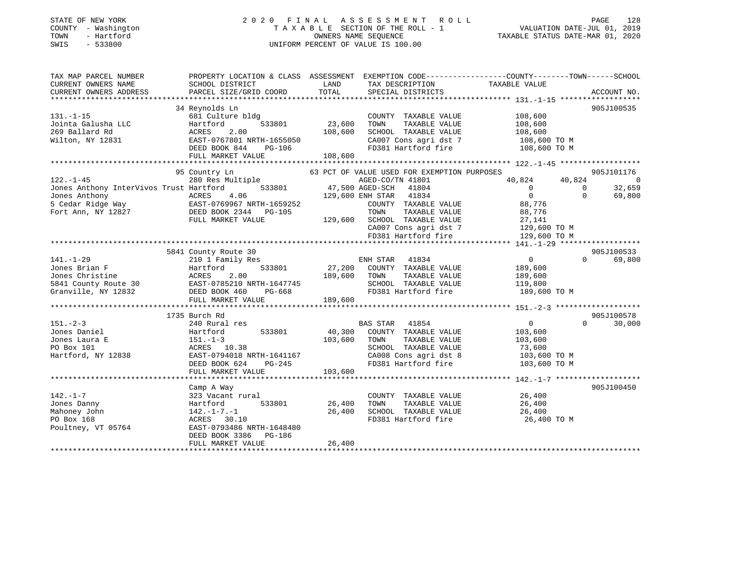STATE OF NEW YORK
COUNTY - Washington
TOWN - Hartford
SWIS - 533800

2020 FINAL ASSESSMENT ROLL
TAXABLE SECTION OF THE ROLL - 1
OWNERS NAME SEQUENCE
UNIFORM PERCENT OF VALUE IS 100.00

VALUATION DATE-JUL 01, 2019
TAXABLE STATUS DATE-MAR 01, 2020

```
TAX MAP PARCEL NUMBER          PROPERTY LOCATION & CLASS  ASSESSMENT  EXEMPTION CODE------------------COUNTY--------TOWN------SCHOOL
CURRENT OWNERS NAME            SCHOOL DISTRICT               LAND      TAX DESCRIPTION            TAXABLE VALUE
CURRENT OWNERS ADDRESS         PARCEL SIZE/GRID COORD        TOTAL     SPECIAL DISTRICTS                                    ACCOUNT NO.
******************************************************************************************************* 131.-1-15 *****************
                               34 Reynolds Ln                                                                               905J100535
131.-1-15                      681 Culture bldg                        COUNTY  TAXABLE VALUE           108,600
Jointa Galusha LLC             Hartford        533801       23,600     TOWN    TAXABLE VALUE           108,600
269 Ballard Rd                 ACRES    2.00               108,600     SCHOOL  TAXABLE VALUE           108,600
Wilton, NY 12831               EAST-0767801 NRTH-1655050               CA007 Cons agri dst 7            108,600 TO M
                               DEED BOOK 844    PG-106                 FD381 Hartford fire              108,600 TO M
                               FULL MARKET VALUE           108,600
******************************************************************************************************* 122.-1-45 *****************
                               95 Country Ln                 63 PCT OF VALUE USED FOR EXEMPTION PURPOSES                   905J101176
122.-1-45                      280 Res Multiple                       AGED-CO/TN 41801                40,824      40,824           0
Jones Anthony InterVivos Trust Hartford        533801       47,500 AGED-SCH   41804                     0           0      32,659
Jones Anthony                  ACRES    4.06               129,600 ENH STAR   41834                     0           0      69,800
5 Cedar Ridge Way              EAST-0769967 NRTH-1659252               COUNTY  TAXABLE VALUE            88,776
Fort Ann, NY 12827             DEED BOOK 2344   PG-105                 TOWN    TAXABLE VALUE            88,776
                               FULL MARKET VALUE           129,600     SCHOOL  TAXABLE VALUE            27,141
                                                                       CA007 Cons agri dst 7            129,600 TO M
                                                                       FD381 Hartford fire              129,600 TO M
******************************************************************************************************* 141.-1-29 *****************
                               5841 County Route 30                                                                         905J100533
141.-1-29                      210 1 Family Res                        ENH STAR   41834                     0           0      69,800
Jones Brian F                  Hartford        533801       27,200     COUNTY  TAXABLE VALUE           189,600
Jones Christine                ACRES    2.00               189,600     TOWN    TAXABLE VALUE           189,600
5841 County Route 30           EAST-0785210 NRTH-1647745               SCHOOL  TAXABLE VALUE           119,800
Granville, NY 12832            DEED BOOK 460    PG-668                 FD381 Hartford fire              189,600 TO M
                               FULL MARKET VALUE           189,600
******************************************************************************************************* 151.-2-3 ******************
                               1735 Burch Rd                                                                                905J100578
151.-2-3                       240 Rural res                           BAS STAR   41854                     0           0      30,000
Jones Daniel                   Hartford        533801       40,300     COUNTY  TAXABLE VALUE           103,600
Jones Laura E                  151.-1-3                    103,600     TOWN    TAXABLE VALUE           103,600
PO Box 101                     ACRES   10.38                           SCHOOL  TAXABLE VALUE            73,600
Hartford, NY 12838             EAST-0794018 NRTH-1641167               CA008 Cons agri dst 8            103,600 TO M
                               DEED BOOK 624    PG-245                 FD381 Hartford fire              103,600 TO M
                               FULL MARKET VALUE           103,600
******************************************************************************************************* 142.-1-7 ******************
                               Camp A Way                                                                                   905J100450
142.-1-7                       323 Vacant rural                        COUNTY  TAXABLE VALUE            26,400
Jones Danny                    Hartford        533801       26,400     TOWN    TAXABLE VALUE            26,400
Mahoney John                   142.-1-7.-1                  26,400     SCHOOL  TAXABLE VALUE            26,400
PO Box 168                     ACRES   30.10                           FD381 Hartford fire               26,400 TO M
Poultney, VT 05764             EAST-0793486 NRTH-1648480
                               DEED BOOK 3386   PG-186
                               FULL MARKET VALUE            26,400
************************************************************************************************************************************
```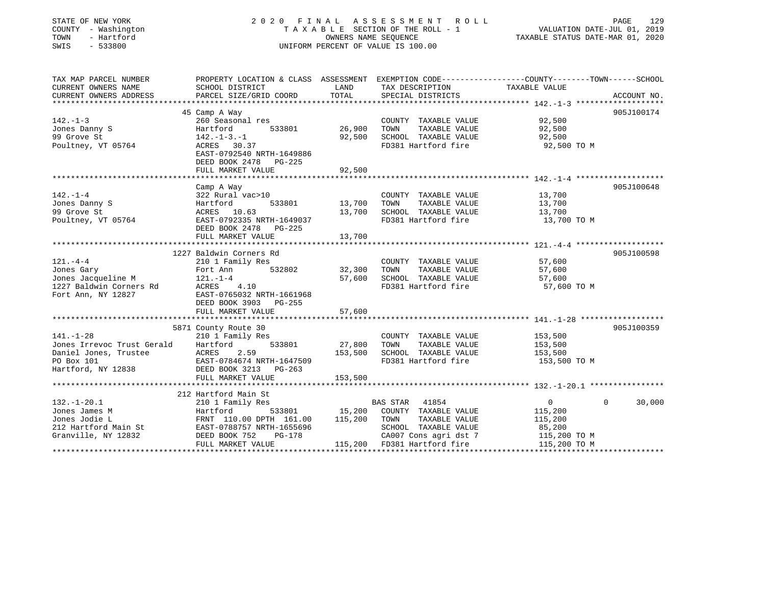STATE OF NEW YORK
COUNTY - Washington
TOWN - Hartford
SWIS - 533800

2020 FINAL ASSESSMENT ROLL
TAXABLE SECTION OF THE ROLL - 1
OWNERS NAME SEQUENCE
UNIFORM PERCENT OF VALUE IS 100.00

VALUATION DATE-JUL 01, 2019
TAXABLE STATUS DATE-MAR 01, 2020

| TAX MAP PARCEL NUMBER / CURRENT OWNERS NAME / CURRENT OWNERS ADDRESS | PROPERTY LOCATION & CLASS / SCHOOL DISTRICT / PARCEL SIZE/GRID COORD | ASSESSMENT LAND | TOTAL | EXEMPTION CODE / TAX DESCRIPTION / SPECIAL DISTRICTS | COUNTY / TOWN / SCHOOL TAXABLE VALUE | ACCOUNT NO. |
|---|---|---|---|---|---|---|
| 142.-1-3 | 45 Camp A Way | | | | | 905J100174 |
| 142.-1-3 | 260 Seasonal res | | | COUNTY TAXABLE VALUE | 92,500 | |
| Jones Danny S | Hartford 533801 | 26,900 | | TOWN TAXABLE VALUE | 92,500 | |
| 99 Grove St | 142.-1-3.-1 | | 92,500 | SCHOOL TAXABLE VALUE | 92,500 | |
| Poultney, VT 05764 | ACRES 30.37 | | | FD381 Hartford fire | 92,500 TO M | |
| | EAST-0792540 NRTH-1649886 | | | | | |
| | DEED BOOK 2478 PG-225 | | | | | |
| | FULL MARKET VALUE | | 92,500 | | | |
| 142.-1-4 | Camp A Way | | | | | 905J100648 |
| 142.-1-4 | 322 Rural vac>10 | | | COUNTY TAXABLE VALUE | 13,700 | |
| Jones Danny S | Hartford 533801 | 13,700 | | TOWN TAXABLE VALUE | 13,700 | |
| 99 Grove St | ACRES 10.63 | | 13,700 | SCHOOL TAXABLE VALUE | 13,700 | |
| Poultney, VT 05764 | EAST-0792335 NRTH-1649037 | | | FD381 Hartford fire | 13,700 TO M | |
| | DEED BOOK 2478 PG-225 | | | | | |
| | FULL MARKET VALUE | | 13,700 | | | |
| 121.-4-4 | 1227 Baldwin Corners Rd | | | | | 905J100598 |
| 121.-4-4 | 210 1 Family Res | | | COUNTY TAXABLE VALUE | 57,600 | |
| Jones Gary | Fort Ann 532802 | 32,300 | | TOWN TAXABLE VALUE | 57,600 | |
| Jones Jacqueline M | 121.-1-4 | | 57,600 | SCHOOL TAXABLE VALUE | 57,600 | |
| 1227 Baldwin Corners Rd | ACRES 4.10 | | | FD381 Hartford fire | 57,600 TO M | |
| Fort Ann, NY 12827 | EAST-0765032 NRTH-1661968 | | | | | |
| | DEED BOOK 3903 PG-255 | | | | | |
| | FULL MARKET VALUE | | 57,600 | | | |
| 141.-1-28 | 5871 County Route 30 | | | | | 905J100359 |
| 141.-1-28 | 210 1 Family Res | | | COUNTY TAXABLE VALUE | 153,500 | |
| Jones Irrevoc Trust Gerald | Hartford 533801 | 27,800 | | TOWN TAXABLE VALUE | 153,500 | |
| Daniel Jones, Trustee | ACRES 2.59 | | 153,500 | SCHOOL TAXABLE VALUE | 153,500 | |
| PO Box 101 | EAST-0784674 NRTH-1647509 | | | FD381 Hartford fire | 153,500 TO M | |
| Hartford, NY 12838 | DEED BOOK 3213 PG-263 | | | | | |
| | FULL MARKET VALUE | | 153,500 | | | |
| 132.-1-20.1 | 212 Hartford Main St | | | | | |
| 132.-1-20.1 | 210 1 Family Res | | | BAS STAR 41854 | 0 / 0 / 30,000 | |
| Jones James M | Hartford 533801 | 15,200 | | COUNTY TAXABLE VALUE | 115,200 | |
| Jones Jodie L | FRNT 110.00 DPTH 161.00 | | 115,200 | TOWN TAXABLE VALUE | 115,200 | |
| 212 Hartford Main St | EAST-0788757 NRTH-1655696 | | | SCHOOL TAXABLE VALUE | 85,200 | |
| Granville, NY 12832 | DEED BOOK 752 PG-178 | | | CA007 Cons agri dst 7 | 115,200 TO M | |
| | FULL MARKET VALUE | | 115,200 | FD381 Hartford fire | 115,200 TO M | |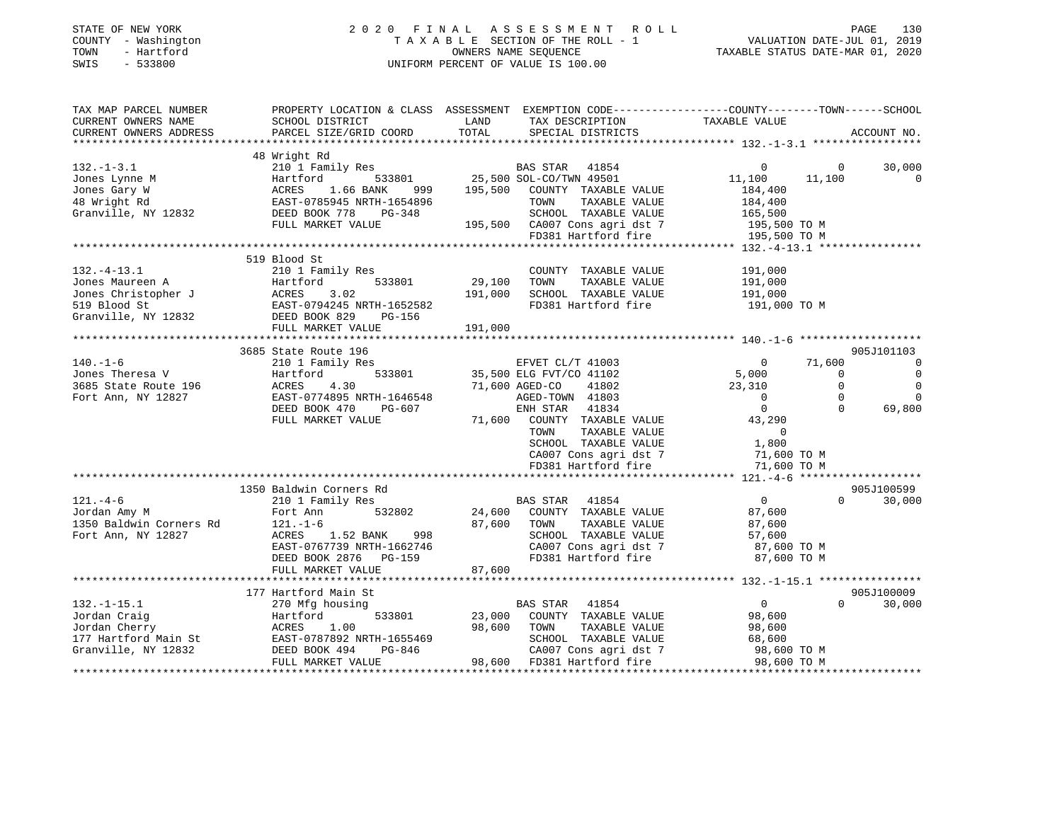STATE OF NEW YORK 2020 FINAL ASSESSMENT ROLL
COUNTY - Washington TAXABLE SECTION OF THE ROLL - 1 VALUATION DATE-JUL 01, 2019
TOWN - Hartford OWNERS NAME SEQUENCE TAXABLE STATUS DATE-MAR 01, 2020
SWIS - 533800 UNIFORM PERCENT OF VALUE IS 100.00

```
TAX MAP PARCEL NUMBER          PROPERTY LOCATION & CLASS  ASSESSMENT  EXEMPTION CODE-----------------COUNTY--------TOWN------SCHOOL
CURRENT OWNERS NAME            SCHOOL DISTRICT               LAND      TAX DESCRIPTION             TAXABLE VALUE
CURRENT OWNERS ADDRESS         PARCEL SIZE/GRID COORD        TOTAL     SPECIAL DISTRICTS                                    ACCOUNT NO.
******************************************************************************************************* 132.-1-3.1 *****************
                               48 Wright Rd
132.-1-3.1                     210 1 Family Res                        BAS STAR  41854                  0          0      30,000
Jones Lynne M                  Hartford         533801       25,500 SOL-CO/TWN 49501              11,100     11,100           0
Jones Gary W                   ACRES    1.66 BANK    999    195,500   COUNTY  TAXABLE VALUE        184,400
48 Wright Rd                   EAST-0785945 NRTH-1654896              TOWN    TAXABLE VALUE        184,400
Granville, NY 12832            DEED BOOK 778    PG-348                SCHOOL  TAXABLE VALUE        165,500
                               FULL MARKET VALUE            195,500   CA007 Cons agri dst 7          195,500 TO M
                                                                      FD381 Hartford fire            195,500 TO M
******************************************************************************************************* 132.-4-13.1 ****************
                               519 Blood St
132.-4-13.1                    210 1 Family Res                        COUNTY  TAXABLE VALUE        191,000
Jones Maureen A                Hartford         533801       29,100   TOWN    TAXABLE VALUE        191,000
Jones Christopher J            ACRES    3.02                191,000   SCHOOL  TAXABLE VALUE        191,000
519 Blood St                   EAST-0794245 NRTH-1652582              FD381 Hartford fire            191,000 TO M
Granville, NY 12832            DEED BOOK 829    PG-156
                               FULL MARKET VALUE            191,000
******************************************************************************************************* 140.-1-6 *******************
                               3685 State Route 196                                                                 905J101103
140.-1-6                       210 1 Family Res                        EFVET CL/T 41003                 0     71,600           0
Jones Theresa V                Hartford         533801       35,500 ELG FVT/CO 41102               5,000          0           0
3685 State Route 196           ACRES    4.30                 71,600 AGED-CO    41802              23,310          0           0
Fort Ann, NY 12827             EAST-0774895 NRTH-1646548              AGED-TOWN  41803                  0          0           0
                               DEED BOOK 470    PG-607                ENH STAR   41834                  0          0      69,800
                               FULL MARKET VALUE             71,600   COUNTY  TAXABLE VALUE         43,290
                                                                      TOWN    TAXABLE VALUE              0
                                                                      SCHOOL  TAXABLE VALUE          1,800
                                                                      CA007 Cons agri dst 7           71,600 TO M
                                                                      FD381 Hartford fire             71,600 TO M
******************************************************************************************************* 121.-4-6 *******************
                               1350 Baldwin Corners Rd                                                              905J100599
121.-4-6                       210 1 Family Res                        BAS STAR  41854                  0          0      30,000
Jordan Amy M                   Fort Ann         532802       24,600   COUNTY  TAXABLE VALUE         87,600
1350 Baldwin Corners Rd        121.-1-6                      87,600   TOWN    TAXABLE VALUE         87,600
Fort Ann, NY 12827             ACRES    1.52 BANK    998              SCHOOL  TAXABLE VALUE         57,600
                               EAST-0767739 NRTH-1662746              CA007 Cons agri dst 7           87,600 TO M
                               DEED BOOK 2876   PG-159                FD381 Hartford fire             87,600 TO M
                               FULL MARKET VALUE             87,600
******************************************************************************************************* 132.-1-15.1 ****************
                               177 Hartford Main St                                                                 905J100009
132.-1-15.1                    270 Mfg housing                         BAS STAR  41854                  0          0      30,000
Jordan Craig                   Hartford         533801       23,000   COUNTY  TAXABLE VALUE         98,600
Jordan Cherry                  ACRES    1.00                 98,600   TOWN    TAXABLE VALUE         98,600
177 Hartford Main St           EAST-0787892 NRTH-1655469              SCHOOL  TAXABLE VALUE         68,600
Granville, NY 12832            DEED BOOK 494    PG-846                CA007 Cons agri dst 7           98,600 TO M
                               FULL MARKET VALUE             98,600   FD381 Hartford fire             98,600 TO M
************************************************************************************************************************************
```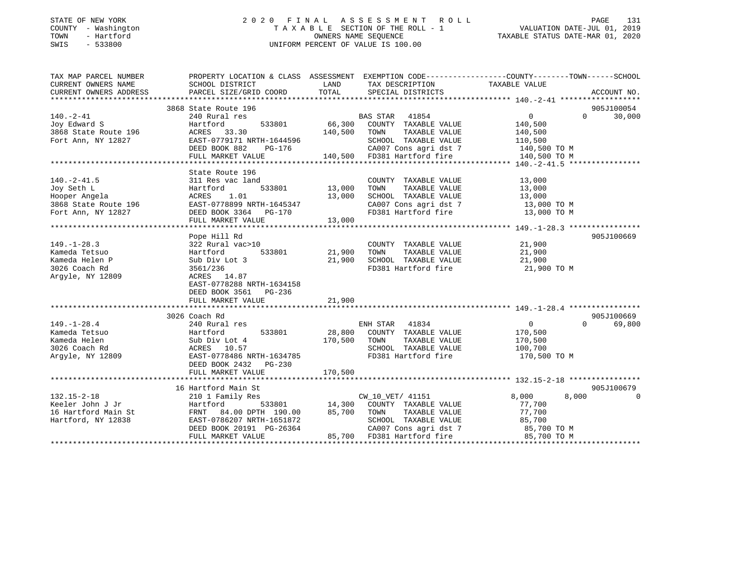STATE OF NEW YORK
COUNTY - Washington
TOWN - Hartford
SWIS - 533800

2 0 2 0 F I N A L A S S E S S M E N T R O L L
T A X A B L E SECTION OF THE ROLL - 1
OWNERS NAME SEQUENCE
UNIFORM PERCENT OF VALUE IS 100.00

VALUATION DATE-JUL 01, 2019
TAXABLE STATUS DATE-MAR 01, 2020

| TAX MAP PARCEL NUMBER / CURRENT OWNERS NAME / CURRENT OWNERS ADDRESS | PROPERTY LOCATION & CLASS / SCHOOL DISTRICT / PARCEL SIZE/GRID COORD | ASSESSMENT LAND / TOTAL | EXEMPTION CODE / TAX DESCRIPTION / SPECIAL DISTRICTS | COUNTY TAXABLE VALUE | TOWN | SCHOOL / ACCOUNT NO. |
|---|---|---|---|---|---|---|
| | 3868 State Route 196 | | | | | 905J100054 |
| 140.-2-41 | 240 Rural res | | BAS STAR 41854 | 0 | 0 | 30,000 |
| Joy Edward S | Hartford 533801 | 66,300 | COUNTY TAXABLE VALUE | 140,500 | | |
| 3868 State Route 196 | ACRES 33.30 | 140,500 | TOWN TAXABLE VALUE | 140,500 | | |
| Fort Ann, NY 12827 | EAST-0779171 NRTH-1644596 | | SCHOOL TAXABLE VALUE | 110,500 | | |
| | DEED BOOK 882 PG-176 | | CA007 Cons agri dst 7 | 140,500 TO M | | |
| | FULL MARKET VALUE | 140,500 | FD381 Hartford fire | 140,500 TO M | | |
| | State Route 196 | | | | | |
| 140.-2-41.5 | 311 Res vac land | | COUNTY TAXABLE VALUE | 13,000 | | |
| Joy Seth L | Hartford 533801 | 13,000 | TOWN TAXABLE VALUE | 13,000 | | |
| Hooper Angela | ACRES 1.01 | 13,000 | SCHOOL TAXABLE VALUE | 13,000 | | |
| 3868 State Route 196 | EAST-0778899 NRTH-1645347 | | CA007 Cons agri dst 7 | 13,000 TO M | | |
| Fort Ann, NY 12827 | DEED BOOK 3364 PG-170 | | FD381 Hartford fire | 13,000 TO M | | |
| | FULL MARKET VALUE | 13,000 | | | | |
| | Pope Hill Rd | | | | | 905J100669 |
| 149.-1-28.3 | 322 Rural vac>10 | | COUNTY TAXABLE VALUE | 21,900 | | |
| Kameda Tetsuo | Hartford 533801 | 21,900 | TOWN TAXABLE VALUE | 21,900 | | |
| Kameda Helen P | Sub Div Lot 3 | 21,900 | SCHOOL TAXABLE VALUE | 21,900 | | |
| 3026 Coach Rd | 3561/236 | | FD381 Hartford fire | 21,900 TO M | | |
| Argyle, NY 12809 | ACRES 14.87 | | | | | |
| | EAST-0778288 NRTH-1634158 | | | | | |
| | DEED BOOK 3561 PG-236 | | | | | |
| | FULL MARKET VALUE | 21,900 | | | | |
| | 3026 Coach Rd | | | | | 905J100669 |
| 149.-1-28.4 | 240 Rural res | | ENH STAR 41834 | 0 | 0 | 69,800 |
| Kameda Tetsuo | Hartford 533801 | 28,800 | COUNTY TAXABLE VALUE | 170,500 | | |
| Kameda Helen | Sub Div Lot 4 | 170,500 | TOWN TAXABLE VALUE | 170,500 | | |
| 3026 Coach Rd | ACRES 10.57 | | SCHOOL TAXABLE VALUE | 100,700 | | |
| Argyle, NY 12809 | EAST-0778486 NRTH-1634785 | | FD381 Hartford fire | 170,500 TO M | | |
| | DEED BOOK 2432 PG-230 | | | | | |
| | FULL MARKET VALUE | 170,500 | | | | |
| | 16 Hartford Main St | | | | | 905J100679 |
| 132.15-2-18 | 210 1 Family Res | | CW_10_VET/ 41151 | 8,000 | 8,000 | 0 |
| Keeler John J Jr | Hartford 533801 | 14,300 | COUNTY TAXABLE VALUE | 77,700 | | |
| 16 Hartford Main St | FRNT 84.00 DPTH 190.00 | 85,700 | TOWN TAXABLE VALUE | 77,700 | | |
| Hartford, NY 12838 | EAST-0786207 NRTH-1651872 | | SCHOOL TAXABLE VALUE | 85,700 | | |
| | DEED BOOK 20191 PG-26364 | | CA007 Cons agri dst 7 | 85,700 TO M | | |
| | FULL MARKET VALUE | 85,700 | FD381 Hartford fire | 85,700 TO M | | |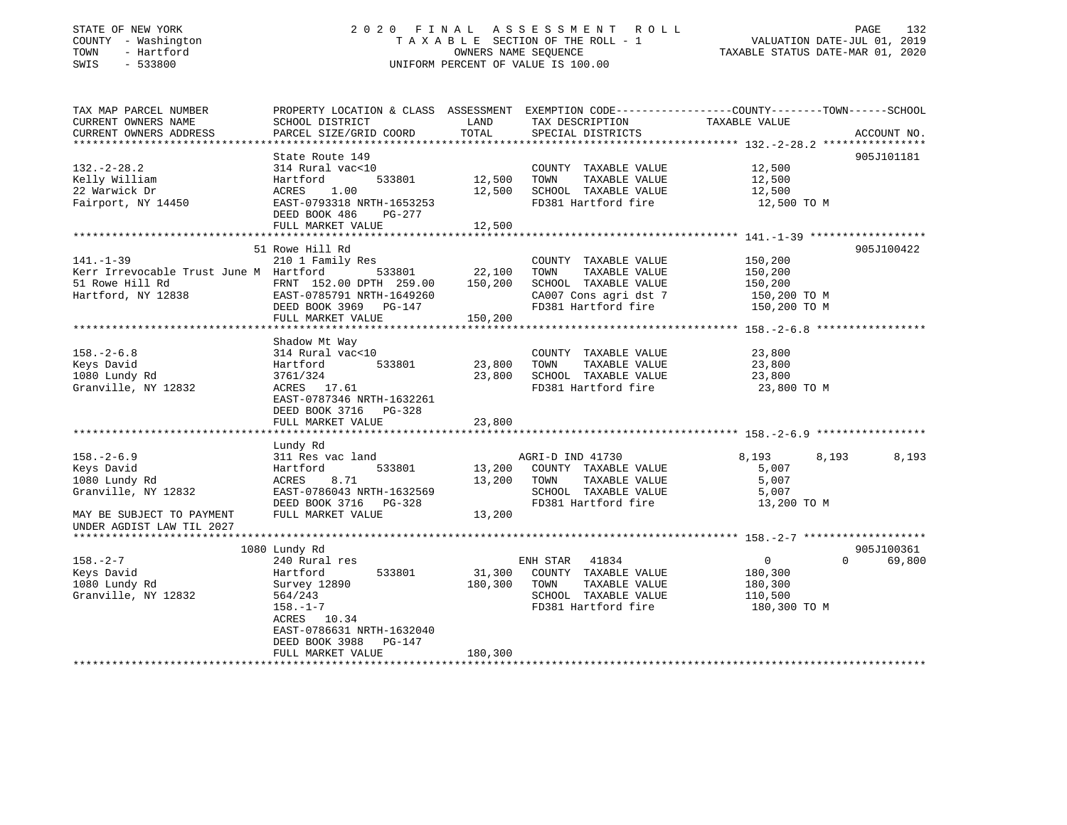STATE OF NEW YORK
COUNTY - Washington
TOWN - Hartford
SWIS - 533800

2020 FINAL ASSESSMENT ROLL
TAXABLE SECTION OF THE ROLL - 1
OWNERS NAME SEQUENCE
UNIFORM PERCENT OF VALUE IS 100.00

VALUATION DATE-JUL 01, 2019
TAXABLE STATUS DATE-MAR 01, 2020

```
TAX MAP PARCEL NUMBER          PROPERTY LOCATION & CLASS  ASSESSMENT  EXEMPTION CODE------------------COUNTY--------TOWN------SCHOOL
CURRENT OWNERS NAME            SCHOOL DISTRICT               LAND      TAX DESCRIPTION              TAXABLE VALUE
CURRENT OWNERS ADDRESS         PARCEL SIZE/GRID COORD        TOTAL     SPECIAL DISTRICTS                                         ACCOUNT NO.
******************************************************************************************************* 132.-2-28.2 ****************
                               State Route 149                                                                                  905J101181
132.-2-28.2                    314 Rural vac<10                        COUNTY  TAXABLE VALUE           12,500
Kelly William                  Hartford        533801        12,500    TOWN    TAXABLE VALUE           12,500
22 Warwick Dr                  ACRES    1.00                 12,500    SCHOOL  TAXABLE VALUE           12,500
Fairport, NY 14450             EAST-0793318 NRTH-1653253               FD381 Hartford fire              12,500 TO M
                               DEED BOOK 486     PG-277
                               FULL MARKET VALUE             12,500
******************************************************************************************************* 141.-1-39 ******************
                               51 Rowe Hill Rd                                                                                  905J100422
141.-1-39                      210 1 Family Res                        COUNTY  TAXABLE VALUE          150,200
Kerr Irrevocable Trust June M  Hartford        533801        22,100    TOWN    TAXABLE VALUE          150,200
51 Rowe Hill Rd                FRNT 152.00 DPTH 259.00      150,200    SCHOOL  TAXABLE VALUE          150,200
Hartford, NY 12838             EAST-0785791 NRTH-1649260               CA007 Cons agri dst 7           150,200 TO M
                               DEED BOOK 3969   PG-147                 FD381 Hartford fire             150,200 TO M
                               FULL MARKET VALUE            150,200
******************************************************************************************************* 158.-2-6.8 *****************
                               Shadow Mt Way
158.-2-6.8                     314 Rural vac<10                        COUNTY  TAXABLE VALUE           23,800
Keys David                     Hartford        533801        23,800    TOWN    TAXABLE VALUE           23,800
1080 Lundy Rd                  3761/324                      23,800    SCHOOL  TAXABLE VALUE           23,800
Granville, NY 12832            ACRES   17.61                           FD381 Hartford fire              23,800 TO M
                               EAST-0787346 NRTH-1632261
                               DEED BOOK 3716   PG-328
                               FULL MARKET VALUE             23,800
******************************************************************************************************* 158.-2-6.9 *****************
                               Lundy Rd
158.-2-6.9                     311 Res vac land                        AGRI-D IND 41730               8,193       8,193       8,193
Keys David                     Hartford        533801        13,200    COUNTY  TAXABLE VALUE            5,007
1080 Lundy Rd                  ACRES    8.71                 13,200    TOWN    TAXABLE VALUE            5,007
Granville, NY 12832            EAST-0786043 NRTH-1632569               SCHOOL  TAXABLE VALUE            5,007
                               DEED BOOK 3716   PG-328                 FD381 Hartford fire              13,200 TO M
MAY BE SUBJECT TO PAYMENT      FULL MARKET VALUE             13,200
UNDER AGDIST LAW TIL 2027
******************************************************************************************************* 158.-2-7 *******************
                               1080 Lundy Rd                                                                                    905J100361
158.-2-7                       240 Rural res                           ENH STAR  41834                    0           0      69,800
Keys David                     Hartford        533801        31,300    COUNTY  TAXABLE VALUE          180,300
1080 Lundy Rd                  Survey 12890                 180,300    TOWN    TAXABLE VALUE          180,300
Granville, NY 12832            564/243                                 SCHOOL  TAXABLE VALUE          110,500
                               158.-1-7                                FD381 Hartford fire             180,300 TO M
                               ACRES   10.34
                               EAST-0786631 NRTH-1632040
                               DEED BOOK 3988   PG-147
                               FULL MARKET VALUE            180,300
************************************************************************************************************************************
```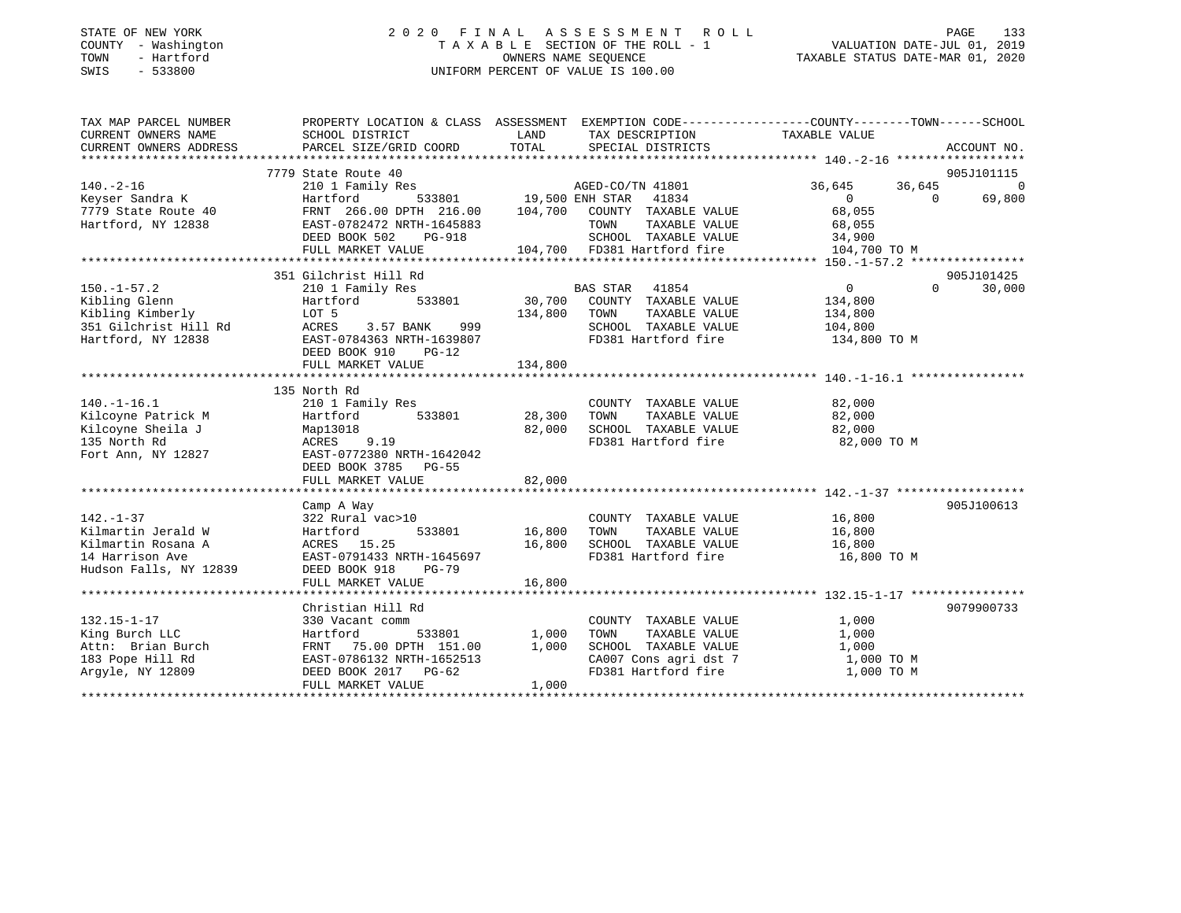STATE OF NEW YORK
COUNTY - Washington
TOWN - Hartford
SWIS - 533800

2020 FINAL ASSESSMENT ROLL
TAXABLE SECTION OF THE ROLL - 1
OWNERS NAME SEQUENCE
UNIFORM PERCENT OF VALUE IS 100.00

VALUATION DATE-JUL 01, 2019
TAXABLE STATUS DATE-MAR 01, 2020

```
TAX MAP PARCEL NUMBER          PROPERTY LOCATION & CLASS  ASSESSMENT  EXEMPTION CODE-----------------COUNTY--------TOWN------SCHOOL
CURRENT OWNERS NAME            SCHOOL DISTRICT              LAND      TAX DESCRIPTION            TAXABLE VALUE
CURRENT OWNERS ADDRESS         PARCEL SIZE/GRID COORD       TOTAL     SPECIAL DISTRICTS                                   ACCOUNT NO.
******************************************************************************************************* 140.-2-16 ******************
                               7779 State Route 40                                                                        905J101115
140.-2-16                      210 1 Family Res                        AGED-CO/TN 41801       36,645     36,645            0
Keyser Sandra K                Hartford          533801      19,500 ENH STAR  41834                0          0       69,800
7779 State Route 40            FRNT 266.00 DPTH 216.00     104,700    COUNTY  TAXABLE VALUE       68,055
Hartford, NY 12838             EAST-0782472 NRTH-1645883              TOWN    TAXABLE VALUE       68,055
                               DEED BOOK 502    PG-918                SCHOOL  TAXABLE VALUE       34,900
                               FULL MARKET VALUE           104,700    FD381 Hartford fire         104,700 TO M
******************************************************************************************************* 150.-1-57.2 ****************
                               351 Gilchrist Hill Rd                                                                      905J101425
150.-1-57.2                    210 1 Family Res                        BAS STAR  41854                0          0       30,000
Kibling Glenn                  Hartford          533801      30,700    COUNTY  TAXABLE VALUE      134,800
Kibling Kimberly               LOT 5                        134,800    TOWN    TAXABLE VALUE      134,800
351 Gilchrist Hill Rd          ACRES    3.57 BANK    999              SCHOOL  TAXABLE VALUE      104,800
Hartford, NY 12838             EAST-0784363 NRTH-1639807              FD381 Hartford fire         134,800 TO M
                               DEED BOOK 910    PG-12
                               FULL MARKET VALUE           134,800
******************************************************************************************************* 140.-1-16.1 ****************
                               135 North Rd
140.-1-16.1                    210 1 Family Res                        COUNTY  TAXABLE VALUE       82,000
Kilcoyne Patrick M             Hartford          533801      28,300    TOWN    TAXABLE VALUE       82,000
Kilcoyne Sheila J              Map13018                      82,000    SCHOOL  TAXABLE VALUE       82,000
135 North Rd                   ACRES    9.19                           FD381 Hartford fire          82,000 TO M
Fort Ann, NY 12827             EAST-0772380 NRTH-1642042
                               DEED BOOK 3785   PG-55
                               FULL MARKET VALUE            82,000
******************************************************************************************************* 142.-1-37 ******************
                               Camp A Way                                                                                 905J100613
142.-1-37                      322 Rural vac>10                        COUNTY  TAXABLE VALUE       16,800
Kilmartin Jerald W             Hartford          533801      16,800    TOWN    TAXABLE VALUE       16,800
Kilmartin Rosana A             ACRES   15.25                 16,800    SCHOOL  TAXABLE VALUE       16,800
14 Harrison Ave                EAST-0791433 NRTH-1645697               FD381 Hartford fire          16,800 TO M
Hudson Falls, NY 12839         DEED BOOK 918    PG-79
                               FULL MARKET VALUE            16,800
******************************************************************************************************* 132.15-1-17 ****************
                               Christian Hill Rd                                                                          9079900733
132.15-1-17                    330 Vacant comm                         COUNTY  TAXABLE VALUE        1,000
King Burch LLC                 Hartford          533801       1,000    TOWN    TAXABLE VALUE        1,000
Attn:  Brian Burch             FRNT  75.00 DPTH 151.00        1,000    SCHOOL  TAXABLE VALUE        1,000
183 Pope Hill Rd               EAST-0786132 NRTH-1652513               CA007 Cons agri dst 7         1,000 TO M
Argyle, NY 12809               DEED BOOK 2017   PG-62                  FD381 Hartford fire           1,000 TO M
                               FULL MARKET VALUE             1,000
************************************************************************************************************************************
```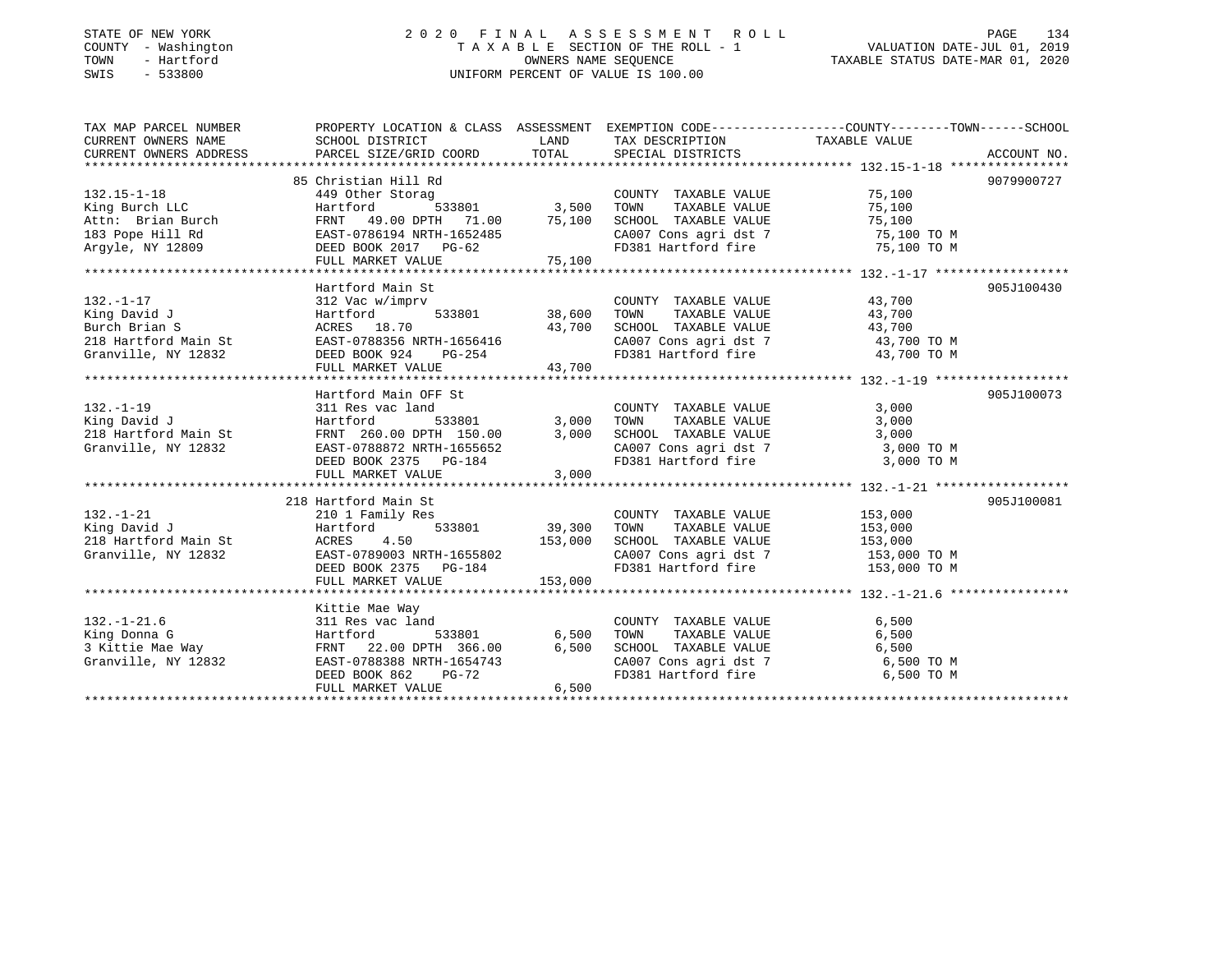STATE OF NEW YORK
COUNTY - Washington
TOWN - Hartford
SWIS - 533800

# 2020 FINAL ASSESSMENT ROLL

TAXABLE SECTION OF THE ROLL - 1
OWNERS NAME SEQUENCE
UNIFORM PERCENT OF VALUE IS 100.00

VALUATION DATE-JUL 01, 2019
TAXABLE STATUS DATE-MAR 01, 2020

| TAX MAP PARCEL NUMBER / CURRENT OWNERS NAME / CURRENT OWNERS ADDRESS | PROPERTY LOCATION & CLASS / SCHOOL DISTRICT / PARCEL SIZE/GRID COORD | ASSESSMENT LAND | TOTAL | EXEMPTION CODE / TAX DESCRIPTION / SPECIAL DISTRICTS | TAXABLE VALUE (COUNTY / TOWN / SCHOOL) | ACCOUNT NO. |
|---|---|---|---|---|---|---|
| 132.15-1-18 | 85 Christian Hill Rd | | | | | 9079900727 |
| King Burch LLC | 449 Other Storag | | | COUNTY TAXABLE VALUE | 75,100 | |
| Attn: Brian Burch | Hartford 533801 | 3,500 | | TOWN TAXABLE VALUE | 75,100 | |
| 183 Pope Hill Rd | FRNT 49.00 DPTH 71.00 | | 75,100 | SCHOOL TAXABLE VALUE | 75,100 | |
| Argyle, NY 12809 | EAST-0786194 NRTH-1652485 | | | CA007 Cons agri dst 7 | 75,100 TO M | |
| | DEED BOOK 2017 PG-62 | | | FD381 Hartford fire | 75,100 TO M | |
| | FULL MARKET VALUE | | 75,100 | | | |
| 132.-1-17 | Hartford Main St | | | | | 905J100430 |
| King David J | 312 Vac w/imprv | | | COUNTY TAXABLE VALUE | 43,700 | |
| Burch Brian S | Hartford 533801 | 38,600 | | TOWN TAXABLE VALUE | 43,700 | |
| 218 Hartford Main St | ACRES 18.70 | | 43,700 | SCHOOL TAXABLE VALUE | 43,700 | |
| Granville, NY 12832 | EAST-0788356 NRTH-1656416 | | | CA007 Cons agri dst 7 | 43,700 TO M | |
| | DEED BOOK 924 PG-254 | | | FD381 Hartford fire | 43,700 TO M | |
| | FULL MARKET VALUE | | 43,700 | | | |
| 132.-1-19 | Hartford Main OFF St | | | | | 905J100073 |
| King David J | 311 Res vac land | | | COUNTY TAXABLE VALUE | 3,000 | |
| 218 Hartford Main St | Hartford 533801 | 3,000 | | TOWN TAXABLE VALUE | 3,000 | |
| Granville, NY 12832 | FRNT 260.00 DPTH 150.00 | | 3,000 | SCHOOL TAXABLE VALUE | 3,000 | |
| | EAST-0788872 NRTH-1655652 | | | CA007 Cons agri dst 7 | 3,000 TO M | |
| | DEED BOOK 2375 PG-184 | | | FD381 Hartford fire | 3,000 TO M | |
| | FULL MARKET VALUE | | 3,000 | | | |
| 132.-1-21 | 218 Hartford Main St | | | | | 905J100081 |
| King David J | 210 1 Family Res | | | COUNTY TAXABLE VALUE | 153,000 | |
| 218 Hartford Main St | Hartford 533801 | 39,300 | | TOWN TAXABLE VALUE | 153,000 | |
| Granville, NY 12832 | ACRES 4.50 | | 153,000 | SCHOOL TAXABLE VALUE | 153,000 | |
| | EAST-0789003 NRTH-1655802 | | | CA007 Cons agri dst 7 | 153,000 TO M | |
| | DEED BOOK 2375 PG-184 | | | FD381 Hartford fire | 153,000 TO M | |
| | FULL MARKET VALUE | | 153,000 | | | |
| 132.-1-21.6 | Kittie Mae Way | | | | | |
| King Donna G | 311 Res vac land | | | COUNTY TAXABLE VALUE | 6,500 | |
| 3 Kittie Mae Way | Hartford 533801 | 6,500 | | TOWN TAXABLE VALUE | 6,500 | |
| Granville, NY 12832 | FRNT 22.00 DPTH 366.00 | | 6,500 | SCHOOL TAXABLE VALUE | 6,500 | |
| | EAST-0788388 NRTH-1654743 | | | CA007 Cons agri dst 7 | 6,500 TO M | |
| | DEED BOOK 862 PG-72 | | | FD381 Hartford fire | 6,500 TO M | |
| | FULL MARKET VALUE | | 6,500 | | | |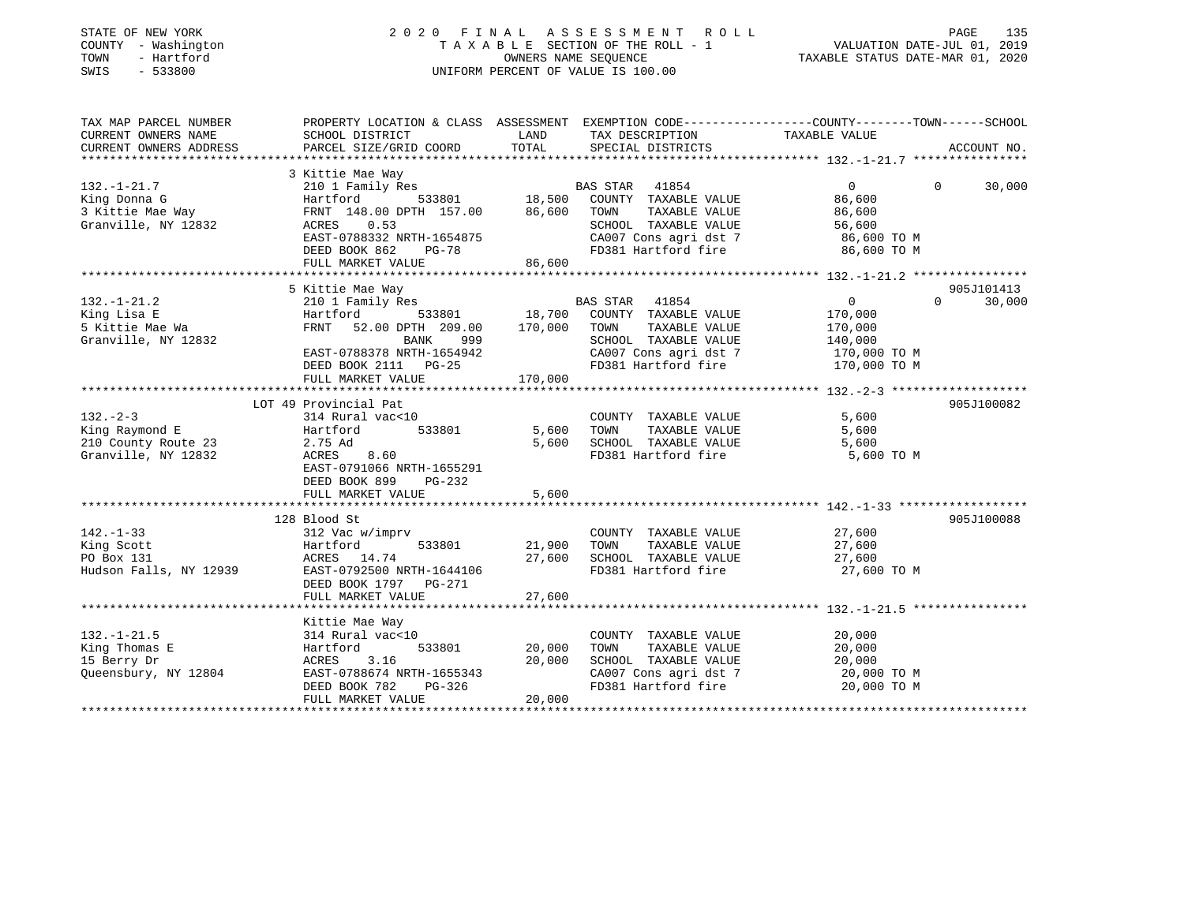STATE OF NEW YORK
COUNTY - Washington
TOWN - Hartford
SWIS - 533800

2020 FINAL ASSESSMENT ROLL
TAXABLE SECTION OF THE ROLL - 1
OWNERS NAME SEQUENCE
UNIFORM PERCENT OF VALUE IS 100.00

VALUATION DATE-JUL 01, 2019
TAXABLE STATUS DATE-MAR 01, 2020

| TAX MAP PARCEL NUMBER / CURRENT OWNERS NAME / CURRENT OWNERS ADDRESS | PROPERTY LOCATION & CLASS / SCHOOL DISTRICT / PARCEL SIZE/GRID COORD | ASSESSMENT LAND | TOTAL | EXEMPTION CODE / TAX DESCRIPTION / SPECIAL DISTRICTS | COUNTY TAXABLE VALUE | TOWN | SCHOOL | ACCOUNT NO. |
|---|---|---|---|---|---|---|---|---|
| **132.-1-21.7** | 3 Kittie Mae Way | | | | | | | |
| 132.-1-21.7 | 210 1 Family Res | | | BAS STAR 41854 | 0 | 0 | 30,000 | |
| King Donna G | Hartford 533801 | 18,500 | | COUNTY TAXABLE VALUE | 86,600 | | | |
| 3 Kittie Mae Way | FRNT 148.00 DPTH 157.00 | | 86,600 | TOWN TAXABLE VALUE | 86,600 | | | |
| Granville, NY 12832 | ACRES 0.53 | | | SCHOOL TAXABLE VALUE | 56,600 | | | |
| | EAST-0788332 NRTH-1654875 | | | CA007 Cons agri dst 7 | 86,600 TO M | | | |
| | DEED BOOK 862 PG-78 | | | FD381 Hartford fire | 86,600 TO M | | | |
| | FULL MARKET VALUE | | 86,600 | | | | | |
| **132.-1-21.2** | 5 Kittie Mae Way | | | | | | | 905J101413 |
| 132.-1-21.2 | 210 1 Family Res | | | BAS STAR 41854 | 0 | 0 | 30,000 | |
| King Lisa E | Hartford 533801 | 18,700 | | COUNTY TAXABLE VALUE | 170,000 | | | |
| 5 Kittie Mae Wa | FRNT 52.00 DPTH 209.00 | | 170,000 | TOWN TAXABLE VALUE | 170,000 | | | |
| Granville, NY 12832 | BANK 999 | | | SCHOOL TAXABLE VALUE | 140,000 | | | |
| | EAST-0788378 NRTH-1654942 | | | CA007 Cons agri dst 7 | 170,000 TO M | | | |
| | DEED BOOK 2111 PG-25 | | | FD381 Hartford fire | 170,000 TO M | | | |
| | FULL MARKET VALUE | | 170,000 | | | | | |
| **132.-2-3** | LOT 49 Provincial Pat | | | | | | | 905J100082 |
| 132.-2-3 | 314 Rural vac<10 | | | COUNTY TAXABLE VALUE | 5,600 | | | |
| King Raymond E | Hartford 533801 | 5,600 | | TOWN TAXABLE VALUE | 5,600 | | | |
| 210 County Route 23 | 2.75 Ad | | 5,600 | SCHOOL TAXABLE VALUE | 5,600 | | | |
| Granville, NY 12832 | ACRES 8.60 | | | FD381 Hartford fire | 5,600 TO M | | | |
| | EAST-0791066 NRTH-1655291 | | | | | | | |
| | DEED BOOK 899 PG-232 | | | | | | | |
| | FULL MARKET VALUE | | 5,600 | | | | | |
| **142.-1-33** | 128 Blood St | | | | | | | 905J100088 |
| 142.-1-33 | 312 Vac w/imprv | | | COUNTY TAXABLE VALUE | 27,600 | | | |
| King Scott | Hartford 533801 | 21,900 | | TOWN TAXABLE VALUE | 27,600 | | | |
| PO Box 131 | ACRES 14.74 | | 27,600 | SCHOOL TAXABLE VALUE | 27,600 | | | |
| Hudson Falls, NY 12939 | EAST-0792500 NRTH-1644106 | | | FD381 Hartford fire | 27,600 TO M | | | |
| | DEED BOOK 1797 PG-271 | | | | | | | |
| | FULL MARKET VALUE | | 27,600 | | | | | |
| **132.-1-21.5** | Kittie Mae Way | | | | | | | |
| 132.-1-21.5 | 314 Rural vac<10 | | | COUNTY TAXABLE VALUE | 20,000 | | | |
| King Thomas E | Hartford 533801 | 20,000 | | TOWN TAXABLE VALUE | 20,000 | | | |
| 15 Berry Dr | ACRES 3.16 | | 20,000 | SCHOOL TAXABLE VALUE | 20,000 | | | |
| Queensbury, NY 12804 | EAST-0788674 NRTH-1655343 | | | CA007 Cons agri dst 7 | 20,000 TO M | | | |
| | DEED BOOK 782 PG-326 | | | FD381 Hartford fire | 20,000 TO M | | | |
| | FULL MARKET VALUE | | 20,000 | | | | | |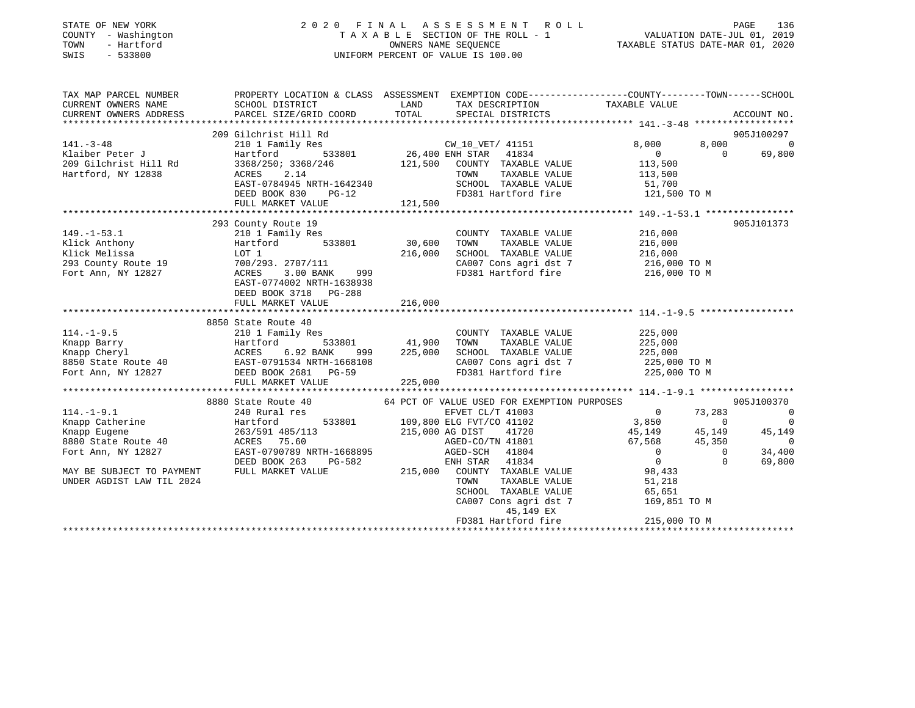STATE OF NEW YORK
COUNTY - Washington
TOWN - Hartford
SWIS - 533800

2 0 2 0 F I N A L A S S E S S M E N T R O L L
T A X A B L E SECTION OF THE ROLL - 1
OWNERS NAME SEQUENCE
UNIFORM PERCENT OF VALUE IS 100.00

VALUATION DATE-JUL 01, 2019
TAXABLE STATUS DATE-MAR 01, 2020

```
TAX MAP PARCEL NUMBER          PROPERTY LOCATION & CLASS  ASSESSMENT  EXEMPTION CODE-----------------COUNTY--------TOWN------SCHOOL
CURRENT OWNERS NAME            SCHOOL DISTRICT               LAND      TAX DESCRIPTION             TAXABLE VALUE
CURRENT OWNERS ADDRESS         PARCEL SIZE/GRID COORD        TOTAL     SPECIAL DISTRICTS                                   ACCOUNT NO.
********************************************************************************************** 141.-3-48 ******************
                               209 Gilchrist Hill Rd                                                                  905J100297
141.-3-48                      210 1 Family Res                    CW_10_VET/ 41151           8,000       8,000           0
Klaiber Peter J                Hartford        533801      26,400 ENH STAR   41834               0           0      69,800
209 Gilchrist Hill Rd          3368/250; 3368/246         121,500   COUNTY  TAXABLE VALUE       113,500
Hartford, NY 12838             ACRES    2.14                          TOWN    TAXABLE VALUE       113,500
                               EAST-0784945 NRTH-1642340              SCHOOL  TAXABLE VALUE        51,700
                               DEED BOOK 830    PG-12                 FD381 Hartford fire         121,500 TO M
                               FULL MARKET VALUE          121,500
********************************************************************************************** 149.-1-53.1 ****************
                               293 County Route 19                                                                    905J101373
149.-1-53.1                    210 1 Family Res                       COUNTY  TAXABLE VALUE       216,000
Klick Anthony                  Hartford        533801      30,600    TOWN    TAXABLE VALUE       216,000
Klick Melissa                  LOT 1                      216,000    SCHOOL  TAXABLE VALUE       216,000
293 County Route 19            700/293. 2707/111                      CA007 Cons agri dst 7       216,000 TO M
Fort Ann, NY 12827             ACRES    3.00 BANK    999              FD381 Hartford fire         216,000 TO M
                               EAST-0774002 NRTH-1638938
                               DEED BOOK 3718   PG-288
                               FULL MARKET VALUE          216,000
********************************************************************************************** 114.-1-9.5 *****************
                               8850 State Route 40
114.-1-9.5                     210 1 Family Res                       COUNTY  TAXABLE VALUE       225,000
Knapp Barry                    Hartford        533801      41,900    TOWN    TAXABLE VALUE       225,000
Knapp Cheryl                   ACRES    6.92 BANK    999  225,000    SCHOOL  TAXABLE VALUE       225,000
8850 State Route 40            EAST-0791534 NRTH-1668108              CA007 Cons agri dst 7       225,000 TO M
Fort Ann, NY 12827             DEED BOOK 2681   PG-59                 FD381 Hartford fire         225,000 TO M
                               FULL MARKET VALUE          225,000
********************************************************************************************** 114.-1-9.1 *****************
                               8880 State Route 40           64 PCT OF VALUE USED FOR EXEMPTION PURPOSES              905J100370
114.-1-9.1                     240 Rural res                       EFVET CL/T 41003                0      73,283           0
Knapp Catherine                Hartford        533801     109,800 ELG FVT/CO 41102            3,850           0           0
Knapp Eugene                   263/591 485/113            215,000 AG DIST    41720           45,149      45,149      45,149
8880 State Route 40            ACRES   75.60                       AGED-CO/TN 41801           67,568      45,350           0
Fort Ann, NY 12827             EAST-0790789 NRTH-1668895           AGED-SCH   41804                0           0      34,400
                               DEED BOOK 263    PG-582             ENH STAR   41834                0           0      69,800
MAY BE SUBJECT TO PAYMENT      FULL MARKET VALUE          215,000   COUNTY  TAXABLE VALUE        98,433
UNDER AGDIST LAW TIL 2024                                            TOWN    TAXABLE VALUE        51,218
                                                                     SCHOOL  TAXABLE VALUE        65,651
                                                                     CA007 Cons agri dst 7       169,851 TO M
                                                                           45,149 EX
                                                                     FD381 Hartford fire         215,000 TO M
************************************************************************************************************************************
```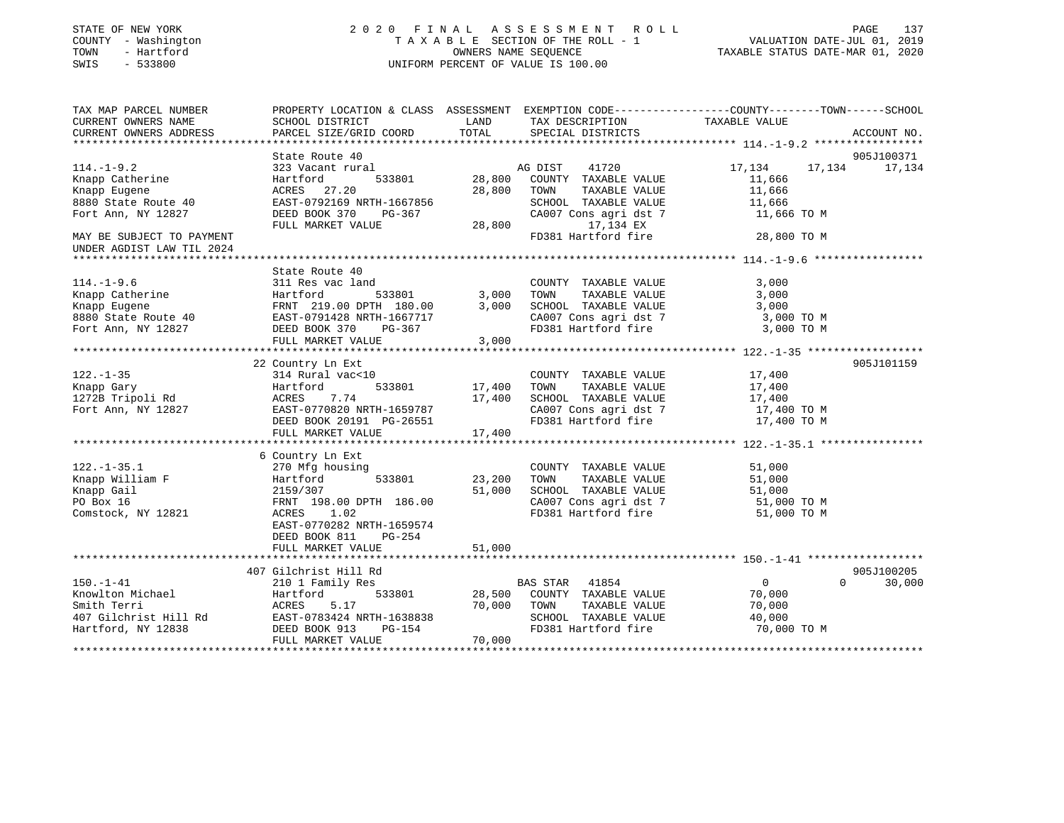STATE OF NEW YORK
COUNTY - Washington
TOWN - Hartford
SWIS - 533800

2020 FINAL ASSESSMENT ROLL
TAXABLE SECTION OF THE ROLL - 1
OWNERS NAME SEQUENCE
UNIFORM PERCENT OF VALUE IS 100.00

VALUATION DATE-JUL 01, 2019
TAXABLE STATUS DATE-MAR 01, 2020

| TAX MAP PARCEL NUMBER / CURRENT OWNERS NAME / CURRENT OWNERS ADDRESS | PROPERTY LOCATION & CLASS / SCHOOL DISTRICT / PARCEL SIZE/GRID COORD | ASSESSMENT LAND | TOTAL | EXEMPTION CODE / TAX DESCRIPTION / SPECIAL DISTRICTS | COUNTY TAXABLE VALUE | TOWN | SCHOOL | ACCOUNT NO. |
|---|---|---|---|---|---|---|---|---|
| 114.-1-9.2 | State Route 40 | | | | | | | 905J100371 |
| | 323 Vacant rural | | | AG DIST 41720 | 17,134 | 17,134 | 17,134 | |
| Knapp Catherine | Hartford 533801 | 28,800 | | COUNTY TAXABLE VALUE | 11,666 | | | |
| Knapp Eugene | ACRES 27.20 | | 28,800 | TOWN TAXABLE VALUE | 11,666 | | | |
| 8880 State Route 40 | EAST-0792169 NRTH-1667856 | | | SCHOOL TAXABLE VALUE | 11,666 | | | |
| Fort Ann, NY 12827 | DEED BOOK 370 PG-367 | | | CA007 Cons agri dst 7 | 11,666 TO M | | | |
| | FULL MARKET VALUE | | 28,800 | 17,134 EX | | | | |
| MAY BE SUBJECT TO PAYMENT | | | | FD381 Hartford fire | 28,800 TO M | | | |
| UNDER AGDIST LAW TIL 2024 | | | | | | | | |
| 114.-1-9.6 | State Route 40 | | | | | | | |
| | 311 Res vac land | | | COUNTY TAXABLE VALUE | 3,000 | | | |
| Knapp Catherine | Hartford 533801 | 3,000 | | TOWN TAXABLE VALUE | 3,000 | | | |
| Knapp Eugene | FRNT 219.00 DPTH 180.00 | | 3,000 | SCHOOL TAXABLE VALUE | 3,000 | | | |
| 8880 State Route 40 | EAST-0791428 NRTH-1667717 | | | CA007 Cons agri dst 7 | 3,000 TO M | | | |
| Fort Ann, NY 12827 | DEED BOOK 370 PG-367 | | | FD381 Hartford fire | 3,000 TO M | | | |
| | FULL MARKET VALUE | | 3,000 | | | | | |
| 122.-1-35 | 22 Country Ln Ext | | | | | | | 905J101159 |
| | 314 Rural vac<10 | | | COUNTY TAXABLE VALUE | 17,400 | | | |
| Knapp Gary | Hartford 533801 | 17,400 | | TOWN TAXABLE VALUE | 17,400 | | | |
| 1272B Tripoli Rd | ACRES 7.74 | | 17,400 | SCHOOL TAXABLE VALUE | 17,400 | | | |
| Fort Ann, NY 12827 | EAST-0770820 NRTH-1659787 | | | CA007 Cons agri dst 7 | 17,400 TO M | | | |
| | DEED BOOK 20191 PG-26551 | | | FD381 Hartford fire | 17,400 TO M | | | |
| | FULL MARKET VALUE | | 17,400 | | | | | |
| 122.-1-35.1 | 6 Country Ln Ext | | | | | | | |
| | 270 Mfg housing | | | COUNTY TAXABLE VALUE | 51,000 | | | |
| Knapp William F | Hartford 533801 | 23,200 | | TOWN TAXABLE VALUE | 51,000 | | | |
| Knapp Gail | 2159/307 | | 51,000 | SCHOOL TAXABLE VALUE | 51,000 | | | |
| PO Box 16 | FRNT 198.00 DPTH 186.00 | | | CA007 Cons agri dst 7 | 51,000 TO M | | | |
| Comstock, NY 12821 | ACRES 1.02 | | | FD381 Hartford fire | 51,000 TO M | | | |
| | EAST-0770282 NRTH-1659574 | | | | | | | |
| | DEED BOOK 811 PG-254 | | | | | | | |
| | FULL MARKET VALUE | | 51,000 | | | | | |
| 150.-1-41 | 407 Gilchrist Hill Rd | | | | | | | 905J100205 |
| | 210 1 Family Res | | | BAS STAR 41854 | 0 | 0 | 30,000 | |
| Knowlton Michael | Hartford 533801 | 28,500 | | COUNTY TAXABLE VALUE | 70,000 | | | |
| Smith Terri | ACRES 5.17 | | 70,000 | TOWN TAXABLE VALUE | 70,000 | | | |
| 407 Gilchrist Hill Rd | EAST-0783424 NRTH-1638838 | | | SCHOOL TAXABLE VALUE | 40,000 | | | |
| Hartford, NY 12838 | DEED BOOK 913 PG-154 | | | FD381 Hartford fire | 70,000 TO M | | | |
| | FULL MARKET VALUE | | 70,000 | | | | | |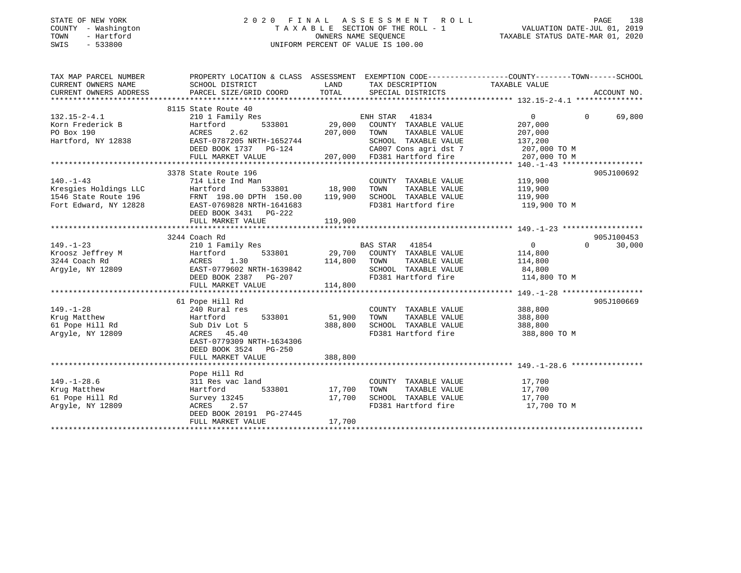STATE OF NEW YORK
COUNTY - Washington
TOWN - Hartford
SWIS - 533800

2020 FINAL ASSESSMENT ROLL
TAXABLE SECTION OF THE ROLL - 1
OWNERS NAME SEQUENCE
UNIFORM PERCENT OF VALUE IS 100.00

VALUATION DATE-JUL 01, 2019
TAXABLE STATUS DATE-MAR 01, 2020

| TAX MAP PARCEL NUMBER / CURRENT OWNERS NAME / CURRENT OWNERS ADDRESS | PROPERTY LOCATION & CLASS / SCHOOL DISTRICT / PARCEL SIZE/GRID COORD | ASSESSMENT LAND | TOTAL | EXEMPTION CODE / TAX DESCRIPTION / SPECIAL DISTRICTS | COUNTY | TOWN | SCHOOL / TAXABLE VALUE | ACCOUNT NO. |
|---|---|---|---|---|---|---|---|---|
| **132.15-2-4.1** | 8115 State Route 40 | | | | | | | |
| 132.15-2-4.1 | 210 1 Family Res | | | ENH STAR 41834 | 0 | 0 | 69,800 | |
| Korn Frederick B | Hartford 533801 | 29,000 | | COUNTY TAXABLE VALUE | 207,000 | | | |
| PO Box 190 | ACRES 2.62 | | 207,000 | TOWN TAXABLE VALUE | | 207,000 | | |
| Hartford, NY 12838 | EAST-0787205 NRTH-1652744 | | | SCHOOL TAXABLE VALUE | | | 137,200 | |
| | DEED BOOK 1737 PG-124 | | | CA007 Cons agri dst 7 | 207,000 TO M | | | |
| | FULL MARKET VALUE | | 207,000 | FD381 Hartford fire | 207,000 TO M | | | |
| **140.-1-43** | 3378 State Route 196 | | | | | | | 905J100692 |
| 140.-1-43 | 714 Lite Ind Man | | | COUNTY TAXABLE VALUE | 119,900 | | | |
| Kresgies Holdings LLC | Hartford 533801 | 18,900 | | TOWN TAXABLE VALUE | | 119,900 | | |
| 1546 State Route 196 | FRNT 198.00 DPTH 150.00 | | 119,900 | SCHOOL TAXABLE VALUE | | | 119,900 | |
| Fort Edward, NY 12828 | EAST-0769828 NRTH-1641683 | | | FD381 Hartford fire | 119,900 TO M | | | |
| | DEED BOOK 3431 PG-222 | | | | | | | |
| | FULL MARKET VALUE | | 119,900 | | | | | |
| **149.-1-23** | 3244 Coach Rd | | | | | | | 905J100453 |
| 149.-1-23 | 210 1 Family Res | | | BAS STAR 41854 | 0 | 0 | 30,000 | |
| Kroosz Jeffrey M | Hartford 533801 | 29,700 | | COUNTY TAXABLE VALUE | 114,800 | | | |
| 3244 Coach Rd | ACRES 1.30 | | 114,800 | TOWN TAXABLE VALUE | | 114,800 | | |
| Argyle, NY 12809 | EAST-0779602 NRTH-1639842 | | | SCHOOL TAXABLE VALUE | | | 84,800 | |
| | DEED BOOK 2387 PG-207 | | | FD381 Hartford fire | 114,800 TO M | | | |
| | FULL MARKET VALUE | | 114,800 | | | | | |
| **149.-1-28** | 61 Pope Hill Rd | | | | | | | 905J100669 |
| 149.-1-28 | 240 Rural res | | | COUNTY TAXABLE VALUE | 388,800 | | | |
| Krug Matthew | Hartford 533801 | 51,900 | | TOWN TAXABLE VALUE | | 388,800 | | |
| 61 Pope Hill Rd | Sub Div Lot 5 | | 388,800 | SCHOOL TAXABLE VALUE | | | 388,800 | |
| Argyle, NY 12809 | ACRES 45.40 | | | FD381 Hartford fire | 388,800 TO M | | | |
| | EAST-0779309 NRTH-1634306 | | | | | | | |
| | DEED BOOK 3524 PG-250 | | | | | | | |
| | FULL MARKET VALUE | | 388,800 | | | | | |
| **149.-1-28.6** | Pope Hill Rd | | | | | | | |
| 149.-1-28.6 | 311 Res vac land | | | COUNTY TAXABLE VALUE | 17,700 | | | |
| Krug Matthew | Hartford 533801 | 17,700 | | TOWN TAXABLE VALUE | | 17,700 | | |
| 61 Pope Hill Rd | Survey 13245 | | 17,700 | SCHOOL TAXABLE VALUE | | | 17,700 | |
| Argyle, NY 12809 | ACRES 2.57 | | | FD381 Hartford fire | 17,700 TO M | | | |
| | DEED BOOK 20191 PG-27445 | | | | | | | |
| | FULL MARKET VALUE | | 17,700 | | | | | |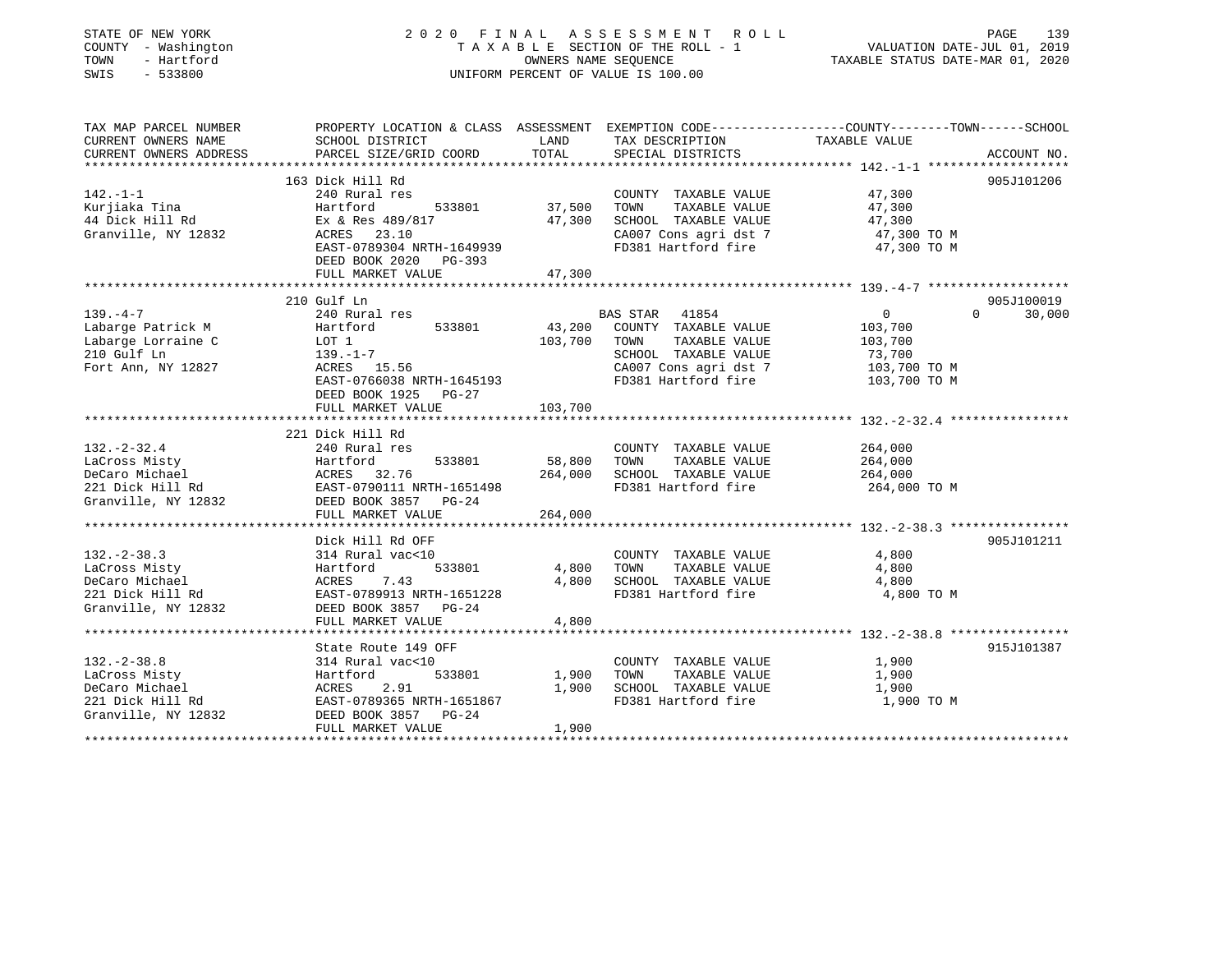STATE OF NEW YORK
COUNTY - Washington
TOWN - Hartford
SWIS - 533800

2020 FINAL ASSESSMENT ROLL
TAXABLE SECTION OF THE ROLL - 1
OWNERS NAME SEQUENCE
UNIFORM PERCENT OF VALUE IS 100.00

VALUATION DATE-JUL 01, 2019
TAXABLE STATUS DATE-MAR 01, 2020

| TAX MAP PARCEL NUMBER / CURRENT OWNERS NAME / CURRENT OWNERS ADDRESS | PROPERTY LOCATION & CLASS / SCHOOL DISTRICT / PARCEL SIZE/GRID COORD | ASSESSMENT LAND | TOTAL | EXEMPTION CODE / TAX DESCRIPTION / SPECIAL DISTRICTS | COUNTY TAXABLE VALUE | TOWN | SCHOOL | ACCOUNT NO. |
|---|---|---|---|---|---|---|---|---|
| **142.-1-1** | 163 Dick Hill Rd | | | | | | | 905J101206 |
| Kurjiaka Tina | 240 Rural res | | | COUNTY TAXABLE VALUE | 47,300 | | | |
| 44 Dick Hill Rd | Hartford 533801 | 37,500 | | TOWN TAXABLE VALUE | 47,300 | | | |
| Granville, NY 12832 | Ex & Res 489/817 | | 47,300 | SCHOOL TAXABLE VALUE | 47,300 | | | |
| | ACRES 23.10 | | | CA007 Cons agri dst 7 | 47,300 TO M | | | |
| | EAST-0789304 NRTH-1649939 | | | FD381 Hartford fire | 47,300 TO M | | | |
| | DEED BOOK 2020 PG-393 | | | | | | | |
| | FULL MARKET VALUE | | 47,300 | | | | | |
| **139.-4-7** | 210 Gulf Ln | | | | | | | 905J100019 |
| Labarge Patrick M | 240 Rural res | | | BAS STAR 41854 | 0 | 0 | 30,000 | |
| Labarge Lorraine C | Hartford 533801 | 43,200 | | COUNTY TAXABLE VALUE | 103,700 | | | |
| 210 Gulf Ln | LOT 1 | | 103,700 | TOWN TAXABLE VALUE | 103,700 | | | |
| Fort Ann, NY 12827 | 139.-1-7 | | | SCHOOL TAXABLE VALUE | 73,700 | | | |
| | ACRES 15.56 | | | CA007 Cons agri dst 7 | 103,700 TO M | | | |
| | EAST-0766038 NRTH-1645193 | | | FD381 Hartford fire | 103,700 TO M | | | |
| | DEED BOOK 1925 PG-27 | | | | | | | |
| | FULL MARKET VALUE | | 103,700 | | | | | |
| **132.-2-32.4** | 221 Dick Hill Rd | | | | | | | |
| LaCross Misty | 240 Rural res | | | COUNTY TAXABLE VALUE | 264,000 | | | |
| DeCaro Michael | Hartford 533801 | 58,800 | | TOWN TAXABLE VALUE | 264,000 | | | |
| 221 Dick Hill Rd | ACRES 32.76 | | 264,000 | SCHOOL TAXABLE VALUE | 264,000 | | | |
| Granville, NY 12832 | EAST-0790111 NRTH-1651498 | | | FD381 Hartford fire | 264,000 TO M | | | |
| | DEED BOOK 3857 PG-24 | | | | | | | |
| | FULL MARKET VALUE | | 264,000 | | | | | |
| **132.-2-38.3** | Dick Hill Rd OFF | | | | | | | 905J101211 |
| LaCross Misty | 314 Rural vac<10 | | | COUNTY TAXABLE VALUE | 4,800 | | | |
| DeCaro Michael | Hartford 533801 | 4,800 | | TOWN TAXABLE VALUE | 4,800 | | | |
| 221 Dick Hill Rd | ACRES 7.43 | | 4,800 | SCHOOL TAXABLE VALUE | 4,800 | | | |
| Granville, NY 12832 | EAST-0789913 NRTH-1651228 | | | FD381 Hartford fire | 4,800 TO M | | | |
| | DEED BOOK 3857 PG-24 | | | | | | | |
| | FULL MARKET VALUE | | 4,800 | | | | | |
| **132.-2-38.8** | State Route 149 OFF | | | | | | | 915J101387 |
| LaCross Misty | 314 Rural vac<10 | | | COUNTY TAXABLE VALUE | 1,900 | | | |
| DeCaro Michael | Hartford 533801 | 1,900 | | TOWN TAXABLE VALUE | 1,900 | | | |
| 221 Dick Hill Rd | ACRES 2.91 | | 1,900 | SCHOOL TAXABLE VALUE | 1,900 | | | |
| Granville, NY 12832 | EAST-0789365 NRTH-1651867 | | | FD381 Hartford fire | 1,900 TO M | | | |
| | DEED BOOK 3857 PG-24 | | | | | | | |
| | FULL MARKET VALUE | | 1,900 | | | | | |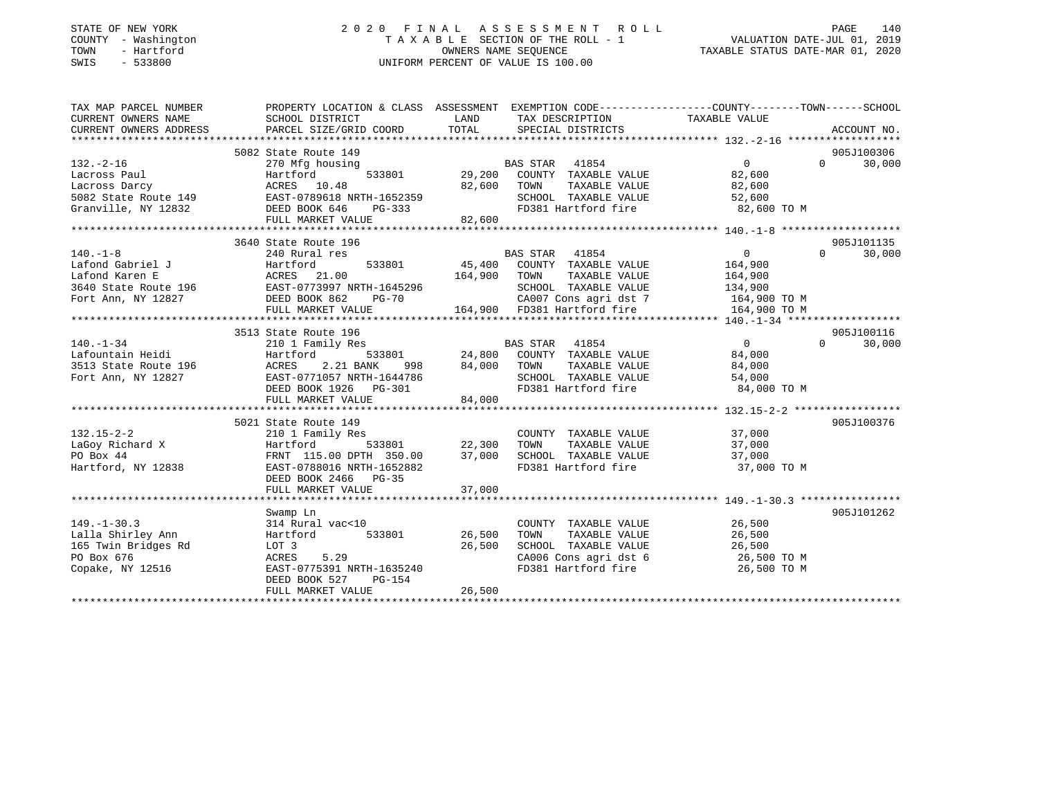STATE OF NEW YORK
COUNTY - Washington
TOWN - Hartford
SWIS - 533800

2020 FINAL ASSESSMENT ROLL
TAXABLE SECTION OF THE ROLL - 1
OWNERS NAME SEQUENCE
UNIFORM PERCENT OF VALUE IS 100.00

VALUATION DATE-JUL 01, 2019
TAXABLE STATUS DATE-MAR 01, 2020

| TAX MAP PARCEL NUMBER / CURRENT OWNERS NAME / CURRENT OWNERS ADDRESS | PROPERTY LOCATION & CLASS / SCHOOL DISTRICT / PARCEL SIZE/GRID COORD | ASSESSMENT LAND | TOTAL | EXEMPTION CODE / TAX DESCRIPTION / SPECIAL DISTRICTS | COUNTY TAXABLE VALUE | TOWN | SCHOOL | ACCOUNT NO. |
|---|---|---|---|---|---|---|---|---|
| | 5082 State Route 149 | | | | | | | 905J100306 |
| 132.-2-16 | 270 Mfg housing | | | BAS STAR 41854 | 0 | 0 | 30,000 | |
| Lacross Paul | Hartford 533801 | 29,200 | | COUNTY TAXABLE VALUE | 82,600 | | | |
| Lacross Darcy | ACRES 10.48 | | 82,600 | TOWN TAXABLE VALUE | 82,600 | | | |
| 5082 State Route 149 | EAST-0789618 NRTH-1652359 | | | SCHOOL TAXABLE VALUE | 52,600 | | | |
| Granville, NY 12832 | DEED BOOK 646 PG-333 | | | FD381 Hartford fire | 82,600 TO M | | | |
| | FULL MARKET VALUE | | 82,600 | | | | | |
| | 3640 State Route 196 | | | | | | | 905J101135 |
| 140.-1-8 | 240 Rural res | | | BAS STAR 41854 | 0 | 0 | 30,000 | |
| Lafond Gabriel J | Hartford 533801 | 45,400 | | COUNTY TAXABLE VALUE | 164,900 | | | |
| Lafond Karen E | ACRES 21.00 | | 164,900 | TOWN TAXABLE VALUE | 164,900 | | | |
| 3640 State Route 196 | EAST-0773997 NRTH-1645296 | | | SCHOOL TAXABLE VALUE | 134,900 | | | |
| Fort Ann, NY 12827 | DEED BOOK 862 PG-70 | | | CA007 Cons agri dst 7 | 164,900 TO M | | | |
| | FULL MARKET VALUE | | 164,900 | FD381 Hartford fire | 164,900 TO M | | | |
| | 3513 State Route 196 | | | | | | | 905J100116 |
| 140.-1-34 | 210 1 Family Res | | | BAS STAR 41854 | 0 | 0 | 30,000 | |
| Lafountain Heidi | Hartford 533801 | 24,800 | | COUNTY TAXABLE VALUE | 84,000 | | | |
| 3513 State Route 196 | ACRES 2.21 BANK 998 | | 84,000 | TOWN TAXABLE VALUE | 84,000 | | | |
| Fort Ann, NY 12827 | EAST-0771057 NRTH-1644786 | | | SCHOOL TAXABLE VALUE | 54,000 | | | |
| | DEED BOOK 1926 PG-301 | | | FD381 Hartford fire | 84,000 TO M | | | |
| | FULL MARKET VALUE | | 84,000 | | | | | |
| | 5021 State Route 149 | | | | | | | 905J100376 |
| 132.15-2-2 | 210 1 Family Res | | | COUNTY TAXABLE VALUE | 37,000 | | | |
| LaGoy Richard X | Hartford 533801 | 22,300 | | TOWN TAXABLE VALUE | 37,000 | | | |
| PO Box 44 | FRNT 115.00 DPTH 350.00 | | 37,000 | SCHOOL TAXABLE VALUE | 37,000 | | | |
| Hartford, NY 12838 | EAST-0788016 NRTH-1652882 | | | FD381 Hartford fire | 37,000 TO M | | | |
| | DEED BOOK 2466 PG-35 | | | | | | | |
| | FULL MARKET VALUE | | 37,000 | | | | | |
| | Swamp Ln | | | | | | | 905J101262 |
| 149.-1-30.3 | 314 Rural vac<10 | | | COUNTY TAXABLE VALUE | 26,500 | | | |
| Lalla Shirley Ann | Hartford 533801 | 26,500 | | TOWN TAXABLE VALUE | 26,500 | | | |
| 165 Twin Bridges Rd | LOT 3 | | 26,500 | SCHOOL TAXABLE VALUE | 26,500 | | | |
| PO Box 676 | ACRES 5.29 | | | CA006 Cons agri dst 6 | 26,500 TO M | | | |
| Copake, NY 12516 | EAST-0775391 NRTH-1635240 | | | FD381 Hartford fire | 26,500 TO M | | | |
| | DEED BOOK 527 PG-154 | | | | | | | |
| | FULL MARKET VALUE | | 26,500 | | | | | |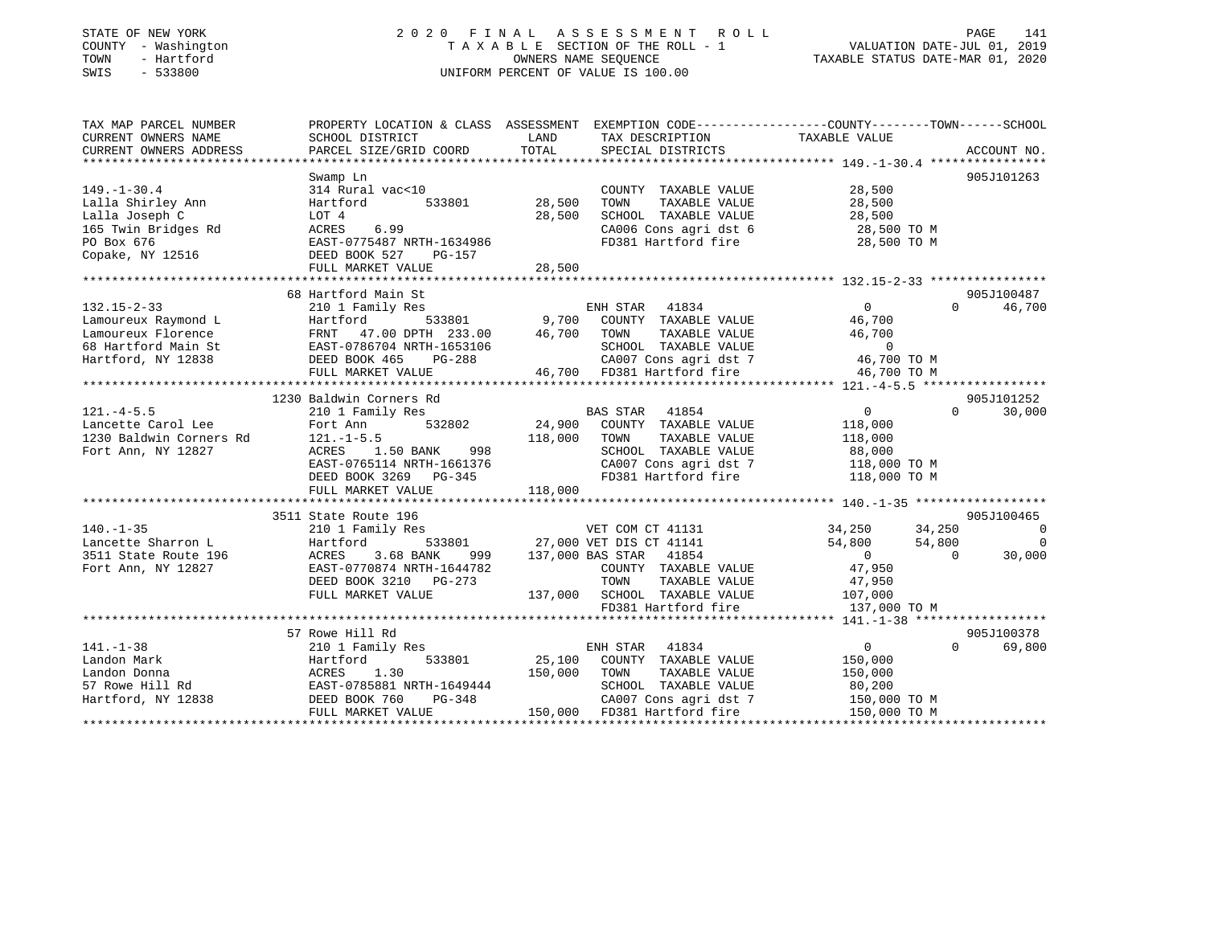STATE OF NEW YORK
COUNTY - Washington
TOWN - Hartford
SWIS - 533800

2020 FINAL ASSESSMENT ROLL
TAXABLE SECTION OF THE ROLL - 1
OWNERS NAME SEQUENCE
UNIFORM PERCENT OF VALUE IS 100.00

VALUATION DATE-JUL 01, 2019
TAXABLE STATUS DATE-MAR 01, 2020

| TAX MAP PARCEL NUMBER / CURRENT OWNERS NAME / CURRENT OWNERS ADDRESS | PROPERTY LOCATION & CLASS / SCHOOL DISTRICT / PARCEL SIZE/GRID COORD | ASSESSMENT LAND | TOTAL | EXEMPTION CODE / TAX DESCRIPTION / SPECIAL DISTRICTS | COUNTY | TOWN | SCHOOL | ACCOUNT NO. |
|---|---|---|---|---|---|---|---|---|
| **149.-1-30.4** | Swamp Ln | | | | | | | 905J101263 |
| 149.-1-30.4 | 314 Rural vac<10 | | | COUNTY TAXABLE VALUE | 28,500 | | | |
| Lalla Shirley Ann | Hartford 533801 | 28,500 | | TOWN TAXABLE VALUE | | 28,500 | | |
| Lalla Joseph C | LOT 4 | | 28,500 | SCHOOL TAXABLE VALUE | | | 28,500 | |
| 165 Twin Bridges Rd | ACRES 6.99 | | | CA006 Cons agri dst 6 | 28,500 TO M | | | |
| PO Box 676 | EAST-0775487 NRTH-1634986 | | | FD381 Hartford fire | 28,500 TO M | | | |
| Copake, NY 12516 | DEED BOOK 527 PG-157 | | | | | | | |
| | FULL MARKET VALUE | | 28,500 | | | | | |
| **132.15-2-33** | 68 Hartford Main St | | | | | | | 905J100487 |
| 132.15-2-33 | 210 1 Family Res | | | ENH STAR 41834 | 0 | 0 | 46,700 | |
| Lamoureux Raymond L | Hartford 533801 | 9,700 | | COUNTY TAXABLE VALUE | 46,700 | | | |
| Lamoureux Florence | FRNT 47.00 DPTH 233.00 | | 46,700 | TOWN TAXABLE VALUE | | 46,700 | | |
| 68 Hartford Main St | EAST-0786704 NRTH-1653106 | | | SCHOOL TAXABLE VALUE | | | 0 | |
| Hartford, NY 12838 | DEED BOOK 465 PG-288 | | | CA007 Cons agri dst 7 | 46,700 TO M | | | |
| | FULL MARKET VALUE | | 46,700 | FD381 Hartford fire | 46,700 TO M | | | |
| **121.-4-5.5** | 1230 Baldwin Corners Rd | | | | | | | 905J101252 |
| 121.-4-5.5 | 210 1 Family Res | | | BAS STAR 41854 | 0 | 0 | 30,000 | |
| Lancette Carol Lee | Fort Ann 532802 | 24,900 | | COUNTY TAXABLE VALUE | 118,000 | | | |
| 1230 Baldwin Corners Rd | 121.-1-5.5 | | 118,000 | TOWN TAXABLE VALUE | | 118,000 | | |
| Fort Ann, NY 12827 | ACRES 1.50 BANK 998 | | | SCHOOL TAXABLE VALUE | | | 88,000 | |
| | EAST-0765114 NRTH-1661376 | | | CA007 Cons agri dst 7 | 118,000 TO M | | | |
| | DEED BOOK 3269 PG-345 | | | FD381 Hartford fire | 118,000 TO M | | | |
| | FULL MARKET VALUE | | 118,000 | | | | | |
| **140.-1-35** | 3511 State Route 196 | | | | | | | 905J100465 |
| 140.-1-35 | 210 1 Family Res | | | VET COM CT 41131 | 34,250 | 34,250 | 0 | |
| Lancette Sharron L | Hartford 533801 | 27,000 | | VET DIS CT 41141 | 54,800 | 54,800 | 0 | |
| 3511 State Route 196 | ACRES 3.68 BANK 999 | | 137,000 | BAS STAR 41854 | 0 | 0 | 30,000 | |
| Fort Ann, NY 12827 | EAST-0770874 NRTH-1644782 | | | COUNTY TAXABLE VALUE | 47,950 | | | |
| | DEED BOOK 3210 PG-273 | | | TOWN TAXABLE VALUE | | 47,950 | | |
| | FULL MARKET VALUE | | 137,000 | SCHOOL TAXABLE VALUE | | | 107,000 | |
| | | | | FD381 Hartford fire | 137,000 TO M | | | |
| **141.-1-38** | 57 Rowe Hill Rd | | | | | | | 905J100378 |
| 141.-1-38 | 210 1 Family Res | | | ENH STAR 41834 | 0 | 0 | 69,800 | |
| Landon Mark | Hartford 533801 | 25,100 | | COUNTY TAXABLE VALUE | 150,000 | | | |
| Landon Donna | ACRES 1.30 | | 150,000 | TOWN TAXABLE VALUE | | 150,000 | | |
| 57 Rowe Hill Rd | EAST-0785881 NRTH-1649444 | | | SCHOOL TAXABLE VALUE | | | 80,200 | |
| Hartford, NY 12838 | DEED BOOK 760 PG-348 | | | CA007 Cons agri dst 7 | 150,000 TO M | | | |
| | FULL MARKET VALUE | | 150,000 | FD381 Hartford fire | 150,000 TO M | | | |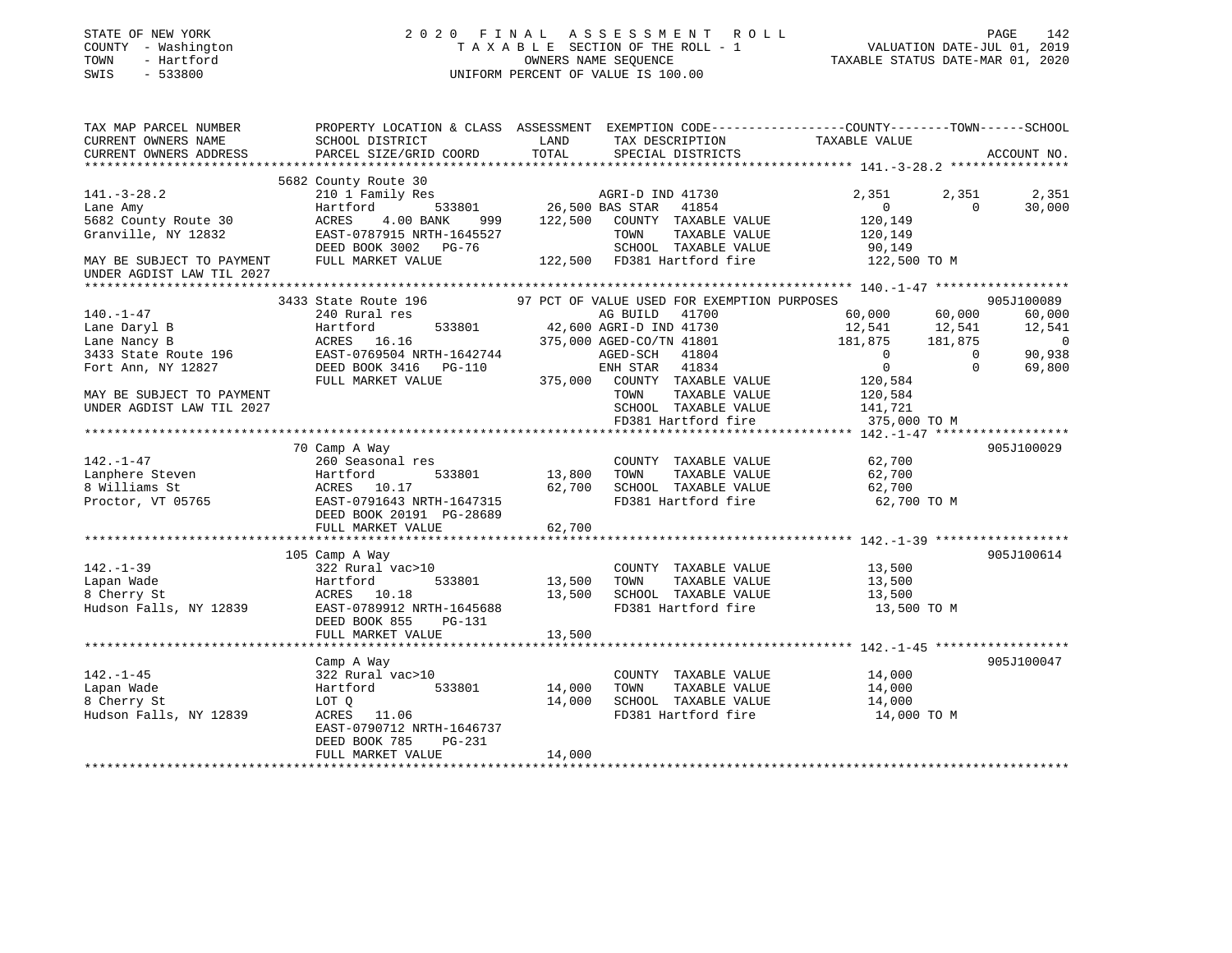STATE OF NEW YORK — 2020 FINAL ASSESSMENT ROLL
COUNTY - Washington — TAXABLE SECTION OF THE ROLL - 1 — VALUATION DATE-JUL 01, 2019
TOWN - Hartford — OWNERS NAME SEQUENCE — TAXABLE STATUS DATE-MAR 01, 2020
SWIS - 533800 — UNIFORM PERCENT OF VALUE IS 100.00

```
TAX MAP PARCEL NUMBER          PROPERTY LOCATION & CLASS  ASSESSMENT  EXEMPTION CODE-----------------COUNTY--------TOWN------SCHOOL
CURRENT OWNERS NAME            SCHOOL DISTRICT              LAND      TAX DESCRIPTION            TAXABLE VALUE
CURRENT OWNERS ADDRESS         PARCEL SIZE/GRID COORD       TOTAL     SPECIAL DISTRICTS                                   ACCOUNT NO.
******************************************************************************************************* 141.-3-28.2 ****************
                               5682 County Route 30
141.-3-28.2                    210 1 Family Res                       AGRI-D IND 41730           2,351        2,351        2,351
Lane Amy                       Hartford       533801       26,500 BAS STAR  41854                0            0       30,000
5682 County Route 30           ACRES    4.00 BANK    999   122,500    COUNTY  TAXABLE VALUE       120,149
Granville, NY 12832            EAST-0787915 NRTH-1645527              TOWN    TAXABLE VALUE       120,149
                               DEED BOOK 3002   PG-76                 SCHOOL  TAXABLE VALUE        90,149
MAY BE SUBJECT TO PAYMENT      FULL MARKET VALUE          122,500    FD381 Hartford fire          122,500 TO M
UNDER AGDIST LAW TIL 2027
******************************************************************************************************* 140.-1-47 ******************
                               3433 State Route 196        97 PCT OF VALUE USED FOR EXEMPTION PURPOSES                    905J100089
140.-1-47                      240 Rural res                          AG BUILD   41700           60,000       60,000       60,000
Lane Daryl B                   Hartford       533801       42,600 AGRI-D IND 41730              12,541       12,541       12,541
Lane Nancy B                   ACRES   16.16               375,000 AGED-CO/TN 41801             181,875      181,875            0
3433 State Route 196           EAST-0769504 NRTH-1642744              AGED-SCH  41804                0            0       90,938
Fort Ann, NY 12827             DEED BOOK 3416   PG-110                ENH STAR  41834                0            0       69,800
                               FULL MARKET VALUE          375,000    COUNTY  TAXABLE VALUE       120,584
MAY BE SUBJECT TO PAYMENT                                             TOWN    TAXABLE VALUE       120,584
UNDER AGDIST LAW TIL 2027                                             SCHOOL  TAXABLE VALUE       141,721
                                                                      FD381 Hartford fire          375,000 TO M
******************************************************************************************************* 142.-1-47 ******************
                               70 Camp A Way                                                                              905J100029
142.-1-47                      260 Seasonal res                       COUNTY  TAXABLE VALUE        62,700
Lanphere Steven                Hartford       533801       13,800     TOWN    TAXABLE VALUE        62,700
8 Williams St                  ACRES   10.17                62,700    SCHOOL  TAXABLE VALUE        62,700
Proctor, VT 05765              EAST-0791643 NRTH-1647315              FD381 Hartford fire           62,700 TO M
                               DEED BOOK 20191  PG-28689
                               FULL MARKET VALUE           62,700
******************************************************************************************************* 142.-1-39 ******************
                               105 Camp A Way                                                                             905J100614
142.-1-39                      322 Rural vac>10                       COUNTY  TAXABLE VALUE        13,500
Lapan Wade                     Hartford       533801       13,500     TOWN    TAXABLE VALUE        13,500
8 Cherry St                    ACRES   10.18                13,500    SCHOOL  TAXABLE VALUE        13,500
Hudson Falls, NY 12839         EAST-0789912 NRTH-1645688              FD381 Hartford fire           13,500 TO M
                               DEED BOOK 855    PG-131
                               FULL MARKET VALUE           13,500
******************************************************************************************************* 142.-1-45 ******************
                               Camp A Way                                                                                 905J100047
142.-1-45                      322 Rural vac>10                       COUNTY  TAXABLE VALUE        14,000
Lapan Wade                     Hartford       533801       14,000     TOWN    TAXABLE VALUE        14,000
8 Cherry St                    LOT Q                        14,000    SCHOOL  TAXABLE VALUE        14,000
Hudson Falls, NY 12839         ACRES   11.06                          FD381 Hartford fire           14,000 TO M
                               EAST-0790712 NRTH-1646737
                               DEED BOOK 785    PG-231
                               FULL MARKET VALUE           14,000
************************************************************************************************************************************
```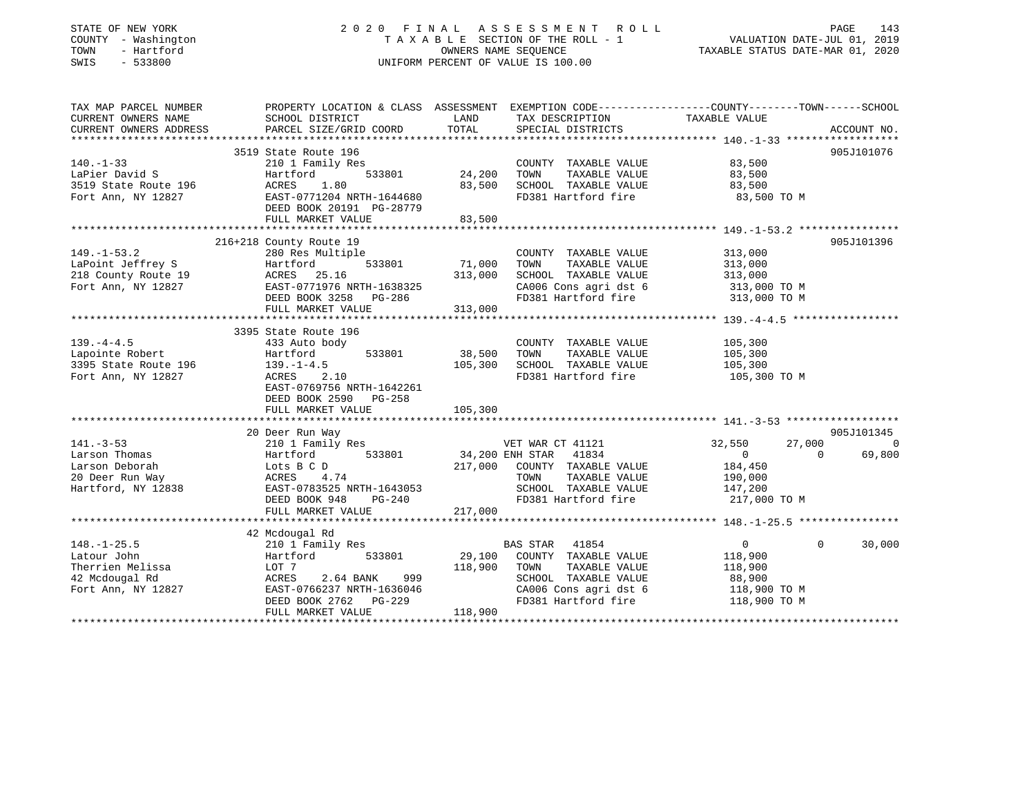STATE OF NEW YORK  
COUNTY - Washington  
TOWN - Hartford  
SWIS - 533800

# 2020 FINAL ASSESSMENT ROLL
TAXABLE SECTION OF THE ROLL - 1  
OWNERS NAME SEQUENCE  
UNIFORM PERCENT OF VALUE IS 100.00

VALUATION DATE-JUL 01, 2019  
TAXABLE STATUS DATE-MAR 01, 2020

| TAX MAP PARCEL NUMBER / CURRENT OWNERS NAME / CURRENT OWNERS ADDRESS | PROPERTY LOCATION & CLASS / SCHOOL DISTRICT / PARCEL SIZE/GRID COORD | ASSESSMENT LAND | TOTAL | EXEMPTION CODE / TAX DESCRIPTION / SPECIAL DISTRICTS | COUNTY TAXABLE VALUE | TOWN | SCHOOL | ACCOUNT NO. |
|---|---|---|---|---|---|---|---|---|
| **140.-1-33** | 3519 State Route 196 | | | | | | | 905J101076 |
| 140.-1-33 | 210 1 Family Res | | | COUNTY TAXABLE VALUE | 83,500 | | | |
| LaPier David S | Hartford 533801 | 24,200 | | TOWN TAXABLE VALUE | 83,500 | | | |
| 3519 State Route 196 | ACRES 1.80 | | 83,500 | SCHOOL TAXABLE VALUE | 83,500 | | | |
| Fort Ann, NY 12827 | EAST-0771204 NRTH-1644680 | | | FD381 Hartford fire | 83,500 TO M | | | |
| | DEED BOOK 20191 PG-28779 | | | | | | | |
| | FULL MARKET VALUE | | 83,500 | | | | | |
| **149.-1-53.2** | 216+218 County Route 19 | | | | | | | 905J101396 |
| 149.-1-53.2 | 280 Res Multiple | | | COUNTY TAXABLE VALUE | 313,000 | | | |
| LaPoint Jeffrey S | Hartford 533801 | 71,000 | | TOWN TAXABLE VALUE | 313,000 | | | |
| 218 County Route 19 | ACRES 25.16 | | 313,000 | SCHOOL TAXABLE VALUE | 313,000 | | | |
| Fort Ann, NY 12827 | EAST-0771976 NRTH-1638325 | | | CA006 Cons agri dst 6 | 313,000 TO M | | | |
| | DEED BOOK 3258 PG-286 | | | FD381 Hartford fire | 313,000 TO M | | | |
| | FULL MARKET VALUE | | 313,000 | | | | | |
| **139.-4-4.5** | 3395 State Route 196 | | | | | | | |
| 139.-4-4.5 | 433 Auto body | | | COUNTY TAXABLE VALUE | 105,300 | | | |
| Lapointe Robert | Hartford 533801 | 38,500 | | TOWN TAXABLE VALUE | 105,300 | | | |
| 3395 State Route 196 | 139.-1-4.5 | | 105,300 | SCHOOL TAXABLE VALUE | 105,300 | | | |
| Fort Ann, NY 12827 | ACRES 2.10 | | | FD381 Hartford fire | 105,300 TO M | | | |
| | EAST-0769756 NRTH-1642261 | | | | | | | |
| | DEED BOOK 2590 PG-258 | | | | | | | |
| | FULL MARKET VALUE | | 105,300 | | | | | |
| **141.-3-53** | 20 Deer Run Way | | | | | | | 905J101345 |
| 141.-3-53 | 210 1 Family Res | | | VET WAR CT 41121 | 32,550 | 27,000 | 0 | |
| Larson Thomas | Hartford 533801 | 34,200 | | ENH STAR 41834 | 0 | 0 | 69,800 | |
| Larson Deborah | Lots B C D | | 217,000 | COUNTY TAXABLE VALUE | 184,450 | | | |
| 20 Deer Run Way | ACRES 4.74 | | | TOWN TAXABLE VALUE | 190,000 | | | |
| Hartford, NY 12838 | EAST-0783525 NRTH-1643053 | | | SCHOOL TAXABLE VALUE | 147,200 | | | |
| | DEED BOOK 948 PG-240 | | | FD381 Hartford fire | 217,000 TO M | | | |
| | FULL MARKET VALUE | | 217,000 | | | | | |
| **148.-1-25.5** | 42 Mcdougal Rd | | | | | | | |
| 148.-1-25.5 | 210 1 Family Res | | | BAS STAR 41854 | 0 | 0 | 30,000 | |
| Latour John | Hartford 533801 | 29,100 | | COUNTY TAXABLE VALUE | 118,900 | | | |
| Therrien Melissa | LOT 7 | | 118,900 | TOWN TAXABLE VALUE | 118,900 | | | |
| 42 Mcdougal Rd | ACRES 2.64 BANK 999 | | | SCHOOL TAXABLE VALUE | 88,900 | | | |
| Fort Ann, NY 12827 | EAST-0766237 NRTH-1636046 | | | CA006 Cons agri dst 6 | 118,900 TO M | | | |
| | DEED BOOK 2762 PG-229 | | | FD381 Hartford fire | 118,900 TO M | | | |
| | FULL MARKET VALUE | | 118,900 | | | | | |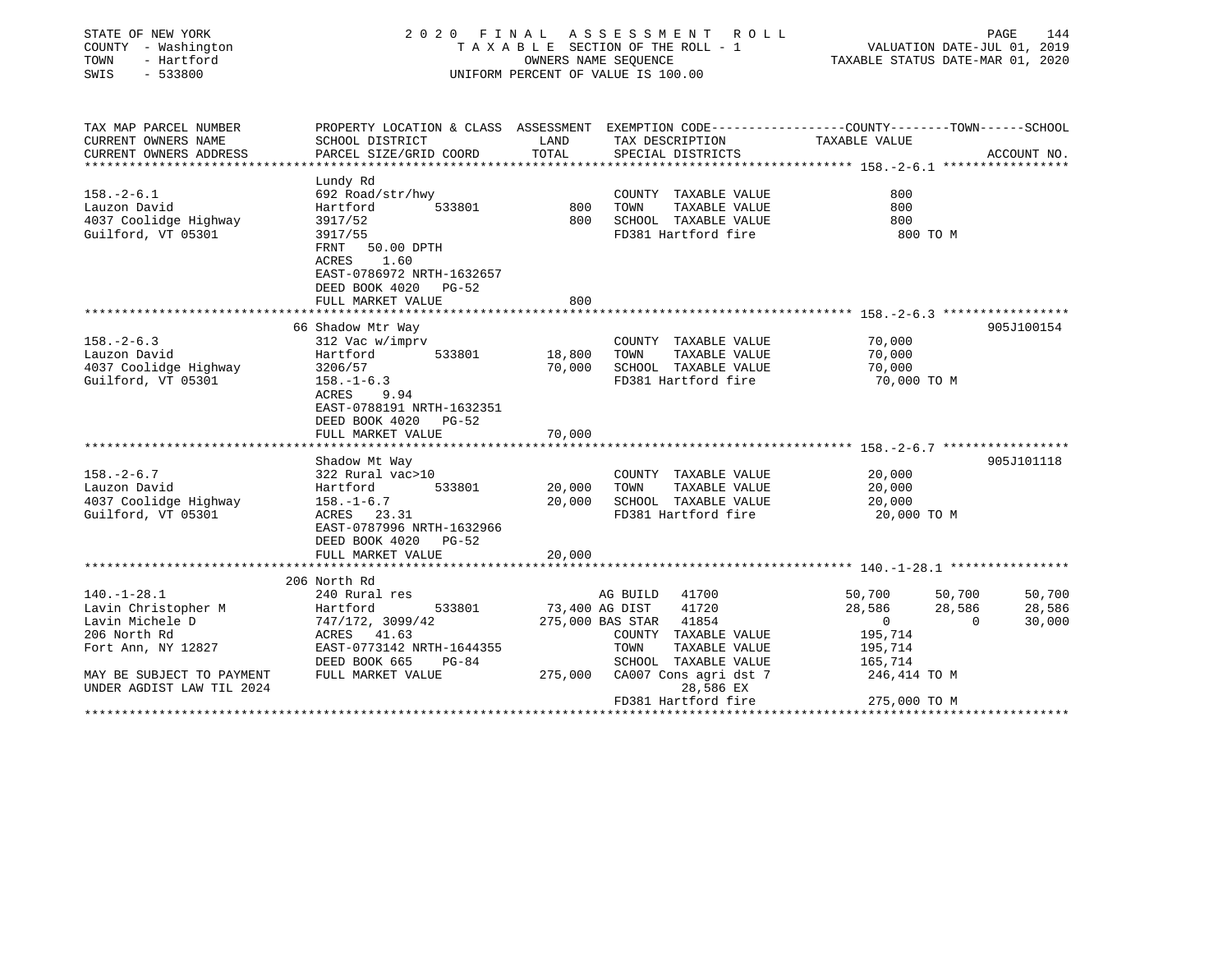STATE OF NEW YORK
COUNTY - Washington
TOWN - Hartford
SWIS - 533800

2020 FINAL ASSESSMENT ROLL
TAXABLE SECTION OF THE ROLL - 1
OWNERS NAME SEQUENCE
UNIFORM PERCENT OF VALUE IS 100.00

VALUATION DATE-JUL 01, 2019
TAXABLE STATUS DATE-MAR 01, 2020

| TAX MAP PARCEL NUMBER / CURRENT OWNERS NAME / CURRENT OWNERS ADDRESS | PROPERTY LOCATION & CLASS / SCHOOL DISTRICT / PARCEL SIZE/GRID COORD | ASSESSMENT LAND | TOTAL | EXEMPTION CODE / TAX DESCRIPTION / SPECIAL DISTRICTS | COUNTY TAXABLE VALUE | TOWN | SCHOOL | ACCOUNT NO. |
|---|---|---|---|---|---|---|---|---|
| **158.-2-6.1** | Lundy Rd | | | | | | | |
| 158.-2-6.1 | 692 Road/str/hwy | | | COUNTY TAXABLE VALUE | 800 | | | |
| Lauzon David | Hartford 533801 | 800 | | TOWN TAXABLE VALUE | 800 | | | |
| 4037 Coolidge Highway | 3917/52 | | 800 | SCHOOL TAXABLE VALUE | 800 | | | |
| Guilford, VT 05301 | 3917/55 | | | FD381 Hartford fire | 800 TO M | | | |
| | FRNT 50.00 DPTH | | | | | | | |
| | ACRES 1.60 | | | | | | | |
| | EAST-0786972 NRTH-1632657 | | | | | | | |
| | DEED BOOK 4020 PG-52 | | | | | | | |
| | FULL MARKET VALUE | | 800 | | | | | |
| **158.-2-6.3** | 66 Shadow Mtr Way | | | | | | | 905J100154 |
| 158.-2-6.3 | 312 Vac w/imprv | | | COUNTY TAXABLE VALUE | 70,000 | | | |
| Lauzon David | Hartford 533801 | 18,800 | | TOWN TAXABLE VALUE | 70,000 | | | |
| 4037 Coolidge Highway | 3206/57 | | 70,000 | SCHOOL TAXABLE VALUE | 70,000 | | | |
| Guilford, VT 05301 | 158.-1-6.3 | | | FD381 Hartford fire | 70,000 TO M | | | |
| | ACRES 9.94 | | | | | | | |
| | EAST-0788191 NRTH-1632351 | | | | | | | |
| | DEED BOOK 4020 PG-52 | | | | | | | |
| | FULL MARKET VALUE | | 70,000 | | | | | |
| **158.-2-6.7** | Shadow Mt Way | | | | | | | 905J101118 |
| 158.-2-6.7 | 322 Rural vac>10 | | | COUNTY TAXABLE VALUE | 20,000 | | | |
| Lauzon David | Hartford 533801 | 20,000 | | TOWN TAXABLE VALUE | 20,000 | | | |
| 4037 Coolidge Highway | 158.-1-6.7 | | 20,000 | SCHOOL TAXABLE VALUE | 20,000 | | | |
| Guilford, VT 05301 | ACRES 23.31 | | | FD381 Hartford fire | 20,000 TO M | | | |
| | EAST-0787996 NRTH-1632966 | | | | | | | |
| | DEED BOOK 4020 PG-52 | | | | | | | |
| | FULL MARKET VALUE | | 20,000 | | | | | |
| **140.-1-28.1** | 206 North Rd | | | | | | | |
| 140.-1-28.1 | 240 Rural res | | | AG BUILD 41700 | 50,700 | 50,700 | 50,700 | |
| Lavin Christopher M | Hartford 533801 | 73,400 | | AG DIST 41720 | 28,586 | 28,586 | 28,586 | |
| Lavin Michele D | 747/172, 3099/42 | | 275,000 | BAS STAR 41854 | 0 | 0 | 30,000 | |
| 206 North Rd | ACRES 41.63 | | | COUNTY TAXABLE VALUE | 195,714 | | | |
| Fort Ann, NY 12827 | EAST-0773142 NRTH-1644355 | | | TOWN TAXABLE VALUE | 195,714 | | | |
| | DEED BOOK 665 PG-84 | | | SCHOOL TAXABLE VALUE | 165,714 | | | |
| MAY BE SUBJECT TO PAYMENT | FULL MARKET VALUE | | 275,000 | CA007 Cons agri dst 7 | 246,414 TO M | | | |
| UNDER AGDIST LAW TIL 2024 | | | | 28,586 EX | | | | |
| | | | | FD381 Hartford fire | 275,000 TO M | | | |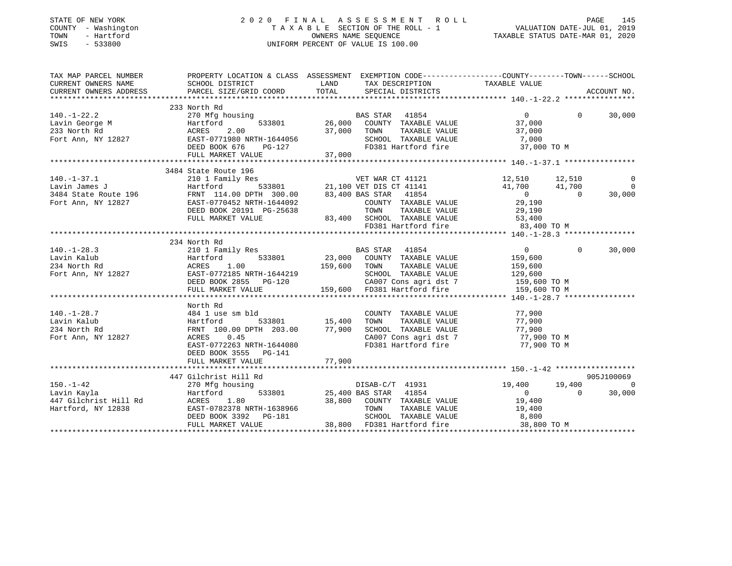STATE OF NEW YORK
COUNTY - Washington
TOWN - Hartford
SWIS - 533800

2020 FINAL ASSESSMENT ROLL
TAXABLE SECTION OF THE ROLL - 1
OWNERS NAME SEQUENCE
UNIFORM PERCENT OF VALUE IS 100.00

VALUATION DATE-JUL 01, 2019
TAXABLE STATUS DATE-MAR 01, 2020

```
TAX MAP PARCEL NUMBER        PROPERTY LOCATION & CLASS  ASSESSMENT  EXEMPTION CODE------------------COUNTY--------TOWN------SCHOOL
CURRENT OWNERS NAME          SCHOOL DISTRICT               LAND      TAX DESCRIPTION              TAXABLE VALUE
CURRENT OWNERS ADDRESS       PARCEL SIZE/GRID COORD        TOTAL     SPECIAL DISTRICTS                                    ACCOUNT NO.
******************************************************************************************************* 140.-1-22.2 ****************
                             233 North Rd
140.-1-22.2                  270 Mfg housing                         BAS STAR  41854                     0           0      30,000
Lavin George M               Hartford          533801       26,000   COUNTY  TAXABLE VALUE          37,000
233 North Rd                 ACRES    2.00                  37,000   TOWN    TAXABLE VALUE          37,000
Fort Ann, NY 12827           EAST-0771980 NRTH-1644056               SCHOOL  TAXABLE VALUE           7,000
                             DEED BOOK 676    PG-127                 FD381 Hartford fire             37,000 TO M
                             FULL MARKET VALUE              37,000
******************************************************************************************************* 140.-1-37.1 ****************
                             3484 State Route 196
140.-1-37.1                  210 1 Family Res                        VET WAR CT 41121               12,510      12,510           0
Lavin James J                Hartford          533801       21,100   VET DIS CT 41141               41,700      41,700           0
3484 State Route 196         FRNT 114.00 DPTH 300.00        83,400   BAS STAR  41854                     0           0      30,000
Fort Ann, NY 12827           EAST-0770452 NRTH-1644092               COUNTY  TAXABLE VALUE          29,190
                             DEED BOOK 20191 PG-25638                TOWN    TAXABLE VALUE          29,190
                             FULL MARKET VALUE              83,400   SCHOOL  TAXABLE VALUE          53,400
                                                                     FD381 Hartford fire             83,400 TO M
******************************************************************************************************* 140.-1-28.3 ****************
                             234 North Rd
140.-1-28.3                  210 1 Family Res                        BAS STAR  41854                     0           0      30,000
Lavin Kalub                  Hartford          533801       23,000   COUNTY  TAXABLE VALUE         159,600
234 North Rd                 ACRES    1.00                 159,600   TOWN    TAXABLE VALUE         159,600
Fort Ann, NY 12827           EAST-0772185 NRTH-1644219               SCHOOL  TAXABLE VALUE         129,600
                             DEED BOOK 2855   PG-120                 CA007 Cons agri dst 7          159,600 TO M
                             FULL MARKET VALUE             159,600   FD381 Hartford fire            159,600 TO M
******************************************************************************************************* 140.-1-28.7 ****************
                             North Rd
140.-1-28.7                  484 1 use sm bld                        COUNTY  TAXABLE VALUE          77,900
Lavin Kalub                  Hartford          533801       15,400   TOWN    TAXABLE VALUE          77,900
234 North Rd                 FRNT 100.00 DPTH 203.00        77,900   SCHOOL  TAXABLE VALUE          77,900
Fort Ann, NY 12827           ACRES    0.45                           CA007 Cons agri dst 7           77,900 TO M
                             EAST-0772263 NRTH-1644080               FD381 Hartford fire             77,900 TO M
                             DEED BOOK 3555   PG-141
                             FULL MARKET VALUE              77,900
******************************************************************************************************* 150.-1-42 ******************
                             447 Gilchrist Hill Rd                                                                  905J100069
150.-1-42                    270 Mfg housing                         DISAB-C/T 41931                19,400      19,400           0
Lavin Kayla                  Hartford          533801       25,400   BAS STAR  41854                     0           0      30,000
447 Gilchrist Hill Rd        ACRES    1.80                  38,800   COUNTY  TAXABLE VALUE          19,400
Hartford, NY 12838           EAST-0782378 NRTH-1638966               TOWN    TAXABLE VALUE          19,400
                             DEED BOOK 3392   PG-181                 SCHOOL  TAXABLE VALUE           8,800
                             FULL MARKET VALUE              38,800   FD381 Hartford fire             38,800 TO M
************************************************************************************************************************************
```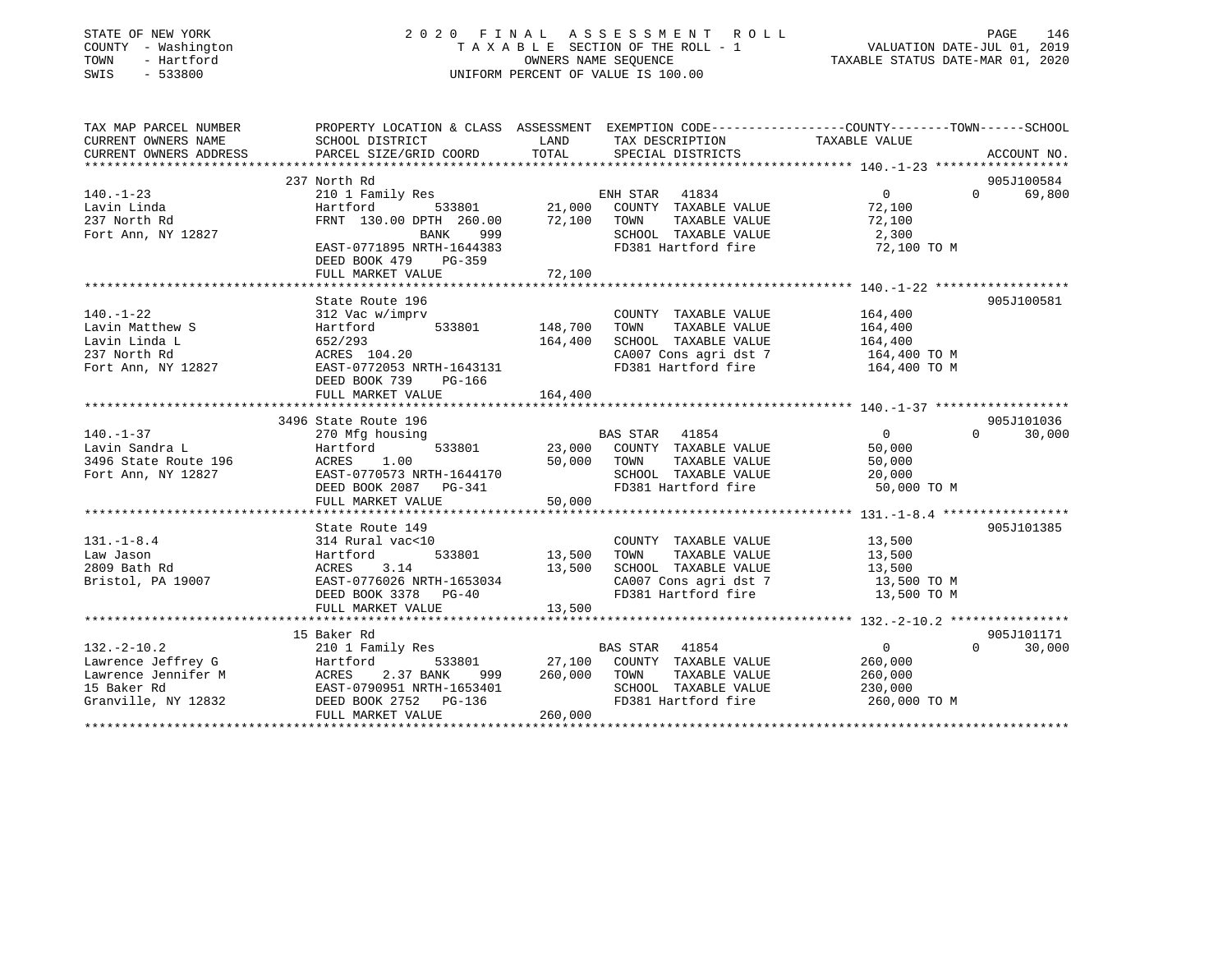STATE OF NEW YORK
COUNTY - Washington
TOWN - Hartford
SWIS - 533800

# 2020 FINAL ASSESSMENT ROLL

TAXABLE SECTION OF THE ROLL - 1
OWNERS NAME SEQUENCE
UNIFORM PERCENT OF VALUE IS 100.00

VALUATION DATE-JUL 01, 2019
TAXABLE STATUS DATE-MAR 01, 2020

| TAX MAP PARCEL NUMBER / CURRENT OWNERS NAME / CURRENT OWNERS ADDRESS | PROPERTY LOCATION & CLASS / SCHOOL DISTRICT / PARCEL SIZE/GRID COORD | ASSESSMENT LAND | TOTAL | EXEMPTION CODE / TAX DESCRIPTION / SPECIAL DISTRICTS | COUNTY | TOWN | SCHOOL | TAXABLE VALUE | ACCOUNT NO. |
|---|---|---|---|---|---|---|---|---|---|
| 140.-1-23 | 237 North Rd | | | | | | | | 905J100584 |
| Lavin Linda | 210 1 Family Res | | | ENH STAR 41834 | 0 | 0 | 69,800 | | |
| 237 North Rd | Hartford 533801 | 21,000 | | COUNTY TAXABLE VALUE | | | | 72,100 | |
| Fort Ann, NY 12827 | FRNT 130.00 DPTH 260.00 | | 72,100 | TOWN TAXABLE VALUE | | | | 72,100 | |
| | BANK 999 | | | SCHOOL TAXABLE VALUE | | | | 2,300 | |
| | EAST-0771895 NRTH-1644383 | | | FD381 Hartford fire | | | | 72,100 TO M | |
| | DEED BOOK 479 PG-359 | | | | | | | | |
| | FULL MARKET VALUE | | 72,100 | | | | | | |
| 140.-1-22 | State Route 196 | | | | | | | | 905J100581 |
| Lavin Matthew S | 312 Vac w/imprv | | | COUNTY TAXABLE VALUE | | | | 164,400 | |
| Lavin Linda L | Hartford 533801 | 148,700 | | TOWN TAXABLE VALUE | | | | 164,400 | |
| 237 North Rd | 652/293 | | 164,400 | SCHOOL TAXABLE VALUE | | | | 164,400 | |
| Fort Ann, NY 12827 | ACRES 104.20 | | | CA007 Cons agri dst 7 | | | | 164,400 TO M | |
| | EAST-0772053 NRTH-1643131 | | | FD381 Hartford fire | | | | 164,400 TO M | |
| | DEED BOOK 739 PG-166 | | | | | | | | |
| | FULL MARKET VALUE | | 164,400 | | | | | | |
| 140.-1-37 | 3496 State Route 196 | | | | | | | | 905J101036 |
| Lavin Sandra L | 270 Mfg housing | | | BAS STAR 41854 | 0 | 0 | 30,000 | | |
| 3496 State Route 196 | Hartford 533801 | 23,000 | | COUNTY TAXABLE VALUE | | | | 50,000 | |
| Fort Ann, NY 12827 | ACRES 1.00 | | 50,000 | TOWN TAXABLE VALUE | | | | 50,000 | |
| | EAST-0770573 NRTH-1644170 | | | SCHOOL TAXABLE VALUE | | | | 20,000 | |
| | DEED BOOK 2087 PG-341 | | | FD381 Hartford fire | | | | 50,000 TO M | |
| | FULL MARKET VALUE | | 50,000 | | | | | | |
| 131.-1-8.4 | State Route 149 | | | | | | | | 905J101385 |
| Law Jason | 314 Rural vac<10 | | | COUNTY TAXABLE VALUE | | | | 13,500 | |
| 2809 Bath Rd | Hartford 533801 | 13,500 | | TOWN TAXABLE VALUE | | | | 13,500 | |
| Bristol, PA 19007 | ACRES 3.14 | | 13,500 | SCHOOL TAXABLE VALUE | | | | 13,500 | |
| | EAST-0776026 NRTH-1653034 | | | CA007 Cons agri dst 7 | | | | 13,500 TO M | |
| | DEED BOOK 3378 PG-40 | | | FD381 Hartford fire | | | | 13,500 TO M | |
| | FULL MARKET VALUE | | 13,500 | | | | | | |
| 132.-2-10.2 | 15 Baker Rd | | | | | | | | 905J101171 |
| Lawrence Jeffrey G | 210 1 Family Res | | | BAS STAR 41854 | 0 | 0 | 30,000 | | |
| Lawrence Jennifer M | Hartford 533801 | 27,100 | | COUNTY TAXABLE VALUE | | | | 260,000 | |
| 15 Baker Rd | ACRES 2.37 BANK 999 | | 260,000 | TOWN TAXABLE VALUE | | | | 260,000 | |
| Granville, NY 12832 | EAST-0790951 NRTH-1653401 | | | SCHOOL TAXABLE VALUE | | | | 230,000 | |
| | DEED BOOK 2752 PG-136 | | | FD381 Hartford fire | | | | 260,000 TO M | |
| | FULL MARKET VALUE | | 260,000 | | | | | | |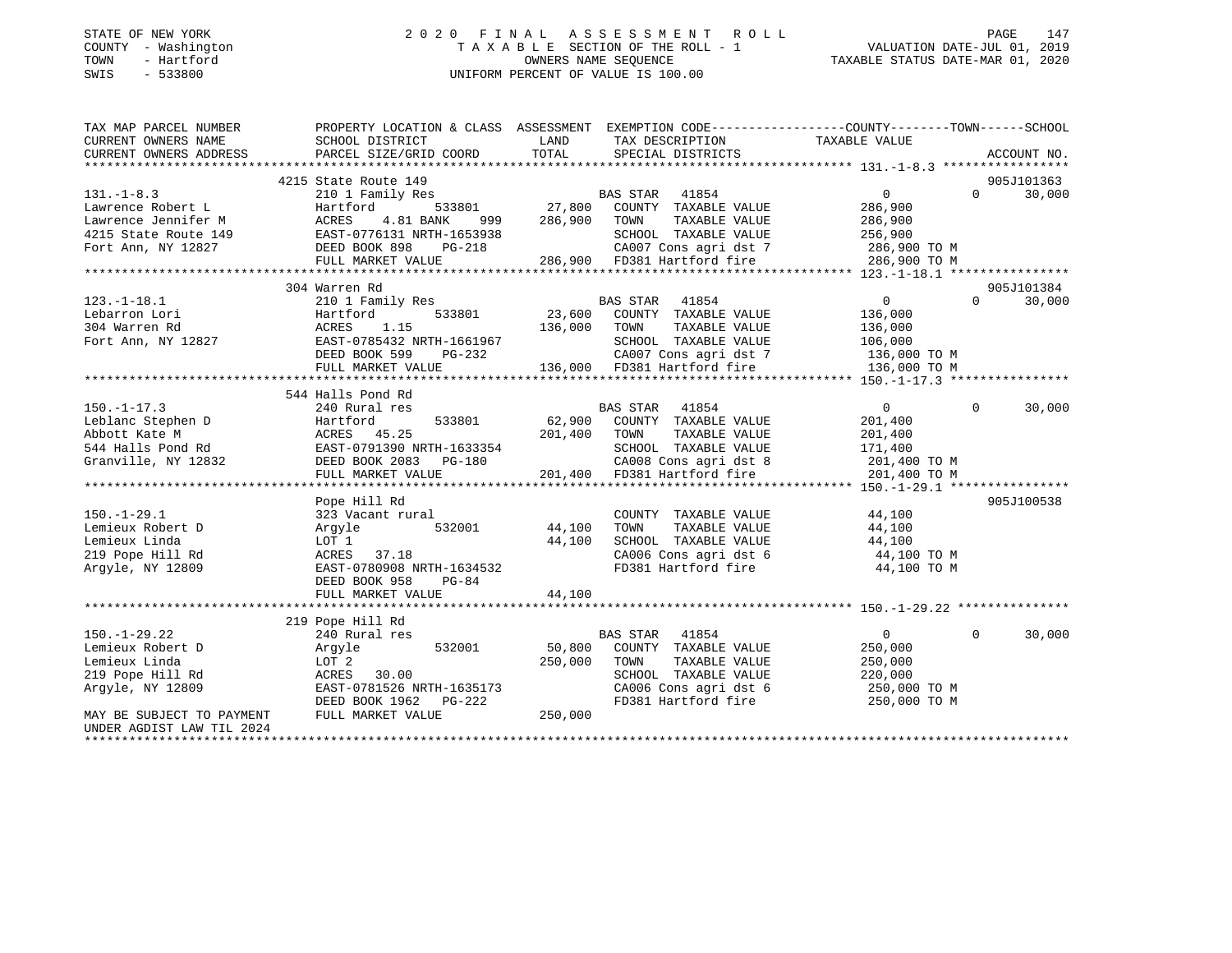STATE OF NEW YORK
COUNTY - Washington
TOWN - Hartford
SWIS - 533800

2020 FINAL ASSESSMENT ROLL
TAXABLE SECTION OF THE ROLL - 1
OWNERS NAME SEQUENCE
UNIFORM PERCENT OF VALUE IS 100.00

VALUATION DATE-JUL 01, 2019
TAXABLE STATUS DATE-MAR 01, 2020

| TAX MAP PARCEL NUMBER / CURRENT OWNERS NAME / CURRENT OWNERS ADDRESS | PROPERTY LOCATION & CLASS / SCHOOL DISTRICT / PARCEL SIZE/GRID COORD | ASSESSMENT LAND / TOTAL | EXEMPTION CODE / TAX DESCRIPTION / SPECIAL DISTRICTS | COUNTY / TAXABLE VALUE | TOWN | SCHOOL | ACCOUNT NO. |
|---|---|---|---|---|---|---|---|
| 131.-1-8.3 | 4215 State Route 149 | | | | | | 905J101363 |
| Lawrence Robert L | 210 1 Family Res | | BAS STAR 41854 | 0 | 0 | 30,000 | |
| Lawrence Jennifer M | Hartford 533801 | 27,800 | COUNTY TAXABLE VALUE | 286,900 | | | |
| 4215 State Route 149 | ACRES 4.81 BANK 999 | 286,900 | TOWN TAXABLE VALUE | 286,900 | | | |
| Fort Ann, NY 12827 | EAST-0776131 NRTH-1653938 | | SCHOOL TAXABLE VALUE | 256,900 | | | |
| | DEED BOOK 898 PG-218 | | CA007 Cons agri dst 7 | 286,900 TO M | | | |
| | FULL MARKET VALUE | 286,900 | FD381 Hartford fire | 286,900 TO M | | | |
| 123.-1-18.1 | 304 Warren Rd | | | | | | 905J101384 |
| Lebarron Lori | 210 1 Family Res | | BAS STAR 41854 | 0 | 0 | 30,000 | |
| 304 Warren Rd | Hartford 533801 | 23,600 | COUNTY TAXABLE VALUE | 136,000 | | | |
| Fort Ann, NY 12827 | ACRES 1.15 | 136,000 | TOWN TAXABLE VALUE | 136,000 | | | |
| | EAST-0785432 NRTH-1661967 | | SCHOOL TAXABLE VALUE | 106,000 | | | |
| | DEED BOOK 599 PG-232 | | CA007 Cons agri dst 7 | 136,000 TO M | | | |
| | FULL MARKET VALUE | 136,000 | FD381 Hartford fire | 136,000 TO M | | | |
| 150.-1-17.3 | 544 Halls Pond Rd | | | | | | |
| Leblanc Stephen D | 240 Rural res | | BAS STAR 41854 | 0 | 0 | 30,000 | |
| Abbott Kate M | Hartford 533801 | 62,900 | COUNTY TAXABLE VALUE | 201,400 | | | |
| 544 Halls Pond Rd | ACRES 45.25 | 201,400 | TOWN TAXABLE VALUE | 201,400 | | | |
| Granville, NY 12832 | EAST-0791390 NRTH-1633354 | | SCHOOL TAXABLE VALUE | 171,400 | | | |
| | DEED BOOK 2083 PG-180 | | CA008 Cons agri dst 8 | 201,400 TO M | | | |
| | FULL MARKET VALUE | 201,400 | FD381 Hartford fire | 201,400 TO M | | | |
| 150.-1-29.1 | Pope Hill Rd | | | | | | 905J100538 |
| Lemieux Robert D | 323 Vacant rural | | COUNTY TAXABLE VALUE | 44,100 | | | |
| Lemieux Linda | Argyle 532001 | 44,100 | TOWN TAXABLE VALUE | 44,100 | | | |
| 219 Pope Hill Rd | LOT 1 | 44,100 | SCHOOL TAXABLE VALUE | 44,100 | | | |
| Argyle, NY 12809 | ACRES 37.18 | | CA006 Cons agri dst 6 | 44,100 TO M | | | |
| | EAST-0780908 NRTH-1634532 | | FD381 Hartford fire | 44,100 TO M | | | |
| | DEED BOOK 958 PG-84 | | | | | | |
| | FULL MARKET VALUE | 44,100 | | | | | |
| 150.-1-29.22 | 219 Pope Hill Rd | | | | | | |
| Lemieux Robert D | 240 Rural res | | BAS STAR 41854 | 0 | 0 | 30,000 | |
| Lemieux Linda | Argyle 532001 | 50,800 | COUNTY TAXABLE VALUE | 250,000 | | | |
| 219 Pope Hill Rd | LOT 2 | 250,000 | TOWN TAXABLE VALUE | 250,000 | | | |
| Argyle, NY 12809 | ACRES 30.00 | | SCHOOL TAXABLE VALUE | 220,000 | | | |
| | EAST-0781526 NRTH-1635173 | | CA006 Cons agri dst 6 | 250,000 TO M | | | |
| | DEED BOOK 1962 PG-222 | | FD381 Hartford fire | 250,000 TO M | | | |
| MAY BE SUBJECT TO PAYMENT UNDER AGDIST LAW TIL 2024 | FULL MARKET VALUE | 250,000 | | | | | |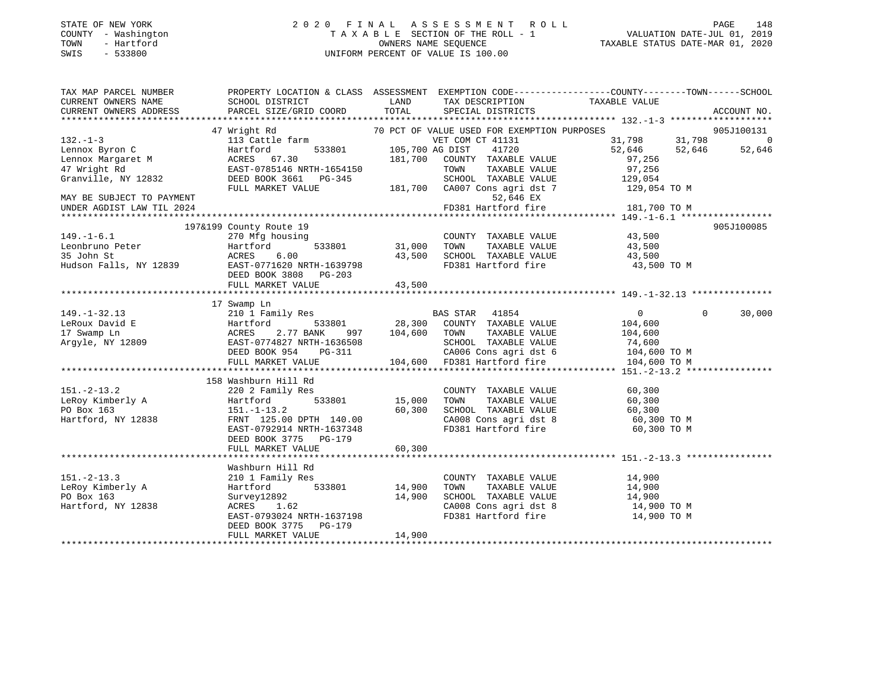STATE OF NEW YORK
COUNTY - Washington
TOWN - Hartford
SWIS - 533800

# 2020 FINAL ASSESSMENT ROLL
TAXABLE SECTION OF THE ROLL - 1
OWNERS NAME SEQUENCE
UNIFORM PERCENT OF VALUE IS 100.00

VALUATION DATE-JUL 01, 2019
TAXABLE STATUS DATE-MAR 01, 2020

```
TAX MAP PARCEL NUMBER          PROPERTY LOCATION & CLASS  ASSESSMENT  EXEMPTION CODE-----------------COUNTY--------TOWN------SCHOOL
CURRENT OWNERS NAME            SCHOOL DISTRICT              LAND      TAX DESCRIPTION              TAXABLE VALUE
CURRENT OWNERS ADDRESS         PARCEL SIZE/GRID COORD       TOTAL     SPECIAL DISTRICTS                                   ACCOUNT NO.
******************************************************************************************************* 132.-1-3 ******************
                   47 Wright Rd                         70 PCT OF VALUE USED FOR EXEMPTION PURPOSES                        905J100131
132.-1-3                       113 Cattle farm                    VET COM CT 41131              31,798      31,798          0
Lennox Byron C                 Hartford        533801    105,700 AG DIST    41720               52,646      52,646     52,646
Lennox Margaret M              ACRES   67.30             181,700    COUNTY  TAXABLE VALUE          97,256
47 Wright Rd                   EAST-0785146 NRTH-1654150            TOWN    TAXABLE VALUE          97,256
Granville, NY 12832            DEED BOOK 3661   PG-345              SCHOOL  TAXABLE VALUE         129,054
                               FULL MARKET VALUE         181,700    CA007 Cons agri dst 7         129,054 TO M
MAY BE SUBJECT TO PAYMENT                                                52,646 EX
UNDER AGDIST LAW TIL 2024                                           FD381 Hartford fire           181,700 TO M
******************************************************************************************************* 149.-1-6.1 ****************
           197&199 County Route 19                                                                            905J100085
149.-1-6.1                     270 Mfg housing                      COUNTY  TAXABLE VALUE          43,500
Leonbruno Peter                Hartford        533801     31,000    TOWN    TAXABLE VALUE          43,500
35 John St                     ACRES    6.00              43,500    SCHOOL  TAXABLE VALUE          43,500
Hudson Falls, NY 12839         EAST-0771620 NRTH-1639798            FD381 Hartford fire            43,500 TO M
                               DEED BOOK 3808   PG-203
                               FULL MARKET VALUE          43,500
******************************************************************************************************* 149.-1-32.13 **************
                   17 Swamp Ln
149.-1-32.13                   210 1 Family Res                     BAS STAR   41854                   0           0     30,000
LeRoux David E                 Hartford        533801     28,300    COUNTY  TAXABLE VALUE         104,600
17 Swamp Ln                    ACRES    2.77 BANK    997 104,600    TOWN    TAXABLE VALUE         104,600
Argyle, NY 12809               EAST-0774827 NRTH-1636508            SCHOOL  TAXABLE VALUE          74,600
                               DEED BOOK 954    PG-311              CA006 Cons agri dst 6         104,600 TO M
                               FULL MARKET VALUE         104,600    FD381 Hartford fire           104,600 TO M
******************************************************************************************************* 151.-2-13.2 ***************
                  158 Washburn Hill Rd
151.-2-13.2                    220 2 Family Res                     COUNTY  TAXABLE VALUE          60,300
LeRoy Kimberly A               Hartford        533801     15,000    TOWN    TAXABLE VALUE          60,300
PO Box 163                     151.-1-13.2                60,300    SCHOOL  TAXABLE VALUE          60,300
Hartford, NY 12838             FRNT 125.00 DPTH 140.00              CA008 Cons agri dst 8          60,300 TO M
                               EAST-0792914 NRTH-1637348            FD381 Hartford fire            60,300 TO M
                               DEED BOOK 3775   PG-179
                               FULL MARKET VALUE          60,300
******************************************************************************************************* 151.-2-13.3 ***************
                      Washburn Hill Rd
151.-2-13.3                    210 1 Family Res                     COUNTY  TAXABLE VALUE          14,900
LeRoy Kimberly A               Hartford        533801     14,900    TOWN    TAXABLE VALUE          14,900
PO Box 163                     Survey12892                14,900    SCHOOL  TAXABLE VALUE          14,900
Hartford, NY 12838             ACRES    1.62                        CA008 Cons agri dst 8          14,900 TO M
                               EAST-0793024 NRTH-1637198            FD381 Hartford fire            14,900 TO M
                               DEED BOOK 3775   PG-179
                               FULL MARKET VALUE          14,900
************************************************************************************************************************************
```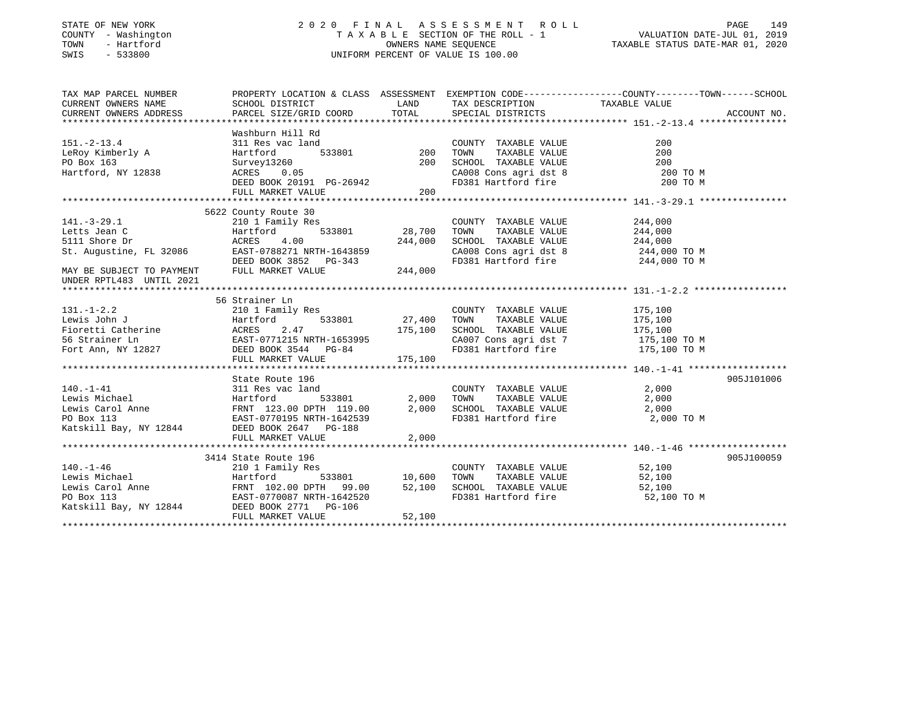STATE OF NEW YORK
COUNTY - Washington
TOWN - Hartford
SWIS - 533800

# 2020 FINAL ASSESSMENT ROLL

TAXABLE SECTION OF THE ROLL - 1
OWNERS NAME SEQUENCE
UNIFORM PERCENT OF VALUE IS 100.00

VALUATION DATE-JUL 01, 2019
TAXABLE STATUS DATE-MAR 01, 2020

| TAX MAP PARCEL NUMBER / CURRENT OWNERS NAME / CURRENT OWNERS ADDRESS | PROPERTY LOCATION & CLASS / SCHOOL DISTRICT / PARCEL SIZE/GRID COORD | ASSESSMENT LAND | TOTAL | EXEMPTION CODE / TAX DESCRIPTION / SPECIAL DISTRICTS | TAXABLE VALUE (COUNTY--TOWN--SCHOOL) | ACCOUNT NO. |
|---|---|---|---|---|---|---|
| **151.-2-13.4** | Washburn Hill Rd | | | | | |
| 151.-2-13.4 | 311 Res vac land | | | COUNTY TAXABLE VALUE | 200 | |
| LeRoy Kimberly A | Hartford 533801 | 200 | | TOWN TAXABLE VALUE | 200 | |
| PO Box 163 | Survey13260 | | 200 | SCHOOL TAXABLE VALUE | 200 | |
| Hartford, NY 12838 | ACRES 0.05 | | | CA008 Cons agri dst 8 | 200 TO M | |
| | DEED BOOK 20191 PG-26942 | | | FD381 Hartford fire | 200 TO M | |
| | FULL MARKET VALUE | | 200 | | | |
| **141.-3-29.1** | 5622 County Route 30 | | | | | |
| 141.-3-29.1 | 210 1 Family Res | | | COUNTY TAXABLE VALUE | 244,000 | |
| Letts Jean C | Hartford 533801 | 28,700 | | TOWN TAXABLE VALUE | 244,000 | |
| 5111 Shore Dr | ACRES 4.00 | | 244,000 | SCHOOL TAXABLE VALUE | 244,000 | |
| St. Augustine, FL 32086 | EAST-0788271 NRTH-1643859 | | | CA008 Cons agri dst 8 | 244,000 TO M | |
| | DEED BOOK 3852 PG-343 | | | FD381 Hartford fire | 244,000 TO M | |
| MAY BE SUBJECT TO PAYMENT UNDER RPTL483 UNTIL 2021 | FULL MARKET VALUE | | 244,000 | | | |
| **131.-1-2.2** | 56 Strainer Ln | | | | | |
| 131.-1-2.2 | 210 1 Family Res | | | COUNTY TAXABLE VALUE | 175,100 | |
| Lewis John J | Hartford 533801 | 27,400 | | TOWN TAXABLE VALUE | 175,100 | |
| Fioretti Catherine | ACRES 2.47 | | 175,100 | SCHOOL TAXABLE VALUE | 175,100 | |
| 56 Strainer Ln | EAST-0771215 NRTH-1653995 | | | CA007 Cons agri dst 7 | 175,100 TO M | |
| Fort Ann, NY 12827 | DEED BOOK 3544 PG-84 | | | FD381 Hartford fire | 175,100 TO M | |
| | FULL MARKET VALUE | | 175,100 | | | |
| **140.-1-41** | State Route 196 | | | | | 905J101006 |
| 140.-1-41 | 311 Res vac land | | | COUNTY TAXABLE VALUE | 2,000 | |
| Lewis Michael | Hartford 533801 | 2,000 | | TOWN TAXABLE VALUE | 2,000 | |
| Lewis Carol Anne | FRNT 123.00 DPTH 119.00 | | 2,000 | SCHOOL TAXABLE VALUE | 2,000 | |
| PO Box 113 | EAST-0770195 NRTH-1642539 | | | FD381 Hartford fire | 2,000 TO M | |
| Katskill Bay, NY 12844 | DEED BOOK 2647 PG-188 | | | | | |
| | FULL MARKET VALUE | | 2,000 | | | |
| **140.-1-46** | 3414 State Route 196 | | | | | 905J100059 |
| 140.-1-46 | 210 1 Family Res | | | COUNTY TAXABLE VALUE | 52,100 | |
| Lewis Michael | Hartford 533801 | 10,600 | | TOWN TAXABLE VALUE | 52,100 | |
| Lewis Carol Anne | FRNT 102.00 DPTH 99.00 | | 52,100 | SCHOOL TAXABLE VALUE | 52,100 | |
| PO Box 113 | EAST-0770087 NRTH-1642520 | | | FD381 Hartford fire | 52,100 TO M | |
| Katskill Bay, NY 12844 | DEED BOOK 2771 PG-106 | | | | | |
| | FULL MARKET VALUE | | 52,100 | | | |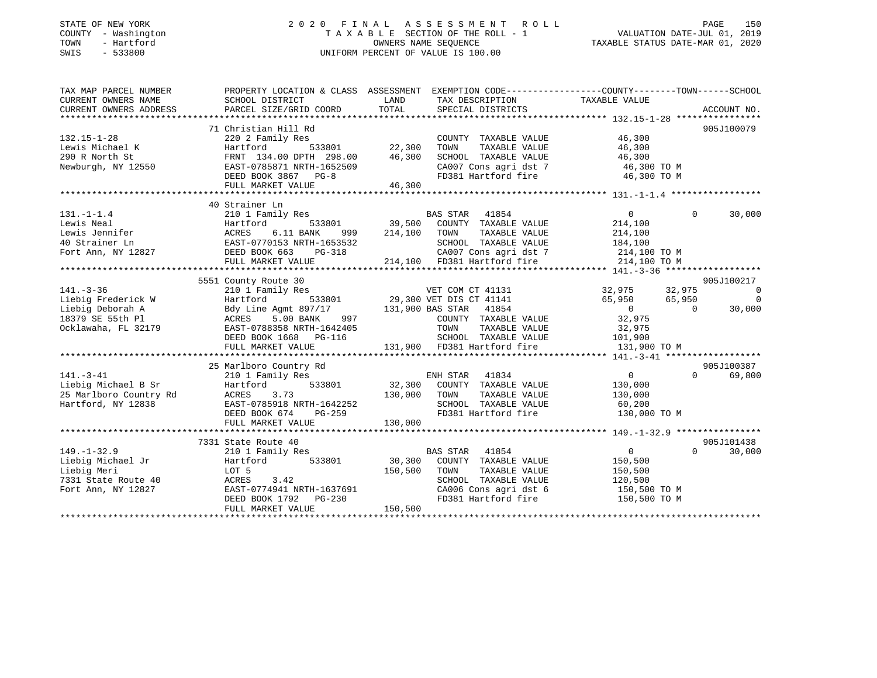STATE OF NEW YORK
COUNTY - Washington
TOWN - Hartford
SWIS - 533800

# 2020 FINAL ASSESSMENT ROLL

TAXABLE SECTION OF THE ROLL - 1
OWNERS NAME SEQUENCE
UNIFORM PERCENT OF VALUE IS 100.00

VALUATION DATE-JUL 01, 2019
TAXABLE STATUS DATE-MAR 01, 2020

| TAX MAP PARCEL NUMBER / CURRENT OWNERS NAME / CURRENT OWNERS ADDRESS | PROPERTY LOCATION & CLASS / SCHOOL DISTRICT / PARCEL SIZE/GRID COORD | ASSESSMENT LAND / TOTAL | EXEMPTION CODE / TAX DESCRIPTION / SPECIAL DISTRICTS | COUNTY TAXABLE VALUE | TOWN | SCHOOL | ACCOUNT NO. |
|---|---|---|---|---|---|---|---|
| 132.15-1-28 | 71 Christian Hill Rd | | | | | | 905J100079 |
| 132.15-1-28 | 220 2 Family Res | | COUNTY TAXABLE VALUE | 46,300 | | | |
| Lewis Michael K | Hartford 533801 | 22,300 | TOWN TAXABLE VALUE | 46,300 | | | |
| 290 R North St | FRNT 134.00 DPTH 298.00 | 46,300 | SCHOOL TAXABLE VALUE | 46,300 | | | |
| Newburgh, NY 12550 | EAST-0785871 NRTH-1652509 | | CA007 Cons agri dst 7 | 46,300 TO M | | | |
| | DEED BOOK 3867 PG-8 | | FD381 Hartford fire | 46,300 TO M | | | |
| | FULL MARKET VALUE | 46,300 | | | | | |
| 131.-1-1.4 | 40 Strainer Ln | | | | | | |
| 131.-1-1.4 | 210 1 Family Res | | BAS STAR 41854 | 0 | 0 | 30,000 | |
| Lewis Neal | Hartford 533801 | 39,500 | COUNTY TAXABLE VALUE | 214,100 | | | |
| Lewis Jennifer | ACRES 6.11 BANK 999 | 214,100 | TOWN TAXABLE VALUE | 214,100 | | | |
| 40 Strainer Ln | EAST-0770153 NRTH-1653532 | | SCHOOL TAXABLE VALUE | 184,100 | | | |
| Fort Ann, NY 12827 | DEED BOOK 663 PG-318 | | CA007 Cons agri dst 7 | 214,100 TO M | | | |
| | FULL MARKET VALUE | 214,100 | FD381 Hartford fire | 214,100 TO M | | | |
| 141.-3-36 | 5551 County Route 30 | | | | | | 905J100217 |
| 141.-3-36 | 210 1 Family Res | | VET COM CT 41131 | 32,975 | 32,975 | 0 | |
| Liebig Frederick W | Hartford 533801 | 29,300 | VET DIS CT 41141 | 65,950 | 65,950 | 0 | |
| Liebig Deborah A | Bdy Line Agmt 897/17 | 131,900 | BAS STAR 41854 | 0 | 0 | 30,000 | |
| 18379 SE 55th Pl | ACRES 5.00 BANK 997 | | COUNTY TAXABLE VALUE | 32,975 | | | |
| Ocklawaha, FL 32179 | EAST-0788358 NRTH-1642405 | | TOWN TAXABLE VALUE | 32,975 | | | |
| | DEED BOOK 1668 PG-116 | | SCHOOL TAXABLE VALUE | 101,900 | | | |
| | FULL MARKET VALUE | 131,900 | FD381 Hartford fire | 131,900 TO M | | | |
| 141.-3-41 | 25 Marlboro Country Rd | | | | | | 905J100387 |
| 141.-3-41 | 210 1 Family Res | | ENH STAR 41834 | 0 | 0 | 69,800 | |
| Liebig Michael B Sr | Hartford 533801 | 32,300 | COUNTY TAXABLE VALUE | 130,000 | | | |
| 25 Marlboro Country Rd | ACRES 3.73 | 130,000 | TOWN TAXABLE VALUE | 130,000 | | | |
| Hartford, NY 12838 | EAST-0785918 NRTH-1642252 | | SCHOOL TAXABLE VALUE | 60,200 | | | |
| | DEED BOOK 674 PG-259 | | FD381 Hartford fire | 130,000 TO M | | | |
| | FULL MARKET VALUE | 130,000 | | | | | |
| 149.-1-32.9 | 7331 State Route 40 | | | | | | 905J101438 |
| 149.-1-32.9 | 210 1 Family Res | | BAS STAR 41854 | 0 | 0 | 30,000 | |
| Liebig Michael Jr | Hartford 533801 | 30,300 | COUNTY TAXABLE VALUE | 150,500 | | | |
| Liebig Meri | LOT 5 | 150,500 | TOWN TAXABLE VALUE | 150,500 | | | |
| 7331 State Route 40 | ACRES 3.42 | | SCHOOL TAXABLE VALUE | 120,500 | | | |
| Fort Ann, NY 12827 | EAST-0774941 NRTH-1637691 | | CA006 Cons agri dst 6 | 150,500 TO M | | | |
| | DEED BOOK 1792 PG-230 | | FD381 Hartford fire | 150,500 TO M | | | |
| | FULL MARKET VALUE | 150,500 | | | | | |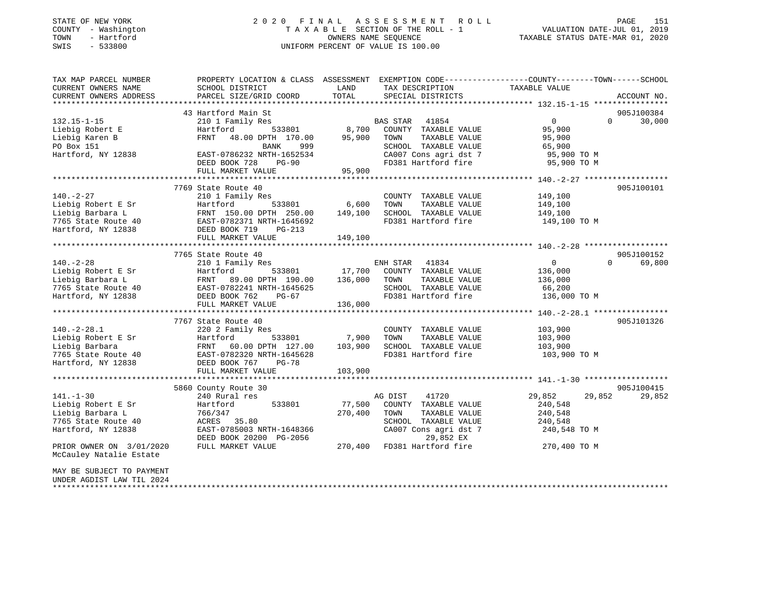STATE OF NEW YORK
COUNTY - Washington
TOWN - Hartford
SWIS - 533800

# 2020 FINAL ASSESSMENT ROLL
TAXABLE SECTION OF THE ROLL - 1
OWNERS NAME SEQUENCE
UNIFORM PERCENT OF VALUE IS 100.00

VALUATION DATE-JUL 01, 2019
TAXABLE STATUS DATE-MAR 01, 2020

| TAX MAP PARCEL NUMBER / CURRENT OWNERS NAME / CURRENT OWNERS ADDRESS | PROPERTY LOCATION & CLASS / SCHOOL DISTRICT / PARCEL SIZE/GRID COORD | ASSESSMENT LAND / TOTAL | EXEMPTION CODE / TAX DESCRIPTION / SPECIAL DISTRICTS | COUNTY | TOWN | SCHOOL | ACCOUNT NO. |
|---|---|---|---|---|---|---|---|
| 132.15-1-15 | 43 Hartford Main St | | | | | | 905J100384 |
| Liebig Robert E | 210 1 Family Res | | BAS STAR 41854 | 0 | 0 | 30,000 | |
| Liebig Karen B | Hartford 533801 | 8,700 | COUNTY TAXABLE VALUE | 95,900 | | | |
| PO Box 151 | FRNT 48.00 DPTH 170.00 | 95,900 | TOWN TAXABLE VALUE | | 95,900 | | |
| Hartford, NY 12838 | BANK 999 | | SCHOOL TAXABLE VALUE | | | 65,900 | |
| | EAST-0786232 NRTH-1652534 | | CA007 Cons agri dst 7 | 95,900 TO M | | | |
| | DEED BOOK 728 PG-90 | | FD381 Hartford fire | 95,900 TO M | | | |
| | FULL MARKET VALUE | 95,900 | | | | | |
| 140.-2-27 | 7769 State Route 40 | | | | | | 905J100101 |
| Liebig Robert E Sr | 210 1 Family Res | | COUNTY TAXABLE VALUE | 149,100 | | | |
| Liebig Barbara L | Hartford 533801 | 6,600 | TOWN TAXABLE VALUE | | 149,100 | | |
| 7765 State Route 40 | FRNT 150.00 DPTH 250.00 | 149,100 | SCHOOL TAXABLE VALUE | | | 149,100 | |
| Hartford, NY 12838 | EAST-0782371 NRTH-1645692 | | FD381 Hartford fire | 149,100 TO M | | | |
| | DEED BOOK 719 PG-213 | | | | | | |
| | FULL MARKET VALUE | 149,100 | | | | | |
| 140.-2-28 | 7765 State Route 40 | | | | | | 905J100152 |
| Liebig Robert E Sr | 210 1 Family Res | | ENH STAR 41834 | 0 | 0 | 69,800 | |
| Liebig Barbara L | Hartford 533801 | 17,700 | COUNTY TAXABLE VALUE | 136,000 | | | |
| 7765 State Route 40 | FRNT 89.00 DPTH 190.00 | 136,000 | TOWN TAXABLE VALUE | | 136,000 | | |
| Hartford, NY 12838 | EAST-0782241 NRTH-1645625 | | SCHOOL TAXABLE VALUE | | | 66,200 | |
| | DEED BOOK 762 PG-67 | | FD381 Hartford fire | 136,000 TO M | | | |
| | FULL MARKET VALUE | 136,000 | | | | | |
| 140.-2-28.1 | 7767 State Route 40 | | | | | | 905J101326 |
| Liebig Robert E Sr | 220 2 Family Res | | COUNTY TAXABLE VALUE | 103,900 | | | |
| Liebig Barbara | Hartford 533801 | 7,900 | TOWN TAXABLE VALUE | | 103,900 | | |
| 7765 State Route 40 | FRNT 60.00 DPTH 127.00 | 103,900 | SCHOOL TAXABLE VALUE | | | 103,900 | |
| Hartford, NY 12838 | EAST-0782320 NRTH-1645628 | | FD381 Hartford fire | 103,900 TO M | | | |
| | DEED BOOK 767 PG-78 | | | | | | |
| | FULL MARKET VALUE | 103,900 | | | | | |
| 141.-1-30 | 5860 County Route 30 | | | | | | 905J100415 |
| Liebig Robert E Sr | 240 Rural res | | AG DIST 41720 | 29,852 | 29,852 | 29,852 | |
| Liebig Barbara L | Hartford 533801 | 77,500 | COUNTY TAXABLE VALUE | 240,548 | | | |
| 7765 State Route 40 | 766/347 | 270,400 | TOWN TAXABLE VALUE | | 240,548 | | |
| Hartford, NY 12838 | ACRES 35.80 | | SCHOOL TAXABLE VALUE | | | 240,548 | |
| | EAST-0785003 NRTH-1648366 | | CA007 Cons agri dst 7 | 240,548 TO M | | | |
| | DEED BOOK 20200 PG-2056 | | 29,852 EX | | | | |
| PRIOR OWNER ON 3/01/2020 | FULL MARKET VALUE | 270,400 | FD381 Hartford fire | 270,400 TO M | | | |
| McCauley Natalie Estate | | | | | | | |
| MAY BE SUBJECT TO PAYMENT UNDER AGDIST LAW TIL 2024 | | | | | | | |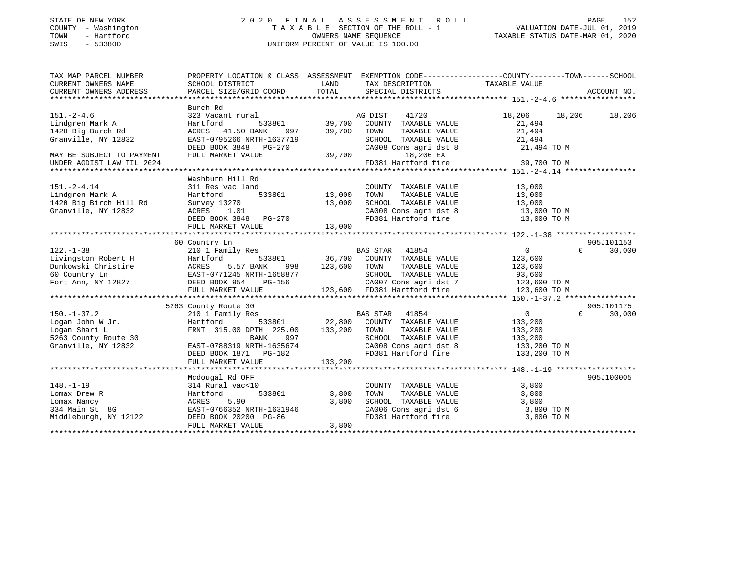STATE OF NEW YORK
COUNTY - Washington
TOWN - Hartford
SWIS - 533800

2020 FINAL ASSESSMENT ROLL
TAXABLE SECTION OF THE ROLL - 1
OWNERS NAME SEQUENCE
UNIFORM PERCENT OF VALUE IS 100.00

VALUATION DATE-JUL 01, 2019
TAXABLE STATUS DATE-MAR 01, 2020

```
TAX MAP PARCEL NUMBER          PROPERTY LOCATION & CLASS  ASSESSMENT  EXEMPTION CODE-----------------COUNTY--------TOWN------SCHOOL
CURRENT OWNERS NAME            SCHOOL DISTRICT              LAND      TAX DESCRIPTION             TAXABLE VALUE
CURRENT OWNERS ADDRESS         PARCEL SIZE/GRID COORD      TOTAL      SPECIAL DISTRICTS                                      ACCOUNT NO.
******************************************************************************************************* 151.-2-4.6 *****************
                               Burch Rd
151.-2-4.6                     323 Vacant rural                  AG DIST   41720            18,206     18,206     18,206
Lindgren Mark A                Hartford         533801    39,700   COUNTY  TAXABLE VALUE         21,494
1420 Big Burch Rd              ACRES  41.50 BANK     997  39,700   TOWN    TAXABLE VALUE         21,494
Granville, NY 12832            EAST-0795266 NRTH-1637719           SCHOOL  TAXABLE VALUE         21,494
                               DEED BOOK 3848   PG-270             CA008 Cons agri dst 8          21,494 TO M
MAY BE SUBJECT TO PAYMENT      FULL MARKET VALUE          39,700        18,206 EX
UNDER AGDIST LAW TIL 2024                                          FD381 Hartford fire            39,700 TO M
******************************************************************************************************* 151.-2-4.14 ****************
                               Washburn Hill Rd
151.-2-4.14                    311 Res vac land                    COUNTY  TAXABLE VALUE         13,000
Lindgren Mark A                Hartford         533801    13,000   TOWN    TAXABLE VALUE         13,000
1420 Big Birch Hill Rd         Survey 13270               13,000   SCHOOL  TAXABLE VALUE         13,000
Granville, NY 12832            ACRES    1.01                       CA008 Cons agri dst 8          13,000 TO M
                               DEED BOOK 3848   PG-270             FD381 Hartford fire            13,000 TO M
                               FULL MARKET VALUE          13,000
******************************************************************************************************* 122.-1-38 ******************
                               60 Country Ln                                                                        905J101153
122.-1-38                      210 1 Family Res                  BAS STAR  41854                 0          0     30,000
Livingston Robert H            Hartford         533801    36,700   COUNTY  TAXABLE VALUE        123,600
Dunkowski Christine            ACRES    5.57 BANK     998 123,600  TOWN    TAXABLE VALUE        123,600
60 Country Ln                  EAST-0771245 NRTH-1658877           SCHOOL  TAXABLE VALUE         93,600
Fort Ann, NY 12827             DEED BOOK 954    PG-156             CA007 Cons agri dst 7         123,600 TO M
                               FULL MARKET VALUE         123,600   FD381 Hartford fire           123,600 TO M
******************************************************************************************************* 150.-1-37.2 ****************
                               5263 County Route 30                                                                 905J101175
150.-1-37.2                    210 1 Family Res                  BAS STAR  41854                 0          0     30,000
Logan John W Jr.               Hartford         533801    22,800   COUNTY  TAXABLE VALUE        133,200
Logan Shari L                  FRNT 315.00 DPTH 225.00   133,200   TOWN    TAXABLE VALUE        133,200
5263 County Route 30                       BANK     997            SCHOOL  TAXABLE VALUE        103,200
Granville, NY 12832            EAST-0788319 NRTH-1635674           CA008 Cons agri dst 8         133,200 TO M
                               DEED BOOK 1871   PG-182             FD381 Hartford fire           133,200 TO M
                               FULL MARKET VALUE         133,200
******************************************************************************************************* 148.-1-19 ******************
                               Mcdougal Rd OFF                                                                      905J100005
148.-1-19                      314 Rural vac<10                    COUNTY  TAXABLE VALUE          3,800
Lomax Drew R                   Hartford         533801     3,800   TOWN    TAXABLE VALUE          3,800
Lomax Nancy                    ACRES    5.90               3,800   SCHOOL  TAXABLE VALUE          3,800
334 Main St  8G                EAST-0766352 NRTH-1631946           CA006 Cons agri dst 6           3,800 TO M
Middleburgh, NY 12122          DEED BOOK 20200 PG-86               FD381 Hartford fire             3,800 TO M
                               FULL MARKET VALUE           3,800
************************************************************************************************************************************
```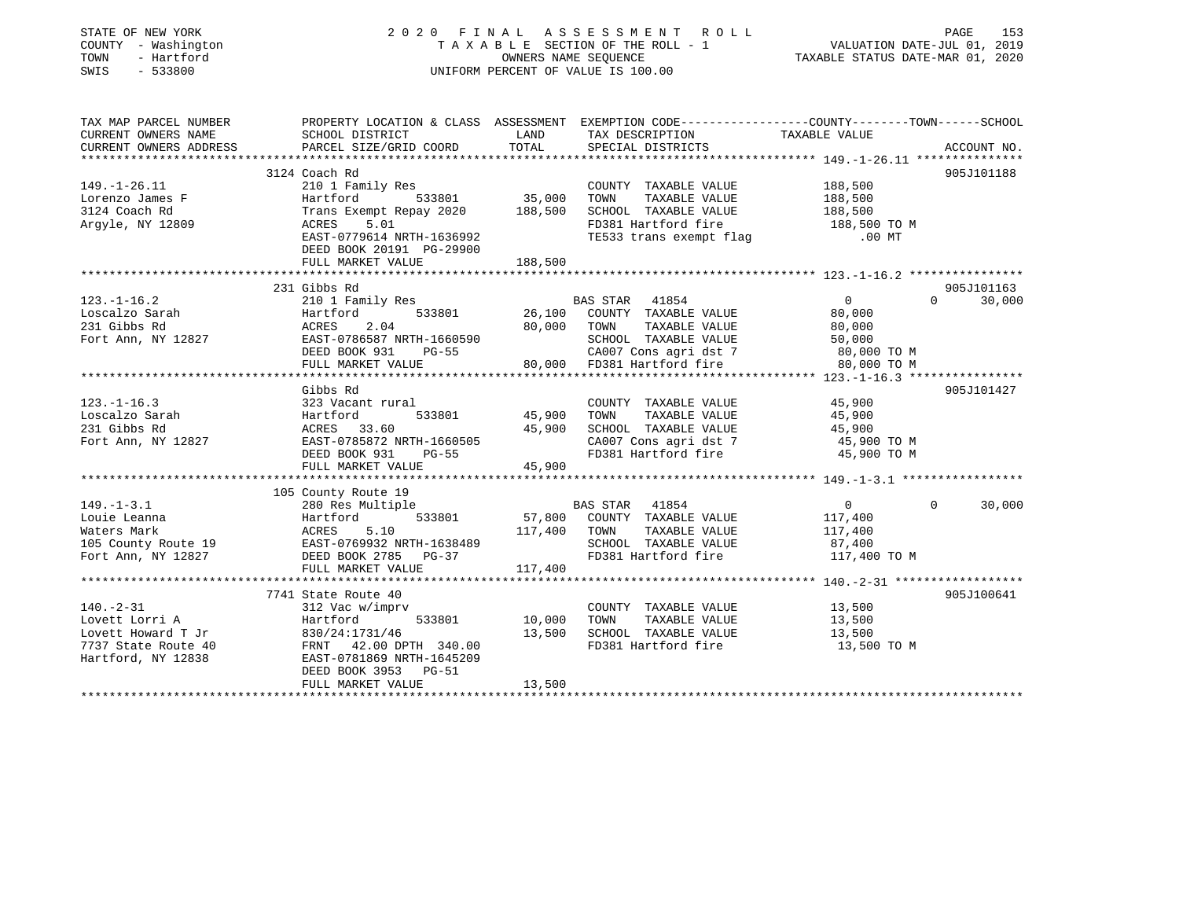STATE OF NEW YORK
COUNTY - Washington
TOWN - Hartford
SWIS - 533800

2020 FINAL ASSESSMENT ROLL
TAXABLE SECTION OF THE ROLL - 1
OWNERS NAME SEQUENCE
UNIFORM PERCENT OF VALUE IS 100.00

VALUATION DATE-JUL 01, 2019
TAXABLE STATUS DATE-MAR 01, 2020

| TAX MAP PARCEL NUMBER / CURRENT OWNERS NAME / CURRENT OWNERS ADDRESS | PROPERTY LOCATION & CLASS / SCHOOL DISTRICT / PARCEL SIZE/GRID COORD | ASSESSMENT LAND | TOTAL | EXEMPTION CODE / TAX DESCRIPTION / SPECIAL DISTRICTS | COUNTY TAXABLE VALUE | TOWN | SCHOOL | ACCOUNT NO. |
|---|---|---|---|---|---|---|---|---|
| 149.-1-26.11 | 3124 Coach Rd | | | | | | | 905J101188 |
| Lorenzo James F | 210 1 Family Res | | | COUNTY TAXABLE VALUE | 188,500 | | | |
| 3124 Coach Rd | Hartford 533801 | 35,000 | | TOWN TAXABLE VALUE | 188,500 | | | |
| Argyle, NY 12809 | Trans Exempt Repay 2020 | | 188,500 | SCHOOL TAXABLE VALUE | 188,500 | | | |
| | ACRES 5.01 | | | FD381 Hartford fire | 188,500 TO M | | | |
| | EAST-0779614 NRTH-1636992 | | | TE533 trans exempt flag | .00 MT | | | |
| | DEED BOOK 20191 PG-29900 | | | | | | | |
| | FULL MARKET VALUE | | 188,500 | | | | | |
| 123.-1-16.2 | 231 Gibbs Rd | | | | | | | 905J101163 |
| Loscalzo Sarah | 210 1 Family Res | | | BAS STAR 41854 | 0 | 0 | 30,000 | |
| 231 Gibbs Rd | Hartford 533801 | 26,100 | | COUNTY TAXABLE VALUE | 80,000 | | | |
| Fort Ann, NY 12827 | ACRES 2.04 | | 80,000 | TOWN TAXABLE VALUE | 80,000 | | | |
| | EAST-0786587 NRTH-1660590 | | | SCHOOL TAXABLE VALUE | 50,000 | | | |
| | DEED BOOK 931 PG-55 | | | CA007 Cons agri dst 7 | 80,000 TO M | | | |
| | FULL MARKET VALUE | | 80,000 | FD381 Hartford fire | 80,000 TO M | | | |
| 123.-1-16.3 | Gibbs Rd | | | | | | | 905J101427 |
| Loscalzo Sarah | 323 Vacant rural | | | COUNTY TAXABLE VALUE | 45,900 | | | |
| 231 Gibbs Rd | Hartford 533801 | 45,900 | | TOWN TAXABLE VALUE | 45,900 | | | |
| Fort Ann, NY 12827 | ACRES 33.60 | | 45,900 | SCHOOL TAXABLE VALUE | 45,900 | | | |
| | EAST-0785872 NRTH-1660505 | | | CA007 Cons agri dst 7 | 45,900 TO M | | | |
| | DEED BOOK 931 PG-55 | | | FD381 Hartford fire | 45,900 TO M | | | |
| | FULL MARKET VALUE | | 45,900 | | | | | |
| 149.-1-3.1 | 105 County Route 19 | | | | | | | |
| Louie Leanna | 280 Res Multiple | | | BAS STAR 41854 | 0 | 0 | 30,000 | |
| Waters Mark | Hartford 533801 | 57,800 | | COUNTY TAXABLE VALUE | 117,400 | | | |
| 105 County Route 19 | ACRES 5.10 | | 117,400 | TOWN TAXABLE VALUE | 117,400 | | | |
| Fort Ann, NY 12827 | EAST-0769932 NRTH-1638489 | | | SCHOOL TAXABLE VALUE | 87,400 | | | |
| | DEED BOOK 2785 PG-37 | | | FD381 Hartford fire | 117,400 TO M | | | |
| | FULL MARKET VALUE | | 117,400 | | | | | |
| 140.-2-31 | 7741 State Route 40 | | | | | | | 905J100641 |
| Lovett Lorri A | 312 Vac w/imprv | | | COUNTY TAXABLE VALUE | 13,500 | | | |
| Lovett Howard T Jr | Hartford 533801 | 10,000 | | TOWN TAXABLE VALUE | 13,500 | | | |
| 7737 State Route 40 | 830/24:1731/46 | | 13,500 | SCHOOL TAXABLE VALUE | 13,500 | | | |
| Hartford, NY 12838 | FRNT 42.00 DPTH 340.00 | | | FD381 Hartford fire | 13,500 TO M | | | |
| | EAST-0781869 NRTH-1645209 | | | | | | | |
| | DEED BOOK 3953 PG-51 | | | | | | | |
| | FULL MARKET VALUE | | 13,500 | | | | | |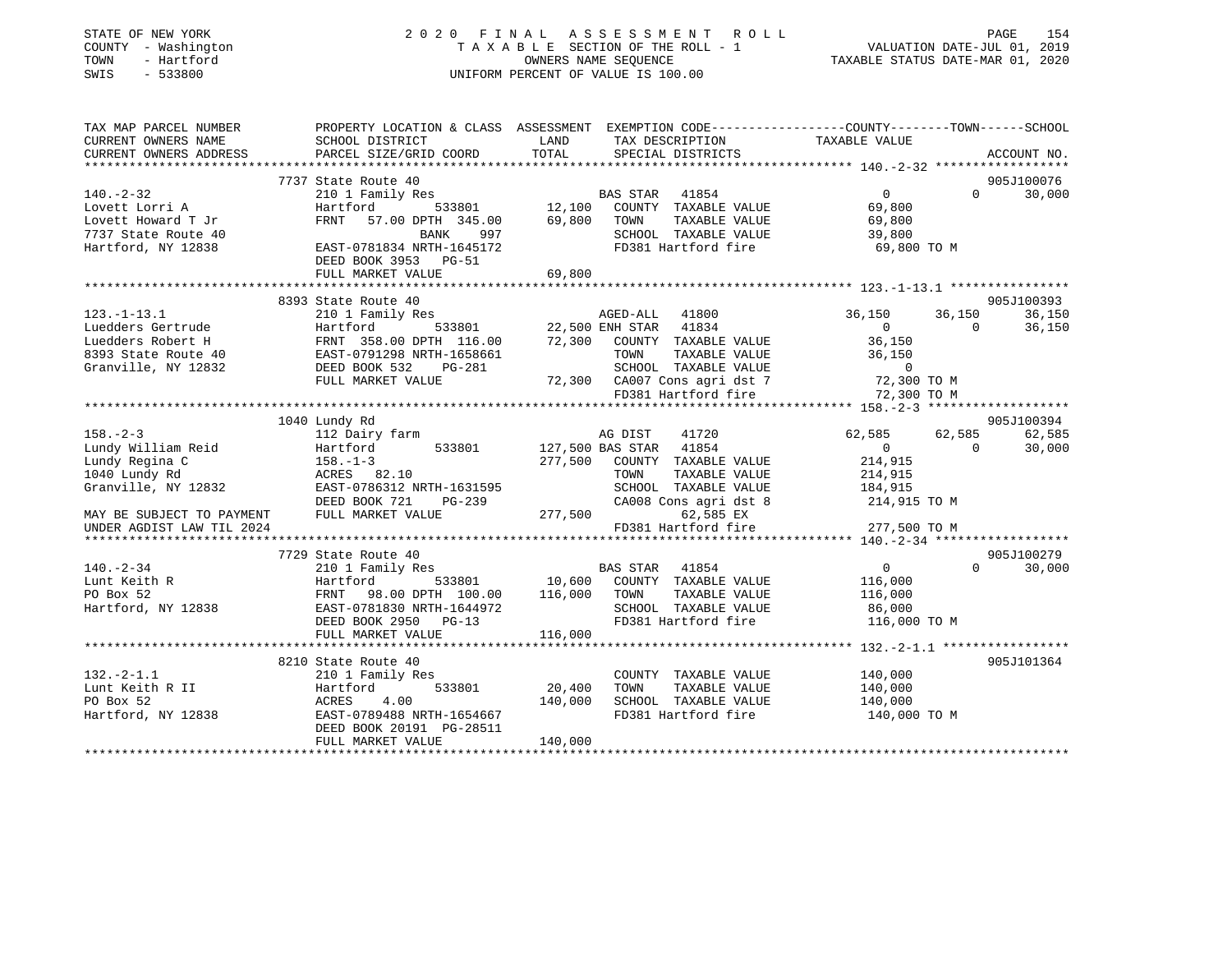STATE OF NEW YORK
COUNTY - Washington
TOWN - Hartford
SWIS - 533800

2020 FINAL ASSESSMENT ROLL
TAXABLE SECTION OF THE ROLL - 1
OWNERS NAME SEQUENCE
UNIFORM PERCENT OF VALUE IS 100.00

VALUATION DATE-JUL 01, 2019
TAXABLE STATUS DATE-MAR 01, 2020

```
TAX MAP PARCEL NUMBER          PROPERTY LOCATION & CLASS  ASSESSMENT  EXEMPTION CODE-----------------COUNTY--------TOWN------SCHOOL
CURRENT OWNERS NAME            SCHOOL DISTRICT               LAND      TAX DESCRIPTION            TAXABLE VALUE
CURRENT OWNERS ADDRESS         PARCEL SIZE/GRID COORD        TOTAL     SPECIAL DISTRICTS                                    ACCOUNT NO.
*********************************************************************************************** 140.-2-32 *****************
                               7737 State Route 40                                                                          905J100076
140.-2-32                      210 1 Family Res                         BAS STAR  41854                  0         0      30,000
Lovett Lorri A                 Hartford          533801        12,100   COUNTY  TAXABLE VALUE       69,800
Lovett Howard T Jr             FRNT   57.00 DPTH 345.00        69,800   TOWN    TAXABLE VALUE       69,800
7737 State Route 40                          BANK     997                SCHOOL  TAXABLE VALUE       39,800
Hartford, NY 12838             EAST-0781834 NRTH-1645172                 FD381 Hartford fire          69,800 TO M
                               DEED BOOK 3953   PG-51
                               FULL MARKET VALUE               69,800
*********************************************************************************************** 123.-1-13.1 ***************
                               8393 State Route 40                                                                          905J100393
123.-1-13.1                    210 1 Family Res                         AGED-ALL  41800              36,150    36,150      36,150
Luedders Gertrude              Hartford          533801        22,500 ENH STAR  41834                  0         0      36,150
Luedders Robert H              FRNT  358.00 DPTH 116.00        72,300   COUNTY  TAXABLE VALUE       36,150
8393 State Route 40            EAST-0791298 NRTH-1658661                 TOWN    TAXABLE VALUE       36,150
Granville, NY 12832            DEED BOOK 532    PG-281                   SCHOOL  TAXABLE VALUE            0
                               FULL MARKET VALUE               72,300   CA007 Cons agri dst 7         72,300 TO M
                                                                         FD381 Hartford fire           72,300 TO M
*********************************************************************************************** 158.-2-3 ******************
                               1040 Lundy Rd                                                                                905J100394
158.-2-3                       112 Dairy farm                           AG DIST   41720              62,585    62,585      62,585
Lundy William Reid             Hartford          533801       127,500 BAS STAR  41854                  0         0      30,000
Lundy Regina C                 158.-1-3                       277,500   COUNTY  TAXABLE VALUE      214,915
1040 Lundy Rd                  ACRES   82.10                             TOWN    TAXABLE VALUE      214,915
Granville, NY 12832            EAST-0786312 NRTH-1631595                 SCHOOL  TAXABLE VALUE      184,915
                               DEED BOOK 721    PG-239                   CA008 Cons agri dst 8        214,915 TO M
MAY BE SUBJECT TO PAYMENT      FULL MARKET VALUE              277,500           62,585 EX
UNDER AGDIST LAW TIL 2024                                                FD381 Hartford fire          277,500 TO M
*********************************************************************************************** 140.-2-34 *****************
                               7729 State Route 40                                                                          905J100279
140.-2-34                      210 1 Family Res                         BAS STAR  41854                  0         0      30,000
Lunt Keith R                   Hartford          533801        10,600   COUNTY  TAXABLE VALUE      116,000
PO Box 52                      FRNT   98.00 DPTH 100.00       116,000   TOWN    TAXABLE VALUE      116,000
Hartford, NY 12838             EAST-0781830 NRTH-1644972                 SCHOOL  TAXABLE VALUE       86,000
                               DEED BOOK 2950   PG-13                    FD381 Hartford fire          116,000 TO M
                               FULL MARKET VALUE              116,000
*********************************************************************************************** 132.-2-1.1 ****************
                               8210 State Route 40                                                                          905J101364
132.-2-1.1                     210 1 Family Res                          COUNTY  TAXABLE VALUE      140,000
Lunt Keith R II                Hartford          533801        20,400   TOWN    TAXABLE VALUE      140,000
PO Box 52                      ACRES    4.00                  140,000   SCHOOL  TAXABLE VALUE      140,000
Hartford, NY 12838             EAST-0789488 NRTH-1654667                 FD381 Hartford fire          140,000 TO M
                               DEED BOOK 20191  PG-28511
                               FULL MARKET VALUE              140,000
****************************************************************************************************************************
```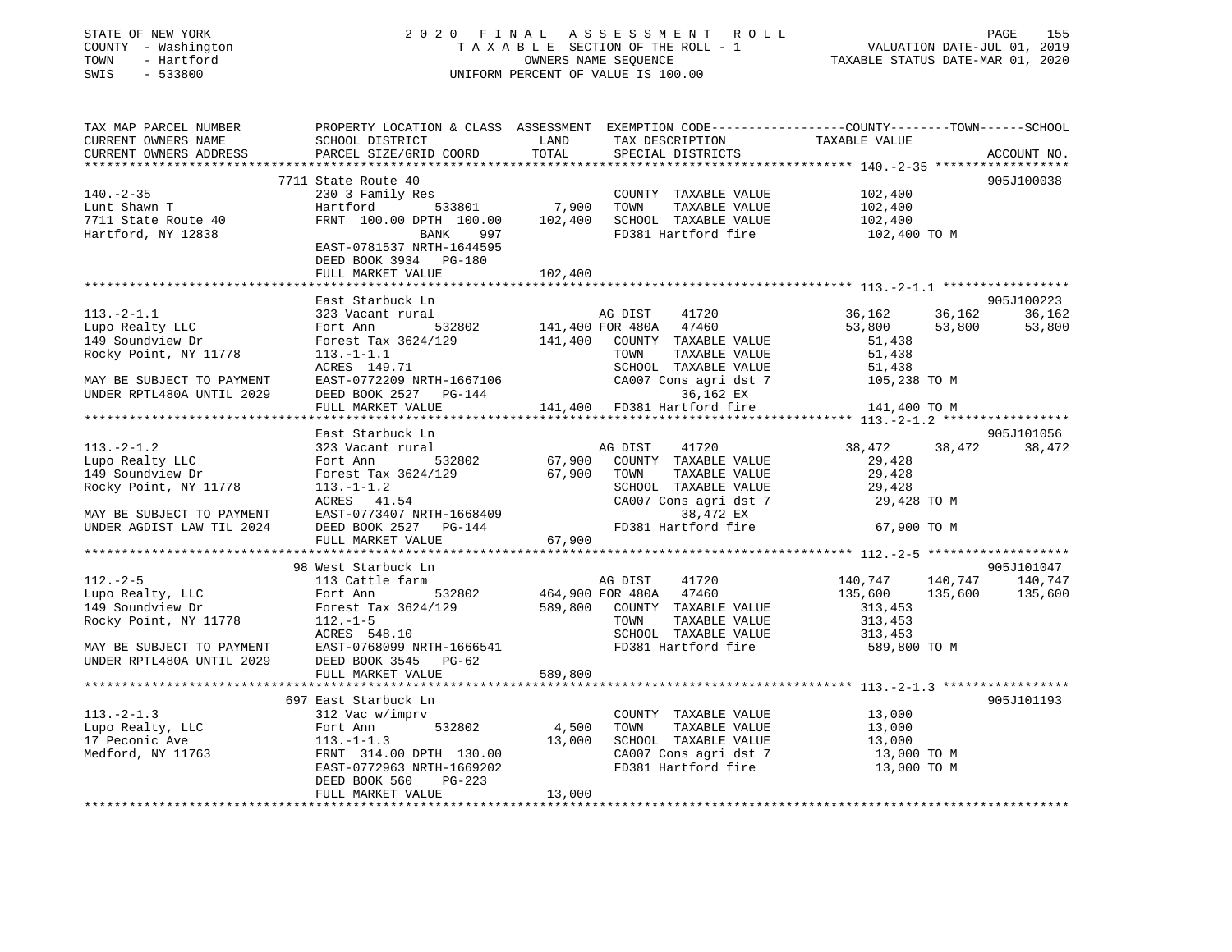STATE OF NEW YORK
COUNTY - Washington
TOWN - Hartford
SWIS - 533800

2020 FINAL ASSESSMENT ROLL
TAXABLE SECTION OF THE ROLL - 1
OWNERS NAME SEQUENCE
UNIFORM PERCENT OF VALUE IS 100.00

VALUATION DATE-JUL 01, 2019
TAXABLE STATUS DATE-MAR 01, 2020

| TAX MAP PARCEL NUMBER / CURRENT OWNERS NAME / CURRENT OWNERS ADDRESS | PROPERTY LOCATION & CLASS / SCHOOL DISTRICT / PARCEL SIZE/GRID COORD | ASSESSMENT LAND / TOTAL | EXEMPTION CODE / TAX DESCRIPTION / SPECIAL DISTRICTS | COUNTY TAXABLE VALUE | TOWN | SCHOOL | ACCOUNT NO. |
|---|---|---|---|---|---|---|---|
| 140.-2-35 | 7711 State Route 40 | | | | | | 905J100038 |
| Lunt Shawn T | 230 3 Family Res | | COUNTY TAXABLE VALUE | 102,400 | | | |
| 7711 State Route 40 | Hartford 533801 | 7,900 | TOWN TAXABLE VALUE | 102,400 | | | |
| Hartford, NY 12838 | FRNT 100.00 DPTH 100.00 | 102,400 | SCHOOL TAXABLE VALUE | 102,400 | | | |
| | BANK 997 | | FD381 Hartford fire | 102,400 TO M | | | |
| | EAST-0781537 NRTH-1644595 | | | | | | |
| | DEED BOOK 3934 PG-180 | | | | | | |
| | FULL MARKET VALUE | 102,400 | | | | | |
| 113.-2-1.1 | East Starbuck Ln | | | | | | 905J100223 |
| Lupo Realty LLC | 323 Vacant rural | | AG DIST 41720 | 36,162 | 36,162 | 36,162 | |
| 149 Soundview Dr | Fort Ann 532802 | 141,400 | FOR 480A 47460 | 53,800 | 53,800 | 53,800 | |
| Rocky Point, NY 11778 | Forest Tax 3624/129 | 141,400 | COUNTY TAXABLE VALUE | 51,438 | | | |
| | 113.-1-1.1 | | TOWN TAXABLE VALUE | 51,438 | | | |
| | ACRES 149.71 | | SCHOOL TAXABLE VALUE | 51,438 | | | |
| MAY BE SUBJECT TO PAYMENT | EAST-0772209 NRTH-1667106 | | CA007 Cons agri dst 7 | 105,238 TO M | | | |
| UNDER RPTL480A UNTIL 2029 | DEED BOOK 2527 PG-144 | | 36,162 EX | | | | |
| | FULL MARKET VALUE | 141,400 | FD381 Hartford fire | 141,400 TO M | | | |
| 113.-2-1.2 | East Starbuck Ln | | | | | | 905J101056 |
| Lupo Realty LLC | 323 Vacant rural | | AG DIST 41720 | 38,472 | 38,472 | 38,472 | |
| 149 Soundview Dr | Fort Ann 532802 | 67,900 | COUNTY TAXABLE VALUE | 29,428 | | | |
| Rocky Point, NY 11778 | Forest Tax 3624/129 | 67,900 | TOWN TAXABLE VALUE | 29,428 | | | |
| | 113.-1-1.2 | | SCHOOL TAXABLE VALUE | 29,428 | | | |
| | ACRES 41.54 | | CA007 Cons agri dst 7 | 29,428 TO M | | | |
| MAY BE SUBJECT TO PAYMENT | EAST-0773407 NRTH-1668409 | | 38,472 EX | | | | |
| UNDER AGDIST LAW TIL 2024 | DEED BOOK 2527 PG-144 | | FD381 Hartford fire | 67,900 TO M | | | |
| | FULL MARKET VALUE | 67,900 | | | | | |
| 112.-2-5 | 98 West Starbuck Ln | | | | | | 905J101047 |
| Lupo Realty, LLC | 113 Cattle farm | | AG DIST 41720 | 140,747 | 140,747 | 140,747 | |
| 149 Soundview Dr | Fort Ann 532802 | 464,900 | FOR 480A 47460 | 135,600 | 135,600 | 135,600 | |
| Rocky Point, NY 11778 | Forest Tax 3624/129 | 589,800 | COUNTY TAXABLE VALUE | 313,453 | | | |
| | 112.-1-5 | | TOWN TAXABLE VALUE | 313,453 | | | |
| | ACRES 548.10 | | SCHOOL TAXABLE VALUE | 313,453 | | | |
| MAY BE SUBJECT TO PAYMENT | EAST-0768099 NRTH-1666541 | | FD381 Hartford fire | 589,800 TO M | | | |
| UNDER RPTL480A UNTIL 2029 | DEED BOOK 3545 PG-62 | | | | | | |
| | FULL MARKET VALUE | 589,800 | | | | | |
| 113.-2-1.3 | 697 East Starbuck Ln | | | | | | 905J101193 |
| Lupo Realty, LLC | 312 Vac w/imprv | | COUNTY TAXABLE VALUE | 13,000 | | | |
| 17 Peconic Ave | Fort Ann 532802 | 4,500 | TOWN TAXABLE VALUE | 13,000 | | | |
| Medford, NY 11763 | 113.-1-1.3 | 13,000 | SCHOOL TAXABLE VALUE | 13,000 | | | |
| | FRNT 314.00 DPTH 130.00 | | CA007 Cons agri dst 7 | 13,000 TO M | | | |
| | EAST-0772963 NRTH-1669202 | | FD381 Hartford fire | 13,000 TO M | | | |
| | DEED BOOK 560 PG-223 | | | | | | |
| | FULL MARKET VALUE | 13,000 | | | | | |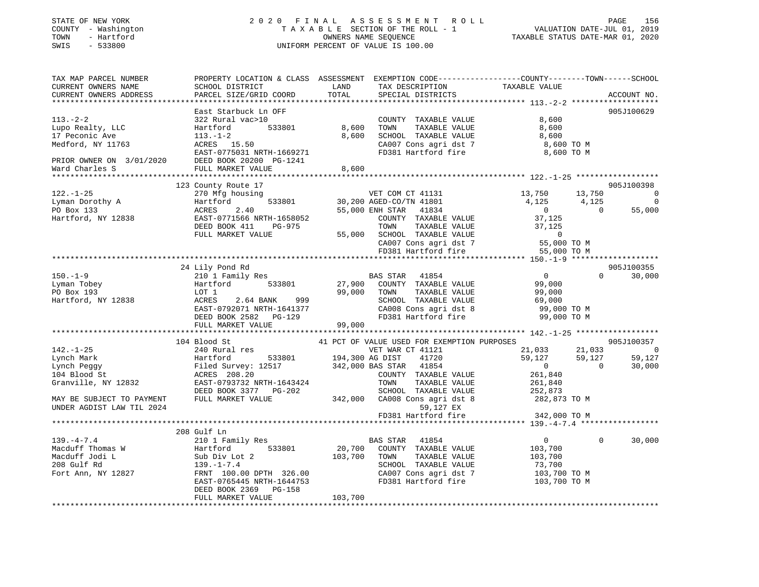STATE OF NEW YORK — COUNTY - Washington — TOWN - Hartford — SWIS - 533800

2020 FINAL ASSESSMENT ROLL
TAXABLE SECTION OF THE ROLL - 1
OWNERS NAME SEQUENCE
UNIFORM PERCENT OF VALUE IS 100.00

VALUATION DATE-JUL 01, 2019
TAXABLE STATUS DATE-MAR 01, 2020

```
TAX MAP PARCEL NUMBER          PROPERTY LOCATION & CLASS  ASSESSMENT  EXEMPTION CODE-----------------COUNTY--------TOWN------SCHOOL
CURRENT OWNERS NAME            SCHOOL DISTRICT               LAND      TAX DESCRIPTION            TAXABLE VALUE
CURRENT OWNERS ADDRESS         PARCEL SIZE/GRID COORD        TOTAL     SPECIAL DISTRICTS                                   ACCOUNT NO.
******************************************************************************************************* 113.-2-2 ******************
                               East Starbuck Ln OFF                                                                      905J100629
113.-2-2                       322 Rural vac>10                        COUNTY  TAXABLE VALUE            8,600
Lupo Realty, LLC               Hartford       533801         8,600     TOWN    TAXABLE VALUE            8,600
17 Peconic Ave                 113.-1-2                      8,600     SCHOOL  TAXABLE VALUE            8,600
Medford, NY 11763              ACRES  15.50                            CA007 Cons agri dst 7             8,600 TO M
                               EAST-0775031 NRTH-1669271               FD381 Hartford fire               8,600 TO M
PRIOR OWNER ON 3/01/2020       DEED BOOK 20200 PG-1241
Ward Charles S                 FULL MARKET VALUE             8,600
******************************************************************************************************* 122.-1-25 *****************
                               123 County Route 17                                                                       905J100398
122.-1-25                      270 Mfg housing                         VET COM CT 41131            13,750      13,750            0
Lyman Dorothy A                Hartford       533801        30,200 AGED-CO/TN 41801                 4,125       4,125            0
PO Box 133                     ACRES    2.40                55,000 ENH STAR   41834                     0           0       55,000
Hartford, NY 12838             EAST-0771566 NRTH-1658052               COUNTY  TAXABLE VALUE           37,125
                               DEED BOOK 411    PG-975                 TOWN    TAXABLE VALUE           37,125
                               FULL MARKET VALUE            55,000     SCHOOL  TAXABLE VALUE                0
                                                                       CA007 Cons agri dst 7            55,000 TO M
                                                                       FD381 Hartford fire              55,000 TO M
******************************************************************************************************* 150.-1-9 ******************
                               24 Lily Pond Rd                                                                           905J100355
150.-1-9                       210 1 Family Res                        BAS STAR   41854                     0           0       30,000
Lyman Tobey                    Hartford       533801        27,900     COUNTY  TAXABLE VALUE           99,000
PO Box 193                     LOT 1                        99,000     TOWN    TAXABLE VALUE           99,000
Hartford, NY 12838             ACRES    2.64 BANK    999               SCHOOL  TAXABLE VALUE           69,000
                               EAST-0792071 NRTH-1641377               CA008 Cons agri dst 8            99,000 TO M
                               DEED BOOK 2582   PG-129                 FD381 Hartford fire              99,000 TO M
                               FULL MARKET VALUE            99,000
******************************************************************************************************* 142.-1-25 *****************
                               104 Blood St                  41 PCT OF VALUE USED FOR EXEMPTION PURPOSES                 905J100357
142.-1-25                      240 Rural res                           VET WAR CT 41121            21,033      21,033            0
Lynch Mark                     Hartford       533801       194,300 AG DIST    41720                59,127      59,127       59,127
Lynch Peggy                    Filed Survey: 12517         342,000 BAS STAR   41854                     0           0       30,000
104 Blood St                   ACRES  208.20                           COUNTY  TAXABLE VALUE          261,840
Granville, NY 12832            EAST-0793732 NRTH-1643424               TOWN    TAXABLE VALUE          261,840
                               DEED BOOK 3377   PG-202                 SCHOOL  TAXABLE VALUE          252,873
MAY BE SUBJECT TO PAYMENT      FULL MARKET VALUE           342,000     CA008 Cons agri dst 8           282,873 TO M
UNDER AGDIST LAW TIL 2024                                                    59,127 EX
                                                                       FD381 Hartford fire             342,000 TO M
******************************************************************************************************* 139.-4-7.4 ****************
                               208 Gulf Ln
139.-4-7.4                     210 1 Family Res                        BAS STAR   41854                     0           0       30,000
Macduff Thomas W               Hartford       533801        20,700     COUNTY  TAXABLE VALUE          103,700
Macduff Jodi L                 Sub Div Lot 2               103,700     TOWN    TAXABLE VALUE          103,700
208 Gulf Rd                    139.-1-7.4                              SCHOOL  TAXABLE VALUE           73,700
Fort Ann, NY 12827             FRNT 100.00 DPTH 326.00                 CA007 Cons agri dst 7           103,700 TO M
                               EAST-0765445 NRTH-1644753               FD381 Hartford fire             103,700 TO M
                               DEED BOOK 2369   PG-158
                               FULL MARKET VALUE           103,700
************************************************************************************************************************************
```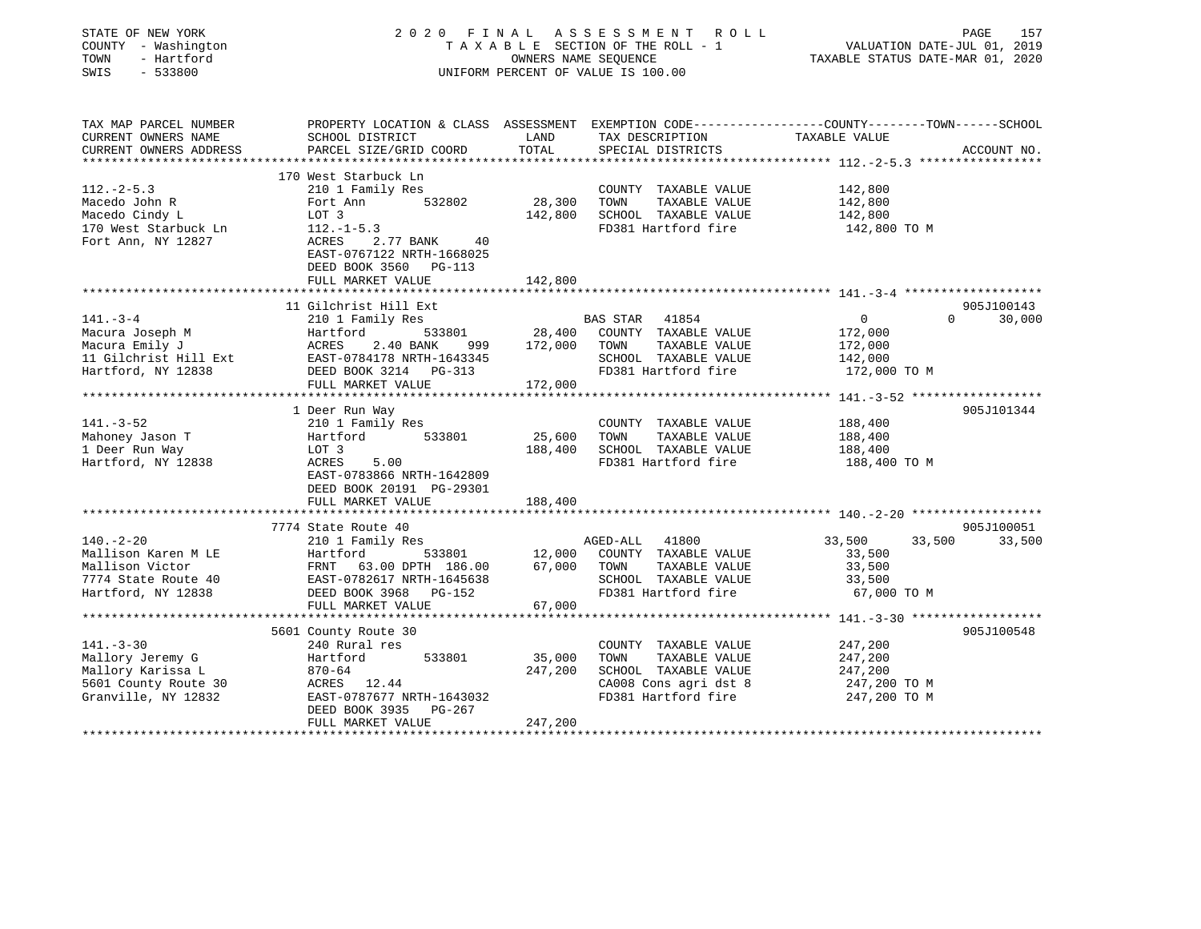STATE OF NEW YORK — 2020 FINAL ASSESSMENT ROLL
COUNTY - Washington — TAXABLE SECTION OF THE ROLL - 1 — VALUATION DATE-JUL 01, 2019
TOWN - Hartford — OWNERS NAME SEQUENCE — TAXABLE STATUS DATE-MAR 01, 2020
SWIS - 533800 — UNIFORM PERCENT OF VALUE IS 100.00

| TAX MAP PARCEL NUMBER / CURRENT OWNERS NAME / CURRENT OWNERS ADDRESS | PROPERTY LOCATION & CLASS / SCHOOL DISTRICT / PARCEL SIZE/GRID COORD | ASSESSMENT LAND | TOTAL | EXEMPTION CODE / TAX DESCRIPTION / SPECIAL DISTRICTS | COUNTY TAXABLE VALUE | TOWN | SCHOOL | ACCOUNT NO. |
|---|---|---|---|---|---|---|---|---|
| **112.-2-5.3** | 170 West Starbuck Ln | | | | | | | |
| 112.-2-5.3 | 210 1 Family Res | | | COUNTY TAXABLE VALUE | 142,800 | | | |
| Macedo John R | Fort Ann 532802 | 28,300 | | TOWN TAXABLE VALUE | 142,800 | | | |
| Macedo Cindy L | LOT 3 | | 142,800 | SCHOOL TAXABLE VALUE | 142,800 | | | |
| 170 West Starbuck Ln | 112.-1-5.3 | | | FD381 Hartford fire | 142,800 TO M | | | |
| Fort Ann, NY 12827 | ACRES 2.77 BANK 40 | | | | | | | |
| | EAST-0767122 NRTH-1668025 | | | | | | | |
| | DEED BOOK 3560 PG-113 | | | | | | | |
| | FULL MARKET VALUE | | 142,800 | | | | | |
| **141.-3-4** | 11 Gilchrist Hill Ext | | | | | | | 905J100143 |
| 141.-3-4 | 210 1 Family Res | | | BAS STAR 41854 | 0 | 0 | 30,000 | |
| Macura Joseph M | Hartford 533801 | 28,400 | | COUNTY TAXABLE VALUE | 172,000 | | | |
| Macura Emily J | ACRES 2.40 BANK 999 | | 172,000 | TOWN TAXABLE VALUE | 172,000 | | | |
| 11 Gilchrist Hill Ext | EAST-0784178 NRTH-1643345 | | | SCHOOL TAXABLE VALUE | 142,000 | | | |
| Hartford, NY 12838 | DEED BOOK 3214 PG-313 | | | FD381 Hartford fire | 172,000 TO M | | | |
| | FULL MARKET VALUE | | 172,000 | | | | | |
| **141.-3-52** | 1 Deer Run Way | | | | | | | 905J101344 |
| 141.-3-52 | 210 1 Family Res | | | COUNTY TAXABLE VALUE | 188,400 | | | |
| Mahoney Jason T | Hartford 533801 | 25,600 | | TOWN TAXABLE VALUE | 188,400 | | | |
| 1 Deer Run Way | LOT 3 | | 188,400 | SCHOOL TAXABLE VALUE | 188,400 | | | |
| Hartford, NY 12838 | ACRES 5.00 | | | FD381 Hartford fire | 188,400 TO M | | | |
| | EAST-0783866 NRTH-1642809 | | | | | | | |
| | DEED BOOK 20191 PG-29301 | | | | | | | |
| | FULL MARKET VALUE | | 188,400 | | | | | |
| **140.-2-20** | 7774 State Route 40 | | | | | | | 905J100051 |
| 140.-2-20 | 210 1 Family Res | | | AGED-ALL 41800 | 33,500 | 33,500 | 33,500 | |
| Mallison Karen M LE | Hartford 533801 | 12,000 | | COUNTY TAXABLE VALUE | 33,500 | | | |
| Mallison Victor | FRNT 63.00 DPTH 186.00 | | 67,000 | TOWN TAXABLE VALUE | 33,500 | | | |
| 7774 State Route 40 | EAST-0782617 NRTH-1645638 | | | SCHOOL TAXABLE VALUE | 33,500 | | | |
| Hartford, NY 12838 | DEED BOOK 3968 PG-152 | | | FD381 Hartford fire | 67,000 TO M | | | |
| | FULL MARKET VALUE | | 67,000 | | | | | |
| **141.-3-30** | 5601 County Route 30 | | | | | | | 905J100548 |
| 141.-3-30 | 240 Rural res | | | COUNTY TAXABLE VALUE | 247,200 | | | |
| Mallory Jeremy G | Hartford 533801 | 35,000 | | TOWN TAXABLE VALUE | 247,200 | | | |
| Mallory Karissa L | 870-64 | | 247,200 | SCHOOL TAXABLE VALUE | 247,200 | | | |
| 5601 County Route 30 | ACRES 12.44 | | | CA008 Cons agri dst 8 | 247,200 TO M | | | |
| Granville, NY 12832 | EAST-0787677 NRTH-1643032 | | | FD381 Hartford fire | 247,200 TO M | | | |
| | DEED BOOK 3935 PG-267 | | | | | | | |
| | FULL MARKET VALUE | | 247,200 | | | | | |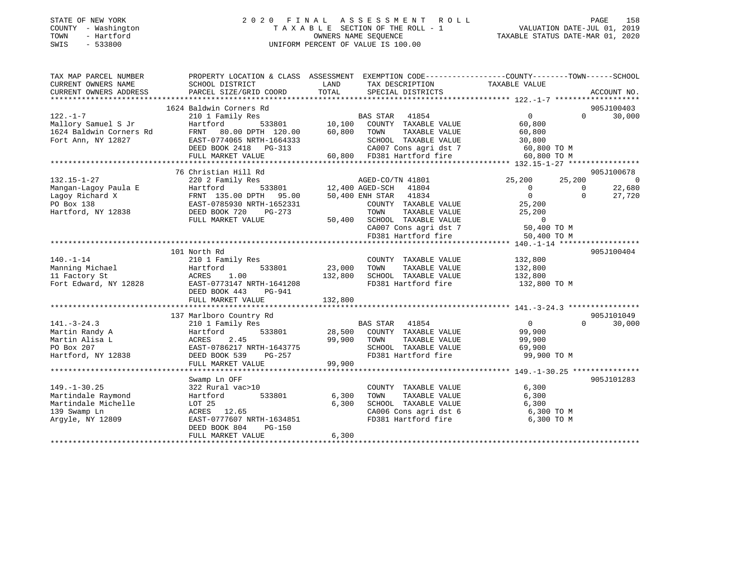STATE OF NEW YORK
COUNTY - Washington
TOWN - Hartford
SWIS - 533800

# 2020 FINAL ASSESSMENT ROLL

TAXABLE SECTION OF THE ROLL - 1
OWNERS NAME SEQUENCE
UNIFORM PERCENT OF VALUE IS 100.00

VALUATION DATE-JUL 01, 2019
TAXABLE STATUS DATE-MAR 01, 2020

```
TAX MAP PARCEL NUMBER          PROPERTY LOCATION & CLASS  ASSESSMENT  EXEMPTION CODE------------------COUNTY--------TOWN------SCHOOL
CURRENT OWNERS NAME            SCHOOL DISTRICT              LAND      TAX DESCRIPTION            TAXABLE VALUE
CURRENT OWNERS ADDRESS         PARCEL SIZE/GRID COORD       TOTAL     SPECIAL DISTRICTS                                        ACCOUNT NO.
******************************************************************************************************* 122.-1-7 *******************
                               1624 Baldwin Corners Rd                                                                        905J100403
122.-1-7                       210 1 Family Res                   BAS STAR  41854                 0            0        30,000
Mallory Samuel S Jr            Hartford        533801      10,100   COUNTY  TAXABLE VALUE         60,800
1624 Baldwin Corners Rd        FRNT  80.00 DPTH 120.00     60,800   TOWN    TAXABLE VALUE         60,800
Fort Ann, NY 12827             EAST-0774065 NRTH-1664333            SCHOOL  TAXABLE VALUE         30,800
                               DEED BOOK 2418   PG-313              CA007 Cons agri dst 7          60,800 TO M
                               FULL MARKET VALUE           60,800   FD381 Hartford fire            60,800 TO M
******************************************************************************************************* 132.15-1-27 ****************
                               76 Christian Hill Rd                                                                            905J100678
132.15-1-27                    220 2 Family Res                   AGED-CO/TN 41801           25,200       25,200             0
Mangan-Lagoy Paula E           Hartford        533801      12,400 AGED-SCH   41804                0            0        22,680
Lagoy Richard X                FRNT 135.00 DPTH  95.00     50,400 ENH STAR   41834                0            0        27,720
PO Box 138                     EAST-0785930 NRTH-1652331            COUNTY  TAXABLE VALUE         25,200
Hartford, NY 12838             DEED BOOK 720    PG-273              TOWN    TAXABLE VALUE         25,200
                               FULL MARKET VALUE           50,400   SCHOOL  TAXABLE VALUE              0
                                                                    CA007 Cons agri dst 7          50,400 TO M
                                                                    FD381 Hartford fire            50,400 TO M
******************************************************************************************************* 140.-1-14 ******************
                               101 North Rd                                                                                    905J100404
140.-1-14                      210 1 Family Res                     COUNTY  TAXABLE VALUE        132,800
Manning Michael                Hartford        533801      23,000   TOWN    TAXABLE VALUE        132,800
11 Factory St                  ACRES    1.00              132,800   SCHOOL  TAXABLE VALUE        132,800
Fort Edward, NY 12828          EAST-0773147 NRTH-1641208            FD381 Hartford fire           132,800 TO M
                               DEED BOOK 443    PG-941
                               FULL MARKET VALUE          132,800
******************************************************************************************************* 141.-3-24.3 ****************
                               137 Marlboro Country Rd                                                                         905J101049
141.-3-24.3                    210 1 Family Res                   BAS STAR  41854                 0            0        30,000
Martin Randy A                 Hartford        533801      28,500   COUNTY  TAXABLE VALUE         99,900
Martin Alisa L                 ACRES    2.45               99,900   TOWN    TAXABLE VALUE         99,900
PO Box 207                     EAST-0786217 NRTH-1643775            SCHOOL  TAXABLE VALUE         69,900
Hartford, NY 12838             DEED BOOK 539    PG-257              FD381 Hartford fire            99,900 TO M
                               FULL MARKET VALUE           99,900
******************************************************************************************************* 149.-1-30.25 ***************
                               Swamp Ln OFF                                                                                    905J101283
149.-1-30.25                   322 Rural vac>10                     COUNTY  TAXABLE VALUE          6,300
Martindale Raymond             Hartford        533801       6,300   TOWN    TAXABLE VALUE          6,300
Martindale Michelle            LOT 25                       6,300   SCHOOL  TAXABLE VALUE          6,300
139 Swamp Ln                   ACRES   12.65                        CA006 Cons agri dst 6           6,300 TO M
Argyle, NY 12809               EAST-0777607 NRTH-1634851            FD381 Hartford fire             6,300 TO M
                               DEED BOOK 804    PG-150
                               FULL MARKET VALUE            6,300
************************************************************************************************************************************
```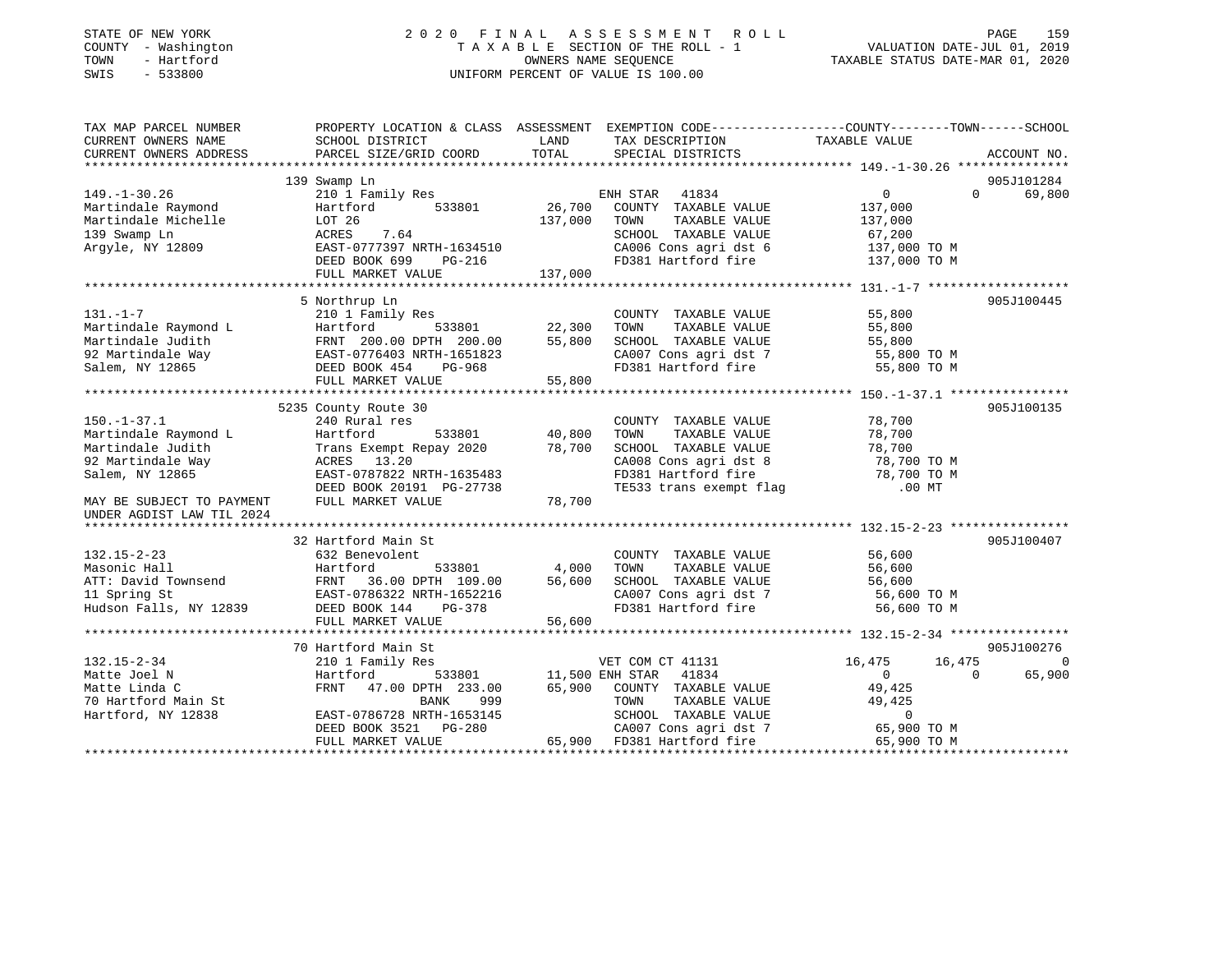STATE OF NEW YORK
COUNTY - Washington
TOWN - Hartford
SWIS - 533800

# 2020 FINAL ASSESSMENT ROLL

TAXABLE SECTION OF THE ROLL - 1
OWNERS NAME SEQUENCE
UNIFORM PERCENT OF VALUE IS 100.00

VALUATION DATE-JUL 01, 2019
TAXABLE STATUS DATE-MAR 01, 2020

```
TAX MAP PARCEL NUMBER          PROPERTY LOCATION & CLASS  ASSESSMENT  EXEMPTION CODE-----------------COUNTY--------TOWN------SCHOOL
CURRENT OWNERS NAME            SCHOOL DISTRICT               LAND      TAX DESCRIPTION            TAXABLE VALUE
CURRENT OWNERS ADDRESS         PARCEL SIZE/GRID COORD        TOTAL     SPECIAL DISTRICTS                                    ACCOUNT NO.
******************************************************************************************************* 149.-1-30.26 ***************
                               139 Swamp Ln                                                                                 905J101284
149.-1-30.26                   210 1 Family Res                        ENH STAR  41834                 0             0        69,800
Martindale Raymond             Hartford          533801       26,700   COUNTY  TAXABLE VALUE          137,000
Martindale Michelle            LOT 26                        137,000   TOWN    TAXABLE VALUE          137,000
139 Swamp Ln                   ACRES    7.64                           SCHOOL  TAXABLE VALUE           67,200
Argyle, NY 12809               EAST-0777397 NRTH-1634510               CA006 Cons agri dst 6          137,000 TO M
                               DEED BOOK 699    PG-216                 FD381 Hartford fire            137,000 TO M
                               FULL MARKET VALUE             137,000
******************************************************************************************************* 131.-1-7 *******************
                               5 Northrup Ln                                                                                905J100445
131.-1-7                       210 1 Family Res                        COUNTY  TAXABLE VALUE           55,800
Martindale Raymond L           Hartford          533801       22,300   TOWN    TAXABLE VALUE           55,800
Martindale Judith              FRNT  200.00 DPTH  200.00      55,800   SCHOOL  TAXABLE VALUE           55,800
92 Martindale Way              EAST-0776403 NRTH-1651823               CA007 Cons agri dst 7           55,800 TO M
Salem, NY 12865                DEED BOOK 454    PG-968                 FD381 Hartford fire             55,800 TO M
                               FULL MARKET VALUE              55,800
******************************************************************************************************* 150.-1-37.1 ****************
                               5235 County Route 30                                                                         905J100135
150.-1-37.1                    240 Rural res                           COUNTY  TAXABLE VALUE           78,700
Martindale Raymond L           Hartford          533801       40,800   TOWN    TAXABLE VALUE           78,700
Martindale Judith              Trans Exempt Repay 2020        78,700   SCHOOL  TAXABLE VALUE           78,700
92 Martindale Way              ACRES   13.20                           CA008 Cons agri dst 8           78,700 TO M
Salem, NY 12865                EAST-0787822 NRTH-1635483               FD381 Hartford fire             78,700 TO M
                               DEED BOOK 20191  PG-27738               TE533 trans exempt flag            .00 MT
MAY BE SUBJECT TO PAYMENT      FULL MARKET VALUE              78,700
UNDER AGDIST LAW TIL 2024
******************************************************************************************************* 132.15-2-23 ****************
                               32 Hartford Main St                                                                          905J100407
132.15-2-23                    632 Benevolent                          COUNTY  TAXABLE VALUE           56,600
Masonic Hall                   Hartford          533801        4,000   TOWN    TAXABLE VALUE           56,600
ATT: David Townsend            FRNT   36.00 DPTH  109.00      56,600   SCHOOL  TAXABLE VALUE           56,600
11 Spring St                   EAST-0786322 NRTH-1652216               CA007 Cons agri dst 7           56,600 TO M
Hudson Falls, NY 12839         DEED BOOK 144    PG-378                 FD381 Hartford fire             56,600 TO M
                               FULL MARKET VALUE              56,600
******************************************************************************************************* 132.15-2-34 ****************
                               70 Hartford Main St                                                                          905J100276
132.15-2-34                    210 1 Family Res                        VET COM CT 41131            16,475        16,475             0
Matte Joel N                   Hartford          533801       11,500 ENH STAR  41834                 0             0        65,900
Matte Linda C                  FRNT   47.00 DPTH  233.00      65,900   COUNTY  TAXABLE VALUE           49,425
70 Hartford Main St                          BANK     999                  TOWN    TAXABLE VALUE           49,425
Hartford, NY 12838             EAST-0786728 NRTH-1653145               SCHOOL  TAXABLE VALUE                0
                               DEED BOOK 3521   PG-280                 CA007 Cons agri dst 7           65,900 TO M
                               FULL MARKET VALUE              65,900   FD381 Hartford fire             65,900 TO M
************************************************************************************************************************************
```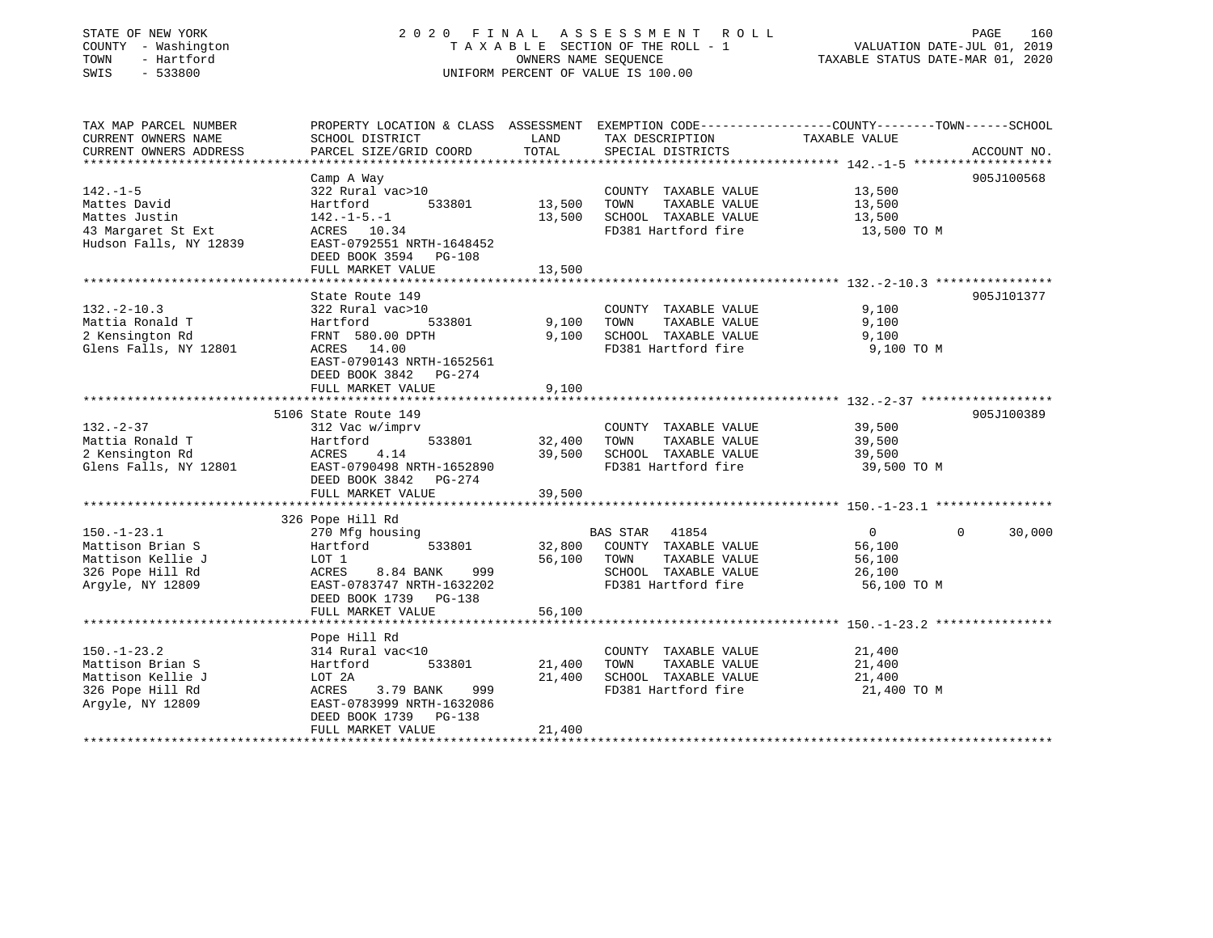STATE OF NEW YORK
COUNTY - Washington
TOWN - Hartford
SWIS - 533800

# 2020 FINAL ASSESSMENT ROLL

TAXABLE SECTION OF THE ROLL - 1
OWNERS NAME SEQUENCE
UNIFORM PERCENT OF VALUE IS 100.00

VALUATION DATE-JUL 01, 2019
TAXABLE STATUS DATE-MAR 01, 2020

| TAX MAP PARCEL NUMBER / CURRENT OWNERS NAME / CURRENT OWNERS ADDRESS | PROPERTY LOCATION & CLASS / SCHOOL DISTRICT / PARCEL SIZE/GRID COORD | ASSESSMENT LAND | TOTAL | EXEMPTION CODE / TAX DESCRIPTION / SPECIAL DISTRICTS | COUNTY / TOWN TAXABLE VALUE | SCHOOL | ACCOUNT NO. |
|---|---|---|---|---|---|---|---|
| **142.-1-5** | Camp A Way | | | | | | 905J100568 |
| 142.-1-5 | 322 Rural vac>10 | | | COUNTY TAXABLE VALUE | 13,500 | | |
| Mattes David | Hartford 533801 | 13,500 | | TOWN TAXABLE VALUE | 13,500 | | |
| Mattes Justin | 142.-1-5.-1 | | 13,500 | SCHOOL TAXABLE VALUE | 13,500 | | |
| 43 Margaret St Ext | ACRES 10.34 | | | FD381 Hartford fire | 13,500 TO M | | |
| Hudson Falls, NY 12839 | EAST-0792551 NRTH-1648452 | | | | | | |
| | DEED BOOK 3594 PG-108 | | | | | | |
| | FULL MARKET VALUE | | 13,500 | | | | |
| **132.-2-10.3** | State Route 149 | | | | | | 905J101377 |
| 132.-2-10.3 | 322 Rural vac>10 | | | COUNTY TAXABLE VALUE | 9,100 | | |
| Mattia Ronald T | Hartford 533801 | 9,100 | | TOWN TAXABLE VALUE | 9,100 | | |
| 2 Kensington Rd | FRNT 580.00 DPTH | | 9,100 | SCHOOL TAXABLE VALUE | 9,100 | | |
| Glens Falls, NY 12801 | ACRES 14.00 | | | FD381 Hartford fire | 9,100 TO M | | |
| | EAST-0790143 NRTH-1652561 | | | | | | |
| | DEED BOOK 3842 PG-274 | | | | | | |
| | FULL MARKET VALUE | | 9,100 | | | | |
| **132.-2-37** | 5106 State Route 149 | | | | | | 905J100389 |
| 132.-2-37 | 312 Vac w/imprv | | | COUNTY TAXABLE VALUE | 39,500 | | |
| Mattia Ronald T | Hartford 533801 | 32,400 | | TOWN TAXABLE VALUE | 39,500 | | |
| 2 Kensington Rd | ACRES 4.14 | | 39,500 | SCHOOL TAXABLE VALUE | 39,500 | | |
| Glens Falls, NY 12801 | EAST-0790498 NRTH-1652890 | | | FD381 Hartford fire | 39,500 TO M | | |
| | DEED BOOK 3842 PG-274 | | | | | | |
| | FULL MARKET VALUE | | 39,500 | | | | |
| **150.-1-23.1** | 326 Pope Hill Rd | | | | | | |
| 150.-1-23.1 | 270 Mfg housing | | | BAS STAR 41854 | 0 / 0 | 30,000 | |
| Mattison Brian S | Hartford 533801 | 32,800 | | COUNTY TAXABLE VALUE | 56,100 | | |
| Mattison Kellie J | LOT 1 | | 56,100 | TOWN TAXABLE VALUE | 56,100 | | |
| 326 Pope Hill Rd | ACRES 8.84 BANK 999 | | | SCHOOL TAXABLE VALUE | 26,100 | | |
| Argyle, NY 12809 | EAST-0783747 NRTH-1632202 | | | FD381 Hartford fire | 56,100 TO M | | |
| | DEED BOOK 1739 PG-138 | | | | | | |
| | FULL MARKET VALUE | | 56,100 | | | | |
| **150.-1-23.2** | Pope Hill Rd | | | | | | |
| 150.-1-23.2 | 314 Rural vac<10 | | | COUNTY TAXABLE VALUE | 21,400 | | |
| Mattison Brian S | Hartford 533801 | 21,400 | | TOWN TAXABLE VALUE | 21,400 | | |
| Mattison Kellie J | LOT 2A | | 21,400 | SCHOOL TAXABLE VALUE | 21,400 | | |
| 326 Pope Hill Rd | ACRES 3.79 BANK 999 | | | FD381 Hartford fire | 21,400 TO M | | |
| Argyle, NY 12809 | EAST-0783999 NRTH-1632086 | | | | | | |
| | DEED BOOK 1739 PG-138 | | | | | | |
| | FULL MARKET VALUE | | 21,400 | | | | |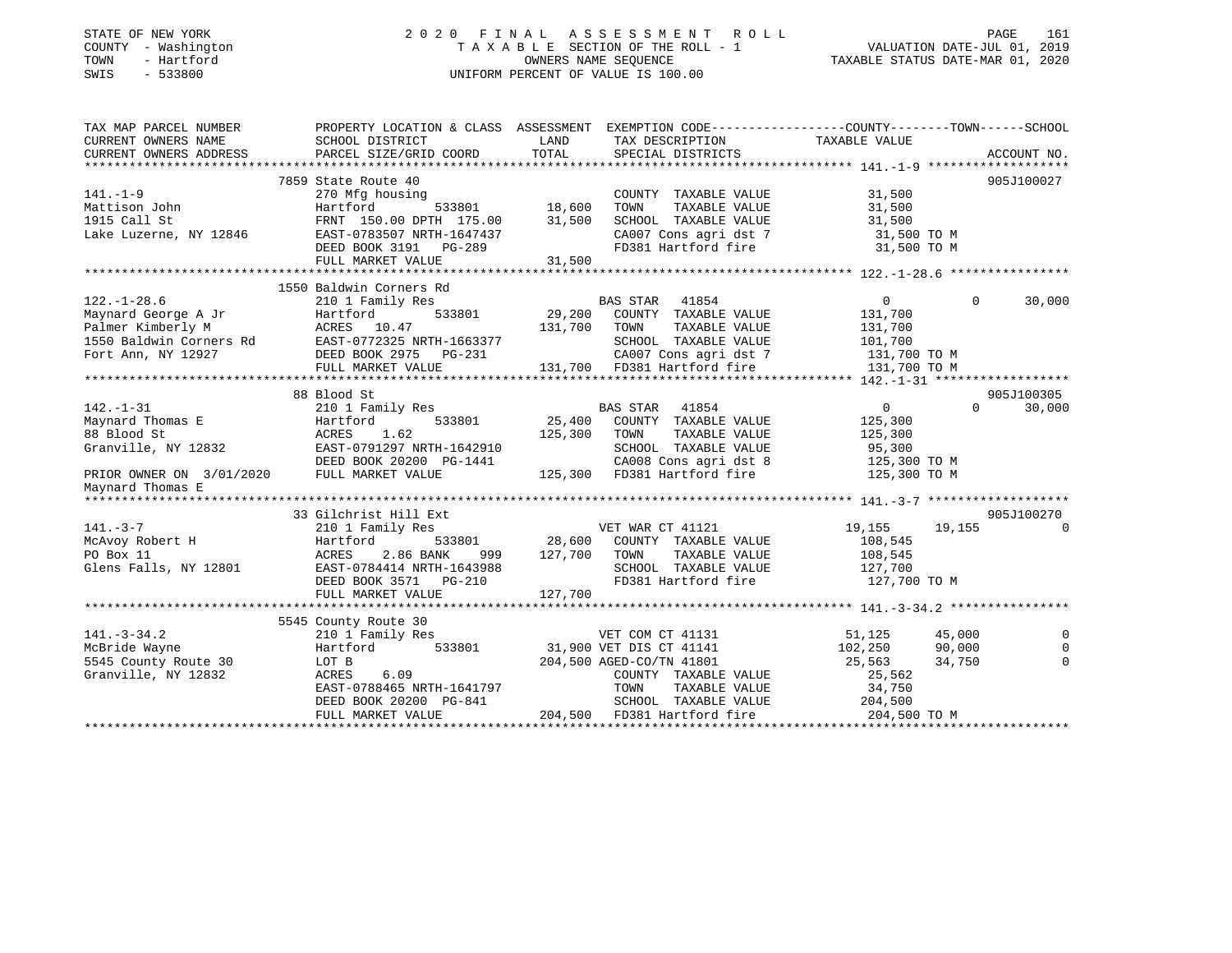STATE OF NEW YORK
COUNTY - Washington
TOWN - Hartford
SWIS - 533800

# 2020 FINAL ASSESSMENT ROLL

TAXABLE SECTION OF THE ROLL - 1
OWNERS NAME SEQUENCE
UNIFORM PERCENT OF VALUE IS 100.00

VALUATION DATE-JUL 01, 2019
TAXABLE STATUS DATE-MAR 01, 2020

| TAX MAP PARCEL NUMBER / CURRENT OWNERS NAME / CURRENT OWNERS ADDRESS | PROPERTY LOCATION & CLASS / SCHOOL DISTRICT / PARCEL SIZE/GRID COORD | ASSESSMENT LAND / TOTAL | EXEMPTION CODE / TAX DESCRIPTION / SPECIAL DISTRICTS | COUNTY | TOWN | SCHOOL | ACCOUNT NO. |
|---|---|---|---|---|---|---|---|
| | 7859 State Route 40 | | | | | | 905J100027 |
| 141.-1-9 | 270 Mfg housing | | COUNTY TAXABLE VALUE | 31,500 | | | |
| Mattison John | Hartford 533801 | 18,600 | TOWN TAXABLE VALUE | 31,500 | | | |
| 1915 Call St | FRNT 150.00 DPTH 175.00 | 31,500 | SCHOOL TAXABLE VALUE | 31,500 | | | |
| Lake Luzerne, NY 12846 | EAST-0783507 NRTH-1647437 | | CA007 Cons agri dst 7 | 31,500 TO M | | | |
| | DEED BOOK 3191 PG-289 | | FD381 Hartford fire | 31,500 TO M | | | |
| | FULL MARKET VALUE | 31,500 | | | | | |
| | 1550 Baldwin Corners Rd | | | | | | |
| 122.-1-28.6 | 210 1 Family Res | | BAS STAR 41854 | 0 | 0 | 30,000 | |
| Maynard George A Jr | Hartford 533801 | 29,200 | COUNTY TAXABLE VALUE | 131,700 | | | |
| Palmer Kimberly M | ACRES 10.47 | 131,700 | TOWN TAXABLE VALUE | 131,700 | | | |
| 1550 Baldwin Corners Rd | EAST-0772325 NRTH-1663377 | | SCHOOL TAXABLE VALUE | 101,700 | | | |
| Fort Ann, NY 12927 | DEED BOOK 2975 PG-231 | | CA007 Cons agri dst 7 | 131,700 TO M | | | |
| | FULL MARKET VALUE | 131,700 | FD381 Hartford fire | 131,700 TO M | | | |
| | 88 Blood St | | | | | | 905J100305 |
| 142.-1-31 | 210 1 Family Res | | BAS STAR 41854 | 0 | 0 | 30,000 | |
| Maynard Thomas E | Hartford 533801 | 25,400 | COUNTY TAXABLE VALUE | 125,300 | | | |
| 88 Blood St | ACRES 1.62 | 125,300 | TOWN TAXABLE VALUE | 125,300 | | | |
| Granville, NY 12832 | EAST-0791297 NRTH-1642910 | | SCHOOL TAXABLE VALUE | 95,300 | | | |
| | DEED BOOK 20200 PG-1441 | | CA008 Cons agri dst 8 | 125,300 TO M | | | |
| PRIOR OWNER ON 3/01/2020 | FULL MARKET VALUE | 125,300 | FD381 Hartford fire | 125,300 TO M | | | |
| Maynard Thomas E | | | | | | | |
| | 33 Gilchrist Hill Ext | | | | | | 905J100270 |
| 141.-3-7 | 210 1 Family Res | | VET WAR CT 41121 | 19,155 | 19,155 | 0 | |
| McAvoy Robert H | Hartford 533801 | 28,600 | COUNTY TAXABLE VALUE | 108,545 | | | |
| PO Box 11 | ACRES 2.86 BANK 999 | 127,700 | TOWN TAXABLE VALUE | 108,545 | | | |
| Glens Falls, NY 12801 | EAST-0784414 NRTH-1643988 | | SCHOOL TAXABLE VALUE | 127,700 | | | |
| | DEED BOOK 3571 PG-210 | | FD381 Hartford fire | 127,700 TO M | | | |
| | FULL MARKET VALUE | 127,700 | | | | | |
| | 5545 County Route 30 | | | | | | |
| 141.-3-34.2 | 210 1 Family Res | | VET COM CT 41131 | 51,125 | 45,000 | 0 | |
| McBride Wayne | Hartford 533801 | 31,900 | VET DIS CT 41141 | 102,250 | 90,000 | 0 | |
| 5545 County Route 30 | LOT B | 204,500 | AGED-CO/TN 41801 | 25,563 | 34,750 | 0 | |
| Granville, NY 12832 | ACRES 6.09 | | COUNTY TAXABLE VALUE | 25,562 | | | |
| | EAST-0788465 NRTH-1641797 | | TOWN TAXABLE VALUE | 34,750 | | | |
| | DEED BOOK 20200 PG-841 | | SCHOOL TAXABLE VALUE | 204,500 | | | |
| | FULL MARKET VALUE | 204,500 | FD381 Hartford fire | 204,500 TO M | | | |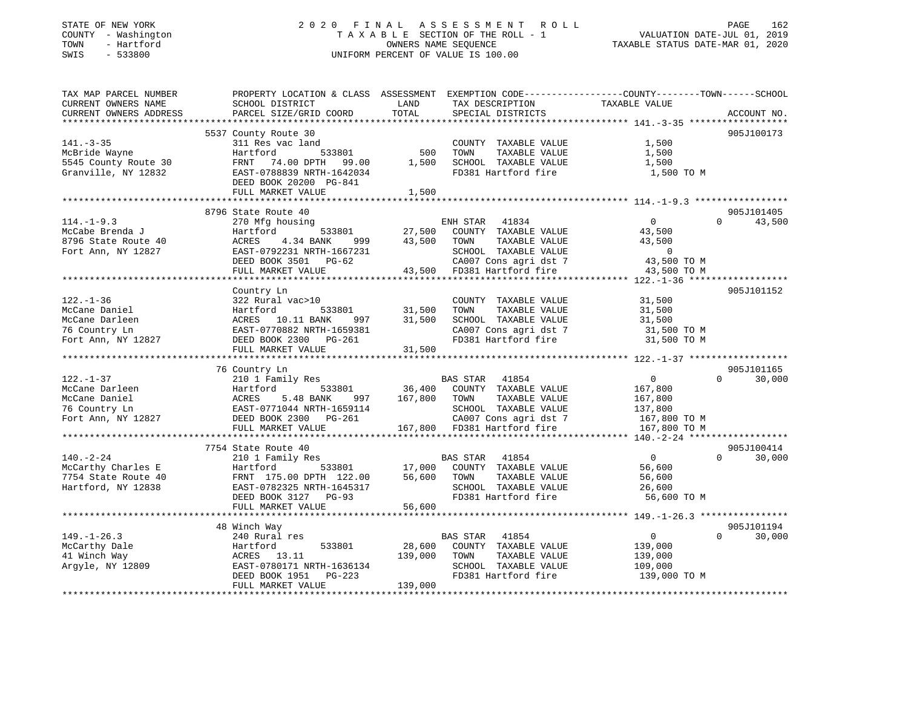STATE OF NEW YORK
COUNTY - Washington
TOWN - Hartford
SWIS - 533800

2020 FINAL ASSESSMENT ROLL
TAXABLE SECTION OF THE ROLL - 1
OWNERS NAME SEQUENCE
UNIFORM PERCENT OF VALUE IS 100.00

VALUATION DATE-JUL 01, 2019
TAXABLE STATUS DATE-MAR 01, 2020

```
TAX MAP PARCEL NUMBER          PROPERTY LOCATION & CLASS  ASSESSMENT  EXEMPTION CODE-----------------COUNTY--------TOWN------SCHOOL
CURRENT OWNERS NAME            SCHOOL DISTRICT            LAND        TAX DESCRIPTION              TAXABLE VALUE
CURRENT OWNERS ADDRESS         PARCEL SIZE/GRID COORD     TOTAL       SPECIAL DISTRICTS                                   ACCOUNT NO.
*********************************************************************************************** 141.-3-35 ******************
                               5537 County Route 30                                                                        905J100173
141.-3-35                      311 Res vac land                       COUNTY  TAXABLE VALUE            1,500
McBride Wayne                  Hartford        533801         500     TOWN    TAXABLE VALUE            1,500
5545 County Route 30           FRNT  74.00 DPTH  99.00      1,500     SCHOOL  TAXABLE VALUE            1,500
Granville, NY 12832            EAST-0788839 NRTH-1642034              FD381 Hartford fire              1,500 TO M
                               DEED BOOK 20200 PG-841
                               FULL MARKET VALUE            1,500
*********************************************************************************************** 114.-1-9.3 *****************
                               8796 State Route 40                                                                         905J101405
114.-1-9.3                     270 Mfg housing                        ENH STAR  41834                  0             0     43,500
McCabe Brenda J                Hartford        533801      27,500     COUNTY  TAXABLE VALUE           43,500
8796 State Route 40            ACRES    4.34 BANK    999   43,500     TOWN    TAXABLE VALUE           43,500
Fort Ann, NY 12827             EAST-0792231 NRTH-1667231              SCHOOL  TAXABLE VALUE                0
                               DEED BOOK 3501   PG-62                 CA007 Cons agri dst 7           43,500 TO M
                               FULL MARKET VALUE           43,500     FD381 Hartford fire             43,500 TO M
*********************************************************************************************** 122.-1-36 ******************
                               Country Ln                                                                                  905J101152
122.-1-36                      322 Rural vac>10                       COUNTY  TAXABLE VALUE           31,500
McCane Daniel                  Hartford        533801      31,500     TOWN    TAXABLE VALUE           31,500
McCane Darleen                 ACRES   10.11 BANK    997   31,500     SCHOOL  TAXABLE VALUE           31,500
76 Country Ln                  EAST-0770882 NRTH-1659381              CA007 Cons agri dst 7           31,500 TO M
Fort Ann, NY 12827             DEED BOOK 2300   PG-261                FD381 Hartford fire             31,500 TO M
                               FULL MARKET VALUE           31,500
*********************************************************************************************** 122.-1-37 ******************
                               76 Country Ln                                                                               905J101165
122.-1-37                      210 1 Family Res                       BAS STAR  41854                  0             0     30,000
McCane Darleen                 Hartford        533801      36,400     COUNTY  TAXABLE VALUE          167,800
McCane Daniel                  ACRES    5.48 BANK    997  167,800     TOWN    TAXABLE VALUE          167,800
76 Country Ln                  EAST-0771044 NRTH-1659114              SCHOOL  TAXABLE VALUE          137,800
Fort Ann, NY 12827             DEED BOOK 2300   PG-261                CA007 Cons agri dst 7          167,800 TO M
                               FULL MARKET VALUE          167,800     FD381 Hartford fire            167,800 TO M
*********************************************************************************************** 140.-2-24 ******************
                               7754 State Route 40                                                                         905J100414
140.-2-24                      210 1 Family Res                       BAS STAR  41854                  0             0     30,000
McCarthy Charles E             Hartford        533801      17,000     COUNTY  TAXABLE VALUE           56,600
7754 State Route 40            FRNT 175.00 DPTH 122.00     56,600     TOWN    TAXABLE VALUE           56,600
Hartford, NY 12838             EAST-0782325 NRTH-1645317              SCHOOL  TAXABLE VALUE           26,600
                               DEED BOOK 3127   PG-93                 FD381 Hartford fire             56,600 TO M
                               FULL MARKET VALUE           56,600
*********************************************************************************************** 149.-1-26.3 ****************
                               48 Winch Way                                                                                905J101194
149.-1-26.3                    240 Rural res                          BAS STAR  41854                  0             0     30,000
McCarthy Dale                  Hartford        533801      28,600     COUNTY  TAXABLE VALUE          139,000
41 Winch Way                   ACRES   13.11              139,000     TOWN    TAXABLE VALUE          139,000
Argyle, NY 12809               EAST-0780171 NRTH-1636134              SCHOOL  TAXABLE VALUE          109,000
                               DEED BOOK 1951   PG-223                FD381 Hartford fire            139,000 TO M
                               FULL MARKET VALUE          139,000
****************************************************************************************************************************
```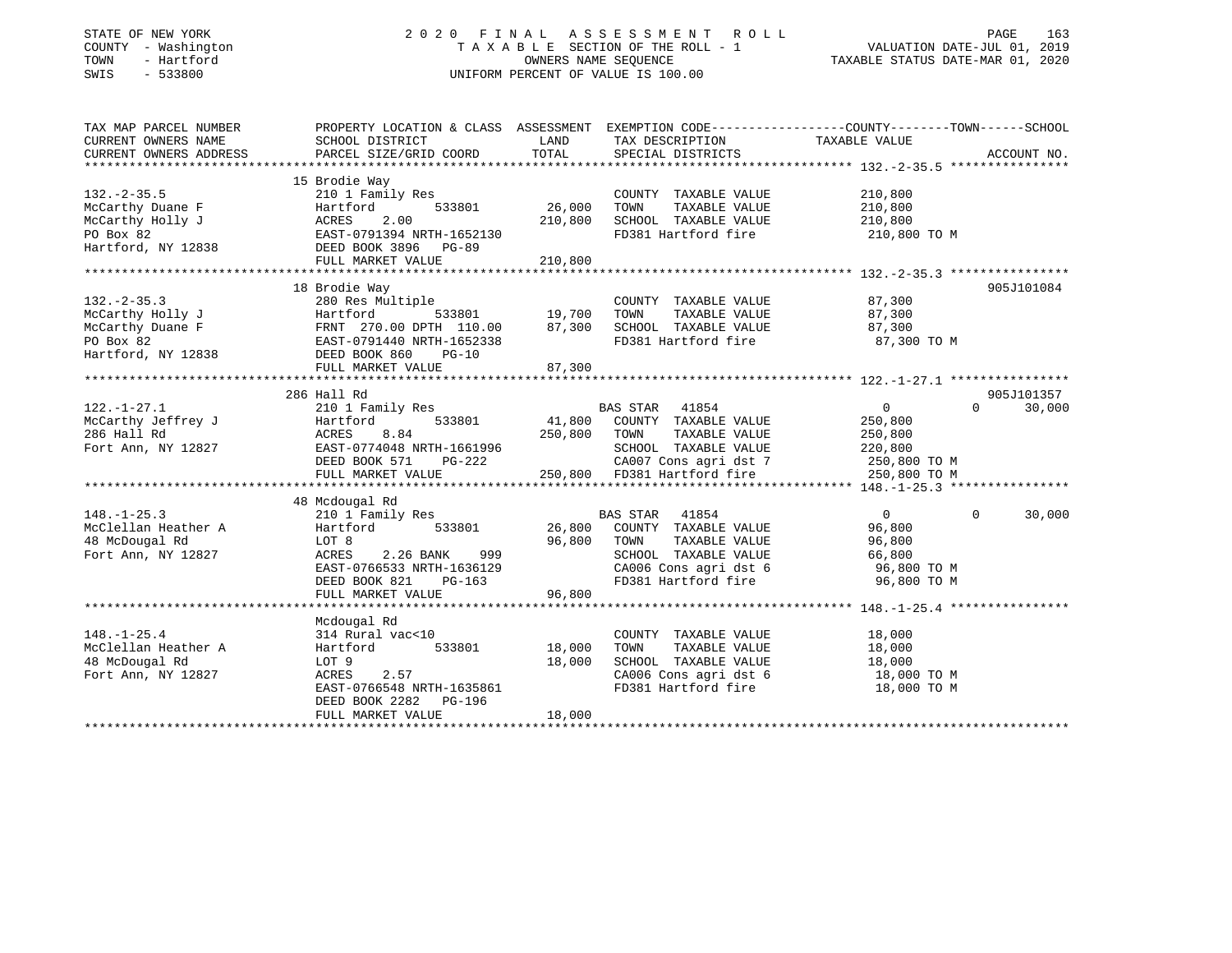STATE OF NEW YORK
COUNTY - Washington
TOWN - Hartford
SWIS - 533800

2020 FINAL ASSESSMENT ROLL
TAXABLE SECTION OF THE ROLL - 1
OWNERS NAME SEQUENCE
UNIFORM PERCENT OF VALUE IS 100.00

VALUATION DATE-JUL 01, 2019
TAXABLE STATUS DATE-MAR 01, 2020

| TAX MAP PARCEL NUMBER / CURRENT OWNERS NAME / CURRENT OWNERS ADDRESS | PROPERTY LOCATION & CLASS / SCHOOL DISTRICT / PARCEL SIZE/GRID COORD | ASSESSMENT LAND | TOTAL | EXEMPTION CODE / TAX DESCRIPTION / SPECIAL DISTRICTS | COUNTY TAXABLE VALUE | TOWN | SCHOOL | ACCOUNT NO. |
|---|---|---|---|---|---|---|---|---|
| **132.-2-35.5** | 15 Brodie Way | | | | | | | |
| 132.-2-35.5 | 210 1 Family Res | | | COUNTY TAXABLE VALUE | 210,800 | | | |
| McCarthy Duane F | Hartford 533801 | 26,000 | | TOWN TAXABLE VALUE | 210,800 | | | |
| McCarthy Holly J | ACRES 2.00 | | 210,800 | SCHOOL TAXABLE VALUE | 210,800 | | | |
| PO Box 82 | EAST-0791394 NRTH-1652130 | | | FD381 Hartford fire | 210,800 TO M | | | |
| Hartford, NY 12838 | DEED BOOK 3896 PG-89 | | | | | | | |
| | FULL MARKET VALUE | | 210,800 | | | | | |
| **132.-2-35.3** | 18 Brodie Way | | | | | | | 905J101084 |
| 132.-2-35.3 | 280 Res Multiple | | | COUNTY TAXABLE VALUE | 87,300 | | | |
| McCarthy Holly J | Hartford 533801 | 19,700 | | TOWN TAXABLE VALUE | 87,300 | | | |
| McCarthy Duane F | FRNT 270.00 DPTH 110.00 | | 87,300 | SCHOOL TAXABLE VALUE | 87,300 | | | |
| PO Box 82 | EAST-0791440 NRTH-1652338 | | | FD381 Hartford fire | 87,300 TO M | | | |
| Hartford, NY 12838 | DEED BOOK 860 PG-10 | | | | | | | |
| | FULL MARKET VALUE | | 87,300 | | | | | |
| **122.-1-27.1** | 286 Hall Rd | | | | | | | 905J101357 |
| 122.-1-27.1 | 210 1 Family Res | | | BAS STAR 41854 | 0 | 0 | 30,000 | |
| McCarthy Jeffrey J | Hartford 533801 | 41,800 | | COUNTY TAXABLE VALUE | 250,800 | | | |
| 286 Hall Rd | ACRES 8.84 | | 250,800 | TOWN TAXABLE VALUE | 250,800 | | | |
| Fort Ann, NY 12827 | EAST-0774048 NRTH-1661996 | | | SCHOOL TAXABLE VALUE | 220,800 | | | |
| | DEED BOOK 571 PG-222 | | | CA007 Cons agri dst 7 | 250,800 TO M | | | |
| | FULL MARKET VALUE | | 250,800 | FD381 Hartford fire | 250,800 TO M | | | |
| **148.-1-25.3** | 48 Mcdougal Rd | | | | | | | |
| 148.-1-25.3 | 210 1 Family Res | | | BAS STAR 41854 | 0 | 0 | 30,000 | |
| McClellan Heather A | Hartford 533801 | 26,800 | | COUNTY TAXABLE VALUE | 96,800 | | | |
| 48 McDougal Rd | LOT 8 | | 96,800 | TOWN TAXABLE VALUE | 96,800 | | | |
| Fort Ann, NY 12827 | ACRES 2.26 BANK 999 | | | SCHOOL TAXABLE VALUE | 66,800 | | | |
| | EAST-0766533 NRTH-1636129 | | | CA006 Cons agri dst 6 | 96,800 TO M | | | |
| | DEED BOOK 821 PG-163 | | | FD381 Hartford fire | 96,800 TO M | | | |
| | FULL MARKET VALUE | | 96,800 | | | | | |
| **148.-1-25.4** | Mcdougal Rd | | | | | | | |
| 148.-1-25.4 | 314 Rural vac<10 | | | COUNTY TAXABLE VALUE | 18,000 | | | |
| McClellan Heather A | Hartford 533801 | 18,000 | | TOWN TAXABLE VALUE | 18,000 | | | |
| 48 McDougal Rd | LOT 9 | | 18,000 | SCHOOL TAXABLE VALUE | 18,000 | | | |
| Fort Ann, NY 12827 | ACRES 2.57 | | | CA006 Cons agri dst 6 | 18,000 TO M | | | |
| | EAST-0766548 NRTH-1635861 | | | FD381 Hartford fire | 18,000 TO M | | | |
| | DEED BOOK 2282 PG-196 | | | | | | | |
| | FULL MARKET VALUE | | 18,000 | | | | | |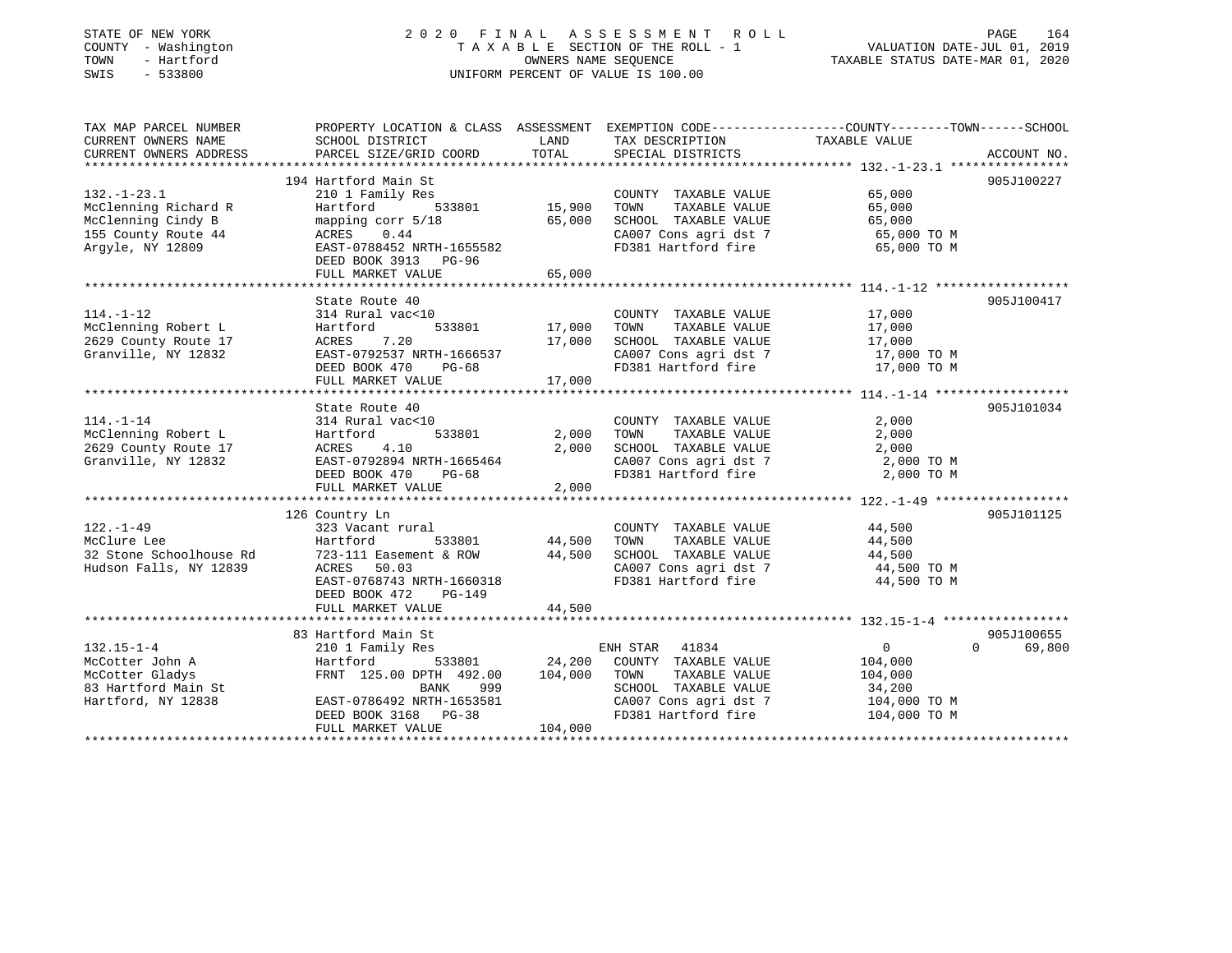STATE OF NEW YORK
COUNTY - Washington
TOWN - Hartford
SWIS - 533800

2 0 2 0 F I N A L A S S E S S M E N T R O L L
T A X A B L E SECTION OF THE ROLL - 1
OWNERS NAME SEQUENCE
UNIFORM PERCENT OF VALUE IS 100.00

VALUATION DATE-JUL 01, 2019
TAXABLE STATUS DATE-MAR 01, 2020

| TAX MAP PARCEL NUMBER / CURRENT OWNERS NAME / CURRENT OWNERS ADDRESS | PROPERTY LOCATION & CLASS / SCHOOL DISTRICT / PARCEL SIZE/GRID COORD | ASSESSMENT LAND | TOTAL | EXEMPTION CODE / TAX DESCRIPTION / SPECIAL DISTRICTS | COUNTY / TOWN / SCHOOL TAXABLE VALUE | ACCOUNT NO. |
|---|---|---|---|---|---|---|
| **132.-1-23.1** | 194 Hartford Main St | | | | | 905J100227 |
| 132.-1-23.1 | 210 1 Family Res | | | COUNTY TAXABLE VALUE | 65,000 | |
| McClenning Richard R | Hartford 533801 | 15,900 | | TOWN TAXABLE VALUE | 65,000 | |
| McClenning Cindy B | mapping corr 5/18 | | 65,000 | SCHOOL TAXABLE VALUE | 65,000 | |
| 155 County Route 44 | ACRES 0.44 | | | CA007 Cons agri dst 7 | 65,000 TO M | |
| Argyle, NY 12809 | EAST-0788452 NRTH-1655582 | | | FD381 Hartford fire | 65,000 TO M | |
| | DEED BOOK 3913 PG-96 | | | | | |
| | FULL MARKET VALUE | | 65,000 | | | |
| **114.-1-12** | State Route 40 | | | | | 905J100417 |
| 114.-1-12 | 314 Rural vac<10 | | | COUNTY TAXABLE VALUE | 17,000 | |
| McClenning Robert L | Hartford 533801 | 17,000 | | TOWN TAXABLE VALUE | 17,000 | |
| 2629 County Route 17 | ACRES 7.20 | | 17,000 | SCHOOL TAXABLE VALUE | 17,000 | |
| Granville, NY 12832 | EAST-0792537 NRTH-1666537 | | | CA007 Cons agri dst 7 | 17,000 TO M | |
| | DEED BOOK 470 PG-68 | | | FD381 Hartford fire | 17,000 TO M | |
| | FULL MARKET VALUE | | 17,000 | | | |
| **114.-1-14** | State Route 40 | | | | | 905J101034 |
| 114.-1-14 | 314 Rural vac<10 | | | COUNTY TAXABLE VALUE | 2,000 | |
| McClenning Robert L | Hartford 533801 | 2,000 | | TOWN TAXABLE VALUE | 2,000 | |
| 2629 County Route 17 | ACRES 4.10 | | 2,000 | SCHOOL TAXABLE VALUE | 2,000 | |
| Granville, NY 12832 | EAST-0792894 NRTH-1665464 | | | CA007 Cons agri dst 7 | 2,000 TO M | |
| | DEED BOOK 470 PG-68 | | | FD381 Hartford fire | 2,000 TO M | |
| | FULL MARKET VALUE | | 2,000 | | | |
| **122.-1-49** | 126 Country Ln | | | | | 905J101125 |
| 122.-1-49 | 323 Vacant rural | | | COUNTY TAXABLE VALUE | 44,500 | |
| McClure Lee | Hartford 533801 | 44,500 | | TOWN TAXABLE VALUE | 44,500 | |
| 32 Stone Schoolhouse Rd | 723-111 Easement & ROW | | 44,500 | SCHOOL TAXABLE VALUE | 44,500 | |
| Hudson Falls, NY 12839 | ACRES 50.03 | | | CA007 Cons agri dst 7 | 44,500 TO M | |
| | EAST-0768743 NRTH-1660318 | | | FD381 Hartford fire | 44,500 TO M | |
| | DEED BOOK 472 PG-149 | | | | | |
| | FULL MARKET VALUE | | 44,500 | | | |
| **132.15-1-4** | 83 Hartford Main St | | | | | 905J100655 |
| 132.15-1-4 | 210 1 Family Res | | | ENH STAR 41834 | 0 0 69,800 | |
| McCotter John A | Hartford 533801 | 24,200 | | COUNTY TAXABLE VALUE | 104,000 | |
| McCotter Gladys | FRNT 125.00 DPTH 492.00 | | 104,000 | TOWN TAXABLE VALUE | 104,000 | |
| 83 Hartford Main St | BANK 999 | | | SCHOOL TAXABLE VALUE | 34,200 | |
| Hartford, NY 12838 | EAST-0786492 NRTH-1653581 | | | CA007 Cons agri dst 7 | 104,000 TO M | |
| | DEED BOOK 3168 PG-38 | | | FD381 Hartford fire | 104,000 TO M | |
| | FULL MARKET VALUE | | 104,000 | | | |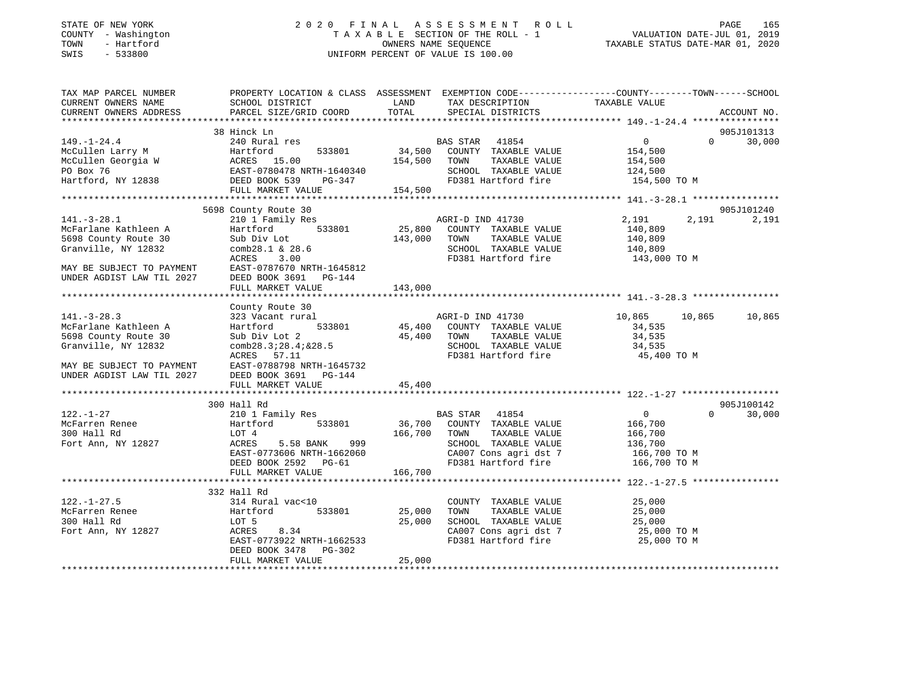STATE OF NEW YORK
COUNTY - Washington
TOWN - Hartford
SWIS - 533800

2020 FINAL ASSESSMENT ROLL
TAXABLE SECTION OF THE ROLL - 1
OWNERS NAME SEQUENCE
UNIFORM PERCENT OF VALUE IS 100.00

VALUATION DATE-JUL 01, 2019
TAXABLE STATUS DATE-MAR 01, 2020

| TAX MAP PARCEL NUMBER / CURRENT OWNERS NAME / CURRENT OWNERS ADDRESS | PROPERTY LOCATION & CLASS / SCHOOL DISTRICT / PARCEL SIZE/GRID COORD | ASSESSMENT LAND | TOTAL | EXEMPTION CODE / TAX DESCRIPTION / SPECIAL DISTRICTS | COUNTY TAXABLE VALUE | TOWN | SCHOOL | ACCOUNT NO. |
|---|---|---|---|---|---|---|---|---|
| **149.-1-24.4** | 38 Hinck Ln | | | | | | | 905J101313 |
| McCullen Larry M | 240 Rural res | | | BAS STAR 41854 | 0 | 0 | 30,000 | |
| McCullen Georgia W | Hartford 533801 | 34,500 | | COUNTY TAXABLE VALUE | 154,500 | | | |
| PO Box 76 | ACRES 15.00 | | 154,500 | TOWN TAXABLE VALUE | 154,500 | | | |
| Hartford, NY 12838 | EAST-0780478 NRTH-1640340 | | | SCHOOL TAXABLE VALUE | 124,500 | | | |
| | DEED BOOK 539 PG-347 | | | FD381 Hartford fire | 154,500 TO M | | | |
| | FULL MARKET VALUE | | 154,500 | | | | | |
| **141.-3-28.1** | 5698 County Route 30 | | | | | | | 905J101240 |
| McFarlane Kathleen A | 210 1 Family Res | | | AGRI-D IND 41730 | 2,191 | 2,191 | 2,191 | |
| 5698 County Route 30 | Hartford 533801 | 25,800 | | COUNTY TAXABLE VALUE | 140,809 | | | |
| Granville, NY 12832 | Sub Div Lot | | 143,000 | TOWN TAXABLE VALUE | 140,809 | | | |
| | comb28.1 & 28.6 | | | SCHOOL TAXABLE VALUE | 140,809 | | | |
| | ACRES 3.00 | | | FD381 Hartford fire | 143,000 TO M | | | |
| MAY BE SUBJECT TO PAYMENT | EAST-0787670 NRTH-1645812 | | | | | | | |
| UNDER AGDIST LAW TIL 2027 | DEED BOOK 3691 PG-144 | | | | | | | |
| | FULL MARKET VALUE | | 143,000 | | | | | |
| **141.-3-28.3** | County Route 30 | | | | | | | |
| McFarlane Kathleen A | 323 Vacant rural | | | AGRI-D IND 41730 | 10,865 | 10,865 | 10,865 | |
| 5698 County Route 30 | Hartford 533801 | 45,400 | | COUNTY TAXABLE VALUE | 34,535 | | | |
| Granville, NY 12832 | Sub Div Lot 2 | | 45,400 | TOWN TAXABLE VALUE | 34,535 | | | |
| | comb28.3;28.4;&28.5 | | | SCHOOL TAXABLE VALUE | 34,535 | | | |
| | ACRES 57.11 | | | FD381 Hartford fire | 45,400 TO M | | | |
| MAY BE SUBJECT TO PAYMENT | EAST-0788798 NRTH-1645732 | | | | | | | |
| UNDER AGDIST LAW TIL 2027 | DEED BOOK 3691 PG-144 | | | | | | | |
| | FULL MARKET VALUE | | 45,400 | | | | | |
| **122.-1-27** | 300 Hall Rd | | | | | | | 905J100142 |
| McFarren Renee | 210 1 Family Res | | | BAS STAR 41854 | 0 | 0 | 30,000 | |
| 300 Hall Rd | Hartford 533801 | 36,700 | | COUNTY TAXABLE VALUE | 166,700 | | | |
| Fort Ann, NY 12827 | LOT 4 | | 166,700 | TOWN TAXABLE VALUE | 166,700 | | | |
| | ACRES 5.58 BANK 999 | | | SCHOOL TAXABLE VALUE | 136,700 | | | |
| | EAST-0773606 NRTH-1662060 | | | CA007 Cons agri dst 7 | 166,700 TO M | | | |
| | DEED BOOK 2592 PG-61 | | | FD381 Hartford fire | 166,700 TO M | | | |
| | FULL MARKET VALUE | | 166,700 | | | | | |
| **122.-1-27.5** | 332 Hall Rd | | | | | | | |
| McFarren Renee | 314 Rural vac<10 | | | COUNTY TAXABLE VALUE | 25,000 | | | |
| 300 Hall Rd | Hartford 533801 | 25,000 | | TOWN TAXABLE VALUE | 25,000 | | | |
| Fort Ann, NY 12827 | LOT 5 | | 25,000 | SCHOOL TAXABLE VALUE | 25,000 | | | |
| | ACRES 8.34 | | | CA007 Cons agri dst 7 | 25,000 TO M | | | |
| | EAST-0773922 NRTH-1662533 | | | FD381 Hartford fire | 25,000 TO M | | | |
| | DEED BOOK 3478 PG-302 | | | | | | | |
| | FULL MARKET VALUE | | 25,000 | | | | | |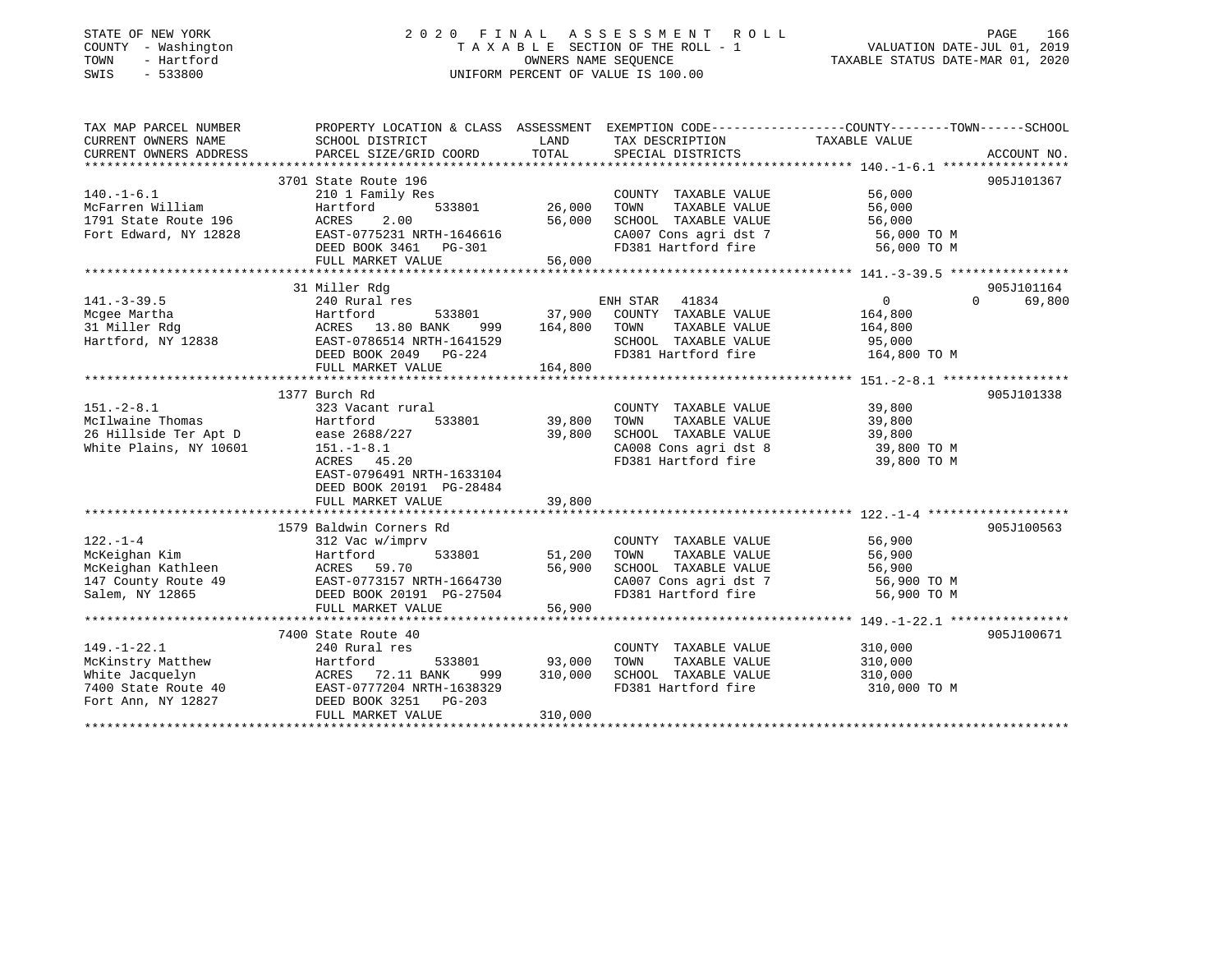STATE OF NEW YORK
COUNTY - Washington
TOWN - Hartford
SWIS - 533800

2020 FINAL ASSESSMENT ROLL
TAXABLE SECTION OF THE ROLL - 1
OWNERS NAME SEQUENCE
UNIFORM PERCENT OF VALUE IS 100.00

VALUATION DATE-JUL 01, 2019
TAXABLE STATUS DATE-MAR 01, 2020

```
TAX MAP PARCEL NUMBER          PROPERTY LOCATION & CLASS  ASSESSMENT  EXEMPTION CODE-----------------COUNTY--------TOWN------SCHOOL
CURRENT OWNERS NAME            SCHOOL DISTRICT               LAND      TAX DESCRIPTION              TAXABLE VALUE
CURRENT OWNERS ADDRESS         PARCEL SIZE/GRID COORD        TOTAL     SPECIAL DISTRICTS                                     ACCOUNT NO.
****************************************************************************************************** 140.-1-6.1 *****************
                               3701 State Route 196                                                                        905J101367
140.-1-6.1                     210 1 Family Res                        COUNTY  TAXABLE VALUE           56,000
McFarren William               Hartford        533801        26,000    TOWN    TAXABLE VALUE           56,000
1791 State Route 196           ACRES    2.00                 56,000    SCHOOL  TAXABLE VALUE           56,000
Fort Edward, NY 12828          EAST-0775231 NRTH-1646616               CA007 Cons agri dst 7            56,000 TO M
                               DEED BOOK 3461   PG-301                 FD381 Hartford fire              56,000 TO M
                               FULL MARKET VALUE             56,000
****************************************************************************************************** 141.-3-39.5 ****************
                               31 Miller Rdg                                                                               905J101164
141.-3-39.5                    240 Rural res                           ENH STAR  41834                  0           0      69,800
Mcgee Martha                   Hartford        533801        37,900    COUNTY  TAXABLE VALUE          164,800
31 Miller Rdg                  ACRES   13.80 BANK     999   164,800    TOWN    TAXABLE VALUE          164,800
Hartford, NY 12838             EAST-0786514 NRTH-1641529               SCHOOL  TAXABLE VALUE           95,000
                               DEED BOOK 2049   PG-224                 FD381 Hartford fire             164,800 TO M
                               FULL MARKET VALUE            164,800
****************************************************************************************************** 151.-2-8.1 *****************
                               1377 Burch Rd                                                                               905J101338
151.-2-8.1                     323 Vacant rural                        COUNTY  TAXABLE VALUE           39,800
McIlwaine Thomas               Hartford        533801        39,800    TOWN    TAXABLE VALUE           39,800
26 Hillside Ter Apt D          ease 2688/227                 39,800    SCHOOL  TAXABLE VALUE           39,800
White Plains, NY 10601         151.-1-8.1                              CA008 Cons agri dst 8            39,800 TO M
                               ACRES   45.20                           FD381 Hartford fire              39,800 TO M
                               EAST-0796491 NRTH-1633104
                               DEED BOOK 20191  PG-28484
                               FULL MARKET VALUE             39,800
****************************************************************************************************** 122.-1-4 *******************
                               1579 Baldwin Corners Rd                                                                     905J100563
122.-1-4                       312 Vac w/imprv                         COUNTY  TAXABLE VALUE           56,900
McKeighan Kim                  Hartford        533801        51,200    TOWN    TAXABLE VALUE           56,900
McKeighan Kathleen             ACRES   59.70                 56,900    SCHOOL  TAXABLE VALUE           56,900
147 County Route 49            EAST-0773157 NRTH-1664730               CA007 Cons agri dst 7            56,900 TO M
Salem, NY 12865                DEED BOOK 20191  PG-27504               FD381 Hartford fire              56,900 TO M
                               FULL MARKET VALUE             56,900
****************************************************************************************************** 149.-1-22.1 ****************
                               7400 State Route 40                                                                         905J100671
149.-1-22.1                    240 Rural res                           COUNTY  TAXABLE VALUE          310,000
McKinstry Matthew              Hartford        533801        93,000    TOWN    TAXABLE VALUE          310,000
White Jacquelyn                ACRES   72.11 BANK     999   310,000    SCHOOL  TAXABLE VALUE          310,000
7400 State Route 40            EAST-0777204 NRTH-1638329               FD381 Hartford fire             310,000 TO M
Fort Ann, NY 12827             DEED BOOK 3251   PG-203
                               FULL MARKET VALUE            310,000
************************************************************************************************************************************
```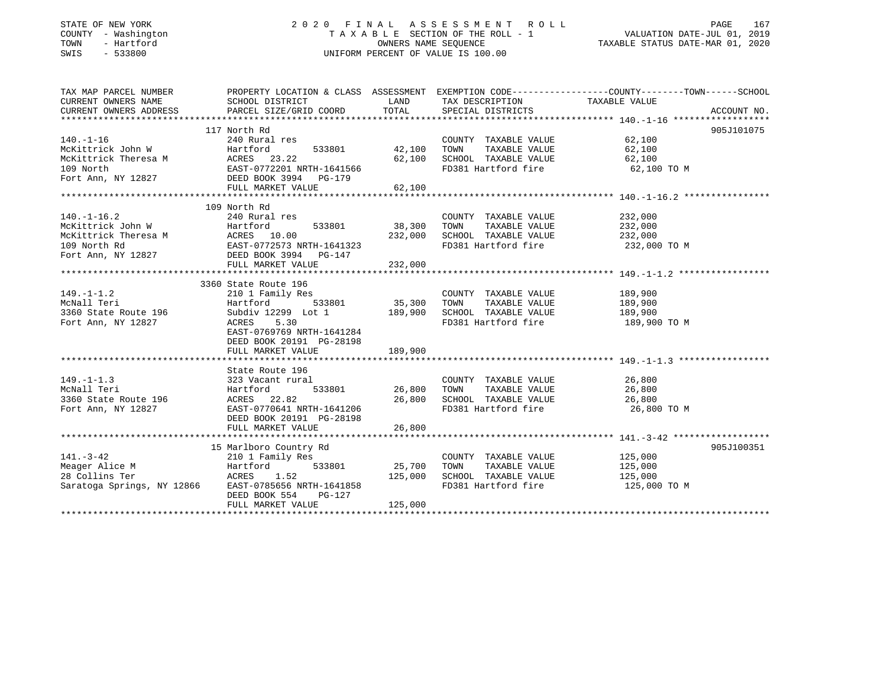STATE OF NEW YORK
COUNTY - Washington
TOWN - Hartford
SWIS - 533800

2 0 2 0 F I N A L A S S E S S M E N T R O L L
T A X A B L E SECTION OF THE ROLL - 1
OWNERS NAME SEQUENCE
UNIFORM PERCENT OF VALUE IS 100.00

VALUATION DATE-JUL 01, 2019
TAXABLE STATUS DATE-MAR 01, 2020

| TAX MAP PARCEL NUMBER / CURRENT OWNERS NAME / CURRENT OWNERS ADDRESS | PROPERTY LOCATION & CLASS / SCHOOL DISTRICT / PARCEL SIZE/GRID COORD | ASSESSMENT LAND | TOTAL | EXEMPTION CODE / TAX DESCRIPTION / SPECIAL DISTRICTS | TAXABLE VALUE (COUNTY--------TOWN------SCHOOL) | ACCOUNT NO. |
|---|---|---|---|---|---|---|
| **140.-1-16** | 117 North Rd | | | | | 905J101075 |
| 140.-1-16 | 240 Rural res | | | COUNTY TAXABLE VALUE | 62,100 | |
| McKittrick John W | Hartford 533801 | 42,100 | | TOWN TAXABLE VALUE | 62,100 | |
| McKittrick Theresa M | ACRES 23.22 | | 62,100 | SCHOOL TAXABLE VALUE | 62,100 | |
| 109 North | EAST-0772201 NRTH-1641566 | | | FD381 Hartford fire | 62,100 TO M | |
| Fort Ann, NY 12827 | DEED BOOK 3994 PG-179 | | | | | |
| | FULL MARKET VALUE | | 62,100 | | | |
| **140.-1-16.2** | 109 North Rd | | | | | |
| 140.-1-16.2 | 240 Rural res | | | COUNTY TAXABLE VALUE | 232,000 | |
| McKittrick John W | Hartford 533801 | 38,300 | | TOWN TAXABLE VALUE | 232,000 | |
| McKittrick Theresa M | ACRES 10.00 | | 232,000 | SCHOOL TAXABLE VALUE | 232,000 | |
| 109 North Rd | EAST-0772573 NRTH-1641323 | | | FD381 Hartford fire | 232,000 TO M | |
| Fort Ann, NY 12827 | DEED BOOK 3994 PG-147 | | | | | |
| | FULL MARKET VALUE | | 232,000 | | | |
| **149.-1-1.2** | 3360 State Route 196 | | | | | |
| 149.-1-1.2 | 210 1 Family Res | | | COUNTY TAXABLE VALUE | 189,900 | |
| McNall Teri | Hartford 533801 | 35,300 | | TOWN TAXABLE VALUE | 189,900 | |
| 3360 State Route 196 | Subdiv 12299 Lot 1 | | 189,900 | SCHOOL TAXABLE VALUE | 189,900 | |
| Fort Ann, NY 12827 | ACRES 5.30 | | | FD381 Hartford fire | 189,900 TO M | |
| | EAST-0769769 NRTH-1641284 | | | | | |
| | DEED BOOK 20191 PG-28198 | | | | | |
| | FULL MARKET VALUE | | 189,900 | | | |
| **149.-1-1.3** | State Route 196 | | | | | |
| 149.-1-1.3 | 323 Vacant rural | | | COUNTY TAXABLE VALUE | 26,800 | |
| McNall Teri | Hartford 533801 | 26,800 | | TOWN TAXABLE VALUE | 26,800 | |
| 3360 State Route 196 | ACRES 22.82 | | 26,800 | SCHOOL TAXABLE VALUE | 26,800 | |
| Fort Ann, NY 12827 | EAST-0770641 NRTH-1641206 | | | FD381 Hartford fire | 26,800 TO M | |
| | DEED BOOK 20191 PG-28198 | | | | | |
| | FULL MARKET VALUE | | 26,800 | | | |
| **141.-3-42** | 15 Marlboro Country Rd | | | | | 905J100351 |
| 141.-3-42 | 210 1 Family Res | | | COUNTY TAXABLE VALUE | 125,000 | |
| Meager Alice M | Hartford 533801 | 25,700 | | TOWN TAXABLE VALUE | 125,000 | |
| 28 Collins Ter | ACRES 1.52 | | 125,000 | SCHOOL TAXABLE VALUE | 125,000 | |
| Saratoga Springs, NY 12866 | EAST-0785656 NRTH-1641858 | | | FD381 Hartford fire | 125,000 TO M | |
| | DEED BOOK 554 PG-127 | | | | | |
| | FULL MARKET VALUE | | 125,000 | | | |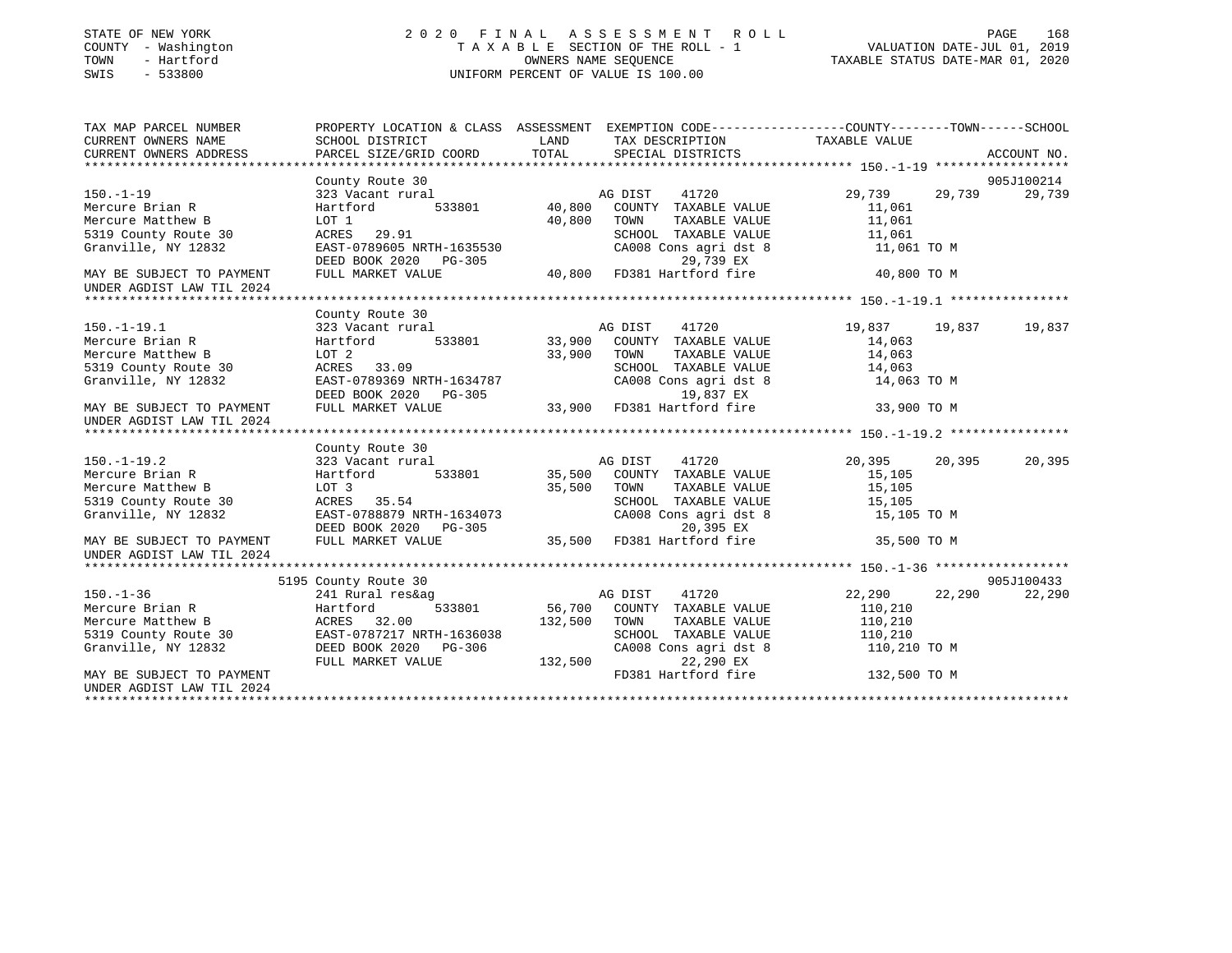STATE OF NEW YORK
COUNTY - Washington
TOWN - Hartford
SWIS - 533800

2020 FINAL ASSESSMENT ROLL
TAXABLE SECTION OF THE ROLL - 1
OWNERS NAME SEQUENCE
UNIFORM PERCENT OF VALUE IS 100.00

VALUATION DATE-JUL 01, 2019
TAXABLE STATUS DATE-MAR 01, 2020

```
TAX MAP PARCEL NUMBER       PROPERTY LOCATION & CLASS  ASSESSMENT  EXEMPTION CODE-----------------COUNTY--------TOWN------SCHOOL
CURRENT OWNERS NAME         SCHOOL DISTRICT              LAND      TAX DESCRIPTION             TAXABLE VALUE
CURRENT OWNERS ADDRESS      PARCEL SIZE/GRID COORD       TOTAL     SPECIAL DISTRICTS                                   ACCOUNT NO.
******************************************************************************************************* 150.-1-19 ******************
                            County Route 30                                                                            905J100214
150.-1-19                   323 Vacant rural                       AG DIST     41720            29,739      29,739      29,739
Mercure Brian R             Hartford          533801      40,800   COUNTY  TAXABLE VALUE         11,061
Mercure Matthew B           LOT 1                         40,800   TOWN    TAXABLE VALUE         11,061
5319 County Route 30        ACRES   29.91                          SCHOOL  TAXABLE VALUE         11,061
Granville, NY 12832         EAST-0789605 NRTH-1635530              CA008 Cons agri dst 8          11,061 TO M
                            DEED BOOK 2020   PG-305                     29,739 EX
MAY BE SUBJECT TO PAYMENT   FULL MARKET VALUE             40,800   FD381 Hartford fire            40,800 TO M
UNDER AGDIST LAW TIL 2024
******************************************************************************************************* 150.-1-19.1 ****************
                            County Route 30
150.-1-19.1                 323 Vacant rural                       AG DIST     41720            19,837      19,837      19,837
Mercure Brian R             Hartford          533801      33,900   COUNTY  TAXABLE VALUE         14,063
Mercure Matthew B           LOT 2                         33,900   TOWN    TAXABLE VALUE         14,063
5319 County Route 30        ACRES   33.09                          SCHOOL  TAXABLE VALUE         14,063
Granville, NY 12832         EAST-0789369 NRTH-1634787              CA008 Cons agri dst 8          14,063 TO M
                            DEED BOOK 2020   PG-305                     19,837 EX
MAY BE SUBJECT TO PAYMENT   FULL MARKET VALUE             33,900   FD381 Hartford fire            33,900 TO M
UNDER AGDIST LAW TIL 2024
******************************************************************************************************* 150.-1-19.2 ****************
                            County Route 30
150.-1-19.2                 323 Vacant rural                       AG DIST     41720            20,395      20,395      20,395
Mercure Brian R             Hartford          533801      35,500   COUNTY  TAXABLE VALUE         15,105
Mercure Matthew B           LOT 3                         35,500   TOWN    TAXABLE VALUE         15,105
5319 County Route 30        ACRES   35.54                          SCHOOL  TAXABLE VALUE         15,105
Granville, NY 12832         EAST-0788879 NRTH-1634073              CA008 Cons agri dst 8          15,105 TO M
                            DEED BOOK 2020   PG-305                     20,395 EX
MAY BE SUBJECT TO PAYMENT   FULL MARKET VALUE             35,500   FD381 Hartford fire            35,500 TO M
UNDER AGDIST LAW TIL 2024
******************************************************************************************************* 150.-1-36 ******************
                            5195 County Route 30                                                                       905J100433
150.-1-36                   241 Rural res&ag                       AG DIST     41720            22,290      22,290      22,290
Mercure Brian R             Hartford          533801      56,700   COUNTY  TAXABLE VALUE        110,210
Mercure Matthew B           ACRES   32.00                132,500   TOWN    TAXABLE VALUE        110,210
5319 County Route 30        EAST-0787217 NRTH-1636038              SCHOOL  TAXABLE VALUE        110,210
Granville, NY 12832         DEED BOOK 2020   PG-306                CA008 Cons agri dst 8         110,210 TO M
                            FULL MARKET VALUE            132,500        22,290 EX
MAY BE SUBJECT TO PAYMENT                                          FD381 Hartford fire           132,500 TO M
UNDER AGDIST LAW TIL 2024
************************************************************************************************************************************
```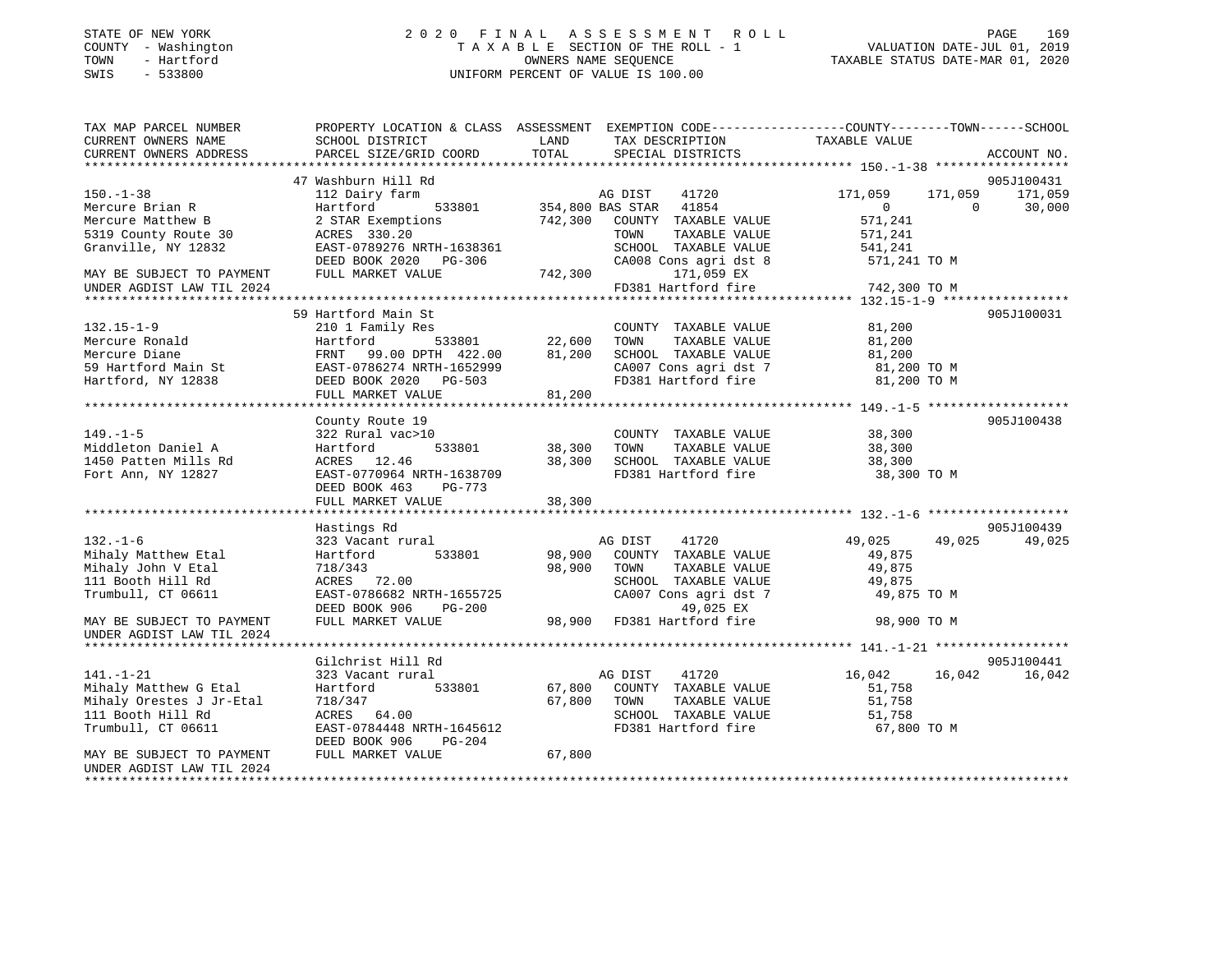STATE OF NEW YORK
COUNTY - Washington
TOWN - Hartford
SWIS - 533800

2020 FINAL ASSESSMENT ROLL
TAXABLE SECTION OF THE ROLL - 1
OWNERS NAME SEQUENCE
UNIFORM PERCENT OF VALUE IS 100.00

VALUATION DATE-JUL 01, 2019
TAXABLE STATUS DATE-MAR 01, 2020

```
TAX MAP PARCEL NUMBER          PROPERTY LOCATION & CLASS  ASSESSMENT  EXEMPTION CODE-----------------COUNTY--------TOWN------SCHOOL
CURRENT OWNERS NAME            SCHOOL DISTRICT              LAND      TAX DESCRIPTION            TAXABLE VALUE
CURRENT OWNERS ADDRESS         PARCEL SIZE/GRID COORD       TOTAL     SPECIAL DISTRICTS                                    ACCOUNT NO.
******************************************************************************************************* 150.-1-38 ******************
                               47 Washburn Hill Rd                                                                         905J100431
150.-1-38                      112 Dairy farm                      AG DIST     41720            171,059     171,059     171,059
Mercure Brian R                Hartford        533801      354,800 BAS STAR   41854                  0           0      30,000
Mercure Matthew B              2 STAR Exemptions           742,300   COUNTY  TAXABLE VALUE          571,241
5319 County Route 30           ACRES  330.20                         TOWN    TAXABLE VALUE          571,241
Granville, NY 12832            EAST-0789276 NRTH-1638361             SCHOOL  TAXABLE VALUE          541,241
                               DEED BOOK 2020    PG-306              CA008 Cons agri dst 8           571,241 TO M
MAY BE SUBJECT TO PAYMENT      FULL MARKET VALUE           742,300          171,059 EX
UNDER AGDIST LAW TIL 2024                                            FD381 Hartford fire             742,300 TO M
******************************************************************************************************* 132.15-1-9 *****************
                               59 Hartford Main St                                                                         905J100031
132.15-1-9                     210 1 Family Res                      COUNTY  TAXABLE VALUE           81,200
Mercure Ronald                 Hartford        533801       22,600   TOWN    TAXABLE VALUE           81,200
Mercure Diane                  FRNT   99.00 DPTH 422.00     81,200   SCHOOL  TAXABLE VALUE           81,200
59 Hartford Main St            EAST-0786274 NRTH-1652999             CA007 Cons agri dst 7            81,200 TO M
Hartford, NY 12838             DEED BOOK 2020    PG-503              FD381 Hartford fire              81,200 TO M
                               FULL MARKET VALUE            81,200
******************************************************************************************************* 149.-1-5 *******************
                               County Route 19                                                                             905J100438
149.-1-5                       322 Rural vac>10                      COUNTY  TAXABLE VALUE           38,300
Middleton Daniel A             Hartford        533801       38,300   TOWN    TAXABLE VALUE           38,300
1450 Patten Mills Rd           ACRES   12.46                38,300   SCHOOL  TAXABLE VALUE           38,300
Fort Ann, NY 12827             EAST-0770964 NRTH-1638709             FD381 Hartford fire              38,300 TO M
                               DEED BOOK 463     PG-773
                               FULL MARKET VALUE            38,300
******************************************************************************************************* 132.-1-6 *******************
                               Hastings Rd                                                                                 905J100439
132.-1-6                       323 Vacant rural                      AG DIST     41720             49,025      49,025      49,025
Mihaly Matthew Etal            Hartford        533801       98,900   COUNTY  TAXABLE VALUE           49,875
Mihaly John V Etal             718/343                      98,900   TOWN    TAXABLE VALUE           49,875
111 Booth Hill Rd              ACRES   72.00                         SCHOOL  TAXABLE VALUE           49,875
Trumbull, CT 06611             EAST-0786682 NRTH-1655725             CA007 Cons agri dst 7            49,875 TO M
                               DEED BOOK 906     PG-200                      49,025 EX
MAY BE SUBJECT TO PAYMENT      FULL MARKET VALUE            98,900   FD381 Hartford fire              98,900 TO M
UNDER AGDIST LAW TIL 2024
******************************************************************************************************* 141.-1-21 ******************
                               Gilchrist Hill Rd                                                                           905J100441
141.-1-21                      323 Vacant rural                      AG DIST     41720             16,042      16,042      16,042
Mihaly Matthew G Etal          Hartford        533801       67,800   COUNTY  TAXABLE VALUE           51,758
Mihaly Orestes J Jr-Etal       718/347                      67,800   TOWN    TAXABLE VALUE           51,758
111 Booth Hill Rd              ACRES   64.00                         SCHOOL  TAXABLE VALUE           51,758
Trumbull, CT 06611             EAST-0784448 NRTH-1645612             FD381 Hartford fire              67,800 TO M
                               DEED BOOK 906     PG-204
MAY BE SUBJECT TO PAYMENT      FULL MARKET VALUE            67,800
UNDER AGDIST LAW TIL 2024
************************************************************************************************************************************
```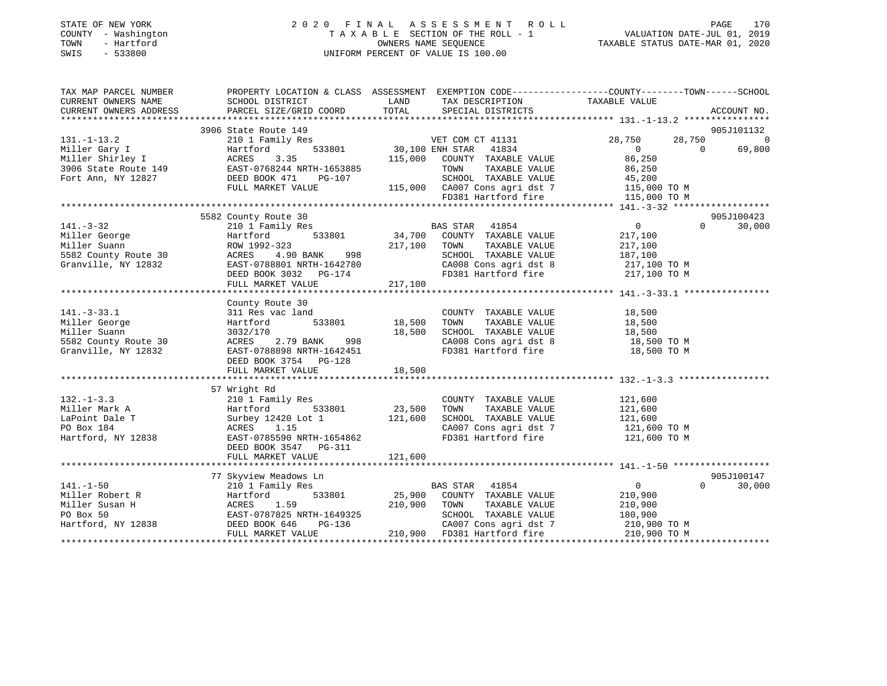STATE OF NEW YORK
COUNTY - Washington
TOWN - Hartford
SWIS - 533800

# 2020 FINAL ASSESSMENT ROLL

TAXABLE SECTION OF THE ROLL - 1
OWNERS NAME SEQUENCE
UNIFORM PERCENT OF VALUE IS 100.00

VALUATION DATE-JUL 01, 2019
TAXABLE STATUS DATE-MAR 01, 2020

| TAX MAP PARCEL NUMBER / CURRENT OWNERS NAME / CURRENT OWNERS ADDRESS | PROPERTY LOCATION & CLASS / SCHOOL DISTRICT / PARCEL SIZE/GRID COORD | ASSESSMENT LAND / TOTAL | EXEMPTION CODE / TAX DESCRIPTION / SPECIAL DISTRICTS | COUNTY | TOWN | SCHOOL | ACCOUNT NO. |
|---|---|---|---|---|---|---|---|
| 131.-1-13.2 | 3906 State Route 149 | | | | | | 905J101132 |
| | 210 1 Family Res | | VET COM CT 41131 | 28,750 | 28,750 | 0 | |
| Miller Gary I | Hartford 533801 | 30,100 | ENH STAR 41834 | 0 | 0 | 69,800 | |
| Miller Shirley I | ACRES 3.35 | 115,000 | COUNTY TAXABLE VALUE | 86,250 | | | |
| 3906 State Route 149 | EAST-0768244 NRTH-1653885 | | TOWN TAXABLE VALUE | | 86,250 | | |
| Fort Ann, NY 12827 | DEED BOOK 471 PG-107 | | SCHOOL TAXABLE VALUE | | | 45,200 | |
| | FULL MARKET VALUE | 115,000 | CA007 Cons agri dst 7 | 115,000 TO M | | | |
| | | | FD381 Hartford fire | 115,000 TO M | | | |
| 141.-3-32 | 5582 County Route 30 | | | | | | 905J100423 |
| | 210 1 Family Res | | BAS STAR 41854 | 0 | 0 | 30,000 | |
| Miller George | Hartford 533801 | 34,700 | COUNTY TAXABLE VALUE | 217,100 | | | |
| Miller Suann | ROW 1992-323 | 217,100 | TOWN TAXABLE VALUE | | 217,100 | | |
| 5582 County Route 30 | ACRES 4.90 BANK 998 | | SCHOOL TAXABLE VALUE | | | 187,100 | |
| Granville, NY 12832 | EAST-0788801 NRTH-1642780 | | CA008 Cons agri dst 8 | 217,100 TO M | | | |
| | DEED BOOK 3032 PG-174 | | FD381 Hartford fire | 217,100 TO M | | | |
| | FULL MARKET VALUE | 217,100 | | | | | |
| 141.-3-33.1 | County Route 30 | | | | | | |
| | 311 Res vac land | | COUNTY TAXABLE VALUE | 18,500 | | | |
| Miller George | Hartford 533801 | 18,500 | TOWN TAXABLE VALUE | | 18,500 | | |
| Miller Suann | 3032/170 | 18,500 | SCHOOL TAXABLE VALUE | | | 18,500 | |
| 5582 County Route 30 | ACRES 2.79 BANK 998 | | CA008 Cons agri dst 8 | 18,500 TO M | | | |
| Granville, NY 12832 | EAST-0788898 NRTH-1642451 | | FD381 Hartford fire | 18,500 TO M | | | |
| | DEED BOOK 3754 PG-128 | | | | | | |
| | FULL MARKET VALUE | 18,500 | | | | | |
| 132.-1-3.3 | 57 Wright Rd | | | | | | |
| | 210 1 Family Res | | COUNTY TAXABLE VALUE | 121,600 | | | |
| Miller Mark A | Hartford 533801 | 23,500 | TOWN TAXABLE VALUE | | 121,600 | | |
| LaPoint Dale T | Surbey 12420 Lot 1 | 121,600 | SCHOOL TAXABLE VALUE | | | 121,600 | |
| PO Box 184 | ACRES 1.15 | | CA007 Cons agri dst 7 | 121,600 TO M | | | |
| Hartford, NY 12838 | EAST-0785590 NRTH-1654862 | | FD381 Hartford fire | 121,600 TO M | | | |
| | DEED BOOK 3547 PG-311 | | | | | | |
| | FULL MARKET VALUE | 121,600 | | | | | |
| 141.-1-50 | 77 Skyview Meadows Ln | | | | | | 905J100147 |
| | 210 1 Family Res | | BAS STAR 41854 | 0 | 0 | 30,000 | |
| Miller Robert R | Hartford 533801 | 25,900 | COUNTY TAXABLE VALUE | 210,900 | | | |
| Miller Susan H | ACRES 1.59 | 210,900 | TOWN TAXABLE VALUE | | 210,900 | | |
| PO Box 50 | EAST-0787825 NRTH-1649325 | | SCHOOL TAXABLE VALUE | | | 180,900 | |
| Hartford, NY 12838 | DEED BOOK 646 PG-136 | | CA007 Cons agri dst 7 | 210,900 TO M | | | |
| | FULL MARKET VALUE | 210,900 | FD381 Hartford fire | 210,900 TO M | | | |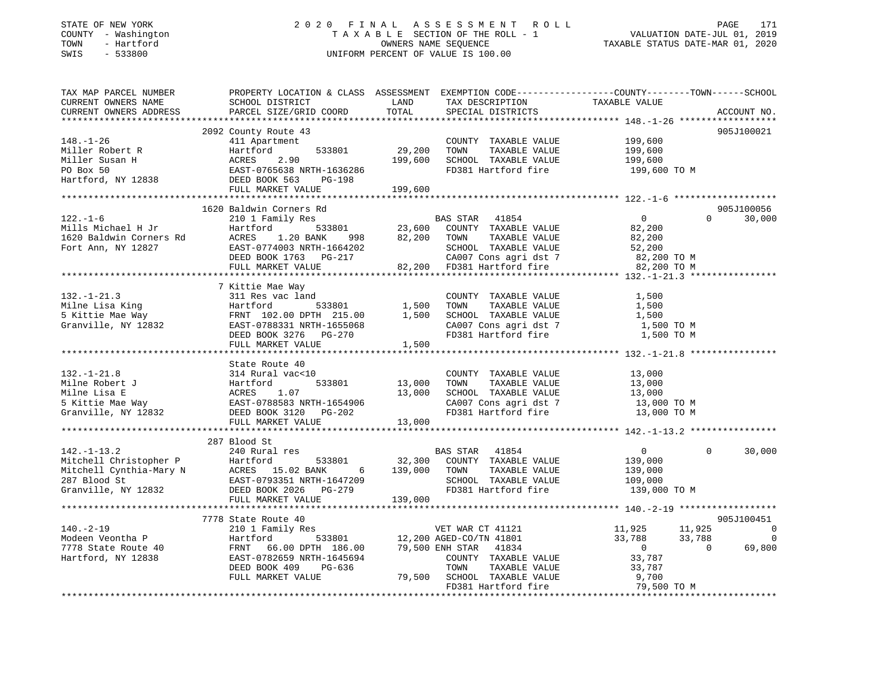STATE OF NEW YORK
COUNTY - Washington
TOWN - Hartford
SWIS - 533800

2020 FINAL ASSESSMENT ROLL
TAXABLE SECTION OF THE ROLL - 1
OWNERS NAME SEQUENCE
UNIFORM PERCENT OF VALUE IS 100.00

VALUATION DATE-JUL 01, 2019
TAXABLE STATUS DATE-MAR 01, 2020

| TAX MAP PARCEL NUMBER / CURRENT OWNERS NAME / CURRENT OWNERS ADDRESS | PROPERTY LOCATION & CLASS / SCHOOL DISTRICT / PARCEL SIZE/GRID COORD | ASSESSMENT LAND / TOTAL | EXEMPTION CODE / TAX DESCRIPTION / SPECIAL DISTRICTS | COUNTY TAXABLE VALUE | TOWN | SCHOOL | ACCOUNT NO. |
|---|---|---|---|---|---|---|---|
| **148.-1-26** | 2092 County Route 43 | | | | | | 905J100021 |
| 148.-1-26 | 411 Apartment | | COUNTY TAXABLE VALUE | 199,600 | | | |
| Miller Robert R | Hartford 533801 | 29,200 | TOWN TAXABLE VALUE | 199,600 | | | |
| Miller Susan H | ACRES 2.90 | 199,600 | SCHOOL TAXABLE VALUE | 199,600 | | | |
| PO Box 50 | EAST-0765638 NRTH-1636286 | | FD381 Hartford fire | 199,600 TO M | | | |
| Hartford, NY 12838 | DEED BOOK 563 PG-198 | | | | | | |
| | FULL MARKET VALUE | 199,600 | | | | | |
| **122.-1-6** | 1620 Baldwin Corners Rd | | | | | | 905J100056 |
| 122.-1-6 | 210 1 Family Res | | BAS STAR 41854 | 0 | 0 | 30,000 | |
| Mills Michael H Jr | Hartford 533801 | 23,600 | COUNTY TAXABLE VALUE | 82,200 | | | |
| 1620 Baldwin Corners Rd | ACRES 1.20 BANK 998 | 82,200 | TOWN TAXABLE VALUE | 82,200 | | | |
| Fort Ann, NY 12827 | EAST-0774003 NRTH-1664202 | | SCHOOL TAXABLE VALUE | 52,200 | | | |
| | DEED BOOK 1763 PG-217 | | CA007 Cons agri dst 7 | 82,200 TO M | | | |
| | FULL MARKET VALUE | 82,200 | FD381 Hartford fire | 82,200 TO M | | | |
| **132.-1-21.3** | 7 Kittie Mae Way | | | | | | |
| 132.-1-21.3 | 311 Res vac land | | COUNTY TAXABLE VALUE | 1,500 | | | |
| Milne Lisa King | Hartford 533801 | 1,500 | TOWN TAXABLE VALUE | 1,500 | | | |
| 5 Kittie Mae Way | FRNT 102.00 DPTH 215.00 | 1,500 | SCHOOL TAXABLE VALUE | 1,500 | | | |
| Granville, NY 12832 | EAST-0788331 NRTH-1655068 | | CA007 Cons agri dst 7 | 1,500 TO M | | | |
| | DEED BOOK 3276 PG-270 | | FD381 Hartford fire | 1,500 TO M | | | |
| | FULL MARKET VALUE | 1,500 | | | | | |
| **132.-1-21.8** | State Route 40 | | | | | | |
| 132.-1-21.8 | 314 Rural vac<10 | | COUNTY TAXABLE VALUE | 13,000 | | | |
| Milne Robert J | Hartford 533801 | 13,000 | TOWN TAXABLE VALUE | 13,000 | | | |
| Milne Lisa E | ACRES 1.07 | 13,000 | SCHOOL TAXABLE VALUE | 13,000 | | | |
| 5 Kittie Mae Way | EAST-0788583 NRTH-1654906 | | CA007 Cons agri dst 7 | 13,000 TO M | | | |
| Granville, NY 12832 | DEED BOOK 3120 PG-202 | | FD381 Hartford fire | 13,000 TO M | | | |
| | FULL MARKET VALUE | 13,000 | | | | | |
| **142.-1-13.2** | 287 Blood St | | | | | | |
| 142.-1-13.2 | 240 Rural res | | BAS STAR 41854 | 0 | 0 | 30,000 | |
| Mitchell Christopher P | Hartford 533801 | 32,300 | COUNTY TAXABLE VALUE | 139,000 | | | |
| Mitchell Cynthia-Mary N | ACRES 15.02 BANK 6 | 139,000 | TOWN TAXABLE VALUE | 139,000 | | | |
| 287 Blood St | EAST-0793351 NRTH-1647209 | | SCHOOL TAXABLE VALUE | 109,000 | | | |
| Granville, NY 12832 | DEED BOOK 2026 PG-279 | | FD381 Hartford fire | 139,000 TO M | | | |
| | FULL MARKET VALUE | 139,000 | | | | | |
| **140.-2-19** | 7778 State Route 40 | | | | | | 905J100451 |
| 140.-2-19 | 210 1 Family Res | | VET WAR CT 41121 | 11,925 | 11,925 | 0 | |
| Modeen Veontha P | Hartford 533801 | 12,200 | AGED-CO/TN 41801 | 33,788 | 33,788 | 0 | |
| 7778 State Route 40 | FRNT 66.00 DPTH 186.00 | 79,500 | ENH STAR 41834 | 0 | 0 | 69,800 | |
| Hartford, NY 12838 | EAST-0782659 NRTH-1645694 | | COUNTY TAXABLE VALUE | 33,787 | | | |
| | DEED BOOK 409 PG-636 | | TOWN TAXABLE VALUE | 33,787 | | | |
| | FULL MARKET VALUE | 79,500 | SCHOOL TAXABLE VALUE | 9,700 | | | |
| | | | FD381 Hartford fire | 79,500 TO M | | | |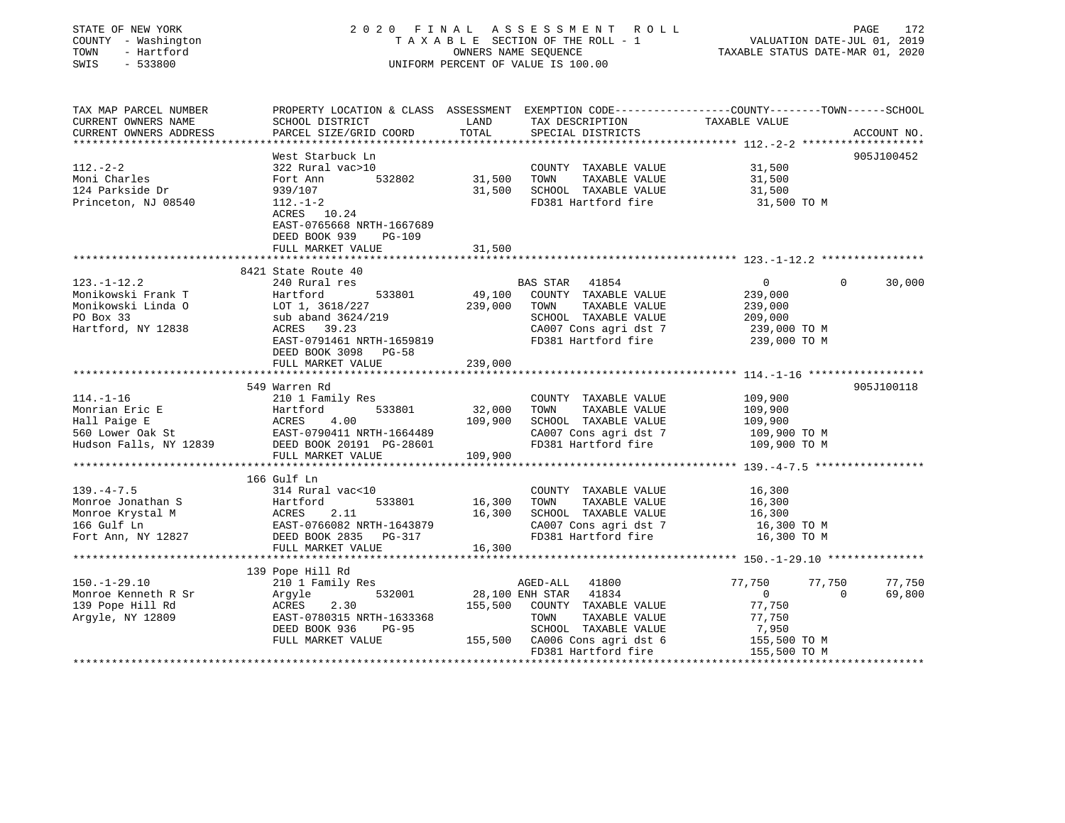STATE OF NEW YORK
COUNTY - Washington
TOWN - Hartford
SWIS - 533800

2 0 2 0 F I N A L A S S E S S M E N T R O L L
T A X A B L E SECTION OF THE ROLL - 1
OWNERS NAME SEQUENCE
UNIFORM PERCENT OF VALUE IS 100.00

VALUATION DATE-JUL 01, 2019
TAXABLE STATUS DATE-MAR 01, 2020

| TAX MAP PARCEL NUMBER<br>CURRENT OWNERS NAME<br>CURRENT OWNERS ADDRESS | PROPERTY LOCATION & CLASS<br>SCHOOL DISTRICT<br>PARCEL SIZE/GRID COORD | ASSESSMENT<br>LAND<br>TOTAL | EXEMPTION CODE<br>TAX DESCRIPTION<br>SPECIAL DISTRICTS | COUNTY<br>TAXABLE VALUE | TOWN | SCHOOL<br><br>ACCOUNT NO. |
|---|---|---|---|---|---|---|
| 112.-2-2 | West Starbuck Ln | | | | | 905J100452 |
| 112.-2-2 | 322 Rural vac>10 | | COUNTY TAXABLE VALUE | 31,500 | | |
| Moni Charles | Fort Ann 532802 | 31,500 | TOWN TAXABLE VALUE | 31,500 | | |
| 124 Parkside Dr | 939/107 | 31,500 | SCHOOL TAXABLE VALUE | 31,500 | | |
| Princeton, NJ 08540 | 112.-1-2 | | FD381 Hartford fire | 31,500 TO M | | |
| | ACRES 10.24 | | | | | |
| | EAST-0765668 NRTH-1667689 | | | | | |
| | DEED BOOK 939 PG-109 | | | | | |
| | FULL MARKET VALUE | 31,500 | | | | |
| 123.-1-12.2 | 8421 State Route 40 | | | | | |
| 123.-1-12.2 | 240 Rural res | | BAS STAR 41854 | 0 | 0 | 30,000 |
| Monikowski Frank T | Hartford 533801 | 49,100 | COUNTY TAXABLE VALUE | 239,000 | | |
| Monikowski Linda O | LOT 1, 3618/227 | 239,000 | TOWN TAXABLE VALUE | 239,000 | | |
| PO Box 33 | sub aband 3624/219 | | SCHOOL TAXABLE VALUE | 209,000 | | |
| Hartford, NY 12838 | ACRES 39.23 | | CA007 Cons agri dst 7 | 239,000 TO M | | |
| | EAST-0791461 NRTH-1659819 | | FD381 Hartford fire | 239,000 TO M | | |
| | DEED BOOK 3098 PG-58 | | | | | |
| | FULL MARKET VALUE | 239,000 | | | | |
| 114.-1-16 | 549 Warren Rd | | | | | 905J100118 |
| 114.-1-16 | 210 1 Family Res | | COUNTY TAXABLE VALUE | 109,900 | | |
| Monrian Eric E | Hartford 533801 | 32,000 | TOWN TAXABLE VALUE | 109,900 | | |
| Hall Paige E | ACRES 4.00 | 109,900 | SCHOOL TAXABLE VALUE | 109,900 | | |
| 560 Lower Oak St | EAST-0790411 NRTH-1664489 | | CA007 Cons agri dst 7 | 109,900 TO M | | |
| Hudson Falls, NY 12839 | DEED BOOK 20191 PG-28601 | | FD381 Hartford fire | 109,900 TO M | | |
| | FULL MARKET VALUE | 109,900 | | | | |
| 139.-4-7.5 | 166 Gulf Ln | | | | | |
| 139.-4-7.5 | 314 Rural vac<10 | | COUNTY TAXABLE VALUE | 16,300 | | |
| Monroe Jonathan S | Hartford 533801 | 16,300 | TOWN TAXABLE VALUE | 16,300 | | |
| Monroe Krystal M | ACRES 2.11 | 16,300 | SCHOOL TAXABLE VALUE | 16,300 | | |
| 166 Gulf Ln | EAST-0766082 NRTH-1643879 | | CA007 Cons agri dst 7 | 16,300 TO M | | |
| Fort Ann, NY 12827 | DEED BOOK 2835 PG-317 | | FD381 Hartford fire | 16,300 TO M | | |
| | FULL MARKET VALUE | 16,300 | | | | |
| 150.-1-29.10 | 139 Pope Hill Rd | | | | | |
| 150.-1-29.10 | 210 1 Family Res | | AGED-ALL 41800 | 77,750 | 77,750 | 77,750 |
| Monroe Kenneth R Sr | Argyle 532001 | 28,100 | ENH STAR 41834 | 0 | 0 | 69,800 |
| 139 Pope Hill Rd | ACRES 2.30 | 155,500 | COUNTY TAXABLE VALUE | 77,750 | | |
| Argyle, NY 12809 | EAST-0780315 NRTH-1633368 | | TOWN TAXABLE VALUE | 77,750 | | |
| | DEED BOOK 936 PG-95 | | SCHOOL TAXABLE VALUE | 7,950 | | |
| | FULL MARKET VALUE | 155,500 | CA006 Cons agri dst 6 | 155,500 TO M | | |
| | | | FD381 Hartford fire | 155,500 TO M | | |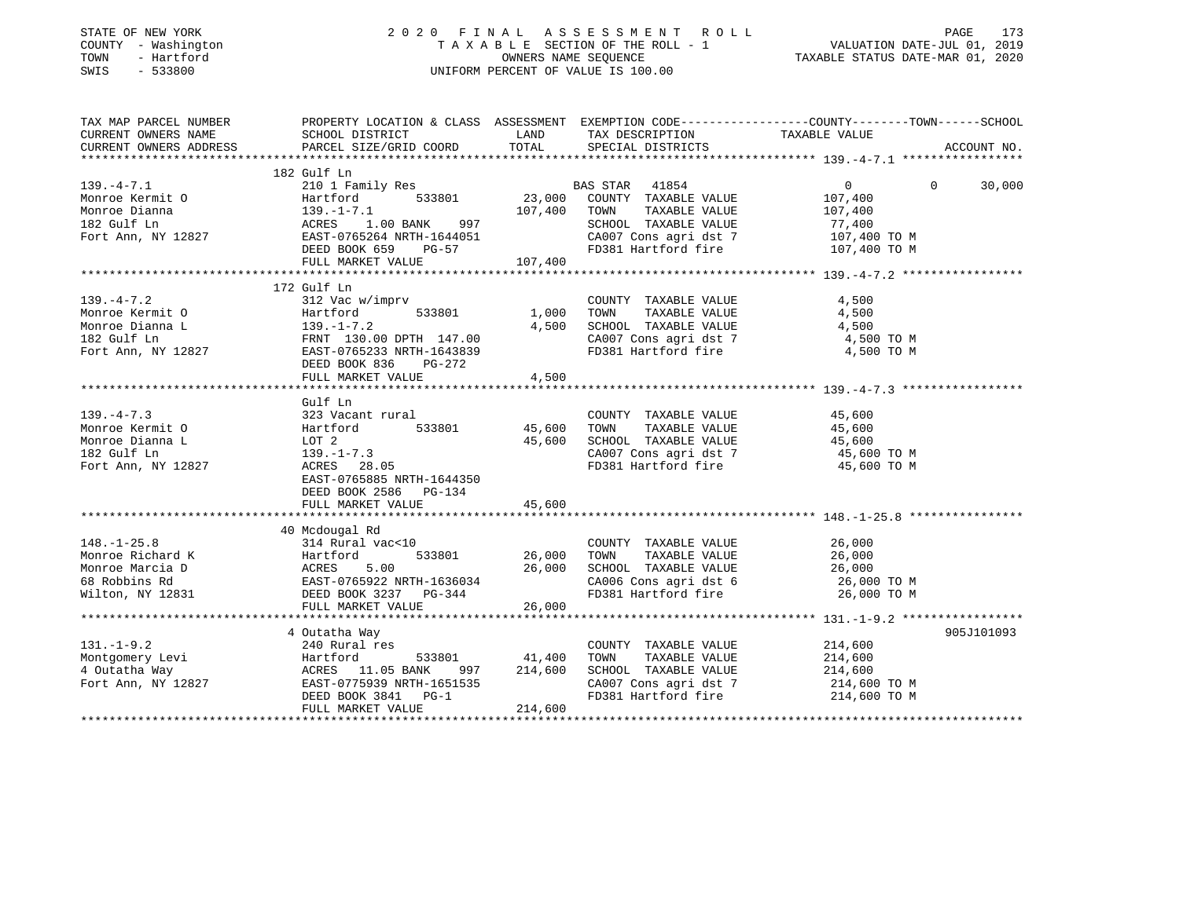STATE OF NEW YORK
COUNTY - Washington
TOWN - Hartford
SWIS - 533800

2 0 2 0 F I N A L A S S E S S M E N T R O L L
T A X A B L E SECTION OF THE ROLL - 1
OWNERS NAME SEQUENCE
UNIFORM PERCENT OF VALUE IS 100.00

VALUATION DATE-JUL 01, 2019
TAXABLE STATUS DATE-MAR 01, 2020

```
TAX MAP PARCEL NUMBER          PROPERTY LOCATION & CLASS  ASSESSMENT  EXEMPTION CODE-----------------COUNTY--------TOWN------SCHOOL
CURRENT OWNERS NAME            SCHOOL DISTRICT              LAND      TAX DESCRIPTION            TAXABLE VALUE
CURRENT OWNERS ADDRESS         PARCEL SIZE/GRID COORD       TOTAL     SPECIAL DISTRICTS                                  ACCOUNT NO.
******************************************************************************************************* 139.-4-7.1 *****************
                               182 Gulf Ln
139.-4-7.1                     210 1 Family Res                       BAS STAR   41854                 0            0       30,000
Monroe Kermit O                Hartford          533801     23,000    COUNTY  TAXABLE VALUE          107,400
Monroe Dianna                  139.-1-7.1                  107,400    TOWN    TAXABLE VALUE          107,400
182 Gulf Ln                    ACRES    1.00 BANK    997              SCHOOL  TAXABLE VALUE           77,400
Fort Ann, NY 12827             EAST-0765264 NRTH-1644051              CA007 Cons agri dst 7          107,400 TO M
                               DEED BOOK 659     PG-57                FD381 Hartford fire            107,400 TO M
                               FULL MARKET VALUE           107,400
******************************************************************************************************* 139.-4-7.2 *****************
                               172 Gulf Ln
139.-4-7.2                     312 Vac w/imprv                        COUNTY  TAXABLE VALUE            4,500
Monroe Kermit O                Hartford          533801      1,000    TOWN    TAXABLE VALUE            4,500
Monroe Dianna L                139.-1-7.2                    4,500    SCHOOL  TAXABLE VALUE            4,500
182 Gulf Ln                    FRNT 130.00 DPTH 147.00                CA007 Cons agri dst 7            4,500 TO M
Fort Ann, NY 12827             EAST-0765233 NRTH-1643839              FD381 Hartford fire              4,500 TO M
                               DEED BOOK 836     PG-272
                               FULL MARKET VALUE             4,500
******************************************************************************************************* 139.-4-7.3 *****************
                               Gulf Ln
139.-4-7.3                     323 Vacant rural                       COUNTY  TAXABLE VALUE           45,600
Monroe Kermit O                Hartford          533801     45,600    TOWN    TAXABLE VALUE           45,600
Monroe Dianna L                LOT 2                        45,600    SCHOOL  TAXABLE VALUE           45,600
182 Gulf Ln                    139.-1-7.3                             CA007 Cons agri dst 7           45,600 TO M
Fort Ann, NY 12827             ACRES   28.05                          FD381 Hartford fire             45,600 TO M
                               EAST-0765885 NRTH-1644350
                               DEED BOOK 2586    PG-134
                               FULL MARKET VALUE            45,600
******************************************************************************************************* 148.-1-25.8 ****************
                               40 Mcdougal Rd
148.-1-25.8                    314 Rural vac<10                       COUNTY  TAXABLE VALUE           26,000
Monroe Richard K               Hartford          533801     26,000    TOWN    TAXABLE VALUE           26,000
Monroe Marcia D                ACRES    5.00                26,000    SCHOOL  TAXABLE VALUE           26,000
68 Robbins Rd                  EAST-0765922 NRTH-1636034              CA006 Cons agri dst 6           26,000 TO M
Wilton, NY 12831               DEED BOOK 3237    PG-344               FD381 Hartford fire             26,000 TO M
                               FULL MARKET VALUE            26,000
******************************************************************************************************* 131.-1-9.2 *****************
                               4 Outatha Way                                                                          905J101093
131.-1-9.2                     240 Rural res                          COUNTY  TAXABLE VALUE          214,600
Montgomery Levi                Hartford          533801     41,400    TOWN    TAXABLE VALUE          214,600
4 Outatha Way                  ACRES   11.05 BANK    997   214,600    SCHOOL  TAXABLE VALUE          214,600
Fort Ann, NY 12827             EAST-0775939 NRTH-1651535              CA007 Cons agri dst 7          214,600 TO M
                               DEED BOOK 3841    PG-1                 FD381 Hartford fire            214,600 TO M
                               FULL MARKET VALUE           214,600
************************************************************************************************************************************
```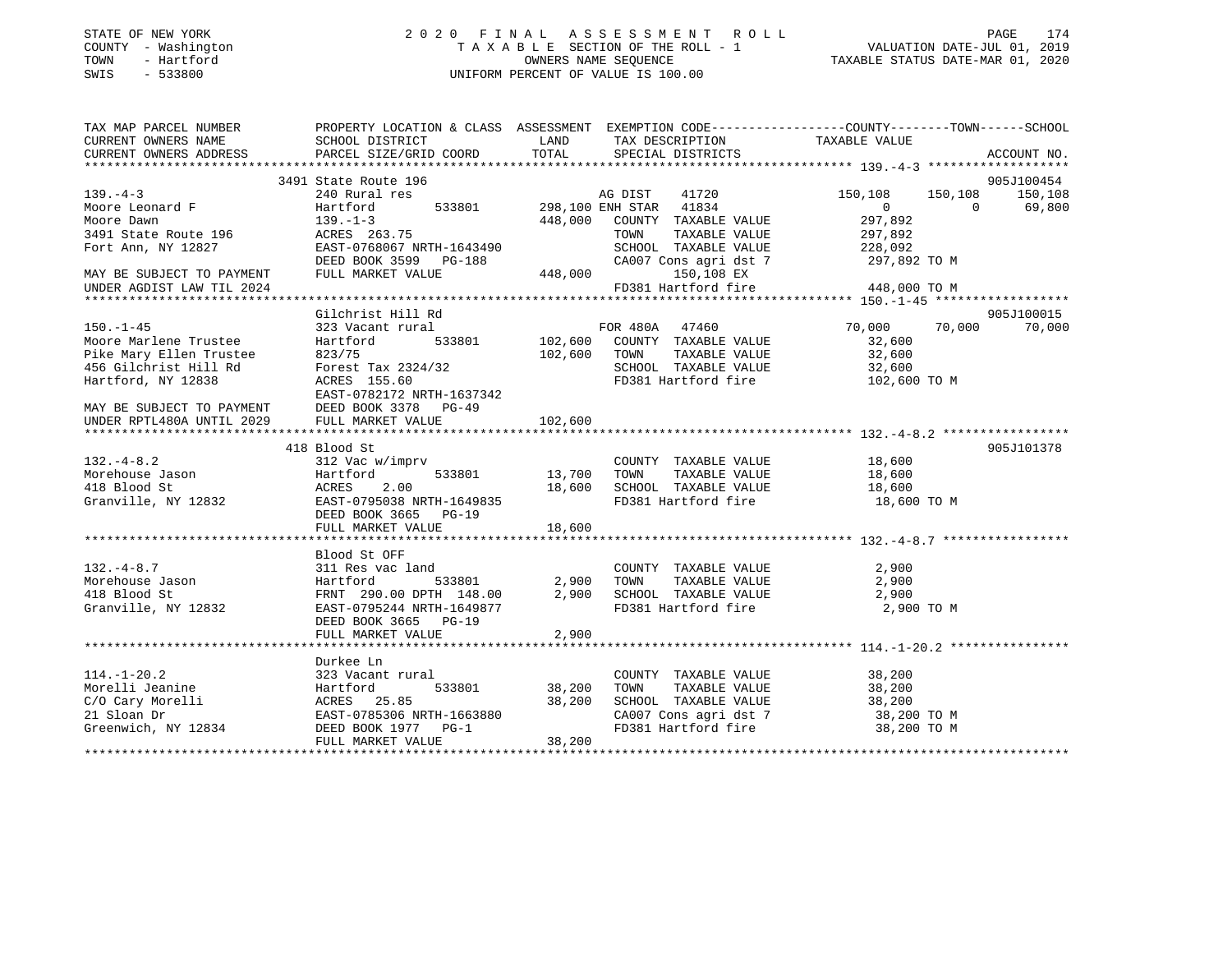STATE OF NEW YORK
COUNTY - Washington
TOWN - Hartford
SWIS - 533800

2020 FINAL ASSESSMENT ROLL
TAXABLE SECTION OF THE ROLL - 1
OWNERS NAME SEQUENCE
UNIFORM PERCENT OF VALUE IS 100.00

VALUATION DATE-JUL 01, 2019
TAXABLE STATUS DATE-MAR 01, 2020

```
TAX MAP PARCEL NUMBER          PROPERTY LOCATION & CLASS  ASSESSMENT  EXEMPTION CODE-----------------COUNTY--------TOWN------SCHOOL
CURRENT OWNERS NAME            SCHOOL DISTRICT               LAND      TAX DESCRIPTION            TAXABLE VALUE
CURRENT OWNERS ADDRESS         PARCEL SIZE/GRID COORD        TOTAL     SPECIAL DISTRICTS                                  ACCOUNT NO.
******************************************************************************************************* 139.-4-3 *******************
                               3491 State Route 196                                                                       905J100454
139.-4-3                       240 Rural res                           AG DIST    41720          150,108    150,108     150,108
Moore Leonard F                Hartford        533801      298,100 ENH STAR  41834                 0          0      69,800
Moore Dawn                     139.-1-3                    448,000    COUNTY  TAXABLE VALUE          297,892
3491 State Route 196           ACRES 263.75                            TOWN    TAXABLE VALUE          297,892
Fort Ann, NY 12827             EAST-0768067 NRTH-1643490               SCHOOL  TAXABLE VALUE          228,092
                               DEED BOOK 3599   PG-188                 CA007 Cons agri dst 7          297,892 TO M
MAY BE SUBJECT TO PAYMENT      FULL MARKET VALUE           448,000          150,108 EX
UNDER AGDIST LAW TIL 2024                                              FD381 Hartford fire            448,000 TO M
******************************************************************************************************* 150.-1-45 ******************
                               Gilchrist Hill Rd                                                                          905J100015
150.-1-45                      323 Vacant rural                        FOR 480A   47460           70,000     70,000      70,000
Moore Marlene Trustee          Hartford        533801      102,600    COUNTY  TAXABLE VALUE           32,600
Pike Mary Ellen Trustee        823/75                      102,600    TOWN    TAXABLE VALUE           32,600
456 Gilchrist Hill Rd          Forest Tax 2324/32                      SCHOOL  TAXABLE VALUE           32,600
Hartford, NY 12838             ACRES 155.60                            FD381 Hartford fire            102,600 TO M
                               EAST-0782172 NRTH-1637342
MAY BE SUBJECT TO PAYMENT      DEED BOOK 3378   PG-49
UNDER RPTL480A UNTIL 2029      FULL MARKET VALUE           102,600
******************************************************************************************************* 132.-4-8.2 *****************
                               418 Blood St                                                                               905J101378
132.-4-8.2                     312 Vac w/imprv                         COUNTY  TAXABLE VALUE           18,600
Morehouse Jason                Hartford        533801       13,700    TOWN    TAXABLE VALUE           18,600
418 Blood St                   ACRES    2.00                18,600    SCHOOL  TAXABLE VALUE           18,600
Granville, NY 12832            EAST-0795038 NRTH-1649835               FD381 Hartford fire             18,600 TO M
                               DEED BOOK 3665   PG-19
                               FULL MARKET VALUE            18,600
******************************************************************************************************* 132.-4-8.7 *****************
                               Blood St OFF
132.-4-8.7                     311 Res vac land                        COUNTY  TAXABLE VALUE            2,900
Morehouse Jason                Hartford        533801        2,900    TOWN    TAXABLE VALUE            2,900
418 Blood St                   FRNT 290.00 DPTH 148.00       2,900    SCHOOL  TAXABLE VALUE            2,900
Granville, NY 12832            EAST-0795244 NRTH-1649877               FD381 Hartford fire              2,900 TO M
                               DEED BOOK 3665   PG-19
                               FULL MARKET VALUE             2,900
******************************************************************************************************* 114.-1-20.2 ****************
                               Durkee Ln
114.-1-20.2                    323 Vacant rural                        COUNTY  TAXABLE VALUE           38,200
Morelli Jeanine                Hartford        533801       38,200    TOWN    TAXABLE VALUE           38,200
C/O Cary Morelli               ACRES   25.85                38,200    SCHOOL  TAXABLE VALUE           38,200
21 Sloan Dr                    EAST-0785306 NRTH-1663880               CA007 Cons agri dst 7           38,200 TO M
Greenwich, NY 12834            DEED BOOK 1977   PG-1                   FD381 Hartford fire             38,200 TO M
                               FULL MARKET VALUE            38,200
************************************************************************************************************************************
```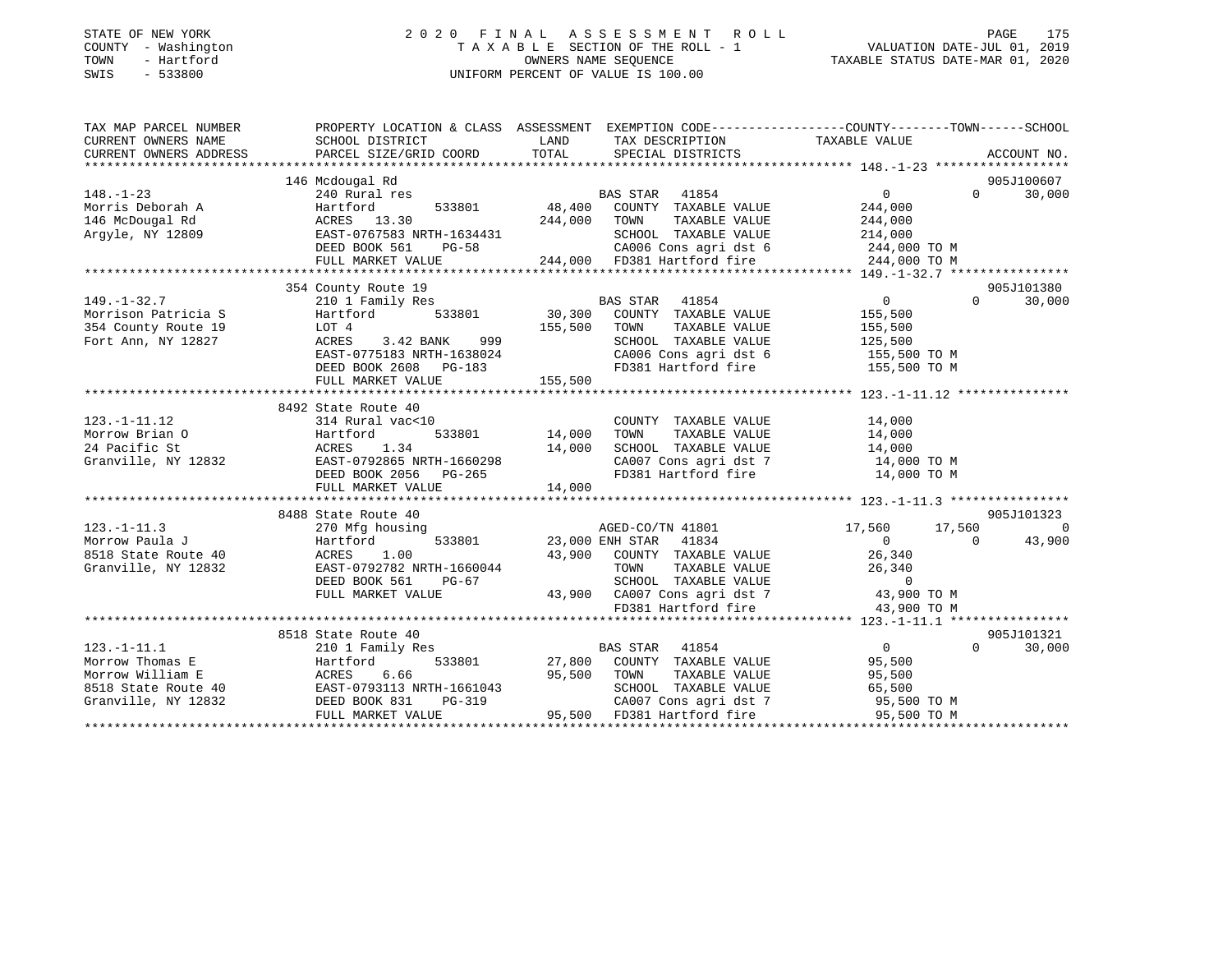STATE OF NEW YORK
COUNTY - Washington
TOWN - Hartford
SWIS - 533800

2 0 2 0 F I N A L A S S E S S M E N T R O L L
T A X A B L E SECTION OF THE ROLL - 1
OWNERS NAME SEQUENCE
UNIFORM PERCENT OF VALUE IS 100.00

VALUATION DATE-JUL 01, 2019
TAXABLE STATUS DATE-MAR 01, 2020

| TAX MAP PARCEL NUMBER / CURRENT OWNERS NAME / CURRENT OWNERS ADDRESS | PROPERTY LOCATION & CLASS / SCHOOL DISTRICT / PARCEL SIZE/GRID COORD | ASSESSMENT LAND | TOTAL | EXEMPTION CODE / TAX DESCRIPTION / SPECIAL DISTRICTS | COUNTY | TOWN | SCHOOL | ACCOUNT NO. |
|---|---|---|---|---|---|---|---|---|
| 148.-1-23 | 146 Mcdougal Rd | | | | | | | 905J100607 |
| Morris Deborah A | 240 Rural res | | | BAS STAR 41854 | 0 | 0 | 30,000 | |
| 146 McDougal Rd | Hartford 533801 | 48,400 | | COUNTY TAXABLE VALUE | 244,000 | | | |
| Argyle, NY 12809 | ACRES 13.30 | | 244,000 | TOWN TAXABLE VALUE | | 244,000 | | |
| | EAST-0767583 NRTH-1634431 | | | SCHOOL TAXABLE VALUE | | | 214,000 | |
| | DEED BOOK 561 PG-58 | | | CA006 Cons agri dst 6 | 244,000 TO M | | | |
| | FULL MARKET VALUE | | 244,000 | FD381 Hartford fire | 244,000 TO M | | | |
| 149.-1-32.7 | 354 County Route 19 | | | | | | | 905J101380 |
| Morrison Patricia S | 210 1 Family Res | | | BAS STAR 41854 | 0 | 0 | 30,000 | |
| 354 County Route 19 | Hartford 533801 | 30,300 | | COUNTY TAXABLE VALUE | 155,500 | | | |
| Fort Ann, NY 12827 | LOT 4 | | 155,500 | TOWN TAXABLE VALUE | | 155,500 | | |
| | ACRES 3.42 BANK 999 | | | SCHOOL TAXABLE VALUE | | | 125,500 | |
| | EAST-0775183 NRTH-1638024 | | | CA006 Cons agri dst 6 | 155,500 TO M | | | |
| | DEED BOOK 2608 PG-183 | | | FD381 Hartford fire | 155,500 TO M | | | |
| | FULL MARKET VALUE | | 155,500 | | | | | |
| 123.-1-11.12 | 8492 State Route 40 | | | | | | | |
| Morrow Brian O | 314 Rural vac<10 | | | COUNTY TAXABLE VALUE | 14,000 | | | |
| 24 Pacific St | Hartford 533801 | 14,000 | | TOWN TAXABLE VALUE | | 14,000 | | |
| Granville, NY 12832 | ACRES 1.34 | | 14,000 | SCHOOL TAXABLE VALUE | | | 14,000 | |
| | EAST-0792865 NRTH-1660298 | | | CA007 Cons agri dst 7 | 14,000 TO M | | | |
| | DEED BOOK 2056 PG-265 | | | FD381 Hartford fire | 14,000 TO M | | | |
| | FULL MARKET VALUE | | 14,000 | | | | | |
| 123.-1-11.3 | 8488 State Route 40 | | | | | | | 905J101323 |
| Morrow Paula J | 270 Mfg housing | | | AGED-CO/TN 41801 | 17,560 | 17,560 | 0 | |
| 8518 State Route 40 | Hartford 533801 | 23,000 | | ENH STAR 41834 | 0 | 0 | 43,900 | |
| Granville, NY 12832 | ACRES 1.00 | | 43,900 | COUNTY TAXABLE VALUE | 26,340 | | | |
| | EAST-0792782 NRTH-1660044 | | | TOWN TAXABLE VALUE | | 26,340 | | |
| | DEED BOOK 561 PG-67 | | | SCHOOL TAXABLE VALUE | | | 0 | |
| | FULL MARKET VALUE | | 43,900 | CA007 Cons agri dst 7 | 43,900 TO M | | | |
| | | | | FD381 Hartford fire | 43,900 TO M | | | |
| 123.-1-11.1 | 8518 State Route 40 | | | | | | | 905J101321 |
| Morrow Thomas E | 210 1 Family Res | | | BAS STAR 41854 | 0 | 0 | 30,000 | |
| Morrow William E | Hartford 533801 | 27,800 | | COUNTY TAXABLE VALUE | 95,500 | | | |
| 8518 State Route 40 | ACRES 6.66 | | 95,500 | TOWN TAXABLE VALUE | | 95,500 | | |
| Granville, NY 12832 | EAST-0793113 NRTH-1661043 | | | SCHOOL TAXABLE VALUE | | | 65,500 | |
| | DEED BOOK 831 PG-319 | | | CA007 Cons agri dst 7 | 95,500 TO M | | | |
| | FULL MARKET VALUE | | 95,500 | FD381 Hartford fire | 95,500 TO M | | | |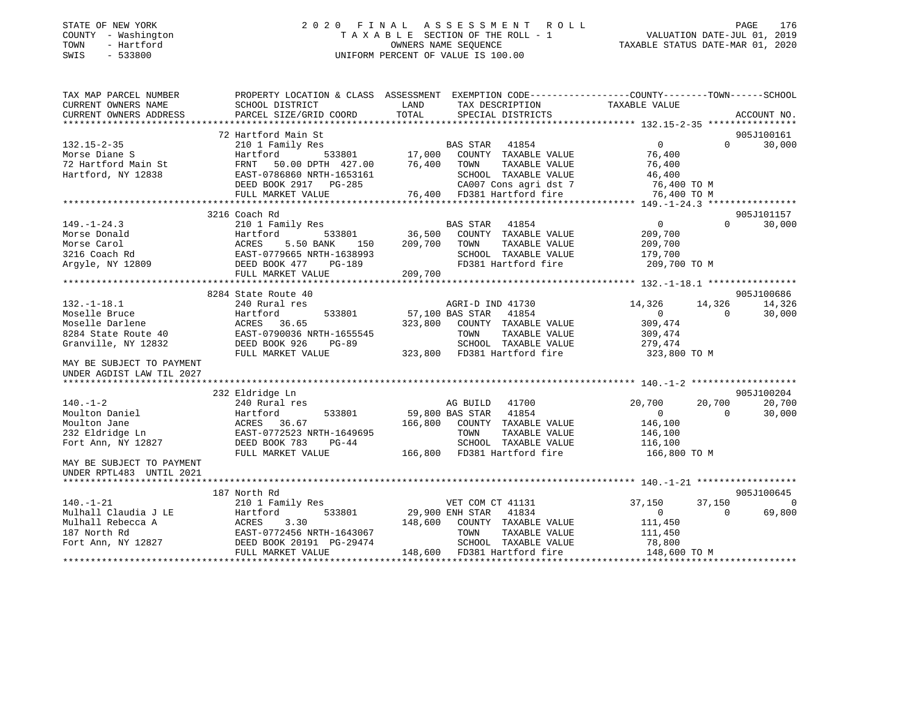STATE OF NEW YORK
COUNTY - Washington
TOWN - Hartford
SWIS - 533800

# 2020 FINAL ASSESSMENT ROLL

TAXABLE SECTION OF THE ROLL - 1
OWNERS NAME SEQUENCE
UNIFORM PERCENT OF VALUE IS 100.00

VALUATION DATE-JUL 01, 2019
TAXABLE STATUS DATE-MAR 01, 2020

| TAX MAP PARCEL NUMBER / CURRENT OWNERS NAME / CURRENT OWNERS ADDRESS | PROPERTY LOCATION & CLASS / SCHOOL DISTRICT / PARCEL SIZE/GRID COORD | ASSESSMENT LAND / TOTAL | EXEMPTION CODE / TAX DESCRIPTION / SPECIAL DISTRICTS | COUNTY TAXABLE VALUE | TOWN | SCHOOL / ACCOUNT NO. |
|---|---|---|---|---|---|---|
| 132.15-2-35 | 72 Hartford Main St | | | | | 905J100161 |
| Morse Diane S | 210 1 Family Res | | BAS STAR 41854 | 0 | 0 | 30,000 |
| 72 Hartford Main St | Hartford 533801 | 17,000 | COUNTY TAXABLE VALUE | 76,400 | | |
| Hartford, NY 12838 | FRNT 50.00 DPTH 427.00 | 76,400 | TOWN TAXABLE VALUE | 76,400 | | |
| | EAST-0786860 NRTH-1653161 | | SCHOOL TAXABLE VALUE | 46,400 | | |
| | DEED BOOK 2917 PG-285 | | CA007 Cons agri dst 7 | 76,400 TO M | | |
| | FULL MARKET VALUE | 76,400 | FD381 Hartford fire | 76,400 TO M | | |
| 149.-1-24.3 | 3216 Coach Rd | | | | | 905J101157 |
| Morse Donald | 210 1 Family Res | | BAS STAR 41854 | 0 | 0 | 30,000 |
| Morse Carol | Hartford 533801 | 36,500 | COUNTY TAXABLE VALUE | 209,700 | | |
| 3216 Coach Rd | ACRES 5.50 BANK 150 | 209,700 | TOWN TAXABLE VALUE | 209,700 | | |
| Argyle, NY 12809 | EAST-0779665 NRTH-1638993 | | SCHOOL TAXABLE VALUE | 179,700 | | |
| | DEED BOOK 477 PG-189 | | FD381 Hartford fire | 209,700 TO M | | |
| | FULL MARKET VALUE | 209,700 | | | | |
| 132.-1-18.1 | 8284 State Route 40 | | | | | 905J100686 |
| Moselle Bruce | 240 Rural res | | AGRI-D IND 41730 | 14,326 | 14,326 | 14,326 |
| Moselle Darlene | Hartford 533801 | 57,100 | BAS STAR 41854 | 0 | 0 | 30,000 |
| 8284 State Route 40 | ACRES 36.65 | 323,800 | COUNTY TAXABLE VALUE | 309,474 | | |
| Granville, NY 12832 | EAST-0790036 NRTH-1655545 | | TOWN TAXABLE VALUE | 309,474 | | |
| | DEED BOOK 926 PG-89 | | SCHOOL TAXABLE VALUE | 279,474 | | |
| | FULL MARKET VALUE | 323,800 | FD381 Hartford fire | 323,800 TO M | | |
| MAY BE SUBJECT TO PAYMENT UNDER AGDIST LAW TIL 2027 | | | | | | |
| 140.-1-2 | 232 Eldridge Ln | | | | | 905J100204 |
| Moulton Daniel | 240 Rural res | | AG BUILD 41700 | 20,700 | 20,700 | 20,700 |
| Moulton Jane | Hartford 533801 | 59,800 | BAS STAR 41854 | 0 | 0 | 30,000 |
| 232 Eldridge Ln | ACRES 36.67 | 166,800 | COUNTY TAXABLE VALUE | 146,100 | | |
| Fort Ann, NY 12827 | EAST-0772523 NRTH-1649695 | | TOWN TAXABLE VALUE | 146,100 | | |
| | DEED BOOK 783 PG-44 | | SCHOOL TAXABLE VALUE | 116,100 | | |
| | FULL MARKET VALUE | 166,800 | FD381 Hartford fire | 166,800 TO M | | |
| MAY BE SUBJECT TO PAYMENT UNDER RPTL483 UNTIL 2021 | | | | | | |
| 140.-1-21 | 187 North Rd | | | | | 905J100645 |
| Mulhall Claudia J LE | 210 1 Family Res | | VET COM CT 41131 | 37,150 | 37,150 | 0 |
| Mulhall Rebecca A | Hartford 533801 | 29,900 | ENH STAR 41834 | 0 | 0 | 69,800 |
| 187 North Rd | ACRES 3.30 | 148,600 | COUNTY TAXABLE VALUE | 111,450 | | |
| Fort Ann, NY 12827 | EAST-0772456 NRTH-1643067 | | TOWN TAXABLE VALUE | 111,450 | | |
| | DEED BOOK 20191 PG-29474 | | SCHOOL TAXABLE VALUE | 78,800 | | |
| | FULL MARKET VALUE | 148,600 | FD381 Hartford fire | 148,600 TO M | | |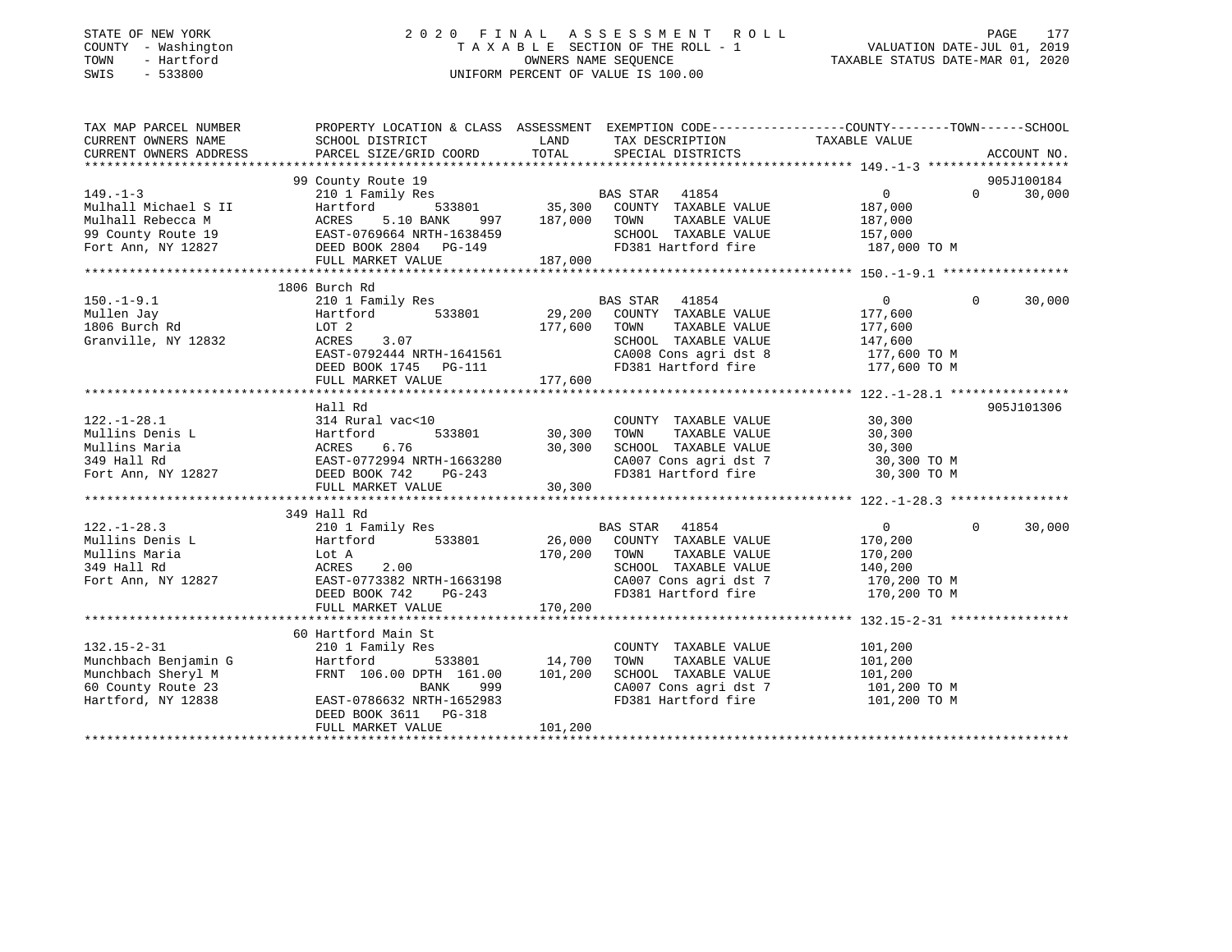STATE OF NEW YORK  
COUNTY - Washington  
TOWN - Hartford  
SWIS - 533800

# 2020 FINAL ASSESSMENT ROLL

TAXABLE SECTION OF THE ROLL - 1  
OWNERS NAME SEQUENCE  
UNIFORM PERCENT OF VALUE IS 100.00

VALUATION DATE-JUL 01, 2019  
TAXABLE STATUS DATE-MAR 01, 2020

```
TAX MAP PARCEL NUMBER          PROPERTY LOCATION & CLASS  ASSESSMENT  EXEMPTION CODE-----------------COUNTY--------TOWN------SCHOOL
CURRENT OWNERS NAME            SCHOOL DISTRICT              LAND       TAX DESCRIPTION            TAXABLE VALUE
CURRENT OWNERS ADDRESS         PARCEL SIZE/GRID COORD       TOTAL      SPECIAL DISTRICTS                                     ACCOUNT NO.
******************************************************************************************************* 149.-1-3 *******************
                               99 County Route 19                                                                          905J100184
149.-1-3                       210 1 Family Res                        BAS STAR  41854                 0            0        30,000
Mulhall Michael S II           Hartford          533801      35,300    COUNTY  TAXABLE VALUE       187,000
Mulhall Rebecca M              ACRES     5.10 BANK     997  187,000    TOWN    TAXABLE VALUE       187,000
99 County Route 19             EAST-0769664 NRTH-1638459               SCHOOL  TAXABLE VALUE       157,000
Fort Ann, NY 12827             DEED BOOK 2804   PG-149                 FD381 Hartford fire          187,000 TO M
                               FULL MARKET VALUE            187,000
******************************************************************************************************* 150.-1-9.1 *****************
                               1806 Burch Rd
150.-1-9.1                     210 1 Family Res                        BAS STAR  41854                 0            0        30,000
Mullen Jay                     Hartford          533801      29,200    COUNTY  TAXABLE VALUE       177,600
1806 Burch Rd                  LOT 2                        177,600    TOWN    TAXABLE VALUE       177,600
Granville, NY 12832            ACRES     3.07                          SCHOOL  TAXABLE VALUE       147,600
                               EAST-0792444 NRTH-1641561               CA008 Cons agri dst 8        177,600 TO M
                               DEED BOOK 1745   PG-111                 FD381 Hartford fire          177,600 TO M
                               FULL MARKET VALUE            177,600
******************************************************************************************************* 122.-1-28.1 ****************
                               Hall Rd                                                                                     905J101306
122.-1-28.1                    314 Rural vac<10                        COUNTY  TAXABLE VALUE        30,300
Mullins Denis L                Hartford          533801      30,300    TOWN    TAXABLE VALUE        30,300
Mullins Maria                  ACRES     6.76                30,300    SCHOOL  TAXABLE VALUE        30,300
349 Hall Rd                    EAST-0772994 NRTH-1663280               CA007 Cons agri dst 7         30,300 TO M
Fort Ann, NY 12827             DEED BOOK 742    PG-243                 FD381 Hartford fire           30,300 TO M
                               FULL MARKET VALUE             30,300
******************************************************************************************************* 122.-1-28.3 ****************
                               349 Hall Rd
122.-1-28.3                    210 1 Family Res                        BAS STAR  41854                 0            0        30,000
Mullins Denis L                Hartford          533801      26,000    COUNTY  TAXABLE VALUE       170,200
Mullins Maria                  Lot A                        170,200    TOWN    TAXABLE VALUE       170,200
349 Hall Rd                    ACRES     2.00                          SCHOOL  TAXABLE VALUE       140,200
Fort Ann, NY 12827             EAST-0773382 NRTH-1663198               CA007 Cons agri dst 7        170,200 TO M
                               DEED BOOK 742    PG-243                 FD381 Hartford fire          170,200 TO M
                               FULL MARKET VALUE            170,200
******************************************************************************************************* 132.15-2-31 ****************
                               60 Hartford Main St
132.15-2-31                    210 1 Family Res                        COUNTY  TAXABLE VALUE       101,200
Munchbach Benjamin G           Hartford          533801      14,700    TOWN    TAXABLE VALUE       101,200
Munchbach Sheryl M             FRNT 106.00 DPTH 161.00      101,200    SCHOOL  TAXABLE VALUE       101,200
60 County Route 23                         BANK     999                CA007 Cons agri dst 7        101,200 TO M
Hartford, NY 12838             EAST-0786632 NRTH-1652983               FD381 Hartford fire          101,200 TO M
                               DEED BOOK 3611   PG-318
                               FULL MARKET VALUE            101,200
************************************************************************************************************************************
```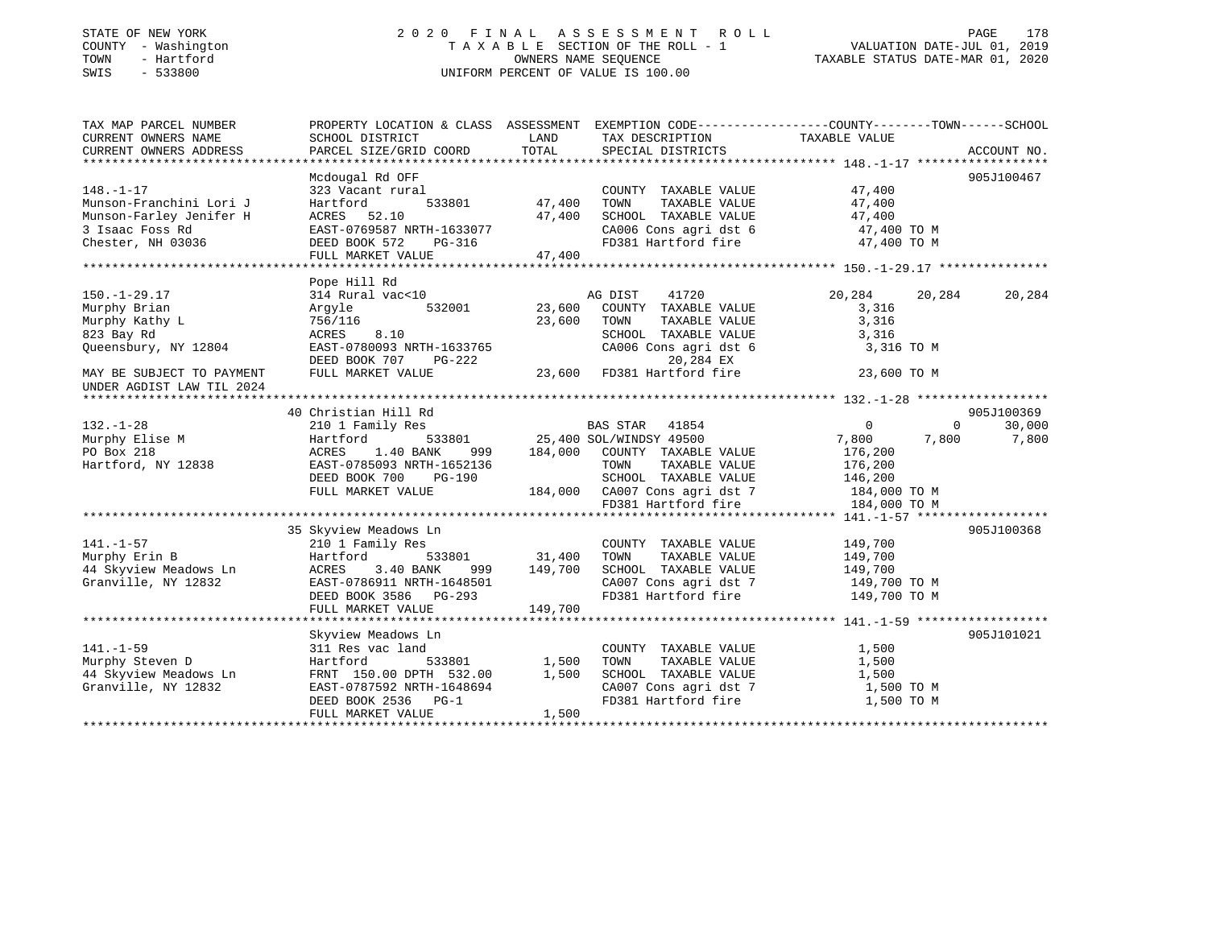STATE OF NEW YORK
COUNTY - Washington
TOWN - Hartford
SWIS - 533800

# 2020 FINAL ASSESSMENT ROLL

TAXABLE SECTION OF THE ROLL - 1
OWNERS NAME SEQUENCE
UNIFORM PERCENT OF VALUE IS 100.00

VALUATION DATE-JUL 01, 2019
TAXABLE STATUS DATE-MAR 01, 2020

| TAX MAP PARCEL NUMBER / CURRENT OWNERS NAME / CURRENT OWNERS ADDRESS | PROPERTY LOCATION & CLASS / SCHOOL DISTRICT / PARCEL SIZE/GRID COORD | ASSESSMENT LAND | TOTAL | EXEMPTION CODE / TAX DESCRIPTION / SPECIAL DISTRICTS | COUNTY TAXABLE VALUE | TOWN | SCHOOL | ACCOUNT NO. |
|---|---|---|---|---|---|---|---|---|
| 148.-1-17 | Mcdougal Rd OFF | | | | | | | 905J100467 |
| | 323 Vacant rural | | | COUNTY TAXABLE VALUE | 47,400 | | | |
| Munson-Franchini Lori J | Hartford 533801 | 47,400 | | TOWN TAXABLE VALUE | 47,400 | | | |
| Munson-Farley Jenifer H | ACRES 52.10 | | 47,400 | SCHOOL TAXABLE VALUE | 47,400 | | | |
| 3 Isaac Foss Rd | EAST-0769587 NRTH-1633077 | | | CA006 Cons agri dst 6 | 47,400 TO M | | | |
| Chester, NH 03036 | DEED BOOK 572 PG-316 | | | FD381 Hartford fire | 47,400 TO M | | | |
| | FULL MARKET VALUE | | 47,400 | | | | | |
| 150.-1-29.17 | Pope Hill Rd | | | | | | | |
| | 314 Rural vac<10 | | | AG DIST 41720 | 20,284 | 20,284 | 20,284 | |
| Murphy Brian | Argyle 532001 | 23,600 | | COUNTY TAXABLE VALUE | 3,316 | | | |
| Murphy Kathy L | 756/116 | | 23,600 | TOWN TAXABLE VALUE | 3,316 | | | |
| 823 Bay Rd | ACRES 8.10 | | | SCHOOL TAXABLE VALUE | 3,316 | | | |
| Queensbury, NY 12804 | EAST-0780093 NRTH-1633765 | | | CA006 Cons agri dst 6 | 3,316 TO M | | | |
| | DEED BOOK 707 PG-222 | | | 20,284 EX | | | | |
| MAY BE SUBJECT TO PAYMENT UNDER AGDIST LAW TIL 2024 | FULL MARKET VALUE | | 23,600 | FD381 Hartford fire | 23,600 TO M | | | |
| 132.-1-28 | 40 Christian Hill Rd | | | | | | | 905J100369 |
| | 210 1 Family Res | | | BAS STAR 41854 | 0 | 0 | 30,000 | |
| Murphy Elise M | Hartford 533801 | 25,400 | | SOL/WINDSY 49500 | 7,800 | 7,800 | 7,800 | |
| PO Box 218 | ACRES 1.40 BANK 999 | | 184,000 | COUNTY TAXABLE VALUE | 176,200 | | | |
| Hartford, NY 12838 | EAST-0785093 NRTH-1652136 | | | TOWN TAXABLE VALUE | 176,200 | | | |
| | DEED BOOK 700 PG-190 | | | SCHOOL TAXABLE VALUE | 146,200 | | | |
| | FULL MARKET VALUE | | 184,000 | CA007 Cons agri dst 7 | 184,000 TO M | | | |
| | | | | FD381 Hartford fire | 184,000 TO M | | | |
| 141.-1-57 | 35 Skyview Meadows Ln | | | | | | | 905J100368 |
| | 210 1 Family Res | | | COUNTY TAXABLE VALUE | 149,700 | | | |
| Murphy Erin B | Hartford 533801 | 31,400 | | TOWN TAXABLE VALUE | 149,700 | | | |
| 44 Skyview Meadows Ln | ACRES 3.40 BANK 999 | | 149,700 | SCHOOL TAXABLE VALUE | 149,700 | | | |
| Granville, NY 12832 | EAST-0786911 NRTH-1648501 | | | CA007 Cons agri dst 7 | 149,700 TO M | | | |
| | DEED BOOK 3586 PG-293 | | | FD381 Hartford fire | 149,700 TO M | | | |
| | FULL MARKET VALUE | | 149,700 | | | | | |
| 141.-1-59 | Skyview Meadows Ln | | | | | | | 905J101021 |
| | 311 Res vac land | | | COUNTY TAXABLE VALUE | 1,500 | | | |
| Murphy Steven D | Hartford 533801 | 1,500 | | TOWN TAXABLE VALUE | 1,500 | | | |
| 44 Skyview Meadows Ln | FRNT 150.00 DPTH 532.00 | | 1,500 | SCHOOL TAXABLE VALUE | 1,500 | | | |
| Granville, NY 12832 | EAST-0787592 NRTH-1648694 | | | CA007 Cons agri dst 7 | 1,500 TO M | | | |
| | DEED BOOK 2536 PG-1 | | | FD381 Hartford fire | 1,500 TO M | | | |
| | FULL MARKET VALUE | | 1,500 | | | | | |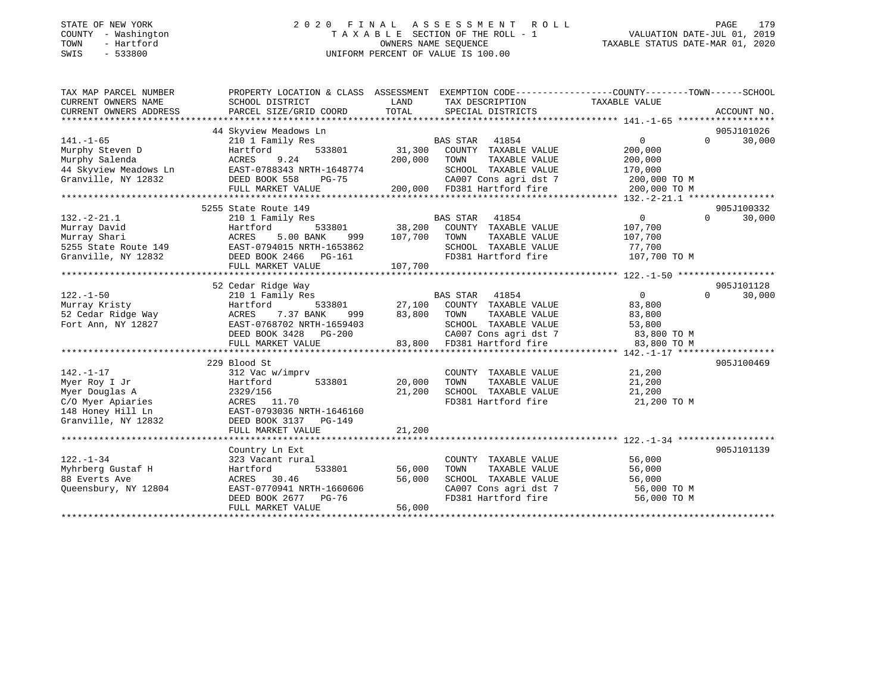STATE OF NEW YORK  
COUNTY - Washington  
TOWN - Hartford  
SWIS - 533800

2020 FINAL ASSESSMENT ROLL  
TAXABLE SECTION OF THE ROLL - 1  
OWNERS NAME SEQUENCE  
UNIFORM PERCENT OF VALUE IS 100.00

VALUATION DATE-JUL 01, 2019  
TAXABLE STATUS DATE-MAR 01, 2020

| TAX MAP PARCEL NUMBER / CURRENT OWNERS NAME / CURRENT OWNERS ADDRESS | PROPERTY LOCATION & CLASS / SCHOOL DISTRICT / PARCEL SIZE/GRID COORD | ASSESSMENT LAND / TOTAL | EXEMPTION CODE / TAX DESCRIPTION / SPECIAL DISTRICTS | COUNTY / TOWN / SCHOOL TAXABLE VALUE | ACCOUNT NO. |
|---|---|---|---|---|---|
| 141.-1-65 | 44 Skyview Meadows Ln | | | | 905J101026 |
| | 210 1 Family Res | | BAS STAR 41854 | 0 0 30,000 | |
| Murphy Steven D | Hartford 533801 | 31,300 | COUNTY TAXABLE VALUE | 200,000 | |
| Murphy Salenda | ACRES 9.24 | 200,000 | TOWN TAXABLE VALUE | 200,000 | |
| 44 Skyview Meadows Ln | EAST-0788343 NRTH-1648774 | | SCHOOL TAXABLE VALUE | 170,000 | |
| Granville, NY 12832 | DEED BOOK 558 PG-75 | | CA007 Cons agri dst 7 | 200,000 TO M | |
| | FULL MARKET VALUE | 200,000 | FD381 Hartford fire | 200,000 TO M | |
| 132.-2-21.1 | 5255 State Route 149 | | | | 905J100332 |
| | 210 1 Family Res | | BAS STAR 41854 | 0 0 30,000 | |
| Murray David | Hartford 533801 | 38,200 | COUNTY TAXABLE VALUE | 107,700 | |
| Murray Shari | ACRES 5.00 BANK 999 | 107,700 | TOWN TAXABLE VALUE | 107,700 | |
| 5255 State Route 149 | EAST-0794015 NRTH-1653862 | | SCHOOL TAXABLE VALUE | 77,700 | |
| Granville, NY 12832 | DEED BOOK 2466 PG-161 | | FD381 Hartford fire | 107,700 TO M | |
| | FULL MARKET VALUE | 107,700 | | | |
| 122.-1-50 | 52 Cedar Ridge Way | | | | 905J101128 |
| | 210 1 Family Res | | BAS STAR 41854 | 0 0 30,000 | |
| Murray Kristy | Hartford 533801 | 27,100 | COUNTY TAXABLE VALUE | 83,800 | |
| 52 Cedar Ridge Way | ACRES 7.37 BANK 999 | 83,800 | TOWN TAXABLE VALUE | 83,800 | |
| Fort Ann, NY 12827 | EAST-0768702 NRTH-1659403 | | SCHOOL TAXABLE VALUE | 53,800 | |
| | DEED BOOK 3428 PG-200 | | CA007 Cons agri dst 7 | 83,800 TO M | |
| | FULL MARKET VALUE | 83,800 | FD381 Hartford fire | 83,800 TO M | |
| 142.-1-17 | 229 Blood St | | | | 905J100469 |
| | 312 Vac w/imprv | | COUNTY TAXABLE VALUE | 21,200 | |
| Myer Roy I Jr | Hartford 533801 | 20,000 | TOWN TAXABLE VALUE | 21,200 | |
| Myer Douglas A | 2329/156 | 21,200 | SCHOOL TAXABLE VALUE | 21,200 | |
| C/O Myer Apiaries | ACRES 11.70 | | FD381 Hartford fire | 21,200 TO M | |
| 148 Honey Hill Ln | EAST-0793036 NRTH-1646160 | | | | |
| Granville, NY 12832 | DEED BOOK 3137 PG-149 | | | | |
| | FULL MARKET VALUE | 21,200 | | | |
| 122.-1-34 | Country Ln Ext | | | | 905J101139 |
| | 323 Vacant rural | | COUNTY TAXABLE VALUE | 56,000 | |
| Myhrberg Gustaf H | Hartford 533801 | 56,000 | TOWN TAXABLE VALUE | 56,000 | |
| 88 Everts Ave | ACRES 30.46 | 56,000 | SCHOOL TAXABLE VALUE | 56,000 | |
| Queensbury, NY 12804 | EAST-0770941 NRTH-1660606 | | CA007 Cons agri dst 7 | 56,000 TO M | |
| | DEED BOOK 2677 PG-76 | | FD381 Hartford fire | 56,000 TO M | |
| | FULL MARKET VALUE | 56,000 | | | |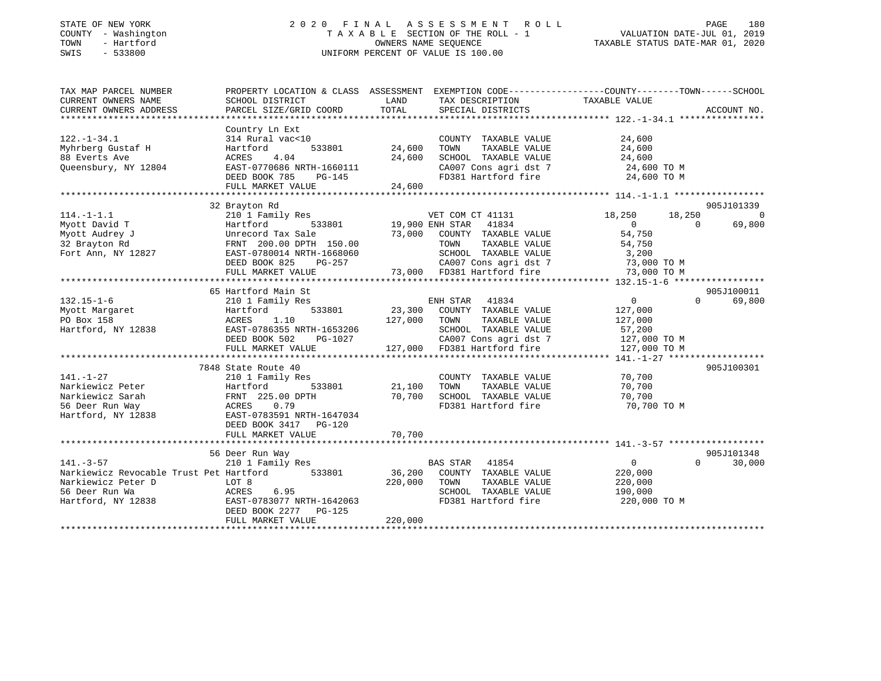STATE OF NEW YORK | 2020 FINAL ASSESSMENT ROLL | VALUATION DATE-JUL 01, 2019
COUNTY - Washington | TAXABLE SECTION OF THE ROLL - 1 | TAXABLE STATUS DATE-MAR 01, 2020
TOWN - Hartford | OWNERS NAME SEQUENCE
SWIS - 533800 | UNIFORM PERCENT OF VALUE IS 100.00

```
TAX MAP PARCEL NUMBER          PROPERTY LOCATION & CLASS  ASSESSMENT  EXEMPTION CODE------------------COUNTY--------TOWN------SCHOOL
CURRENT OWNERS NAME            SCHOOL DISTRICT               LAND      TAX DESCRIPTION              TAXABLE VALUE
CURRENT OWNERS ADDRESS         PARCEL SIZE/GRID COORD        TOTAL     SPECIAL DISTRICTS                                  ACCOUNT NO.
******************************************************************************************************* 122.-1-34.1 ****************
                               Country Ln Ext
122.-1-34.1                    314 Rural vac<10                        COUNTY  TAXABLE VALUE             24,600
Myhrberg Gustaf H              Hartford        533801       24,600     TOWN    TAXABLE VALUE             24,600
88 Everts Ave                  ACRES    4.04                24,600     SCHOOL  TAXABLE VALUE             24,600
Queensbury, NY 12804           EAST-0770686 NRTH-1660111               CA007 Cons agri dst 7              24,600 TO M
                               DEED BOOK 785    PG-145                 FD381 Hartford fire                24,600 TO M
                               FULL MARKET VALUE            24,600
******************************************************************************************************* 114.-1-1.1 *****************
                               32 Brayton Rd                                                                          905J101339
114.-1-1.1                     210 1 Family Res                        VET COM CT 41131          18,250     18,250            0
Myott David T                  Hartford        533801       19,900 ENH STAR   41834                   0          0       69,800
Myott Audrey J                 Unrecord Tax Sale            73,000     COUNTY  TAXABLE VALUE             54,750
32 Brayton Rd                  FRNT 200.00 DPTH 150.00                 TOWN    TAXABLE VALUE             54,750
Fort Ann, NY 12827             EAST-0780014 NRTH-1668060               SCHOOL  TAXABLE VALUE              3,200
                               DEED BOOK 825    PG-257                 CA007 Cons agri dst 7              73,000 TO M
                               FULL MARKET VALUE            73,000     FD381 Hartford fire                73,000 TO M
******************************************************************************************************* 132.15-1-6 *****************
                               65 Hartford Main St                                                                    905J100011
132.15-1-6                     210 1 Family Res                        ENH STAR   41834                   0          0       69,800
Myott Margaret                 Hartford        533801       23,300     COUNTY  TAXABLE VALUE            127,000
PO Box 158                     ACRES    1.10               127,000     TOWN    TAXABLE VALUE            127,000
Hartford, NY 12838             EAST-0786355 NRTH-1653206               SCHOOL  TAXABLE VALUE             57,200
                               DEED BOOK 502    PG-1027                CA007 Cons agri dst 7             127,000 TO M
                               FULL MARKET VALUE           127,000     FD381 Hartford fire               127,000 TO M
******************************************************************************************************* 141.-1-27 ******************
                               7848 State Route 40                                                                    905J100301
141.-1-27                      210 1 Family Res                        COUNTY  TAXABLE VALUE             70,700
Narkiewicz Peter               Hartford        533801       21,100     TOWN    TAXABLE VALUE             70,700
Narkiewicz Sarah               FRNT 225.00 DPTH             70,700     SCHOOL  TAXABLE VALUE             70,700
56 Deer Run Way                ACRES    0.79                           FD381 Hartford fire                70,700 TO M
Hartford, NY 12838             EAST-0783591 NRTH-1647034
                               DEED BOOK 3417   PG-120
                               FULL MARKET VALUE            70,700
******************************************************************************************************* 141.-3-57 ******************
                               56 Deer Run Way                                                                        905J101348
141.-3-57                      210 1 Family Res                        BAS STAR   41854                   0          0       30,000
Narkiewicz Revocable Trust Pet Hartford        533801       36,200     COUNTY  TAXABLE VALUE            220,000
Narkiewicz Peter D             LOT 8                       220,000     TOWN    TAXABLE VALUE            220,000
56 Deer Run Wa                 ACRES    6.95                           SCHOOL  TAXABLE VALUE            190,000
Hartford, NY 12838             EAST-0783077 NRTH-1642063               FD381 Hartford fire               220,000 TO M
                               DEED BOOK 2277   PG-125
                               FULL MARKET VALUE           220,000
************************************************************************************************************************************
```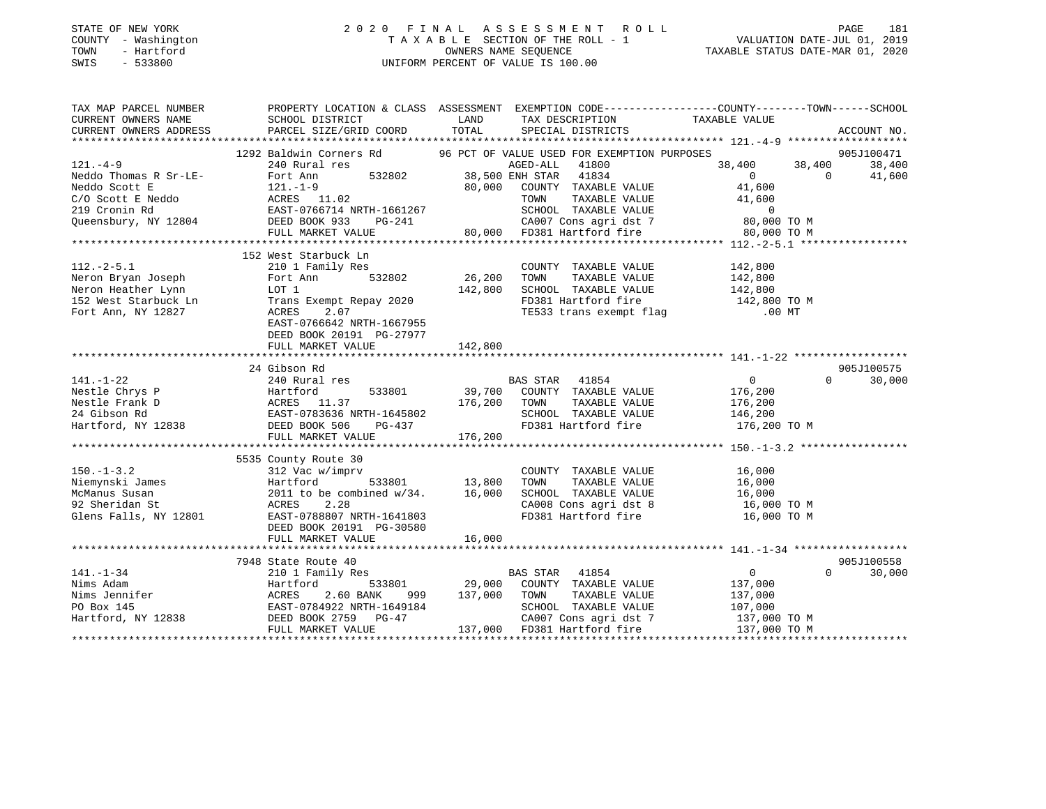STATE OF NEW YORK
COUNTY - Washington
TOWN - Hartford
SWIS - 533800

# 2020 FINAL ASSESSMENT ROLL

TAXABLE SECTION OF THE ROLL - 1
OWNERS NAME SEQUENCE
UNIFORM PERCENT OF VALUE IS 100.00

VALUATION DATE-JUL 01, 2019
TAXABLE STATUS DATE-MAR 01, 2020

| TAX MAP PARCEL NUMBER / CURRENT OWNERS NAME / CURRENT OWNERS ADDRESS | PROPERTY LOCATION & CLASS / SCHOOL DISTRICT / PARCEL SIZE/GRID COORD | ASSESSMENT LAND | TOTAL | EXEMPTION CODE / TAX DESCRIPTION / SPECIAL DISTRICTS | COUNTY TAXABLE VALUE | TOWN | SCHOOL | ACCOUNT NO. |
|---|---|---|---|---|---|---|---|---|
| **121.-4-9** | 1292 Baldwin Corners Rd | | | 96 PCT OF VALUE USED FOR EXEMPTION PURPOSES | | | | 905J100471 |
| 121.-4-9 | 240 Rural res | | | AGED-ALL 41800 | 38,400 | 38,400 | 38,400 | |
| Neddo Thomas R Sr-LE- | Fort Ann 532802 | 38,500 | | ENH STAR 41834 | 0 | 0 | 41,600 | |
| Neddo Scott E | 121.-1-9 | | 80,000 | COUNTY TAXABLE VALUE | 41,600 | | | |
| C/O Scott E Neddo | ACRES 11.02 | | | TOWN TAXABLE VALUE | 41,600 | | | |
| 219 Cronin Rd | EAST-0766714 NRTH-1661267 | | | SCHOOL TAXABLE VALUE | 0 | | | |
| Queensbury, NY 12804 | DEED BOOK 933 PG-241 | | | CA007 Cons agri dst 7 | 80,000 TO M | | | |
| | FULL MARKET VALUE | | 80,000 | FD381 Hartford fire | 80,000 TO M | | | |
| **112.-2-5.1** | 152 West Starbuck Ln | | | | | | | |
| 112.-2-5.1 | 210 1 Family Res | | | COUNTY TAXABLE VALUE | 142,800 | | | |
| Neron Bryan Joseph | Fort Ann 532802 | 26,200 | | TOWN TAXABLE VALUE | 142,800 | | | |
| Neron Heather Lynn | LOT 1 | | 142,800 | SCHOOL TAXABLE VALUE | 142,800 | | | |
| 152 West Starbuck Ln | Trans Exempt Repay 2020 | | | FD381 Hartford fire | 142,800 TO M | | | |
| Fort Ann, NY 12827 | ACRES 2.07 | | | TE533 trans exempt flag | .00 MT | | | |
| | EAST-0766642 NRTH-1667955 | | | | | | | |
| | DEED BOOK 20191 PG-27977 | | | | | | | |
| | FULL MARKET VALUE | | 142,800 | | | | | |
| **141.-1-22** | 24 Gibson Rd | | | | | | | 905J100575 |
| 141.-1-22 | 240 Rural res | | | BAS STAR 41854 | 0 | 0 | 30,000 | |
| Nestle Chrys P | Hartford 533801 | 39,700 | | COUNTY TAXABLE VALUE | 176,200 | | | |
| Nestle Frank D | ACRES 11.37 | | 176,200 | TOWN TAXABLE VALUE | 176,200 | | | |
| 24 Gibson Rd | EAST-0783636 NRTH-1645802 | | | SCHOOL TAXABLE VALUE | 146,200 | | | |
| Hartford, NY 12838 | DEED BOOK 506 PG-437 | | | FD381 Hartford fire | 176,200 TO M | | | |
| | FULL MARKET VALUE | | 176,200 | | | | | |
| **150.-1-3.2** | 5535 County Route 30 | | | | | | | |
| 150.-1-3.2 | 312 Vac w/imprv | | | COUNTY TAXABLE VALUE | 16,000 | | | |
| Niemynski James | Hartford 533801 | 13,800 | | TOWN TAXABLE VALUE | 16,000 | | | |
| McManus Susan | 2011 to be combined w/34. | | 16,000 | SCHOOL TAXABLE VALUE | 16,000 | | | |
| 92 Sheridan St | ACRES 2.28 | | | CA008 Cons agri dst 8 | 16,000 TO M | | | |
| Glens Falls, NY 12801 | EAST-0788807 NRTH-1641803 | | | FD381 Hartford fire | 16,000 TO M | | | |
| | DEED BOOK 20191 PG-30580 | | | | | | | |
| | FULL MARKET VALUE | | 16,000 | | | | | |
| **141.-1-34** | 7948 State Route 40 | | | | | | | 905J100558 |
| 141.-1-34 | 210 1 Family Res | | | BAS STAR 41854 | 0 | 0 | 30,000 | |
| Nims Adam | Hartford 533801 | 29,000 | | COUNTY TAXABLE VALUE | 137,000 | | | |
| Nims Jennifer | ACRES 2.60 BANK 999 | | 137,000 | TOWN TAXABLE VALUE | 137,000 | | | |
| PO Box 145 | EAST-0784922 NRTH-1649184 | | | SCHOOL TAXABLE VALUE | 107,000 | | | |
| Hartford, NY 12838 | DEED BOOK 2759 PG-47 | | | CA007 Cons agri dst 7 | 137,000 TO M | | | |
| | FULL MARKET VALUE | | 137,000 | FD381 Hartford fire | 137,000 TO M | | | |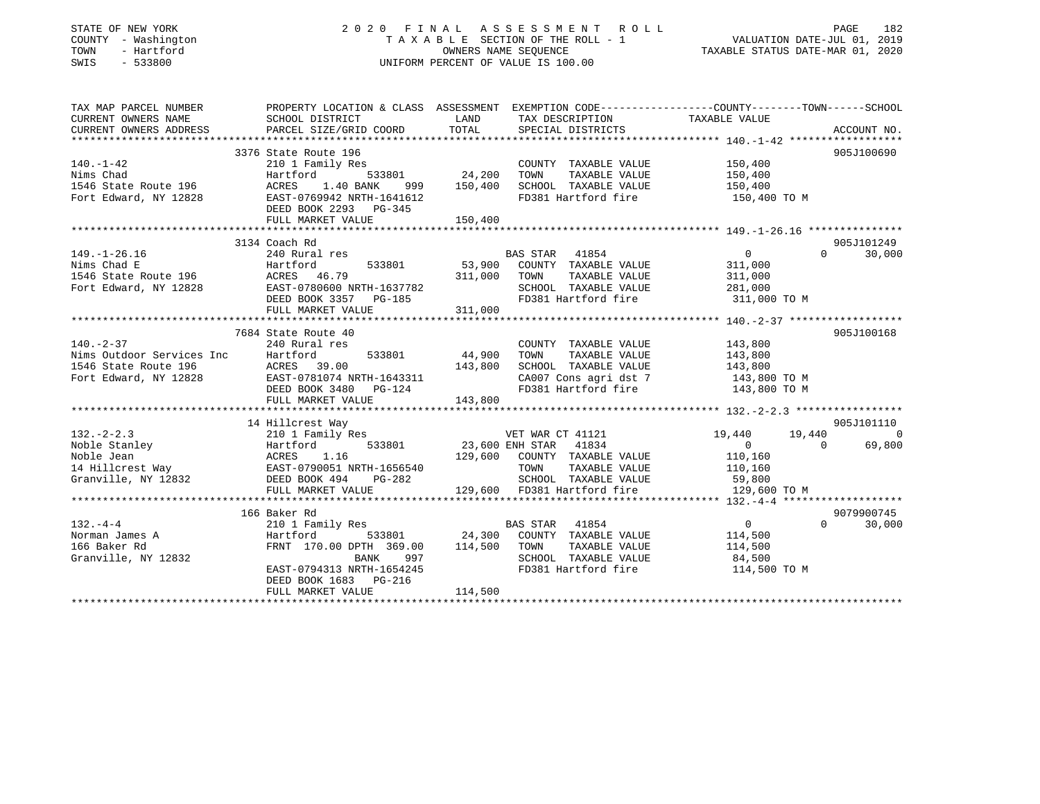STATE OF NEW YORK
COUNTY - Washington
TOWN - Hartford
SWIS - 533800

2 0 2 0 F I N A L A S S E S S M E N T R O L L
T A X A B L E SECTION OF THE ROLL - 1
OWNERS NAME SEQUENCE
UNIFORM PERCENT OF VALUE IS 100.00

VALUATION DATE-JUL 01, 2019
TAXABLE STATUS DATE-MAR 01, 2020

```
TAX MAP PARCEL NUMBER          PROPERTY LOCATION & CLASS  ASSESSMENT  EXEMPTION CODE-----------------COUNTY--------TOWN------SCHOOL
CURRENT OWNERS NAME            SCHOOL DISTRICT               LAND      TAX DESCRIPTION            TAXABLE VALUE
CURRENT OWNERS ADDRESS         PARCEL SIZE/GRID COORD        TOTAL     SPECIAL DISTRICTS                                    ACCOUNT NO.
******************************************************************************************************* 140.-1-42 ******************
                               3376 State Route 196                                                                          905J100690
140.-1-42                      210 1 Family Res                        COUNTY  TAXABLE VALUE          150,400
Nims Chad                      Hartford          533801      24,200    TOWN    TAXABLE VALUE          150,400
1546 State Route 196           ACRES    1.40 BANK    999    150,400    SCHOOL  TAXABLE VALUE          150,400
Fort Edward, NY 12828          EAST-0769942 NRTH-1641612               FD381 Hartford fire             150,400 TO M
                               DEED BOOK 2293   PG-345
                               FULL MARKET VALUE            150,400
******************************************************************************************************* 149.-1-26.16 ***************
                               3134 Coach Rd                                                                                 905J101249
149.-1-26.16                   240 Rural res                           BAS STAR  41854                 0             0      30,000
Nims Chad E                    Hartford          533801      53,900    COUNTY  TAXABLE VALUE          311,000
1546 State Route 196           ACRES   46.79                311,000    TOWN    TAXABLE VALUE          311,000
Fort Edward, NY 12828          EAST-0780600 NRTH-1637782               SCHOOL  TAXABLE VALUE          281,000
                               DEED BOOK 3357   PG-185                 FD381 Hartford fire             311,000 TO M
                               FULL MARKET VALUE            311,000
******************************************************************************************************* 140.-2-37 ******************
                               7684 State Route 40                                                                           905J100168
140.-2-37                      240 Rural res                           COUNTY  TAXABLE VALUE          143,800
Nims Outdoor Services Inc      Hartford          533801      44,900    TOWN    TAXABLE VALUE          143,800
1546 State Route 196           ACRES   39.00                143,800    SCHOOL  TAXABLE VALUE          143,800
Fort Edward, NY 12828          EAST-0781074 NRTH-1643311               CA007 Cons agri dst 7           143,800 TO M
                               DEED BOOK 3480   PG-124                 FD381 Hartford fire             143,800 TO M
                               FULL MARKET VALUE            143,800
******************************************************************************************************* 132.-2-2.3 *****************
                               14 Hillcrest Way                                                                              905J101110
132.-2-2.3                     210 1 Family Res                        VET WAR CT 41121            19,440        19,440          0
Noble Stanley                  Hartford          533801      23,600 ENH STAR  41834                 0             0      69,800
Noble Jean                     ACRES    1.16                129,600    COUNTY  TAXABLE VALUE          110,160
14 Hillcrest Way               EAST-0790051 NRTH-1656540               TOWN    TAXABLE VALUE          110,160
Granville, NY 12832            DEED BOOK 494    PG-282                 SCHOOL  TAXABLE VALUE           59,800
                               FULL MARKET VALUE            129,600    FD381 Hartford fire             129,600 TO M
******************************************************************************************************* 132.-4-4 *******************
                               166 Baker Rd                                                                                  9079900745
132.-4-4                       210 1 Family Res                        BAS STAR  41854                 0             0      30,000
Norman James A                 Hartford          533801      24,300    COUNTY  TAXABLE VALUE          114,500
166 Baker Rd                   FRNT 170.00 DPTH 369.00      114,500    TOWN    TAXABLE VALUE          114,500
Granville, NY 12832                        BANK    997                 SCHOOL  TAXABLE VALUE           84,500
                               EAST-0794313 NRTH-1654245               FD381 Hartford fire             114,500 TO M
                               DEED BOOK 1683   PG-216
                               FULL MARKET VALUE            114,500
************************************************************************************************************************************
```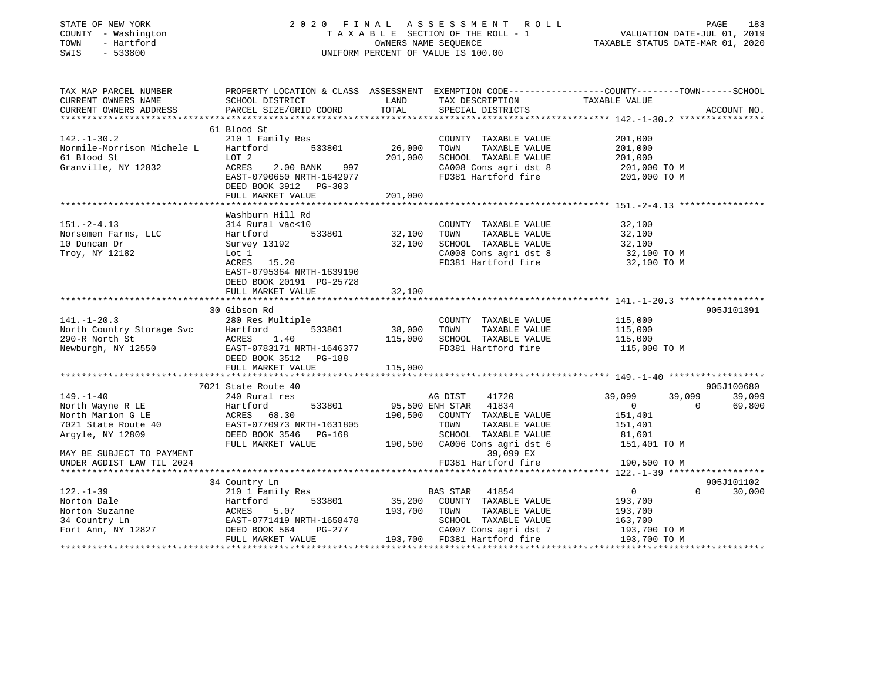STATE OF NEW YORK
COUNTY - Washington
TOWN - Hartford
SWIS - 533800

2020 FINAL ASSESSMENT ROLL
TAXABLE SECTION OF THE ROLL - 1
OWNERS NAME SEQUENCE
UNIFORM PERCENT OF VALUE IS 100.00

VALUATION DATE-JUL 01, 2019
TAXABLE STATUS DATE-MAR 01, 2020

```
TAX MAP PARCEL NUMBER          PROPERTY LOCATION & CLASS  ASSESSMENT  EXEMPTION CODE-----------------COUNTY--------TOWN------SCHOOL
CURRENT OWNERS NAME            SCHOOL DISTRICT               LAND      TAX DESCRIPTION             TAXABLE VALUE
CURRENT OWNERS ADDRESS         PARCEL SIZE/GRID COORD        TOTAL     SPECIAL DISTRICTS                                        ACCOUNT NO.
******************************************************************************************************* 142.-1-30.2 ****************
                               61 Blood St
142.-1-30.2                    210 1 Family Res                        COUNTY  TAXABLE VALUE          201,000
Normile-Morrison Michele L     Hartford          533801       26,000   TOWN    TAXABLE VALUE          201,000
61 Blood St                    LOT 2                         201,000   SCHOOL  TAXABLE VALUE          201,000
Granville, NY 12832            ACRES    2.00 BANK    997               CA008 Cons agri dst 8           201,000 TO M
                               EAST-0790650 NRTH-1642977               FD381 Hartford fire             201,000 TO M
                               DEED BOOK 3912   PG-303
                               FULL MARKET VALUE             201,000
******************************************************************************************************* 151.-2-4.13 ****************
                               Washburn Hill Rd
151.-2-4.13                    314 Rural vac<10                        COUNTY  TAXABLE VALUE           32,100
Norsemen Farms, LLC            Hartford          533801       32,100   TOWN    TAXABLE VALUE           32,100
10 Duncan Dr                   Survey 13192                   32,100   SCHOOL  TAXABLE VALUE           32,100
Troy, NY 12182                 Lot 1                                   CA008 Cons agri dst 8            32,100 TO M
                               ACRES   15.20                           FD381 Hartford fire              32,100 TO M
                               EAST-0795364 NRTH-1639190
                               DEED BOOK 20191  PG-25728
                               FULL MARKET VALUE              32,100
******************************************************************************************************* 141.-1-20.3 ****************
                               30 Gibson Rd                                                                              905J101391
141.-1-20.3                    280 Res Multiple                        COUNTY  TAXABLE VALUE          115,000
North Country Storage Svc      Hartford          533801       38,000   TOWN    TAXABLE VALUE          115,000
290-R North St                 ACRES    1.40                 115,000   SCHOOL  TAXABLE VALUE          115,000
Newburgh, NY 12550             EAST-0783171 NRTH-1646377               FD381 Hartford fire             115,000 TO M
                               DEED BOOK 3512   PG-188
                               FULL MARKET VALUE             115,000
******************************************************************************************************* 149.-1-40 ******************
                               7021 State Route 40                                                                       905J100680
149.-1-40                      240 Rural res                           AG DIST     41720            39,099      39,099      39,099
North Wayne R LE               Hartford          533801       95,500   ENH STAR    41834                 0           0      69,800
North Marion G LE              ACRES   68.30                 190,500   COUNTY  TAXABLE VALUE          151,401
7021 State Route 40            EAST-0770973 NRTH-1631805               TOWN    TAXABLE VALUE          151,401
Argyle, NY 12809               DEED BOOK 3546   PG-168                 SCHOOL  TAXABLE VALUE           81,601
                               FULL MARKET VALUE             190,500   CA006 Cons agri dst 6           151,401 TO M
MAY BE SUBJECT TO PAYMENT                                                   39,099 EX
UNDER AGDIST LAW TIL 2024                                              FD381 Hartford fire             190,500 TO M
******************************************************************************************************* 122.-1-39 ******************
                               34 Country Ln                                                                             905J101102
122.-1-39                      210 1 Family Res                        BAS STAR    41854                 0           0      30,000
Norton Dale                    Hartford          533801       35,200   COUNTY  TAXABLE VALUE          193,700
Norton Suzanne                 ACRES    5.07                 193,700   TOWN    TAXABLE VALUE          193,700
34 Country Ln                  EAST-0771419 NRTH-1658478               SCHOOL  TAXABLE VALUE          163,700
Fort Ann, NY 12827             DEED BOOK 564    PG-277                 CA007 Cons agri dst 7           193,700 TO M
                               FULL MARKET VALUE             193,700   FD381 Hartford fire             193,700 TO M
************************************************************************************************************************************
```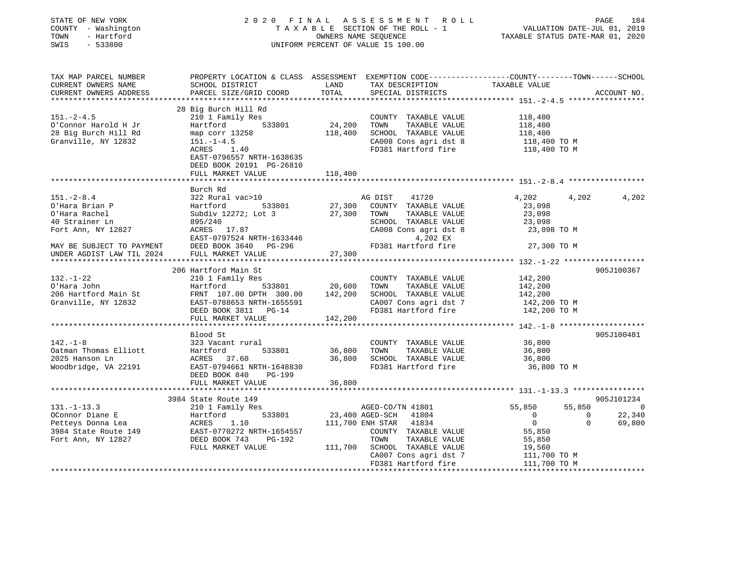STATE OF NEW YORK  
COUNTY - Washington  
TOWN - Hartford  
SWIS - 533800

2 0 2 0 F I N A L A S S E S S M E N T R O L L  
T A X A B L E SECTION OF THE ROLL - 1  
OWNERS NAME SEQUENCE  
UNIFORM PERCENT OF VALUE IS 100.00

VALUATION DATE-JUL 01, 2019  
TAXABLE STATUS DATE-MAR 01, 2020

| TAX MAP PARCEL NUMBER / CURRENT OWNERS NAME / CURRENT OWNERS ADDRESS | PROPERTY LOCATION & CLASS / SCHOOL DISTRICT / PARCEL SIZE/GRID COORD | ASSESSMENT LAND / TOTAL | EXEMPTION CODE / TAX DESCRIPTION / SPECIAL DISTRICTS | COUNTY TAXABLE VALUE | TOWN | SCHOOL | ACCOUNT NO. |
|---|---|---|---|---|---|---|---|
| **151.-2-4.5** | 28 Big Burch Hill Rd | | | | | | |
| 151.-2-4.5 | 210 1 Family Res | | COUNTY TAXABLE VALUE | 118,400 | | | |
| O'Connor Harold H Jr | Hartford 533801 | 24,200 | TOWN TAXABLE VALUE | 118,400 | | | |
| 28 Big Burch Hill Rd | map corr 13258 | 118,400 | SCHOOL TAXABLE VALUE | 118,400 | | | |
| Granville, NY 12832 | 151.-1-4.5 | | CA008 Cons agri dst 8 | 118,400 TO M | | | |
| | ACRES 1.40 | | FD381 Hartford fire | 118,400 TO M | | | |
| | EAST-0796557 NRTH-1638635 | | | | | | |
| | DEED BOOK 20191 PG-26810 | | | | | | |
| | FULL MARKET VALUE | 118,400 | | | | | |
| **151.-2-8.4** | Burch Rd | | | | | | |
| 151.-2-8.4 | 322 Rural vac>10 | | AG DIST 41720 | 4,202 | 4,202 | 4,202 | |
| O'Hara Brian P | Hartford 533801 | 27,300 | COUNTY TAXABLE VALUE | 23,098 | | | |
| O'Hara Rachel | Subdiv 12272; Lot 3 | 27,300 | TOWN TAXABLE VALUE | 23,098 | | | |
| 40 Strainer Ln | 895/240 | | SCHOOL TAXABLE VALUE | 23,098 | | | |
| Fort Ann, NY 12827 | ACRES 17.87 | | CA008 Cons agri dst 8 | 23,098 TO M | | | |
| | EAST-0797524 NRTH-1633446 | | 4,202 EX | | | | |
| MAY BE SUBJECT TO PAYMENT | DEED BOOK 3640 PG-296 | | FD381 Hartford fire | 27,300 TO M | | | |
| UNDER AGDIST LAW TIL 2024 | FULL MARKET VALUE | 27,300 | | | | | |
| **132.-1-22** | 206 Hartford Main St | | | | | | 905J100367 |
| 132.-1-22 | 210 1 Family Res | | COUNTY TAXABLE VALUE | 142,200 | | | |
| O'Hara John | Hartford 533801 | 20,600 | TOWN TAXABLE VALUE | 142,200 | | | |
| 206 Hartford Main St | FRNT 107.00 DPTH 300.00 | 142,200 | SCHOOL TAXABLE VALUE | 142,200 | | | |
| Granville, NY 12832 | EAST-0788653 NRTH-1655591 | | CA007 Cons agri dst 7 | 142,200 TO M | | | |
| | DEED BOOK 3811 PG-14 | | FD381 Hartford fire | 142,200 TO M | | | |
| | FULL MARKET VALUE | 142,200 | | | | | |
| **142.-1-8** | Blood St | | | | | | 905J100481 |
| 142.-1-8 | 323 Vacant rural | | COUNTY TAXABLE VALUE | 36,800 | | | |
| Oatman Thomas Elliott | Hartford 533801 | 36,800 | TOWN TAXABLE VALUE | 36,800 | | | |
| 2025 Hanson Ln | ACRES 37.60 | 36,800 | SCHOOL TAXABLE VALUE | 36,800 | | | |
| Woodbridge, VA 22191 | EAST-0794661 NRTH-1648830 | | FD381 Hartford fire | 36,800 TO M | | | |
| | DEED BOOK 840 PG-199 | | | | | | |
| | FULL MARKET VALUE | 36,800 | | | | | |
| **131.-1-13.3** | 3984 State Route 149 | | | | | | 905J101234 |
| 131.-1-13.3 | 210 1 Family Res | | AGED-CO/TN 41801 | 55,850 | 55,850 | 0 | |
| OConnor Diane E | Hartford 533801 | 23,400 | AGED-SCH 41804 | 0 | 0 | 22,340 | |
| Petteys Donna Lea | ACRES 1.10 | 111,700 | ENH STAR 41834 | 0 | 0 | 69,800 | |
| 3984 State Route 149 | EAST-0770272 NRTH-1654557 | | COUNTY TAXABLE VALUE | 55,850 | | | |
| Fort Ann, NY 12827 | DEED BOOK 743 PG-192 | | TOWN TAXABLE VALUE | 55,850 | | | |
| | FULL MARKET VALUE | 111,700 | SCHOOL TAXABLE VALUE | 19,560 | | | |
| | | | CA007 Cons agri dst 7 | 111,700 TO M | | | |
| | | | FD381 Hartford fire | 111,700 TO M | | | |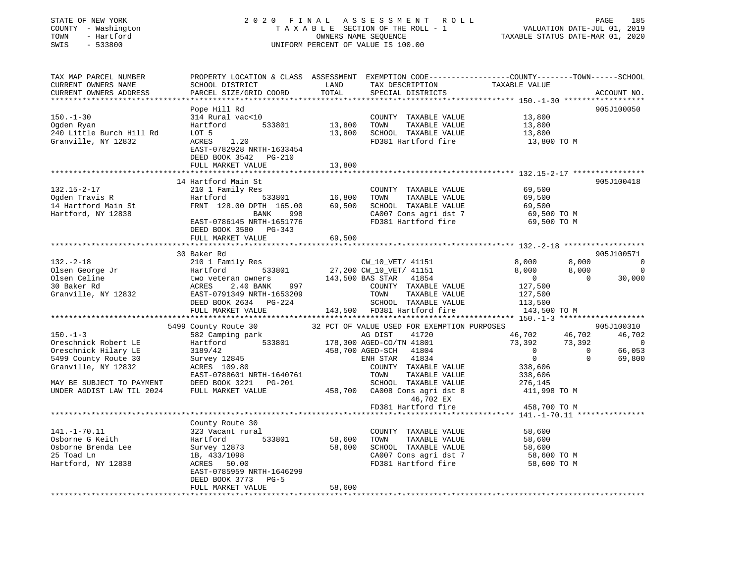STATE OF NEW YORK
COUNTY - Washington
TOWN - Hartford
SWIS - 533800

# 2020 FINAL ASSESSMENT ROLL

TAXABLE SECTION OF THE ROLL - 1
OWNERS NAME SEQUENCE
UNIFORM PERCENT OF VALUE IS 100.00

VALUATION DATE-JUL 01, 2019
TAXABLE STATUS DATE-MAR 01, 2020

```
TAX MAP PARCEL NUMBER         PROPERTY LOCATION & CLASS  ASSESSMENT  EXEMPTION CODE-----------------COUNTY--------TOWN------SCHOOL
CURRENT OWNERS NAME           SCHOOL DISTRICT              LAND      TAX DESCRIPTION            TAXABLE VALUE
CURRENT OWNERS ADDRESS        PARCEL SIZE/GRID COORD       TOTAL     SPECIAL DISTRICTS                                        ACCOUNT NO.
******************************************************************************************************* 150.-1-30 *****************
                              Pope Hill Rd                                                                                905J100050
150.-1-30                     314 Rural vac<10                        COUNTY  TAXABLE VALUE            13,800
Ogden Ryan                    Hartford          533801      13,800    TOWN    TAXABLE VALUE            13,800
240 Little Burch Hill Rd      LOT 5                         13,800    SCHOOL  TAXABLE VALUE            13,800
Granville, NY 12832           ACRES    1.20                           FD381 Hartford fire               13,800 TO M
                              EAST-0782928 NRTH-1633454
                              DEED BOOK 3542   PG-210
                              FULL MARKET VALUE             13,800
******************************************************************************************************* 132.15-2-17 ***************
                              14 Hartford Main St                                                                         905J100418
132.15-2-17                   210 1 Family Res                        COUNTY  TAXABLE VALUE            69,500
Ogden Travis R                Hartford          533801      16,800    TOWN    TAXABLE VALUE            69,500
14 Hartford Main St           FRNT 128.00 DPTH 165.00       69,500    SCHOOL  TAXABLE VALUE            69,500
Hartford, NY 12838                         BANK    998                CA007 Cons agri dst 7             69,500 TO M
                              EAST-0786145 NRTH-1651776               FD381 Hartford fire               69,500 TO M
                              DEED BOOK 3580   PG-343
                              FULL MARKET VALUE             69,500
******************************************************************************************************* 132.-2-18 *****************
                              30 Baker Rd                                                                                 905J100571
132.-2-18                     210 1 Family Res                        CW_10_VET/ 41151            8,000       8,000            0
Olsen George Jr               Hartford          533801      27,200 CW_10_VET/ 41151               8,000       8,000            0
Olsen Celine                  two veteran owners           143,500 BAS STAR   41854                   0           0       30,000
30 Baker Rd                   ACRES    2.40 BANK    997               COUNTY  TAXABLE VALUE           127,500
Granville, NY 12832           EAST-0791349 NRTH-1653209               TOWN    TAXABLE VALUE           127,500
                              DEED BOOK 2634   PG-224                 SCHOOL  TAXABLE VALUE           113,500
                              FULL MARKET VALUE            143,500    FD381 Hartford fire              143,500 TO M
******************************************************************************************************* 150.-1-3 ******************
                              5499 County Route 30         32 PCT OF VALUE USED FOR EXEMPTION PURPOSES                    905J100310
150.-1-3                      582 Camping park                        AG DIST     41720             46,702      46,702       46,702
Oreschnick Robert LE          Hartford          533801     178,300 AGED-CO/TN 41801                73,392      73,392            0
Oreschnick Hilary LE          3189/42                      458,700 AGED-SCH   41804                     0           0       66,053
5499 County Route 30          Survey 12845                            ENH STAR   41834                     0           0       69,800
Granville, NY 12832           ACRES  109.80                           COUNTY  TAXABLE VALUE           338,606
                              EAST-0788601 NRTH-1640761               TOWN    TAXABLE VALUE           338,606
MAY BE SUBJECT TO PAYMENT     DEED BOOK 3221   PG-201                 SCHOOL  TAXABLE VALUE           276,145
UNDER AGDIST LAW TIL 2024     FULL MARKET VALUE            458,700    CA008 Cons agri dst 8            411,998 TO M
                                                                           46,702 EX
                                                                      FD381 Hartford fire              458,700 TO M
******************************************************************************************************* 141.-1-70.11 **************
                              County Route 30
141.-1-70.11                  323 Vacant rural                        COUNTY  TAXABLE VALUE            58,600
Osborne G Keith               Hartford          533801      58,600    TOWN    TAXABLE VALUE            58,600
Osborne Brenda Lee            Survey 12873                  58,600    SCHOOL  TAXABLE VALUE            58,600
25 Toad Ln                    1B, 433/1098                            CA007 Cons agri dst 7             58,600 TO M
Hartford, NY 12838            ACRES   50.00                           FD381 Hartford fire               58,600 TO M
                              EAST-0785959 NRTH-1646299
                              DEED BOOK 3773   PG-5
                              FULL MARKET VALUE             58,600
************************************************************************************************************************************
```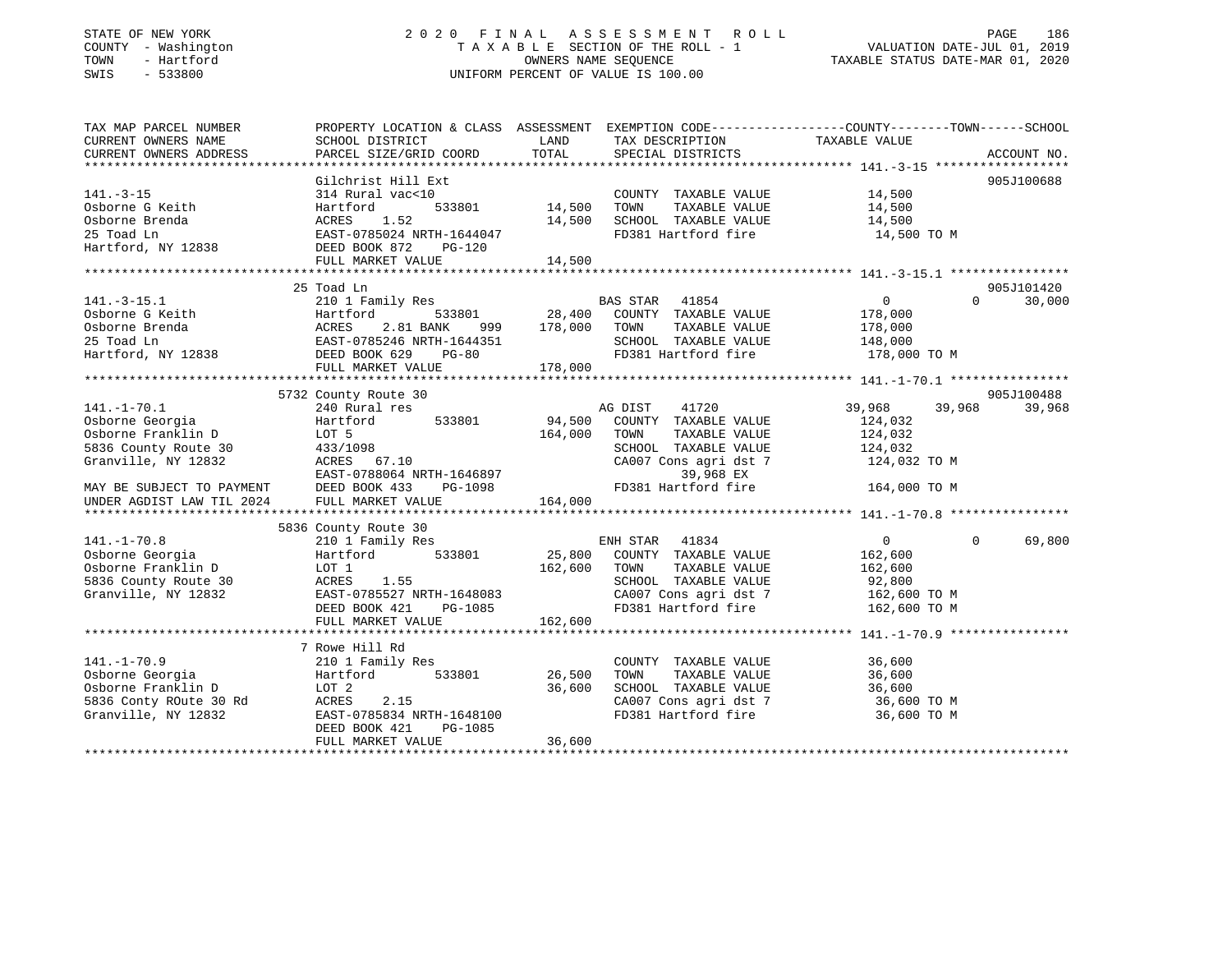STATE OF NEW YORK
COUNTY - Washington
TOWN - Hartford
SWIS - 533800

# 2020 FINAL ASSESSMENT ROLL

TAXABLE SECTION OF THE ROLL - 1
OWNERS NAME SEQUENCE
UNIFORM PERCENT OF VALUE IS 100.00

VALUATION DATE-JUL 01, 2019
TAXABLE STATUS DATE-MAR 01, 2020

```
TAX MAP PARCEL NUMBER          PROPERTY LOCATION & CLASS  ASSESSMENT  EXEMPTION CODE-----------------COUNTY--------TOWN------SCHOOL
CURRENT OWNERS NAME            SCHOOL DISTRICT            LAND        TAX DESCRIPTION            TAXABLE VALUE
CURRENT OWNERS ADDRESS         PARCEL SIZE/GRID COORD     TOTAL       SPECIAL DISTRICTS                                      ACCOUNT NO.
******************************************************************************************************* 141.-3-15 ******************
                               Gilchrist Hill Ext                                                                             905J100688
141.-3-15                      314 Rural vac<10                       COUNTY  TAXABLE VALUE            14,500
Osborne G Keith                Hartford        533801      14,500     TOWN    TAXABLE VALUE            14,500
Osborne Brenda                 ACRES    1.52               14,500     SCHOOL  TAXABLE VALUE            14,500
25 Toad Ln                     EAST-0785024 NRTH-1644047              FD381 Hartford fire               14,500 TO M
Hartford, NY 12838             DEED BOOK 872    PG-120
                               FULL MARKET VALUE           14,500
******************************************************************************************************* 141.-3-15.1 ****************
                               25 Toad Ln                                                                                     905J101420
141.-3-15.1                    210 1 Family Res                       BAS STAR   41854                  0             0       30,000
Osborne G Keith                Hartford        533801      28,400     COUNTY  TAXABLE VALUE           178,000
Osborne Brenda                 ACRES    2.81 BANK     999  178,000    TOWN    TAXABLE VALUE           178,000
25 Toad Ln                     EAST-0785246 NRTH-1644351              SCHOOL  TAXABLE VALUE           148,000
Hartford, NY 12838             DEED BOOK 629    PG-80                 FD381 Hartford fire              178,000 TO M
                               FULL MARKET VALUE          178,000
******************************************************************************************************* 141.-1-70.1 ****************
                               5732 County Route 30                                                                           905J100488
141.-1-70.1                    240 Rural res                          AG DIST    41720              39,968        39,968      39,968
Osborne Georgia                Hartford        533801      94,500     COUNTY  TAXABLE VALUE           124,032
Osborne Franklin D             LOT 5                      164,000     TOWN    TAXABLE VALUE           124,032
5836 County Route 30           433/1098                               SCHOOL  TAXABLE VALUE           124,032
Granville, NY 12832            ACRES   67.10                          CA007 Cons agri dst 7            124,032 TO M
                               EAST-0788064 NRTH-1646897                   39,968 EX
MAY BE SUBJECT TO PAYMENT      DEED BOOK 433    PG-1098               FD381 Hartford fire              164,000 TO M
UNDER AGDIST LAW TIL 2024      FULL MARKET VALUE          164,000
******************************************************************************************************* 141.-1-70.8 ****************
                               5836 County Route 30
141.-1-70.8                    210 1 Family Res                       ENH STAR   41834                  0             0       69,800
Osborne Georgia                Hartford        533801      25,800     COUNTY  TAXABLE VALUE           162,600
Osborne Franklin D             LOT 1                      162,600     TOWN    TAXABLE VALUE           162,600
5836 County Route 30           ACRES    1.55                          SCHOOL  TAXABLE VALUE            92,800
Granville, NY 12832            EAST-0785527 NRTH-1648083              CA007 Cons agri dst 7            162,600 TO M
                               DEED BOOK 421    PG-1085               FD381 Hartford fire              162,600 TO M
                               FULL MARKET VALUE          162,600
******************************************************************************************************* 141.-1-70.9 ****************
                               7 Rowe Hill Rd
141.-1-70.9                    210 1 Family Res                       COUNTY  TAXABLE VALUE            36,600
Osborne Georgia                Hartford        533801      26,500     TOWN    TAXABLE VALUE            36,600
Osborne Franklin D             LOT 2                       36,600     SCHOOL  TAXABLE VALUE            36,600
5836 Conty ROute 30 Rd         ACRES    2.15                          CA007 Cons agri dst 7             36,600 TO M
Granville, NY 12832            EAST-0785834 NRTH-1648100              FD381 Hartford fire               36,600 TO M
                               DEED BOOK 421    PG-1085
                               FULL MARKET VALUE           36,600
************************************************************************************************************************************
```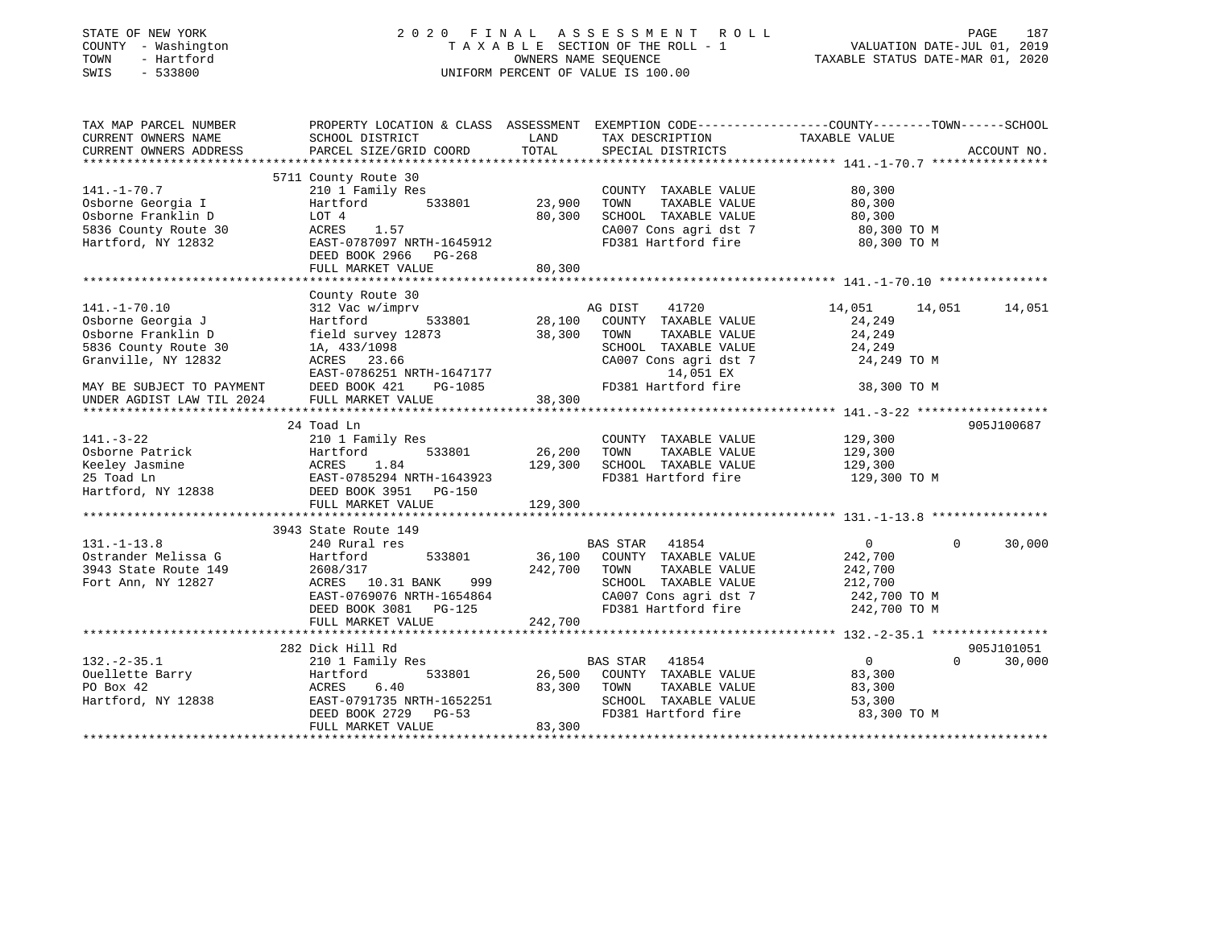STATE OF NEW YORK 2020 FINAL ASSESSMENT ROLL
COUNTY - Washington TAXABLE SECTION OF THE ROLL - 1 VALUATION DATE-JUL 01, 2019
TOWN - Hartford OWNERS NAME SEQUENCE TAXABLE STATUS DATE-MAR 01, 2020
SWIS - 533800 UNIFORM PERCENT OF VALUE IS 100.00

```
TAX MAP PARCEL NUMBER          PROPERTY LOCATION & CLASS  ASSESSMENT  EXEMPTION CODE-----------------COUNTY--------TOWN------SCHOOL
CURRENT OWNERS NAME            SCHOOL DISTRICT               LAND      TAX DESCRIPTION            TAXABLE VALUE
CURRENT OWNERS ADDRESS         PARCEL SIZE/GRID COORD        TOTAL     SPECIAL DISTRICTS                                  ACCOUNT NO.
******************************************************************************************************* 141.-1-70.7 ****************
                               5711 County Route 30
141.-1-70.7                    210 1 Family Res                        COUNTY  TAXABLE VALUE          80,300
Osborne Georgia I              Hartford          533801      23,900    TOWN    TAXABLE VALUE          80,300
Osborne Franklin D             LOT 4                         80,300    SCHOOL  TAXABLE VALUE          80,300
5836 County Route 30           ACRES    1.57                           CA007 Cons agri dst 7           80,300 TO M
Hartford, NY 12832             EAST-0787097 NRTH-1645912               FD381 Hartford fire             80,300 TO M
                               DEED BOOK 2966   PG-268
                               FULL MARKET VALUE             80,300
******************************************************************************************************* 141.-1-70.10 ***************
                               County Route 30
141.-1-70.10                   312 Vac w/imprv                          AG DIST    41720              14,051      14,051      14,051
Osborne Georgia J              Hartford          533801      28,100    COUNTY  TAXABLE VALUE          24,249
Osborne Franklin D             field survey 12873            38,300    TOWN    TAXABLE VALUE          24,249
5836 County Route 30           1A, 433/1098                            SCHOOL  TAXABLE VALUE          24,249
Granville, NY 12832            ACRES   23.66                           CA007 Cons agri dst 7           24,249 TO M
                               EAST-0786251 NRTH-1647177                      14,051 EX
MAY BE SUBJECT TO PAYMENT      DEED BOOK 421    PG-1085                FD381 Hartford fire             38,300 TO M
UNDER AGDIST LAW TIL 2024      FULL MARKET VALUE             38,300
******************************************************************************************************* 141.-3-22 ******************
                               24 Toad Ln                                                                             905J100687
141.-3-22                      210 1 Family Res                        COUNTY  TAXABLE VALUE         129,300
Osborne Patrick                Hartford          533801      26,200    TOWN    TAXABLE VALUE         129,300
Keeley Jasmine                 ACRES    1.84                129,300    SCHOOL  TAXABLE VALUE         129,300
25 Toad Ln                     EAST-0785294 NRTH-1643923               FD381 Hartford fire            129,300 TO M
Hartford, NY 12838             DEED BOOK 3951   PG-150
                               FULL MARKET VALUE            129,300
******************************************************************************************************* 131.-1-13.8 ****************
                               3943 State Route 149
131.-1-13.8                    240 Rural res                            BAS STAR   41854                   0           0      30,000
Ostrander Melissa G            Hartford          533801      36,100    COUNTY  TAXABLE VALUE         242,700
3943 State Route 149           2608/317                     242,700    TOWN    TAXABLE VALUE         242,700
Fort Ann, NY 12827             ACRES   10.31 BANK     999              SCHOOL  TAXABLE VALUE         212,700
                               EAST-0769076 NRTH-1654864               CA007 Cons agri dst 7          242,700 TO M
                               DEED BOOK 3081   PG-125                 FD381 Hartford fire            242,700 TO M
                               FULL MARKET VALUE            242,700
******************************************************************************************************* 132.-2-35.1 ****************
                               282 Dick Hill Rd                                                                       905J101051
132.-2-35.1                    210 1 Family Res                        BAS STAR   41854                   0           0      30,000
Ouellette Barry                Hartford          533801      26,500    COUNTY  TAXABLE VALUE          83,300
PO Box 42                      ACRES    6.40                 83,300    TOWN    TAXABLE VALUE          83,300
Hartford, NY 12838             EAST-0791735 NRTH-1652251               SCHOOL  TAXABLE VALUE          53,300
                               DEED BOOK 2729   PG-53                  FD381 Hartford fire             83,300 TO M
                               FULL MARKET VALUE             83,300
************************************************************************************************************************************
```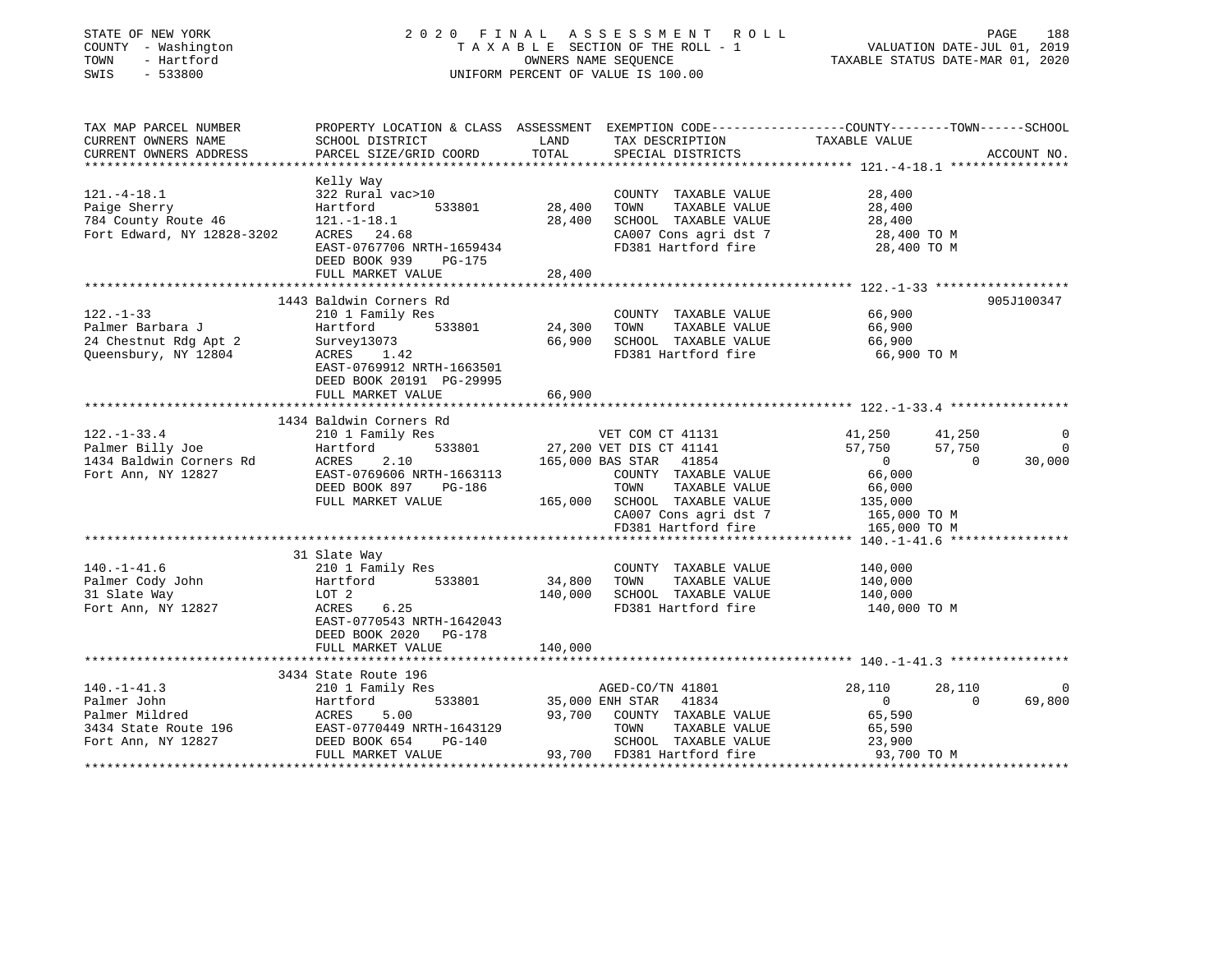STATE OF NEW YORK
COUNTY - Washington
TOWN - Hartford
SWIS - 533800

2020 FINAL ASSESSMENT ROLL
TAXABLE SECTION OF THE ROLL - 1
OWNERS NAME SEQUENCE
UNIFORM PERCENT OF VALUE IS 100.00

VALUATION DATE-JUL 01, 2019
TAXABLE STATUS DATE-MAR 01, 2020

| TAX MAP PARCEL NUMBER / CURRENT OWNERS NAME / CURRENT OWNERS ADDRESS | PROPERTY LOCATION & CLASS / SCHOOL DISTRICT / PARCEL SIZE/GRID COORD | ASSESSMENT LAND | TOTAL | EXEMPTION CODE / TAX DESCRIPTION / SPECIAL DISTRICTS | COUNTY TAXABLE VALUE | TOWN | SCHOOL | ACCOUNT NO. |
|---|---|---|---|---|---|---|---|---|
| 121.-4-18.1 | Kelly Way | | | | | | | |
| | 322 Rural vac>10 | | | COUNTY TAXABLE VALUE | 28,400 | | | |
| Paige Sherry | Hartford 533801 | 28,400 | | TOWN TAXABLE VALUE | 28,400 | | | |
| 784 County Route 46 | 121.-1-18.1 | | 28,400 | SCHOOL TAXABLE VALUE | 28,400 | | | |
| Fort Edward, NY 12828-3202 | ACRES 24.68 | | | CA007 Cons agri dst 7 | 28,400 TO M | | | |
| | EAST-0767706 NRTH-1659434 | | | FD381 Hartford fire | 28,400 TO M | | | |
| | DEED BOOK 939 PG-175 | | | | | | | |
| | FULL MARKET VALUE | | 28,400 | | | | | |
| 122.-1-33 | 1443 Baldwin Corners Rd | | | | | | | 905J100347 |
| | 210 1 Family Res | | | COUNTY TAXABLE VALUE | 66,900 | | | |
| Palmer Barbara J | Hartford 533801 | 24,300 | | TOWN TAXABLE VALUE | 66,900 | | | |
| 24 Chestnut Rdg Apt 2 | Survey13073 | | 66,900 | SCHOOL TAXABLE VALUE | 66,900 | | | |
| Queensbury, NY 12804 | ACRES 1.42 | | | FD381 Hartford fire | 66,900 TO M | | | |
| | EAST-0769912 NRTH-1663501 | | | | | | | |
| | DEED BOOK 20191 PG-29995 | | | | | | | |
| | FULL MARKET VALUE | | 66,900 | | | | | |
| 122.-1-33.4 | 1434 Baldwin Corners Rd | | | | | | | |
| | 210 1 Family Res | | | VET COM CT 41131 | 41,250 | 41,250 | 0 | |
| Palmer Billy Joe | Hartford 533801 | 27,200 | | VET DIS CT 41141 | 57,750 | 57,750 | 0 | |
| 1434 Baldwin Corners Rd | ACRES 2.10 | | 165,000 | BAS STAR 41854 | 0 | 0 | 30,000 | |
| Fort Ann, NY 12827 | EAST-0769606 NRTH-1663113 | | | COUNTY TAXABLE VALUE | 66,000 | | | |
| | DEED BOOK 897 PG-186 | | | TOWN TAXABLE VALUE | 66,000 | | | |
| | FULL MARKET VALUE | | 165,000 | SCHOOL TAXABLE VALUE | 135,000 | | | |
| | | | | CA007 Cons agri dst 7 | 165,000 TO M | | | |
| | | | | FD381 Hartford fire | 165,000 TO M | | | |
| 140.-1-41.6 | 31 Slate Way | | | | | | | |
| | 210 1 Family Res | | | COUNTY TAXABLE VALUE | 140,000 | | | |
| Palmer Cody John | Hartford 533801 | 34,800 | | TOWN TAXABLE VALUE | 140,000 | | | |
| 31 Slate Way | LOT 2 | | 140,000 | SCHOOL TAXABLE VALUE | 140,000 | | | |
| Fort Ann, NY 12827 | ACRES 6.25 | | | FD381 Hartford fire | 140,000 TO M | | | |
| | EAST-0770543 NRTH-1642043 | | | | | | | |
| | DEED BOOK 2020 PG-178 | | | | | | | |
| | FULL MARKET VALUE | | 140,000 | | | | | |
| 140.-1-41.3 | 3434 State Route 196 | | | | | | | |
| | 210 1 Family Res | | | AGED-CO/TN 41801 | 28,110 | 28,110 | 0 | |
| Palmer John | Hartford 533801 | 35,000 | | ENH STAR 41834 | 0 | 0 | 69,800 | |
| Palmer Mildred | ACRES 5.00 | | 93,700 | COUNTY TAXABLE VALUE | 65,590 | | | |
| 3434 State Route 196 | EAST-0770449 NRTH-1643129 | | | TOWN TAXABLE VALUE | 65,590 | | | |
| Fort Ann, NY 12827 | DEED BOOK 654 PG-140 | | | SCHOOL TAXABLE VALUE | 23,900 | | | |
| | FULL MARKET VALUE | | 93,700 | FD381 Hartford fire | 93,700 TO M | | | |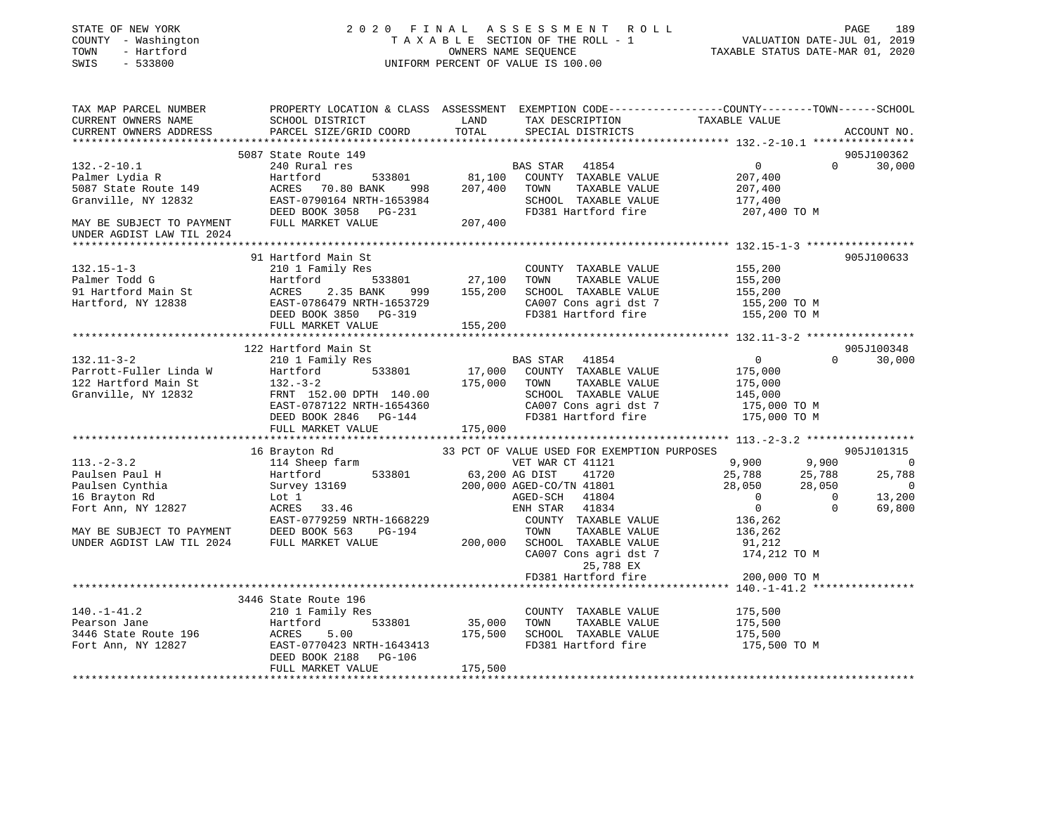STATE OF NEW YORK
COUNTY - Washington
TOWN - Hartford
SWIS - 533800

# 2020 FINAL ASSESSMENT ROLL

TAXABLE SECTION OF THE ROLL - 1
OWNERS NAME SEQUENCE
UNIFORM PERCENT OF VALUE IS 100.00

VALUATION DATE-JUL 01, 2019
TAXABLE STATUS DATE-MAR 01, 2020

```
TAX MAP PARCEL NUMBER          PROPERTY LOCATION & CLASS  ASSESSMENT  EXEMPTION CODE------------------COUNTY--------TOWN------SCHOOL
CURRENT OWNERS NAME            SCHOOL DISTRICT               LAND      TAX DESCRIPTION            TAXABLE VALUE
CURRENT OWNERS ADDRESS         PARCEL SIZE/GRID COORD        TOTAL     SPECIAL DISTRICTS                                    ACCOUNT NO.
*********************************************************************************************** 132.-2-10.1 ****************
                               5087 State Route 149                                                                          905J100362
132.-2-10.1                    240 Rural res                           BAS STAR  41854                  0          0        30,000
Palmer Lydia R                 Hartford          533801      81,100    COUNTY  TAXABLE VALUE        207,400
5087 State Route 149           ACRES  70.80 BANK     998    207,400    TOWN    TAXABLE VALUE        207,400
Granville, NY 12832            EAST-0790164 NRTH-1653984               SCHOOL  TAXABLE VALUE        177,400
                               DEED BOOK 3058   PG-231                 FD381 Hartford fire           207,400 TO M
MAY BE SUBJECT TO PAYMENT      FULL MARKET VALUE            207,400
UNDER AGDIST LAW TIL 2024
*********************************************************************************************** 132.15-1-3 *****************
                               91 Hartford Main St                                                                           905J100633
132.15-1-3                     210 1 Family Res                        COUNTY  TAXABLE VALUE        155,200
Palmer Todd G                  Hartford          533801      27,100    TOWN    TAXABLE VALUE        155,200
91 Hartford Main St            ACRES   2.35 BANK     999    155,200    SCHOOL  TAXABLE VALUE        155,200
Hartford, NY 12838             EAST-0786479 NRTH-1653729               CA007 Cons agri dst 7         155,200 TO M
                               DEED BOOK 3850   PG-319                 FD381 Hartford fire           155,200 TO M
                               FULL MARKET VALUE            155,200
*********************************************************************************************** 132.11-3-2 *****************
                               122 Hartford Main St                                                                          905J100348
132.11-3-2                     210 1 Family Res                        BAS STAR  41854                  0          0        30,000
Parrott-Fuller Linda W         Hartford          533801      17,000    COUNTY  TAXABLE VALUE        175,000
122 Hartford Main St           132.-3-2                     175,000    TOWN    TAXABLE VALUE        175,000
Granville, NY 12832            FRNT 152.00 DPTH 140.00                 SCHOOL  TAXABLE VALUE        145,000
                               EAST-0787122 NRTH-1654360               CA007 Cons agri dst 7         175,000 TO M
                               DEED BOOK 2846   PG-144                 FD381 Hartford fire           175,000 TO M
                               FULL MARKET VALUE            175,000
*********************************************************************************************** 113.-2-3.2 *****************
                               16 Brayton Rd                  33 PCT OF VALUE USED FOR EXEMPTION PURPOSES                    905J101315
113.-2-3.2                     114 Sheep farm                          VET WAR CT 41121             9,900      9,900             0
Paulsen Paul H                 Hartford          533801      63,200 AG DIST    41720               25,788     25,788        25,788
Paulsen Cynthia                Survey 13169                 200,000 AGED-CO/TN 41801               28,050     28,050             0
16 Brayton Rd                  Lot 1                                   AGED-SCH  41804                  0          0        13,200
Fort Ann, NY 12827             ACRES  33.46                            ENH STAR  41834                  0          0        69,800
                               EAST-0779259 NRTH-1668229               COUNTY  TAXABLE VALUE        136,262
MAY BE SUBJECT TO PAYMENT      DEED BOOK 563    PG-194                 TOWN    TAXABLE VALUE        136,262
UNDER AGDIST LAW TIL 2024      FULL MARKET VALUE            200,000    SCHOOL  TAXABLE VALUE         91,212
                                                                       CA007 Cons agri dst 7         174,212 TO M
                                                                             25,788 EX
                                                                       FD381 Hartford fire           200,000 TO M
*********************************************************************************************** 140.-1-41.2 ****************
                               3446 State Route 196
140.-1-41.2                    210 1 Family Res                        COUNTY  TAXABLE VALUE        175,500
Pearson Jane                   Hartford          533801      35,000    TOWN    TAXABLE VALUE        175,500
3446 State Route 196           ACRES   5.00                 175,500    SCHOOL  TAXABLE VALUE        175,500
Fort Ann, NY 12827             EAST-0770423 NRTH-1643413               FD381 Hartford fire           175,500 TO M
                               DEED BOOK 2188   PG-106
                               FULL MARKET VALUE            175,500
****************************************************************************************************************************
```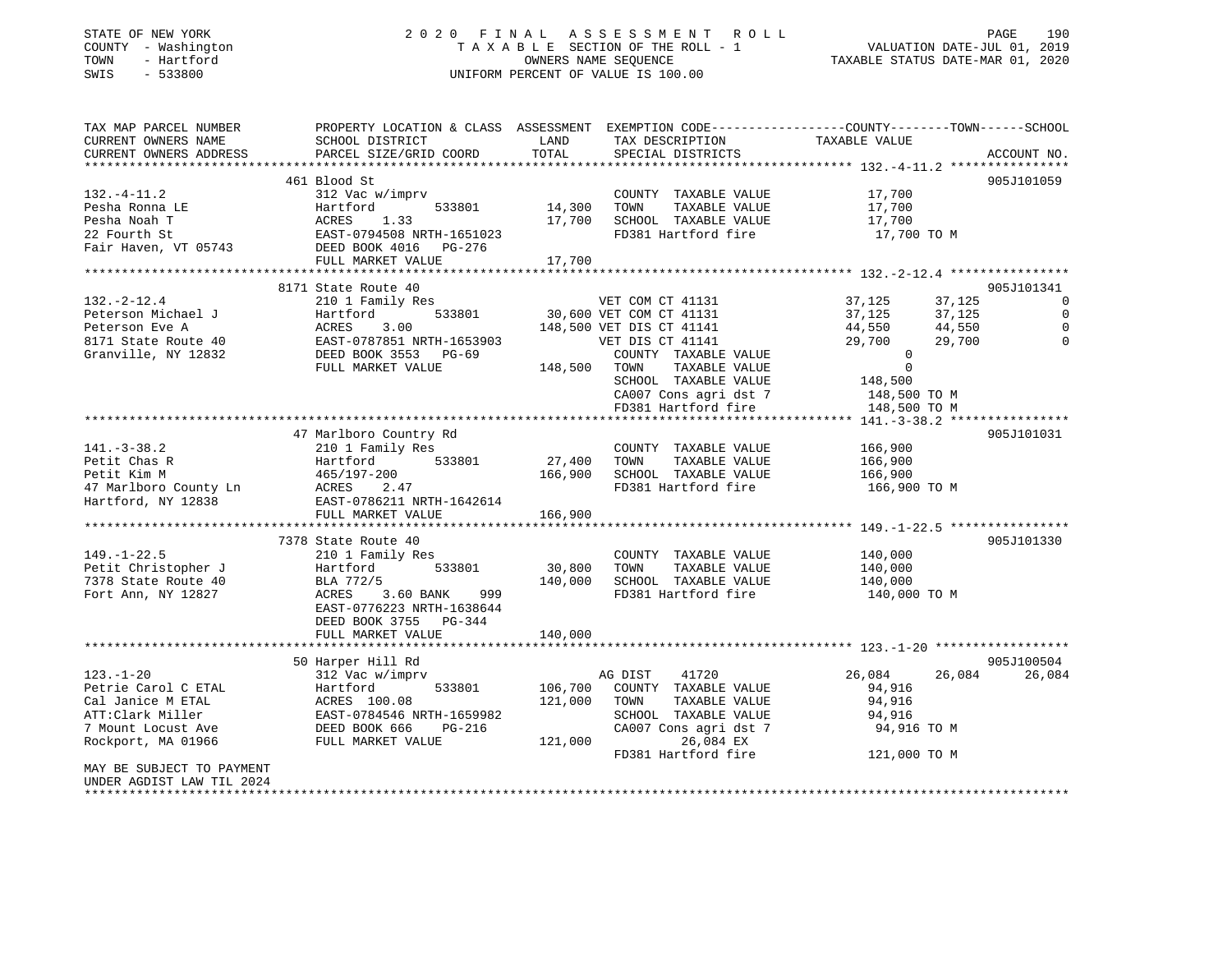STATE OF NEW YORK
COUNTY - Washington
TOWN - Hartford
SWIS - 533800

2 0 2 0 F I N A L A S S E S S M E N T R O L L
T A X A B L E SECTION OF THE ROLL - 1
OWNERS NAME SEQUENCE
UNIFORM PERCENT OF VALUE IS 100.00

VALUATION DATE-JUL 01, 2019
TAXABLE STATUS DATE-MAR 01, 2020

```
TAX MAP PARCEL NUMBER          PROPERTY LOCATION & CLASS  ASSESSMENT  EXEMPTION CODE-----------------COUNTY--------TOWN------SCHOOL
CURRENT OWNERS NAME            SCHOOL DISTRICT              LAND      TAX DESCRIPTION             TAXABLE VALUE
CURRENT OWNERS ADDRESS         PARCEL SIZE/GRID COORD       TOTAL     SPECIAL DISTRICTS                                     ACCOUNT NO.
******************************************************************************************************* 132.-4-11.2 ****************
                               461 Blood St                                                                                905J101059
132.-4-11.2                    312 Vac w/imprv                        COUNTY  TAXABLE VALUE          17,700
Pesha Ronna LE                 Hartford         533801       14,300   TOWN    TAXABLE VALUE          17,700
Pesha Noah T                   ACRES    1.33                 17,700   SCHOOL  TAXABLE VALUE          17,700
22 Fourth St                   EAST-0794508 NRTH-1651023              FD381 Hartford fire             17,700 TO M
Fair Haven, VT 05743           DEED BOOK 4016   PG-276
                               FULL MARKET VALUE             17,700
******************************************************************************************************* 132.-2-12.4 ****************
                               8171 State Route 40                                                                         905J101341
132.-2-12.4                    210 1 Family Res                       VET COM CT 41131          37,125      37,125            0
Peterson Michael J             Hartford         533801       30,600 VET COM CT 41131           37,125      37,125            0
Peterson Eve A                 ACRES    3.00                148,500 VET DIS CT 41141           44,550      44,550            0
8171 State Route 40            EAST-0787851 NRTH-1653903              VET DIS CT 41141          29,700      29,700            0
Granville, NY 12832            DEED BOOK 3553   PG-69                 COUNTY  TAXABLE VALUE               0
                               FULL MARKET VALUE            148,500   TOWN    TAXABLE VALUE               0
                                                                      SCHOOL  TAXABLE VALUE         148,500
                                                                      CA007 Cons agri dst 7          148,500 TO M
                                                                      FD381 Hartford fire            148,500 TO M
******************************************************************************************************* 141.-3-38.2 ****************
                               47 Marlboro Country Rd                                                                      905J101031
141.-3-38.2                    210 1 Family Res                       COUNTY  TAXABLE VALUE         166,900
Petit Chas R                   Hartford         533801       27,400   TOWN    TAXABLE VALUE         166,900
Petit Kim M                    465/197-200                  166,900   SCHOOL  TAXABLE VALUE         166,900
47 Marlboro County Ln          ACRES    2.47                          FD381 Hartford fire            166,900 TO M
Hartford, NY 12838             EAST-0786211 NRTH-1642614
                               FULL MARKET VALUE            166,900
******************************************************************************************************* 149.-1-22.5 ****************
                               7378 State Route 40                                                                         905J101330
149.-1-22.5                    210 1 Family Res                       COUNTY  TAXABLE VALUE         140,000
Petit Christopher J            Hartford         533801       30,800   TOWN    TAXABLE VALUE         140,000
7378 State Route 40            BLA 772/5                    140,000   SCHOOL  TAXABLE VALUE         140,000
Fort Ann, NY 12827             ACRES    3.60 BANK     999             FD381 Hartford fire            140,000 TO M
                               EAST-0776223 NRTH-1638644
                               DEED BOOK 3755   PG-344
                               FULL MARKET VALUE            140,000
******************************************************************************************************* 123.-1-20 ******************
                               50 Harper Hill Rd                                                                           905J100504
123.-1-20                      312 Vac w/imprv                        AG DIST     41720         26,084      26,084       26,084
Petrie Carol C ETAL            Hartford         533801      106,700   COUNTY  TAXABLE VALUE          94,916
Cal Janice M ETAL              ACRES  100.08                121,000   TOWN    TAXABLE VALUE          94,916
ATT:Clark Miller               EAST-0784546 NRTH-1659982              SCHOOL  TAXABLE VALUE          94,916
7 Mount Locust Ave             DEED BOOK 666    PG-216                CA007 Cons agri dst 7           94,916 TO M
Rockport, MA 01966             FULL MARKET VALUE            121,000              26,084 EX
                                                                      FD381 Hartford fire            121,000 TO M
MAY BE SUBJECT TO PAYMENT
UNDER AGDIST LAW TIL 2024
************************************************************************************************************************************
```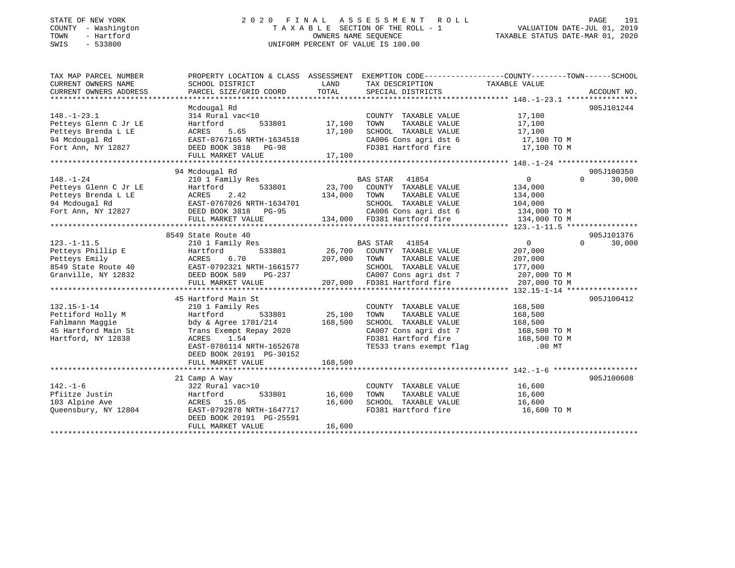STATE OF NEW YORK
COUNTY - Washington
TOWN - Hartford
SWIS - 533800

2020 FINAL ASSESSMENT ROLL
TAXABLE SECTION OF THE ROLL - 1
OWNERS NAME SEQUENCE
UNIFORM PERCENT OF VALUE IS 100.00

VALUATION DATE-JUL 01, 2019
TAXABLE STATUS DATE-MAR 01, 2020

| TAX MAP PARCEL NUMBER / CURRENT OWNERS NAME / CURRENT OWNERS ADDRESS | PROPERTY LOCATION & CLASS / SCHOOL DISTRICT / PARCEL SIZE/GRID COORD | ASSESSMENT LAND | TOTAL | EXEMPTION CODE / TAX DESCRIPTION / SPECIAL DISTRICTS | COUNTY TAXABLE VALUE | TOWN | SCHOOL | ACCOUNT NO. |
|---|---|---|---|---|---|---|---|---|
| **148.-1-23.1** | Mcdougal Rd | | | | | | | 905J101244 |
| 148.-1-23.1 | 314 Rural vac<10 | | | COUNTY TAXABLE VALUE | 17,100 | | | |
| Petteys Glenn C Jr LE | Hartford 533801 | 17,100 | | TOWN TAXABLE VALUE | 17,100 | | | |
| Petteys Brenda L LE | ACRES 5.65 | | 17,100 | SCHOOL TAXABLE VALUE | 17,100 | | | |
| 94 Mcdougal Rd | EAST-0767165 NRTH-1634518 | | | CA006 Cons agri dst 6 | 17,100 TO M | | | |
| Fort Ann, NY 12827 | DEED BOOK 3818 PG-98 | | | FD381 Hartford fire | 17,100 TO M | | | |
| | FULL MARKET VALUE | | 17,100 | | | | | |
| **148.-1-24** | 94 Mcdougal Rd | | | | | | | 905J100350 |
| 148.-1-24 | 210 1 Family Res | | | BAS STAR 41854 | 0 | 0 | 30,000 | |
| Petteys Glenn C Jr LE | Hartford 533801 | 23,700 | | COUNTY TAXABLE VALUE | 134,000 | | | |
| Petteys Brenda L LE | ACRES 2.42 | | 134,000 | TOWN TAXABLE VALUE | 134,000 | | | |
| 94 Mcdougal Rd | EAST-0767026 NRTH-1634701 | | | SCHOOL TAXABLE VALUE | 104,000 | | | |
| Fort Ann, NY 12827 | DEED BOOK 3818 PG-95 | | | CA006 Cons agri dst 6 | 134,000 TO M | | | |
| | FULL MARKET VALUE | | 134,000 | FD381 Hartford fire | 134,000 TO M | | | |
| **123.-1-11.5** | 8549 State Route 40 | | | | | | | 905J101376 |
| 123.-1-11.5 | 210 1 Family Res | | | BAS STAR 41854 | 0 | 0 | 30,000 | |
| Petteys Phillip E | Hartford 533801 | 26,700 | | COUNTY TAXABLE VALUE | 207,000 | | | |
| Petteys Emily | ACRES 6.70 | | 207,000 | TOWN TAXABLE VALUE | 207,000 | | | |
| 8549 State Route 40 | EAST-0792321 NRTH-1661577 | | | SCHOOL TAXABLE VALUE | 177,000 | | | |
| Granville, NY 12832 | DEED BOOK 589 PG-237 | | | CA007 Cons agri dst 7 | 207,000 TO M | | | |
| | FULL MARKET VALUE | | 207,000 | FD381 Hartford fire | 207,000 TO M | | | |
| **132.15-1-14** | 45 Hartford Main St | | | | | | | 905J100412 |
| 132.15-1-14 | 210 1 Family Res | | | COUNTY TAXABLE VALUE | 168,500 | | | |
| Pettiford Holly M | Hartford 533801 | 25,100 | | TOWN TAXABLE VALUE | 168,500 | | | |
| Fahlmann Maggie | bdy & Agree 1701/214 | | 168,500 | SCHOOL TAXABLE VALUE | 168,500 | | | |
| 45 Hartford Main St | Trans Exempt Repay 2020 | | | CA007 Cons agri dst 7 | 168,500 TO M | | | |
| Hartford, NY 12838 | ACRES 1.54 | | | FD381 Hartford fire | 168,500 TO M | | | |
| | EAST-0786114 NRTH-1652678 | | | TE533 trans exempt flag | .00 MT | | | |
| | DEED BOOK 20191 PG-30152 | | | | | | | |
| | FULL MARKET VALUE | | 168,500 | | | | | |
| **142.-1-6** | 21 Camp A Way | | | | | | | 905J100608 |
| 142.-1-6 | 322 Rural vac>10 | | | COUNTY TAXABLE VALUE | 16,600 | | | |
| Pfiitze Justin | Hartford 533801 | 16,600 | | TOWN TAXABLE VALUE | 16,600 | | | |
| 103 Alpine Ave | ACRES 15.05 | | 16,600 | SCHOOL TAXABLE VALUE | 16,600 | | | |
| Queensbury, NY 12804 | EAST-0792878 NRTH-1647717 | | | FD381 Hartford fire | 16,600 TO M | | | |
| | DEED BOOK 20191 PG-25591 | | | | | | | |
| | FULL MARKET VALUE | | 16,600 | | | | | |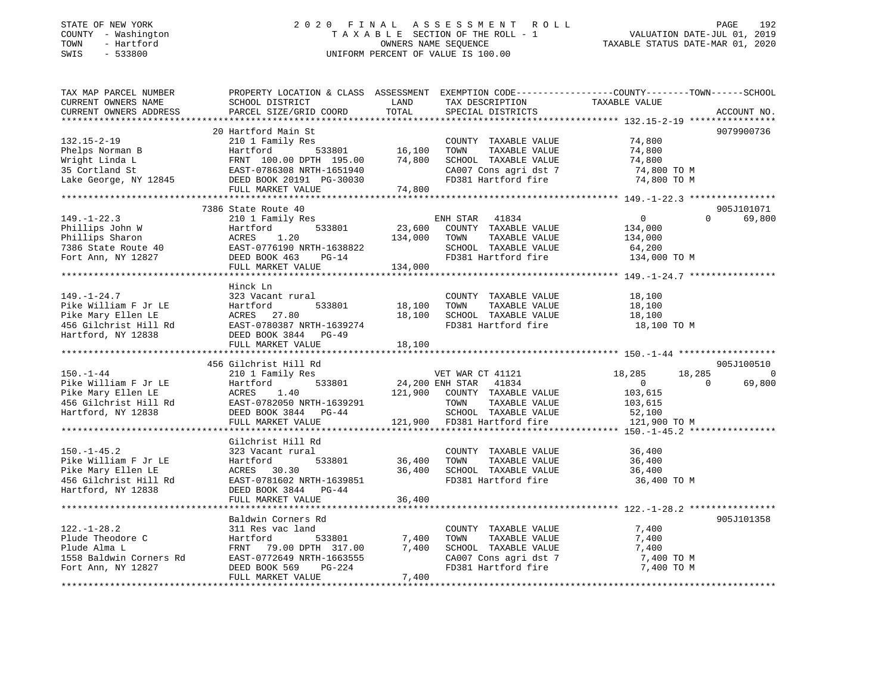STATE OF NEW YORK
COUNTY - Washington
TOWN - Hartford
SWIS - 533800

# 2020 FINAL ASSESSMENT ROLL

TAXABLE SECTION OF THE ROLL - 1
OWNERS NAME SEQUENCE
UNIFORM PERCENT OF VALUE IS 100.00

VALUATION DATE-JUL 01, 2019
TAXABLE STATUS DATE-MAR 01, 2020

```
TAX MAP PARCEL NUMBER          PROPERTY LOCATION & CLASS  ASSESSMENT  EXEMPTION CODE-----------------COUNTY--------TOWN------SCHOOL
CURRENT OWNERS NAME            SCHOOL DISTRICT               LAND      TAX DESCRIPTION              TAXABLE VALUE
CURRENT OWNERS ADDRESS         PARCEL SIZE/GRID COORD        TOTAL     SPECIAL DISTRICTS                                        ACCOUNT NO.
******************************************************************************************************* 132.15-2-19 ****************
                               20 Hartford Main St                                                                         9079900736
132.15-2-19                    210 1 Family Res                         COUNTY  TAXABLE VALUE            74,800
Phelps Norman B                Hartford          533801       16,100    TOWN    TAXABLE VALUE            74,800
Wright Linda L                 FRNT 100.00 DPTH 195.00        74,800    SCHOOL  TAXABLE VALUE            74,800
35 Cortland St                 EAST-0786308 NRTH-1651940                CA007 Cons agri dst 7             74,800 TO M
Lake George, NY 12845          DEED BOOK 20191 PG-30030                 FD381 Hartford fire               74,800 TO M
                               FULL MARKET VALUE              74,800
******************************************************************************************************* 149.-1-22.3 ****************
                               7386 State Route 40                                                                         905J101071
149.-1-22.3                    210 1 Family Res                         ENH STAR   41834                   0             0     69,800
Phillips John W                Hartford          533801       23,600    COUNTY  TAXABLE VALUE           134,000
Phillips Sharon                ACRES    1.20                 134,000    TOWN    TAXABLE VALUE           134,000
7386 State Route 40            EAST-0776190 NRTH-1638822                SCHOOL  TAXABLE VALUE            64,200
Fort Ann, NY 12827             DEED BOOK 463    PG-14                   FD381 Hartford fire              134,000 TO M
                               FULL MARKET VALUE             134,000
******************************************************************************************************* 149.-1-24.7 ****************
                               Hinck Ln
149.-1-24.7                    323 Vacant rural                         COUNTY  TAXABLE VALUE            18,100
Pike William F Jr LE           Hartford          533801       18,100    TOWN    TAXABLE VALUE            18,100
Pike Mary Ellen LE             ACRES   27.80                  18,100    SCHOOL  TAXABLE VALUE            18,100
456 Gilchrist Hill Rd          EAST-0780387 NRTH-1639274                FD381 Hartford fire               18,100 TO M
Hartford, NY 12838             DEED BOOK 3844   PG-49
                               FULL MARKET VALUE              18,100
******************************************************************************************************* 150.-1-44 ******************
                               456 Gilchrist Hill Rd                                                                       905J100510
150.-1-44                      210 1 Family Res                         VET WAR CT 41121              18,285        18,285          0
Pike William F Jr LE           Hartford          533801       24,200 ENH STAR   41834                      0             0     69,800
Pike Mary Ellen LE             ACRES    1.40                 121,900    COUNTY  TAXABLE VALUE           103,615
456 Gilchrist Hill Rd          EAST-0782050 NRTH-1639291                TOWN    TAXABLE VALUE           103,615
Hartford, NY 12838             DEED BOOK 3844   PG-44                   SCHOOL  TAXABLE VALUE            52,100
                               FULL MARKET VALUE             121,900    FD381 Hartford fire              121,900 TO M
******************************************************************************************************* 150.-1-45.2 ****************
                               Gilchrist Hill Rd
150.-1-45.2                    323 Vacant rural                         COUNTY  TAXABLE VALUE            36,400
Pike William F Jr LE           Hartford          533801       36,400    TOWN    TAXABLE VALUE            36,400
Pike Mary Ellen LE             ACRES   30.30                  36,400    SCHOOL  TAXABLE VALUE            36,400
456 Gilchrist Hill Rd          EAST-0781602 NRTH-1639851                FD381 Hartford fire               36,400 TO M
Hartford, NY 12838             DEED BOOK 3844   PG-44
                               FULL MARKET VALUE              36,400
******************************************************************************************************* 122.-1-28.2 ****************
                               Baldwin Corners Rd                                                                          905J101358
122.-1-28.2                    311 Res vac land                         COUNTY  TAXABLE VALUE             7,400
Plude Theodore C               Hartford          533801        7,400    TOWN    TAXABLE VALUE             7,400
Plude Alma L                   FRNT  79.00 DPTH 317.00         7,400    SCHOOL  TAXABLE VALUE             7,400
1558 Baldwin Corners Rd        EAST-0772649 NRTH-1663555                CA007 Cons agri dst 7              7,400 TO M
Fort Ann, NY 12827             DEED BOOK 569    PG-224                  FD381 Hartford fire                7,400 TO M
                               FULL MARKET VALUE               7,400
************************************************************************************************************************************
```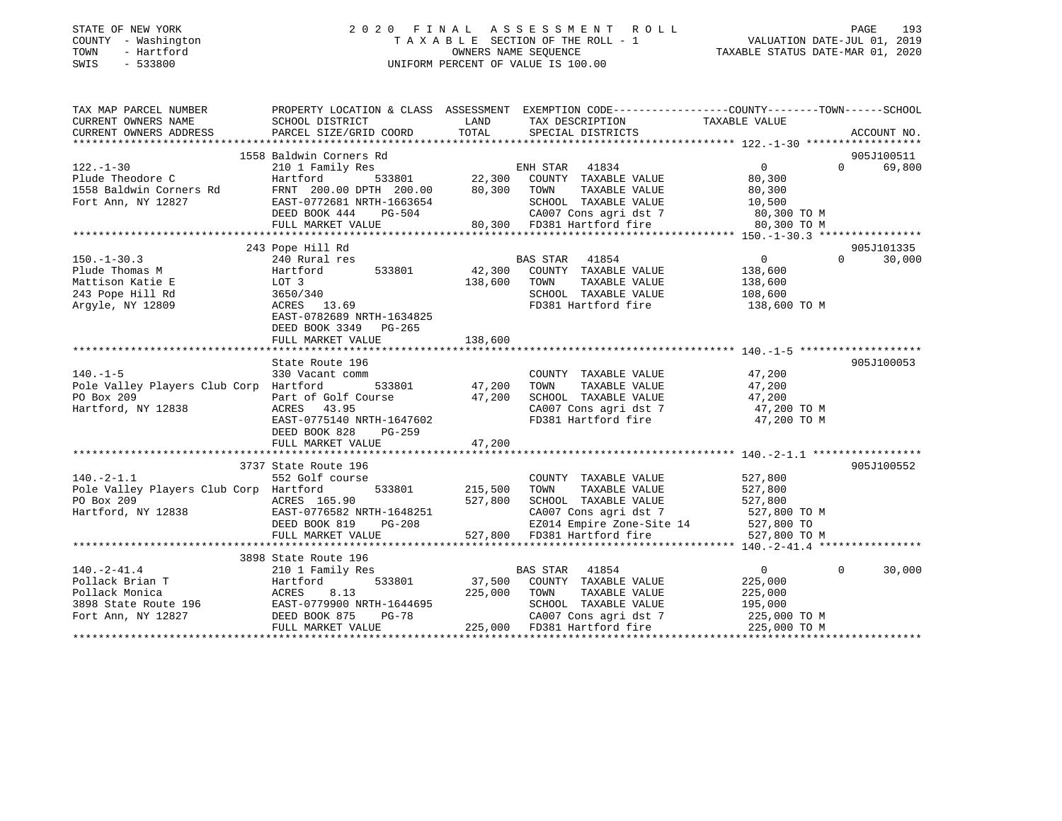STATE OF NEW YORK
COUNTY - Washington
TOWN - Hartford
SWIS - 533800

# 2020 FINAL ASSESSMENT ROLL

TAXABLE SECTION OF THE ROLL - 1
OWNERS NAME SEQUENCE
UNIFORM PERCENT OF VALUE IS 100.00

VALUATION DATE-JUL 01, 2019
TAXABLE STATUS DATE-MAR 01, 2020

```
TAX MAP PARCEL NUMBER          PROPERTY LOCATION & CLASS  ASSESSMENT  EXEMPTION CODE-----------------COUNTY--------TOWN------SCHOOL
CURRENT OWNERS NAME            SCHOOL DISTRICT               LAND     TAX DESCRIPTION              TAXABLE VALUE
CURRENT OWNERS ADDRESS         PARCEL SIZE/GRID COORD        TOTAL    SPECIAL DISTRICTS                                    ACCOUNT NO.
******************************************************************************************************* 122.-1-30 ******************
                               1558 Baldwin Corners Rd                                                                     905J100511
122.-1-30                      210 1 Family Res                       ENH STAR  41834                  0          0     69,800
Plude Theodore C               Hartford        533801       22,300    COUNTY  TAXABLE VALUE           80,300
1558 Baldwin Corners Rd        FRNT 200.00 DPTH 200.00      80,300    TOWN    TAXABLE VALUE           80,300
Fort Ann, NY 12827             EAST-0772681 NRTH-1663654              SCHOOL  TAXABLE VALUE           10,500
                               DEED BOOK 444    PG-504                CA007 Cons agri dst 7            80,300 TO M
                               FULL MARKET VALUE            80,300    FD381 Hartford fire              80,300 TO M
******************************************************************************************************* 150.-1-30.3 ****************
                               243 Pope Hill Rd                                                                            905J101335
150.-1-30.3                    240 Rural res                          BAS STAR  41854                  0          0     30,000
Plude Thomas M                 Hartford        533801       42,300    COUNTY  TAXABLE VALUE          138,600
Mattison Katie E               LOT 3                       138,600    TOWN    TAXABLE VALUE          138,600
243 Pope Hill Rd               3650/340                               SCHOOL  TAXABLE VALUE          108,600
Argyle, NY 12809               ACRES   13.69                          FD381 Hartford fire             138,600 TO M
                               EAST-0782689 NRTH-1634825
                               DEED BOOK 3349   PG-265
                               FULL MARKET VALUE           138,600
******************************************************************************************************* 140.-1-5 *******************
                               State Route 196                                                                             905J100053
140.-1-5                       330 Vacant comm                        COUNTY  TAXABLE VALUE           47,200
Pole Valley Players Club Corp  Hartford        533801       47,200    TOWN    TAXABLE VALUE           47,200
PO Box 209                     Part of Golf Course          47,200    SCHOOL  TAXABLE VALUE           47,200
Hartford, NY 12838             ACRES   43.95                          CA007 Cons agri dst 7            47,200 TO M
                               EAST-0775140 NRTH-1647602              FD381 Hartford fire              47,200 TO M
                               DEED BOOK 828    PG-259
                               FULL MARKET VALUE            47,200
******************************************************************************************************* 140.-2-1.1 *****************
                               3737 State Route 196                                                                        905J100552
140.-2-1.1                     552 Golf course                        COUNTY  TAXABLE VALUE          527,800
Pole Valley Players Club Corp  Hartford        533801      215,500    TOWN    TAXABLE VALUE          527,800
PO Box 209                     ACRES  165.90               527,800    SCHOOL  TAXABLE VALUE          527,800
Hartford, NY 12838             EAST-0776582 NRTH-1648251              CA007 Cons agri dst 7           527,800 TO M
                               DEED BOOK 819    PG-208                EZ014 Empire Zone-Site 14       527,800 TO
                               FULL MARKET VALUE           527,800    FD381 Hartford fire             527,800 TO M
******************************************************************************************************* 140.-2-41.4 ****************
                               3898 State Route 196
140.-2-41.4                    210 1 Family Res                       BAS STAR  41854                  0          0     30,000
Pollack Brian T                Hartford        533801       37,500    COUNTY  TAXABLE VALUE          225,000
Pollack Monica                 ACRES    8.13               225,000    TOWN    TAXABLE VALUE          225,000
3898 State Route 196           EAST-0779900 NRTH-1644695              SCHOOL  TAXABLE VALUE          195,000
Fort Ann, NY 12827             DEED BOOK 875    PG-78                 CA007 Cons agri dst 7           225,000 TO M
                               FULL MARKET VALUE           225,000    FD381 Hartford fire             225,000 TO M
************************************************************************************************************************************
```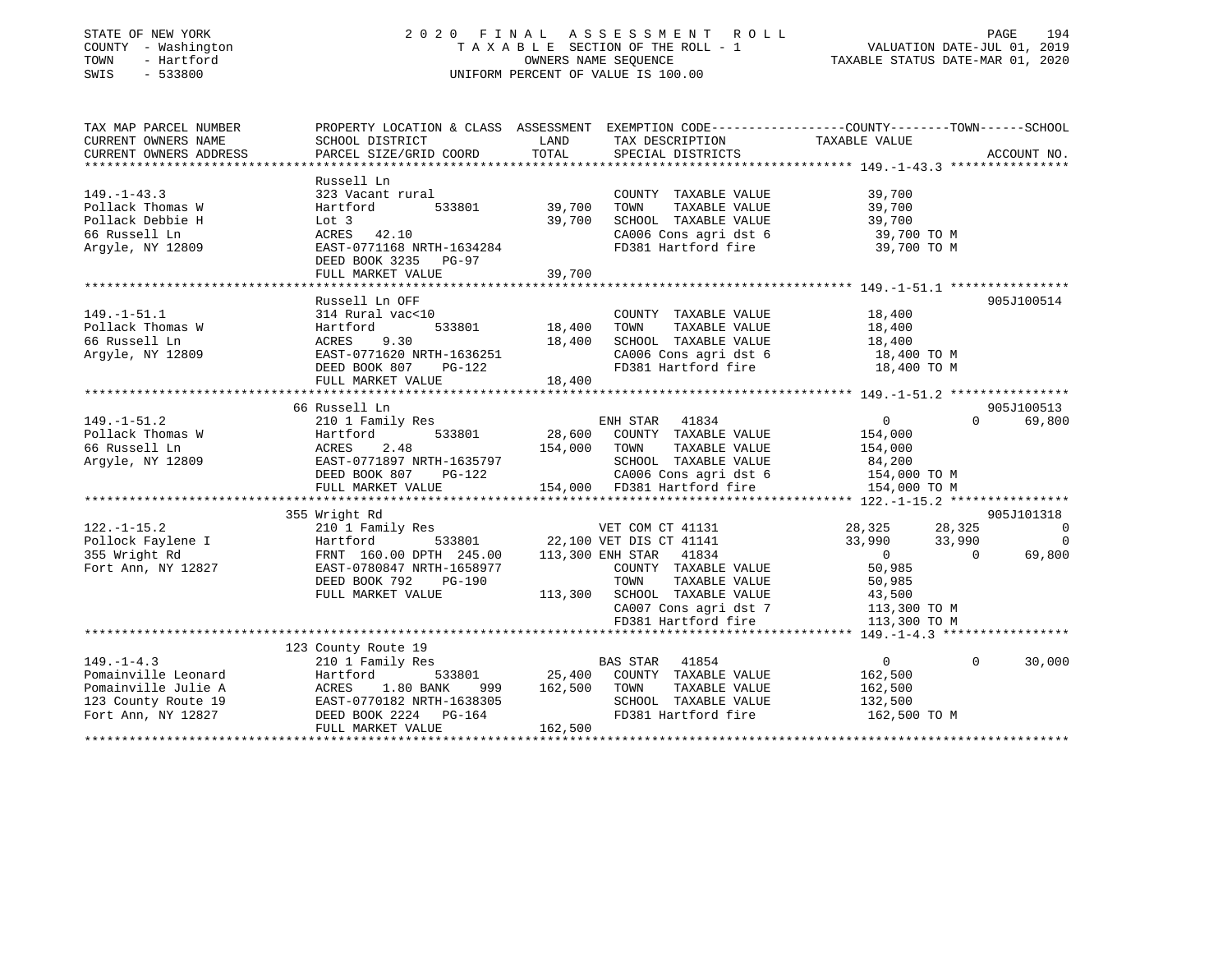STATE OF NEW YORK
COUNTY - Washington
TOWN - Hartford
SWIS - 533800

# 2020 FINAL ASSESSMENT ROLL

TAXABLE SECTION OF THE ROLL - 1
OWNERS NAME SEQUENCE
UNIFORM PERCENT OF VALUE IS 100.00

VALUATION DATE-JUL 01, 2019
TAXABLE STATUS DATE-MAR 01, 2020

| TAX MAP PARCEL NUMBER / CURRENT OWNERS NAME / CURRENT OWNERS ADDRESS | PROPERTY LOCATION & CLASS / SCHOOL DISTRICT / PARCEL SIZE/GRID COORD | ASSESSMENT LAND | TOTAL | EXEMPTION CODE / TAX DESCRIPTION / SPECIAL DISTRICTS | COUNTY TAXABLE VALUE | TOWN | SCHOOL | ACCOUNT NO. |
|---|---|---|---|---|---|---|---|---|
| **149.-1-43.3** | Russell Ln | | | | | | | |
| 149.-1-43.3 | 323 Vacant rural | | | COUNTY TAXABLE VALUE | 39,700 | | | |
| Pollack Thomas W | Hartford 533801 | 39,700 | | TOWN TAXABLE VALUE | 39,700 | | | |
| Pollack Debbie H | Lot 3 | | 39,700 | SCHOOL TAXABLE VALUE | 39,700 | | | |
| 66 Russell Ln | ACRES 42.10 | | | CA006 Cons agri dst 6 | 39,700 TO M | | | |
| Argyle, NY 12809 | EAST-0771168 NRTH-1634284 | | | FD381 Hartford fire | 39,700 TO M | | | |
| | DEED BOOK 3235 PG-97 | | | | | | | |
| | FULL MARKET VALUE | | 39,700 | | | | | |
| **149.-1-51.1** | Russell Ln OFF | | | | | | | 905J100514 |
| 149.-1-51.1 | 314 Rural vac<10 | | | COUNTY TAXABLE VALUE | 18,400 | | | |
| Pollack Thomas W | Hartford 533801 | 18,400 | | TOWN TAXABLE VALUE | 18,400 | | | |
| 66 Russell Ln | ACRES 9.30 | | 18,400 | SCHOOL TAXABLE VALUE | 18,400 | | | |
| Argyle, NY 12809 | EAST-0771620 NRTH-1636251 | | | CA006 Cons agri dst 6 | 18,400 TO M | | | |
| | DEED BOOK 807 PG-122 | | | FD381 Hartford fire | 18,400 TO M | | | |
| | FULL MARKET VALUE | | 18,400 | | | | | |
| **149.-1-51.2** | 66 Russell Ln | | | | | | | 905J100513 |
| 149.-1-51.2 | 210 1 Family Res | | | ENH STAR 41834 | 0 | 0 | 69,800 | |
| Pollack Thomas W | Hartford 533801 | 28,600 | | COUNTY TAXABLE VALUE | 154,000 | | | |
| 66 Russell Ln | ACRES 2.48 | | 154,000 | TOWN TAXABLE VALUE | 154,000 | | | |
| Argyle, NY 12809 | EAST-0771897 NRTH-1635797 | | | SCHOOL TAXABLE VALUE | 84,200 | | | |
| | DEED BOOK 807 PG-122 | | | CA006 Cons agri dst 6 | 154,000 TO M | | | |
| | FULL MARKET VALUE | | 154,000 | FD381 Hartford fire | 154,000 TO M | | | |
| **122.-1-15.2** | 355 Wright Rd | | | | | | | 905J101318 |
| 122.-1-15.2 | 210 1 Family Res | | | VET COM CT 41131 | 28,325 | 28,325 | 0 | |
| Pollock Faylene I | Hartford 533801 | 22,100 | | VET DIS CT 41141 | 33,990 | 33,990 | 0 | |
| 355 Wright Rd | FRNT 160.00 DPTH 245.00 | | 113,300 | ENH STAR 41834 | 0 | 0 | 69,800 | |
| Fort Ann, NY 12827 | EAST-0780847 NRTH-1658977 | | | COUNTY TAXABLE VALUE | 50,985 | | | |
| | DEED BOOK 792 PG-190 | | | TOWN TAXABLE VALUE | 50,985 | | | |
| | FULL MARKET VALUE | | 113,300 | SCHOOL TAXABLE VALUE | 43,500 | | | |
| | | | | CA007 Cons agri dst 7 | 113,300 TO M | | | |
| | | | | FD381 Hartford fire | 113,300 TO M | | | |
| **149.-1-4.3** | 123 County Route 19 | | | | | | | |
| 149.-1-4.3 | 210 1 Family Res | | | BAS STAR 41854 | 0 | 0 | 30,000 | |
| Pomainville Leonard | Hartford 533801 | 25,400 | | COUNTY TAXABLE VALUE | 162,500 | | | |
| Pomainville Julie A | ACRES 1.80 BANK 999 | | 162,500 | TOWN TAXABLE VALUE | 162,500 | | | |
| 123 County Route 19 | EAST-0770182 NRTH-1638305 | | | SCHOOL TAXABLE VALUE | 132,500 | | | |
| Fort Ann, NY 12827 | DEED BOOK 2224 PG-164 | | | FD381 Hartford fire | 162,500 TO M | | | |
| | FULL MARKET VALUE | | 162,500 | | | | | |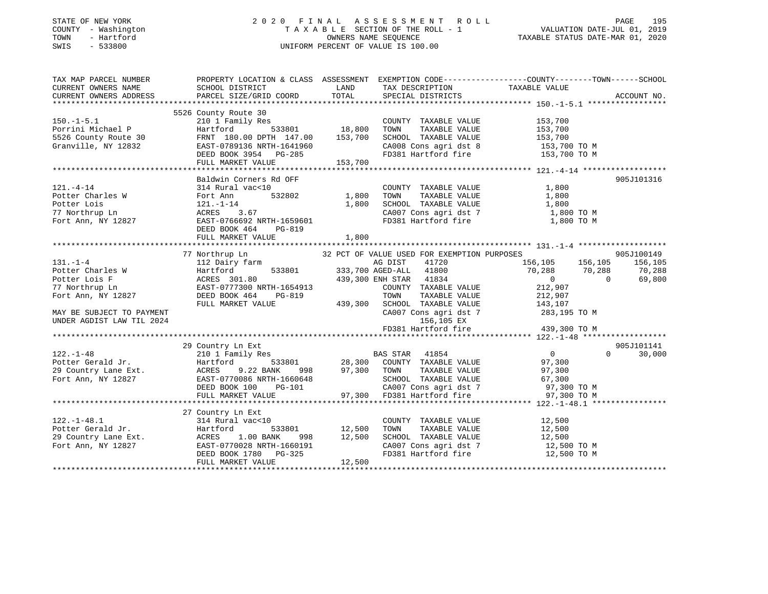STATE OF NEW YORK
COUNTY - Washington
TOWN - Hartford
SWIS - 533800

2020 FINAL ASSESSMENT ROLL
TAXABLE SECTION OF THE ROLL - 1
OWNERS NAME SEQUENCE
UNIFORM PERCENT OF VALUE IS 100.00

VALUATION DATE-JUL 01, 2019
TAXABLE STATUS DATE-MAR 01, 2020

```
TAX MAP PARCEL NUMBER          PROPERTY LOCATION & CLASS  ASSESSMENT  EXEMPTION CODE------------------COUNTY--------TOWN------SCHOOL
CURRENT OWNERS NAME            SCHOOL DISTRICT             LAND        TAX DESCRIPTION              TAXABLE VALUE
CURRENT OWNERS ADDRESS         PARCEL SIZE/GRID COORD      TOTAL       SPECIAL DISTRICTS                                    ACCOUNT NO.
******************************************************************************************************** 150.-1-5.1 *****************
                               5526 County Route 30
150.-1-5.1                     210 1 Family Res                        COUNTY  TAXABLE VALUE          153,700
Porrini Michael P              Hartford        533801        18,800    TOWN    TAXABLE VALUE          153,700
5526 County Route 30           FRNT 180.00 DPTH 147.00      153,700    SCHOOL  TAXABLE VALUE          153,700
Granville, NY 12832            EAST-0789136 NRTH-1641960               CA008 Cons agri dst 8           153,700 TO M
                               DEED BOOK 3954   PG-285                 FD381 Hartford fire             153,700 TO M
                               FULL MARKET VALUE            153,700
******************************************************************************************************** 121.-4-14 ******************
                               Baldwin Corners Rd OFF                                                                905J101316
121.-4-14                      314 Rural vac<10                        COUNTY  TAXABLE VALUE            1,800
Potter Charles W               Fort Ann        532802         1,800    TOWN    TAXABLE VALUE            1,800
Potter Lois                    121.-1-14                      1,800    SCHOOL  TAXABLE VALUE            1,800
77 Northrup Ln                 ACRES    3.67                           CA007 Cons agri dst 7             1,800 TO M
Fort Ann, NY 12827             EAST-0766692 NRTH-1659601               FD381 Hartford fire               1,800 TO M
                               DEED BOOK 464    PG-819
                               FULL MARKET VALUE              1,800
******************************************************************************************************** 131.-1-4 *******************
                               77 Northrup Ln                  32 PCT OF VALUE USED FOR EXEMPTION PURPOSES                905J100149
131.-1-4                       112 Dairy farm                          AG DIST   41720            156,105     156,105     156,105
Potter Charles W               Hartford        533801       333,700 AGED-ALL  41800              70,288      70,288      70,288
Potter Lois F                  ACRES  301.80                439,300 ENH STAR  41834                   0           0      69,800
77 Northrup Ln                 EAST-0777300 NRTH-1654913               COUNTY  TAXABLE VALUE          212,907
Fort Ann, NY 12827             DEED BOOK 464    PG-819                 TOWN    TAXABLE VALUE          212,907
                               FULL MARKET VALUE            439,300    SCHOOL  TAXABLE VALUE          143,107
MAY BE SUBJECT TO PAYMENT                                              CA007 Cons agri dst 7           283,195 TO M
UNDER AGDIST LAW TIL 2024                                                   156,105 EX
                                                                       FD381 Hartford fire             439,300 TO M
******************************************************************************************************** 122.-1-48 ******************
                               29 Country Ln Ext                                                                     905J101141
122.-1-48                      210 1 Family Res                        BAS STAR  41854                    0           0      30,000
Potter Gerald Jr.              Hartford        533801        28,300    COUNTY  TAXABLE VALUE           97,300
29 Country Lane Ext.           ACRES    9.22 BANK     998    97,300    TOWN    TAXABLE VALUE           97,300
Fort Ann, NY 12827             EAST-0770086 NRTH-1660648               SCHOOL  TAXABLE VALUE           67,300
                               DEED BOOK 100    PG-101                 CA007 Cons agri dst 7            97,300 TO M
                               FULL MARKET VALUE             97,300    FD381 Hartford fire              97,300 TO M
******************************************************************************************************** 122.-1-48.1 ****************
                               27 Country Ln Ext
122.-1-48.1                    314 Rural vac<10                        COUNTY  TAXABLE VALUE           12,500
Potter Gerald Jr.              Hartford        533801        12,500    TOWN    TAXABLE VALUE           12,500
29 Country Lane Ext.           ACRES    1.00 BANK     998    12,500    SCHOOL  TAXABLE VALUE           12,500
Fort Ann, NY 12827             EAST-0770028 NRTH-1660191               CA007 Cons agri dst 7            12,500 TO M
                               DEED BOOK 1780   PG-325                 FD381 Hartford fire              12,500 TO M
                               FULL MARKET VALUE             12,500
************************************************************************************************************************************
```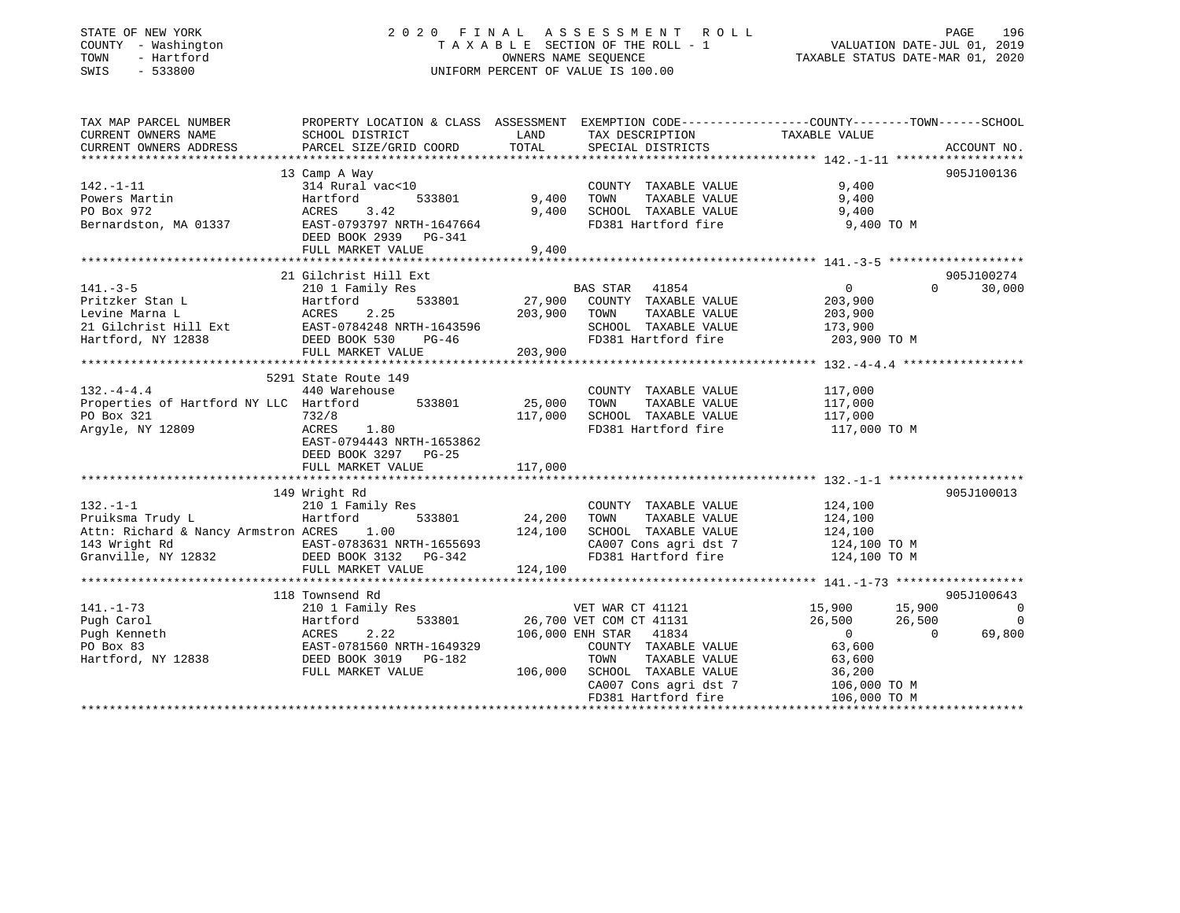STATE OF NEW YORK — 2020 FINAL ASSESSMENT ROLL
COUNTY - Washington — TAXABLE SECTION OF THE ROLL - 1 — VALUATION DATE-JUL 01, 2019
TOWN - Hartford — OWNERS NAME SEQUENCE — TAXABLE STATUS DATE-MAR 01, 2020
SWIS - 533800 — UNIFORM PERCENT OF VALUE IS 100.00

```
TAX MAP PARCEL NUMBER          PROPERTY LOCATION & CLASS  ASSESSMENT  EXEMPTION CODE-----------------COUNTY--------TOWN------SCHOOL
CURRENT OWNERS NAME            SCHOOL DISTRICT               LAND      TAX DESCRIPTION            TAXABLE VALUE
CURRENT OWNERS ADDRESS         PARCEL SIZE/GRID COORD        TOTAL     SPECIAL DISTRICTS                                    ACCOUNT NO.
******************************************************************************************************* 142.-1-11 *****************
                               13 Camp A Way                                                                                905J100136
142.-1-11                      314 Rural vac<10                        COUNTY  TAXABLE VALUE              9,400
Powers Martin                  Hartford         533801        9,400    TOWN    TAXABLE VALUE              9,400
PO Box 972                     ACRES    3.42                  9,400    SCHOOL  TAXABLE VALUE              9,400
Bernardston, MA 01337          EAST-0793797 NRTH-1647664               FD381 Hartford fire                 9,400 TO M
                               DEED BOOK 2939   PG-341
                               FULL MARKET VALUE              9,400
******************************************************************************************************* 141.-3-5 ******************
                               21 Gilchrist Hill Ext                                                                        905J100274
141.-3-5                       210 1 Family Res                        BAS STAR  41854                    0             0       30,000
Pritzker Stan L                Hartford         533801       27,900    COUNTY  TAXABLE VALUE            203,900
Levine Marna L                 ACRES    2.25                203,900    TOWN    TAXABLE VALUE            203,900
21 Gilchrist Hill Ext          EAST-0784248 NRTH-1643596               SCHOOL  TAXABLE VALUE            173,900
Hartford, NY 12838             DEED BOOK 530    PG-46                  FD381 Hartford fire               203,900 TO M
                               FULL MARKET VALUE            203,900
******************************************************************************************************* 132.-4-4.4 ****************
                               5291 State Route 149
132.-4-4.4                     440 Warehouse                           COUNTY  TAXABLE VALUE            117,000
Properties of Hartford NY LLC  Hartford         533801       25,000    TOWN    TAXABLE VALUE            117,000
PO Box 321                     732/8                        117,000    SCHOOL  TAXABLE VALUE            117,000
Argyle, NY 12809               ACRES    1.80                           FD381 Hartford fire               117,000 TO M
                               EAST-0794443 NRTH-1653862
                               DEED BOOK 3297   PG-25
                               FULL MARKET VALUE            117,000
******************************************************************************************************* 132.-1-1 ******************
                               149 Wright Rd                                                                                905J100013
132.-1-1                       210 1 Family Res                        COUNTY  TAXABLE VALUE            124,100
Pruiksma Trudy L               Hartford         533801       24,200    TOWN    TAXABLE VALUE            124,100
Attn: Richard & Nancy Armstron ACRES    1.00                124,100    SCHOOL  TAXABLE VALUE            124,100
143 Wright Rd                  EAST-0783631 NRTH-1655693               CA007 Cons agri dst 7             124,100 TO M
Granville, NY 12832            DEED BOOK 3132   PG-342                 FD381 Hartford fire               124,100 TO M
                               FULL MARKET VALUE            124,100
******************************************************************************************************* 141.-1-73 *****************
                               118 Townsend Rd                                                                              905J100643
141.-1-73                      210 1 Family Res                        VET WAR CT 41121              15,900        15,900            0
Pugh Carol                     Hartford         533801       26,700 VET COM CT 41131                 26,500        26,500            0
Pugh Kenneth                   ACRES    2.22                106,000 ENH STAR  41834                       0             0       69,800
PO Box 83                      EAST-0781560 NRTH-1649329               COUNTY  TAXABLE VALUE             63,600
Hartford, NY 12838             DEED BOOK 3019   PG-182                 TOWN    TAXABLE VALUE             63,600
                               FULL MARKET VALUE            106,000    SCHOOL  TAXABLE VALUE             36,200
                                                                       CA007 Cons agri dst 7             106,000 TO M
                                                                       FD381 Hartford fire               106,000 TO M
************************************************************************************************************************************
```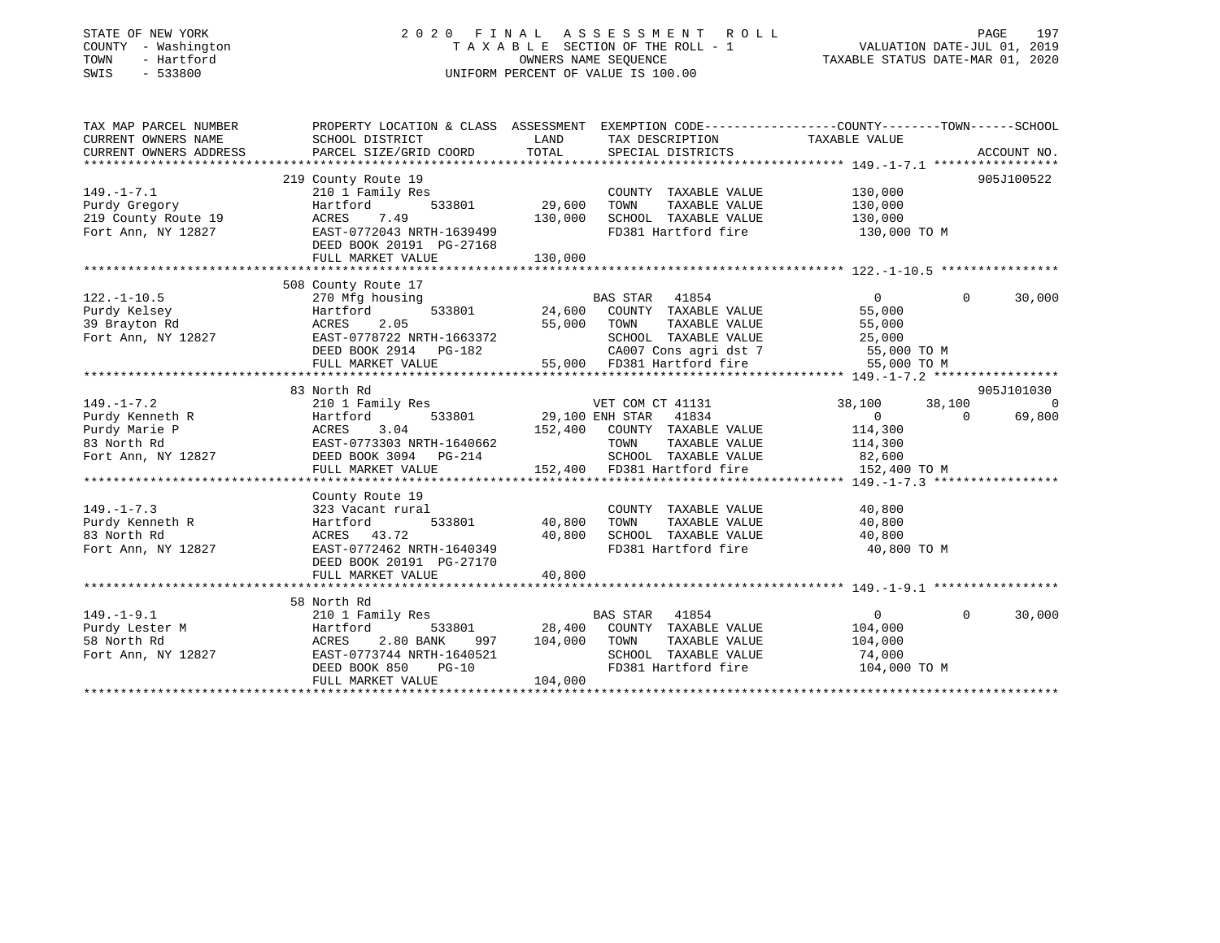STATE OF NEW YORK
COUNTY - Washington
TOWN - Hartford
SWIS - 533800

# 2020 FINAL ASSESSMENT ROLL

TAXABLE SECTION OF THE ROLL - 1
OWNERS NAME SEQUENCE
UNIFORM PERCENT OF VALUE IS 100.00

VALUATION DATE-JUL 01, 2019
TAXABLE STATUS DATE-MAR 01, 2020

| TAX MAP PARCEL NUMBER / CURRENT OWNERS NAME / CURRENT OWNERS ADDRESS | PROPERTY LOCATION & CLASS / SCHOOL DISTRICT / PARCEL SIZE/GRID COORD | ASSESSMENT LAND | ASSESSMENT TOTAL | EXEMPTION CODE / TAX DESCRIPTION / SPECIAL DISTRICTS | COUNTY TAXABLE VALUE | TOWN | SCHOOL | ACCOUNT NO. |
|---|---|---|---|---|---|---|---|---|
| 149.-1-7.1 | 219 County Route 19 | | | | | | | 905J100522 |
| Purdy Gregory | 210 1 Family Res | | | COUNTY TAXABLE VALUE | 130,000 | | | |
| 219 County Route 19 | Hartford 533801 | 29,600 | | TOWN TAXABLE VALUE | 130,000 | | | |
| Fort Ann, NY 12827 | ACRES 7.49 | | 130,000 | SCHOOL TAXABLE VALUE | 130,000 | | | |
| | EAST-0772043 NRTH-1639499 | | | FD381 Hartford fire | 130,000 TO M | | | |
| | DEED BOOK 20191 PG-27168 | | | | | | | |
| | FULL MARKET VALUE | | 130,000 | | | | | |
| 122.-1-10.5 | 508 County Route 17 | | | | | | | |
| Purdy Kelsey | 270 Mfg housing | | | BAS STAR 41854 | 0 | 0 | 30,000 | |
| 39 Brayton Rd | Hartford 533801 | 24,600 | | COUNTY TAXABLE VALUE | 55,000 | | | |
| Fort Ann, NY 12827 | ACRES 2.05 | | 55,000 | TOWN TAXABLE VALUE | 55,000 | | | |
| | EAST-0778722 NRTH-1663372 | | | SCHOOL TAXABLE VALUE | 25,000 | | | |
| | DEED BOOK 2914 PG-182 | | | CA007 Cons agri dst 7 | 55,000 TO M | | | |
| | FULL MARKET VALUE | | 55,000 | FD381 Hartford fire | 55,000 TO M | | | |
| 149.-1-7.2 | 83 North Rd | | | | | | | 905J101030 |
| Purdy Kenneth R | 210 1 Family Res | | | VET COM CT 41131 | 38,100 | 38,100 | 0 | |
| Purdy Marie P | Hartford 533801 | 29,100 | | ENH STAR 41834 | 0 | 0 | 69,800 | |
| 83 North Rd | ACRES 3.04 | | 152,400 | COUNTY TAXABLE VALUE | 114,300 | | | |
| Fort Ann, NY 12827 | EAST-0773303 NRTH-1640662 | | | TOWN TAXABLE VALUE | 114,300 | | | |
| | DEED BOOK 3094 PG-214 | | | SCHOOL TAXABLE VALUE | 82,600 | | | |
| | FULL MARKET VALUE | | 152,400 | FD381 Hartford fire | 152,400 TO M | | | |
| 149.-1-7.3 | County Route 19 | | | | | | | |
| Purdy Kenneth R | 323 Vacant rural | | | COUNTY TAXABLE VALUE | 40,800 | | | |
| 83 North Rd | Hartford 533801 | 40,800 | | TOWN TAXABLE VALUE | 40,800 | | | |
| Fort Ann, NY 12827 | ACRES 43.72 | | 40,800 | SCHOOL TAXABLE VALUE | 40,800 | | | |
| | EAST-0772462 NRTH-1640349 | | | FD381 Hartford fire | 40,800 TO M | | | |
| | DEED BOOK 20191 PG-27170 | | | | | | | |
| | FULL MARKET VALUE | | 40,800 | | | | | |
| 149.-1-9.1 | 58 North Rd | | | | | | | |
| Purdy Lester M | 210 1 Family Res | | | BAS STAR 41854 | 0 | 0 | 30,000 | |
| 58 North Rd | Hartford 533801 | 28,400 | | COUNTY TAXABLE VALUE | 104,000 | | | |
| Fort Ann, NY 12827 | ACRES 2.80 BANK 997 | | 104,000 | TOWN TAXABLE VALUE | 104,000 | | | |
| | EAST-0773744 NRTH-1640521 | | | SCHOOL TAXABLE VALUE | 74,000 | | | |
| | DEED BOOK 850 PG-10 | | | FD381 Hartford fire | 104,000 TO M | | | |
| | FULL MARKET VALUE | | 104,000 | | | | | |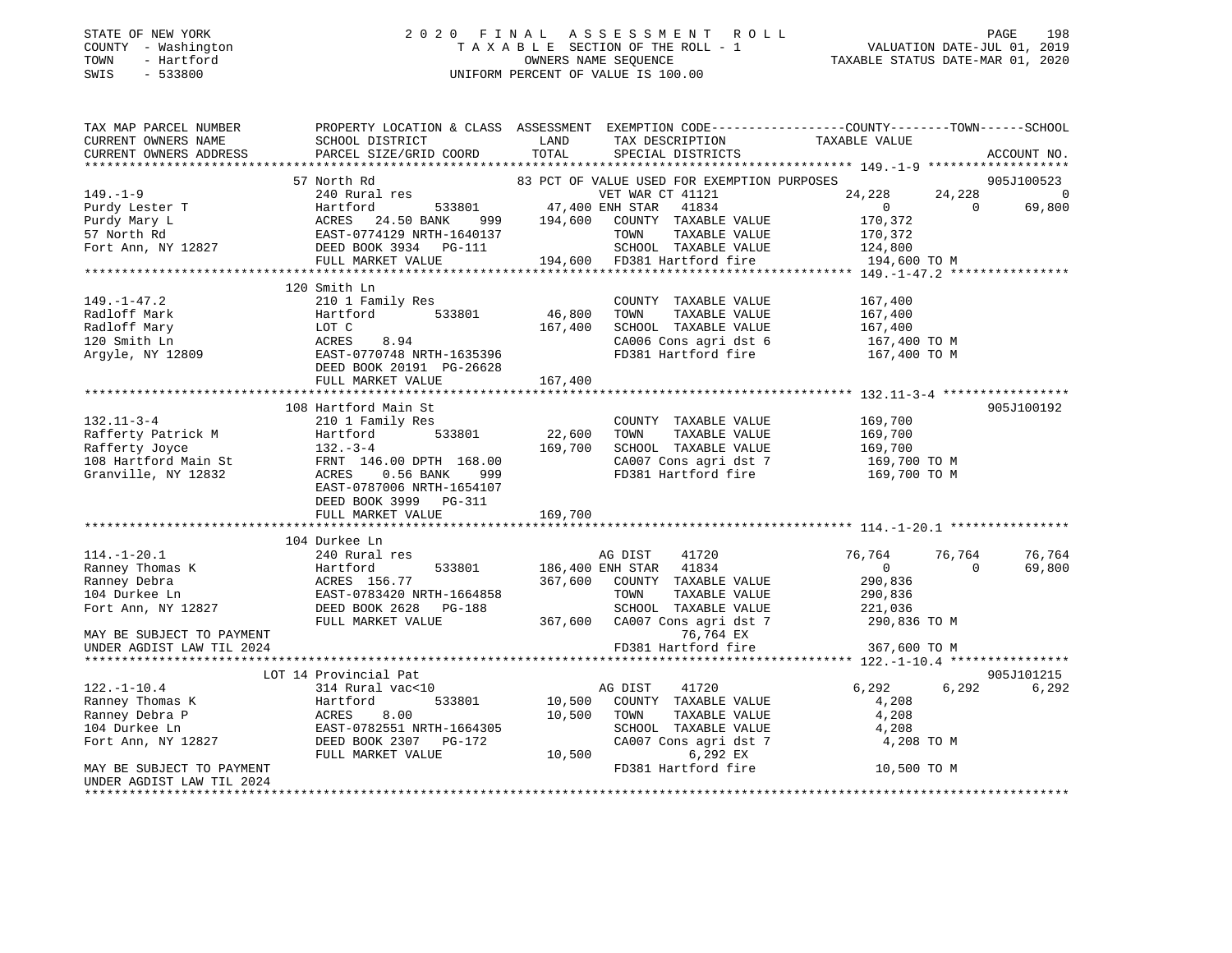STATE OF NEW YORK
COUNTY - Washington
TOWN - Hartford
SWIS - 533800

2020 FINAL ASSESSMENT ROLL
TAXABLE SECTION OF THE ROLL - 1
OWNERS NAME SEQUENCE
UNIFORM PERCENT OF VALUE IS 100.00

VALUATION DATE-JUL 01, 2019
TAXABLE STATUS DATE-MAR 01, 2020

```
TAX MAP PARCEL NUMBER      PROPERTY LOCATION & CLASS  ASSESSMENT  EXEMPTION CODE-----------------COUNTY--------TOWN------SCHOOL
CURRENT OWNERS NAME        SCHOOL DISTRICT               LAND      TAX DESCRIPTION            TAXABLE VALUE
CURRENT OWNERS ADDRESS     PARCEL SIZE/GRID COORD        TOTAL     SPECIAL DISTRICTS                                    ACCOUNT NO.
******************************************************************************************************* 149.-1-9 ******************
                           57 North Rd                            83 PCT OF VALUE USED FOR EXEMPTION PURPOSES          905J100523
149.-1-9                   240 Rural res                          VET WAR CT 41121            24,228     24,228           0
Purdy Lester T             Hartford          533801      47,400 ENH STAR  41834                  0          0      69,800
Purdy Mary L               ACRES  24.50 BANK    999     194,600   COUNTY  TAXABLE VALUE       170,372
57 North Rd                EAST-0774129 NRTH-1640137               TOWN    TAXABLE VALUE       170,372
Fort Ann, NY 12827         DEED BOOK 3934   PG-111                 SCHOOL  TAXABLE VALUE       124,800
                           FULL MARKET VALUE            194,600   FD381 Hartford fire          194,600 TO M
******************************************************************************************************* 149.-1-47.2 ***************
                           120 Smith Ln
149.-1-47.2                210 1 Family Res                        COUNTY  TAXABLE VALUE       167,400
Radloff Mark               Hartford          533801      46,800   TOWN    TAXABLE VALUE       167,400
Radloff Mary               LOT C                        167,400   SCHOOL  TAXABLE VALUE       167,400
120 Smith Ln               ACRES    8.94                           CA006 Cons agri dst 6        167,400 TO M
Argyle, NY 12809           EAST-0770748 NRTH-1635396               FD381 Hartford fire          167,400 TO M
                           DEED BOOK 20191 PG-26628
                           FULL MARKET VALUE            167,400
******************************************************************************************************* 132.11-3-4 ****************
                           108 Hartford Main St                                                                 905J100192
132.11-3-4                 210 1 Family Res                        COUNTY  TAXABLE VALUE       169,700
Rafferty Patrick M         Hartford          533801      22,600   TOWN    TAXABLE VALUE       169,700
Rafferty Joyce             132.-3-4                     169,700   SCHOOL  TAXABLE VALUE       169,700
108 Hartford Main St       FRNT 146.00 DPTH 168.00                 CA007 Cons agri dst 7        169,700 TO M
Granville, NY 12832        ACRES    0.56 BANK    999               FD381 Hartford fire          169,700 TO M
                           EAST-0787006 NRTH-1654107
                           DEED BOOK 3999   PG-311
                           FULL MARKET VALUE            169,700
******************************************************************************************************* 114.-1-20.1 ***************
                           104 Durkee Ln
114.-1-20.1                240 Rural res                          AG DIST     41720            76,764     76,764      76,764
Ranney Thomas K            Hartford          533801     186,400 ENH STAR  41834                  0          0      69,800
Ranney Debra               ACRES 156.77                 367,600   COUNTY  TAXABLE VALUE       290,836
104 Durkee Ln              EAST-0783420 NRTH-1664858               TOWN    TAXABLE VALUE       290,836
Fort Ann, NY 12827         DEED BOOK 2628   PG-188                 SCHOOL  TAXABLE VALUE       221,036
                           FULL MARKET VALUE            367,600   CA007 Cons agri dst 7        290,836 TO M
MAY BE SUBJECT TO PAYMENT                                                   76,764 EX
UNDER AGDIST LAW TIL 2024                                          FD381 Hartford fire          367,600 TO M
******************************************************************************************************* 122.-1-10.4 ***************
                           LOT 14 Provincial Pat                                                                905J101215
122.-1-10.4                314 Rural vac<10                       AG DIST     41720             6,292      6,292       6,292
Ranney Thomas K            Hartford          533801      10,500   COUNTY  TAXABLE VALUE         4,208
Ranney Debra P             ACRES    8.00                  10,500   TOWN    TAXABLE VALUE         4,208
104 Durkee Ln              EAST-0782551 NRTH-1664305               SCHOOL  TAXABLE VALUE         4,208
Fort Ann, NY 12827         DEED BOOK 2307   PG-172                 CA007 Cons agri dst 7          4,208 TO M
                           FULL MARKET VALUE             10,500              6,292 EX
MAY BE SUBJECT TO PAYMENT                                          FD381 Hartford fire           10,500 TO M
UNDER AGDIST LAW TIL 2024
************************************************************************************************************************************
```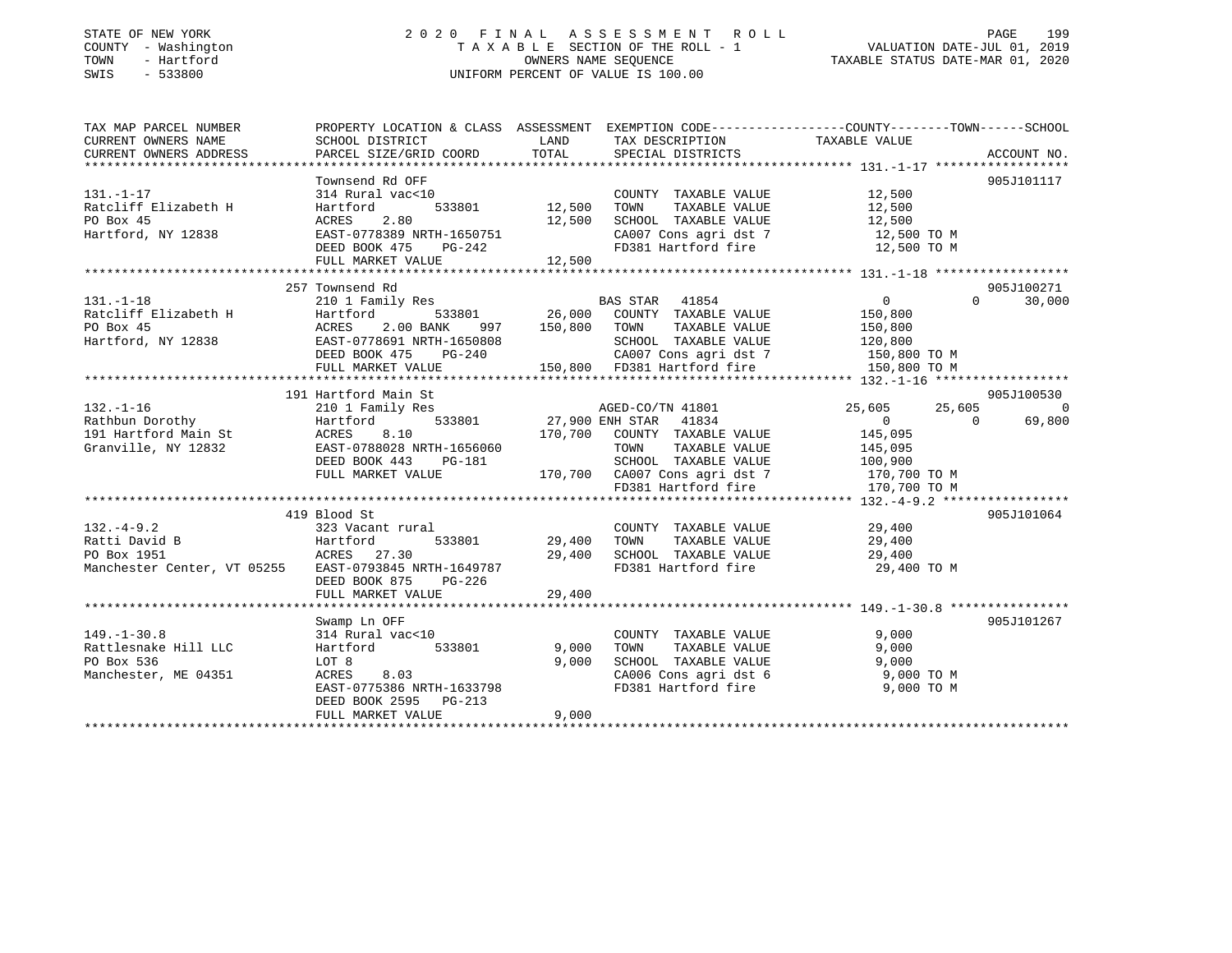STATE OF NEW YORK
COUNTY - Washington
TOWN - Hartford
SWIS - 533800

# 2020 FINAL ASSESSMENT ROLL

TAXABLE SECTION OF THE ROLL - 1
OWNERS NAME SEQUENCE
UNIFORM PERCENT OF VALUE IS 100.00

VALUATION DATE-JUL 01, 2019
TAXABLE STATUS DATE-MAR 01, 2020

```
TAX MAP PARCEL NUMBER          PROPERTY LOCATION & CLASS  ASSESSMENT  EXEMPTION CODE-----------------COUNTY--------TOWN------SCHOOL
CURRENT OWNERS NAME            SCHOOL DISTRICT              LAND      TAX DESCRIPTION            TAXABLE VALUE
CURRENT OWNERS ADDRESS         PARCEL SIZE/GRID COORD       TOTAL     SPECIAL DISTRICTS                                    ACCOUNT NO.
****************************************************************************************************** 131.-1-17 *****************
                               Townsend Rd OFF                                                                           905J101117
131.-1-17                      314 Rural vac<10                        COUNTY  TAXABLE VALUE          12,500
Ratcliff Elizabeth H           Hartford       533801       12,500      TOWN    TAXABLE VALUE          12,500
PO Box 45                      ACRES    2.80               12,500      SCHOOL  TAXABLE VALUE          12,500
Hartford, NY 12838             EAST-0778389 NRTH-1650751               CA007 Cons agri dst 7           12,500 TO M
                               DEED BOOK 475    PG-242                 FD381 Hartford fire             12,500 TO M
                               FULL MARKET VALUE           12,500
****************************************************************************************************** 131.-1-18 *****************
                               257 Townsend Rd                                                                           905J100271
131.-1-18                      210 1 Family Res                        BAS STAR   41854             0            0        30,000
Ratcliff Elizabeth H           Hartford       533801       26,000      COUNTY  TAXABLE VALUE         150,800
PO Box 45                      ACRES    2.00 BANK    997   150,800     TOWN    TAXABLE VALUE         150,800
Hartford, NY 12838             EAST-0778691 NRTH-1650808               SCHOOL  TAXABLE VALUE         120,800
                               DEED BOOK 475    PG-240                 CA007 Cons agri dst 7          150,800 TO M
                               FULL MARKET VALUE          150,800      FD381 Hartford fire            150,800 TO M
****************************************************************************************************** 132.-1-16 *****************
                               191 Hartford Main St                                                                      905J100530
132.-1-16                      210 1 Family Res                        AGED-CO/TN 41801         25,605      25,605             0
Rathbun Dorothy                Hartford       533801       27,900 ENH STAR   41834                  0            0        69,800
191 Hartford Main St           ACRES    8.10              170,700      COUNTY  TAXABLE VALUE         145,095
Granville, NY 12832            EAST-0788028 NRTH-1656060               TOWN    TAXABLE VALUE         145,095
                               DEED BOOK 443    PG-181                 SCHOOL  TAXABLE VALUE         100,900
                               FULL MARKET VALUE          170,700      CA007 Cons agri dst 7          170,700 TO M
                                                                       FD381 Hartford fire            170,700 TO M
****************************************************************************************************** 132.-4-9.2 ****************
                               419 Blood St                                                                              905J101064
132.-4-9.2                     323 Vacant rural                        COUNTY  TAXABLE VALUE          29,400
Ratti David B                  Hartford       533801       29,400      TOWN    TAXABLE VALUE          29,400
PO Box 1951                    ACRES   27.30               29,400      SCHOOL  TAXABLE VALUE          29,400
Manchester Center, VT 05255    EAST-0793845 NRTH-1649787               FD381 Hartford fire             29,400 TO M
                               DEED BOOK 875    PG-226
                               FULL MARKET VALUE           29,400
****************************************************************************************************** 149.-1-30.8 ***************
                               Swamp Ln OFF                                                                              905J101267
149.-1-30.8                    314 Rural vac<10                        COUNTY  TAXABLE VALUE           9,000
Rattlesnake Hill LLC           Hartford       533801        9,000      TOWN    TAXABLE VALUE           9,000
PO Box 536                     LOT 8                        9,000      SCHOOL  TAXABLE VALUE           9,000
Manchester, ME 04351           ACRES    8.03                           CA006 Cons agri dst 6            9,000 TO M
                               EAST-0775386 NRTH-1633798               FD381 Hartford fire              9,000 TO M
                               DEED BOOK 2595   PG-213
                               FULL MARKET VALUE            9,000
************************************************************************************************************************************
```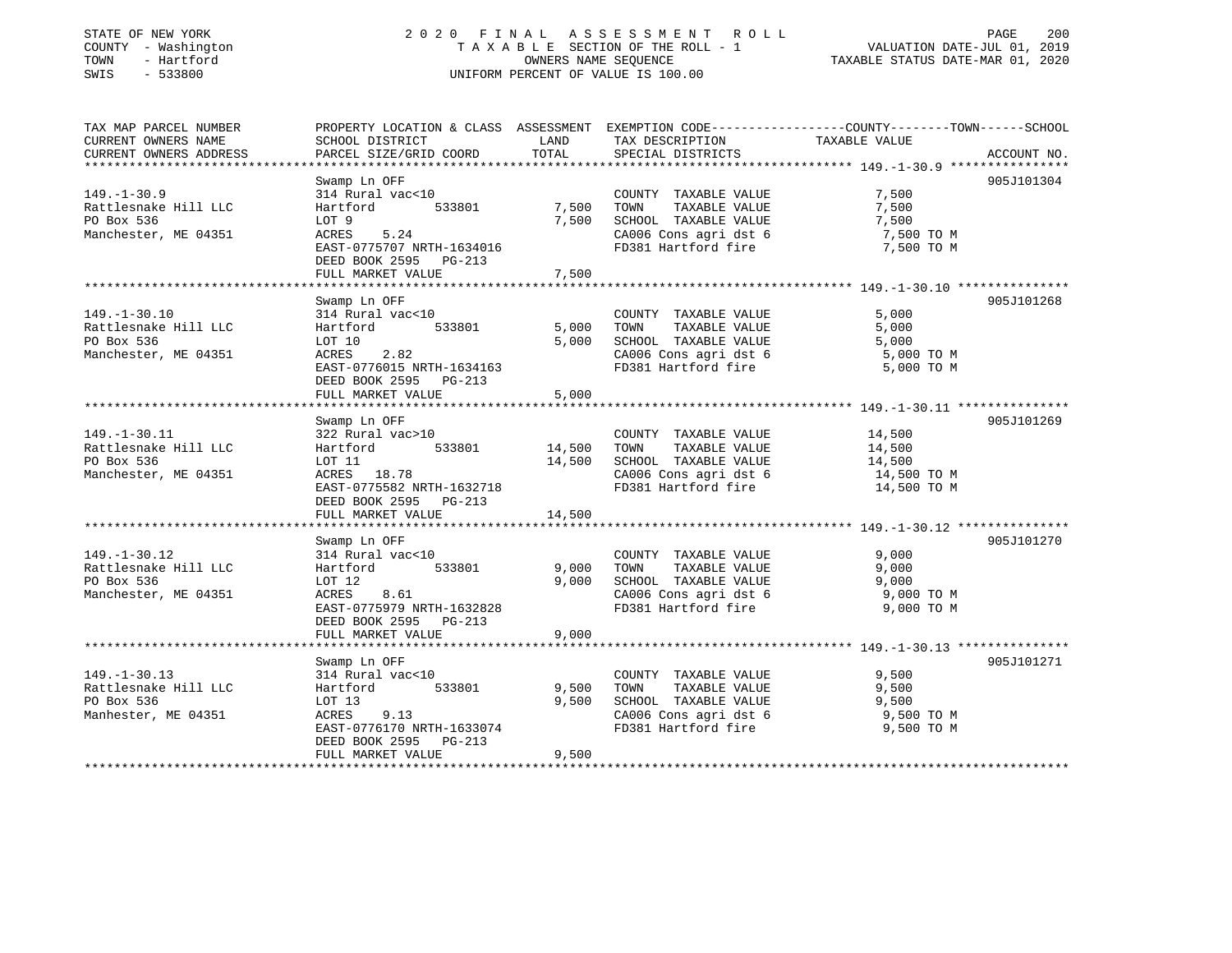STATE OF NEW YORK
COUNTY - Washington
TOWN - Hartford
SWIS - 533800

2020 FINAL ASSESSMENT ROLL
TAXABLE SECTION OF THE ROLL - 1
OWNERS NAME SEQUENCE
UNIFORM PERCENT OF VALUE IS 100.00

VALUATION DATE-JUL 01, 2019
TAXABLE STATUS DATE-MAR 01, 2020

| TAX MAP PARCEL NUMBER / CURRENT OWNERS NAME / CURRENT OWNERS ADDRESS | PROPERTY LOCATION & CLASS / SCHOOL DISTRICT / PARCEL SIZE/GRID COORD | ASSESSMENT LAND | TOTAL | EXEMPTION CODE / TAX DESCRIPTION / SPECIAL DISTRICTS | TAXABLE VALUE (COUNTY--TOWN--SCHOOL) | ACCOUNT NO. |
|---|---|---|---|---|---|---|
| 149.-1-30.9 | Swamp Ln OFF | | | | | 905J101304 |
| Rattlesnake Hill LLC | 314 Rural vac<10 | | | COUNTY TAXABLE VALUE | 7,500 | |
| PO Box 536 | Hartford 533801 | 7,500 | | TOWN TAXABLE VALUE | 7,500 | |
| Manchester, ME 04351 | LOT 9 | | 7,500 | SCHOOL TAXABLE VALUE | 7,500 | |
| | ACRES 5.24 | | | CA006 Cons agri dst 6 | 7,500 TO M | |
| | EAST-0775707 NRTH-1634016 | | | FD381 Hartford fire | 7,500 TO M | |
| | DEED BOOK 2595 PG-213 | | | | | |
| | FULL MARKET VALUE | | 7,500 | | | |
| 149.-1-30.10 | Swamp Ln OFF | | | | | 905J101268 |
| Rattlesnake Hill LLC | 314 Rural vac<10 | | | COUNTY TAXABLE VALUE | 5,000 | |
| PO Box 536 | Hartford 533801 | 5,000 | | TOWN TAXABLE VALUE | 5,000 | |
| Manchester, ME 04351 | LOT 10 | | 5,000 | SCHOOL TAXABLE VALUE | 5,000 | |
| | ACRES 2.82 | | | CA006 Cons agri dst 6 | 5,000 TO M | |
| | EAST-0776015 NRTH-1634163 | | | FD381 Hartford fire | 5,000 TO M | |
| | DEED BOOK 2595 PG-213 | | | | | |
| | FULL MARKET VALUE | | 5,000 | | | |
| 149.-1-30.11 | Swamp Ln OFF | | | | | 905J101269 |
| Rattlesnake Hill LLC | 322 Rural vac>10 | | | COUNTY TAXABLE VALUE | 14,500 | |
| PO Box 536 | Hartford 533801 | 14,500 | | TOWN TAXABLE VALUE | 14,500 | |
| Manchester, ME 04351 | LOT 11 | | 14,500 | SCHOOL TAXABLE VALUE | 14,500 | |
| | ACRES 18.78 | | | CA006 Cons agri dst 6 | 14,500 TO M | |
| | EAST-0775582 NRTH-1632718 | | | FD381 Hartford fire | 14,500 TO M | |
| | DEED BOOK 2595 PG-213 | | | | | |
| | FULL MARKET VALUE | | 14,500 | | | |
| 149.-1-30.12 | Swamp Ln OFF | | | | | 905J101270 |
| Rattlesnake Hill LLC | 314 Rural vac<10 | | | COUNTY TAXABLE VALUE | 9,000 | |
| PO Box 536 | Hartford 533801 | 9,000 | | TOWN TAXABLE VALUE | 9,000 | |
| Manchester, ME 04351 | LOT 12 | | 9,000 | SCHOOL TAXABLE VALUE | 9,000 | |
| | ACRES 8.61 | | | CA006 Cons agri dst 6 | 9,000 TO M | |
| | EAST-0775979 NRTH-1632828 | | | FD381 Hartford fire | 9,000 TO M | |
| | DEED BOOK 2595 PG-213 | | | | | |
| | FULL MARKET VALUE | | 9,000 | | | |
| 149.-1-30.13 | Swamp Ln OFF | | | | | 905J101271 |
| Rattlesnake Hill LLC | 314 Rural vac<10 | | | COUNTY TAXABLE VALUE | 9,500 | |
| PO Box 536 | Hartford 533801 | 9,500 | | TOWN TAXABLE VALUE | 9,500 | |
| Manhester, ME 04351 | LOT 13 | | 9,500 | SCHOOL TAXABLE VALUE | 9,500 | |
| | ACRES 9.13 | | | CA006 Cons agri dst 6 | 9,500 TO M | |
| | EAST-0776170 NRTH-1633074 | | | FD381 Hartford fire | 9,500 TO M | |
| | DEED BOOK 2595 PG-213 | | | | | |
| | FULL MARKET VALUE | | 9,500 | | | |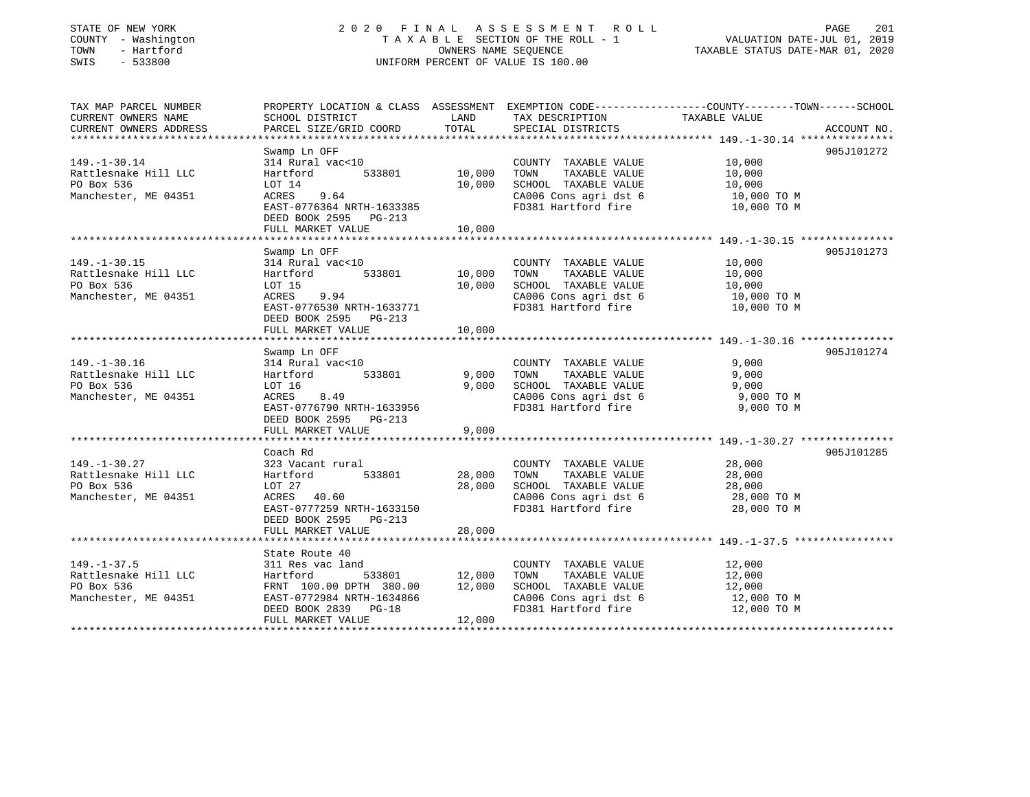STATE OF NEW YORK | 2020 FINAL ASSESSMENT ROLL | PAGE 201
COUNTY - Washington | TAXABLE SECTION OF THE ROLL - 1 | VALUATION DATE-JUL 01, 2019
TOWN - Hartford | OWNERS NAME SEQUENCE | TAXABLE STATUS DATE-MAR 01, 2020
SWIS - 533800 | UNIFORM PERCENT OF VALUE IS 100.00

| TAX MAP PARCEL NUMBER / CURRENT OWNERS NAME / CURRENT OWNERS ADDRESS | PROPERTY LOCATION & CLASS / SCHOOL DISTRICT / PARCEL SIZE/GRID COORD | ASSESSMENT LAND / TOTAL | EXEMPTION CODE / TAX DESCRIPTION / SPECIAL DISTRICTS | COUNTY--------TOWN------SCHOOL TAXABLE VALUE | ACCOUNT NO. |
|---|---|---|---|---|---|
| **149.-1-30.14** | Swamp Ln OFF | | | | 905J101272 |
| 149.-1-30.14 | 314 Rural vac<10 | | COUNTY TAXABLE VALUE | 10,000 | |
| Rattlesnake Hill LLC | Hartford 533801 | 10,000 | TOWN TAXABLE VALUE | 10,000 | |
| PO Box 536 | LOT 14 | 10,000 | SCHOOL TAXABLE VALUE | 10,000 | |
| Manchester, ME 04351 | ACRES 9.64 | | CA006 Cons agri dst 6 | 10,000 TO M | |
| | EAST-0776364 NRTH-1633385 | | FD381 Hartford fire | 10,000 TO M | |
| | DEED BOOK 2595 PG-213 | | | | |
| | FULL MARKET VALUE | 10,000 | | | |
| **149.-1-30.15** | Swamp Ln OFF | | | | 905J101273 |
| 149.-1-30.15 | 314 Rural vac<10 | | COUNTY TAXABLE VALUE | 10,000 | |
| Rattlesnake Hill LLC | Hartford 533801 | 10,000 | TOWN TAXABLE VALUE | 10,000 | |
| PO Box 536 | LOT 15 | 10,000 | SCHOOL TAXABLE VALUE | 10,000 | |
| Manchester, ME 04351 | ACRES 9.94 | | CA006 Cons agri dst 6 | 10,000 TO M | |
| | EAST-0776530 NRTH-1633771 | | FD381 Hartford fire | 10,000 TO M | |
| | DEED BOOK 2595 PG-213 | | | | |
| | FULL MARKET VALUE | 10,000 | | | |
| **149.-1-30.16** | Swamp Ln OFF | | | | 905J101274 |
| 149.-1-30.16 | 314 Rural vac<10 | | COUNTY TAXABLE VALUE | 9,000 | |
| Rattlesnake Hill LLC | Hartford 533801 | 9,000 | TOWN TAXABLE VALUE | 9,000 | |
| PO Box 536 | LOT 16 | 9,000 | SCHOOL TAXABLE VALUE | 9,000 | |
| Manchester, ME 04351 | ACRES 8.49 | | CA006 Cons agri dst 6 | 9,000 TO M | |
| | EAST-0776790 NRTH-1633956 | | FD381 Hartford fire | 9,000 TO M | |
| | DEED BOOK 2595 PG-213 | | | | |
| | FULL MARKET VALUE | 9,000 | | | |
| **149.-1-30.27** | Coach Rd | | | | 905J101285 |
| 149.-1-30.27 | 323 Vacant rural | | COUNTY TAXABLE VALUE | 28,000 | |
| Rattlesnake Hill LLC | Hartford 533801 | 28,000 | TOWN TAXABLE VALUE | 28,000 | |
| PO Box 536 | LOT 27 | 28,000 | SCHOOL TAXABLE VALUE | 28,000 | |
| Manchester, ME 04351 | ACRES 40.60 | | CA006 Cons agri dst 6 | 28,000 TO M | |
| | EAST-0777259 NRTH-1633150 | | FD381 Hartford fire | 28,000 TO M | |
| | DEED BOOK 2595 PG-213 | | | | |
| | FULL MARKET VALUE | 28,000 | | | |
| **149.-1-37.5** | State Route 40 | | | | |
| 149.-1-37.5 | 311 Res vac land | | COUNTY TAXABLE VALUE | 12,000 | |
| Rattlesnake Hill LLC | Hartford 533801 | 12,000 | TOWN TAXABLE VALUE | 12,000 | |
| PO Box 536 | FRNT 100.00 DPTH 380.00 | 12,000 | SCHOOL TAXABLE VALUE | 12,000 | |
| Manchester, ME 04351 | EAST-0772984 NRTH-1634866 | | CA006 Cons agri dst 6 | 12,000 TO M | |
| | DEED BOOK 2839 PG-18 | | FD381 Hartford fire | 12,000 TO M | |
| | FULL MARKET VALUE | 12,000 | | | |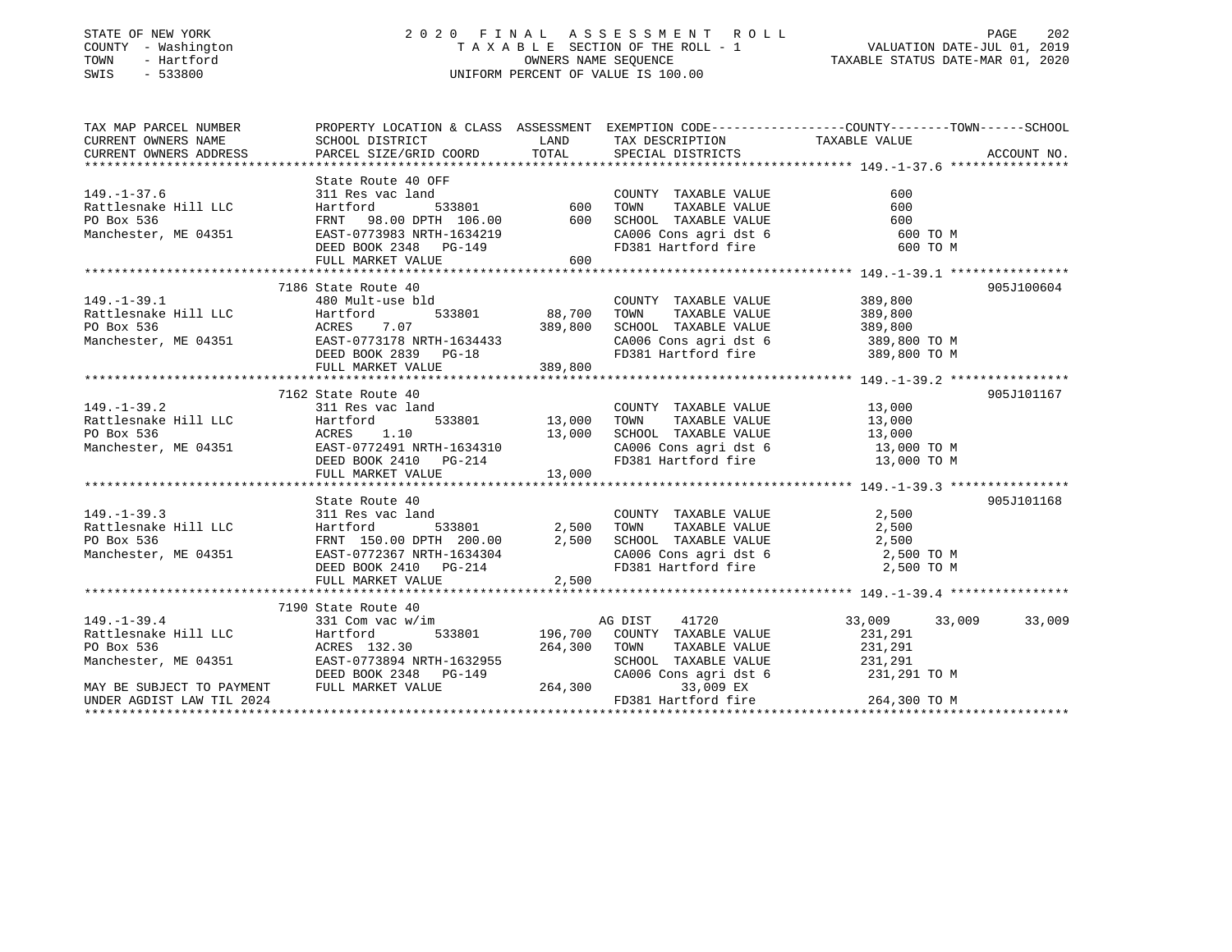STATE OF NEW YORK
COUNTY - Washington
TOWN - Hartford
SWIS - 533800

2 0 2 0 F I N A L A S S E S S M E N T R O L L
T A X A B L E SECTION OF THE ROLL - 1
OWNERS NAME SEQUENCE
UNIFORM PERCENT OF VALUE IS 100.00

VALUATION DATE-JUL 01, 2019
TAXABLE STATUS DATE-MAR 01, 2020

```
TAX MAP PARCEL NUMBER          PROPERTY LOCATION & CLASS  ASSESSMENT  EXEMPTION CODE-----------------COUNTY--------TOWN------SCHOOL
CURRENT OWNERS NAME            SCHOOL DISTRICT              LAND      TAX DESCRIPTION           TAXABLE VALUE
CURRENT OWNERS ADDRESS         PARCEL SIZE/GRID COORD       TOTAL     SPECIAL DISTRICTS                                  ACCOUNT NO.
****************************************************************************************************** 149.-1-37.6 ****************
                               State Route 40 OFF
149.-1-37.6                    311 Res vac land                       COUNTY  TAXABLE VALUE              600
Rattlesnake Hill LLC           Hartford          533801        600    TOWN    TAXABLE VALUE              600
PO Box 536                     FRNT  98.00 DPTH 106.00         600    SCHOOL  TAXABLE VALUE              600
Manchester, ME 04351           EAST-0773983 NRTH-1634219              CA006 Cons agri dst 6              600 TO M
                               DEED BOOK 2348   PG-149                FD381 Hartford fire                600 TO M
                               FULL MARKET VALUE               600
****************************************************************************************************** 149.-1-39.1 ****************
                               7186 State Route 40                                                                  905J100604
149.-1-39.1                    480 Mult-use bld                       COUNTY  TAXABLE VALUE          389,800
Rattlesnake Hill LLC           Hartford          533801     88,700    TOWN    TAXABLE VALUE          389,800
PO Box 536                     ACRES    7.07               389,800    SCHOOL  TAXABLE VALUE          389,800
Manchester, ME 04351           EAST-0773178 NRTH-1634433              CA006 Cons agri dst 6          389,800 TO M
                               DEED BOOK 2839   PG-18                 FD381 Hartford fire            389,800 TO M
                               FULL MARKET VALUE           389,800
****************************************************************************************************** 149.-1-39.2 ****************
                               7162 State Route 40                                                                  905J101167
149.-1-39.2                    311 Res vac land                       COUNTY  TAXABLE VALUE           13,000
Rattlesnake Hill LLC           Hartford          533801     13,000    TOWN    TAXABLE VALUE           13,000
PO Box 536                     ACRES    1.10                13,000    SCHOOL  TAXABLE VALUE           13,000
Manchester, ME 04351           EAST-0772491 NRTH-1634310              CA006 Cons agri dst 6           13,000 TO M
                               DEED BOOK 2410   PG-214                FD381 Hartford fire             13,000 TO M
                               FULL MARKET VALUE            13,000
****************************************************************************************************** 149.-1-39.3 ****************
                               State Route 40                                                                       905J101168
149.-1-39.3                    311 Res vac land                       COUNTY  TAXABLE VALUE            2,500
Rattlesnake Hill LLC           Hartford          533801      2,500    TOWN    TAXABLE VALUE            2,500
PO Box 536                     FRNT 150.00 DPTH 200.00       2,500    SCHOOL  TAXABLE VALUE            2,500
Manchester, ME 04351           EAST-0772367 NRTH-1634304              CA006 Cons agri dst 6            2,500 TO M
                               DEED BOOK 2410   PG-214                FD381 Hartford fire              2,500 TO M
                               FULL MARKET VALUE             2,500
****************************************************************************************************** 149.-1-39.4 ****************
                               7190 State Route 40
149.-1-39.4                    331 Com vac w/im                       AG DIST     41720           33,009      33,009      33,009
Rattlesnake Hill LLC           Hartford          533801    196,700    COUNTY  TAXABLE VALUE          231,291
PO Box 536                     ACRES 132.30                264,300    TOWN    TAXABLE VALUE          231,291
Manchester, ME 04351           EAST-0773894 NRTH-1632955              SCHOOL  TAXABLE VALUE          231,291
                               DEED BOOK 2348   PG-149                CA006 Cons agri dst 6          231,291 TO M
MAY BE SUBJECT TO PAYMENT      FULL MARKET VALUE           264,300         33,009 EX
UNDER AGDIST LAW TIL 2024                                             FD381 Hartford fire            264,300 TO M
************************************************************************************************************************************
```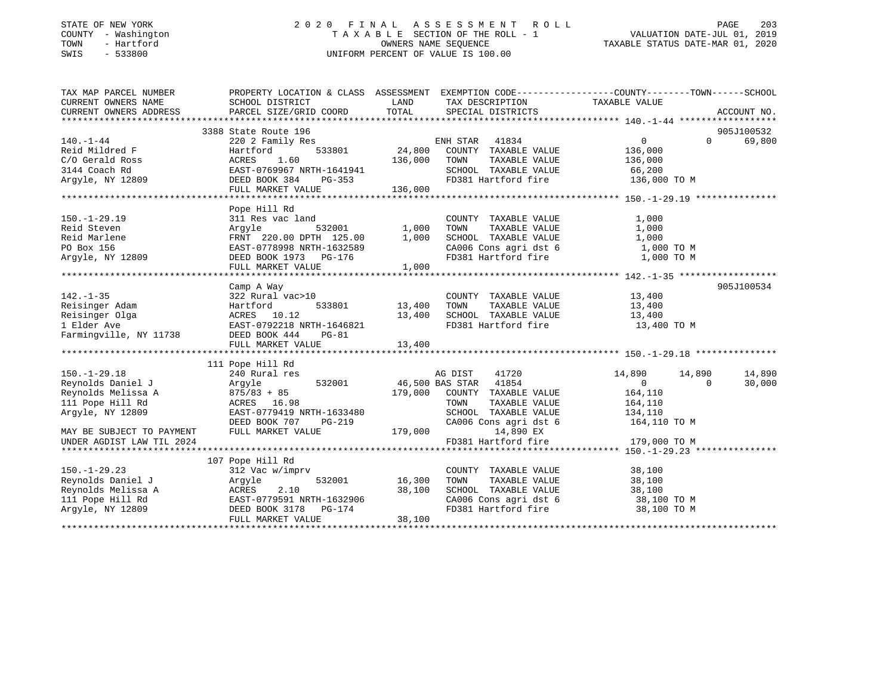STATE OF NEW YORK — COUNTY - Washington — TOWN - Hartford — SWIS - 533800

2020 FINAL ASSESSMENT ROLL
TAXABLE SECTION OF THE ROLL - 1
OWNERS NAME SEQUENCE
UNIFORM PERCENT OF VALUE IS 100.00

VALUATION DATE-JUL 01, 2019
TAXABLE STATUS DATE-MAR 01, 2020

```
TAX MAP PARCEL NUMBER          PROPERTY LOCATION & CLASS  ASSESSMENT  EXEMPTION CODE------------------COUNTY--------TOWN------SCHOOL
CURRENT OWNERS NAME            SCHOOL DISTRICT            LAND        TAX DESCRIPTION             TAXABLE VALUE
CURRENT OWNERS ADDRESS         PARCEL SIZE/GRID COORD     TOTAL       SPECIAL DISTRICTS                                      ACCOUNT NO.
******************************************************************************************************* 140.-1-44 ******************
                               3388 State Route 196                                                                          905J100532
140.-1-44                      220 2 Family Res                       ENH STAR  41834              0           0      69,800
Reid Mildred F                 Hartford         533801      24,800    COUNTY  TAXABLE VALUE      136,000
C/O Gerald Ross                ACRES    1.60               136,000    TOWN    TAXABLE VALUE      136,000
3144 Coach Rd                  EAST-0769967 NRTH-1641941              SCHOOL  TAXABLE VALUE       66,200
Argyle, NY 12809               DEED BOOK 384    PG-353                FD381 Hartford fire        136,000 TO M
                               FULL MARKET VALUE           136,000
******************************************************************************************************* 150.-1-29.19 ***************
                               Pope Hill Rd
150.-1-29.19                   311 Res vac land                       COUNTY  TAXABLE VALUE        1,000
Reid Steven                    Argyle           532001       1,000    TOWN    TAXABLE VALUE        1,000
Reid Marlene                   FRNT 220.00 DPTH 125.00       1,000    SCHOOL  TAXABLE VALUE        1,000
PO Box 156                     EAST-0778998 NRTH-1632589              CA006 Cons agri dst 6          1,000 TO M
Argyle, NY 12809               DEED BOOK 1973   PG-176                FD381 Hartford fire            1,000 TO M
                               FULL MARKET VALUE             1,000
******************************************************************************************************* 142.-1-35 ******************
                               Camp A Way                                                                                    905J100534
142.-1-35                      322 Rural vac>10                       COUNTY  TAXABLE VALUE       13,400
Reisinger Adam                 Hartford         533801      13,400    TOWN    TAXABLE VALUE       13,400
Reisinger Olga                 ACRES   10.12                13,400    SCHOOL  TAXABLE VALUE       13,400
1 Elder Ave                    EAST-0792218 NRTH-1646821              FD381 Hartford fire          13,400 TO M
Farmingville, NY 11738         DEED BOOK 444    PG-81
                               FULL MARKET VALUE            13,400
******************************************************************************************************* 150.-1-29.18 ***************
                               111 Pope Hill Rd
150.-1-29.18                   240 Rural res                          AG DIST   41720          14,890      14,890      14,890
Reynolds Daniel J              Argyle           532001      46,500 BAS STAR  41854              0           0      30,000
Reynolds Melissa A             875/83 + 85                 179,000    COUNTY  TAXABLE VALUE      164,110
111 Pope Hill Rd               ACRES   16.98                          TOWN    TAXABLE VALUE      164,110
Argyle, NY 12809               EAST-0779419 NRTH-1633480              SCHOOL  TAXABLE VALUE      134,110
                               DEED BOOK 707    PG-219                CA006 Cons agri dst 6        164,110 TO M
MAY BE SUBJECT TO PAYMENT      FULL MARKET VALUE           179,000         14,890 EX
UNDER AGDIST LAW TIL 2024                                             FD381 Hartford fire         179,000 TO M
******************************************************************************************************* 150.-1-29.23 ***************
                               107 Pope Hill Rd
150.-1-29.23                   312 Vac w/imprv                        COUNTY  TAXABLE VALUE       38,100
Reynolds Daniel J              Argyle           532001      16,300    TOWN    TAXABLE VALUE       38,100
Reynolds Melissa A             ACRES    2.10                38,100    SCHOOL  TAXABLE VALUE       38,100
111 Pope Hill Rd               EAST-0779591 NRTH-1632906              CA006 Cons agri dst 6         38,100 TO M
Argyle, NY 12809               DEED BOOK 3178   PG-174                FD381 Hartford fire           38,100 TO M
                               FULL MARKET VALUE            38,100
************************************************************************************************************************************
```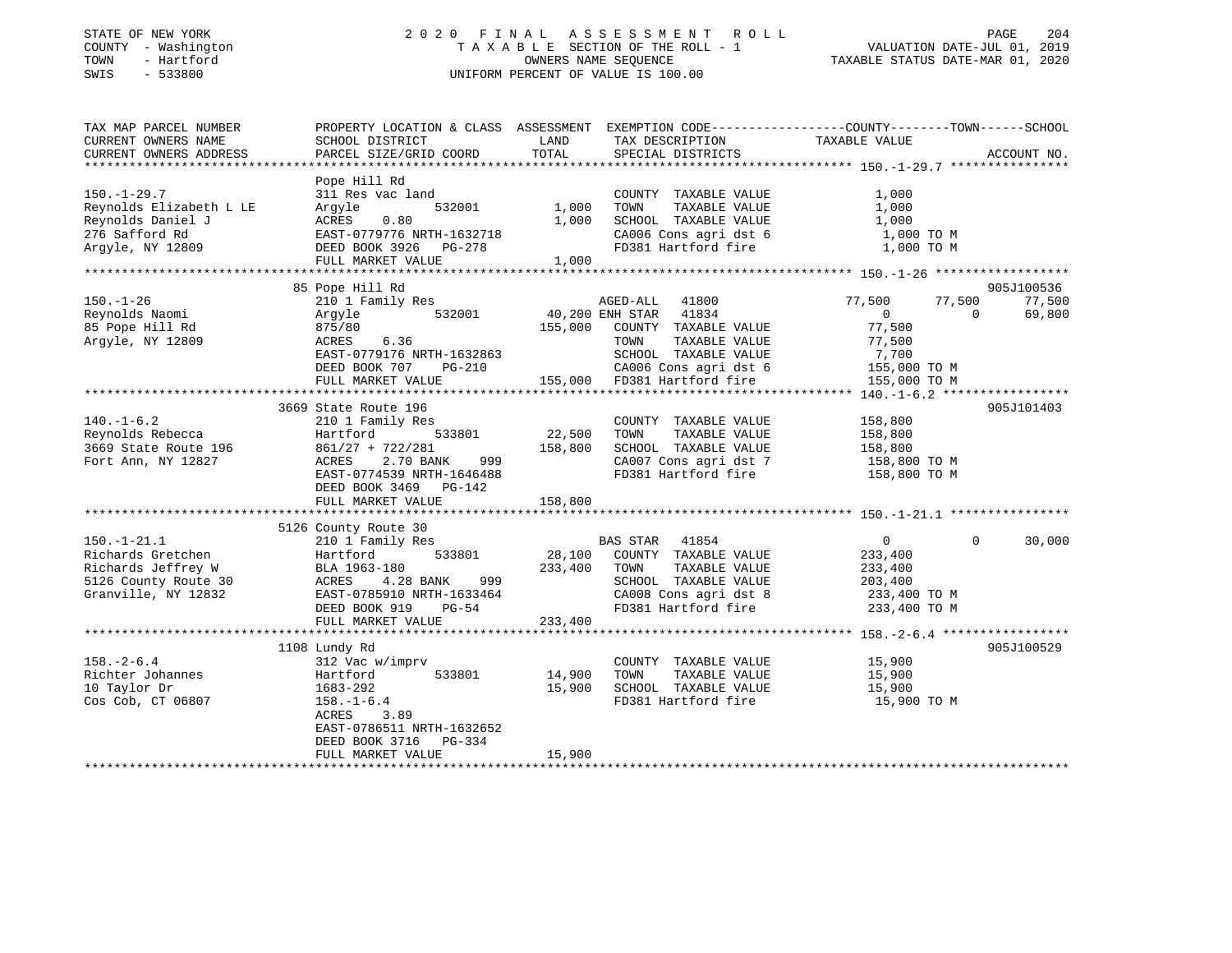STATE OF NEW YORK
COUNTY - Washington
TOWN - Hartford
SWIS - 533800

2020 FINAL ASSESSMENT ROLL
TAXABLE SECTION OF THE ROLL - 1
OWNERS NAME SEQUENCE
UNIFORM PERCENT OF VALUE IS 100.00

VALUATION DATE-JUL 01, 2019
TAXABLE STATUS DATE-MAR 01, 2020

| TAX MAP PARCEL NUMBER / CURRENT OWNERS NAME / CURRENT OWNERS ADDRESS | PROPERTY LOCATION & CLASS / SCHOOL DISTRICT / PARCEL SIZE/GRID COORD | ASSESSMENT LAND | TOTAL | EXEMPTION CODE / TAX DESCRIPTION / SPECIAL DISTRICTS | COUNTY TAXABLE VALUE | TOWN | SCHOOL | ACCOUNT NO. |
|---|---|---|---|---|---|---|---|---|
| **150.-1-29.7** | Pope Hill Rd | | | | | | | |
| 150.-1-29.7 | 311 Res vac land | | | COUNTY TAXABLE VALUE | 1,000 | | | |
| Reynolds Elizabeth L LE | Argyle 532001 | 1,000 | | TOWN TAXABLE VALUE | 1,000 | | | |
| Reynolds Daniel J | ACRES 0.80 | | 1,000 | SCHOOL TAXABLE VALUE | 1,000 | | | |
| 276 Safford Rd | EAST-0779776 NRTH-1632718 | | | CA006 Cons agri dst 6 | 1,000 TO M | | | |
| Argyle, NY 12809 | DEED BOOK 3926 PG-278 | | | FD381 Hartford fire | 1,000 TO M | | | |
| | FULL MARKET VALUE | | 1,000 | | | | | |
| **150.-1-26** | 85 Pope Hill Rd | | | | | | | 905J100536 |
| 150.-1-26 | 210 1 Family Res | | | AGED-ALL 41800 | 77,500 | 77,500 | 77,500 | |
| Reynolds Naomi | Argyle 532001 | 40,200 | | ENH STAR 41834 | 0 | 0 | 69,800 | |
| 85 Pope Hill Rd | 875/80 | | 155,000 | COUNTY TAXABLE VALUE | 77,500 | | | |
| Argyle, NY 12809 | ACRES 6.36 | | | TOWN TAXABLE VALUE | 77,500 | | | |
| | EAST-0779176 NRTH-1632863 | | | SCHOOL TAXABLE VALUE | 7,700 | | | |
| | DEED BOOK 707 PG-210 | | | CA006 Cons agri dst 6 | 155,000 TO M | | | |
| | FULL MARKET VALUE | | 155,000 | FD381 Hartford fire | 155,000 TO M | | | |
| **140.-1-6.2** | 3669 State Route 196 | | | | | | | 905J101403 |
| 140.-1-6.2 | 210 1 Family Res | | | COUNTY TAXABLE VALUE | 158,800 | | | |
| Reynolds Rebecca | Hartford 533801 | 22,500 | | TOWN TAXABLE VALUE | 158,800 | | | |
| 3669 State Route 196 | 861/27 + 722/281 | | 158,800 | SCHOOL TAXABLE VALUE | 158,800 | | | |
| Fort Ann, NY 12827 | ACRES 2.70 BANK 999 | | | CA007 Cons agri dst 7 | 158,800 TO M | | | |
| | EAST-0774539 NRTH-1646488 | | | FD381 Hartford fire | 158,800 TO M | | | |
| | DEED BOOK 3469 PG-142 | | | | | | | |
| | FULL MARKET VALUE | | 158,800 | | | | | |
| **150.-1-21.1** | 5126 County Route 30 | | | | | | | |
| 150.-1-21.1 | 210 1 Family Res | | | BAS STAR 41854 | 0 | 0 | 30,000 | |
| Richards Gretchen | Hartford 533801 | 28,100 | | COUNTY TAXABLE VALUE | 233,400 | | | |
| Richards Jeffrey W | BLA 1963-180 | | 233,400 | TOWN TAXABLE VALUE | 233,400 | | | |
| 5126 County Route 30 | ACRES 4.28 BANK 999 | | | SCHOOL TAXABLE VALUE | 203,400 | | | |
| Granville, NY 12832 | EAST-0785910 NRTH-1633464 | | | CA008 Cons agri dst 8 | 233,400 TO M | | | |
| | DEED BOOK 919 PG-54 | | | FD381 Hartford fire | 233,400 TO M | | | |
| | FULL MARKET VALUE | | 233,400 | | | | | |
| **158.-2-6.4** | 1108 Lundy Rd | | | | | | | 905J100529 |
| 158.-2-6.4 | 312 Vac w/imprv | | | COUNTY TAXABLE VALUE | 15,900 | | | |
| Richter Johannes | Hartford 533801 | 14,900 | | TOWN TAXABLE VALUE | 15,900 | | | |
| 10 Taylor Dr | 1683-292 | | 15,900 | SCHOOL TAXABLE VALUE | 15,900 | | | |
| Cos Cob, CT 06807 | 158.-1-6.4 | | | FD381 Hartford fire | 15,900 TO M | | | |
| | ACRES 3.89 | | | | | | | |
| | EAST-0786511 NRTH-1632652 | | | | | | | |
| | DEED BOOK 3716 PG-334 | | | | | | | |
| | FULL MARKET VALUE | | 15,900 | | | | | |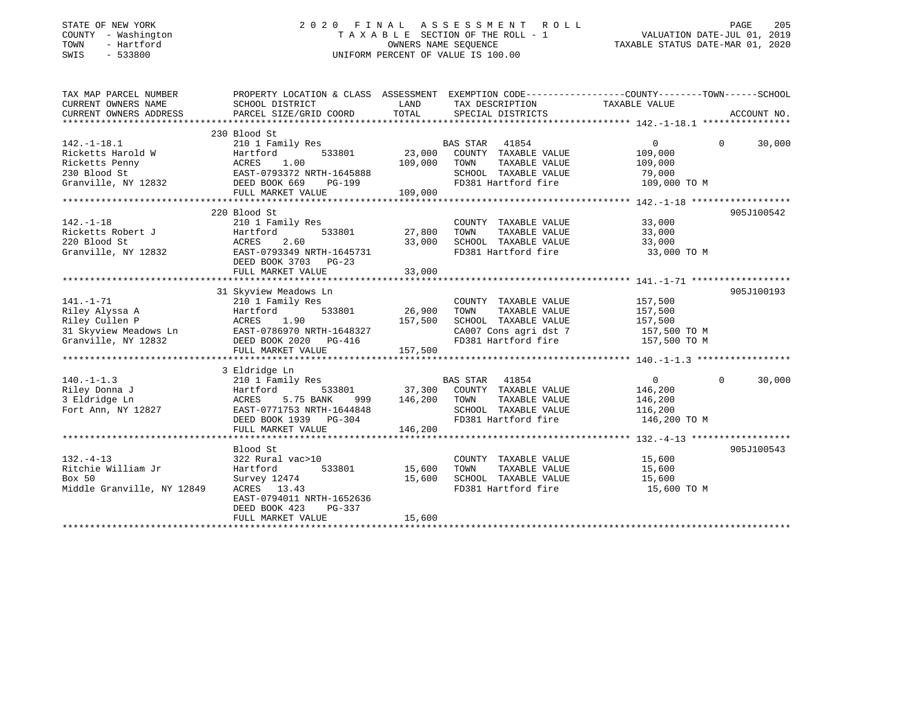STATE OF NEW YORK
COUNTY - Washington
TOWN - Hartford
SWIS - 533800

# 2020 FINAL ASSESSMENT ROLL

TAXABLE SECTION OF THE ROLL - 1
OWNERS NAME SEQUENCE
UNIFORM PERCENT OF VALUE IS 100.00

VALUATION DATE-JUL 01, 2019
TAXABLE STATUS DATE-MAR 01, 2020

```
TAX MAP PARCEL NUMBER          PROPERTY LOCATION & CLASS  ASSESSMENT  EXEMPTION CODE------------------COUNTY--------TOWN------SCHOOL
CURRENT OWNERS NAME            SCHOOL DISTRICT              LAND      TAX DESCRIPTION            TAXABLE VALUE
CURRENT OWNERS ADDRESS         PARCEL SIZE/GRID COORD       TOTAL     SPECIAL DISTRICTS                                        ACCOUNT NO.
************************************************************************************************ 142.-1-18.1 ****************
                               230 Blood St
142.-1-18.1                    210 1 Family Res                       BAS STAR   41854             0             0       30,000
Ricketts Harold W              Hartford        533801       23,000   COUNTY  TAXABLE VALUE         109,000
Ricketts Penny                 ACRES    1.00               109,000   TOWN    TAXABLE VALUE         109,000
230 Blood St                   EAST-0793372 NRTH-1645888              SCHOOL  TAXABLE VALUE          79,000
Granville, NY 12832            DEED BOOK 669    PG-199                FD381 Hartford fire           109,000 TO M
                               FULL MARKET VALUE           109,000
************************************************************************************************ 142.-1-18 ******************
                               220 Blood St                                                                        905J100542
142.-1-18                      210 1 Family Res                       COUNTY  TAXABLE VALUE          33,000
Ricketts Robert J              Hartford        533801       27,800   TOWN    TAXABLE VALUE          33,000
220 Blood St                   ACRES    2.60                33,000   SCHOOL  TAXABLE VALUE          33,000
Granville, NY 12832            EAST-0793349 NRTH-1645731              FD381 Hartford fire            33,000 TO M
                               DEED BOOK 3703   PG-23
                               FULL MARKET VALUE            33,000
************************************************************************************************ 141.-1-71 ******************
                               31 Skyview Meadows Ln                                                               905J100193
141.-1-71                      210 1 Family Res                       COUNTY  TAXABLE VALUE         157,500
Riley Alyssa A                 Hartford        533801       26,900   TOWN    TAXABLE VALUE         157,500
Riley Cullen P                 ACRES    1.90               157,500   SCHOOL  TAXABLE VALUE         157,500
31 Skyview Meadows Ln          EAST-0786970 NRTH-1648327              CA007 Cons agri dst 7         157,500 TO M
Granville, NY 12832            DEED BOOK 2020   PG-416                FD381 Hartford fire           157,500 TO M
                               FULL MARKET VALUE           157,500
************************************************************************************************ 140.-1-1.3 *****************
                               3 Eldridge Ln
140.-1-1.3                     210 1 Family Res                       BAS STAR   41854             0             0       30,000
Riley Donna J                  Hartford        533801       37,300   COUNTY  TAXABLE VALUE         146,200
3 Eldridge Ln                  ACRES    5.75 BANK    999   146,200   TOWN    TAXABLE VALUE         146,200
Fort Ann, NY 12827             EAST-0771753 NRTH-1644848              SCHOOL  TAXABLE VALUE         116,200
                               DEED BOOK 1939   PG-304                FD381 Hartford fire           146,200 TO M
                               FULL MARKET VALUE           146,200
************************************************************************************************ 132.-4-13 ******************
                               Blood St                                                                            905J100543
132.-4-13                      322 Rural vac>10                       COUNTY  TAXABLE VALUE          15,600
Ritchie William Jr             Hartford        533801       15,600   TOWN    TAXABLE VALUE          15,600
Box 50                         Survey 12474                 15,600   SCHOOL  TAXABLE VALUE          15,600
Middle Granville, NY 12849     ACRES   13.43                          FD381 Hartford fire            15,600 TO M
                               EAST-0794011 NRTH-1652636
                               DEED BOOK 423    PG-337
                               FULL MARKET VALUE            15,600
******************************************************************************************************************************
```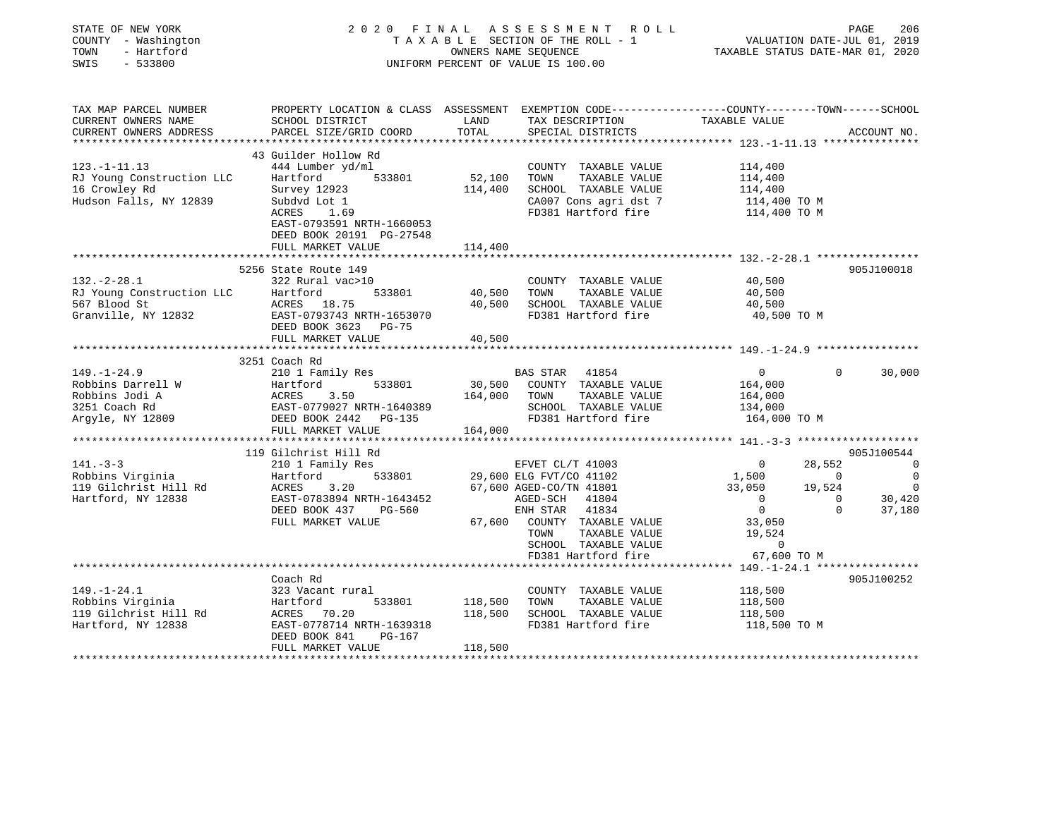STATE OF NEW YORK
COUNTY - Washington
TOWN - Hartford
SWIS - 533800

# 2020 FINAL ASSESSMENT ROLL
TAXABLE SECTION OF THE ROLL - 1
OWNERS NAME SEQUENCE
UNIFORM PERCENT OF VALUE IS 100.00

VALUATION DATE-JUL 01, 2019
TAXABLE STATUS DATE-MAR 01, 2020

| TAX MAP PARCEL NUMBER / CURRENT OWNERS NAME / CURRENT OWNERS ADDRESS | PROPERTY LOCATION & CLASS / SCHOOL DISTRICT / PARCEL SIZE/GRID COORD | ASSESSMENT LAND | TOTAL | EXEMPTION CODE / TAX DESCRIPTION / SPECIAL DISTRICTS | COUNTY TAXABLE VALUE | TOWN | SCHOOL | ACCOUNT NO. |
|---|---|---|---|---|---|---|---|---|
| 123.-1-11.13 | 43 Guilder Hollow Rd | | | | | | | |
| | 444 Lumber yd/ml | | | COUNTY TAXABLE VALUE | 114,400 | | | |
| RJ Young Construction LLC | Hartford 533801 | 52,100 | | TOWN TAXABLE VALUE | 114,400 | | | |
| 16 Crowley Rd | Survey 12923 | | 114,400 | SCHOOL TAXABLE VALUE | 114,400 | | | |
| Hudson Falls, NY 12839 | Subdvd Lot 1 | | | CA007 Cons agri dst 7 | 114,400 TO M | | | |
| | ACRES 1.69 | | | FD381 Hartford fire | 114,400 TO M | | | |
| | EAST-0793591 NRTH-1660053 | | | | | | | |
| | DEED BOOK 20191 PG-27548 | | | | | | | |
| | FULL MARKET VALUE | | 114,400 | | | | | |
| 132.-2-28.1 | 5256 State Route 149 | | | | | | | 905J100018 |
| | 322 Rural vac>10 | | | COUNTY TAXABLE VALUE | 40,500 | | | |
| RJ Young Construction LLC | Hartford 533801 | 40,500 | | TOWN TAXABLE VALUE | 40,500 | | | |
| 567 Blood St | ACRES 18.75 | | 40,500 | SCHOOL TAXABLE VALUE | 40,500 | | | |
| Granville, NY 12832 | EAST-0793743 NRTH-1653070 | | | FD381 Hartford fire | 40,500 TO M | | | |
| | DEED BOOK 3623 PG-75 | | | | | | | |
| | FULL MARKET VALUE | | 40,500 | | | | | |
| 149.-1-24.9 | 3251 Coach Rd | | | | | | | |
| | 210 1 Family Res | | | BAS STAR 41854 | 0 | 0 | 30,000 | |
| Robbins Darrell W | Hartford 533801 | 30,500 | | COUNTY TAXABLE VALUE | 164,000 | | | |
| Robbins Jodi A | ACRES 3.50 | | 164,000 | TOWN TAXABLE VALUE | 164,000 | | | |
| 3251 Coach Rd | EAST-0779027 NRTH-1640389 | | | SCHOOL TAXABLE VALUE | 134,000 | | | |
| Argyle, NY 12809 | DEED BOOK 2442 PG-135 | | | FD381 Hartford fire | 164,000 TO M | | | |
| | FULL MARKET VALUE | | 164,000 | | | | | |
| 141.-3-3 | 119 Gilchrist Hill Rd | | | | | | | 905J100544 |
| | 210 1 Family Res | | | EFVET CL/T 41003 | 0 | 28,552 | 0 | |
| Robbins Virginia | Hartford 533801 | 29,600 | | ELG FVT/CO 41102 | 1,500 | 0 | 0 | |
| 119 Gilchrist Hill Rd | ACRES 3.20 | | 67,600 | AGED-CO/TN 41801 | 33,050 | 19,524 | 0 | |
| Hartford, NY 12838 | EAST-0783894 NRTH-1643452 | | | AGED-SCH 41804 | 0 | 0 | 30,420 | |
| | DEED BOOK 437 PG-560 | | | ENH STAR 41834 | 0 | 0 | 37,180 | |
| | FULL MARKET VALUE | | 67,600 | COUNTY TAXABLE VALUE | 33,050 | | | |
| | | | | TOWN TAXABLE VALUE | 19,524 | | | |
| | | | | SCHOOL TAXABLE VALUE | 0 | | | |
| | | | | FD381 Hartford fire | 67,600 TO M | | | |
| 149.-1-24.1 | Coach Rd | | | | | | | 905J100252 |
| | 323 Vacant rural | | | COUNTY TAXABLE VALUE | 118,500 | | | |
| Robbins Virginia | Hartford 533801 | 118,500 | | TOWN TAXABLE VALUE | 118,500 | | | |
| 119 Gilchrist Hill Rd | ACRES 70.20 | | 118,500 | SCHOOL TAXABLE VALUE | 118,500 | | | |
| Hartford, NY 12838 | EAST-0778714 NRTH-1639318 | | | FD381 Hartford fire | 118,500 TO M | | | |
| | DEED BOOK 841 PG-167 | | | | | | | |
| | FULL MARKET VALUE | | 118,500 | | | | | |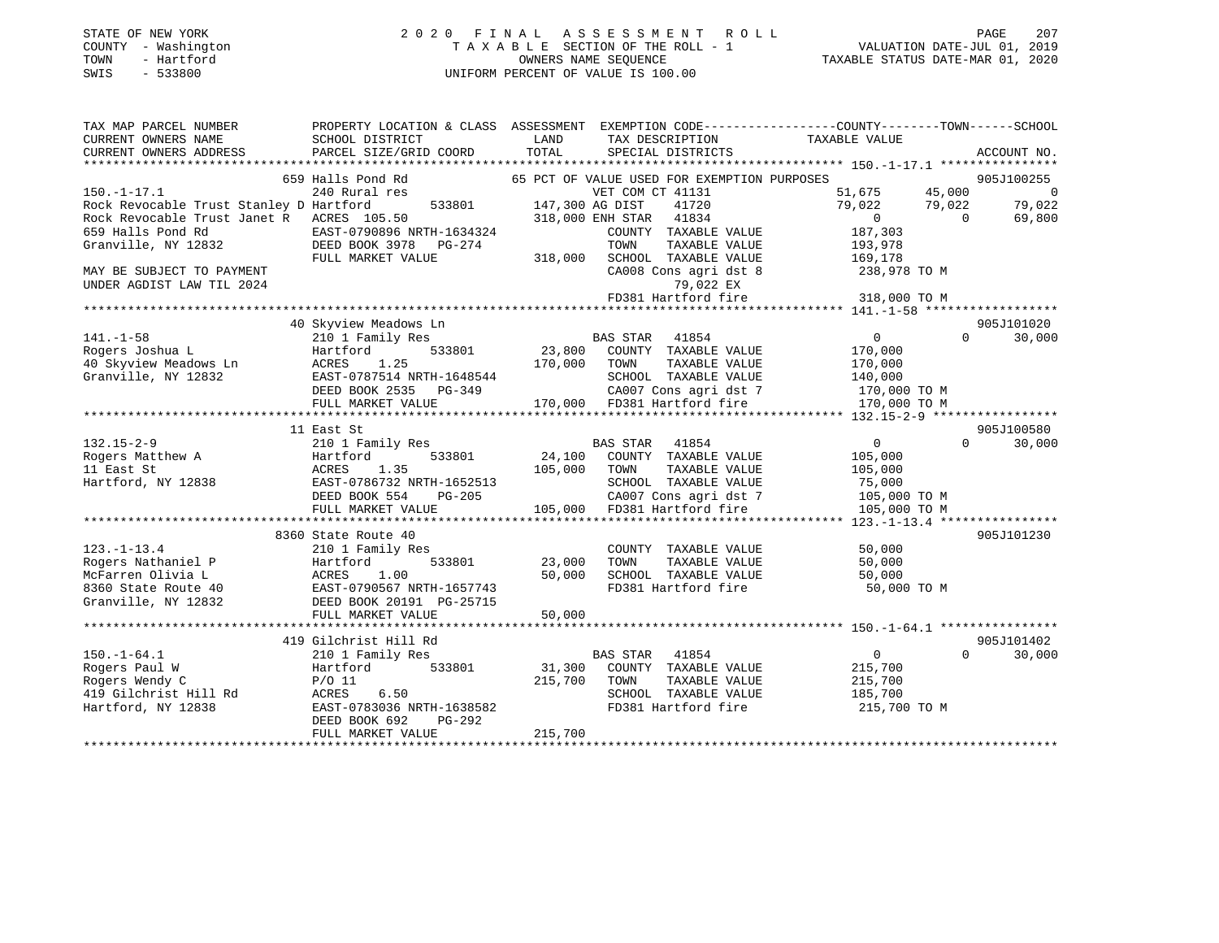STATE OF NEW YORK
COUNTY - Washington
TOWN - Hartford
SWIS - 533800

2020 FINAL ASSESSMENT ROLL
TAXABLE SECTION OF THE ROLL - 1
OWNERS NAME SEQUENCE
UNIFORM PERCENT OF VALUE IS 100.00

VALUATION DATE-JUL 01, 2019
TAXABLE STATUS DATE-MAR 01, 2020

```
TAX MAP PARCEL NUMBER          PROPERTY LOCATION & CLASS  ASSESSMENT  EXEMPTION CODE------------------COUNTY--------TOWN------SCHOOL
CURRENT OWNERS NAME            SCHOOL DISTRICT             LAND        TAX DESCRIPTION              TAXABLE VALUE
CURRENT OWNERS ADDRESS         PARCEL SIZE/GRID COORD      TOTAL       SPECIAL DISTRICTS                                       ACCOUNT NO.
*********************************************************************************************** 150.-1-17.1 ****************
                               659 Halls Pond Rd                 65 PCT OF VALUE USED FOR EXEMPTION PURPOSES                   905J100255
150.-1-17.1                    240 Rural res                        VET COM CT 41131              51,675      45,000           0
Rock Revocable Trust Stanley D Hartford       533801     147,300 AG DIST     41720              79,022      79,022      79,022
Rock Revocable Trust Janet R   ACRES 105.50              318,000 ENH STAR    41834                   0           0      69,800
659 Halls Pond Rd              EAST-0790896 NRTH-1634324          COUNTY  TAXABLE VALUE         187,303
Granville, NY 12832            DEED BOOK 3978   PG-274            TOWN    TAXABLE VALUE         193,978
                               FULL MARKET VALUE         318,000  SCHOOL  TAXABLE VALUE         169,178
MAY BE SUBJECT TO PAYMENT                                         CA008 Cons agri dst 8         238,978 TO M
UNDER AGDIST LAW TIL 2024                                              79,022 EX
                                                                  FD381 Hartford fire           318,000 TO M
*********************************************************************************************** 141.-1-58 ******************
                               40 Skyview Meadows Ln                                                                   905J101020
141.-1-58                      210 1 Family Res                   BAS STAR  41854                    0           0      30,000
Rogers Joshua L                Hartford       533801      23,800  COUNTY  TAXABLE VALUE         170,000
40 Skyview Meadows Ln          ACRES    1.25             170,000  TOWN    TAXABLE VALUE         170,000
Granville, NY 12832            EAST-0787514 NRTH-1648544          SCHOOL  TAXABLE VALUE         140,000
                               DEED BOOK 2535   PG-349            CA007 Cons agri dst 7         170,000 TO M
                               FULL MARKET VALUE         170,000  FD381 Hartford fire           170,000 TO M
*********************************************************************************************** 132.15-2-9 *****************
                               11 East St                                                                              905J100580
132.15-2-9                     210 1 Family Res                   BAS STAR  41854                    0           0      30,000
Rogers Matthew A               Hartford       533801      24,100  COUNTY  TAXABLE VALUE         105,000
11 East St                     ACRES    1.35             105,000  TOWN    TAXABLE VALUE         105,000
Hartford, NY 12838             EAST-0786732 NRTH-1652513          SCHOOL  TAXABLE VALUE          75,000
                               DEED BOOK 554    PG-205            CA007 Cons agri dst 7         105,000 TO M
                               FULL MARKET VALUE         105,000  FD381 Hartford fire           105,000 TO M
*********************************************************************************************** 123.-1-13.4 ****************
                               8360 State Route 40                                                                     905J101230
123.-1-13.4                    210 1 Family Res                   COUNTY  TAXABLE VALUE          50,000
Rogers Nathaniel P             Hartford       533801      23,000  TOWN    TAXABLE VALUE          50,000
McFarren Olivia L              ACRES    1.00              50,000  SCHOOL  TAXABLE VALUE          50,000
8360 State Route 40            EAST-0790567 NRTH-1657743          FD381 Hartford fire            50,000 TO M
Granville, NY 12832            DEED BOOK 20191 PG-25715
                               FULL MARKET VALUE          50,000
*********************************************************************************************** 150.-1-64.1 ****************
                               419 Gilchrist Hill Rd                                                                   905J101402
150.-1-64.1                    210 1 Family Res                   BAS STAR  41854                    0           0      30,000
Rogers Paul W                  Hartford       533801      31,300  COUNTY  TAXABLE VALUE         215,700
Rogers Wendy C                 P/O 11                    215,700  TOWN    TAXABLE VALUE         215,700
419 Gilchrist Hill Rd          ACRES    6.50                      SCHOOL  TAXABLE VALUE         185,700
Hartford, NY 12838             EAST-0783036 NRTH-1638582          FD381 Hartford fire           215,700 TO M
                               DEED BOOK 692    PG-292
                               FULL MARKET VALUE         215,700
****************************************************************************************************************************
```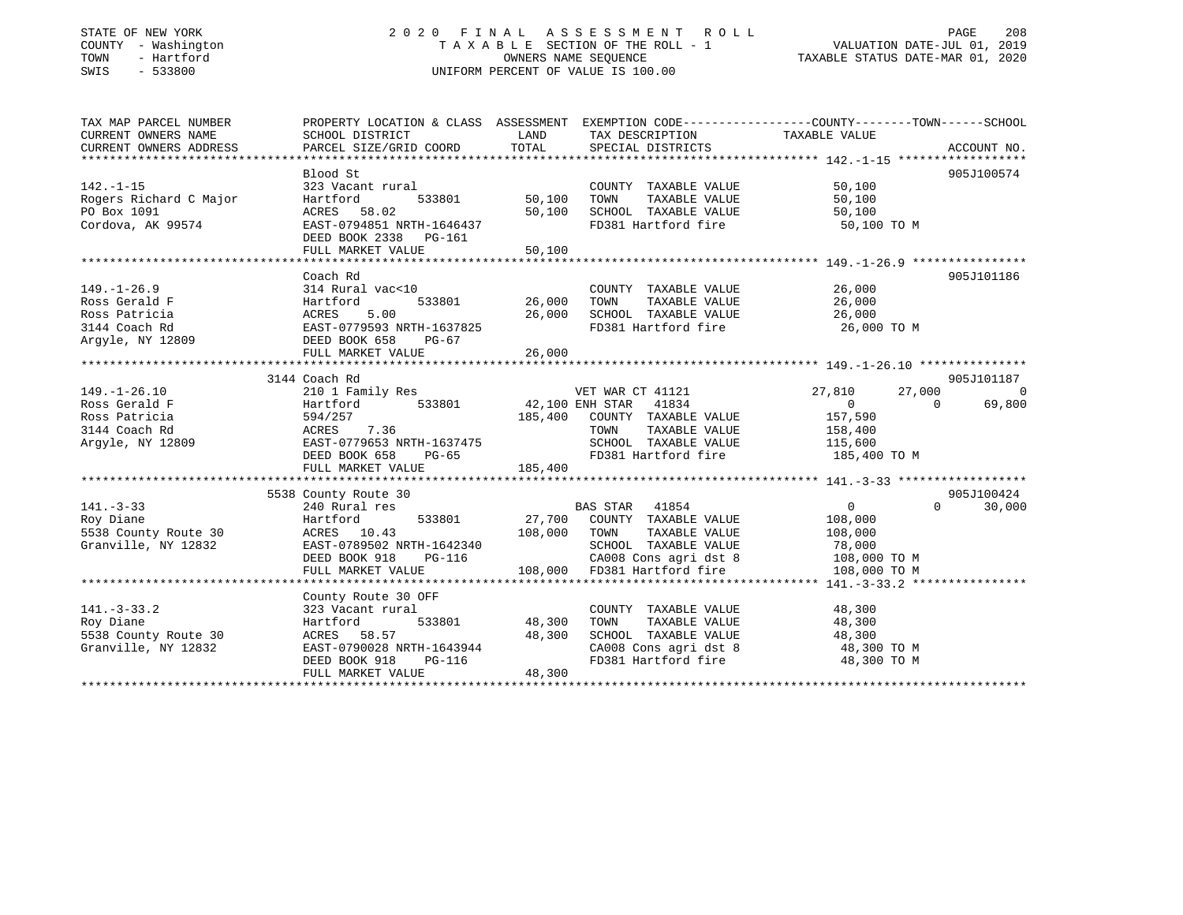STATE OF NEW YORK
COUNTY - Washington
TOWN - Hartford
SWIS - 533800

# 2020 FINAL ASSESSMENT ROLL

TAXABLE SECTION OF THE ROLL - 1
OWNERS NAME SEQUENCE
UNIFORM PERCENT OF VALUE IS 100.00

VALUATION DATE-JUL 01, 2019
TAXABLE STATUS DATE-MAR 01, 2020

| TAX MAP PARCEL NUMBER / CURRENT OWNERS NAME / CURRENT OWNERS ADDRESS | PROPERTY LOCATION & CLASS / SCHOOL DISTRICT / PARCEL SIZE/GRID COORD | ASSESSMENT LAND | TOTAL | EXEMPTION CODE / TAX DESCRIPTION / SPECIAL DISTRICTS | COUNTY | TOWN | SCHOOL | ACCOUNT NO. |
|---|---|---|---|---|---|---|---|---|
| **142.-1-15** | Blood St | | | | | | | 905J100574 |
| 142.-1-15 | 323 Vacant rural | | | COUNTY TAXABLE VALUE | 50,100 | | | |
| Rogers Richard C Major | Hartford 533801 | 50,100 | | TOWN TAXABLE VALUE | | 50,100 | | |
| PO Box 1091 | ACRES 58.02 | | 50,100 | SCHOOL TAXABLE VALUE | | | 50,100 | |
| Cordova, AK 99574 | EAST-0794851 NRTH-1646437 | | | FD381 Hartford fire | 50,100 TO M | | | |
| | DEED BOOK 2338 PG-161 | | | | | | | |
| | FULL MARKET VALUE | | 50,100 | | | | | |
| **149.-1-26.9** | Coach Rd | | | | | | | 905J101186 |
| 149.-1-26.9 | 314 Rural vac<10 | | | COUNTY TAXABLE VALUE | 26,000 | | | |
| Ross Gerald F | Hartford 533801 | 26,000 | | TOWN TAXABLE VALUE | | 26,000 | | |
| Ross Patricia | ACRES 5.00 | | 26,000 | SCHOOL TAXABLE VALUE | | | 26,000 | |
| 3144 Coach Rd | EAST-0779593 NRTH-1637825 | | | FD381 Hartford fire | 26,000 TO M | | | |
| Argyle, NY 12809 | DEED BOOK 658 PG-67 | | | | | | | |
| | FULL MARKET VALUE | | 26,000 | | | | | |
| **149.-1-26.10** | 3144 Coach Rd | | | | | | | 905J101187 |
| 149.-1-26.10 | 210 1 Family Res | | | VET WAR CT 41121 | 27,810 | 27,000 | 0 | |
| Ross Gerald F | Hartford 533801 | 42,100 | | ENH STAR 41834 | 0 | 0 | 69,800 | |
| Ross Patricia | 594/257 | | 185,400 | COUNTY TAXABLE VALUE | 157,590 | | | |
| 3144 Coach Rd | ACRES 7.36 | | | TOWN TAXABLE VALUE | | 158,400 | | |
| Argyle, NY 12809 | EAST-0779653 NRTH-1637475 | | | SCHOOL TAXABLE VALUE | | | 115,600 | |
| | DEED BOOK 658 PG-65 | | | FD381 Hartford fire | 185,400 TO M | | | |
| | FULL MARKET VALUE | | 185,400 | | | | | |
| **141.-3-33** | 5538 County Route 30 | | | | | | | 905J100424 |
| 141.-3-33 | 240 Rural res | | | BAS STAR 41854 | 0 | 0 | 30,000 | |
| Roy Diane | Hartford 533801 | 27,700 | | COUNTY TAXABLE VALUE | 108,000 | | | |
| 5538 County Route 30 | ACRES 10.43 | | 108,000 | TOWN TAXABLE VALUE | | 108,000 | | |
| Granville, NY 12832 | EAST-0789502 NRTH-1642340 | | | SCHOOL TAXABLE VALUE | | | 78,000 | |
| | DEED BOOK 918 PG-116 | | | CA008 Cons agri dst 8 | 108,000 TO M | | | |
| | FULL MARKET VALUE | | 108,000 | FD381 Hartford fire | 108,000 TO M | | | |
| **141.-3-33.2** | County Route 30 OFF | | | | | | | |
| 141.-3-33.2 | 323 Vacant rural | | | COUNTY TAXABLE VALUE | 48,300 | | | |
| Roy Diane | Hartford 533801 | 48,300 | | TOWN TAXABLE VALUE | | 48,300 | | |
| 5538 County Route 30 | ACRES 58.57 | | 48,300 | SCHOOL TAXABLE VALUE | | | 48,300 | |
| Granville, NY 12832 | EAST-0790028 NRTH-1643944 | | | CA008 Cons agri dst 8 | 48,300 TO M | | | |
| | DEED BOOK 918 PG-116 | | | FD381 Hartford fire | 48,300 TO M | | | |
| | FULL MARKET VALUE | | 48,300 | | | | | |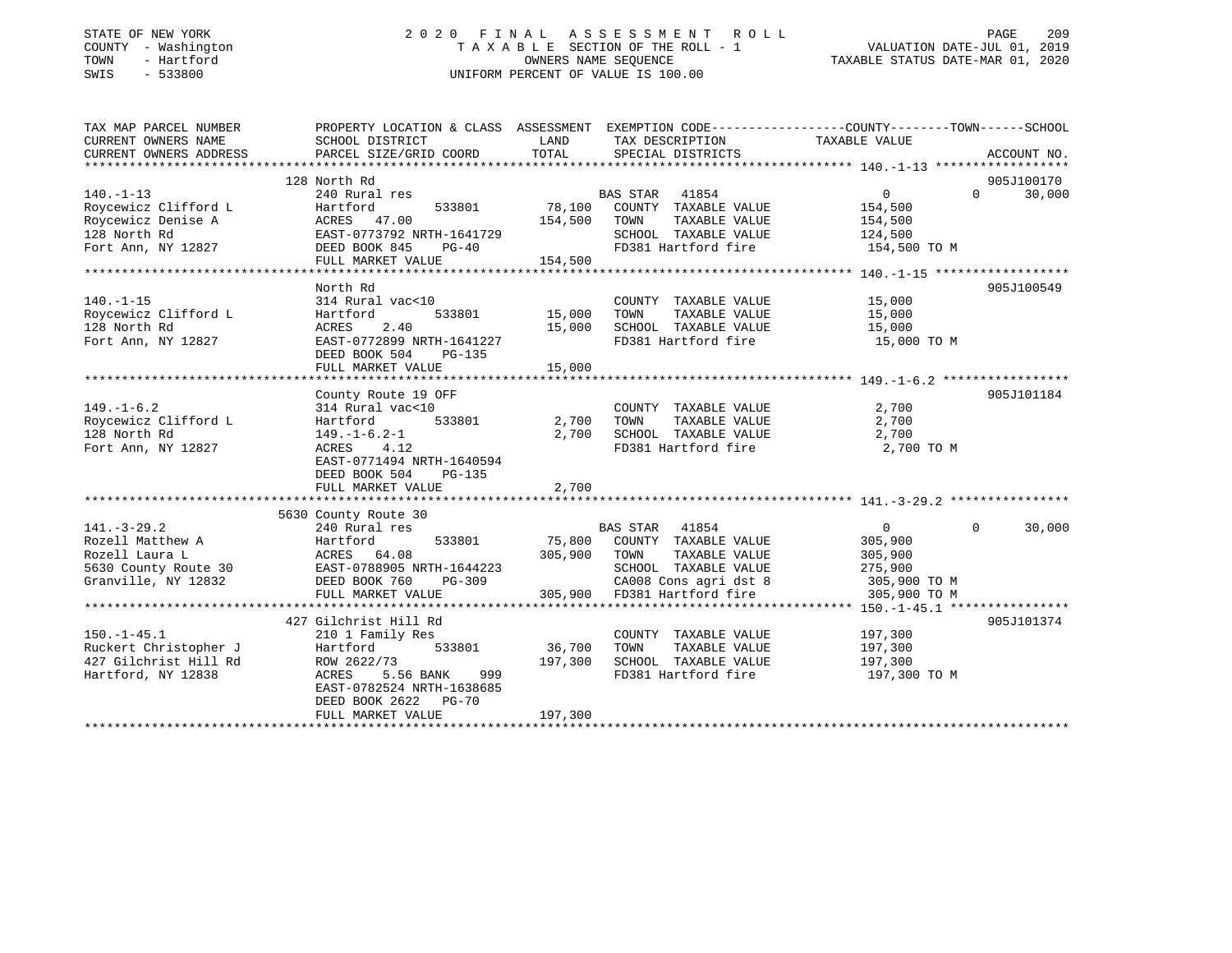STATE OF NEW YORK
COUNTY - Washington
TOWN - Hartford
SWIS - 533800

2020 FINAL ASSESSMENT ROLL
TAXABLE SECTION OF THE ROLL - 1
OWNERS NAME SEQUENCE
UNIFORM PERCENT OF VALUE IS 100.00

VALUATION DATE-JUL 01, 2019
TAXABLE STATUS DATE-MAR 01, 2020

| TAX MAP PARCEL NUMBER / CURRENT OWNERS NAME / CURRENT OWNERS ADDRESS | PROPERTY LOCATION & CLASS / SCHOOL DISTRICT / PARCEL SIZE/GRID COORD | ASSESSMENT LAND | TOTAL | EXEMPTION CODE / TAX DESCRIPTION / SPECIAL DISTRICTS | COUNTY TAXABLE VALUE | TOWN | SCHOOL | ACCOUNT NO. |
|---|---|---|---|---|---|---|---|---|
| **140.-1-13** | 128 North Rd | | | | | | | 905J100170 |
| Roycewicz Clifford L | 240 Rural res | | | BAS STAR 41854 | 0 | 0 | 30,000 | |
| Roycewicz Denise A | Hartford 533801 | 78,100 | | COUNTY TAXABLE VALUE | 154,500 | | | |
| 128 North Rd | ACRES 47.00 | | 154,500 | TOWN TAXABLE VALUE | 154,500 | | | |
| Fort Ann, NY 12827 | EAST-0773792 NRTH-1641729 | | | SCHOOL TAXABLE VALUE | 124,500 | | | |
| | DEED BOOK 845 PG-40 | | | FD381 Hartford fire | 154,500 TO M | | | |
| | FULL MARKET VALUE | | 154,500 | | | | | |
| **140.-1-15** | North Rd | | | | | | | 905J100549 |
| Roycewicz Clifford L | 314 Rural vac<10 | | | COUNTY TAXABLE VALUE | 15,000 | | | |
| 128 North Rd | Hartford 533801 | 15,000 | | TOWN TAXABLE VALUE | 15,000 | | | |
| Fort Ann, NY 12827 | ACRES 2.40 | | 15,000 | SCHOOL TAXABLE VALUE | 15,000 | | | |
| | EAST-0772899 NRTH-1641227 | | | FD381 Hartford fire | 15,000 TO M | | | |
| | DEED BOOK 504 PG-135 | | | | | | | |
| | FULL MARKET VALUE | | 15,000 | | | | | |
| **149.-1-6.2** | County Route 19 OFF | | | | | | | 905J101184 |
| Roycewicz Clifford L | 314 Rural vac<10 | | | COUNTY TAXABLE VALUE | 2,700 | | | |
| 128 North Rd | Hartford 533801 | 2,700 | | TOWN TAXABLE VALUE | 2,700 | | | |
| Fort Ann, NY 12827 | 149.-1-6.2-1 | | 2,700 | SCHOOL TAXABLE VALUE | 2,700 | | | |
| | ACRES 4.12 | | | FD381 Hartford fire | 2,700 TO M | | | |
| | EAST-0771494 NRTH-1640594 | | | | | | | |
| | DEED BOOK 504 PG-135 | | | | | | | |
| | FULL MARKET VALUE | | 2,700 | | | | | |
| **141.-3-29.2** | 5630 County Route 30 | | | | | | | |
| Rozell Matthew A | 240 Rural res | | | BAS STAR 41854 | 0 | 0 | 30,000 | |
| Rozell Laura L | Hartford 533801 | 75,800 | | COUNTY TAXABLE VALUE | 305,900 | | | |
| 5630 County Route 30 | ACRES 64.08 | | 305,900 | TOWN TAXABLE VALUE | 305,900 | | | |
| Granville, NY 12832 | EAST-0788905 NRTH-1644223 | | | SCHOOL TAXABLE VALUE | 275,900 | | | |
| | DEED BOOK 760 PG-309 | | | CA008 Cons agri dst 8 | 305,900 TO M | | | |
| | FULL MARKET VALUE | | 305,900 | FD381 Hartford fire | 305,900 TO M | | | |
| **150.-1-45.1** | 427 Gilchrist Hill Rd | | | | | | | 905J101374 |
| Ruckert Christopher J | 210 1 Family Res | | | COUNTY TAXABLE VALUE | 197,300 | | | |
| 427 Gilchrist Hill Rd | Hartford 533801 | 36,700 | | TOWN TAXABLE VALUE | 197,300 | | | |
| Hartford, NY 12838 | ROW 2622/73 | | 197,300 | SCHOOL TAXABLE VALUE | 197,300 | | | |
| | ACRES 5.56 BANK 999 | | | FD381 Hartford fire | 197,300 TO M | | | |
| | EAST-0782524 NRTH-1638685 | | | | | | | |
| | DEED BOOK 2622 PG-70 | | | | | | | |
| | FULL MARKET VALUE | | 197,300 | | | | | |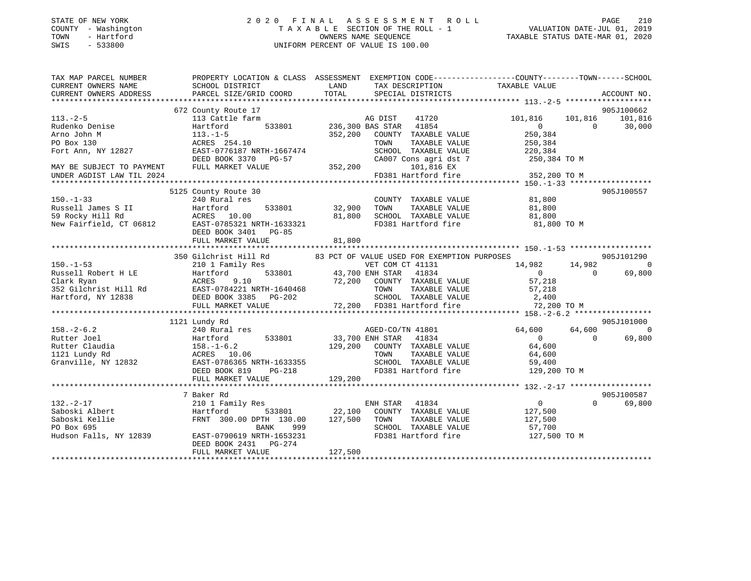STATE OF NEW YORK — 2020 FINAL ASSESSMENT ROLL
COUNTY - Washington — TAXABLE SECTION OF THE ROLL - 1 — VALUATION DATE-JUL 01, 2019
TOWN - Hartford — OWNERS NAME SEQUENCE — TAXABLE STATUS DATE-MAR 01, 2020
SWIS - 533800 — UNIFORM PERCENT OF VALUE IS 100.00

```
TAX MAP PARCEL NUMBER          PROPERTY LOCATION & CLASS  ASSESSMENT  EXEMPTION CODE-----------------COUNTY--------TOWN------SCHOOL
CURRENT OWNERS NAME            SCHOOL DISTRICT              LAND       TAX DESCRIPTION            TAXABLE VALUE
CURRENT OWNERS ADDRESS         PARCEL SIZE/GRID COORD      TOTAL       SPECIAL DISTRICTS                                   ACCOUNT NO.
******************************************************************************************************* 113.-2-5 *******************
                              672 County Route 17                                                                        905J100662
113.-2-5                       113 Cattle farm                      AG DIST    41720          101,816    101,816    101,816
Rudenko Denise                 Hartford       533801      236,300 BAS STAR  41854                0          0      30,000
Arno John M                    113.-1-5                   352,200   COUNTY  TAXABLE VALUE       250,384
PO Box 130                     ACRES 254.10                          TOWN    TAXABLE VALUE       250,384
Fort Ann, NY 12827             EAST-0776187 NRTH-1667474             SCHOOL  TAXABLE VALUE       220,384
                               DEED BOOK 3370   PG-57                CA007 Cons agri dst 7        250,384 TO M
MAY BE SUBJECT TO PAYMENT      FULL MARKET VALUE           352,200         101,816 EX
UNDER AGDIST LAW TIL 2024                                            FD381 Hartford fire          352,200 TO M
******************************************************************************************************* 150.-1-33 ******************
                              5125 County Route 30                                                                       905J100557
150.-1-33                      240 Rural res                         COUNTY  TAXABLE VALUE        81,800
Russell James S II             Hartford       533801       32,900    TOWN    TAXABLE VALUE        81,800
59 Rocky Hill Rd               ACRES  10.00                 81,800   SCHOOL  TAXABLE VALUE        81,800
New Fairfield, CT 06812        EAST-0785321 NRTH-1633321             FD381 Hartford fire           81,800 TO M
                               DEED BOOK 3401   PG-85
                               FULL MARKET VALUE            81,800
******************************************************************************************************* 150.-1-53 ******************
                              350 Gilchrist Hill Rd       83 PCT OF VALUE USED FOR EXEMPTION PURPOSES                    905J101290
150.-1-53                      210 1 Family Res                      VET COM CT 41131             14,982     14,982          0
Russell Robert H LE            Hartford       533801       43,700 ENH STAR  41834                0          0      69,800
Clark Ryan                     ACRES   9.10                 72,200   COUNTY  TAXABLE VALUE        57,218
352 Gilchrist Hill Rd          EAST-0784221 NRTH-1640468             TOWN    TAXABLE VALUE        57,218
Hartford, NY 12838             DEED BOOK 3385   PG-202               SCHOOL  TAXABLE VALUE         2,400
                               FULL MARKET VALUE            72,200   FD381 Hartford fire           72,200 TO M
******************************************************************************************************* 158.-2-6.2 *****************
                              1121 Lundy Rd                                                                              905J101000
158.-2-6.2                     240 Rural res                         AGED-CO/TN 41801             64,600     64,600          0
Rutter Joel                    Hartford       533801       33,700 ENH STAR  41834                0          0      69,800
Rutter Claudia                 158.-1-6.2                  129,200   COUNTY  TAXABLE VALUE        64,600
1121 Lundy Rd                  ACRES  10.06                          TOWN    TAXABLE VALUE        64,600
Granville, NY 12832            EAST-0786365 NRTH-1633355             SCHOOL  TAXABLE VALUE        59,400
                               DEED BOOK 819    PG-218               FD381 Hartford fire          129,200 TO M
                               FULL MARKET VALUE           129,200
******************************************************************************************************* 132.-2-17 ******************
                              7 Baker Rd                                                                                 905J100587
132.-2-17                      210 1 Family Res                      ENH STAR  41834                0          0      69,800
Saboski Albert                 Hartford       533801       22,100    COUNTY  TAXABLE VALUE       127,500
Saboski Kellie                 FRNT 300.00 DPTH 130.00     127,500   TOWN    TAXABLE VALUE       127,500
PO Box 695                                   BANK    999             SCHOOL  TAXABLE VALUE        57,700
Hudson Falls, NY 12839         EAST-0790619 NRTH-1653231             FD381 Hartford fire          127,500 TO M
                               DEED BOOK 2431   PG-274
                               FULL MARKET VALUE           127,500
************************************************************************************************************************************
```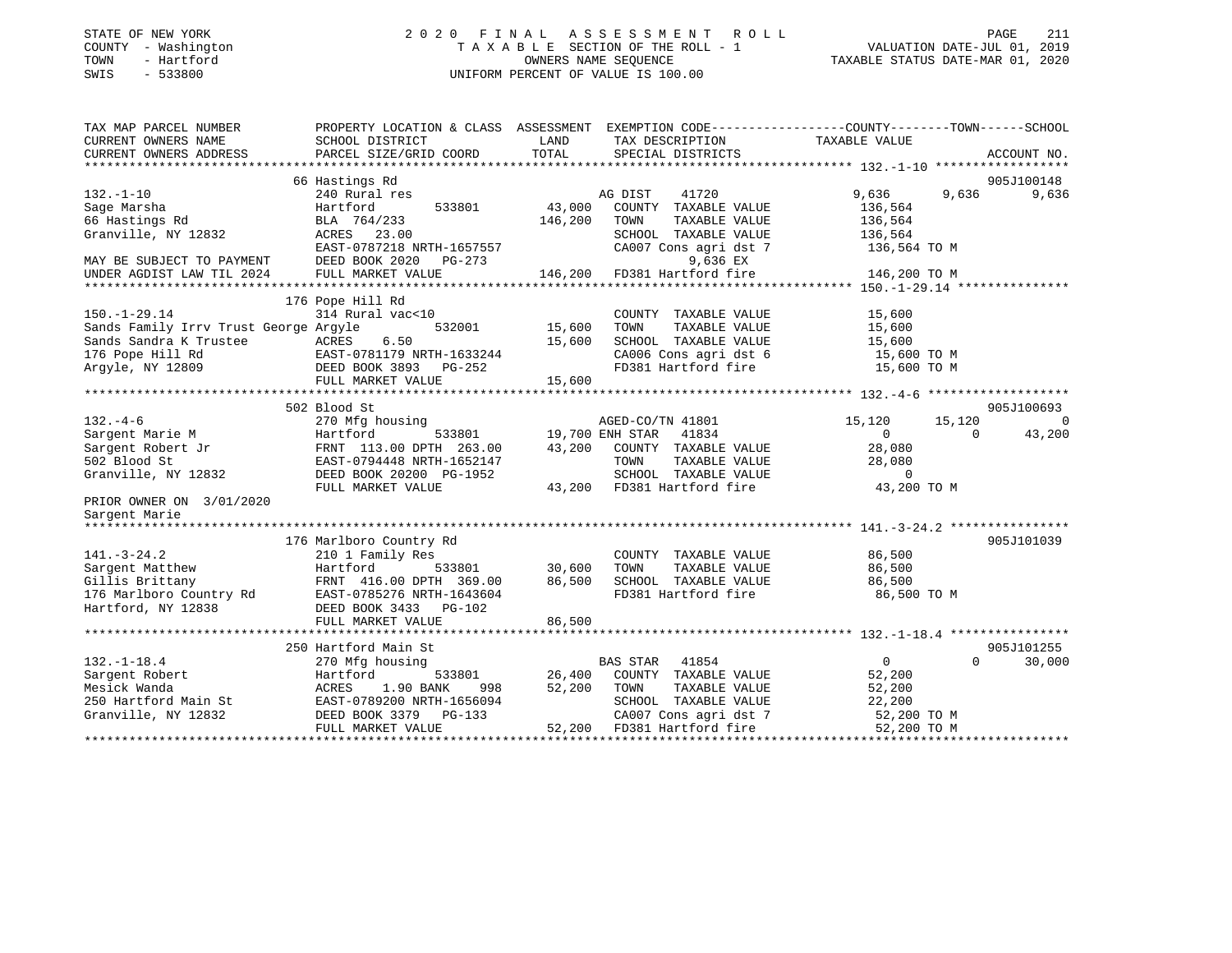STATE OF NEW YORK
COUNTY - Washington
TOWN - Hartford
SWIS - 533800

2020 FINAL ASSESSMENT ROLL
TAXABLE SECTION OF THE ROLL - 1
OWNERS NAME SEQUENCE
UNIFORM PERCENT OF VALUE IS 100.00

VALUATION DATE-JUL 01, 2019
TAXABLE STATUS DATE-MAR 01, 2020

```
TAX MAP PARCEL NUMBER          PROPERTY LOCATION & CLASS  ASSESSMENT  EXEMPTION CODE------------------COUNTY--------TOWN------SCHOOL
CURRENT OWNERS NAME            SCHOOL DISTRICT            LAND        TAX DESCRIPTION              TAXABLE VALUE
CURRENT OWNERS ADDRESS         PARCEL SIZE/GRID COORD     TOTAL       SPECIAL DISTRICTS                                    ACCOUNT NO.
*********************************************************************************************** 132.-1-10 ******************
                               66 Hastings Rd                                                                               905J100148
132.-1-10                      240 Rural res                          AG DIST     41720           9,636        9,636        9,636
Sage Marsha                    Hartford        533801       43,000    COUNTY  TAXABLE VALUE       136,564
66 Hastings Rd                 BLA  764/233                146,200    TOWN    TAXABLE VALUE       136,564
Granville, NY 12832            ACRES   23.00                          SCHOOL  TAXABLE VALUE       136,564
                               EAST-0787218 NRTH-1657557              CA007 Cons agri dst 7        136,564 TO M
MAY BE SUBJECT TO PAYMENT      DEED BOOK 2020   PG-273                     9,636 EX
UNDER AGDIST LAW TIL 2024      FULL MARKET VALUE           146,200    FD381 Hartford fire          146,200 TO M
*********************************************************************************************** 150.-1-29.14 ***************
                               176 Pope Hill Rd
150.-1-29.14                   314 Rural vac<10                       COUNTY  TAXABLE VALUE        15,600
Sands Family Irrv Trust George Argyle          532001       15,600    TOWN    TAXABLE VALUE        15,600
Sands Sandra K Trustee         ACRES    6.50                15,600    SCHOOL  TAXABLE VALUE        15,600
176 Pope Hill Rd               EAST-0781179 NRTH-1633244              CA006 Cons agri dst 6         15,600 TO M
Argyle, NY 12809               DEED BOOK 3893   PG-252                FD381 Hartford fire           15,600 TO M
                               FULL MARKET VALUE            15,600
*********************************************************************************************** 132.-4-6 *******************
                               502 Blood St                                                                                 905J100693
132.-4-6                       270 Mfg housing                        AGED-CO/TN 41801            15,120       15,120            0
Sargent Marie M                Hartford        533801       19,700 ENH STAR   41834                0            0       43,200
Sargent Robert Jr              FRNT 113.00 DPTH 263.00      43,200    COUNTY  TAXABLE VALUE        28,080
502 Blood St                   EAST-0794448 NRTH-1652147              TOWN    TAXABLE VALUE        28,080
Granville, NY 12832            DEED BOOK 20200  PG-1952               SCHOOL  TAXABLE VALUE             0
                               FULL MARKET VALUE            43,200    FD381 Hartford fire           43,200 TO M
PRIOR OWNER ON 3/01/2020
Sargent Marie
*********************************************************************************************** 141.-3-24.2 ****************
                               176 Marlboro Country Rd                                                                      905J101039
141.-3-24.2                    210 1 Family Res                       COUNTY  TAXABLE VALUE        86,500
Sargent Matthew                Hartford        533801       30,600    TOWN    TAXABLE VALUE        86,500
Gillis Brittany                FRNT 416.00 DPTH 369.00      86,500    SCHOOL  TAXABLE VALUE        86,500
176 Marlboro Country Rd        EAST-0785276 NRTH-1643604              FD381 Hartford fire           86,500 TO M
Hartford, NY 12838             DEED BOOK 3433   PG-102
                               FULL MARKET VALUE            86,500
*********************************************************************************************** 132.-1-18.4 ****************
                               250 Hartford Main St                                                                         905J101255
132.-1-18.4                    270 Mfg housing                        BAS STAR    41854                0            0       30,000
Sargent Robert                 Hartford        533801       26,400    COUNTY  TAXABLE VALUE        52,200
Mesick Wanda                   ACRES    1.90 BANK     998   52,200    TOWN    TAXABLE VALUE        52,200
250 Hartford Main St           EAST-0789200 NRTH-1656094              SCHOOL  TAXABLE VALUE        22,200
Granville, NY 12832            DEED BOOK 3379   PG-133                CA007 Cons agri dst 7         52,200 TO M
                               FULL MARKET VALUE            52,200    FD381 Hartford fire           52,200 TO M
********************************************************************************************************************************
```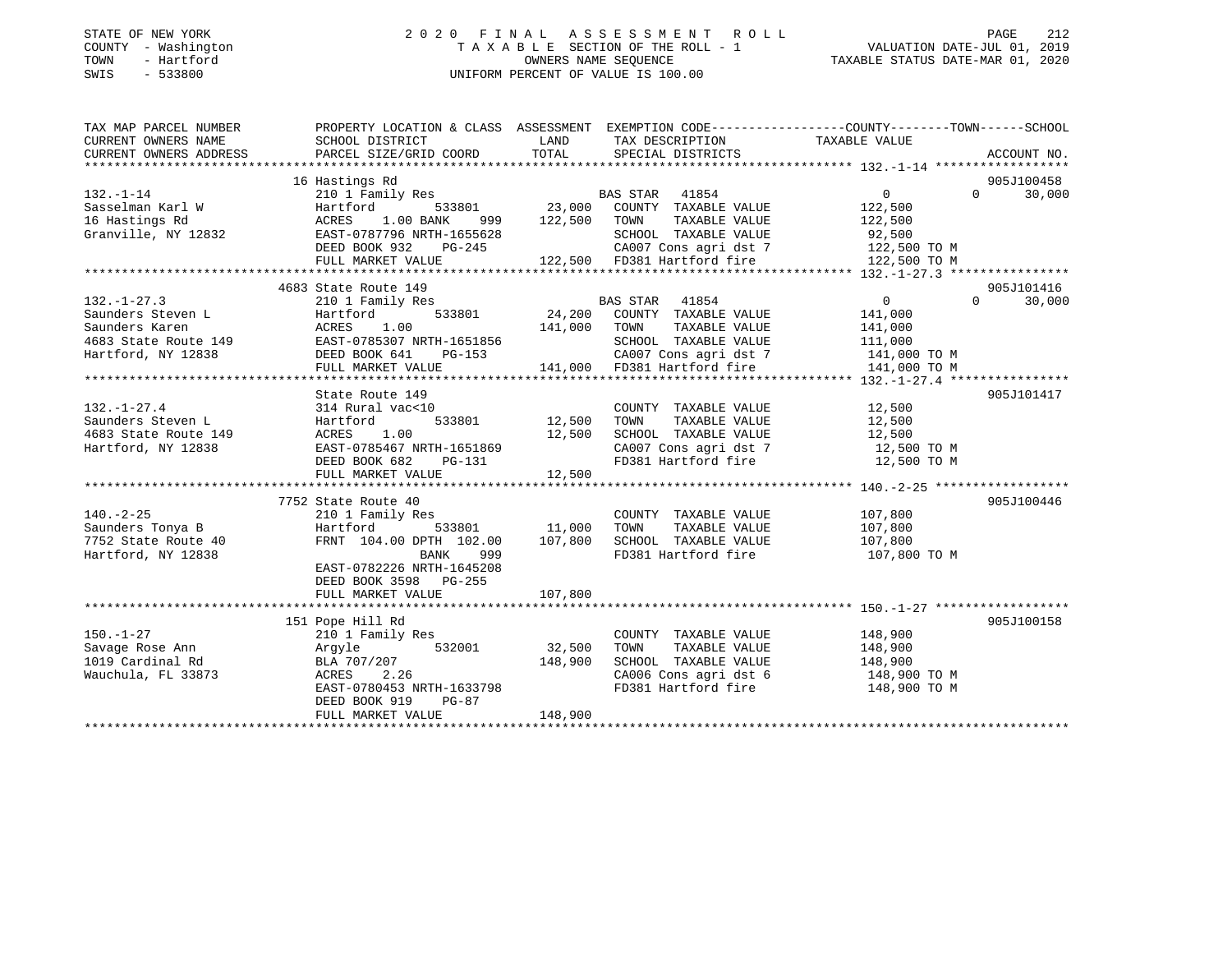STATE OF NEW YORK
COUNTY - Washington
TOWN - Hartford
SWIS - 533800

2020 FINAL ASSESSMENT ROLL
TAXABLE SECTION OF THE ROLL - 1
OWNERS NAME SEQUENCE
UNIFORM PERCENT OF VALUE IS 100.00

VALUATION DATE-JUL 01, 2019
TAXABLE STATUS DATE-MAR 01, 2020

| TAX MAP PARCEL NUMBER / CURRENT OWNERS NAME / CURRENT OWNERS ADDRESS | PROPERTY LOCATION & CLASS / SCHOOL DISTRICT / PARCEL SIZE/GRID COORD | ASSESSMENT LAND / TOTAL | EXEMPTION CODE / TAX DESCRIPTION / SPECIAL DISTRICTS | COUNTY / TOWN / SCHOOL TAXABLE VALUE | ACCOUNT NO. |
|---|---|---|---|---|---|
| 132.-1-14 | 16 Hastings Rd | | | | 905J100458 |
| | 210 1 Family Res | | BAS STAR 41854 | 0 0 30,000 | |
| Sasselman Karl W | Hartford 533801 | 23,000 | COUNTY TAXABLE VALUE | 122,500 | |
| 16 Hastings Rd | ACRES 1.00 BANK 999 | 122,500 | TOWN TAXABLE VALUE | 122,500 | |
| Granville, NY 12832 | EAST-0787796 NRTH-1655628 | | SCHOOL TAXABLE VALUE | 92,500 | |
| | DEED BOOK 932 PG-245 | | CA007 Cons agri dst 7 | 122,500 TO M | |
| | FULL MARKET VALUE | 122,500 | FD381 Hartford fire | 122,500 TO M | |
| 132.-1-27.3 | 4683 State Route 149 | | | | 905J101416 |
| | 210 1 Family Res | | BAS STAR 41854 | 0 0 30,000 | |
| Saunders Steven L | Hartford 533801 | 24,200 | COUNTY TAXABLE VALUE | 141,000 | |
| Saunders Karen | ACRES 1.00 | 141,000 | TOWN TAXABLE VALUE | 141,000 | |
| 4683 State Route 149 | EAST-0785307 NRTH-1651856 | | SCHOOL TAXABLE VALUE | 111,000 | |
| Hartford, NY 12838 | DEED BOOK 641 PG-153 | | CA007 Cons agri dst 7 | 141,000 TO M | |
| | FULL MARKET VALUE | 141,000 | FD381 Hartford fire | 141,000 TO M | |
| 132.-1-27.4 | State Route 149 | | | | 905J101417 |
| | 314 Rural vac<10 | | COUNTY TAXABLE VALUE | 12,500 | |
| Saunders Steven L | Hartford 533801 | 12,500 | TOWN TAXABLE VALUE | 12,500 | |
| 4683 State Route 149 | ACRES 1.00 | 12,500 | SCHOOL TAXABLE VALUE | 12,500 | |
| Hartford, NY 12838 | EAST-0785467 NRTH-1651869 | | CA007 Cons agri dst 7 | 12,500 TO M | |
| | DEED BOOK 682 PG-131 | | FD381 Hartford fire | 12,500 TO M | |
| | FULL MARKET VALUE | 12,500 | | | |
| 140.-2-25 | 7752 State Route 40 | | | | 905J100446 |
| | 210 1 Family Res | | COUNTY TAXABLE VALUE | 107,800 | |
| Saunders Tonya B | Hartford 533801 | 11,000 | TOWN TAXABLE VALUE | 107,800 | |
| 7752 State Route 40 | FRNT 104.00 DPTH 102.00 | 107,800 | SCHOOL TAXABLE VALUE | 107,800 | |
| Hartford, NY 12838 | BANK 999 | | FD381 Hartford fire | 107,800 TO M | |
| | EAST-0782226 NRTH-1645208 | | | | |
| | DEED BOOK 3598 PG-255 | | | | |
| | FULL MARKET VALUE | 107,800 | | | |
| 150.-1-27 | 151 Pope Hill Rd | | | | 905J100158 |
| | 210 1 Family Res | | COUNTY TAXABLE VALUE | 148,900 | |
| Savage Rose Ann | Argyle 532001 | 32,500 | TOWN TAXABLE VALUE | 148,900 | |
| 1019 Cardinal Rd | BLA 707/207 | 148,900 | SCHOOL TAXABLE VALUE | 148,900 | |
| Wauchula, FL 33873 | ACRES 2.26 | | CA006 Cons agri dst 6 | 148,900 TO M | |
| | EAST-0780453 NRTH-1633798 | | FD381 Hartford fire | 148,900 TO M | |
| | DEED BOOK 919 PG-87 | | | | |
| | FULL MARKET VALUE | 148,900 | | | |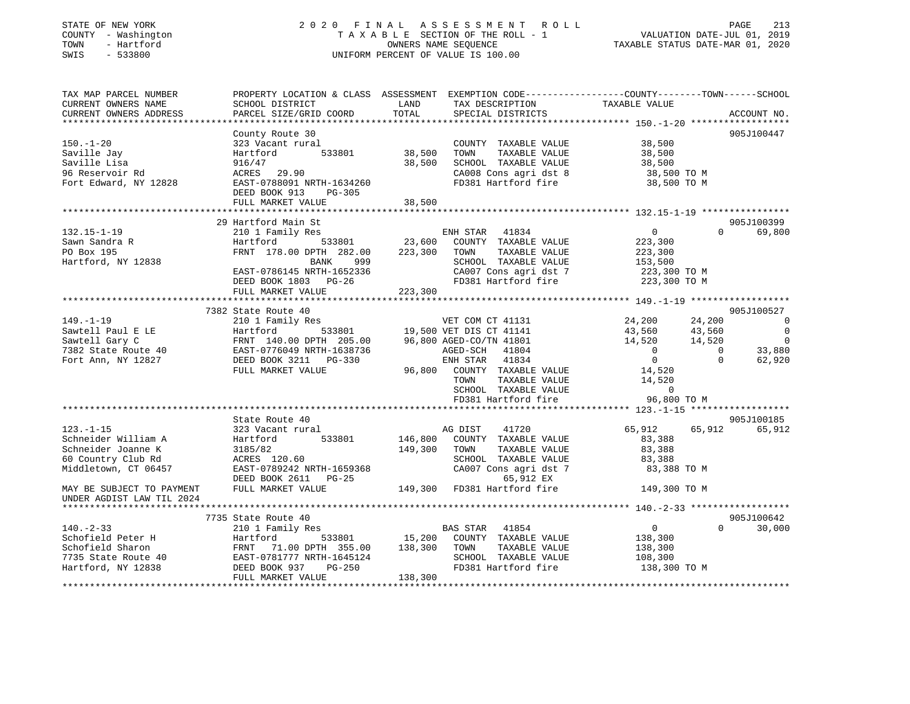STATE OF NEW YORK  
COUNTY - Washington  
TOWN - Hartford  
SWIS - 533800

2020 FINAL ASSESSMENT ROLL  
TAXABLE SECTION OF THE ROLL - 1  
OWNERS NAME SEQUENCE  
UNIFORM PERCENT OF VALUE IS 100.00

VALUATION DATE-JUL 01, 2019  
TAXABLE STATUS DATE-MAR 01, 2020

| TAX MAP PARCEL NUMBER / CURRENT OWNERS NAME / CURRENT OWNERS ADDRESS | PROPERTY LOCATION & CLASS / SCHOOL DISTRICT / PARCEL SIZE/GRID COORD | ASSESSMENT LAND | TOTAL | EXEMPTION CODE / TAX DESCRIPTION / SPECIAL DISTRICTS | COUNTY TAXABLE VALUE | TOWN | SCHOOL | ACCOUNT NO. |
|---|---|---|---|---|---|---|---|---|
| **150.-1-20** | County Route 30 | | | | | | | 905J100447 |
| 150.-1-20 | 323 Vacant rural | | | COUNTY TAXABLE VALUE | 38,500 | | | |
| Saville Jay | Hartford 533801 | 38,500 | | TOWN TAXABLE VALUE | 38,500 | | | |
| Saville Lisa | 916/47 | | 38,500 | SCHOOL TAXABLE VALUE | 38,500 | | | |
| 96 Reservoir Rd | ACRES 29.90 | | | CA008 Cons agri dst 8 | 38,500 TO M | | | |
| Fort Edward, NY 12828 | EAST-0788091 NRTH-1634260 | | | FD381 Hartford fire | 38,500 TO M | | | |
| | DEED BOOK 913 PG-305 | | | | | | | |
| | FULL MARKET VALUE | | 38,500 | | | | | |
| **132.15-1-19** | 29 Hartford Main St | | | | | | | 905J100399 |
| 132.15-1-19 | 210 1 Family Res | | | ENH STAR 41834 | 0 | 0 | 69,800 | |
| Sawn Sandra R | Hartford 533801 | 23,600 | | COUNTY TAXABLE VALUE | 223,300 | | | |
| PO Box 195 | FRNT 178.00 DPTH 282.00 | | 223,300 | TOWN TAXABLE VALUE | 223,300 | | | |
| Hartford, NY 12838 | BANK 999 | | | SCHOOL TAXABLE VALUE | 153,500 | | | |
| | EAST-0786145 NRTH-1652336 | | | CA007 Cons agri dst 7 | 223,300 TO M | | | |
| | DEED BOOK 1803 PG-26 | | | FD381 Hartford fire | 223,300 TO M | | | |
| | FULL MARKET VALUE | | 223,300 | | | | | |
| **149.-1-19** | 7382 State Route 40 | | | | | | | 905J100527 |
| 149.-1-19 | 210 1 Family Res | | | VET COM CT 41131 | 24,200 | 24,200 | 0 | |
| Sawtell Paul E LE | Hartford 533801 | 19,500 | | VET DIS CT 41141 | 43,560 | 43,560 | 0 | |
| Sawtell Gary C | FRNT 140.00 DPTH 205.00 | | 96,800 | AGED-CO/TN 41801 | 14,520 | 14,520 | 0 | |
| 7382 State Route 40 | EAST-0776049 NRTH-1638736 | | | AGED-SCH 41804 | 0 | 0 | 33,880 | |
| Fort Ann, NY 12827 | DEED BOOK 3211 PG-330 | | | ENH STAR 41834 | 0 | 0 | 62,920 | |
| | FULL MARKET VALUE | | 96,800 | COUNTY TAXABLE VALUE | 14,520 | | | |
| | | | | TOWN TAXABLE VALUE | 14,520 | | | |
| | | | | SCHOOL TAXABLE VALUE | 0 | | | |
| | | | | FD381 Hartford fire | 96,800 TO M | | | |
| **123.-1-15** | State Route 40 | | | | | | | 905J100185 |
| 123.-1-15 | 323 Vacant rural | | | AG DIST 41720 | 65,912 | 65,912 | 65,912 | |
| Schneider William A | Hartford 533801 | 146,800 | | COUNTY TAXABLE VALUE | 83,388 | | | |
| Schneider Joanne K | 3185/82 | | 149,300 | TOWN TAXABLE VALUE | 83,388 | | | |
| 60 Country Club Rd | ACRES 120.60 | | | SCHOOL TAXABLE VALUE | 83,388 | | | |
| Middletown, CT 06457 | EAST-0789242 NRTH-1659368 | | | CA007 Cons agri dst 7 | 83,388 TO M | | | |
| | DEED BOOK 2611 PG-25 | | | 65,912 EX | | | | |
| MAY BE SUBJECT TO PAYMENT UNDER AGDIST LAW TIL 2024 | FULL MARKET VALUE | | 149,300 | FD381 Hartford fire | 149,300 TO M | | | |
| **140.-2-33** | 7735 State Route 40 | | | | | | | 905J100642 |
| 140.-2-33 | 210 1 Family Res | | | BAS STAR 41854 | 0 | 0 | 30,000 | |
| Schofield Peter H | Hartford 533801 | 15,200 | | COUNTY TAXABLE VALUE | 138,300 | | | |
| Schofield Sharon | FRNT 71.00 DPTH 355.00 | | 138,300 | TOWN TAXABLE VALUE | 138,300 | | | |
| 7735 State Route 40 | EAST-0781777 NRTH-1645124 | | | SCHOOL TAXABLE VALUE | 108,300 | | | |
| Hartford, NY 12838 | DEED BOOK 937 PG-250 | | | FD381 Hartford fire | 138,300 TO M | | | |
| | FULL MARKET VALUE | | 138,300 | | | | | |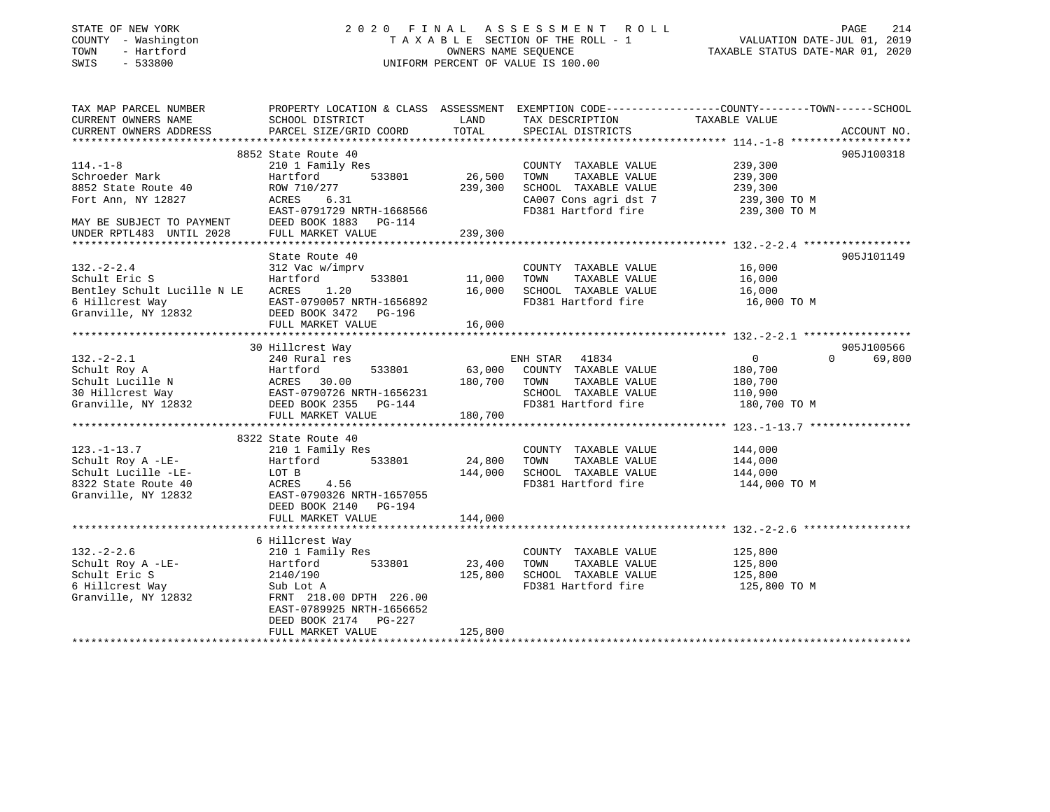STATE OF NEW YORK
COUNTY - Washington
TOWN - Hartford
SWIS - 533800

2 0 2 0 F I N A L A S S E S S M E N T R O L L
T A X A B L E SECTION OF THE ROLL - 1
OWNERS NAME SEQUENCE
UNIFORM PERCENT OF VALUE IS 100.00

VALUATION DATE-JUL 01, 2019
TAXABLE STATUS DATE-MAR 01, 2020

```
TAX MAP PARCEL NUMBER          PROPERTY LOCATION & CLASS  ASSESSMENT  EXEMPTION CODE------------------COUNTY--------TOWN------SCHOOL
CURRENT OWNERS NAME            SCHOOL DISTRICT               LAND      TAX DESCRIPTION             TAXABLE VALUE
CURRENT OWNERS ADDRESS         PARCEL SIZE/GRID COORD        TOTAL     SPECIAL DISTRICTS                                      ACCOUNT NO.
******************************************************************************************************* 114.-1-8 *******************
                               8852 State Route 40                                                                            905J100318
114.-1-8                       210 1 Family Res                         COUNTY  TAXABLE VALUE          239,300
Schroeder Mark                 Hartford         533801      26,500     TOWN    TAXABLE VALUE          239,300
8852 State Route 40            ROW 710/277                 239,300     SCHOOL  TAXABLE VALUE          239,300
Fort Ann, NY 12827             ACRES    6.31                            CA007 Cons agri dst 7           239,300 TO M
                               EAST-0791729 NRTH-1668566                FD381 Hartford fire             239,300 TO M
MAY BE SUBJECT TO PAYMENT      DEED BOOK 1883   PG-114
UNDER RPTL483  UNTIL 2028      FULL MARKET VALUE           239,300
******************************************************************************************************* 132.-2-2.4 *****************
                               State Route 40                                                                                 905J101149
132.-2-2.4                     312 Vac w/imprv                          COUNTY  TAXABLE VALUE           16,000
Schult Eric S                  Hartford         533801      11,000     TOWN    TAXABLE VALUE           16,000
Bentley Schult Lucille N LE    ACRES    1.20                16,000     SCHOOL  TAXABLE VALUE           16,000
6 Hillcrest Way                EAST-0790057 NRTH-1656892                FD381 Hartford fire              16,000 TO M
Granville, NY 12832            DEED BOOK 3472   PG-196
                               FULL MARKET VALUE            16,000
******************************************************************************************************* 132.-2-2.1 *****************
                               30 Hillcrest Way                                                                               905J100566
132.-2-2.1                     240 Rural res                            ENH STAR  41834                      0          0      69,800
Schult Roy A                   Hartford         533801      63,000     COUNTY  TAXABLE VALUE          180,700
Schult Lucille N               ACRES   30.00               180,700     TOWN    TAXABLE VALUE          180,700
30 Hillcrest Way               EAST-0790726 NRTH-1656231                SCHOOL  TAXABLE VALUE          110,900
Granville, NY 12832            DEED BOOK 2355   PG-144                  FD381 Hartford fire             180,700 TO M
                               FULL MARKET VALUE           180,700
******************************************************************************************************* 123.-1-13.7 ****************
                               8322 State Route 40
123.-1-13.7                    210 1 Family Res                         COUNTY  TAXABLE VALUE          144,000
Schult Roy A -LE-              Hartford         533801      24,800     TOWN    TAXABLE VALUE          144,000
Schult Lucille -LE-            LOT B                       144,000     SCHOOL  TAXABLE VALUE          144,000
8322 State Route 40            ACRES    4.56                            FD381 Hartford fire             144,000 TO M
Granville, NY 12832            EAST-0790326 NRTH-1657055
                               DEED BOOK 2140   PG-194
                               FULL MARKET VALUE           144,000
******************************************************************************************************* 132.-2-2.6 *****************
                               6 Hillcrest Way
132.-2-2.6                     210 1 Family Res                         COUNTY  TAXABLE VALUE          125,800
Schult Roy A -LE-              Hartford         533801      23,400     TOWN    TAXABLE VALUE          125,800
Schult Eric S                  2140/190                    125,800     SCHOOL  TAXABLE VALUE          125,800
6 Hillcrest Way                Sub Lot A                                FD381 Hartford fire             125,800 TO M
Granville, NY 12832            FRNT 218.00 DPTH 226.00
                               EAST-0789925 NRTH-1656652
                               DEED BOOK 2174   PG-227
                               FULL MARKET VALUE           125,800
************************************************************************************************************************************
```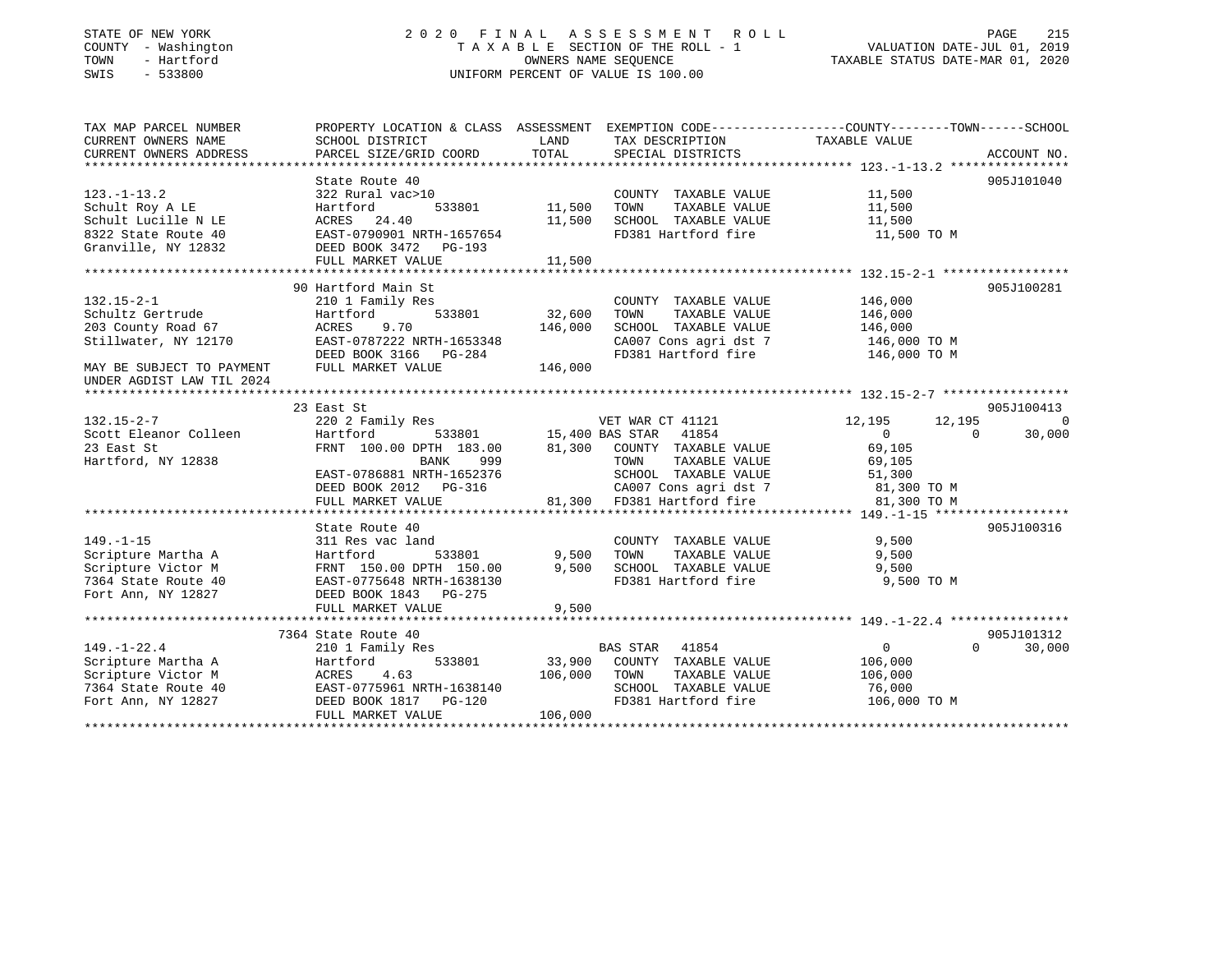STATE OF NEW YORK — COUNTY - Washington — TOWN - Hartford — SWIS - 533800

# 2020 FINAL ASSESSMENT ROLL

TAXABLE SECTION OF THE ROLL - 1 — OWNERS NAME SEQUENCE — UNIFORM PERCENT OF VALUE IS 100.00

VALUATION DATE-JUL 01, 2019 — TAXABLE STATUS DATE-MAR 01, 2020

| TAX MAP PARCEL NUMBER / CURRENT OWNERS NAME / CURRENT OWNERS ADDRESS | PROPERTY LOCATION & CLASS / SCHOOL DISTRICT / PARCEL SIZE/GRID COORD | ASSESSMENT LAND | TOTAL | EXEMPTION CODE / TAX DESCRIPTION / SPECIAL DISTRICTS | COUNTY TAXABLE VALUE | TOWN | SCHOOL | ACCOUNT NO. |
|---|---|---|---|---|---|---|---|---|
| **123.-1-13.2** | State Route 40 | | | | | | | 905J101040 |
| 123.-1-13.2 | 322 Rural vac>10 | | | COUNTY TAXABLE VALUE | 11,500 | | | |
| Schult Roy A LE | Hartford 533801 | 11,500 | | TOWN TAXABLE VALUE | 11,500 | | | |
| Schult Lucille N LE | ACRES 24.40 | | 11,500 | SCHOOL TAXABLE VALUE | 11,500 | | | |
| 8322 State Route 40 | EAST-0790901 NRTH-1657654 | | | FD381 Hartford fire | 11,500 TO M | | | |
| Granville, NY 12832 | DEED BOOK 3472 PG-193 | | | | | | | |
| | FULL MARKET VALUE | | 11,500 | | | | | |
| **132.15-2-1** | 90 Hartford Main St | | | | | | | 905J100281 |
| 132.15-2-1 | 210 1 Family Res | | | COUNTY TAXABLE VALUE | 146,000 | | | |
| Schultz Gertrude | Hartford 533801 | 32,600 | | TOWN TAXABLE VALUE | 146,000 | | | |
| 203 County Road 67 | ACRES 9.70 | | 146,000 | SCHOOL TAXABLE VALUE | 146,000 | | | |
| Stillwater, NY 12170 | EAST-0787222 NRTH-1653348 | | | CA007 Cons agri dst 7 | 146,000 TO M | | | |
| | DEED BOOK 3166 PG-284 | | | FD381 Hartford fire | 146,000 TO M | | | |
| MAY BE SUBJECT TO PAYMENT UNDER AGDIST LAW TIL 2024 | FULL MARKET VALUE | | 146,000 | | | | | |
| **132.15-2-7** | 23 East St | | | | | | | 905J100413 |
| 132.15-2-7 | 220 2 Family Res | | | VET WAR CT 41121 | 12,195 | 12,195 | 0 | |
| Scott Eleanor Colleen | Hartford 533801 | 15,400 | | BAS STAR 41854 | 0 | 0 | 30,000 | |
| 23 East St | FRNT 100.00 DPTH 183.00 | | 81,300 | COUNTY TAXABLE VALUE | 69,105 | | | |
| Hartford, NY 12838 | BANK 999 | | | TOWN TAXABLE VALUE | 69,105 | | | |
| | EAST-0786881 NRTH-1652376 | | | SCHOOL TAXABLE VALUE | 51,300 | | | |
| | DEED BOOK 2012 PG-316 | | | CA007 Cons agri dst 7 | 81,300 TO M | | | |
| | FULL MARKET VALUE | | 81,300 | FD381 Hartford fire | 81,300 TO M | | | |
| **149.-1-15** | State Route 40 | | | | | | | 905J100316 |
| 149.-1-15 | 311 Res vac land | | | COUNTY TAXABLE VALUE | 9,500 | | | |
| Scripture Martha A | Hartford 533801 | 9,500 | | TOWN TAXABLE VALUE | 9,500 | | | |
| Scripture Victor M | FRNT 150.00 DPTH 150.00 | | 9,500 | SCHOOL TAXABLE VALUE | 9,500 | | | |
| 7364 State Route 40 | EAST-0775648 NRTH-1638130 | | | FD381 Hartford fire | 9,500 TO M | | | |
| Fort Ann, NY 12827 | DEED BOOK 1843 PG-275 | | | | | | | |
| | FULL MARKET VALUE | | 9,500 | | | | | |
| **149.-1-22.4** | 7364 State Route 40 | | | | | | | 905J101312 |
| 149.-1-22.4 | 210 1 Family Res | | | BAS STAR 41854 | 0 | 0 | 30,000 | |
| Scripture Martha A | Hartford 533801 | 33,900 | | COUNTY TAXABLE VALUE | 106,000 | | | |
| Scripture Victor M | ACRES 4.63 | | 106,000 | TOWN TAXABLE VALUE | 106,000 | | | |
| 7364 State Route 40 | EAST-0775961 NRTH-1638140 | | | SCHOOL TAXABLE VALUE | 76,000 | | | |
| Fort Ann, NY 12827 | DEED BOOK 1817 PG-120 | | | FD381 Hartford fire | 106,000 TO M | | | |
| | FULL MARKET VALUE | | 106,000 | | | | | |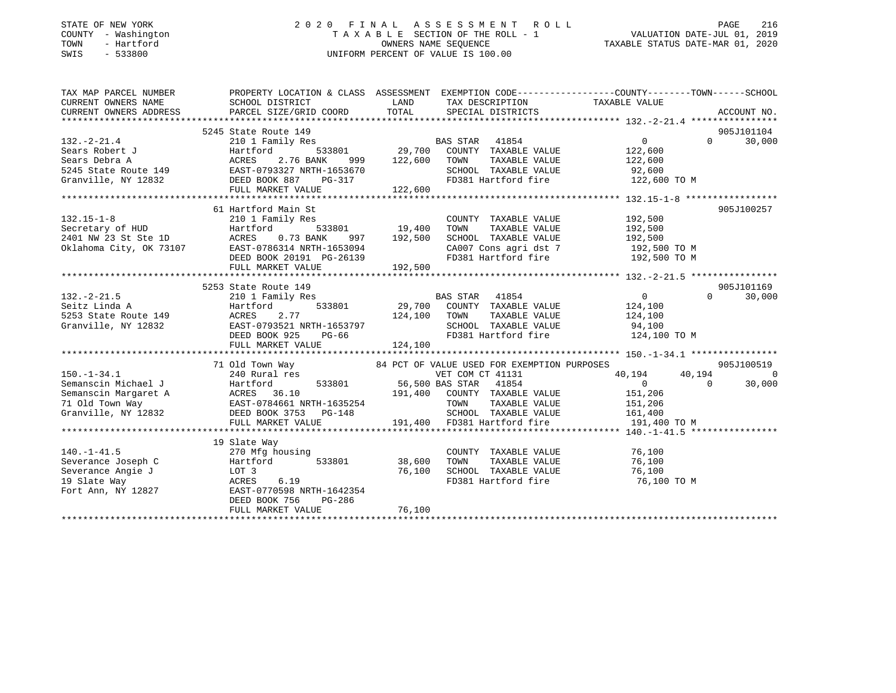STATE OF NEW YORK
COUNTY - Washington
TOWN - Hartford
SWIS - 533800

2020 FINAL ASSESSMENT ROLL
TAXABLE SECTION OF THE ROLL - 1
OWNERS NAME SEQUENCE
UNIFORM PERCENT OF VALUE IS 100.00

VALUATION DATE-JUL 01, 2019
TAXABLE STATUS DATE-MAR 01, 2020

```
TAX MAP PARCEL NUMBER          PROPERTY LOCATION & CLASS  ASSESSMENT  EXEMPTION CODE------------------COUNTY--------TOWN------SCHOOL
CURRENT OWNERS NAME            SCHOOL DISTRICT              LAND      TAX DESCRIPTION               TAXABLE VALUE
CURRENT OWNERS ADDRESS         PARCEL SIZE/GRID COORD       TOTAL     SPECIAL DISTRICTS                                      ACCOUNT NO.
******************************************************************************************************* 132.-2-21.4 ****************
                               5245 State Route 149                                                                           905J101104
132.-2-21.4                    210 1 Family Res                       BAS STAR  41854                    0            0        30,000
Sears Robert J                 Hartford          533801      29,700   COUNTY  TAXABLE VALUE          122,600
Sears Debra A                  ACRES    2.76 BANK     999   122,600   TOWN    TAXABLE VALUE          122,600
5245 State Route 149           EAST-0793327 NRTH-1653670              SCHOOL  TAXABLE VALUE           92,600
Granville, NY 12832            DEED BOOK 887    PG-317                FD381 Hartford fire            122,600 TO M
                               FULL MARKET VALUE            122,600
******************************************************************************************************* 132.15-1-8 *****************
                               61 Hartford Main St                                                                            905J100257
132.15-1-8                     210 1 Family Res                       COUNTY  TAXABLE VALUE          192,500
Secretary of HUD               Hartford          533801      19,400   TOWN    TAXABLE VALUE          192,500
2401 NW 23 St Ste 1D           ACRES    0.73 BANK     997   192,500   SCHOOL  TAXABLE VALUE          192,500
Oklahoma City, OK 73107        EAST-0786314 NRTH-1653094              CA007 Cons agri dst 7          192,500 TO M
                               DEED BOOK 20191 PG-26139               FD381 Hartford fire            192,500 TO M
                               FULL MARKET VALUE            192,500
******************************************************************************************************* 132.-2-21.5 ****************
                               5253 State Route 149                                                                           905J101169
132.-2-21.5                    210 1 Family Res                       BAS STAR  41854                    0            0        30,000
Seitz Linda A                  Hartford          533801      29,700   COUNTY  TAXABLE VALUE          124,100
5253 State Route 149           ACRES    2.77                124,100   TOWN    TAXABLE VALUE          124,100
Granville, NY 12832            EAST-0793521 NRTH-1653797              SCHOOL  TAXABLE VALUE           94,100
                               DEED BOOK 925    PG-66                 FD381 Hartford fire            124,100 TO M
                               FULL MARKET VALUE            124,100
******************************************************************************************************* 150.-1-34.1 ****************
                               71 Old Town Way                84 PCT OF VALUE USED FOR EXEMPTION PURPOSES                     905J100519
150.-1-34.1                    240 Rural res                          VET COM CT 41131              40,194       40,194             0
Semanscin Michael J            Hartford          533801      56,500 BAS STAR  41854                    0            0        30,000
Semanscin Margaret A           ACRES   36.10                191,400   COUNTY  TAXABLE VALUE          151,206
71 Old Town Way                EAST-0784661 NRTH-1635254              TOWN    TAXABLE VALUE          151,206
Granville, NY 12832            DEED BOOK 3753   PG-148                SCHOOL  TAXABLE VALUE          161,400
                               FULL MARKET VALUE            191,400   FD381 Hartford fire            191,400 TO M
******************************************************************************************************* 140.-1-41.5 ****************
                               19 Slate Way
140.-1-41.5                    270 Mfg housing                        COUNTY  TAXABLE VALUE           76,100
Severance Joseph C             Hartford          533801      38,600   TOWN    TAXABLE VALUE           76,100
Severance Angie J              LOT 3                         76,100   SCHOOL  TAXABLE VALUE           76,100
19 Slate Way                   ACRES    6.19                          FD381 Hartford fire             76,100 TO M
Fort Ann, NY 12827             EAST-0770598 NRTH-1642354
                               DEED BOOK 756    PG-286
                               FULL MARKET VALUE             76,100
************************************************************************************************************************************
```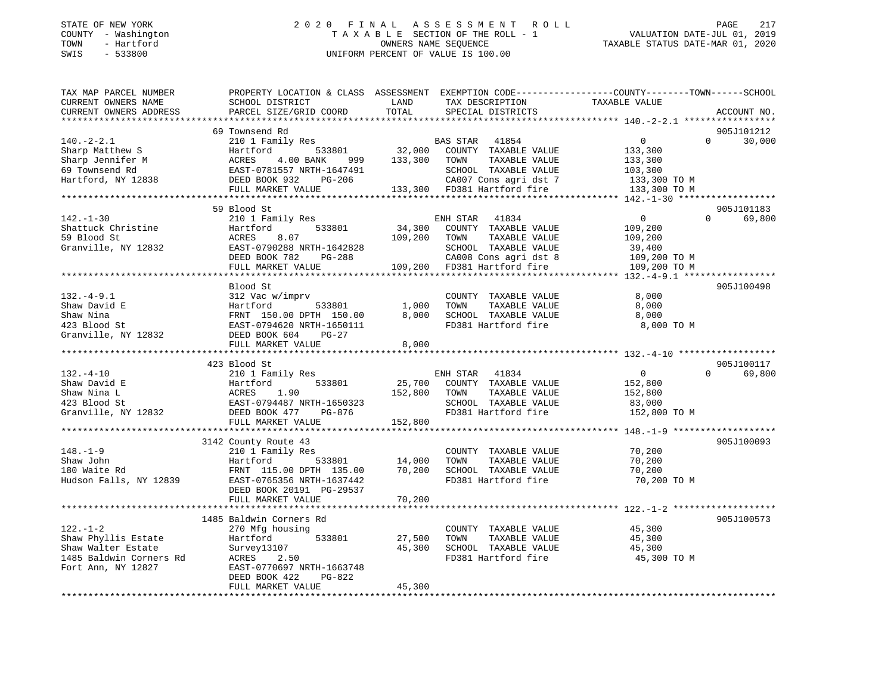STATE OF NEW YORK
COUNTY - Washington
TOWN - Hartford
SWIS - 533800

2020 FINAL ASSESSMENT ROLL
TAXABLE SECTION OF THE ROLL - 1
OWNERS NAME SEQUENCE
UNIFORM PERCENT OF VALUE IS 100.00

VALUATION DATE-JUL 01, 2019
TAXABLE STATUS DATE-MAR 01, 2020

| TAX MAP PARCEL NUMBER / CURRENT OWNERS NAME / CURRENT OWNERS ADDRESS | PROPERTY LOCATION & CLASS / SCHOOL DISTRICT / PARCEL SIZE/GRID COORD | ASSESSMENT LAND | TOTAL | EXEMPTION CODE / TAX DESCRIPTION / SPECIAL DISTRICTS | COUNTY TAXABLE VALUE | TOWN | SCHOOL | ACCOUNT NO. |
|---|---|---|---|---|---|---|---|---|
| | 69 Townsend Rd | | | | | | | 905J101212 |
| 140.-2-2.1 | 210 1 Family Res | | | BAS STAR 41854 | 0 | 0 | 30,000 | |
| Sharp Matthew S | Hartford 533801 | 32,000 | | COUNTY TAXABLE VALUE | 133,300 | | | |
| Sharp Jennifer M | ACRES 4.00 BANK 999 | | 133,300 | TOWN TAXABLE VALUE | 133,300 | | | |
| 69 Townsend Rd | EAST-0781557 NRTH-1647491 | | | SCHOOL TAXABLE VALUE | 103,300 | | | |
| Hartford, NY 12838 | DEED BOOK 932 PG-206 | | | CA007 Cons agri dst 7 | 133,300 TO M | | | |
| | FULL MARKET VALUE | | 133,300 | FD381 Hartford fire | 133,300 TO M | | | |
| | 59 Blood St | | | | | | | 905J101183 |
| 142.-1-30 | 210 1 Family Res | | | ENH STAR 41834 | 0 | 0 | 69,800 | |
| Shattuck Christine | Hartford 533801 | 34,300 | | COUNTY TAXABLE VALUE | 109,200 | | | |
| 59 Blood St | ACRES 8.07 | | 109,200 | TOWN TAXABLE VALUE | 109,200 | | | |
| Granville, NY 12832 | EAST-0790288 NRTH-1642828 | | | SCHOOL TAXABLE VALUE | 39,400 | | | |
| | DEED BOOK 782 PG-288 | | | CA008 Cons agri dst 8 | 109,200 TO M | | | |
| | FULL MARKET VALUE | | 109,200 | FD381 Hartford fire | 109,200 TO M | | | |
| | Blood St | | | | | | | 905J100498 |
| 132.-4-9.1 | 312 Vac w/imprv | | | COUNTY TAXABLE VALUE | 8,000 | | | |
| Shaw David E | Hartford 533801 | 1,000 | | TOWN TAXABLE VALUE | 8,000 | | | |
| Shaw Nina | FRNT 150.00 DPTH 150.00 | | 8,000 | SCHOOL TAXABLE VALUE | 8,000 | | | |
| 423 Blood St | EAST-0794620 NRTH-1650111 | | | FD381 Hartford fire | 8,000 TO M | | | |
| Granville, NY 12832 | DEED BOOK 604 PG-27 | | | | | | | |
| | FULL MARKET VALUE | | 8,000 | | | | | |
| | 423 Blood St | | | | | | | 905J100117 |
| 132.-4-10 | 210 1 Family Res | | | ENH STAR 41834 | 0 | 0 | 69,800 | |
| Shaw David E | Hartford 533801 | 25,700 | | COUNTY TAXABLE VALUE | 152,800 | | | |
| Shaw Nina L | ACRES 1.90 | | 152,800 | TOWN TAXABLE VALUE | 152,800 | | | |
| 423 Blood St | EAST-0794487 NRTH-1650323 | | | SCHOOL TAXABLE VALUE | 83,000 | | | |
| Granville, NY 12832 | DEED BOOK 477 PG-876 | | | FD381 Hartford fire | 152,800 TO M | | | |
| | FULL MARKET VALUE | | 152,800 | | | | | |
| | 3142 County Route 43 | | | | | | | 905J100093 |
| 148.-1-9 | 210 1 Family Res | | | COUNTY TAXABLE VALUE | 70,200 | | | |
| Shaw John | Hartford 533801 | 14,000 | | TOWN TAXABLE VALUE | 70,200 | | | |
| 180 Waite Rd | FRNT 115.00 DPTH 135.00 | | 70,200 | SCHOOL TAXABLE VALUE | 70,200 | | | |
| Hudson Falls, NY 12839 | EAST-0765356 NRTH-1637442 | | | FD381 Hartford fire | 70,200 TO M | | | |
| | DEED BOOK 20191 PG-29537 | | | | | | | |
| | FULL MARKET VALUE | | 70,200 | | | | | |
| | 1485 Baldwin Corners Rd | | | | | | | 905J100573 |
| 122.-1-2 | 270 Mfg housing | | | COUNTY TAXABLE VALUE | 45,300 | | | |
| Shaw Phyllis Estate | Hartford 533801 | 27,500 | | TOWN TAXABLE VALUE | 45,300 | | | |
| Shaw Walter Estate | Survey13107 | | 45,300 | SCHOOL TAXABLE VALUE | 45,300 | | | |
| 1485 Baldwin Corners Rd | ACRES 2.50 | | | FD381 Hartford fire | 45,300 TO M | | | |
| Fort Ann, NY 12827 | EAST-0770697 NRTH-1663748 | | | | | | | |
| | DEED BOOK 422 PG-822 | | | | | | | |
| | FULL MARKET VALUE | | 45,300 | | | | | |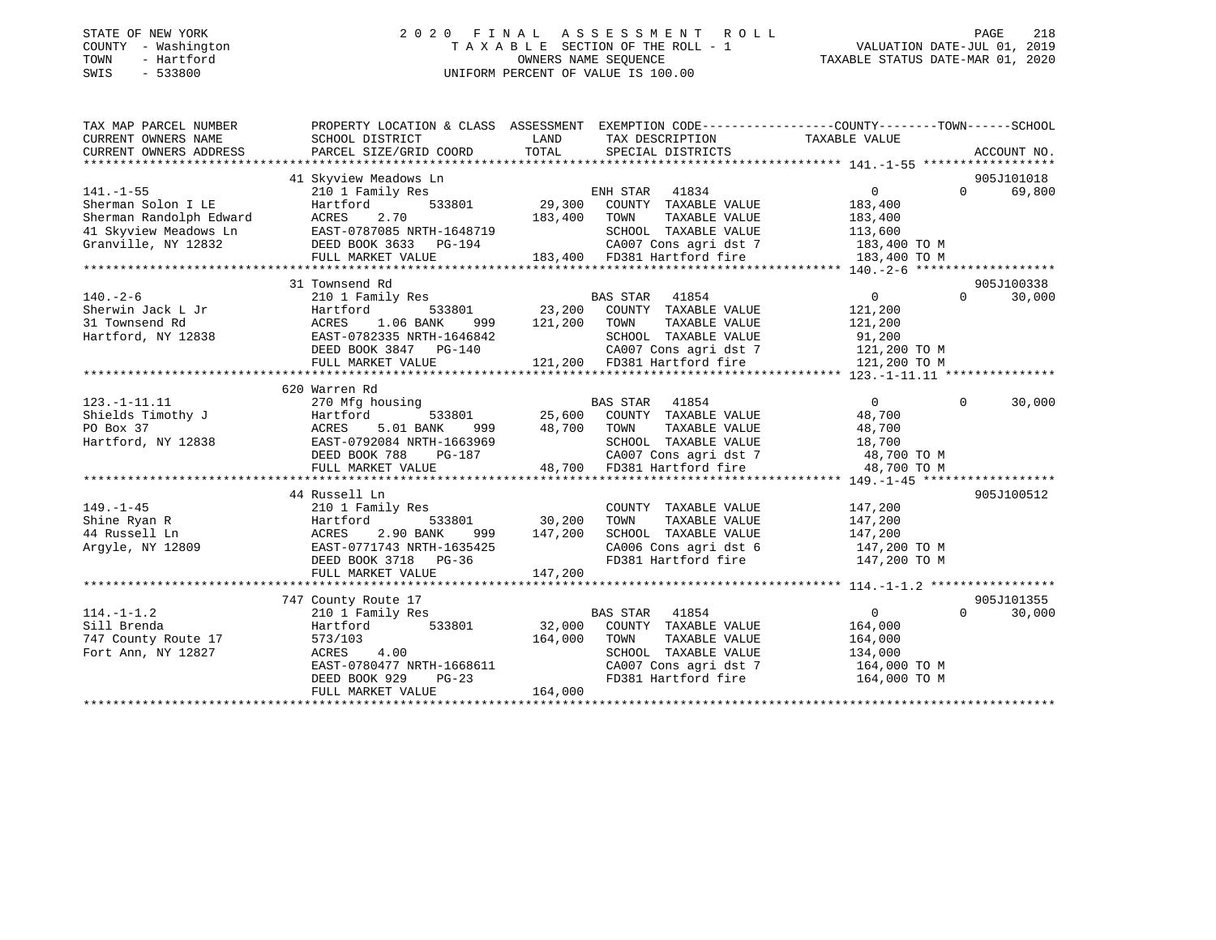STATE OF NEW YORK
COUNTY - Washington
TOWN - Hartford
SWIS - 533800

# 2020 FINAL ASSESSMENT ROLL
TAXABLE SECTION OF THE ROLL - 1
OWNERS NAME SEQUENCE
UNIFORM PERCENT OF VALUE IS 100.00

VALUATION DATE-JUL 01, 2019
TAXABLE STATUS DATE-MAR 01, 2020

| TAX MAP PARCEL NUMBER / CURRENT OWNERS NAME / CURRENT OWNERS ADDRESS | PROPERTY LOCATION & CLASS / SCHOOL DISTRICT / PARCEL SIZE/GRID COORD | ASSESSMENT LAND | TOTAL | EXEMPTION CODE / TAX DESCRIPTION / SPECIAL DISTRICTS | COUNTY / TOWN TAXABLE VALUE | SCHOOL | ACCOUNT NO. |
|---|---|---|---|---|---|---|---|
| 141.-1-55 | 41 Skyview Meadows Ln | | | | | | 905J101018 |
| Sherman Solon I LE | 210 1 Family Res | | | ENH STAR 41834 | 0 | 0 | 69,800 |
| Sherman Randolph Edward | Hartford 533801 | 29,300 | | COUNTY TAXABLE VALUE | 183,400 | | |
| 41 Skyview Meadows Ln | ACRES 2.70 | | 183,400 | TOWN TAXABLE VALUE | 183,400 | | |
| Granville, NY 12832 | EAST-0787085 NRTH-1648719 | | | SCHOOL TAXABLE VALUE | 113,600 | | |
| | DEED BOOK 3633 PG-194 | | | CA007 Cons agri dst 7 | 183,400 TO M | | |
| | FULL MARKET VALUE | | 183,400 | FD381 Hartford fire | 183,400 TO M | | |
| 140.-2-6 | 31 Townsend Rd | | | | | | 905J100338 |
| Sherwin Jack L Jr | 210 1 Family Res | | | BAS STAR 41854 | 0 | 0 | 30,000 |
| 31 Townsend Rd | Hartford 533801 | 23,200 | | COUNTY TAXABLE VALUE | 121,200 | | |
| Hartford, NY 12838 | ACRES 1.06 BANK 999 | | 121,200 | TOWN TAXABLE VALUE | 121,200 | | |
| | EAST-0782335 NRTH-1646842 | | | SCHOOL TAXABLE VALUE | 91,200 | | |
| | DEED BOOK 3847 PG-140 | | | CA007 Cons agri dst 7 | 121,200 TO M | | |
| | FULL MARKET VALUE | | 121,200 | FD381 Hartford fire | 121,200 TO M | | |
| 123.-1-11.11 | 620 Warren Rd | | | | | | |
| Shields Timothy J | 270 Mfg housing | | | BAS STAR 41854 | 0 | 0 | 30,000 |
| PO Box 37 | Hartford 533801 | 25,600 | | COUNTY TAXABLE VALUE | 48,700 | | |
| Hartford, NY 12838 | ACRES 5.01 BANK 999 | | 48,700 | TOWN TAXABLE VALUE | 48,700 | | |
| | EAST-0792084 NRTH-1663969 | | | SCHOOL TAXABLE VALUE | 18,700 | | |
| | DEED BOOK 788 PG-187 | | | CA007 Cons agri dst 7 | 48,700 TO M | | |
| | FULL MARKET VALUE | | 48,700 | FD381 Hartford fire | 48,700 TO M | | |
| 149.-1-45 | 44 Russell Ln | | | | | | 905J100512 |
| Shine Ryan R | 210 1 Family Res | | | COUNTY TAXABLE VALUE | 147,200 | | |
| 44 Russell Ln | Hartford 533801 | 30,200 | | TOWN TAXABLE VALUE | 147,200 | | |
| Argyle, NY 12809 | ACRES 2.90 BANK 999 | | 147,200 | SCHOOL TAXABLE VALUE | 147,200 | | |
| | EAST-0771743 NRTH-1635425 | | | CA006 Cons agri dst 6 | 147,200 TO M | | |
| | DEED BOOK 3718 PG-36 | | | FD381 Hartford fire | 147,200 TO M | | |
| | FULL MARKET VALUE | | 147,200 | | | | |
| 114.-1-1.2 | 747 County Route 17 | | | | | | 905J101355 |
| Sill Brenda | 210 1 Family Res | | | BAS STAR 41854 | 0 | 0 | 30,000 |
| 747 County Route 17 | Hartford 533801 | 32,000 | | COUNTY TAXABLE VALUE | 164,000 | | |
| Fort Ann, NY 12827 | 573/103 | | 164,000 | TOWN TAXABLE VALUE | 164,000 | | |
| | ACRES 4.00 | | | SCHOOL TAXABLE VALUE | 134,000 | | |
| | EAST-0780477 NRTH-1668611 | | | CA007 Cons agri dst 7 | 164,000 TO M | | |
| | DEED BOOK 929 PG-23 | | | FD381 Hartford fire | 164,000 TO M | | |
| | FULL MARKET VALUE | | 164,000 | | | | |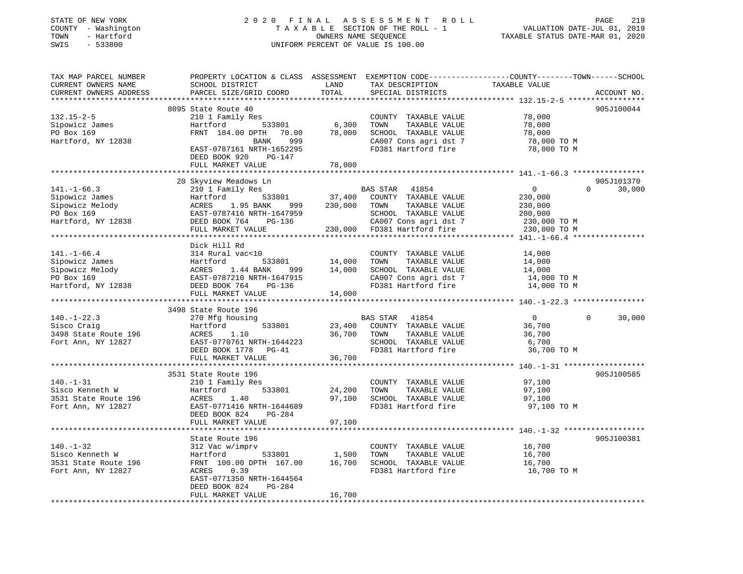STATE OF NEW YORK
COUNTY - Washington
TOWN - Hartford
SWIS - 533800

2 0 2 0 F I N A L A S S E S S M E N T R O L L
T A X A B L E SECTION OF THE ROLL - 1
OWNERS NAME SEQUENCE
UNIFORM PERCENT OF VALUE IS 100.00

VALUATION DATE-JUL 01, 2019
TAXABLE STATUS DATE-MAR 01, 2020

```
TAX MAP PARCEL NUMBER          PROPERTY LOCATION & CLASS  ASSESSMENT  EXEMPTION CODE-----------------COUNTY--------TOWN------SCHOOL
CURRENT OWNERS NAME            SCHOOL DISTRICT               LAND      TAX DESCRIPTION              TAXABLE VALUE
CURRENT OWNERS ADDRESS         PARCEL SIZE/GRID COORD        TOTAL     SPECIAL DISTRICTS                                    ACCOUNT NO.
*********************************************************************************************************** 132.15-2-5 *****************
                               8095 State Route 40                                                                         905J100044
132.15-2-5                     210 1 Family Res                        COUNTY  TAXABLE VALUE            78,000
Sipowicz James                 Hartford          533801        6,300   TOWN    TAXABLE VALUE            78,000
PO Box 169                     FRNT  184.00 DPTH   70.00      78,000   SCHOOL  TAXABLE VALUE            78,000
Hartford, NY 12838                            BANK    999              CA007 Cons agri dst 7             78,000 TO M
                               EAST-0787161 NRTH-1652295               FD381 Hartford fire               78,000 TO M
                               DEED BOOK 920    PG-147
                               FULL MARKET VALUE              78,000
*********************************************************************************************************** 141.-1-66.3 ****************
                               20 Skyview Meadows Ln                                                                        905J101370
141.-1-66.3                    210 1 Family Res                        BAS STAR   41854                  0            0       30,000
Sipowicz James                 Hartford          533801       37,400   COUNTY  TAXABLE VALUE           230,000
Sipowicz Melody                ACRES    1.95 BANK     999    230,000   TOWN    TAXABLE VALUE           230,000
PO Box 169                     EAST-0787416 NRTH-1647959               SCHOOL  TAXABLE VALUE           200,000
Hartford, NY 12838             DEED BOOK 764    PG-136                 CA007 Cons agri dst 7            230,000 TO M
                               FULL MARKET VALUE             230,000   FD381 Hartford fire              230,000 TO M
*********************************************************************************************************** 141.-1-66.4 ****************
                               Dick Hill Rd
141.-1-66.4                    314 Rural vac<10                        COUNTY  TAXABLE VALUE            14,000
Sipowicz James                 Hartford          533801       14,000   TOWN    TAXABLE VALUE            14,000
Sipowicz Melody                ACRES    1.44 BANK     999     14,000   SCHOOL  TAXABLE VALUE            14,000
PO Box 169                     EAST-0787210 NRTH-1647915               CA007 Cons agri dst 7             14,000 TO M
Hartford, NY 12838             DEED BOOK 764    PG-136                 FD381 Hartford fire               14,000 TO M
                               FULL MARKET VALUE              14,000
*********************************************************************************************************** 140.-1-22.3 ****************
                               3498 State Route 196
140.-1-22.3                    270 Mfg housing                         BAS STAR   41854                  0            0       30,000
Sisco Craig                    Hartford          533801       23,400   COUNTY  TAXABLE VALUE            36,700
3498 State Route 196           ACRES    1.10                  36,700   TOWN    TAXABLE VALUE            36,700
Fort Ann, NY 12827             EAST-0770761 NRTH-1644223               SCHOOL  TAXABLE VALUE             6,700
                               DEED BOOK 1778   PG-41                  FD381 Hartford fire               36,700 TO M
                               FULL MARKET VALUE              36,700
*********************************************************************************************************** 140.-1-31 ******************
                               3531 State Route 196                                                                        905J100585
140.-1-31                      210 1 Family Res                        COUNTY  TAXABLE VALUE            97,100
Sisco Kenneth W                Hartford          533801       24,200   TOWN    TAXABLE VALUE            97,100
3531 State Route 196           ACRES    1.40                  97,100   SCHOOL  TAXABLE VALUE            97,100
Fort Ann, NY 12827             EAST-0771416 NRTH-1644689               FD381 Hartford fire               97,100 TO M
                               DEED BOOK 824    PG-284
                               FULL MARKET VALUE              97,100
*********************************************************************************************************** 140.-1-32 ******************
                               State Route 196                                                                             905J100381
140.-1-32                      312 Vac w/imprv                         COUNTY  TAXABLE VALUE            16,700
Sisco Kenneth W                Hartford          533801        1,500   TOWN    TAXABLE VALUE            16,700
3531 State Route 196           FRNT  100.00 DPTH  167.00      16,700   SCHOOL  TAXABLE VALUE            16,700
Fort Ann, NY 12827             ACRES    0.39                           FD381 Hartford fire               16,700 TO M
                               EAST-0771350 NRTH-1644564
                               DEED BOOK 824    PG-284
                               FULL MARKET VALUE              16,700
****************************************************************************************************************************************
```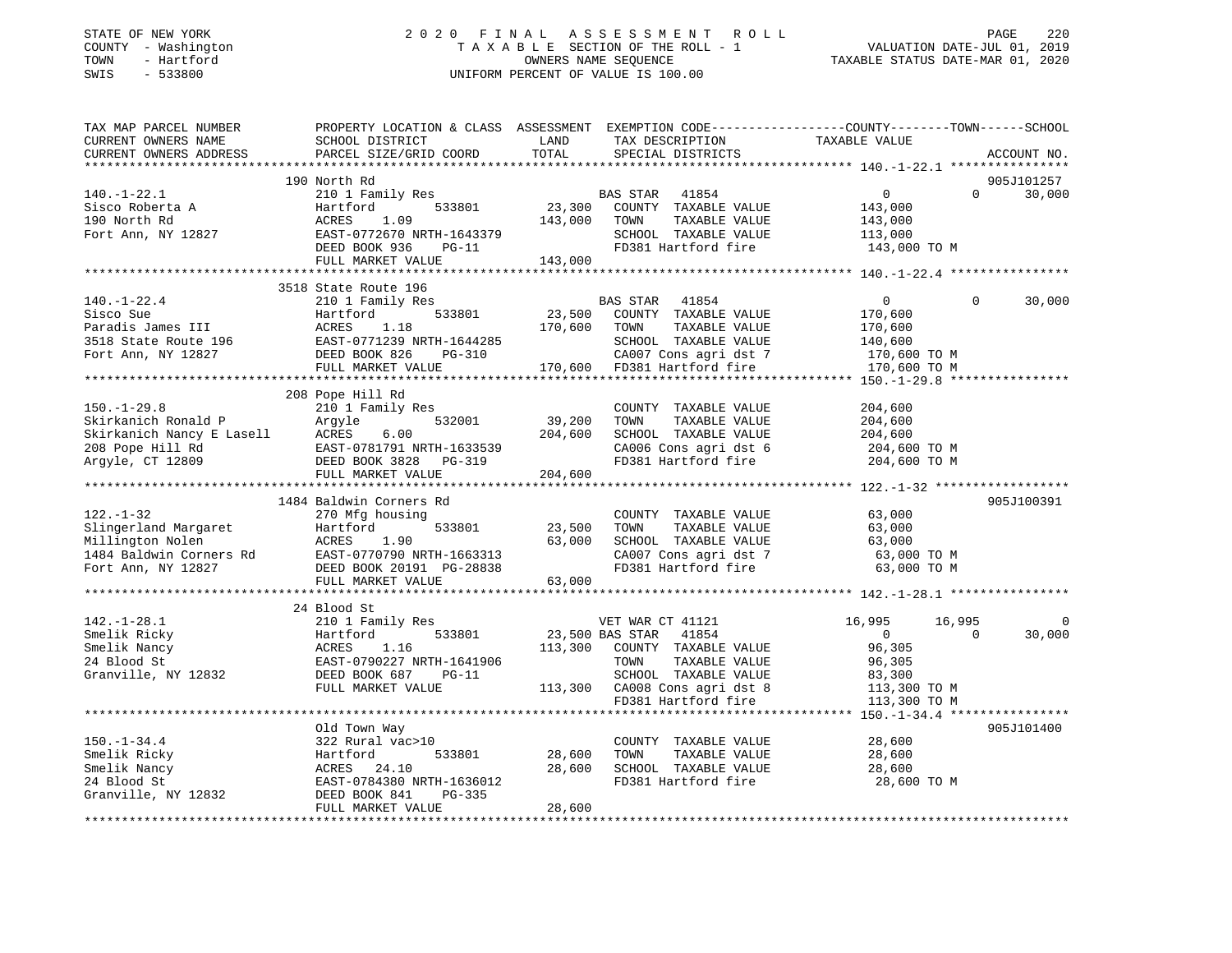STATE OF NEW YORK
COUNTY - Washington
TOWN - Hartford
SWIS - 533800

# 2020 FINAL ASSESSMENT ROLL
TAXABLE SECTION OF THE ROLL - 1
OWNERS NAME SEQUENCE
UNIFORM PERCENT OF VALUE IS 100.00

VALUATION DATE-JUL 01, 2019
TAXABLE STATUS DATE-MAR 01, 2020

| TAX MAP PARCEL NUMBER / CURRENT OWNERS NAME / CURRENT OWNERS ADDRESS | PROPERTY LOCATION & CLASS / SCHOOL DISTRICT / PARCEL SIZE/GRID COORD | ASSESSMENT LAND / TOTAL | EXEMPTION CODE / TAX DESCRIPTION / SPECIAL DISTRICTS | COUNTY | TOWN | SCHOOL / ACCOUNT NO. |
|---|---|---|---|---|---|---|
| **140.-1-22.1** | 190 North Rd | | | | | 905J101257 |
| Sisco Roberta A | 210 1 Family Res | | BAS STAR 41854 | 0 | 0 | 30,000 |
| 190 North Rd | Hartford 533801 | 23,300 | COUNTY TAXABLE VALUE | 143,000 | | |
| Fort Ann, NY 12827 | ACRES 1.09 | 143,000 | TOWN TAXABLE VALUE | | 143,000 | |
| | EAST-0772670 NRTH-1643379 | | SCHOOL TAXABLE VALUE | | | 113,000 |
| | DEED BOOK 936 PG-11 | | FD381 Hartford fire | 143,000 TO M | | |
| | FULL MARKET VALUE | 143,000 | | | | |
| **140.-1-22.4** | 3518 State Route 196 | | | | | |
| Sisco Sue | 210 1 Family Res | | BAS STAR 41854 | 0 | 0 | 30,000 |
| Paradis James III | Hartford 533801 | 23,500 | COUNTY TAXABLE VALUE | 170,600 | | |
| 3518 State Route 196 | ACRES 1.18 | 170,600 | TOWN TAXABLE VALUE | | 170,600 | |
| Fort Ann, NY 12827 | EAST-0771239 NRTH-1644285 | | SCHOOL TAXABLE VALUE | | | 140,600 |
| | DEED BOOK 826 PG-310 | | CA007 Cons agri dst 7 | 170,600 TO M | | |
| | FULL MARKET VALUE | 170,600 | FD381 Hartford fire | 170,600 TO M | | |
| **150.-1-29.8** | 208 Pope Hill Rd | | | | | |
| Skirkanich Ronald P | 210 1 Family Res | | COUNTY TAXABLE VALUE | 204,600 | | |
| Skirkanich Nancy E Lasell | Argyle 532001 | 39,200 | TOWN TAXABLE VALUE | | 204,600 | |
| 208 Pope Hill Rd | ACRES 6.00 | 204,600 | SCHOOL TAXABLE VALUE | | | 204,600 |
| Argyle, CT 12809 | EAST-0781791 NRTH-1633539 | | CA006 Cons agri dst 6 | 204,600 TO M | | |
| | DEED BOOK 3828 PG-319 | | FD381 Hartford fire | 204,600 TO M | | |
| | FULL MARKET VALUE | 204,600 | | | | |
| **122.-1-32** | 1484 Baldwin Corners Rd | | | | | 905J100391 |
| Slingerland Margaret | 270 Mfg housing | | COUNTY TAXABLE VALUE | 63,000 | | |
| Millington Nolen | Hartford 533801 | 23,500 | TOWN TAXABLE VALUE | | 63,000 | |
| 1484 Baldwin Corners Rd | ACRES 1.90 | 63,000 | SCHOOL TAXABLE VALUE | | | 63,000 |
| Fort Ann, NY 12827 | EAST-0770790 NRTH-1663313 | | CA007 Cons agri dst 7 | 63,000 TO M | | |
| | DEED BOOK 20191 PG-28838 | | FD381 Hartford fire | 63,000 TO M | | |
| | FULL MARKET VALUE | 63,000 | | | | |
| **142.-1-28.1** | 24 Blood St | | | | | |
| Smelik Ricky | 210 1 Family Res | | VET WAR CT 41121 | 16,995 | 16,995 | 0 |
| Smelik Nancy | Hartford 533801 | 23,500 | BAS STAR 41854 | 0 | 0 | 30,000 |
| 24 Blood St | ACRES 1.16 | 113,300 | COUNTY TAXABLE VALUE | 96,305 | | |
| Granville, NY 12832 | EAST-0790227 NRTH-1641906 | | TOWN TAXABLE VALUE | | 96,305 | |
| | DEED BOOK 687 PG-11 | | SCHOOL TAXABLE VALUE | | | 83,300 |
| | FULL MARKET VALUE | 113,300 | CA008 Cons agri dst 8 | 113,300 TO M | | |
| | | | FD381 Hartford fire | 113,300 TO M | | |
| **150.-1-34.4** | Old Town Way | | | | | 905J101400 |
| Smelik Ricky | 322 Rural vac>10 | | COUNTY TAXABLE VALUE | 28,600 | | |
| Smelik Nancy | Hartford 533801 | 28,600 | TOWN TAXABLE VALUE | | 28,600 | |
| 24 Blood St | ACRES 24.10 | 28,600 | SCHOOL TAXABLE VALUE | | | 28,600 |
| Granville, NY 12832 | EAST-0784380 NRTH-1636012 | | FD381 Hartford fire | 28,600 TO M | | |
| | DEED BOOK 841 PG-335 | | | | | |
| | FULL MARKET VALUE | 28,600 | | | | |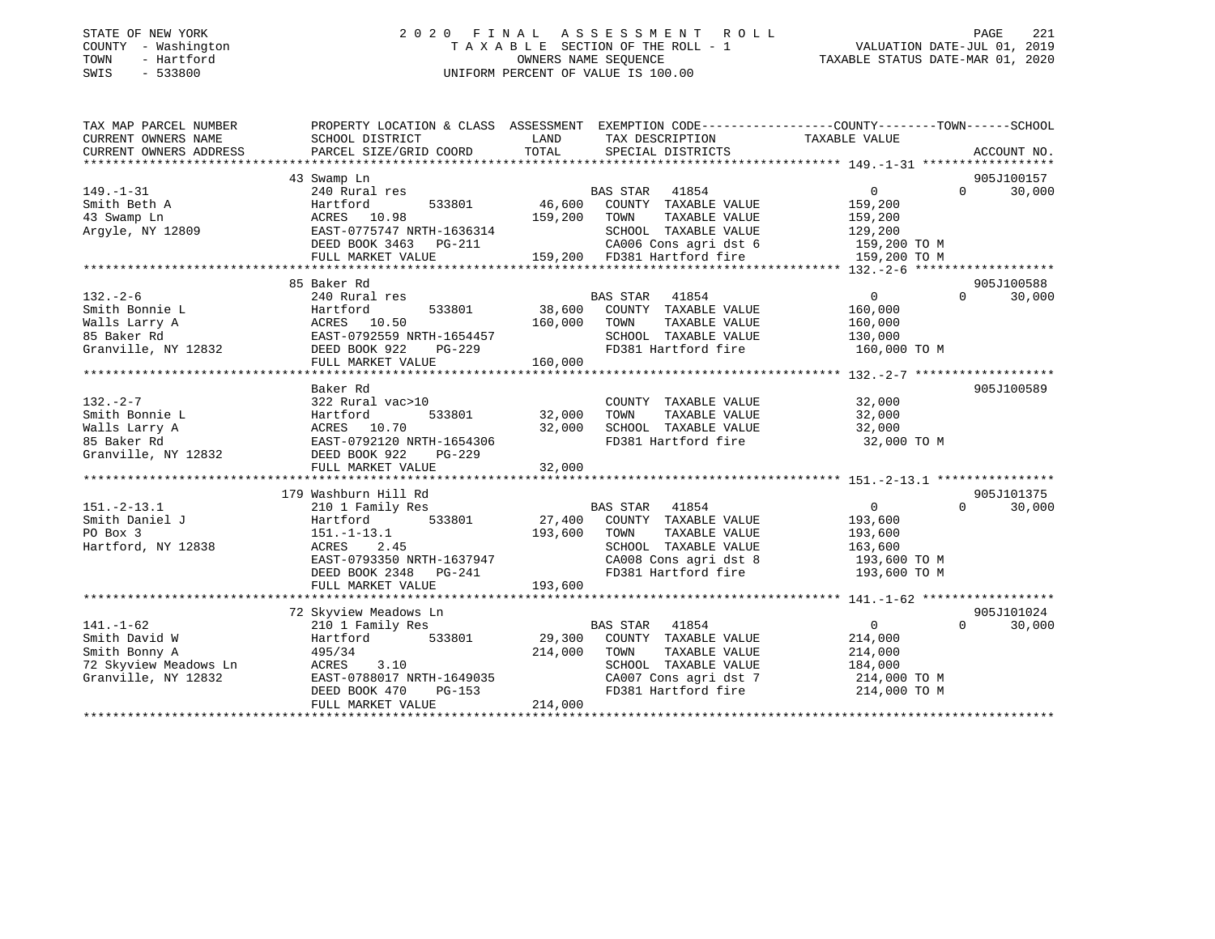STATE OF NEW YORK
COUNTY - Washington
TOWN - Hartford
SWIS - 533800

# 2020 FINAL ASSESSMENT ROLL

TAXABLE SECTION OF THE ROLL - 1
OWNERS NAME SEQUENCE
UNIFORM PERCENT OF VALUE IS 100.00

VALUATION DATE-JUL 01, 2019
TAXABLE STATUS DATE-MAR 01, 2020

| TAX MAP PARCEL NUMBER / CURRENT OWNERS NAME / CURRENT OWNERS ADDRESS | PROPERTY LOCATION & CLASS / SCHOOL DISTRICT / PARCEL SIZE/GRID COORD | ASSESSMENT LAND | TOTAL | EXEMPTION CODE / TAX DESCRIPTION / SPECIAL DISTRICTS | COUNTY TAXABLE VALUE | TOWN | SCHOOL | ACCOUNT NO. |
|---|---|---|---|---|---|---|---|---|
| 149.-1-31 | 43 Swamp Ln | | | | | | | 905J100157 |
| 149.-1-31 | 240 Rural res | | | BAS STAR 41854 | 0 | 0 | 30,000 | |
| Smith Beth A | Hartford 533801 | 46,600 | | COUNTY TAXABLE VALUE | 159,200 | | | |
| 43 Swamp Ln | ACRES 10.98 | | 159,200 | TOWN TAXABLE VALUE | 159,200 | | | |
| Argyle, NY 12809 | EAST-0775747 NRTH-1636314 | | | SCHOOL TAXABLE VALUE | 129,200 | | | |
| | DEED BOOK 3463 PG-211 | | | CA006 Cons agri dst 6 | 159,200 TO M | | | |
| | FULL MARKET VALUE | | 159,200 | FD381 Hartford fire | 159,200 TO M | | | |
| 132.-2-6 | 85 Baker Rd | | | | | | | 905J100588 |
| 132.-2-6 | 240 Rural res | | | BAS STAR 41854 | 0 | 0 | 30,000 | |
| Smith Bonnie L | Hartford 533801 | 38,600 | | COUNTY TAXABLE VALUE | 160,000 | | | |
| Walls Larry A | ACRES 10.50 | | 160,000 | TOWN TAXABLE VALUE | 160,000 | | | |
| 85 Baker Rd | EAST-0792559 NRTH-1654457 | | | SCHOOL TAXABLE VALUE | 130,000 | | | |
| Granville, NY 12832 | DEED BOOK 922 PG-229 | | | FD381 Hartford fire | 160,000 TO M | | | |
| | FULL MARKET VALUE | | 160,000 | | | | | |
| 132.-2-7 | Baker Rd | | | | | | | 905J100589 |
| 132.-2-7 | 322 Rural vac>10 | | | COUNTY TAXABLE VALUE | 32,000 | | | |
| Smith Bonnie L | Hartford 533801 | 32,000 | | TOWN TAXABLE VALUE | 32,000 | | | |
| Walls Larry A | ACRES 10.70 | | 32,000 | SCHOOL TAXABLE VALUE | 32,000 | | | |
| 85 Baker Rd | EAST-0792120 NRTH-1654306 | | | FD381 Hartford fire | 32,000 TO M | | | |
| Granville, NY 12832 | DEED BOOK 922 PG-229 | | | | | | | |
| | FULL MARKET VALUE | | 32,000 | | | | | |
| 151.-2-13.1 | 179 Washburn Hill Rd | | | | | | | 905J101375 |
| 151.-2-13.1 | 210 1 Family Res | | | BAS STAR 41854 | 0 | 0 | 30,000 | |
| Smith Daniel J | Hartford 533801 | 27,400 | | COUNTY TAXABLE VALUE | 193,600 | | | |
| PO Box 3 | 151.-1-13.1 | | 193,600 | TOWN TAXABLE VALUE | 193,600 | | | |
| Hartford, NY 12838 | ACRES 2.45 | | | SCHOOL TAXABLE VALUE | 163,600 | | | |
| | EAST-0793350 NRTH-1637947 | | | CA008 Cons agri dst 8 | 193,600 TO M | | | |
| | DEED BOOK 2348 PG-241 | | | FD381 Hartford fire | 193,600 TO M | | | |
| | FULL MARKET VALUE | | 193,600 | | | | | |
| 141.-1-62 | 72 Skyview Meadows Ln | | | | | | | 905J101024 |
| 141.-1-62 | 210 1 Family Res | | | BAS STAR 41854 | 0 | 0 | 30,000 | |
| Smith David W | Hartford 533801 | 29,300 | | COUNTY TAXABLE VALUE | 214,000 | | | |
| Smith Bonny A | 495/34 | | 214,000 | TOWN TAXABLE VALUE | 214,000 | | | |
| 72 Skyview Meadows Ln | ACRES 3.10 | | | SCHOOL TAXABLE VALUE | 184,000 | | | |
| Granville, NY 12832 | EAST-0788017 NRTH-1649035 | | | CA007 Cons agri dst 7 | 214,000 TO M | | | |
| | DEED BOOK 470 PG-153 | | | FD381 Hartford fire | 214,000 TO M | | | |
| | FULL MARKET VALUE | | 214,000 | | | | | |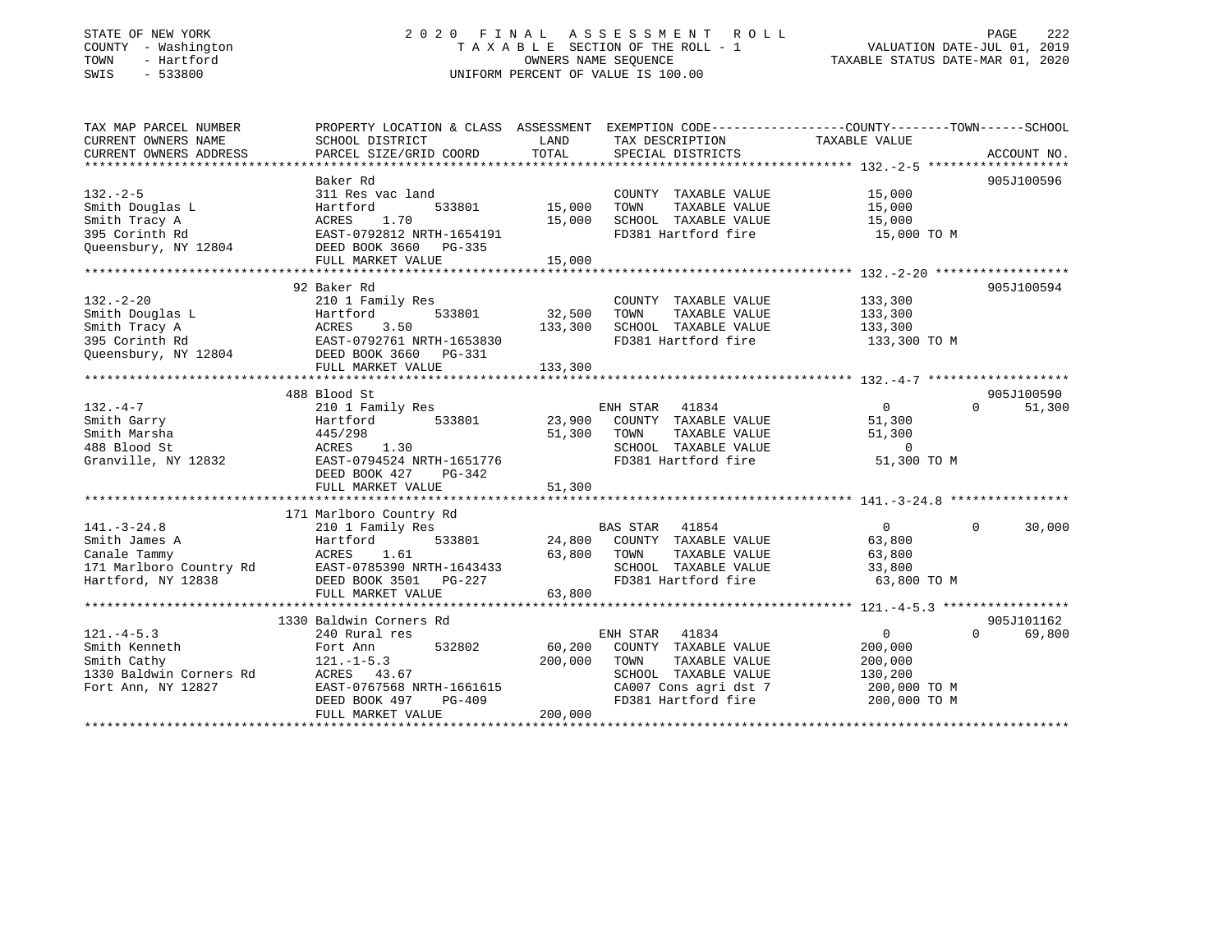STATE OF NEW YORK
COUNTY - Washington
TOWN - Hartford
SWIS - 533800

# 2020 FINAL ASSESSMENT ROLL
TAXABLE SECTION OF THE ROLL - 1
OWNERS NAME SEQUENCE
UNIFORM PERCENT OF VALUE IS 100.00

VALUATION DATE-JUL 01, 2019
TAXABLE STATUS DATE-MAR 01, 2020

| TAX MAP PARCEL NUMBER / CURRENT OWNERS NAME / CURRENT OWNERS ADDRESS | PROPERTY LOCATION & CLASS / SCHOOL DISTRICT / PARCEL SIZE/GRID COORD | ASSESSMENT LAND | TOTAL | EXEMPTION CODE / TAX DESCRIPTION / SPECIAL DISTRICTS | COUNTY | TOWN | SCHOOL | ACCOUNT NO. |
|---|---|---|---|---|---|---|---|---|
| **132.-2-5** | Baker Rd | | | | | | | 905J100596 |
| | 311 Res vac land | | | COUNTY TAXABLE VALUE | 15,000 | | | |
| Smith Douglas L | Hartford 533801 | 15,000 | | TOWN TAXABLE VALUE | | 15,000 | | |
| Smith Tracy A | ACRES 1.70 | | 15,000 | SCHOOL TAXABLE VALUE | | | 15,000 | |
| 395 Corinth Rd | EAST-0792812 NRTH-1654191 | | | FD381 Hartford fire | 15,000 TO M | | | |
| Queensbury, NY 12804 | DEED BOOK 3660 PG-335 | | | | | | | |
| | FULL MARKET VALUE | | 15,000 | | | | | |
| **132.-2-20** | 92 Baker Rd | | | | | | | 905J100594 |
| | 210 1 Family Res | | | COUNTY TAXABLE VALUE | 133,300 | | | |
| Smith Douglas L | Hartford 533801 | 32,500 | | TOWN TAXABLE VALUE | | 133,300 | | |
| Smith Tracy A | ACRES 3.50 | | 133,300 | SCHOOL TAXABLE VALUE | | | 133,300 | |
| 395 Corinth Rd | EAST-0792761 NRTH-1653830 | | | FD381 Hartford fire | 133,300 TO M | | | |
| Queensbury, NY 12804 | DEED BOOK 3660 PG-331 | | | | | | | |
| | FULL MARKET VALUE | | 133,300 | | | | | |
| **132.-4-7** | 488 Blood St | | | | | | | 905J100590 |
| | 210 1 Family Res | | | ENH STAR 41834 | 0 | 0 | 51,300 | |
| Smith Garry | Hartford 533801 | 23,900 | | COUNTY TAXABLE VALUE | 51,300 | | | |
| Smith Marsha | 445/298 | | 51,300 | TOWN TAXABLE VALUE | | 51,300 | | |
| 488 Blood St | ACRES 1.30 | | | SCHOOL TAXABLE VALUE | | | 0 | |
| Granville, NY 12832 | EAST-0794524 NRTH-1651776 | | | FD381 Hartford fire | 51,300 TO M | | | |
| | DEED BOOK 427 PG-342 | | | | | | | |
| | FULL MARKET VALUE | | 51,300 | | | | | |
| **141.-3-24.8** | 171 Marlboro Country Rd | | | | | | | |
| | 210 1 Family Res | | | BAS STAR 41854 | 0 | 0 | 30,000 | |
| Smith James A | Hartford 533801 | 24,800 | | COUNTY TAXABLE VALUE | 63,800 | | | |
| Canale Tammy | ACRES 1.61 | | 63,800 | TOWN TAXABLE VALUE | | 63,800 | | |
| 171 Marlboro Country Rd | EAST-0785390 NRTH-1643433 | | | SCHOOL TAXABLE VALUE | | | 33,800 | |
| Hartford, NY 12838 | DEED BOOK 3501 PG-227 | | | FD381 Hartford fire | 63,800 TO M | | | |
| | FULL MARKET VALUE | | 63,800 | | | | | |
| **121.-4-5.3** | 1330 Baldwin Corners Rd | | | | | | | 905J101162 |
| | 240 Rural res | | | ENH STAR 41834 | 0 | 0 | 69,800 | |
| Smith Kenneth | Fort Ann 532802 | 60,200 | | COUNTY TAXABLE VALUE | 200,000 | | | |
| Smith Cathy | 121.-1-5.3 | | 200,000 | TOWN TAXABLE VALUE | | 200,000 | | |
| 1330 Baldwin Corners Rd | ACRES 43.67 | | | SCHOOL TAXABLE VALUE | | | 130,200 | |
| Fort Ann, NY 12827 | EAST-0767568 NRTH-1661615 | | | CA007 Cons agri dst 7 | 200,000 TO M | | | |
| | DEED BOOK 497 PG-409 | | | FD381 Hartford fire | 200,000 TO M | | | |
| | FULL MARKET VALUE | | 200,000 | | | | | |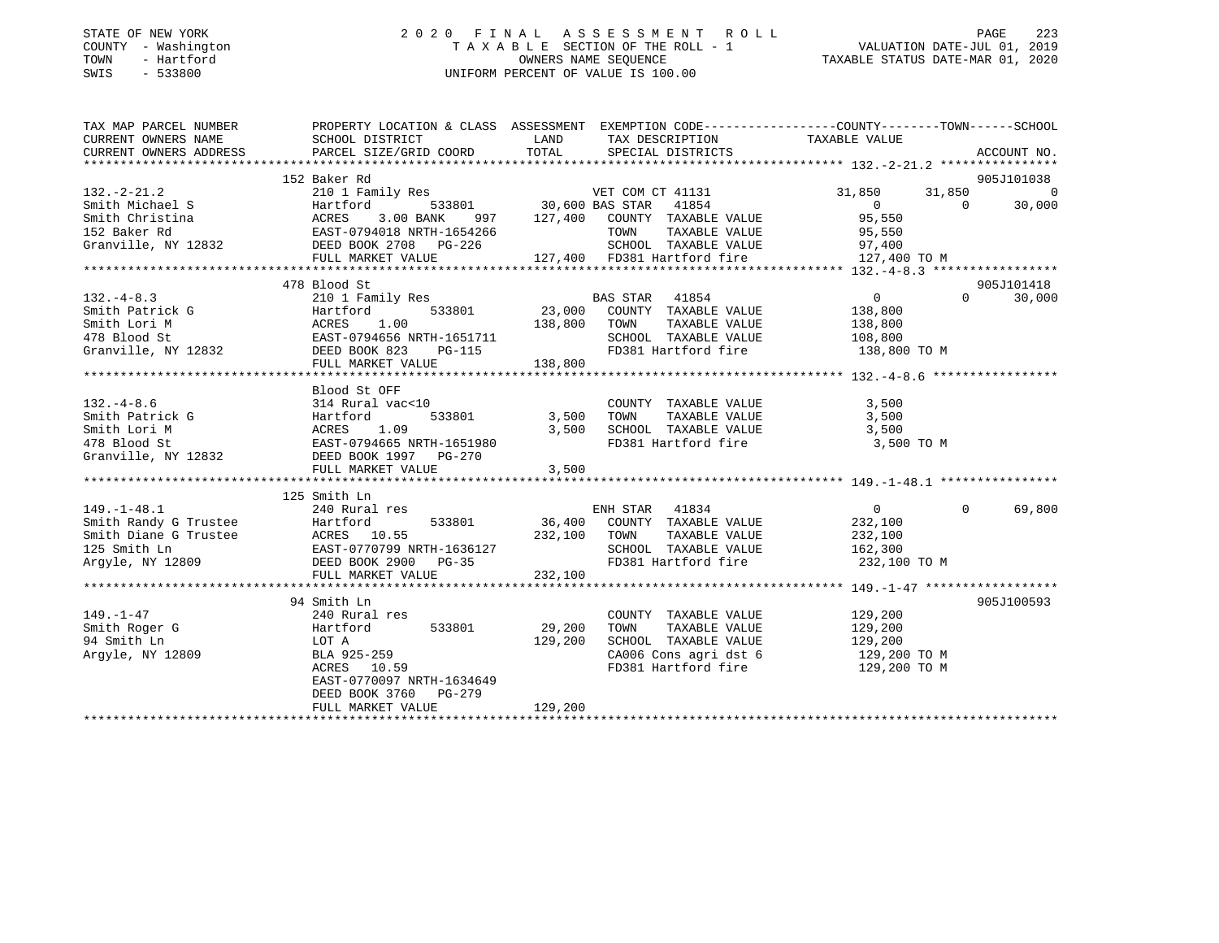STATE OF NEW YORK
COUNTY - Washington
TOWN - Hartford
SWIS - 533800

# 2020 FINAL ASSESSMENT ROLL

TAXABLE SECTION OF THE ROLL - 1
OWNERS NAME SEQUENCE
UNIFORM PERCENT OF VALUE IS 100.00

VALUATION DATE-JUL 01, 2019
TAXABLE STATUS DATE-MAR 01, 2020

| TAX MAP PARCEL NUMBER / CURRENT OWNERS NAME / CURRENT OWNERS ADDRESS | PROPERTY LOCATION & CLASS / SCHOOL DISTRICT / PARCEL SIZE/GRID COORD | ASSESSMENT LAND / TOTAL | EXEMPTION CODE / TAX DESCRIPTION / SPECIAL DISTRICTS | COUNTY | TOWN | SCHOOL | ACCOUNT NO. |
|---|---|---|---|---|---|---|---|
| 132.-2-21.2 | 152 Baker Rd | | | | | | 905J101038 |
| Smith Michael S | 210 1 Family Res | | VET COM CT 41131 | 31,850 | 31,850 | 0 | |
| Smith Christina | Hartford 533801 | 30,600 | BAS STAR 41854 | 0 | 0 | 30,000 | |
| 152 Baker Rd | ACRES 3.00 BANK 997 | 127,400 | COUNTY TAXABLE VALUE | 95,550 | | | |
| Granville, NY 12832 | EAST-0794018 NRTH-1654266 | | TOWN TAXABLE VALUE | | 95,550 | | |
| | DEED BOOK 2708 PG-226 | | SCHOOL TAXABLE VALUE | | | 97,400 | |
| | FULL MARKET VALUE | 127,400 | FD381 Hartford fire | 127,400 TO M | | | |
| 132.-4-8.3 | 478 Blood St | | | | | | 905J101418 |
| Smith Patrick G | 210 1 Family Res | | BAS STAR 41854 | 0 | 0 | 30,000 | |
| Smith Lori M | Hartford 533801 | 23,000 | COUNTY TAXABLE VALUE | 138,800 | | | |
| 478 Blood St | ACRES 1.00 | 138,800 | TOWN TAXABLE VALUE | | 138,800 | | |
| Granville, NY 12832 | EAST-0794656 NRTH-1651711 | | SCHOOL TAXABLE VALUE | | | 108,800 | |
| | DEED BOOK 823 PG-115 | | FD381 Hartford fire | 138,800 TO M | | | |
| | FULL MARKET VALUE | 138,800 | | | | | |
| 132.-4-8.6 | Blood St OFF | | | | | | |
| Smith Patrick G | 314 Rural vac<10 | | COUNTY TAXABLE VALUE | 3,500 | | | |
| Smith Lori M | Hartford 533801 | 3,500 | TOWN TAXABLE VALUE | | 3,500 | | |
| 478 Blood St | ACRES 1.09 | 3,500 | SCHOOL TAXABLE VALUE | | | 3,500 | |
| Granville, NY 12832 | EAST-0794665 NRTH-1651980 | | FD381 Hartford fire | 3,500 TO M | | | |
| | DEED BOOK 1997 PG-270 | | | | | | |
| | FULL MARKET VALUE | 3,500 | | | | | |
| 149.-1-48.1 | 125 Smith Ln | | | | | | |
| Smith Randy G Trustee | 240 Rural res | | ENH STAR 41834 | 0 | 0 | 69,800 | |
| Smith Diane G Trustee | Hartford 533801 | 36,400 | COUNTY TAXABLE VALUE | 232,100 | | | |
| 125 Smith Ln | ACRES 10.55 | 232,100 | TOWN TAXABLE VALUE | | 232,100 | | |
| Argyle, NY 12809 | EAST-0770799 NRTH-1636127 | | SCHOOL TAXABLE VALUE | | | 162,300 | |
| | DEED BOOK 2900 PG-35 | | FD381 Hartford fire | 232,100 TO M | | | |
| | FULL MARKET VALUE | 232,100 | | | | | |
| 149.-1-47 | 94 Smith Ln | | | | | | 905J100593 |
| Smith Roger G | 240 Rural res | | COUNTY TAXABLE VALUE | 129,200 | | | |
| 94 Smith Ln | Hartford 533801 | 29,200 | TOWN TAXABLE VALUE | | 129,200 | | |
| Argyle, NY 12809 | LOT A | 129,200 | SCHOOL TAXABLE VALUE | | | 129,200 | |
| | BLA 925-259 | | CA006 Cons agri dst 6 | 129,200 TO M | | | |
| | ACRES 10.59 | | FD381 Hartford fire | 129,200 TO M | | | |
| | EAST-0770097 NRTH-1634649 | | | | | | |
| | DEED BOOK 3760 PG-279 | | | | | | |
| | FULL MARKET VALUE | 129,200 | | | | | |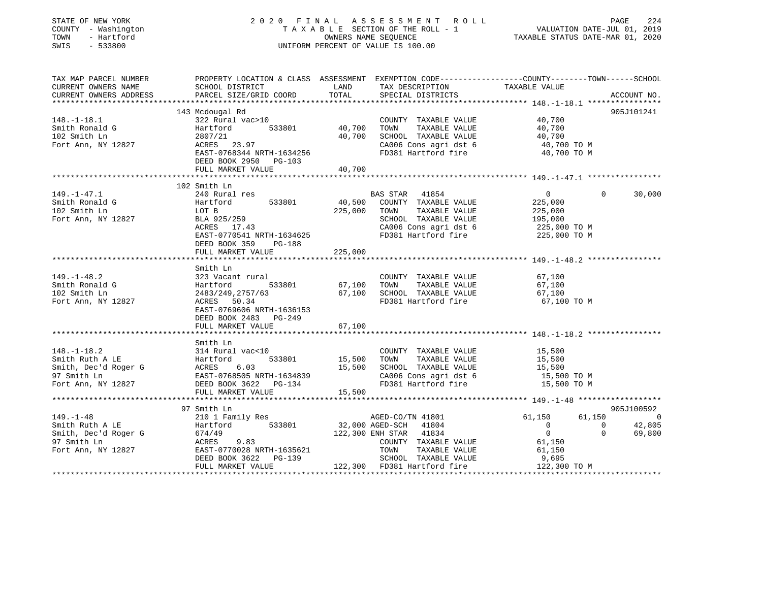STATE OF NEW YORK
COUNTY - Washington
TOWN - Hartford
SWIS - 533800

2020 FINAL ASSESSMENT ROLL
TAXABLE SECTION OF THE ROLL - 1
OWNERS NAME SEQUENCE
UNIFORM PERCENT OF VALUE IS 100.00

VALUATION DATE-JUL 01, 2019
TAXABLE STATUS DATE-MAR 01, 2020

```
TAX MAP PARCEL NUMBER          PROPERTY LOCATION & CLASS  ASSESSMENT  EXEMPTION CODE------------------COUNTY--------TOWN------SCHOOL
CURRENT OWNERS NAME            SCHOOL DISTRICT               LAND      TAX DESCRIPTION              TAXABLE VALUE
CURRENT OWNERS ADDRESS         PARCEL SIZE/GRID COORD        TOTAL     SPECIAL DISTRICTS                                       ACCOUNT NO.
******************************************************************************************************* 148.-1-18.1 ****************
                               143 Mcdougal Rd                                                                                  905J101241
148.-1-18.1                    322 Rural vac>10                         COUNTY  TAXABLE VALUE             40,700
Smith Ronald G                 Hartford          533801       40,700    TOWN    TAXABLE VALUE             40,700
102 Smith Ln                   2807/21                         40,700    SCHOOL  TAXABLE VALUE             40,700
Fort Ann, NY 12827             ACRES   23.97                            CA006 Cons agri dst 6              40,700 TO M
                               EAST-0768344 NRTH-1634256                FD381 Hartford fire                40,700 TO M
                               DEED BOOK 2950   PG-103
                               FULL MARKET VALUE               40,700
******************************************************************************************************* 149.-1-47.1 ****************
                               102 Smith Ln
149.-1-47.1                    240 Rural res                            BAS STAR   41854                   0              0       30,000
Smith Ronald G                 Hartford          533801       40,500    COUNTY  TAXABLE VALUE            225,000
102 Smith Ln                   LOT B                          225,000    TOWN    TAXABLE VALUE            225,000
Fort Ann, NY 12827             BLA 925/259                              SCHOOL  TAXABLE VALUE            195,000
                               ACRES   17.43                            CA006 Cons agri dst 6             225,000 TO M
                               EAST-0770541 NRTH-1634625                FD381 Hartford fire               225,000 TO M
                               DEED BOOK 359    PG-188
                               FULL MARKET VALUE              225,000
******************************************************************************************************* 149.-1-48.2 ****************
                               Smith Ln
149.-1-48.2                    323 Vacant rural                         COUNTY  TAXABLE VALUE             67,100
Smith Ronald G                 Hartford          533801       67,100    TOWN    TAXABLE VALUE             67,100
102 Smith Ln                   2483/249,2757/63                67,100    SCHOOL  TAXABLE VALUE             67,100
Fort Ann, NY 12827             ACRES   50.34                            FD381 Hartford fire                67,100 TO M
                               EAST-0769606 NRTH-1636153
                               DEED BOOK 2483   PG-249
                               FULL MARKET VALUE               67,100
******************************************************************************************************* 148.-1-18.2 ****************
                               Smith Ln
148.-1-18.2                    314 Rural vac<10                         COUNTY  TAXABLE VALUE             15,500
Smith Ruth A LE                Hartford          533801       15,500    TOWN    TAXABLE VALUE             15,500
Smith, Dec'd Roger G           ACRES    6.03                   15,500    SCHOOL  TAXABLE VALUE             15,500
97 Smith Ln                    EAST-0768505 NRTH-1634839                CA006 Cons agri dst 6              15,500 TO M
Fort Ann, NY 12827             DEED BOOK 3622   PG-134                  FD381 Hartford fire                15,500 TO M
                               FULL MARKET VALUE               15,500
******************************************************************************************************* 149.-1-48 ******************
                               97 Smith Ln                                                                                      905J100592
149.-1-48                      210 1 Family Res                         AGED-CO/TN 41801              61,150         61,150            0
Smith Ruth A LE                Hartford          533801       32,000 AGED-SCH   41804                   0              0       42,805
Smith, Dec'd Roger G           674/49                         122,300 ENH STAR   41834                   0              0       69,800
97 Smith Ln                    ACRES    9.83                            COUNTY  TAXABLE VALUE             61,150
Fort Ann, NY 12827             EAST-0770028 NRTH-1635621                TOWN    TAXABLE VALUE             61,150
                               DEED BOOK 3622   PG-139                  SCHOOL  TAXABLE VALUE              9,695
                               FULL MARKET VALUE              122,300    FD381 Hartford fire               122,300 TO M
************************************************************************************************************************************
```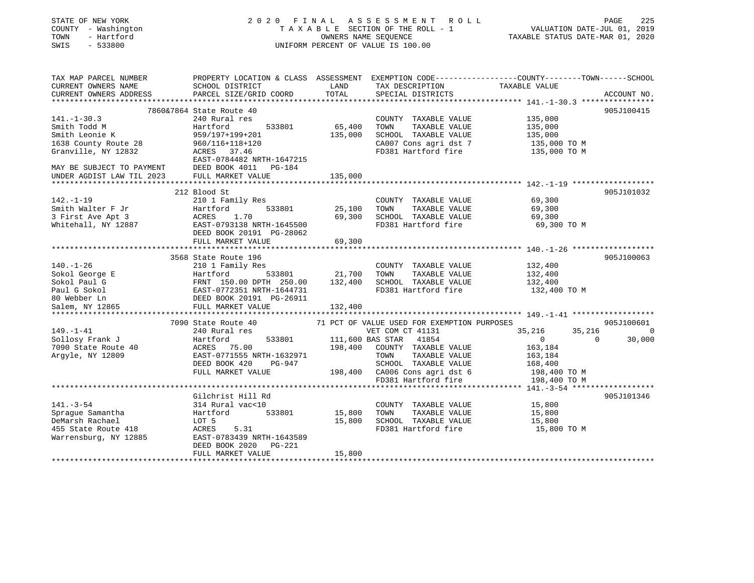STATE OF NEW YORK
COUNTY - Washington
TOWN - Hartford
SWIS - 533800

2020 FINAL ASSESSMENT ROLL
TAXABLE SECTION OF THE ROLL - 1
OWNERS NAME SEQUENCE
UNIFORM PERCENT OF VALUE IS 100.00

VALUATION DATE-JUL 01, 2019
TAXABLE STATUS DATE-MAR 01, 2020

| TAX MAP PARCEL NUMBER / CURRENT OWNERS NAME / CURRENT OWNERS ADDRESS | PROPERTY LOCATION & CLASS / SCHOOL DISTRICT / PARCEL SIZE/GRID COORD | ASSESSMENT LAND | TOTAL | EXEMPTION CODE / TAX DESCRIPTION / SPECIAL DISTRICTS | COUNTY TAXABLE VALUE | TOWN | SCHOOL | ACCOUNT NO. |
|---|---|---|---|---|---|---|---|---|
| 141.-1-30.3 | 7860&7864 State Route 40 | | | | | | | 905J100415 |
| Smith Todd M | 240 Rural res | | | COUNTY TAXABLE VALUE | 135,000 | | | |
| Smith Leonie K | Hartford 533801 | 65,400 | | TOWN TAXABLE VALUE | 135,000 | | | |
| 1638 County Route 28 | 959/197+199+201 | | 135,000 | SCHOOL TAXABLE VALUE | 135,000 | | | |
| Granville, NY 12832 | 960/116+118+120 | | | CA007 Cons agri dst 7 | 135,000 TO M | | | |
| | ACRES 37.46 | | | FD381 Hartford fire | 135,000 TO M | | | |
| | EAST-0784482 NRTH-1647215 | | | | | | | |
| MAY BE SUBJECT TO PAYMENT | DEED BOOK 4011 PG-184 | | | | | | | |
| UNDER AGDIST LAW TIL 2023 | FULL MARKET VALUE | | 135,000 | | | | | |
| 142.-1-19 | 212 Blood St | | | | | | | 905J101032 |
| Smith Walter F Jr | 210 1 Family Res | | | COUNTY TAXABLE VALUE | 69,300 | | | |
| 3 First Ave Apt 3 | Hartford 533801 | 25,100 | | TOWN TAXABLE VALUE | 69,300 | | | |
| Whitehall, NY 12887 | ACRES 1.70 | | 69,300 | SCHOOL TAXABLE VALUE | 69,300 | | | |
| | EAST-0793138 NRTH-1645500 | | | FD381 Hartford fire | 69,300 TO M | | | |
| | DEED BOOK 20191 PG-28062 | | | | | | | |
| | FULL MARKET VALUE | | 69,300 | | | | | |
| 140.-1-26 | 3568 State Route 196 | | | | | | | 905J100063 |
| Sokol George E | 210 1 Family Res | | | COUNTY TAXABLE VALUE | 132,400 | | | |
| Sokol Paul G | Hartford 533801 | 21,700 | | TOWN TAXABLE VALUE | 132,400 | | | |
| Paul G Sokol | FRNT 150.00 DPTH 250.00 | | 132,400 | SCHOOL TAXABLE VALUE | 132,400 | | | |
| 80 Webber Ln | EAST-0772351 NRTH-1644731 | | | FD381 Hartford fire | 132,400 TO M | | | |
| Salem, NY 12865 | DEED BOOK 20191 PG-26911 | | | | | | | |
| | FULL MARKET VALUE | | 132,400 | | | | | |
| 149.-1-41 | 7090 State Route 40 | | | 71 PCT OF VALUE USED FOR EXEMPTION PURPOSES | | | | 905J100601 |
| Sollosy Frank J | 240 Rural res | | | VET COM CT 41131 | 35,216 | 35,216 | 0 | |
| 7090 State Route 40 | Hartford 533801 | 111,600 | | BAS STAR 41854 | 0 | 0 | 30,000 | |
| Argyle, NY 12809 | ACRES 75.00 | | 198,400 | COUNTY TAXABLE VALUE | 163,184 | | | |
| | EAST-0771555 NRTH-1632971 | | | TOWN TAXABLE VALUE | 163,184 | | | |
| | DEED BOOK 420 PG-947 | | | SCHOOL TAXABLE VALUE | 168,400 | | | |
| | FULL MARKET VALUE | | 198,400 | CA006 Cons agri dst 6 | 198,400 TO M | | | |
| | | | | FD381 Hartford fire | 198,400 TO M | | | |
| 141.-3-54 | Gilchrist Hill Rd | | | | | | | 905J101346 |
| Sprague Samantha | 314 Rural vac<10 | | | COUNTY TAXABLE VALUE | 15,800 | | | |
| DeMarsh Rachael | Hartford 533801 | 15,800 | | TOWN TAXABLE VALUE | 15,800 | | | |
| 455 State Route 418 | LOT 5 | | 15,800 | SCHOOL TAXABLE VALUE | 15,800 | | | |
| Warrensburg, NY 12885 | ACRES 5.31 | | | FD381 Hartford fire | 15,800 TO M | | | |
| | EAST-0783439 NRTH-1643589 | | | | | | | |
| | DEED BOOK 2020 PG-221 | | | | | | | |
| | FULL MARKET VALUE | | 15,800 | | | | | |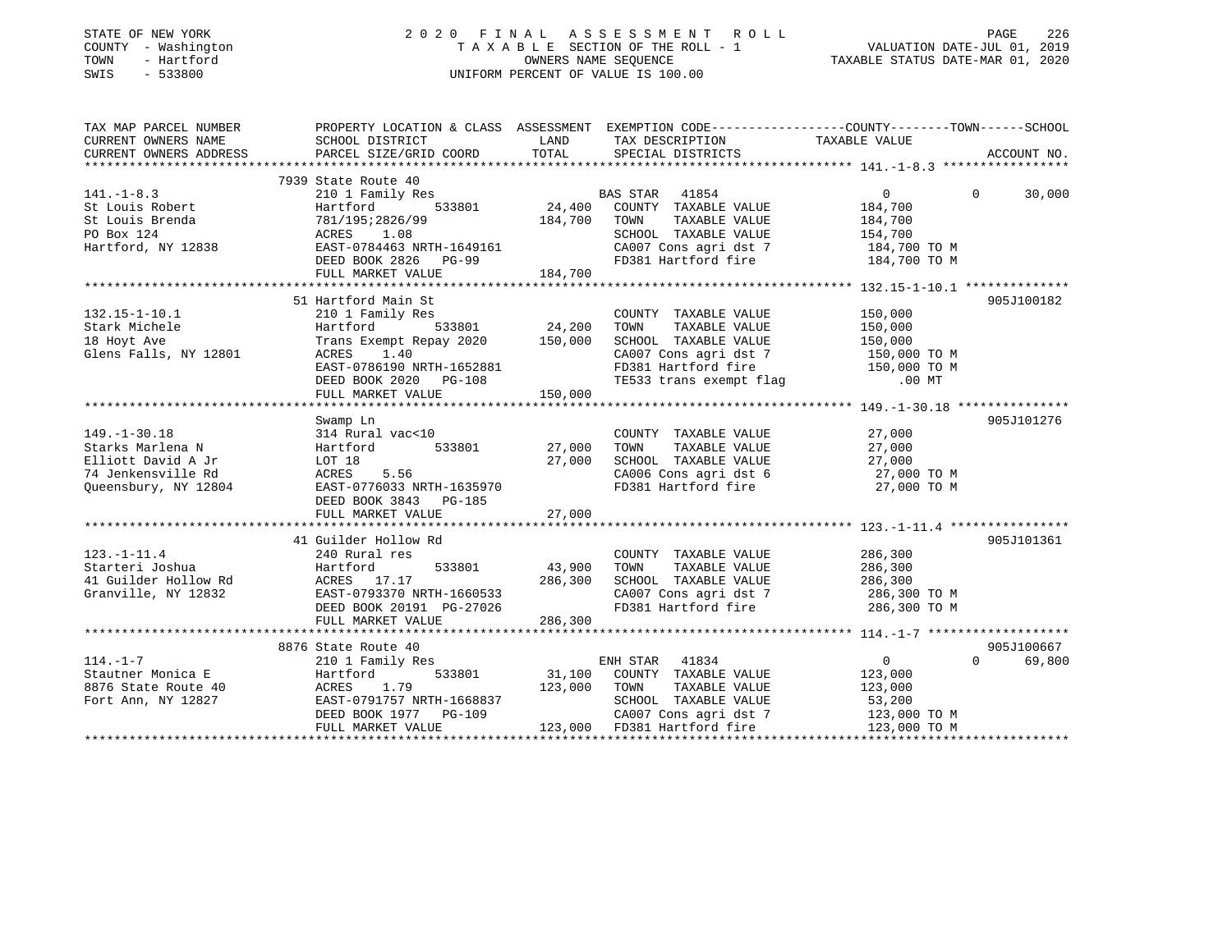STATE OF NEW YORK
COUNTY - Washington
TOWN - Hartford
SWIS - 533800

2020 FINAL ASSESSMENT ROLL
TAXABLE SECTION OF THE ROLL - 1
OWNERS NAME SEQUENCE
UNIFORM PERCENT OF VALUE IS 100.00

VALUATION DATE-JUL 01, 2019
TAXABLE STATUS DATE-MAR 01, 2020

```
TAX MAP PARCEL NUMBER          PROPERTY LOCATION & CLASS  ASSESSMENT  EXEMPTION CODE-----------------COUNTY--------TOWN------SCHOOL
CURRENT OWNERS NAME            SCHOOL DISTRICT              LAND      TAX DESCRIPTION            TAXABLE VALUE
CURRENT OWNERS ADDRESS         PARCEL SIZE/GRID COORD       TOTAL     SPECIAL DISTRICTS                                  ACCOUNT NO.
******************************************************************************************************* 141.-1-8.3 *****************
                               7939 State Route 40
141.-1-8.3                     210 1 Family Res                       BAS STAR  41854             0             0      30,000
St Louis Robert                Hartford        533801       24,400    COUNTY  TAXABLE VALUE       184,700
St Louis Brenda                781/195;2826/99             184,700    TOWN    TAXABLE VALUE       184,700
PO Box 124                     ACRES    1.08                          SCHOOL  TAXABLE VALUE       154,700
Hartford, NY 12838             EAST-0784463 NRTH-1649161              CA007 Cons agri dst 7       184,700 TO M
                               DEED BOOK 2826   PG-99                 FD381 Hartford fire         184,700 TO M
                               FULL MARKET VALUE           184,700
******************************************************************************************************* 132.15-1-10.1 **************
                               51 Hartford Main St                                                               905J100182
132.15-1-10.1                  210 1 Family Res                       COUNTY  TAXABLE VALUE       150,000
Stark Michele                  Hartford        533801       24,200    TOWN    TAXABLE VALUE       150,000
18 Hoyt Ave                    Trans Exempt Repay 2020     150,000    SCHOOL  TAXABLE VALUE       150,000
Glens Falls, NY 12801          ACRES    1.40                          CA007 Cons agri dst 7       150,000 TO M
                               EAST-0786190 NRTH-1652881              FD381 Hartford fire         150,000 TO M
                               DEED BOOK 2020   PG-108                TE533 trans exempt flag          .00 MT
                               FULL MARKET VALUE           150,000
******************************************************************************************************* 149.-1-30.18 ***************
                               Swamp Ln                                                                          905J101276
149.-1-30.18                   314 Rural vac<10                       COUNTY  TAXABLE VALUE        27,000
Starks Marlena N               Hartford        533801       27,000    TOWN    TAXABLE VALUE        27,000
Elliott David A Jr             LOT 18                       27,000    SCHOOL  TAXABLE VALUE        27,000
74 Jenkensville Rd             ACRES    5.56                          CA006 Cons agri dst 6        27,000 TO M
Queensbury, NY 12804           EAST-0776033 NRTH-1635970              FD381 Hartford fire          27,000 TO M
                               DEED BOOK 3843   PG-185
                               FULL MARKET VALUE            27,000
******************************************************************************************************* 123.-1-11.4 ****************
                               41 Guilder Hollow Rd                                                              905J101361
123.-1-11.4                    240 Rural res                          COUNTY  TAXABLE VALUE       286,300
Starteri Joshua                Hartford        533801       43,900    TOWN    TAXABLE VALUE       286,300
41 Guilder Hollow Rd           ACRES   17.17               286,300    SCHOOL  TAXABLE VALUE       286,300
Granville, NY 12832            EAST-0793370 NRTH-1660533              CA007 Cons agri dst 7       286,300 TO M
                               DEED BOOK 20191 PG-27026               FD381 Hartford fire         286,300 TO M
                               FULL MARKET VALUE           286,300
******************************************************************************************************* 114.-1-7 *******************
                               8876 State Route 40                                                               905J100667
114.-1-7                       210 1 Family Res                       ENH STAR  41834             0             0      69,800
Stautner Monica E              Hartford        533801       31,100    COUNTY  TAXABLE VALUE       123,000
8876 State Route 40            ACRES    1.79               123,000    TOWN    TAXABLE VALUE       123,000
Fort Ann, NY 12827             EAST-0791757 NRTH-1668837              SCHOOL  TAXABLE VALUE        53,200
                               DEED BOOK 1977   PG-109                CA007 Cons agri dst 7       123,000 TO M
                               FULL MARKET VALUE           123,000    FD381 Hartford fire         123,000 TO M
************************************************************************************************************************************
```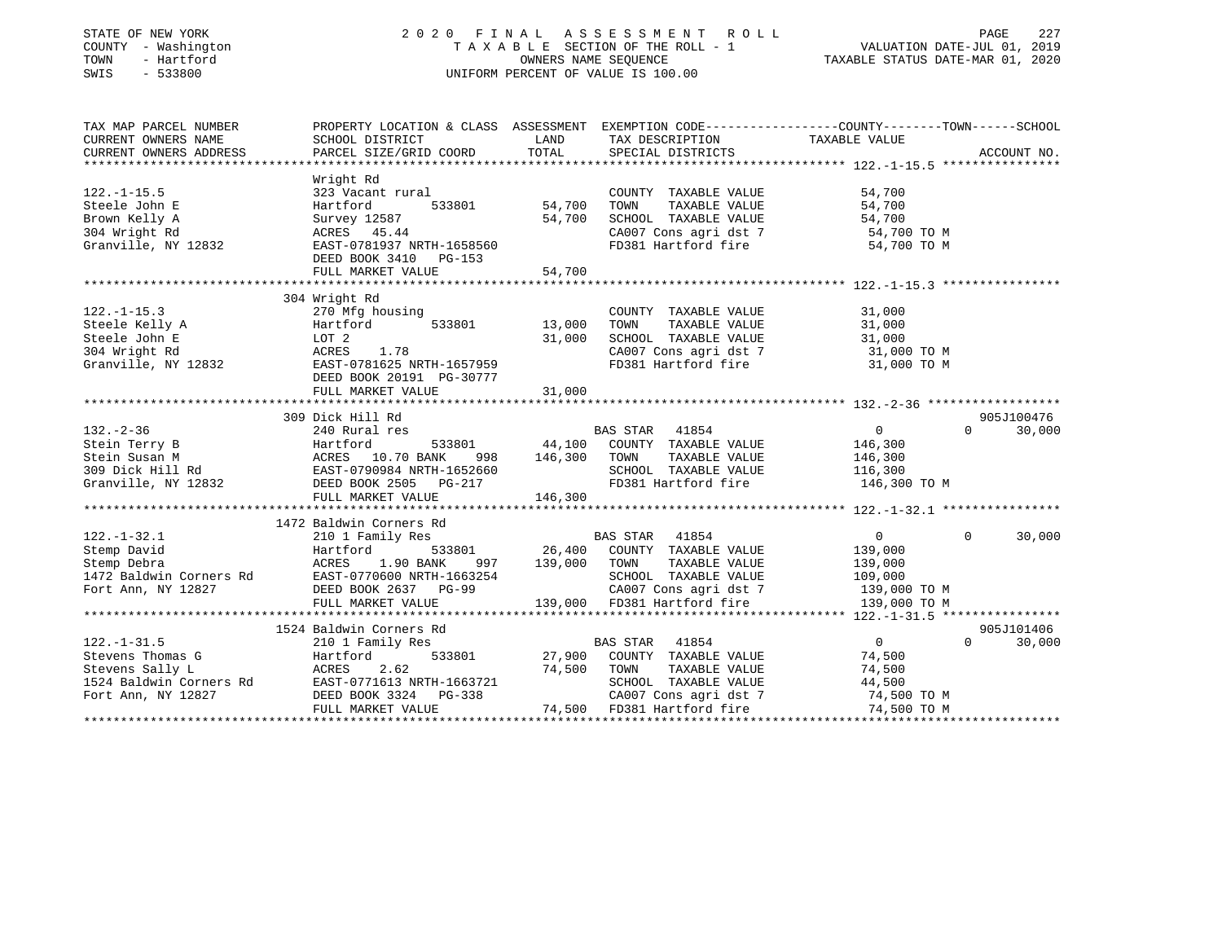STATE OF NEW YORK
COUNTY - Washington
TOWN - Hartford
SWIS - 533800

# 2020 FINAL ASSESSMENT ROLL

TAXABLE SECTION OF THE ROLL - 1
OWNERS NAME SEQUENCE
UNIFORM PERCENT OF VALUE IS 100.00

VALUATION DATE-JUL 01, 2019
TAXABLE STATUS DATE-MAR 01, 2020

| TAX MAP PARCEL NUMBER / CURRENT OWNERS NAME / CURRENT OWNERS ADDRESS | PROPERTY LOCATION & CLASS / SCHOOL DISTRICT / PARCEL SIZE/GRID COORD | ASSESSMENT LAND | TOTAL | EXEMPTION CODE / TAX DESCRIPTION / SPECIAL DISTRICTS | COUNTY | TOWN | SCHOOL | ACCOUNT NO. |
|---|---|---|---|---|---|---|---|---|
| **122.-1-15.5** | Wright Rd | | | | | | | |
| 122.-1-15.5 | 323 Vacant rural | | | COUNTY TAXABLE VALUE | 54,700 | | | |
| Steele John E | Hartford 533801 | 54,700 | | TOWN TAXABLE VALUE | | 54,700 | | |
| Brown Kelly A | Survey 12587 | | 54,700 | SCHOOL TAXABLE VALUE | | | 54,700 | |
| 304 Wright Rd | ACRES 45.44 | | | CA007 Cons agri dst 7 | 54,700 TO M | | | |
| Granville, NY 12832 | EAST-0781937 NRTH-1658560 | | | FD381 Hartford fire | 54,700 TO M | | | |
| | DEED BOOK 3410 PG-153 | | | | | | | |
| | FULL MARKET VALUE | | 54,700 | | | | | |
| **122.-1-15.3** | 304 Wright Rd | | | | | | | |
| 122.-1-15.3 | 270 Mfg housing | | | COUNTY TAXABLE VALUE | 31,000 | | | |
| Steele Kelly A | Hartford 533801 | 13,000 | | TOWN TAXABLE VALUE | | 31,000 | | |
| Steele John E | LOT 2 | | 31,000 | SCHOOL TAXABLE VALUE | | | 31,000 | |
| 304 Wright Rd | ACRES 1.78 | | | CA007 Cons agri dst 7 | 31,000 TO M | | | |
| Granville, NY 12832 | EAST-0781625 NRTH-1657959 | | | FD381 Hartford fire | 31,000 TO M | | | |
| | DEED BOOK 20191 PG-30777 | | | | | | | |
| | FULL MARKET VALUE | | 31,000 | | | | | |
| **132.-2-36** | 309 Dick Hill Rd | | | | | | | 905J100476 |
| 132.-2-36 | 240 Rural res | | | BAS STAR 41854 | 0 | 0 | 30,000 | |
| Stein Terry B | Hartford 533801 | 44,100 | | COUNTY TAXABLE VALUE | 146,300 | | | |
| Stein Susan M | ACRES 10.70 BANK 998 | | 146,300 | TOWN TAXABLE VALUE | | 146,300 | | |
| 309 Dick Hill Rd | EAST-0790984 NRTH-1652660 | | | SCHOOL TAXABLE VALUE | | | 116,300 | |
| Granville, NY 12832 | DEED BOOK 2505 PG-217 | | | FD381 Hartford fire | 146,300 TO M | | | |
| | FULL MARKET VALUE | | 146,300 | | | | | |
| **122.-1-32.1** | 1472 Baldwin Corners Rd | | | | | | | |
| 122.-1-32.1 | 210 1 Family Res | | | BAS STAR 41854 | 0 | 0 | 30,000 | |
| Stemp David | Hartford 533801 | 26,400 | | COUNTY TAXABLE VALUE | 139,000 | | | |
| Stemp Debra | ACRES 1.90 BANK 997 | | 139,000 | TOWN TAXABLE VALUE | | 139,000 | | |
| 1472 Baldwin Corners Rd | EAST-0770600 NRTH-1663254 | | | SCHOOL TAXABLE VALUE | | | 109,000 | |
| Fort Ann, NY 12827 | DEED BOOK 2637 PG-99 | | | CA007 Cons agri dst 7 | 139,000 TO M | | | |
| | FULL MARKET VALUE | | 139,000 | FD381 Hartford fire | 139,000 TO M | | | |
| **122.-1-31.5** | 1524 Baldwin Corners Rd | | | | | | | 905J101406 |
| 122.-1-31.5 | 210 1 Family Res | | | BAS STAR 41854 | 0 | 0 | 30,000 | |
| Stevens Thomas G | Hartford 533801 | 27,900 | | COUNTY TAXABLE VALUE | 74,500 | | | |
| Stevens Sally L | ACRES 2.62 | | 74,500 | TOWN TAXABLE VALUE | | 74,500 | | |
| 1524 Baldwin Corners Rd | EAST-0771613 NRTH-1663721 | | | SCHOOL TAXABLE VALUE | | | 44,500 | |
| Fort Ann, NY 12827 | DEED BOOK 3324 PG-338 | | | CA007 Cons agri dst 7 | 74,500 TO M | | | |
| | FULL MARKET VALUE | | 74,500 | FD381 Hartford fire | 74,500 TO M | | | |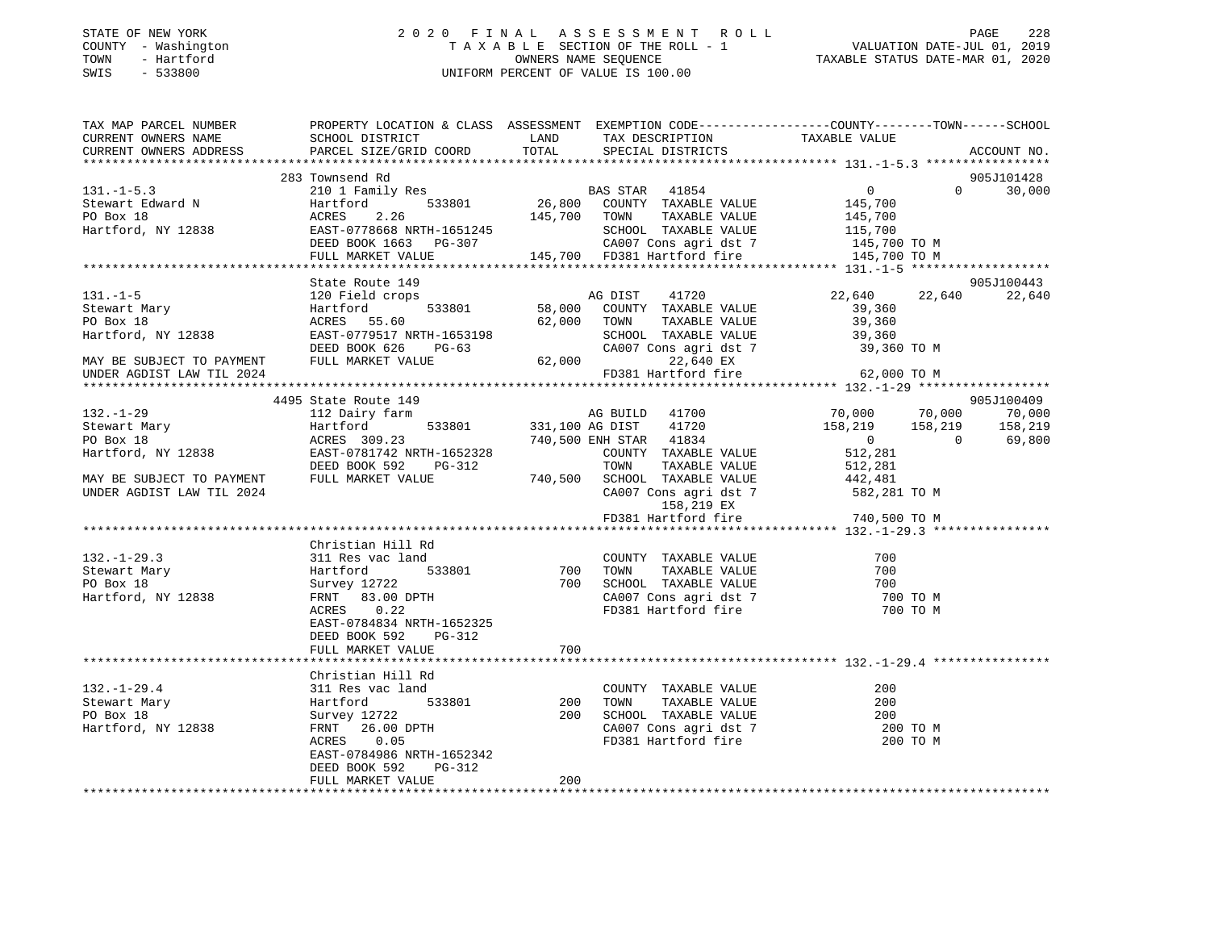STATE OF NEW YORK
COUNTY - Washington
TOWN - Hartford
SWIS - 533800

2 0 2 0 F I N A L A S S E S S M E N T R O L L
T A X A B L E SECTION OF THE ROLL - 1
OWNERS NAME SEQUENCE
UNIFORM PERCENT OF VALUE IS 100.00

VALUATION DATE-JUL 01, 2019
TAXABLE STATUS DATE-MAR 01, 2020

```
TAX MAP PARCEL NUMBER          PROPERTY LOCATION & CLASS  ASSESSMENT  EXEMPTION CODE-----------------COUNTY--------TOWN------SCHOOL
CURRENT OWNERS NAME            SCHOOL DISTRICT            LAND        TAX DESCRIPTION            TAXABLE VALUE
CURRENT OWNERS ADDRESS         PARCEL SIZE/GRID COORD     TOTAL       SPECIAL DISTRICTS                                    ACCOUNT NO.
******************************************************************************************************* 131.-1-5.3 *****************
                               283 Townsend Rd                                                                              905J101428
131.-1-5.3                     210 1 Family Res                   BAS STAR   41854                  0           0      30,000
Stewart Edward N               Hartford        533801      26,800    COUNTY  TAXABLE VALUE         145,700
PO Box 18                      ACRES     2.26             145,700    TOWN    TAXABLE VALUE         145,700
Hartford, NY 12838             EAST-0778668 NRTH-1651245             SCHOOL  TAXABLE VALUE         115,700
                               DEED BOOK 1663   PG-307               CA007 Cons agri dst 7          145,700 TO M
                               FULL MARKET VALUE          145,700    FD381 Hartford fire            145,700 TO M
******************************************************************************************************* 131.-1-5 *******************
                               State Route 149                                                                              905J100443
131.-1-5                       120 Field crops                    AG DIST    41720             22,640      22,640      22,640
Stewart Mary                   Hartford        533801      58,000    COUNTY  TAXABLE VALUE          39,360
PO Box 18                      ACRES    55.60              62,000    TOWN    TAXABLE VALUE          39,360
Hartford, NY 12838             EAST-0779517 NRTH-1653198             SCHOOL  TAXABLE VALUE          39,360
                               DEED BOOK 626    PG-63                CA007 Cons agri dst 7           39,360 TO M
MAY BE SUBJECT TO PAYMENT      FULL MARKET VALUE           62,000         22,640 EX
UNDER AGDIST LAW TIL 2024                                            FD381 Hartford fire             62,000 TO M
******************************************************************************************************* 132.-1-29 ******************
                               4495 State Route 149                                                                         905J100409
132.-1-29                      112 Dairy farm                     AG BUILD   41700             70,000      70,000      70,000
Stewart Mary                   Hartford        533801     331,100 AG DIST    41720            158,219     158,219     158,219
PO Box 18                      ACRES   309.23             740,500 ENH STAR   41834                  0           0      69,800
Hartford, NY 12838             EAST-0781742 NRTH-1652328             COUNTY  TAXABLE VALUE         512,281
                               DEED BOOK 592    PG-312               TOWN    TAXABLE VALUE         512,281
MAY BE SUBJECT TO PAYMENT      FULL MARKET VALUE          740,500    SCHOOL  TAXABLE VALUE         442,481
UNDER AGDIST LAW TIL 2024                                            CA007 Cons agri dst 7          582,281 TO M
                                                                          158,219 EX
                                                                     FD381 Hartford fire            740,500 TO M
******************************************************************************************************* 132.-1-29.3 ****************
                               Christian Hill Rd
132.-1-29.3                    311 Res vac land                      COUNTY  TAXABLE VALUE             700
Stewart Mary                   Hartford        533801         700    TOWN    TAXABLE VALUE             700
PO Box 18                      Survey 12722                   700    SCHOOL  TAXABLE VALUE             700
Hartford, NY 12838             FRNT   83.00 DPTH                     CA007 Cons agri dst 7              700 TO M
                               ACRES     0.22                        FD381 Hartford fire                700 TO M
                               EAST-0784834 NRTH-1652325
                               DEED BOOK 592    PG-312
                               FULL MARKET VALUE              700
******************************************************************************************************* 132.-1-29.4 ****************
                               Christian Hill Rd
132.-1-29.4                    311 Res vac land                      COUNTY  TAXABLE VALUE             200
Stewart Mary                   Hartford        533801         200    TOWN    TAXABLE VALUE             200
PO Box 18                      Survey 12722                   200    SCHOOL  TAXABLE VALUE             200
Hartford, NY 12838             FRNT   26.00 DPTH                     CA007 Cons agri dst 7              200 TO M
                               ACRES     0.05                        FD381 Hartford fire                200 TO M
                               EAST-0784986 NRTH-1652342
                               DEED BOOK 592    PG-312
                               FULL MARKET VALUE              200
************************************************************************************************************************************
```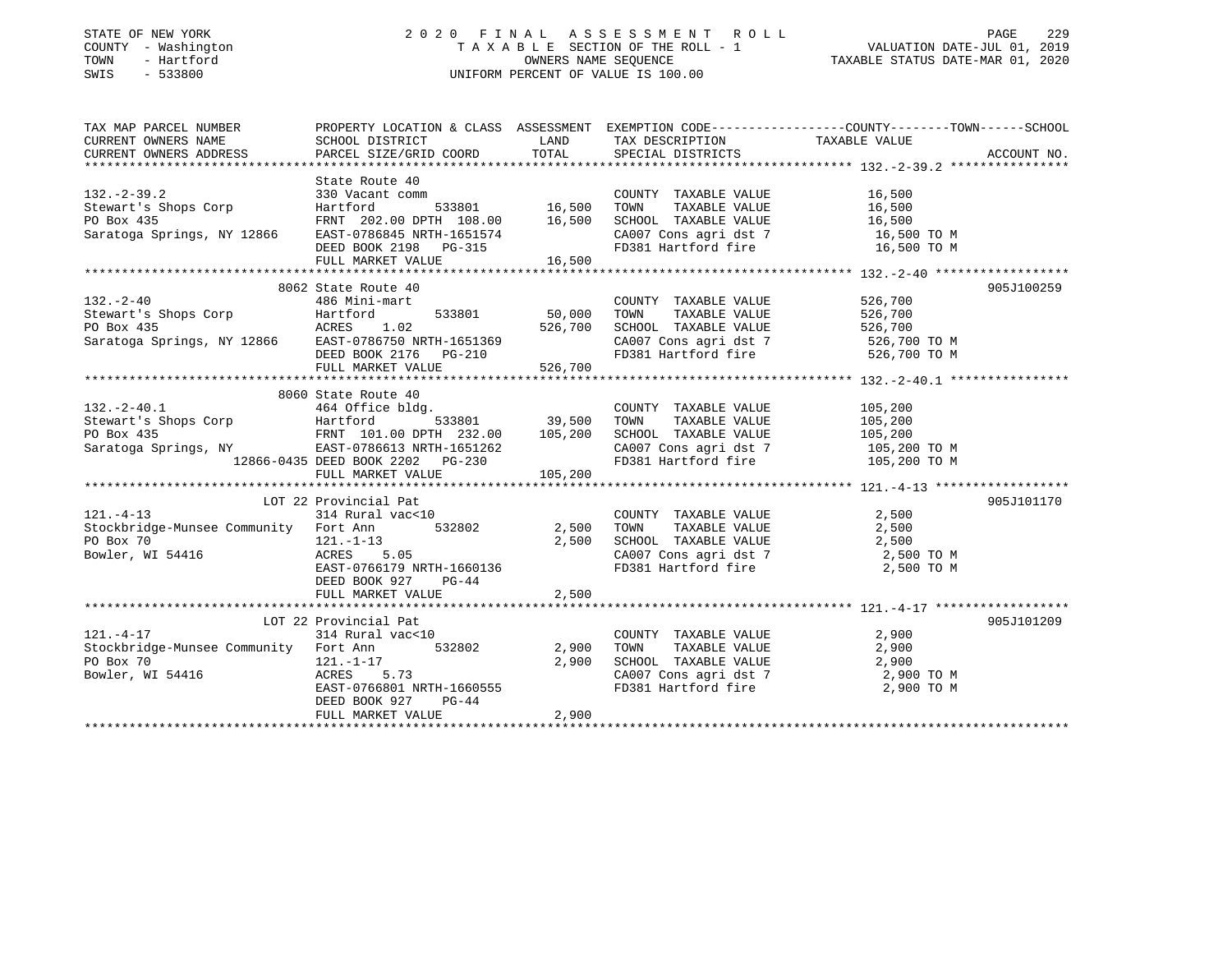STATE OF NEW YORK
COUNTY - Washington
TOWN - Hartford
SWIS - 533800

2 0 2 0 F I N A L A S S E S S M E N T R O L L
T A X A B L E SECTION OF THE ROLL - 1
OWNERS NAME SEQUENCE
UNIFORM PERCENT OF VALUE IS 100.00

VALUATION DATE-JUL 01, 2019
TAXABLE STATUS DATE-MAR 01, 2020

```
TAX MAP PARCEL NUMBER          PROPERTY LOCATION & CLASS  ASSESSMENT  EXEMPTION CODE-----------------COUNTY--------TOWN------SCHOOL
CURRENT OWNERS NAME            SCHOOL DISTRICT              LAND      TAX DESCRIPTION              TAXABLE VALUE
CURRENT OWNERS ADDRESS         PARCEL SIZE/GRID COORD       TOTAL     SPECIAL DISTRICTS                                     ACCOUNT NO.
******************************************************************************************************* 132.-2-39.2 ****************
                               State Route 40
132.-2-39.2                    330 Vacant comm                        COUNTY  TAXABLE VALUE          16,500
Stewart's Shops Corp           Hartford        533801      16,500     TOWN    TAXABLE VALUE          16,500
PO Box 435                     FRNT 202.00 DPTH 108.00     16,500     SCHOOL  TAXABLE VALUE          16,500
Saratoga Springs, NY 12866     EAST-0786845 NRTH-1651574              CA007 Cons agri dst 7           16,500 TO M
                               DEED BOOK 2198   PG-315                FD381 Hartford fire             16,500 TO M
                               FULL MARKET VALUE           16,500
******************************************************************************************************* 132.-2-40 ******************
                               8062 State Route 40                                                                 905J100259
132.-2-40                      486 Mini-mart                          COUNTY  TAXABLE VALUE         526,700
Stewart's Shops Corp           Hartford        533801      50,000     TOWN    TAXABLE VALUE         526,700
PO Box 435                     ACRES    1.02              526,700     SCHOOL  TAXABLE VALUE         526,700
Saratoga Springs, NY 12866     EAST-0786750 NRTH-1651369              CA007 Cons agri dst 7          526,700 TO M
                               DEED BOOK 2176   PG-210                FD381 Hartford fire            526,700 TO M
                               FULL MARKET VALUE          526,700
******************************************************************************************************* 132.-2-40.1 ****************
                               8060 State Route 40
132.-2-40.1                    464 Office bldg.                       COUNTY  TAXABLE VALUE         105,200
Stewart's Shops Corp           Hartford        533801      39,500     TOWN    TAXABLE VALUE         105,200
PO Box 435                     FRNT 101.00 DPTH 232.00    105,200     SCHOOL  TAXABLE VALUE         105,200
Saratoga Springs, NY           EAST-0786613 NRTH-1651262              CA007 Cons agri dst 7          105,200 TO M
                    12866-0435 DEED BOOK 2202   PG-230                FD381 Hartford fire            105,200 TO M
                               FULL MARKET VALUE          105,200
******************************************************************************************************* 121.-4-13 ******************
                               LOT 22 Provincial Pat                                                               905J101170
121.-4-13                      314 Rural vac<10                       COUNTY  TAXABLE VALUE           2,500
Stockbridge-Munsee Community   Fort Ann        532802       2,500     TOWN    TAXABLE VALUE           2,500
PO Box 70                      121.-1-13                    2,500     SCHOOL  TAXABLE VALUE           2,500
Bowler, WI 54416               ACRES    5.05                          CA007 Cons agri dst 7            2,500 TO M
                               EAST-0766179 NRTH-1660136              FD381 Hartford fire              2,500 TO M
                               DEED BOOK 927    PG-44
                               FULL MARKET VALUE            2,500
******************************************************************************************************* 121.-4-17 ******************
                               LOT 22 Provincial Pat                                                               905J101209
121.-4-17                      314 Rural vac<10                       COUNTY  TAXABLE VALUE           2,900
Stockbridge-Munsee Community   Fort Ann        532802       2,900     TOWN    TAXABLE VALUE           2,900
PO Box 70                      121.-1-17                    2,900     SCHOOL  TAXABLE VALUE           2,900
Bowler, WI 54416               ACRES    5.73                          CA007 Cons agri dst 7            2,900 TO M
                               EAST-0766801 NRTH-1660555              FD381 Hartford fire              2,900 TO M
                               DEED BOOK 927    PG-44
                               FULL MARKET VALUE            2,900
************************************************************************************************************************************
```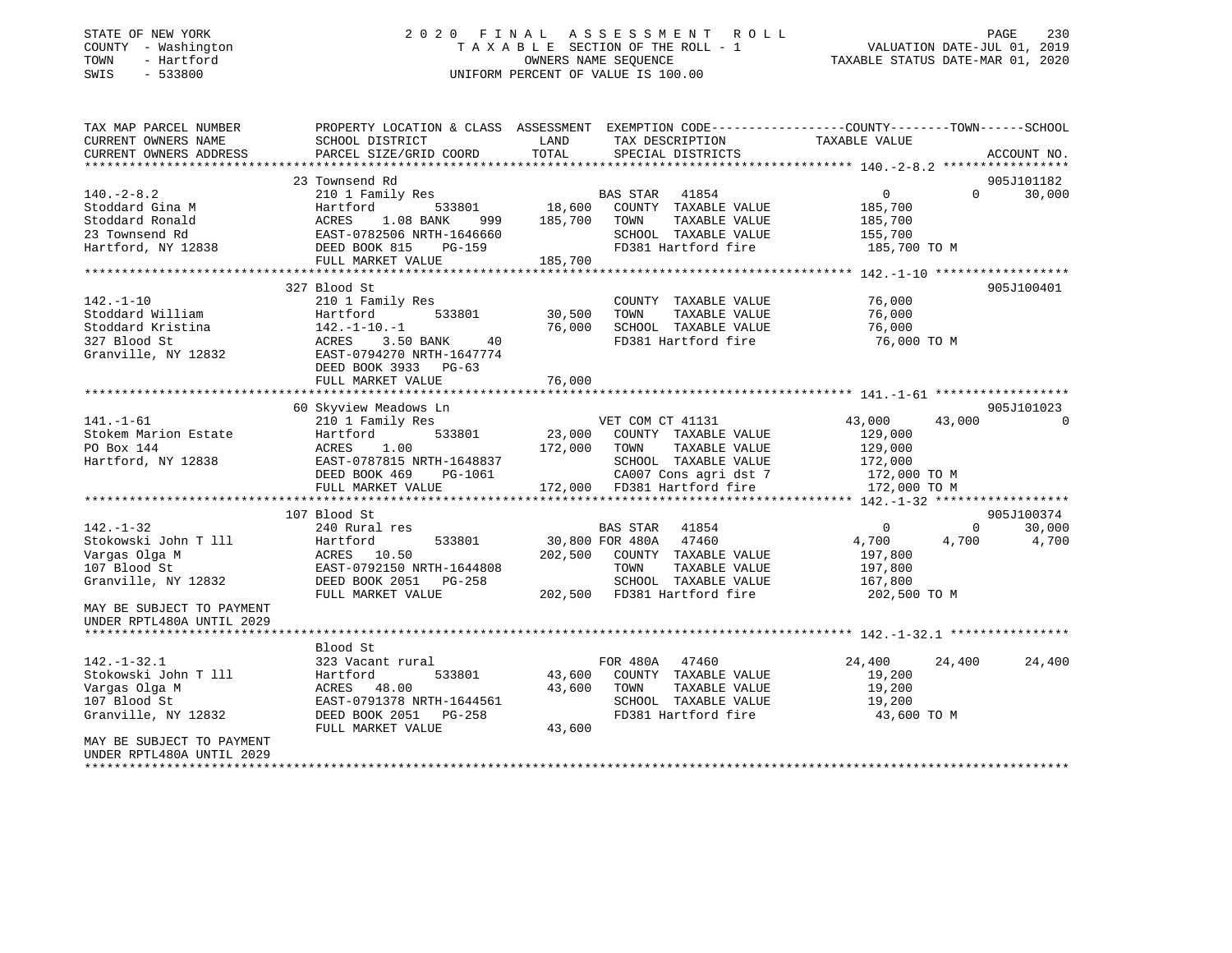STATE OF NEW YORK
COUNTY - Washington
TOWN - Hartford
SWIS - 533800

# 2020 FINAL ASSESSMENT ROLL

TAXABLE SECTION OF THE ROLL - 1
OWNERS NAME SEQUENCE
UNIFORM PERCENT OF VALUE IS 100.00

VALUATION DATE-JUL 01, 2019
TAXABLE STATUS DATE-MAR 01, 2020

| TAX MAP PARCEL NUMBER / CURRENT OWNERS NAME / CURRENT OWNERS ADDRESS | PROPERTY LOCATION & CLASS / SCHOOL DISTRICT / PARCEL SIZE/GRID COORD | ASSESSMENT LAND | TOTAL | EXEMPTION CODE / TAX DESCRIPTION / SPECIAL DISTRICTS | COUNTY TAXABLE VALUE | TOWN | SCHOOL | ACCOUNT NO. |
|---|---|---|---|---|---|---|---|---|
| 140.-2-8.2 | 23 Townsend Rd | | | | | | | 905J101182 |
| 140.-2-8.2 | 210 1 Family Res | | | BAS STAR 41854 | 0 | 0 | 30,000 | |
| Stoddard Gina M | Hartford 533801 | 18,600 | | COUNTY TAXABLE VALUE | 185,700 | | | |
| Stoddard Ronald | ACRES 1.08 BANK 999 | | 185,700 | TOWN TAXABLE VALUE | 185,700 | | | |
| 23 Townsend Rd | EAST-0782506 NRTH-1646660 | | | SCHOOL TAXABLE VALUE | 155,700 | | | |
| Hartford, NY 12838 | DEED BOOK 815 PG-159 | | | FD381 Hartford fire | 185,700 TO M | | | |
| | FULL MARKET VALUE | | 185,700 | | | | | |
| 142.-1-10 | 327 Blood St | | | | | | | 905J100401 |
| 142.-1-10 | 210 1 Family Res | | | COUNTY TAXABLE VALUE | 76,000 | | | |
| Stoddard William | Hartford 533801 | 30,500 | | TOWN TAXABLE VALUE | 76,000 | | | |
| Stoddard Kristina | 142.-1-10.-1 | | 76,000 | SCHOOL TAXABLE VALUE | 76,000 | | | |
| 327 Blood St | ACRES 3.50 BANK 40 | | | FD381 Hartford fire | 76,000 TO M | | | |
| Granville, NY 12832 | EAST-0794270 NRTH-1647774 | | | | | | | |
| | DEED BOOK 3933 PG-63 | | | | | | | |
| | FULL MARKET VALUE | | 76,000 | | | | | |
| 141.-1-61 | 60 Skyview Meadows Ln | | | | | | | 905J101023 |
| 141.-1-61 | 210 1 Family Res | | | VET COM CT 41131 | 43,000 | 43,000 | 0 | |
| Stokem Marion Estate | Hartford 533801 | 23,000 | | COUNTY TAXABLE VALUE | 129,000 | | | |
| PO Box 144 | ACRES 1.00 | | 172,000 | TOWN TAXABLE VALUE | 129,000 | | | |
| Hartford, NY 12838 | EAST-0787815 NRTH-1648837 | | | SCHOOL TAXABLE VALUE | 172,000 | | | |
| | DEED BOOK 469 PG-1061 | | | CA007 Cons agri dst 7 | 172,000 TO M | | | |
| | FULL MARKET VALUE | | 172,000 | FD381 Hartford fire | 172,000 TO M | | | |
| 142.-1-32 | 107 Blood St | | | | | | | 905J100374 |
| 142.-1-32 | 240 Rural res | | | BAS STAR 41854 | 0 | 0 | 30,000 | |
| Stokowski John T lll | Hartford 533801 | 30,800 | | FOR 480A 47460 | 4,700 | 4,700 | 4,700 | |
| Vargas Olga M | ACRES 10.50 | | 202,500 | COUNTY TAXABLE VALUE | 197,800 | | | |
| 107 Blood St | EAST-0792150 NRTH-1644808 | | | TOWN TAXABLE VALUE | 197,800 | | | |
| Granville, NY 12832 | DEED BOOK 2051 PG-258 | | | SCHOOL TAXABLE VALUE | 167,800 | | | |
| | FULL MARKET VALUE | | 202,500 | FD381 Hartford fire | 202,500 TO M | | | |
| MAY BE SUBJECT TO PAYMENT UNDER RPTL480A UNTIL 2029 | | | | | | | | |
| 142.-1-32.1 | Blood St | | | | | | | |
| 142.-1-32.1 | 323 Vacant rural | | | FOR 480A 47460 | 24,400 | 24,400 | 24,400 | |
| Stokowski John T lll | Hartford 533801 | 43,600 | | COUNTY TAXABLE VALUE | 19,200 | | | |
| Vargas Olga M | ACRES 48.00 | | 43,600 | TOWN TAXABLE VALUE | 19,200 | | | |
| 107 Blood St | EAST-0791378 NRTH-1644561 | | | SCHOOL TAXABLE VALUE | 19,200 | | | |
| Granville, NY 12832 | DEED BOOK 2051 PG-258 | | | FD381 Hartford fire | 43,600 TO M | | | |
| | FULL MARKET VALUE | | 43,600 | | | | | |
| MAY BE SUBJECT TO PAYMENT UNDER RPTL480A UNTIL 2029 | | | | | | | | |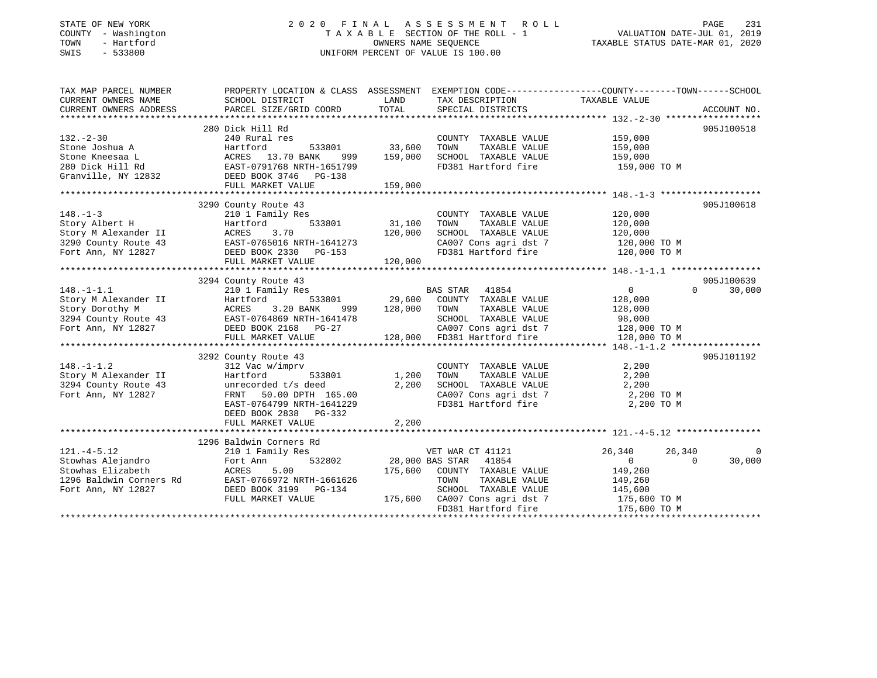STATE OF NEW YORK
COUNTY - Washington
TOWN - Hartford
SWIS - 533800

# 2020 FINAL ASSESSMENT ROLL
TAXABLE SECTION OF THE ROLL - 1
OWNERS NAME SEQUENCE
UNIFORM PERCENT OF VALUE IS 100.00

VALUATION DATE-JUL 01, 2019
TAXABLE STATUS DATE-MAR 01, 2020

```
TAX MAP PARCEL NUMBER      PROPERTY LOCATION & CLASS  ASSESSMENT  EXEMPTION CODE-----------------COUNTY--------TOWN------SCHOOL
CURRENT OWNERS NAME        SCHOOL DISTRICT              LAND      TAX DESCRIPTION            TAXABLE VALUE
CURRENT OWNERS ADDRESS     PARCEL SIZE/GRID COORD       TOTAL     SPECIAL DISTRICTS                                     ACCOUNT NO.
****************************************************************************************************** 132.-2-30 ******************
                           280 Dick Hill Rd                                                                             905J100518
132.-2-30                  240 Rural res                          COUNTY  TAXABLE VALUE           159,000
Stone Joshua A             Hartford          533801      33,600   TOWN    TAXABLE VALUE           159,000
Stone Kneesaa L            ACRES   13.70 BANK    999    159,000   SCHOOL  TAXABLE VALUE           159,000
280 Dick Hill Rd           EAST-0791768 NRTH-1651799              FD381 Hartford fire              159,000 TO M
Granville, NY 12832        DEED BOOK 3746   PG-138
                           FULL MARKET VALUE            159,000
****************************************************************************************************** 148.-1-3 *******************
                           3290 County Route 43                                                                         905J100618
148.-1-3                   210 1 Family Res                       COUNTY  TAXABLE VALUE           120,000
Story Albert H             Hartford          533801      31,100   TOWN    TAXABLE VALUE           120,000
Story M Alexander II       ACRES    3.70                120,000   SCHOOL  TAXABLE VALUE           120,000
3290 County Route 43       EAST-0765016 NRTH-1641273              CA007 Cons agri dst 7            120,000 TO M
Fort Ann, NY 12827         DEED BOOK 2330   PG-153                FD381 Hartford fire              120,000 TO M
                           FULL MARKET VALUE            120,000
****************************************************************************************************** 148.-1-1.1 *****************
                           3294 County Route 43                                                                         905J100639
148.-1-1.1                 210 1 Family Res                     BAS STAR  41854                        0           0      30,000
Story M Alexander II       Hartford          533801      29,600   COUNTY  TAXABLE VALUE           128,000
Story Dorothy M            ACRES    3.20 BANK    999    128,000   TOWN    TAXABLE VALUE           128,000
3294 County Route 43       EAST-0764869 NRTH-1641478              SCHOOL  TAXABLE VALUE            98,000
Fort Ann, NY 12827         DEED BOOK 2168   PG-27                 CA007 Cons agri dst 7            128,000 TO M
                           FULL MARKET VALUE            128,000   FD381 Hartford fire              128,000 TO M
****************************************************************************************************** 148.-1-1.2 *****************
                           3292 County Route 43                                                                         905J101192
148.-1-1.2                 312 Vac w/imprv                        COUNTY  TAXABLE VALUE             2,200
Story M Alexander II       Hartford          533801       1,200   TOWN    TAXABLE VALUE             2,200
3294 County Route 43       unrecorded t/s deed            2,200   SCHOOL  TAXABLE VALUE             2,200
Fort Ann, NY 12827         FRNT   50.00 DPTH 165.00               CA007 Cons agri dst 7              2,200 TO M
                           EAST-0764799 NRTH-1641229              FD381 Hartford fire                2,200 TO M
                           DEED BOOK 2838   PG-332
                           FULL MARKET VALUE              2,200
****************************************************************************************************** 121.-4-5.12 ****************
                           1296 Baldwin Corners Rd
121.-4-5.12                210 1 Family Res                     VET WAR CT 41121                  26,340      26,340           0
Stowhas Alejandro          Fort Ann          532802      28,000 BAS STAR  41854                        0           0      30,000
Stowhas Elizabeth          ACRES    5.00                175,600   COUNTY  TAXABLE VALUE           149,260
1296 Baldwin Corners Rd    EAST-0766972 NRTH-1661626              TOWN    TAXABLE VALUE           149,260
Fort Ann, NY 12827         DEED BOOK 3199   PG-134                SCHOOL  TAXABLE VALUE           145,600
                           FULL MARKET VALUE            175,600   CA007 Cons agri dst 7            175,600 TO M
                                                                  FD381 Hartford fire              175,600 TO M
************************************************************************************************************************************
```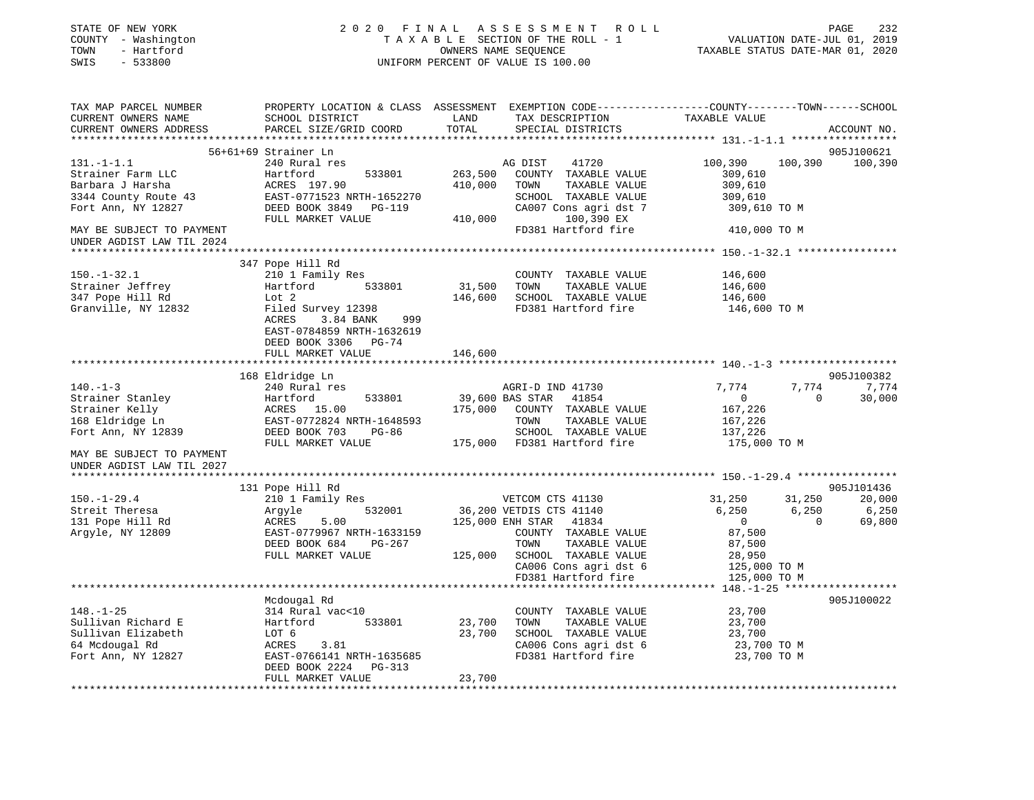STATE OF NEW YORK · COUNTY - Washington · TOWN - Hartford · SWIS - 533800

# 2020 FINAL ASSESSMENT ROLL

TAXABLE SECTION OF THE ROLL - 1 · OWNERS NAME SEQUENCE · UNIFORM PERCENT OF VALUE IS 100.00

VALUATION DATE-JUL 01, 2019 · TAXABLE STATUS DATE-MAR 01, 2020

```
TAX MAP PARCEL NUMBER          PROPERTY LOCATION & CLASS  ASSESSMENT  EXEMPTION CODE-----------------COUNTY--------TOWN------SCHOOL
CURRENT OWNERS NAME            SCHOOL DISTRICT               LAND      TAX DESCRIPTION            TAXABLE VALUE
CURRENT OWNERS ADDRESS         PARCEL SIZE/GRID COORD        TOTAL     SPECIAL DISTRICTS                                     ACCOUNT NO.
****************************************************************************************************** 131.-1-1.1 *****************
                       56+61+69 Strainer Ln                                                                               905J100621
131.-1-1.1                     240 Rural res                          AG DIST     41720         100,390    100,390    100,390
Strainer Farm LLC              Hartford          533801      263,500   COUNTY  TAXABLE VALUE         309,610
Barbara J Harsha               ACRES  197.90                 410,000   TOWN    TAXABLE VALUE         309,610
3344 County Route 43           EAST-0771523 NRTH-1652270               SCHOOL  TAXABLE VALUE         309,610
Fort Ann, NY 12827             DEED BOOK 3849   PG-119                 CA007 Cons agri dst 7         309,610 TO M
                               FULL MARKET VALUE             410,000          100,390 EX
MAY BE SUBJECT TO PAYMENT                                              FD381 Hartford fire           410,000 TO M
UNDER AGDIST LAW TIL 2024
****************************************************************************************************** 150.-1-32.1 ****************
                       347 Pope Hill Rd
150.-1-32.1                    210 1 Family Res                        COUNTY  TAXABLE VALUE         146,600
Strainer Jeffrey               Hartford          533801       31,500   TOWN    TAXABLE VALUE         146,600
347 Pope Hill Rd               Lot 2                         146,600   SCHOOL  TAXABLE VALUE         146,600
Granville, NY 12832            Filed Survey 12398                      FD381 Hartford fire           146,600 TO M
                               ACRES     3.84 BANK     999
                               EAST-0784859 NRTH-1632619
                               DEED BOOK 3306   PG-74
                               FULL MARKET VALUE             146,600
****************************************************************************************************** 140.-1-3 *******************
                       168 Eldridge Ln                                                                                    905J100382
140.-1-3                       240 Rural res                          AGRI-D IND 41730                7,774      7,774      7,774
Strainer Stanley               Hartford          533801       39,600 BAS STAR   41854                    0          0     30,000
Strainer Kelly                 ACRES   15.00                 175,000   COUNTY  TAXABLE VALUE         167,226
168 Eldridge Ln                EAST-0772824 NRTH-1648593               TOWN    TAXABLE VALUE         167,226
Fort Ann, NY 12839             DEED BOOK 703    PG-86                  SCHOOL  TAXABLE VALUE         137,226
                               FULL MARKET VALUE             175,000   FD381 Hartford fire           175,000 TO M
MAY BE SUBJECT TO PAYMENT
UNDER AGDIST LAW TIL 2027
****************************************************************************************************** 150.-1-29.4 ****************
                       131 Pope Hill Rd                                                                                   905J101436
150.-1-29.4                    210 1 Family Res                       VETCOM CTS 41130               31,250     31,250     20,000
Streit Theresa                 Argyle            532001       36,200 VETDIS CTS 41140                6,250      6,250      6,250
131 Pope Hill Rd               ACRES     5.00                125,000 ENH STAR   41834                    0          0     69,800
Argyle, NY 12809               EAST-0779967 NRTH-1633159               COUNTY  TAXABLE VALUE          87,500
                               DEED BOOK 684    PG-267                 TOWN    TAXABLE VALUE          87,500
                               FULL MARKET VALUE             125,000   SCHOOL  TAXABLE VALUE          28,950
                                                                       CA006 Cons agri dst 6         125,000 TO M
                                                                       FD381 Hartford fire           125,000 TO M
****************************************************************************************************** 148.-1-25 ******************
                       Mcdougal Rd                                                                                        905J100022
148.-1-25                      314 Rural vac<10                        COUNTY  TAXABLE VALUE          23,700
Sullivan Richard E             Hartford          533801       23,700   TOWN    TAXABLE VALUE          23,700
Sullivan Elizabeth             LOT 6                          23,700   SCHOOL  TAXABLE VALUE          23,700
64 Mcdougal Rd                 ACRES     3.81                          CA006 Cons agri dst 6          23,700 TO M
Fort Ann, NY 12827             EAST-0766141 NRTH-1635685               FD381 Hartford fire            23,700 TO M
                               DEED BOOK 2224   PG-313
                               FULL MARKET VALUE              23,700
************************************************************************************************************************************
```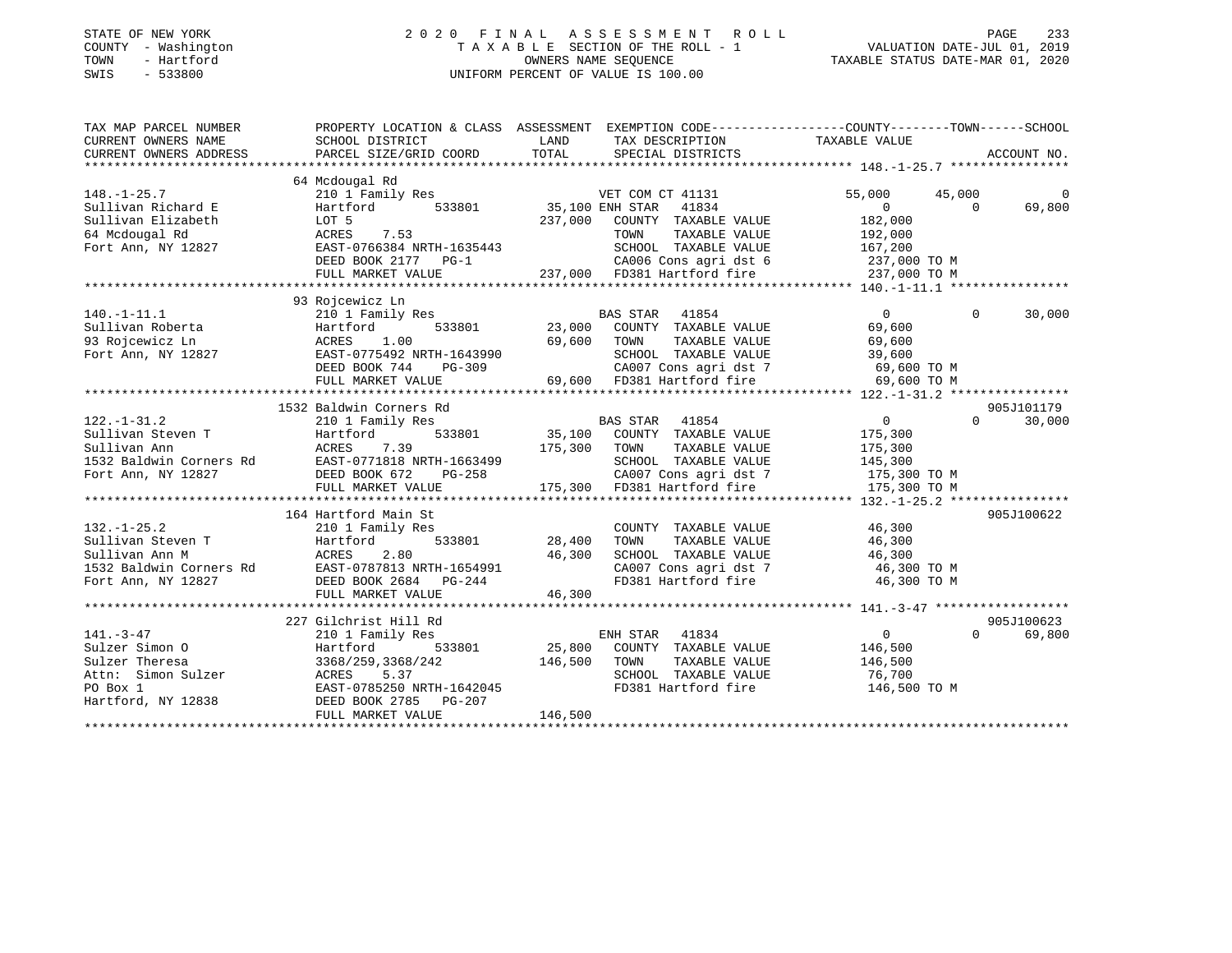STATE OF NEW YORK
COUNTY - Washington
TOWN - Hartford
SWIS - 533800

# 2020 FINAL ASSESSMENT ROLL
TAXABLE SECTION OF THE ROLL - 1
OWNERS NAME SEQUENCE
UNIFORM PERCENT OF VALUE IS 100.00

VALUATION DATE-JUL 01, 2019
TAXABLE STATUS DATE-MAR 01, 2020

```
TAX MAP PARCEL NUMBER          PROPERTY LOCATION & CLASS  ASSESSMENT  EXEMPTION CODE-----------------COUNTY--------TOWN------SCHOOL
CURRENT OWNERS NAME            SCHOOL DISTRICT               LAND      TAX DESCRIPTION              TAXABLE VALUE
CURRENT OWNERS ADDRESS         PARCEL SIZE/GRID COORD        TOTAL     SPECIAL DISTRICTS                                      ACCOUNT NO.
******************************************************************************************************* 148.-1-25.7 ****************
                               64 Mcdougal Rd
148.-1-25.7                    210 1 Family Res                   VET COM CT 41131           55,000      45,000           0
Sullivan Richard E             Hartford         533801      35,100 ENH STAR  41834               0           0      69,800
Sullivan Elizabeth             LOT 5                       237,000    COUNTY  TAXABLE VALUE        182,000
64 Mcdougal Rd                 ACRES    7.53                           TOWN    TAXABLE VALUE        192,000
Fort Ann, NY 12827             EAST-0766384 NRTH-1635443               SCHOOL  TAXABLE VALUE        167,200
                               DEED BOOK 2177   PG-1                   CA006 Cons agri dst 6         237,000 TO M
                               FULL MARKET VALUE            237,000    FD381 Hartford fire           237,000 TO M
******************************************************************************************************* 140.-1-11.1 ****************
                               93 Rojcewicz Ln
140.-1-11.1                    210 1 Family Res                   BAS STAR  41854                    0           0      30,000
Sullivan Roberta               Hartford         533801      23,000   COUNTY  TAXABLE VALUE         69,600
93 Rojcewicz Ln                ACRES    1.00                69,600   TOWN    TAXABLE VALUE         69,600
Fort Ann, NY 12827             EAST-0775492 NRTH-1643990               SCHOOL  TAXABLE VALUE         39,600
                               DEED BOOK 744    PG-309                 CA007 Cons agri dst 7          69,600 TO M
                               FULL MARKET VALUE             69,600    FD381 Hartford fire            69,600 TO M
******************************************************************************************************* 122.-1-31.2 ****************
                               1532 Baldwin Corners Rd                                                                905J101179
122.-1-31.2                    210 1 Family Res                   BAS STAR  41854                    0           0      30,000
Sullivan Steven T              Hartford         533801      35,100   COUNTY  TAXABLE VALUE        175,300
Sullivan Ann                   ACRES    7.39               175,300   TOWN    TAXABLE VALUE        175,300
1532 Baldwin Corners Rd        EAST-0771818 NRTH-1663499               SCHOOL  TAXABLE VALUE        145,300
Fort Ann, NY 12827             DEED BOOK 672    PG-258                 CA007 Cons agri dst 7         175,300 TO M
                               FULL MARKET VALUE            175,300    FD381 Hartford fire           175,300 TO M
******************************************************************************************************* 132.-1-25.2 ****************
                               164 Hartford Main St                                                                   905J100622
132.-1-25.2                    210 1 Family Res                       COUNTY  TAXABLE VALUE         46,300
Sullivan Steven T              Hartford         533801      28,400   TOWN    TAXABLE VALUE         46,300
Sullivan Ann M                 ACRES    2.80                46,300   SCHOOL  TAXABLE VALUE         46,300
1532 Baldwin Corners Rd        EAST-0787813 NRTH-1654991               CA007 Cons agri dst 7          46,300 TO M
Fort Ann, NY 12827             DEED BOOK 2684   PG-244                 FD381 Hartford fire            46,300 TO M
                               FULL MARKET VALUE             46,300
******************************************************************************************************* 141.-3-47 ******************
                               227 Gilchrist Hill Rd                                                                  905J100623
141.-3-47                      210 1 Family Res                   ENH STAR  41834                    0           0      69,800
Sulzer Simon O                 Hartford         533801      25,800   COUNTY  TAXABLE VALUE        146,500
Sulzer Theresa                 3368/259,3368/242           146,500   TOWN    TAXABLE VALUE        146,500
Attn:  Simon Sulzer            ACRES    5.37                           SCHOOL  TAXABLE VALUE         76,700
PO Box 1                       EAST-0785250 NRTH-1642045               FD381 Hartford fire           146,500 TO M
Hartford, NY 12838             DEED BOOK 2785   PG-207
                               FULL MARKET VALUE            146,500
************************************************************************************************************************************
```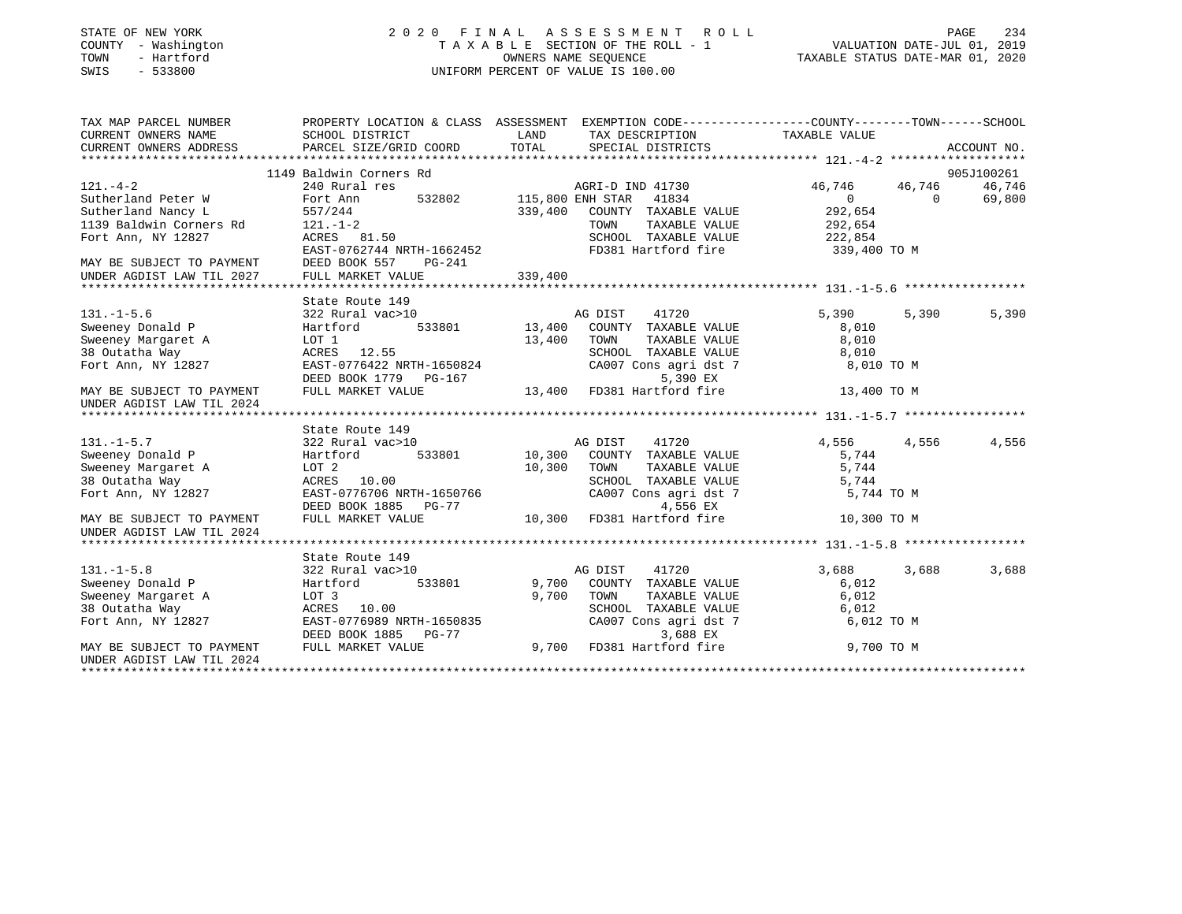STATE OF NEW YORK
COUNTY - Washington
TOWN - Hartford
SWIS - 533800

2020 FINAL ASSESSMENT ROLL
TAXABLE SECTION OF THE ROLL - 1
OWNERS NAME SEQUENCE
UNIFORM PERCENT OF VALUE IS 100.00

VALUATION DATE-JUL 01, 2019
TAXABLE STATUS DATE-MAR 01, 2020

| TAX MAP PARCEL NUMBER / CURRENT OWNERS NAME / CURRENT OWNERS ADDRESS | PROPERTY LOCATION & CLASS / SCHOOL DISTRICT / PARCEL SIZE/GRID COORD | ASSESSMENT LAND / TOTAL | EXEMPTION CODE / TAX DESCRIPTION / SPECIAL DISTRICTS | COUNTY TAXABLE VALUE | TOWN | SCHOOL | ACCOUNT NO. |
|---|---|---|---|---|---|---|---|
| **121.-4-2** | 1149 Baldwin Corners Rd | | | | | | 905J100261 |
| 121.-4-2 | 240 Rural res | | AGRI-D IND 41730 | 46,746 | 46,746 | 46,746 | |
| Sutherland Peter W | Fort Ann 532802 | 115,800 | ENH STAR 41834 | 0 | 0 | 69,800 | |
| Sutherland Nancy L | 557/244 | 339,400 | COUNTY TAXABLE VALUE | 292,654 | | | |
| 1139 Baldwin Corners Rd | 121.-1-2 | | TOWN TAXABLE VALUE | 292,654 | | | |
| Fort Ann, NY 12827 | ACRES 81.50 | | SCHOOL TAXABLE VALUE | 222,854 | | | |
| | EAST-0762744 NRTH-1662452 | | FD381 Hartford fire | 339,400 TO M | | | |
| MAY BE SUBJECT TO PAYMENT | DEED BOOK 557 PG-241 | | | | | | |
| UNDER AGDIST LAW TIL 2027 | FULL MARKET VALUE | 339,400 | | | | | |
| **131.-1-5.6** | State Route 149 | | | | | | |
| 131.-1-5.6 | 322 Rural vac>10 | | AG DIST 41720 | 5,390 | 5,390 | 5,390 | |
| Sweeney Donald P | Hartford 533801 | 13,400 | COUNTY TAXABLE VALUE | 8,010 | | | |
| Sweeney Margaret A | LOT 1 | 13,400 | TOWN TAXABLE VALUE | 8,010 | | | |
| 38 Outatha Way | ACRES 12.55 | | SCHOOL TAXABLE VALUE | 8,010 | | | |
| Fort Ann, NY 12827 | EAST-0776422 NRTH-1650824 | | CA007 Cons agri dst 7 | 8,010 TO M | | | |
| | DEED BOOK 1779 PG-167 | | 5,390 EX | | | | |
| MAY BE SUBJECT TO PAYMENT | FULL MARKET VALUE | 13,400 | FD381 Hartford fire | 13,400 TO M | | | |
| UNDER AGDIST LAW TIL 2024 | | | | | | | |
| **131.-1-5.7** | State Route 149 | | | | | | |
| 131.-1-5.7 | 322 Rural vac>10 | | AG DIST 41720 | 4,556 | 4,556 | 4,556 | |
| Sweeney Donald P | Hartford 533801 | 10,300 | COUNTY TAXABLE VALUE | 5,744 | | | |
| Sweeney Margaret A | LOT 2 | 10,300 | TOWN TAXABLE VALUE | 5,744 | | | |
| 38 Outatha Way | ACRES 10.00 | | SCHOOL TAXABLE VALUE | 5,744 | | | |
| Fort Ann, NY 12827 | EAST-0776706 NRTH-1650766 | | CA007 Cons agri dst 7 | 5,744 TO M | | | |
| | DEED BOOK 1885 PG-77 | | 4,556 EX | | | | |
| MAY BE SUBJECT TO PAYMENT | FULL MARKET VALUE | 10,300 | FD381 Hartford fire | 10,300 TO M | | | |
| UNDER AGDIST LAW TIL 2024 | | | | | | | |
| **131.-1-5.8** | State Route 149 | | | | | | |
| 131.-1-5.8 | 322 Rural vac>10 | | AG DIST 41720 | 3,688 | 3,688 | 3,688 | |
| Sweeney Donald P | Hartford 533801 | 9,700 | COUNTY TAXABLE VALUE | 6,012 | | | |
| Sweeney Margaret A | LOT 3 | 9,700 | TOWN TAXABLE VALUE | 6,012 | | | |
| 38 Outatha Way | ACRES 10.00 | | SCHOOL TAXABLE VALUE | 6,012 | | | |
| Fort Ann, NY 12827 | EAST-0776989 NRTH-1650835 | | CA007 Cons agri dst 7 | 6,012 TO M | | | |
| | DEED BOOK 1885 PG-77 | | 3,688 EX | | | | |
| MAY BE SUBJECT TO PAYMENT | FULL MARKET VALUE | 9,700 | FD381 Hartford fire | 9,700 TO M | | | |
| UNDER AGDIST LAW TIL 2024 | | | | | | | |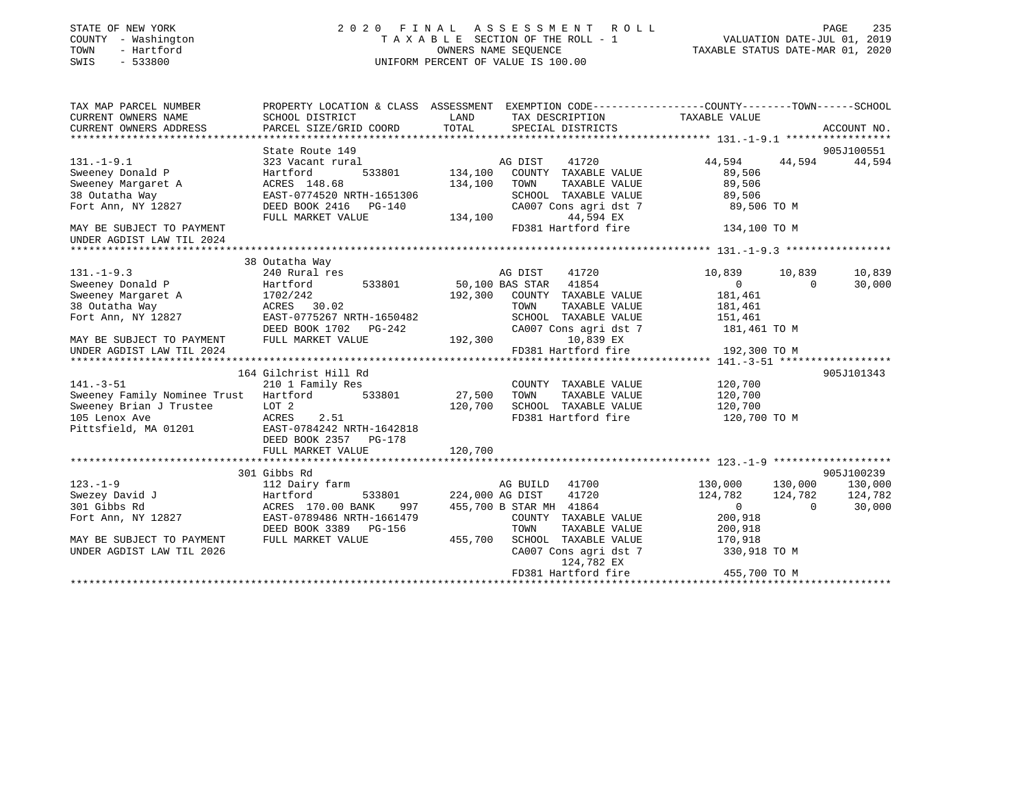STATE OF NEW YORK
COUNTY - Washington
TOWN - Hartford
SWIS - 533800

2020 FINAL ASSESSMENT ROLL
TAXABLE SECTION OF THE ROLL - 1
OWNERS NAME SEQUENCE
UNIFORM PERCENT OF VALUE IS 100.00

VALUATION DATE-JUL 01, 2019
TAXABLE STATUS DATE-MAR 01, 2020

```
TAX MAP PARCEL NUMBER          PROPERTY LOCATION & CLASS  ASSESSMENT  EXEMPTION CODE-----------------COUNTY--------TOWN------SCHOOL
CURRENT OWNERS NAME            SCHOOL DISTRICT              LAND      TAX DESCRIPTION            TAXABLE VALUE
CURRENT OWNERS ADDRESS         PARCEL SIZE/GRID COORD       TOTAL     SPECIAL DISTRICTS                                    ACCOUNT NO.
******************************************************************************************************* 131.-1-9.1 *****************
                               State Route 149                                                                           905J100551
131.-1-9.1                     323 Vacant rural                        AG DIST    41720             44,594     44,594     44,594
Sweeney Donald P               Hartford        533801      134,100    COUNTY  TAXABLE VALUE          89,506
Sweeney Margaret A             ACRES 148.68                134,100    TOWN    TAXABLE VALUE          89,506
38 Outatha Way                 EAST-0774520 NRTH-1651306              SCHOOL  TAXABLE VALUE          89,506
Fort Ann, NY 12827             DEED BOOK 2416   PG-140                CA007 Cons agri dst 7          89,506 TO M
                               FULL MARKET VALUE           134,100          44,594 EX
MAY BE SUBJECT TO PAYMENT                                             FD381 Hartford fire           134,100 TO M
UNDER AGDIST LAW TIL 2024
******************************************************************************************************* 131.-1-9.3 *****************
                               38 Outatha Way
131.-1-9.3                     240 Rural res                           AG DIST    41720             10,839     10,839     10,839
Sweeney Donald P               Hartford        533801       50,100 BAS STAR   41854                   0          0     30,000
Sweeney Margaret A             1702/242                    192,300    COUNTY  TAXABLE VALUE         181,461
38 Outatha Way                 ACRES  30.02                           TOWN    TAXABLE VALUE         181,461
Fort Ann, NY 12827             EAST-0775267 NRTH-1650482              SCHOOL  TAXABLE VALUE         151,461
                               DEED BOOK 1702   PG-242                CA007 Cons agri dst 7         181,461 TO M
MAY BE SUBJECT TO PAYMENT      FULL MARKET VALUE           192,300          10,839 EX
UNDER AGDIST LAW TIL 2024                                             FD381 Hartford fire           192,300 TO M
******************************************************************************************************* 141.-3-51 ******************
                               164 Gilchrist Hill Rd                                                                     905J101343
141.-3-51                      210 1 Family Res                       COUNTY  TAXABLE VALUE         120,700
Sweeney Family Nominee Trust   Hartford        533801       27,500    TOWN    TAXABLE VALUE         120,700
Sweeney Brian J Trustee        LOT 2                       120,700    SCHOOL  TAXABLE VALUE         120,700
105 Lenox Ave                  ACRES   2.51                           FD381 Hartford fire           120,700 TO M
Pittsfield, MA 01201           EAST-0784242 NRTH-1642818
                               DEED BOOK 2357   PG-178
                               FULL MARKET VALUE           120,700
******************************************************************************************************* 123.-1-9 *******************
                               301 Gibbs Rd                                                                              905J100239
123.-1-9                       112 Dairy farm                          AG BUILD   41700            130,000    130,000    130,000
Swezey David J                 Hartford        533801      224,000 AG DIST    41720            124,782    124,782    124,782
301 Gibbs Rd                   ACRES 170.00 BANK     997   455,700 B STAR MH  41864                   0          0     30,000
Fort Ann, NY 12827             EAST-0789486 NRTH-1661479              COUNTY  TAXABLE VALUE         200,918
                               DEED BOOK 3389   PG-156                TOWN    TAXABLE VALUE         200,918
MAY BE SUBJECT TO PAYMENT      FULL MARKET VALUE           455,700    SCHOOL  TAXABLE VALUE         170,918
UNDER AGDIST LAW TIL 2026                                             CA007 Cons agri dst 7         330,918 TO M
                                                                            124,782 EX
                                                                      FD381 Hartford fire           455,700 TO M
************************************************************************************************************************************
```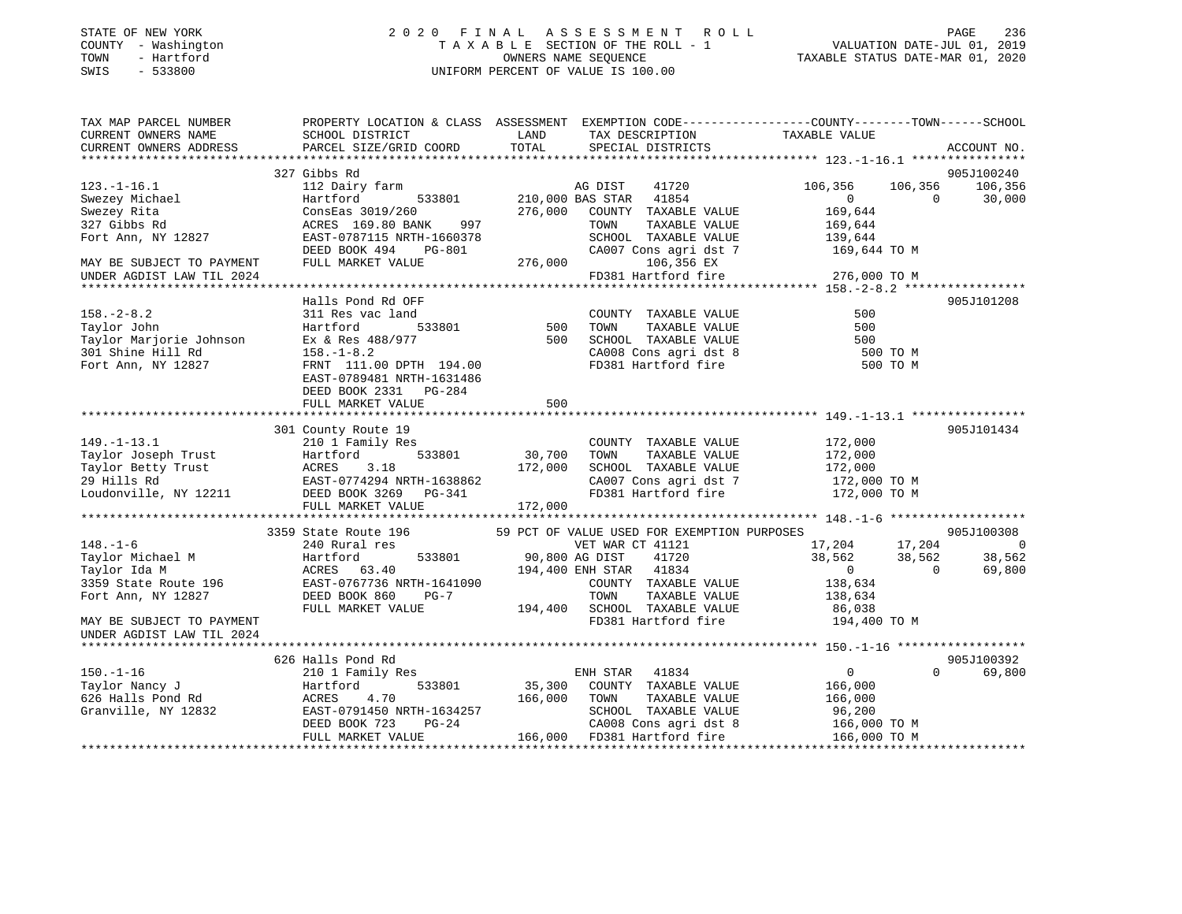STATE OF NEW YORK
COUNTY - Washington
TOWN - Hartford
SWIS - 533800

2020 FINAL ASSESSMENT ROLL
TAXABLE SECTION OF THE ROLL - 1
OWNERS NAME SEQUENCE
UNIFORM PERCENT OF VALUE IS 100.00

VALUATION DATE-JUL 01, 2019
TAXABLE STATUS DATE-MAR 01, 2020

```
TAX MAP PARCEL NUMBER          PROPERTY LOCATION & CLASS  ASSESSMENT  EXEMPTION CODE-----------------COUNTY--------TOWN------SCHOOL
CURRENT OWNERS NAME            SCHOOL DISTRICT               LAND      TAX DESCRIPTION            TAXABLE VALUE
CURRENT OWNERS ADDRESS         PARCEL SIZE/GRID COORD        TOTAL     SPECIAL DISTRICTS                                      ACCOUNT NO.
******************************************************************************************************* 123.-1-16.1 ****************
                               327 Gibbs Rd                                                                                905J100240
123.-1-16.1                    112 Dairy farm                          AG DIST    41720            106,356    106,356    106,356
Swezey Michael                 Hartford        533801        210,000 BAS STAR   41854                   0          0     30,000
Swezey Rita                    ConsEas 3019/260              276,000   COUNTY  TAXABLE VALUE         169,644
327 Gibbs Rd                   ACRES 169.80 BANK    997                TOWN    TAXABLE VALUE         169,644
Fort Ann, NY 12827             EAST-0787115 NRTH-1660378               SCHOOL  TAXABLE VALUE         139,644
                               DEED BOOK 494    PG-801                 CA007 Cons agri dst 7          169,644 TO M
MAY BE SUBJECT TO PAYMENT      FULL MARKET VALUE             276,000        106,356 EX
UNDER AGDIST LAW TIL 2024                                              FD381 Hartford fire            276,000 TO M
******************************************************************************************************* 158.-2-8.2 *****************
                               Halls Pond Rd OFF                                                                           905J101208
158.-2-8.2                     311 Res vac land                        COUNTY  TAXABLE VALUE             500
Taylor John                    Hartford        533801            500   TOWN    TAXABLE VALUE             500
Taylor Marjorie Johnson        Ex & Res 488/977                  500   SCHOOL  TAXABLE VALUE             500
301 Shine Hill Rd              158.-1-8.2                              CA008 Cons agri dst 8              500 TO M
Fort Ann, NY 12827             FRNT 111.00 DPTH 194.00                 FD381 Hartford fire                500 TO M
                               EAST-0789481 NRTH-1631486
                               DEED BOOK 2331   PG-284
                               FULL MARKET VALUE                 500
******************************************************************************************************* 149.-1-13.1 ****************
                               301 County Route 19                                                                         905J101434
149.-1-13.1                    210 1 Family Res                        COUNTY  TAXABLE VALUE         172,000
Taylor Joseph Trust            Hartford        533801         30,700   TOWN    TAXABLE VALUE         172,000
Taylor Betty Trust             ACRES    3.18                 172,000   SCHOOL  TAXABLE VALUE         172,000
29 Hills Rd                    EAST-0774294 NRTH-1638862               CA007 Cons agri dst 7          172,000 TO M
Loudonville, NY 12211          DEED BOOK 3269   PG-341                 FD381 Hartford fire            172,000 TO M
                               FULL MARKET VALUE             172,000
******************************************************************************************************* 148.-1-6 *******************
                               3359 State Route 196         59 PCT OF VALUE USED FOR EXEMPTION PURPOSES                    905J100308
148.-1-6                       240 Rural res                           VET WAR CT 41121             17,204     17,204          0
Taylor Michael M               Hartford        533801         90,800 AG DIST    41720             38,562     38,562     38,562
Taylor Ida M                   ACRES   63.40                 194,400 ENH STAR   41834                  0          0     69,800
3359 State Route 196           EAST-0767736 NRTH-1641090               COUNTY  TAXABLE VALUE         138,634
Fort Ann, NY 12827             DEED BOOK 860    PG-7                   TOWN    TAXABLE VALUE         138,634
                               FULL MARKET VALUE             194,400   SCHOOL  TAXABLE VALUE          86,038
MAY BE SUBJECT TO PAYMENT                                              FD381 Hartford fire            194,400 TO M
UNDER AGDIST LAW TIL 2024
******************************************************************************************************* 150.-1-16 ******************
                               626 Halls Pond Rd                                                                           905J100392
150.-1-16                      210 1 Family Res                        ENH STAR   41834                  0          0     69,800
Taylor Nancy J                 Hartford        533801         35,300   COUNTY  TAXABLE VALUE         166,000
626 Halls Pond Rd              ACRES    4.70                 166,000   TOWN    TAXABLE VALUE         166,000
Granville, NY 12832            EAST-0791450 NRTH-1634257               SCHOOL  TAXABLE VALUE          96,200
                               DEED BOOK 723    PG-24                  CA008 Cons agri dst 8          166,000 TO M
                               FULL MARKET VALUE             166,000   FD381 Hartford fire            166,000 TO M
************************************************************************************************************************************
```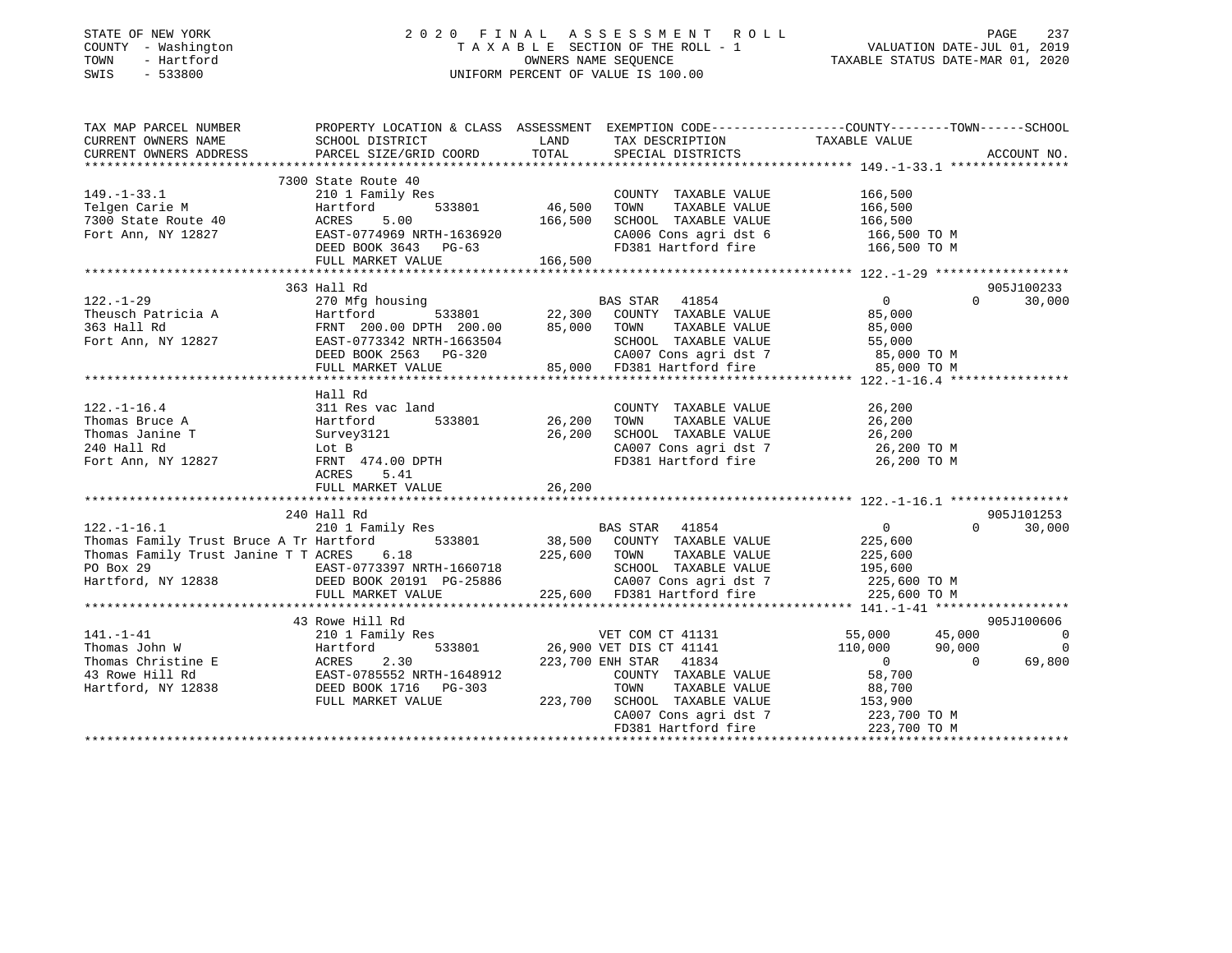STATE OF NEW YORK
COUNTY - Washington
TOWN - Hartford
SWIS - 533800

# 2020 FINAL ASSESSMENT ROLL

TAXABLE SECTION OF THE ROLL - 1
OWNERS NAME SEQUENCE
UNIFORM PERCENT OF VALUE IS 100.00

VALUATION DATE-JUL 01, 2019
TAXABLE STATUS DATE-MAR 01, 2020

```
TAX MAP PARCEL NUMBER          PROPERTY LOCATION & CLASS  ASSESSMENT  EXEMPTION CODE-----------------COUNTY--------TOWN------SCHOOL
CURRENT OWNERS NAME            SCHOOL DISTRICT               LAND      TAX DESCRIPTION            TAXABLE VALUE
CURRENT OWNERS ADDRESS         PARCEL SIZE/GRID COORD        TOTAL     SPECIAL DISTRICTS                                    ACCOUNT NO.
********************************************************************************************** 149.-1-33.1 ****************
                               7300 State Route 40
149.-1-33.1                    210 1 Family Res                        COUNTY  TAXABLE VALUE          166,500
Telgen Carie M                 Hartford        533801      46,500      TOWN    TAXABLE VALUE          166,500
7300 State Route 40            ACRES     5.00             166,500      SCHOOL  TAXABLE VALUE          166,500
Fort Ann, NY 12827             EAST-0774969 NRTH-1636920               CA006 Cons agri dst 6          166,500 TO M
                               DEED BOOK 3643   PG-63                  FD381 Hartford fire            166,500 TO M
                               FULL MARKET VALUE          166,500
********************************************************************************************** 122.-1-29 ******************
                               363 Hall Rd                                                                          905J100233
122.-1-29                      270 Mfg housing                         BAS STAR   41854                0          0      30,000
Theusch Patricia A             Hartford        533801      22,300      COUNTY  TAXABLE VALUE           85,000
363 Hall Rd                    FRNT 200.00 DPTH 200.00     85,000      TOWN    TAXABLE VALUE           85,000
Fort Ann, NY 12827             EAST-0773342 NRTH-1663504               SCHOOL  TAXABLE VALUE           55,000
                               DEED BOOK 2563   PG-320                 CA007 Cons agri dst 7           85,000 TO M
                               FULL MARKET VALUE           85,000      FD381 Hartford fire             85,000 TO M
********************************************************************************************** 122.-1-16.4 ****************
                               Hall Rd
122.-1-16.4                    311 Res vac land                        COUNTY  TAXABLE VALUE           26,200
Thomas Bruce A                 Hartford        533801      26,200      TOWN    TAXABLE VALUE           26,200
Thomas Janine T                Survey3121                  26,200      SCHOOL  TAXABLE VALUE           26,200
240 Hall Rd                    Lot B                                   CA007 Cons agri dst 7           26,200 TO M
Fort Ann, NY 12827             FRNT 474.00 DPTH                        FD381 Hartford fire             26,200 TO M
                               ACRES     5.41
                               FULL MARKET VALUE           26,200
********************************************************************************************** 122.-1-16.1 ****************
                               240 Hall Rd                                                                          905J101253
122.-1-16.1                    210 1 Family Res                        BAS STAR   41854                0          0      30,000
Thomas Family Trust Bruce A Tr Hartford        533801      38,500      COUNTY  TAXABLE VALUE          225,600
Thomas Family Trust Janine T T ACRES     6.18             225,600      TOWN    TAXABLE VALUE          225,600
PO Box 29                      EAST-0773397 NRTH-1660718               SCHOOL  TAXABLE VALUE          195,600
Hartford, NY 12838             DEED BOOK 20191 PG-25886                CA007 Cons agri dst 7          225,600 TO M
                               FULL MARKET VALUE          225,600      FD381 Hartford fire            225,600 TO M
********************************************************************************************** 141.-1-41 ******************
                               43 Rowe Hill Rd                                                                      905J100606
141.-1-41                      210 1 Family Res                        VET COM CT 41131           55,000     45,000           0
Thomas John W                  Hartford        533801      26,900 VET DIS CT 41141               110,000     90,000           0
Thomas Christine E             ACRES     2.30             223,700 ENH STAR   41834                     0          0      69,800
43 Rowe Hill Rd                EAST-0785552 NRTH-1648912               COUNTY  TAXABLE VALUE           58,700
Hartford, NY 12838             DEED BOOK 1716   PG-303                 TOWN    TAXABLE VALUE           88,700
                               FULL MARKET VALUE          223,700      SCHOOL  TAXABLE VALUE          153,900
                                                                       CA007 Cons agri dst 7          223,700 TO M
                                                                       FD381 Hartford fire            223,700 TO M
****************************************************************************************************************************
```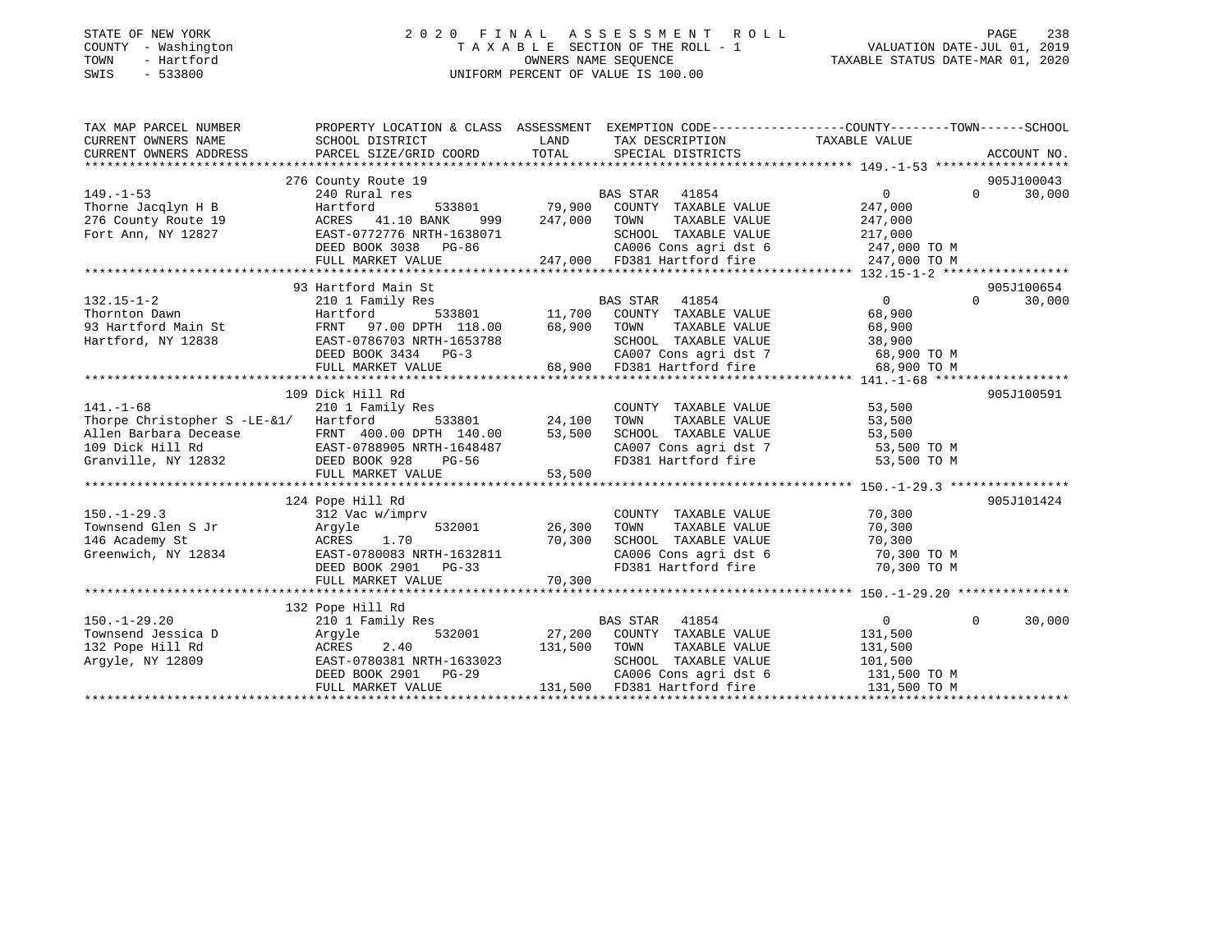STATE OF NEW YORK
COUNTY - Washington
TOWN - Hartford
SWIS - 533800

# 2020 FINAL ASSESSMENT ROLL

TAXABLE SECTION OF THE ROLL - 1
OWNERS NAME SEQUENCE
UNIFORM PERCENT OF VALUE IS 100.00

VALUATION DATE-JUL 01, 2019
TAXABLE STATUS DATE-MAR 01, 2020

```
TAX MAP PARCEL NUMBER          PROPERTY LOCATION & CLASS  ASSESSMENT  EXEMPTION CODE-----------------COUNTY--------TOWN------SCHOOL
CURRENT OWNERS NAME            SCHOOL DISTRICT              LAND      TAX DESCRIPTION             TAXABLE VALUE
CURRENT OWNERS ADDRESS         PARCEL SIZE/GRID COORD       TOTAL     SPECIAL DISTRICTS                                  ACCOUNT NO.
******************************************************************************************************* 149.-1-53 ******************
                               276 County Route 19                                                                    905J100043
149.-1-53                      240 Rural res                          BAS STAR   41854                 0           0      30,000
Thorne Jacqlyn H B             Hartford          533801      79,900   COUNTY  TAXABLE VALUE       247,000
276 County Route 19            ACRES   41.10 BANK     999   247,000   TOWN    TAXABLE VALUE       247,000
Fort Ann, NY 12827             EAST-0772776 NRTH-1638071              SCHOOL  TAXABLE VALUE       217,000
                               DEED BOOK 3038   PG-86                 CA006 Cons agri dst 6        247,000 TO M
                               FULL MARKET VALUE            247,000   FD381 Hartford fire          247,000 TO M
******************************************************************************************************* 132.15-1-2 *****************
                               93 Hartford Main St                                                                    905J100654
132.15-1-2                     210 1 Family Res                       BAS STAR   41854                 0           0      30,000
Thornton Dawn                  Hartford          533801      11,700   COUNTY  TAXABLE VALUE        68,900
93 Hartford Main St            FRNT   97.00 DPTH 118.00      68,900   TOWN    TAXABLE VALUE        68,900
Hartford, NY 12838             EAST-0786703 NRTH-1653788              SCHOOL  TAXABLE VALUE        38,900
                               DEED BOOK 3434   PG-3                  CA007 Cons agri dst 7         68,900 TO M
                               FULL MARKET VALUE             68,900   FD381 Hartford fire           68,900 TO M
******************************************************************************************************* 141.-1-68 ******************
                               109 Dick Hill Rd                                                                       905J100591
141.-1-68                      210 1 Family Res                       COUNTY  TAXABLE VALUE        53,500
Thorpe Christopher S -LE-&1/   Hartford          533801      24,100   TOWN    TAXABLE VALUE        53,500
Allen Barbara Decease          FRNT  400.00 DPTH 140.00      53,500   SCHOOL  TAXABLE VALUE        53,500
109 Dick Hill Rd               EAST-0788905 NRTH-1648487              CA007 Cons agri dst 7         53,500 TO M
Granville, NY 12832            DEED BOOK 928    PG-56                 FD381 Hartford fire           53,500 TO M
                               FULL MARKET VALUE             53,500
******************************************************************************************************* 150.-1-29.3 ****************
                               124 Pope Hill Rd                                                                       905J101424
150.-1-29.3                    312 Vac w/imprv                        COUNTY  TAXABLE VALUE        70,300
Townsend Glen S Jr             Argyle            532001      26,300   TOWN    TAXABLE VALUE        70,300
146 Academy St                 ACRES    1.70                 70,300   SCHOOL  TAXABLE VALUE        70,300
Greenwich, NY 12834            EAST-0780083 NRTH-1632811              CA006 Cons agri dst 6         70,300 TO M
                               DEED BOOK 2901   PG-33                 FD381 Hartford fire           70,300 TO M
                               FULL MARKET VALUE             70,300
******************************************************************************************************* 150.-1-29.20 ***************
                               132 Pope Hill Rd
150.-1-29.20                   210 1 Family Res                       BAS STAR   41854                 0           0      30,000
Townsend Jessica D             Argyle            532001      27,200   COUNTY  TAXABLE VALUE       131,500
132 Pope Hill Rd               ACRES    2.40                131,500   TOWN    TAXABLE VALUE       131,500
Argyle, NY 12809               EAST-0780381 NRTH-1633023              SCHOOL  TAXABLE VALUE       101,500
                               DEED BOOK 2901   PG-29                 CA006 Cons agri dst 6        131,500 TO M
                               FULL MARKET VALUE            131,500   FD381 Hartford fire          131,500 TO M
************************************************************************************************************************************
```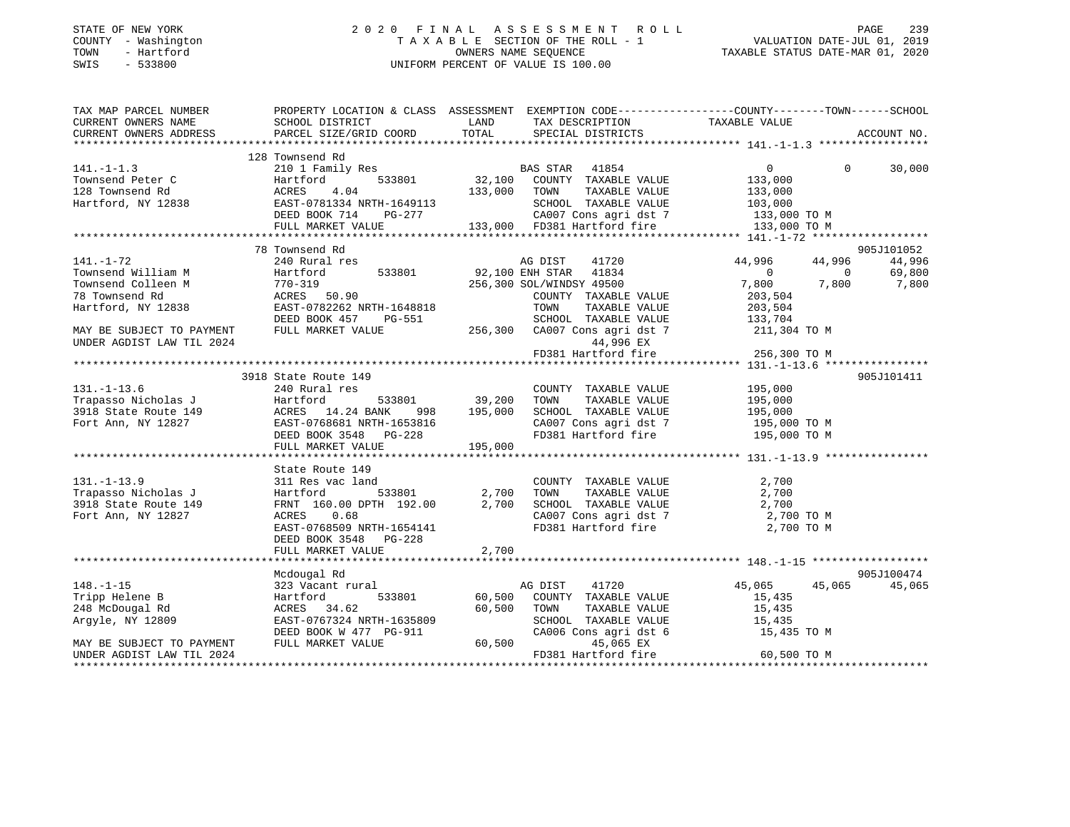STATE OF NEW YORK
COUNTY - Washington
TOWN - Hartford
SWIS - 533800

2020 FINAL ASSESSMENT ROLL
TAXABLE SECTION OF THE ROLL - 1
OWNERS NAME SEQUENCE
UNIFORM PERCENT OF VALUE IS 100.00

VALUATION DATE-JUL 01, 2019
TAXABLE STATUS DATE-MAR 01, 2020

```
TAX MAP PARCEL NUMBER          PROPERTY LOCATION & CLASS  ASSESSMENT  EXEMPTION CODE-----------------COUNTY--------TOWN------SCHOOL
CURRENT OWNERS NAME            SCHOOL DISTRICT             LAND       TAX DESCRIPTION            TAXABLE VALUE
CURRENT OWNERS ADDRESS         PARCEL SIZE/GRID COORD      TOTAL      SPECIAL DISTRICTS                                    ACCOUNT NO.
********************************************************************************************* 141.-1-1.3 *****************
                               128 Townsend Rd
141.-1-1.3                     210 1 Family Res                     BAS STAR  41854              0             0       30,000
Townsend Peter C               Hartford         533801      32,100   COUNTY  TAXABLE VALUE      133,000
128 Townsend Rd                ACRES    4.04               133,000   TOWN    TAXABLE VALUE      133,000
Hartford, NY 12838             EAST-0781334 NRTH-1649113              SCHOOL  TAXABLE VALUE      103,000
                               DEED BOOK 714    PG-277                CA007 Cons agri dst 7       133,000 TO M
                               FULL MARKET VALUE           133,000   FD381 Hartford fire         133,000 TO M
********************************************************************************************* 141.-1-72 ******************
                               78 Townsend Rd                                                                       905J101052
141.-1-72                      240 Rural res                         AG DIST   41720          44,996      44,996       44,996
Townsend William M             Hartford         533801      92,100 ENH STAR  41834               0           0       69,800
Townsend Colleen M             770-319                     256,300 SOL/WINDSY 49500           7,800       7,800        7,800
78 Townsend Rd                 ACRES   50.90                          COUNTY  TAXABLE VALUE      203,504
Hartford, NY 12838             EAST-0782262 NRTH-1648818              TOWN    TAXABLE VALUE      203,504
                               DEED BOOK 457    PG-551                SCHOOL  TAXABLE VALUE      133,704
MAY BE SUBJECT TO PAYMENT      FULL MARKET VALUE           256,300   CA007 Cons agri dst 7       211,304 TO M
UNDER AGDIST LAW TIL 2024                                                  44,996 EX
                                                                      FD381 Hartford fire         256,300 TO M
********************************************************************************************* 131.-1-13.6 ****************
                               3918 State Route 149                                                                 905J101411
131.-1-13.6                    240 Rural res                          COUNTY  TAXABLE VALUE      195,000
Trapasso Nicholas J            Hartford         533801      39,200   TOWN    TAXABLE VALUE      195,000
3918 State Route 149           ACRES   14.24 BANK     998  195,000   SCHOOL  TAXABLE VALUE      195,000
Fort Ann, NY 12827             EAST-0768681 NRTH-1653816              CA007 Cons agri dst 7       195,000 TO M
                               DEED BOOK 3548   PG-228                FD381 Hartford fire         195,000 TO M
                               FULL MARKET VALUE           195,000
********************************************************************************************* 131.-1-13.9 ****************
                               State Route 149
131.-1-13.9                    311 Res vac land                       COUNTY  TAXABLE VALUE        2,700
Trapasso Nicholas J            Hartford         533801       2,700   TOWN    TAXABLE VALUE        2,700
3918 State Route 149           FRNT 160.00 DPTH 192.00       2,700   SCHOOL  TAXABLE VALUE        2,700
Fort Ann, NY 12827             ACRES    0.68                          CA007 Cons agri dst 7         2,700 TO M
                               EAST-0768509 NRTH-1654141              FD381 Hartford fire           2,700 TO M
                               DEED BOOK 3548   PG-228
                               FULL MARKET VALUE             2,700
********************************************************************************************* 148.-1-15 ******************
                               Mcdougal Rd                                                                          905J100474
148.-1-15                      323 Vacant rural                       AG DIST   41720          45,065      45,065       45,065
Tripp Helene B                 Hartford         533801      60,500   COUNTY  TAXABLE VALUE       15,435
248 McDougal Rd                ACRES   34.62                60,500   TOWN    TAXABLE VALUE       15,435
Argyle, NY 12809               EAST-0767324 NRTH-1635809              SCHOOL  TAXABLE VALUE       15,435
                               DEED BOOK W 477  PG-911                CA006 Cons agri dst 6        15,435 TO M
MAY BE SUBJECT TO PAYMENT      FULL MARKET VALUE            60,500           45,065 EX
UNDER AGDIST LAW TIL 2024                                             FD381 Hartford fire          60,500 TO M
*****************************************************************************************************************************
```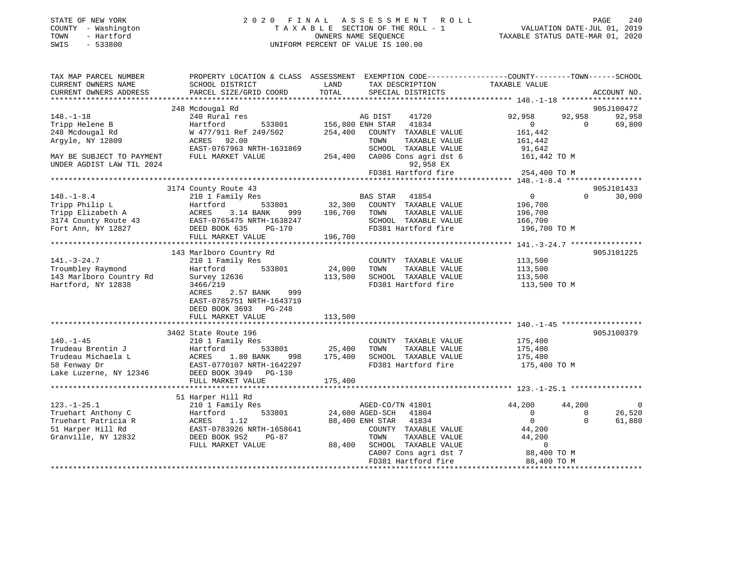STATE OF NEW YORK
COUNTY - Washington
TOWN - Hartford
SWIS - 533800

2 0 2 0 F I N A L A S S E S S M E N T R O L L
T A X A B L E SECTION OF THE ROLL - 1
OWNERS NAME SEQUENCE
UNIFORM PERCENT OF VALUE IS 100.00

VALUATION DATE-JUL 01, 2019
TAXABLE STATUS DATE-MAR 01, 2020

```
TAX MAP PARCEL NUMBER          PROPERTY LOCATION & CLASS  ASSESSMENT  EXEMPTION CODE-----------------COUNTY--------TOWN------SCHOOL
CURRENT OWNERS NAME            SCHOOL DISTRICT               LAND      TAX DESCRIPTION            TAXABLE VALUE
CURRENT OWNERS ADDRESS         PARCEL SIZE/GRID COORD        TOTAL     SPECIAL DISTRICTS                                      ACCOUNT NO.
******************************************************************************************************* 148.-1-18 ******************
                               248 Mcdougal Rd                                                                                 905J100472
148.-1-18                      240 Rural res                          AG DIST     41720              92,958       92,958        92,958
Tripp Helene B                 Hartford          533801      156,800 ENH STAR    41834                   0            0        69,800
248 Mcdougal Rd                W 477/911 Ref 249/502          254,400    COUNTY  TAXABLE VALUE          161,442
Argyle, NY 12809               ACRES   92.00                             TOWN    TAXABLE VALUE          161,442
                               EAST-0767963 NRTH-1631869                 SCHOOL  TAXABLE VALUE           91,642
MAY BE SUBJECT TO PAYMENT      FULL MARKET VALUE              254,400    CA006 Cons agri dst 6         161,442 TO M
UNDER AGDIST LAW TIL 2024                                                      92,958 EX
                                                                         FD381 Hartford fire           254,400 TO M
******************************************************************************************************* 148.-1-8.4 *****************
                               3174 County Route 43                                                                            905J101433
148.-1-8.4                     210 1 Family Res                       BAS STAR    41854                   0            0        30,000
Tripp Philip L                 Hartford          533801       32,300    COUNTY  TAXABLE VALUE          196,700
Tripp Elizabeth A              ACRES    3.14 BANK     999     196,700    TOWN    TAXABLE VALUE          196,700
3174 County Route 43           EAST-0765475 NRTH-1638247                 SCHOOL  TAXABLE VALUE          166,700
Fort Ann, NY 12827             DEED BOOK 635    PG-170                   FD381 Hartford fire           196,700 TO M
                               FULL MARKET VALUE              196,700
******************************************************************************************************* 141.-3-24.7 ****************
                               143 Marlboro Country Rd                                                                         905J101225
141.-3-24.7                    210 1 Family Res                          COUNTY  TAXABLE VALUE          113,500
Troumbley Raymond              Hartford          533801       24,000    TOWN    TAXABLE VALUE          113,500
143 Marlboro Country Rd        Survey 12636                   113,500    SCHOOL  TAXABLE VALUE          113,500
Hartford, NY 12838             3466/219                                  FD381 Hartford fire           113,500 TO M
                               ACRES    2.57 BANK     999
                               EAST-0785751 NRTH-1643719
                               DEED BOOK 3693   PG-248
                               FULL MARKET VALUE              113,500
******************************************************************************************************* 140.-1-45 ******************
                               3402 State Route 196                                                                            905J100379
140.-1-45                      210 1 Family Res                          COUNTY  TAXABLE VALUE          175,400
Trudeau Brentin J              Hartford          533801       25,400    TOWN    TAXABLE VALUE          175,400
Trudeau Michaela L             ACRES    1.80 BANK     998     175,400    SCHOOL  TAXABLE VALUE          175,400
58 Fenway Dr                   EAST-0770107 NRTH-1642297                 FD381 Hartford fire           175,400 TO M
Lake Luzerne, NY 12346         DEED BOOK 3949   PG-130
                               FULL MARKET VALUE              175,400
******************************************************************************************************* 123.-1-25.1 ****************
                               51 Harper Hill Rd
123.-1-25.1                    210 1 Family Res                       AGED-CO/TN 41801               44,200       44,200             0
Truehart Anthony C             Hartford          533801       24,600 AGED-SCH   41804                   0            0        26,520
Truehart Patricia R            ACRES    1.12                   88,400 ENH STAR   41834                   0            0        61,880
51 Harper Hill Rd              EAST-0783926 NRTH-1658641                 COUNTY  TAXABLE VALUE           44,200
Granville, NY 12832            DEED BOOK 952    PG-87                    TOWN    TAXABLE VALUE           44,200
                               FULL MARKET VALUE               88,400    SCHOOL  TAXABLE VALUE                0
                                                                         CA007 Cons agri dst 7          88,400 TO M
                                                                         FD381 Hartford fire            88,400 TO M
************************************************************************************************************************************
```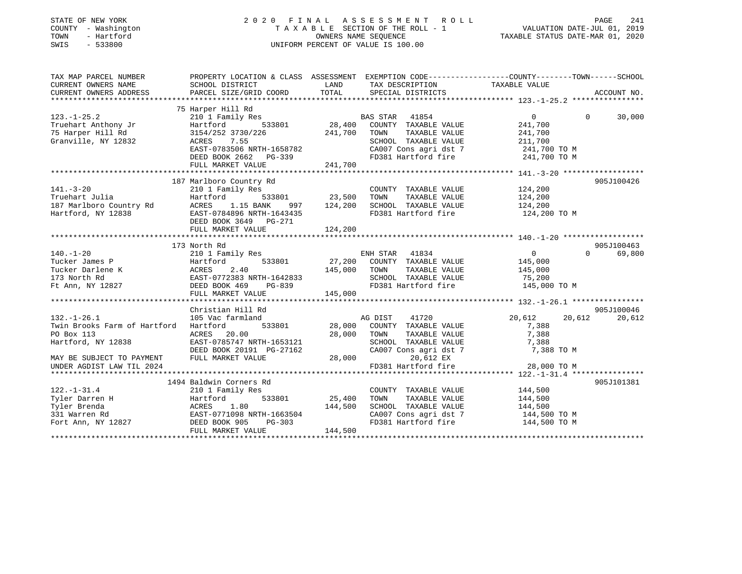STATE OF NEW YORK
COUNTY - Washington
TOWN - Hartford
SWIS - 533800

2020 FINAL ASSESSMENT ROLL
TAXABLE SECTION OF THE ROLL - 1
OWNERS NAME SEQUENCE
UNIFORM PERCENT OF VALUE IS 100.00

VALUATION DATE-JUL 01, 2019
TAXABLE STATUS DATE-MAR 01, 2020

```
TAX MAP PARCEL NUMBER        PROPERTY LOCATION & CLASS  ASSESSMENT  EXEMPTION CODE------------------COUNTY--------TOWN------SCHOOL
CURRENT OWNERS NAME          SCHOOL DISTRICT              LAND      TAX DESCRIPTION             TAXABLE VALUE
CURRENT OWNERS ADDRESS       PARCEL SIZE/GRID COORD       TOTAL     SPECIAL DISTRICTS                                     ACCOUNT NO.
******************************************************************************************************* 123.-1-25.2 ****************
                             75 Harper Hill Rd
123.-1-25.2                  210 1 Family Res                       BAS STAR  41854                  0          0     30,000
Truehart Anthony Jr          Hartford         533801      28,400    COUNTY  TAXABLE VALUE          241,700
75 Harper Hill Rd            3154/252 3730/226           241,700    TOWN    TAXABLE VALUE          241,700
Granville, NY 12832          ACRES    7.55                          SCHOOL  TAXABLE VALUE          211,700
                             EAST-0783506 NRTH-1658782              CA007 Cons agri dst 7           241,700 TO M
                             DEED BOOK 2662   PG-339                FD381 Hartford fire             241,700 TO M
                             FULL MARKET VALUE           241,700
******************************************************************************************************* 141.-3-20 ******************
                             187 Marlboro Country Rd                                                                  905J100426
141.-3-20                    210 1 Family Res                       COUNTY  TAXABLE VALUE          124,200
Truehart Julia               Hartford         533801      23,500    TOWN    TAXABLE VALUE          124,200
187 Marlboro Country Rd      ACRES    1.15 BANK     997  124,200    SCHOOL  TAXABLE VALUE          124,200
Hartford, NY 12838           EAST-0784896 NRTH-1643435              FD381 Hartford fire             124,200 TO M
                             DEED BOOK 3649   PG-271
                             FULL MARKET VALUE           124,200
******************************************************************************************************* 140.-1-20 ******************
                             173 North Rd                                                                             905J100463
140.-1-20                    210 1 Family Res                       ENH STAR  41834                  0          0     69,800
Tucker James P               Hartford         533801      27,200    COUNTY  TAXABLE VALUE          145,000
Tucker Darlene K             ACRES    2.40               145,000    TOWN    TAXABLE VALUE          145,000
173 North Rd                 EAST-0772383 NRTH-1642833              SCHOOL  TAXABLE VALUE           75,200
Ft Ann, NY 12827             DEED BOOK 469    PG-839                FD381 Hartford fire             145,000 TO M
                             FULL MARKET VALUE           145,000
******************************************************************************************************* 132.-1-26.1 ****************
                             Christian Hill Rd                                                                        905J100046
132.-1-26.1                  105 Vac farmland                       AG DIST   41720             20,612     20,612     20,612
Twin Brooks Farm of Hartford Hartford         533801      28,000    COUNTY  TAXABLE VALUE            7,388
PO Box 113                   ACRES   20.00                28,000    TOWN    TAXABLE VALUE            7,388
Hartford, NY 12838           EAST-0785747 NRTH-1653121              SCHOOL  TAXABLE VALUE            7,388
                             DEED BOOK 20191 PG-27162               CA007 Cons agri dst 7             7,388 TO M
MAY BE SUBJECT TO PAYMENT    FULL MARKET VALUE            28,000         20,612 EX
UNDER AGDIST LAW TIL 2024                                           FD381 Hartford fire              28,000 TO M
******************************************************************************************************* 122.-1-31.4 ****************
                             1494 Baldwin Corners Rd                                                                  905J101381
122.-1-31.4                  210 1 Family Res                       COUNTY  TAXABLE VALUE          144,500
Tyler Darren H               Hartford         533801      25,400    TOWN    TAXABLE VALUE          144,500
Tyler Brenda                 ACRES    1.80               144,500    SCHOOL  TAXABLE VALUE          144,500
331 Warren Rd                EAST-0771098 NRTH-1663504              CA007 Cons agri dst 7           144,500 TO M
Fort Ann, NY 12827           DEED BOOK 905    PG-303                FD381 Hartford fire             144,500 TO M
                             FULL MARKET VALUE           144,500
************************************************************************************************************************************
```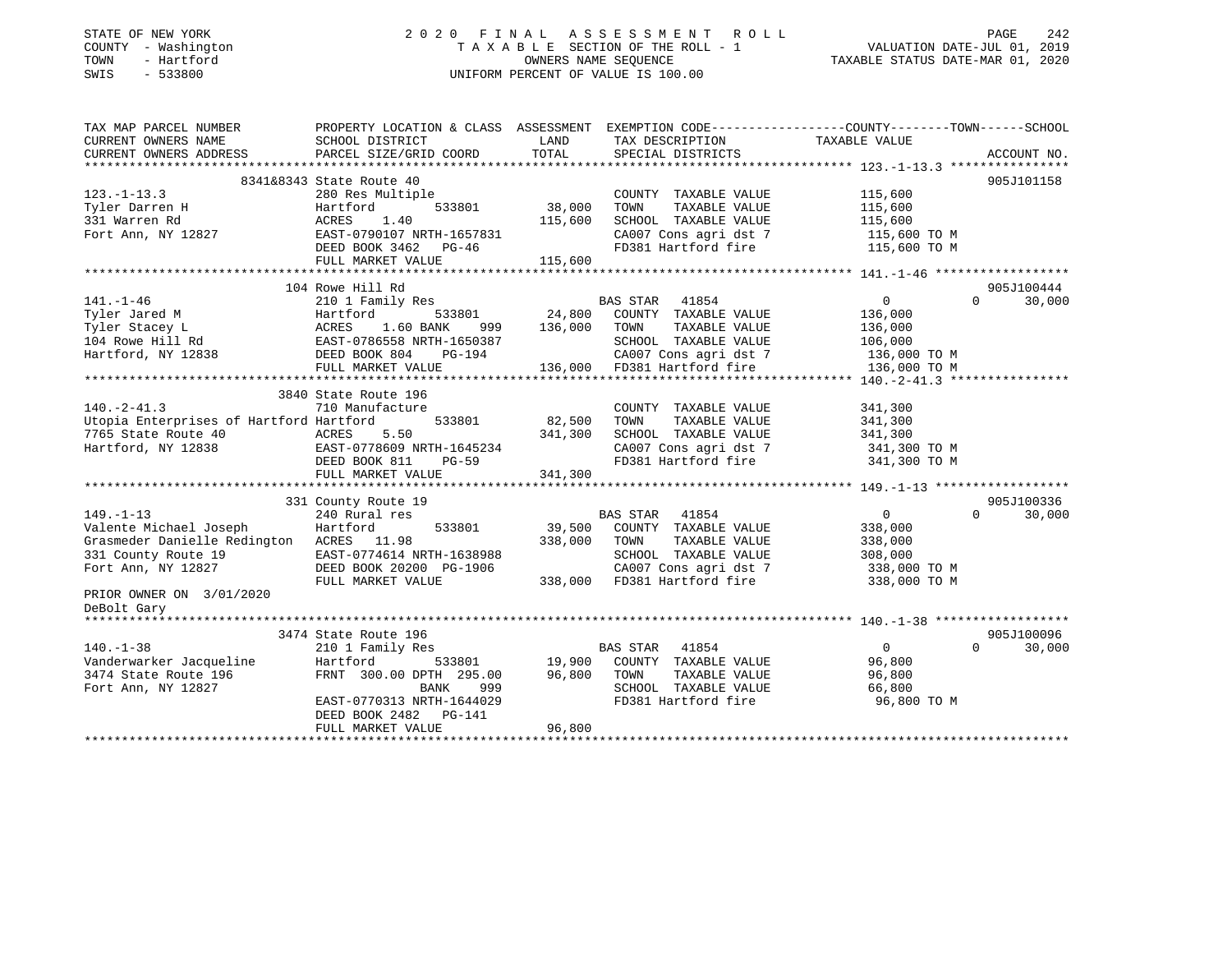STATE OF NEW YORK
COUNTY - Washington
TOWN - Hartford
SWIS - 533800

# 2020 FINAL ASSESSMENT ROLL

TAXABLE SECTION OF THE ROLL - 1
OWNERS NAME SEQUENCE
UNIFORM PERCENT OF VALUE IS 100.00

VALUATION DATE-JUL 01, 2019
TAXABLE STATUS DATE-MAR 01, 2020

```
TAX MAP PARCEL NUMBER          PROPERTY LOCATION & CLASS  ASSESSMENT  EXEMPTION CODE-----------------COUNTY--------TOWN------SCHOOL
CURRENT OWNERS NAME            SCHOOL DISTRICT              LAND      TAX DESCRIPTION              TAXABLE VALUE
CURRENT OWNERS ADDRESS         PARCEL SIZE/GRID COORD       TOTAL     SPECIAL DISTRICTS                                    ACCOUNT NO.
*********************************************************************************************** 123.-1-13.3 ****************
                    8341&8343 State Route 40                                                                           905J101158
123.-1-13.3                    280 Res Multiple                       COUNTY  TAXABLE VALUE           115,600
Tyler Darren H                 Hartford          533801      38,000   TOWN    TAXABLE VALUE           115,600
331 Warren Rd                  ACRES    1.40                115,600   SCHOOL  TAXABLE VALUE           115,600
Fort Ann, NY 12827             EAST-0790107 NRTH-1657831              CA007 Cons agri dst 7            115,600 TO M
                               DEED BOOK 3462   PG-46                 FD381 Hartford fire              115,600 TO M
                               FULL MARKET VALUE            115,600
*********************************************************************************************** 141.-1-46 ******************
                    104 Rowe Hill Rd                                                                                   905J100444
141.-1-46                      210 1 Family Res                       BAS STAR  41854                  0           0      30,000
Tyler Jared M                  Hartford          533801      24,800   COUNTY  TAXABLE VALUE           136,000
Tyler Stacey L                 ACRES    1.60 BANK     999   136,000   TOWN    TAXABLE VALUE           136,000
104 Rowe Hill Rd               EAST-0786558 NRTH-1650387              SCHOOL  TAXABLE VALUE           106,000
Hartford, NY 12838             DEED BOOK 804    PG-194                CA007 Cons agri dst 7            136,000 TO M
                               FULL MARKET VALUE            136,000   FD381 Hartford fire              136,000 TO M
*********************************************************************************************** 140.-2-41.3 ****************
                    3840 State Route 196
140.-2-41.3                    710 Manufacture                        COUNTY  TAXABLE VALUE           341,300
Utopia Enterprises of Hartford Hartford          533801      82,500   TOWN    TAXABLE VALUE           341,300
7765 State Route 40            ACRES    5.50                341,300   SCHOOL  TAXABLE VALUE           341,300
Hartford, NY 12838             EAST-0778609 NRTH-1645234              CA007 Cons agri dst 7            341,300 TO M
                               DEED BOOK 811    PG-59                 FD381 Hartford fire              341,300 TO M
                               FULL MARKET VALUE            341,300
*********************************************************************************************** 149.-1-13 ******************
                    331 County Route 19                                                                                905J100336
149.-1-13                      240 Rural res                          BAS STAR  41854                  0           0      30,000
Valente Michael Joseph         Hartford          533801      39,500   COUNTY  TAXABLE VALUE           338,000
Grasmeder Danielle Redington   ACRES   11.98                338,000   TOWN    TAXABLE VALUE           338,000
331 County Route 19            EAST-0774614 NRTH-1638988              SCHOOL  TAXABLE VALUE           308,000
Fort Ann, NY 12827             DEED BOOK 20200  PG-1906               CA007 Cons agri dst 7            338,000 TO M
                               FULL MARKET VALUE            338,000   FD381 Hartford fire              338,000 TO M
PRIOR OWNER ON 3/01/2020
DeBolt Gary
*********************************************************************************************** 140.-1-38 ******************
                    3474 State Route 196                                                                               905J100096
140.-1-38                      210 1 Family Res                       BAS STAR  41854                  0           0      30,000
Vanderwarker Jacqueline        Hartford          533801      19,900   COUNTY  TAXABLE VALUE            96,800
3474 State Route 196           FRNT 300.00 DPTH 295.00       96,800   TOWN    TAXABLE VALUE            96,800
Fort Ann, NY 12827                          BANK     999              SCHOOL  TAXABLE VALUE            66,800
                               EAST-0770313 NRTH-1644029              FD381 Hartford fire               96,800 TO M
                               DEED BOOK 2482   PG-141
                               FULL MARKET VALUE             96,800
****************************************************************************************************************************
```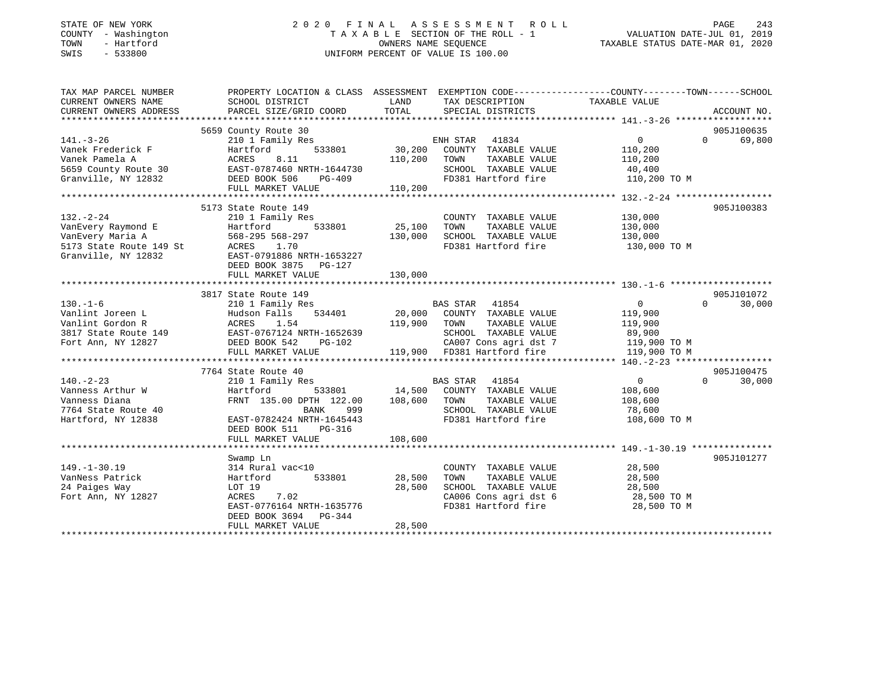STATE OF NEW YORK
COUNTY - Washington
TOWN - Hartford
SWIS - 533800

2020 FINAL ASSESSMENT ROLL
TAXABLE SECTION OF THE ROLL - 1
OWNERS NAME SEQUENCE
UNIFORM PERCENT OF VALUE IS 100.00

VALUATION DATE-JUL 01, 2019
TAXABLE STATUS DATE-MAR 01, 2020

| TAX MAP PARCEL NUMBER / CURRENT OWNERS NAME / CURRENT OWNERS ADDRESS | PROPERTY LOCATION & CLASS / SCHOOL DISTRICT / PARCEL SIZE/GRID COORD | LAND | ASSESSMENT TOTAL | EXEMPTION CODE / TAX DESCRIPTION / SPECIAL DISTRICTS | COUNTY TAXABLE VALUE | TOWN | SCHOOL | ACCOUNT NO. |
|---|---|---|---|---|---|---|---|---|
| 141.-3-26 | 5659 County Route 30 | | | | | | | 905J100635 |
| | 210 1 Family Res | | | ENH STAR 41834 | 0 | 0 | 69,800 | |
| Vanek Frederick F | Hartford 533801 | 30,200 | | COUNTY TAXABLE VALUE | 110,200 | | | |
| Vanek Pamela A | ACRES 8.11 | | 110,200 | TOWN TAXABLE VALUE | 110,200 | | | |
| 5659 County Route 30 | EAST-0787460 NRTH-1644730 | | | SCHOOL TAXABLE VALUE | 40,400 | | | |
| Granville, NY 12832 | DEED BOOK 506 PG-409 | | | FD381 Hartford fire | 110,200 TO M | | | |
| | FULL MARKET VALUE | | 110,200 | | | | | |
| 132.-2-24 | 5173 State Route 149 | | | | | | | 905J100383 |
| | 210 1 Family Res | | | COUNTY TAXABLE VALUE | 130,000 | | | |
| VanEvery Raymond E | Hartford 533801 | 25,100 | | TOWN TAXABLE VALUE | 130,000 | | | |
| VanEvery Maria A | 568-295 568-297 | | 130,000 | SCHOOL TAXABLE VALUE | 130,000 | | | |
| 5173 State Route 149 St | ACRES 1.70 | | | FD381 Hartford fire | 130,000 TO M | | | |
| Granville, NY 12832 | EAST-0791886 NRTH-1653227 | | | | | | | |
| | DEED BOOK 3875 PG-127 | | | | | | | |
| | FULL MARKET VALUE | | 130,000 | | | | | |
| 130.-1-6 | 3817 State Route 149 | | | | | | | 905J101072 |
| | 210 1 Family Res | | | BAS STAR 41854 | 0 | 0 | 30,000 | |
| Vanlint Joreen L | Hudson Falls 534401 | 20,000 | | COUNTY TAXABLE VALUE | 119,900 | | | |
| Vanlint Gordon R | ACRES 1.54 | | 119,900 | TOWN TAXABLE VALUE | 119,900 | | | |
| 3817 State Route 149 | EAST-0767124 NRTH-1652639 | | | SCHOOL TAXABLE VALUE | 89,900 | | | |
| Fort Ann, NY 12827 | DEED BOOK 542 PG-102 | | | CA007 Cons agri dst 7 | 119,900 TO M | | | |
| | FULL MARKET VALUE | | 119,900 | FD381 Hartford fire | 119,900 TO M | | | |
| 140.-2-23 | 7764 State Route 40 | | | | | | | 905J100475 |
| | 210 1 Family Res | | | BAS STAR 41854 | 0 | 0 | 30,000 | |
| Vanness Arthur W | Hartford 533801 | 14,500 | | COUNTY TAXABLE VALUE | 108,600 | | | |
| Vanness Diana | FRNT 135.00 DPTH 122.00 | | 108,600 | TOWN TAXABLE VALUE | 108,600 | | | |
| 7764 State Route 40 | BANK 999 | | | SCHOOL TAXABLE VALUE | 78,600 | | | |
| Hartford, NY 12838 | EAST-0782424 NRTH-1645443 | | | FD381 Hartford fire | 108,600 TO M | | | |
| | DEED BOOK 511 PG-316 | | | | | | | |
| | FULL MARKET VALUE | | 108,600 | | | | | |
| 149.-1-30.19 | Swamp Ln | | | | | | | 905J101277 |
| | 314 Rural vac<10 | | | COUNTY TAXABLE VALUE | 28,500 | | | |
| VanNess Patrick | Hartford 533801 | 28,500 | | TOWN TAXABLE VALUE | 28,500 | | | |
| 24 Paiges Way | LOT 19 | | 28,500 | SCHOOL TAXABLE VALUE | 28,500 | | | |
| Fort Ann, NY 12827 | ACRES 7.02 | | | CA006 Cons agri dst 6 | 28,500 TO M | | | |
| | EAST-0776164 NRTH-1635776 | | | FD381 Hartford fire | 28,500 TO M | | | |
| | DEED BOOK 3694 PG-344 | | | | | | | |
| | FULL MARKET VALUE | | 28,500 | | | | | |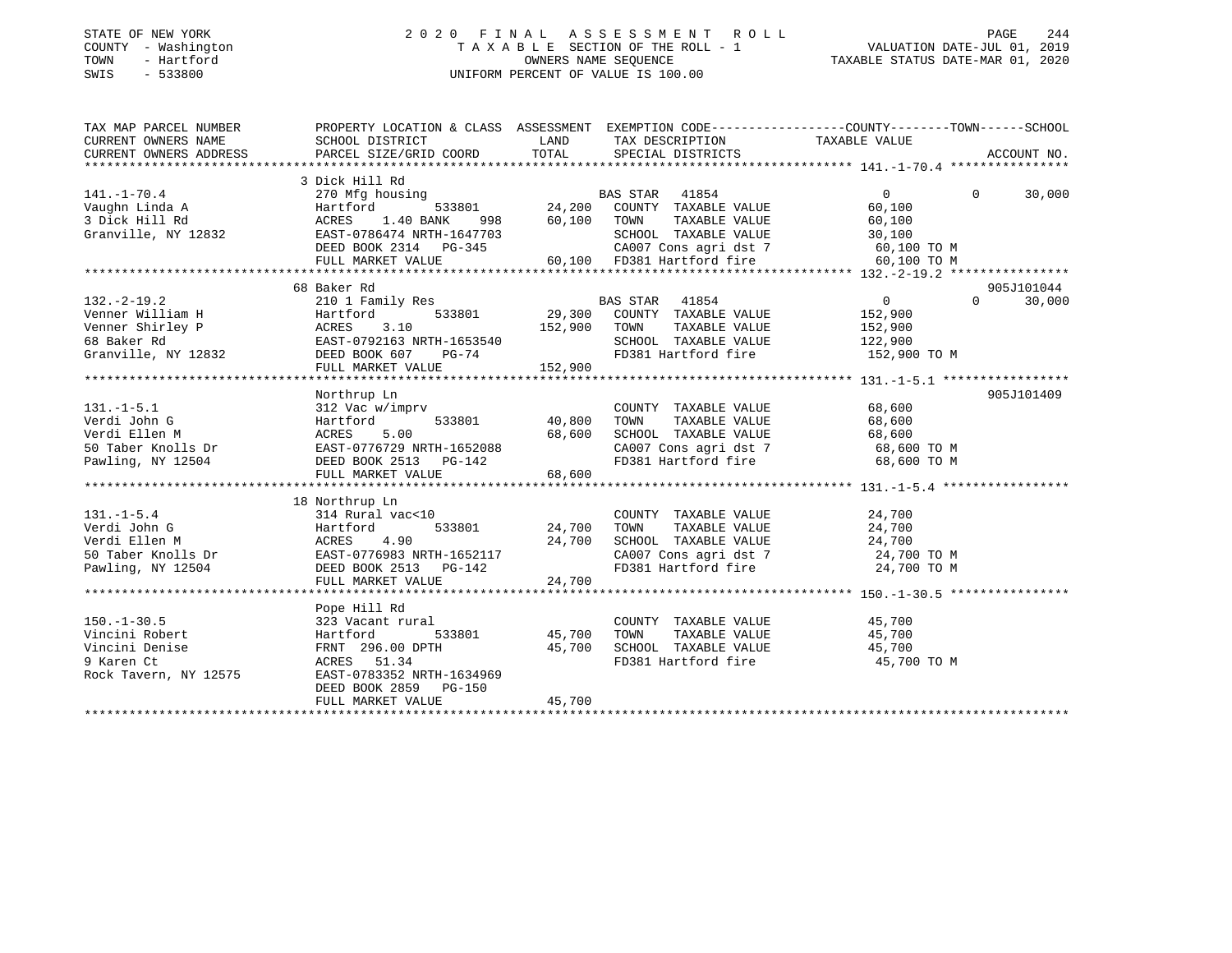STATE OF NEW YORK
COUNTY - Washington
TOWN - Hartford
SWIS - 533800

# 2020 FINAL ASSESSMENT ROLL

TAXABLE SECTION OF THE ROLL - 1
OWNERS NAME SEQUENCE
UNIFORM PERCENT OF VALUE IS 100.00

VALUATION DATE-JUL 01, 2019
TAXABLE STATUS DATE-MAR 01, 2020

| TAX MAP PARCEL NUMBER / CURRENT OWNERS NAME / CURRENT OWNERS ADDRESS | PROPERTY LOCATION & CLASS / SCHOOL DISTRICT / PARCEL SIZE/GRID COORD | ASSESSMENT LAND | TOTAL | EXEMPTION CODE / TAX DESCRIPTION / SPECIAL DISTRICTS | COUNTY | TOWN | SCHOOL | ACCOUNT NO. |
|---|---|---|---|---|---|---|---|---|
| 141.-1-70.4 | 3 Dick Hill Rd | | | | | | | |
| Vaughn Linda A | 270 Mfg housing | | | BAS STAR 41854 | 0 | 0 | 30,000 | |
| 3 Dick Hill Rd | Hartford 533801 | 24,200 | | COUNTY TAXABLE VALUE | 60,100 | | | |
| Granville, NY 12832 | ACRES 1.40 BANK 998 | | 60,100 | TOWN TAXABLE VALUE | | 60,100 | | |
| | EAST-0786474 NRTH-1647703 | | | SCHOOL TAXABLE VALUE | | | 30,100 | |
| | DEED BOOK 2314 PG-345 | | | CA007 Cons agri dst 7 | 60,100 TO M | | | |
| | FULL MARKET VALUE | | 60,100 | FD381 Hartford fire | 60,100 TO M | | | |
| 132.-2-19.2 | 68 Baker Rd | | | | | | | 905J101044 |
| Venner William H | 210 1 Family Res | | | BAS STAR 41854 | 0 | 0 | 30,000 | |
| Venner Shirley P | Hartford 533801 | 29,300 | | COUNTY TAXABLE VALUE | 152,900 | | | |
| 68 Baker Rd | ACRES 3.10 | | 152,900 | TOWN TAXABLE VALUE | | 152,900 | | |
| Granville, NY 12832 | EAST-0792163 NRTH-1653540 | | | SCHOOL TAXABLE VALUE | | | 122,900 | |
| | DEED BOOK 607 PG-74 | | | FD381 Hartford fire | 152,900 TO M | | | |
| | FULL MARKET VALUE | | 152,900 | | | | | |
| 131.-1-5.1 | Northrup Ln | | | | | | | 905J101409 |
| Verdi John G | 312 Vac w/imprv | | | COUNTY TAXABLE VALUE | 68,600 | | | |
| Verdi Ellen M | Hartford 533801 | 40,800 | | TOWN TAXABLE VALUE | | 68,600 | | |
| 50 Taber Knolls Dr | ACRES 5.00 | | 68,600 | SCHOOL TAXABLE VALUE | | | 68,600 | |
| Pawling, NY 12504 | EAST-0776729 NRTH-1652088 | | | CA007 Cons agri dst 7 | 68,600 TO M | | | |
| | DEED BOOK 2513 PG-142 | | | FD381 Hartford fire | 68,600 TO M | | | |
| | FULL MARKET VALUE | | 68,600 | | | | | |
| 131.-1-5.4 | 18 Northrup Ln | | | | | | | |
| Verdi John G | 314 Rural vac<10 | | | COUNTY TAXABLE VALUE | 24,700 | | | |
| Verdi Ellen M | Hartford 533801 | 24,700 | | TOWN TAXABLE VALUE | | 24,700 | | |
| 50 Taber Knolls Dr | ACRES 4.90 | | 24,700 | SCHOOL TAXABLE VALUE | | | 24,700 | |
| Pawling, NY 12504 | EAST-0776983 NRTH-1652117 | | | CA007 Cons agri dst 7 | 24,700 TO M | | | |
| | DEED BOOK 2513 PG-142 | | | FD381 Hartford fire | 24,700 TO M | | | |
| | FULL MARKET VALUE | | 24,700 | | | | | |
| 150.-1-30.5 | Pope Hill Rd | | | | | | | |
| Vincini Robert | 323 Vacant rural | | | COUNTY TAXABLE VALUE | 45,700 | | | |
| Vincini Denise | Hartford 533801 | 45,700 | | TOWN TAXABLE VALUE | | 45,700 | | |
| 9 Karen Ct | FRNT 296.00 DPTH | | 45,700 | SCHOOL TAXABLE VALUE | | | 45,700 | |
| Rock Tavern, NY 12575 | ACRES 51.34 | | | FD381 Hartford fire | 45,700 TO M | | | |
| | EAST-0783352 NRTH-1634969 | | | | | | | |
| | DEED BOOK 2859 PG-150 | | | | | | | |
| | FULL MARKET VALUE | | 45,700 | | | | | |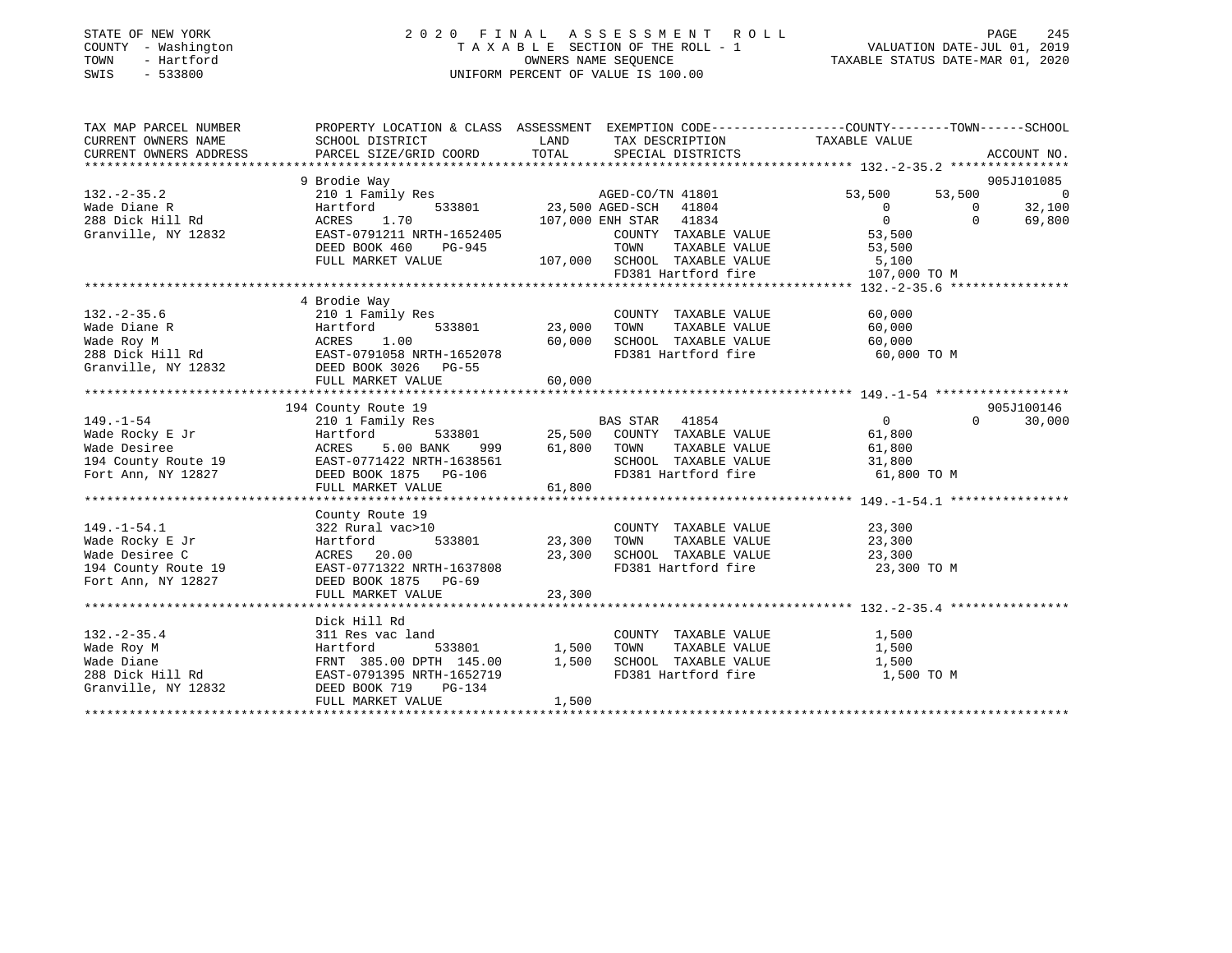STATE OF NEW YORK
COUNTY - Washington
TOWN - Hartford
SWIS - 533800

2020 FINAL ASSESSMENT ROLL
TAXABLE SECTION OF THE ROLL - 1
OWNERS NAME SEQUENCE
UNIFORM PERCENT OF VALUE IS 100.00

VALUATION DATE-JUL 01, 2019
TAXABLE STATUS DATE-MAR 01, 2020

| TAX MAP PARCEL NUMBER / CURRENT OWNERS NAME / CURRENT OWNERS ADDRESS | PROPERTY LOCATION & CLASS / SCHOOL DISTRICT / PARCEL SIZE/GRID COORD | ASSESSMENT LAND / TOTAL | EXEMPTION CODE / TAX DESCRIPTION / SPECIAL DISTRICTS | COUNTY TAXABLE VALUE | TOWN | SCHOOL | ACCOUNT NO. |
|---|---|---|---|---|---|---|---|
| **132.-2-35.2** | 9 Brodie Way | | | | | | 905J101085 |
| Wade Diane R | 210 1 Family Res | | AGED-CO/TN 41801 | 53,500 | 53,500 | 0 | |
| 288 Dick Hill Rd | Hartford 533801 | 23,500 | AGED-SCH 41804 | 0 | 0 | 32,100 | |
| Granville, NY 12832 | ACRES 1.70 | 107,000 | ENH STAR 41834 | 0 | 0 | 69,800 | |
| | EAST-0791211 NRTH-1652405 | | COUNTY TAXABLE VALUE | 53,500 | | | |
| | DEED BOOK 460 PG-945 | | TOWN TAXABLE VALUE | 53,500 | | | |
| | FULL MARKET VALUE | 107,000 | SCHOOL TAXABLE VALUE | 5,100 | | | |
| | | | FD381 Hartford fire | 107,000 TO M | | | |
| **132.-2-35.6** | 4 Brodie Way | | | | | | |
| Wade Diane R | 210 1 Family Res | | COUNTY TAXABLE VALUE | 60,000 | | | |
| Wade Roy M | Hartford 533801 | 23,000 | TOWN TAXABLE VALUE | 60,000 | | | |
| 288 Dick Hill Rd | ACRES 1.00 | 60,000 | SCHOOL TAXABLE VALUE | 60,000 | | | |
| Granville, NY 12832 | EAST-0791058 NRTH-1652078 | | FD381 Hartford fire | 60,000 TO M | | | |
| | DEED BOOK 3026 PG-55 | | | | | | |
| | FULL MARKET VALUE | 60,000 | | | | | |
| **149.-1-54** | 194 County Route 19 | | | | | | 905J100146 |
| Wade Rocky E Jr | 210 1 Family Res | | BAS STAR 41854 | 0 | 0 | 30,000 | |
| Wade Desiree | Hartford 533801 | 25,500 | COUNTY TAXABLE VALUE | 61,800 | | | |
| 194 County Route 19 | ACRES 5.00 BANK 999 | 61,800 | TOWN TAXABLE VALUE | 61,800 | | | |
| Fort Ann, NY 12827 | EAST-0771422 NRTH-1638561 | | SCHOOL TAXABLE VALUE | 31,800 | | | |
| | DEED BOOK 1875 PG-106 | | FD381 Hartford fire | 61,800 TO M | | | |
| | FULL MARKET VALUE | 61,800 | | | | | |
| **149.-1-54.1** | County Route 19 | | | | | | |
| Wade Rocky E Jr | 322 Rural vac>10 | | COUNTY TAXABLE VALUE | 23,300 | | | |
| Wade Desiree C | Hartford 533801 | 23,300 | TOWN TAXABLE VALUE | 23,300 | | | |
| 194 County Route 19 | ACRES 20.00 | 23,300 | SCHOOL TAXABLE VALUE | 23,300 | | | |
| Fort Ann, NY 12827 | EAST-0771322 NRTH-1637808 | | FD381 Hartford fire | 23,300 TO M | | | |
| | DEED BOOK 1875 PG-69 | | | | | | |
| | FULL MARKET VALUE | 23,300 | | | | | |
| **132.-2-35.4** | Dick Hill Rd | | | | | | |
| Wade Roy M | 311 Res vac land | | COUNTY TAXABLE VALUE | 1,500 | | | |
| Wade Diane | Hartford 533801 | 1,500 | TOWN TAXABLE VALUE | 1,500 | | | |
| 288 Dick Hill Rd | FRNT 385.00 DPTH 145.00 | 1,500 | SCHOOL TAXABLE VALUE | 1,500 | | | |
| Granville, NY 12832 | EAST-0791395 NRTH-1652719 | | FD381 Hartford fire | 1,500 TO M | | | |
| | DEED BOOK 719 PG-134 | | | | | | |
| | FULL MARKET VALUE | 1,500 | | | | | |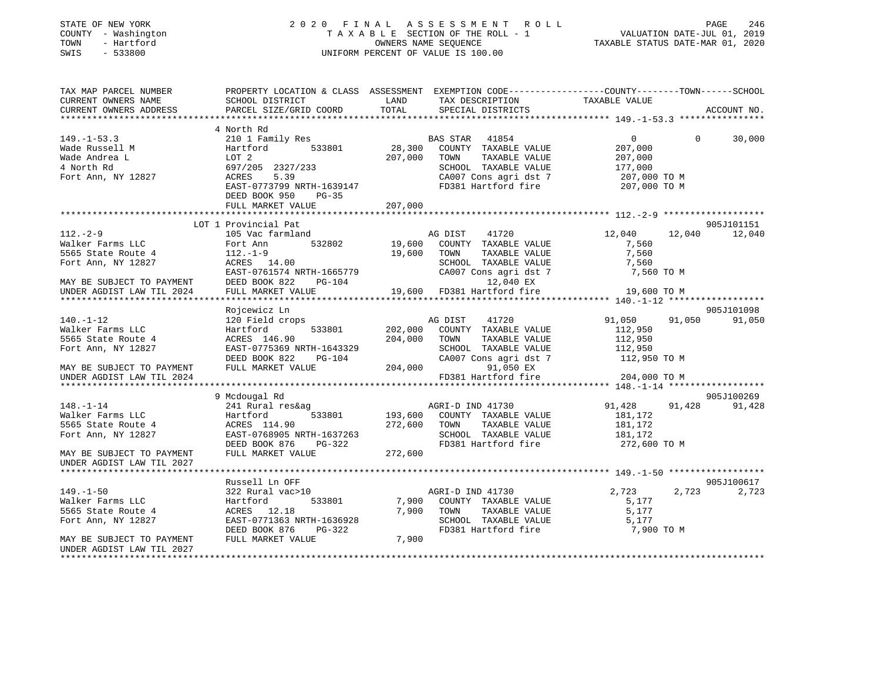STATE OF NEW YORK
COUNTY - Washington
TOWN - Hartford
SWIS - 533800

2020 FINAL ASSESSMENT ROLL
TAXABLE SECTION OF THE ROLL - 1
OWNERS NAME SEQUENCE
UNIFORM PERCENT OF VALUE IS 100.00

VALUATION DATE-JUL 01, 2019
TAXABLE STATUS DATE-MAR 01, 2020

```
TAX MAP PARCEL NUMBER          PROPERTY LOCATION & CLASS  ASSESSMENT  EXEMPTION CODE-----------------COUNTY--------TOWN------SCHOOL
CURRENT OWNERS NAME            SCHOOL DISTRICT              LAND      TAX DESCRIPTION              TAXABLE VALUE
CURRENT OWNERS ADDRESS         PARCEL SIZE/GRID COORD       TOTAL     SPECIAL DISTRICTS                                    ACCOUNT NO.
************************************************************************************************ 149.-1-53.3 ****************
                               4 North Rd
149.-1-53.3                    210 1 Family Res                       BAS STAR  41854                   0          0     30,000
Wade Russell M                 Hartford      533801        28,300     COUNTY  TAXABLE VALUE         207,000
Wade Andrea L                  LOT 2                      207,000     TOWN    TAXABLE VALUE         207,000
4 North Rd                     697/205  2327/233                      SCHOOL  TAXABLE VALUE         177,000
Fort Ann, NY 12827             ACRES    5.39                          CA007 Cons agri dst 7          207,000 TO M
                               EAST-0773799 NRTH-1639147              FD381 Hartford fire            207,000 TO M
                               DEED BOOK 950    PG-35
                               FULL MARKET VALUE          207,000
************************************************************************************************ 112.-2-9 *******************
                            LOT 1 Provincial Pat                                                                  905J101151
112.-2-9                       105 Vac farmland                       AG DIST   41720               12,040     12,040     12,040
Walker Farms LLC               Fort Ann      532802        19,600     COUNTY  TAXABLE VALUE           7,560
5565 State Route 4             112.-1-9                    19,600     TOWN    TAXABLE VALUE           7,560
Fort Ann, NY 12827             ACRES   14.00                          SCHOOL  TAXABLE VALUE           7,560
                               EAST-0761574 NRTH-1665779              CA007 Cons agri dst 7            7,560 TO M
MAY BE SUBJECT TO PAYMENT      DEED BOOK 822    PG-104                      12,040 EX
UNDER AGDIST LAW TIL 2024      FULL MARKET VALUE           19,600     FD381 Hartford fire             19,600 TO M
************************************************************************************************ 140.-1-12 ******************
                               Rojcewicz Ln                                                                       905J101098
140.-1-12                      120 Field crops                        AG DIST   41720               91,050     91,050     91,050
Walker Farms LLC               Hartford      533801       202,000     COUNTY  TAXABLE VALUE         112,950
5565 State Route 4             ACRES  146.90              204,000     TOWN    TAXABLE VALUE         112,950
Fort Ann, NY 12827             EAST-0775369 NRTH-1643329              SCHOOL  TAXABLE VALUE         112,950
                               DEED BOOK 822    PG-104                CA007 Cons agri dst 7          112,950 TO M
MAY BE SUBJECT TO PAYMENT      FULL MARKET VALUE          204,000           91,050 EX
UNDER AGDIST LAW TIL 2024                                             FD381 Hartford fire            204,000 TO M
************************************************************************************************ 148.-1-14 ******************
                               9 Mcdougal Rd                                                                      905J100269
148.-1-14                      241 Rural res&ag                       AGRI-D IND 41730              91,428     91,428     91,428
Walker Farms LLC               Hartford      533801       193,600     COUNTY  TAXABLE VALUE         181,172
5565 State Route 4             ACRES  114.90              272,600     TOWN    TAXABLE VALUE         181,172
Fort Ann, NY 12827             EAST-0768905 NRTH-1637263              SCHOOL  TAXABLE VALUE         181,172
                               DEED BOOK 876    PG-322                FD381 Hartford fire            272,600 TO M
MAY BE SUBJECT TO PAYMENT      FULL MARKET VALUE          272,600
UNDER AGDIST LAW TIL 2027
************************************************************************************************ 149.-1-50 ******************
                               Russell Ln OFF                                                                     905J100617
149.-1-50                      322 Rural vac>10                       AGRI-D IND 41730               2,723      2,723      2,723
Walker Farms LLC               Hartford      533801         7,900     COUNTY  TAXABLE VALUE           5,177
5565 State Route 4             ACRES   12.18                7,900     TOWN    TAXABLE VALUE           5,177
Fort Ann, NY 12827             EAST-0771363 NRTH-1636928              SCHOOL  TAXABLE VALUE           5,177
                               DEED BOOK 876    PG-322                FD381 Hartford fire              7,900 TO M
MAY BE SUBJECT TO PAYMENT      FULL MARKET VALUE            7,900
UNDER AGDIST LAW TIL 2027
*****************************************************************************************************************************
```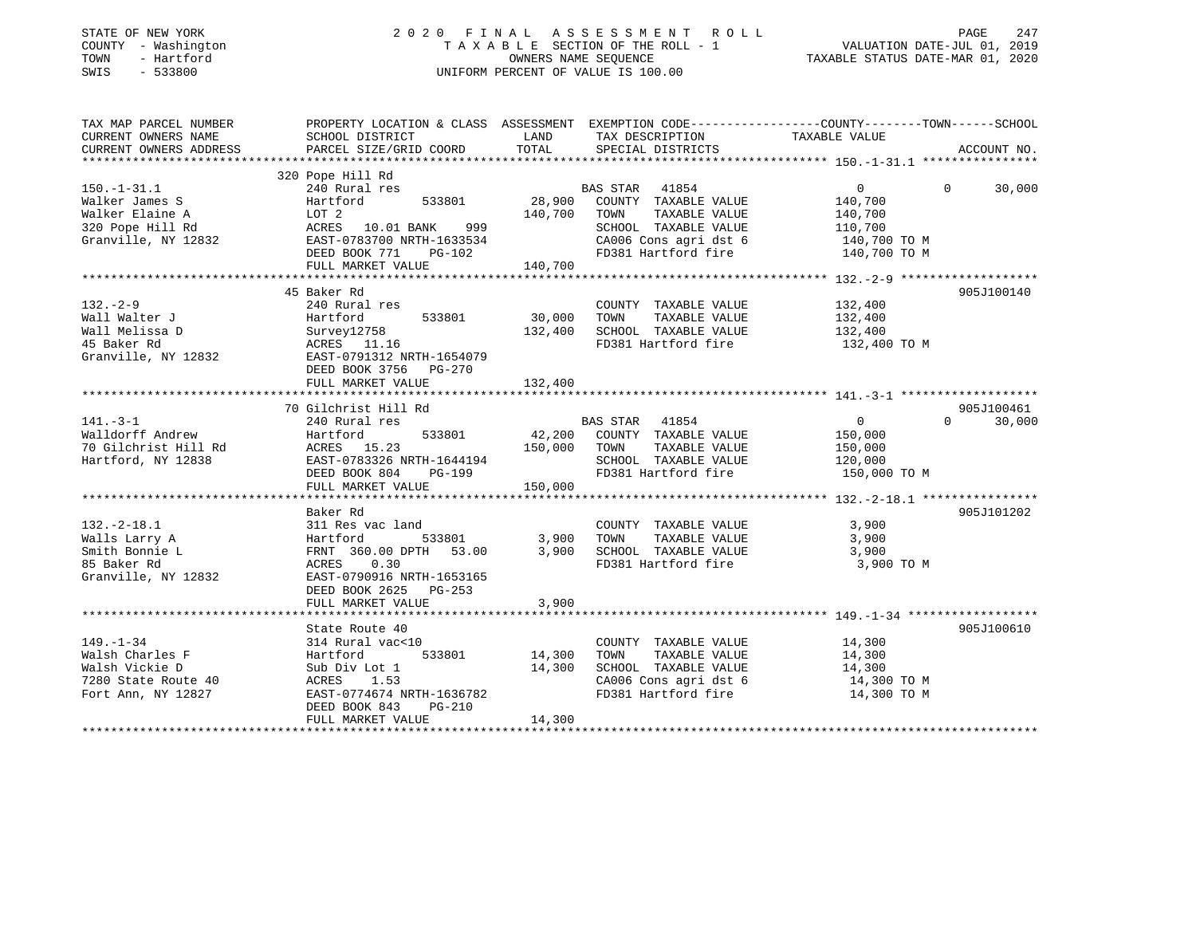STATE OF NEW YORK — COUNTY - Washington — TOWN - Hartford — SWIS - 533800

# 2020 FINAL ASSESSMENT ROLL

TAXABLE SECTION OF THE ROLL - 1 — OWNERS NAME SEQUENCE — UNIFORM PERCENT OF VALUE IS 100.00

VALUATION DATE-JUL 01, 2019 — TAXABLE STATUS DATE-MAR 01, 2020

| TAX MAP PARCEL NUMBER / CURRENT OWNERS NAME / CURRENT OWNERS ADDRESS | PROPERTY LOCATION & CLASS / SCHOOL DISTRICT / PARCEL SIZE/GRID COORD | ASSESSMENT LAND | TOTAL | EXEMPTION CODE / TAX DESCRIPTION / SPECIAL DISTRICTS | COUNTY TAXABLE VALUE | TOWN | SCHOOL | ACCOUNT NO. |
|---|---|---|---|---|---|---|---|---|
| **150.-1-31.1** | 320 Pope Hill Rd | | | | | | | |
| 150.-1-31.1 | 240 Rural res | | | BAS STAR 41854 | 0 | 0 | 30,000 | |
| Walker James S | Hartford 533801 | 28,900 | | COUNTY TAXABLE VALUE | 140,700 | | | |
| Walker Elaine A | LOT 2 | | 140,700 | TOWN TAXABLE VALUE | 140,700 | | | |
| 320 Pope Hill Rd | ACRES 10.01 BANK 999 | | | SCHOOL TAXABLE VALUE | 110,700 | | | |
| Granville, NY 12832 | EAST-0783700 NRTH-1633534 | | | CA006 Cons agri dst 6 | 140,700 TO M | | | |
| | DEED BOOK 771 PG-102 | | | FD381 Hartford fire | 140,700 TO M | | | |
| | FULL MARKET VALUE | | 140,700 | | | | | |
| **132.-2-9** | 45 Baker Rd | | | | | | | 905J100140 |
| 132.-2-9 | 240 Rural res | | | COUNTY TAXABLE VALUE | 132,400 | | | |
| Wall Walter J | Hartford 533801 | 30,000 | | TOWN TAXABLE VALUE | 132,400 | | | |
| Wall Melissa D | Survey12758 | | 132,400 | SCHOOL TAXABLE VALUE | 132,400 | | | |
| 45 Baker Rd | ACRES 11.16 | | | FD381 Hartford fire | 132,400 TO M | | | |
| Granville, NY 12832 | EAST-0791312 NRTH-1654079 | | | | | | | |
| | DEED BOOK 3756 PG-270 | | | | | | | |
| | FULL MARKET VALUE | | 132,400 | | | | | |
| **141.-3-1** | 70 Gilchrist Hill Rd | | | | | | | 905J100461 |
| 141.-3-1 | 240 Rural res | | | BAS STAR 41854 | 0 | 0 | 30,000 | |
| Walldorff Andrew | Hartford 533801 | 42,200 | | COUNTY TAXABLE VALUE | 150,000 | | | |
| 70 Gilchrist Hill Rd | ACRES 15.23 | | 150,000 | TOWN TAXABLE VALUE | 150,000 | | | |
| Hartford, NY 12838 | EAST-0783326 NRTH-1644194 | | | SCHOOL TAXABLE VALUE | 120,000 | | | |
| | DEED BOOK 804 PG-199 | | | FD381 Hartford fire | 150,000 TO M | | | |
| | FULL MARKET VALUE | | 150,000 | | | | | |
| **132.-2-18.1** | Baker Rd | | | | | | | 905J101202 |
| 132.-2-18.1 | 311 Res vac land | | | COUNTY TAXABLE VALUE | 3,900 | | | |
| Walls Larry A | Hartford 533801 | 3,900 | | TOWN TAXABLE VALUE | 3,900 | | | |
| Smith Bonnie L | FRNT 360.00 DPTH 53.00 | | 3,900 | SCHOOL TAXABLE VALUE | 3,900 | | | |
| 85 Baker Rd | ACRES 0.30 | | | FD381 Hartford fire | 3,900 TO M | | | |
| Granville, NY 12832 | EAST-0790916 NRTH-1653165 | | | | | | | |
| | DEED BOOK 2625 PG-253 | | | | | | | |
| | FULL MARKET VALUE | | 3,900 | | | | | |
| **149.-1-34** | State Route 40 | | | | | | | 905J100610 |
| 149.-1-34 | 314 Rural vac<10 | | | COUNTY TAXABLE VALUE | 14,300 | | | |
| Walsh Charles F | Hartford 533801 | 14,300 | | TOWN TAXABLE VALUE | 14,300 | | | |
| Walsh Vickie D | Sub Div Lot 1 | | 14,300 | SCHOOL TAXABLE VALUE | 14,300 | | | |
| 7280 State Route 40 | ACRES 1.53 | | | CA006 Cons agri dst 6 | 14,300 TO M | | | |
| Fort Ann, NY 12827 | EAST-0774674 NRTH-1636782 | | | FD381 Hartford fire | 14,300 TO M | | | |
| | DEED BOOK 843 PG-210 | | | | | | | |
| | FULL MARKET VALUE | | 14,300 | | | | | |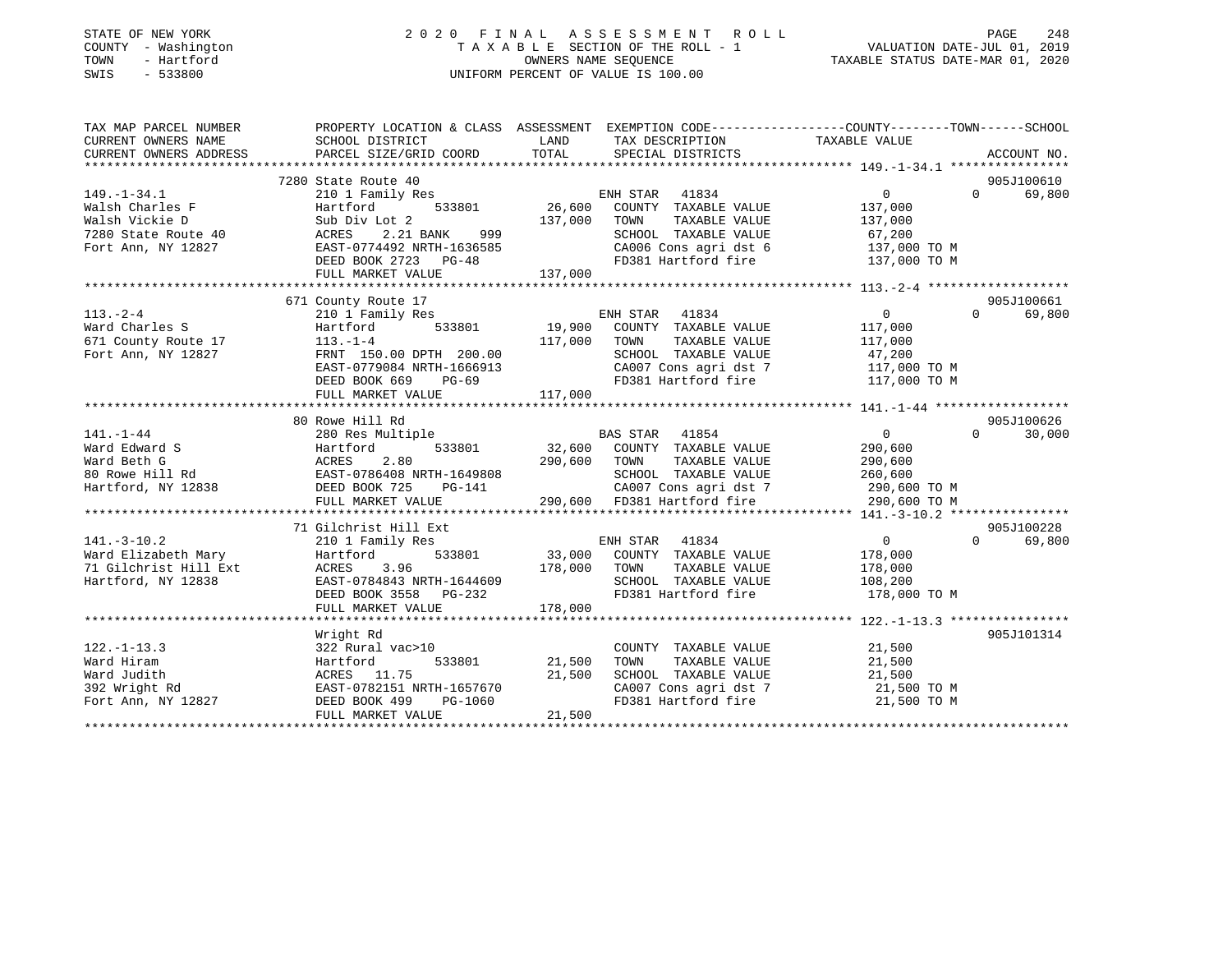STATE OF NEW YORK — 2020 FINAL ASSESSMENT ROLL
COUNTY - Washington — TAXABLE SECTION OF THE ROLL - 1 — VALUATION DATE-JUL 01, 2019
TOWN - Hartford — OWNERS NAME SEQUENCE — TAXABLE STATUS DATE-MAR 01, 2020
SWIS - 533800 — UNIFORM PERCENT OF VALUE IS 100.00

```
TAX MAP PARCEL NUMBER          PROPERTY LOCATION & CLASS  ASSESSMENT  EXEMPTION CODE-----------------COUNTY--------TOWN------SCHOOL
CURRENT OWNERS NAME            SCHOOL DISTRICT               LAND     TAX DESCRIPTION            TAXABLE VALUE
CURRENT OWNERS ADDRESS         PARCEL SIZE/GRID COORD        TOTAL    SPECIAL DISTRICTS                                   ACCOUNT NO.
******************************************************************************************************* 149.-1-34.1 ****************
                               7280 State Route 40                                                                        905J100610
149.-1-34.1                    210 1 Family Res                       ENH STAR  41834               0             0       69,800
Walsh Charles F                Hartford          533801       26,600  COUNTY  TAXABLE VALUE       137,000
Walsh Vickie D                 Sub Div Lot 2                 137,000  TOWN    TAXABLE VALUE       137,000
7280 State Route 40            ACRES    2.21 BANK    999              SCHOOL  TAXABLE VALUE        67,200
Fort Ann, NY 12827             EAST-0774492 NRTH-1636585              CA006 Cons agri dst 6       137,000 TO M
                               DEED BOOK 2723   PG-48                 FD381 Hartford fire         137,000 TO M
                               FULL MARKET VALUE             137,000
******************************************************************************************************* 113.-2-4 *******************
                               671 County Route 17                                                                        905J100661
113.-2-4                       210 1 Family Res                       ENH STAR  41834               0             0       69,800
Ward Charles S                 Hartford          533801       19,900  COUNTY  TAXABLE VALUE       117,000
671 County Route 17            113.-1-4                      117,000  TOWN    TAXABLE VALUE       117,000
Fort Ann, NY 12827             FRNT 150.00 DPTH 200.00                SCHOOL  TAXABLE VALUE        47,200
                               EAST-0779084 NRTH-1666913              CA007 Cons agri dst 7       117,000 TO M
                               DEED BOOK 669    PG-69                 FD381 Hartford fire         117,000 TO M
                               FULL MARKET VALUE             117,000
******************************************************************************************************* 141.-1-44 ******************
                               80 Rowe Hill Rd                                                                            905J100626
141.-1-44                      280 Res Multiple                       BAS STAR  41854               0             0       30,000
Ward Edward S                  Hartford          533801       32,600  COUNTY  TAXABLE VALUE       290,600
Ward Beth G                    ACRES    2.80                 290,600  TOWN    TAXABLE VALUE       290,600
80 Rowe Hill Rd                EAST-0786408 NRTH-1649808              SCHOOL  TAXABLE VALUE       260,600
Hartford, NY 12838             DEED BOOK 725    PG-141                CA007 Cons agri dst 7       290,600 TO M
                               FULL MARKET VALUE             290,600  FD381 Hartford fire         290,600 TO M
******************************************************************************************************* 141.-3-10.2 ****************
                               71 Gilchrist Hill Ext                                                                      905J100228
141.-3-10.2                    210 1 Family Res                       ENH STAR  41834               0             0       69,800
Ward Elizabeth Mary            Hartford          533801       33,000  COUNTY  TAXABLE VALUE       178,000
71 Gilchrist Hill Ext          ACRES    3.96                 178,000  TOWN    TAXABLE VALUE       178,000
Hartford, NY 12838             EAST-0784843 NRTH-1644609              SCHOOL  TAXABLE VALUE       108,200
                               DEED BOOK 3558   PG-232                FD381 Hartford fire         178,000 TO M
                               FULL MARKET VALUE             178,000
******************************************************************************************************* 122.-1-13.3 ****************
                               Wright Rd                                                                                  905J101314
122.-1-13.3                    322 Rural vac>10                       COUNTY  TAXABLE VALUE        21,500
Ward Hiram                     Hartford          533801       21,500  TOWN    TAXABLE VALUE        21,500
Ward Judith                    ACRES   11.75                  21,500  SCHOOL  TAXABLE VALUE        21,500
392 Wright Rd                  EAST-0782151 NRTH-1657670              CA007 Cons agri dst 7        21,500 TO M
Fort Ann, NY 12827             DEED BOOK 499    PG-1060               FD381 Hartford fire          21,500 TO M
                               FULL MARKET VALUE              21,500
************************************************************************************************************************************
```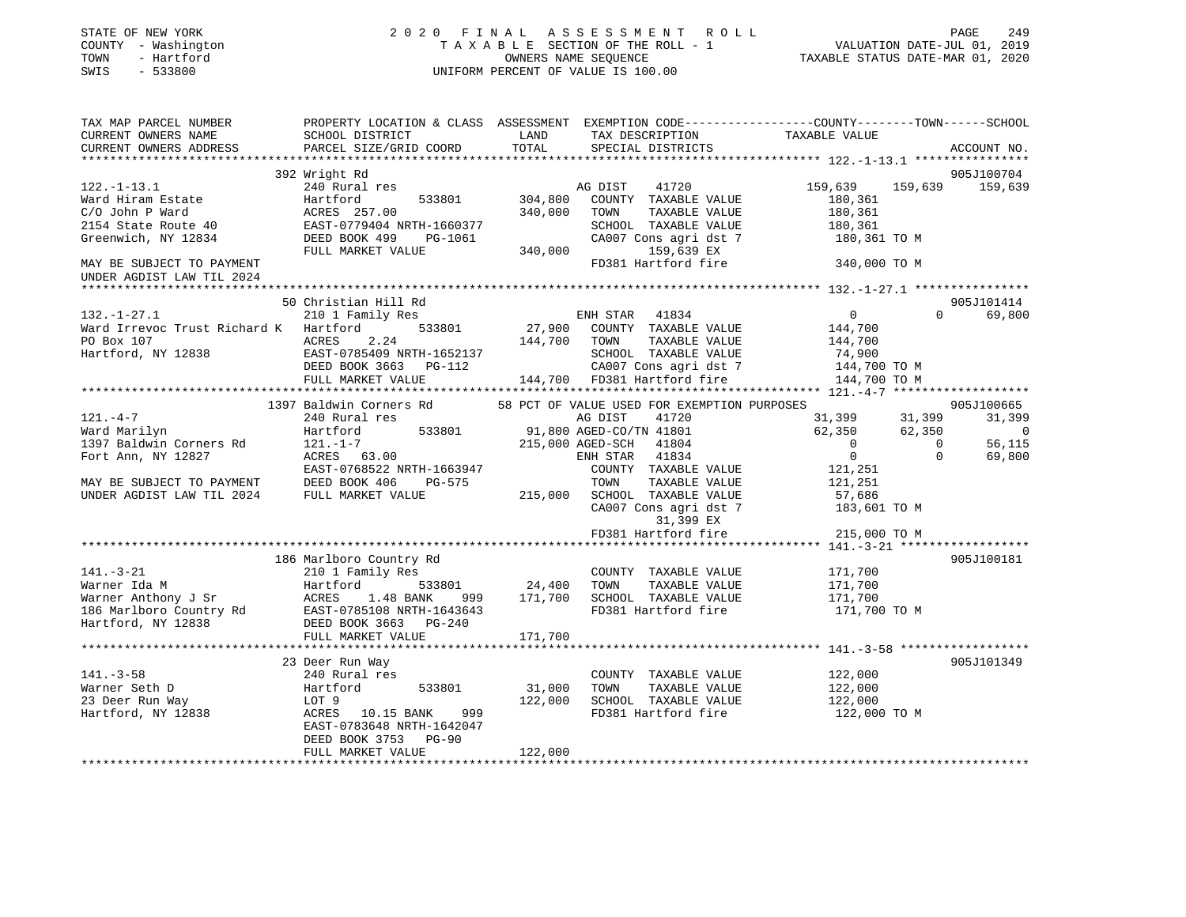STATE OF NEW YORK                    2020 FINAL ASSESSMENT ROLL
COUNTY - Washington                  TAXABLE SECTION OF THE ROLL - 1          VALUATION DATE-JUL 01, 2019
TOWN - Hartford                      OWNERS NAME SEQUENCE                     TAXABLE STATUS DATE-MAR 01, 2020
SWIS - 533800                        UNIFORM PERCENT OF VALUE IS 100.00

```
TAX MAP PARCEL NUMBER          PROPERTY LOCATION & CLASS  ASSESSMENT  EXEMPTION CODE-----------------COUNTY--------TOWN------SCHOOL
CURRENT OWNERS NAME            SCHOOL DISTRICT               LAND     TAX DESCRIPTION              TAXABLE VALUE
CURRENT OWNERS ADDRESS         PARCEL SIZE/GRID COORD        TOTAL    SPECIAL DISTRICTS                                    ACCOUNT NO.
******************************************************************************************************* 122.-1-13.1 ****************
                               392 Wright Rd                                                                                905J100704
122.-1-13.1                    240 Rural res                          AG DIST     41720              159,639     159,639     159,639
Ward Hiram Estate              Hartford          533801      304,800  COUNTY  TAXABLE VALUE          180,361
C/O John P Ward                ACRES  257.00                 340,000  TOWN    TAXABLE VALUE          180,361
2154 State Route 40            EAST-0779404 NRTH-1660377              SCHOOL  TAXABLE VALUE          180,361
Greenwich, NY 12834            DEED BOOK 499     PG-1061              CA007 Cons agri dst 7           180,361 TO M
                               FULL MARKET VALUE             340,000        159,639 EX
MAY BE SUBJECT TO PAYMENT                                             FD381 Hartford fire             340,000 TO M
UNDER AGDIST LAW TIL 2024
******************************************************************************************************* 132.-1-27.1 ****************
                               50 Christian Hill Rd                                                                         905J101414
132.-1-27.1                    210 1 Family Res                       ENH STAR    41834                    0           0      69,800
Ward Irrevoc Trust Richard K   Hartford          533801       27,900  COUNTY  TAXABLE VALUE          144,700
PO Box 107                     ACRES    2.24                 144,700  TOWN    TAXABLE VALUE          144,700
Hartford, NY 12838             EAST-0785409 NRTH-1652137              SCHOOL  TAXABLE VALUE           74,900
                               DEED BOOK 3663    PG-112               CA007 Cons agri dst 7           144,700 TO M
                               FULL MARKET VALUE             144,700  FD381 Hartford fire             144,700 TO M
******************************************************************************************************* 121.-4-7 *******************
                               1397 Baldwin Corners Rd       58 PCT OF VALUE USED FOR EXEMPTION PURPOSES                    905J100665
121.-4-7                       240 Rural res                          AG DIST     41720               31,399      31,399      31,399
Ward Marilyn                   Hartford          533801       91,800  AGED-CO/TN  41801               62,350      62,350           0
1397 Baldwin Corners Rd        121.-1-7                      215,000  AGED-SCH    41804                    0           0      56,115
Fort Ann, NY 12827             ACRES   63.00                          ENH STAR    41834                    0           0      69,800
                               EAST-0768522 NRTH-1663947              COUNTY  TAXABLE VALUE          121,251
MAY BE SUBJECT TO PAYMENT      DEED BOOK 406     PG-575               TOWN    TAXABLE VALUE          121,251
UNDER AGDIST LAW TIL 2024      FULL MARKET VALUE             215,000  SCHOOL  TAXABLE VALUE           57,686
                                                                      CA007 Cons agri dst 7           183,601 TO M
                                                                             31,399 EX
                                                                      FD381 Hartford fire             215,000 TO M
******************************************************************************************************* 141.-3-21 ******************
                               186 Marlboro Country Rd                                                                      905J100181
141.-3-21                      210 1 Family Res                       COUNTY  TAXABLE VALUE          171,700
Warner Ida M                   Hartford          533801       24,400  TOWN    TAXABLE VALUE          171,700
Warner Anthony J Sr            ACRES    1.48 BANK     999    171,700  SCHOOL  TAXABLE VALUE          171,700
186 Marlboro Country Rd        EAST-0785108 NRTH-1643643              FD381 Hartford fire             171,700 TO M
Hartford, NY 12838             DEED BOOK 3663    PG-240
                               FULL MARKET VALUE             171,700
******************************************************************************************************* 141.-3-58 ******************
                               23 Deer Run Way                                                                              905J101349
141.-3-58                      240 Rural res                          COUNTY  TAXABLE VALUE          122,000
Warner Seth D                  Hartford          533801       31,000  TOWN    TAXABLE VALUE          122,000
23 Deer Run Way                LOT 9                         122,000  SCHOOL  TAXABLE VALUE          122,000
Hartford, NY 12838             ACRES   10.15 BANK     999             FD381 Hartford fire             122,000 TO M
                               EAST-0783648 NRTH-1642047
                               DEED BOOK 3753    PG-90
                               FULL MARKET VALUE             122,000
************************************************************************************************************************************
```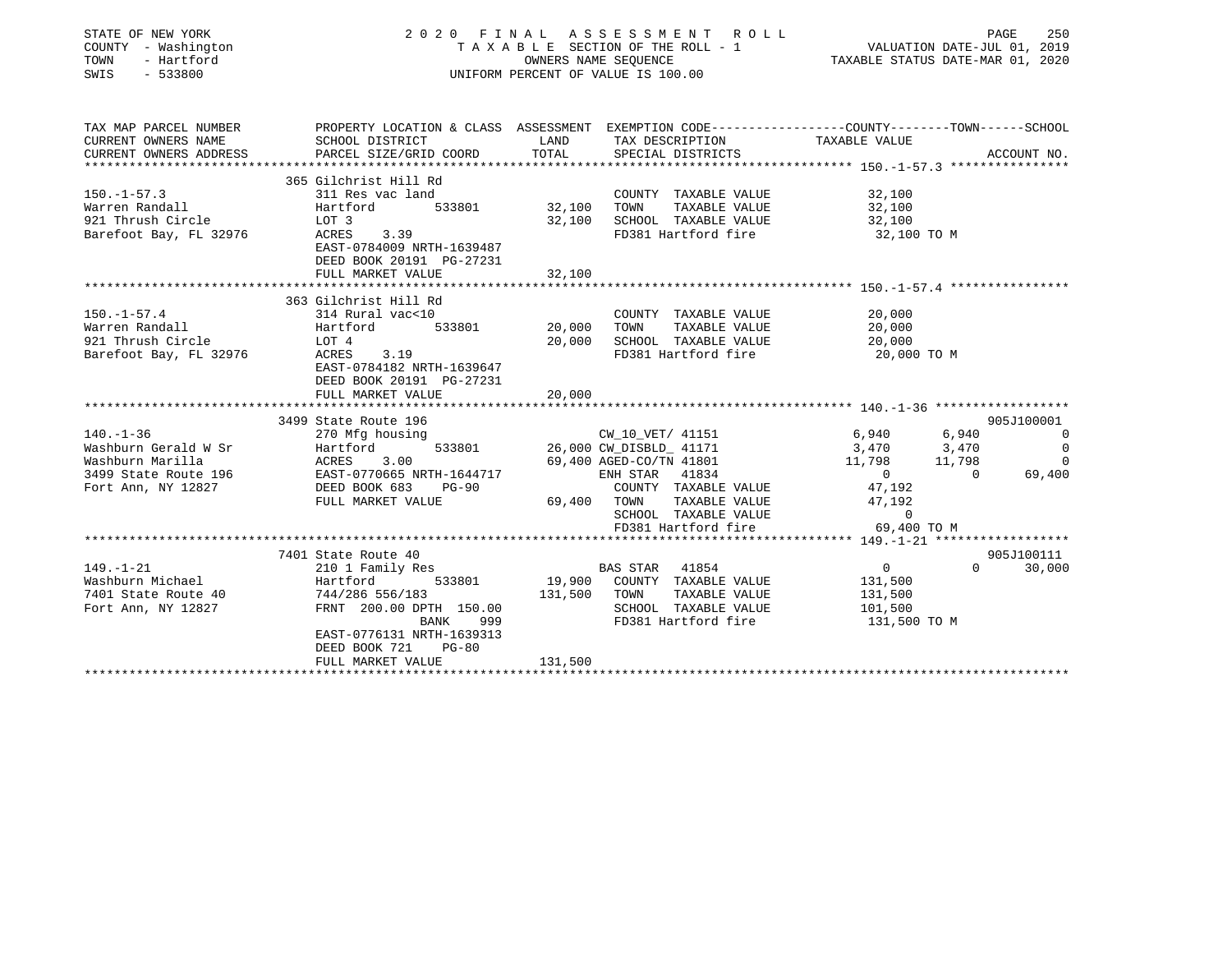STATE OF NEW YORK
COUNTY - Washington
TOWN - Hartford
SWIS - 533800

# 2020 FINAL ASSESSMENT ROLL

TAXABLE SECTION OF THE ROLL - 1
OWNERS NAME SEQUENCE
UNIFORM PERCENT OF VALUE IS 100.00

VALUATION DATE-JUL 01, 2019
TAXABLE STATUS DATE-MAR 01, 2020

```
TAX MAP PARCEL NUMBER          PROPERTY LOCATION & CLASS  ASSESSMENT  EXEMPTION CODE-----------------COUNTY--------TOWN------SCHOOL
CURRENT OWNERS NAME            SCHOOL DISTRICT               LAND      TAX DESCRIPTION            TAXABLE VALUE
CURRENT OWNERS ADDRESS         PARCEL SIZE/GRID COORD        TOTAL     SPECIAL DISTRICTS                                      ACCOUNT NO.
******************************************************************************************************* 150.-1-57.3 ****************
                               365 Gilchrist Hill Rd
150.-1-57.3                    311 Res vac land                        COUNTY  TAXABLE VALUE          32,100
Warren Randall                 Hartford        533801       32,100    TOWN    TAXABLE VALUE          32,100
921 Thrush Circle              LOT 3                        32,100    SCHOOL  TAXABLE VALUE          32,100
Barefoot Bay, FL 32976         ACRES    3.39                          FD381 Hartford fire             32,100 TO M
                               EAST-0784009 NRTH-1639487
                               DEED BOOK 20191  PG-27231
                               FULL MARKET VALUE            32,100
******************************************************************************************************* 150.-1-57.4 ****************
                               363 Gilchrist Hill Rd
150.-1-57.4                    314 Rural vac<10                        COUNTY  TAXABLE VALUE          20,000
Warren Randall                 Hartford        533801       20,000    TOWN    TAXABLE VALUE          20,000
921 Thrush Circle              LOT 4                        20,000    SCHOOL  TAXABLE VALUE          20,000
Barefoot Bay, FL 32976         ACRES    3.19                          FD381 Hartford fire             20,000 TO M
                               EAST-0784182 NRTH-1639647
                               DEED BOOK 20191  PG-27231
                               FULL MARKET VALUE            20,000
******************************************************************************************************* 140.-1-36 ******************
                               3499 State Route 196                                                                       905J100001
140.-1-36                      270 Mfg housing                         CW_10_VET/ 41151           6,940      6,940             0
Washburn Gerald W Sr           Hartford        533801       26,000 CW_DISBLD_ 41171              3,470      3,470             0
Washburn Marilla               ACRES    3.00                69,400 AGED-CO/TN 41801             11,798     11,798             0
3499 State Route 196           EAST-0770665 NRTH-1644717               ENH STAR   41834                0          0        69,400
Fort Ann, NY 12827             DEED BOOK 683    PG-90                 COUNTY  TAXABLE VALUE          47,192
                               FULL MARKET VALUE            69,400    TOWN    TAXABLE VALUE          47,192
                                                                      SCHOOL  TAXABLE VALUE               0
                                                                      FD381 Hartford fire             69,400 TO M
******************************************************************************************************* 149.-1-21 ******************
                               7401 State Route 40                                                                        905J100111
149.-1-21                      210 1 Family Res                        BAS STAR   41854                0          0        30,000
Washburn Michael               Hartford        533801       19,900    COUNTY  TAXABLE VALUE         131,500
7401 State Route 40            744/286 556/183             131,500    TOWN    TAXABLE VALUE         131,500
Fort Ann, NY 12827             FRNT  200.00 DPTH  150.00              SCHOOL  TAXABLE VALUE         101,500
                                             BANK     999             FD381 Hartford fire            131,500 TO M
                               EAST-0776131 NRTH-1639313
                               DEED BOOK 721    PG-80
                               FULL MARKET VALUE           131,500
************************************************************************************************************************************
```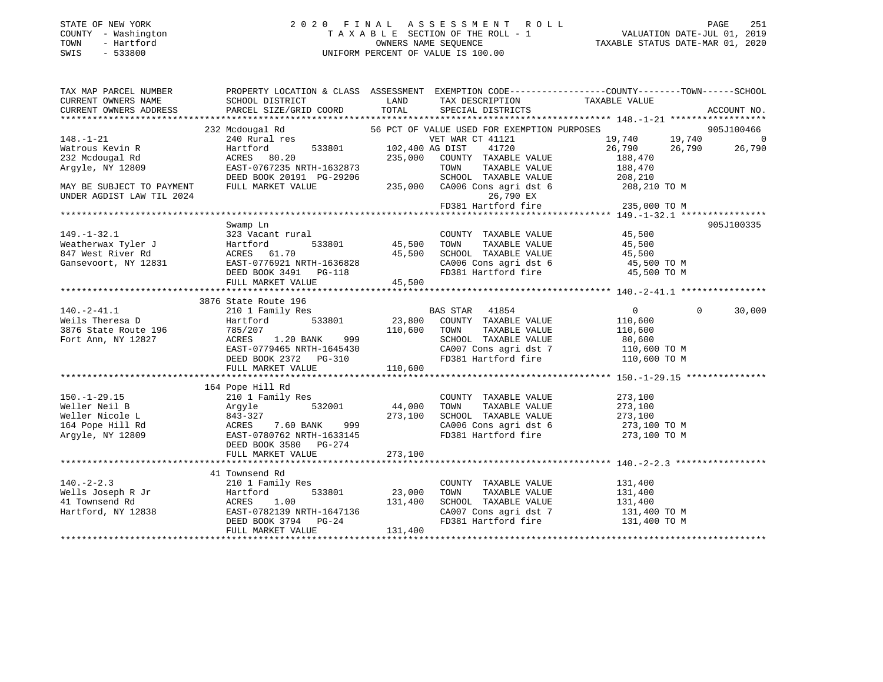STATE OF NEW YORK
COUNTY - Washington
TOWN - Hartford
SWIS - 533800

2020 FINAL ASSESSMENT ROLL
TAXABLE SECTION OF THE ROLL - 1
OWNERS NAME SEQUENCE
UNIFORM PERCENT OF VALUE IS 100.00

VALUATION DATE-JUL 01, 2019
TAXABLE STATUS DATE-MAR 01, 2020

| TAX MAP PARCEL NUMBER / CURRENT OWNERS NAME / CURRENT OWNERS ADDRESS | PROPERTY LOCATION & CLASS / SCHOOL DISTRICT / PARCEL SIZE/GRID COORD | ASSESSMENT LAND / TOTAL | EXEMPTION CODE / TAX DESCRIPTION / SPECIAL DISTRICTS | COUNTY TAXABLE VALUE | TOWN | SCHOOL | ACCOUNT NO. |
|---|---|---|---|---|---|---|---|
| **148.-1-21** | 232 Mcdougal Rd | | 56 PCT OF VALUE USED FOR EXEMPTION PURPOSES | | | | 905J100466 |
| 148.-1-21 | 240 Rural res | | VET WAR CT 41121 | 19,740 | 19,740 | 0 | |
| Watrous Kevin R | Hartford 533801 | 102,400 | AG DIST 41720 | 26,790 | 26,790 | 26,790 | |
| 232 Mcdougal Rd | ACRES 80.20 | 235,000 | COUNTY TAXABLE VALUE | 188,470 | | | |
| Argyle, NY 12809 | EAST-0767235 NRTH-1632873 | | TOWN TAXABLE VALUE | 188,470 | | | |
| | DEED BOOK 20191 PG-29206 | | SCHOOL TAXABLE VALUE | 208,210 | | | |
| MAY BE SUBJECT TO PAYMENT | FULL MARKET VALUE | 235,000 | CA006 Cons agri dst 6 | 208,210 TO M | | | |
| UNDER AGDIST LAW TIL 2024 | | | 26,790 EX | | | | |
| | | | FD381 Hartford fire | 235,000 TO M | | | |
| **149.-1-32.1** | Swamp Ln | | | | | | 905J100335 |
| 149.-1-32.1 | 323 Vacant rural | | COUNTY TAXABLE VALUE | 45,500 | | | |
| Weatherwax Tyler J | Hartford 533801 | 45,500 | TOWN TAXABLE VALUE | 45,500 | | | |
| 847 West River Rd | ACRES 61.70 | 45,500 | SCHOOL TAXABLE VALUE | 45,500 | | | |
| Gansevoort, NY 12831 | EAST-0776921 NRTH-1636828 | | CA006 Cons agri dst 6 | 45,500 TO M | | | |
| | DEED BOOK 3491 PG-118 | | FD381 Hartford fire | 45,500 TO M | | | |
| | FULL MARKET VALUE | 45,500 | | | | | |
| **140.-2-41.1** | 3876 State Route 196 | | | | | | |
| 140.-2-41.1 | 210 1 Family Res | | BAS STAR 41854 | 0 | 0 | 30,000 | |
| Weils Theresa D | Hartford 533801 | 23,800 | COUNTY TAXABLE VALUE | 110,600 | | | |
| 3876 State Route 196 | 785/207 | 110,600 | TOWN TAXABLE VALUE | 110,600 | | | |
| Fort Ann, NY 12827 | ACRES 1.20 BANK 999 | | SCHOOL TAXABLE VALUE | 80,600 | | | |
| | EAST-0779465 NRTH-1645430 | | CA007 Cons agri dst 7 | 110,600 TO M | | | |
| | DEED BOOK 2372 PG-310 | | FD381 Hartford fire | 110,600 TO M | | | |
| | FULL MARKET VALUE | 110,600 | | | | | |
| **150.-1-29.15** | 164 Pope Hill Rd | | | | | | |
| 150.-1-29.15 | 210 1 Family Res | | COUNTY TAXABLE VALUE | 273,100 | | | |
| Weller Neil B | Argyle 532001 | 44,000 | TOWN TAXABLE VALUE | 273,100 | | | |
| Weller Nicole L | 843-327 | 273,100 | SCHOOL TAXABLE VALUE | 273,100 | | | |
| 164 Pope Hill Rd | ACRES 7.60 BANK 999 | | CA006 Cons agri dst 6 | 273,100 TO M | | | |
| Argyle, NY 12809 | EAST-0780762 NRTH-1633145 | | FD381 Hartford fire | 273,100 TO M | | | |
| | DEED BOOK 3580 PG-274 | | | | | | |
| | FULL MARKET VALUE | 273,100 | | | | | |
| **140.-2-2.3** | 41 Townsend Rd | | | | | | |
| 140.-2-2.3 | 210 1 Family Res | | COUNTY TAXABLE VALUE | 131,400 | | | |
| Wells Joseph R Jr | Hartford 533801 | 23,000 | TOWN TAXABLE VALUE | 131,400 | | | |
| 41 Townsend Rd | ACRES 1.00 | 131,400 | SCHOOL TAXABLE VALUE | 131,400 | | | |
| Hartford, NY 12838 | EAST-0782139 NRTH-1647136 | | CA007 Cons agri dst 7 | 131,400 TO M | | | |
| | DEED BOOK 3794 PG-24 | | FD381 Hartford fire | 131,400 TO M | | | |
| | FULL MARKET VALUE | 131,400 | | | | | |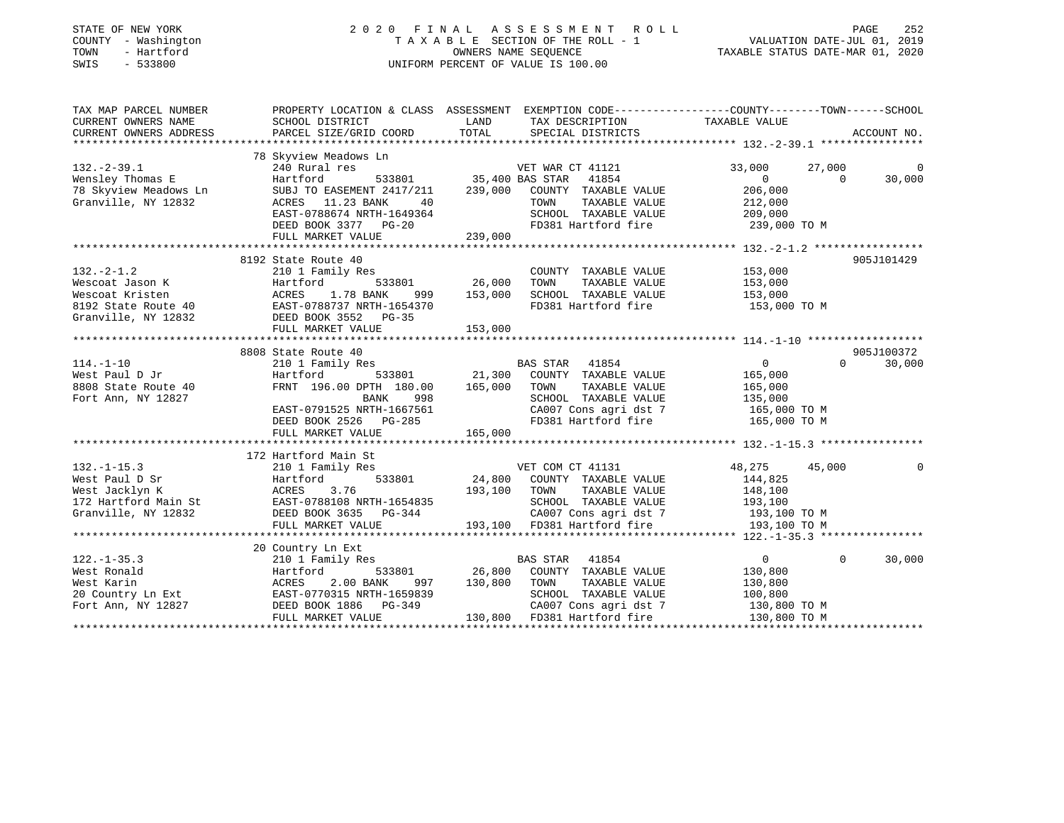STATE OF NEW YORK
COUNTY - Washington
TOWN - Hartford
SWIS - 533800

2020 FINAL ASSESSMENT ROLL
TAXABLE SECTION OF THE ROLL - 1
OWNERS NAME SEQUENCE
UNIFORM PERCENT OF VALUE IS 100.00

VALUATION DATE-JUL 01, 2019
TAXABLE STATUS DATE-MAR 01, 2020

| TAX MAP PARCEL NUMBER / CURRENT OWNERS NAME / CURRENT OWNERS ADDRESS | PROPERTY LOCATION & CLASS / SCHOOL DISTRICT / PARCEL SIZE/GRID COORD | ASSESSMENT LAND / TOTAL | EXEMPTION CODE / TAX DESCRIPTION / SPECIAL DISTRICTS | COUNTY TAXABLE VALUE | TOWN | SCHOOL / ACCOUNT NO. |
|---|---|---|---|---|---|---|
| **132.-2-39.1** | 78 Skyview Meadows Ln | | | | | |
| 132.-2-39.1 | 240 Rural res | | VET WAR CT 41121 | 33,000 | 27,000 | 0 |
| Wensley Thomas E | Hartford 533801 | 35,400 | BAS STAR 41854 | 0 | 0 | 30,000 |
| 78 Skyview Meadows Ln | SUBJ TO EASEMENT 2417/211 | 239,000 | COUNTY TAXABLE VALUE | 206,000 | | |
| Granville, NY 12832 | ACRES 11.23 BANK 40 | | TOWN TAXABLE VALUE | 212,000 | | |
| | EAST-0788674 NRTH-1649364 | | SCHOOL TAXABLE VALUE | 209,000 | | |
| | DEED BOOK 3377 PG-20 | | FD381 Hartford fire | 239,000 TO M | | |
| | FULL MARKET VALUE | 239,000 | | | | |
| **132.-2-1.2** | 8192 State Route 40 | | | | | 905J101429 |
| 132.-2-1.2 | 210 1 Family Res | | COUNTY TAXABLE VALUE | 153,000 | | |
| Wescoat Jason K | Hartford 533801 | 26,000 | TOWN TAXABLE VALUE | 153,000 | | |
| Wescoat Kristen | ACRES 1.78 BANK 999 | 153,000 | SCHOOL TAXABLE VALUE | 153,000 | | |
| 8192 State Route 40 | EAST-0788737 NRTH-1654370 | | FD381 Hartford fire | 153,000 TO M | | |
| Granville, NY 12832 | DEED BOOK 3552 PG-35 | | | | | |
| | FULL MARKET VALUE | 153,000 | | | | |
| **114.-1-10** | 8808 State Route 40 | | | | | 905J100372 |
| 114.-1-10 | 210 1 Family Res | | BAS STAR 41854 | 0 | 0 | 30,000 |
| West Paul D Jr | Hartford 533801 | 21,300 | COUNTY TAXABLE VALUE | 165,000 | | |
| 8808 State Route 40 | FRNT 196.00 DPTH 180.00 | 165,000 | TOWN TAXABLE VALUE | 165,000 | | |
| Fort Ann, NY 12827 | BANK 998 | | SCHOOL TAXABLE VALUE | 135,000 | | |
| | EAST-0791525 NRTH-1667561 | | CA007 Cons agri dst 7 | 165,000 TO M | | |
| | DEED BOOK 2526 PG-285 | | FD381 Hartford fire | 165,000 TO M | | |
| | FULL MARKET VALUE | 165,000 | | | | |
| **132.-1-15.3** | 172 Hartford Main St | | | | | |
| 132.-1-15.3 | 210 1 Family Res | | VET COM CT 41131 | 48,275 | 45,000 | 0 |
| West Paul D Sr | Hartford 533801 | 24,800 | COUNTY TAXABLE VALUE | 144,825 | | |
| West Jacklyn K | ACRES 3.76 | 193,100 | TOWN TAXABLE VALUE | 148,100 | | |
| 172 Hartford Main St | EAST-0788108 NRTH-1654835 | | SCHOOL TAXABLE VALUE | 193,100 | | |
| Granville, NY 12832 | DEED BOOK 3635 PG-344 | | CA007 Cons agri dst 7 | 193,100 TO M | | |
| | FULL MARKET VALUE | 193,100 | FD381 Hartford fire | 193,100 TO M | | |
| **122.-1-35.3** | 20 Country Ln Ext | | | | | |
| 122.-1-35.3 | 210 1 Family Res | | BAS STAR 41854 | 0 | 0 | 30,000 |
| West Ronald | Hartford 533801 | 26,800 | COUNTY TAXABLE VALUE | 130,800 | | |
| West Karin | ACRES 2.00 BANK 997 | 130,800 | TOWN TAXABLE VALUE | 130,800 | | |
| 20 Country Ln Ext | EAST-0770315 NRTH-1659839 | | SCHOOL TAXABLE VALUE | 100,800 | | |
| Fort Ann, NY 12827 | DEED BOOK 1886 PG-349 | | CA007 Cons agri dst 7 | 130,800 TO M | | |
| | FULL MARKET VALUE | 130,800 | FD381 Hartford fire | 130,800 TO M | | |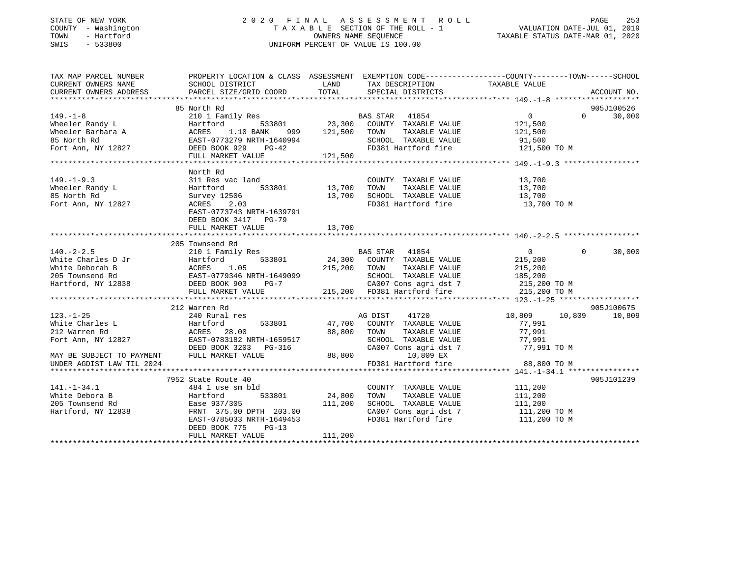STATE OF NEW YORK
COUNTY - Washington
TOWN - Hartford
SWIS - 533800

2020 FINAL ASSESSMENT ROLL
TAXABLE SECTION OF THE ROLL - 1
OWNERS NAME SEQUENCE
UNIFORM PERCENT OF VALUE IS 100.00

VALUATION DATE-JUL 01, 2019
TAXABLE STATUS DATE-MAR 01, 2020

```
TAX MAP PARCEL NUMBER          PROPERTY LOCATION & CLASS  ASSESSMENT  EXEMPTION CODE------------------COUNTY--------TOWN------SCHOOL
CURRENT OWNERS NAME            SCHOOL DISTRICT              LAND      TAX DESCRIPTION             TAXABLE VALUE
CURRENT OWNERS ADDRESS         PARCEL SIZE/GRID COORD       TOTAL     SPECIAL DISTRICTS                                      ACCOUNT NO.
******************************************************************************************************* 149.-1-8 ******************
                               85 North Rd                                                                                905J100526
149.-1-8                       210 1 Family Res                       BAS STAR   41854                  0           0       30,000
Wheeler Randy L                Hartford          533801      23,300   COUNTY  TAXABLE VALUE         121,500
Wheeler Barbara A              ACRES    1.10 BANK     999   121,500   TOWN    TAXABLE VALUE         121,500
85 North Rd                    EAST-0773279 NRTH-1640994              SCHOOL  TAXABLE VALUE          91,500
Fort Ann, NY 12827             DEED BOOK 929     PG-42                FD381 Hartford fire           121,500 TO M
                               FULL MARKET VALUE            121,500
******************************************************************************************************* 149.-1-9.3 ****************
                               North Rd
149.-1-9.3                     311 Res vac land                       COUNTY  TAXABLE VALUE          13,700
Wheeler Randy L                Hartford          533801      13,700   TOWN    TAXABLE VALUE          13,700
85 North Rd                    Survey 12506                  13,700   SCHOOL  TAXABLE VALUE          13,700
Fort Ann, NY 12827             ACRES    2.03                          FD381 Hartford fire            13,700 TO M
                               EAST-0773743 NRTH-1639791
                               DEED BOOK 3417   PG-79
                               FULL MARKET VALUE             13,700
******************************************************************************************************* 140.-2-2.5 ****************
                               205 Townsend Rd
140.-2-2.5                     210 1 Family Res                       BAS STAR   41854                  0           0       30,000
White Charles D Jr             Hartford          533801      24,300   COUNTY  TAXABLE VALUE         215,200
White Deborah B                ACRES    1.05                215,200   TOWN    TAXABLE VALUE         215,200
205 Townsend Rd                EAST-0779346 NRTH-1649099              SCHOOL  TAXABLE VALUE         185,200
Hartford, NY 12838             DEED BOOK 903     PG-7                 CA007 Cons agri dst 7         215,200 TO M
                               FULL MARKET VALUE            215,200   FD381 Hartford fire           215,200 TO M
******************************************************************************************************* 123.-1-25 *****************
                               212 Warren Rd                                                                              905J100675
123.-1-25                      240 Rural res                          AG DIST    41720             10,809      10,809       10,809
White Charles L                Hartford          533801      47,700   COUNTY  TAXABLE VALUE          77,991
212 Warren Rd                  ACRES   28.00                 88,800   TOWN    TAXABLE VALUE          77,991
Fort Ann, NY 12827             EAST-0783182 NRTH-1659517              SCHOOL  TAXABLE VALUE          77,991
                               DEED BOOK 3203   PG-316                CA007 Cons agri dst 7          77,991 TO M
MAY BE SUBJECT TO PAYMENT      FULL MARKET VALUE             88,800        10,809 EX
UNDER AGDIST LAW TIL 2024                                             FD381 Hartford fire            88,800 TO M
******************************************************************************************************* 141.-1-34.1 ***************
                               7952 State Route 40                                                                        905J101239
141.-1-34.1                    484 1 use sm bld                       COUNTY  TAXABLE VALUE         111,200
White Debora B                 Hartford          533801      24,800   TOWN    TAXABLE VALUE         111,200
205 Townsend Rd                Ease 937/305                 111,200   SCHOOL  TAXABLE VALUE         111,200
Hartford, NY 12838             FRNT 375.00 DPTH 203.00                CA007 Cons agri dst 7         111,200 TO M
                               EAST-0785033 NRTH-1649453              FD381 Hartford fire           111,200 TO M
                               DEED BOOK 775     PG-13
                               FULL MARKET VALUE            111,200
************************************************************************************************************************************
```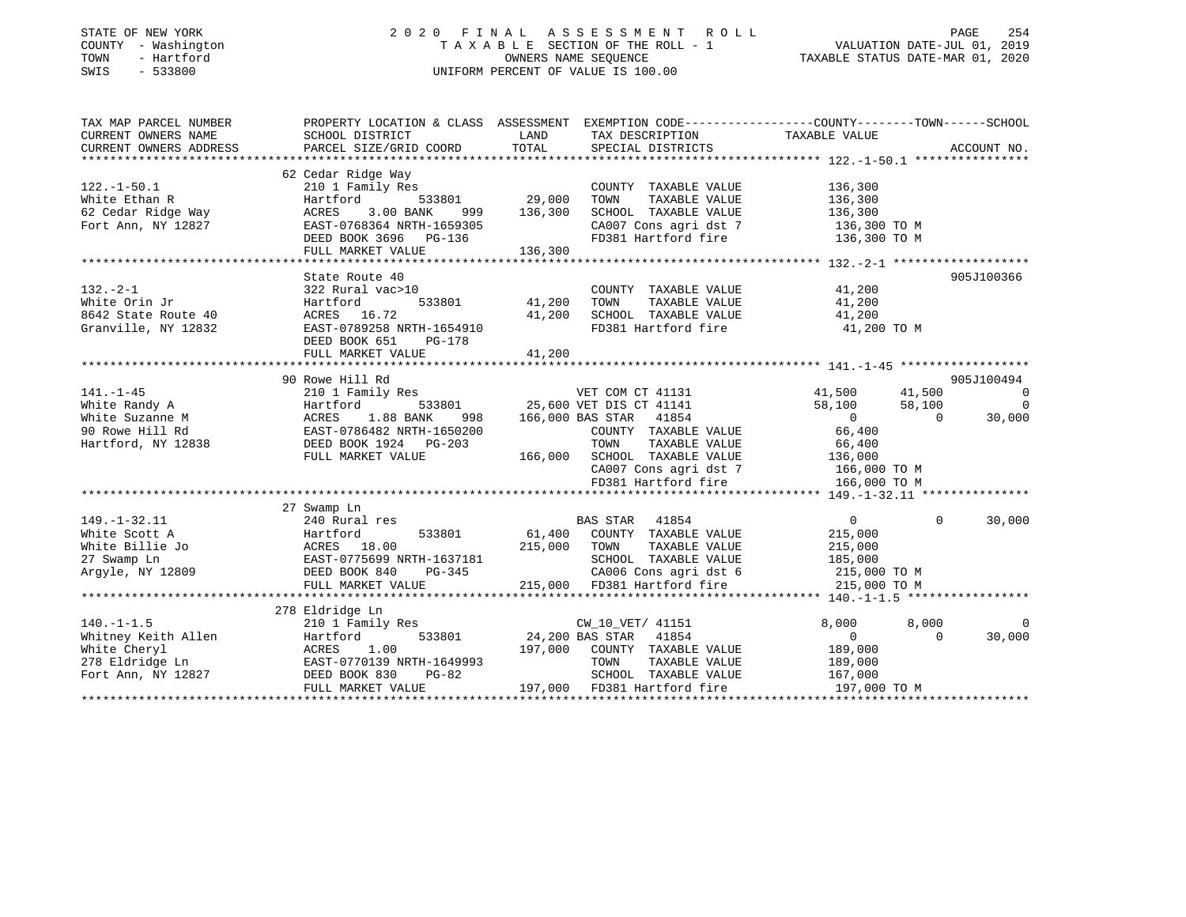STATE OF NEW YORK
COUNTY - Washington
TOWN - Hartford
SWIS - 533800

# 2020 FINAL ASSESSMENT ROLL

TAXABLE SECTION OF THE ROLL - 1
OWNERS NAME SEQUENCE
UNIFORM PERCENT OF VALUE IS 100.00

VALUATION DATE-JUL 01, 2019
TAXABLE STATUS DATE-MAR 01, 2020

```
TAX MAP PARCEL NUMBER          PROPERTY LOCATION & CLASS  ASSESSMENT  EXEMPTION CODE------------------COUNTY--------TOWN------SCHOOL
CURRENT OWNERS NAME            SCHOOL DISTRICT               LAND      TAX DESCRIPTION             TAXABLE VALUE
CURRENT OWNERS ADDRESS         PARCEL SIZE/GRID COORD        TOTAL     SPECIAL DISTRICTS                                      ACCOUNT NO.
******************************************************************************************************* 122.-1-50.1 ****************
                               62 Cedar Ridge Way
122.-1-50.1                    210 1 Family Res                        COUNTY  TAXABLE VALUE           136,300
White Ethan R                  Hartford        533801       29,000     TOWN    TAXABLE VALUE           136,300
62 Cedar Ridge Way             ACRES    3.00 BANK    999   136,300     SCHOOL  TAXABLE VALUE           136,300
Fort Ann, NY 12827             EAST-0768364 NRTH-1659305               CA007 Cons agri dst 7            136,300 TO M
                               DEED BOOK 3696   PG-136                 FD381 Hartford fire              136,300 TO M
                               FULL MARKET VALUE            136,300
******************************************************************************************************* 132.-2-1 *******************
                               State Route 40                                                                             905J100366
132.-2-1                       322 Rural vac>10                        COUNTY  TAXABLE VALUE            41,200
White Orin Jr                  Hartford        533801       41,200     TOWN    TAXABLE VALUE            41,200
8642 State Route 40            ACRES   16.72                41,200     SCHOOL  TAXABLE VALUE            41,200
Granville, NY 12832            EAST-0789258 NRTH-1654910               FD381 Hartford fire               41,200 TO M
                               DEED BOOK 651    PG-178
                               FULL MARKET VALUE             41,200
******************************************************************************************************* 141.-1-45 ******************
                               90 Rowe Hill Rd                                                                            905J100494
141.-1-45                      210 1 Family Res                        VET COM CT 41131             41,500     41,500          0
White Randy A                  Hartford        533801       25,600 VET DIS CT 41141                 58,100     58,100          0
White Suzanne M                ACRES    1.88 BANK    998   166,000 BAS STAR   41854                      0          0     30,000
90 Rowe Hill Rd                EAST-0786482 NRTH-1650200               COUNTY  TAXABLE VALUE            66,400
Hartford, NY 12838             DEED BOOK 1924   PG-203                 TOWN    TAXABLE VALUE            66,400
                               FULL MARKET VALUE            166,000    SCHOOL  TAXABLE VALUE           136,000
                                                                       CA007 Cons agri dst 7            166,000 TO M
                                                                       FD381 Hartford fire              166,000 TO M
******************************************************************************************************* 149.-1-32.11 ***************
                               27 Swamp Ln
149.-1-32.11                   240 Rural res                           BAS STAR   41854                      0          0     30,000
White Scott A                  Hartford        533801       61,400     COUNTY  TAXABLE VALUE           215,000
White Billie Jo                ACRES   18.00               215,000     TOWN    TAXABLE VALUE           215,000
27 Swamp Ln                    EAST-0775699 NRTH-1637181               SCHOOL  TAXABLE VALUE           185,000
Argyle, NY 12809               DEED BOOK 840    PG-345                 CA006 Cons agri dst 6            215,000 TO M
                               FULL MARKET VALUE            215,000    FD381 Hartford fire              215,000 TO M
******************************************************************************************************* 140.-1-1.5 *****************
                               278 Eldridge Ln
140.-1-1.5                     210 1 Family Res                        CW_10_VET/ 41151              8,000      8,000          0
Whitney Keith Allen            Hartford        533801       24,200 BAS STAR   41854                      0          0     30,000
White Cheryl                   ACRES    1.00               197,000     COUNTY  TAXABLE VALUE           189,000
278 Eldridge Ln                EAST-0770139 NRTH-1649993               TOWN    TAXABLE VALUE           189,000
Fort Ann, NY 12827             DEED BOOK 830    PG-82                  SCHOOL  TAXABLE VALUE           167,000
                               FULL MARKET VALUE            197,000    FD381 Hartford fire              197,000 TO M
************************************************************************************************************************************
```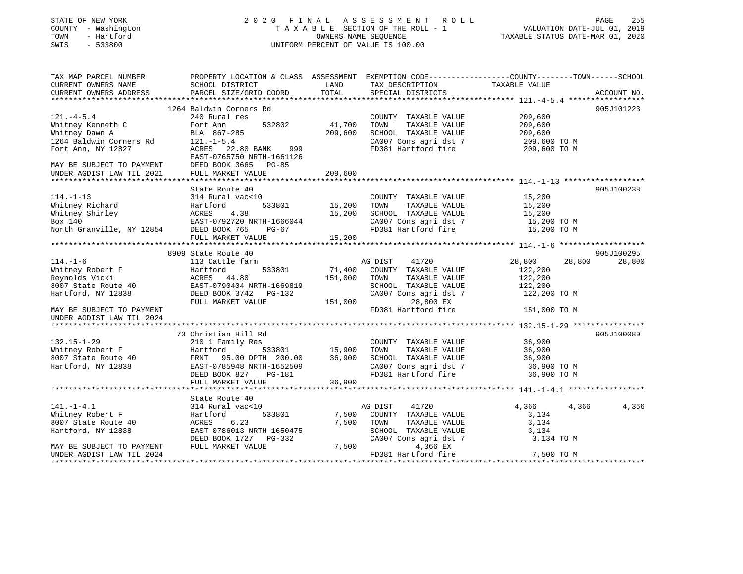STATE OF NEW YORK
COUNTY - Washington
TOWN - Hartford
SWIS - 533800

# 2020 FINAL ASSESSMENT ROLL
TAXABLE SECTION OF THE ROLL - 1
OWNERS NAME SEQUENCE
UNIFORM PERCENT OF VALUE IS 100.00

VALUATION DATE-JUL 01, 2019
TAXABLE STATUS DATE-MAR 01, 2020

| TAX MAP PARCEL NUMBER / CURRENT OWNERS NAME / CURRENT OWNERS ADDRESS | PROPERTY LOCATION & CLASS / SCHOOL DISTRICT / PARCEL SIZE/GRID COORD | ASSESSMENT LAND | TOTAL | EXEMPTION CODE / TAX DESCRIPTION / SPECIAL DISTRICTS | COUNTY TAXABLE VALUE | TOWN | SCHOOL | ACCOUNT NO. |
|---|---|---|---|---|---|---|---|---|
| 121.-4-5.4 | 1264 Baldwin Corners Rd | | | | | | | 905J101223 |
| Whitney Kenneth C | 240 Rural res | | | COUNTY TAXABLE VALUE | 209,600 | | | |
| Whitney Dawn A | Fort Ann 532802 | 41,700 | | TOWN TAXABLE VALUE | 209,600 | | | |
| 1264 Baldwin Corners Rd | BLA 867-285 | | 209,600 | SCHOOL TAXABLE VALUE | 209,600 | | | |
| Fort Ann, NY 12827 | 121.-1-5.4 | | | CA007 Cons agri dst 7 | 209,600 TO M | | | |
| | ACRES 22.80 BANK 999 | | | FD381 Hartford fire | 209,600 TO M | | | |
| | EAST-0765750 NRTH-1661126 | | | | | | | |
| MAY BE SUBJECT TO PAYMENT | DEED BOOK 3665 PG-85 | | | | | | | |
| UNDER AGDIST LAW TIL 2021 | FULL MARKET VALUE | | 209,600 | | | | | |
| 114.-1-13 | State Route 40 | | | | | | | 905J100238 |
| Whitney Richard | 314 Rural vac<10 | | | COUNTY TAXABLE VALUE | 15,200 | | | |
| Whitney Shirley | Hartford 533801 | 15,200 | | TOWN TAXABLE VALUE | 15,200 | | | |
| Box 140 | ACRES 4.38 | | 15,200 | SCHOOL TAXABLE VALUE | 15,200 | | | |
| North Granville, NY 12854 | EAST-0792720 NRTH-1666044 | | | CA007 Cons agri dst 7 | 15,200 TO M | | | |
| | DEED BOOK 765 PG-67 | | | FD381 Hartford fire | 15,200 TO M | | | |
| | FULL MARKET VALUE | | 15,200 | | | | | |
| 114.-1-6 | 8909 State Route 40 | | | | | | | 905J100295 |
| Whitney Robert F | 113 Cattle farm | | | AG DIST 41720 | 28,800 | 28,800 | 28,800 | |
| Reynolds Vicki | Hartford 533801 | 71,400 | | COUNTY TAXABLE VALUE | 122,200 | | | |
| 8007 State Route 40 | ACRES 44.80 | | 151,000 | TOWN TAXABLE VALUE | 122,200 | | | |
| Hartford, NY 12838 | EAST-0790404 NRTH-1669819 | | | SCHOOL TAXABLE VALUE | 122,200 | | | |
| | DEED BOOK 3742 PG-132 | | | CA007 Cons agri dst 7 | 122,200 TO M | | | |
| | FULL MARKET VALUE | | 151,000 | 28,800 EX | | | | |
| MAY BE SUBJECT TO PAYMENT | | | | FD381 Hartford fire | 151,000 TO M | | | |
| UNDER AGDIST LAW TIL 2024 | | | | | | | | |
| 132.15-1-29 | 73 Christian Hill Rd | | | | | | | 905J100080 |
| Whitney Robert F | 210 1 Family Res | | | COUNTY TAXABLE VALUE | 36,900 | | | |
| 8007 State Route 40 | Hartford 533801 | 15,900 | | TOWN TAXABLE VALUE | 36,900 | | | |
| Hartford, NY 12838 | FRNT 95.00 DPTH 200.00 | | 36,900 | SCHOOL TAXABLE VALUE | 36,900 | | | |
| | EAST-0785948 NRTH-1652509 | | | CA007 Cons agri dst 7 | 36,900 TO M | | | |
| | DEED BOOK 827 PG-181 | | | FD381 Hartford fire | 36,900 TO M | | | |
| | FULL MARKET VALUE | | 36,900 | | | | | |
| 141.-1-4.1 | State Route 40 | | | | | | | |
| Whitney Robert F | 314 Rural vac<10 | | | AG DIST 41720 | 4,366 | 4,366 | 4,366 | |
| 8007 State Route 40 | Hartford 533801 | 7,500 | | COUNTY TAXABLE VALUE | 3,134 | | | |
| Hartford, NY 12838 | ACRES 6.23 | | 7,500 | TOWN TAXABLE VALUE | 3,134 | | | |
| | EAST-0786013 NRTH-1650475 | | | SCHOOL TAXABLE VALUE | 3,134 | | | |
| | DEED BOOK 1727 PG-332 | | | CA007 Cons agri dst 7 | 3,134 TO M | | | |
| MAY BE SUBJECT TO PAYMENT | FULL MARKET VALUE | | 7,500 | 4,366 EX | | | | |
| UNDER AGDIST LAW TIL 2024 | | | | FD381 Hartford fire | 7,500 TO M | | | |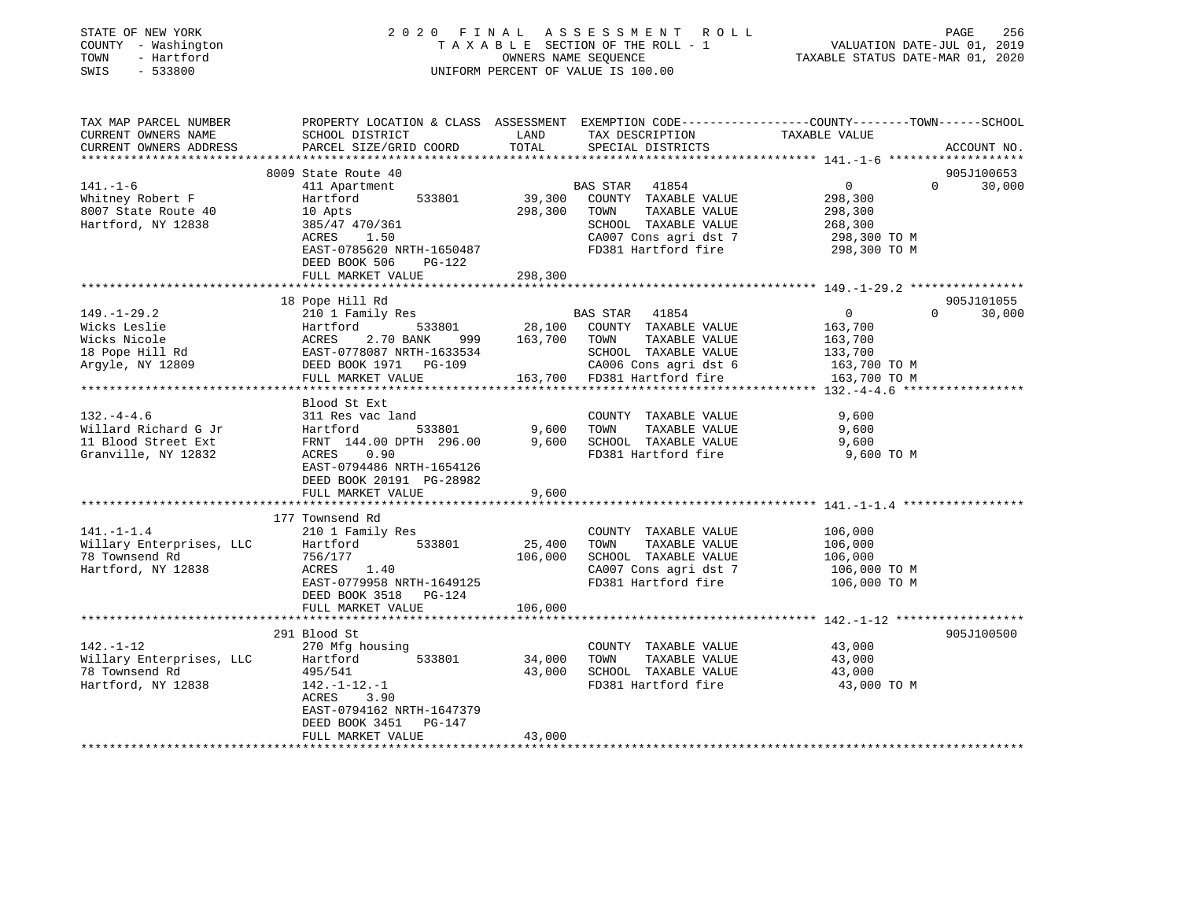STATE OF NEW YORK
COUNTY - Washington
TOWN - Hartford
SWIS - 533800

# 2020 FINAL ASSESSMENT ROLL
TAXABLE SECTION OF THE ROLL - 1
OWNERS NAME SEQUENCE
UNIFORM PERCENT OF VALUE IS 100.00

VALUATION DATE-JUL 01, 2019
TAXABLE STATUS DATE-MAR 01, 2020

| TAX MAP PARCEL NUMBER / CURRENT OWNERS NAME / CURRENT OWNERS ADDRESS | PROPERTY LOCATION & CLASS / SCHOOL DISTRICT / PARCEL SIZE/GRID COORD | ASSESSMENT LAND | TOTAL | EXEMPTION CODE / TAX DESCRIPTION / SPECIAL DISTRICTS | COUNTY | TOWN | SCHOOL / TAXABLE VALUE | ACCOUNT NO. |
|---|---|---|---|---|---|---|---|---|
| 141.-1-6 | 8009 State Route 40 | | | | | | | 905J100653 |
| | 411 Apartment | | | BAS STAR 41854 | 0 | 0 | 30,000 | |
| Whitney Robert F | Hartford 533801 | 39,300 | | COUNTY TAXABLE VALUE | 298,300 | | | |
| 8007 State Route 40 | 10 Apts | | 298,300 | TOWN TAXABLE VALUE | | 298,300 | | |
| Hartford, NY 12838 | 385/47 470/361 | | | SCHOOL TAXABLE VALUE | | | 268,300 | |
| | ACRES 1.50 | | | CA007 Cons agri dst 7 | | | 298,300 TO M | |
| | EAST-0785620 NRTH-1650487 | | | FD381 Hartford fire | | | 298,300 TO M | |
| | DEED BOOK 506 PG-122 | | | | | | | |
| | FULL MARKET VALUE | | 298,300 | | | | | |
| 149.-1-29.2 | 18 Pope Hill Rd | | | | | | | 905J101055 |
| | 210 1 Family Res | | | BAS STAR 41854 | 0 | 0 | 30,000 | |
| Wicks Leslie | Hartford 533801 | 28,100 | | COUNTY TAXABLE VALUE | 163,700 | | | |
| Wicks Nicole | ACRES 2.70 BANK 999 | | 163,700 | TOWN TAXABLE VALUE | | 163,700 | | |
| 18 Pope Hill Rd | EAST-0778087 NRTH-1633534 | | | SCHOOL TAXABLE VALUE | | | 133,700 | |
| Argyle, NY 12809 | DEED BOOK 1971 PG-109 | | | CA006 Cons agri dst 6 | | | 163,700 TO M | |
| | FULL MARKET VALUE | | 163,700 | FD381 Hartford fire | | | 163,700 TO M | |
| 132.-4-4.6 | Blood St Ext | | | | | | | |
| | 311 Res vac land | | | COUNTY TAXABLE VALUE | 9,600 | | | |
| Willard Richard G Jr | Hartford 533801 | 9,600 | | TOWN TAXABLE VALUE | | 9,600 | | |
| 11 Blood Street Ext | FRNT 144.00 DPTH 296.00 | | 9,600 | SCHOOL TAXABLE VALUE | | | 9,600 | |
| Granville, NY 12832 | ACRES 0.90 | | | FD381 Hartford fire | | | 9,600 TO M | |
| | EAST-0794486 NRTH-1654126 | | | | | | | |
| | DEED BOOK 20191 PG-28982 | | | | | | | |
| | FULL MARKET VALUE | | 9,600 | | | | | |
| 141.-1-1.4 | 177 Townsend Rd | | | | | | | |
| | 210 1 Family Res | | | COUNTY TAXABLE VALUE | 106,000 | | | |
| Willary Enterprises, LLC | Hartford 533801 | 25,400 | | TOWN TAXABLE VALUE | | 106,000 | | |
| 78 Townsend Rd | 756/177 | | 106,000 | SCHOOL TAXABLE VALUE | | | 106,000 | |
| Hartford, NY 12838 | ACRES 1.40 | | | CA007 Cons agri dst 7 | | | 106,000 TO M | |
| | EAST-0779958 NRTH-1649125 | | | FD381 Hartford fire | | | 106,000 TO M | |
| | DEED BOOK 3518 PG-124 | | | | | | | |
| | FULL MARKET VALUE | | 106,000 | | | | | |
| 142.-1-12 | 291 Blood St | | | | | | | 905J100500 |
| | 270 Mfg housing | | | COUNTY TAXABLE VALUE | 43,000 | | | |
| Willary Enterprises, LLC | Hartford 533801 | 34,000 | | TOWN TAXABLE VALUE | | 43,000 | | |
| 78 Townsend Rd | 495/541 | | 43,000 | SCHOOL TAXABLE VALUE | | | 43,000 | |
| Hartford, NY 12838 | 142.-1-12.-1 | | | FD381 Hartford fire | | | 43,000 TO M | |
| | ACRES 3.90 | | | | | | | |
| | EAST-0794162 NRTH-1647379 | | | | | | | |
| | DEED BOOK 3451 PG-147 | | | | | | | |
| | FULL MARKET VALUE | | 43,000 | | | | | |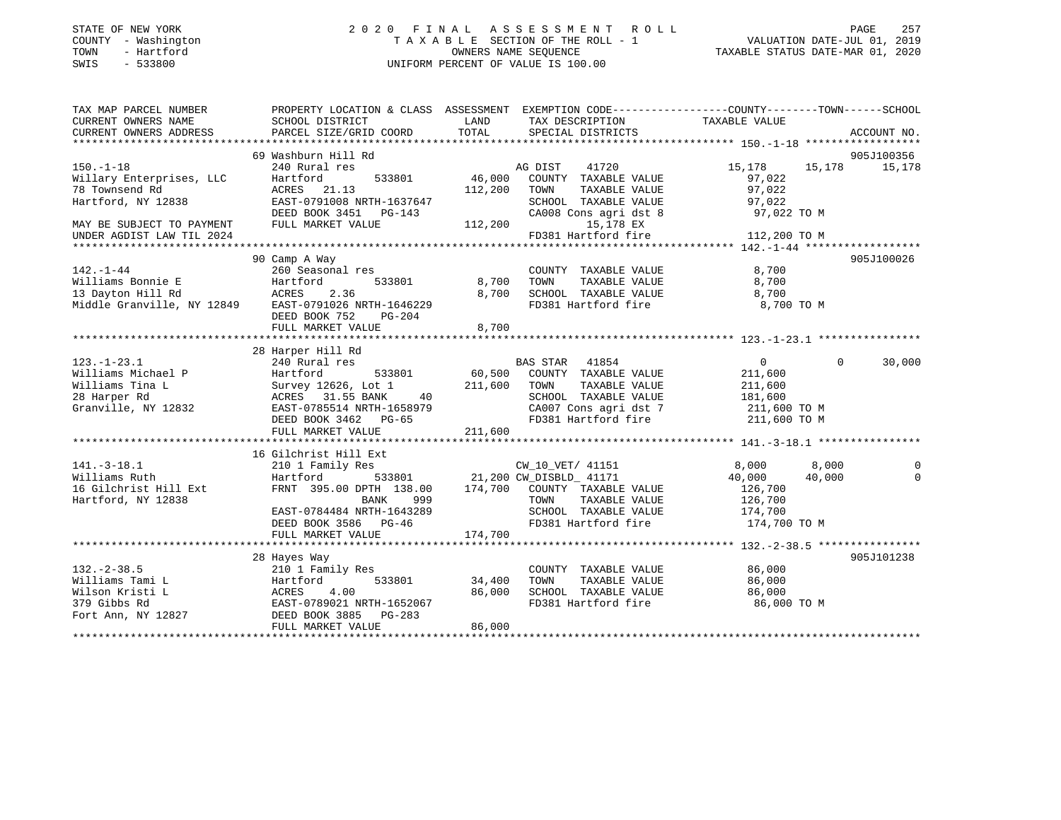STATE OF NEW YORK
COUNTY - Washington
TOWN - Hartford
SWIS - 533800

# 2020 FINAL ASSESSMENT ROLL

TAXABLE SECTION OF THE ROLL - 1
OWNERS NAME SEQUENCE
UNIFORM PERCENT OF VALUE IS 100.00

VALUATION DATE-JUL 01, 2019
TAXABLE STATUS DATE-MAR 01, 2020

```
TAX MAP PARCEL NUMBER          PROPERTY LOCATION & CLASS  ASSESSMENT  EXEMPTION CODE-----------------COUNTY--------TOWN------SCHOOL
CURRENT OWNERS NAME            SCHOOL DISTRICT              LAND      TAX DESCRIPTION            TAXABLE VALUE
CURRENT OWNERS ADDRESS         PARCEL SIZE/GRID COORD       TOTAL     SPECIAL DISTRICTS                                  ACCOUNT NO.
******************************************************************************************************* 150.-1-18 ******************
                               69 Washburn Hill Rd                                                                    905J100356
150.-1-18                      240 Rural res                          AG DIST   41720              15,178     15,178      15,178
Willary Enterprises, LLC       Hartford         533801     46,000   COUNTY  TAXABLE VALUE           97,022
78 Townsend Rd                 ACRES   21.13              112,200   TOWN    TAXABLE VALUE           97,022
Hartford, NY 12838             EAST-0791008 NRTH-1637647             SCHOOL  TAXABLE VALUE           97,022
                               DEED BOOK 3451   PG-143               CA008 Cons agri dst 8           97,022 TO M
MAY BE SUBJECT TO PAYMENT      FULL MARKET VALUE          112,200          15,178 EX
UNDER AGDIST LAW TIL 2024                                            FD381 Hartford fire            112,200 TO M
******************************************************************************************************* 142.-1-44 ******************
                               90 Camp A Way                                                                          905J100026
142.-1-44                      260 Seasonal res                      COUNTY  TAXABLE VALUE            8,700
Williams Bonnie E              Hartford         533801      8,700   TOWN    TAXABLE VALUE            8,700
13 Dayton Hill Rd              ACRES    2.36                8,700   SCHOOL  TAXABLE VALUE            8,700
Middle Granville, NY 12849     EAST-0791026 NRTH-1646229             FD381 Hartford fire              8,700 TO M
                               DEED BOOK 752    PG-204
                               FULL MARKET VALUE            8,700
******************************************************************************************************* 123.-1-23.1 ****************
                               28 Harper Hill Rd
123.-1-23.1                    240 Rural res                          BAS STAR  41854                   0          0      30,000
Williams Michael P             Hartford         533801     60,500   COUNTY  TAXABLE VALUE          211,600
Williams Tina L                Survey 12626, Lot 1        211,600   TOWN    TAXABLE VALUE          211,600
28 Harper Rd                   ACRES   31.55 BANK     40             SCHOOL  TAXABLE VALUE          181,600
Granville, NY 12832            EAST-0785514 NRTH-1658979             CA007 Cons agri dst 7          211,600 TO M
                               DEED BOOK 3462   PG-65                FD381 Hartford fire            211,600 TO M
                               FULL MARKET VALUE          211,600
******************************************************************************************************* 141.-3-18.1 ****************
                               16 Gilchrist Hill Ext
141.-3-18.1                    210 1 Family Res                      CW_10_VET/ 41151                8,000      8,000           0
Williams Ruth                  Hartford         533801     21,200 CW_DISBLD_ 41171              40,000     40,000           0
16 Gilchrist Hill Ext          FRNT 395.00 DPTH 138.00    174,700   COUNTY  TAXABLE VALUE          126,700
Hartford, NY 12838                          BANK     999             TOWN    TAXABLE VALUE          126,700
                               EAST-0784484 NRTH-1643289             SCHOOL  TAXABLE VALUE          174,700
                               DEED BOOK 3586   PG-46                FD381 Hartford fire            174,700 TO M
                               FULL MARKET VALUE          174,700
******************************************************************************************************* 132.-2-38.5 ****************
                               28 Hayes Way                                                                           905J101238
132.-2-38.5                    210 1 Family Res                      COUNTY  TAXABLE VALUE           86,000
Williams Tami L                Hartford         533801     34,400   TOWN    TAXABLE VALUE           86,000
Wilson Kristi L                ACRES    4.00               86,000   SCHOOL  TAXABLE VALUE           86,000
379 Gibbs Rd                   EAST-0789021 NRTH-1652067             FD381 Hartford fire             86,000 TO M
Fort Ann, NY 12827             DEED BOOK 3885   PG-283
                               FULL MARKET VALUE           86,000
************************************************************************************************************************************
```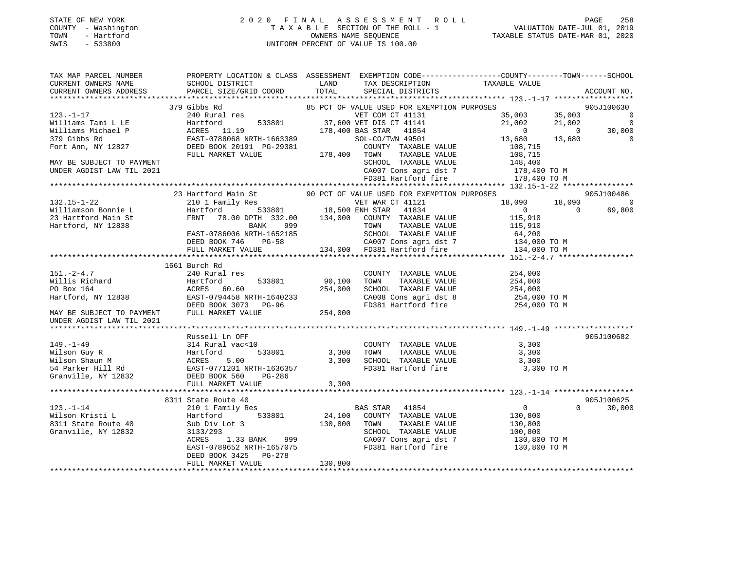STATE OF NEW YORK　　　　　　2020 FINAL ASSESSMENT ROLL
COUNTY - Washington　　　　TAXABLE SECTION OF THE ROLL - 1　　　　VALUATION DATE-JUL 01, 2019
TOWN - Hartford　　　　　　OWNERS NAME SEQUENCE　　　　TAXABLE STATUS DATE-MAR 01, 2020
SWIS - 533800　　　　　　　UNIFORM PERCENT OF VALUE IS 100.00

```
TAX MAP PARCEL NUMBER          PROPERTY LOCATION & CLASS  ASSESSMENT  EXEMPTION CODE-----------------COUNTY--------TOWN------SCHOOL
CURRENT OWNERS NAME            SCHOOL DISTRICT            LAND        TAX DESCRIPTION              TAXABLE VALUE
CURRENT OWNERS ADDRESS         PARCEL SIZE/GRID COORD     TOTAL       SPECIAL DISTRICTS                                       ACCOUNT NO.
******************************************************************************************************* 123.-1-17 ******************
                               379 Gibbs Rd                          85 PCT OF VALUE USED FOR EXEMPTION PURPOSES               905J100630
123.-1-17                      240 Rural res                          VET COM CT 41131            35,003      35,003           0
Williams Tami L LE             Hartford       533801     37,600 VET DIS CT 41141                  21,002      21,002           0
Williams Michael P             ACRES   11.19            178,400 BAS STAR  41854                        0           0      30,000
379 Gibbs Rd                   EAST-0788068 NRTH-1663389              SOL-CO/TWN 49501            13,680      13,680           0
Fort Ann, NY 12827             DEED BOOK 20191 PG-29381               COUNTY  TAXABLE VALUE      108,715
                               FULL MARKET VALUE        178,400       TOWN    TAXABLE VALUE      108,715
MAY BE SUBJECT TO PAYMENT                                             SCHOOL  TAXABLE VALUE      148,400
UNDER AGDIST LAW TIL 2021                                             CA007 Cons agri dst 7       178,400 TO M
                                                                      FD381 Hartford fire         178,400 TO M
******************************************************************************************************* 132.15-1-22 ****************
                               23 Hartford Main St                   90 PCT OF VALUE USED FOR EXEMPTION PURPOSES               905J100486
132.15-1-22                    210 1 Family Res                       VET WAR CT 41121            18,090      18,090           0
Williamson Bonnie L            Hartford       533801     18,500 ENH STAR  41834                        0           0      69,800
23 Hartford Main St            FRNT   78.00 DPTH 332.00 134,000   COUNTY  TAXABLE VALUE      115,910
Hartford, NY 12838                       BANK     999                 TOWN    TAXABLE VALUE      115,910
                               EAST-0786006 NRTH-1652185              SCHOOL  TAXABLE VALUE       64,200
                               DEED BOOK 746     PG-58                CA007 Cons agri dst 7       134,000 TO M
                               FULL MARKET VALUE        134,000       FD381 Hartford fire         134,000 TO M
******************************************************************************************************* 151.-2-4.7 *****************
                               1661 Burch Rd
151.-2-4.7                     240 Rural res                          COUNTY  TAXABLE VALUE      254,000
Willis Richard                 Hartford       533801     90,100       TOWN    TAXABLE VALUE      254,000
PO Box 164                     ACRES   60.60            254,000       SCHOOL  TAXABLE VALUE      254,000
Hartford, NY 12838             EAST-0794458 NRTH-1640233              CA008 Cons agri dst 8       254,000 TO M
                               DEED BOOK 3073    PG-96                FD381 Hartford fire         254,000 TO M
MAY BE SUBJECT TO PAYMENT      FULL MARKET VALUE        254,000
UNDER AGDIST LAW TIL 2021
******************************************************************************************************* 149.-1-49 ******************
                               Russell Ln OFF                                                                          905J100682
149.-1-49                      314 Rural vac<10                       COUNTY  TAXABLE VALUE        3,300
Wilson Guy R                   Hartford       533801      3,300       TOWN    TAXABLE VALUE        3,300
Wilson Shaun M                 ACRES    5.00              3,300       SCHOOL  TAXABLE VALUE        3,300
54 Parker Hill Rd              EAST-0771201 NRTH-1636357              FD381 Hartford fire           3,300 TO M
Granville, NY 12832            DEED BOOK 560     PG-286
                               FULL MARKET VALUE          3,300
******************************************************************************************************* 123.-1-14 ******************
                               8311 State Route 40                                                                     905J100625
123.-1-14                      210 1 Family Res                       BAS STAR  41854                  0           0      30,000
Wilson Kristi L                Hartford       533801     24,100       COUNTY  TAXABLE VALUE      130,800
8311 State Route 40            Sub Div Lot 3            130,800       TOWN    TAXABLE VALUE      130,800
Granville, NY 12832            3133/293                               SCHOOL  TAXABLE VALUE      100,800
                               ACRES    1.33 BANK     999             CA007 Cons agri dst 7       130,800 TO M
                               EAST-0789652 NRTH-1657075              FD381 Hartford fire         130,800 TO M
                               DEED BOOK 3425    PG-278
                               FULL MARKET VALUE        130,800
************************************************************************************************************************************
```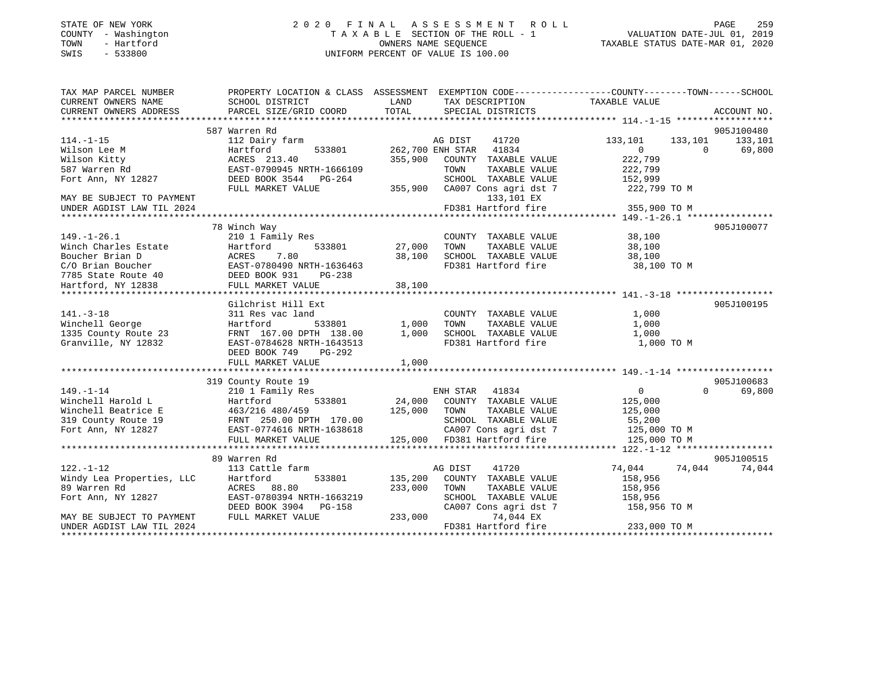STATE OF NEW YORK | 2 0 2 0 F I N A L A S S E S S M E N T R O L L | PAGE 259
COUNTY - Washington | T A X A B L E SECTION OF THE ROLL - 1 | VALUATION DATE-JUL 01, 2019
TOWN - Hartford | OWNERS NAME SEQUENCE | TAXABLE STATUS DATE-MAR 01, 2020
SWIS - 533800 | UNIFORM PERCENT OF VALUE IS 100.00

```
TAX MAP PARCEL NUMBER          PROPERTY LOCATION & CLASS  ASSESSMENT  EXEMPTION CODE-----------------COUNTY--------TOWN------SCHOOL
CURRENT OWNERS NAME            SCHOOL DISTRICT              LAND      TAX DESCRIPTION            TAXABLE VALUE
CURRENT OWNERS ADDRESS         PARCEL SIZE/GRID COORD       TOTAL     SPECIAL DISTRICTS                                     ACCOUNT NO.
*********************************************************************************************** 114.-1-15 ******************
                               587 Warren Rd                                                                             905J100480
114.-1-15                      112 Dairy farm                      AG DIST     41720          133,101     133,101     133,101
Wilson Lee M                   Hartford        533801      262,700 ENH STAR    41834                0           0      69,800
Wilson Kitty                   ACRES  213.40               355,900    COUNTY  TAXABLE VALUE          222,799
587 Warren Rd                  EAST-0790945 NRTH-1666109              TOWN    TAXABLE VALUE          222,799
Fort Ann, NY 12827             DEED BOOK 3544   PG-264                SCHOOL  TAXABLE VALUE          152,999
                               FULL MARKET VALUE           355,900    CA007 Cons agri dst 7          222,799 TO M
MAY BE SUBJECT TO PAYMENT                                                   133,101 EX
UNDER AGDIST LAW TIL 2024                                             FD381 Hartford fire            355,900 TO M
*********************************************************************************************** 149.-1-26.1 ****************
                               78 Winch Way                                                                              905J100077
149.-1-26.1                    210 1 Family Res                       COUNTY  TAXABLE VALUE           38,100
Winch Charles Estate           Hartford        533801       27,000    TOWN    TAXABLE VALUE           38,100
Boucher Brian D                ACRES    7.80                38,100    SCHOOL  TAXABLE VALUE           38,100
C/O Brian Boucher              EAST-0780490 NRTH-1636463              FD381 Hartford fire             38,100 TO M
7785 State Route 40            DEED BOOK 931    PG-238
Hartford, NY 12838             FULL MARKET VALUE            38,100
*********************************************************************************************** 141.-3-18 ******************
                               Gilchrist Hill Ext                                                                        905J100195
141.-3-18                      311 Res vac land                       COUNTY  TAXABLE VALUE            1,000
Winchell George                Hartford        533801        1,000    TOWN    TAXABLE VALUE            1,000
1335 County Route 23           FRNT 167.00 DPTH 138.00       1,000    SCHOOL  TAXABLE VALUE            1,000
Granville, NY 12832            EAST-0784628 NRTH-1643513              FD381 Hartford fire              1,000 TO M
                               DEED BOOK 749    PG-292
                               FULL MARKET VALUE             1,000
*********************************************************************************************** 149.-1-14 ******************
                               319 County Route 19                                                                       905J100683
149.-1-14                      210 1 Family Res                    ENH STAR    41834                0           0      69,800
Winchell Harold L              Hartford        533801       24,000    COUNTY  TAXABLE VALUE          125,000
Winchell Beatrice E            463/216 480/459             125,000    TOWN    TAXABLE VALUE          125,000
319 County Route 19            FRNT 250.00 DPTH 170.00                SCHOOL  TAXABLE VALUE           55,200
Fort Ann, NY 12827             EAST-0774616 NRTH-1638618              CA007 Cons agri dst 7          125,000 TO M
                               FULL MARKET VALUE           125,000    FD381 Hartford fire            125,000 TO M
*********************************************************************************************** 122.-1-12 ******************
                               89 Warren Rd                                                                              905J100515
122.-1-12                      113 Cattle farm                     AG DIST     41720           74,044      74,044      74,044
Windy Lea Properties, LLC      Hartford        533801      135,200    COUNTY  TAXABLE VALUE          158,956
89 Warren Rd                   ACRES   88.80               233,000    TOWN    TAXABLE VALUE          158,956
Fort Ann, NY 12827             EAST-0780394 NRTH-1663219              SCHOOL  TAXABLE VALUE          158,956
                               DEED BOOK 3904   PG-158                CA007 Cons agri dst 7          158,956 TO M
MAY BE SUBJECT TO PAYMENT      FULL MARKET VALUE           233,000          74,044 EX
UNDER AGDIST LAW TIL 2024                                             FD381 Hartford fire            233,000 TO M
****************************************************************************************************************************
```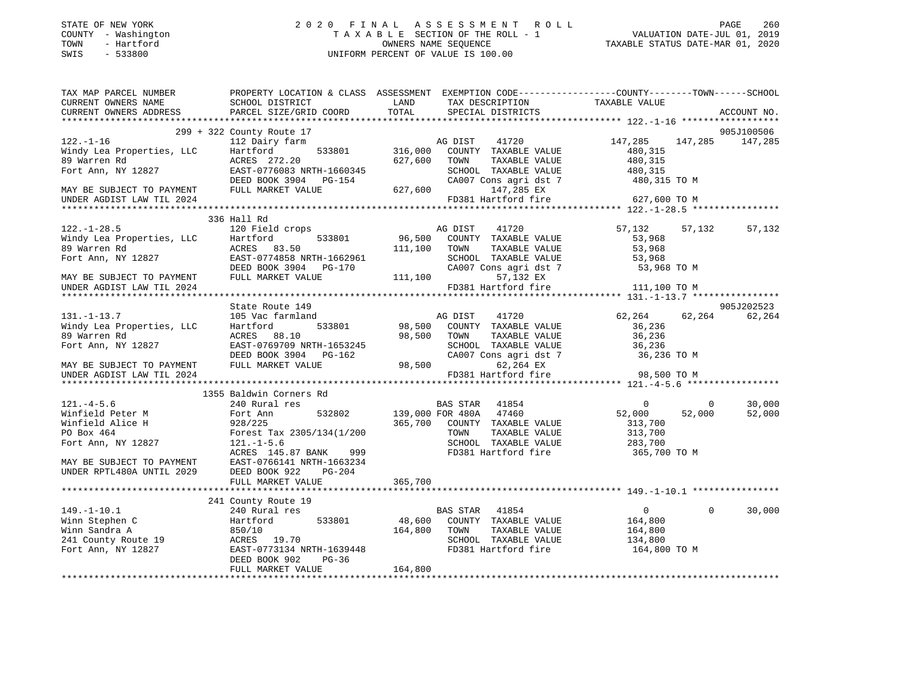STATE OF NEW YORK
COUNTY - Washington
TOWN - Hartford
SWIS - 533800

2020 FINAL ASSESSMENT ROLL
TAXABLE SECTION OF THE ROLL - 1
OWNERS NAME SEQUENCE
UNIFORM PERCENT OF VALUE IS 100.00

VALUATION DATE-JUL 01, 2019
TAXABLE STATUS DATE-MAR 01, 2020

```
TAX MAP PARCEL NUMBER          PROPERTY LOCATION & CLASS  ASSESSMENT  EXEMPTION CODE-----------------COUNTY--------TOWN------SCHOOL
CURRENT OWNERS NAME            SCHOOL DISTRICT               LAND      TAX DESCRIPTION              TAXABLE VALUE
CURRENT OWNERS ADDRESS         PARCEL SIZE/GRID COORD        TOTAL     SPECIAL DISTRICTS                                      ACCOUNT NO.
******************************************************************************************************* 122.-1-16 ******************
                     299 + 322 County Route 17                                                                             905J100506
122.-1-16                      112 Dairy farm                    AG DIST   41720              147,285   147,285   147,285
Windy Lea Properties, LLC      Hartford      533801      316,000   COUNTY  TAXABLE VALUE        480,315
89 Warren Rd                   ACRES 272.20                627,600   TOWN    TAXABLE VALUE        480,315
Fort Ann, NY 12827             EAST-0776083 NRTH-1660345           SCHOOL  TAXABLE VALUE        480,315
                               DEED BOOK 3904   PG-154             CA007 Cons agri dst 7         480,315 TO M
MAY BE SUBJECT TO PAYMENT      FULL MARKET VALUE           627,600        147,285 EX
UNDER AGDIST LAW TIL 2024                                          FD381 Hartford fire           627,600 TO M
******************************************************************************************************* 122.-1-28.5 ****************
                     336 Hall Rd
122.-1-28.5                    120 Field crops                   AG DIST   41720               57,132    57,132    57,132
Windy Lea Properties, LLC      Hartford      533801       96,500   COUNTY  TAXABLE VALUE         53,968
89 Warren Rd                   ACRES  83.50                111,100   TOWN    TAXABLE VALUE         53,968
Fort Ann, NY 12827             EAST-0774858 NRTH-1662961           SCHOOL  TAXABLE VALUE         53,968
                               DEED BOOK 3904   PG-170             CA007 Cons agri dst 7          53,968 TO M
MAY BE SUBJECT TO PAYMENT      FULL MARKET VALUE           111,100         57,132 EX
UNDER AGDIST LAW TIL 2024                                          FD381 Hartford fire           111,100 TO M
******************************************************************************************************* 131.-1-13.7 ****************
                     State Route 149                                                                                       905J202523
131.-1-13.7                    105 Vac farmland                  AG DIST   41720               62,264    62,264    62,264
Windy Lea Properties, LLC      Hartford      533801       98,500   COUNTY  TAXABLE VALUE         36,236
89 Warren Rd                   ACRES  88.10                 98,500   TOWN    TAXABLE VALUE         36,236
Fort Ann, NY 12827             EAST-0769709 NRTH-1653245           SCHOOL  TAXABLE VALUE         36,236
                               DEED BOOK 3904   PG-162             CA007 Cons agri dst 7          36,236 TO M
MAY BE SUBJECT TO PAYMENT      FULL MARKET VALUE            98,500         62,264 EX
UNDER AGDIST LAW TIL 2024                                          FD381 Hartford fire            98,500 TO M
******************************************************************************************************* 121.-4-5.6 *****************
                     1355 Baldwin Corners Rd
121.-4-5.6                     240 Rural res                     BAS STAR  41854                    0         0    30,000
Winfield Peter M               Fort Ann      532802      139,000 FOR 480A  47460               52,000    52,000    52,000
Winfield Alice H               928/225                     365,700   COUNTY  TAXABLE VALUE        313,700
PO Box 464                     Forest Tax 2305/134(1/200           TOWN    TAXABLE VALUE        313,700
Fort Ann, NY 12827             121.-1-5.6                          SCHOOL  TAXABLE VALUE        283,700
                               ACRES 145.87 BANK     999           FD381 Hartford fire           365,700 TO M
MAY BE SUBJECT TO PAYMENT      EAST-0766141 NRTH-1663234
UNDER RPTL480A UNTIL 2029      DEED BOOK 922    PG-204
                               FULL MARKET VALUE           365,700
******************************************************************************************************* 149.-1-10.1 ****************
                     241 County Route 19
149.-1-10.1                    240 Rural res                     BAS STAR  41854                    0         0    30,000
Winn Stephen C                 Hartford      533801       48,600   COUNTY  TAXABLE VALUE        164,800
Winn Sandra A                  850/10                      164,800   TOWN    TAXABLE VALUE        164,800
241 County Route 19            ACRES  19.70                        SCHOOL  TAXABLE VALUE        134,800
Fort Ann, NY 12827             EAST-0773134 NRTH-1639448           FD381 Hartford fire           164,800 TO M
                               DEED BOOK 902    PG-36
                               FULL MARKET VALUE           164,800
************************************************************************************************************************************
```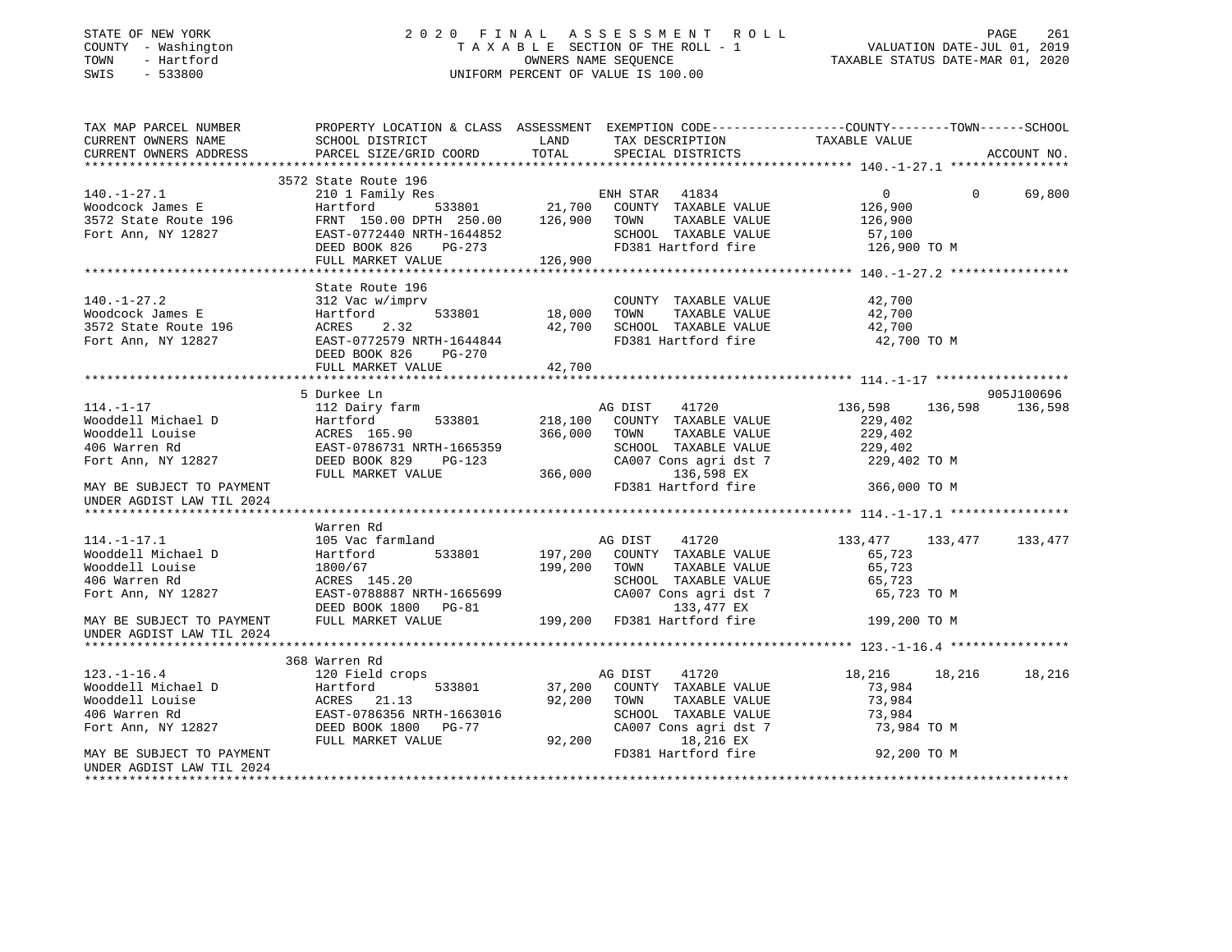STATE OF NEW YORK
COUNTY - Washington
TOWN - Hartford
SWIS - 533800

2020 FINAL ASSESSMENT ROLL
TAXABLE SECTION OF THE ROLL - 1
OWNERS NAME SEQUENCE
UNIFORM PERCENT OF VALUE IS 100.00

VALUATION DATE-JUL 01, 2019
TAXABLE STATUS DATE-MAR 01, 2020

```
TAX MAP PARCEL NUMBER          PROPERTY LOCATION & CLASS  ASSESSMENT  EXEMPTION CODE------------------COUNTY--------TOWN------SCHOOL
CURRENT OWNERS NAME            SCHOOL DISTRICT               LAND      TAX DESCRIPTION            TAXABLE VALUE
CURRENT OWNERS ADDRESS         PARCEL SIZE/GRID COORD        TOTAL     SPECIAL DISTRICTS                                    ACCOUNT NO.
******************************************************************************************************* 140.-1-27.1 ****************
                               3572 State Route 196
140.-1-27.1                    210 1 Family Res                        ENH STAR   41834                0           0      69,800
Woodcock James E               Hartford          533801      21,700   COUNTY  TAXABLE VALUE          126,900
3572 State Route 196           FRNT 150.00 DPTH 250.00     126,900   TOWN    TAXABLE VALUE          126,900
Fort Ann, NY 12827             EAST-0772440 NRTH-1644852              SCHOOL  TAXABLE VALUE           57,100
                               DEED BOOK 826    PG-273                FD381 Hartford fire            126,900 TO M
                               FULL MARKET VALUE           126,900
******************************************************************************************************* 140.-1-27.2 ****************
                               State Route 196
140.-1-27.2                    312 Vac w/imprv                        COUNTY  TAXABLE VALUE           42,700
Woodcock James E               Hartford          533801      18,000   TOWN    TAXABLE VALUE           42,700
3572 State Route 196           ACRES    2.32                  42,700   SCHOOL  TAXABLE VALUE           42,700
Fort Ann, NY 12827             EAST-0772579 NRTH-1644844              FD381 Hartford fire             42,700 TO M
                               DEED BOOK 826    PG-270
                               FULL MARKET VALUE            42,700
******************************************************************************************************* 114.-1-17 ******************
                               5 Durkee Ln                                                                             905J100696
114.-1-17                      112 Dairy farm                         AG DIST    41720            136,598     136,598    136,598
Wooddell Michael D             Hartford          533801     218,100   COUNTY  TAXABLE VALUE          229,402
Wooddell Louise                ACRES  165.90               366,000   TOWN    TAXABLE VALUE          229,402
406 Warren Rd                  EAST-0786731 NRTH-1665359              SCHOOL  TAXABLE VALUE          229,402
Fort Ann, NY 12827             DEED BOOK 829    PG-123                CA007 Cons agri dst 7          229,402 TO M
                               FULL MARKET VALUE           366,000          136,598 EX
MAY BE SUBJECT TO PAYMENT                                             FD381 Hartford fire            366,000 TO M
UNDER AGDIST LAW TIL 2024
******************************************************************************************************* 114.-1-17.1 ****************
                               Warren Rd
114.-1-17.1                    105 Vac farmland                       AG DIST    41720            133,477     133,477    133,477
Wooddell Michael D             Hartford          533801     197,200   COUNTY  TAXABLE VALUE           65,723
Wooddell Louise                1800/67                     199,200   TOWN    TAXABLE VALUE           65,723
406 Warren Rd                  ACRES  145.20                          SCHOOL  TAXABLE VALUE           65,723
Fort Ann, NY 12827             EAST-0788887 NRTH-1665699              CA007 Cons agri dst 7           65,723 TO M
                               DEED BOOK 1800   PG-81                       133,477 EX
MAY BE SUBJECT TO PAYMENT      FULL MARKET VALUE           199,200   FD381 Hartford fire            199,200 TO M
UNDER AGDIST LAW TIL 2024
******************************************************************************************************* 123.-1-16.4 ****************
                               368 Warren Rd
123.-1-16.4                    120 Field crops                        AG DIST    41720             18,216      18,216     18,216
Wooddell Michael D             Hartford          533801      37,200   COUNTY  TAXABLE VALUE           73,984
Wooddell Louise                ACRES   21.13                  92,200   TOWN    TAXABLE VALUE           73,984
406 Warren Rd                  EAST-0786356 NRTH-1663016              SCHOOL  TAXABLE VALUE           73,984
Fort Ann, NY 12827             DEED BOOK 1800   PG-77                 CA007 Cons agri dst 7           73,984 TO M
                               FULL MARKET VALUE            92,200           18,216 EX
MAY BE SUBJECT TO PAYMENT                                             FD381 Hartford fire             92,200 TO M
UNDER AGDIST LAW TIL 2024
************************************************************************************************************************************
```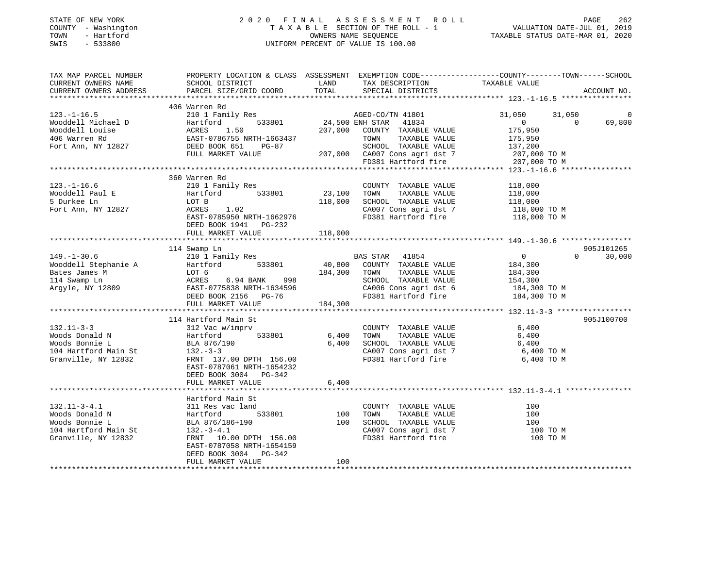STATE OF NEW YORK
COUNTY - Washington
TOWN - Hartford
SWIS - 533800

# 2020 FINAL ASSESSMENT ROLL
TAXABLE SECTION OF THE ROLL - 1
OWNERS NAME SEQUENCE
UNIFORM PERCENT OF VALUE IS 100.00

VALUATION DATE-JUL 01, 2019
TAXABLE STATUS DATE-MAR 01, 2020

| TAX MAP PARCEL NUMBER / CURRENT OWNERS NAME / CURRENT OWNERS ADDRESS | PROPERTY LOCATION & CLASS / SCHOOL DISTRICT / PARCEL SIZE/GRID COORD | ASSESSMENT LAND / TOTAL | EXEMPTION CODE / TAX DESCRIPTION / SPECIAL DISTRICTS | COUNTY TAXABLE VALUE | TOWN | SCHOOL | ACCOUNT NO. |
|---|---|---|---|---|---|---|---|
| **123.-1-16.5** | 406 Warren Rd | | | | | | |
| 123.-1-16.5 | 210 1 Family Res | | AGED-CO/TN 41801 | 31,050 | 31,050 | 0 | |
| Wooddell Michael D | Hartford 533801 | 24,500 | ENH STAR 41834 | 0 | 0 | 69,800 | |
| Wooddell Louise | ACRES 1.50 | 207,000 | COUNTY TAXABLE VALUE | 175,950 | | | |
| 406 Warren Rd | EAST-0786755 NRTH-1663437 | | TOWN TAXABLE VALUE | 175,950 | | | |
| Fort Ann, NY 12827 | DEED BOOK 651 PG-87 | | SCHOOL TAXABLE VALUE | 137,200 | | | |
| | FULL MARKET VALUE | 207,000 | CA007 Cons agri dst 7 | 207,000 TO M | | | |
| | | | FD381 Hartford fire | 207,000 TO M | | | |
| **123.-1-16.6** | 360 Warren Rd | | | | | | |
| 123.-1-16.6 | 210 1 Family Res | | COUNTY TAXABLE VALUE | 118,000 | | | |
| Wooddell Paul E | Hartford 533801 | 23,100 | TOWN TAXABLE VALUE | 118,000 | | | |
| 5 Durkee Ln | LOT B | 118,000 | SCHOOL TAXABLE VALUE | 118,000 | | | |
| Fort Ann, NY 12827 | ACRES 1.02 | | CA007 Cons agri dst 7 | 118,000 TO M | | | |
| | EAST-0785950 NRTH-1662976 | | FD381 Hartford fire | 118,000 TO M | | | |
| | DEED BOOK 1941 PG-232 | | | | | | |
| | FULL MARKET VALUE | 118,000 | | | | | |
| **149.-1-30.6** | 114 Swamp Ln | | | | | | 905J101265 |
| 149.-1-30.6 | 210 1 Family Res | | BAS STAR 41854 | 0 | 0 | 30,000 | |
| Wooddell Stephanie A | Hartford 533801 | 40,800 | COUNTY TAXABLE VALUE | 184,300 | | | |
| Bates James M | LOT 6 | 184,300 | TOWN TAXABLE VALUE | 184,300 | | | |
| 114 Swamp Ln | ACRES 6.94 BANK 998 | | SCHOOL TAXABLE VALUE | 154,300 | | | |
| Argyle, NY 12809 | EAST-0775838 NRTH-1634596 | | CA006 Cons agri dst 6 | 184,300 TO M | | | |
| | DEED BOOK 2156 PG-76 | | FD381 Hartford fire | 184,300 TO M | | | |
| | FULL MARKET VALUE | 184,300 | | | | | |
| **132.11-3-3** | 114 Hartford Main St | | | | | | 905J100700 |
| 132.11-3-3 | 312 Vac w/imprv | | COUNTY TAXABLE VALUE | 6,400 | | | |
| Woods Donald N | Hartford 533801 | 6,400 | TOWN TAXABLE VALUE | 6,400 | | | |
| Woods Bonnie L | BLA 876/190 | 6,400 | SCHOOL TAXABLE VALUE | 6,400 | | | |
| 104 Hartford Main St | 132.-3-3 | | CA007 Cons agri dst 7 | 6,400 TO M | | | |
| Granville, NY 12832 | FRNT 137.00 DPTH 156.00 | | FD381 Hartford fire | 6,400 TO M | | | |
| | EAST-0787061 NRTH-1654232 | | | | | | |
| | DEED BOOK 3004 PG-342 | | | | | | |
| | FULL MARKET VALUE | 6,400 | | | | | |
| **132.11-3-4.1** | Hartford Main St | | | | | | |
| 132.11-3-4.1 | 311 Res vac land | | COUNTY TAXABLE VALUE | 100 | | | |
| Woods Donald N | Hartford 533801 | 100 | TOWN TAXABLE VALUE | 100 | | | |
| Woods Bonnie L | BLA 876/186+190 | 100 | SCHOOL TAXABLE VALUE | 100 | | | |
| 104 Hartford Main St | 132.-3-4.1 | | CA007 Cons agri dst 7 | 100 TO M | | | |
| Granville, NY 12832 | FRNT 10.00 DPTH 156.00 | | FD381 Hartford fire | 100 TO M | | | |
| | EAST-0787058 NRTH-1654159 | | | | | | |
| | DEED BOOK 3004 PG-342 | | | | | | |
| | FULL MARKET VALUE | 100 | | | | | |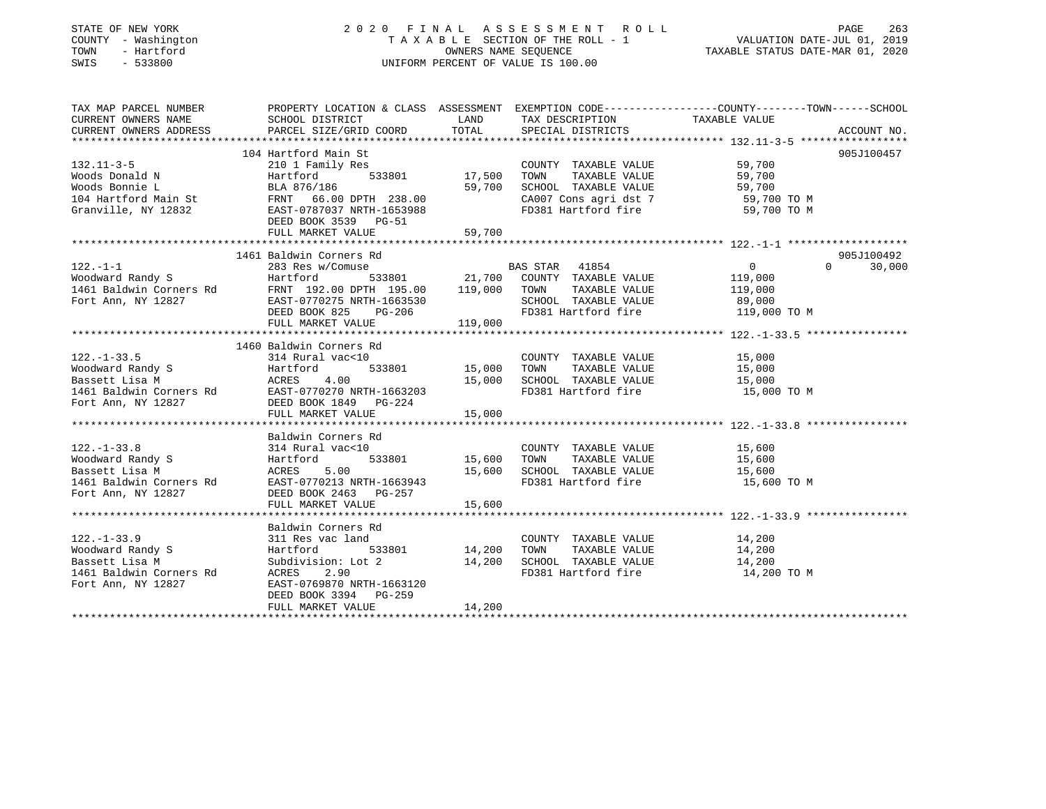STATE OF NEW YORK — COUNTY - Washington — TOWN - Hartford — SWIS - 533800

# 2020 FINAL ASSESSMENT ROLL

TAXABLE SECTION OF THE ROLL - 1 — OWNERS NAME SEQUENCE — UNIFORM PERCENT OF VALUE IS 100.00

VALUATION DATE-JUL 01, 2019 — TAXABLE STATUS DATE-MAR 01, 2020

| TAX MAP PARCEL NUMBER / CURRENT OWNERS NAME / CURRENT OWNERS ADDRESS | PROPERTY LOCATION & CLASS / SCHOOL DISTRICT / PARCEL SIZE/GRID COORD | ASSESSMENT LAND / TOTAL | EXEMPTION CODE / TAX DESCRIPTION / SPECIAL DISTRICTS | COUNTY TAXABLE VALUE | TOWN | SCHOOL | ACCOUNT NO. |
|---|---|---|---|---|---|---|---|
| **132.11-3-5** | 104 Hartford Main St | | | | | | 905J100457 |
| Woods Donald N | 210 1 Family Res | | COUNTY TAXABLE VALUE | 59,700 | | | |
| Woods Bonnie L | Hartford 533801 | 17,500 | TOWN TAXABLE VALUE | 59,700 | | | |
| 104 Hartford Main St | BLA 876/186 | 59,700 | SCHOOL TAXABLE VALUE | 59,700 | | | |
| Granville, NY 12832 | FRNT 66.00 DPTH 238.00 | | CA007 Cons agri dst 7 | 59,700 TO M | | | |
| | EAST-0787037 NRTH-1653988 | | FD381 Hartford fire | 59,700 TO M | | | |
| | DEED BOOK 3539 PG-51 | | | | | | |
| | FULL MARKET VALUE | 59,700 | | | | | |
| **122.-1-1** | 1461 Baldwin Corners Rd | | | | | | 905J100492 |
| Woodward Randy S | 283 Res w/Comuse | | BAS STAR 41854 | 0 | 0 | 30,000 | |
| 1461 Baldwin Corners Rd | Hartford 533801 | 21,700 | COUNTY TAXABLE VALUE | 119,000 | | | |
| Fort Ann, NY 12827 | FRNT 192.00 DPTH 195.00 | 119,000 | TOWN TAXABLE VALUE | 119,000 | | | |
| | EAST-0770275 NRTH-1663530 | | SCHOOL TAXABLE VALUE | 89,000 | | | |
| | DEED BOOK 825 PG-206 | | FD381 Hartford fire | 119,000 TO M | | | |
| | FULL MARKET VALUE | 119,000 | | | | | |
| **122.-1-33.5** | 1460 Baldwin Corners Rd | | | | | | |
| Woodward Randy S | 314 Rural vac<10 | | COUNTY TAXABLE VALUE | 15,000 | | | |
| Bassett Lisa M | Hartford 533801 | 15,000 | TOWN TAXABLE VALUE | 15,000 | | | |
| 1461 Baldwin Corners Rd | ACRES 4.00 | 15,000 | SCHOOL TAXABLE VALUE | 15,000 | | | |
| Fort Ann, NY 12827 | EAST-0770270 NRTH-1663203 | | FD381 Hartford fire | 15,000 TO M | | | |
| | DEED BOOK 1849 PG-224 | | | | | | |
| | FULL MARKET VALUE | 15,000 | | | | | |
| **122.-1-33.8** | Baldwin Corners Rd | | | | | | |
| Woodward Randy S | 314 Rural vac<10 | | COUNTY TAXABLE VALUE | 15,600 | | | |
| Bassett Lisa M | Hartford 533801 | 15,600 | TOWN TAXABLE VALUE | 15,600 | | | |
| 1461 Baldwin Corners Rd | ACRES 5.00 | 15,600 | SCHOOL TAXABLE VALUE | 15,600 | | | |
| Fort Ann, NY 12827 | EAST-0770213 NRTH-1663943 | | FD381 Hartford fire | 15,600 TO M | | | |
| | DEED BOOK 2463 PG-257 | | | | | | |
| | FULL MARKET VALUE | 15,600 | | | | | |
| **122.-1-33.9** | Baldwin Corners Rd | | | | | | |
| Woodward Randy S | 311 Res vac land | | COUNTY TAXABLE VALUE | 14,200 | | | |
| Bassett Lisa M | Hartford 533801 | 14,200 | TOWN TAXABLE VALUE | 14,200 | | | |
| 1461 Baldwin Corners Rd | Subdivision: Lot 2 | 14,200 | SCHOOL TAXABLE VALUE | 14,200 | | | |
| Fort Ann, NY 12827 | ACRES 2.90 | | FD381 Hartford fire | 14,200 TO M | | | |
| | EAST-0769870 NRTH-1663120 | | | | | | |
| | DEED BOOK 3394 PG-259 | | | | | | |
| | FULL MARKET VALUE | 14,200 | | | | | |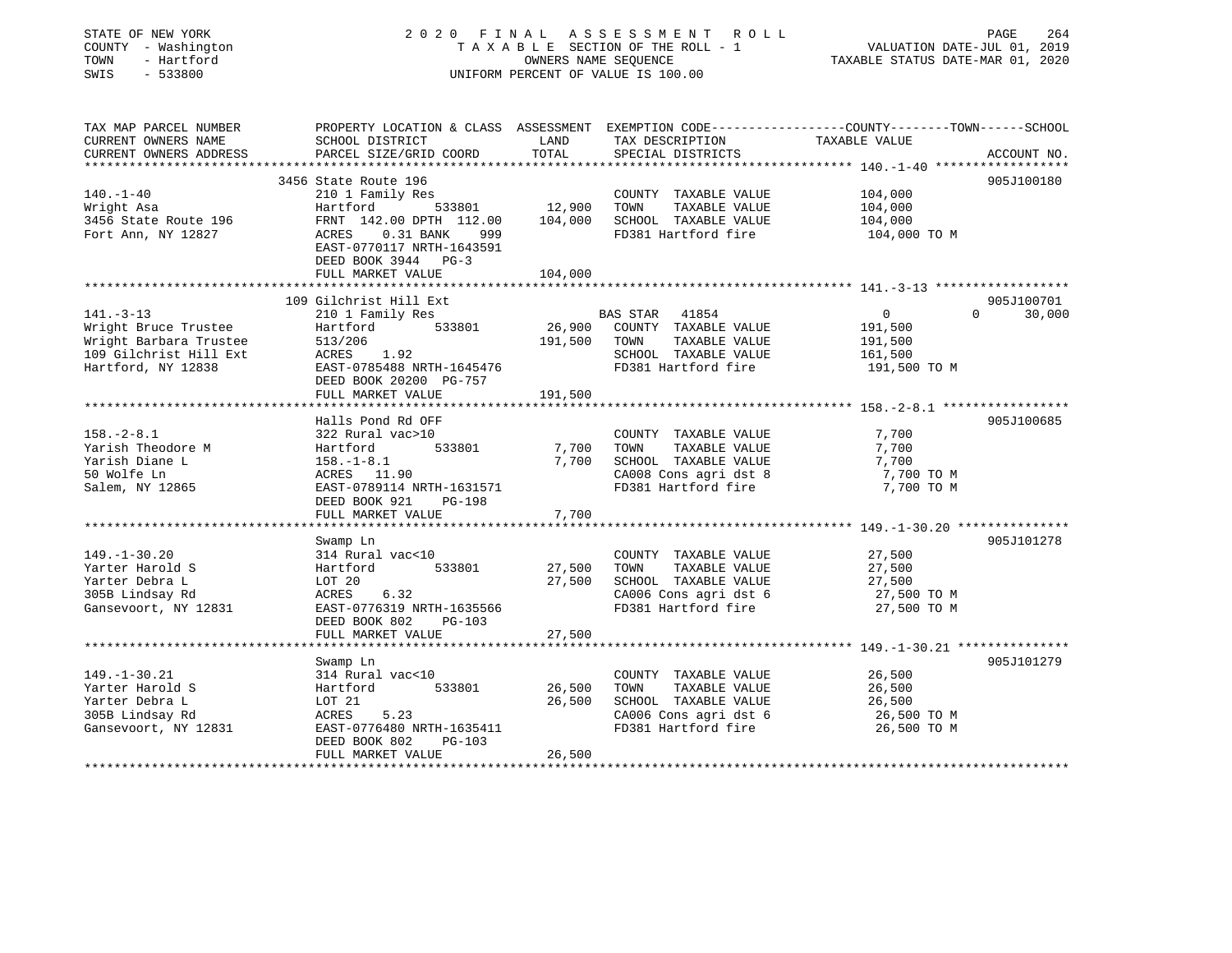STATE OF NEW YORK
COUNTY - Washington
TOWN - Hartford
SWIS - 533800

# 2020 FINAL ASSESSMENT ROLL

TAXABLE SECTION OF THE ROLL - 1
OWNERS NAME SEQUENCE
UNIFORM PERCENT OF VALUE IS 100.00

VALUATION DATE-JUL 01, 2019
TAXABLE STATUS DATE-MAR 01, 2020

| TAX MAP PARCEL NUMBER / CURRENT OWNERS NAME / CURRENT OWNERS ADDRESS | PROPERTY LOCATION & CLASS / SCHOOL DISTRICT / PARCEL SIZE/GRID COORD | ASSESSMENT LAND | TOTAL | EXEMPTION CODE / TAX DESCRIPTION / SPECIAL DISTRICTS | COUNTY TAXABLE VALUE | TOWN | SCHOOL | ACCOUNT NO. |
|---|---|---|---|---|---|---|---|---|
| 140.-1-40 | 3456 State Route 196 | | | | | | | 905J100180 |
| | 210 1 Family Res | | | COUNTY TAXABLE VALUE | 104,000 | | | |
| Wright Asa | Hartford 533801 | 12,900 | | TOWN TAXABLE VALUE | 104,000 | | | |
| 3456 State Route 196 | FRNT 142.00 DPTH 112.00 | | 104,000 | SCHOOL TAXABLE VALUE | 104,000 | | | |
| Fort Ann, NY 12827 | ACRES 0.31 BANK 999 | | | FD381 Hartford fire | 104,000 TO M | | | |
| | EAST-0770117 NRTH-1643591 | | | | | | | |
| | DEED BOOK 3944 PG-3 | | | | | | | |
| | FULL MARKET VALUE | | 104,000 | | | | | |
| 141.-3-13 | 109 Gilchrist Hill Ext | | | | | | | 905J100701 |
| | 210 1 Family Res | | | BAS STAR 41854 | 0 | 0 | 30,000 | |
| Wright Bruce Trustee | Hartford 533801 | 26,900 | | COUNTY TAXABLE VALUE | 191,500 | | | |
| Wright Barbara Trustee | 513/206 | | 191,500 | TOWN TAXABLE VALUE | 191,500 | | | |
| 109 Gilchrist Hill Ext | ACRES 1.92 | | | SCHOOL TAXABLE VALUE | 161,500 | | | |
| Hartford, NY 12838 | EAST-0785488 NRTH-1645476 | | | FD381 Hartford fire | 191,500 TO M | | | |
| | DEED BOOK 20200 PG-757 | | | | | | | |
| | FULL MARKET VALUE | | 191,500 | | | | | |
| 158.-2-8.1 | Halls Pond Rd OFF | | | | | | | 905J100685 |
| | 322 Rural vac>10 | | | COUNTY TAXABLE VALUE | 7,700 | | | |
| Yarish Theodore M | Hartford 533801 | 7,700 | | TOWN TAXABLE VALUE | 7,700 | | | |
| Yarish Diane L | 158.-1-8.1 | | 7,700 | SCHOOL TAXABLE VALUE | 7,700 | | | |
| 50 Wolfe Ln | ACRES 11.90 | | | CA008 Cons agri dst 8 | 7,700 TO M | | | |
| Salem, NY 12865 | EAST-0789114 NRTH-1631571 | | | FD381 Hartford fire | 7,700 TO M | | | |
| | DEED BOOK 921 PG-198 | | | | | | | |
| | FULL MARKET VALUE | | 7,700 | | | | | |
| 149.-1-30.20 | Swamp Ln | | | | | | | 905J101278 |
| | 314 Rural vac<10 | | | COUNTY TAXABLE VALUE | 27,500 | | | |
| Yarter Harold S | Hartford 533801 | 27,500 | | TOWN TAXABLE VALUE | 27,500 | | | |
| Yarter Debra L | LOT 20 | | 27,500 | SCHOOL TAXABLE VALUE | 27,500 | | | |
| 305B Lindsay Rd | ACRES 6.32 | | | CA006 Cons agri dst 6 | 27,500 TO M | | | |
| Gansevoort, NY 12831 | EAST-0776319 NRTH-1635566 | | | FD381 Hartford fire | 27,500 TO M | | | |
| | DEED BOOK 802 PG-103 | | | | | | | |
| | FULL MARKET VALUE | | 27,500 | | | | | |
| 149.-1-30.21 | Swamp Ln | | | | | | | 905J101279 |
| | 314 Rural vac<10 | | | COUNTY TAXABLE VALUE | 26,500 | | | |
| Yarter Harold S | Hartford 533801 | 26,500 | | TOWN TAXABLE VALUE | 26,500 | | | |
| Yarter Debra L | LOT 21 | | 26,500 | SCHOOL TAXABLE VALUE | 26,500 | | | |
| 305B Lindsay Rd | ACRES 5.23 | | | CA006 Cons agri dst 6 | 26,500 TO M | | | |
| Gansevoort, NY 12831 | EAST-0776480 NRTH-1635411 | | | FD381 Hartford fire | 26,500 TO M | | | |
| | DEED BOOK 802 PG-103 | | | | | | | |
| | FULL MARKET VALUE | | 26,500 | | | | | |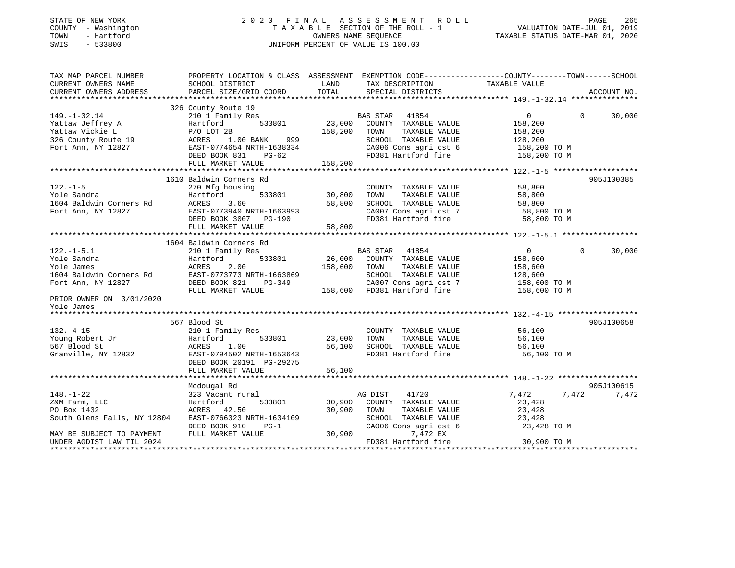STATE OF NEW YORK
COUNTY - Washington
TOWN - Hartford
SWIS - 533800

2020 FINAL ASSESSMENT ROLL
TAXABLE SECTION OF THE ROLL - 1
OWNERS NAME SEQUENCE
UNIFORM PERCENT OF VALUE IS 100.00

VALUATION DATE-JUL 01, 2019
TAXABLE STATUS DATE-MAR 01, 2020

| TAX MAP PARCEL NUMBER / CURRENT OWNERS NAME / CURRENT OWNERS ADDRESS | PROPERTY LOCATION & CLASS / SCHOOL DISTRICT / PARCEL SIZE/GRID COORD | ASSESSMENT LAND / TOTAL | EXEMPTION CODE / TAX DESCRIPTION / SPECIAL DISTRICTS | COUNTY TAXABLE VALUE | TOWN | SCHOOL | ACCOUNT NO. |
|---|---|---|---|---|---|---|---|
| **149.-1-32.14** | 326 County Route 19 | | | | | | |
| 149.-1-32.14 | 210 1 Family Res | | BAS STAR 41854 | 0 | 0 | 30,000 | |
| Yattaw Jeffrey A | Hartford 533801 | 23,000 | COUNTY TAXABLE VALUE | 158,200 | | | |
| Yattaw Vickie L | P/O LOT 2B | 158,200 | TOWN TAXABLE VALUE | 158,200 | | | |
| 326 County Route 19 | ACRES 1.00 BANK 999 | | SCHOOL TAXABLE VALUE | 128,200 | | | |
| Fort Ann, NY 12827 | EAST-0774654 NRTH-1638334 | | CA006 Cons agri dst 6 | 158,200 TO M | | | |
| | DEED BOOK 831 PG-62 | | FD381 Hartford fire | 158,200 TO M | | | |
| | FULL MARKET VALUE | 158,200 | | | | | |
| **122.-1-5** | 1610 Baldwin Corners Rd | | | | | | 905J100385 |
| 122.-1-5 | 270 Mfg housing | | COUNTY TAXABLE VALUE | 58,800 | | | |
| Yole Sandra | Hartford 533801 | 30,800 | TOWN TAXABLE VALUE | 58,800 | | | |
| 1604 Baldwin Corners Rd | ACRES 3.60 | 58,800 | SCHOOL TAXABLE VALUE | 58,800 | | | |
| Fort Ann, NY 12827 | EAST-0773940 NRTH-1663993 | | CA007 Cons agri dst 7 | 58,800 TO M | | | |
| | DEED BOOK 3007 PG-190 | | FD381 Hartford fire | 58,800 TO M | | | |
| | FULL MARKET VALUE | 58,800 | | | | | |
| **122.-1-5.1** | 1604 Baldwin Corners Rd | | | | | | |
| 122.-1-5.1 | 210 1 Family Res | | BAS STAR 41854 | 0 | 0 | 30,000 | |
| Yole Sandra | Hartford 533801 | 26,000 | COUNTY TAXABLE VALUE | 158,600 | | | |
| Yole James | ACRES 2.00 | 158,600 | TOWN TAXABLE VALUE | 158,600 | | | |
| 1604 Baldwin Corners Rd | EAST-0773773 NRTH-1663869 | | SCHOOL TAXABLE VALUE | 128,600 | | | |
| Fort Ann, NY 12827 | DEED BOOK 821 PG-349 | | CA007 Cons agri dst 7 | 158,600 TO M | | | |
| | FULL MARKET VALUE | 158,600 | FD381 Hartford fire | 158,600 TO M | | | |
| PRIOR OWNER ON 3/01/2020 | | | | | | | |
| Yole James | | | | | | | |
| **132.-4-15** | 567 Blood St | | | | | | 905J100658 |
| 132.-4-15 | 210 1 Family Res | | COUNTY TAXABLE VALUE | 56,100 | | | |
| Young Robert Jr | Hartford 533801 | 23,000 | TOWN TAXABLE VALUE | 56,100 | | | |
| 567 Blood St | ACRES 1.00 | 56,100 | SCHOOL TAXABLE VALUE | 56,100 | | | |
| Granville, NY 12832 | EAST-0794502 NRTH-1653643 | | FD381 Hartford fire | 56,100 TO M | | | |
| | DEED BOOK 20191 PG-29275 | | | | | | |
| | FULL MARKET VALUE | 56,100 | | | | | |
| **148.-1-22** | Mcdougal Rd | | | | | | 905J100615 |
| 148.-1-22 | 323 Vacant rural | | AG DIST 41720 | 7,472 | 7,472 | 7,472 | |
| Z&M Farm, LLC | Hartford 533801 | 30,900 | COUNTY TAXABLE VALUE | 23,428 | | | |
| PO Box 1432 | ACRES 42.50 | 30,900 | TOWN TAXABLE VALUE | 23,428 | | | |
| South Glens Falls, NY 12804 | EAST-0766323 NRTH-1634109 | | SCHOOL TAXABLE VALUE | 23,428 | | | |
| | DEED BOOK 910 PG-1 | | CA006 Cons agri dst 6 | 23,428 TO M | | | |
| MAY BE SUBJECT TO PAYMENT | FULL MARKET VALUE | 30,900 | 7,472 EX | | | | |
| UNDER AGDIST LAW TIL 2024 | | | FD381 Hartford fire | 30,900 TO M | | | |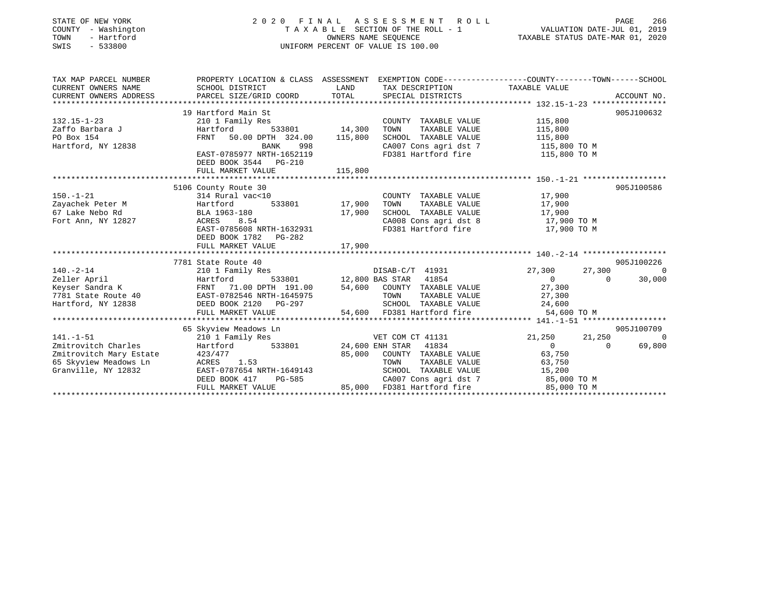STATE OF NEW YORK
COUNTY - Washington
TOWN - Hartford
SWIS - 533800

# 2020 FINAL ASSESSMENT ROLL

TAXABLE SECTION OF THE ROLL - 1
OWNERS NAME SEQUENCE
UNIFORM PERCENT OF VALUE IS 100.00

VALUATION DATE-JUL 01, 2019
TAXABLE STATUS DATE-MAR 01, 2020

| TAX MAP PARCEL NUMBER / CURRENT OWNERS NAME / CURRENT OWNERS ADDRESS | PROPERTY LOCATION & CLASS / SCHOOL DISTRICT / PARCEL SIZE/GRID COORD | ASSESSMENT LAND / TOTAL | EXEMPTION CODE / TAX DESCRIPTION / SPECIAL DISTRICTS | COUNTY | TOWN | SCHOOL | ACCOUNT NO. |
|---|---|---|---|---|---|---|---|
| 132.15-1-23 | 19 Hartford Main St | | | | | | 905J100632 |
| Zaffo Barbara J | 210 1 Family Res | | COUNTY TAXABLE VALUE | 115,800 | | | |
| PO Box 154 | Hartford 533801 | 14,300 | TOWN TAXABLE VALUE | 115,800 | | | |
| Hartford, NY 12838 | FRNT 50.00 DPTH 324.00 | 115,800 | SCHOOL TAXABLE VALUE | 115,800 | | | |
| | BANK 998 | | CA007 Cons agri dst 7 | 115,800 TO M | | | |
| | EAST-0785977 NRTH-1652119 | | FD381 Hartford fire | 115,800 TO M | | | |
| | DEED BOOK 3544 PG-210 | | | | | | |
| | FULL MARKET VALUE | 115,800 | | | | | |
| 150.-1-21 | 5106 County Route 30 | | | | | | 905J100586 |
| Zayachek Peter M | 314 Rural vac<10 | | COUNTY TAXABLE VALUE | 17,900 | | | |
| 67 Lake Nebo Rd | Hartford 533801 | 17,900 | TOWN TAXABLE VALUE | 17,900 | | | |
| Fort Ann, NY 12827 | BLA 1963-180 | 17,900 | SCHOOL TAXABLE VALUE | 17,900 | | | |
| | ACRES 8.54 | | CA008 Cons agri dst 8 | 17,900 TO M | | | |
| | EAST-0785608 NRTH-1632931 | | FD381 Hartford fire | 17,900 TO M | | | |
| | DEED BOOK 1782 PG-282 | | | | | | |
| | FULL MARKET VALUE | 17,900 | | | | | |
| 140.-2-14 | 7781 State Route 40 | | | | | | 905J100226 |
| Zeller April | 210 1 Family Res | | DISAB-C/T 41931 | 27,300 | 27,300 | 0 | |
| Keyser Sandra K | Hartford 533801 | 12,800 | BAS STAR 41854 | 0 | 0 | 30,000 | |
| 7781 State Route 40 | FRNT 71.00 DPTH 191.00 | 54,600 | COUNTY TAXABLE VALUE | 27,300 | | | |
| Hartford, NY 12838 | EAST-0782546 NRTH-1645975 | | TOWN TAXABLE VALUE | 27,300 | | | |
| | DEED BOOK 2120 PG-297 | | SCHOOL TAXABLE VALUE | 24,600 | | | |
| | FULL MARKET VALUE | 54,600 | FD381 Hartford fire | 54,600 TO M | | | |
| 141.-1-51 | 65 Skyview Meadows Ln | | | | | | 905J100709 |
| Zmitrovitch Charles | 210 1 Family Res | | VET COM CT 41131 | 21,250 | 21,250 | 0 | |
| Zmitrovitch Mary Estate | Hartford 533801 | 24,600 | ENH STAR 41834 | 0 | 0 | 69,800 | |
| 65 Skyview Meadows Ln | 423/477 | 85,000 | COUNTY TAXABLE VALUE | 63,750 | | | |
| Granville, NY 12832 | ACRES 1.53 | | TOWN TAXABLE VALUE | 63,750 | | | |
| | EAST-0787654 NRTH-1649143 | | SCHOOL TAXABLE VALUE | 15,200 | | | |
| | DEED BOOK 417 PG-585 | | CA007 Cons agri dst 7 | 85,000 TO M | | | |
| | FULL MARKET VALUE | 85,000 | FD381 Hartford fire | 85,000 TO M | | | |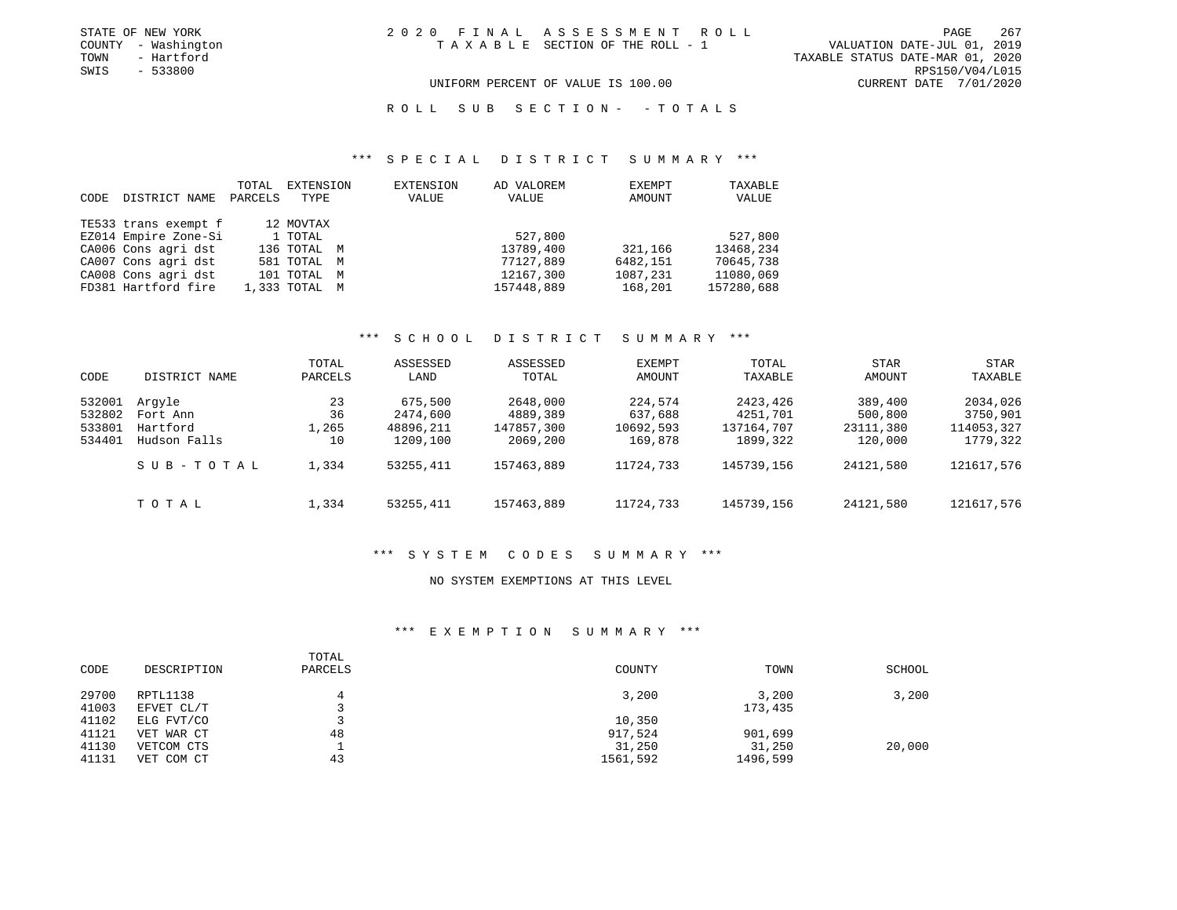STATE OF NEW YORK
COUNTY - Washington
TOWN - Hartford
SWIS - 533800

2020 FINAL ASSESSMENT ROLL
TAXABLE SECTION OF THE ROLL - 1

VALUATION DATE-JUL 01, 2019
TAXABLE STATUS DATE-MAR 01, 2020
RPS150/V04/L015
CURRENT DATE 7/01/2020

UNIFORM PERCENT OF VALUE IS 100.00

ROLL SUB SECTION- - TOTALS

## *** SPECIAL DISTRICT SUMMARY ***

| CODE | DISTRICT NAME | TOTAL PARCELS | EXTENSION TYPE | EXTENSION VALUE | AD VALOREM VALUE | EXEMPT AMOUNT | TAXABLE VALUE |
|---|---|---|---|---|---|---|---|
| TE533 | trans exempt f | 12 | MOVTAX | | | | |
| EZ014 | Empire Zone-Si | 1 | TOTAL | | 527,800 | | 527,800 |
| CA006 | Cons agri dst | 136 | TOTAL M | | 13789,400 | 321,166 | 13468,234 |
| CA007 | Cons agri dst | 581 | TOTAL M | | 77127,889 | 6482,151 | 70645,738 |
| CA008 | Cons agri dst | 101 | TOTAL M | | 12167,300 | 1087,231 | 11080,069 |
| FD381 | Hartford fire | 1,333 | TOTAL M | | 157448,889 | 168,201 | 157280,688 |

## *** SCHOOL DISTRICT SUMMARY ***

| CODE | DISTRICT NAME | TOTAL PARCELS | ASSESSED LAND | ASSESSED TOTAL | EXEMPT AMOUNT | TOTAL TAXABLE | STAR AMOUNT | STAR TAXABLE |
|---|---|---|---|---|---|---|---|---|
| 532001 | Argyle | 23 | 675,500 | 2648,000 | 224,574 | 2423,426 | 389,400 | 2034,026 |
| 532802 | Fort Ann | 36 | 2474,600 | 4889,389 | 637,688 | 4251,701 | 500,800 | 3750,901 |
| 533801 | Hartford | 1,265 | 48896,211 | 147857,300 | 10692,593 | 137164,707 | 23111,380 | 114053,327 |
| 534401 | Hudson Falls | 10 | 1209,100 | 2069,200 | 169,878 | 1899,322 | 120,000 | 1779,322 |
| | SUB-TOTAL | 1,334 | 53255,411 | 157463,889 | 11724,733 | 145739,156 | 24121,580 | 121617,576 |
| | TOTAL | 1,334 | 53255,411 | 157463,889 | 11724,733 | 145739,156 | 24121,580 | 121617,576 |

## *** SYSTEM CODES SUMMARY ***

NO SYSTEM EXEMPTIONS AT THIS LEVEL

## *** EXEMPTION SUMMARY ***

| CODE | DESCRIPTION | TOTAL PARCELS | COUNTY | TOWN | SCHOOL |
|---|---|---|---|---|---|
| 29700 | RPTL1138 | 4 | 3,200 | 3,200 | 3,200 |
| 41003 | EFVET CL/T | 3 | | 173,435 | |
| 41102 | ELG FVT/CO | 3 | 10,350 | | |
| 41121 | VET WAR CT | 48 | 917,524 | 901,699 | |
| 41130 | VETCOM CTS | 1 | 31,250 | 31,250 | 20,000 |
| 41131 | VET COM CT | 43 | 1561,592 | 1496,599 | |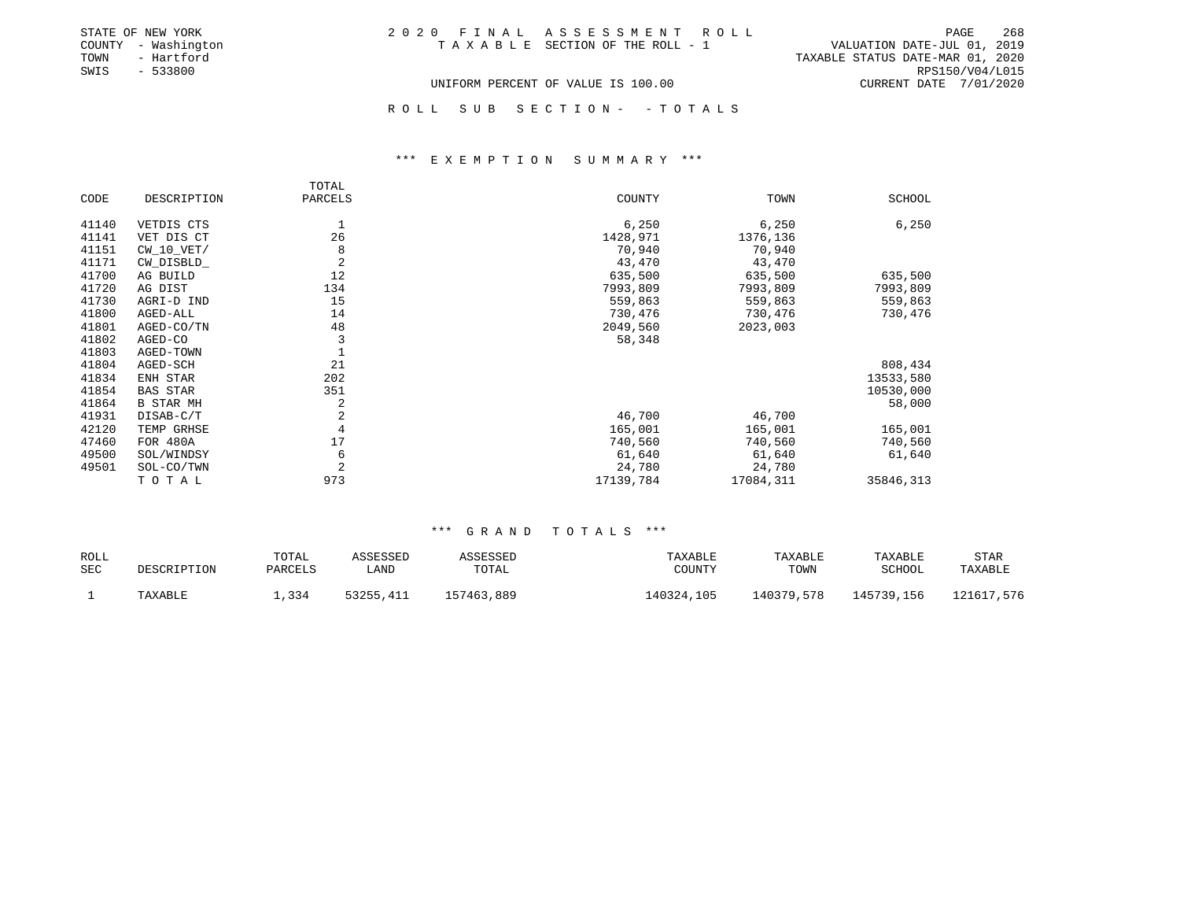STATE OF NEW YORK
COUNTY - Washington
TOWN - Hartford
SWIS - 533800

# 2020 FINAL ASSESSMENT ROLL

TAXABLE SECTION OF THE ROLL - 1

UNIFORM PERCENT OF VALUE IS 100.00

VALUATION DATE-JUL 01, 2019
TAXABLE STATUS DATE-MAR 01, 2020
RPS150/V04/L015
CURRENT DATE 7/01/2020

## ROLL SUB SECTION- - TOTALS

### *** EXEMPTION SUMMARY ***

| CODE | DESCRIPTION | TOTAL PARCELS | COUNTY | TOWN | SCHOOL |
|---|---|---|---|---|---|
| 41140 | VETDIS CTS | 1 | 6,250 | 6,250 | 6,250 |
| 41141 | VET DIS CT | 26 | 1428,971 | 1376,136 | |
| 41151 | CW_10_VET/ | 8 | 70,940 | 70,940 | |
| 41171 | CW_DISBLD_ | 2 | 43,470 | 43,470 | |
| 41700 | AG BUILD | 12 | 635,500 | 635,500 | 635,500 |
| 41720 | AG DIST | 134 | 7993,809 | 7993,809 | 7993,809 |
| 41730 | AGRI-D IND | 15 | 559,863 | 559,863 | 559,863 |
| 41800 | AGED-ALL | 14 | 730,476 | 730,476 | 730,476 |
| 41801 | AGED-CO/TN | 48 | 2049,560 | 2023,003 | |
| 41802 | AGED-CO | 3 | 58,348 | | |
| 41803 | AGED-TOWN | 1 | | | |
| 41804 | AGED-SCH | 21 | | | 808,434 |
| 41834 | ENH STAR | 202 | | | 13533,580 |
| 41854 | BAS STAR | 351 | | | 10530,000 |
| 41864 | B STAR MH | 2 | | | 58,000 |
| 41931 | DISAB-C/T | 2 | 46,700 | 46,700 | |
| 42120 | TEMP GRHSE | 4 | 165,001 | 165,001 | 165,001 |
| 47460 | FOR 480A | 17 | 740,560 | 740,560 | 740,560 |
| 49500 | SOL/WINDSY | 6 | 61,640 | 61,640 | 61,640 |
| 49501 | SOL-CO/TWN | 2 | 24,780 | 24,780 | |
| | TOTAL | 973 | 17139,784 | 17084,311 | 35846,313 |

### *** GRAND TOTALS ***

| ROLL SEC | DESCRIPTION | TOTAL PARCELS | ASSESSED LAND | ASSESSED TOTAL | TAXABLE COUNTY | TAXABLE TOWN | TAXABLE SCHOOL | STAR TAXABLE |
|---|---|---|---|---|---|---|---|---|
| 1 | TAXABLE | 1,334 | 53255,411 | 157463,889 | 140324,105 | 140379,578 | 145739,156 | 121617,576 |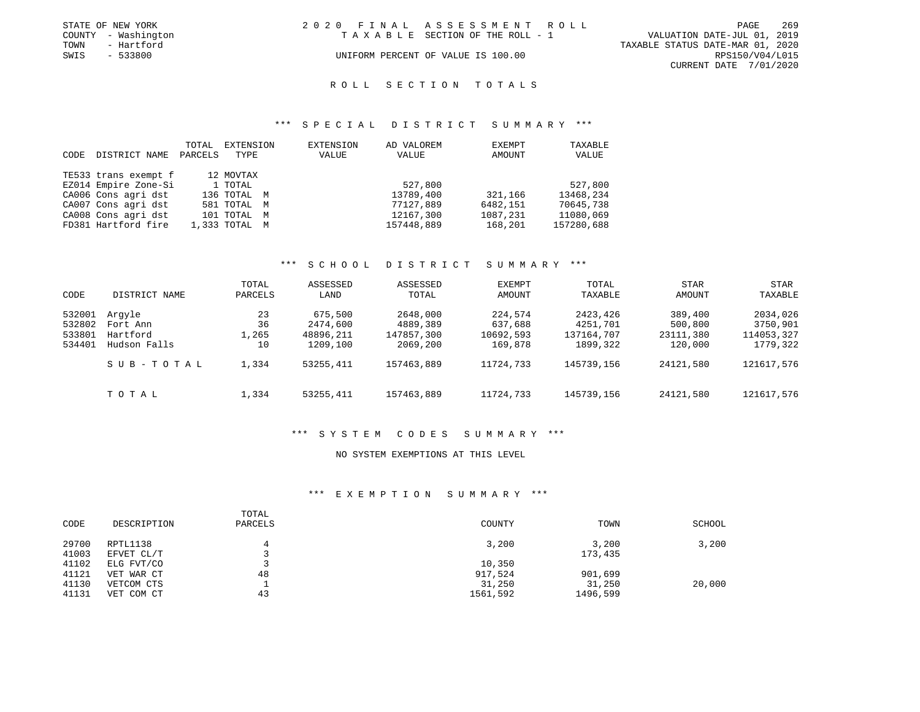STATE OF NEW YORK
COUNTY - Washington
TOWN - Hartford
SWIS - 533800

2020 FINAL ASSESSMENT ROLL
TAXABLE SECTION OF THE ROLL - 1
UNIFORM PERCENT OF VALUE IS 100.00

VALUATION DATE-JUL 01, 2019
TAXABLE STATUS DATE-MAR 01, 2020
RPS150/V04/L015
CURRENT DATE 7/01/2020

## ROLL SECTION TOTALS

### *** SPECIAL DISTRICT SUMMARY ***

| CODE | DISTRICT NAME | TOTAL PARCELS | EXTENSION TYPE | EXTENSION VALUE | AD VALOREM VALUE | EXEMPT AMOUNT | TAXABLE VALUE |
|---|---|---|---|---|---|---|---|
| TE533 | trans exempt f | 12 | MOVTAX | | | | |
| EZ014 | Empire Zone-Si | 1 | TOTAL | | 527,800 | | 527,800 |
| CA006 | Cons agri dst | 136 | TOTAL M | | 13789,400 | 321,166 | 13468,234 |
| CA007 | Cons agri dst | 581 | TOTAL M | | 77127,889 | 6482,151 | 70645,738 |
| CA008 | Cons agri dst | 101 | TOTAL M | | 12167,300 | 1087,231 | 11080,069 |
| FD381 | Hartford fire | 1,333 | TOTAL M | | 157448,889 | 168,201 | 157280,688 |

### *** SCHOOL DISTRICT SUMMARY ***

| CODE | DISTRICT NAME | TOTAL PARCELS | ASSESSED LAND | ASSESSED TOTAL | EXEMPT AMOUNT | TOTAL TAXABLE | STAR AMOUNT | STAR TAXABLE |
|---|---|---|---|---|---|---|---|---|
| 532001 | Argyle | 23 | 675,500 | 2648,000 | 224,574 | 2423,426 | 389,400 | 2034,026 |
| 532802 | Fort Ann | 36 | 2474,600 | 4889,389 | 637,688 | 4251,701 | 500,800 | 3750,901 |
| 533801 | Hartford | 1,265 | 48896,211 | 147857,300 | 10692,593 | 137164,707 | 23111,380 | 114053,327 |
| 534401 | Hudson Falls | 10 | 1209,100 | 2069,200 | 169,878 | 1899,322 | 120,000 | 1779,322 |
| | SUB-TOTAL | 1,334 | 53255,411 | 157463,889 | 11724,733 | 145739,156 | 24121,580 | 121617,576 |
| | TOTAL | 1,334 | 53255,411 | 157463,889 | 11724,733 | 145739,156 | 24121,580 | 121617,576 |

### *** SYSTEM CODES SUMMARY ***

NO SYSTEM EXEMPTIONS AT THIS LEVEL

### *** EXEMPTION SUMMARY ***

| CODE | DESCRIPTION | TOTAL PARCELS | COUNTY | TOWN | SCHOOL |
|---|---|---|---|---|---|
| 29700 | RPTL1138 | 4 | 3,200 | 3,200 | 3,200 |
| 41003 | EFVET CL/T | 3 | | 173,435 | |
| 41102 | ELG FVT/CO | 3 | 10,350 | | |
| 41121 | VET WAR CT | 48 | 917,524 | 901,699 | |
| 41130 | VETCOM CTS | 1 | 31,250 | 31,250 | 20,000 |
| 41131 | VET COM CT | 43 | 1561,592 | 1496,599 | |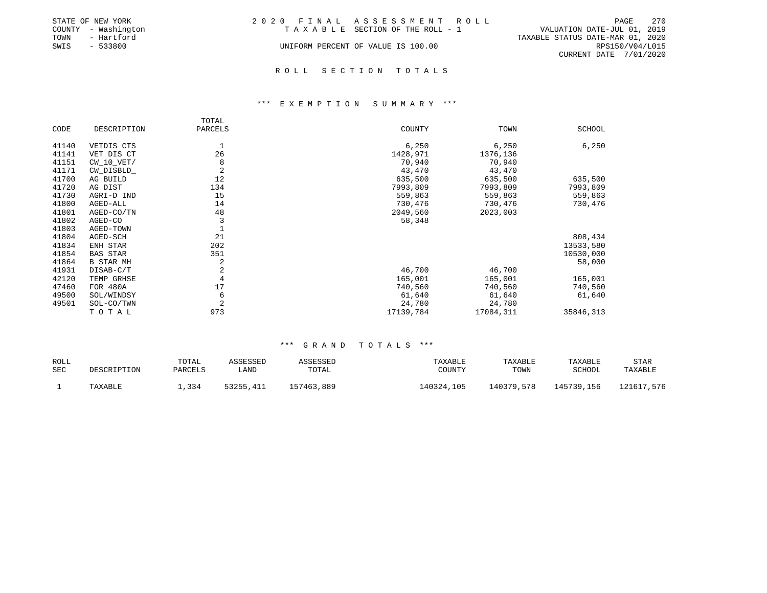STATE OF NEW YORK
COUNTY - Washington
TOWN - Hartford
SWIS - 533800

# 2020 FINAL ASSESSMENT ROLL

TAXABLE SECTION OF THE ROLL - 1

UNIFORM PERCENT OF VALUE IS 100.00

VALUATION DATE-JUL 01, 2019
TAXABLE STATUS DATE-MAR 01, 2020
RPS150/V04/L015
CURRENT DATE 7/01/2020

## ROLL SECTION TOTALS

### *** EXEMPTION SUMMARY ***

| CODE | DESCRIPTION | TOTAL PARCELS | COUNTY | TOWN | SCHOOL |
|---|---|---|---|---|---|
| 41140 | VETDIS CTS | 1 | 6,250 | 6,250 | 6,250 |
| 41141 | VET DIS CT | 26 | 1428,971 | 1376,136 | |
| 41151 | CW_10_VET/ | 8 | 70,940 | 70,940 | |
| 41171 | CW_DISBLD_ | 2 | 43,470 | 43,470 | |
| 41700 | AG BUILD | 12 | 635,500 | 635,500 | 635,500 |
| 41720 | AG DIST | 134 | 7993,809 | 7993,809 | 7993,809 |
| 41730 | AGRI-D IND | 15 | 559,863 | 559,863 | 559,863 |
| 41800 | AGED-ALL | 14 | 730,476 | 730,476 | 730,476 |
| 41801 | AGED-CO/TN | 48 | 2049,560 | 2023,003 | |
| 41802 | AGED-CO | 3 | 58,348 | | |
| 41803 | AGED-TOWN | 1 | | | |
| 41804 | AGED-SCH | 21 | | | 808,434 |
| 41834 | ENH STAR | 202 | | | 13533,580 |
| 41854 | BAS STAR | 351 | | | 10530,000 |
| 41864 | B STAR MH | 2 | | | 58,000 |
| 41931 | DISAB-C/T | 2 | 46,700 | 46,700 | |
| 42120 | TEMP GRHSE | 4 | 165,001 | 165,001 | 165,001 |
| 47460 | FOR 480A | 17 | 740,560 | 740,560 | 740,560 |
| 49500 | SOL/WINDSY | 6 | 61,640 | 61,640 | 61,640 |
| 49501 | SOL-CO/TWN | 2 | 24,780 | 24,780 | |
| | TOTAL | 973 | 17139,784 | 17084,311 | 35846,313 |

### *** GRAND TOTALS ***

| ROLL SEC | DESCRIPTION | TOTAL PARCELS | ASSESSED LAND | ASSESSED TOTAL | TAXABLE COUNTY | TAXABLE TOWN | TAXABLE SCHOOL | STAR TAXABLE |
|---|---|---|---|---|---|---|---|---|
| 1 | TAXABLE | 1,334 | 53255,411 | 157463,889 | 140324,105 | 140379,578 | 145739,156 | 121617,576 |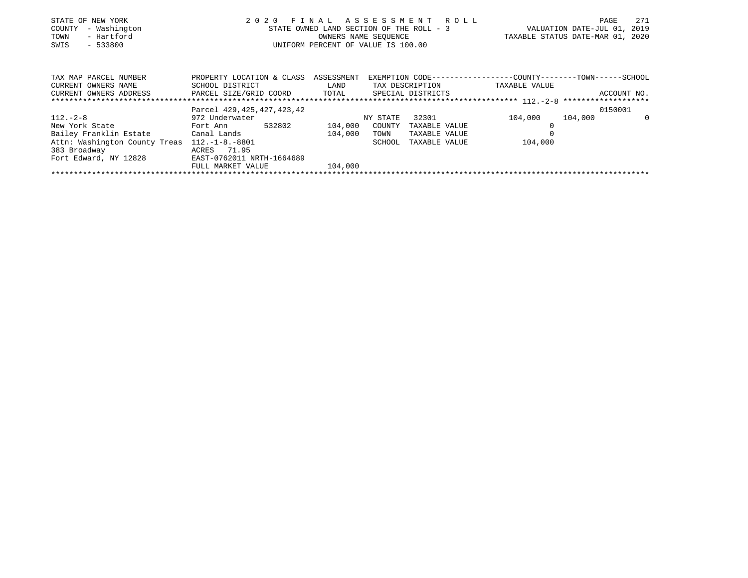STATE OF NEW YORK
COUNTY - Washington
TOWN - Hartford
SWIS - 533800

2 0 2 0 F I N A L A S S E S S M E N T R O L L
STATE OWNED LAND SECTION OF THE ROLL - 3
OWNERS NAME SEQUENCE
UNIFORM PERCENT OF VALUE IS 100.00

VALUATION DATE-JUL 01, 2019
TAXABLE STATUS DATE-MAR 01, 2020

| TAX MAP PARCEL NUMBER<br>CURRENT OWNERS NAME<br>CURRENT OWNERS ADDRESS | PROPERTY LOCATION & CLASS<br>SCHOOL DISTRICT<br>PARCEL SIZE/GRID COORD | ASSESSMENT<br>LAND<br>TOTAL | EXEMPTION CODE<br>TAX DESCRIPTION<br>SPECIAL DISTRICTS | | COUNTY<br>TAXABLE VALUE | TOWN | SCHOOL<br>ACCOUNT NO. |
|---|---|---|---|---|---|---|---|
| ******************** 112.-2-8 ******************** | | | | | | | |
| | Parcel 429,425,427,423,42 | | | | | | 0150001 |
| 112.-2-8 | 972 Underwater | | NY STATE | 32301 | 104,000 | 104,000 | 0 |
| New York State | Fort Ann 532802 | 104,000 | COUNTY | TAXABLE VALUE | 0 | | |
| Bailey Franklin Estate | Canal Lands | 104,000 | TOWN | TAXABLE VALUE | 0 | | |
| Attn: Washington County Treas | 112.-1-8.-8801 | | SCHOOL | TAXABLE VALUE | 104,000 | | |
| 383 Broadway | ACRES 71.95 | | | | | | |
| Fort Edward, NY 12828 | EAST-0762011 NRTH-1664689 | | | | | | |
| | FULL MARKET VALUE | 104,000 | | | | | |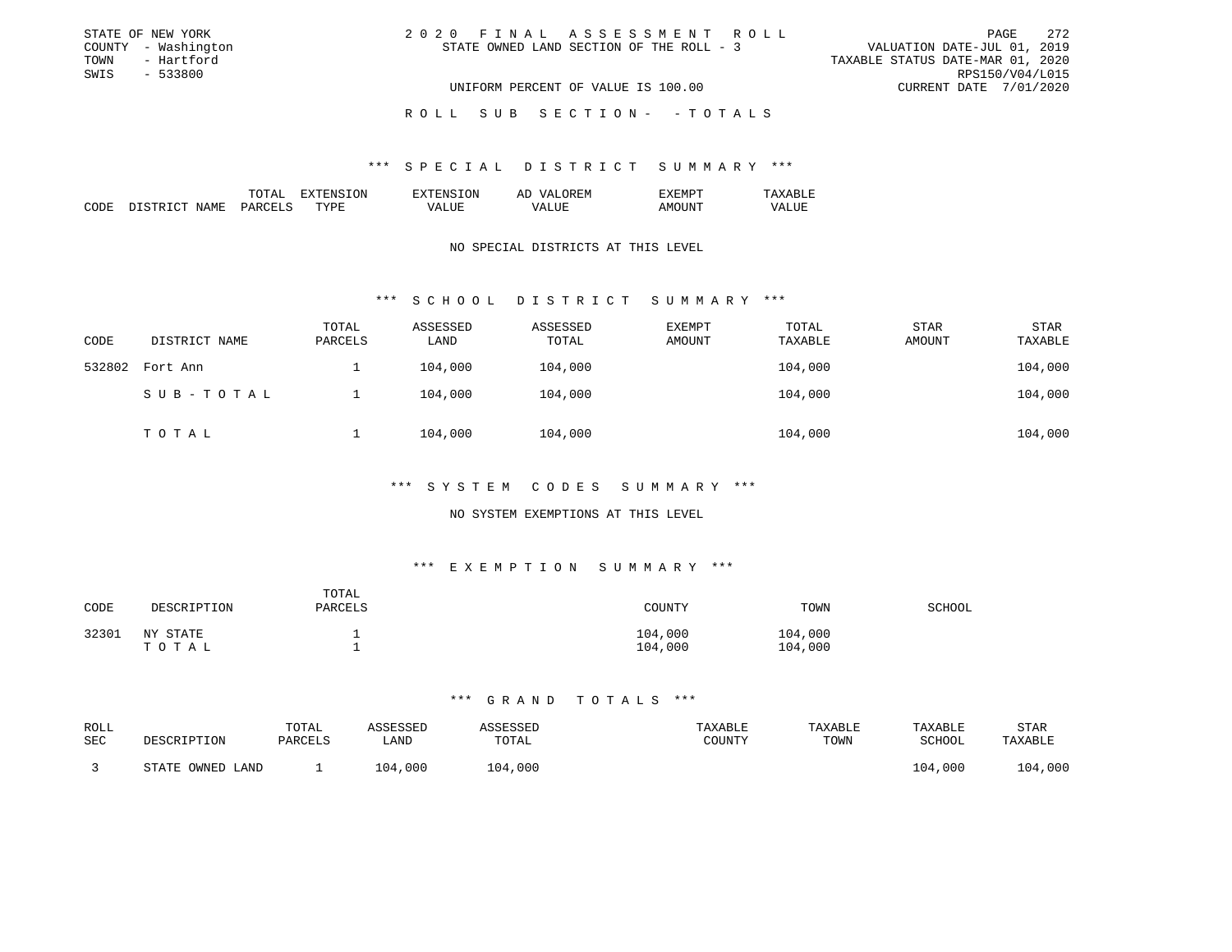STATE OF NEW YORK
COUNTY - Washington
TOWN - Hartford
SWIS - 533800

2020 FINAL ASSESSMENT ROLL
STATE OWNED LAND SECTION OF THE ROLL - 3
UNIFORM PERCENT OF VALUE IS 100.00

VALUATION DATE-JUL 01, 2019
TAXABLE STATUS DATE-MAR 01, 2020
RPS150/V04/L015
CURRENT DATE 7/01/2020

ROLL SUB SECTION- - TOTALS

### *** SPECIAL DISTRICT SUMMARY ***

| CODE | DISTRICT NAME | TOTAL PARCELS | EXTENSION TYPE | EXTENSION VALUE | AD VALOREM VALUE | EXEMPT AMOUNT | TAXABLE VALUE |
|---|---|---|---|---|---|---|---|

NO SPECIAL DISTRICTS AT THIS LEVEL

### *** SCHOOL DISTRICT SUMMARY ***

| CODE | DISTRICT NAME | TOTAL PARCELS | ASSESSED LAND | ASSESSED TOTAL | EXEMPT AMOUNT | TOTAL TAXABLE | STAR AMOUNT | STAR TAXABLE |
|---|---|---|---|---|---|---|---|---|
| 532802 | Fort Ann | 1 | 104,000 | 104,000 | | 104,000 | | 104,000 |
| | SUB-TOTAL | 1 | 104,000 | 104,000 | | 104,000 | | 104,000 |
| | TOTAL | 1 | 104,000 | 104,000 | | 104,000 | | 104,000 |

### *** SYSTEM CODES SUMMARY ***

NO SYSTEM EXEMPTIONS AT THIS LEVEL

### *** EXEMPTION SUMMARY ***

| CODE | DESCRIPTION | TOTAL PARCELS | COUNTY | TOWN | SCHOOL |
|---|---|---|---|---|---|
| 32301 | NY STATE | 1 | 104,000 | 104,000 | |
| | TOTAL | 1 | 104,000 | 104,000 | |

### *** GRAND TOTALS ***

| ROLL SEC | DESCRIPTION | TOTAL PARCELS | ASSESSED LAND | ASSESSED TOTAL | TAXABLE COUNTY | TAXABLE TOWN | TAXABLE SCHOOL | STAR TAXABLE |
|---|---|---|---|---|---|---|---|---|
| 3 | STATE OWNED LAND | 1 | 104,000 | 104,000 | | | 104,000 | 104,000 |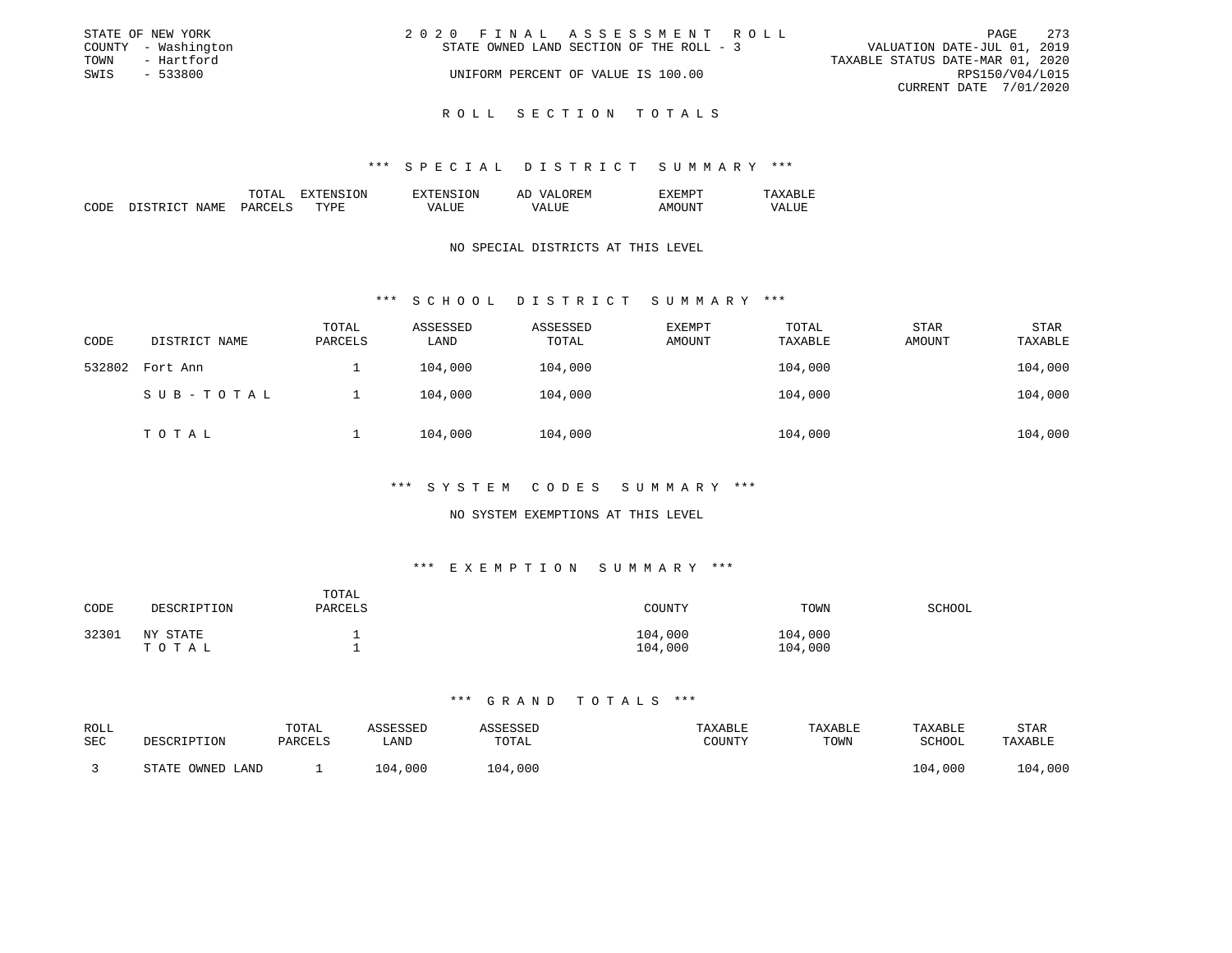STATE OF NEW YORK
COUNTY - Washington
TOWN - Hartford
SWIS - 533800

2020 FINAL ASSESSMENT ROLL
STATE OWNED LAND SECTION OF THE ROLL - 3
UNIFORM PERCENT OF VALUE IS 100.00

VALUATION DATE-JUL 01, 2019
TAXABLE STATUS DATE-MAR 01, 2020
RPS150/V04/L015
CURRENT DATE 7/01/2020

## ROLL SECTION TOTALS

### *** SPECIAL DISTRICT SUMMARY ***

| CODE | DISTRICT NAME | TOTAL PARCELS | EXTENSION TYPE | EXTENSION VALUE | AD VALOREM VALUE | EXEMPT AMOUNT | TAXABLE VALUE |
|---|---|---|---|---|---|---|---|

NO SPECIAL DISTRICTS AT THIS LEVEL

### *** SCHOOL DISTRICT SUMMARY ***

| CODE | DISTRICT NAME | TOTAL PARCELS | ASSESSED LAND | ASSESSED TOTAL | EXEMPT AMOUNT | TOTAL TAXABLE | STAR AMOUNT | STAR TAXABLE |
|---|---|---|---|---|---|---|---|---|
| 532802 | Fort Ann | 1 | 104,000 | 104,000 | | 104,000 | | 104,000 |
| | SUB-TOTAL | 1 | 104,000 | 104,000 | | 104,000 | | 104,000 |
| | TOTAL | 1 | 104,000 | 104,000 | | 104,000 | | 104,000 |

### *** SYSTEM CODES SUMMARY ***

NO SYSTEM EXEMPTIONS AT THIS LEVEL

### *** EXEMPTION SUMMARY ***

| CODE | DESCRIPTION | TOTAL PARCELS | COUNTY | TOWN | SCHOOL |
|---|---|---|---|---|---|
| 32301 | NY STATE | 1 | 104,000 | 104,000 | |
| | TOTAL | 1 | 104,000 | 104,000 | |

### *** GRAND TOTALS ***

| ROLL SEC | DESCRIPTION | TOTAL PARCELS | ASSESSED LAND | ASSESSED TOTAL | TAXABLE COUNTY | TAXABLE TOWN | TAXABLE SCHOOL | STAR TAXABLE |
|---|---|---|---|---|---|---|---|---|
| 3 | STATE OWNED LAND | 1 | 104,000 | 104,000 | | | 104,000 | 104,000 |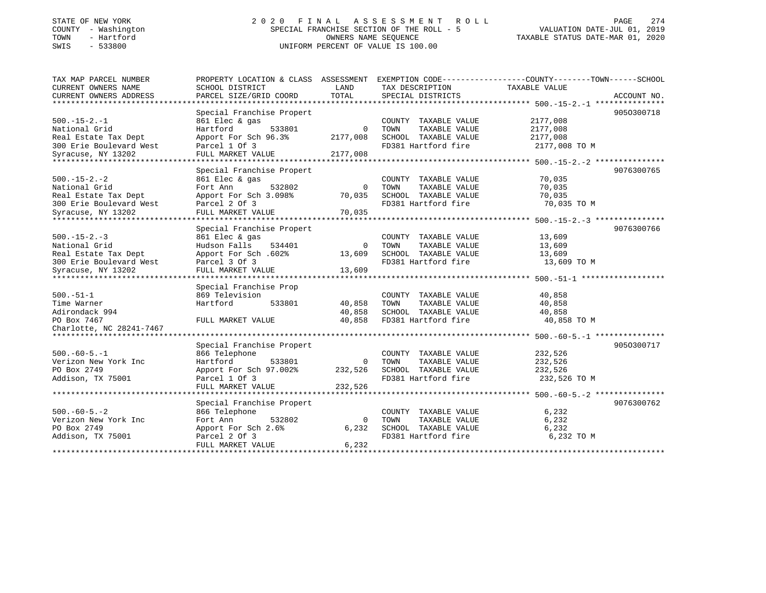STATE OF NEW YORK
COUNTY - Washington
TOWN - Hartford
SWIS - 533800

2020 FINAL ASSESSMENT ROLL
SPECIAL FRANCHISE SECTION OF THE ROLL - 5
OWNERS NAME SEQUENCE
UNIFORM PERCENT OF VALUE IS 100.00

VALUATION DATE-JUL 01, 2019
TAXABLE STATUS DATE-MAR 01, 2020

| TAX MAP PARCEL NUMBER / CURRENT OWNERS NAME / CURRENT OWNERS ADDRESS | PROPERTY LOCATION & CLASS / SCHOOL DISTRICT / PARCEL SIZE/GRID COORD | ASSESSMENT LAND / TOTAL | EXEMPTION CODE / TAX DESCRIPTION / SPECIAL DISTRICTS | COUNTY--------TOWN------SCHOOL TAXABLE VALUE | ACCOUNT NO. |
|---|---|---|---|---|---|
| 500.-15-2.-1 | Special Franchise Propert | | | | 9050300718 |
| | 861 Elec & gas | | COUNTY TAXABLE VALUE | 2177,008 | |
| National Grid | Hartford 533801 | 0 | TOWN TAXABLE VALUE | 2177,008 | |
| Real Estate Tax Dept | Apport For Sch 96.3% | 2177,008 | SCHOOL TAXABLE VALUE | 2177,008 | |
| 300 Erie Boulevard West | Parcel 1 Of 3 | | FD381 Hartford fire | 2177,008 TO M | |
| Syracuse, NY 13202 | FULL MARKET VALUE | 2177,008 | | | |
| 500.-15-2.-2 | Special Franchise Propert | | | | 9076300765 |
| | 861 Elec & gas | | COUNTY TAXABLE VALUE | 70,035 | |
| National Grid | Fort Ann 532802 | 0 | TOWN TAXABLE VALUE | 70,035 | |
| Real Estate Tax Dept | Apport For Sch 3.098% | 70,035 | SCHOOL TAXABLE VALUE | 70,035 | |
| 300 Erie Boulevard West | Parcel 2 Of 3 | | FD381 Hartford fire | 70,035 TO M | |
| Syracuse, NY 13202 | FULL MARKET VALUE | 70,035 | | | |
| 500.-15-2.-3 | Special Franchise Propert | | | | 9076300766 |
| | 861 Elec & gas | | COUNTY TAXABLE VALUE | 13,609 | |
| National Grid | Hudson Falls 534401 | 0 | TOWN TAXABLE VALUE | 13,609 | |
| Real Estate Tax Dept | Apport For Sch .602% | 13,609 | SCHOOL TAXABLE VALUE | 13,609 | |
| 300 Erie Boulevard West | Parcel 3 Of 3 | | FD381 Hartford fire | 13,609 TO M | |
| Syracuse, NY 13202 | FULL MARKET VALUE | 13,609 | | | |
| 500.-51-1 | Special Franchise Prop | | | | |
| | 869 Television | | COUNTY TAXABLE VALUE | 40,858 | |
| Time Warner | Hartford 533801 | 40,858 | TOWN TAXABLE VALUE | 40,858 | |
| Adirondack 994 | | 40,858 | SCHOOL TAXABLE VALUE | 40,858 | |
| PO Box 7467 | FULL MARKET VALUE | 40,858 | FD381 Hartford fire | 40,858 TO M | |
| Charlotte, NC 28241-7467 | | | | | |
| 500.-60-5.-1 | Special Franchise Propert | | | | 9050300717 |
| | 866 Telephone | | COUNTY TAXABLE VALUE | 232,526 | |
| Verizon New York Inc | Hartford 533801 | 0 | TOWN TAXABLE VALUE | 232,526 | |
| PO Box 2749 | Apport For Sch 97.002% | 232,526 | SCHOOL TAXABLE VALUE | 232,526 | |
| Addison, TX 75001 | Parcel 1 Of 3 | | FD381 Hartford fire | 232,526 TO M | |
| | FULL MARKET VALUE | 232,526 | | | |
| 500.-60-5.-2 | Special Franchise Propert | | | | 9076300762 |
| | 866 Telephone | | COUNTY TAXABLE VALUE | 6,232 | |
| Verizon New York Inc | Fort Ann 532802 | 0 | TOWN TAXABLE VALUE | 6,232 | |
| PO Box 2749 | Apport For Sch 2.6% | 6,232 | SCHOOL TAXABLE VALUE | 6,232 | |
| Addison, TX 75001 | Parcel 2 Of 3 | | FD381 Hartford fire | 6,232 TO M | |
| | FULL MARKET VALUE | 6,232 | | | |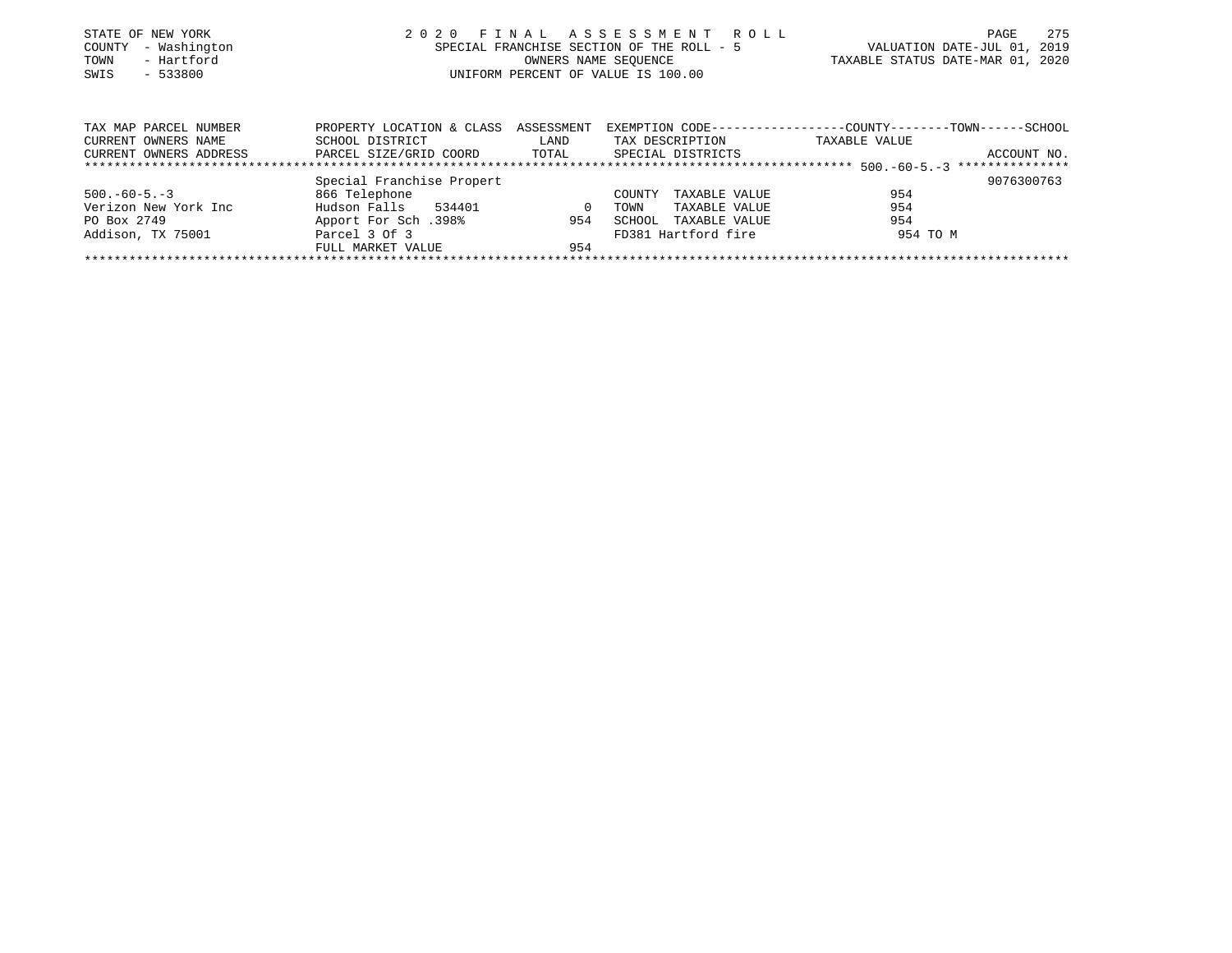STATE OF NEW YORK
COUNTY - Washington
TOWN - Hartford
SWIS - 533800

2020 FINAL ASSESSMENT ROLL
SPECIAL FRANCHISE SECTION OF THE ROLL - 5
OWNERS NAME SEQUENCE
UNIFORM PERCENT OF VALUE IS 100.00

VALUATION DATE-JUL 01, 2019
TAXABLE STATUS DATE-MAR 01, 2020

| TAX MAP PARCEL NUMBER<br>CURRENT OWNERS NAME<br>CURRENT OWNERS ADDRESS | PROPERTY LOCATION & CLASS<br>SCHOOL DISTRICT<br>PARCEL SIZE/GRID COORD | ASSESSMENT<br>LAND<br>TOTAL | EXEMPTION CODE------COUNTY------TOWN------SCHOOL<br>TAX DESCRIPTION<br>SPECIAL DISTRICTS | TAXABLE VALUE | ACCOUNT NO. |
|---|---|---|---|---|---|
| 500.-60-5.-3 | | | | | |
| | Special Franchise Propert | | | | 9076300763 |
| 500.-60-5.-3 | 866 Telephone | | COUNTY TAXABLE VALUE | 954 | |
| Verizon New York Inc | Hudson Falls 534401 | 0 | TOWN TAXABLE VALUE | 954 | |
| PO Box 2749 | Apport For Sch .398% | 954 | SCHOOL TAXABLE VALUE | 954 | |
| Addison, TX 75001 | Parcel 3 Of 3 | | FD381 Hartford fire | 954 TO M | |
| | FULL MARKET VALUE | 954 | | | |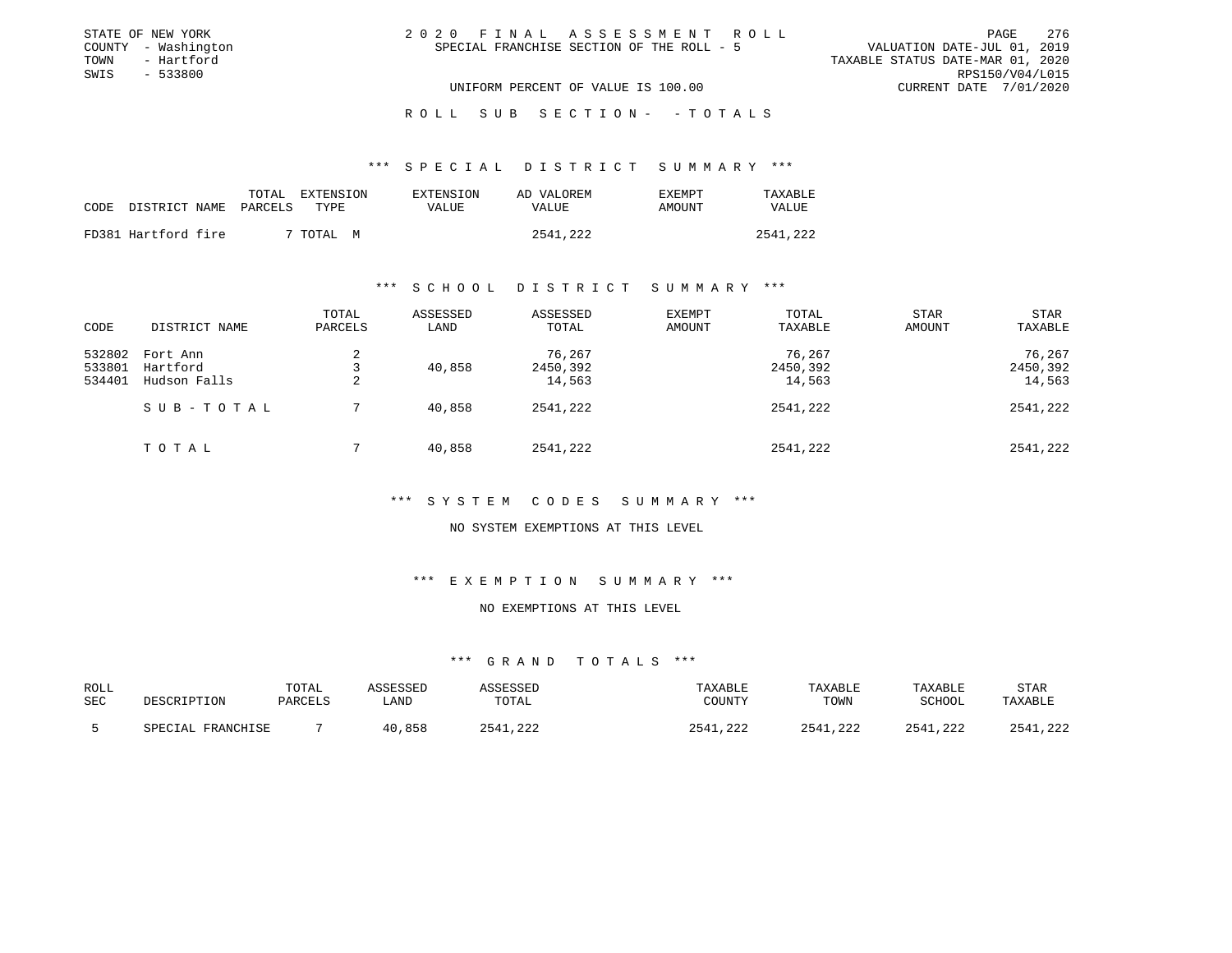STATE OF NEW YORK
COUNTY - Washington
TOWN - Hartford
SWIS - 533800

2020 FINAL ASSESSMENT ROLL
SPECIAL FRANCHISE SECTION OF THE ROLL - 5

VALUATION DATE-JUL 01, 2019
TAXABLE STATUS DATE-MAR 01, 2020
RPS150/V04/L015
CURRENT DATE 7/01/2020

UNIFORM PERCENT OF VALUE IS 100.00

ROLL SUB SECTION- - TOTALS

*** SPECIAL DISTRICT SUMMARY ***

| CODE | DISTRICT NAME | TOTAL PARCELS | EXTENSION TYPE | EXTENSION VALUE | AD VALOREM VALUE | EXEMPT AMOUNT | TAXABLE VALUE |
|---|---|---|---|---|---|---|---|
| FD381 | Hartford fire | 7 | TOTAL M | | 2541,222 | | 2541,222 |

*** SCHOOL DISTRICT SUMMARY ***

| CODE | DISTRICT NAME | TOTAL PARCELS | ASSESSED LAND | ASSESSED TOTAL | EXEMPT AMOUNT | TOTAL TAXABLE | STAR AMOUNT | STAR TAXABLE |
|---|---|---|---|---|---|---|---|---|
| 532802 | Fort Ann | 2 | | 76,267 | | 76,267 | | 76,267 |
| 533801 | Hartford | 3 | 40,858 | 2450,392 | | 2450,392 | | 2450,392 |
| 534401 | Hudson Falls | 2 | | 14,563 | | 14,563 | | 14,563 |
| | SUB-TOTAL | 7 | 40,858 | 2541,222 | | 2541,222 | | 2541,222 |
| | TOTAL | 7 | 40,858 | 2541,222 | | 2541,222 | | 2541,222 |

*** SYSTEM CODES SUMMARY ***

NO SYSTEM EXEMPTIONS AT THIS LEVEL

*** EXEMPTION SUMMARY ***

NO EXEMPTIONS AT THIS LEVEL

*** GRAND TOTALS ***

| ROLL SEC | DESCRIPTION | TOTAL PARCELS | ASSESSED LAND | ASSESSED TOTAL | TAXABLE COUNTY | TAXABLE TOWN | TAXABLE SCHOOL | STAR TAXABLE |
|---|---|---|---|---|---|---|---|---|
| 5 | SPECIAL FRANCHISE | 7 | 40,858 | 2541,222 | 2541,222 | 2541,222 | 2541,222 | 2541,222 |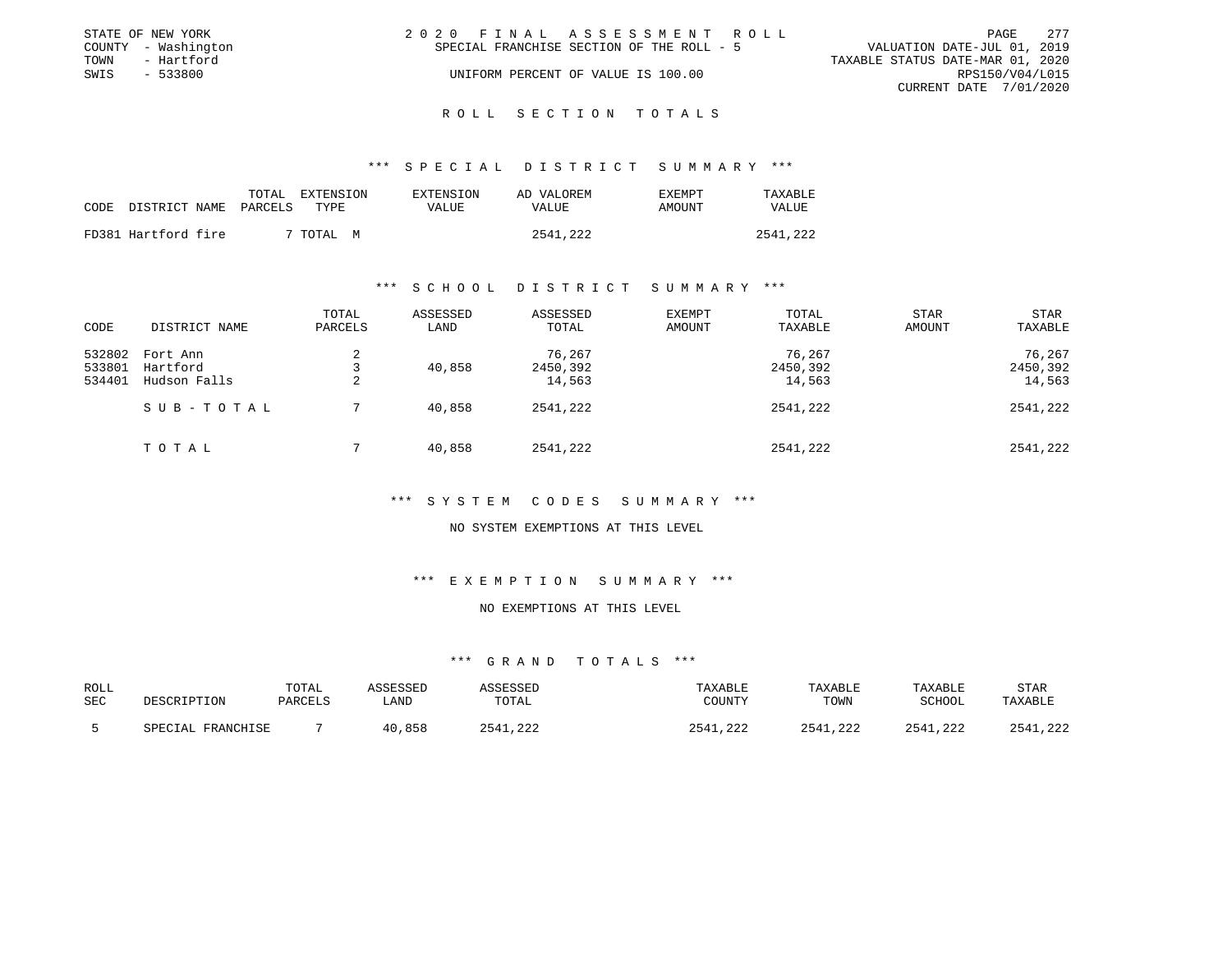STATE OF NEW YORK
COUNTY - Washington
TOWN - Hartford
SWIS - 533800

2020 FINAL ASSESSMENT ROLL
SPECIAL FRANCHISE SECTION OF THE ROLL - 5
UNIFORM PERCENT OF VALUE IS 100.00

VALUATION DATE-JUL 01, 2019
TAXABLE STATUS DATE-MAR 01, 2020
RPS150/V04/L015
CURRENT DATE 7/01/2020

# ROLL SECTION TOTALS

## *** SPECIAL DISTRICT SUMMARY ***

| CODE | DISTRICT NAME | TOTAL PARCELS | EXTENSION TYPE | EXTENSION VALUE | AD VALOREM VALUE | EXEMPT AMOUNT | TAXABLE VALUE |
|---|---|---|---|---|---|---|---|
| FD381 | Hartford fire | 7 | TOTAL M | | 2541,222 | | 2541,222 |

## *** SCHOOL DISTRICT SUMMARY ***

| CODE | DISTRICT NAME | TOTAL PARCELS | ASSESSED LAND | ASSESSED TOTAL | EXEMPT AMOUNT | TOTAL TAXABLE | STAR AMOUNT | STAR TAXABLE |
|---|---|---|---|---|---|---|---|---|
| 532802 | Fort Ann | 2 | | 76,267 | | 76,267 | | 76,267 |
| 533801 | Hartford | 3 | 40,858 | 2450,392 | | 2450,392 | | 2450,392 |
| 534401 | Hudson Falls | 2 | | 14,563 | | 14,563 | | 14,563 |
| | SUB-TOTAL | 7 | 40,858 | 2541,222 | | 2541,222 | | 2541,222 |
| | TOTAL | 7 | 40,858 | 2541,222 | | 2541,222 | | 2541,222 |

## *** SYSTEM CODES SUMMARY ***

NO SYSTEM EXEMPTIONS AT THIS LEVEL

## *** EXEMPTION SUMMARY ***

NO EXEMPTIONS AT THIS LEVEL

## *** GRAND TOTALS ***

| ROLL SEC | DESCRIPTION | TOTAL PARCELS | ASSESSED LAND | ASSESSED TOTAL | TAXABLE COUNTY | TAXABLE TOWN | TAXABLE SCHOOL | STAR TAXABLE |
|---|---|---|---|---|---|---|---|---|
| 5 | SPECIAL FRANCHISE | 7 | 40,858 | 2541,222 | 2541,222 | 2541,222 | 2541,222 | 2541,222 |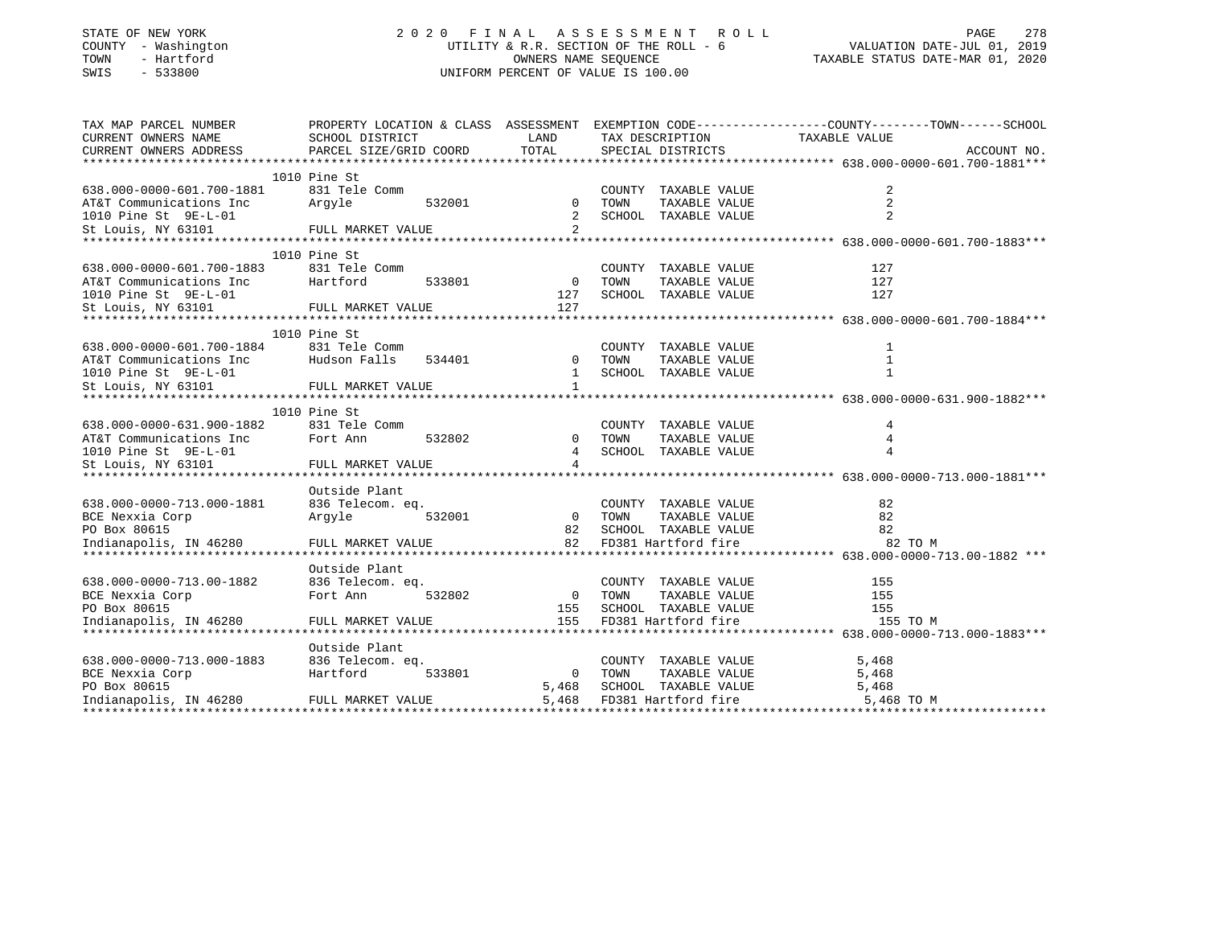STATE OF NEW YORK
COUNTY - Washington
TOWN - Hartford
SWIS - 533800

2020 FINAL ASSESSMENT ROLL
UTILITY & R.R. SECTION OF THE ROLL - 6
OWNERS NAME SEQUENCE
UNIFORM PERCENT OF VALUE IS 100.00

VALUATION DATE-JUL 01, 2019
TAXABLE STATUS DATE-MAR 01, 2020

| TAX MAP PARCEL NUMBER / CURRENT OWNERS NAME / CURRENT OWNERS ADDRESS | PROPERTY LOCATION & CLASS / SCHOOL DISTRICT / PARCEL SIZE/GRID COORD | ASSESSMENT LAND / TOTAL | EXEMPTION CODE / TAX DESCRIPTION / SPECIAL DISTRICTS | COUNTY / TOWN / SCHOOL TAXABLE VALUE | ACCOUNT NO. |
|---|---|---|---|---|---|
| **638.000-0000-601.700-1881** | 1010 Pine St | | | | |
| 638.000-0000-601.700-1881 | 831 Tele Comm | | COUNTY TAXABLE VALUE | 2 | |
| AT&T Communications Inc | Argyle 532001 | 0 | TOWN TAXABLE VALUE | 2 | |
| 1010 Pine St 9E-L-01 | | 2 | SCHOOL TAXABLE VALUE | 2 | |
| St Louis, NY 63101 | FULL MARKET VALUE | 2 | | | |
| **638.000-0000-601.700-1883** | 1010 Pine St | | | | |
| 638.000-0000-601.700-1883 | 831 Tele Comm | | COUNTY TAXABLE VALUE | 127 | |
| AT&T Communications Inc | Hartford 533801 | 0 | TOWN TAXABLE VALUE | 127 | |
| 1010 Pine St 9E-L-01 | | 127 | SCHOOL TAXABLE VALUE | 127 | |
| St Louis, NY 63101 | FULL MARKET VALUE | 127 | | | |
| **638.000-0000-601.700-1884** | 1010 Pine St | | | | |
| 638.000-0000-601.700-1884 | 831 Tele Comm | | COUNTY TAXABLE VALUE | 1 | |
| AT&T Communications Inc | Hudson Falls 534401 | 0 | TOWN TAXABLE VALUE | 1 | |
| 1010 Pine St 9E-L-01 | | 1 | SCHOOL TAXABLE VALUE | 1 | |
| St Louis, NY 63101 | FULL MARKET VALUE | 1 | | | |
| **638.000-0000-631.900-1882** | 1010 Pine St | | | | |
| 638.000-0000-631.900-1882 | 831 Tele Comm | | COUNTY TAXABLE VALUE | 4 | |
| AT&T Communications Inc | Fort Ann 532802 | 0 | TOWN TAXABLE VALUE | 4 | |
| 1010 Pine St 9E-L-01 | | 4 | SCHOOL TAXABLE VALUE | 4 | |
| St Louis, NY 63101 | FULL MARKET VALUE | 4 | | | |
| **638.000-0000-713.000-1881** | Outside Plant | | | | |
| 638.000-0000-713.000-1881 | 836 Telecom. eq. | | COUNTY TAXABLE VALUE | 82 | |
| BCE Nexxia Corp | Argyle 532001 | 0 | TOWN TAXABLE VALUE | 82 | |
| PO Box 80615 | | 82 | SCHOOL TAXABLE VALUE | 82 | |
| Indianapolis, IN 46280 | FULL MARKET VALUE | 82 | FD381 Hartford fire | 82 TO M | |
| **638.000-0000-713.00-1882** | Outside Plant | | | | |
| 638.000-0000-713.00-1882 | 836 Telecom. eq. | | COUNTY TAXABLE VALUE | 155 | |
| BCE Nexxia Corp | Fort Ann 532802 | 0 | TOWN TAXABLE VALUE | 155 | |
| PO Box 80615 | | 155 | SCHOOL TAXABLE VALUE | 155 | |
| Indianapolis, IN 46280 | FULL MARKET VALUE | 155 | FD381 Hartford fire | 155 TO M | |
| **638.000-0000-713.000-1883** | Outside Plant | | | | |
| 638.000-0000-713.000-1883 | 836 Telecom. eq. | | COUNTY TAXABLE VALUE | 5,468 | |
| BCE Nexxia Corp | Hartford 533801 | 0 | TOWN TAXABLE VALUE | 5,468 | |
| PO Box 80615 | | 5,468 | SCHOOL TAXABLE VALUE | 5,468 | |
| Indianapolis, IN 46280 | FULL MARKET VALUE | 5,468 | FD381 Hartford fire | 5,468 TO M | |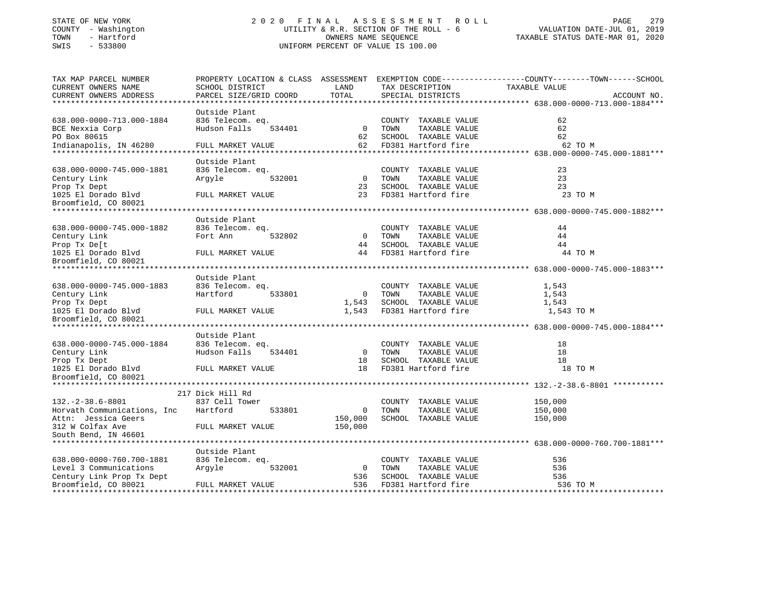STATE OF NEW YORK
COUNTY - Washington
TOWN - Hartford
SWIS - 533800

2020 FINAL ASSESSMENT ROLL
UTILITY & R.R. SECTION OF THE ROLL - 6
OWNERS NAME SEQUENCE
UNIFORM PERCENT OF VALUE IS 100.00

VALUATION DATE-JUL 01, 2019
TAXABLE STATUS DATE-MAR 01, 2020

| TAX MAP PARCEL NUMBER / CURRENT OWNERS NAME / CURRENT OWNERS ADDRESS | PROPERTY LOCATION & CLASS / SCHOOL DISTRICT / PARCEL SIZE/GRID COORD | ASSESSMENT LAND | TOTAL | EXEMPTION CODE / TAX DESCRIPTION / SPECIAL DISTRICTS | COUNTY--------TOWN------SCHOOL TAXABLE VALUE | ACCOUNT NO. |
|---|---|---|---|---|---|---|
| **638.000-0000-713.000-1884** | Outside Plant | | | | | |
| 638.000-0000-713.000-1884 | 836 Telecom. eq. | | | COUNTY TAXABLE VALUE | 62 | |
| BCE Nexxia Corp | Hudson Falls 534401 | 0 | | TOWN TAXABLE VALUE | 62 | |
| PO Box 80615 | | | 62 | SCHOOL TAXABLE VALUE | 62 | |
| Indianapolis, IN 46280 | FULL MARKET VALUE | | 62 | FD381 Hartford fire | 62 TO M | |
| **638.000-0000-745.000-1881** | Outside Plant | | | | | |
| 638.000-0000-745.000-1881 | 836 Telecom. eq. | | | COUNTY TAXABLE VALUE | 23 | |
| Century Link | Argyle 532001 | 0 | | TOWN TAXABLE VALUE | 23 | |
| Prop Tx Dept | | | 23 | SCHOOL TAXABLE VALUE | 23 | |
| 1025 El Dorado Blvd | FULL MARKET VALUE | | 23 | FD381 Hartford fire | 23 TO M | |
| Broomfield, CO 80021 | | | | | | |
| **638.000-0000-745.000-1882** | Outside Plant | | | | | |
| 638.000-0000-745.000-1882 | 836 Telecom. eq. | | | COUNTY TAXABLE VALUE | 44 | |
| Century Link | Fort Ann 532802 | 0 | | TOWN TAXABLE VALUE | 44 | |
| Prop Tx De[t | | | 44 | SCHOOL TAXABLE VALUE | 44 | |
| 1025 El Dorado Blvd | FULL MARKET VALUE | | 44 | FD381 Hartford fire | 44 TO M | |
| Broomfield, CO 80021 | | | | | | |
| **638.000-0000-745.000-1883** | Outside Plant | | | | | |
| 638.000-0000-745.000-1883 | 836 Telecom. eq. | | | COUNTY TAXABLE VALUE | 1,543 | |
| Century Link | Hartford 533801 | 0 | | TOWN TAXABLE VALUE | 1,543 | |
| Prop Tx Dept | | | 1,543 | SCHOOL TAXABLE VALUE | 1,543 | |
| 1025 El Dorado Blvd | FULL MARKET VALUE | | 1,543 | FD381 Hartford fire | 1,543 TO M | |
| Broomfield, CO 80021 | | | | | | |
| **638.000-0000-745.000-1884** | Outside Plant | | | | | |
| 638.000-0000-745.000-1884 | 836 Telecom. eq. | | | COUNTY TAXABLE VALUE | 18 | |
| Century Link | Hudson Falls 534401 | 0 | | TOWN TAXABLE VALUE | 18 | |
| Prop Tx Dept | | | 18 | SCHOOL TAXABLE VALUE | 18 | |
| 1025 El Dorado Blvd | FULL MARKET VALUE | | 18 | FD381 Hartford fire | 18 TO M | |
| Broomfield, CO 80021 | | | | | | |
| **132.-2-38.6-8801** | 217 Dick Hill Rd | | | | | |
| 132.-2-38.6-8801 | 837 Cell Tower | | | COUNTY TAXABLE VALUE | 150,000 | |
| Horvath Communications, Inc | Hartford 533801 | 0 | | TOWN TAXABLE VALUE | 150,000 | |
| Attn: Jessica Geers | | | 150,000 | SCHOOL TAXABLE VALUE | 150,000 | |
| 312 W Colfax Ave | FULL MARKET VALUE | | 150,000 | | | |
| South Bend, IN 46601 | | | | | | |
| **638.000-0000-760.700-1881** | Outside Plant | | | | | |
| 638.000-0000-760.700-1881 | 836 Telecom. eq. | | | COUNTY TAXABLE VALUE | 536 | |
| Level 3 Communications | Argyle 532001 | 0 | | TOWN TAXABLE VALUE | 536 | |
| Century Link Prop Tx Dept | | | 536 | SCHOOL TAXABLE VALUE | 536 | |
| Broomfield, CO 80021 | FULL MARKET VALUE | | 536 | FD381 Hartford fire | 536 TO M | |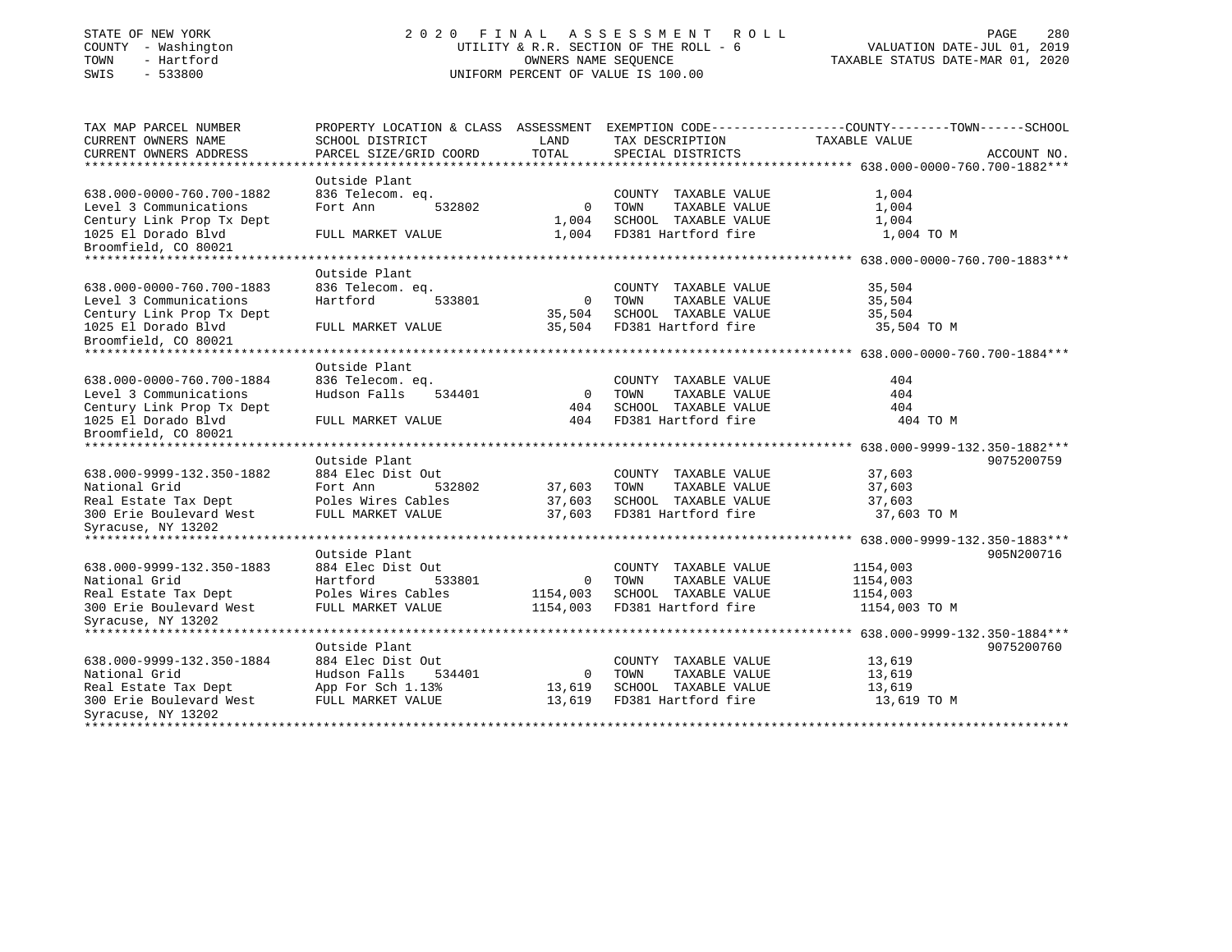STATE OF NEW YORK
COUNTY - Washington
TOWN - Hartford
SWIS - 533800

2020 FINAL ASSESSMENT ROLL
UTILITY & R.R. SECTION OF THE ROLL - 6
OWNERS NAME SEQUENCE
UNIFORM PERCENT OF VALUE IS 100.00

VALUATION DATE-JUL 01, 2019
TAXABLE STATUS DATE-MAR 01, 2020

| TAX MAP PARCEL NUMBER / CURRENT OWNERS NAME / CURRENT OWNERS ADDRESS | PROPERTY LOCATION & CLASS / SCHOOL DISTRICT / PARCEL SIZE/GRID COORD | ASSESSMENT LAND / TOTAL | EXEMPTION CODE / TAX DESCRIPTION / SPECIAL DISTRICTS | COUNTY--------TOWN------SCHOOL TAXABLE VALUE | ACCOUNT NO. |
|---|---|---|---|---|---|
| **638.000-0000-760.700-1882** | Outside Plant | | | | |
| 638.000-0000-760.700-1882 | 836 Telecom. eq. | | COUNTY TAXABLE VALUE | 1,004 | |
| Level 3 Communications | Fort Ann 532802 | 0 | TOWN TAXABLE VALUE | 1,004 | |
| Century Link Prop Tx Dept | | 1,004 | SCHOOL TAXABLE VALUE | 1,004 | |
| 1025 El Dorado Blvd | FULL MARKET VALUE | 1,004 | FD381 Hartford fire | 1,004 TO M | |
| Broomfield, CO 80021 | | | | | |
| **638.000-0000-760.700-1883** | Outside Plant | | | | |
| 638.000-0000-760.700-1883 | 836 Telecom. eq. | | COUNTY TAXABLE VALUE | 35,504 | |
| Level 3 Communications | Hartford 533801 | 0 | TOWN TAXABLE VALUE | 35,504 | |
| Century Link Prop Tx Dept | | 35,504 | SCHOOL TAXABLE VALUE | 35,504 | |
| 1025 El Dorado Blvd | FULL MARKET VALUE | 35,504 | FD381 Hartford fire | 35,504 TO M | |
| Broomfield, CO 80021 | | | | | |
| **638.000-0000-760.700-1884** | Outside Plant | | | | |
| 638.000-0000-760.700-1884 | 836 Telecom. eq. | | COUNTY TAXABLE VALUE | 404 | |
| Level 3 Communications | Hudson Falls 534401 | 0 | TOWN TAXABLE VALUE | 404 | |
| Century Link Prop Tx Dept | | 404 | SCHOOL TAXABLE VALUE | 404 | |
| 1025 El Dorado Blvd | FULL MARKET VALUE | 404 | FD381 Hartford fire | 404 TO M | |
| Broomfield, CO 80021 | | | | | |
| **638.000-9999-132.350-1882** | Outside Plant | | | | 9075200759 |
| 638.000-9999-132.350-1882 | 884 Elec Dist Out | | COUNTY TAXABLE VALUE | 37,603 | |
| National Grid | Fort Ann 532802 | 37,603 | TOWN TAXABLE VALUE | 37,603 | |
| Real Estate Tax Dept | Poles Wires Cables | 37,603 | SCHOOL TAXABLE VALUE | 37,603 | |
| 300 Erie Boulevard West | FULL MARKET VALUE | 37,603 | FD381 Hartford fire | 37,603 TO M | |
| Syracuse, NY 13202 | | | | | |
| **638.000-9999-132.350-1883** | Outside Plant | | | | 905N200716 |
| 638.000-9999-132.350-1883 | 884 Elec Dist Out | | COUNTY TAXABLE VALUE | 1154,003 | |
| National Grid | Hartford 533801 | 0 | TOWN TAXABLE VALUE | 1154,003 | |
| Real Estate Tax Dept | Poles Wires Cables | 1154,003 | SCHOOL TAXABLE VALUE | 1154,003 | |
| 300 Erie Boulevard West | FULL MARKET VALUE | 1154,003 | FD381 Hartford fire | 1154,003 TO M | |
| Syracuse, NY 13202 | | | | | |
| **638.000-9999-132.350-1884** | Outside Plant | | | | 9075200760 |
| 638.000-9999-132.350-1884 | 884 Elec Dist Out | | COUNTY TAXABLE VALUE | 13,619 | |
| National Grid | Hudson Falls 534401 | 0 | TOWN TAXABLE VALUE | 13,619 | |
| Real Estate Tax Dept | App For Sch 1.13% | 13,619 | SCHOOL TAXABLE VALUE | 13,619 | |
| 300 Erie Boulevard West | FULL MARKET VALUE | 13,619 | FD381 Hartford fire | 13,619 TO M | |
| Syracuse, NY 13202 | | | | | |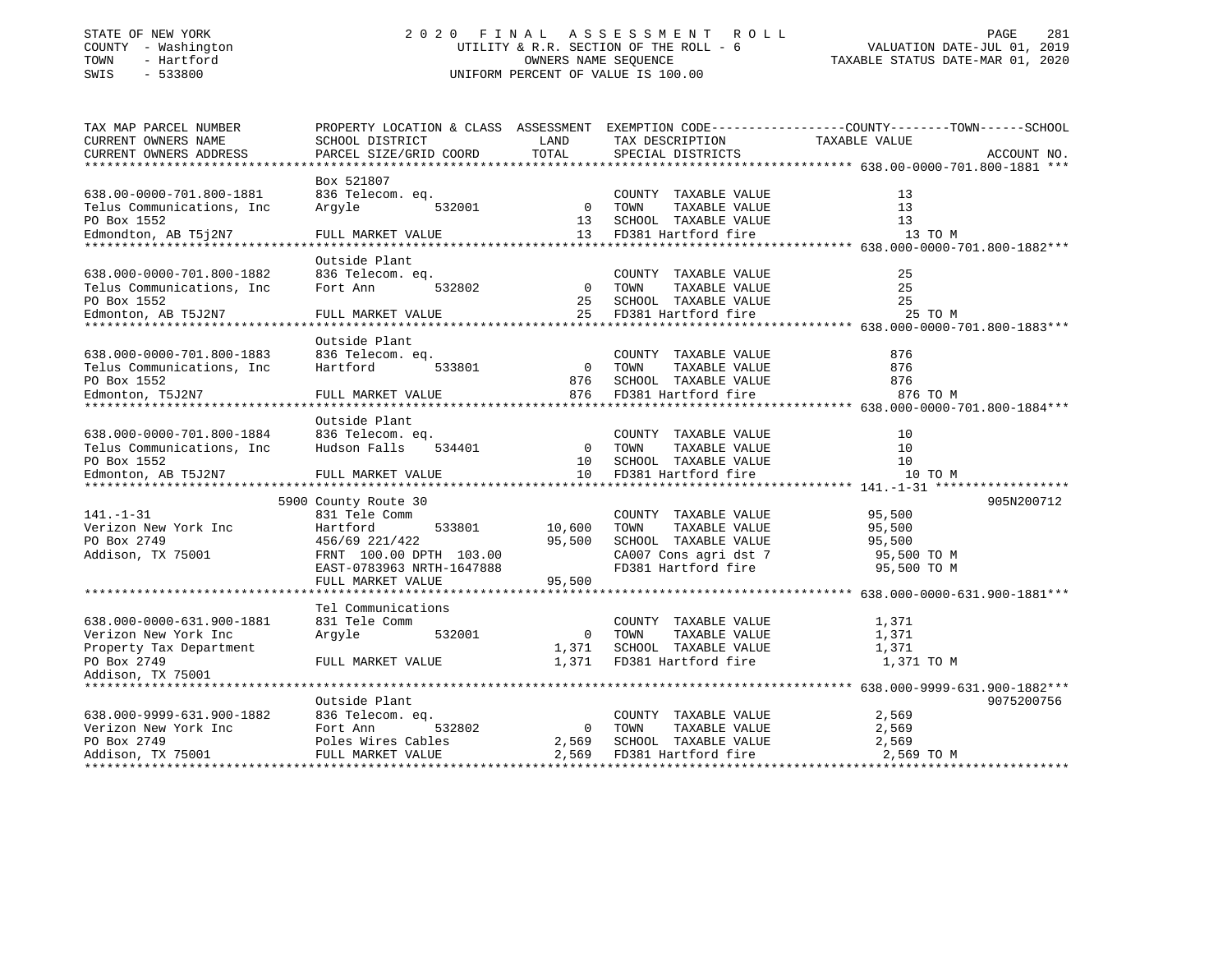STATE OF NEW YORK
COUNTY - Washington
TOWN - Hartford
SWIS - 533800

2 0 2 0 F I N A L A S S E S S M E N T R O L L
UTILITY & R.R. SECTION OF THE ROLL - 6
OWNERS NAME SEQUENCE
UNIFORM PERCENT OF VALUE IS 100.00

VALUATION DATE-JUL 01, 2019
TAXABLE STATUS DATE-MAR 01, 2020

| TAX MAP PARCEL NUMBER / CURRENT OWNERS NAME / CURRENT OWNERS ADDRESS | PROPERTY LOCATION & CLASS / SCHOOL DISTRICT / PARCEL SIZE/GRID COORD | ASSESSMENT LAND | TOTAL | EXEMPTION CODE / TAX DESCRIPTION / SPECIAL DISTRICTS | TAXABLE VALUE (COUNTY--TOWN--SCHOOL) | ACCOUNT NO. |
|---|---|---|---|---|---|---|
| 638.00-0000-701.800-1881 | Box 521807 | | | | | |
| 638.00-0000-701.800-1881 | 836 Telecom. eq. | | | COUNTY TAXABLE VALUE | 13 | |
| Telus Communications, Inc | Argyle 532001 | 0 | | TOWN TAXABLE VALUE | 13 | |
| PO Box 1552 | | | 13 | SCHOOL TAXABLE VALUE | 13 | |
| Edmondton, AB T5j2N7 | FULL MARKET VALUE | | 13 | FD381 Hartford fire | 13 TO M | |
| 638.000-0000-701.800-1882 | Outside Plant | | | | | |
| 638.000-0000-701.800-1882 | 836 Telecom. eq. | | | COUNTY TAXABLE VALUE | 25 | |
| Telus Communications, Inc | Fort Ann 532802 | 0 | | TOWN TAXABLE VALUE | 25 | |
| PO Box 1552 | | | 25 | SCHOOL TAXABLE VALUE | 25 | |
| Edmonton, AB T5J2N7 | FULL MARKET VALUE | | 25 | FD381 Hartford fire | 25 TO M | |
| 638.000-0000-701.800-1883 | Outside Plant | | | | | |
| 638.000-0000-701.800-1883 | 836 Telecom. eq. | | | COUNTY TAXABLE VALUE | 876 | |
| Telus Communications, Inc | Hartford 533801 | 0 | | TOWN TAXABLE VALUE | 876 | |
| PO Box 1552 | | | 876 | SCHOOL TAXABLE VALUE | 876 | |
| Edmonton, T5J2N7 | FULL MARKET VALUE | | 876 | FD381 Hartford fire | 876 TO M | |
| 638.000-0000-701.800-1884 | Outside Plant | | | | | |
| 638.000-0000-701.800-1884 | 836 Telecom. eq. | | | COUNTY TAXABLE VALUE | 10 | |
| Telus Communications, Inc | Hudson Falls 534401 | 0 | | TOWN TAXABLE VALUE | 10 | |
| PO Box 1552 | | | 10 | SCHOOL TAXABLE VALUE | 10 | |
| Edmonton, AB T5J2N7 | FULL MARKET VALUE | | 10 | FD381 Hartford fire | 10 TO M | |
| 141.-1-31 | 5900 County Route 30 | | | | | 905N200712 |
| 141.-1-31 | 831 Tele Comm | | | COUNTY TAXABLE VALUE | 95,500 | |
| Verizon New York Inc | Hartford 533801 | 10,600 | | TOWN TAXABLE VALUE | 95,500 | |
| PO Box 2749 | 456/69 221/422 | | 95,500 | SCHOOL TAXABLE VALUE | 95,500 | |
| Addison, TX 75001 | FRNT 100.00 DPTH 103.00 | | | CA007 Cons agri dst 7 | 95,500 TO M | |
| | EAST-0783963 NRTH-1647888 | | | FD381 Hartford fire | 95,500 TO M | |
| | FULL MARKET VALUE | | 95,500 | | | |
| 638.000-0000-631.900-1881 | Tel Communications | | | | | |
| 638.000-0000-631.900-1881 | 831 Tele Comm | | | COUNTY TAXABLE VALUE | 1,371 | |
| Verizon New York Inc | Argyle 532001 | 0 | | TOWN TAXABLE VALUE | 1,371 | |
| Property Tax Department | | | 1,371 | SCHOOL TAXABLE VALUE | 1,371 | |
| PO Box 2749 | FULL MARKET VALUE | | 1,371 | FD381 Hartford fire | 1,371 TO M | |
| Addison, TX 75001 | | | | | | |
| 638.000-9999-631.900-1882 | Outside Plant | | | | | 9075200756 |
| 638.000-9999-631.900-1882 | 836 Telecom. eq. | | | COUNTY TAXABLE VALUE | 2,569 | |
| Verizon New York Inc | Fort Ann 532802 | 0 | | TOWN TAXABLE VALUE | 2,569 | |
| PO Box 2749 | Poles Wires Cables | | 2,569 | SCHOOL TAXABLE VALUE | 2,569 | |
| Addison, TX 75001 | FULL MARKET VALUE | | 2,569 | FD381 Hartford fire | 2,569 TO M | |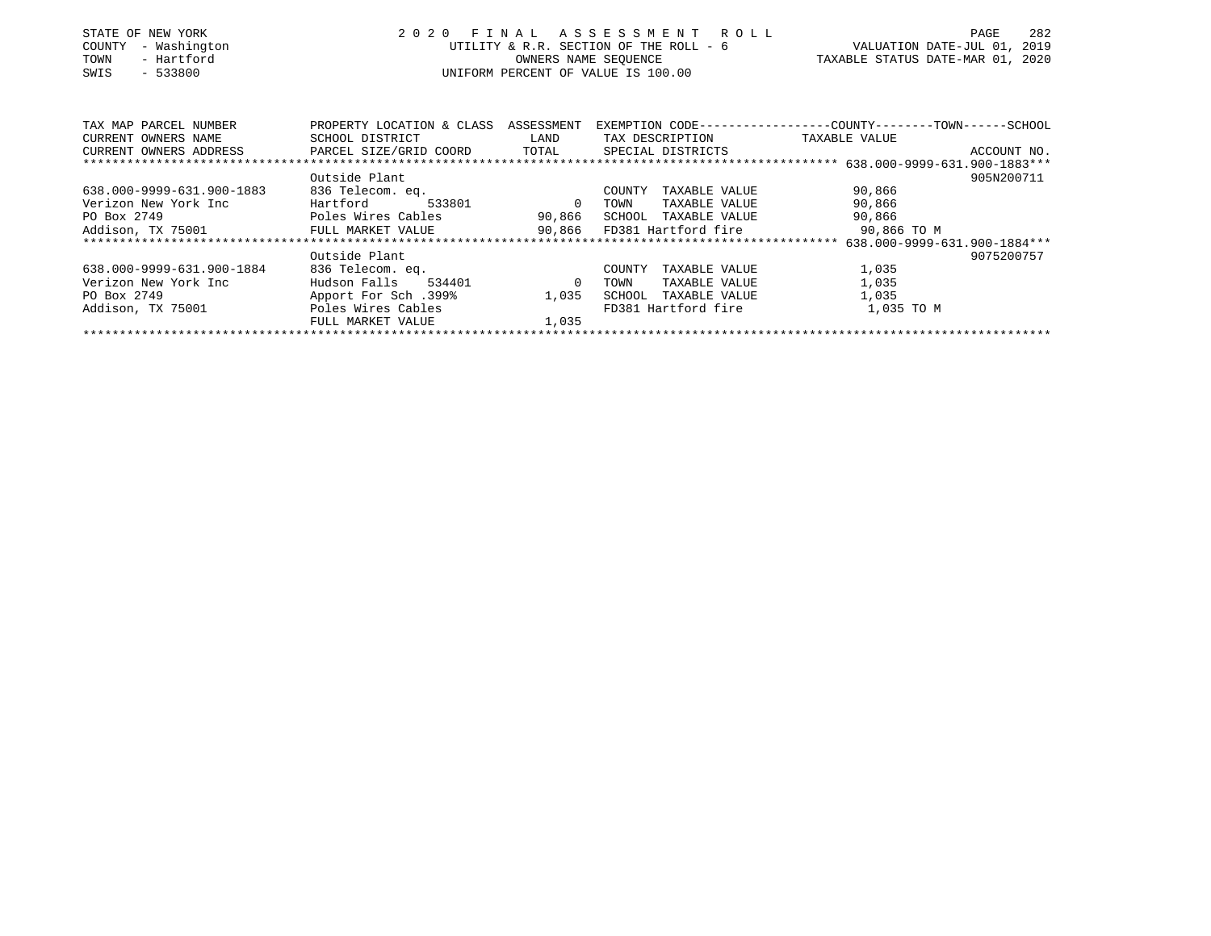STATE OF NEW YORK
COUNTY - Washington
TOWN - Hartford
SWIS - 533800

# 2020 FINAL ASSESSMENT ROLL

UTILITY & R.R. SECTION OF THE ROLL - 6
OWNERS NAME SEQUENCE
UNIFORM PERCENT OF VALUE IS 100.00

VALUATION DATE-JUL 01, 2019
TAXABLE STATUS DATE-MAR 01, 2020

| TAX MAP PARCEL NUMBER / CURRENT OWNERS NAME / CURRENT OWNERS ADDRESS | PROPERTY LOCATION & CLASS / SCHOOL DISTRICT / PARCEL SIZE/GRID COORD | ASSESSMENT LAND / TOTAL | EXEMPTION CODE / TAX DESCRIPTION / SPECIAL DISTRICTS | COUNTY / TOWN / SCHOOL TAXABLE VALUE | ACCOUNT NO. |
|---|---|---|---|---|---|
| ***638.000-9999-631.900-1883*** | | | | | |
| | Outside Plant | | | | 905N200711 |
| 638.000-9999-631.900-1883 | 836 Telecom. eq. | | COUNTY TAXABLE VALUE | 90,866 | |
| Verizon New York Inc | Hartford 533801 | 0 | TOWN TAXABLE VALUE | 90,866 | |
| PO Box 2749 | Poles Wires Cables | 90,866 | SCHOOL TAXABLE VALUE | 90,866 | |
| Addison, TX 75001 | FULL MARKET VALUE | 90,866 | FD381 Hartford fire | 90,866 TO M | |
| ***638.000-9999-631.900-1884*** | | | | | |
| | Outside Plant | | | | 9075200757 |
| 638.000-9999-631.900-1884 | 836 Telecom. eq. | | COUNTY TAXABLE VALUE | 1,035 | |
| Verizon New York Inc | Hudson Falls 534401 | 0 | TOWN TAXABLE VALUE | 1,035 | |
| PO Box 2749 | Apport For Sch .399% | 1,035 | SCHOOL TAXABLE VALUE | 1,035 | |
| Addison, TX 75001 | Poles Wires Cables | | FD381 Hartford fire | 1,035 TO M | |
| | FULL MARKET VALUE | 1,035 | | | |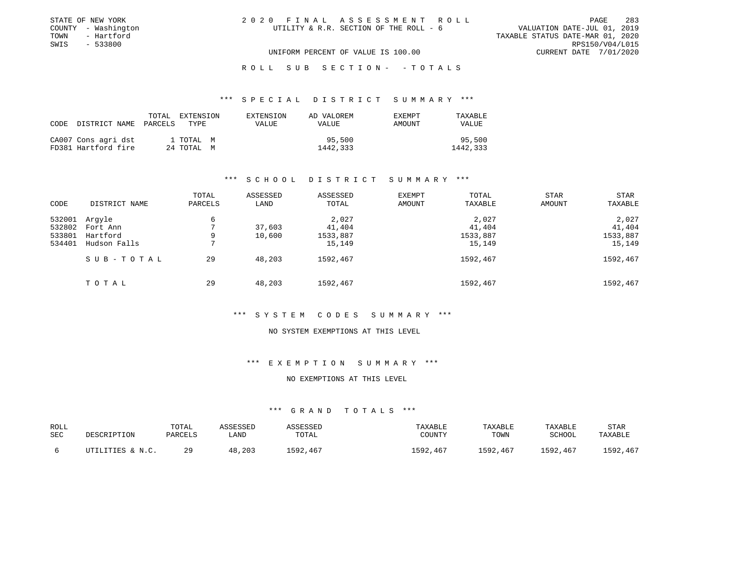STATE OF NEW YORK
COUNTY - Washington
TOWN - Hartford
SWIS - 533800

# 2020 FINAL ASSESSMENT ROLL

UTILITY & R.R. SECTION OF THE ROLL - 6

VALUATION DATE-JUL 01, 2019
TAXABLE STATUS DATE-MAR 01, 2020
RPS150/V04/L015
CURRENT DATE 7/01/2020

UNIFORM PERCENT OF VALUE IS 100.00

## ROLL SUB SECTION- - TOTALS

### *** SPECIAL DISTRICT SUMMARY ***

| CODE | DISTRICT NAME | TOTAL PARCELS | EXTENSION TYPE | EXTENSION VALUE | AD VALOREM VALUE | EXEMPT AMOUNT | TAXABLE VALUE |
|---|---|---|---|---|---|---|---|
| CA007 | Cons agri dst | 1 | TOTAL M | | 95,500 | | 95,500 |
| FD381 | Hartford fire | 24 | TOTAL M | | 1442,333 | | 1442,333 |

### *** SCHOOL DISTRICT SUMMARY ***

| CODE | DISTRICT NAME | TOTAL PARCELS | ASSESSED LAND | ASSESSED TOTAL | EXEMPT AMOUNT | TOTAL TAXABLE | STAR AMOUNT | STAR TAXABLE |
|---|---|---|---|---|---|---|---|---|
| 532001 | Argyle | 6 | | 2,027 | | 2,027 | | 2,027 |
| 532802 | Fort Ann | 7 | 37,603 | 41,404 | | 41,404 | | 41,404 |
| 533801 | Hartford | 9 | 10,600 | 1533,887 | | 1533,887 | | 1533,887 |
| 534401 | Hudson Falls | 7 | | 15,149 | | 15,149 | | 15,149 |
| | SUB-TOTAL | 29 | 48,203 | 1592,467 | | 1592,467 | | 1592,467 |
| | TOTAL | 29 | 48,203 | 1592,467 | | 1592,467 | | 1592,467 |

### *** SYSTEM CODES SUMMARY ***

NO SYSTEM EXEMPTIONS AT THIS LEVEL

### *** EXEMPTION SUMMARY ***

NO EXEMPTIONS AT THIS LEVEL

### *** GRAND TOTALS ***

| ROLL SEC | DESCRIPTION | TOTAL PARCELS | ASSESSED LAND | ASSESSED TOTAL | TAXABLE COUNTY | TAXABLE TOWN | TAXABLE SCHOOL | STAR TAXABLE |
|---|---|---|---|---|---|---|---|---|
| 6 | UTILITIES & N.C. | 29 | 48,203 | 1592,467 | 1592,467 | 1592,467 | 1592,467 | 1592,467 |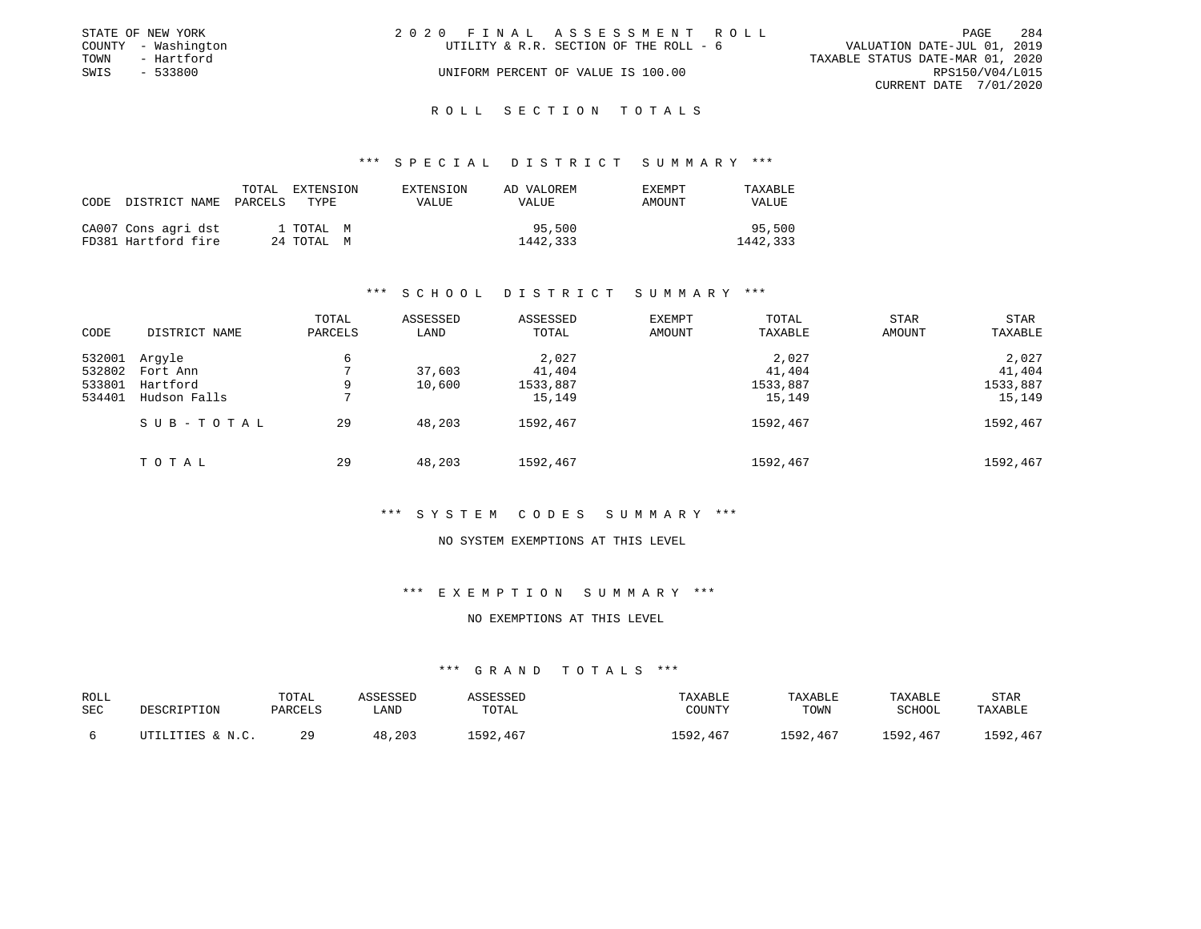STATE OF NEW YORK
COUNTY - Washington
TOWN - Hartford
SWIS - 533800

2020 FINAL ASSESSMENT ROLL
UTILITY & R.R. SECTION OF THE ROLL - 6
UNIFORM PERCENT OF VALUE IS 100.00

VALUATION DATE-JUL 01, 2019
TAXABLE STATUS DATE-MAR 01, 2020
RPS150/V04/L015
CURRENT DATE 7/01/2020

## ROLL SECTION TOTALS

### *** SPECIAL DISTRICT SUMMARY ***

| CODE | DISTRICT NAME | TOTAL PARCELS | EXTENSION TYPE | EXTENSION VALUE | AD VALOREM VALUE | EXEMPT AMOUNT | TAXABLE VALUE |
|---|---|---|---|---|---|---|---|
| CA007 | Cons agri dst | 1 | TOTAL M | | 95,500 | | 95,500 |
| FD381 | Hartford fire | 24 | TOTAL M | | 1442,333 | | 1442,333 |

### *** SCHOOL DISTRICT SUMMARY ***

| CODE | DISTRICT NAME | TOTAL PARCELS | ASSESSED LAND | ASSESSED TOTAL | EXEMPT AMOUNT | TOTAL TAXABLE | STAR AMOUNT | STAR TAXABLE |
|---|---|---|---|---|---|---|---|---|
| 532001 | Argyle | 6 | | 2,027 | | 2,027 | | 2,027 |
| 532802 | Fort Ann | 7 | 37,603 | 41,404 | | 41,404 | | 41,404 |
| 533801 | Hartford | 9 | 10,600 | 1533,887 | | 1533,887 | | 1533,887 |
| 534401 | Hudson Falls | 7 | | 15,149 | | 15,149 | | 15,149 |
| | SUB-TOTAL | 29 | 48,203 | 1592,467 | | 1592,467 | | 1592,467 |
| | TOTAL | 29 | 48,203 | 1592,467 | | 1592,467 | | 1592,467 |

### *** SYSTEM CODES SUMMARY ***

NO SYSTEM EXEMPTIONS AT THIS LEVEL

### *** EXEMPTION SUMMARY ***

NO EXEMPTIONS AT THIS LEVEL

### *** GRAND TOTALS ***

| ROLL SEC | DESCRIPTION | TOTAL PARCELS | ASSESSED LAND | ASSESSED TOTAL | TAXABLE COUNTY | TAXABLE TOWN | TAXABLE SCHOOL | STAR TAXABLE |
|---|---|---|---|---|---|---|---|---|
| 6 | UTILITIES & N.C. | 29 | 48,203 | 1592,467 | 1592,467 | 1592,467 | 1592,467 | 1592,467 |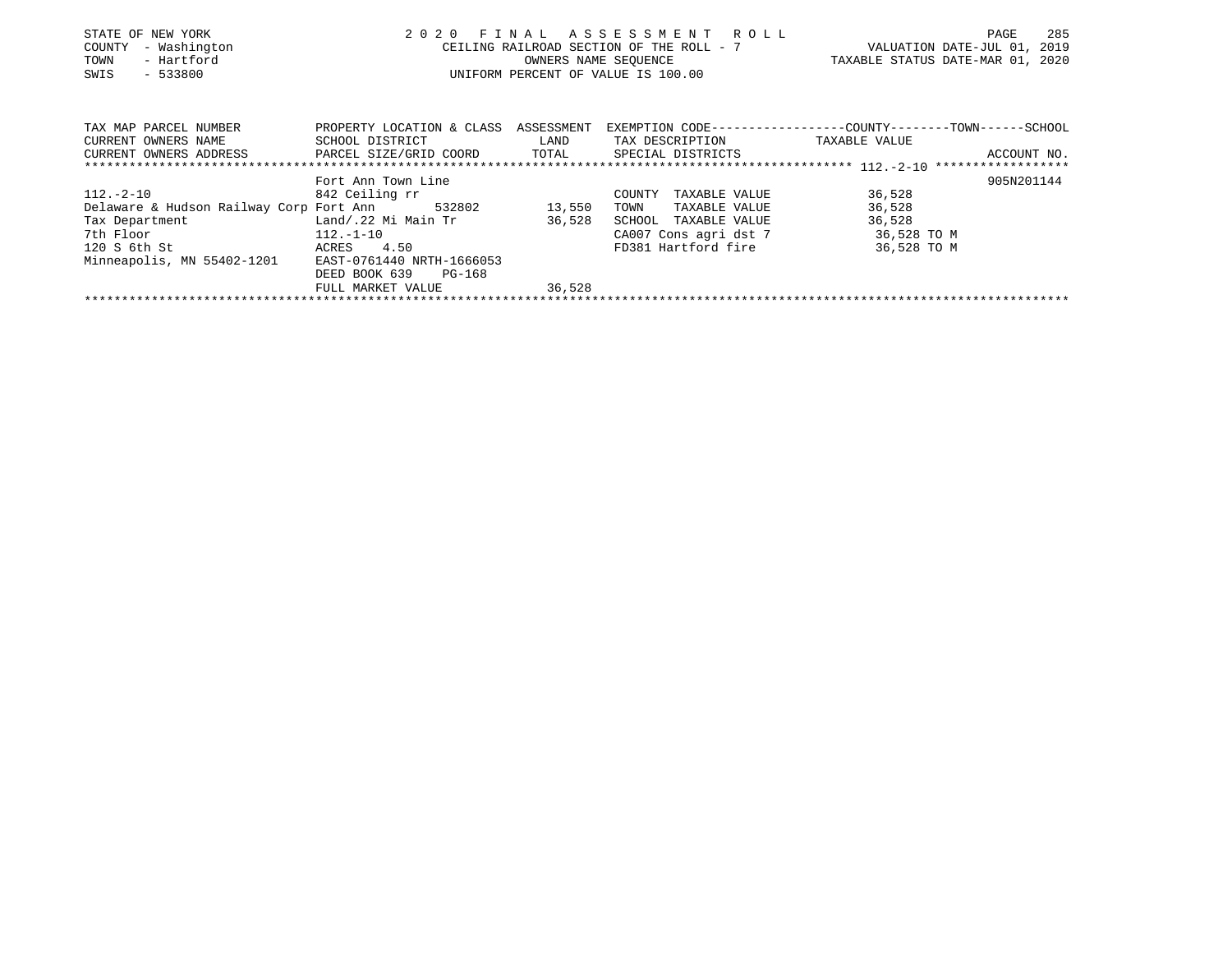STATE OF NEW YORK
COUNTY - Washington
TOWN - Hartford
SWIS - 533800

# 2020 FINAL ASSESSMENT ROLL

CEILING RAILROAD SECTION OF THE ROLL - 7
OWNERS NAME SEQUENCE
UNIFORM PERCENT OF VALUE IS 100.00

VALUATION DATE-JUL 01, 2019
TAXABLE STATUS DATE-MAR 01, 2020

| TAX MAP PARCEL NUMBER<br>CURRENT OWNERS NAME<br>CURRENT OWNERS ADDRESS | PROPERTY LOCATION & CLASS<br>SCHOOL DISTRICT<br>PARCEL SIZE/GRID COORD | ASSESSMENT<br>LAND<br>TOTAL | EXEMPTION CODE<br>TAX DESCRIPTION<br>SPECIAL DISTRICTS | COUNTY--------TOWN------SCHOOL<br>TAXABLE VALUE | ACCOUNT NO. |
|---|---|---|---|---|---|
| 112.-2-10 | Fort Ann Town Line | | | | 905N201144 |
| 112.-2-10 | 842 Ceiling rr | | COUNTY TAXABLE VALUE | 36,528 | |
| Delaware & Hudson Railway Corp | Fort Ann 532802 | 13,550 | TOWN TAXABLE VALUE | 36,528 | |
| Tax Department | Land/.22 Mi Main Tr | 36,528 | SCHOOL TAXABLE VALUE | 36,528 | |
| 7th Floor | 112.-1-10 | | CA007 Cons agri dst 7 | 36,528 TO M | |
| 120 S 6th St | ACRES 4.50 | | FD381 Hartford fire | 36,528 TO M | |
| Minneapolis, MN 55402-1201 | EAST-0761440 NRTH-1666053 | | | | |
| | DEED BOOK 639 PG-168 | | | | |
| | FULL MARKET VALUE | 36,528 | | | |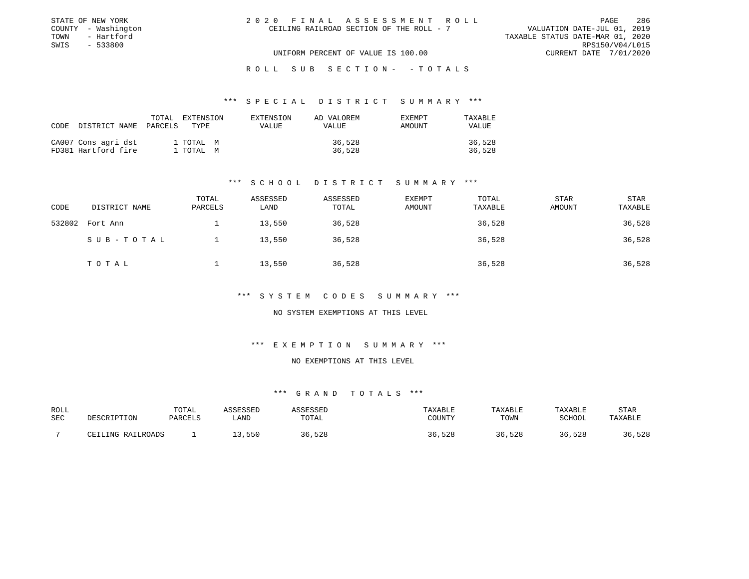STATE OF NEW YORK
COUNTY - Washington
TOWN - Hartford
SWIS - 533800

2 0 2 0 F I N A L A S S E S S M E N T R O L L
CEILING RAILROAD SECTION OF THE ROLL - 7

VALUATION DATE-JUL 01, 2019
TAXABLE STATUS DATE-MAR 01, 2020
RPS150/V04/L015
CURRENT DATE 7/01/2020

UNIFORM PERCENT OF VALUE IS 100.00

R O L L S U B S E C T I O N - - T O T A L S

### *** S P E C I A L D I S T R I C T S U M M A R Y ***

| CODE | DISTRICT NAME | TOTAL PARCELS | EXTENSION TYPE | EXTENSION VALUE | AD VALOREM VALUE | EXEMPT AMOUNT | TAXABLE VALUE |
|---|---|---|---|---|---|---|---|
| CA007 | Cons agri dst | 1 | TOTAL M | | 36,528 | | 36,528 |
| FD381 | Hartford fire | 1 | TOTAL M | | 36,528 | | 36,528 |

### *** S C H O O L D I S T R I C T S U M M A R Y ***

| CODE | DISTRICT NAME | TOTAL PARCELS | ASSESSED LAND | ASSESSED TOTAL | EXEMPT AMOUNT | TOTAL TAXABLE | STAR AMOUNT | STAR TAXABLE |
|---|---|---|---|---|---|---|---|---|
| 532802 | Fort Ann | 1 | 13,550 | 36,528 | | 36,528 | | 36,528 |
| | S U B - T O T A L | 1 | 13,550 | 36,528 | | 36,528 | | 36,528 |
| | T O T A L | 1 | 13,550 | 36,528 | | 36,528 | | 36,528 |

### *** S Y S T E M C O D E S S U M M A R Y ***

NO SYSTEM EXEMPTIONS AT THIS LEVEL

### *** E X E M P T I O N S U M M A R Y ***

NO EXEMPTIONS AT THIS LEVEL

### *** G R A N D T O T A L S ***

| ROLL SEC | DESCRIPTION | TOTAL PARCELS | ASSESSED LAND | ASSESSED TOTAL | TAXABLE COUNTY | TAXABLE TOWN | TAXABLE SCHOOL | STAR TAXABLE |
|---|---|---|---|---|---|---|---|---|
| 7 | CEILING RAILROADS | 1 | 13,550 | 36,528 | 36,528 | 36,528 | 36,528 | 36,528 |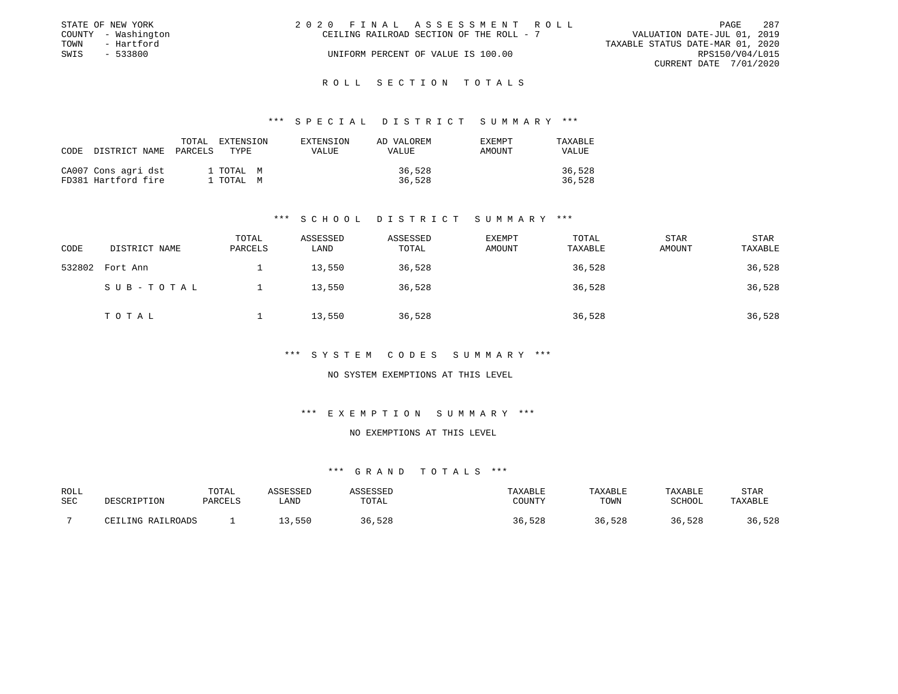STATE OF NEW YORK
COUNTY - Washington
TOWN - Hartford
SWIS - 533800

2020 FINAL ASSESSMENT ROLL
CEILING RAILROAD SECTION OF THE ROLL - 7
UNIFORM PERCENT OF VALUE IS 100.00

VALUATION DATE-JUL 01, 2019
TAXABLE STATUS DATE-MAR 01, 2020
RPS150/V04/L015
CURRENT DATE 7/01/2020

## ROLL SECTION TOTALS

### *** SPECIAL DISTRICT SUMMARY ***

| CODE | DISTRICT NAME | TOTAL PARCELS | EXTENSION TYPE | EXTENSION VALUE | AD VALOREM VALUE | EXEMPT AMOUNT | TAXABLE VALUE |
|---|---|---|---|---|---|---|---|
| CA007 | Cons agri dst | 1 | TOTAL M | | 36,528 | | 36,528 |
| FD381 | Hartford fire | 1 | TOTAL M | | 36,528 | | 36,528 |

### *** SCHOOL DISTRICT SUMMARY ***

| CODE | DISTRICT NAME | TOTAL PARCELS | ASSESSED LAND | ASSESSED TOTAL | EXEMPT AMOUNT | TOTAL TAXABLE | STAR AMOUNT | STAR TAXABLE |
|---|---|---|---|---|---|---|---|---|
| 532802 | Fort Ann | 1 | 13,550 | 36,528 | | 36,528 | | 36,528 |
| | SUB-TOTAL | 1 | 13,550 | 36,528 | | 36,528 | | 36,528 |
| | TOTAL | 1 | 13,550 | 36,528 | | 36,528 | | 36,528 |

### *** SYSTEM CODES SUMMARY ***

NO SYSTEM EXEMPTIONS AT THIS LEVEL

### *** EXEMPTION SUMMARY ***

NO EXEMPTIONS AT THIS LEVEL

### *** GRAND TOTALS ***

| ROLL SEC | DESCRIPTION | TOTAL PARCELS | ASSESSED LAND | ASSESSED TOTAL | TAXABLE COUNTY | TAXABLE TOWN | TAXABLE SCHOOL | STAR TAXABLE |
|---|---|---|---|---|---|---|---|---|
| 7 | CEILING RAILROADS | 1 | 13,550 | 36,528 | 36,528 | 36,528 | 36,528 | 36,528 |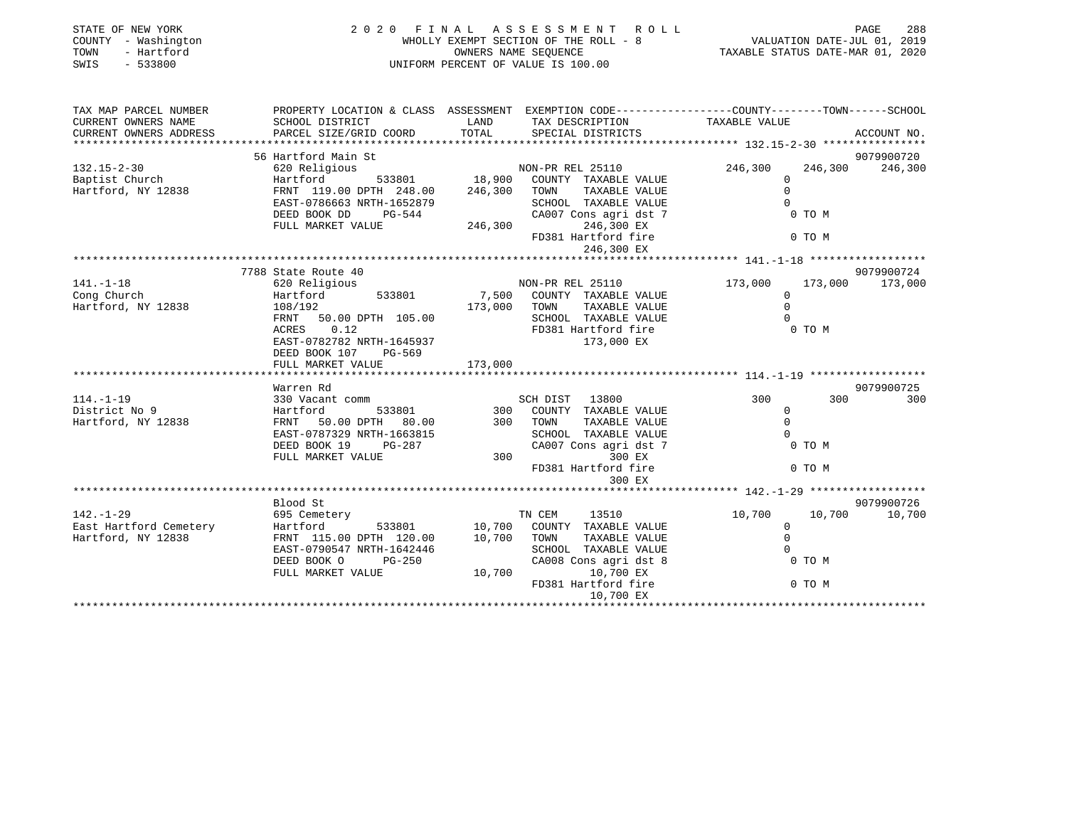STATE OF NEW YORK
COUNTY - Washington
TOWN - Hartford
SWIS - 533800

2020 FINAL ASSESSMENT ROLL
WHOLLY EXEMPT SECTION OF THE ROLL - 8
OWNERS NAME SEQUENCE
UNIFORM PERCENT OF VALUE IS 100.00

VALUATION DATE-JUL 01, 2019
TAXABLE STATUS DATE-MAR 01, 2020

```
TAX MAP PARCEL NUMBER        PROPERTY LOCATION & CLASS  ASSESSMENT  EXEMPTION CODE-----------------COUNTY--------TOWN------SCHOOL
CURRENT OWNERS NAME          SCHOOL DISTRICT              LAND      TAX DESCRIPTION              TAXABLE VALUE
CURRENT OWNERS ADDRESS       PARCEL SIZE/GRID COORD      TOTAL      SPECIAL DISTRICTS                                   ACCOUNT NO.
********************************************************************************************* 132.15-2-30 ****************
                            56 Hartford Main St                                                                        9079900720
132.15-2-30                  620 Religious                           NON-PR REL 25110           246,300    246,300    246,300
Baptist Church               Hartford         533801       18,900    COUNTY  TAXABLE VALUE            0
Hartford, NY 12838           FRNT 119.00 DPTH 248.00      246,300    TOWN    TAXABLE VALUE            0
                             EAST-0786663 NRTH-1652879                SCHOOL  TAXABLE VALUE            0
                             DEED BOOK DD      PG-544                 CA007 Cons agri dst 7             0 TO M
                             FULL MARKET VALUE            246,300          246,300 EX
                                                                     FD381 Hartford fire                0 TO M
                                                                           246,300 EX
********************************************************************************************* 141.-1-18 ******************
                            7788 State Route 40                                                                        9079900724
141.-1-18                    620 Religious                           NON-PR REL 25110           173,000    173,000    173,000
Cong Church                  Hartford         533801        7,500    COUNTY  TAXABLE VALUE            0
Hartford, NY 12838           108/192                      173,000    TOWN    TAXABLE VALUE            0
                             FRNT  50.00 DPTH 105.00                 SCHOOL  TAXABLE VALUE            0
                             ACRES    0.12                           FD381 Hartford fire                0 TO M
                             EAST-0782782 NRTH-1645937                     173,000 EX
                             DEED BOOK 107     PG-569
                             FULL MARKET VALUE            173,000
********************************************************************************************* 114.-1-19 ******************
                            Warren Rd                                                                                  9079900725
114.-1-19                    330 Vacant comm                         SCH DIST   13800                300        300        300
District No 9                Hartford         533801          300    COUNTY  TAXABLE VALUE            0
Hartford, NY 12838           FRNT  50.00 DPTH  80.00          300    TOWN    TAXABLE VALUE            0
                             EAST-0787329 NRTH-1663815                SCHOOL  TAXABLE VALUE            0
                             DEED BOOK 19      PG-287                CA007 Cons agri dst 7             0 TO M
                             FULL MARKET VALUE                300            300 EX
                                                                     FD381 Hartford fire                0 TO M
                                                                             300 EX
********************************************************************************************* 142.-1-29 ******************
                            Blood St                                                                                   9079900726
142.-1-29                    695 Cemetery                            TN CEM     13510             10,700     10,700     10,700
East Hartford Cemetery       Hartford         533801       10,700    COUNTY  TAXABLE VALUE            0
Hartford, NY 12838           FRNT 115.00 DPTH 120.00       10,700    TOWN    TAXABLE VALUE            0
                             EAST-0790547 NRTH-1642446                SCHOOL  TAXABLE VALUE            0
                             DEED BOOK O       PG-250                CA008 Cons agri dst 8             0 TO M
                             FULL MARKET VALUE             10,700          10,700 EX
                                                                     FD381 Hartford fire                0 TO M
                                                                           10,700 EX
****************************************************************************************************************************
```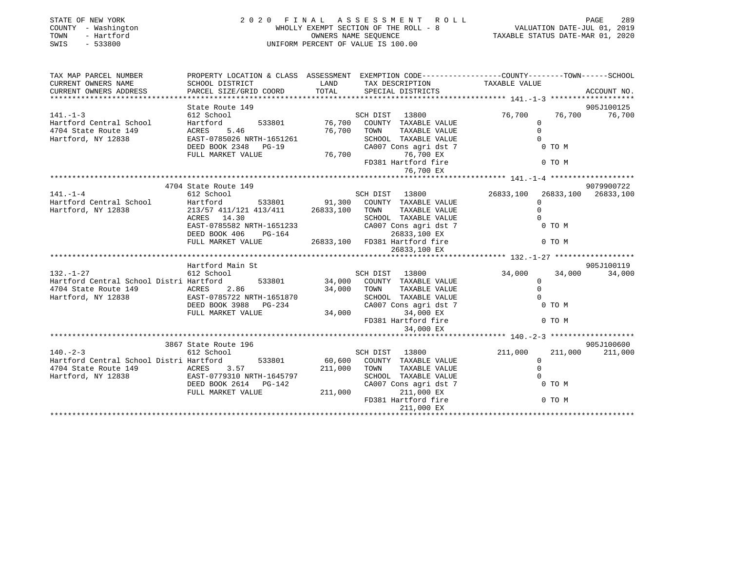STATE OF NEW YORK
COUNTY - Washington
TOWN - Hartford
SWIS - 533800

2 0 2 0 F I N A L A S S E S S M E N T R O L L
WHOLLY EXEMPT SECTION OF THE ROLL - 8
OWNERS NAME SEQUENCE
UNIFORM PERCENT OF VALUE IS 100.00

VALUATION DATE-JUL 01, 2019
TAXABLE STATUS DATE-MAR 01, 2020

| TAX MAP PARCEL NUMBER / CURRENT OWNERS NAME / CURRENT OWNERS ADDRESS | PROPERTY LOCATION & CLASS / SCHOOL DISTRICT / PARCEL SIZE/GRID COORD | ASSESSMENT LAND / TOTAL | EXEMPTION CODE / TAX DESCRIPTION / SPECIAL DISTRICTS | COUNTY | TOWN | SCHOOL / ACCOUNT NO. |
|---|---|---|---|---|---|---|
| 141.-1-3 | State Route 149 | | | | | 905J100125 |
| | 612 School | | SCH DIST 13800 | 76,700 | 76,700 | 76,700 |
| Hartford Central School | Hartford 533801 | 76,700 | COUNTY TAXABLE VALUE | 0 | | |
| 4704 State Route 149 | ACRES 5.46 | 76,700 | TOWN TAXABLE VALUE | 0 | | |
| Hartford, NY 12838 | EAST-0785026 NRTH-1651261 | | SCHOOL TAXABLE VALUE | 0 | | |
| | DEED BOOK 2348 PG-19 | | CA007 Cons agri dst 7 | 0 TO M | | |
| | FULL MARKET VALUE | 76,700 | 76,700 EX | | | |
| | | | FD381 Hartford fire | 0 TO M | | |
| | | | 76,700 EX | | | |
| 141.-1-4 | 4704 State Route 149 | | | | | 9079900722 |
| | 612 School | | SCH DIST 13800 | 26833,100 | 26833,100 | 26833,100 |
| Hartford Central School | Hartford 533801 | 91,300 | COUNTY TAXABLE VALUE | 0 | | |
| Hartford, NY 12838 | 213/57 411/121 413/411 | 26833,100 | TOWN TAXABLE VALUE | 0 | | |
| | ACRES 14.30 | | SCHOOL TAXABLE VALUE | 0 | | |
| | EAST-0785582 NRTH-1651233 | | CA007 Cons agri dst 7 | 0 TO M | | |
| | DEED BOOK 406 PG-164 | | 26833,100 EX | | | |
| | FULL MARKET VALUE | 26833,100 | FD381 Hartford fire | 0 TO M | | |
| | | | 26833,100 EX | | | |
| 132.-1-27 | Hartford Main St | | | | | 905J100119 |
| | 612 School | | SCH DIST 13800 | 34,000 | 34,000 | 34,000 |
| Hartford Central School Distri | Hartford 533801 | 34,000 | COUNTY TAXABLE VALUE | 0 | | |
| 4704 State Route 149 | ACRES 2.86 | 34,000 | TOWN TAXABLE VALUE | 0 | | |
| Hartford, NY 12838 | EAST-0785722 NRTH-1651870 | | SCHOOL TAXABLE VALUE | 0 | | |
| | DEED BOOK 3988 PG-234 | | CA007 Cons agri dst 7 | 0 TO M | | |
| | FULL MARKET VALUE | 34,000 | 34,000 EX | | | |
| | | | FD381 Hartford fire | 0 TO M | | |
| | | | 34,000 EX | | | |
| 140.-2-3 | 3867 State Route 196 | | | | | 905J100600 |
| | 612 School | | SCH DIST 13800 | 211,000 | 211,000 | 211,000 |
| Hartford Central School Distri | Hartford 533801 | 60,600 | COUNTY TAXABLE VALUE | 0 | | |
| 4704 State Route 149 | ACRES 3.57 | 211,000 | TOWN TAXABLE VALUE | 0 | | |
| Hartford, NY 12838 | EAST-0779310 NRTH-1645797 | | SCHOOL TAXABLE VALUE | 0 | | |
| | DEED BOOK 2614 PG-142 | | CA007 Cons agri dst 7 | 0 TO M | | |
| | FULL MARKET VALUE | 211,000 | 211,000 EX | | | |
| | | | FD381 Hartford fire | 0 TO M | | |
| | | | 211,000 EX | | | |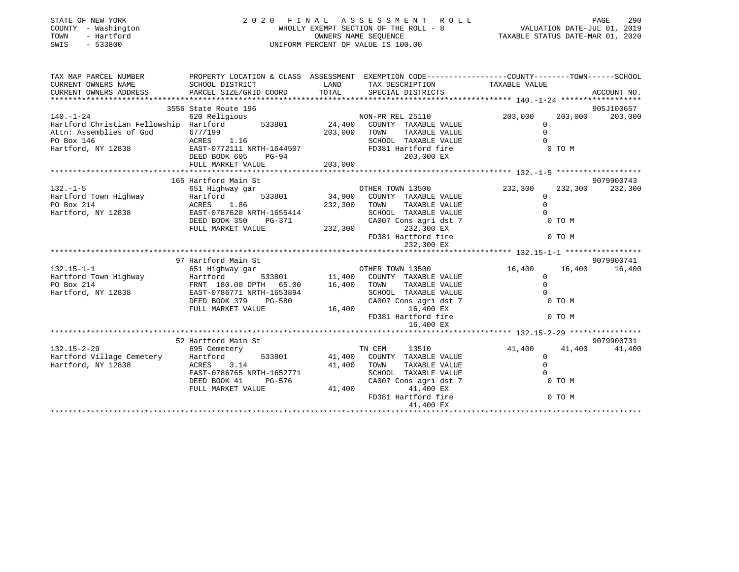STATE OF NEW YORK
COUNTY - Washington
TOWN - Hartford
SWIS - 533800

2020 FINAL ASSESSMENT ROLL
WHOLLY EXEMPT SECTION OF THE ROLL - 8
OWNERS NAME SEQUENCE
UNIFORM PERCENT OF VALUE IS 100.00

VALUATION DATE-JUL 01, 2019
TAXABLE STATUS DATE-MAR 01, 2020

```
TAX MAP PARCEL NUMBER          PROPERTY LOCATION & CLASS  ASSESSMENT  EXEMPTION CODE-----------------COUNTY--------TOWN------SCHOOL
CURRENT OWNERS NAME            SCHOOL DISTRICT              LAND      TAX DESCRIPTION              TAXABLE VALUE
CURRENT OWNERS ADDRESS         PARCEL SIZE/GRID COORD       TOTAL     SPECIAL DISTRICTS                                      ACCOUNT NO.
******************************************************************************************************* 140.-1-24 ******************
                               3556 State Route 196                                                                     905J100657
140.-1-24                      620 Religious                          NON-PR REL 25110            203,000     203,000     203,000
Hartford Christian Fellowship  Hartford       533801        24,400    COUNTY  TAXABLE VALUE            0
Attn: Assemblies of God        677/199                     203,000    TOWN    TAXABLE VALUE            0
PO Box 146                     ACRES    1.16                          SCHOOL  TAXABLE VALUE            0
Hartford, NY 12838             EAST-0772111 NRTH-1644507              FD381 Hartford fire              0 TO M
                               DEED BOOK 605    PG-94                      203,000 EX
                               FULL MARKET VALUE           203,000
******************************************************************************************************* 132.-1-5 *******************
                               165 Hartford Main St                                                                     9079900743
132.-1-5                       651 Highway gar                        OTHER TOWN 13500            232,300     232,300     232,300
Hartford Town Highway          Hartford       533801        34,900    COUNTY  TAXABLE VALUE            0
PO Box 214                     ACRES    1.86               232,300    TOWN    TAXABLE VALUE            0
Hartford, NY 12838             EAST-0787620 NRTH-1655414              SCHOOL  TAXABLE VALUE            0
                               DEED BOOK 350    PG-371                CA007 Cons agri dst 7            0 TO M
                               FULL MARKET VALUE           232,300         232,300 EX
                                                                      FD381 Hartford fire              0 TO M
                                                                           232,300 EX
******************************************************************************************************* 132.15-1-1 *****************
                               97 Hartford Main St                                                                      9079900741
132.15-1-1                     651 Highway gar                        OTHER TOWN 13500             16,400      16,400      16,400
Hartford Town Highway          Hartford       533801        11,400    COUNTY  TAXABLE VALUE            0
PO Box 214                     FRNT 180.00 DPTH  65.00      16,400    TOWN    TAXABLE VALUE            0
Hartford, NY 12838             EAST-0786771 NRTH-1653894              SCHOOL  TAXABLE VALUE            0
                               DEED BOOK 379    PG-580                CA007 Cons agri dst 7            0 TO M
                               FULL MARKET VALUE            16,400          16,400 EX
                                                                      FD381 Hartford fire              0 TO M
                                                                            16,400 EX
******************************************************************************************************* 132.15-2-29 ****************
                               52 Hartford Main St                                                                      9079900731
132.15-2-29                    695 Cemetery                           TN CEM      13510            41,400      41,400      41,400
Hartford Village Cemetery      Hartford       533801        41,400    COUNTY  TAXABLE VALUE            0
Hartford, NY 12838             ACRES    3.14                41,400    TOWN    TAXABLE VALUE            0
                               EAST-0786765 NRTH-1652771              SCHOOL  TAXABLE VALUE            0
                               DEED BOOK 41     PG-576                CA007 Cons agri dst 7            0 TO M
                               FULL MARKET VALUE            41,400          41,400 EX
                                                                      FD381 Hartford fire              0 TO M
                                                                            41,400 EX
************************************************************************************************************************************
```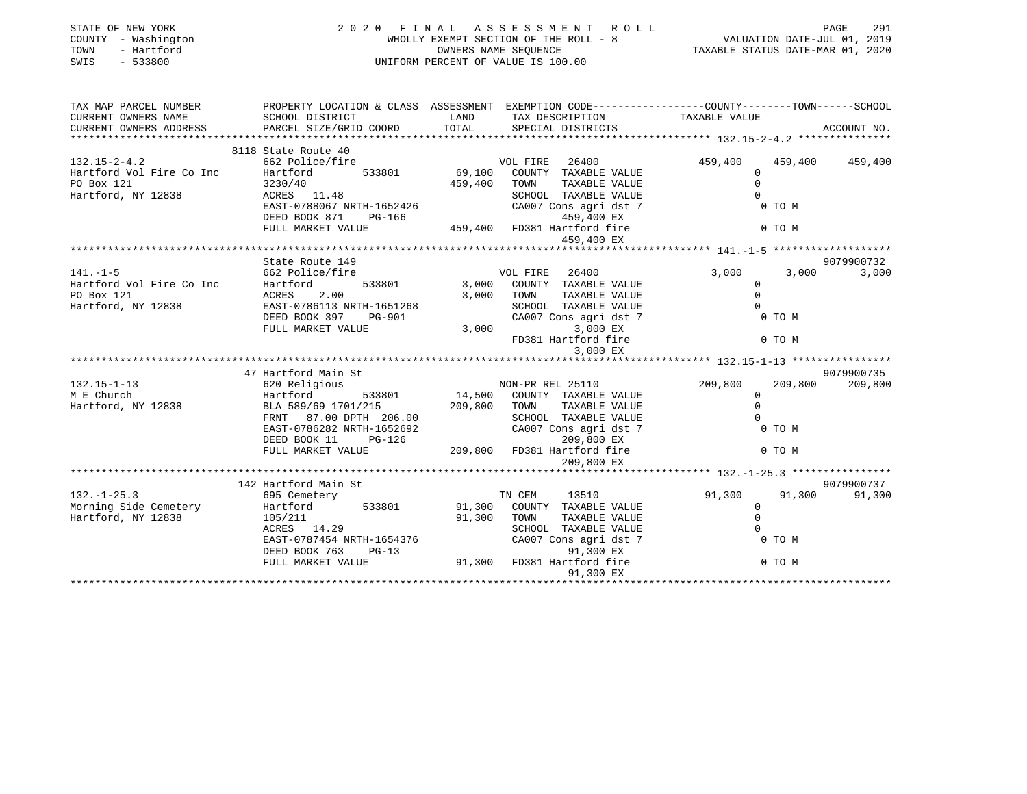STATE OF NEW YORK
COUNTY - Washington
TOWN - Hartford
SWIS - 533800

# 2020 FINAL ASSESSMENT ROLL

WHOLLY EXEMPT SECTION OF THE ROLL - 8
OWNERS NAME SEQUENCE
UNIFORM PERCENT OF VALUE IS 100.00

VALUATION DATE-JUL 01, 2019
TAXABLE STATUS DATE-MAR 01, 2020

| TAX MAP PARCEL NUMBER / CURRENT OWNERS NAME / CURRENT OWNERS ADDRESS | PROPERTY LOCATION & CLASS / SCHOOL DISTRICT / PARCEL SIZE/GRID COORD | ASSESSMENT LAND | TOTAL | EXEMPTION CODE / TAX DESCRIPTION / SPECIAL DISTRICTS | COUNTY TAXABLE VALUE | TOWN | SCHOOL | ACCOUNT NO. |
|---|---|---|---|---|---|---|---|---|
| 132.15-2-4.2 | 8118 State Route 40 | | | | | | | |
| | 662 Police/fire | | | VOL FIRE 26400 | 459,400 | 459,400 | 459,400 | |
| Hartford Vol Fire Co Inc | Hartford 533801 | 69,100 | | COUNTY TAXABLE VALUE | 0 | | | |
| PO Box 121 | 3230/40 | | 459,400 | TOWN TAXABLE VALUE | 0 | | | |
| Hartford, NY 12838 | ACRES 11.48 | | | SCHOOL TAXABLE VALUE | 0 | | | |
| | EAST-0788067 NRTH-1652426 | | | CA007 Cons agri dst 7 | 0 TO M | | | |
| | DEED BOOK 871 PG-166 | | | 459,400 EX | | | | |
| | FULL MARKET VALUE | | 459,400 | FD381 Hartford fire | 0 TO M | | | |
| | | | | 459,400 EX | | | | |
| 141.-1-5 | State Route 149 | | | | | | | 9079900732 |
| | 662 Police/fire | | | VOL FIRE 26400 | 3,000 | 3,000 | 3,000 | |
| Hartford Vol Fire Co Inc | Hartford 533801 | 3,000 | | COUNTY TAXABLE VALUE | 0 | | | |
| PO Box 121 | ACRES 2.00 | | 3,000 | TOWN TAXABLE VALUE | 0 | | | |
| Hartford, NY 12838 | EAST-0786113 NRTH-1651268 | | | SCHOOL TAXABLE VALUE | 0 | | | |
| | DEED BOOK 397 PG-901 | | | CA007 Cons agri dst 7 | 0 TO M | | | |
| | FULL MARKET VALUE | | 3,000 | 3,000 EX | | | | |
| | | | | FD381 Hartford fire | 0 TO M | | | |
| | | | | 3,000 EX | | | | |
| 132.15-1-13 | 47 Hartford Main St | | | | | | | 9079900735 |
| | 620 Religious | | | NON-PR REL 25110 | 209,800 | 209,800 | 209,800 | |
| M E Church | Hartford 533801 | 14,500 | | COUNTY TAXABLE VALUE | 0 | | | |
| Hartford, NY 12838 | BLA 589/69 1701/215 | | 209,800 | TOWN TAXABLE VALUE | 0 | | | |
| | FRNT 87.00 DPTH 206.00 | | | SCHOOL TAXABLE VALUE | 0 | | | |
| | EAST-0786282 NRTH-1652692 | | | CA007 Cons agri dst 7 | 0 TO M | | | |
| | DEED BOOK 11 PG-126 | | | 209,800 EX | | | | |
| | FULL MARKET VALUE | | 209,800 | FD381 Hartford fire | 0 TO M | | | |
| | | | | 209,800 EX | | | | |
| 132.-1-25.3 | 142 Hartford Main St | | | | | | | 9079900737 |
| | 695 Cemetery | | | TN CEM 13510 | 91,300 | 91,300 | 91,300 | |
| Morning Side Cemetery | Hartford 533801 | 91,300 | | COUNTY TAXABLE VALUE | 0 | | | |
| Hartford, NY 12838 | 105/211 | | 91,300 | TOWN TAXABLE VALUE | 0 | | | |
| | ACRES 14.29 | | | SCHOOL TAXABLE VALUE | 0 | | | |
| | EAST-0787454 NRTH-1654376 | | | CA007 Cons agri dst 7 | 0 TO M | | | |
| | DEED BOOK 763 PG-13 | | | 91,300 EX | | | | |
| | FULL MARKET VALUE | | 91,300 | FD381 Hartford fire | 0 TO M | | | |
| | | | | 91,300 EX | | | | |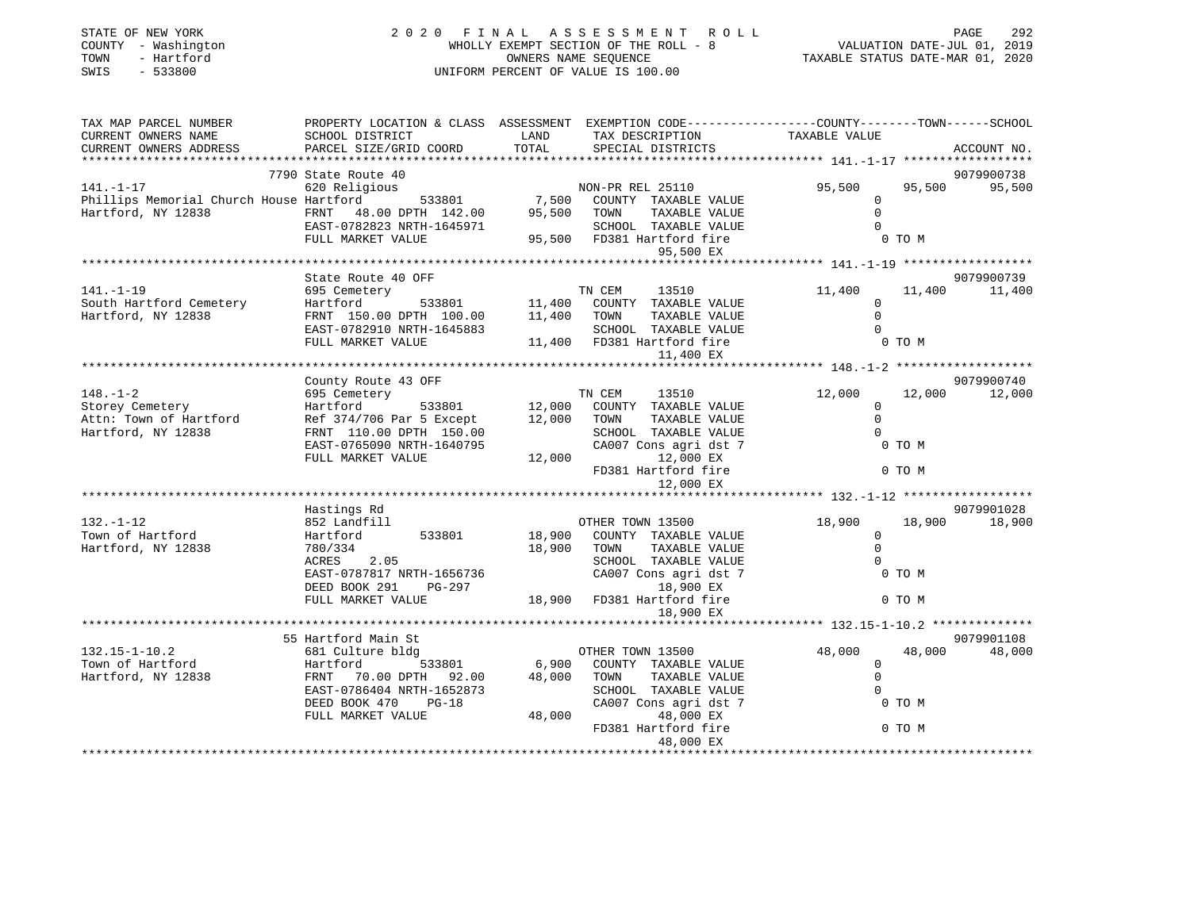STATE OF NEW YORK
COUNTY - Washington
TOWN - Hartford
SWIS - 533800

# 2020 FINAL ASSESSMENT ROLL

WHOLLY EXEMPT SECTION OF THE ROLL - 8
OWNERS NAME SEQUENCE
UNIFORM PERCENT OF VALUE IS 100.00

VALUATION DATE-JUL 01, 2019
TAXABLE STATUS DATE-MAR 01, 2020

| TAX MAP PARCEL NUMBER / CURRENT OWNERS NAME / CURRENT OWNERS ADDRESS | PROPERTY LOCATION & CLASS / SCHOOL DISTRICT / PARCEL SIZE/GRID COORD | ASSESSMENT LAND / TOTAL | EXEMPTION CODE / TAX DESCRIPTION / SPECIAL DISTRICTS | COUNTY TAXABLE VALUE | TOWN | SCHOOL | ACCOUNT NO. |
|---|---|---|---|---|---|---|---|
| 141.-1-17 | 7790 State Route 40 | | | | | | 9079900738 |
| Phillips Memorial Church House | 620 Religious | | NON-PR REL 25110 | 95,500 | 95,500 | 95,500 | |
| Hartford, NY 12838 | Hartford 533801 | 7,500 | COUNTY TAXABLE VALUE | 0 | | | |
| | FRNT 48.00 DPTH 142.00 | 95,500 | TOWN TAXABLE VALUE | 0 | | | |
| | EAST-0782823 NRTH-1645971 | | SCHOOL TAXABLE VALUE | 0 | | | |
| | FULL MARKET VALUE | 95,500 | FD381 Hartford fire / 95,500 EX | 0 TO M | | | |
| 141.-1-19 | State Route 40 OFF | | | | | | 9079900739 |
| South Hartford Cemetery | 695 Cemetery | | TN CEM 13510 | 11,400 | 11,400 | 11,400 | |
| Hartford, NY 12838 | Hartford 533801 | 11,400 | COUNTY TAXABLE VALUE | 0 | | | |
| | FRNT 150.00 DPTH 100.00 | 11,400 | TOWN TAXABLE VALUE | 0 | | | |
| | EAST-0782910 NRTH-1645883 | | SCHOOL TAXABLE VALUE | 0 | | | |
| | FULL MARKET VALUE | 11,400 | FD381 Hartford fire / 11,400 EX | 0 TO M | | | |
| 148.-1-2 | County Route 43 OFF | | | | | | 9079900740 |
| Storey Cemetery | 695 Cemetery | | TN CEM 13510 | 12,000 | 12,000 | 12,000 | |
| Attn: Town of Hartford | Hartford 533801 | 12,000 | COUNTY TAXABLE VALUE | 0 | | | |
| Hartford, NY 12838 | Ref 374/706 Par 5 Except | 12,000 | TOWN TAXABLE VALUE | 0 | | | |
| | FRNT 110.00 DPTH 150.00 | | SCHOOL TAXABLE VALUE | 0 | | | |
| | EAST-0765090 NRTH-1640795 | | CA007 Cons agri dst 7 | 0 TO M | | | |
| | FULL MARKET VALUE | 12,000 | 12,000 EX | | | | |
| | | | FD381 Hartford fire / 12,000 EX | 0 TO M | | | |
| 132.-1-12 | Hastings Rd | | | | | | 9079901028 |
| Town of Hartford | 852 Landfill | | OTHER TOWN 13500 | 18,900 | 18,900 | 18,900 | |
| Hartford, NY 12838 | Hartford 533801 | 18,900 | COUNTY TAXABLE VALUE | 0 | | | |
| | 780/334 | 18,900 | TOWN TAXABLE VALUE | 0 | | | |
| | ACRES 2.05 | | SCHOOL TAXABLE VALUE | 0 | | | |
| | EAST-0787817 NRTH-1656736 | | CA007 Cons agri dst 7 | 0 TO M | | | |
| | DEED BOOK 291 PG-297 | | 18,900 EX | | | | |
| | FULL MARKET VALUE | 18,900 | FD381 Hartford fire / 18,900 EX | 0 TO M | | | |
| 132.15-1-10.2 | 55 Hartford Main St | | | | | | 9079901108 |
| Town of Hartford | 681 Culture bldg | | OTHER TOWN 13500 | 48,000 | 48,000 | 48,000 | |
| Hartford, NY 12838 | Hartford 533801 | 6,900 | COUNTY TAXABLE VALUE | 0 | | | |
| | FRNT 70.00 DPTH 92.00 | 48,000 | TOWN TAXABLE VALUE | 0 | | | |
| | EAST-0786404 NRTH-1652873 | | SCHOOL TAXABLE VALUE | 0 | | | |
| | DEED BOOK 470 PG-18 | | CA007 Cons agri dst 7 | 0 TO M | | | |
| | FULL MARKET VALUE | 48,000 | 48,000 EX | | | | |
| | | | FD381 Hartford fire / 48,000 EX | 0 TO M | | | |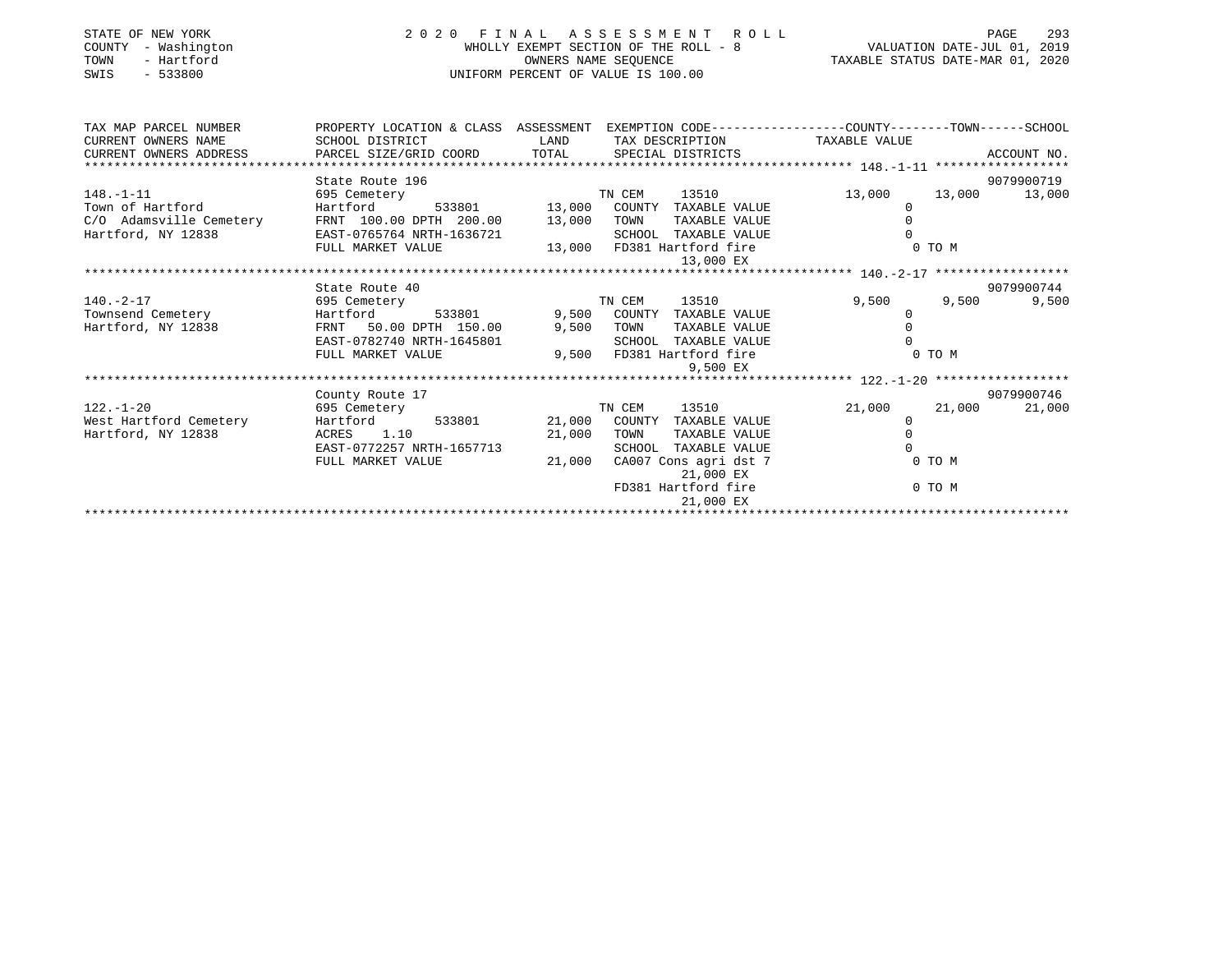STATE OF NEW YORK
COUNTY - Washington
TOWN - Hartford
SWIS - 533800

# 2020 FINAL ASSESSMENT ROLL

WHOLLY EXEMPT SECTION OF THE ROLL - 8
OWNERS NAME SEQUENCE
UNIFORM PERCENT OF VALUE IS 100.00

VALUATION DATE-JUL 01, 2019
TAXABLE STATUS DATE-MAR 01, 2020

| TAX MAP PARCEL NUMBER / CURRENT OWNERS NAME / CURRENT OWNERS ADDRESS | PROPERTY LOCATION & CLASS / SCHOOL DISTRICT / PARCEL SIZE/GRID COORD | ASSESSMENT LAND / TOTAL | EXEMPTION CODE / TAX DESCRIPTION / SPECIAL DISTRICTS | COUNTY TAXABLE VALUE | TOWN | SCHOOL / ACCOUNT NO. |
|---|---|---|---|---|---|---|
| **148.-1-11** | State Route 196 | | | | | 9079900719 |
| 148.-1-11 | 695 Cemetery | | TN CEM 13510 | 13,000 | 13,000 | 13,000 |
| Town of Hartford | Hartford 533801 | 13,000 | COUNTY TAXABLE VALUE | 0 | | |
| C/O Adamsville Cemetery | FRNT 100.00 DPTH 200.00 | 13,000 | TOWN TAXABLE VALUE | 0 | | |
| Hartford, NY 12838 | EAST-0765764 NRTH-1636721 | | SCHOOL TAXABLE VALUE | 0 | | |
| | FULL MARKET VALUE | 13,000 | FD381 Hartford fire 13,000 EX | 0 TO M | | |
| **140.-2-17** | State Route 40 | | | | | 9079900744 |
| 140.-2-17 | 695 Cemetery | | TN CEM 13510 | 9,500 | 9,500 | 9,500 |
| Townsend Cemetery | Hartford 533801 | 9,500 | COUNTY TAXABLE VALUE | 0 | | |
| Hartford, NY 12838 | FRNT 50.00 DPTH 150.00 | 9,500 | TOWN TAXABLE VALUE | 0 | | |
| | EAST-0782740 NRTH-1645801 | | SCHOOL TAXABLE VALUE | 0 | | |
| | FULL MARKET VALUE | 9,500 | FD381 Hartford fire 9,500 EX | 0 TO M | | |
| **122.-1-20** | County Route 17 | | | | | 9079900746 |
| 122.-1-20 | 695 Cemetery | | TN CEM 13510 | 21,000 | 21,000 | 21,000 |
| West Hartford Cemetery | Hartford 533801 | 21,000 | COUNTY TAXABLE VALUE | 0 | | |
| Hartford, NY 12838 | ACRES 1.10 | 21,000 | TOWN TAXABLE VALUE | 0 | | |
| | EAST-0772257 NRTH-1657713 | | SCHOOL TAXABLE VALUE | 0 | | |
| | FULL MARKET VALUE | 21,000 | CA007 Cons agri dst 7 21,000 EX | 0 TO M | | |
| | | | FD381 Hartford fire 21,000 EX | 0 TO M | | |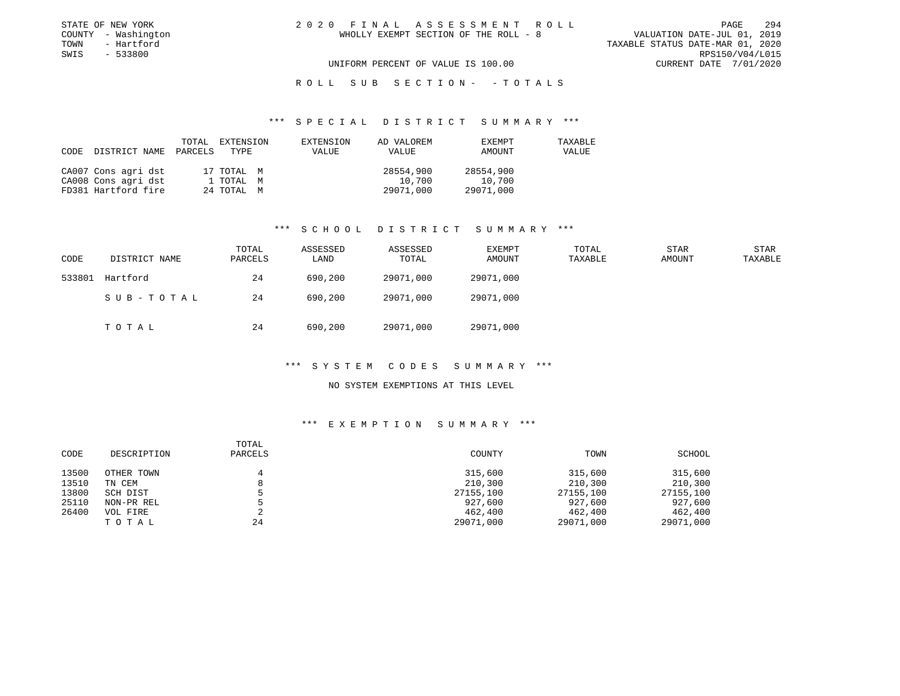STATE OF NEW YORK
COUNTY - Washington
TOWN - Hartford
SWIS - 533800

# 2020 FINAL ASSESSMENT ROLL

WHOLLY EXEMPT SECTION OF THE ROLL - 8

VALUATION DATE-JUL 01, 2019
TAXABLE STATUS DATE-MAR 01, 2020
RPS150/V04/L015
CURRENT DATE 7/01/2020

UNIFORM PERCENT OF VALUE IS 100.00

## ROLL SUB SECTION - - TOTALS

### *** SPECIAL DISTRICT SUMMARY ***

| CODE DISTRICT NAME | TOTAL PARCELS | EXTENSION TYPE | EXTENSION VALUE | AD VALOREM VALUE | EXEMPT AMOUNT | TAXABLE VALUE |
|---|---|---|---|---|---|---|
| CA007 Cons agri dst | 17 | TOTAL M | | 28554,900 | 28554,900 | |
| CA008 Cons agri dst | 1 | TOTAL M | | 10,700 | 10,700 | |
| FD381 Hartford fire | 24 | TOTAL M | | 29071,000 | 29071,000 | |

### *** SCHOOL DISTRICT SUMMARY ***

| CODE | DISTRICT NAME | TOTAL PARCELS | ASSESSED LAND | ASSESSED TOTAL | EXEMPT AMOUNT | TOTAL TAXABLE | STAR AMOUNT | STAR TAXABLE |
|---|---|---|---|---|---|---|---|---|
| 533801 | Hartford | 24 | 690,200 | 29071,000 | 29071,000 | | | |
| | SUB-TOTAL | 24 | 690,200 | 29071,000 | 29071,000 | | | |
| | TOTAL | 24 | 690,200 | 29071,000 | 29071,000 | | | |

### *** SYSTEM CODES SUMMARY ***

NO SYSTEM EXEMPTIONS AT THIS LEVEL

### *** EXEMPTION SUMMARY ***

| CODE | DESCRIPTION | TOTAL PARCELS | COUNTY | TOWN | SCHOOL |
|---|---|---|---|---|---|
| 13500 | OTHER TOWN | 4 | 315,600 | 315,600 | 315,600 |
| 13510 | TN CEM | 8 | 210,300 | 210,300 | 210,300 |
| 13800 | SCH DIST | 5 | 27155,100 | 27155,100 | 27155,100 |
| 25110 | NON-PR REL | 5 | 927,600 | 927,600 | 927,600 |
| 26400 | VOL FIRE | 2 | 462,400 | 462,400 | 462,400 |
| | TOTAL | 24 | 29071,000 | 29071,000 | 29071,000 |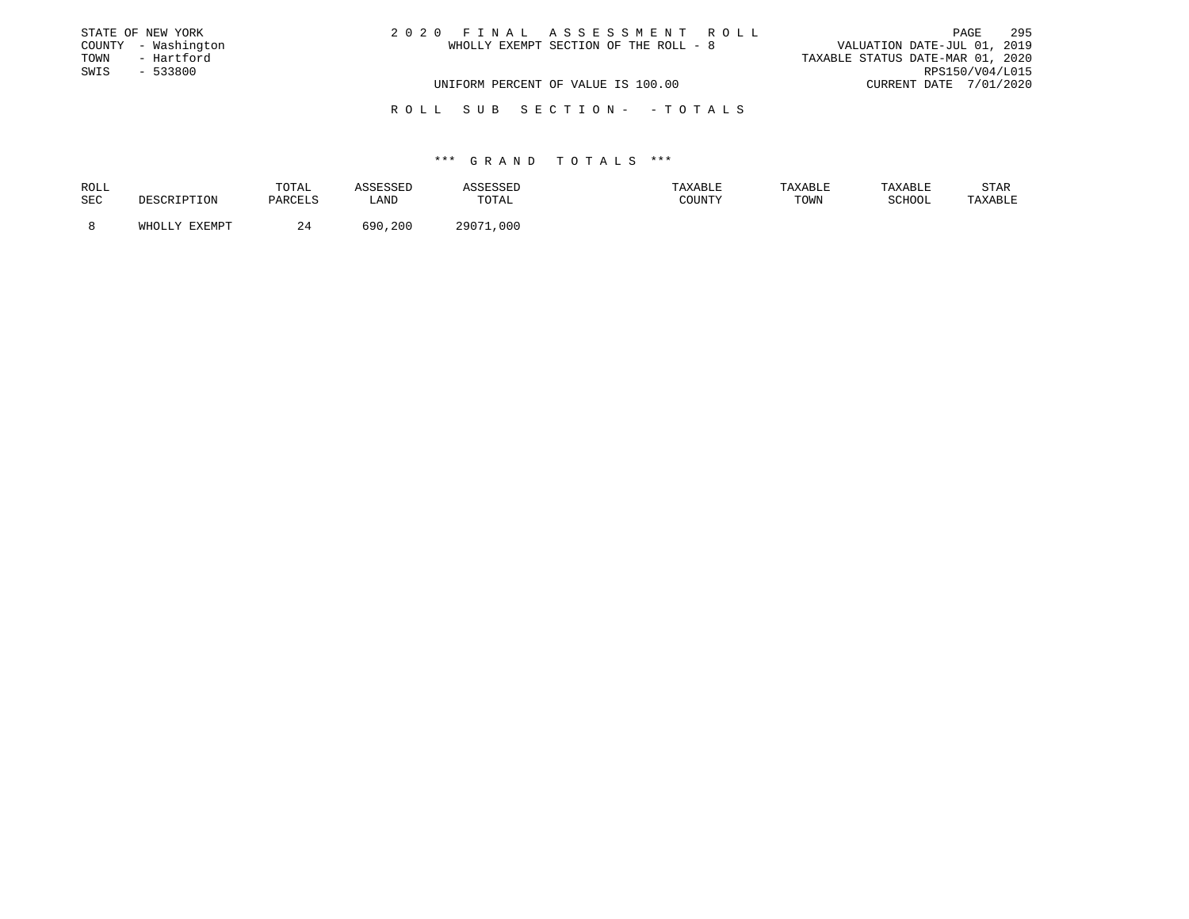STATE OF NEW YORK
COUNTY - Washington
TOWN - Hartford
SWIS - 533800

2020 FINAL ASSESSMENT ROLL
WHOLLY EXEMPT SECTION OF THE ROLL - 8

VALUATION DATE-JUL 01, 2019
TAXABLE STATUS DATE-MAR 01, 2020
RPS150/V04/L015
CURRENT DATE 7/01/2020

UNIFORM PERCENT OF VALUE IS 100.00

ROLL SUB SECTION- - TOTALS

*** GRAND TOTALS ***

| ROLL SEC | DESCRIPTION | TOTAL PARCELS | ASSESSED LAND | ASSESSED TOTAL | TAXABLE COUNTY | TAXABLE TOWN | TAXABLE SCHOOL | STAR TAXABLE |
|---|---|---|---|---|---|---|---|---|
| 8 | WHOLLY EXEMPT | 24 | 690,200 | 29071,000 | | | | |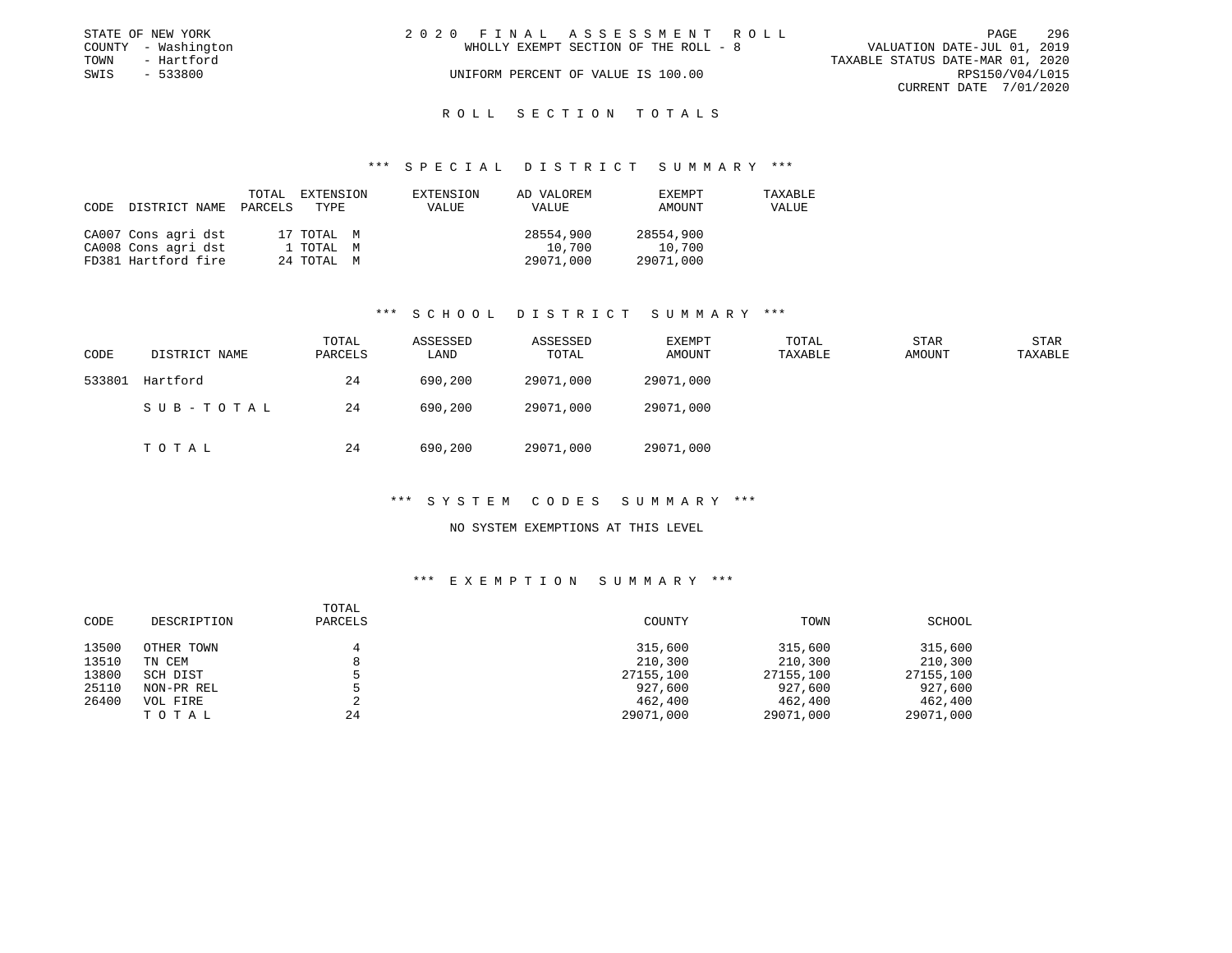STATE OF NEW YORK
COUNTY - Washington
TOWN - Hartford
SWIS - 533800

2020 FINAL ASSESSMENT ROLL
WHOLLY EXEMPT SECTION OF THE ROLL - 8
UNIFORM PERCENT OF VALUE IS 100.00

VALUATION DATE-JUL 01, 2019
TAXABLE STATUS DATE-MAR 01, 2020
RPS150/V04/L015
CURRENT DATE 7/01/2020

## ROLL SECTION TOTALS

### *** SPECIAL DISTRICT SUMMARY ***

| CODE | DISTRICT NAME | TOTAL PARCELS | EXTENSION TYPE | EXTENSION VALUE | AD VALOREM VALUE | EXEMPT AMOUNT | TAXABLE VALUE |
|---|---|---|---|---|---|---|---|
| CA007 | Cons agri dst | 17 | TOTAL M | | 28554,900 | 28554,900 | |
| CA008 | Cons agri dst | 1 | TOTAL M | | 10,700 | 10,700 | |
| FD381 | Hartford fire | 24 | TOTAL M | | 29071,000 | 29071,000 | |

### *** SCHOOL DISTRICT SUMMARY ***

| CODE | DISTRICT NAME | TOTAL PARCELS | ASSESSED LAND | ASSESSED TOTAL | EXEMPT AMOUNT | TOTAL TAXABLE | STAR AMOUNT | STAR TAXABLE |
|---|---|---|---|---|---|---|---|---|
| 533801 | Hartford | 24 | 690,200 | 29071,000 | 29071,000 | | | |
| | SUB-TOTAL | 24 | 690,200 | 29071,000 | 29071,000 | | | |
| | TOTAL | 24 | 690,200 | 29071,000 | 29071,000 | | | |

### *** SYSTEM CODES SUMMARY ***

NO SYSTEM EXEMPTIONS AT THIS LEVEL

### *** EXEMPTION SUMMARY ***

| CODE | DESCRIPTION | TOTAL PARCELS | COUNTY | TOWN | SCHOOL |
|---|---|---|---|---|---|
| 13500 | OTHER TOWN | 4 | 315,600 | 315,600 | 315,600 |
| 13510 | TN CEM | 8 | 210,300 | 210,300 | 210,300 |
| 13800 | SCH DIST | 5 | 27155,100 | 27155,100 | 27155,100 |
| 25110 | NON-PR REL | 5 | 927,600 | 927,600 | 927,600 |
| 26400 | VOL FIRE | 2 | 462,400 | 462,400 | 462,400 |
| | TOTAL | 24 | 29071,000 | 29071,000 | 29071,000 |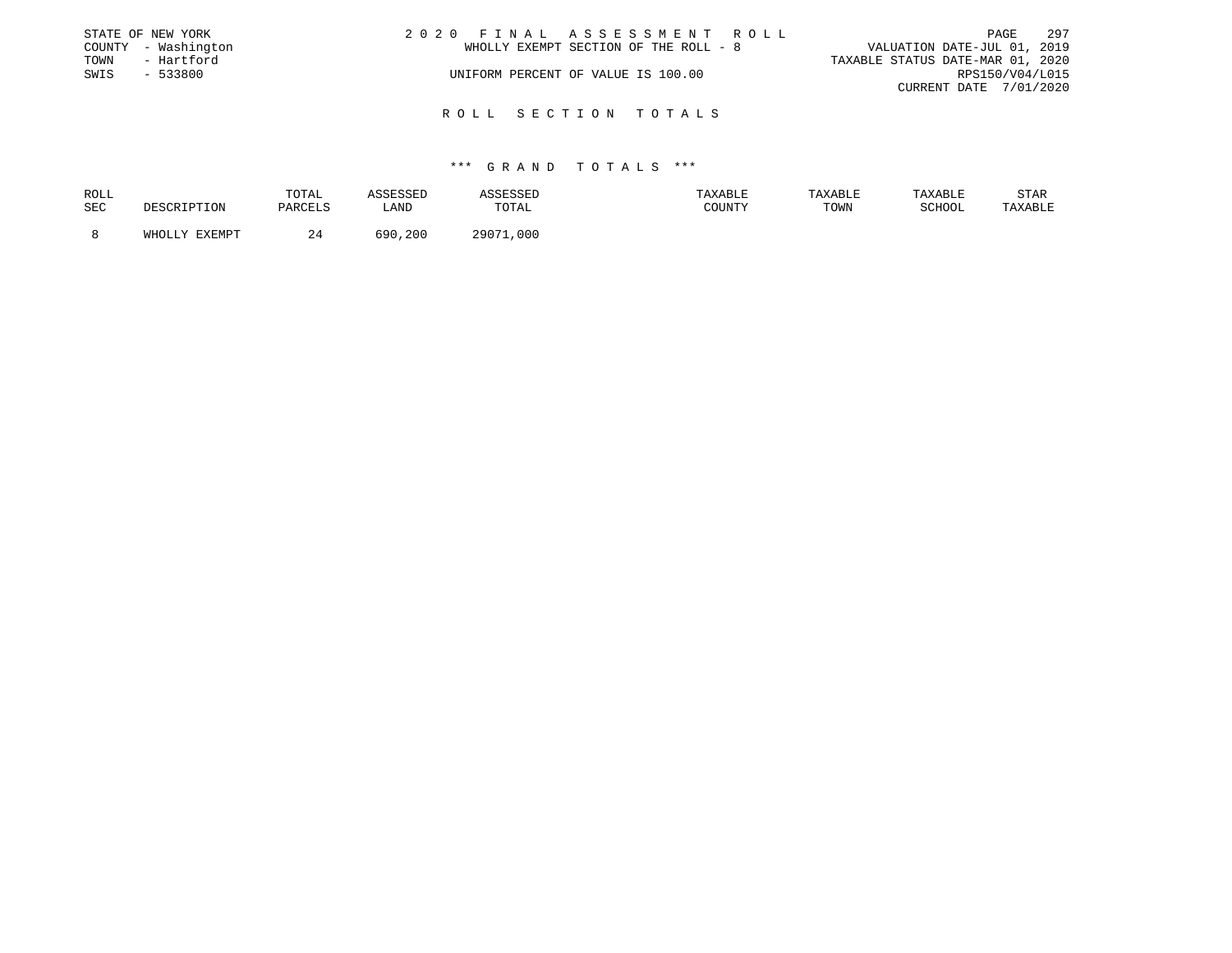STATE OF NEW YORK
COUNTY - Washington
TOWN - Hartford
SWIS - 533800

2020 FINAL ASSESSMENT ROLL
WHOLLY EXEMPT SECTION OF THE ROLL - 8
UNIFORM PERCENT OF VALUE IS 100.00

VALUATION DATE-JUL 01, 2019
TAXABLE STATUS DATE-MAR 01, 2020
RPS150/V04/L015
CURRENT DATE 7/01/2020

## ROLL SECTION TOTALS

### *** GRAND TOTALS ***

| ROLL SEC | DESCRIPTION | TOTAL PARCELS | ASSESSED LAND | ASSESSED TOTAL | TAXABLE COUNTY | TAXABLE TOWN | TAXABLE SCHOOL | STAR TAXABLE |
|---|---|---|---|---|---|---|---|---|
| 8 | WHOLLY EXEMPT | 24 | 690,200 | 29071,000 | | | | |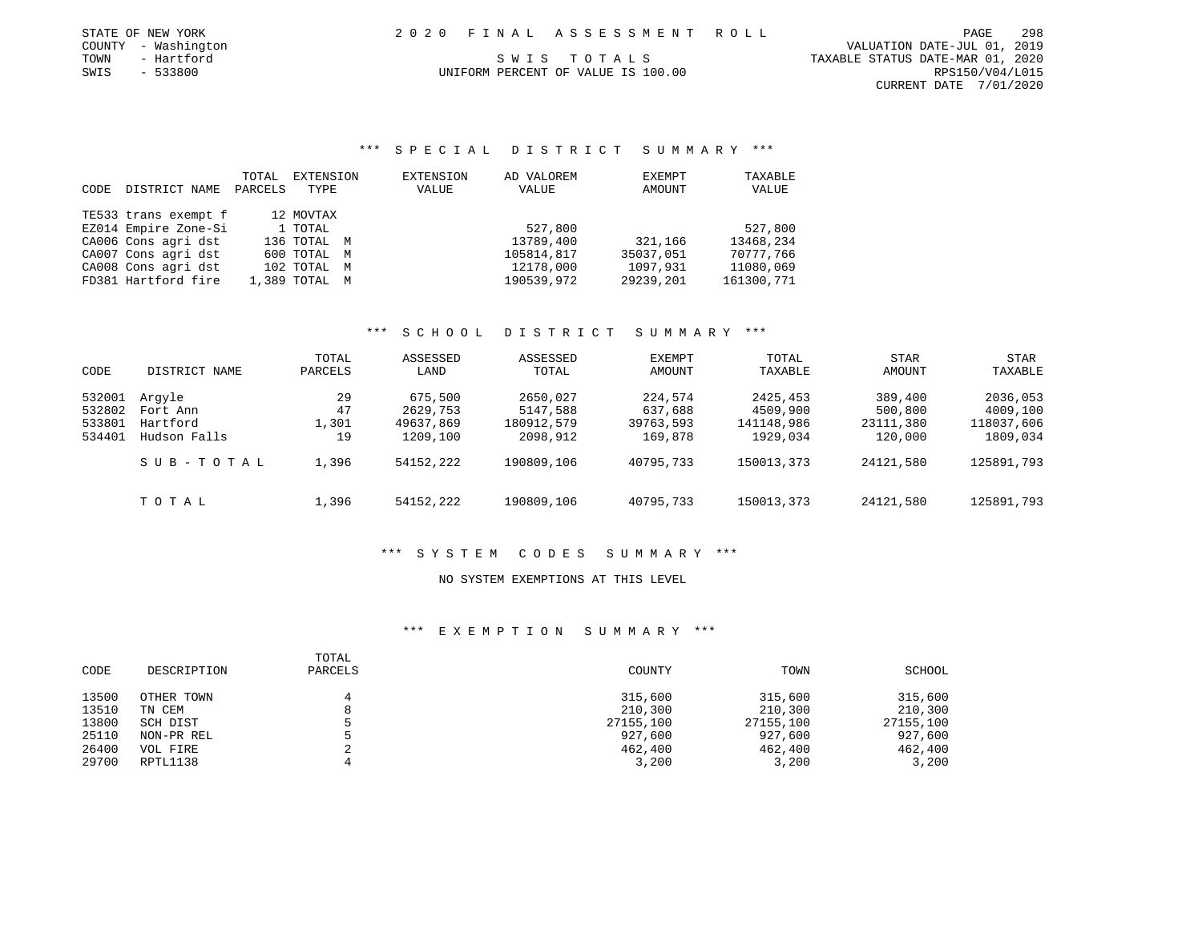STATE OF NEW YORK
COUNTY - Washington
TOWN - Hartford
SWIS - 533800

2020 FINAL ASSESSMENT ROLL

SWIS TOTALS

UNIFORM PERCENT OF VALUE IS 100.00

VALUATION DATE-JUL 01, 2019
TAXABLE STATUS DATE-MAR 01, 2020
RPS150/V04/L015
CURRENT DATE 7/01/2020

## *** SPECIAL DISTRICT SUMMARY ***

| CODE | DISTRICT NAME | TOTAL PARCELS | EXTENSION TYPE | EXTENSION VALUE | AD VALOREM VALUE | EXEMPT AMOUNT | TAXABLE VALUE |
|---|---|---|---|---|---|---|---|
| TE533 | trans exempt f | 12 | MOVTAX | | | | |
| EZ014 | Empire Zone-Si | 1 | TOTAL | | 527,800 | | 527,800 |
| CA006 | Cons agri dst | 136 | TOTAL M | | 13789,400 | 321,166 | 13468,234 |
| CA007 | Cons agri dst | 600 | TOTAL M | | 105814,817 | 35037,051 | 70777,766 |
| CA008 | Cons agri dst | 102 | TOTAL M | | 12178,000 | 1097,931 | 11080,069 |
| FD381 | Hartford fire | 1,389 | TOTAL M | | 190539,972 | 29239,201 | 161300,771 |

## *** SCHOOL DISTRICT SUMMARY ***

| CODE | DISTRICT NAME | TOTAL PARCELS | ASSESSED LAND | ASSESSED TOTAL | EXEMPT AMOUNT | TOTAL TAXABLE | STAR AMOUNT | STAR TAXABLE |
|---|---|---|---|---|---|---|---|---|
| 532001 | Argyle | 29 | 675,500 | 2650,027 | 224,574 | 2425,453 | 389,400 | 2036,053 |
| 532802 | Fort Ann | 47 | 2629,753 | 5147,588 | 637,688 | 4509,900 | 500,800 | 4009,100 |
| 533801 | Hartford | 1,301 | 49637,869 | 180912,579 | 39763,593 | 141148,986 | 23111,380 | 118037,606 |
| 534401 | Hudson Falls | 19 | 1209,100 | 2098,912 | 169,878 | 1929,034 | 120,000 | 1809,034 |
| | SUB-TOTAL | 1,396 | 54152,222 | 190809,106 | 40795,733 | 150013,373 | 24121,580 | 125891,793 |
| | TOTAL | 1,396 | 54152,222 | 190809,106 | 40795,733 | 150013,373 | 24121,580 | 125891,793 |

## *** SYSTEM CODES SUMMARY ***

NO SYSTEM EXEMPTIONS AT THIS LEVEL

## *** EXEMPTION SUMMARY ***

| CODE | DESCRIPTION | TOTAL PARCELS | COUNTY | TOWN | SCHOOL |
|---|---|---|---|---|---|
| 13500 | OTHER TOWN | 4 | 315,600 | 315,600 | 315,600 |
| 13510 | TN CEM | 8 | 210,300 | 210,300 | 210,300 |
| 13800 | SCH DIST | 5 | 27155,100 | 27155,100 | 27155,100 |
| 25110 | NON-PR REL | 5 | 927,600 | 927,600 | 927,600 |
| 26400 | VOL FIRE | 2 | 462,400 | 462,400 | 462,400 |
| 29700 | RPTL1138 | 4 | 3,200 | 3,200 | 3,200 |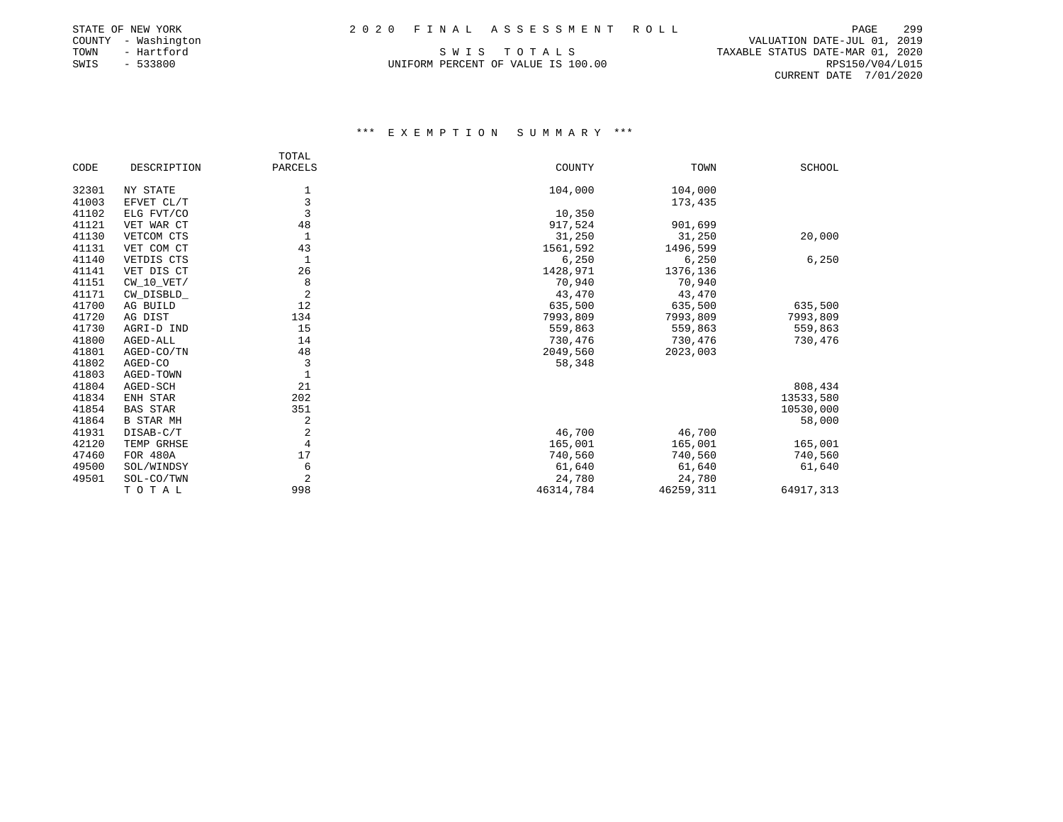STATE OF NEW YORK
COUNTY - Washington
TOWN - Hartford
SWIS - 533800

# 2020 FINAL ASSESSMENT ROLL

SWIS TOTALS
UNIFORM PERCENT OF VALUE IS 100.00

VALUATION DATE-JUL 01, 2019
TAXABLE STATUS DATE-MAR 01, 2020
RPS150/V04/L015
CURRENT DATE 7/01/2020

## *** EXEMPTION SUMMARY ***

| CODE | DESCRIPTION | TOTAL PARCELS | COUNTY | TOWN | SCHOOL |
|---|---|---|---|---|---|
| 32301 | NY STATE | 1 | 104,000 | 104,000 | |
| 41003 | EFVET CL/T | 3 | | 173,435 | |
| 41102 | ELG FVT/CO | 3 | 10,350 | | |
| 41121 | VET WAR CT | 48 | 917,524 | 901,699 | |
| 41130 | VETCOM CTS | 1 | 31,250 | 31,250 | 20,000 |
| 41131 | VET COM CT | 43 | 1561,592 | 1496,599 | |
| 41140 | VETDIS CTS | 1 | 6,250 | 6,250 | 6,250 |
| 41141 | VET DIS CT | 26 | 1428,971 | 1376,136 | |
| 41151 | CW_10_VET/ | 8 | 70,940 | 70,940 | |
| 41171 | CW_DISBLD_ | 2 | 43,470 | 43,470 | |
| 41700 | AG BUILD | 12 | 635,500 | 635,500 | 635,500 |
| 41720 | AG DIST | 134 | 7993,809 | 7993,809 | 7993,809 |
| 41730 | AGRI-D IND | 15 | 559,863 | 559,863 | 559,863 |
| 41800 | AGED-ALL | 14 | 730,476 | 730,476 | 730,476 |
| 41801 | AGED-CO/TN | 48 | 2049,560 | 2023,003 | |
| 41802 | AGED-CO | 3 | 58,348 | | |
| 41803 | AGED-TOWN | 1 | | | |
| 41804 | AGED-SCH | 21 | | | 808,434 |
| 41834 | ENH STAR | 202 | | | 13533,580 |
| 41854 | BAS STAR | 351 | | | 10530,000 |
| 41864 | B STAR MH | 2 | | | 58,000 |
| 41931 | DISAB-C/T | 2 | 46,700 | 46,700 | |
| 42120 | TEMP GRHSE | 4 | 165,001 | 165,001 | 165,001 |
| 47460 | FOR 480A | 17 | 740,560 | 740,560 | 740,560 |
| 49500 | SOL/WINDSY | 6 | 61,640 | 61,640 | 61,640 |
| 49501 | SOL-CO/TWN | 2 | 24,780 | 24,780 | |
| | TOTAL | 998 | 46314,784 | 46259,311 | 64917,313 |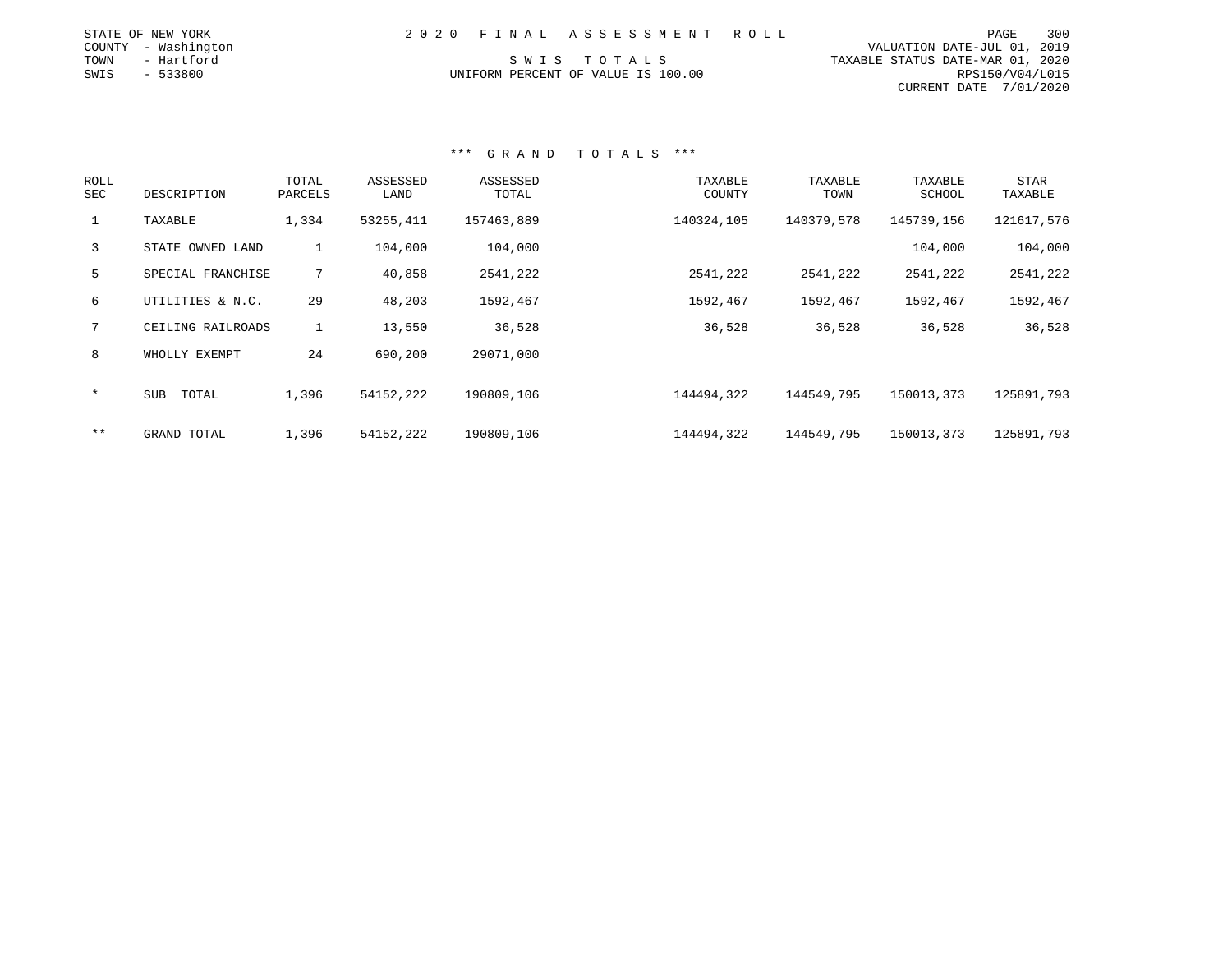STATE OF NEW YORK
COUNTY - Washington
TOWN - Hartford
SWIS - 533800

2020 FINAL ASSESSMENT ROLL

SWIS TOTALS

UNIFORM PERCENT OF VALUE IS 100.00

VALUATION DATE-JUL 01, 2019
TAXABLE STATUS DATE-MAR 01, 2020
RPS150/V04/L015
CURRENT DATE 7/01/2020

### *** GRAND TOTALS ***

| ROLL SEC | DESCRIPTION | TOTAL PARCELS | ASSESSED LAND | ASSESSED TOTAL | TAXABLE COUNTY | TAXABLE TOWN | TAXABLE SCHOOL | STAR TAXABLE |
|---|---|---|---|---|---|---|---|---|
| 1 | TAXABLE | 1,334 | 53255,411 | 157463,889 | 140324,105 | 140379,578 | 145739,156 | 121617,576 |
| 3 | STATE OWNED LAND | 1 | 104,000 | 104,000 | | | 104,000 | 104,000 |
| 5 | SPECIAL FRANCHISE | 7 | 40,858 | 2541,222 | 2541,222 | 2541,222 | 2541,222 | 2541,222 |
| 6 | UTILITIES & N.C. | 29 | 48,203 | 1592,467 | 1592,467 | 1592,467 | 1592,467 | 1592,467 |
| 7 | CEILING RAILROADS | 1 | 13,550 | 36,528 | 36,528 | 36,528 | 36,528 | 36,528 |
| 8 | WHOLLY EXEMPT | 24 | 690,200 | 29071,000 | | | | |
| * | SUB TOTAL | 1,396 | 54152,222 | 190809,106 | 144494,322 | 144549,795 | 150013,373 | 125891,793 |
| ** | GRAND TOTAL | 1,396 | 54152,222 | 190809,106 | 144494,322 | 144549,795 | 150013,373 | 125891,793 |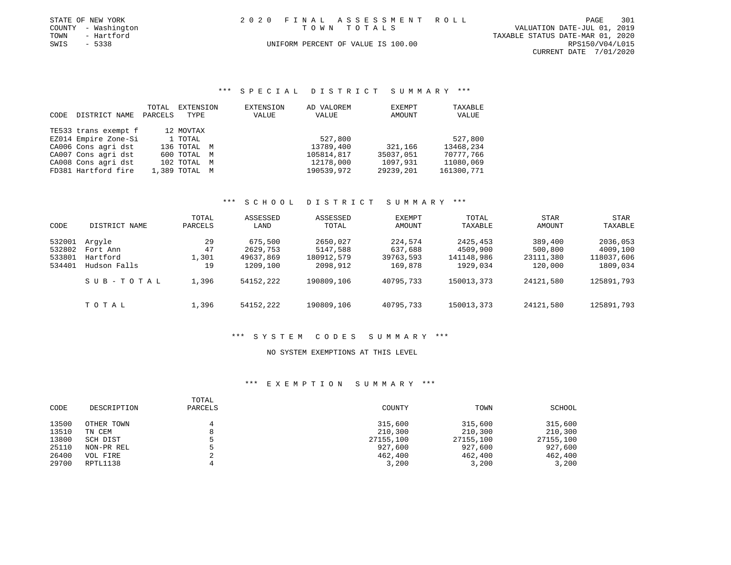STATE OF NEW YORK
COUNTY - Washington
TOWN - Hartford
SWIS - 5338

# 2020 FINAL ASSESSMENT ROLL

TOWN TOTALS

UNIFORM PERCENT OF VALUE IS 100.00

VALUATION DATE-JUL 01, 2019
TAXABLE STATUS DATE-MAR 01, 2020
RPS150/V04/L015
CURRENT DATE 7/01/2020

## *** SPECIAL DISTRICT SUMMARY ***

| CODE | DISTRICT NAME | TOTAL PARCELS | EXTENSION TYPE | EXTENSION VALUE | AD VALOREM VALUE | EXEMPT AMOUNT | TAXABLE VALUE |
|---|---|---|---|---|---|---|---|
| TE533 | trans exempt f | 12 | MOVTAX | | | | |
| EZ014 | Empire Zone-Si | 1 | TOTAL | | 527,800 | | 527,800 |
| CA006 | Cons agri dst | 136 | TOTAL M | | 13789,400 | 321,166 | 13468,234 |
| CA007 | Cons agri dst | 600 | TOTAL M | | 105814,817 | 35037,051 | 70777,766 |
| CA008 | Cons agri dst | 102 | TOTAL M | | 12178,000 | 1097,931 | 11080,069 |
| FD381 | Hartford fire | 1,389 | TOTAL M | | 190539,972 | 29239,201 | 161300,771 |

## *** SCHOOL DISTRICT SUMMARY ***

| CODE | DISTRICT NAME | TOTAL PARCELS | ASSESSED LAND | ASSESSED TOTAL | EXEMPT AMOUNT | TOTAL TAXABLE | STAR AMOUNT | STAR TAXABLE |
|---|---|---|---|---|---|---|---|---|
| 532001 | Argyle | 29 | 675,500 | 2650,027 | 224,574 | 2425,453 | 389,400 | 2036,053 |
| 532802 | Fort Ann | 47 | 2629,753 | 5147,588 | 637,688 | 4509,900 | 500,800 | 4009,100 |
| 533801 | Hartford | 1,301 | 49637,869 | 180912,579 | 39763,593 | 141148,986 | 23111,380 | 118037,606 |
| 534401 | Hudson Falls | 19 | 1209,100 | 2098,912 | 169,878 | 1929,034 | 120,000 | 1809,034 |
| | SUB-TOTAL | 1,396 | 54152,222 | 190809,106 | 40795,733 | 150013,373 | 24121,580 | 125891,793 |
| | TOTAL | 1,396 | 54152,222 | 190809,106 | 40795,733 | 150013,373 | 24121,580 | 125891,793 |

## *** SYSTEM CODES SUMMARY ***

NO SYSTEM EXEMPTIONS AT THIS LEVEL

## *** EXEMPTION SUMMARY ***

| CODE | DESCRIPTION | TOTAL PARCELS | COUNTY | TOWN | SCHOOL |
|---|---|---|---|---|---|
| 13500 | OTHER TOWN | 4 | 315,600 | 315,600 | 315,600 |
| 13510 | TN CEM | 8 | 210,300 | 210,300 | 210,300 |
| 13800 | SCH DIST | 5 | 27155,100 | 27155,100 | 27155,100 |
| 25110 | NON-PR REL | 5 | 927,600 | 927,600 | 927,600 |
| 26400 | VOL FIRE | 2 | 462,400 | 462,400 | 462,400 |
| 29700 | RPTL1138 | 4 | 3,200 | 3,200 | 3,200 |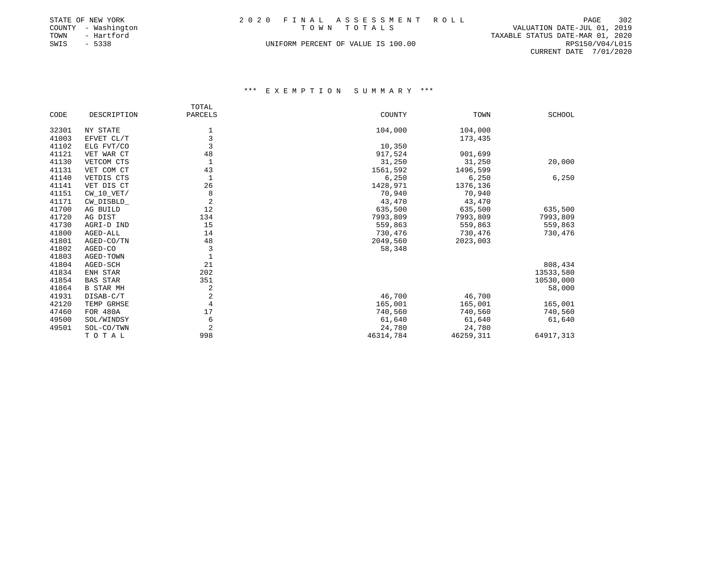STATE OF NEW YORK
COUNTY - Washington
TOWN - Hartford
SWIS - 5338

# 2020 FINAL ASSESSMENT ROLL

TOWN TOTALS

UNIFORM PERCENT OF VALUE IS 100.00

VALUATION DATE-JUL 01, 2019
TAXABLE STATUS DATE-MAR 01, 2020
RPS150/V04/L015
CURRENT DATE 7/01/2020

## *** EXEMPTION SUMMARY ***

| CODE | DESCRIPTION | TOTAL PARCELS | COUNTY | TOWN | SCHOOL |
|---|---|---|---|---|---|
| 32301 | NY STATE | 1 | 104,000 | 104,000 | |
| 41003 | EFVET CL/T | 3 | | 173,435 | |
| 41102 | ELG FVT/CO | 3 | 10,350 | | |
| 41121 | VET WAR CT | 48 | 917,524 | 901,699 | |
| 41130 | VETCOM CTS | 1 | 31,250 | 31,250 | 20,000 |
| 41131 | VET COM CT | 43 | 1561,592 | 1496,599 | |
| 41140 | VETDIS CTS | 1 | 6,250 | 6,250 | 6,250 |
| 41141 | VET DIS CT | 26 | 1428,971 | 1376,136 | |
| 41151 | CW_10_VET/ | 8 | 70,940 | 70,940 | |
| 41171 | CW_DISBLD_ | 2 | 43,470 | 43,470 | |
| 41700 | AG BUILD | 12 | 635,500 | 635,500 | 635,500 |
| 41720 | AG DIST | 134 | 7993,809 | 7993,809 | 7993,809 |
| 41730 | AGRI-D IND | 15 | 559,863 | 559,863 | 559,863 |
| 41800 | AGED-ALL | 14 | 730,476 | 730,476 | 730,476 |
| 41801 | AGED-CO/TN | 48 | 2049,560 | 2023,003 | |
| 41802 | AGED-CO | 3 | 58,348 | | |
| 41803 | AGED-TOWN | 1 | | | |
| 41804 | AGED-SCH | 21 | | | 808,434 |
| 41834 | ENH STAR | 202 | | | 13533,580 |
| 41854 | BAS STAR | 351 | | | 10530,000 |
| 41864 | B STAR MH | 2 | | | 58,000 |
| 41931 | DISAB-C/T | 2 | 46,700 | 46,700 | |
| 42120 | TEMP GRHSE | 4 | 165,001 | 165,001 | 165,001 |
| 47460 | FOR 480A | 17 | 740,560 | 740,560 | 740,560 |
| 49500 | SOL/WINDSY | 6 | 61,640 | 61,640 | 61,640 |
| 49501 | SOL-CO/TWN | 2 | 24,780 | 24,780 | |
| | TOTAL | 998 | 46314,784 | 46259,311 | 64917,313 |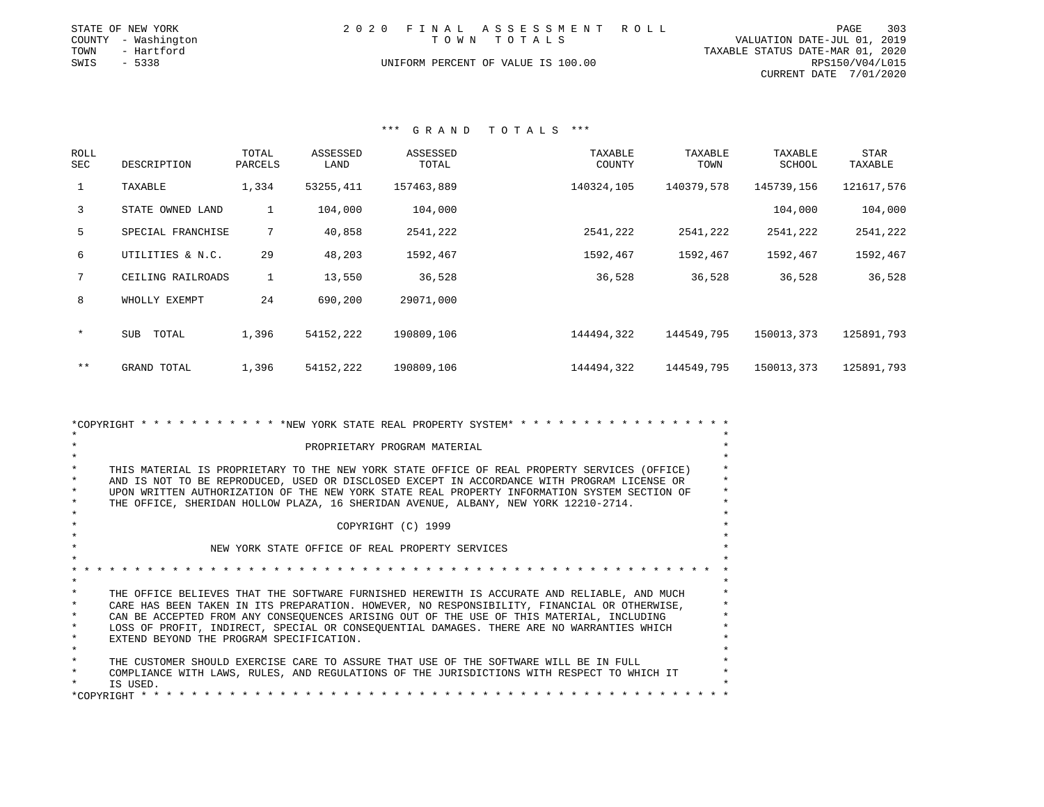STATE OF NEW YORK
COUNTY - Washington
TOWN - Hartford
SWIS - 5338

2020 FINAL ASSESSMENT ROLL
TOWN TOTALS
UNIFORM PERCENT OF VALUE IS 100.00

VALUATION DATE-JUL 01, 2019
TAXABLE STATUS DATE-MAR 01, 2020
RPS150/V04/L015
CURRENT DATE 7/01/2020

### *** GRAND TOTALS ***

| ROLL SEC | DESCRIPTION | TOTAL PARCELS | ASSESSED LAND | ASSESSED TOTAL | TAXABLE COUNTY | TAXABLE TOWN | TAXABLE SCHOOL | STAR TAXABLE |
|---|---|---|---|---|---|---|---|---|
| 1 | TAXABLE | 1,334 | 53255,411 | 157463,889 | 140324,105 | 140379,578 | 145739,156 | 121617,576 |
| 3 | STATE OWNED LAND | 1 | 104,000 | 104,000 | | | 104,000 | 104,000 |
| 5 | SPECIAL FRANCHISE | 7 | 40,858 | 2541,222 | 2541,222 | 2541,222 | 2541,222 | 2541,222 |
| 6 | UTILITIES & N.C. | 29 | 48,203 | 1592,467 | 1592,467 | 1592,467 | 1592,467 | 1592,467 |
| 7 | CEILING RAILROADS | 1 | 13,550 | 36,528 | 36,528 | 36,528 | 36,528 | 36,528 |
| 8 | WHOLLY EXEMPT | 24 | 690,200 | 29071,000 | | | | |
| * | SUB TOTAL | 1,396 | 54152,222 | 190809,106 | 144494,322 | 144549,795 | 150013,373 | 125891,793 |
| ** | GRAND TOTAL | 1,396 | 54152,222 | 190809,106 | 144494,322 | 144549,795 | 150013,373 | 125891,793 |

*COPYRIGHT * * * * * * * * * * * *NEW YORK STATE REAL PROPERTY SYSTEM* * * * * * * * * * * * * * * * * *

PROPRIETARY PROGRAM MATERIAL

THIS MATERIAL IS PROPRIETARY TO THE NEW YORK STATE OFFICE OF REAL PROPERTY SERVICES (OFFICE) AND IS NOT TO BE REPRODUCED, USED OR DISCLOSED EXCEPT IN ACCORDANCE WITH PROGRAM LICENSE OR UPON WRITTEN AUTHORIZATION OF THE NEW YORK STATE REAL PROPERTY INFORMATION SYSTEM SECTION OF THE OFFICE, SHERIDAN HOLLOW PLAZA, 16 SHERIDAN AVENUE, ALBANY, NEW YORK 12210-2714.

COPYRIGHT (C) 1999

NEW YORK STATE OFFICE OF REAL PROPERTY SERVICES

THE OFFICE BELIEVES THAT THE SOFTWARE FURNISHED HEREWITH IS ACCURATE AND RELIABLE, AND MUCH CARE HAS BEEN TAKEN IN ITS PREPARATION. HOWEVER, NO RESPONSIBILITY, FINANCIAL OR OTHERWISE, CAN BE ACCEPTED FROM ANY CONSEQUENCES ARISING OUT OF THE USE OF THIS MATERIAL, INCLUDING LOSS OF PROFIT, INDIRECT, SPECIAL OR CONSEQUENTIAL DAMAGES. THERE ARE NO WARRANTIES WHICH EXTEND BEYOND THE PROGRAM SPECIFICATION.

THE CUSTOMER SHOULD EXERCISE CARE TO ASSURE THAT USE OF THE SOFTWARE WILL BE IN FULL COMPLIANCE WITH LAWS, RULES, AND REGULATIONS OF THE JURISDICTIONS WITH RESPECT TO WHICH IT IS USED.

*COPYRIGHT * * * * * * * * * * * * * * * * * * * * * * * * * * * * * * * * * * * * * * * * * * * * * * *